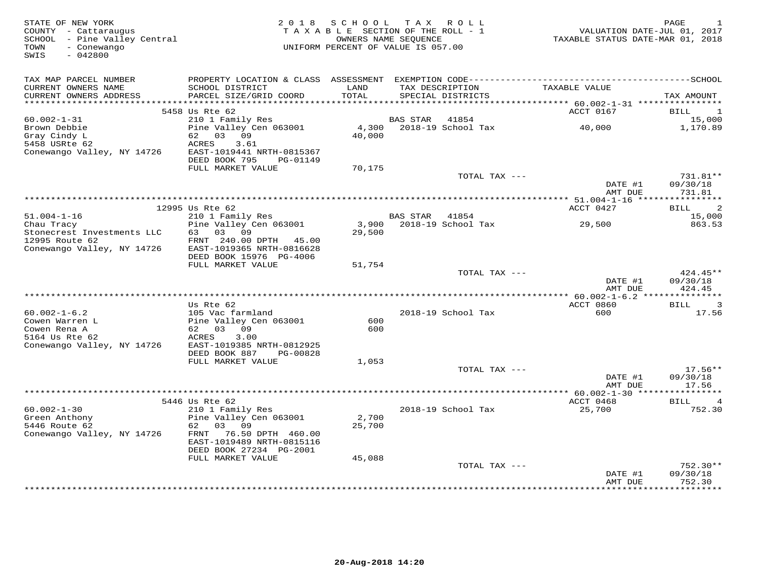STATE OF NEW YORK
COUNTY - Cattaraugus
SCHOOL - Pine Valley Central
TOWN - Conewango
SWIS - 042800

# 2018 SCHOOL TAX ROLL

TAXABLE SECTION OF THE ROLL - 1
OWNERS NAME SEQUENCE
UNIFORM PERCENT OF VALUE IS 057.00

VALUATION DATE-JUL 01, 2017
TAXABLE STATUS DATE-MAR 01, 2018

| TAX MAP PARCEL NUMBER / CURRENT OWNERS NAME / CURRENT OWNERS ADDRESS | PROPERTY LOCATION & CLASS / SCHOOL DISTRICT / PARCEL SIZE/GRID COORD | ASSESSMENT LAND / TOTAL | EXEMPTION CODE / TAX DESCRIPTION / SPECIAL DISTRICTS | TAXABLE VALUE | TAX AMOUNT |
|---|---|---|---|---|---|
| 60.002-1-31 | 5458 Us Rte 62 | | | ACCT 0167 | BILL 1 |
| | 210 1 Family Res | | BAS STAR 41854 | | 15,000 |
| Brown Debbie | Pine Valley Cen 063001 | 4,300 | 2018-19 School Tax | 40,000 | 1,170.89 |
| Gray Cindy L | 62 03 09 | 40,000 | | | |
| 5458 USRte 62 | ACRES 3.61 | | | | |
| Conewango Valley, NY 14726 | EAST-1019441 NRTH-0815367 | | | | |
| | DEED BOOK 795 PG-01149 | | | | |
| | FULL MARKET VALUE | 70,175 | | | |
| | | | TOTAL TAX --- | | 731.81** |
| | | | | DATE #1 | 09/30/18 |
| | | | | AMT DUE | 731.81 |
| 51.004-1-16 | 12995 Us Rte 62 | | | ACCT 0427 | BILL 2 |
| | 210 1 Family Res | | BAS STAR 41854 | | 15,000 |
| Chau Tracy | Pine Valley Cen 063001 | 3,900 | 2018-19 School Tax | 29,500 | 863.53 |
| Stonecrest Investments LLC | 63 03 09 | 29,500 | | | |
| 12995 Route 62 | FRNT 240.00 DPTH 45.00 | | | | |
| Conewango Valley, NY 14726 | EAST-1019365 NRTH-0816628 | | | | |
| | DEED BOOK 15976 PG-4006 | | | | |
| | FULL MARKET VALUE | 51,754 | | | |
| | | | TOTAL TAX --- | | 424.45** |
| | | | | DATE #1 | 09/30/18 |
| | | | | AMT DUE | 424.45 |
| 60.002-1-6.2 | Us Rte 62 | | | ACCT 0860 | BILL 3 |
| | 105 Vac farmland | | 2018-19 School Tax | 600 | 17.56 |
| Cowen Warren L | Pine Valley Cen 063001 | 600 | | | |
| Cowen Rena A | 62 03 09 | 600 | | | |
| 5164 Us Rte 62 | ACRES 3.00 | | | | |
| Conewango Valley, NY 14726 | EAST-1019385 NRTH-0812925 | | | | |
| | DEED BOOK 887 PG-00828 | | | | |
| | FULL MARKET VALUE | 1,053 | | | |
| | | | TOTAL TAX --- | | 17.56** |
| | | | | DATE #1 | 09/30/18 |
| | | | | AMT DUE | 17.56 |
| 60.002-1-30 | 5446 Us Rte 62 | | | ACCT 0468 | BILL 4 |
| | 210 1 Family Res | | 2018-19 School Tax | 25,700 | 752.30 |
| Green Anthony | Pine Valley Cen 063001 | 2,700 | | | |
| 5446 Route 62 | 62 03 09 | 25,700 | | | |
| Conewango Valley, NY 14726 | FRNT 76.50 DPTH 460.00 | | | | |
| | EAST-1019489 NRTH-0815116 | | | | |
| | DEED BOOK 27234 PG-2001 | | | | |
| | FULL MARKET VALUE | 45,088 | | | |
| | | | TOTAL TAX --- | | 752.30** |
| | | | | DATE #1 | 09/30/18 |
| | | | | AMT DUE | 752.30 |

20-Aug-2018 14:20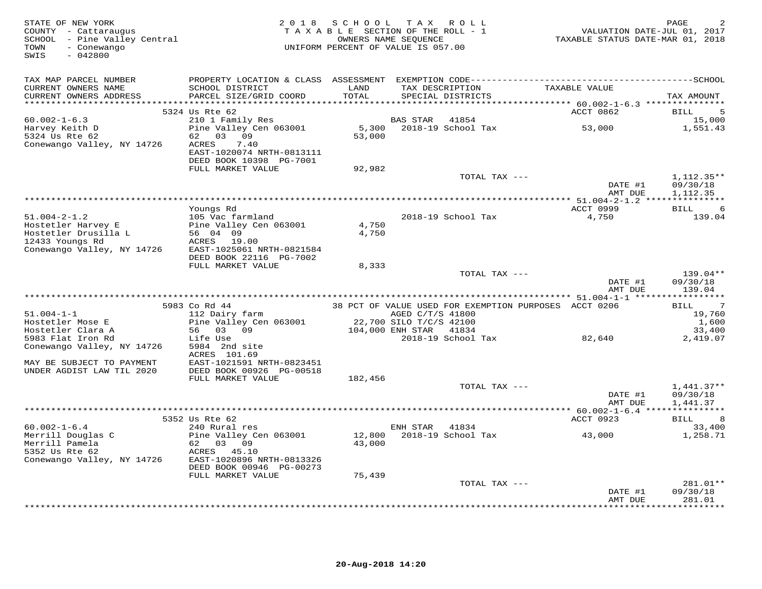STATE OF NEW YORK
COUNTY - Cattaraugus
SCHOOL - Pine Valley Central
TOWN - Conewango
SWIS - 042800

2018 SCHOOL TAX ROLL
TAXABLE SECTION OF THE ROLL - 1
OWNERS NAME SEQUENCE
UNIFORM PERCENT OF VALUE IS 057.00

VALUATION DATE-JUL 01, 2017
TAXABLE STATUS DATE-MAR 01, 2018

| TAX MAP PARCEL NUMBER / CURRENT OWNERS NAME / CURRENT OWNERS ADDRESS | PROPERTY LOCATION & CLASS / SCHOOL DISTRICT / PARCEL SIZE/GRID COORD | ASSESSMENT LAND / TOTAL | EXEMPTION CODE / TAX DESCRIPTION / SPECIAL DISTRICTS | TAXABLE VALUE | TAX AMOUNT |
|---|---|---|---|---|---|
| | 5324 Us Rte 62 | | | ACCT 0862 | BILL 5 |
| 60.002-1-6.3 | 210 1 Family Res | | BAS STAR 41854 | | 15,000 |
| Harvey Keith D | Pine Valley Cen 063001 | 5,300 | 2018-19 School Tax | 53,000 | 1,551.43 |
| 5324 Us Rte 62 | 62 03 09 | 53,000 | | | |
| Conewango Valley, NY 14726 | ACRES 7.40 | | | | |
| | EAST-1020074 NRTH-0813111 | | | | |
| | DEED BOOK 10398 PG-7001 | | | | |
| | FULL MARKET VALUE | 92,982 | | | |
| | | | TOTAL TAX --- | | 1,112.35** |
| | | | | DATE #1 | 09/30/18 |
| | | | | AMT DUE | 1,112.35 |
| | Youngs Rd | | | ACCT 0999 | BILL 6 |
| 51.004-2-1.2 | 105 Vac farmland | | 2018-19 School Tax | 4,750 | 139.04 |
| Hostetler Harvey E | Pine Valley Cen 063001 | 4,750 | | | |
| Hostetler Drusilla L | 56 04 09 | 4,750 | | | |
| 12433 Youngs Rd | ACRES 19.00 | | | | |
| Conewango Valley, NY 14726 | EAST-1025061 NRTH-0821584 | | | | |
| | DEED BOOK 22116 PG-7002 | | | | |
| | FULL MARKET VALUE | 8,333 | | | |
| | | | TOTAL TAX --- | | 139.04** |
| | | | | DATE #1 | 09/30/18 |
| | | | | AMT DUE | 139.04 |
| | 5983 Co Rd 44 | | 38 PCT OF VALUE USED FOR EXEMPTION PURPOSES | ACCT 0206 | BILL 7 |
| 51.004-1-1 | 112 Dairy farm | | AGED C/T/S 41800 | | 19,760 |
| Hostetler Mose E | Pine Valley Cen 063001 | 22,700 | SILO T/C/S 42100 | | 1,600 |
| Hostetler Clara A | 56 03 09 | 104,000 | ENH STAR 41834 | | 33,400 |
| 5983 Flat Iron Rd | Life Use | | 2018-19 School Tax | 82,640 | 2,419.07 |
| Conewango Valley, NY 14726 | 5984 2nd site | | | | |
| | ACRES 101.69 | | | | |
| MAY BE SUBJECT TO PAYMENT | EAST-1021591 NRTH-0823451 | | | | |
| UNDER AGDIST LAW TIL 2020 | DEED BOOK 00926 PG-00518 | | | | |
| | FULL MARKET VALUE | 182,456 | | | |
| | | | TOTAL TAX --- | | 1,441.37** |
| | | | | DATE #1 | 09/30/18 |
| | | | | AMT DUE | 1,441.37 |
| | 5352 Us Rte 62 | | | ACCT 0923 | BILL 8 |
| 60.002-1-6.4 | 240 Rural res | | ENH STAR 41834 | | 33,400 |
| Merrill Douglas C | Pine Valley Cen 063001 | 12,800 | 2018-19 School Tax | 43,000 | 1,258.71 |
| Merrill Pamela | 62 03 09 | 43,000 | | | |
| 5352 Us Rte 62 | ACRES 45.10 | | | | |
| Conewango Valley, NY 14726 | EAST-1020896 NRTH-0813326 | | | | |
| | DEED BOOK 00946 PG-00273 | | | | |
| | FULL MARKET VALUE | 75,439 | | | |
| | | | TOTAL TAX --- | | 281.01** |
| | | | | DATE #1 | 09/30/18 |
| | | | | AMT DUE | 281.01 |

20-Aug-2018 14:20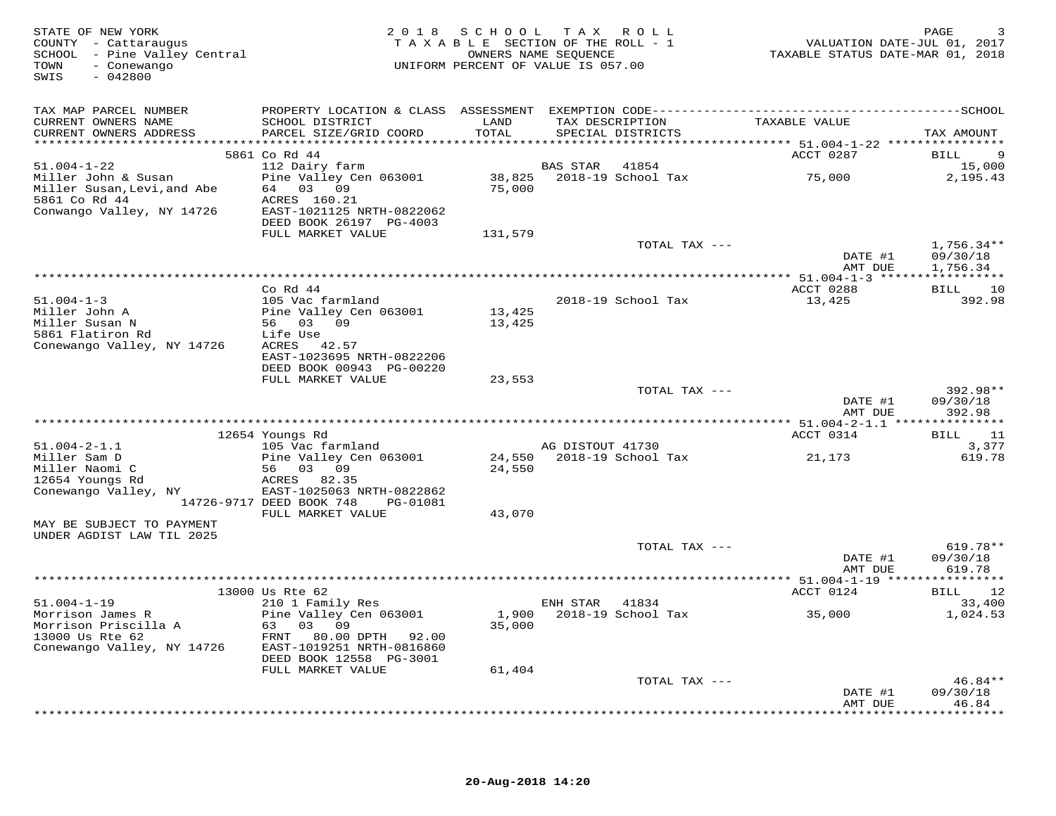STATE OF NEW YORK
COUNTY - Cattaraugus
SCHOOL - Pine Valley Central
TOWN - Conewango
SWIS - 042800

2018 SCHOOL TAX ROLL
TAXABLE SECTION OF THE ROLL - 1
OWNERS NAME SEQUENCE
UNIFORM PERCENT OF VALUE IS 057.00

VALUATION DATE-JUL 01, 2017
TAXABLE STATUS DATE-MAR 01, 2018

| TAX MAP PARCEL NUMBER / CURRENT OWNERS NAME / CURRENT OWNERS ADDRESS | PROPERTY LOCATION & CLASS / SCHOOL DISTRICT / PARCEL SIZE/GRID COORD | ASSESSMENT LAND / TOTAL | EXEMPTION CODE / TAX DESCRIPTION / SPECIAL DISTRICTS | TAXABLE VALUE | SCHOOL TAX AMOUNT |
|---|---|---|---|---|---|
| | 5861 Co Rd 44 | | | ACCT 0287 | BILL 9 |
| 51.004-1-22 | 112 Dairy farm | | BAS STAR 41854 | | 15,000 |
| Miller John & Susan | Pine Valley Cen 063001 | 38,825 | 2018-19 School Tax | 75,000 | 2,195.43 |
| Miller Susan,Levi,and Abe | 64 03 09 | 75,000 | | | |
| 5861 Co Rd 44 | ACRES 160.21 | | | | |
| Conwango Valley, NY 14726 | EAST-1021125 NRTH-0822062 | | | | |
| | DEED BOOK 26197 PG-4003 | | | | |
| | FULL MARKET VALUE | 131,579 | | | |
| | | | TOTAL TAX --- | | 1,756.34** |
| | | | | DATE #1 | 09/30/18 |
| | | | | AMT DUE | 1,756.34 |
| | Co Rd 44 | | | ACCT 0288 | BILL 10 |
| 51.004-1-3 | 105 Vac farmland | | 2018-19 School Tax | 13,425 | 392.98 |
| Miller John A | Pine Valley Cen 063001 | 13,425 | | | |
| Miller Susan N | 56 03 09 | 13,425 | | | |
| 5861 Flatiron Rd | Life Use | | | | |
| Conewango Valley, NY 14726 | ACRES 42.57 | | | | |
| | EAST-1023695 NRTH-0822206 | | | | |
| | DEED BOOK 00943 PG-00220 | | | | |
| | FULL MARKET VALUE | 23,553 | | | |
| | | | TOTAL TAX --- | | 392.98** |
| | | | | DATE #1 | 09/30/18 |
| | | | | AMT DUE | 392.98 |
| | 12654 Youngs Rd | | | ACCT 0314 | BILL 11 |
| 51.004-2-1.1 | 105 Vac farmland | | AG DISTOUT 41730 | | 3,377 |
| Miller Sam D | Pine Valley Cen 063001 | 24,550 | 2018-19 School Tax | 21,173 | 619.78 |
| Miller Naomi C | 56 03 09 | 24,550 | | | |
| 12654 Youngs Rd | ACRES 82.35 | | | | |
| Conewango Valley, NY | EAST-1025063 NRTH-0822862 | | | | |
| 14726-9717 | DEED BOOK 748 PG-01081 | | | | |
| | FULL MARKET VALUE | 43,070 | | | |
| MAY BE SUBJECT TO PAYMENT UNDER AGDIST LAW TIL 2025 | | | | | |
| | | | TOTAL TAX --- | | 619.78** |
| | | | | DATE #1 | 09/30/18 |
| | | | | AMT DUE | 619.78 |
| | 13000 Us Rte 62 | | | ACCT 0124 | BILL 12 |
| 51.004-1-19 | 210 1 Family Res | | ENH STAR 41834 | | 33,400 |
| Morrison James R | Pine Valley Cen 063001 | 1,900 | 2018-19 School Tax | 35,000 | 1,024.53 |
| Morrison Priscilla A | 63 03 09 | 35,000 | | | |
| 13000 Us Rte 62 | FRNT 80.00 DPTH 92.00 | | | | |
| Conewango Valley, NY 14726 | EAST-1019251 NRTH-0816860 | | | | |
| | DEED BOOK 12558 PG-3001 | | | | |
| | FULL MARKET VALUE | 61,404 | | | |
| | | | TOTAL TAX --- | | 46.84** |
| | | | | DATE #1 | 09/30/18 |
| | | | | AMT DUE | 46.84 |

20-Aug-2018 14:20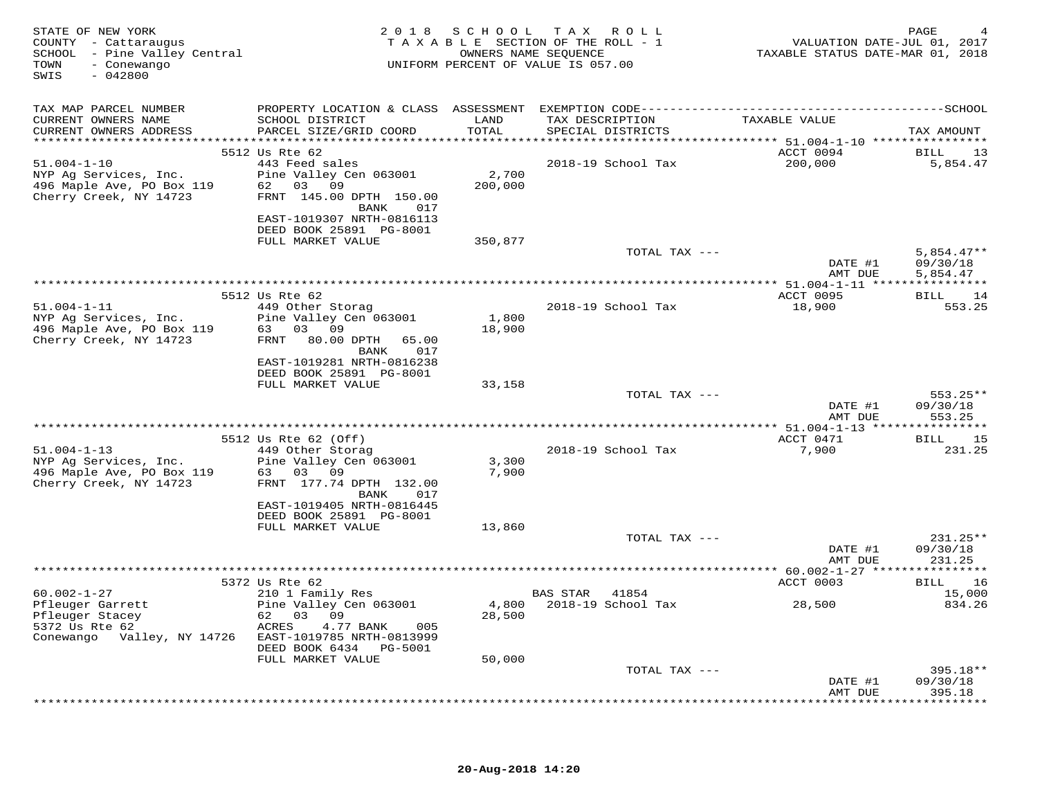STATE OF NEW YORK
COUNTY - Cattaraugus
SCHOOL - Pine Valley Central
TOWN - Conewango
SWIS - 042800

2018 SCHOOL TAX ROLL
TAXABLE SECTION OF THE ROLL - 1
OWNERS NAME SEQUENCE
UNIFORM PERCENT OF VALUE IS 057.00

VALUATION DATE-JUL 01, 2017
TAXABLE STATUS DATE-MAR 01, 2018

| TAX MAP PARCEL NUMBER / CURRENT OWNERS NAME / CURRENT OWNERS ADDRESS | PROPERTY LOCATION & CLASS / SCHOOL DISTRICT / PARCEL SIZE/GRID COORD | ASSESSMENT LAND / TOTAL | EXEMPTION CODE / TAX DESCRIPTION / SPECIAL DISTRICTS | TAXABLE VALUE | TAX AMOUNT |
|---|---|---|---|---|---|
| | 5512 Us Rte 62 | | | ACCT 0094 | BILL 13 |
| 51.004-1-10 | 443 Feed sales | | 2018-19 School Tax | 200,000 | 5,854.47 |
| NYP Ag Services, Inc. | Pine Valley Cen 063001 | 2,700 | | | |
| 496 Maple Ave, PO Box 119 | 62 03 09 | 200,000 | | | |
| Cherry Creek, NY 14723 | FRNT 145.00 DPTH 150.00 | | | | |
| | BANK 017 | | | | |
| | EAST-1019307 NRTH-0816113 | | | | |
| | DEED BOOK 25891 PG-8001 | | | | |
| | FULL MARKET VALUE | 350,877 | | | |
| | | | TOTAL TAX --- | | 5,854.47** |
| | | | | DATE #1 | 09/30/18 |
| | | | | AMT DUE | 5,854.47 |
| | 5512 Us Rte 62 | | | ACCT 0095 | BILL 14 |
| 51.004-1-11 | 449 Other Storag | | 2018-19 School Tax | 18,900 | 553.25 |
| NYP Ag Services, Inc. | Pine Valley Cen 063001 | 1,800 | | | |
| 496 Maple Ave, PO Box 119 | 63 03 09 | 18,900 | | | |
| Cherry Creek, NY 14723 | FRNT 80.00 DPTH 65.00 | | | | |
| | BANK 017 | | | | |
| | EAST-1019281 NRTH-0816238 | | | | |
| | DEED BOOK 25891 PG-8001 | | | | |
| | FULL MARKET VALUE | 33,158 | | | |
| | | | TOTAL TAX --- | | 553.25** |
| | | | | DATE #1 | 09/30/18 |
| | | | | AMT DUE | 553.25 |
| | 5512 Us Rte 62 (Off) | | | ACCT 0471 | BILL 15 |
| 51.004-1-13 | 449 Other Storag | | 2018-19 School Tax | 7,900 | 231.25 |
| NYP Ag Services, Inc. | Pine Valley Cen 063001 | 3,300 | | | |
| 496 Maple Ave, PO Box 119 | 63 03 09 | 7,900 | | | |
| Cherry Creek, NY 14723 | FRNT 177.74 DPTH 132.00 | | | | |
| | BANK 017 | | | | |
| | EAST-1019405 NRTH-0816445 | | | | |
| | DEED BOOK 25891 PG-8001 | | | | |
| | FULL MARKET VALUE | 13,860 | | | |
| | | | TOTAL TAX --- | | 231.25** |
| | | | | DATE #1 | 09/30/18 |
| | | | | AMT DUE | 231.25 |
| | 5372 Us Rte 62 | | | ACCT 0003 | BILL 16 |
| 60.002-1-27 | 210 1 Family Res | | BAS STAR 41854 | | 15,000 |
| Pfleuger Garrett | Pine Valley Cen 063001 | 4,800 | 2018-19 School Tax | 28,500 | 834.26 |
| Pfleuger Stacey | 62 03 09 | 28,500 | | | |
| 5372 Us Rte 62 | ACRES 4.77 BANK 005 | | | | |
| Conewango Valley, NY 14726 | EAST-1019785 NRTH-0813999 | | | | |
| | DEED BOOK 6434 PG-5001 | | | | |
| | FULL MARKET VALUE | 50,000 | | | |
| | | | TOTAL TAX --- | | 395.18** |
| | | | | DATE #1 | 09/30/18 |
| | | | | AMT DUE | 395.18 |

20-Aug-2018 14:20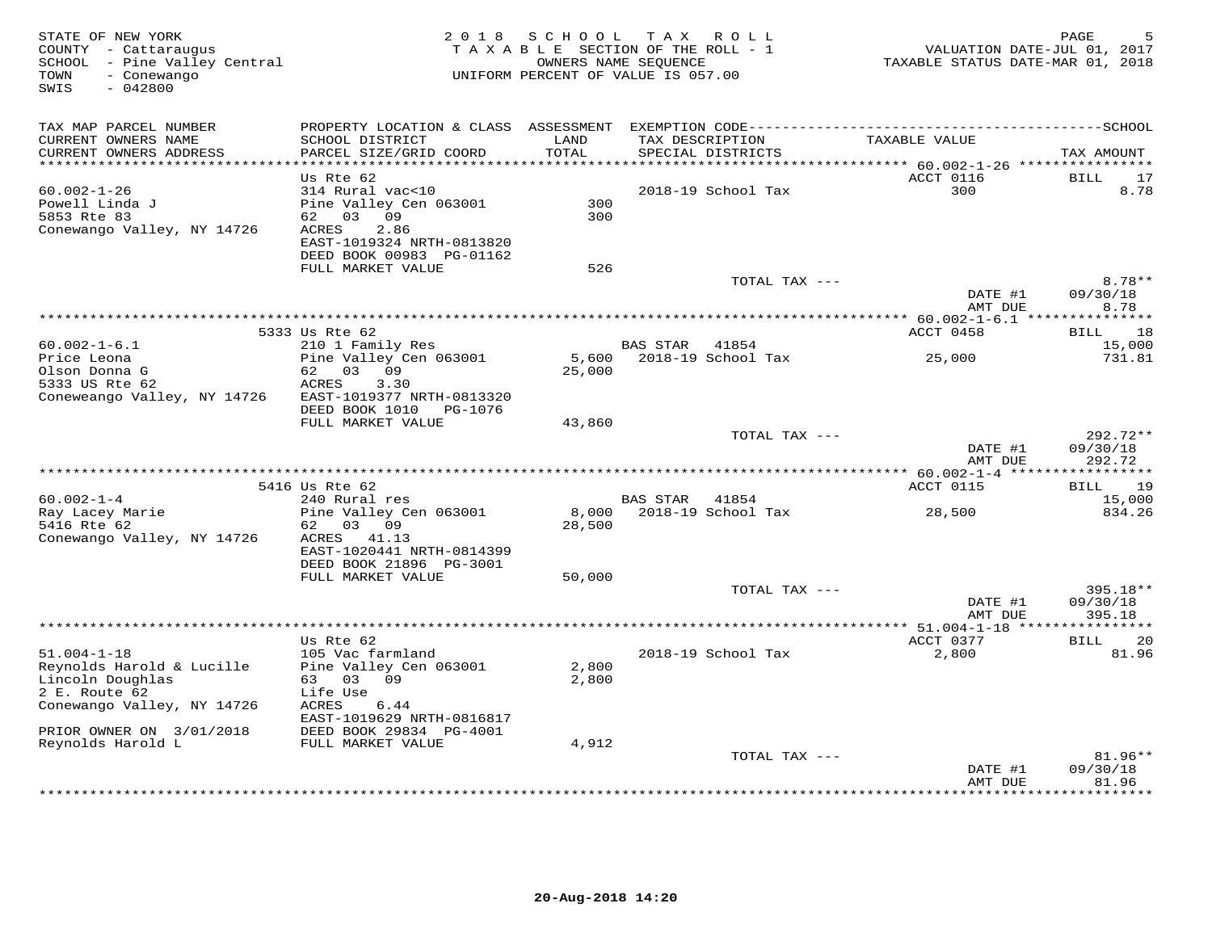STATE OF NEW YORK
COUNTY - Cattaraugus
SCHOOL - Pine Valley Central
TOWN - Conewango
SWIS - 042800

2018 SCHOOL TAX ROLL
TAXABLE SECTION OF THE ROLL - 1
OWNERS NAME SEQUENCE
UNIFORM PERCENT OF VALUE IS 057.00

VALUATION DATE-JUL 01, 2017
TAXABLE STATUS DATE-MAR 01, 2018

| TAX MAP PARCEL NUMBER / CURRENT OWNERS NAME / CURRENT OWNERS ADDRESS | PROPERTY LOCATION & CLASS / SCHOOL DISTRICT / PARCEL SIZE/GRID COORD | ASSESSMENT LAND / TOTAL | EXEMPTION CODE / TAX DESCRIPTION / SPECIAL DISTRICTS | TAXABLE VALUE | TAX AMOUNT |
|---|---|---|---|---|---|
| 60.002-1-26 | Us Rte 62 | | | ACCT 0116 | BILL 17 |
| Powell Linda J | 314 Rural vac<10 | | 2018-19 School Tax | 300 | 8.78 |
| 5853 Rte 83 | Pine Valley Cen 063001 | 300 | | | |
| Conewango Valley, NY 14726 | 62 03 09 | 300 | | | |
| | ACRES 2.86 | | | | |
| | EAST-1019324 NRTH-0813820 | | | | |
| | DEED BOOK 00983 PG-01162 | | | | |
| | FULL MARKET VALUE | 526 | | | |
| | | | TOTAL TAX --- | | 8.78** |
| | | | | DATE #1 | 09/30/18 |
| | | | | AMT DUE | 8.78 |
| 60.002-1-6.1 | 5333 Us Rte 62 | | | ACCT 0458 | BILL 18 |
| Price Leona | 210 1 Family Res | | BAS STAR 41854 | | 15,000 |
| Olson Donna G | Pine Valley Cen 063001 | 5,600 | 2018-19 School Tax | 25,000 | 731.81 |
| 5333 US Rte 62 | 62 03 09 | 25,000 | | | |
| Coneweango Valley, NY 14726 | ACRES 3.30 | | | | |
| | EAST-1019377 NRTH-0813320 | | | | |
| | DEED BOOK 1010 PG-1076 | | | | |
| | FULL MARKET VALUE | 43,860 | | | |
| | | | TOTAL TAX --- | | 292.72** |
| | | | | DATE #1 | 09/30/18 |
| | | | | AMT DUE | 292.72 |
| 60.002-1-4 | 5416 Us Rte 62 | | | ACCT 0115 | BILL 19 |
| Ray Lacey Marie | 240 Rural res | | BAS STAR 41854 | | 15,000 |
| 5416 Rte 62 | Pine Valley Cen 063001 | 8,000 | 2018-19 School Tax | 28,500 | 834.26 |
| Conewango Valley, NY 14726 | 62 03 09 | 28,500 | | | |
| | ACRES 41.13 | | | | |
| | EAST-1020441 NRTH-0814399 | | | | |
| | DEED BOOK 21896 PG-3001 | | | | |
| | FULL MARKET VALUE | 50,000 | | | |
| | | | TOTAL TAX --- | | 395.18** |
| | | | | DATE #1 | 09/30/18 |
| | | | | AMT DUE | 395.18 |
| 51.004-1-18 | Us Rte 62 | | | ACCT 0377 | BILL 20 |
| Reynolds Harold & Lucille | 105 Vac farmland | | 2018-19 School Tax | 2,800 | 81.96 |
| Lincoln Doughlas | Pine Valley Cen 063001 | 2,800 | | | |
| 2 E. Route 62 | 63 03 09 | 2,800 | | | |
| Conewango Valley, NY 14726 | Life Use | | | | |
| | ACRES 6.44 | | | | |
| | EAST-1019629 NRTH-0816817 | | | | |
| PRIOR OWNER ON 3/01/2018 | DEED BOOK 29834 PG-4001 | | | | |
| Reynolds Harold L | FULL MARKET VALUE | 4,912 | | | |
| | | | TOTAL TAX --- | | 81.96** |
| | | | | DATE #1 | 09/30/18 |
| | | | | AMT DUE | 81.96 |

20-Aug-2018 14:20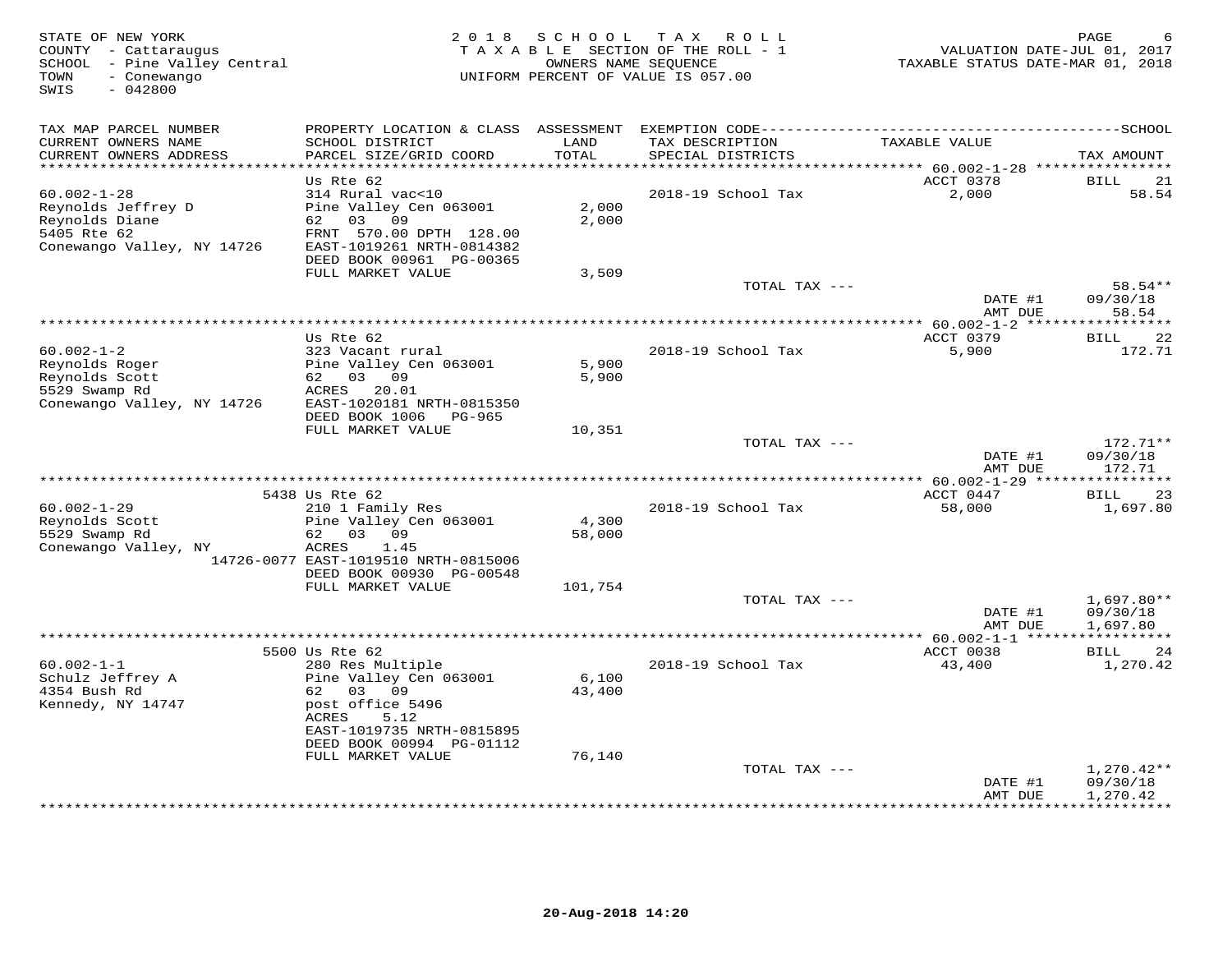STATE OF NEW YORK
COUNTY - Cattaraugus
SCHOOL - Pine Valley Central
TOWN - Conewango
SWIS - 042800

2018 SCHOOL TAX ROLL
TAXABLE SECTION OF THE ROLL - 1
OWNERS NAME SEQUENCE
UNIFORM PERCENT OF VALUE IS 057.00

VALUATION DATE-JUL 01, 2017
TAXABLE STATUS DATE-MAR 01, 2018

| TAX MAP PARCEL NUMBER / CURRENT OWNERS NAME / CURRENT OWNERS ADDRESS | PROPERTY LOCATION & CLASS / SCHOOL DISTRICT / PARCEL SIZE/GRID COORD | ASSESSMENT LAND / TOTAL | EXEMPTION CODE / TAX DESCRIPTION / SPECIAL DISTRICTS | TAXABLE VALUE | TAX AMOUNT |
|---|---|---|---|---|---|
| **60.002-1-28** | Us Rte 62 | | | ACCT 0378 | BILL 21 |
| 60.002-1-28 | 314 Rural vac<10 | | 2018-19 School Tax | 2,000 | 58.54 |
| Reynolds Jeffrey D | Pine Valley Cen 063001 | 2,000 | | | |
| Reynolds Diane | 62 03 09 | 2,000 | | | |
| 5405 Rte 62 | FRNT 570.00 DPTH 128.00 | | | | |
| Conewango Valley, NY 14726 | EAST-1019261 NRTH-0814382 | | | | |
| | DEED BOOK 00961 PG-00365 | | | | |
| | FULL MARKET VALUE | 3,509 | | | |
| | | | TOTAL TAX --- | | 58.54** |
| | | | | DATE #1 | 09/30/18 |
| | | | | AMT DUE | 58.54 |
| **60.002-1-2** | Us Rte 62 | | | ACCT 0379 | BILL 22 |
| 60.002-1-2 | 323 Vacant rural | | 2018-19 School Tax | 5,900 | 172.71 |
| Reynolds Roger | Pine Valley Cen 063001 | 5,900 | | | |
| Reynolds Scott | 62 03 09 | 5,900 | | | |
| 5529 Swamp Rd | ACRES 20.01 | | | | |
| Conewango Valley, NY 14726 | EAST-1020181 NRTH-0815350 | | | | |
| | DEED BOOK 1006 PG-965 | | | | |
| | FULL MARKET VALUE | 10,351 | | | |
| | | | TOTAL TAX --- | | 172.71** |
| | | | | DATE #1 | 09/30/18 |
| | | | | AMT DUE | 172.71 |
| **60.002-1-29** | 5438 Us Rte 62 | | | ACCT 0447 | BILL 23 |
| 60.002-1-29 | 210 1 Family Res | | 2018-19 School Tax | 58,000 | 1,697.80 |
| Reynolds Scott | Pine Valley Cen 063001 | 4,300 | | | |
| 5529 Swamp Rd | 62 03 09 | 58,000 | | | |
| Conewango Valley, NY | ACRES 1.45 | | | | |
| 14726-0077 | EAST-1019510 NRTH-0815006 | | | | |
| | DEED BOOK 00930 PG-00548 | | | | |
| | FULL MARKET VALUE | 101,754 | | | |
| | | | TOTAL TAX --- | | 1,697.80** |
| | | | | DATE #1 | 09/30/18 |
| | | | | AMT DUE | 1,697.80 |
| **60.002-1-1** | 5500 Us Rte 62 | | | ACCT 0038 | BILL 24 |
| 60.002-1-1 | 280 Res Multiple | | 2018-19 School Tax | 43,400 | 1,270.42 |
| Schulz Jeffrey A | Pine Valley Cen 063001 | 6,100 | | | |
| 4354 Bush Rd | 62 03 09 | 43,400 | | | |
| Kennedy, NY 14747 | post office 5496 | | | | |
| | ACRES 5.12 | | | | |
| | EAST-1019735 NRTH-0815895 | | | | |
| | DEED BOOK 00994 PG-01112 | | | | |
| | FULL MARKET VALUE | 76,140 | | | |
| | | | TOTAL TAX --- | | 1,270.42** |
| | | | | DATE #1 | 09/30/18 |
| | | | | AMT DUE | 1,270.42 |

20-Aug-2018 14:20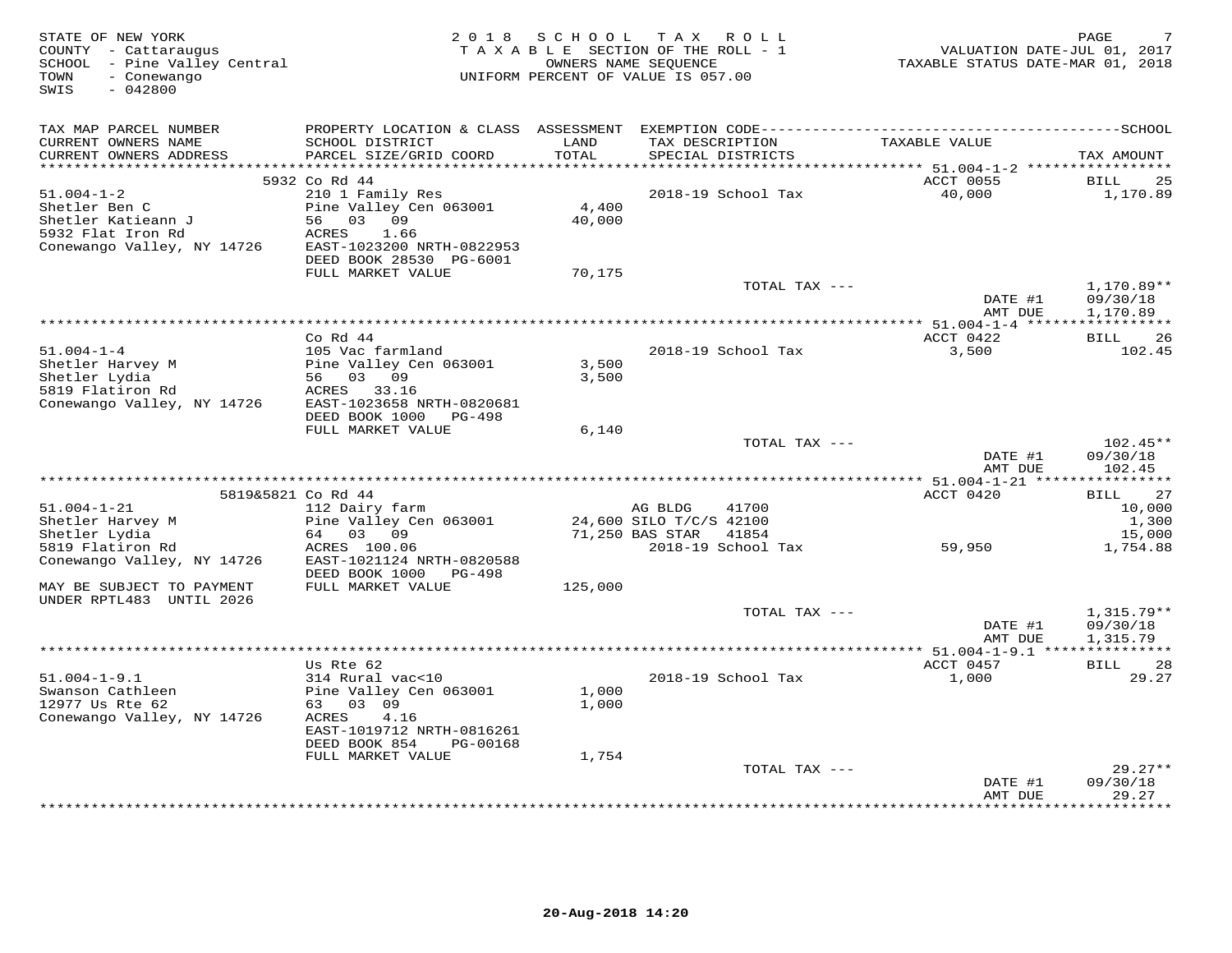STATE OF NEW YORK
COUNTY - Cattaraugus
SCHOOL - Pine Valley Central
TOWN - Conewango
SWIS - 042800

2018 SCHOOL TAX ROLL
TAXABLE SECTION OF THE ROLL - 1
OWNERS NAME SEQUENCE
UNIFORM PERCENT OF VALUE IS 057.00

VALUATION DATE-JUL 01, 2017
TAXABLE STATUS DATE-MAR 01, 2018

| TAX MAP PARCEL NUMBER / CURRENT OWNERS NAME / CURRENT OWNERS ADDRESS | PROPERTY LOCATION & CLASS / SCHOOL DISTRICT / PARCEL SIZE/GRID COORD | ASSESSMENT LAND / TOTAL | EXEMPTION CODE / TAX DESCRIPTION / SPECIAL DISTRICTS | TAXABLE VALUE | TAX AMOUNT |
|---|---|---|---|---|---|
| **51.004-1-2** | 5932 Co Rd 44 | | | ACCT 0055 | BILL 25 |
| 51.004-1-2 | 210 1 Family Res | | 2018-19 School Tax | 40,000 | 1,170.89 |
| Shetler Ben C | Pine Valley Cen 063001 | 4,400 | | | |
| Shetler Katieann J | 56 03 09 | 40,000 | | | |
| 5932 Flat Iron Rd | ACRES 1.66 | | | | |
| Conewango Valley, NY 14726 | EAST-1023200 NRTH-0822953 | | | | |
| | DEED BOOK 28530 PG-6001 | | | | |
| | FULL MARKET VALUE | 70,175 | | | |
| | | | TOTAL TAX --- | | 1,170.89** |
| | | | | DATE #1 | 09/30/18 |
| | | | | AMT DUE | 1,170.89 |
| **51.004-1-4** | Co Rd 44 | | | ACCT 0422 | BILL 26 |
| 51.004-1-4 | 105 Vac farmland | | 2018-19 School Tax | 3,500 | 102.45 |
| Shetler Harvey M | Pine Valley Cen 063001 | 3,500 | | | |
| Shetler Lydia | 56 03 09 | 3,500 | | | |
| 5819 Flatiron Rd | ACRES 33.16 | | | | |
| Conewango Valley, NY 14726 | EAST-1023658 NRTH-0820681 | | | | |
| | DEED BOOK 1000 PG-498 | | | | |
| | FULL MARKET VALUE | 6,140 | | | |
| | | | TOTAL TAX --- | | 102.45** |
| | | | | DATE #1 | 09/30/18 |
| | | | | AMT DUE | 102.45 |
| **51.004-1-21** | 5819&5821 Co Rd 44 | | | ACCT 0420 | BILL 27 |
| 51.004-1-21 | 112 Dairy farm | | AG BLDG 41700 | | 10,000 |
| Shetler Harvey M | Pine Valley Cen 063001 | 24,600 | SILO T/C/S 42100 | | 1,300 |
| Shetler Lydia | 64 03 09 | 71,250 | BAS STAR 41854 | | 15,000 |
| 5819 Flatiron Rd | ACRES 100.06 | | 2018-19 School Tax | 59,950 | 1,754.88 |
| Conewango Valley, NY 14726 | EAST-1021124 NRTH-0820588 | | | | |
| | DEED BOOK 1000 PG-498 | | | | |
| MAY BE SUBJECT TO PAYMENT UNDER RPTL483 UNTIL 2026 | FULL MARKET VALUE | 125,000 | | | |
| | | | TOTAL TAX --- | | 1,315.79** |
| | | | | DATE #1 | 09/30/18 |
| | | | | AMT DUE | 1,315.79 |
| **51.004-1-9.1** | Us Rte 62 | | | ACCT 0457 | BILL 28 |
| 51.004-1-9.1 | 314 Rural vac<10 | | 2018-19 School Tax | 1,000 | 29.27 |
| Swanson Cathleen | Pine Valley Cen 063001 | 1,000 | | | |
| 12977 Us Rte 62 | 63 03 09 | 1,000 | | | |
| Conewango Valley, NY 14726 | ACRES 4.16 | | | | |
| | EAST-1019712 NRTH-0816261 | | | | |
| | DEED BOOK 854 PG-00168 | | | | |
| | FULL MARKET VALUE | 1,754 | | | |
| | | | TOTAL TAX --- | | 29.27** |
| | | | | DATE #1 | 09/30/18 |
| | | | | AMT DUE | 29.27 |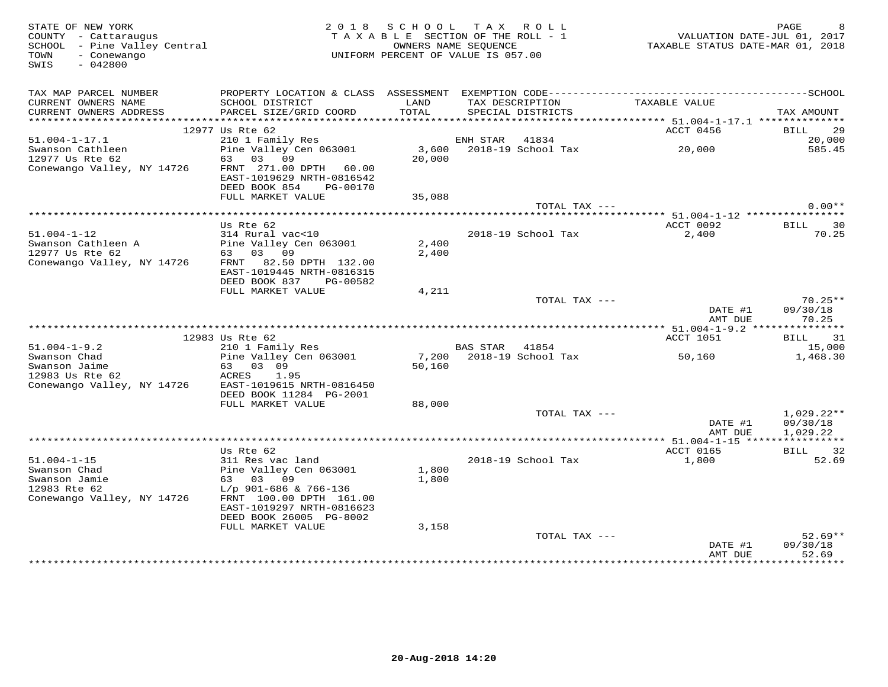STATE OF NEW YORK
COUNTY - Cattaraugus
SCHOOL - Pine Valley Central
TOWN - Conewango
SWIS - 042800

# 2018 SCHOOL TAX ROLL

TAXABLE SECTION OF THE ROLL - 1
OWNERS NAME SEQUENCE
UNIFORM PERCENT OF VALUE IS 057.00

VALUATION DATE-JUL 01, 2017
TAXABLE STATUS DATE-MAR 01, 2018

| TAX MAP PARCEL NUMBER / CURRENT OWNERS NAME / CURRENT OWNERS ADDRESS | PROPERTY LOCATION & CLASS / SCHOOL DISTRICT / PARCEL SIZE/GRID COORD | ASSESSMENT LAND / TOTAL | EXEMPTION CODE / TAX DESCRIPTION / SPECIAL DISTRICTS | TAXABLE VALUE | TAX AMOUNT |
|---|---|---|---|---|---|
| | 12977 Us Rte 62 | | | ACCT 0456 | BILL 29 |
| 51.004-1-17.1 | 210 1 Family Res | | ENH STAR 41834 | | 20,000 |
| Swanson Cathleen | Pine Valley Cen 063001 | 3,600 | 2018-19 School Tax | 20,000 | 585.45 |
| 12977 Us Rte 62 | 63 03 09 | 20,000 | | | |
| Conewango Valley, NY 14726 | FRNT 271.00 DPTH 60.00 | | | | |
| | EAST-1019629 NRTH-0816542 | | | | |
| | DEED BOOK 854 PG-00170 | | | | |
| | FULL MARKET VALUE | 35,088 | | | |
| | | | TOTAL TAX --- | | 0.00** |
| | Us Rte 62 | | | ACCT 0092 | BILL 30 |
| 51.004-1-12 | 314 Rural vac<10 | | 2018-19 School Tax | 2,400 | 70.25 |
| Swanson Cathleen A | Pine Valley Cen 063001 | 2,400 | | | |
| 12977 Us Rte 62 | 63 03 09 | 2,400 | | | |
| Conewango Valley, NY 14726 | FRNT 82.50 DPTH 132.00 | | | | |
| | EAST-1019445 NRTH-0816315 | | | | |
| | DEED BOOK 837 PG-00582 | | | | |
| | FULL MARKET VALUE | 4,211 | | | |
| | | | TOTAL TAX --- | | 70.25** |
| | | | | DATE #1 | 09/30/18 |
| | | | | AMT DUE | 70.25 |
| | 12983 Us Rte 62 | | | ACCT 1051 | BILL 31 |
| 51.004-1-9.2 | 210 1 Family Res | | BAS STAR 41854 | | 15,000 |
| Swanson Chad | Pine Valley Cen 063001 | 7,200 | 2018-19 School Tax | 50,160 | 1,468.30 |
| Swanson Jaime | 63 03 09 | 50,160 | | | |
| 12983 Us Rte 62 | ACRES 1.95 | | | | |
| Conewango Valley, NY 14726 | EAST-1019615 NRTH-0816450 | | | | |
| | DEED BOOK 11284 PG-2001 | | | | |
| | FULL MARKET VALUE | 88,000 | | | |
| | | | TOTAL TAX --- | | 1,029.22** |
| | | | | DATE #1 | 09/30/18 |
| | | | | AMT DUE | 1,029.22 |
| | Us Rte 62 | | | ACCT 0165 | BILL 32 |
| 51.004-1-15 | 311 Res vac land | | 2018-19 School Tax | 1,800 | 52.69 |
| Swanson Chad | Pine Valley Cen 063001 | 1,800 | | | |
| Swanson Jamie | 63 03 09 | 1,800 | | | |
| 12983 Rte 62 | L/p 901-686 & 766-136 | | | | |
| Conewango Valley, NY 14726 | FRNT 100.00 DPTH 161.00 | | | | |
| | EAST-1019297 NRTH-0816623 | | | | |
| | DEED BOOK 26005 PG-8002 | | | | |
| | FULL MARKET VALUE | 3,158 | | | |
| | | | TOTAL TAX --- | | 52.69** |
| | | | | DATE #1 | 09/30/18 |
| | | | | AMT DUE | 52.69 |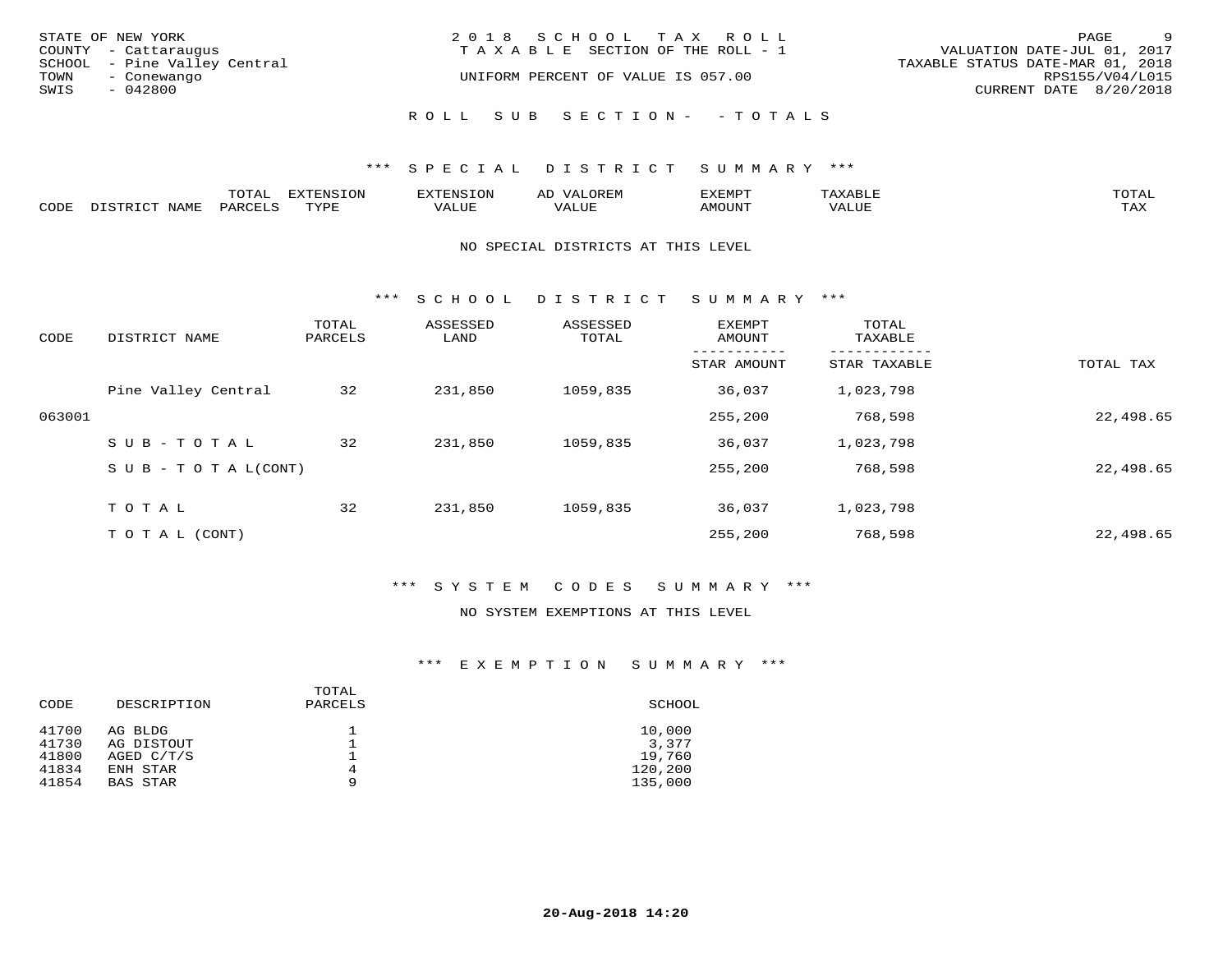STATE OF NEW YORK
COUNTY - Cattaraugus
SCHOOL - Pine Valley Central
TOWN - Conewango
SWIS - 042800

2018 SCHOOL TAX ROLL
TAXABLE SECTION OF THE ROLL - 1
UNIFORM PERCENT OF VALUE IS 057.00

VALUATION DATE-JUL 01, 2017
TAXABLE STATUS DATE-MAR 01, 2018
RPS155/V04/L015
CURRENT DATE 8/20/2018

ROLL SUB SECTION- - TOTALS

*** SPECIAL DISTRICT SUMMARY ***

| CODE | DISTRICT NAME | TOTAL PARCELS | EXTENSION TYPE | EXTENSION VALUE | AD VALOREM VALUE | EXEMPT AMOUNT | TAXABLE VALUE | TOTAL TAX |
|---|---|---|---|---|---|---|---|---|

NO SPECIAL DISTRICTS AT THIS LEVEL

*** SCHOOL DISTRICT SUMMARY ***

| CODE | DISTRICT NAME | TOTAL PARCELS | ASSESSED LAND | ASSESSED TOTAL | EXEMPT AMOUNT / STAR AMOUNT | TOTAL TAXABLE / STAR TAXABLE | TOTAL TAX |
|---|---|---|---|---|---|---|---|
| | Pine Valley Central | 32 | 231,850 | 1059,835 | 36,037 | 1,023,798 | |
| 063001 | | | | | 255,200 | 768,598 | 22,498.65 |
| | SUB-TOTAL | 32 | 231,850 | 1059,835 | 36,037 | 1,023,798 | |
| | SUB-TOTAL(CONT) | | | | 255,200 | 768,598 | 22,498.65 |
| | TOTAL | 32 | 231,850 | 1059,835 | 36,037 | 1,023,798 | |
| | TOTAL (CONT) | | | | 255,200 | 768,598 | 22,498.65 |

*** SYSTEM CODES SUMMARY ***

NO SYSTEM EXEMPTIONS AT THIS LEVEL

*** EXEMPTION SUMMARY ***

| CODE | DESCRIPTION | TOTAL PARCELS | SCHOOL |
|---|---|---|---|
| 41700 | AG BLDG | 1 | 10,000 |
| 41730 | AG DISTOUT | 1 | 3,377 |
| 41800 | AGED C/T/S | 1 | 19,760 |
| 41834 | ENH STAR | 4 | 120,200 |
| 41854 | BAS STAR | 9 | 135,000 |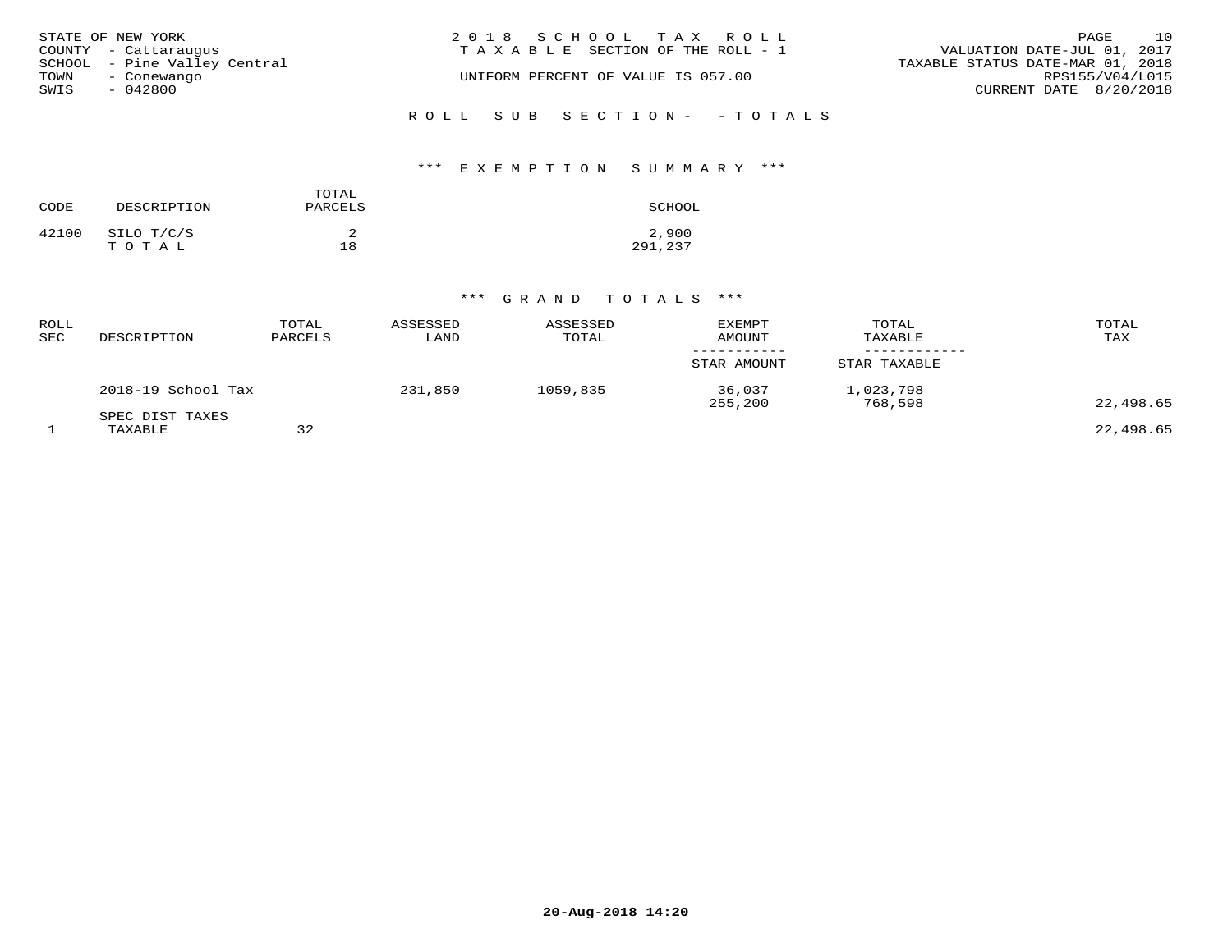STATE OF NEW YORK
COUNTY - Cattaraugus
SCHOOL - Pine Valley Central
TOWN - Conewango
SWIS - 042800

2018 SCHOOL TAX ROLL
TAXABLE SECTION OF THE ROLL - 1
UNIFORM PERCENT OF VALUE IS 057.00

VALUATION DATE-JUL 01, 2017
TAXABLE STATUS DATE-MAR 01, 2018
RPS155/V04/L015
CURRENT DATE 8/20/2018

ROLL SUB SECTION- - TOTALS

*** EXEMPTION SUMMARY ***

| CODE | DESCRIPTION | TOTAL PARCELS | SCHOOL |
|---|---|---|---|
| 42100 | SILO T/C/S | 2 | 2,900 |
| | T O T A L | 18 | 291,237 |

*** GRAND TOTALS ***

| ROLL SEC | DESCRIPTION | TOTAL PARCELS | ASSESSED LAND | ASSESSED TOTAL | EXEMPT AMOUNT / STAR AMOUNT | TOTAL TAXABLE / STAR TAXABLE | TOTAL TAX |
|---|---|---|---|---|---|---|---|
| | 2018-19 School Tax | | 231,850 | 1059,835 | 36,037 | 1,023,798 | |
| | | | | | 255,200 | 768,598 | 22,498.65 |
| | SPEC DIST TAXES | | | | | | |
| 1 | TAXABLE | 32 | | | | | 22,498.65 |

20-Aug-2018 14:20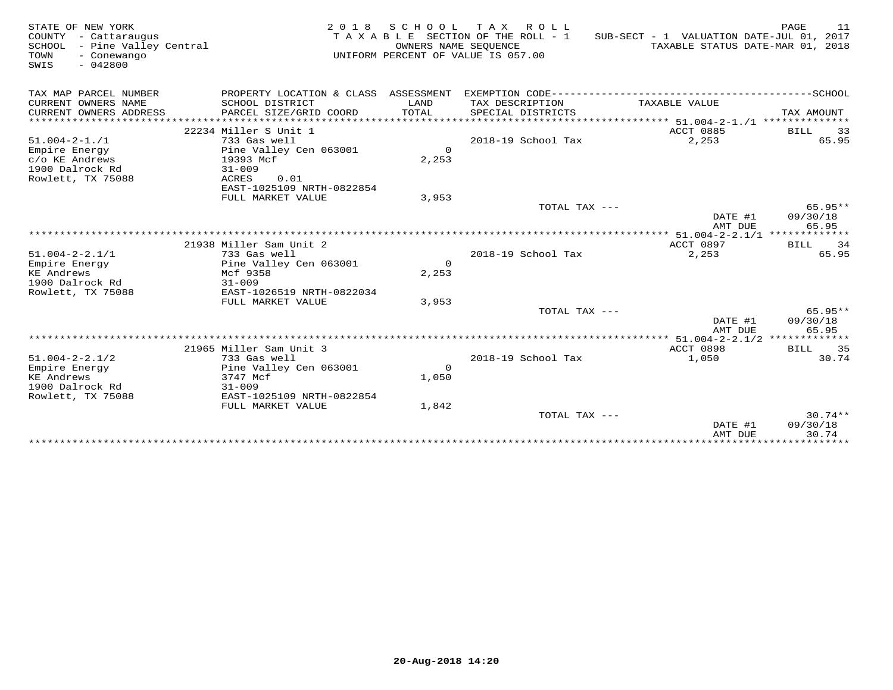STATE OF NEW YORK
COUNTY - Cattaraugus
SCHOOL - Pine Valley Central
TOWN - Conewango
SWIS - 042800

2 0 1 8 S C H O O L T A X R O L L
T A X A B L E SECTION OF THE ROLL - 1
OWNERS NAME SEQUENCE
UNIFORM PERCENT OF VALUE IS 057.00

SUB-SECT - 1 VALUATION DATE-JUL 01, 2017
TAXABLE STATUS DATE-MAR 01, 2018

| TAX MAP PARCEL NUMBER / CURRENT OWNERS NAME / CURRENT OWNERS ADDRESS | PROPERTY LOCATION & CLASS / SCHOOL DISTRICT / PARCEL SIZE/GRID COORD | ASSESSMENT LAND / TOTAL | EXEMPTION CODE / TAX DESCRIPTION / SPECIAL DISTRICTS | TAXABLE VALUE | SCHOOL TAX AMOUNT |
|---|---|---|---|---|---|
| **51.004-2-1./1** | 22234 Miller S Unit 1 | | | ACCT 0885 | BILL 33 |
| 51.004-2-1./1 | 733 Gas well | | | | |
| Empire Energy | Pine Valley Cen 063001 | 0 | 2018-19 School Tax | 2,253 | 65.95 |
| c/o KE Andrews | 19393 Mcf | 2,253 | | | |
| 1900 Dalrock Rd | 31-009 | | | | |
| Rowlett, TX 75088 | ACRES 0.01 | | | | |
| | EAST-1025109 NRTH-0822854 | | | | |
| | FULL MARKET VALUE | 3,953 | | | |
| | | | TOTAL TAX --- | | 65.95** |
| | | | | DATE #1 | 09/30/18 |
| | | | | AMT DUE | 65.95 |
| **51.004-2-2.1/1** | 21938 Miller Sam Unit 2 | | | ACCT 0897 | BILL 34 |
| 51.004-2-2.1/1 | 733 Gas well | | | | |
| Empire Energy | Pine Valley Cen 063001 | 0 | 2018-19 School Tax | 2,253 | 65.95 |
| KE Andrews | Mcf 9358 | 2,253 | | | |
| 1900 Dalrock Rd | 31-009 | | | | |
| Rowlett, TX 75088 | EAST-1026519 NRTH-0822034 | | | | |
| | FULL MARKET VALUE | 3,953 | | | |
| | | | TOTAL TAX --- | | 65.95** |
| | | | | DATE #1 | 09/30/18 |
| | | | | AMT DUE | 65.95 |
| **51.004-2-2.1/2** | 21965 Miller Sam Unit 3 | | | ACCT 0898 | BILL 35 |
| 51.004-2-2.1/2 | 733 Gas well | | | | |
| Empire Energy | Pine Valley Cen 063001 | 0 | 2018-19 School Tax | 1,050 | 30.74 |
| KE Andrews | 3747 Mcf | 1,050 | | | |
| 1900 Dalrock Rd | 31-009 | | | | |
| Rowlett, TX 75088 | EAST-1025109 NRTH-0822854 | | | | |
| | FULL MARKET VALUE | 1,842 | | | |
| | | | TOTAL TAX --- | | 30.74** |
| | | | | DATE #1 | 09/30/18 |
| | | | | AMT DUE | 30.74 |

20-Aug-2018 14:20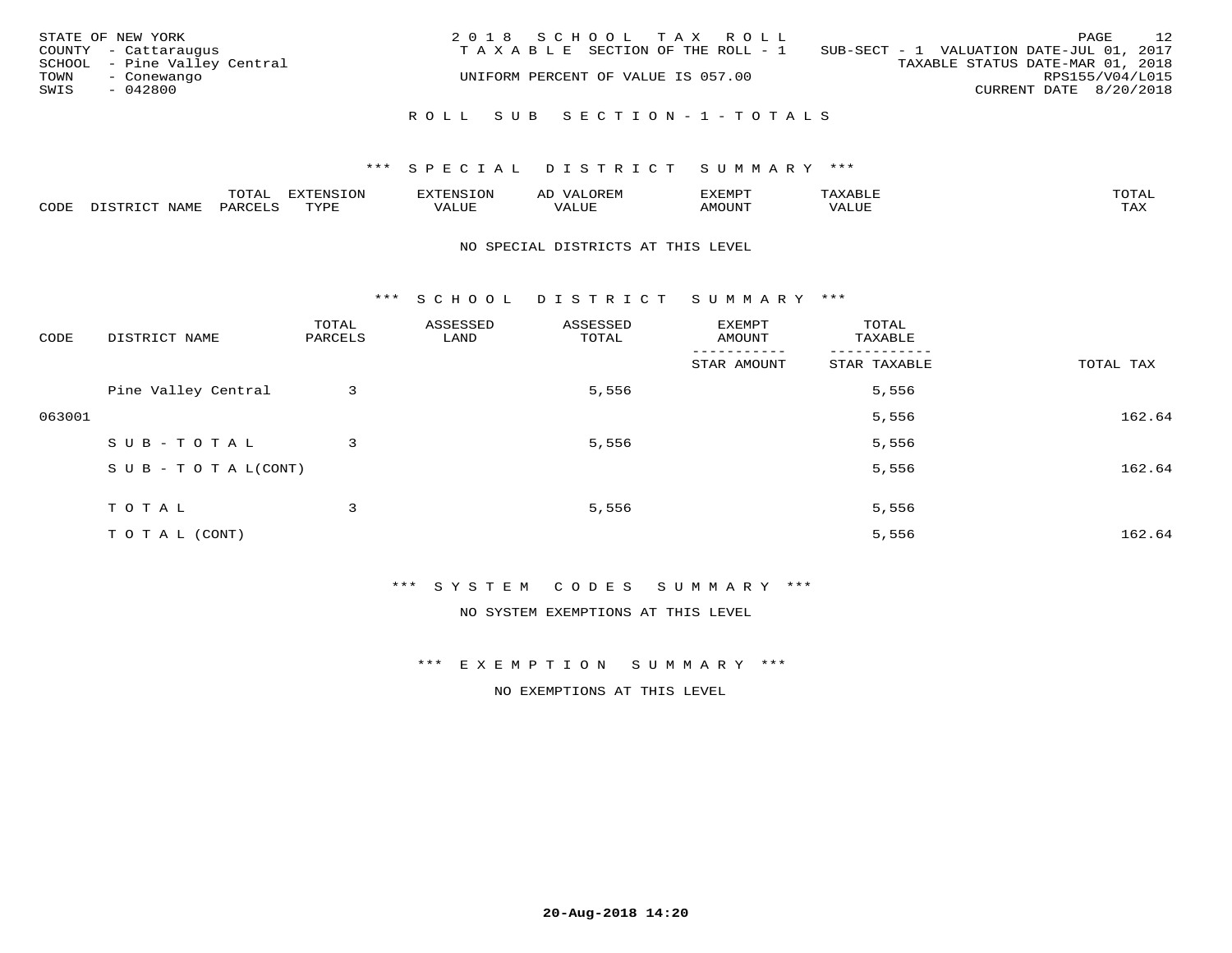STATE OF NEW YORK
COUNTY - Cattaraugus
SCHOOL - Pine Valley Central
TOWN - Conewango
SWIS - 042800

2018 SCHOOL TAX ROLL
TAXABLE SECTION OF THE ROLL - 1
UNIFORM PERCENT OF VALUE IS 057.00

SUB-SECT - 1 VALUATION DATE-JUL 01, 2017
TAXABLE STATUS DATE-MAR 01, 2018
RPS155/V04/L015
CURRENT DATE 8/20/2018

## ROLL SUB SECTION - 1 - TOTALS

### *** SPECIAL DISTRICT SUMMARY ***

| CODE | DISTRICT NAME | TOTAL PARCELS | EXTENSION TYPE | EXTENSION VALUE | AD VALOREM VALUE | EXEMPT AMOUNT | TAXABLE VALUE | TOTAL TAX |
|---|---|---|---|---|---|---|---|---|

NO SPECIAL DISTRICTS AT THIS LEVEL

### *** SCHOOL DISTRICT SUMMARY ***

| CODE | DISTRICT NAME | TOTAL PARCELS | ASSESSED LAND | ASSESSED TOTAL | EXEMPT AMOUNT / STAR AMOUNT | TOTAL TAXABLE / STAR TAXABLE | TOTAL TAX |
|---|---|---|---|---|---|---|---|
| | Pine Valley Central | 3 | | 5,556 | | 5,556 | |
| 063001 | | | | | | 5,556 | 162.64 |
| | SUB-TOTAL | 3 | | 5,556 | | 5,556 | |
| | SUB-TOTAL(CONT) | | | | | 5,556 | 162.64 |
| | TOTAL | 3 | | 5,556 | | 5,556 | |
| | TOTAL (CONT) | | | | | 5,556 | 162.64 |

### *** SYSTEM CODES SUMMARY ***

NO SYSTEM EXEMPTIONS AT THIS LEVEL

### *** EXEMPTION SUMMARY ***

NO EXEMPTIONS AT THIS LEVEL

20-Aug-2018 14:20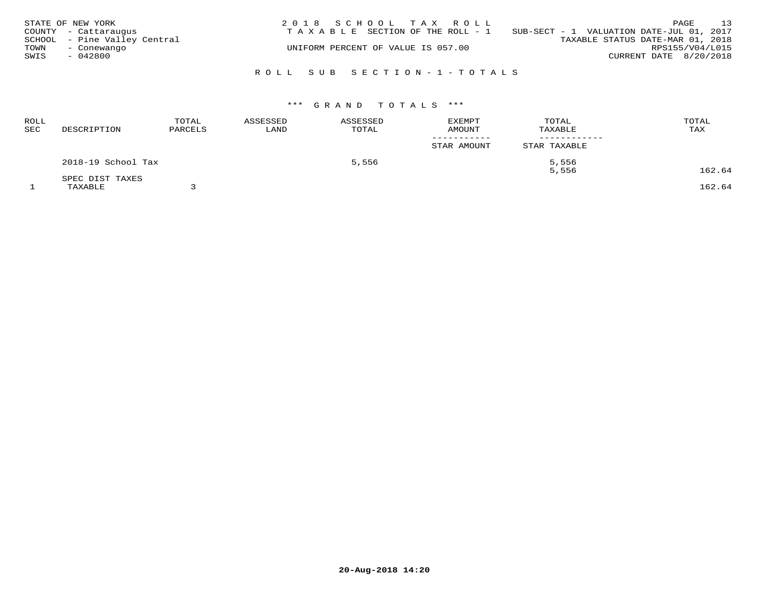STATE OF NEW YORK
COUNTY - Cattaraugus
SCHOOL - Pine Valley Central
TOWN - Conewango
SWIS - 042800

2018 SCHOOL TAX ROLL
TAXABLE SECTION OF THE ROLL - 1
UNIFORM PERCENT OF VALUE IS 057.00

SUB-SECT - 1 VALUATION DATE-JUL 01, 2017
TAXABLE STATUS DATE-MAR 01, 2018
RPS155/V04/L015
CURRENT DATE 8/20/2018

## ROLL SUB SECTION-1-TOTALS

### *** GRAND TOTALS ***

| ROLL SEC | DESCRIPTION | TOTAL PARCELS | ASSESSED LAND | ASSESSED TOTAL | EXEMPT AMOUNT / STAR AMOUNT | TOTAL TAXABLE / STAR TAXABLE | TOTAL TAX |
|---|---|---|---|---|---|---|---|
| | 2018-19 School Tax | | | 5,556 | | 5,556 | |
| | | | | | | 5,556 | 162.64 |
| | SPEC DIST TAXES | | | | | | |
| 1 | TAXABLE | 3 | | | | | 162.64 |

20-Aug-2018 14:20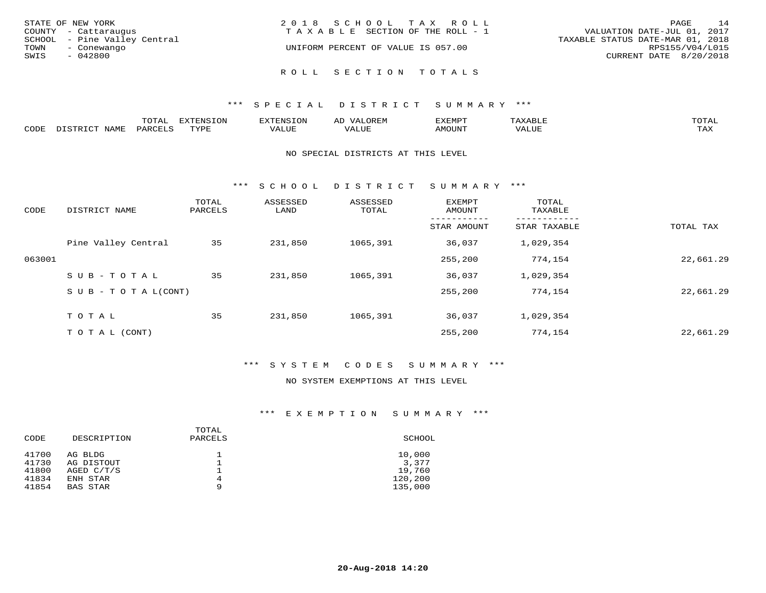STATE OF NEW YORK
COUNTY - Cattaraugus
SCHOOL - Pine Valley Central
TOWN - Conewango
SWIS - 042800

2018 SCHOOL TAX ROLL
TAXABLE SECTION OF THE ROLL - 1
UNIFORM PERCENT OF VALUE IS 057.00

VALUATION DATE-JUL 01, 2017
TAXABLE STATUS DATE-MAR 01, 2018
RPS155/V04/L015
CURRENT DATE 8/20/2018

## ROLL SECTION TOTALS

### *** SPECIAL DISTRICT SUMMARY ***

| CODE | DISTRICT NAME | TOTAL PARCELS | EXTENSION TYPE | EXTENSION VALUE | AD VALOREM VALUE | EXEMPT AMOUNT | TAXABLE VALUE | TOTAL TAX |
|---|---|---|---|---|---|---|---|---|

NO SPECIAL DISTRICTS AT THIS LEVEL

### *** SCHOOL DISTRICT SUMMARY ***

| CODE | DISTRICT NAME | TOTAL PARCELS | ASSESSED LAND | ASSESSED TOTAL | EXEMPT AMOUNT / STAR AMOUNT | TOTAL TAXABLE / STAR TAXABLE | TOTAL TAX |
|---|---|---|---|---|---|---|---|
| | Pine Valley Central | 35 | 231,850 | 1065,391 | 36,037 | 1,029,354 | |
| 063001 | | | | | 255,200 | 774,154 | 22,661.29 |
| | SUB-TOTAL | 35 | 231,850 | 1065,391 | 36,037 | 1,029,354 | |
| | SUB-TOTAL(CONT) | | | | 255,200 | 774,154 | 22,661.29 |
| | TOTAL | 35 | 231,850 | 1065,391 | 36,037 | 1,029,354 | |
| | TOTAL (CONT) | | | | 255,200 | 774,154 | 22,661.29 |

### *** SYSTEM CODES SUMMARY ***

NO SYSTEM EXEMPTIONS AT THIS LEVEL

### *** EXEMPTION SUMMARY ***

| CODE | DESCRIPTION | TOTAL PARCELS | SCHOOL |
|---|---|---|---|
| 41700 | AG BLDG | 1 | 10,000 |
| 41730 | AG DISTOUT | 1 | 3,377 |
| 41800 | AGED C/T/S | 1 | 19,760 |
| 41834 | ENH STAR | 4 | 120,200 |
| 41854 | BAS STAR | 9 | 135,000 |

20-Aug-2018 14:20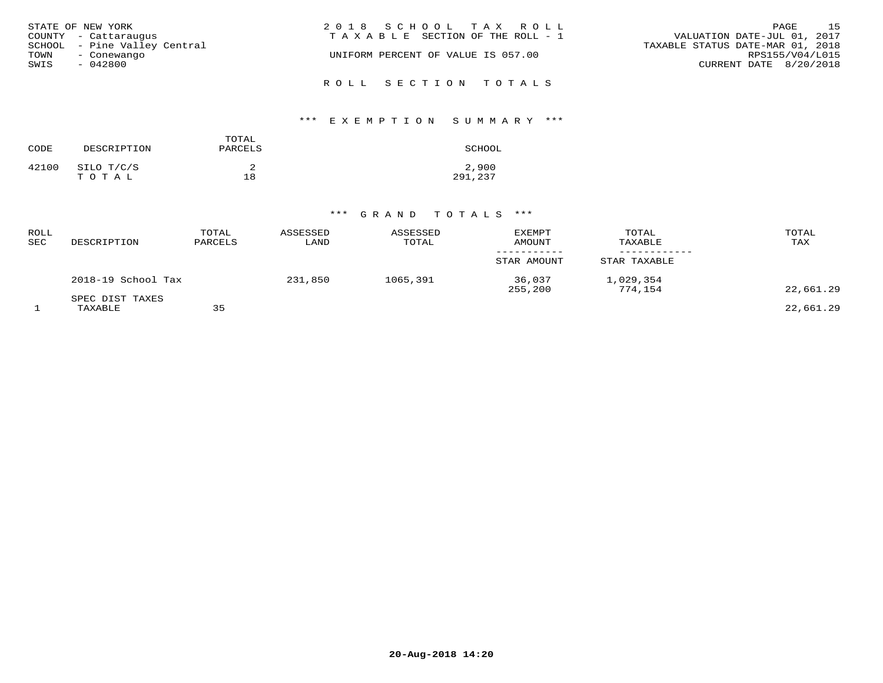STATE OF NEW YORK
COUNTY - Cattaraugus
SCHOOL - Pine Valley Central
TOWN - Conewango
SWIS - 042800

2018 SCHOOL TAX ROLL
TAXABLE SECTION OF THE ROLL - 1

UNIFORM PERCENT OF VALUE IS 057.00

VALUATION DATE-JUL 01, 2017
TAXABLE STATUS DATE-MAR 01, 2018
RPS155/V04/L015
CURRENT DATE 8/20/2018

## ROLL SECTION TOTALS

### *** EXEMPTION SUMMARY ***

| CODE | DESCRIPTION | TOTAL PARCELS | SCHOOL |
|---|---|---|---|
| 42100 | SILO T/C/S | 2 | 2,900 |
| | TOTAL | 18 | 291,237 |

### *** GRAND TOTALS ***

| ROLL SEC | DESCRIPTION | TOTAL PARCELS | ASSESSED LAND | ASSESSED TOTAL | EXEMPT AMOUNT / STAR AMOUNT | TOTAL TAXABLE / STAR TAXABLE | TOTAL TAX |
|---|---|---|---|---|---|---|---|
| | 2018-19 School Tax | | 231,850 | 1065,391 | 36,037 | 1,029,354 | |
| | | | | | 255,200 | 774,154 | 22,661.29 |
| | SPEC DIST TAXES | | | | | | |
| 1 | TAXABLE | 35 | | | | | 22,661.29 |

20-Aug-2018 14:20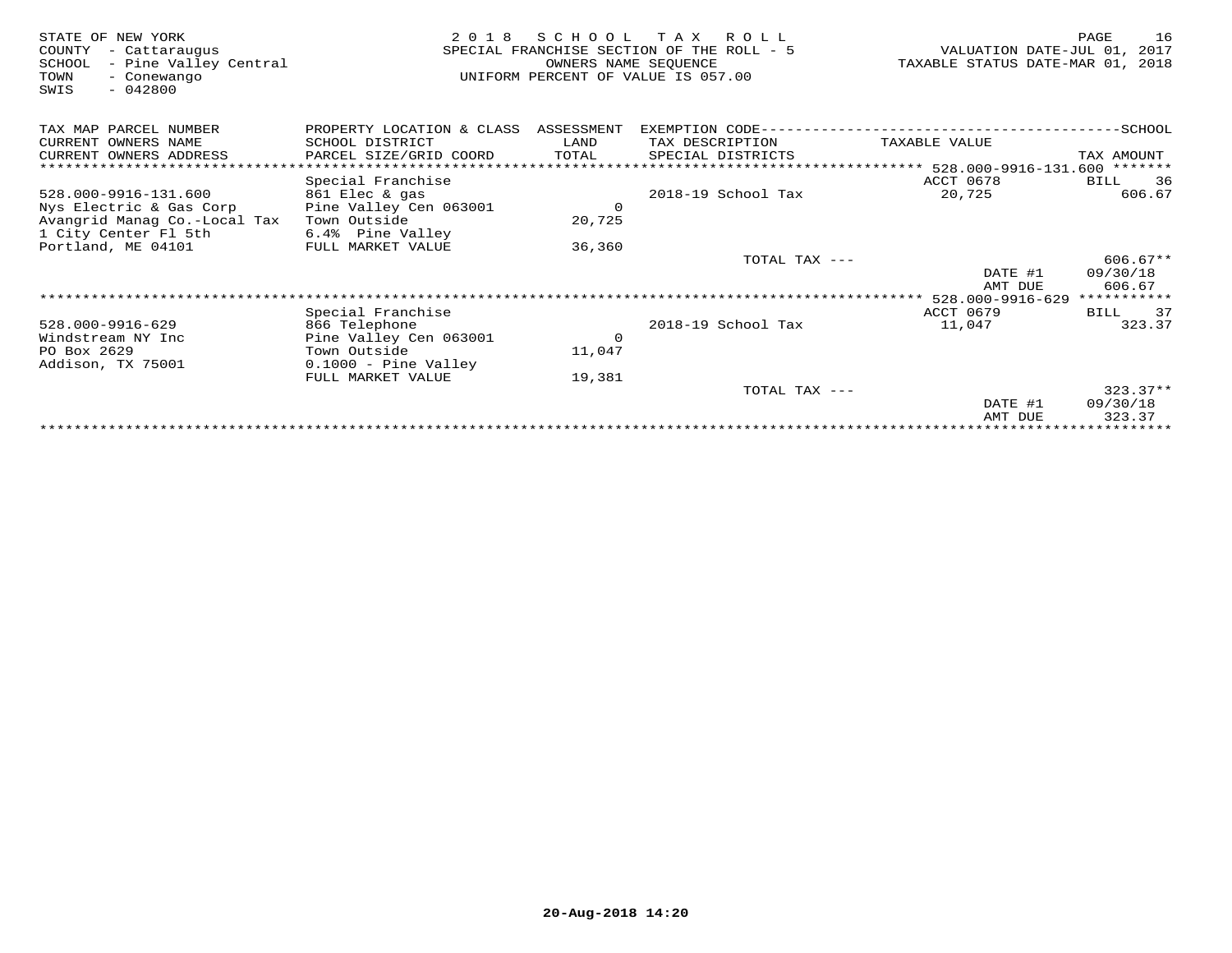STATE OF NEW YORK
COUNTY - Cattaraugus
SCHOOL - Pine Valley Central
TOWN - Conewango
SWIS - 042800

**2018 SCHOOL TAX ROLL**
SPECIAL FRANCHISE SECTION OF THE ROLL - 5
OWNERS NAME SEQUENCE
UNIFORM PERCENT OF VALUE IS 057.00

VALUATION DATE-JUL 01, 2017
TAXABLE STATUS DATE-MAR 01, 2018

| TAX MAP PARCEL NUMBER / CURRENT OWNERS NAME / CURRENT OWNERS ADDRESS | PROPERTY LOCATION & CLASS / SCHOOL DISTRICT / PARCEL SIZE/GRID COORD | ASSESSMENT LAND / TOTAL | EXEMPTION CODE / TAX DESCRIPTION / SPECIAL DISTRICTS | TAXABLE VALUE | SCHOOL TAX AMOUNT |
|---|---|---|---|---|---|
| | Special Franchise | | | ACCT 0678 | BILL 36 |
| 528.000-9916-131.600 | 861 Elec & gas | | 2018-19 School Tax | 20,725 | 606.67 |
| Nys Electric & Gas Corp | Pine Valley Cen 063001 | 0 | | | |
| Avangrid Manag Co.-Local Tax | Town Outside | 20,725 | | | |
| 1 City Center Fl 5th | 6.4% Pine Valley | | | | |
| Portland, ME 04101 | FULL MARKET VALUE | 36,360 | | | |
| | | | TOTAL TAX --- | | 606.67** |
| | | | | DATE #1 | 09/30/18 |
| | | | | AMT DUE | 606.67 |
| | Special Franchise | | | ACCT 0679 | BILL 37 |
| 528.000-9916-629 | 866 Telephone | | 2018-19 School Tax | 11,047 | 323.37 |
| Windstream NY Inc | Pine Valley Cen 063001 | 0 | | | |
| PO Box 2629 | Town Outside | 11,047 | | | |
| Addison, TX 75001 | 0.1000 - Pine Valley | | | | |
| | FULL MARKET VALUE | 19,381 | | | |
| | | | TOTAL TAX --- | | 323.37** |
| | | | | DATE #1 | 09/30/18 |
| | | | | AMT DUE | 323.37 |

20-Aug-2018 14:20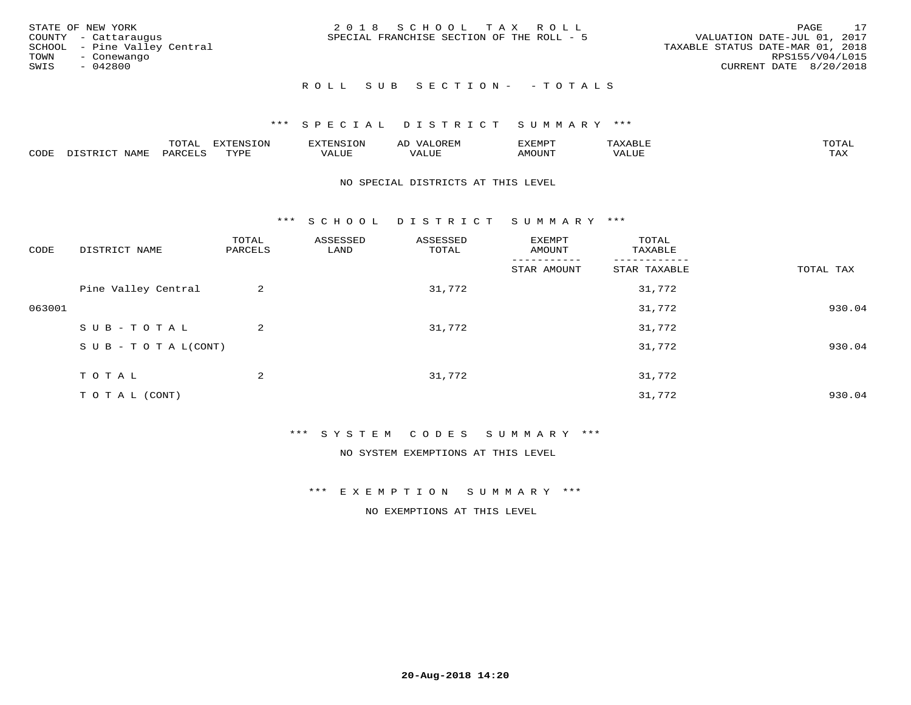STATE OF NEW YORK
COUNTY - Cattaraugus
SCHOOL - Pine Valley Central
TOWN - Conewango
SWIS - 042800

2 0 1 8 S C H O O L T A X R O L L
SPECIAL FRANCHISE SECTION OF THE ROLL - 5

VALUATION DATE-JUL 01, 2017
TAXABLE STATUS DATE-MAR 01, 2018
RPS155/V04/L015
CURRENT DATE 8/20/2018

R O L L S U B S E C T I O N - - T O T A L S

*** S P E C I A L D I S T R I C T S U M M A R Y ***

| CODE | DISTRICT NAME | TOTAL PARCELS | EXTENSION TYPE | EXTENSION VALUE | AD VALOREM VALUE | EXEMPT AMOUNT | TAXABLE VALUE | TOTAL TAX |
|---|---|---|---|---|---|---|---|---|

NO SPECIAL DISTRICTS AT THIS LEVEL

*** S C H O O L D I S T R I C T S U M M A R Y ***

| CODE | DISTRICT NAME | TOTAL PARCELS | ASSESSED LAND | ASSESSED TOTAL | EXEMPT AMOUNT / STAR AMOUNT | TOTAL TAXABLE / STAR TAXABLE | TOTAL TAX |
|---|---|---|---|---|---|---|---|
| | Pine Valley Central | 2 | | 31,772 | | 31,772 | |
| 063001 | | | | | | 31,772 | 930.04 |
| | S U B - T O T A L | 2 | | 31,772 | | 31,772 | |
| | S U B - T O T A L(CONT) | | | | | 31,772 | 930.04 |
| | T O T A L | 2 | | 31,772 | | 31,772 | |
| | T O T A L (CONT) | | | | | 31,772 | 930.04 |

*** S Y S T E M C O D E S S U M M A R Y ***

NO SYSTEM EXEMPTIONS AT THIS LEVEL

*** E X E M P T I O N S U M M A R Y ***

NO EXEMPTIONS AT THIS LEVEL

20-Aug-2018 14:20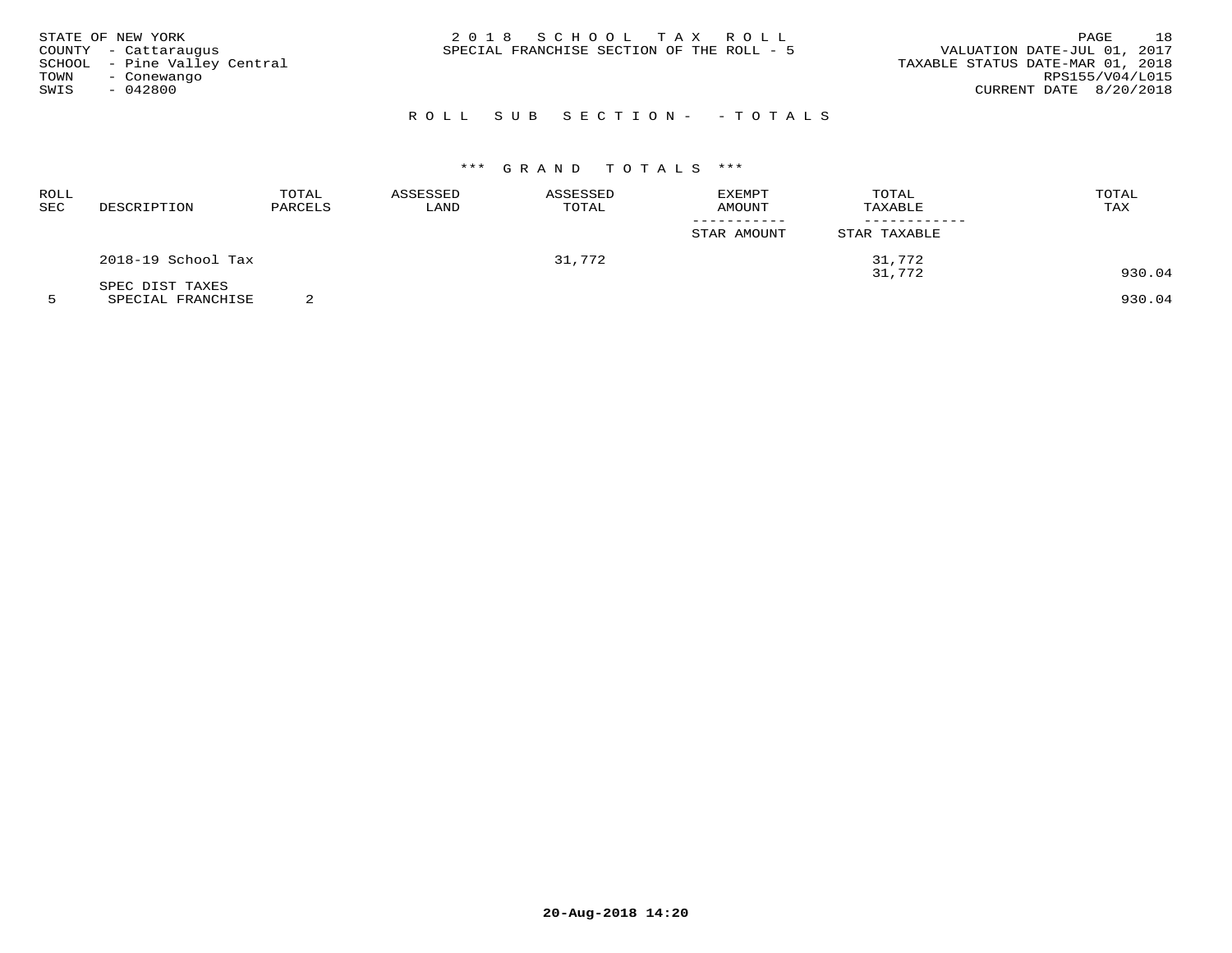STATE OF NEW YORK
COUNTY - Cattaraugus
SCHOOL - Pine Valley Central
TOWN - Conewango
SWIS - 042800

2 0 1 8 S C H O O L T A X R O L L
SPECIAL FRANCHISE SECTION OF THE ROLL - 5

VALUATION DATE-JUL 01, 2017
TAXABLE STATUS DATE-MAR 01, 2018
RPS155/V04/L015
CURRENT DATE 8/20/2018

R O L L S U B S E C T I O N - - T O T A L S

*** G R A N D T O T A L S ***

| ROLL SEC | DESCRIPTION | TOTAL PARCELS | ASSESSED LAND | ASSESSED TOTAL | EXEMPT AMOUNT / STAR AMOUNT | TOTAL TAXABLE / STAR TAXABLE | TOTAL TAX |
|---|---|---|---|---|---|---|---|
| | 2018-19 School Tax | | | 31,772 | | 31,772 | |
| | | | | | | 31,772 | 930.04 |
| | SPEC DIST TAXES | | | | | | |
| 5 | SPECIAL FRANCHISE | 2 | | | | | 930.04 |

20-Aug-2018 14:20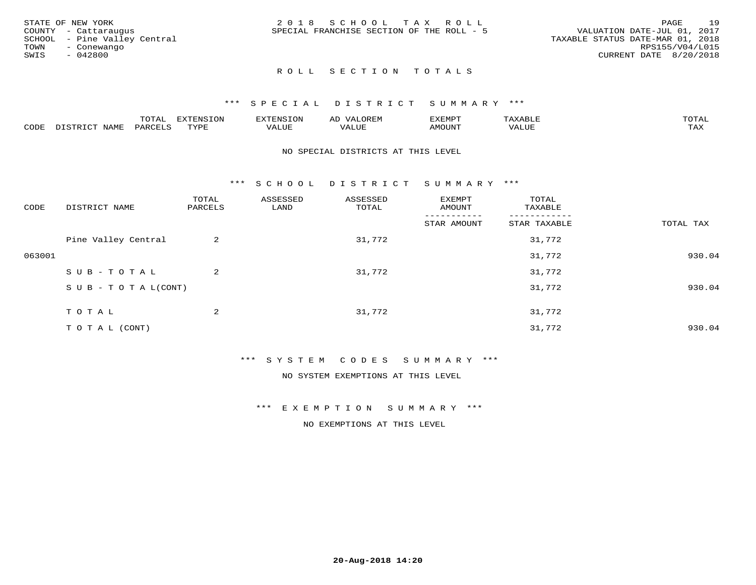STATE OF NEW YORK
COUNTY - Cattaraugus
SCHOOL - Pine Valley Central
TOWN - Conewango
SWIS - 042800

2 0 1 8 S C H O O L T A X R O L L
SPECIAL FRANCHISE SECTION OF THE ROLL - 5

VALUATION DATE-JUL 01, 2017
TAXABLE STATUS DATE-MAR 01, 2018
RPS155/V04/L015
CURRENT DATE 8/20/2018

## R O L L S E C T I O N T O T A L S

### *** S P E C I A L D I S T R I C T S U M M A R Y ***

| CODE | DISTRICT NAME | TOTAL PARCELS | EXTENSION TYPE | EXTENSION VALUE | AD VALOREM VALUE | EXEMPT AMOUNT | TAXABLE VALUE | TOTAL TAX |
|---|---|---|---|---|---|---|---|---|

NO SPECIAL DISTRICTS AT THIS LEVEL

### *** S C H O O L D I S T R I C T S U M M A R Y ***

| CODE | DISTRICT NAME | TOTAL PARCELS | ASSESSED LAND | ASSESSED TOTAL | EXEMPT AMOUNT / STAR AMOUNT | TOTAL TAXABLE / STAR TAXABLE | TOTAL TAX |
|---|---|---|---|---|---|---|---|
| | Pine Valley Central | 2 | | 31,772 | | 31,772 | |
| 063001 | | | | | | 31,772 | 930.04 |
| | S U B - T O T A L | 2 | | 31,772 | | 31,772 | |
| | S U B - T O T A L(CONT) | | | | | 31,772 | 930.04 |
| | T O T A L | 2 | | 31,772 | | 31,772 | |
| | T O T A L (CONT) | | | | | 31,772 | 930.04 |

### *** S Y S T E M C O D E S S U M M A R Y ***

NO SYSTEM EXEMPTIONS AT THIS LEVEL

### *** E X E M P T I O N S U M M A R Y ***

NO EXEMPTIONS AT THIS LEVEL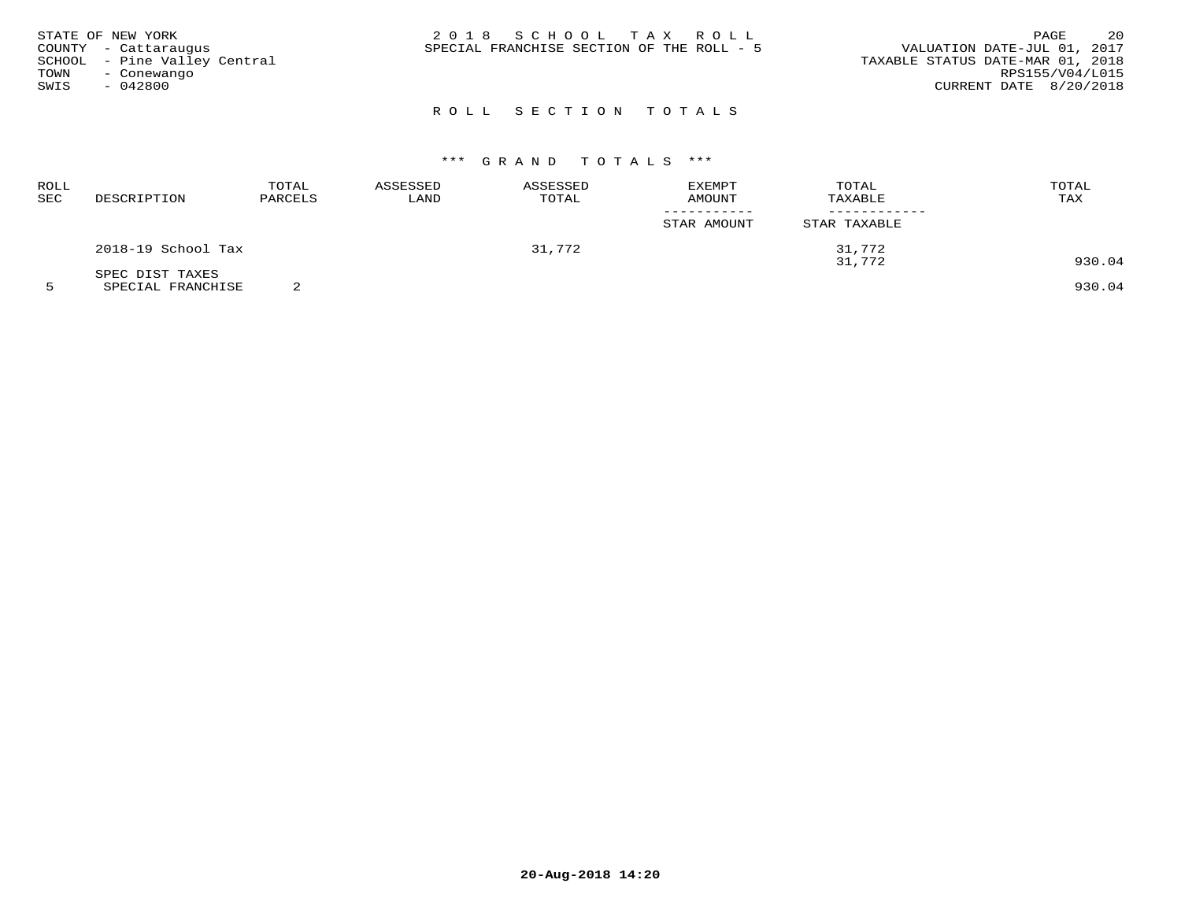STATE OF NEW YORK
COUNTY - Cattaraugus
SCHOOL - Pine Valley Central
TOWN - Conewango
SWIS - 042800

2 0 1 8   S C H O O L   T A X   R O L L
SPECIAL FRANCHISE SECTION OF THE ROLL - 5

VALUATION DATE-JUL 01, 2017
TAXABLE STATUS DATE-MAR 01, 2018
RPS155/V04/L015
CURRENT DATE 8/20/2018

## R O L L   S E C T I O N   T O T A L S

### *** G R A N D   T O T A L S ***

| ROLL SEC | DESCRIPTION | TOTAL PARCELS | ASSESSED LAND | ASSESSED TOTAL | EXEMPT AMOUNT / STAR AMOUNT | TOTAL TAXABLE / STAR TAXABLE | TOTAL TAX |
|---|---|---|---|---|---|---|---|
| | 2018-19 School Tax | | | 31,772 | | 31,772 | |
| | | | | | | 31,772 | 930.04 |
| | SPEC DIST TAXES | | | | | | |
| 5 | SPECIAL FRANCHISE | 2 | | | | | 930.04 |

**20-Aug-2018 14:20**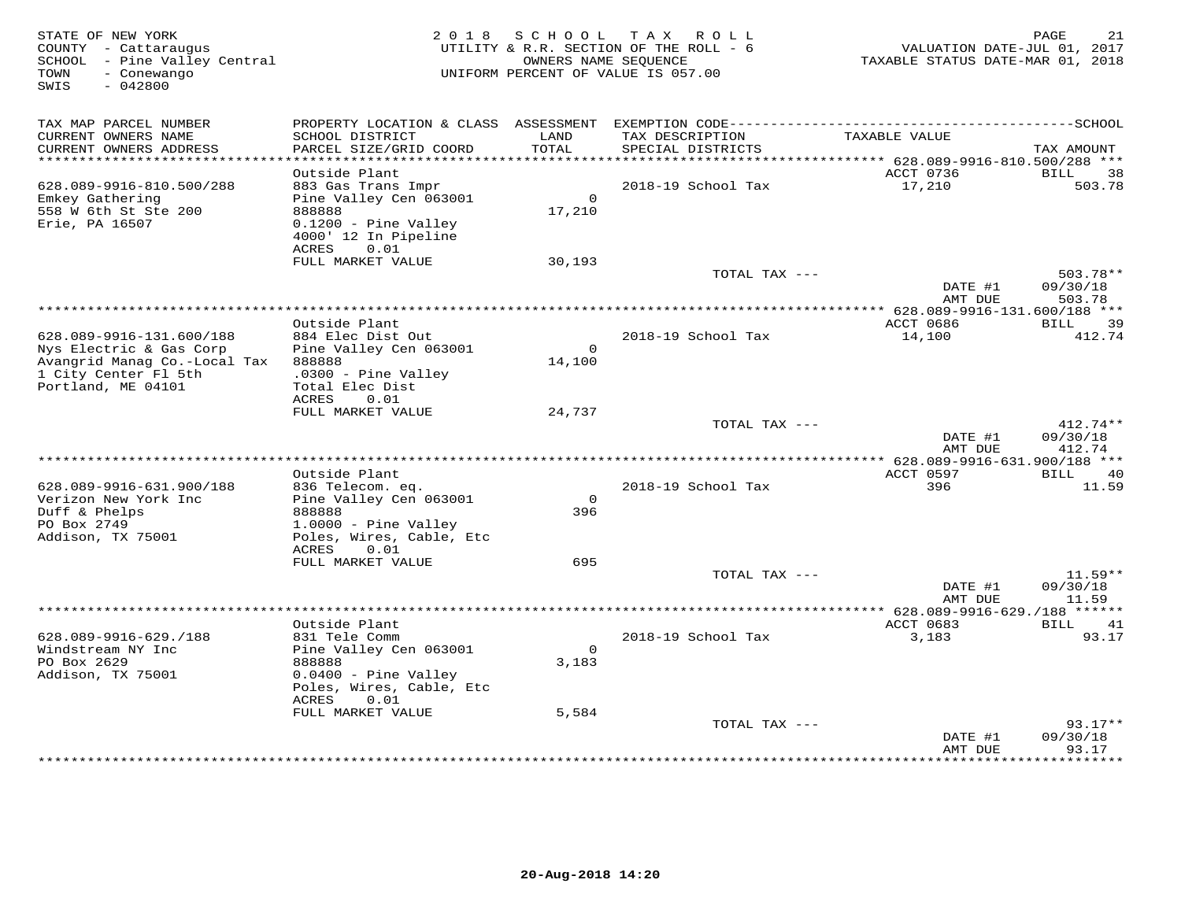STATE OF NEW YORK
COUNTY - Cattaraugus
SCHOOL - Pine Valley Central
TOWN - Conewango
SWIS - 042800

2 0 1 8 S C H O O L T A X R O L L
UTILITY & R.R. SECTION OF THE ROLL - 6
OWNERS NAME SEQUENCE
UNIFORM PERCENT OF VALUE IS 057.00

VALUATION DATE-JUL 01, 2017
TAXABLE STATUS DATE-MAR 01, 2018

| TAX MAP PARCEL NUMBER / CURRENT OWNERS NAME / CURRENT OWNERS ADDRESS | PROPERTY LOCATION & CLASS / SCHOOL DISTRICT / PARCEL SIZE/GRID COORD | ASSESSMENT LAND / TOTAL | EXEMPTION CODE / TAX DESCRIPTION / SPECIAL DISTRICTS | TAXABLE VALUE | TAX AMOUNT |
|---|---|---|---|---|---|
| 628.089-9916-810.500/288 | Outside Plant | | | ACCT 0736 | BILL 38 |
| Emkey Gathering | 883 Gas Trans Impr | | 2018-19 School Tax | 17,210 | 503.78 |
| 558 W 6th St Ste 200 | Pine Valley Cen 063001 | 0 | | | |
| Erie, PA 16507 | 888888 | 17,210 | | | |
| | 0.1200 - Pine Valley | | | | |
| | 4000' 12 In Pipeline | | | | |
| | ACRES 0.01 | | | | |
| | FULL MARKET VALUE | 30,193 | | | |
| | | | TOTAL TAX --- | | 503.78** |
| | | | | DATE #1 | 09/30/18 |
| | | | | AMT DUE | 503.78 |
| 628.089-9916-131.600/188 | Outside Plant | | | ACCT 0686 | BILL 39 |
| Nys Electric & Gas Corp | 884 Elec Dist Out | | 2018-19 School Tax | 14,100 | 412.74 |
| Avangrid Manag Co.-Local Tax | Pine Valley Cen 063001 | 0 | | | |
| 1 City Center Fl 5th | 888888 | 14,100 | | | |
| Portland, ME 04101 | .0300 - Pine Valley | | | | |
| | Total Elec Dist | | | | |
| | ACRES 0.01 | | | | |
| | FULL MARKET VALUE | 24,737 | | | |
| | | | TOTAL TAX --- | | 412.74** |
| | | | | DATE #1 | 09/30/18 |
| | | | | AMT DUE | 412.74 |
| 628.089-9916-631.900/188 | Outside Plant | | | ACCT 0597 | BILL 40 |
| Verizon New York Inc | 836 Telecom. eq. | | 2018-19 School Tax | 396 | 11.59 |
| Duff & Phelps | Pine Valley Cen 063001 | 0 | | | |
| PO Box 2749 | 888888 | 396 | | | |
| Addison, TX 75001 | 1.0000 - Pine Valley | | | | |
| | Poles, Wires, Cable, Etc | | | | |
| | ACRES 0.01 | | | | |
| | FULL MARKET VALUE | 695 | | | |
| | | | TOTAL TAX --- | | 11.59** |
| | | | | DATE #1 | 09/30/18 |
| | | | | AMT DUE | 11.59 |
| 628.089-9916-629./188 | Outside Plant | | | ACCT 0683 | BILL 41 |
| Windstream NY Inc | 831 Tele Comm | | 2018-19 School Tax | 3,183 | 93.17 |
| PO Box 2629 | Pine Valley Cen 063001 | 0 | | | |
| Addison, TX 75001 | 888888 | 3,183 | | | |
| | 0.0400 - Pine Valley | | | | |
| | Poles, Wires, Cable, Etc | | | | |
| | ACRES 0.01 | | | | |
| | FULL MARKET VALUE | 5,584 | | | |
| | | | TOTAL TAX --- | | 93.17** |
| | | | | DATE #1 | 09/30/18 |
| | | | | AMT DUE | 93.17 |

20-Aug-2018 14:20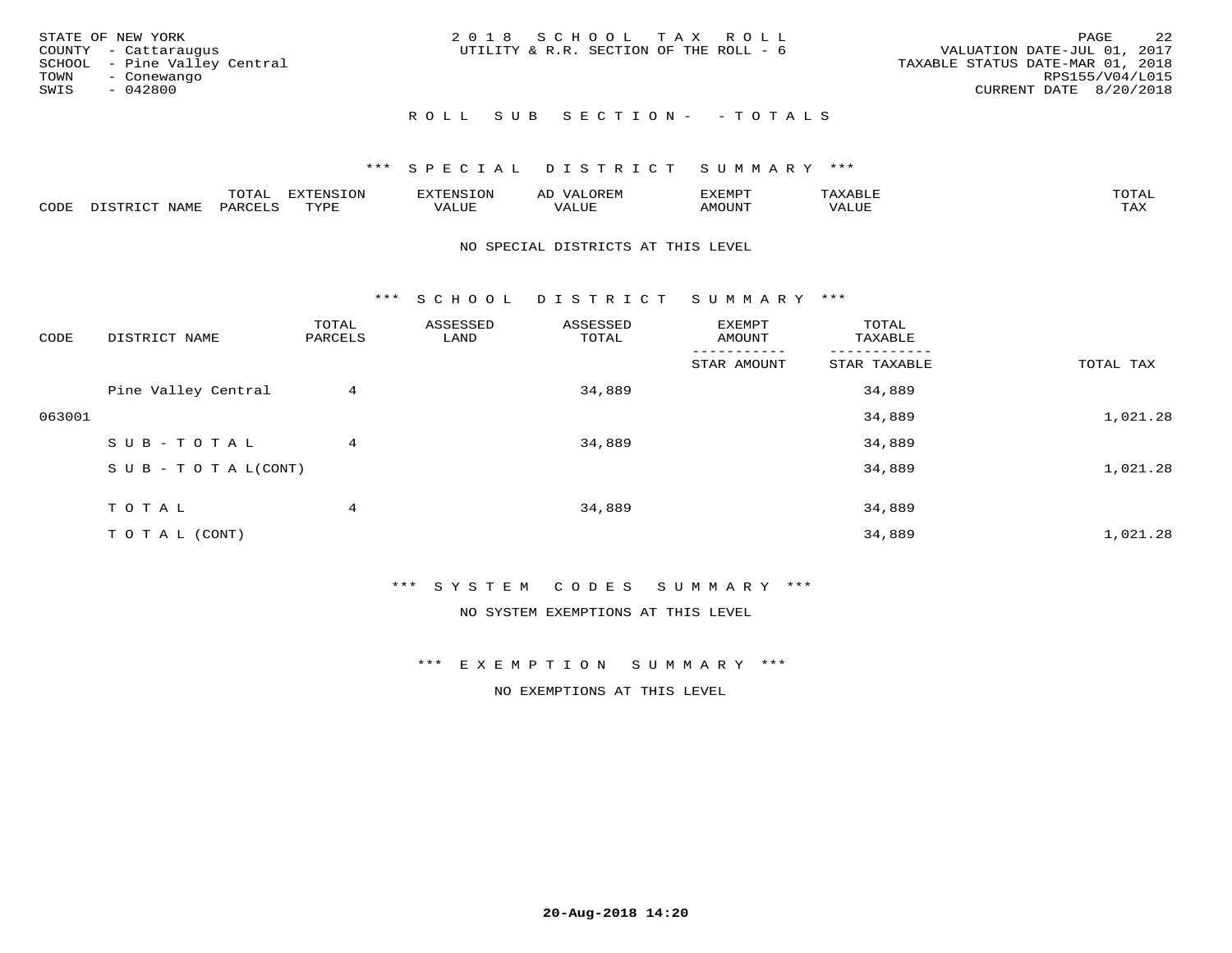STATE OF NEW YORK
COUNTY - Cattaraugus
SCHOOL - Pine Valley Central
TOWN - Conewango
SWIS - 042800

2018 SCHOOL TAX ROLL
UTILITY & R.R. SECTION OF THE ROLL - 6

VALUATION DATE-JUL 01, 2017
TAXABLE STATUS DATE-MAR 01, 2018
RPS155/V04/L015
CURRENT DATE 8/20/2018

## ROLL SUB SECTION- - TOTALS

### *** SPECIAL DISTRICT SUMMARY ***

| CODE | DISTRICT NAME | TOTAL PARCELS | EXTENSION TYPE | EXTENSION VALUE | AD VALOREM VALUE | EXEMPT AMOUNT | TAXABLE VALUE | TOTAL TAX |
|---|---|---|---|---|---|---|---|---|

NO SPECIAL DISTRICTS AT THIS LEVEL

### *** SCHOOL DISTRICT SUMMARY ***

| CODE | DISTRICT NAME | TOTAL PARCELS | ASSESSED LAND | ASSESSED TOTAL | EXEMPT AMOUNT / STAR AMOUNT | TOTAL TAXABLE / STAR TAXABLE | TOTAL TAX |
|---|---|---|---|---|---|---|---|
| | Pine Valley Central | 4 | | 34,889 | | 34,889 | |
| 063001 | | | | | | 34,889 | 1,021.28 |
| | SUB-TOTAL | 4 | | 34,889 | | 34,889 | |
| | SUB-TOTAL(CONT) | | | | | 34,889 | 1,021.28 |
| | TOTAL | 4 | | 34,889 | | 34,889 | |
| | TOTAL (CONT) | | | | | 34,889 | 1,021.28 |

### *** SYSTEM CODES SUMMARY ***

NO SYSTEM EXEMPTIONS AT THIS LEVEL

### *** EXEMPTION SUMMARY ***

NO EXEMPTIONS AT THIS LEVEL

20-Aug-2018 14:20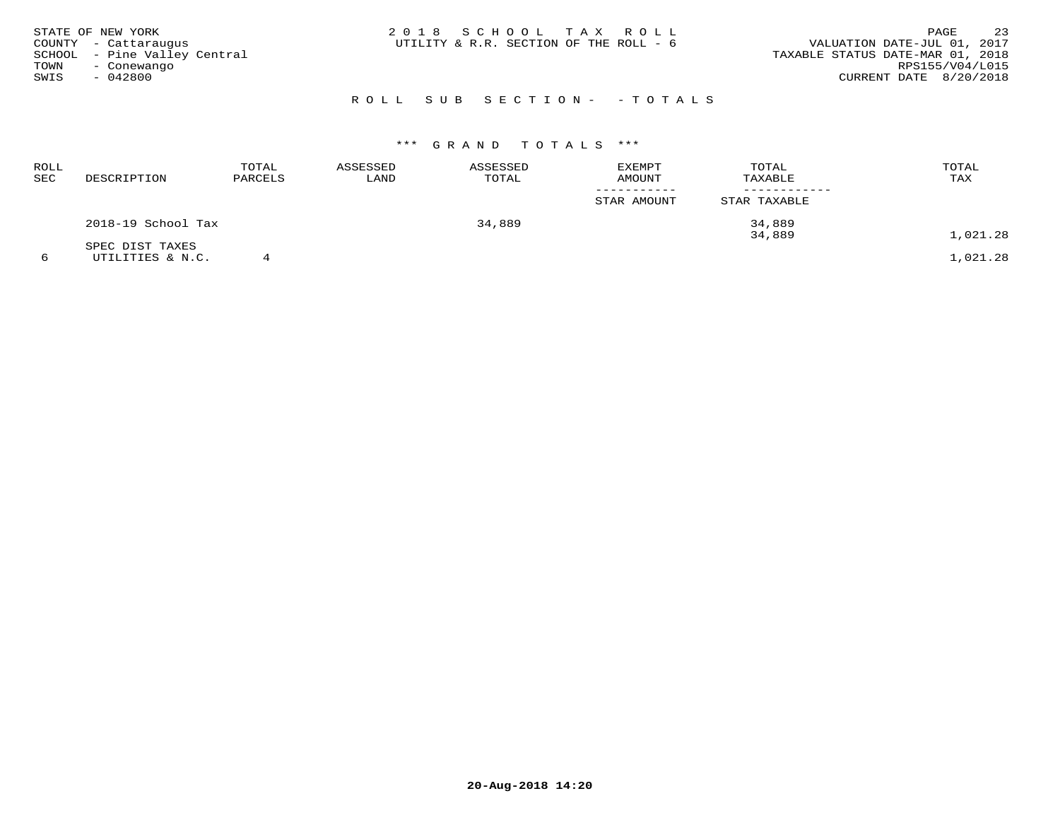STATE OF NEW YORK
COUNTY - Cattaraugus
SCHOOL - Pine Valley Central
TOWN - Conewango
SWIS - 042800

2018 SCHOOL TAX ROLL
UTILITY & R.R. SECTION OF THE ROLL - 6

VALUATION DATE-JUL 01, 2017
TAXABLE STATUS DATE-MAR 01, 2018
RPS155/V04/L015
CURRENT DATE 8/20/2018

ROLL SUB SECTION- - TOTALS

\*\*\* GRAND TOTALS \*\*\*

| ROLL SEC | DESCRIPTION | TOTAL PARCELS | ASSESSED LAND | ASSESSED TOTAL | EXEMPT AMOUNT / STAR AMOUNT | TOTAL TAXABLE / STAR TAXABLE | TOTAL TAX |
|---|---|---|---|---|---|---|---|
| | 2018-19 School Tax | | | 34,889 | | 34,889 | |
| | | | | | | 34,889 | 1,021.28 |
| | SPEC DIST TAXES | | | | | | |
| 6 | UTILITIES & N.C. | 4 | | | | | 1,021.28 |

20-Aug-2018 14:20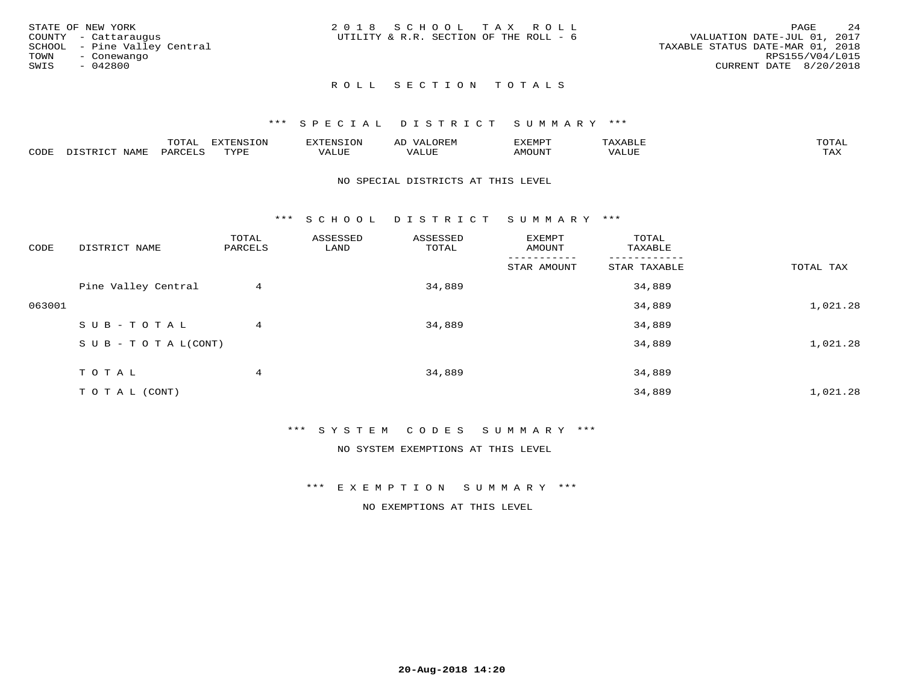STATE OF NEW YORK
COUNTY - Cattaraugus
SCHOOL - Pine Valley Central
TOWN - Conewango
SWIS - 042800

2018 SCHOOL TAX ROLL
UTILITY & R.R. SECTION OF THE ROLL - 6

VALUATION DATE-JUL 01, 2017
TAXABLE STATUS DATE-MAR 01, 2018
RPS155/V04/L015
CURRENT DATE 8/20/2018

## ROLL SECTION TOTALS

### *** SPECIAL DISTRICT SUMMARY ***

| CODE | DISTRICT NAME | TOTAL PARCELS | EXTENSION TYPE | EXTENSION VALUE | AD VALOREM VALUE | EXEMPT AMOUNT | TAXABLE VALUE | TOTAL TAX |
|---|---|---|---|---|---|---|---|---|

NO SPECIAL DISTRICTS AT THIS LEVEL

### *** SCHOOL DISTRICT SUMMARY ***

| CODE | DISTRICT NAME | TOTAL PARCELS | ASSESSED LAND | ASSESSED TOTAL | EXEMPT AMOUNT / STAR AMOUNT | TOTAL TAXABLE / STAR TAXABLE | TOTAL TAX |
|---|---|---|---|---|---|---|---|
| | Pine Valley Central | 4 | | 34,889 | | 34,889 | |
| 063001 | | | | | | 34,889 | 1,021.28 |
| | SUB-TOTAL | 4 | | 34,889 | | 34,889 | |
| | SUB-TOTAL(CONT) | | | | | 34,889 | 1,021.28 |
| | TOTAL | 4 | | 34,889 | | 34,889 | |
| | TOTAL (CONT) | | | | | 34,889 | 1,021.28 |

### *** SYSTEM CODES SUMMARY ***

NO SYSTEM EXEMPTIONS AT THIS LEVEL

### *** EXEMPTION SUMMARY ***

NO EXEMPTIONS AT THIS LEVEL

20-Aug-2018 14:20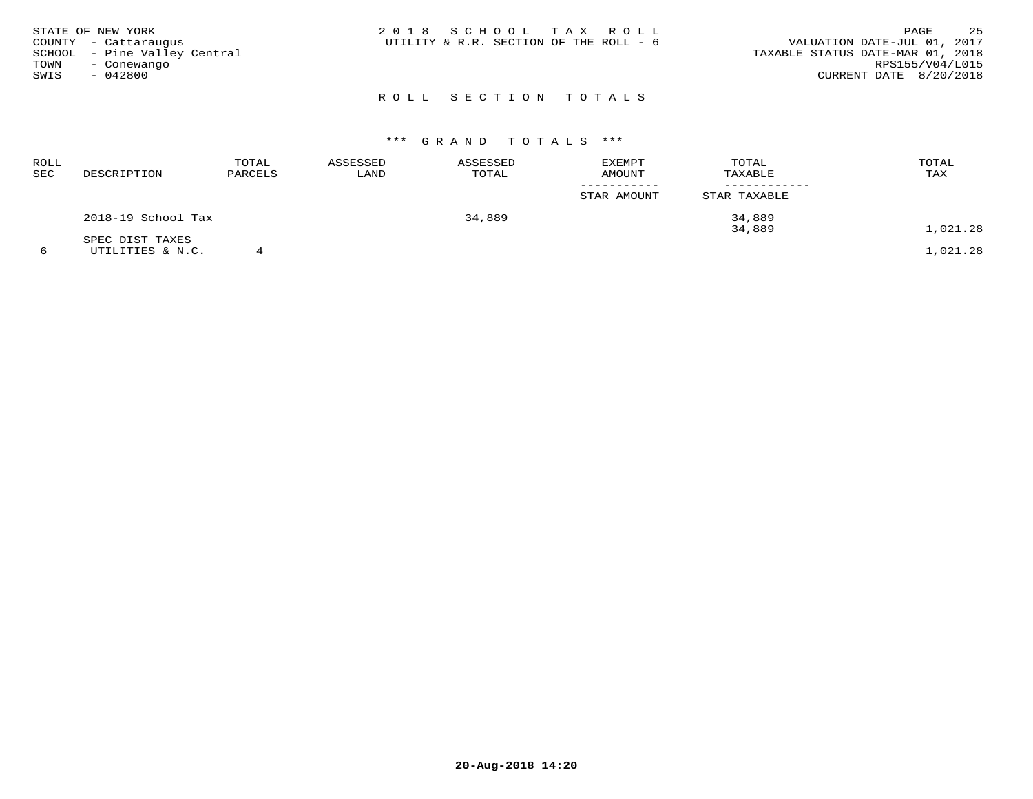STATE OF NEW YORK
COUNTY - Cattaraugus
SCHOOL - Pine Valley Central
TOWN - Conewango
SWIS - 042800

2 0 1 8 S C H O O L T A X R O L L
UTILITY & R.R. SECTION OF THE ROLL - 6

VALUATION DATE-JUL 01, 2017
TAXABLE STATUS DATE-MAR 01, 2018
RPS155/V04/L015
CURRENT DATE 8/20/2018

## R O L L S E C T I O N T O T A L S

### \*\*\* G R A N D T O T A L S \*\*\*

| ROLL SEC | DESCRIPTION | TOTAL PARCELS | ASSESSED LAND | ASSESSED TOTAL | EXEMPT AMOUNT / STAR AMOUNT | TOTAL TAXABLE / STAR TAXABLE | TOTAL TAX |
|---|---|---|---|---|---|---|---|
| | 2018-19 School Tax | | | 34,889 | | 34,889 | |
| | | | | | | 34,889 | 1,021.28 |
| | SPEC DIST TAXES | | | | | | |
| 6 | UTILITIES & N.C. | 4 | | | | | 1,021.28 |

20-Aug-2018 14:20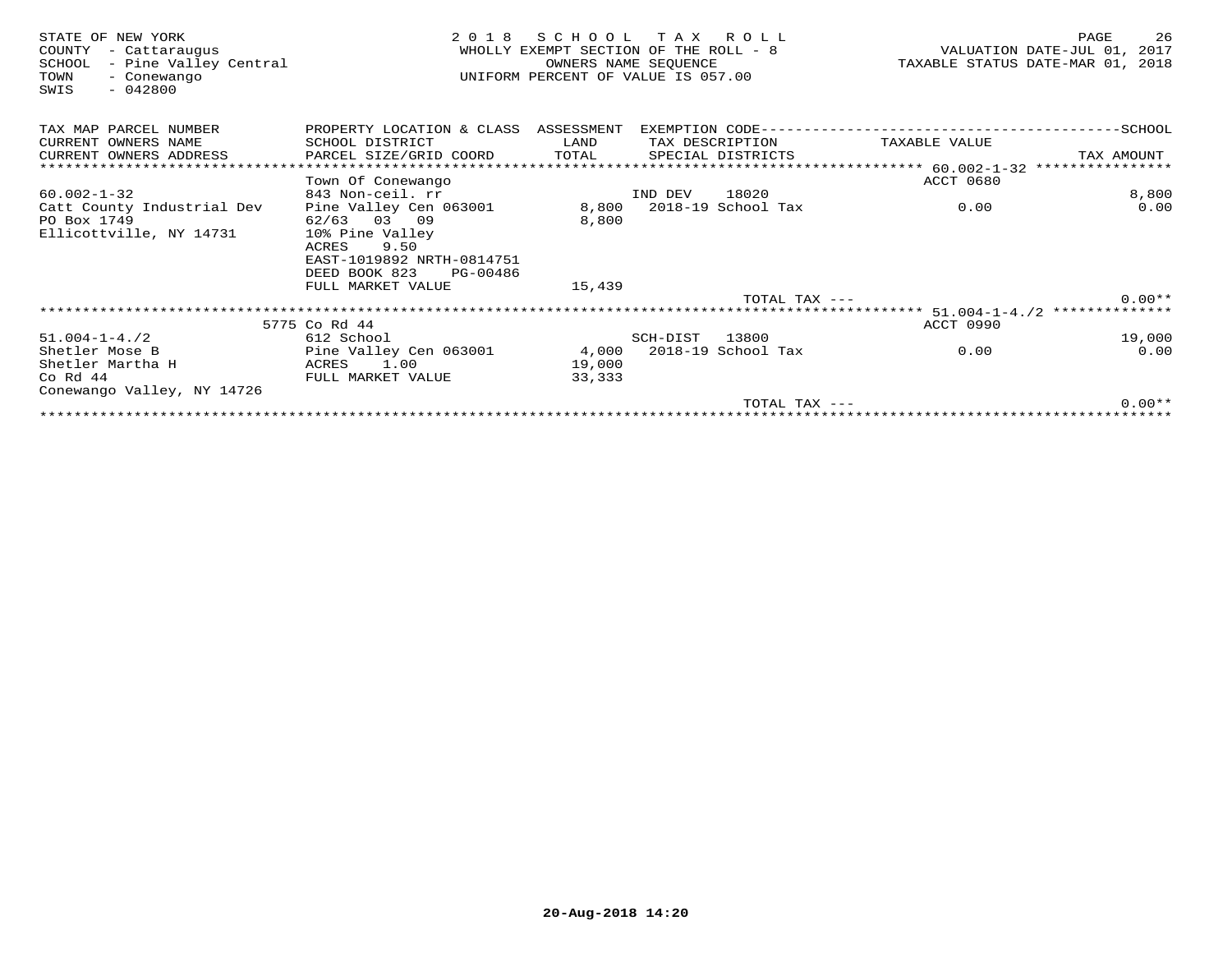STATE OF NEW YORK
COUNTY - Cattaraugus
SCHOOL - Pine Valley Central
TOWN - Conewango
SWIS - 042800

2 0 1 8 S C H O O L T A X R O L L
WHOLLY EXEMPT SECTION OF THE ROLL - 8
OWNERS NAME SEQUENCE
UNIFORM PERCENT OF VALUE IS 057.00

VALUATION DATE-JUL 01, 2017
TAXABLE STATUS DATE-MAR 01, 2018

| TAX MAP PARCEL NUMBER<br>CURRENT OWNERS NAME<br>CURRENT OWNERS ADDRESS | PROPERTY LOCATION & CLASS<br>SCHOOL DISTRICT<br>PARCEL SIZE/GRID COORD | ASSESSMENT<br>LAND<br>TOTAL | EXEMPTION CODE<br>TAX DESCRIPTION<br>SPECIAL DISTRICTS | TAXABLE VALUE | SCHOOL<br>TAX AMOUNT |
|---|---|---|---|---|---|
| **60.002-1-32** | Town Of Conewango | | | ACCT 0680 | |
| 60.002-1-32 | 843 Non-ceil. rr | | IND DEV 18020 | | 8,800 |
| Catt County Industrial Dev | Pine Valley Cen 063001 | 8,800 | 2018-19 School Tax | 0.00 | 0.00 |
| PO Box 1749 | 62/63 03 09 | 8,800 | | | |
| Ellicottville, NY 14731 | 10% Pine Valley | | | | |
| | ACRES 9.50 | | | | |
| | EAST-1019892 NRTH-0814751 | | | | |
| | DEED BOOK 823 PG-00486 | | | | |
| | FULL MARKET VALUE | 15,439 | | | |
| | | | TOTAL TAX --- | | 0.00** |
| **51.004-1-4./2** | 5775 Co Rd 44 | | | ACCT 0990 | |
| 51.004-1-4./2 | 612 School | | SCH-DIST 13800 | | 19,000 |
| Shetler Mose B | Pine Valley Cen 063001 | 4,000 | 2018-19 School Tax | 0.00 | 0.00 |
| Shetler Martha H | ACRES 1.00 | 19,000 | | | |
| Co Rd 44 | FULL MARKET VALUE | 33,333 | | | |
| Conewango Valley, NY 14726 | | | | | |
| | | | TOTAL TAX --- | | 0.00** |

20-Aug-2018 14:20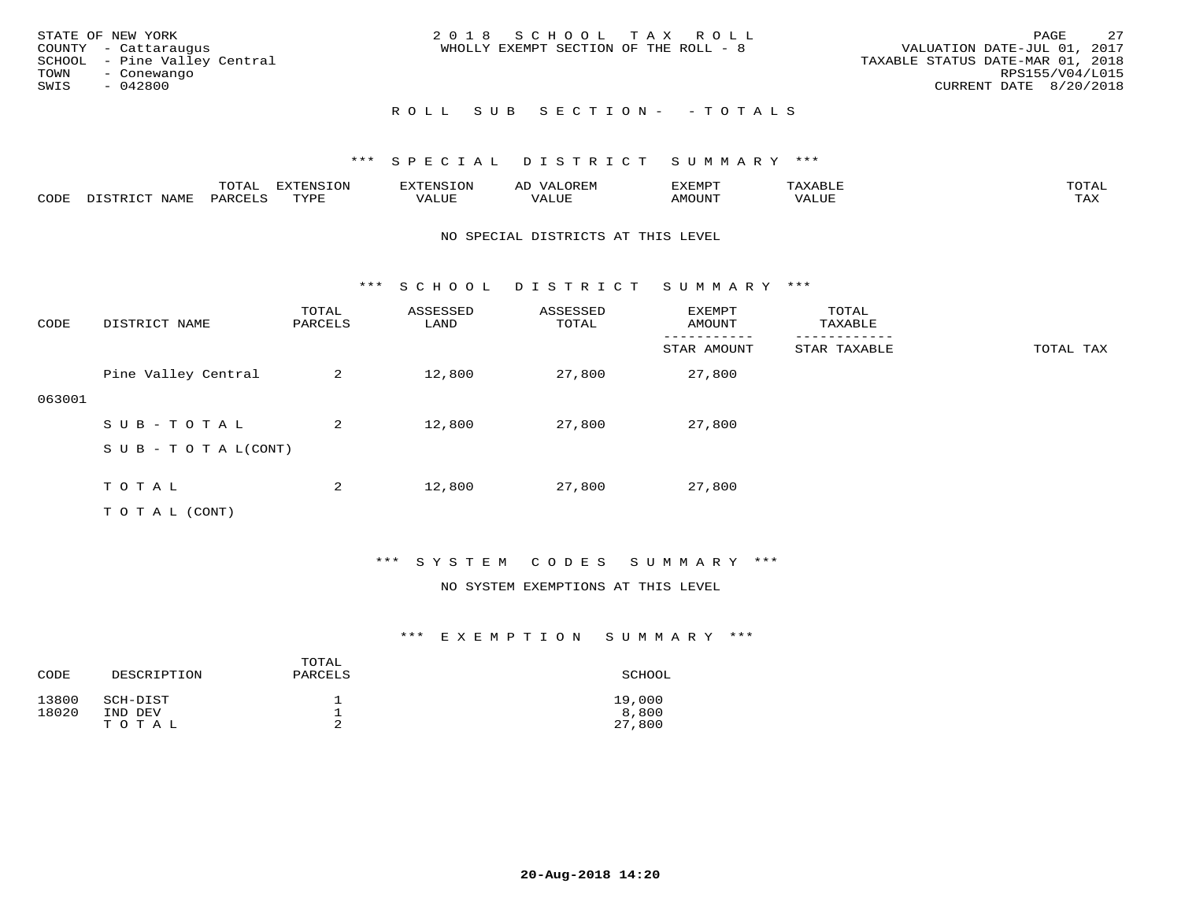STATE OF NEW YORK
COUNTY - Cattaraugus
SCHOOL - Pine Valley Central
TOWN - Conewango
SWIS - 042800

2018 SCHOOL TAX ROLL
WHOLLY EXEMPT SECTION OF THE ROLL - 8

VALUATION DATE-JUL 01, 2017
TAXABLE STATUS DATE-MAR 01, 2018
RPS155/V04/L015
CURRENT DATE 8/20/2018

## ROLL SUB SECTION - - TOTALS

### *** SPECIAL DISTRICT SUMMARY ***

| CODE | DISTRICT NAME | TOTAL PARCELS | EXTENSION TYPE | EXTENSION VALUE | AD VALOREM VALUE | EXEMPT AMOUNT | TAXABLE VALUE | TOTAL TAX |
|---|---|---|---|---|---|---|---|---|

NO SPECIAL DISTRICTS AT THIS LEVEL

### *** SCHOOL DISTRICT SUMMARY ***

| CODE | DISTRICT NAME | TOTAL PARCELS | ASSESSED LAND | ASSESSED TOTAL | EXEMPT AMOUNT / STAR AMOUNT | TOTAL TAXABLE / STAR TAXABLE | TOTAL TAX |
|---|---|---|---|---|---|---|---|
| 063001 | Pine Valley Central | 2 | 12,800 | 27,800 | 27,800 | | |
| | SUB-TOTAL | 2 | 12,800 | 27,800 | 27,800 | | |
| | SUB-TOTAL(CONT) | | | | | | |
| | TOTAL | 2 | 12,800 | 27,800 | 27,800 | | |
| | TOTAL (CONT) | | | | | | |

### *** SYSTEM CODES SUMMARY ***

NO SYSTEM EXEMPTIONS AT THIS LEVEL

### *** EXEMPTION SUMMARY ***

| CODE | DESCRIPTION | TOTAL PARCELS | SCHOOL |
|---|---|---|---|
| 13800 | SCH-DIST | 1 | 19,000 |
| 18020 | IND DEV | 1 | 8,800 |
| | TOTAL | 2 | 27,800 |

20-Aug-2018 14:20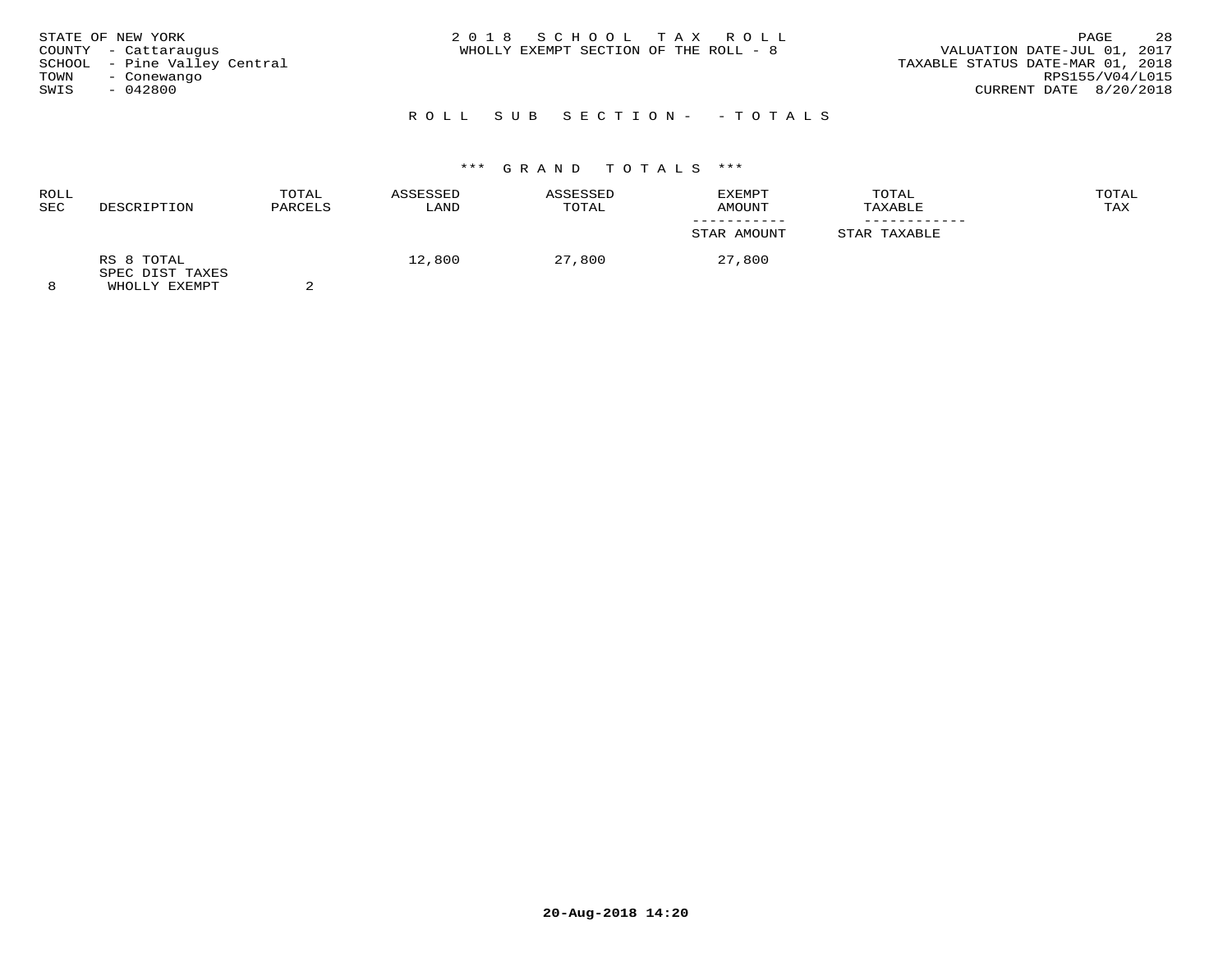STATE OF NEW YORK
COUNTY - Cattaraugus
SCHOOL - Pine Valley Central
TOWN - Conewango
SWIS - 042800

2018 SCHOOL TAX ROLL
WHOLLY EXEMPT SECTION OF THE ROLL - 8

VALUATION DATE-JUL 01, 2017
TAXABLE STATUS DATE-MAR 01, 2018
RPS155/V04/L015
CURRENT DATE 8/20/2018

## ROLL SUB SECTION- - TOTALS

### *** GRAND TOTALS ***

| ROLL SEC | DESCRIPTION | TOTAL PARCELS | ASSESSED LAND | ASSESSED TOTAL | EXEMPT AMOUNT / STAR AMOUNT | TOTAL TAXABLE / STAR TAXABLE | TOTAL TAX |
|---|---|---|---|---|---|---|---|
| 8 | RS 8 TOTAL<br>SPEC DIST TAXES<br>WHOLLY EXEMPT | 2 | 12,800 | 27,800 | 27,800 | | |

20-Aug-2018 14:20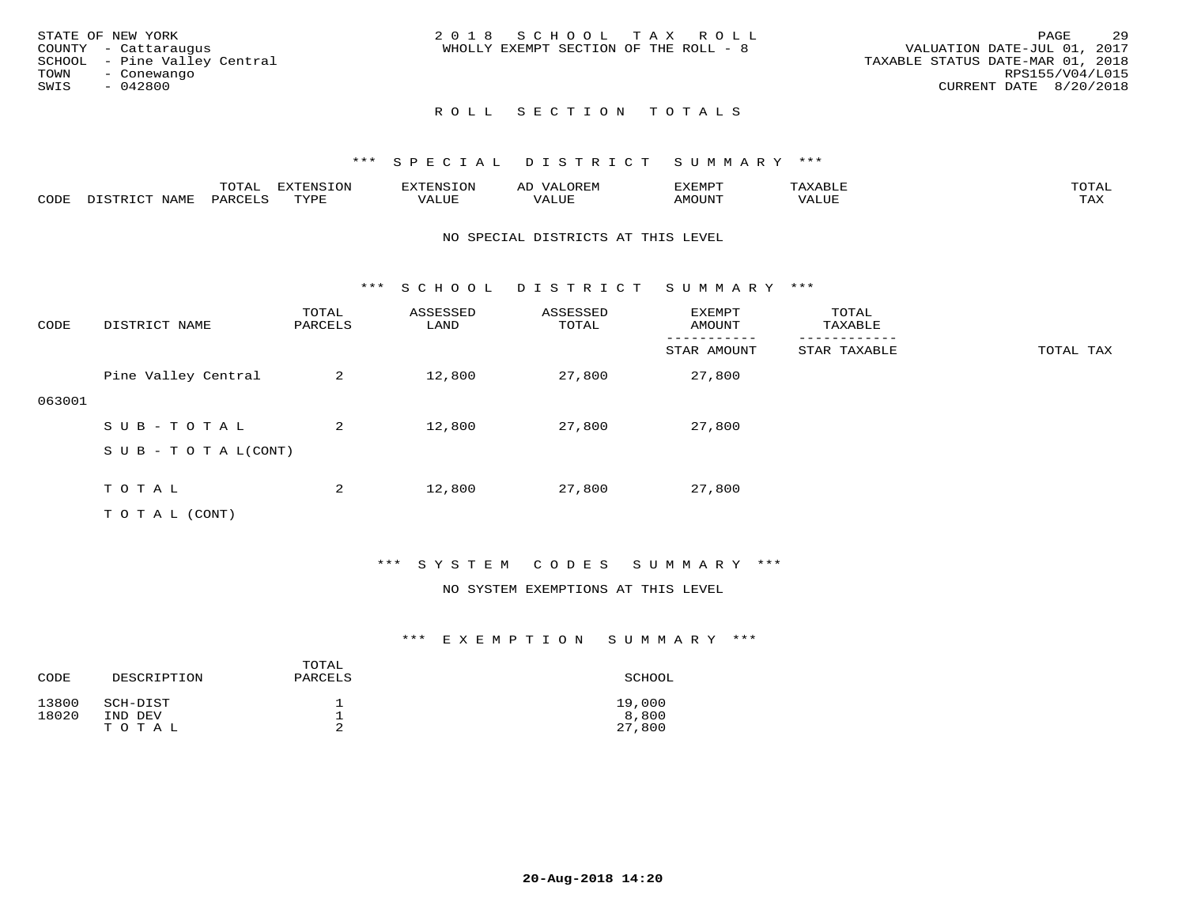STATE OF NEW YORK
COUNTY - Cattaraugus
SCHOOL - Pine Valley Central
TOWN - Conewango
SWIS - 042800

2 0 1 8 S C H O O L T A X R O L L
WHOLLY EXEMPT SECTION OF THE ROLL - 8

VALUATION DATE-JUL 01, 2017
TAXABLE STATUS DATE-MAR 01, 2018
RPS155/V04/L015
CURRENT DATE 8/20/2018

## R O L L S E C T I O N T O T A L S

### *** S P E C I A L D I S T R I C T S U M M A R Y ***

| CODE | DISTRICT NAME | TOTAL PARCELS | EXTENSION TYPE | EXTENSION VALUE | AD VALOREM VALUE | EXEMPT AMOUNT | TAXABLE VALUE | TOTAL TAX |
|---|---|---|---|---|---|---|---|---|

NO SPECIAL DISTRICTS AT THIS LEVEL

### *** S C H O O L D I S T R I C T S U M M A R Y ***

| CODE | DISTRICT NAME | TOTAL PARCELS | ASSESSED LAND | ASSESSED TOTAL | EXEMPT AMOUNT / STAR AMOUNT | TOTAL TAXABLE / STAR TAXABLE | TOTAL TAX |
|---|---|---|---|---|---|---|---|
| 063001 | Pine Valley Central | 2 | 12,800 | 27,800 | 27,800 | | |
| | S U B - T O T A L | 2 | 12,800 | 27,800 | 27,800 | | |
| | S U B - T O T A L(CONT) | | | | | | |
| | T O T A L | 2 | 12,800 | 27,800 | 27,800 | | |
| | T O T A L (CONT) | | | | | | |

### *** S Y S T E M C O D E S S U M M A R Y ***

NO SYSTEM EXEMPTIONS AT THIS LEVEL

### *** E X E M P T I O N S U M M A R Y ***

| CODE | DESCRIPTION | TOTAL PARCELS | SCHOOL |
|---|---|---|---|
| 13800 | SCH-DIST | 1 | 19,000 |
| 18020 | IND DEV | 1 | 8,800 |
| | T O T A L | 2 | 27,800 |

20-Aug-2018 14:20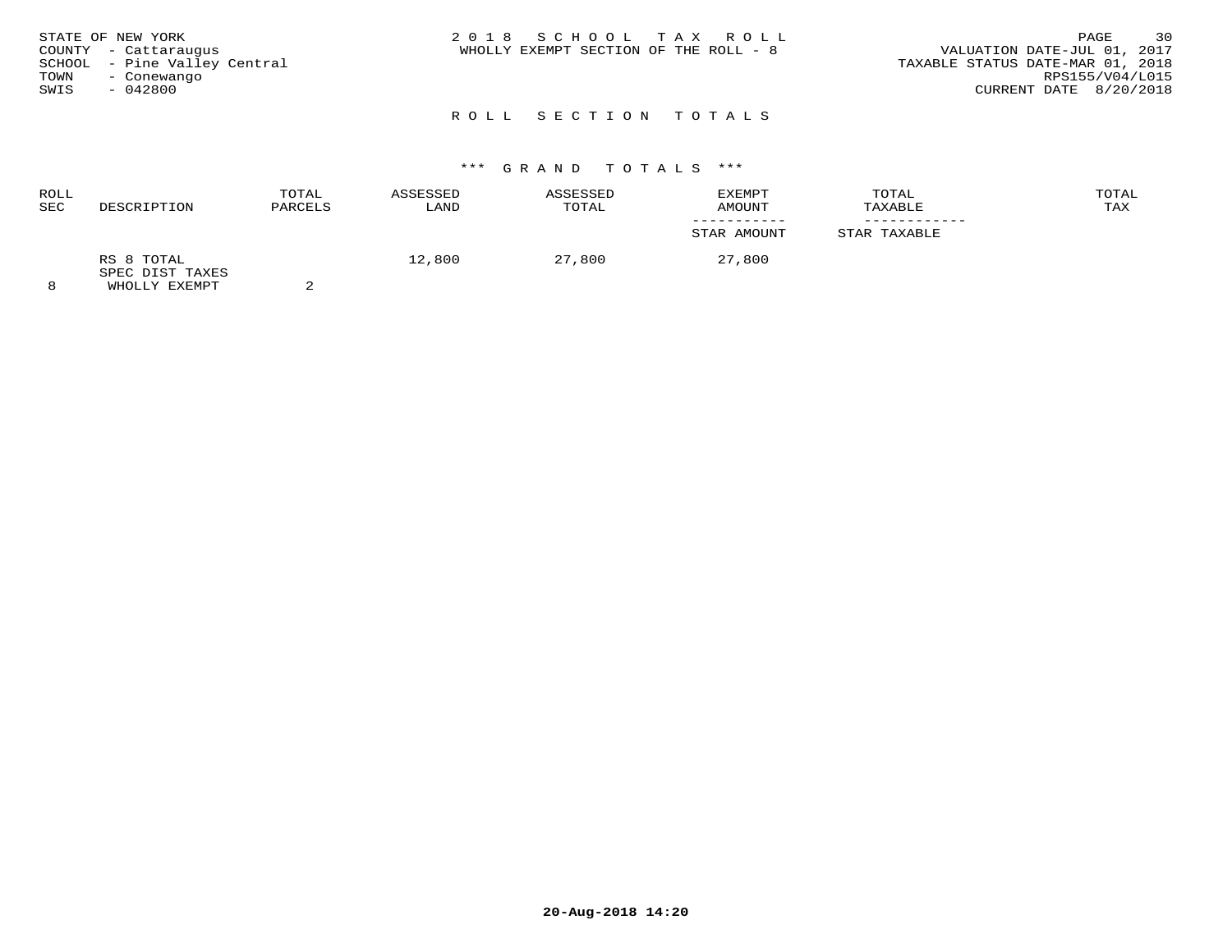STATE OF NEW YORK
COUNTY - Cattaraugus
SCHOOL - Pine Valley Central
TOWN - Conewango
SWIS - 042800

# 2018 SCHOOL TAX ROLL

WHOLLY EXEMPT SECTION OF THE ROLL - 8

VALUATION DATE-JUL 01, 2017
TAXABLE STATUS DATE-MAR 01, 2018
RPS155/V04/L015
CURRENT DATE 8/20/2018

## ROLL SECTION TOTALS

### *** GRAND TOTALS ***

| ROLL SEC | DESCRIPTION | TOTAL PARCELS | ASSESSED LAND | ASSESSED TOTAL | EXEMPT AMOUNT / STAR AMOUNT | TOTAL TAXABLE / STAR TAXABLE | TOTAL TAX |
|---|---|---|---|---|---|---|---|
| 8 | RS 8 TOTAL SPEC DIST TAXES WHOLLY EXEMPT | 2 | 12,800 | 27,800 | 27,800 | | |

20-Aug-2018 14:20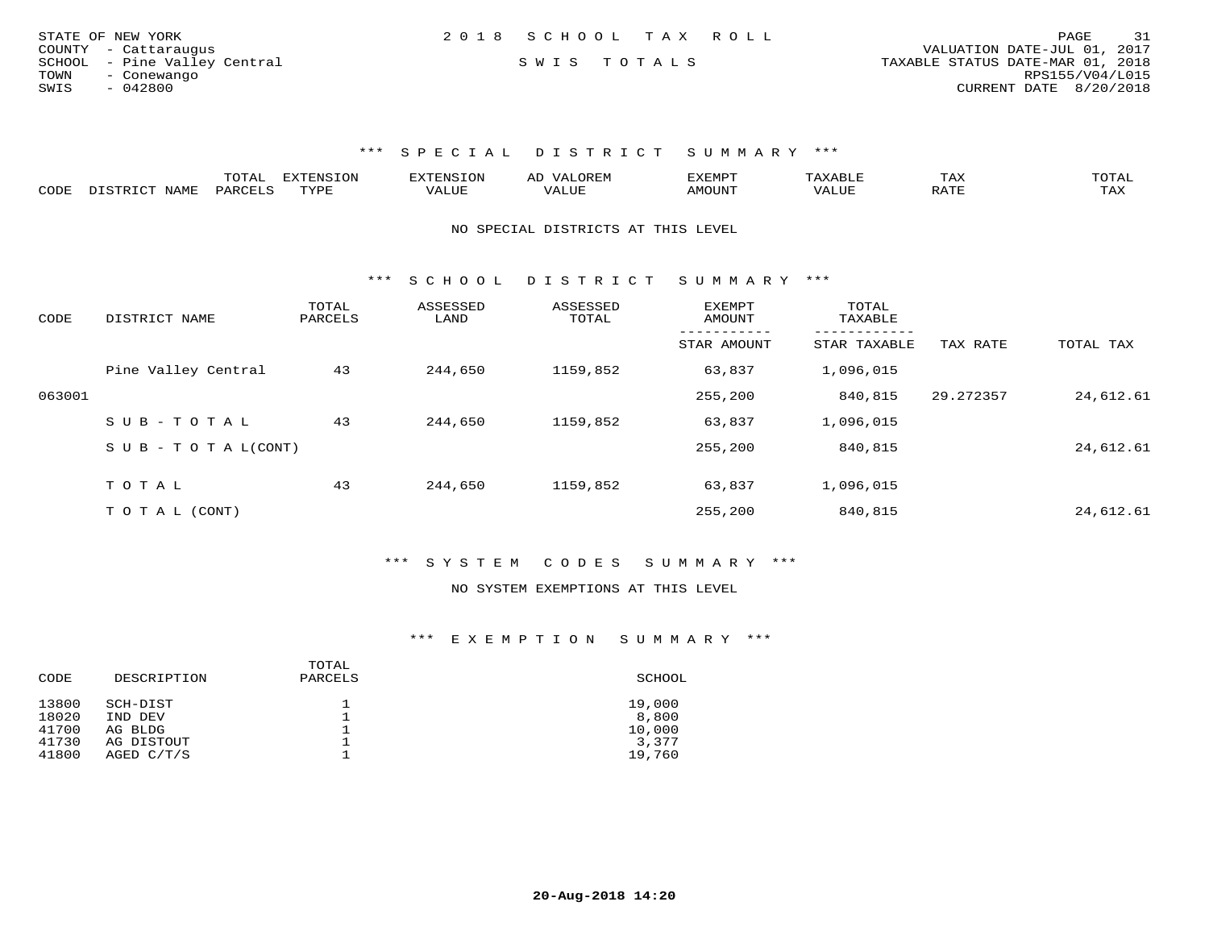STATE OF NEW YORK
COUNTY - Cattaraugus
SCHOOL - Pine Valley Central
TOWN - Conewango
SWIS - 042800

2 0 1 8 S C H O O L T A X R O L L

S W I S T O T A L S

VALUATION DATE-JUL 01, 2017
TAXABLE STATUS DATE-MAR 01, 2018
RPS155/V04/L015
CURRENT DATE 8/20/2018

### *** S P E C I A L D I S T R I C T S U M M A R Y ***

| CODE | DISTRICT NAME | TOTAL PARCELS | EXTENSION TYPE | EXTENSION VALUE | AD VALOREM VALUE | EXEMPT AMOUNT | TAXABLE VALUE | TAX RATE | TOTAL TAX |
|---|---|---|---|---|---|---|---|---|---|

NO SPECIAL DISTRICTS AT THIS LEVEL

### *** S C H O O L D I S T R I C T S U M M A R Y ***

| CODE | DISTRICT NAME | TOTAL PARCELS | ASSESSED LAND | ASSESSED TOTAL | EXEMPT AMOUNT / STAR AMOUNT | TOTAL TAXABLE / STAR TAXABLE | TAX RATE | TOTAL TAX |
|---|---|---|---|---|---|---|---|---|
| | Pine Valley Central | 43 | 244,650 | 1159,852 | 63,837 | 1,096,015 | | |
| 063001 | | | | | 255,200 | 840,815 | 29.272357 | 24,612.61 |
| | S U B - T O T A L | 43 | 244,650 | 1159,852 | 63,837 | 1,096,015 | | |
| | S U B - T O T A L(CONT) | | | | 255,200 | 840,815 | | 24,612.61 |
| | T O T A L | 43 | 244,650 | 1159,852 | 63,837 | 1,096,015 | | |
| | T O T A L (CONT) | | | | 255,200 | 840,815 | | 24,612.61 |

### *** S Y S T E M C O D E S S U M M A R Y ***

NO SYSTEM EXEMPTIONS AT THIS LEVEL

### *** E X E M P T I O N S U M M A R Y ***

| CODE | DESCRIPTION | TOTAL PARCELS | SCHOOL |
|---|---|---|---|
| 13800 | SCH-DIST | 1 | 19,000 |
| 18020 | IND DEV | 1 | 8,800 |
| 41700 | AG BLDG | 1 | 10,000 |
| 41730 | AG DISTOUT | 1 | 3,377 |
| 41800 | AGED C/T/S | 1 | 19,760 |

20-Aug-2018 14:20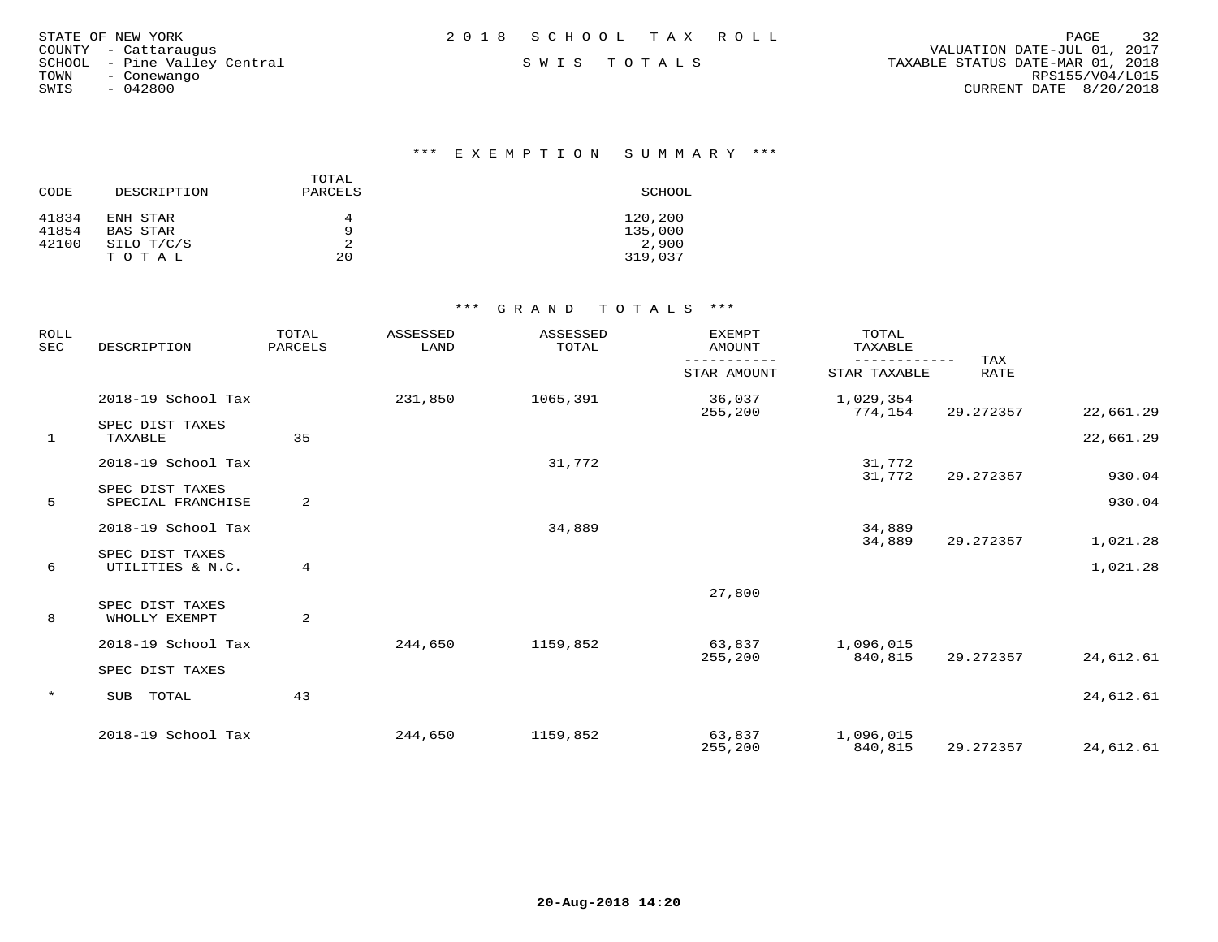STATE OF NEW YORK
COUNTY - Cattaraugus
SCHOOL - Pine Valley Central
TOWN - Conewango
SWIS - 042800

2 0 1 8 S C H O O L T A X R O L L

S W I S T O T A L S

VALUATION DATE-JUL 01, 2017
TAXABLE STATUS DATE-MAR 01, 2018
RPS155/V04/L015
CURRENT DATE 8/20/2018

## *** E X E M P T I O N S U M M A R Y ***

| CODE | DESCRIPTION | TOTAL PARCELS | SCHOOL |
|---|---|---|---|
| 41834 | ENH STAR | 4 | 120,200 |
| 41854 | BAS STAR | 9 | 135,000 |
| 42100 | SILO T/C/S | 2 | 2,900 |
| | T O T A L | 20 | 319,037 |

## *** G R A N D T O T A L S ***

| ROLL SEC | DESCRIPTION | TOTAL PARCELS | ASSESSED LAND | ASSESSED TOTAL | EXEMPT AMOUNT / STAR AMOUNT | TOTAL TAXABLE / STAR TAXABLE | TAX RATE | |
|---|---|---|---|---|---|---|---|---|
| | 2018-19 School Tax | | 231,850 | 1065,391 | 36,037 | 1,029,354 | | |
| | | | | | 255,200 | 774,154 | 29.272357 | 22,661.29 |
| | SPEC DIST TAXES | | | | | | | |
| 1 | TAXABLE | 35 | | | | | | 22,661.29 |
| | 2018-19 School Tax | | | 31,772 | | 31,772 | | |
| | | | | | | 31,772 | 29.272357 | 930.04 |
| | SPEC DIST TAXES | | | | | | | |
| 5 | SPECIAL FRANCHISE | 2 | | | | | | 930.04 |
| | 2018-19 School Tax | | | 34,889 | | 34,889 | | |
| | | | | | | 34,889 | 29.272357 | 1,021.28 |
| | SPEC DIST TAXES | | | | | | | |
| 6 | UTILITIES & N.C. | 4 | | | | | | 1,021.28 |
| | | | | | 27,800 | | | |
| | SPEC DIST TAXES | | | | | | | |
| 8 | WHOLLY EXEMPT | 2 | | | | | | |
| | 2018-19 School Tax | | 244,650 | 1159,852 | 63,837 | 1,096,015 | | |
| | | | | | 255,200 | 840,815 | 29.272357 | 24,612.61 |
| | SPEC DIST TAXES | | | | | | | |
| * | SUB TOTAL | 43 | | | | | | 24,612.61 |
| | 2018-19 School Tax | | 244,650 | 1159,852 | 63,837 | 1,096,015 | | |
| | | | | | 255,200 | 840,815 | 29.272357 | 24,612.61 |

20-Aug-2018 14:20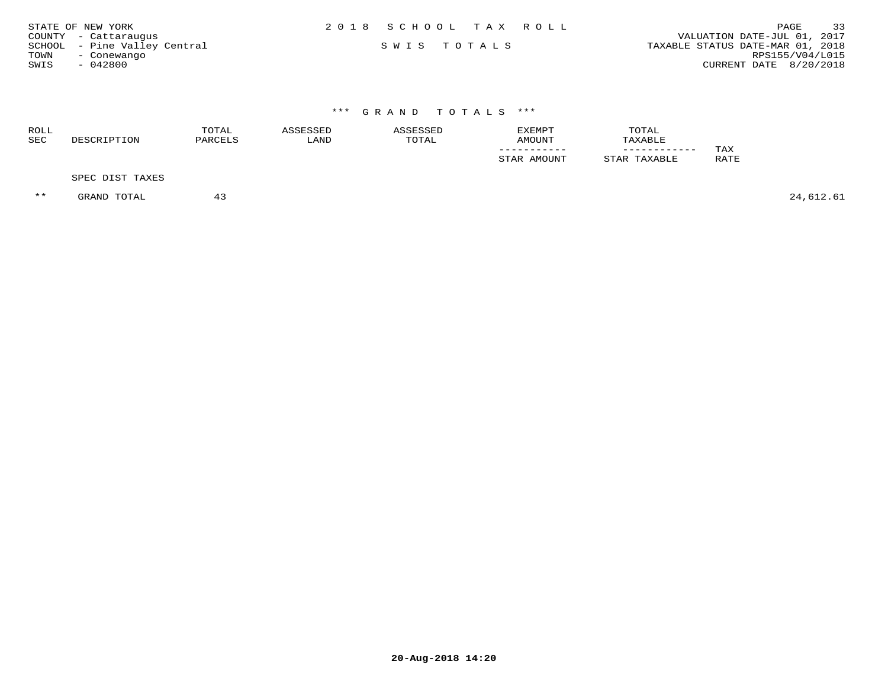STATE OF NEW YORK
COUNTY - Cattaraugus
SCHOOL - Pine Valley Central
TOWN - Conewango
SWIS - 042800

# 2018 SCHOOL TAX ROLL

SWIS TOTALS

VALUATION DATE-JUL 01, 2017
TAXABLE STATUS DATE-MAR 01, 2018
RPS155/V04/L015
CURRENT DATE 8/20/2018

## *** GRAND TOTALS ***

| ROLL SEC | DESCRIPTION | TOTAL PARCELS | ASSESSED LAND | ASSESSED TOTAL | EXEMPT AMOUNT / STAR AMOUNT | TOTAL TAXABLE / STAR TAXABLE | TAX RATE | |
|---|---|---|---|---|---|---|---|---|
| | SPEC DIST TAXES | | | | | | | |
| ** | GRAND TOTAL | 43 | | | | | | 24,612.61 |

20-Aug-2018 14:20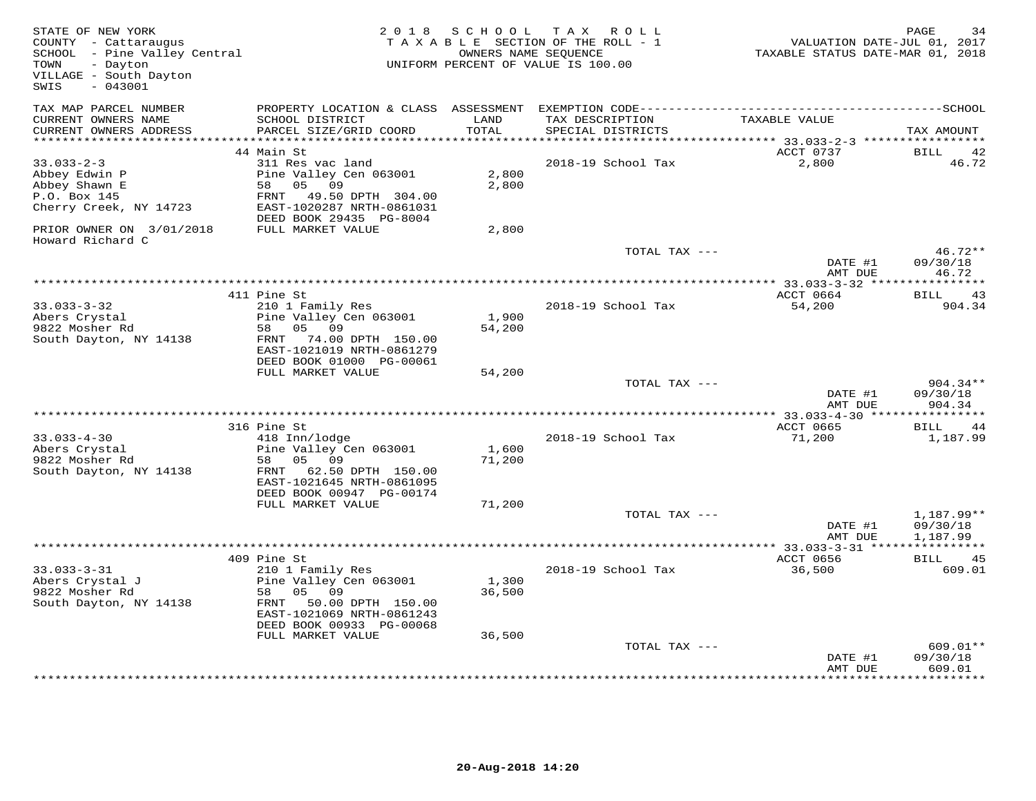STATE OF NEW YORK
COUNTY - Cattaraugus
SCHOOL - Pine Valley Central
TOWN - Dayton
VILLAGE - South Dayton
SWIS - 043001

2018 SCHOOL TAX ROLL
TAXABLE SECTION OF THE ROLL - 1
OWNERS NAME SEQUENCE
UNIFORM PERCENT OF VALUE IS 100.00

VALUATION DATE-JUL 01, 2017
TAXABLE STATUS DATE-MAR 01, 2018

| TAX MAP PARCEL NUMBER / CURRENT OWNERS NAME / CURRENT OWNERS ADDRESS | PROPERTY LOCATION & CLASS / SCHOOL DISTRICT / PARCEL SIZE/GRID COORD | ASSESSMENT LAND / TOTAL | EXEMPTION CODE / TAX DESCRIPTION / SPECIAL DISTRICTS | TAXABLE VALUE | TAX AMOUNT |
|---|---|---|---|---|---|
| 33.033-2-3 | 44 Main St | | | ACCT 0737 | BILL 42 |
| Abbey Edwin P | 311 Res vac land | | 2018-19 School Tax | 2,800 | 46.72 |
| Abbey Shawn E | Pine Valley Cen 063001 | 2,800 | | | |
| P.O. Box 145 | 58 05 09 | 2,800 | | | |
| Cherry Creek, NY 14723 | FRNT 49.50 DPTH 304.00 | | | | |
| | EAST-1020287 NRTH-0861031 | | | | |
| | DEED BOOK 29435 PG-8004 | | | | |
| PRIOR OWNER ON 3/01/2018 Howard Richard C | FULL MARKET VALUE | 2,800 | | | |
| | | | TOTAL TAX --- | | 46.72** |
| | | | | DATE #1 | 09/30/18 |
| | | | | AMT DUE | 46.72 |
| 33.033-3-32 | 411 Pine St | | | ACCT 0664 | BILL 43 |
| Abers Crystal | 210 1 Family Res | | 2018-19 School Tax | 54,200 | 904.34 |
| 9822 Mosher Rd | Pine Valley Cen 063001 | 1,900 | | | |
| South Dayton, NY 14138 | 58 05 09 | 54,200 | | | |
| | FRNT 74.00 DPTH 150.00 | | | | |
| | EAST-1021019 NRTH-0861279 | | | | |
| | DEED BOOK 01000 PG-00061 | | | | |
| | FULL MARKET VALUE | 54,200 | | | |
| | | | TOTAL TAX --- | | 904.34** |
| | | | | DATE #1 | 09/30/18 |
| | | | | AMT DUE | 904.34 |
| 33.033-4-30 | 316 Pine St | | | ACCT 0665 | BILL 44 |
| Abers Crystal | 418 Inn/lodge | | 2018-19 School Tax | 71,200 | 1,187.99 |
| 9822 Mosher Rd | Pine Valley Cen 063001 | 1,600 | | | |
| South Dayton, NY 14138 | 58 05 09 | 71,200 | | | |
| | FRNT 62.50 DPTH 150.00 | | | | |
| | EAST-1021645 NRTH-0861095 | | | | |
| | DEED BOOK 00947 PG-00174 | | | | |
| | FULL MARKET VALUE | 71,200 | | | |
| | | | TOTAL TAX --- | | 1,187.99** |
| | | | | DATE #1 | 09/30/18 |
| | | | | AMT DUE | 1,187.99 |
| 33.033-3-31 | 409 Pine St | | | ACCT 0656 | BILL 45 |
| Abers Crystal J | 210 1 Family Res | | 2018-19 School Tax | 36,500 | 609.01 |
| 9822 Mosher Rd | Pine Valley Cen 063001 | 1,300 | | | |
| South Dayton, NY 14138 | 58 05 09 | 36,500 | | | |
| | FRNT 50.00 DPTH 150.00 | | | | |
| | EAST-1021069 NRTH-0861243 | | | | |
| | DEED BOOK 00933 PG-00068 | | | | |
| | FULL MARKET VALUE | 36,500 | | | |
| | | | TOTAL TAX --- | | 609.01** |
| | | | | DATE #1 | 09/30/18 |
| | | | | AMT DUE | 609.01 |

20-Aug-2018 14:20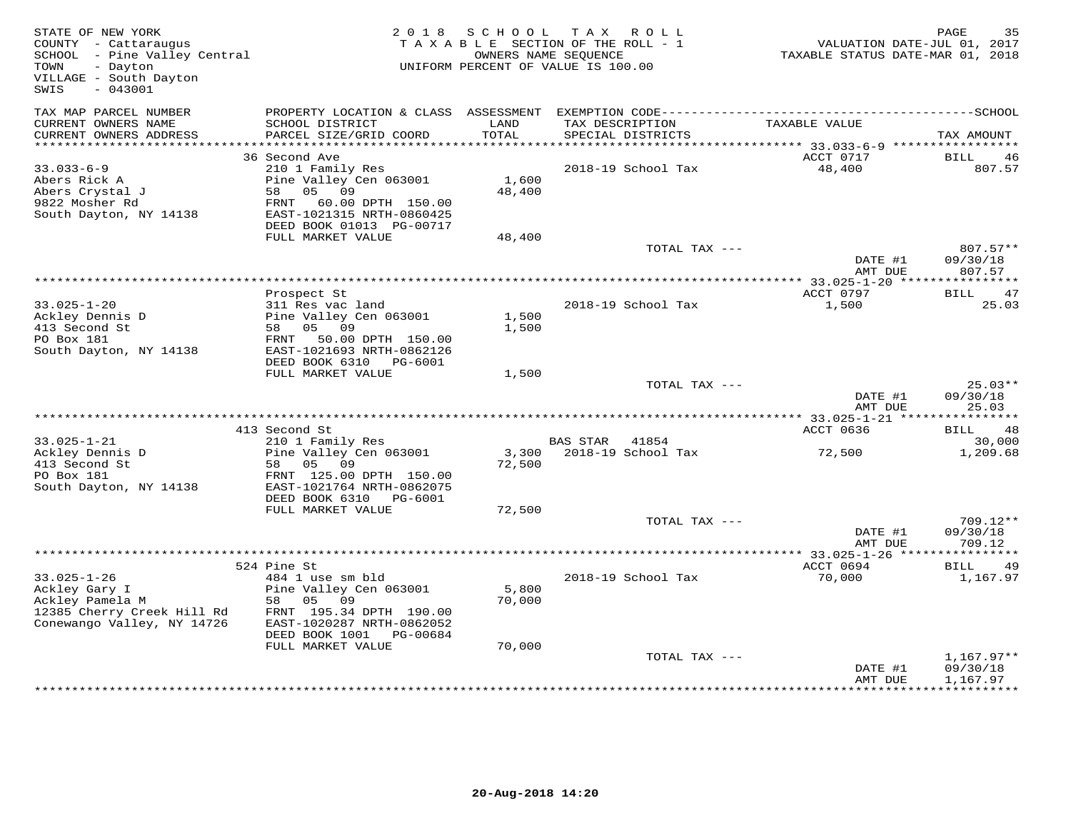STATE OF NEW YORK
COUNTY - Cattaraugus
SCHOOL - Pine Valley Central
TOWN - Dayton
VILLAGE - South Dayton
SWIS - 043001

2018 SCHOOL TAX ROLL
TAXABLE SECTION OF THE ROLL - 1
OWNERS NAME SEQUENCE
UNIFORM PERCENT OF VALUE IS 100.00

VALUATION DATE-JUL 01, 2017
TAXABLE STATUS DATE-MAR 01, 2018

| TAX MAP PARCEL NUMBER / CURRENT OWNERS NAME / CURRENT OWNERS ADDRESS | PROPERTY LOCATION & CLASS / SCHOOL DISTRICT / PARCEL SIZE/GRID COORD | ASSESSMENT LAND / TOTAL | EXEMPTION CODE / TAX DESCRIPTION / SPECIAL DISTRICTS | TAXABLE VALUE | SCHOOL TAX AMOUNT |
|---|---|---|---|---|---|
| | 36 Second Ave | | | ACCT 0717 | BILL 46 |
| 33.033-6-9 | 210 1 Family Res | | 2018-19 School Tax | 48,400 | 807.57 |
| Abers Rick A | Pine Valley Cen 063001 | 1,600 | | | |
| Abers Crystal J | 58 05 09 | 48,400 | | | |
| 9822 Mosher Rd | FRNT 60.00 DPTH 150.00 | | | | |
| South Dayton, NY 14138 | EAST-1021315 NRTH-0860425 | | | | |
| | DEED BOOK 01013 PG-00717 | | | | |
| | FULL MARKET VALUE | 48,400 | | | |
| | | | TOTAL TAX --- | | 807.57** |
| | | | | DATE #1 | 09/30/18 |
| | | | | AMT DUE | 807.57 |
| | Prospect St | | | ACCT 0797 | BILL 47 |
| 33.025-1-20 | 311 Res vac land | | 2018-19 School Tax | 1,500 | 25.03 |
| Ackley Dennis D | Pine Valley Cen 063001 | 1,500 | | | |
| 413 Second St | 58 05 09 | 1,500 | | | |
| PO Box 181 | FRNT 50.00 DPTH 150.00 | | | | |
| South Dayton, NY 14138 | EAST-1021693 NRTH-0862126 | | | | |
| | DEED BOOK 6310 PG-6001 | | | | |
| | FULL MARKET VALUE | 1,500 | | | |
| | | | TOTAL TAX --- | | 25.03** |
| | | | | DATE #1 | 09/30/18 |
| | | | | AMT DUE | 25.03 |
| | 413 Second St | | | ACCT 0636 | BILL 48 |
| 33.025-1-21 | 210 1 Family Res | | BAS STAR 41854 | | 30,000 |
| Ackley Dennis D | Pine Valley Cen 063001 | 3,300 | 2018-19 School Tax | 72,500 | 1,209.68 |
| 413 Second St | 58 05 09 | 72,500 | | | |
| PO Box 181 | FRNT 125.00 DPTH 150.00 | | | | |
| South Dayton, NY 14138 | EAST-1021764 NRTH-0862075 | | | | |
| | DEED BOOK 6310 PG-6001 | | | | |
| | FULL MARKET VALUE | 72,500 | | | |
| | | | TOTAL TAX --- | | 709.12** |
| | | | | DATE #1 | 09/30/18 |
| | | | | AMT DUE | 709.12 |
| | 524 Pine St | | | ACCT 0694 | BILL 49 |
| 33.025-1-26 | 484 1 use sm bld | | 2018-19 School Tax | 70,000 | 1,167.97 |
| Ackley Gary I | Pine Valley Cen 063001 | 5,800 | | | |
| Ackley Pamela M | 58 05 09 | 70,000 | | | |
| 12385 Cherry Creek Hill Rd | FRNT 195.34 DPTH 190.00 | | | | |
| Conewango Valley, NY 14726 | EAST-1020287 NRTH-0862052 | | | | |
| | DEED BOOK 1001 PG-00684 | | | | |
| | FULL MARKET VALUE | 70,000 | | | |
| | | | TOTAL TAX --- | | 1,167.97** |
| | | | | DATE #1 | 09/30/18 |
| | | | | AMT DUE | 1,167.97 |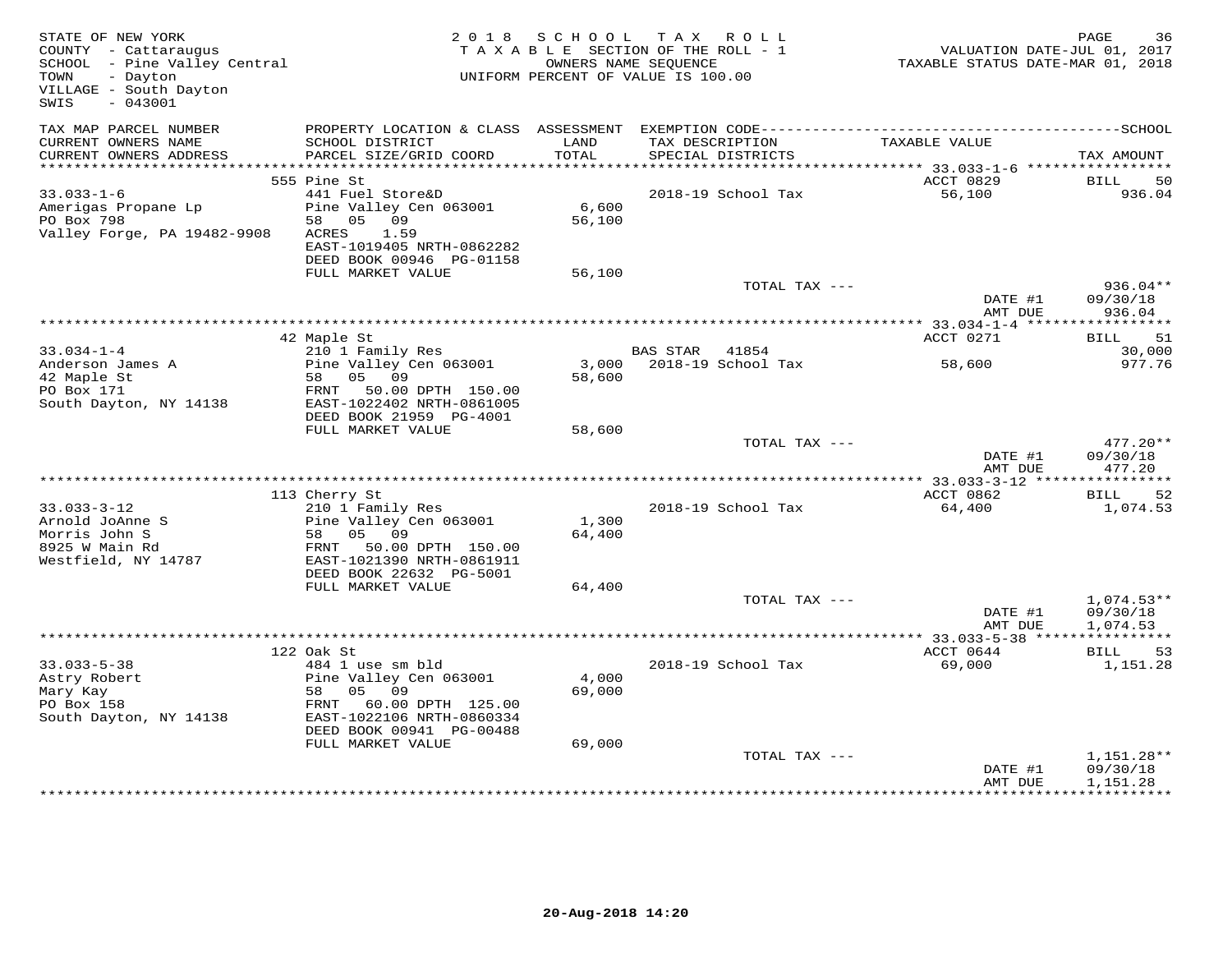STATE OF NEW YORK
COUNTY - Cattaraugus
SCHOOL - Pine Valley Central
TOWN - Dayton
VILLAGE - South Dayton
SWIS - 043001

2018 SCHOOL TAX ROLL
TAXABLE SECTION OF THE ROLL - 1
OWNERS NAME SEQUENCE
UNIFORM PERCENT OF VALUE IS 100.00

VALUATION DATE-JUL 01, 2017
TAXABLE STATUS DATE-MAR 01, 2018

| TAX MAP PARCEL NUMBER / CURRENT OWNERS NAME / CURRENT OWNERS ADDRESS | PROPERTY LOCATION & CLASS / SCHOOL DISTRICT / PARCEL SIZE/GRID COORD | ASSESSMENT LAND / TOTAL | EXEMPTION CODE / TAX DESCRIPTION / SPECIAL DISTRICTS | TAXABLE VALUE | SCHOOL TAX AMOUNT |
|---|---|---|---|---|---|
| **33.033-1-6** | 555 Pine St | | | ACCT 0829 | BILL 50 |
| 33.033-1-6 | 441 Fuel Store&D | | 2018-19 School Tax | 56,100 | 936.04 |
| Amerigas Propane Lp | Pine Valley Cen 063001 | 6,600 | | | |
| PO Box 798 | 58 05 09 | 56,100 | | | |
| Valley Forge, PA 19482-9908 | ACRES 1.59 | | | | |
| | EAST-1019405 NRTH-0862282 | | | | |
| | DEED BOOK 00946 PG-01158 | | | | |
| | FULL MARKET VALUE | 56,100 | | | |
| | | | TOTAL TAX --- | | 936.04** |
| | | | | DATE #1 | 09/30/18 |
| | | | | AMT DUE | 936.04 |
| **33.034-1-4** | 42 Maple St | | | ACCT 0271 | BILL 51 |
| 33.034-1-4 | 210 1 Family Res | | BAS STAR 41854 | | 30,000 |
| Anderson James A | Pine Valley Cen 063001 | 3,000 | 2018-19 School Tax | 58,600 | 977.76 |
| 42 Maple St | 58 05 09 | 58,600 | | | |
| PO Box 171 | FRNT 50.00 DPTH 150.00 | | | | |
| South Dayton, NY 14138 | EAST-1022402 NRTH-0861005 | | | | |
| | DEED BOOK 21959 PG-4001 | | | | |
| | FULL MARKET VALUE | 58,600 | | | |
| | | | TOTAL TAX --- | | 477.20** |
| | | | | DATE #1 | 09/30/18 |
| | | | | AMT DUE | 477.20 |
| **33.033-3-12** | 113 Cherry St | | | ACCT 0862 | BILL 52 |
| 33.033-3-12 | 210 1 Family Res | | 2018-19 School Tax | 64,400 | 1,074.53 |
| Arnold JoAnne S | Pine Valley Cen 063001 | 1,300 | | | |
| Morris John S | 58 05 09 | 64,400 | | | |
| 8925 W Main Rd | FRNT 50.00 DPTH 150.00 | | | | |
| Westfield, NY 14787 | EAST-1021390 NRTH-0861911 | | | | |
| | DEED BOOK 22632 PG-5001 | | | | |
| | FULL MARKET VALUE | 64,400 | | | |
| | | | TOTAL TAX --- | | 1,074.53** |
| | | | | DATE #1 | 09/30/18 |
| | | | | AMT DUE | 1,074.53 |
| **33.033-5-38** | 122 Oak St | | | ACCT 0644 | BILL 53 |
| 33.033-5-38 | 484 1 use sm bld | | 2018-19 School Tax | 69,000 | 1,151.28 |
| Astry Robert | Pine Valley Cen 063001 | 4,000 | | | |
| Mary Kay | 58 05 09 | 69,000 | | | |
| PO Box 158 | FRNT 60.00 DPTH 125.00 | | | | |
| South Dayton, NY 14138 | EAST-1022106 NRTH-0860334 | | | | |
| | DEED BOOK 00941 PG-00488 | | | | |
| | FULL MARKET VALUE | 69,000 | | | |
| | | | TOTAL TAX --- | | 1,151.28** |
| | | | | DATE #1 | 09/30/18 |
| | | | | AMT DUE | 1,151.28 |

20-Aug-2018 14:20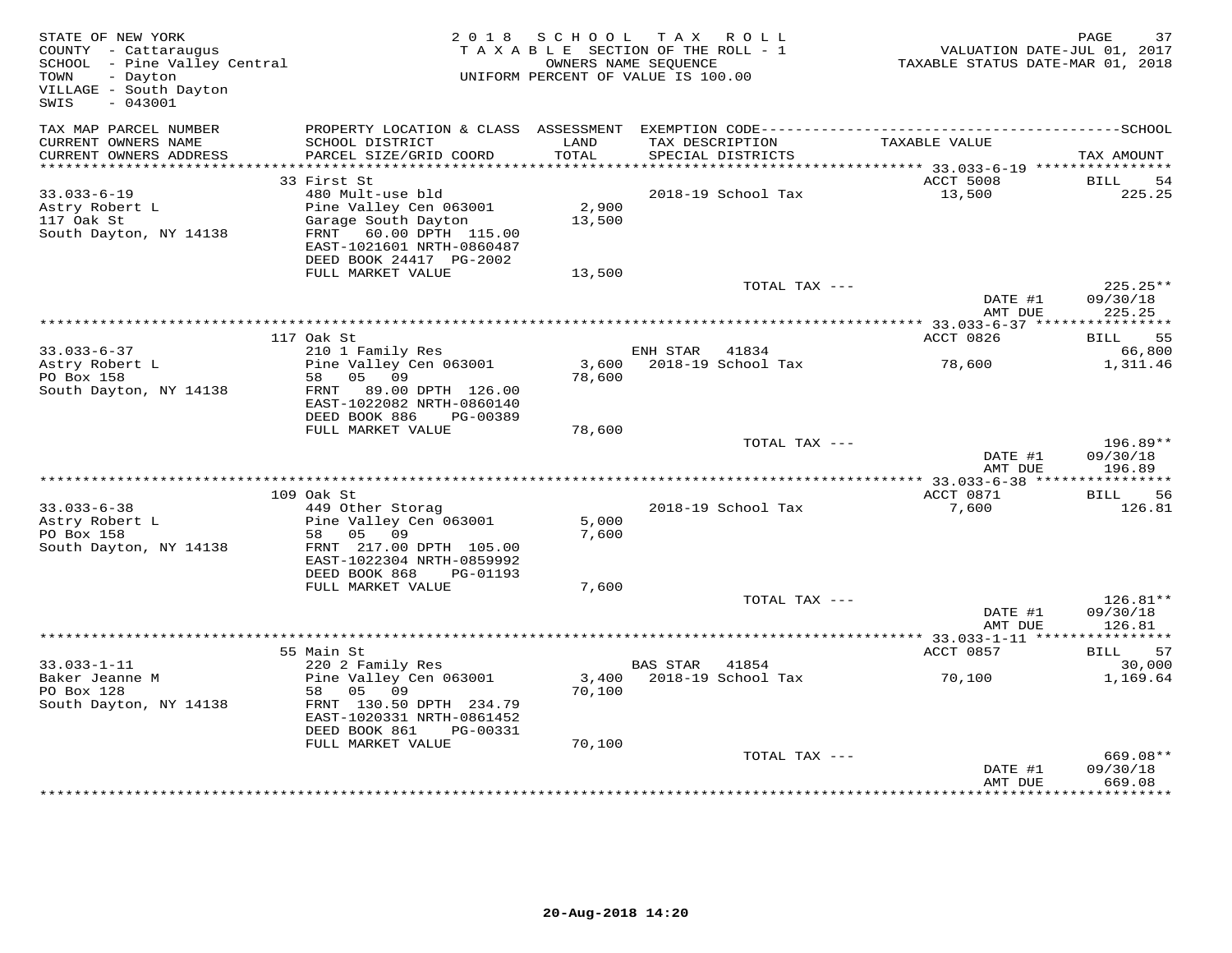STATE OF NEW YORK
COUNTY - Cattaraugus
SCHOOL - Pine Valley Central
TOWN - Dayton
VILLAGE - South Dayton
SWIS - 043001

2018 SCHOOL TAX ROLL
TAXABLE SECTION OF THE ROLL - 1
OWNERS NAME SEQUENCE
UNIFORM PERCENT OF VALUE IS 100.00

VALUATION DATE-JUL 01, 2017
TAXABLE STATUS DATE-MAR 01, 2018

| TAX MAP PARCEL NUMBER / CURRENT OWNERS NAME / CURRENT OWNERS ADDRESS | PROPERTY LOCATION & CLASS / SCHOOL DISTRICT / PARCEL SIZE/GRID COORD | ASSESSMENT LAND / TOTAL | EXEMPTION CODE / TAX DESCRIPTION / SPECIAL DISTRICTS | TAXABLE VALUE | TAX AMOUNT |
|---|---|---|---|---|---|
| | 33 First St | | | ACCT 5008 | BILL 54 |
| 33.033-6-19 | 480 Mult-use bld | | 2018-19 School Tax | 13,500 | 225.25 |
| Astry Robert L | Pine Valley Cen 063001 | 2,900 | | | |
| 117 Oak St | Garage South Dayton | 13,500 | | | |
| South Dayton, NY 14138 | FRNT 60.00 DPTH 115.00 | | | | |
| | EAST-1021601 NRTH-0860487 | | | | |
| | DEED BOOK 24417 PG-2002 | | | | |
| | FULL MARKET VALUE | 13,500 | | | |
| | | | TOTAL TAX --- | | 225.25** |
| | | | | DATE #1 | 09/30/18 |
| | | | | AMT DUE | 225.25 |
| | 117 Oak St | | | ACCT 0826 | BILL 55 |
| 33.033-6-37 | 210 1 Family Res | | ENH STAR 41834 | | 66,800 |
| Astry Robert L | Pine Valley Cen 063001 | 3,600 | 2018-19 School Tax | 78,600 | 1,311.46 |
| PO Box 158 | 58 05 09 | 78,600 | | | |
| South Dayton, NY 14138 | FRNT 89.00 DPTH 126.00 | | | | |
| | EAST-1022082 NRTH-0860140 | | | | |
| | DEED BOOK 886 PG-00389 | | | | |
| | FULL MARKET VALUE | 78,600 | | | |
| | | | TOTAL TAX --- | | 196.89** |
| | | | | DATE #1 | 09/30/18 |
| | | | | AMT DUE | 196.89 |
| | 109 Oak St | | | ACCT 0871 | BILL 56 |
| 33.033-6-38 | 449 Other Storag | | 2018-19 School Tax | 7,600 | 126.81 |
| Astry Robert L | Pine Valley Cen 063001 | 5,000 | | | |
| PO Box 158 | 58 05 09 | 7,600 | | | |
| South Dayton, NY 14138 | FRNT 217.00 DPTH 105.00 | | | | |
| | EAST-1022304 NRTH-0859992 | | | | |
| | DEED BOOK 868 PG-01193 | | | | |
| | FULL MARKET VALUE | 7,600 | | | |
| | | | TOTAL TAX --- | | 126.81** |
| | | | | DATE #1 | 09/30/18 |
| | | | | AMT DUE | 126.81 |
| | 55 Main St | | | ACCT 0857 | BILL 57 |
| 33.033-1-11 | 220 2 Family Res | | BAS STAR 41854 | | 30,000 |
| Baker Jeanne M | Pine Valley Cen 063001 | 3,400 | 2018-19 School Tax | 70,100 | 1,169.64 |
| PO Box 128 | 58 05 09 | 70,100 | | | |
| South Dayton, NY 14138 | FRNT 130.50 DPTH 234.79 | | | | |
| | EAST-1020331 NRTH-0861452 | | | | |
| | DEED BOOK 861 PG-00331 | | | | |
| | FULL MARKET VALUE | 70,100 | | | |
| | | | TOTAL TAX --- | | 669.08** |
| | | | | DATE #1 | 09/30/18 |
| | | | | AMT DUE | 669.08 |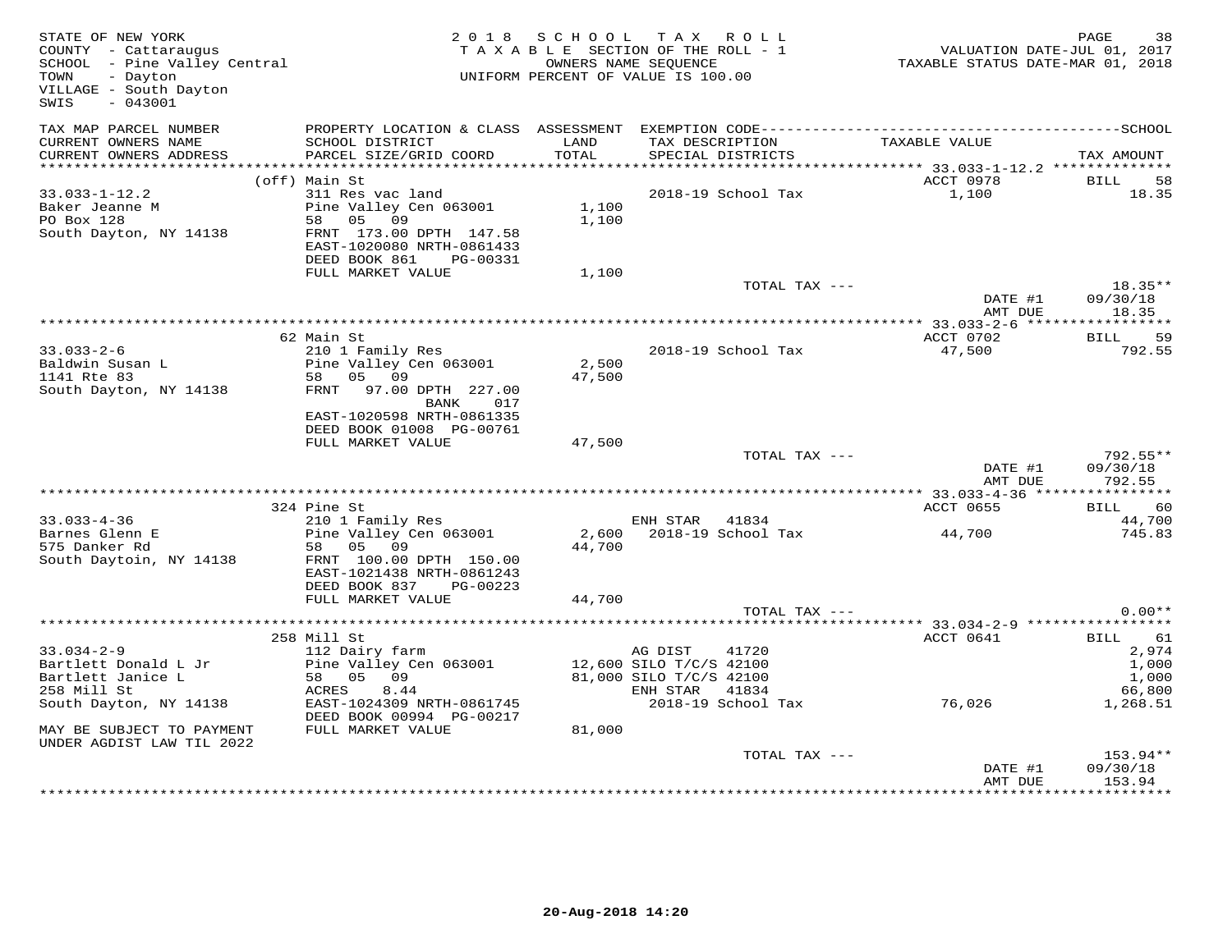STATE OF NEW YORK
COUNTY - Cattaraugus
SCHOOL - Pine Valley Central
TOWN - Dayton
VILLAGE - South Dayton
SWIS - 043001

**2018 SCHOOL TAX ROLL**
TAXABLE SECTION OF THE ROLL - 1
OWNERS NAME SEQUENCE
UNIFORM PERCENT OF VALUE IS 100.00

VALUATION DATE-JUL 01, 2017
TAXABLE STATUS DATE-MAR 01, 2018

| TAX MAP PARCEL NUMBER / CURRENT OWNERS NAME / CURRENT OWNERS ADDRESS | PROPERTY LOCATION & CLASS / SCHOOL DISTRICT / PARCEL SIZE/GRID COORD | ASSESSMENT LAND / TOTAL | EXEMPTION CODE / TAX DESCRIPTION / SPECIAL DISTRICTS | TAXABLE VALUE | SCHOOL TAX AMOUNT |
|---|---|---|---|---|---|
| | (off) Main St | | | ACCT 0978 | BILL 58 |
| 33.033-1-12.2 | 311 Res vac land | | 2018-19 School Tax | 1,100 | 18.35 |
| Baker Jeanne M | Pine Valley Cen 063001 | 1,100 | | | |
| PO Box 128 | 58 05 09 | 1,100 | | | |
| South Dayton, NY 14138 | FRNT 173.00 DPTH 147.58 | | | | |
| | EAST-1020080 NRTH-0861433 | | | | |
| | DEED BOOK 861 PG-00331 | | | | |
| | FULL MARKET VALUE | 1,100 | | | |
| | | | TOTAL TAX --- | | 18.35** |
| | | | | DATE #1 | 09/30/18 |
| | | | | AMT DUE | 18.35 |
| | 62 Main St | | | ACCT 0702 | BILL 59 |
| 33.033-2-6 | 210 1 Family Res | | 2018-19 School Tax | 47,500 | 792.55 |
| Baldwin Susan L | Pine Valley Cen 063001 | 2,500 | | | |
| 1141 Rte 83 | 58 05 09 | 47,500 | | | |
| South Dayton, NY 14138 | FRNT 97.00 DPTH 227.00 | | | | |
| | BANK 017 | | | | |
| | EAST-1020598 NRTH-0861335 | | | | |
| | DEED BOOK 01008 PG-00761 | | | | |
| | FULL MARKET VALUE | 47,500 | | | |
| | | | TOTAL TAX --- | | 792.55** |
| | | | | DATE #1 | 09/30/18 |
| | | | | AMT DUE | 792.55 |
| | 324 Pine St | | | ACCT 0655 | BILL 60 |
| 33.033-4-36 | 210 1 Family Res | | ENH STAR 41834 | | 44,700 |
| Barnes Glenn E | Pine Valley Cen 063001 | 2,600 | 2018-19 School Tax | 44,700 | 745.83 |
| 575 Danker Rd | 58 05 09 | 44,700 | | | |
| South Daytoin, NY 14138 | FRNT 100.00 DPTH 150.00 | | | | |
| | EAST-1021438 NRTH-0861243 | | | | |
| | DEED BOOK 837 PG-00223 | | | | |
| | FULL MARKET VALUE | 44,700 | | | |
| | | | TOTAL TAX --- | | 0.00** |
| | 258 Mill St | | | ACCT 0641 | BILL 61 |
| 33.034-2-9 | 112 Dairy farm | | AG DIST 41720 | | 2,974 |
| Bartlett Donald L Jr | Pine Valley Cen 063001 | 12,600 | SILO T/C/S 42100 | | 1,000 |
| Bartlett Janice L | 58 05 09 | 81,000 | SILO T/C/S 42100 | | 1,000 |
| 258 Mill St | ACRES 8.44 | | ENH STAR 41834 | | 66,800 |
| South Dayton, NY 14138 | EAST-1024309 NRTH-0861745 | | 2018-19 School Tax | 76,026 | 1,268.51 |
| | DEED BOOK 00994 PG-00217 | | | | |
| MAY BE SUBJECT TO PAYMENT | FULL MARKET VALUE | 81,000 | | | |
| UNDER AGDIST LAW TIL 2022 | | | | | |
| | | | TOTAL TAX --- | | 153.94** |
| | | | | DATE #1 | 09/30/18 |
| | | | | AMT DUE | 153.94 |

20-Aug-2018 14:20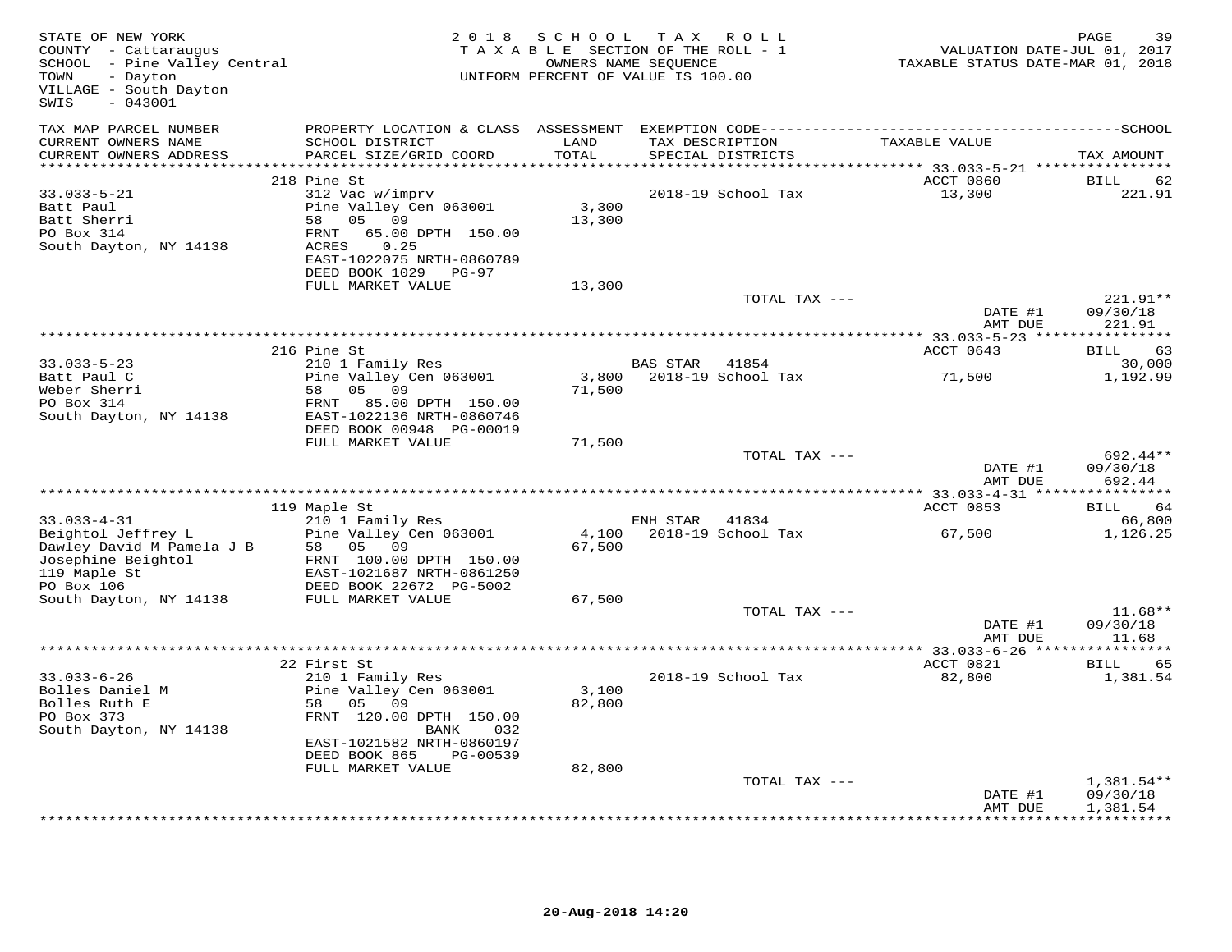STATE OF NEW YORK
COUNTY - Cattaraugus
SCHOOL - Pine Valley Central
TOWN - Dayton
VILLAGE - South Dayton
SWIS - 043001

2018 SCHOOL TAX ROLL
TAXABLE SECTION OF THE ROLL - 1
OWNERS NAME SEQUENCE
UNIFORM PERCENT OF VALUE IS 100.00

VALUATION DATE-JUL 01, 2017
TAXABLE STATUS DATE-MAR 01, 2018

| TAX MAP PARCEL NUMBER / CURRENT OWNERS NAME / CURRENT OWNERS ADDRESS | PROPERTY LOCATION & CLASS / SCHOOL DISTRICT / PARCEL SIZE/GRID COORD | ASSESSMENT LAND / TOTAL | EXEMPTION CODE / TAX DESCRIPTION / SPECIAL DISTRICTS | TAXABLE VALUE | TAX AMOUNT |
|---|---|---|---|---|---|
| **33.033-5-21** | 218 Pine St | | | ACCT 0860 | BILL 62 |
| 33.033-5-21 | 312 Vac w/imprv | | 2018-19 School Tax | 13,300 | 221.91 |
| Batt Paul | Pine Valley Cen 063001 | 3,300 | | | |
| Batt Sherri | 58 05 09 | 13,300 | | | |
| PO Box 314 | FRNT 65.00 DPTH 150.00 | | | | |
| South Dayton, NY 14138 | ACRES 0.25 | | | | |
| | EAST-1022075 NRTH-0860789 | | | | |
| | DEED BOOK 1029 PG-97 | | | | |
| | FULL MARKET VALUE | 13,300 | | | |
| | | | TOTAL TAX --- | | 221.91** |
| | | | | DATE #1 | 09/30/18 |
| | | | | AMT DUE | 221.91 |
| **33.033-5-23** | 216 Pine St | | | ACCT 0643 | BILL 63 |
| 33.033-5-23 | 210 1 Family Res | | BAS STAR 41854 | | 30,000 |
| Batt Paul C | Pine Valley Cen 063001 | 3,800 | 2018-19 School Tax | 71,500 | 1,192.99 |
| Weber Sherri | 58 05 09 | 71,500 | | | |
| PO Box 314 | FRNT 85.00 DPTH 150.00 | | | | |
| South Dayton, NY 14138 | EAST-1022136 NRTH-0860746 | | | | |
| | DEED BOOK 00948 PG-00019 | | | | |
| | FULL MARKET VALUE | 71,500 | | | |
| | | | TOTAL TAX --- | | 692.44** |
| | | | | DATE #1 | 09/30/18 |
| | | | | AMT DUE | 692.44 |
| **33.033-4-31** | 119 Maple St | | | ACCT 0853 | BILL 64 |
| 33.033-4-31 | 210 1 Family Res | | ENH STAR 41834 | | 66,800 |
| Beightol Jeffrey L | Pine Valley Cen 063001 | 4,100 | 2018-19 School Tax | 67,500 | 1,126.25 |
| Dawley David M Pamela J B | 58 05 09 | 67,500 | | | |
| Josephine Beightol | FRNT 100.00 DPTH 150.00 | | | | |
| 119 Maple St | EAST-1021687 NRTH-0861250 | | | | |
| PO Box 106 | DEED BOOK 22672 PG-5002 | | | | |
| South Dayton, NY 14138 | FULL MARKET VALUE | 67,500 | | | |
| | | | TOTAL TAX --- | | 11.68** |
| | | | | DATE #1 | 09/30/18 |
| | | | | AMT DUE | 11.68 |
| **33.033-6-26** | 22 First St | | | ACCT 0821 | BILL 65 |
| 33.033-6-26 | 210 1 Family Res | | 2018-19 School Tax | 82,800 | 1,381.54 |
| Bolles Daniel M | Pine Valley Cen 063001 | 3,100 | | | |
| Bolles Ruth E | 58 05 09 | 82,800 | | | |
| PO Box 373 | FRNT 120.00 DPTH 150.00 | | | | |
| South Dayton, NY 14138 | BANK 032 | | | | |
| | EAST-1021582 NRTH-0860197 | | | | |
| | DEED BOOK 865 PG-00539 | | | | |
| | FULL MARKET VALUE | 82,800 | | | |
| | | | TOTAL TAX --- | | 1,381.54** |
| | | | | DATE #1 | 09/30/18 |
| | | | | AMT DUE | 1,381.54 |

20-Aug-2018 14:20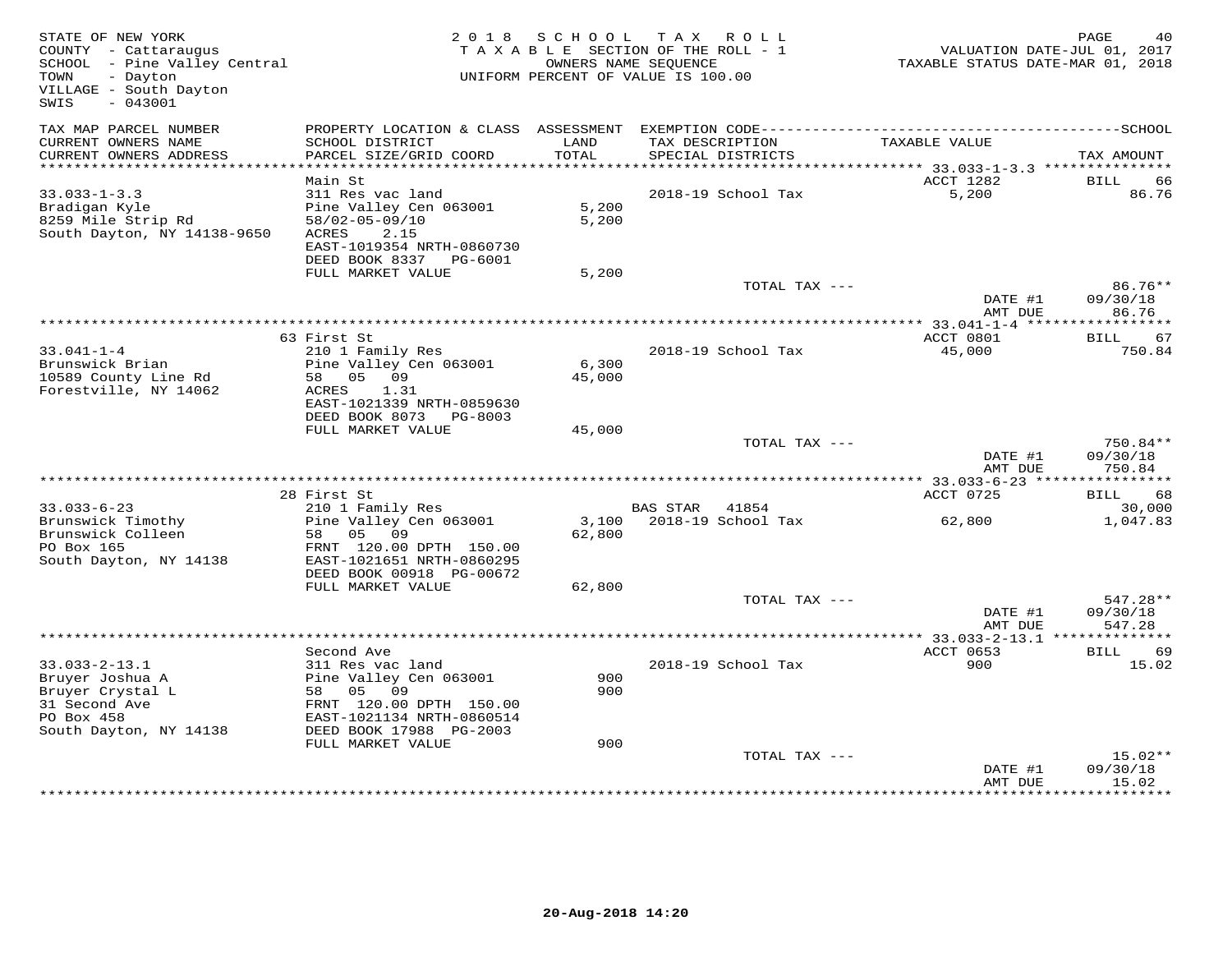STATE OF NEW YORK
COUNTY - Cattaraugus
SCHOOL - Pine Valley Central
TOWN - Dayton
VILLAGE - South Dayton
SWIS - 043001

2 0 1 8 S C H O O L T A X R O L L
T A X A B L E SECTION OF THE ROLL - 1
OWNERS NAME SEQUENCE
UNIFORM PERCENT OF VALUE IS 100.00

VALUATION DATE-JUL 01, 2017
TAXABLE STATUS DATE-MAR 01, 2018

| TAX MAP PARCEL NUMBER / CURRENT OWNERS NAME / CURRENT OWNERS ADDRESS | PROPERTY LOCATION & CLASS / SCHOOL DISTRICT / PARCEL SIZE/GRID COORD | ASSESSMENT LAND / TOTAL | EXEMPTION CODE / TAX DESCRIPTION / SPECIAL DISTRICTS | TAXABLE VALUE | TAX AMOUNT |
|---|---|---|---|---|---|
| **33.033-1-3.3** | Main St | | | ACCT 1282 | BILL 66 |
| 33.033-1-3.3 | 311 Res vac land | | 2018-19 School Tax | 5,200 | 86.76 |
| Bradigan Kyle | Pine Valley Cen 063001 | 5,200 | | | |
| 8259 Mile Strip Rd | 58/02-05-09/10 | 5,200 | | | |
| South Dayton, NY 14138-9650 | ACRES 2.15 | | | | |
| | EAST-1019354 NRTH-0860730 | | | | |
| | DEED BOOK 8337 PG-6001 | | | | |
| | FULL MARKET VALUE | 5,200 | | | |
| | | | TOTAL TAX --- | | 86.76** |
| | | | | DATE #1 | 09/30/18 |
| | | | | AMT DUE | 86.76 |
| **33.041-1-4** | 63 First St | | | ACCT 0801 | BILL 67 |
| 33.041-1-4 | 210 1 Family Res | | 2018-19 School Tax | 45,000 | 750.84 |
| Brunswick Brian | Pine Valley Cen 063001 | 6,300 | | | |
| 10589 County Line Rd | 58 05 09 | 45,000 | | | |
| Forestville, NY 14062 | ACRES 1.31 | | | | |
| | EAST-1021339 NRTH-0859630 | | | | |
| | DEED BOOK 8073 PG-8003 | | | | |
| | FULL MARKET VALUE | 45,000 | | | |
| | | | TOTAL TAX --- | | 750.84** |
| | | | | DATE #1 | 09/30/18 |
| | | | | AMT DUE | 750.84 |
| **33.033-6-23** | 28 First St | | | ACCT 0725 | BILL 68 |
| 33.033-6-23 | 210 1 Family Res | | BAS STAR 41854 | | 30,000 |
| Brunswick Timothy | Pine Valley Cen 063001 | 3,100 | 2018-19 School Tax | 62,800 | 1,047.83 |
| Brunswick Colleen | 58 05 09 | 62,800 | | | |
| PO Box 165 | FRNT 120.00 DPTH 150.00 | | | | |
| South Dayton, NY 14138 | EAST-1021651 NRTH-0860295 | | | | |
| | DEED BOOK 00918 PG-00672 | | | | |
| | FULL MARKET VALUE | 62,800 | | | |
| | | | TOTAL TAX --- | | 547.28** |
| | | | | DATE #1 | 09/30/18 |
| | | | | AMT DUE | 547.28 |
| **33.033-2-13.1** | Second Ave | | | ACCT 0653 | BILL 69 |
| 33.033-2-13.1 | 311 Res vac land | | 2018-19 School Tax | 900 | 15.02 |
| Bruyer Joshua A | Pine Valley Cen 063001 | 900 | | | |
| Bruyer Crystal L | 58 05 09 | 900 | | | |
| 31 Second Ave | FRNT 120.00 DPTH 150.00 | | | | |
| PO Box 458 | EAST-1021134 NRTH-0860514 | | | | |
| South Dayton, NY 14138 | DEED BOOK 17988 PG-2003 | | | | |
| | FULL MARKET VALUE | 900 | | | |
| | | | TOTAL TAX --- | | 15.02** |
| | | | | DATE #1 | 09/30/18 |
| | | | | AMT DUE | 15.02 |

20-Aug-2018 14:20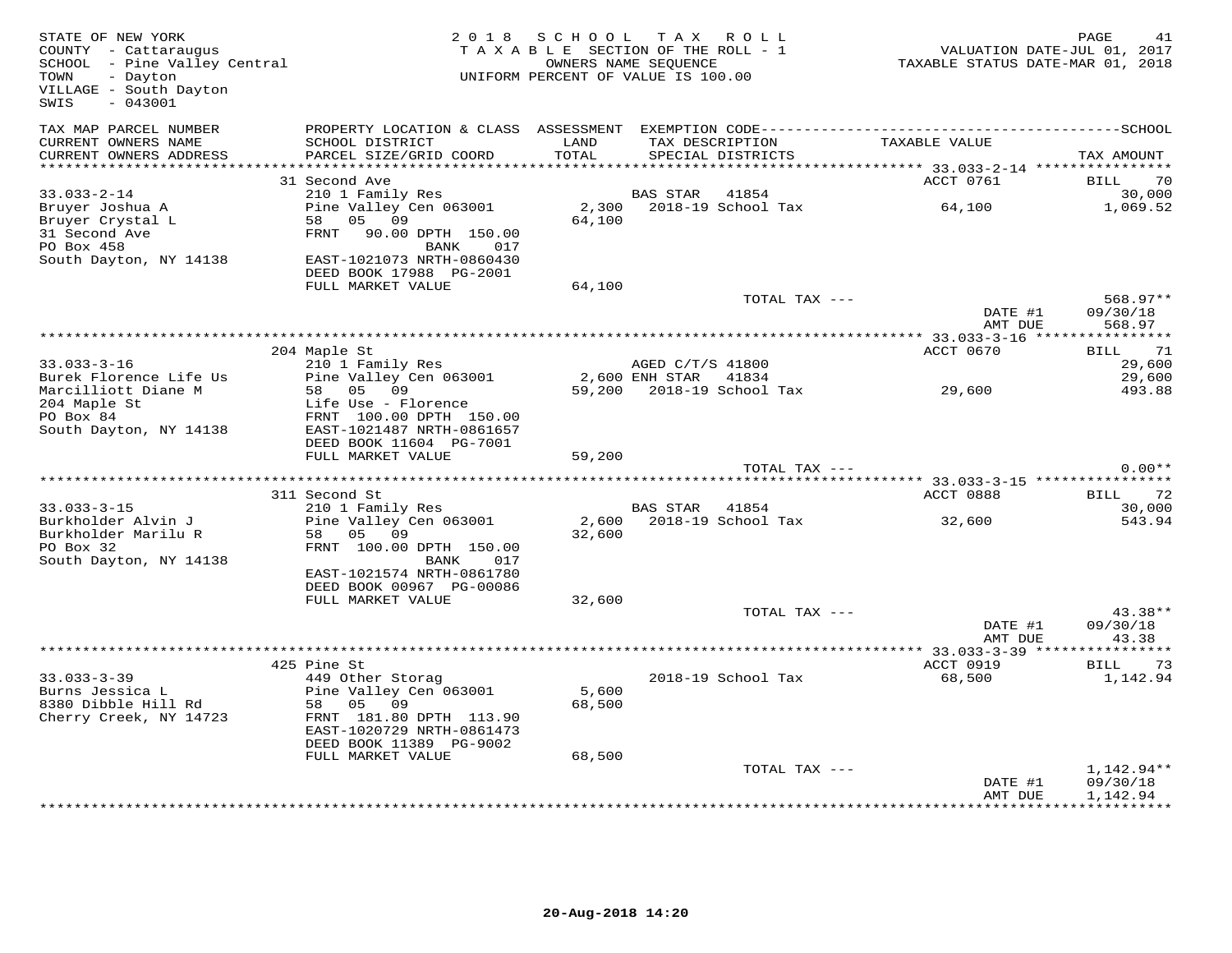STATE OF NEW YORK
COUNTY - Cattaraugus
SCHOOL - Pine Valley Central
TOWN - Dayton
VILLAGE - South Dayton
SWIS - 043001

2018 SCHOOL TAX ROLL
TAXABLE SECTION OF THE ROLL - 1
OWNERS NAME SEQUENCE
UNIFORM PERCENT OF VALUE IS 100.00

VALUATION DATE-JUL 01, 2017
TAXABLE STATUS DATE-MAR 01, 2018

| TAX MAP PARCEL NUMBER / CURRENT OWNERS NAME / CURRENT OWNERS ADDRESS | PROPERTY LOCATION & CLASS / SCHOOL DISTRICT / PARCEL SIZE/GRID COORD | ASSESSMENT LAND / TOTAL | EXEMPTION CODE / TAX DESCRIPTION / SPECIAL DISTRICTS | TAXABLE VALUE | SCHOOL TAX AMOUNT |
|---|---|---|---|---|---|
| 33.033-2-14 | 31 Second Ave | | | ACCT 0761 | BILL 70 |
| Bruyer Joshua A | 210 1 Family Res | | BAS STAR 41854 | | 30,000 |
| Bruyer Crystal L | Pine Valley Cen 063001 | 2,300 | 2018-19 School Tax | 64,100 | 1,069.52 |
| 31 Second Ave | 58 05 09 | 64,100 | | | |
| PO Box 458 | FRNT 90.00 DPTH 150.00 BANK 017 | | | | |
| South Dayton, NY 14138 | EAST-1021073 NRTH-0860430 | | | | |
| | DEED BOOK 17988 PG-2001 | | | | |
| | FULL MARKET VALUE | 64,100 | | | |
| | | | TOTAL TAX --- | | 568.97** |
| | | | | DATE #1 | 09/30/18 |
| | | | | AMT DUE | 568.97 |
| 33.033-3-16 | 204 Maple St | | | ACCT 0670 | BILL 71 |
| Burek Florence Life Us | 210 1 Family Res | | AGED C/T/S 41800 | | 29,600 |
| Marcilliott Diane M | Pine Valley Cen 063001 | 2,600 | ENH STAR 41834 | | 29,600 |
| 204 Maple St | 58 05 09 | 59,200 | 2018-19 School Tax | 29,600 | 493.88 |
| PO Box 84 | Life Use - Florence | | | | |
| South Dayton, NY 14138 | FRNT 100.00 DPTH 150.00 | | | | |
| | EAST-1021487 NRTH-0861657 | | | | |
| | DEED BOOK 11604 PG-7001 | | | | |
| | FULL MARKET VALUE | 59,200 | | | |
| | | | TOTAL TAX --- | | 0.00** |
| 33.033-3-15 | 311 Second St | | | ACCT 0888 | BILL 72 |
| Burkholder Alvin J | 210 1 Family Res | | BAS STAR 41854 | | 30,000 |
| Burkholder Marilu R | Pine Valley Cen 063001 | 2,600 | 2018-19 School Tax | 32,600 | 543.94 |
| PO Box 32 | 58 05 09 | 32,600 | | | |
| South Dayton, NY 14138 | FRNT 100.00 DPTH 150.00 BANK 017 | | | | |
| | EAST-1021574 NRTH-0861780 | | | | |
| | DEED BOOK 00967 PG-00086 | | | | |
| | FULL MARKET VALUE | 32,600 | | | |
| | | | TOTAL TAX --- | | 43.38** |
| | | | | DATE #1 | 09/30/18 |
| | | | | AMT DUE | 43.38 |
| 33.033-3-39 | 425 Pine St | | | ACCT 0919 | BILL 73 |
| Burns Jessica L | 449 Other Storag | | 2018-19 School Tax | 68,500 | 1,142.94 |
| 8380 Dibble Hill Rd | Pine Valley Cen 063001 | 5,600 | | | |
| Cherry Creek, NY 14723 | 58 05 09 | 68,500 | | | |
| | FRNT 181.80 DPTH 113.90 | | | | |
| | EAST-1020729 NRTH-0861473 | | | | |
| | DEED BOOK 11389 PG-9002 | | | | |
| | FULL MARKET VALUE | 68,500 | | | |
| | | | TOTAL TAX --- | | 1,142.94** |
| | | | | DATE #1 | 09/30/18 |
| | | | | AMT DUE | 1,142.94 |

20-Aug-2018 14:20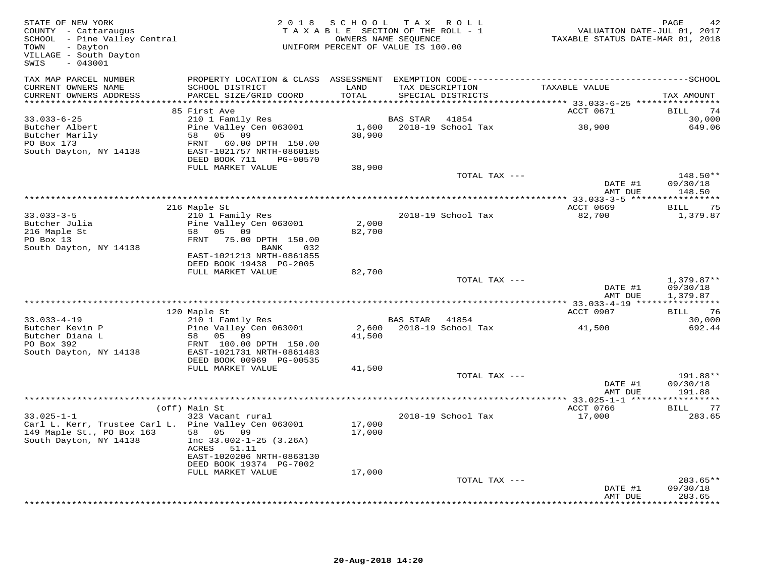STATE OF NEW YORK
COUNTY - Cattaraugus
SCHOOL - Pine Valley Central
TOWN - Dayton
VILLAGE - South Dayton
SWIS - 043001

2018 SCHOOL TAX ROLL
TAXABLE SECTION OF THE ROLL - 1
OWNERS NAME SEQUENCE
UNIFORM PERCENT OF VALUE IS 100.00

VALUATION DATE-JUL 01, 2017
TAXABLE STATUS DATE-MAR 01, 2018

| TAX MAP PARCEL NUMBER / CURRENT OWNERS NAME / CURRENT OWNERS ADDRESS | PROPERTY LOCATION & CLASS / SCHOOL DISTRICT / PARCEL SIZE/GRID COORD | ASSESSMENT LAND / TOTAL | EXEMPTION CODE / TAX DESCRIPTION / SPECIAL DISTRICTS | TAXABLE VALUE | TAX AMOUNT |
|---|---|---|---|---|---|
| | 85 First Ave | | | ACCT 0671 | BILL 74 |
| 33.033-6-25 | 210 1 Family Res | | BAS STAR 41854 | | 30,000 |
| Butcher Albert | Pine Valley Cen 063001 | 1,600 | 2018-19 School Tax | 38,900 | 649.06 |
| Butcher Marily | 58 05 09 | 38,900 | | | |
| PO Box 173 | FRNT 60.00 DPTH 150.00 | | | | |
| South Dayton, NY 14138 | EAST-1021757 NRTH-0860185 | | | | |
| | DEED BOOK 711 PG-00570 | | | | |
| | FULL MARKET VALUE | 38,900 | | | |
| | | | TOTAL TAX --- | | 148.50** |
| | | | | DATE #1 | 09/30/18 |
| | | | | AMT DUE | 148.50 |
| | 216 Maple St | | | ACCT 0669 | BILL 75 |
| 33.033-3-5 | 210 1 Family Res | | 2018-19 School Tax | 82,700 | 1,379.87 |
| Butcher Julia | Pine Valley Cen 063001 | 2,000 | | | |
| 216 Maple St | 58 05 09 | 82,700 | | | |
| PO Box 13 | FRNT 75.00 DPTH 150.00 | | | | |
| South Dayton, NY 14138 | BANK 032 | | | | |
| | EAST-1021213 NRTH-0861855 | | | | |
| | DEED BOOK 19438 PG-2005 | | | | |
| | FULL MARKET VALUE | 82,700 | | | |
| | | | TOTAL TAX --- | | 1,379.87** |
| | | | | DATE #1 | 09/30/18 |
| | | | | AMT DUE | 1,379.87 |
| | 120 Maple St | | | ACCT 0907 | BILL 76 |
| 33.033-4-19 | 210 1 Family Res | | BAS STAR 41854 | | 30,000 |
| Butcher Kevin P | Pine Valley Cen 063001 | 2,600 | 2018-19 School Tax | 41,500 | 692.44 |
| Butcher Diana L | 58 05 09 | 41,500 | | | |
| PO Box 392 | FRNT 100.00 DPTH 150.00 | | | | |
| South Dayton, NY 14138 | EAST-1021731 NRTH-0861483 | | | | |
| | DEED BOOK 00969 PG-00535 | | | | |
| | FULL MARKET VALUE | 41,500 | | | |
| | | | TOTAL TAX --- | | 191.88** |
| | | | | DATE #1 | 09/30/18 |
| | | | | AMT DUE | 191.88 |
| | (off) Main St | | | ACCT 0766 | BILL 77 |
| 33.025-1-1 | 323 Vacant rural | | 2018-19 School Tax | 17,000 | 283.65 |
| Carl L. Kerr, Trustee Carl L. | Pine Valley Cen 063001 | 17,000 | | | |
| 149 Maple St., PO Box 163 | 58 05 09 | 17,000 | | | |
| South Dayton, NY 14138 | Inc 33.002-1-25 (3.26A) | | | | |
| | ACRES 51.11 | | | | |
| | EAST-1020206 NRTH-0863130 | | | | |
| | DEED BOOK 19374 PG-7002 | | | | |
| | FULL MARKET VALUE | 17,000 | | | |
| | | | TOTAL TAX --- | | 283.65** |
| | | | | DATE #1 | 09/30/18 |
| | | | | AMT DUE | 283.65 |

20-Aug-2018 14:20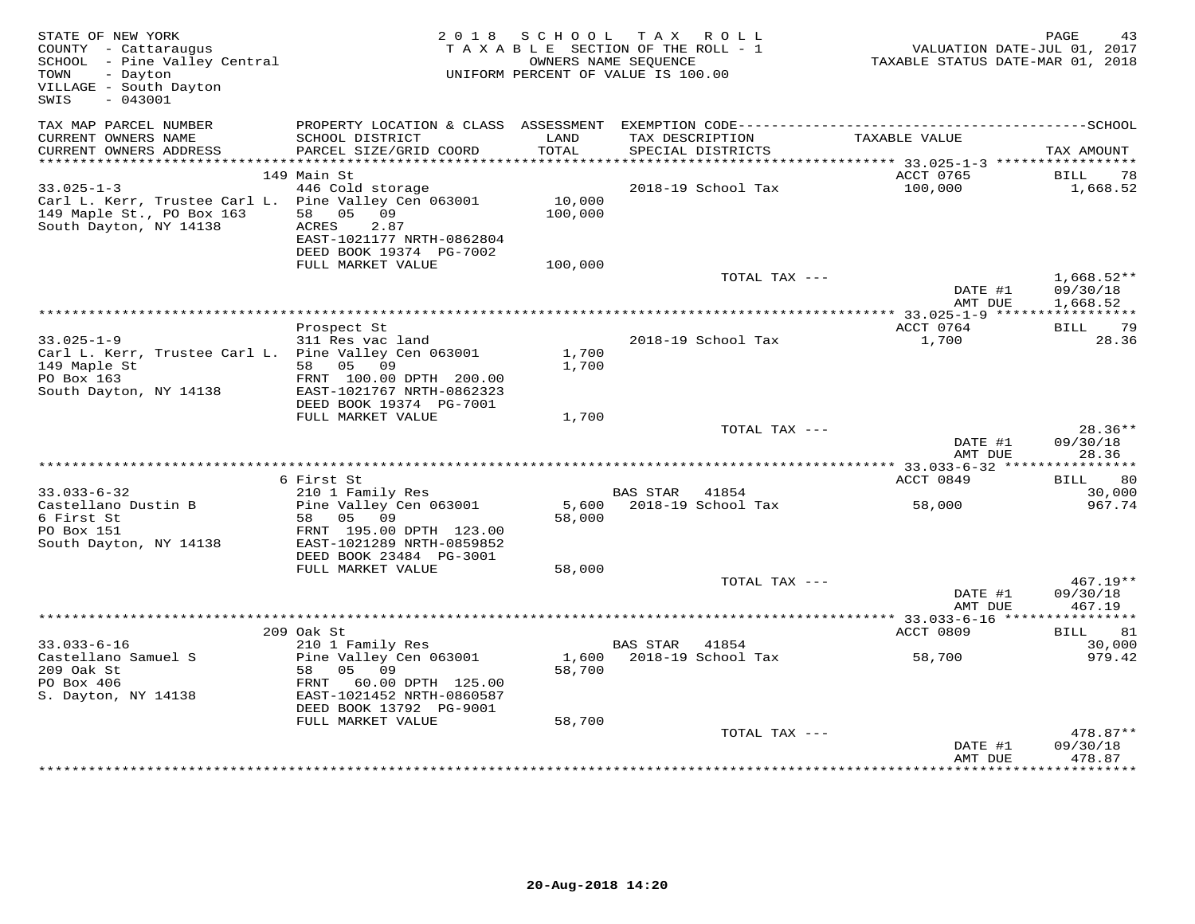STATE OF NEW YORK
COUNTY - Cattaraugus
SCHOOL - Pine Valley Central
TOWN - Dayton
VILLAGE - South Dayton
SWIS - 043001

2018 SCHOOL TAX ROLL
TAXABLE SECTION OF THE ROLL - 1
OWNERS NAME SEQUENCE
UNIFORM PERCENT OF VALUE IS 100.00

VALUATION DATE-JUL 01, 2017
TAXABLE STATUS DATE-MAR 01, 2018

| TAX MAP PARCEL NUMBER / CURRENT OWNERS NAME / CURRENT OWNERS ADDRESS | PROPERTY LOCATION & CLASS / SCHOOL DISTRICT / PARCEL SIZE/GRID COORD | ASSESSMENT LAND / TOTAL | EXEMPTION CODE / TAX DESCRIPTION / SPECIAL DISTRICTS | TAXABLE VALUE | TAX AMOUNT |
|---|---|---|---|---|---|
| | 149 Main St | | | ACCT 0765 | BILL 78 |
| 33.025-1-3 | 446 Cold storage | | 2018-19 School Tax | 100,000 | 1,668.52 |
| Carl L. Kerr, Trustee Carl L. | Pine Valley Cen 063001 | 10,000 | | | |
| 149 Maple St., PO Box 163 | 58 05 09 | 100,000 | | | |
| South Dayton, NY 14138 | ACRES 2.87 | | | | |
| | EAST-1021177 NRTH-0862804 | | | | |
| | DEED BOOK 19374 PG-7002 | | | | |
| | FULL MARKET VALUE | 100,000 | | | |
| | | | TOTAL TAX --- | | 1,668.52** |
| | | | | DATE #1 | 09/30/18 |
| | | | | AMT DUE | 1,668.52 |
| | Prospect St | | | ACCT 0764 | BILL 79 |
| 33.025-1-9 | 311 Res vac land | | 2018-19 School Tax | 1,700 | 28.36 |
| Carl L. Kerr, Trustee Carl L. | Pine Valley Cen 063001 | 1,700 | | | |
| 149 Maple St | 58 05 09 | 1,700 | | | |
| PO Box 163 | FRNT 100.00 DPTH 200.00 | | | | |
| South Dayton, NY 14138 | EAST-1021767 NRTH-0862323 | | | | |
| | DEED BOOK 19374 PG-7001 | | | | |
| | FULL MARKET VALUE | 1,700 | | | |
| | | | TOTAL TAX --- | | 28.36** |
| | | | | DATE #1 | 09/30/18 |
| | | | | AMT DUE | 28.36 |
| | 6 First St | | | ACCT 0849 | BILL 80 |
| 33.033-6-32 | 210 1 Family Res | | BAS STAR 41854 | | 30,000 |
| Castellano Dustin B | Pine Valley Cen 063001 | 5,600 | 2018-19 School Tax | 58,000 | 967.74 |
| 6 First St | 58 05 09 | 58,000 | | | |
| PO Box 151 | FRNT 195.00 DPTH 123.00 | | | | |
| South Dayton, NY 14138 | EAST-1021289 NRTH-0859852 | | | | |
| | DEED BOOK 23484 PG-3001 | | | | |
| | FULL MARKET VALUE | 58,000 | | | |
| | | | TOTAL TAX --- | | 467.19** |
| | | | | DATE #1 | 09/30/18 |
| | | | | AMT DUE | 467.19 |
| | 209 Oak St | | | ACCT 0809 | BILL 81 |
| 33.033-6-16 | 210 1 Family Res | | BAS STAR 41854 | | 30,000 |
| Castellano Samuel S | Pine Valley Cen 063001 | 1,600 | 2018-19 School Tax | 58,700 | 979.42 |
| 209 Oak St | 58 05 09 | 58,700 | | | |
| PO Box 406 | FRNT 60.00 DPTH 125.00 | | | | |
| S. Dayton, NY 14138 | EAST-1021452 NRTH-0860587 | | | | |
| | DEED BOOK 13792 PG-9001 | | | | |
| | FULL MARKET VALUE | 58,700 | | | |
| | | | TOTAL TAX --- | | 478.87** |
| | | | | DATE #1 | 09/30/18 |
| | | | | AMT DUE | 478.87 |

20-Aug-2018 14:20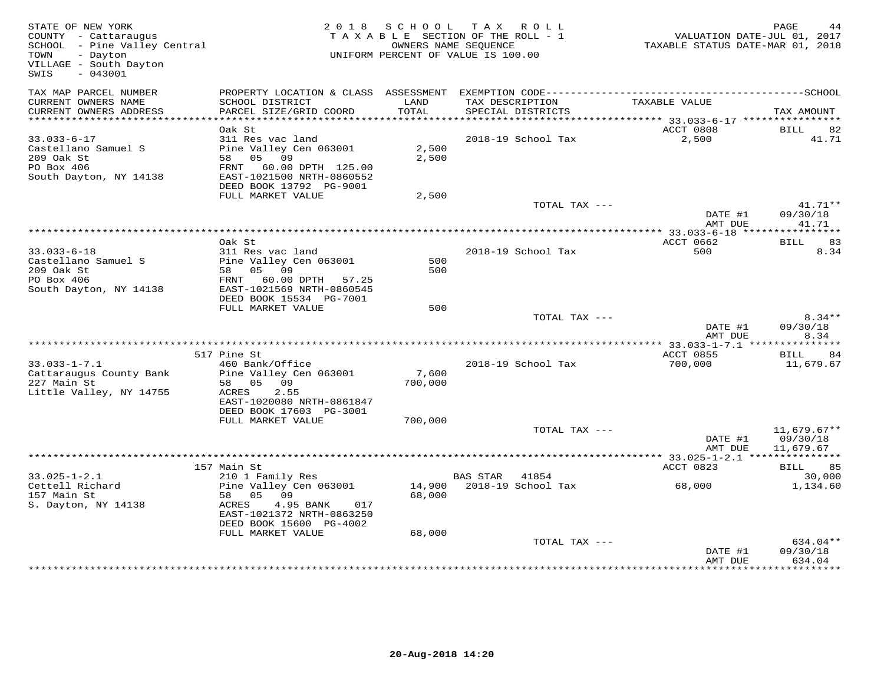STATE OF NEW YORK
COUNTY - Cattaraugus
SCHOOL - Pine Valley Central
TOWN - Dayton
VILLAGE - South Dayton
SWIS - 043001

2018 SCHOOL TAX ROLL
TAXABLE SECTION OF THE ROLL - 1
OWNERS NAME SEQUENCE
UNIFORM PERCENT OF VALUE IS 100.00

VALUATION DATE-JUL 01, 2017
TAXABLE STATUS DATE-MAR 01, 2018

| TAX MAP PARCEL NUMBER / CURRENT OWNERS NAME / CURRENT OWNERS ADDRESS | PROPERTY LOCATION & CLASS / SCHOOL DISTRICT / PARCEL SIZE/GRID COORD | ASSESSMENT LAND / TOTAL | EXEMPTION CODE / TAX DESCRIPTION / SPECIAL DISTRICTS | TAXABLE VALUE | TAX AMOUNT |
|---|---|---|---|---|---|
| **33.033-6-17** | Oak St | | | ACCT 0808 | BILL 82 |
| 33.033-6-17 | 311 Res vac land | | 2018-19 School Tax | 2,500 | 41.71 |
| Castellano Samuel S | Pine Valley Cen 063001 | 2,500 | | | |
| 209 Oak St | 58 05 09 | 2,500 | | | |
| PO Box 406 | FRNT 60.00 DPTH 125.00 | | | | |
| South Dayton, NY 14138 | EAST-1021500 NRTH-0860552 | | | | |
| | DEED BOOK 13792 PG-9001 | | | | |
| | FULL MARKET VALUE | 2,500 | | | |
| | | | TOTAL TAX --- | | 41.71** |
| | | | | DATE #1 | 09/30/18 |
| | | | | AMT DUE | 41.71 |
| **33.033-6-18** | Oak St | | | ACCT 0662 | BILL 83 |
| 33.033-6-18 | 311 Res vac land | | 2018-19 School Tax | 500 | 8.34 |
| Castellano Samuel S | Pine Valley Cen 063001 | 500 | | | |
| 209 Oak St | 58 05 09 | 500 | | | |
| PO Box 406 | FRNT 60.00 DPTH 57.25 | | | | |
| South Dayton, NY 14138 | EAST-1021569 NRTH-0860545 | | | | |
| | DEED BOOK 15534 PG-7001 | | | | |
| | FULL MARKET VALUE | 500 | | | |
| | | | TOTAL TAX --- | | 8.34** |
| | | | | DATE #1 | 09/30/18 |
| | | | | AMT DUE | 8.34 |
| **33.033-1-7.1** | 517 Pine St | | | ACCT 0855 | BILL 84 |
| 33.033-1-7.1 | 460 Bank/Office | | 2018-19 School Tax | 700,000 | 11,679.67 |
| Cattaraugus County Bank | Pine Valley Cen 063001 | 7,600 | | | |
| 227 Main St | 58 05 09 | 700,000 | | | |
| Little Valley, NY 14755 | ACRES 2.55 | | | | |
| | EAST-1020080 NRTH-0861847 | | | | |
| | DEED BOOK 17603 PG-3001 | | | | |
| | FULL MARKET VALUE | 700,000 | | | |
| | | | TOTAL TAX --- | | 11,679.67** |
| | | | | DATE #1 | 09/30/18 |
| | | | | AMT DUE | 11,679.67 |
| **33.025-1-2.1** | 157 Main St | | | ACCT 0823 | BILL 85 |
| 33.025-1-2.1 | 210 1 Family Res | | BAS STAR 41854 | | 30,000 |
| Cettell Richard | Pine Valley Cen 063001 | 14,900 | 2018-19 School Tax | 68,000 | 1,134.60 |
| 157 Main St | 58 05 09 | 68,000 | | | |
| S. Dayton, NY 14138 | ACRES 4.95 BANK 017 | | | | |
| | EAST-1021372 NRTH-0863250 | | | | |
| | DEED BOOK 15600 PG-4002 | | | | |
| | FULL MARKET VALUE | 68,000 | | | |
| | | | TOTAL TAX --- | | 634.04** |
| | | | | DATE #1 | 09/30/18 |
| | | | | AMT DUE | 634.04 |

20-Aug-2018 14:20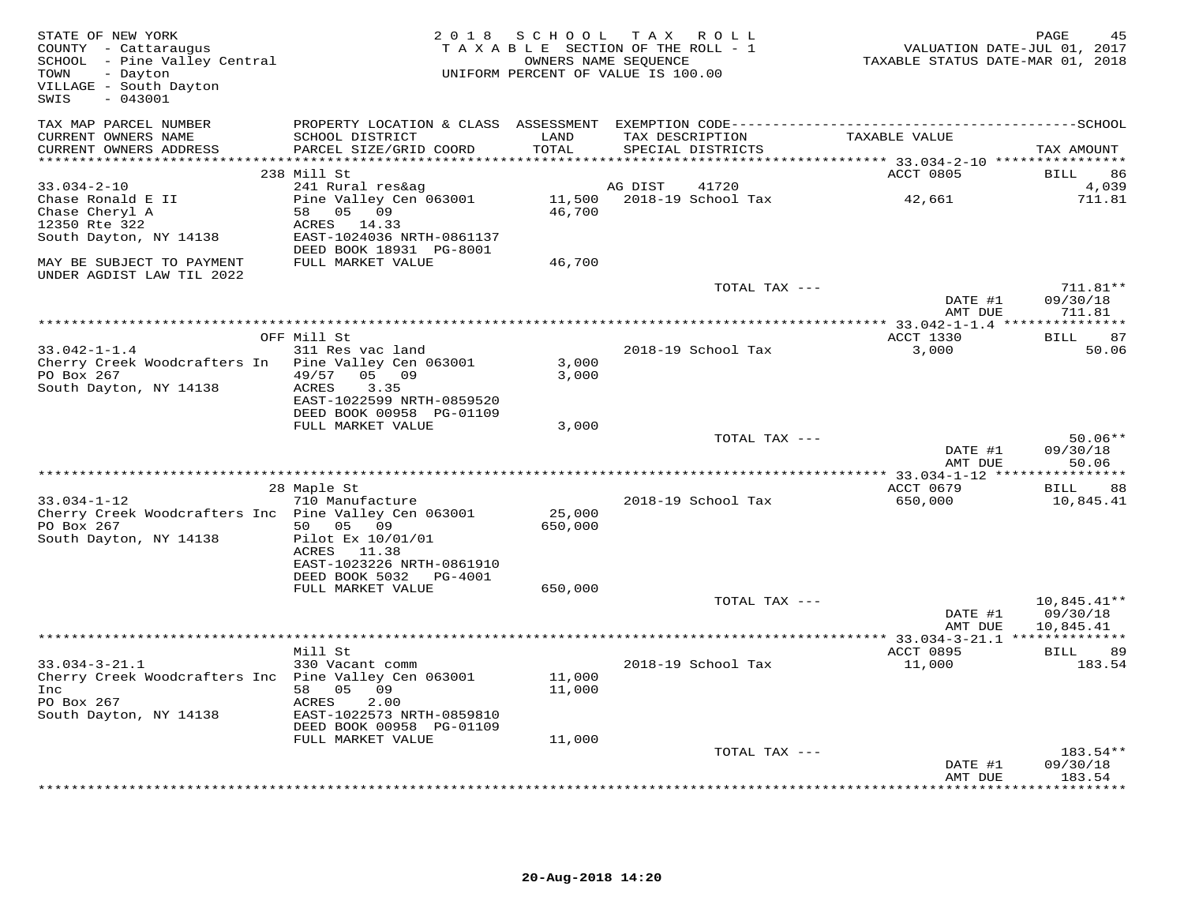STATE OF NEW YORK
COUNTY - Cattaraugus
SCHOOL - Pine Valley Central
TOWN - Dayton
VILLAGE - South Dayton
SWIS - 043001

2018 SCHOOL TAX ROLL
TAXABLE SECTION OF THE ROLL - 1
OWNERS NAME SEQUENCE
UNIFORM PERCENT OF VALUE IS 100.00

VALUATION DATE-JUL 01, 2017
TAXABLE STATUS DATE-MAR 01, 2018

| TAX MAP PARCEL NUMBER / CURRENT OWNERS NAME / CURRENT OWNERS ADDRESS | PROPERTY LOCATION & CLASS / SCHOOL DISTRICT / PARCEL SIZE/GRID COORD | ASSESSMENT LAND / TOTAL | EXEMPTION CODE / TAX DESCRIPTION / SPECIAL DISTRICTS | TAXABLE VALUE | TAX AMOUNT |
|---|---|---|---|---|---|
| | 238 Mill St | | | ACCT 0805 | BILL 86 |
| 33.034-2-10 | 241 Rural res&ag | | AG DIST 41720 | | 4,039 |
| Chase Ronald E II | Pine Valley Cen 063001 | 11,500 | 2018-19 School Tax | 42,661 | 711.81 |
| Chase Cheryl A | 58 05 09 | 46,700 | | | |
| 12350 Rte 322 | ACRES 14.33 | | | | |
| South Dayton, NY 14138 | EAST-1024036 NRTH-0861137 | | | | |
| | DEED BOOK 18931 PG-8001 | | | | |
| MAY BE SUBJECT TO PAYMENT UNDER AGDIST LAW TIL 2022 | FULL MARKET VALUE | 46,700 | | | |
| | | | TOTAL TAX --- | | 711.81** |
| | | | | DATE #1 | 09/30/18 |
| | | | | AMT DUE | 711.81 |
| | OFF Mill St | | | ACCT 1330 | BILL 87 |
| 33.042-1-1.4 | 311 Res vac land | | 2018-19 School Tax | 3,000 | 50.06 |
| Cherry Creek Woodcrafters In | Pine Valley Cen 063001 | 3,000 | | | |
| PO Box 267 | 49/57 05 09 | 3,000 | | | |
| South Dayton, NY 14138 | ACRES 3.35 | | | | |
| | EAST-1022599 NRTH-0859520 | | | | |
| | DEED BOOK 00958 PG-01109 | | | | |
| | FULL MARKET VALUE | 3,000 | | | |
| | | | TOTAL TAX --- | | 50.06** |
| | | | | DATE #1 | 09/30/18 |
| | | | | AMT DUE | 50.06 |
| | 28 Maple St | | | ACCT 0679 | BILL 88 |
| 33.034-1-12 | 710 Manufacture | | 2018-19 School Tax | 650,000 | 10,845.41 |
| Cherry Creek Woodcrafters Inc | Pine Valley Cen 063001 | 25,000 | | | |
| PO Box 267 | 50 05 09 | 650,000 | | | |
| South Dayton, NY 14138 | Pilot Ex 10/01/01 | | | | |
| | ACRES 11.38 | | | | |
| | EAST-1023226 NRTH-0861910 | | | | |
| | DEED BOOK 5032 PG-4001 | | | | |
| | FULL MARKET VALUE | 650,000 | | | |
| | | | TOTAL TAX --- | | 10,845.41** |
| | | | | DATE #1 | 09/30/18 |
| | | | | AMT DUE | 10,845.41 |
| | Mill St | | | ACCT 0895 | BILL 89 |
| 33.034-3-21.1 | 330 Vacant comm | | 2018-19 School Tax | 11,000 | 183.54 |
| Cherry Creek Woodcrafters Inc Inc | Pine Valley Cen 063001 | 11,000 | | | |
| PO Box 267 | 58 05 09 | 11,000 | | | |
| South Dayton, NY 14138 | ACRES 2.00 | | | | |
| | EAST-1022573 NRTH-0859810 | | | | |
| | DEED BOOK 00958 PG-01109 | | | | |
| | FULL MARKET VALUE | 11,000 | | | |
| | | | TOTAL TAX --- | | 183.54** |
| | | | | DATE #1 | 09/30/18 |
| | | | | AMT DUE | 183.54 |

20-Aug-2018 14:20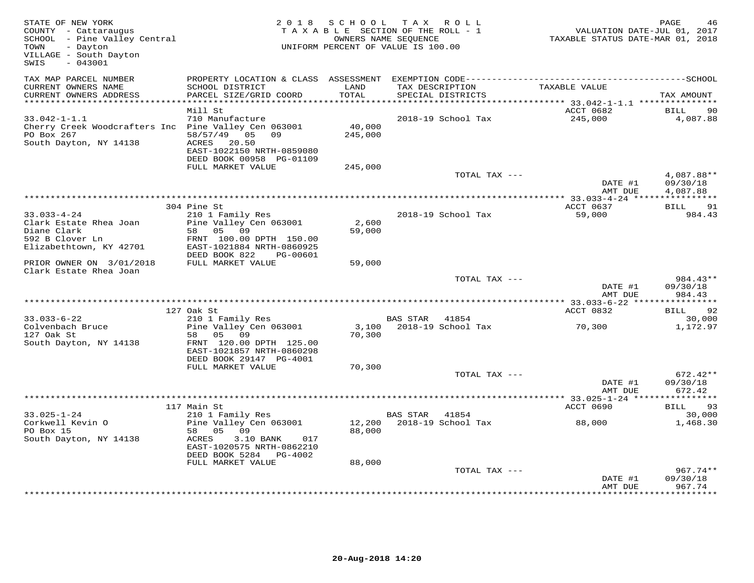STATE OF NEW YORK
COUNTY - Cattaraugus
SCHOOL - Pine Valley Central
TOWN - Dayton
VILLAGE - South Dayton
SWIS - 043001

2018 SCHOOL TAX ROLL
TAXABLE SECTION OF THE ROLL - 1
OWNERS NAME SEQUENCE
UNIFORM PERCENT OF VALUE IS 100.00

VALUATION DATE-JUL 01, 2017
TAXABLE STATUS DATE-MAR 01, 2018

| TAX MAP PARCEL NUMBER / CURRENT OWNERS NAME / CURRENT OWNERS ADDRESS | PROPERTY LOCATION & CLASS / SCHOOL DISTRICT / PARCEL SIZE/GRID COORD | ASSESSMENT LAND / TOTAL | EXEMPTION CODE / TAX DESCRIPTION / SPECIAL DISTRICTS | TAXABLE VALUE | TAX AMOUNT |
|---|---|---|---|---|---|
| **33.042-1-1.1** | Mill St | | | ACCT 0682 | BILL 90 |
| 33.042-1-1.1 | 710 Manufacture | | 2018-19 School Tax | 245,000 | 4,087.88 |
| Cherry Creek Woodcrafters Inc | Pine Valley Cen 063001 | 40,000 | | | |
| PO Box 267 | 58/57/49 05 09 | 245,000 | | | |
| South Dayton, NY 14138 | ACRES 20.50 | | | | |
| | EAST-1022150 NRTH-0859080 | | | | |
| | DEED BOOK 00958 PG-01109 | | | | |
| | FULL MARKET VALUE | 245,000 | | | |
| | | | TOTAL TAX --- | | 4,087.88** |
| | | | | DATE #1 | 09/30/18 |
| | | | | AMT DUE | 4,087.88 |
| **33.033-4-24** | 304 Pine St | | | ACCT 0637 | BILL 91 |
| 33.033-4-24 | 210 1 Family Res | | 2018-19 School Tax | 59,000 | 984.43 |
| Clark Estate Rhea Joan | Pine Valley Cen 063001 | 2,600 | | | |
| Diane Clark | 58 05 09 | 59,000 | | | |
| 592 B Clover Ln | FRNT 100.00 DPTH 150.00 | | | | |
| Elizabethtown, KY 42701 | EAST-1021884 NRTH-0860925 | | | | |
| | DEED BOOK 822 PG-00601 | | | | |
| PRIOR OWNER ON 3/01/2018 | FULL MARKET VALUE | 59,000 | | | |
| Clark Estate Rhea Joan | | | | | |
| | | | TOTAL TAX --- | | 984.43** |
| | | | | DATE #1 | 09/30/18 |
| | | | | AMT DUE | 984.43 |
| **33.033-6-22** | 127 Oak St | | | ACCT 0832 | BILL 92 |
| 33.033-6-22 | 210 1 Family Res | | BAS STAR 41854 | | 30,000 |
| Colvenbach Bruce | Pine Valley Cen 063001 | 3,100 | 2018-19 School Tax | 70,300 | 1,172.97 |
| 127 Oak St | 58 05 09 | 70,300 | | | |
| South Dayton, NY 14138 | FRNT 120.00 DPTH 125.00 | | | | |
| | EAST-1021857 NRTH-0860298 | | | | |
| | DEED BOOK 29147 PG-4001 | | | | |
| | FULL MARKET VALUE | 70,300 | | | |
| | | | TOTAL TAX --- | | 672.42** |
| | | | | DATE #1 | 09/30/18 |
| | | | | AMT DUE | 672.42 |
| **33.025-1-24** | 117 Main St | | | ACCT 0690 | BILL 93 |
| 33.025-1-24 | 210 1 Family Res | | BAS STAR 41854 | | 30,000 |
| Corkwell Kevin O | Pine Valley Cen 063001 | 12,200 | 2018-19 School Tax | 88,000 | 1,468.30 |
| PO Box 15 | 58 05 09 | 88,000 | | | |
| South Dayton, NY 14138 | ACRES 3.10 BANK 017 | | | | |
| | EAST-1020575 NRTH-0862210 | | | | |
| | DEED BOOK 5284 PG-4002 | | | | |
| | FULL MARKET VALUE | 88,000 | | | |
| | | | TOTAL TAX --- | | 967.74** |
| | | | | DATE #1 | 09/30/18 |
| | | | | AMT DUE | 967.74 |

20-Aug-2018 14:20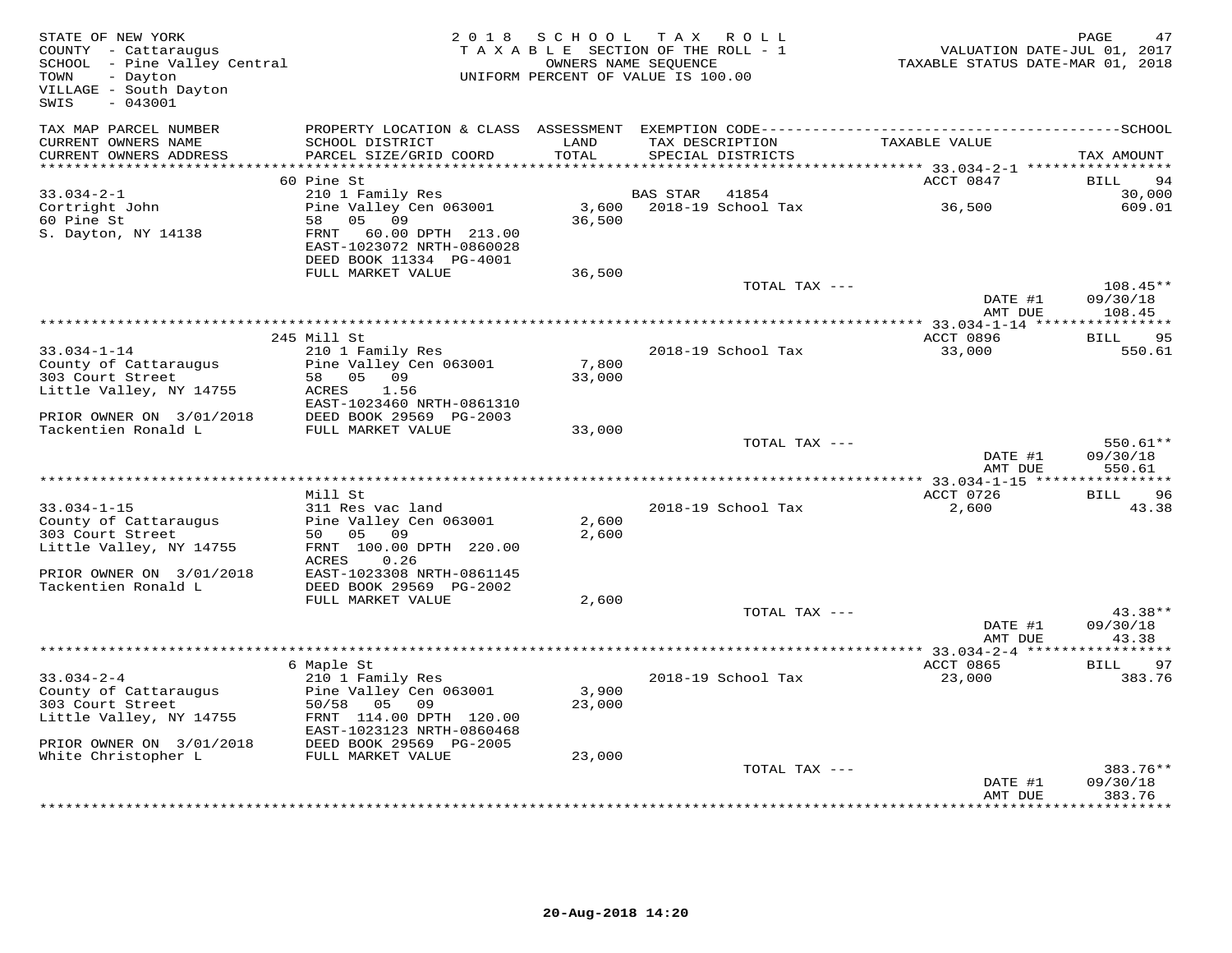STATE OF NEW YORK
COUNTY - Cattaraugus
SCHOOL - Pine Valley Central
TOWN - Dayton
VILLAGE - South Dayton
SWIS - 043001

2018 SCHOOL TAX ROLL
TAXABLE SECTION OF THE ROLL - 1
OWNERS NAME SEQUENCE
UNIFORM PERCENT OF VALUE IS 100.00

VALUATION DATE-JUL 01, 2017
TAXABLE STATUS DATE-MAR 01, 2018

| TAX MAP PARCEL NUMBER / CURRENT OWNERS NAME / CURRENT OWNERS ADDRESS | PROPERTY LOCATION & CLASS / SCHOOL DISTRICT / PARCEL SIZE/GRID COORD | ASSESSMENT LAND / TOTAL | EXEMPTION CODE / TAX DESCRIPTION / SPECIAL DISTRICTS | TAXABLE VALUE | TAX AMOUNT |
|---|---|---|---|---|---|
| | 60 Pine St | | | ACCT 0847 | BILL 94 |
| 33.034-2-1 | 210 1 Family Res | | BAS STAR 41854 | | 30,000 |
| Cortright John | Pine Valley Cen 063001 | 3,600 | 2018-19 School Tax | 36,500 | 609.01 |
| 60 Pine St | 58 05 09 | 36,500 | | | |
| S. Dayton, NY 14138 | FRNT 60.00 DPTH 213.00 | | | | |
| | EAST-1023072 NRTH-0860028 | | | | |
| | DEED BOOK 11334 PG-4001 | | | | |
| | FULL MARKET VALUE | 36,500 | | | |
| | | | TOTAL TAX --- | | 108.45** |
| | | | | DATE #1 | 09/30/18 |
| | | | | AMT DUE | 108.45 |
| | 245 Mill St | | | ACCT 0896 | BILL 95 |
| 33.034-1-14 | 210 1 Family Res | | 2018-19 School Tax | 33,000 | 550.61 |
| County of Cattaraugus | Pine Valley Cen 063001 | 7,800 | | | |
| 303 Court Street | 58 05 09 | 33,000 | | | |
| Little Valley, NY 14755 | ACRES 1.56 | | | | |
| | EAST-1023460 NRTH-0861310 | | | | |
| PRIOR OWNER ON 3/01/2018 | DEED BOOK 29569 PG-2003 | | | | |
| Tackentien Ronald L | FULL MARKET VALUE | 33,000 | | | |
| | | | TOTAL TAX --- | | 550.61** |
| | | | | DATE #1 | 09/30/18 |
| | | | | AMT DUE | 550.61 |
| | Mill St | | | ACCT 0726 | BILL 96 |
| 33.034-1-15 | 311 Res vac land | | 2018-19 School Tax | 2,600 | 43.38 |
| County of Cattaraugus | Pine Valley Cen 063001 | 2,600 | | | |
| 303 Court Street | 50 05 09 | 2,600 | | | |
| Little Valley, NY 14755 | FRNT 100.00 DPTH 220.00 | | | | |
| | ACRES 0.26 | | | | |
| PRIOR OWNER ON 3/01/2018 | EAST-1023308 NRTH-0861145 | | | | |
| Tackentien Ronald L | DEED BOOK 29569 PG-2002 | | | | |
| | FULL MARKET VALUE | 2,600 | | | |
| | | | TOTAL TAX --- | | 43.38** |
| | | | | DATE #1 | 09/30/18 |
| | | | | AMT DUE | 43.38 |
| | 6 Maple St | | | ACCT 0865 | BILL 97 |
| 33.034-2-4 | 210 1 Family Res | | 2018-19 School Tax | 23,000 | 383.76 |
| County of Cattaraugus | Pine Valley Cen 063001 | 3,900 | | | |
| 303 Court Street | 50/58 05 09 | 23,000 | | | |
| Little Valley, NY 14755 | FRNT 114.00 DPTH 120.00 | | | | |
| | EAST-1023123 NRTH-0860468 | | | | |
| PRIOR OWNER ON 3/01/2018 | DEED BOOK 29569 PG-2005 | | | | |
| White Christopher L | FULL MARKET VALUE | 23,000 | | | |
| | | | TOTAL TAX --- | | 383.76** |
| | | | | DATE #1 | 09/30/18 |
| | | | | AMT DUE | 383.76 |

20-Aug-2018 14:20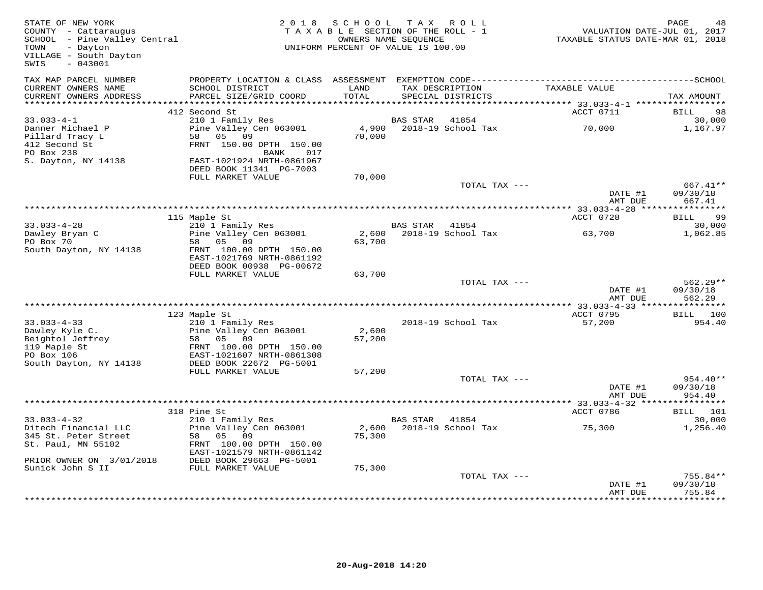STATE OF NEW YORK
COUNTY - Cattaraugus
SCHOOL - Pine Valley Central
TOWN - Dayton
VILLAGE - South Dayton
SWIS - 043001

2018 SCHOOL TAX ROLL
TAXABLE SECTION OF THE ROLL - 1
OWNERS NAME SEQUENCE
UNIFORM PERCENT OF VALUE IS 100.00

VALUATION DATE-JUL 01, 2017
TAXABLE STATUS DATE-MAR 01, 2018

| TAX MAP PARCEL NUMBER / CURRENT OWNERS NAME / CURRENT OWNERS ADDRESS | PROPERTY LOCATION & CLASS / SCHOOL DISTRICT / PARCEL SIZE/GRID COORD | ASSESSMENT LAND / TOTAL | EXEMPTION CODE / TAX DESCRIPTION / SPECIAL DISTRICTS | TAXABLE VALUE | TAX AMOUNT |
|---|---|---|---|---|---|
| | 412 Second St | | | ACCT 0711 | BILL 98 |
| 33.033-4-1 | 210 1 Family Res | | BAS STAR 41854 | | 30,000 |
| Danner Michael P | Pine Valley Cen 063001 | 4,900 | 2018-19 School Tax | 70,000 | 1,167.97 |
| Pillard Tracy L | 58 05 09 | 70,000 | | | |
| 412 Second St | FRNT 150.00 DPTH 150.00 | | | | |
| PO Box 238 | BANK 017 | | | | |
| S. Dayton, NY 14138 | EAST-1021924 NRTH-0861967 | | | | |
| | DEED BOOK 11341 PG-7003 | | | | |
| | FULL MARKET VALUE | 70,000 | | | |
| | | | TOTAL TAX --- | | 667.41** |
| | | | | DATE #1 | 09/30/18 |
| | | | | AMT DUE | 667.41 |
| | 115 Maple St | | | ACCT 0728 | BILL 99 |
| 33.033-4-28 | 210 1 Family Res | | BAS STAR 41854 | | 30,000 |
| Dawley Bryan C | Pine Valley Cen 063001 | 2,600 | 2018-19 School Tax | 63,700 | 1,062.85 |
| PO Box 70 | 58 05 09 | 63,700 | | | |
| South Dayton, NY 14138 | FRNT 100.00 DPTH 150.00 | | | | |
| | EAST-1021769 NRTH-0861192 | | | | |
| | DEED BOOK 00938 PG-00672 | | | | |
| | FULL MARKET VALUE | 63,700 | | | |
| | | | TOTAL TAX --- | | 562.29** |
| | | | | DATE #1 | 09/30/18 |
| | | | | AMT DUE | 562.29 |
| | 123 Maple St | | | ACCT 0795 | BILL 100 |
| 33.033-4-33 | 210 1 Family Res | | 2018-19 School Tax | 57,200 | 954.40 |
| Dawley Kyle C. | Pine Valley Cen 063001 | 2,600 | | | |
| Beightol Jeffrey | 58 05 09 | 57,200 | | | |
| 119 Maple St | FRNT 100.00 DPTH 150.00 | | | | |
| PO Box 106 | EAST-1021607 NRTH-0861308 | | | | |
| South Dayton, NY 14138 | DEED BOOK 22672 PG-5001 | | | | |
| | FULL MARKET VALUE | 57,200 | | | |
| | | | TOTAL TAX --- | | 954.40** |
| | | | | DATE #1 | 09/30/18 |
| | | | | AMT DUE | 954.40 |
| | 318 Pine St | | | ACCT 0786 | BILL 101 |
| 33.033-4-32 | 210 1 Family Res | | BAS STAR 41854 | | 30,000 |
| Ditech Financial LLC | Pine Valley Cen 063001 | 2,600 | 2018-19 School Tax | 75,300 | 1,256.40 |
| 345 St. Peter Street | 58 05 09 | 75,300 | | | |
| St. Paul, MN 55102 | FRNT 100.00 DPTH 150.00 | | | | |
| | EAST-1021579 NRTH-0861142 | | | | |
| PRIOR OWNER ON 3/01/2018 | DEED BOOK 29663 PG-5001 | | | | |
| Sunick John S II | FULL MARKET VALUE | 75,300 | | | |
| | | | TOTAL TAX --- | | 755.84** |
| | | | | DATE #1 | 09/30/18 |
| | | | | AMT DUE | 755.84 |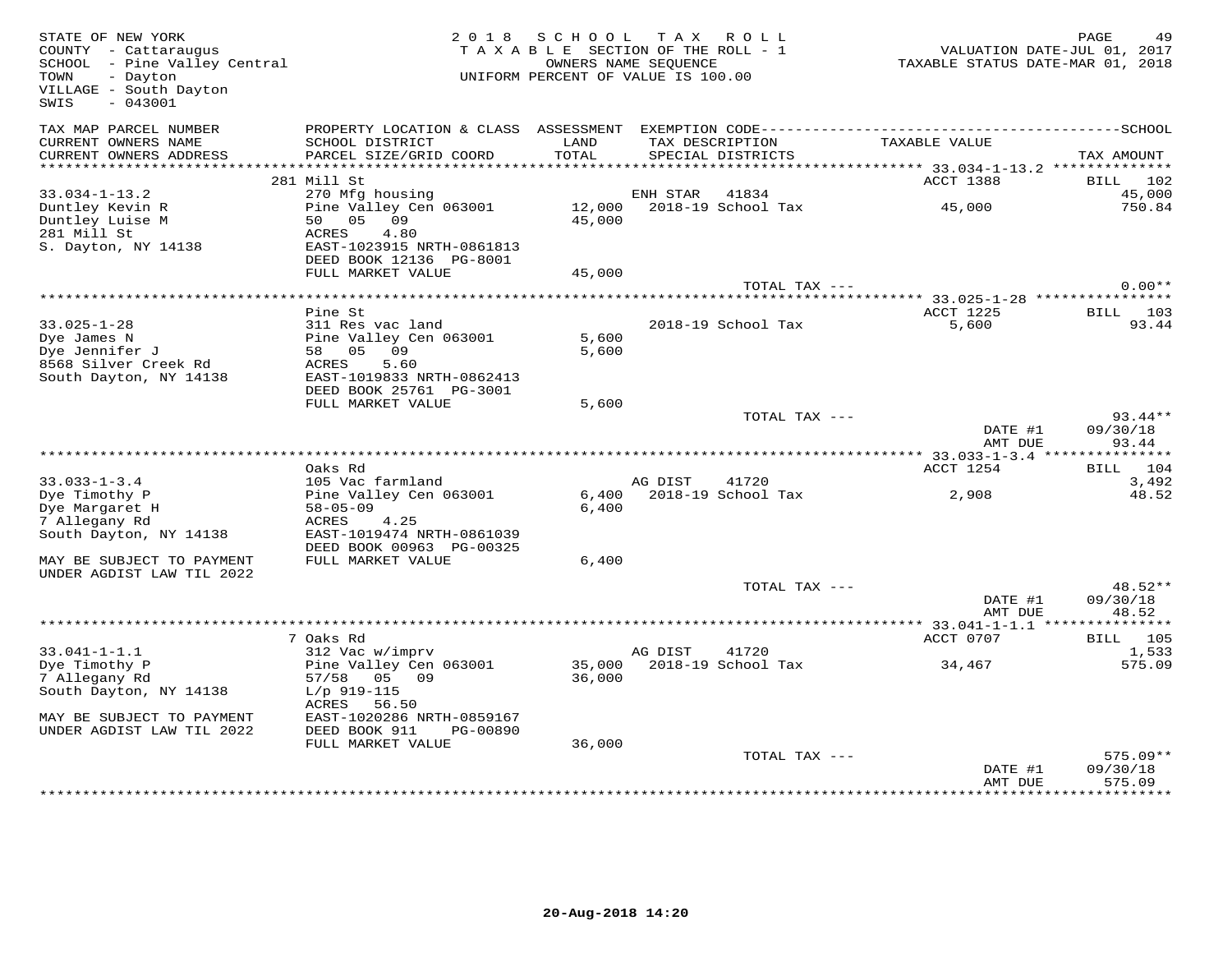STATE OF NEW YORK
COUNTY - Cattaraugus
SCHOOL - Pine Valley Central
TOWN - Dayton
VILLAGE - South Dayton
SWIS - 043001

2018 SCHOOL TAX ROLL
TAXABLE SECTION OF THE ROLL - 1
OWNERS NAME SEQUENCE
UNIFORM PERCENT OF VALUE IS 100.00

VALUATION DATE-JUL 01, 2017
TAXABLE STATUS DATE-MAR 01, 2018

| TAX MAP PARCEL NUMBER / CURRENT OWNERS NAME / CURRENT OWNERS ADDRESS | PROPERTY LOCATION & CLASS / SCHOOL DISTRICT / PARCEL SIZE/GRID COORD | ASSESSMENT LAND / TOTAL | EXEMPTION CODE / TAX DESCRIPTION / SPECIAL DISTRICTS | TAXABLE VALUE | TAX AMOUNT |
|---|---|---|---|---|---|
| | 281 Mill St | | | ACCT 1388 | BILL 102 |
| 33.034-1-13.2 | 270 Mfg housing | | ENH STAR 41834 | | 45,000 |
| Duntley Kevin R | Pine Valley Cen 063001 | 12,000 | 2018-19 School Tax | 45,000 | 750.84 |
| Duntley Luise M | 50 05 09 | 45,000 | | | |
| 281 Mill St | ACRES 4.80 | | | | |
| S. Dayton, NY 14138 | EAST-1023915 NRTH-0861813 | | | | |
| | DEED BOOK 12136 PG-8001 | | | | |
| | FULL MARKET VALUE | 45,000 | | | |
| | | | TOTAL TAX --- | | 0.00** |
| | Pine St | | | ACCT 1225 | BILL 103 |
| 33.025-1-28 | 311 Res vac land | | 2018-19 School Tax | 5,600 | 93.44 |
| Dye James N | Pine Valley Cen 063001 | 5,600 | | | |
| Dye Jennifer J | 58 05 09 | 5,600 | | | |
| 8568 Silver Creek Rd | ACRES 5.60 | | | | |
| South Dayton, NY 14138 | EAST-1019833 NRTH-0862413 | | | | |
| | DEED BOOK 25761 PG-3001 | | | | |
| | FULL MARKET VALUE | 5,600 | | | |
| | | | TOTAL TAX --- | | 93.44** |
| | | | | DATE #1 | 09/30/18 |
| | | | | AMT DUE | 93.44 |
| | Oaks Rd | | | ACCT 1254 | BILL 104 |
| 33.033-1-3.4 | 105 Vac farmland | | AG DIST 41720 | | 3,492 |
| Dye Timothy P | Pine Valley Cen 063001 | 6,400 | 2018-19 School Tax | 2,908 | 48.52 |
| Dye Margaret H | 58-05-09 | 6,400 | | | |
| 7 Allegany Rd | ACRES 4.25 | | | | |
| South Dayton, NY 14138 | EAST-1019474 NRTH-0861039 | | | | |
| | DEED BOOK 00963 PG-00325 | | | | |
| MAY BE SUBJECT TO PAYMENT UNDER AGDIST LAW TIL 2022 | FULL MARKET VALUE | 6,400 | | | |
| | | | TOTAL TAX --- | | 48.52** |
| | | | | DATE #1 | 09/30/18 |
| | | | | AMT DUE | 48.52 |
| | 7 Oaks Rd | | | ACCT 0707 | BILL 105 |
| 33.041-1-1.1 | 312 Vac w/imprv | | AG DIST 41720 | | 1,533 |
| Dye Timothy P | Pine Valley Cen 063001 | 35,000 | 2018-19 School Tax | 34,467 | 575.09 |
| 7 Allegany Rd | 57/58 05 09 | 36,000 | | | |
| South Dayton, NY 14138 | L/p 919-115 | | | | |
| | ACRES 56.50 | | | | |
| MAY BE SUBJECT TO PAYMENT | EAST-1020286 NRTH-0859167 | | | | |
| UNDER AGDIST LAW TIL 2022 | DEED BOOK 911 PG-00890 | | | | |
| | FULL MARKET VALUE | 36,000 | | | |
| | | | TOTAL TAX --- | | 575.09** |
| | | | | DATE #1 | 09/30/18 |
| | | | | AMT DUE | 575.09 |

20-Aug-2018 14:20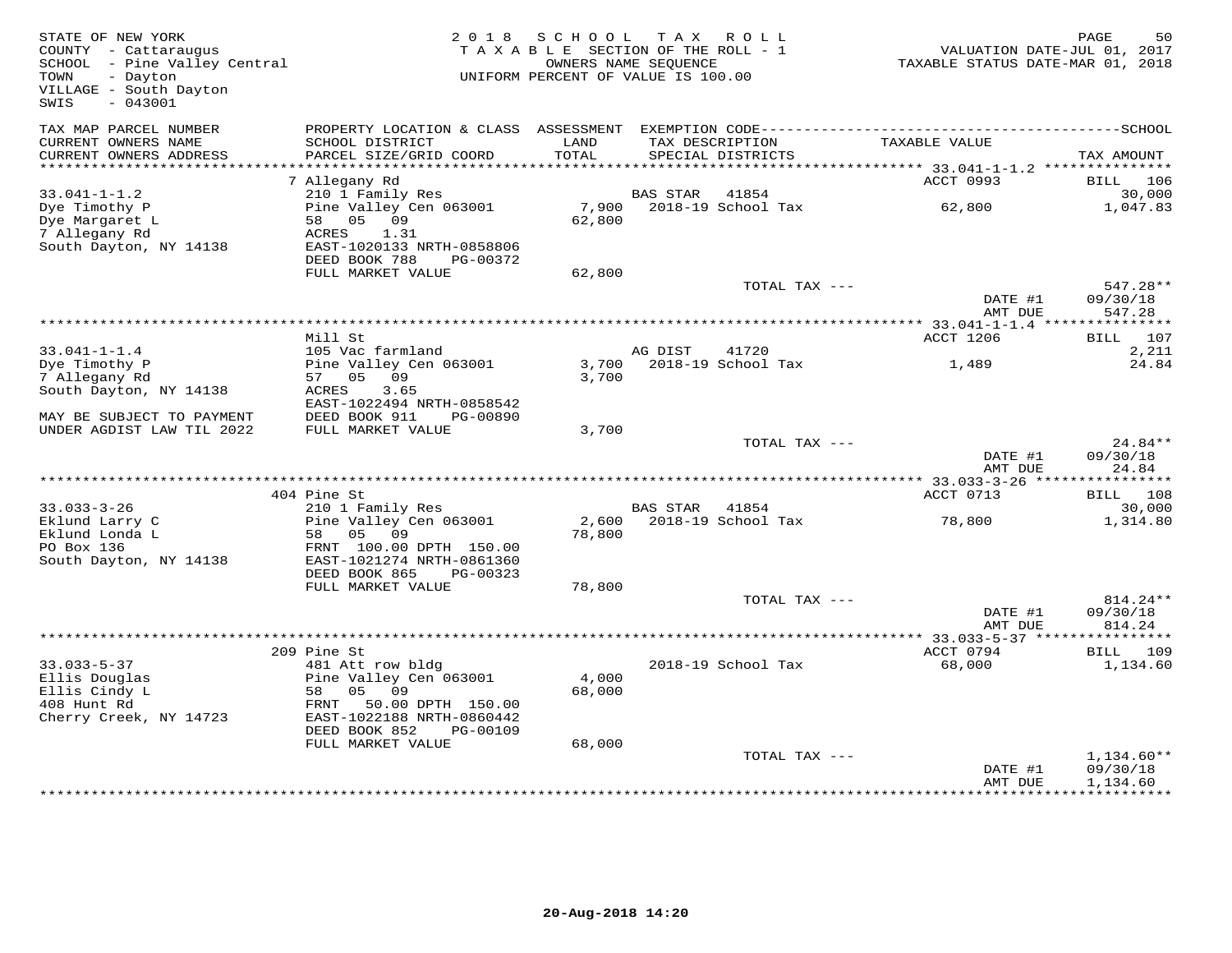STATE OF NEW YORK
COUNTY - Cattaraugus
SCHOOL - Pine Valley Central
TOWN - Dayton
VILLAGE - South Dayton
SWIS - 043001

2018 SCHOOL TAX ROLL
TAXABLE SECTION OF THE ROLL - 1
OWNERS NAME SEQUENCE
UNIFORM PERCENT OF VALUE IS 100.00

VALUATION DATE-JUL 01, 2017
TAXABLE STATUS DATE-MAR 01, 2018

| TAX MAP PARCEL NUMBER / CURRENT OWNERS NAME / CURRENT OWNERS ADDRESS | PROPERTY LOCATION & CLASS / SCHOOL DISTRICT / PARCEL SIZE/GRID COORD | ASSESSMENT LAND / TOTAL | EXEMPTION CODE / TAX DESCRIPTION / SPECIAL DISTRICTS | TAXABLE VALUE | TAX AMOUNT |
|---|---|---|---|---|---|
| | 7 Allegany Rd | | | ACCT 0993 | BILL 106 |
| 33.041-1-1.2 | 210 1 Family Res | | BAS STAR 41854 | | 30,000 |
| Dye Timothy P | Pine Valley Cen 063001 | 7,900 | 2018-19 School Tax | 62,800 | 1,047.83 |
| Dye Margaret L | 58 05 09 | 62,800 | | | |
| 7 Allegany Rd | ACRES 1.31 | | | | |
| South Dayton, NY 14138 | EAST-1020133 NRTH-0858806 | | | | |
| | DEED BOOK 788 PG-00372 | | | | |
| | FULL MARKET VALUE | 62,800 | | | |
| | | | TOTAL TAX --- | | 547.28** |
| | | | | DATE #1 | 09/30/18 |
| | | | | AMT DUE | 547.28 |
| | Mill St | | | ACCT 1206 | BILL 107 |
| 33.041-1-1.4 | 105 Vac farmland | | AG DIST 41720 | | 2,211 |
| Dye Timothy P | Pine Valley Cen 063001 | 3,700 | 2018-19 School Tax | 1,489 | 24.84 |
| 7 Allegany Rd | 57 05 09 | 3,700 | | | |
| South Dayton, NY 14138 | ACRES 3.65 | | | | |
| | EAST-1022494 NRTH-0858542 | | | | |
| MAY BE SUBJECT TO PAYMENT | DEED BOOK 911 PG-00890 | | | | |
| UNDER AGDIST LAW TIL 2022 | FULL MARKET VALUE | 3,700 | | | |
| | | | TOTAL TAX --- | | 24.84** |
| | | | | DATE #1 | 09/30/18 |
| | | | | AMT DUE | 24.84 |
| | 404 Pine St | | | ACCT 0713 | BILL 108 |
| 33.033-3-26 | 210 1 Family Res | | BAS STAR 41854 | | 30,000 |
| Eklund Larry C | Pine Valley Cen 063001 | 2,600 | 2018-19 School Tax | 78,800 | 1,314.80 |
| Eklund Londa L | 58 05 09 | 78,800 | | | |
| PO Box 136 | FRNT 100.00 DPTH 150.00 | | | | |
| South Dayton, NY 14138 | EAST-1021274 NRTH-0861360 | | | | |
| | DEED BOOK 865 PG-00323 | | | | |
| | FULL MARKET VALUE | 78,800 | | | |
| | | | TOTAL TAX --- | | 814.24** |
| | | | | DATE #1 | 09/30/18 |
| | | | | AMT DUE | 814.24 |
| | 209 Pine St | | | ACCT 0794 | BILL 109 |
| 33.033-5-37 | 481 Att row bldg | | 2018-19 School Tax | 68,000 | 1,134.60 |
| Ellis Douglas | Pine Valley Cen 063001 | 4,000 | | | |
| Ellis Cindy L | 58 05 09 | 68,000 | | | |
| 408 Hunt Rd | FRNT 50.00 DPTH 150.00 | | | | |
| Cherry Creek, NY 14723 | EAST-1022188 NRTH-0860442 | | | | |
| | DEED BOOK 852 PG-00109 | | | | |
| | FULL MARKET VALUE | 68,000 | | | |
| | | | TOTAL TAX --- | | 1,134.60** |
| | | | | DATE #1 | 09/30/18 |
| | | | | AMT DUE | 1,134.60 |

20-Aug-2018 14:20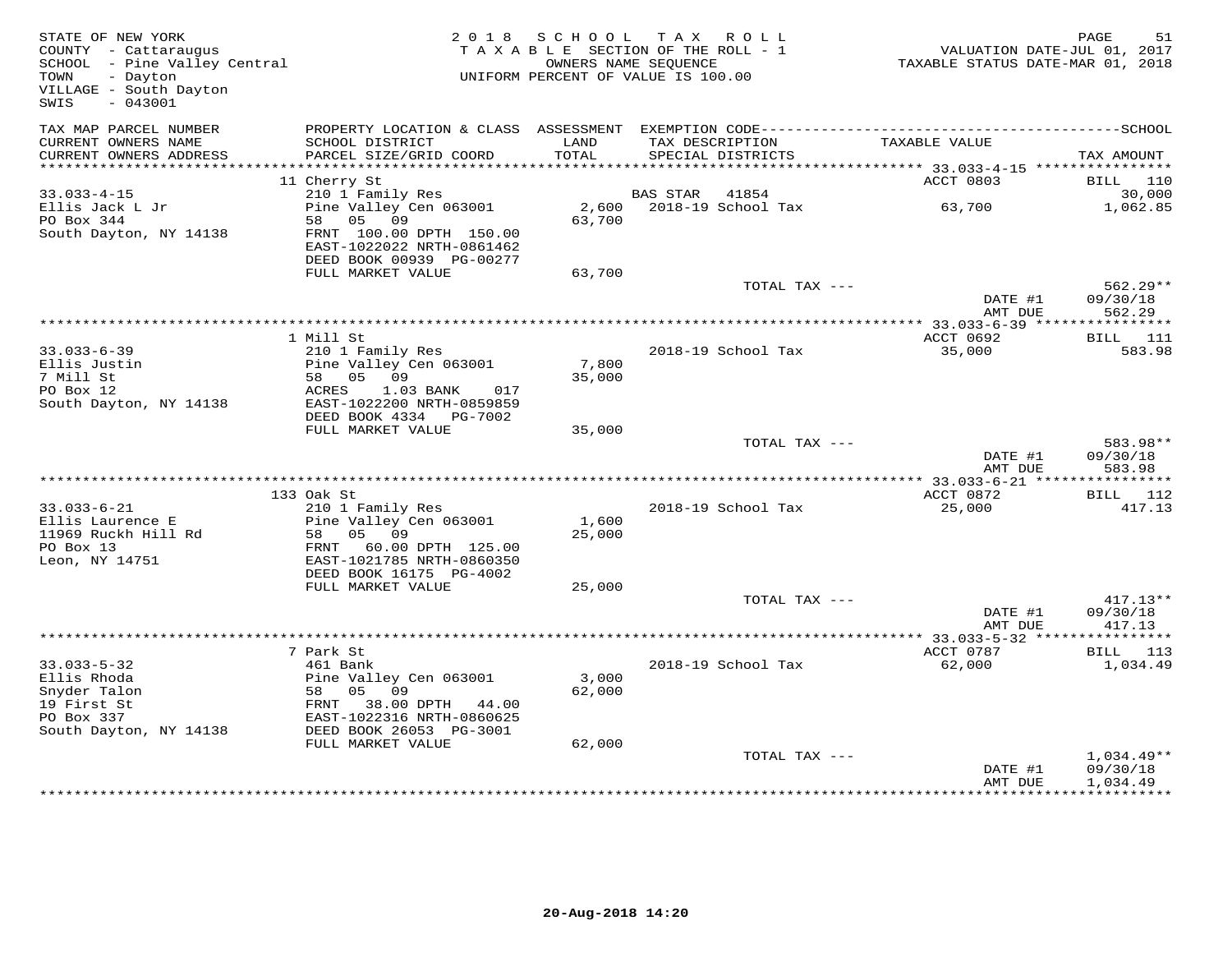STATE OF NEW YORK
COUNTY - Cattaraugus
SCHOOL - Pine Valley Central
TOWN - Dayton
VILLAGE - South Dayton
SWIS - 043001

2018 SCHOOL TAX ROLL
TAXABLE SECTION OF THE ROLL - 1
OWNERS NAME SEQUENCE
UNIFORM PERCENT OF VALUE IS 100.00

VALUATION DATE-JUL 01, 2017
TAXABLE STATUS DATE-MAR 01, 2018

| TAX MAP PARCEL NUMBER / CURRENT OWNERS NAME / CURRENT OWNERS ADDRESS | PROPERTY LOCATION & CLASS / SCHOOL DISTRICT / PARCEL SIZE/GRID COORD | ASSESSMENT LAND / TOTAL | EXEMPTION CODE / TAX DESCRIPTION / SPECIAL DISTRICTS | TAXABLE VALUE | TAX AMOUNT |
|---|---|---|---|---|---|
| | 11 Cherry St | | | ACCT 0803 | BILL 110 |
| 33.033-4-15 | 210 1 Family Res | | BAS STAR 41854 | | 30,000 |
| Ellis Jack L Jr | Pine Valley Cen 063001 | 2,600 | 2018-19 School Tax | 63,700 | 1,062.85 |
| PO Box 344 | 58 05 09 | 63,700 | | | |
| South Dayton, NY 14138 | FRNT 100.00 DPTH 150.00 | | | | |
| | EAST-1022022 NRTH-0861462 | | | | |
| | DEED BOOK 00939 PG-00277 | | | | |
| | FULL MARKET VALUE | 63,700 | | | |
| | | | TOTAL TAX --- | | 562.29** |
| | | | | DATE #1 | 09/30/18 |
| | | | | AMT DUE | 562.29 |
| | 1 Mill St | | | ACCT 0692 | BILL 111 |
| 33.033-6-39 | 210 1 Family Res | | 2018-19 School Tax | 35,000 | 583.98 |
| Ellis Justin | Pine Valley Cen 063001 | 7,800 | | | |
| 7 Mill St | 58 05 09 | 35,000 | | | |
| PO Box 12 | ACRES 1.03 BANK 017 | | | | |
| South Dayton, NY 14138 | EAST-1022200 NRTH-0859859 | | | | |
| | DEED BOOK 4334 PG-7002 | | | | |
| | FULL MARKET VALUE | 35,000 | | | |
| | | | TOTAL TAX --- | | 583.98** |
| | | | | DATE #1 | 09/30/18 |
| | | | | AMT DUE | 583.98 |
| | 133 Oak St | | | ACCT 0872 | BILL 112 |
| 33.033-6-21 | 210 1 Family Res | | 2018-19 School Tax | 25,000 | 417.13 |
| Ellis Laurence E | Pine Valley Cen 063001 | 1,600 | | | |
| 11969 Ruckh Hill Rd | 58 05 09 | 25,000 | | | |
| PO Box 13 | FRNT 60.00 DPTH 125.00 | | | | |
| Leon, NY 14751 | EAST-1021785 NRTH-0860350 | | | | |
| | DEED BOOK 16175 PG-4002 | | | | |
| | FULL MARKET VALUE | 25,000 | | | |
| | | | TOTAL TAX --- | | 417.13** |
| | | | | DATE #1 | 09/30/18 |
| | | | | AMT DUE | 417.13 |
| | 7 Park St | | | ACCT 0787 | BILL 113 |
| 33.033-5-32 | 461 Bank | | 2018-19 School Tax | 62,000 | 1,034.49 |
| Ellis Rhoda | Pine Valley Cen 063001 | 3,000 | | | |
| Snyder Talon | 58 05 09 | 62,000 | | | |
| 19 First St | FRNT 38.00 DPTH 44.00 | | | | |
| PO Box 337 | EAST-1022316 NRTH-0860625 | | | | |
| South Dayton, NY 14138 | DEED BOOK 26053 PG-3001 | | | | |
| | FULL MARKET VALUE | 62,000 | | | |
| | | | TOTAL TAX --- | | 1,034.49** |
| | | | | DATE #1 | 09/30/18 |
| | | | | AMT DUE | 1,034.49 |

20-Aug-2018 14:20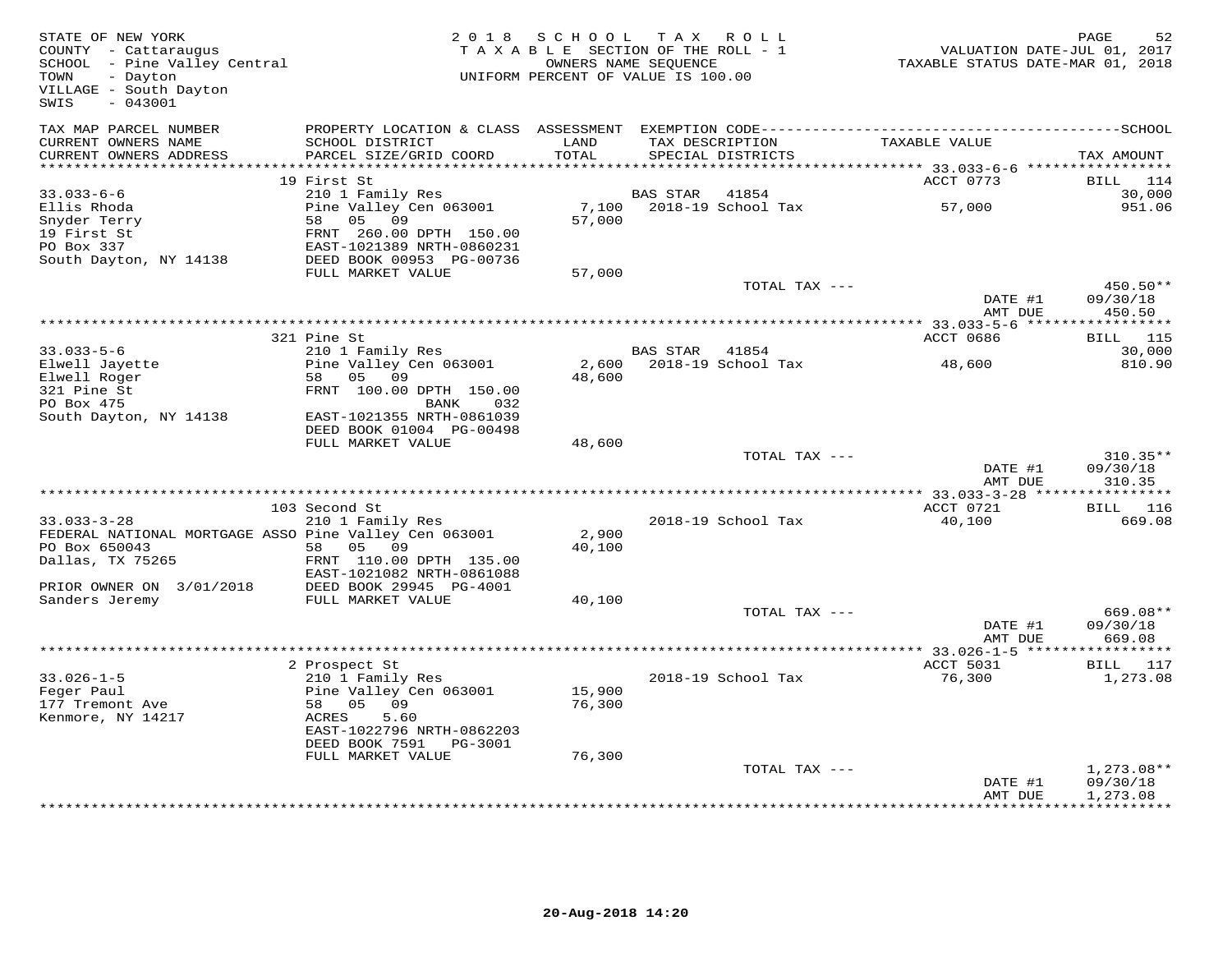STATE OF NEW YORK
COUNTY - Cattaraugus
SCHOOL - Pine Valley Central
TOWN - Dayton
VILLAGE - South Dayton
SWIS - 043001

2018 SCHOOL TAX ROLL
TAXABLE SECTION OF THE ROLL - 1
OWNERS NAME SEQUENCE
UNIFORM PERCENT OF VALUE IS 100.00

VALUATION DATE-JUL 01, 2017
TAXABLE STATUS DATE-MAR 01, 2018

| TAX MAP PARCEL NUMBER / CURRENT OWNERS NAME / CURRENT OWNERS ADDRESS | PROPERTY LOCATION & CLASS / SCHOOL DISTRICT / PARCEL SIZE/GRID COORD | ASSESSMENT LAND / TOTAL | EXEMPTION CODE / TAX DESCRIPTION / SPECIAL DISTRICTS | TAXABLE VALUE | TAX AMOUNT |
|---|---|---|---|---|---|
| 33.033-6-6 | 19 First St | | | ACCT 0773 | BILL 114 |
| | 210 1 Family Res | | BAS STAR 41854 | | 30,000 |
| Ellis Rhoda | Pine Valley Cen 063001 | 7,100 | 2018-19 School Tax | 57,000 | 951.06 |
| Snyder Terry | 58 05 09 | 57,000 | | | |
| 19 First St | FRNT 260.00 DPTH 150.00 | | | | |
| PO Box 337 | EAST-1021389 NRTH-0860231 | | | | |
| South Dayton, NY 14138 | DEED BOOK 00953 PG-00736 | | | | |
| | FULL MARKET VALUE | 57,000 | | | |
| | | | TOTAL TAX --- | | 450.50** |
| | | | | DATE #1 | 09/30/18 |
| | | | | AMT DUE | 450.50 |
| 33.033-5-6 | 321 Pine St | | | ACCT 0686 | BILL 115 |
| | 210 1 Family Res | | BAS STAR 41854 | | 30,000 |
| Elwell Jayette | Pine Valley Cen 063001 | 2,600 | 2018-19 School Tax | 48,600 | 810.90 |
| Elwell Roger | 58 05 09 | 48,600 | | | |
| 321 Pine St | FRNT 100.00 DPTH 150.00 | | | | |
| PO Box 475 | BANK 032 | | | | |
| South Dayton, NY 14138 | EAST-1021355 NRTH-0861039 | | | | |
| | DEED BOOK 01004 PG-00498 | | | | |
| | FULL MARKET VALUE | 48,600 | | | |
| | | | TOTAL TAX --- | | 310.35** |
| | | | | DATE #1 | 09/30/18 |
| | | | | AMT DUE | 310.35 |
| 33.033-3-28 | 103 Second St | | | ACCT 0721 | BILL 116 |
| | 210 1 Family Res | | 2018-19 School Tax | 40,100 | 669.08 |
| FEDERAL NATIONAL MORTGAGE ASSO | Pine Valley Cen 063001 | 2,900 | | | |
| PO Box 650043 | 58 05 09 | 40,100 | | | |
| Dallas, TX 75265 | FRNT 110.00 DPTH 135.00 | | | | |
| | EAST-1021082 NRTH-0861088 | | | | |
| PRIOR OWNER ON 3/01/2018 | DEED BOOK 29945 PG-4001 | | | | |
| Sanders Jeremy | FULL MARKET VALUE | 40,100 | | | |
| | | | TOTAL TAX --- | | 669.08** |
| | | | | DATE #1 | 09/30/18 |
| | | | | AMT DUE | 669.08 |
| 33.026-1-5 | 2 Prospect St | | | ACCT 5031 | BILL 117 |
| | 210 1 Family Res | | 2018-19 School Tax | 76,300 | 1,273.08 |
| Feger Paul | Pine Valley Cen 063001 | 15,900 | | | |
| 177 Tremont Ave | 58 05 09 | 76,300 | | | |
| Kenmore, NY 14217 | ACRES 5.60 | | | | |
| | EAST-1022796 NRTH-0862203 | | | | |
| | DEED BOOK 7591 PG-3001 | | | | |
| | FULL MARKET VALUE | 76,300 | | | |
| | | | TOTAL TAX --- | | 1,273.08** |
| | | | | DATE #1 | 09/30/18 |
| | | | | AMT DUE | 1,273.08 |

20-Aug-2018 14:20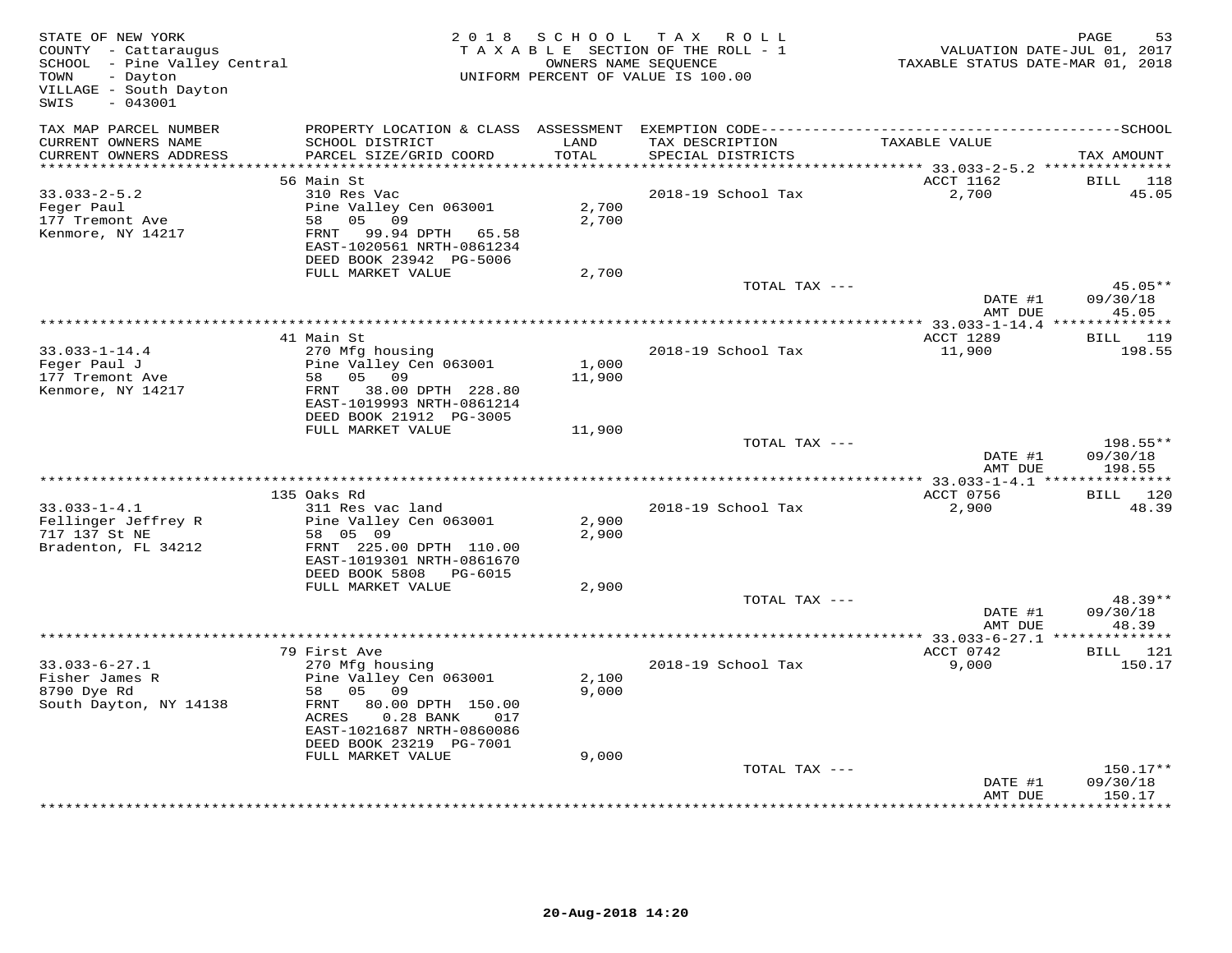STATE OF NEW YORK
COUNTY - Cattaraugus
SCHOOL - Pine Valley Central
TOWN - Dayton
VILLAGE - South Dayton
SWIS - 043001

2018 SCHOOL TAX ROLL
TAXABLE SECTION OF THE ROLL - 1
OWNERS NAME SEQUENCE
UNIFORM PERCENT OF VALUE IS 100.00

VALUATION DATE-JUL 01, 2017
TAXABLE STATUS DATE-MAR 01, 2018

| TAX MAP PARCEL NUMBER / CURRENT OWNERS NAME / CURRENT OWNERS ADDRESS | PROPERTY LOCATION & CLASS / SCHOOL DISTRICT / PARCEL SIZE/GRID COORD | ASSESSMENT LAND / TOTAL | EXEMPTION CODE / TAX DESCRIPTION / SPECIAL DISTRICTS | TAXABLE VALUE | SCHOOL TAX AMOUNT |
|---|---|---|---|---|---|
| **33.033-2-5.2** | 56 Main St | | | ACCT 1162 | BILL 118 |
| 33.033-2-5.2 | 310 Res Vac | | 2018-19 School Tax | 2,700 | 45.05 |
| Feger Paul | Pine Valley Cen 063001 | 2,700 | | | |
| 177 Tremont Ave | 58 05 09 | 2,700 | | | |
| Kenmore, NY 14217 | FRNT 99.94 DPTH 65.58 | | | | |
| | EAST-1020561 NRTH-0861234 | | | | |
| | DEED BOOK 23942 PG-5006 | | | | |
| | FULL MARKET VALUE | 2,700 | | | |
| | | | TOTAL TAX --- | | 45.05** |
| | | | | DATE #1 | 09/30/18 |
| | | | | AMT DUE | 45.05 |
| **33.033-1-14.4** | 41 Main St | | | ACCT 1289 | BILL 119 |
| 33.033-1-14.4 | 270 Mfg housing | | 2018-19 School Tax | 11,900 | 198.55 |
| Feger Paul J | Pine Valley Cen 063001 | 1,000 | | | |
| 177 Tremont Ave | 58 05 09 | 11,900 | | | |
| Kenmore, NY 14217 | FRNT 38.00 DPTH 228.80 | | | | |
| | EAST-1019993 NRTH-0861214 | | | | |
| | DEED BOOK 21912 PG-3005 | | | | |
| | FULL MARKET VALUE | 11,900 | | | |
| | | | TOTAL TAX --- | | 198.55** |
| | | | | DATE #1 | 09/30/18 |
| | | | | AMT DUE | 198.55 |
| **33.033-1-4.1** | 135 Oaks Rd | | | ACCT 0756 | BILL 120 |
| 33.033-1-4.1 | 311 Res vac land | | 2018-19 School Tax | 2,900 | 48.39 |
| Fellinger Jeffrey R | Pine Valley Cen 063001 | 2,900 | | | |
| 717 137 St NE | 58 05 09 | 2,900 | | | |
| Bradenton, FL 34212 | FRNT 225.00 DPTH 110.00 | | | | |
| | EAST-1019301 NRTH-0861670 | | | | |
| | DEED BOOK 5808 PG-6015 | | | | |
| | FULL MARKET VALUE | 2,900 | | | |
| | | | TOTAL TAX --- | | 48.39** |
| | | | | DATE #1 | 09/30/18 |
| | | | | AMT DUE | 48.39 |
| **33.033-6-27.1** | 79 First Ave | | | ACCT 0742 | BILL 121 |
| 33.033-6-27.1 | 270 Mfg housing | | 2018-19 School Tax | 9,000 | 150.17 |
| Fisher James R | Pine Valley Cen 063001 | 2,100 | | | |
| 8790 Dye Rd | 58 05 09 | 9,000 | | | |
| South Dayton, NY 14138 | FRNT 80.00 DPTH 150.00 | | | | |
| | ACRES 0.28 BANK 017 | | | | |
| | EAST-1021687 NRTH-0860086 | | | | |
| | DEED BOOK 23219 PG-7001 | | | | |
| | FULL MARKET VALUE | 9,000 | | | |
| | | | TOTAL TAX --- | | 150.17** |
| | | | | DATE #1 | 09/30/18 |
| | | | | AMT DUE | 150.17 |

20-Aug-2018 14:20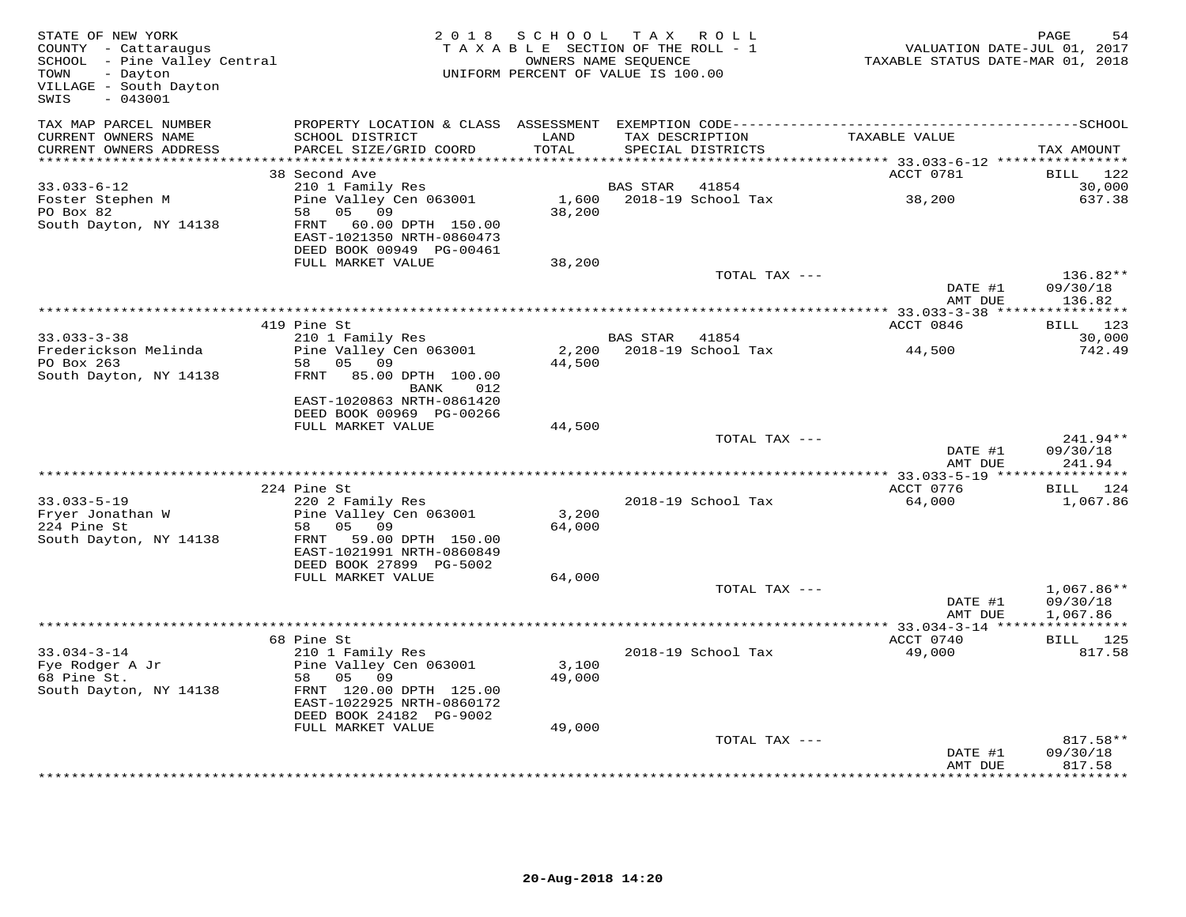STATE OF NEW YORK
COUNTY - Cattaraugus
SCHOOL - Pine Valley Central
TOWN - Dayton
VILLAGE - South Dayton
SWIS - 043001

2018 SCHOOL TAX ROLL
TAXABLE SECTION OF THE ROLL - 1
OWNERS NAME SEQUENCE
UNIFORM PERCENT OF VALUE IS 100.00

VALUATION DATE-JUL 01, 2017
TAXABLE STATUS DATE-MAR 01, 2018

| TAX MAP PARCEL NUMBER / CURRENT OWNERS NAME / CURRENT OWNERS ADDRESS | PROPERTY LOCATION & CLASS / SCHOOL DISTRICT / PARCEL SIZE/GRID COORD | ASSESSMENT LAND | TOTAL | EXEMPTION CODE / TAX DESCRIPTION / SPECIAL DISTRICTS | TAXABLE VALUE | TAX AMOUNT |
|---|---|---|---|---|---|---|
| 33.033-6-12 | 38 Second Ave | | | | ACCT 0781 | BILL 122 |
| Foster Stephen M | 210 1 Family Res | | | BAS STAR 41854 | | 30,000 |
| PO Box 82 | Pine Valley Cen 063001 | 1,600 | | 2018-19 School Tax | 38,200 | 637.38 |
| South Dayton, NY 14138 | 58 05 09 | | 38,200 | | | |
| | FRNT 60.00 DPTH 150.00 | | | | | |
| | EAST-1021350 NRTH-0860473 | | | | | |
| | DEED BOOK 00949 PG-00461 | | | | | |
| | FULL MARKET VALUE | | 38,200 | | | |
| | | | | TOTAL TAX --- | | 136.82** |
| | | | | | DATE #1 | 09/30/18 |
| | | | | | AMT DUE | 136.82 |
| 33.033-3-38 | 419 Pine St | | | | ACCT 0846 | BILL 123 |
| Frederickson Melinda | 210 1 Family Res | | | BAS STAR 41854 | | 30,000 |
| PO Box 263 | Pine Valley Cen 063001 | 2,200 | | 2018-19 School Tax | 44,500 | 742.49 |
| South Dayton, NY 14138 | 58 05 09 | | 44,500 | | | |
| | FRNT 85.00 DPTH 100.00 | | | | | |
| | BANK 012 | | | | | |
| | EAST-1020863 NRTH-0861420 | | | | | |
| | DEED BOOK 00969 PG-00266 | | | | | |
| | FULL MARKET VALUE | | 44,500 | | | |
| | | | | TOTAL TAX --- | | 241.94** |
| | | | | | DATE #1 | 09/30/18 |
| | | | | | AMT DUE | 241.94 |
| 33.033-5-19 | 224 Pine St | | | | ACCT 0776 | BILL 124 |
| Fryer Jonathan W | 220 2 Family Res | | | 2018-19 School Tax | 64,000 | 1,067.86 |
| 224 Pine St | Pine Valley Cen 063001 | 3,200 | | | | |
| South Dayton, NY 14138 | 58 05 09 | | 64,000 | | | |
| | FRNT 59.00 DPTH 150.00 | | | | | |
| | EAST-1021991 NRTH-0860849 | | | | | |
| | DEED BOOK 27899 PG-5002 | | | | | |
| | FULL MARKET VALUE | | 64,000 | | | |
| | | | | TOTAL TAX --- | | 1,067.86** |
| | | | | | DATE #1 | 09/30/18 |
| | | | | | AMT DUE | 1,067.86 |
| 33.034-3-14 | 68 Pine St | | | | ACCT 0740 | BILL 125 |
| Fye Rodger A Jr | 210 1 Family Res | | | 2018-19 School Tax | 49,000 | 817.58 |
| 68 Pine St. | Pine Valley Cen 063001 | 3,100 | | | | |
| South Dayton, NY 14138 | 58 05 09 | | 49,000 | | | |
| | FRNT 120.00 DPTH 125.00 | | | | | |
| | EAST-1022925 NRTH-0860172 | | | | | |
| | DEED BOOK 24182 PG-9002 | | | | | |
| | FULL MARKET VALUE | | 49,000 | | | |
| | | | | TOTAL TAX --- | | 817.58** |
| | | | | | DATE #1 | 09/30/18 |
| | | | | | AMT DUE | 817.58 |

20-Aug-2018 14:20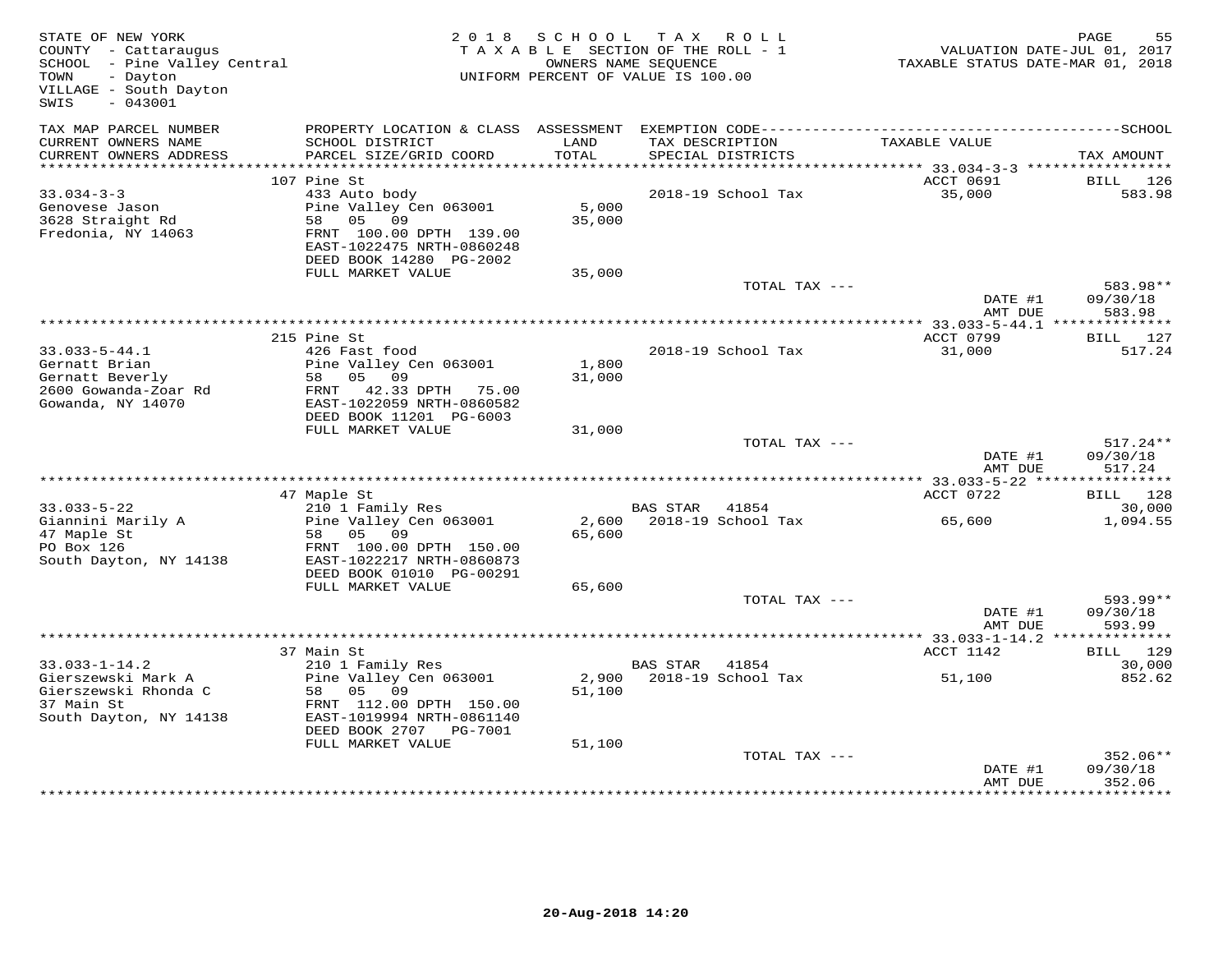STATE OF NEW YORK
COUNTY - Cattaraugus
SCHOOL - Pine Valley Central
TOWN - Dayton
VILLAGE - South Dayton
SWIS - 043001

2018 SCHOOL TAX ROLL
TAXABLE SECTION OF THE ROLL - 1
OWNERS NAME SEQUENCE
UNIFORM PERCENT OF VALUE IS 100.00

VALUATION DATE-JUL 01, 2017
TAXABLE STATUS DATE-MAR 01, 2018

| TAX MAP PARCEL NUMBER / CURRENT OWNERS NAME / CURRENT OWNERS ADDRESS | PROPERTY LOCATION & CLASS / SCHOOL DISTRICT / PARCEL SIZE/GRID COORD | ASSESSMENT LAND / TOTAL | EXEMPTION CODE / TAX DESCRIPTION / SPECIAL DISTRICTS | TAXABLE VALUE | TAX AMOUNT |
|---|---|---|---|---|---|
| 33.034-3-3 | 107 Pine St | | | ACCT 0691 | BILL 126 |
| Genovese Jason | 433 Auto body | | 2018-19 School Tax | 35,000 | 583.98 |
| 3628 Straight Rd | Pine Valley Cen 063001 | 5,000 | | | |
| Fredonia, NY 14063 | 58 05 09 | 35,000 | | | |
| | FRNT 100.00 DPTH 139.00 | | | | |
| | EAST-1022475 NRTH-0860248 | | | | |
| | DEED BOOK 14280 PG-2002 | | | | |
| | FULL MARKET VALUE | 35,000 | | | |
| | | | TOTAL TAX --- | | 583.98** |
| | | | | DATE #1 | 09/30/18 |
| | | | | AMT DUE | 583.98 |
| 33.033-5-44.1 | 215 Pine St | | | ACCT 0799 | BILL 127 |
| Gernatt Brian | 426 Fast food | | 2018-19 School Tax | 31,000 | 517.24 |
| Gernatt Beverly | Pine Valley Cen 063001 | 1,800 | | | |
| 2600 Gowanda-Zoar Rd | 58 05 09 | 31,000 | | | |
| Gowanda, NY 14070 | FRNT 42.33 DPTH 75.00 | | | | |
| | EAST-1022059 NRTH-0860582 | | | | |
| | DEED BOOK 11201 PG-6003 | | | | |
| | FULL MARKET VALUE | 31,000 | | | |
| | | | TOTAL TAX --- | | 517.24** |
| | | | | DATE #1 | 09/30/18 |
| | | | | AMT DUE | 517.24 |
| 33.033-5-22 | 47 Maple St | | | ACCT 0722 | BILL 128 |
| Giannini Marily A | 210 1 Family Res | | BAS STAR 41854 | | 30,000 |
| 47 Maple St | Pine Valley Cen 063001 | 2,600 | 2018-19 School Tax | 65,600 | 1,094.55 |
| PO Box 126 | 58 05 09 | 65,600 | | | |
| South Dayton, NY 14138 | FRNT 100.00 DPTH 150.00 | | | | |
| | EAST-1022217 NRTH-0860873 | | | | |
| | DEED BOOK 01010 PG-00291 | | | | |
| | FULL MARKET VALUE | 65,600 | | | |
| | | | TOTAL TAX --- | | 593.99** |
| | | | | DATE #1 | 09/30/18 |
| | | | | AMT DUE | 593.99 |
| 33.033-1-14.2 | 37 Main St | | | ACCT 1142 | BILL 129 |
| Gierszewski Mark A | 210 1 Family Res | | BAS STAR 41854 | | 30,000 |
| Gierszewski Rhonda C | Pine Valley Cen 063001 | 2,900 | 2018-19 School Tax | 51,100 | 852.62 |
| 37 Main St | 58 05 09 | 51,100 | | | |
| South Dayton, NY 14138 | FRNT 112.00 DPTH 150.00 | | | | |
| | EAST-1019994 NRTH-0861140 | | | | |
| | DEED BOOK 2707 PG-7001 | | | | |
| | FULL MARKET VALUE | 51,100 | | | |
| | | | TOTAL TAX --- | | 352.06** |
| | | | | DATE #1 | 09/30/18 |
| | | | | AMT DUE | 352.06 |

20-Aug-2018 14:20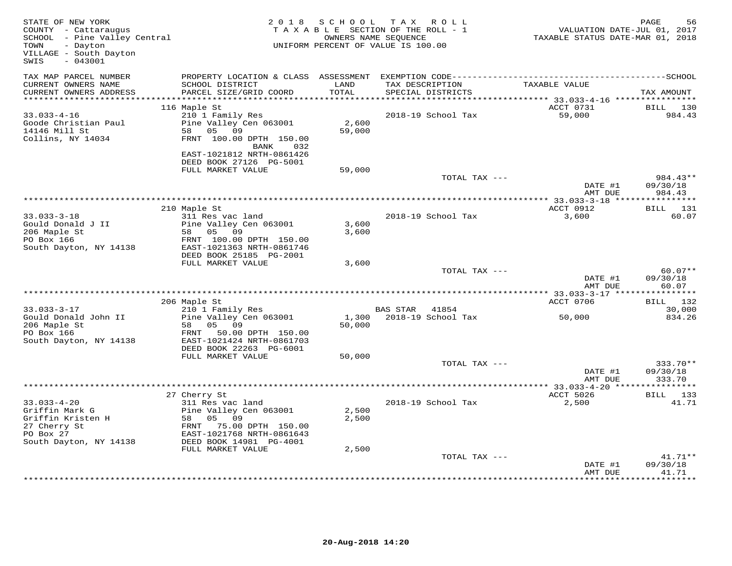STATE OF NEW YORK
COUNTY - Cattaraugus
SCHOOL - Pine Valley Central
TOWN - Dayton
VILLAGE - South Dayton
SWIS - 043001

2018 SCHOOL TAX ROLL
TAXABLE SECTION OF THE ROLL - 1
OWNERS NAME SEQUENCE
UNIFORM PERCENT OF VALUE IS 100.00

VALUATION DATE-JUL 01, 2017
TAXABLE STATUS DATE-MAR 01, 2018

| TAX MAP PARCEL NUMBER / CURRENT OWNERS NAME / CURRENT OWNERS ADDRESS | PROPERTY LOCATION & CLASS / SCHOOL DISTRICT / PARCEL SIZE/GRID COORD | ASSESSMENT LAND / TOTAL | EXEMPTION CODE / TAX DESCRIPTION / SPECIAL DISTRICTS | TAXABLE VALUE | TAX AMOUNT |
|---|---|---|---|---|---|
| 33.033-4-16 | 116 Maple St | | | ACCT 0731 | BILL 130 |
| 33.033-4-16 | 210 1 Family Res | | 2018-19 School Tax | 59,000 | 984.43 |
| Goode Christian Paul | Pine Valley Cen 063001 | 2,600 | | | |
| 14146 Mill St | 58 05 09 | 59,000 | | | |
| Collins, NY 14034 | FRNT 100.00 DPTH 150.00 | | | | |
| | BANK 032 | | | | |
| | EAST-1021812 NRTH-0861426 | | | | |
| | DEED BOOK 27126 PG-5001 | | | | |
| | FULL MARKET VALUE | 59,000 | | | |
| | | | TOTAL TAX --- | | 984.43** |
| | | | | DATE #1 | 09/30/18 |
| | | | | AMT DUE | 984.43 |
| 33.033-3-18 | 210 Maple St | | | ACCT 0912 | BILL 131 |
| 33.033-3-18 | 311 Res vac land | | 2018-19 School Tax | 3,600 | 60.07 |
| Gould Donald J II | Pine Valley Cen 063001 | 3,600 | | | |
| 206 Maple St | 58 05 09 | 3,600 | | | |
| PO Box 166 | FRNT 100.00 DPTH 150.00 | | | | |
| South Dayton, NY 14138 | EAST-1021363 NRTH-0861746 | | | | |
| | DEED BOOK 25185 PG-2001 | | | | |
| | FULL MARKET VALUE | 3,600 | | | |
| | | | TOTAL TAX --- | | 60.07** |
| | | | | DATE #1 | 09/30/18 |
| | | | | AMT DUE | 60.07 |
| 33.033-3-17 | 206 Maple St | | | ACCT 0706 | BILL 132 |
| 33.033-3-17 | 210 1 Family Res | | BAS STAR 41854 | | 30,000 |
| Gould Donald John II | Pine Valley Cen 063001 | 1,300 | 2018-19 School Tax | 50,000 | 834.26 |
| 206 Maple St | 58 05 09 | 50,000 | | | |
| PO Box 166 | FRNT 50.00 DPTH 150.00 | | | | |
| South Dayton, NY 14138 | EAST-1021424 NRTH-0861703 | | | | |
| | DEED BOOK 22263 PG-6001 | | | | |
| | FULL MARKET VALUE | 50,000 | | | |
| | | | TOTAL TAX --- | | 333.70** |
| | | | | DATE #1 | 09/30/18 |
| | | | | AMT DUE | 333.70 |
| 33.033-4-20 | 27 Cherry St | | | ACCT 5026 | BILL 133 |
| 33.033-4-20 | 311 Res vac land | | 2018-19 School Tax | 2,500 | 41.71 |
| Griffin Mark G | Pine Valley Cen 063001 | 2,500 | | | |
| Griffin Kristen H | 58 05 09 | 2,500 | | | |
| 27 Cherry St | FRNT 75.00 DPTH 150.00 | | | | |
| PO Box 27 | EAST-1021768 NRTH-0861643 | | | | |
| South Dayton, NY 14138 | DEED BOOK 14981 PG-4001 | | | | |
| | FULL MARKET VALUE | 2,500 | | | |
| | | | TOTAL TAX --- | | 41.71** |
| | | | | DATE #1 | 09/30/18 |
| | | | | AMT DUE | 41.71 |

20-Aug-2018 14:20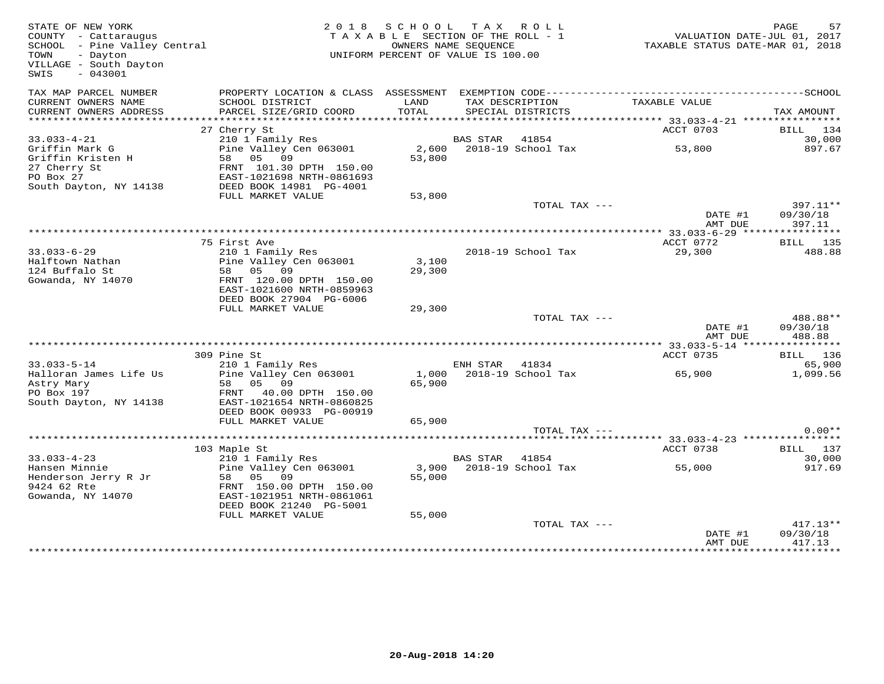STATE OF NEW YORK
COUNTY - Cattaraugus
SCHOOL - Pine Valley Central
TOWN - Dayton
VILLAGE - South Dayton
SWIS - 043001

2018 SCHOOL TAX ROLL
TAXABLE SECTION OF THE ROLL - 1
OWNERS NAME SEQUENCE
UNIFORM PERCENT OF VALUE IS 100.00

VALUATION DATE-JUL 01, 2017
TAXABLE STATUS DATE-MAR 01, 2018

| TAX MAP PARCEL NUMBER / CURRENT OWNERS NAME / CURRENT OWNERS ADDRESS | PROPERTY LOCATION & CLASS / SCHOOL DISTRICT / PARCEL SIZE/GRID COORD | ASSESSMENT LAND / TOTAL | EXEMPTION CODE / TAX DESCRIPTION / SPECIAL DISTRICTS | TAXABLE VALUE | SCHOOL / TAX AMOUNT |
|---|---|---|---|---|---|
| 33.033-4-21 | 27 Cherry St | | | ACCT 0703 | BILL 134 |
| Griffin Mark G | 210 1 Family Res | | BAS STAR 41854 | | 30,000 |
| Griffin Kristen H | Pine Valley Cen 063001 | 2,600 | 2018-19 School Tax | 53,800 | 897.67 |
| 27 Cherry St | 58 05 09 | 53,800 | | | |
| PO Box 27 | FRNT 101.30 DPTH 150.00 | | | | |
| South Dayton, NY 14138 | EAST-1021698 NRTH-0861693 | | | | |
| | DEED BOOK 14981 PG-4001 | | | | |
| | FULL MARKET VALUE | 53,800 | | | |
| | | | TOTAL TAX --- | | 397.11** |
| | | | | DATE #1 | 09/30/18 |
| | | | | AMT DUE | 397.11 |
| 33.033-6-29 | 75 First Ave | | | ACCT 0772 | BILL 135 |
| Halftown Nathan | 210 1 Family Res | | 2018-19 School Tax | 29,300 | 488.88 |
| 124 Buffalo St | Pine Valley Cen 063001 | 3,100 | | | |
| Gowanda, NY 14070 | 58 05 09 | 29,300 | | | |
| | FRNT 120.00 DPTH 150.00 | | | | |
| | EAST-1021600 NRTH-0859963 | | | | |
| | DEED BOOK 27904 PG-6006 | | | | |
| | FULL MARKET VALUE | 29,300 | | | |
| | | | TOTAL TAX --- | | 488.88** |
| | | | | DATE #1 | 09/30/18 |
| | | | | AMT DUE | 488.88 |
| 33.033-5-14 | 309 Pine St | | | ACCT 0735 | BILL 136 |
| Halloran James Life Us | 210 1 Family Res | | ENH STAR 41834 | | 65,900 |
| Astry Mary | Pine Valley Cen 063001 | 1,000 | 2018-19 School Tax | 65,900 | 1,099.56 |
| PO Box 197 | 58 05 09 | 65,900 | | | |
| South Dayton, NY 14138 | FRNT 40.00 DPTH 150.00 | | | | |
| | EAST-1021654 NRTH-0860825 | | | | |
| | DEED BOOK 00933 PG-00919 | | | | |
| | FULL MARKET VALUE | 65,900 | | | |
| | | | TOTAL TAX --- | | 0.00** |
| 33.033-4-23 | 103 Maple St | | | ACCT 0738 | BILL 137 |
| Hansen Minnie | 210 1 Family Res | | BAS STAR 41854 | | 30,000 |
| Henderson Jerry R Jr | Pine Valley Cen 063001 | 3,900 | 2018-19 School Tax | 55,000 | 917.69 |
| 9424 62 Rte | 58 05 09 | 55,000 | | | |
| Gowanda, NY 14070 | FRNT 150.00 DPTH 150.00 | | | | |
| | EAST-1021951 NRTH-0861061 | | | | |
| | DEED BOOK 21240 PG-5001 | | | | |
| | FULL MARKET VALUE | 55,000 | | | |
| | | | TOTAL TAX --- | | 417.13** |
| | | | | DATE #1 | 09/30/18 |
| | | | | AMT DUE | 417.13 |

20-Aug-2018 14:20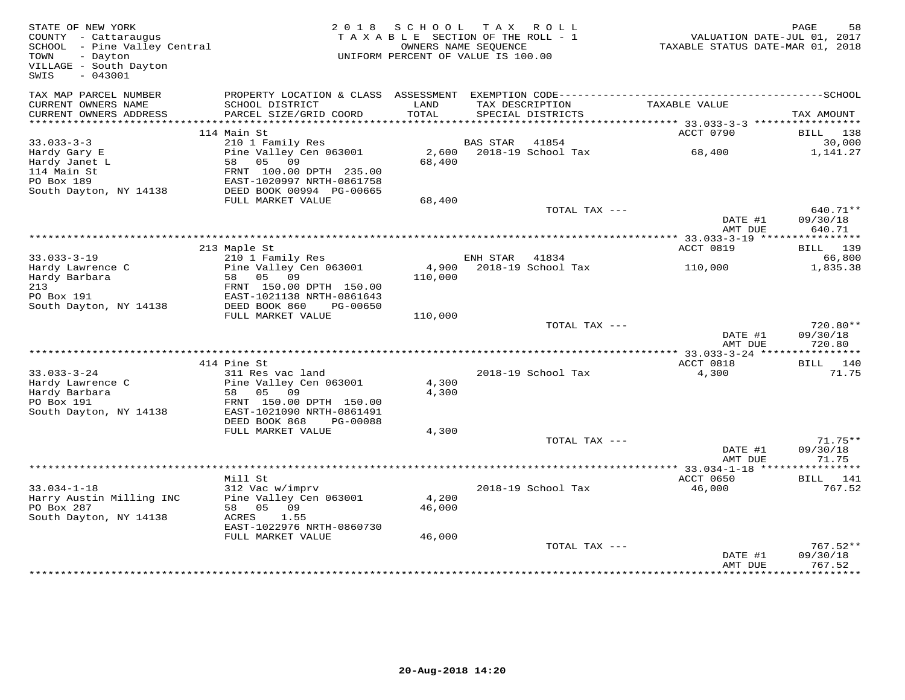STATE OF NEW YORK
COUNTY - Cattaraugus
SCHOOL - Pine Valley Central
TOWN - Dayton
VILLAGE - South Dayton
SWIS - 043001

2018 SCHOOL TAX ROLL
TAXABLE SECTION OF THE ROLL - 1
OWNERS NAME SEQUENCE
UNIFORM PERCENT OF VALUE IS 100.00

VALUATION DATE-JUL 01, 2017
TAXABLE STATUS DATE-MAR 01, 2018

| TAX MAP PARCEL NUMBER / CURRENT OWNERS NAME / CURRENT OWNERS ADDRESS | PROPERTY LOCATION & CLASS / SCHOOL DISTRICT / PARCEL SIZE/GRID COORD | ASSESSMENT LAND / TOTAL | EXEMPTION CODE / TAX DESCRIPTION / SPECIAL DISTRICTS | TAXABLE VALUE | TAX AMOUNT |
|---|---|---|---|---|---|
| | 114 Main St | | | ACCT 0790 | BILL 138 |
| 33.033-3-3 | 210 1 Family Res | | BAS STAR 41854 | | 30,000 |
| Hardy Gary E | Pine Valley Cen 063001 | 2,600 | 2018-19 School Tax | 68,400 | 1,141.27 |
| Hardy Janet L | 58 05 09 | 68,400 | | | |
| 114 Main St | FRNT 100.00 DPTH 235.00 | | | | |
| PO Box 189 | EAST-1020997 NRTH-0861758 | | | | |
| South Dayton, NY 14138 | DEED BOOK 00994 PG-00665 | | | | |
| | FULL MARKET VALUE | 68,400 | | | |
| | | | TOTAL TAX --- | | 640.71** |
| | | | | DATE #1 | 09/30/18 |
| | | | | AMT DUE | 640.71 |
| | 213 Maple St | | | ACCT 0819 | BILL 139 |
| 33.033-3-19 | 210 1 Family Res | | ENH STAR 41834 | | 66,800 |
| Hardy Lawrence C | Pine Valley Cen 063001 | 4,900 | 2018-19 School Tax | 110,000 | 1,835.38 |
| Hardy Barbara | 58 05 09 | 110,000 | | | |
| 213 | FRNT 150.00 DPTH 150.00 | | | | |
| PO Box 191 | EAST-1021138 NRTH-0861643 | | | | |
| South Dayton, NY 14138 | DEED BOOK 860 PG-00650 | | | | |
| | FULL MARKET VALUE | 110,000 | | | |
| | | | TOTAL TAX --- | | 720.80** |
| | | | | DATE #1 | 09/30/18 |
| | | | | AMT DUE | 720.80 |
| | 414 Pine St | | | ACCT 0818 | BILL 140 |
| 33.033-3-24 | 311 Res vac land | | 2018-19 School Tax | 4,300 | 71.75 |
| Hardy Lawrence C | Pine Valley Cen 063001 | 4,300 | | | |
| Hardy Barbara | 58 05 09 | 4,300 | | | |
| PO Box 191 | FRNT 150.00 DPTH 150.00 | | | | |
| South Dayton, NY 14138 | EAST-1021090 NRTH-0861491 | | | | |
| | DEED BOOK 868 PG-00088 | | | | |
| | FULL MARKET VALUE | 4,300 | | | |
| | | | TOTAL TAX --- | | 71.75** |
| | | | | DATE #1 | 09/30/18 |
| | | | | AMT DUE | 71.75 |
| | Mill St | | | ACCT 0650 | BILL 141 |
| 33.034-1-18 | 312 Vac w/imprv | | 2018-19 School Tax | 46,000 | 767.52 |
| Harry Austin Milling INC | Pine Valley Cen 063001 | 4,200 | | | |
| PO Box 287 | 58 05 09 | 46,000 | | | |
| South Dayton, NY 14138 | ACRES 1.55 | | | | |
| | EAST-1022976 NRTH-0860730 | | | | |
| | FULL MARKET VALUE | 46,000 | | | |
| | | | TOTAL TAX --- | | 767.52** |
| | | | | DATE #1 | 09/30/18 |
| | | | | AMT DUE | 767.52 |

20-Aug-2018 14:20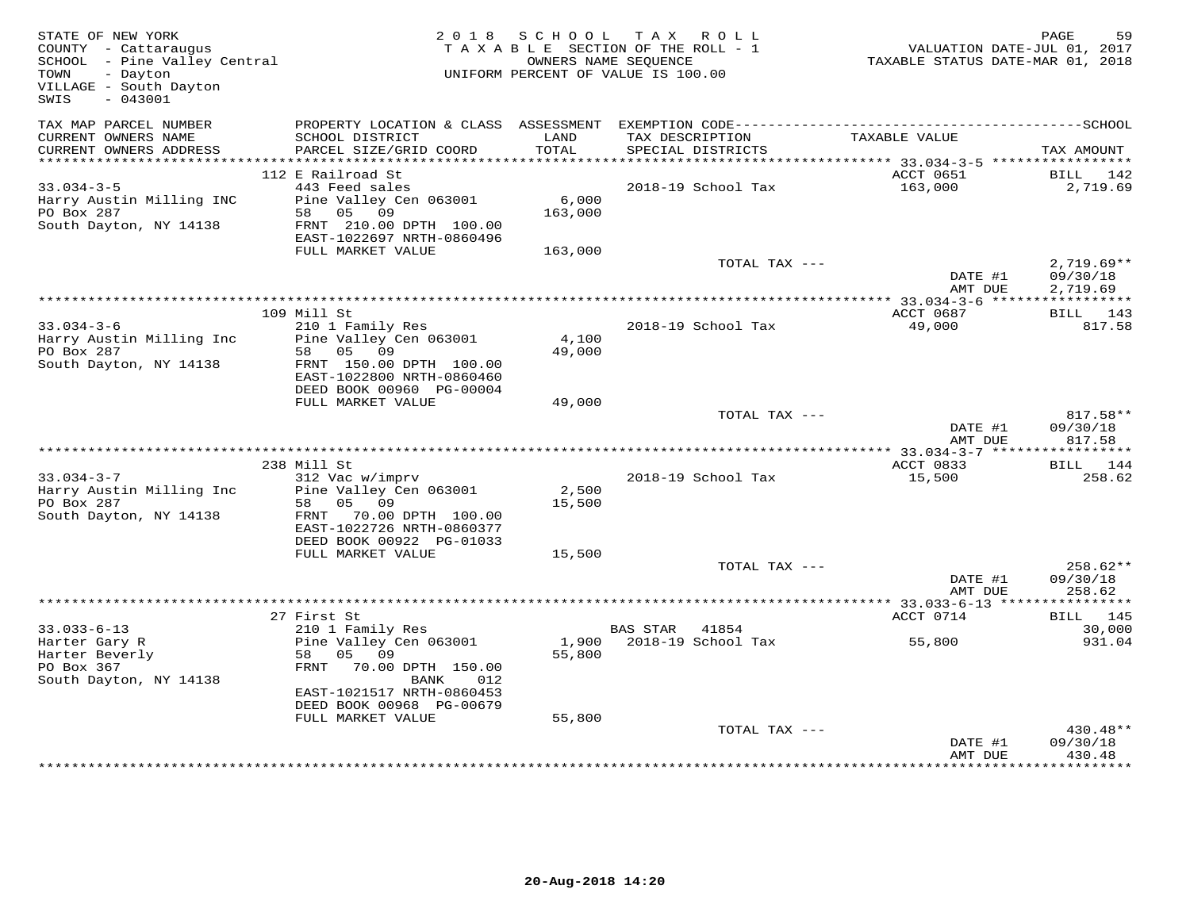STATE OF NEW YORK
COUNTY - Cattaraugus
SCHOOL - Pine Valley Central
TOWN - Dayton
VILLAGE - South Dayton
SWIS - 043001

2018 SCHOOL TAX ROLL
TAXABLE SECTION OF THE ROLL - 1
OWNERS NAME SEQUENCE
UNIFORM PERCENT OF VALUE IS 100.00

VALUATION DATE-JUL 01, 2017
TAXABLE STATUS DATE-MAR 01, 2018

| TAX MAP PARCEL NUMBER / CURRENT OWNERS NAME / CURRENT OWNERS ADDRESS | PROPERTY LOCATION & CLASS / SCHOOL DISTRICT / PARCEL SIZE/GRID COORD | ASSESSMENT LAND / TOTAL | EXEMPTION CODE / TAX DESCRIPTION / SPECIAL DISTRICTS | TAXABLE VALUE | TAX AMOUNT |
|---|---|---|---|---|---|
| | 112 E Railroad St | | | ACCT 0651 | BILL 142 |
| 33.034-3-5 | 443 Feed sales | | 2018-19 School Tax | 163,000 | 2,719.69 |
| Harry Austin Milling INC | Pine Valley Cen 063001 | 6,000 | | | |
| PO Box 287 | 58 05 09 | 163,000 | | | |
| South Dayton, NY 14138 | FRNT 210.00 DPTH 100.00 | | | | |
| | EAST-1022697 NRTH-0860496 | | | | |
| | FULL MARKET VALUE | 163,000 | | | |
| | | | TOTAL TAX --- | | 2,719.69** |
| | | | | DATE #1 | 09/30/18 |
| | | | | AMT DUE | 2,719.69 |
| | 109 Mill St | | | ACCT 0687 | BILL 143 |
| 33.034-3-6 | 210 1 Family Res | | 2018-19 School Tax | 49,000 | 817.58 |
| Harry Austin Milling Inc | Pine Valley Cen 063001 | 4,100 | | | |
| PO Box 287 | 58 05 09 | 49,000 | | | |
| South Dayton, NY 14138 | FRNT 150.00 DPTH 100.00 | | | | |
| | EAST-1022800 NRTH-0860460 | | | | |
| | DEED BOOK 00960 PG-00004 | | | | |
| | FULL MARKET VALUE | 49,000 | | | |
| | | | TOTAL TAX --- | | 817.58** |
| | | | | DATE #1 | 09/30/18 |
| | | | | AMT DUE | 817.58 |
| | 238 Mill St | | | ACCT 0833 | BILL 144 |
| 33.034-3-7 | 312 Vac w/imprv | | 2018-19 School Tax | 15,500 | 258.62 |
| Harry Austin Milling Inc | Pine Valley Cen 063001 | 2,500 | | | |
| PO Box 287 | 58 05 09 | 15,500 | | | |
| South Dayton, NY 14138 | FRNT 70.00 DPTH 100.00 | | | | |
| | EAST-1022726 NRTH-0860377 | | | | |
| | DEED BOOK 00922 PG-01033 | | | | |
| | FULL MARKET VALUE | 15,500 | | | |
| | | | TOTAL TAX --- | | 258.62** |
| | | | | DATE #1 | 09/30/18 |
| | | | | AMT DUE | 258.62 |
| | 27 First St | | | ACCT 0714 | BILL 145 |
| 33.033-6-13 | 210 1 Family Res | | BAS STAR 41854 | | 30,000 |
| Harter Gary R | Pine Valley Cen 063001 | 1,900 | 2018-19 School Tax | 55,800 | 931.04 |
| Harter Beverly | 58 05 09 | 55,800 | | | |
| PO Box 367 | FRNT 70.00 DPTH 150.00 | | | | |
| South Dayton, NY 14138 | BANK 012 | | | | |
| | EAST-1021517 NRTH-0860453 | | | | |
| | DEED BOOK 00968 PG-00679 | | | | |
| | FULL MARKET VALUE | 55,800 | | | |
| | | | TOTAL TAX --- | | 430.48** |
| | | | | DATE #1 | 09/30/18 |
| | | | | AMT DUE | 430.48 |

20-Aug-2018 14:20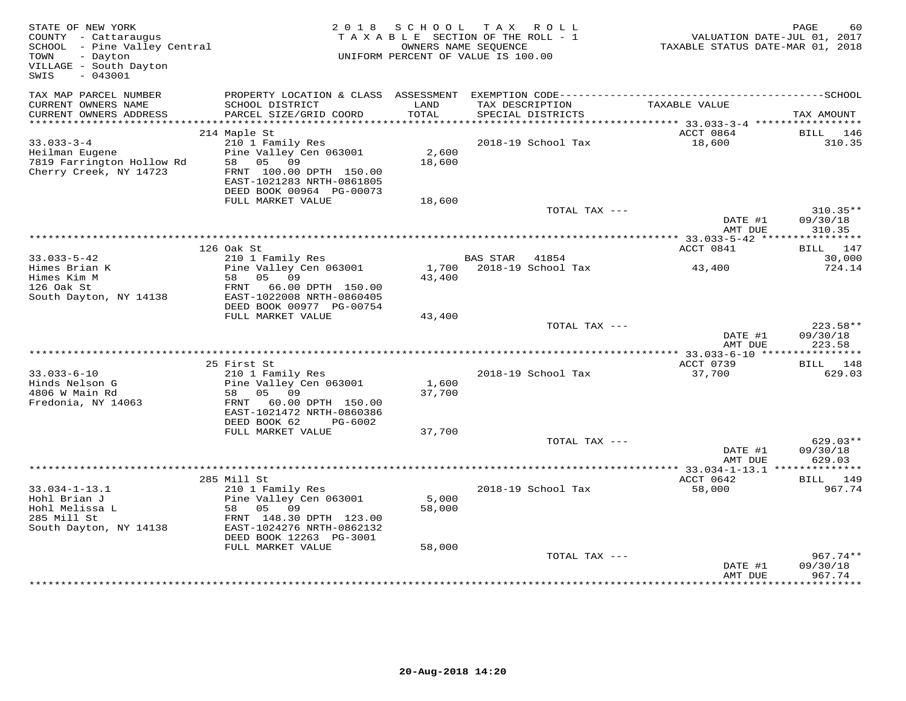STATE OF NEW YORK
COUNTY - Cattaraugus
SCHOOL - Pine Valley Central
TOWN - Dayton
VILLAGE - South Dayton
SWIS - 043001

2018 SCHOOL TAX ROLL
TAXABLE SECTION OF THE ROLL - 1
OWNERS NAME SEQUENCE
UNIFORM PERCENT OF VALUE IS 100.00

VALUATION DATE-JUL 01, 2017
TAXABLE STATUS DATE-MAR 01, 2018

| TAX MAP PARCEL NUMBER / CURRENT OWNERS NAME / CURRENT OWNERS ADDRESS | PROPERTY LOCATION & CLASS / SCHOOL DISTRICT / PARCEL SIZE/GRID COORD | ASSESSMENT LAND / TOTAL | EXEMPTION CODE / TAX DESCRIPTION / SPECIAL DISTRICTS | TAXABLE VALUE | TAX AMOUNT |
|---|---|---|---|---|---|
| 33.033-3-4 | 214 Maple St | | | ACCT 0864 | BILL 146 |
| Heilman Eugene | 210 1 Family Res | | 2018-19 School Tax | 18,600 | 310.35 |
| 7819 Farrington Hollow Rd | Pine Valley Cen 063001 | 2,600 | | | |
| Cherry Creek, NY 14723 | 58 05 09 | 18,600 | | | |
| | FRNT 100.00 DPTH 150.00 | | | | |
| | EAST-1021283 NRTH-0861805 | | | | |
| | DEED BOOK 00964 PG-00073 | | | | |
| | FULL MARKET VALUE | 18,600 | | | |
| | | | TOTAL TAX --- | | 310.35** |
| | | | | DATE #1 | 09/30/18 |
| | | | | AMT DUE | 310.35 |
| 33.033-5-42 | 126 Oak St | | | ACCT 0841 | BILL 147 |
| Himes Brian K | 210 1 Family Res | | BAS STAR 41854 | | 30,000 |
| Himes Kim M | Pine Valley Cen 063001 | 1,700 | 2018-19 School Tax | 43,400 | 724.14 |
| 126 Oak St | 58 05 09 | 43,400 | | | |
| South Dayton, NY 14138 | FRNT 66.00 DPTH 150.00 | | | | |
| | EAST-1022008 NRTH-0860405 | | | | |
| | DEED BOOK 00977 PG-00754 | | | | |
| | FULL MARKET VALUE | 43,400 | | | |
| | | | TOTAL TAX --- | | 223.58** |
| | | | | DATE #1 | 09/30/18 |
| | | | | AMT DUE | 223.58 |
| 33.033-6-10 | 25 First St | | | ACCT 0739 | BILL 148 |
| Hinds Nelson G | 210 1 Family Res | | 2018-19 School Tax | 37,700 | 629.03 |
| 4806 W Main Rd | Pine Valley Cen 063001 | 1,600 | | | |
| Fredonia, NY 14063 | 58 05 09 | 37,700 | | | |
| | FRNT 60.00 DPTH 150.00 | | | | |
| | EAST-1021472 NRTH-0860386 | | | | |
| | DEED BOOK 62 PG-6002 | | | | |
| | FULL MARKET VALUE | 37,700 | | | |
| | | | TOTAL TAX --- | | 629.03** |
| | | | | DATE #1 | 09/30/18 |
| | | | | AMT DUE | 629.03 |
| 33.034-1-13.1 | 285 Mill St | | | ACCT 0642 | BILL 149 |
| Hohl Brian J | 210 1 Family Res | | 2018-19 School Tax | 58,000 | 967.74 |
| Hohl Melissa L | Pine Valley Cen 063001 | 5,000 | | | |
| 285 Mill St | 58 05 09 | 58,000 | | | |
| South Dayton, NY 14138 | FRNT 148.30 DPTH 123.00 | | | | |
| | EAST-1024276 NRTH-0862132 | | | | |
| | DEED BOOK 12263 PG-3001 | | | | |
| | FULL MARKET VALUE | 58,000 | | | |
| | | | TOTAL TAX --- | | 967.74** |
| | | | | DATE #1 | 09/30/18 |
| | | | | AMT DUE | 967.74 |

20-Aug-2018 14:20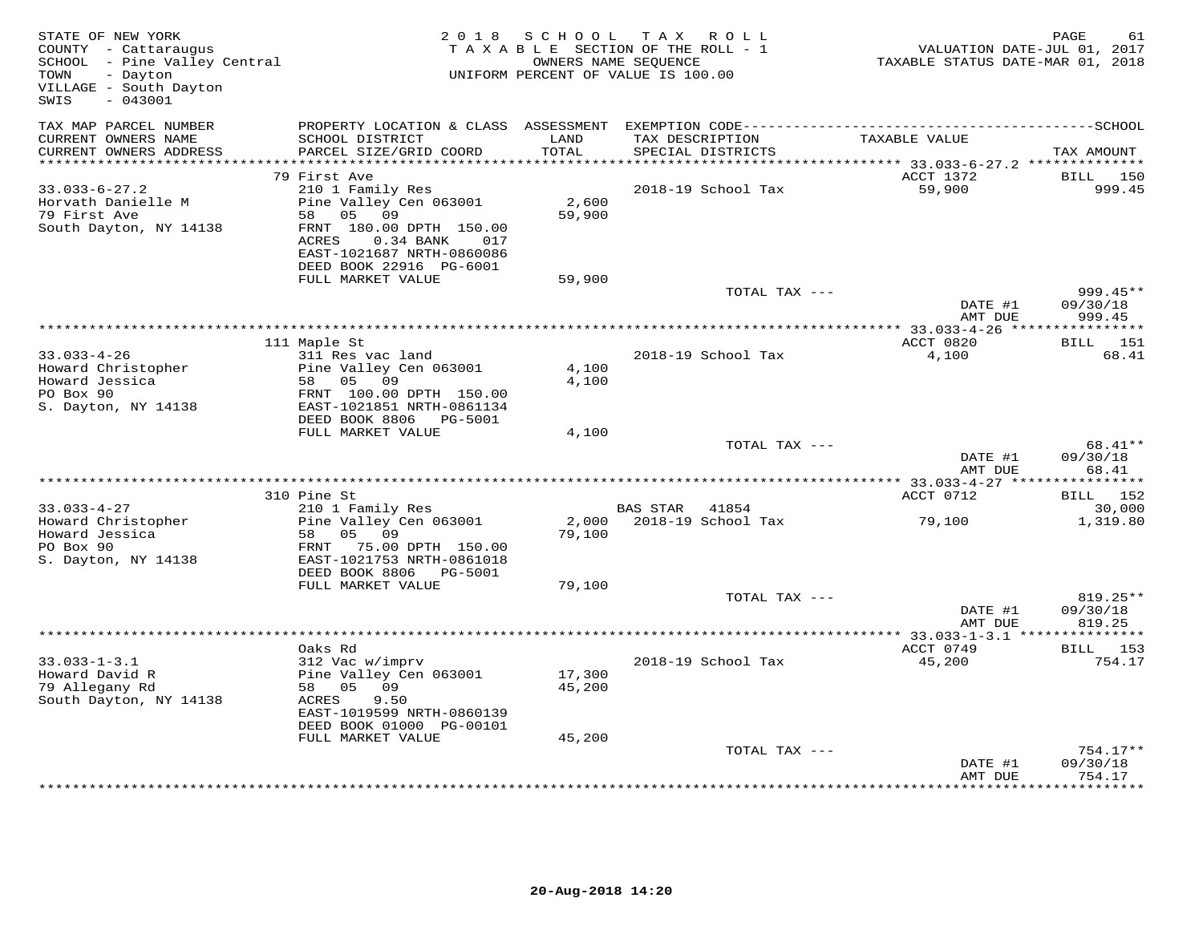STATE OF NEW YORK
COUNTY - Cattaraugus
SCHOOL - Pine Valley Central
TOWN - Dayton
VILLAGE - South Dayton
SWIS - 043001

2 0 1 8 S C H O O L T A X R O L L
T A X A B L E SECTION OF THE ROLL - 1
OWNERS NAME SEQUENCE
UNIFORM PERCENT OF VALUE IS 100.00

PAGE 61
VALUATION DATE-JUL 01, 2017
TAXABLE STATUS DATE-MAR 01, 2018

| TAX MAP PARCEL NUMBER / CURRENT OWNERS NAME / CURRENT OWNERS ADDRESS | PROPERTY LOCATION & CLASS / SCHOOL DISTRICT / PARCEL SIZE/GRID COORD | ASSESSMENT LAND / TOTAL | EXEMPTION CODE / TAX DESCRIPTION / SPECIAL DISTRICTS | TAXABLE VALUE | SCHOOL TAX AMOUNT |
|---|---|---|---|---|---|
| **33.033-6-27.2** | 79 First Ave | | | ACCT 1372 | BILL 150 |
| Horvath Danielle M | 210 1 Family Res | | 2018-19 School Tax | 59,900 | 999.45 |
| 79 First Ave | Pine Valley Cen 063001 | 2,600 | | | |
| South Dayton, NY 14138 | 58 05 09 | 59,900 | | | |
| | FRNT 180.00 DPTH 150.00 | | | | |
| | ACRES 0.34 BANK 017 | | | | |
| | EAST-1021687 NRTH-0860086 | | | | |
| | DEED BOOK 22916 PG-6001 | | | | |
| | FULL MARKET VALUE | 59,900 | | | |
| | | | TOTAL TAX --- | | 999.45** |
| | | | | DATE #1 | 09/30/18 |
| | | | | AMT DUE | 999.45 |
| **33.033-4-26** | 111 Maple St | | | ACCT 0820 | BILL 151 |
| Howard Christopher | 311 Res vac land | | 2018-19 School Tax | 4,100 | 68.41 |
| Howard Jessica | Pine Valley Cen 063001 | 4,100 | | | |
| PO Box 90 | 58 05 09 | 4,100 | | | |
| S. Dayton, NY 14138 | FRNT 100.00 DPTH 150.00 | | | | |
| | EAST-1021851 NRTH-0861134 | | | | |
| | DEED BOOK 8806 PG-5001 | | | | |
| | FULL MARKET VALUE | 4,100 | | | |
| | | | TOTAL TAX --- | | 68.41** |
| | | | | DATE #1 | 09/30/18 |
| | | | | AMT DUE | 68.41 |
| **33.033-4-27** | 310 Pine St | | | ACCT 0712 | BILL 152 |
| Howard Christopher | 210 1 Family Res | | BAS STAR 41854 | | 30,000 |
| Howard Jessica | Pine Valley Cen 063001 | 2,000 | 2018-19 School Tax | 79,100 | 1,319.80 |
| PO Box 90 | 58 05 09 | 79,100 | | | |
| S. Dayton, NY 14138 | FRNT 75.00 DPTH 150.00 | | | | |
| | EAST-1021753 NRTH-0861018 | | | | |
| | DEED BOOK 8806 PG-5001 | | | | |
| | FULL MARKET VALUE | 79,100 | | | |
| | | | TOTAL TAX --- | | 819.25** |
| | | | | DATE #1 | 09/30/18 |
| | | | | AMT DUE | 819.25 |
| **33.033-1-3.1** | Oaks Rd | | | ACCT 0749 | BILL 153 |
| Howard David R | 312 Vac w/imprv | | 2018-19 School Tax | 45,200 | 754.17 |
| 79 Allegany Rd | Pine Valley Cen 063001 | 17,300 | | | |
| South Dayton, NY 14138 | 58 05 09 | 45,200 | | | |
| | ACRES 9.50 | | | | |
| | EAST-1019599 NRTH-0860139 | | | | |
| | DEED BOOK 01000 PG-00101 | | | | |
| | FULL MARKET VALUE | 45,200 | | | |
| | | | TOTAL TAX --- | | 754.17** |
| | | | | DATE #1 | 09/30/18 |
| | | | | AMT DUE | 754.17 |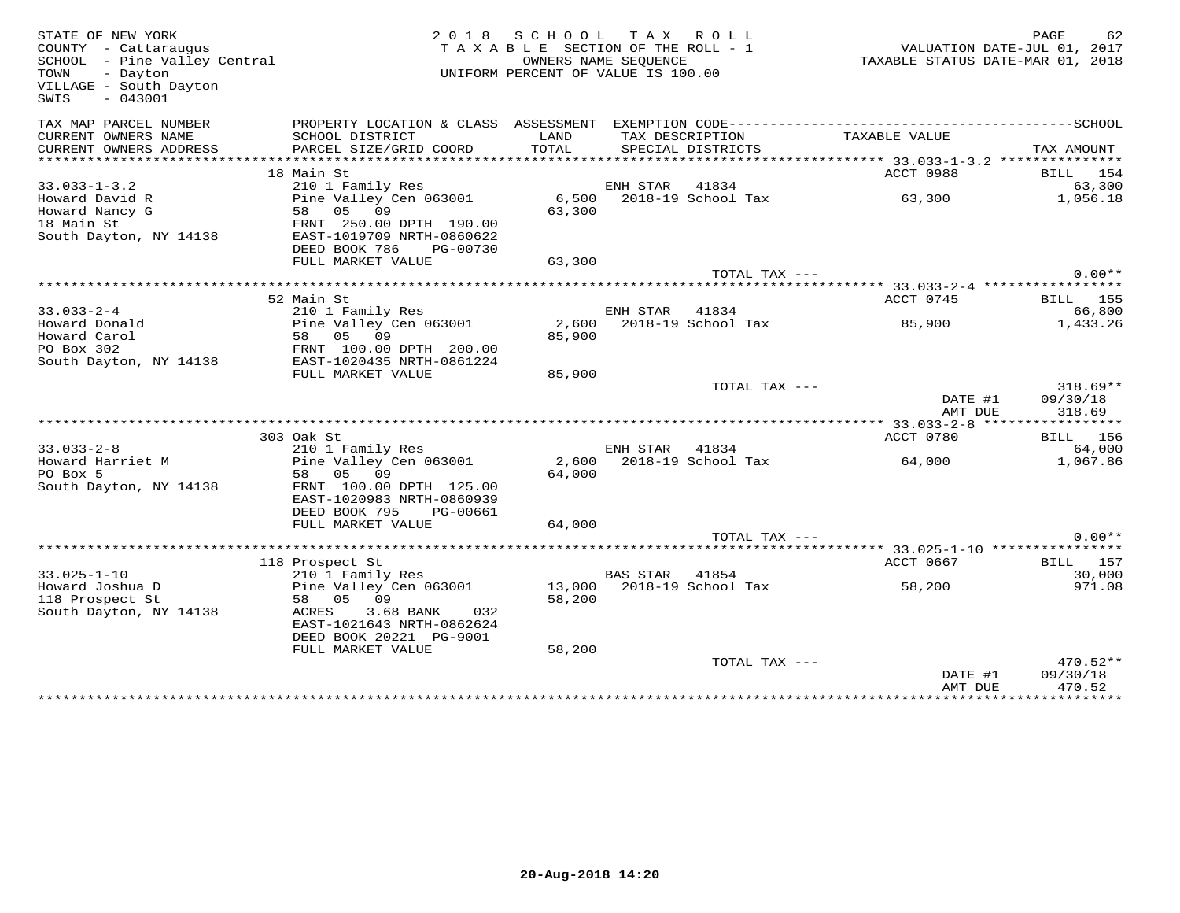STATE OF NEW YORK
COUNTY - Cattaraugus
SCHOOL - Pine Valley Central
TOWN - Dayton
VILLAGE - South Dayton
SWIS - 043001

2018 SCHOOL TAX ROLL
TAXABLE SECTION OF THE ROLL - 1
OWNERS NAME SEQUENCE
UNIFORM PERCENT OF VALUE IS 100.00

VALUATION DATE-JUL 01, 2017
TAXABLE STATUS DATE-MAR 01, 2018

| TAX MAP PARCEL NUMBER / CURRENT OWNERS NAME / CURRENT OWNERS ADDRESS | PROPERTY LOCATION & CLASS / SCHOOL DISTRICT / PARCEL SIZE/GRID COORD | ASSESSMENT LAND / TOTAL | EXEMPTION CODE / TAX DESCRIPTION / SPECIAL DISTRICTS | TAXABLE VALUE | TAX AMOUNT |
|---|---|---|---|---|---|
| | 18 Main St | | | ACCT 0988 | BILL 154 |
| 33.033-1-3.2 | 210 1 Family Res | | ENH STAR 41834 | | 63,300 |
| Howard David R | Pine Valley Cen 063001 | 6,500 | 2018-19 School Tax | 63,300 | 1,056.18 |
| Howard Nancy G | 58 05 09 | 63,300 | | | |
| 18 Main St | FRNT 250.00 DPTH 190.00 | | | | |
| South Dayton, NY 14138 | EAST-1019709 NRTH-0860622 | | | | |
| | DEED BOOK 786 PG-00730 | | | | |
| | FULL MARKET VALUE | 63,300 | | | |
| | | | TOTAL TAX --- | | 0.00** |
| | 52 Main St | | | ACCT 0745 | BILL 155 |
| 33.033-2-4 | 210 1 Family Res | | ENH STAR 41834 | | 66,800 |
| Howard Donald | Pine Valley Cen 063001 | 2,600 | 2018-19 School Tax | 85,900 | 1,433.26 |
| Howard Carol | 58 05 09 | 85,900 | | | |
| PO Box 302 | FRNT 100.00 DPTH 200.00 | | | | |
| South Dayton, NY 14138 | EAST-1020435 NRTH-0861224 | | | | |
| | FULL MARKET VALUE | 85,900 | | | |
| | | | TOTAL TAX --- | | 318.69** |
| | | | | DATE #1 | 09/30/18 |
| | | | | AMT DUE | 318.69 |
| | 303 Oak St | | | ACCT 0780 | BILL 156 |
| 33.033-2-8 | 210 1 Family Res | | ENH STAR 41834 | | 64,000 |
| Howard Harriet M | Pine Valley Cen 063001 | 2,600 | 2018-19 School Tax | 64,000 | 1,067.86 |
| PO Box 5 | 58 05 09 | 64,000 | | | |
| South Dayton, NY 14138 | FRNT 100.00 DPTH 125.00 | | | | |
| | EAST-1020983 NRTH-0860939 | | | | |
| | DEED BOOK 795 PG-00661 | | | | |
| | FULL MARKET VALUE | 64,000 | | | |
| | | | TOTAL TAX --- | | 0.00** |
| | 118 Prospect St | | | ACCT 0667 | BILL 157 |
| 33.025-1-10 | 210 1 Family Res | | BAS STAR 41854 | | 30,000 |
| Howard Joshua D | Pine Valley Cen 063001 | 13,000 | 2018-19 School Tax | 58,200 | 971.08 |
| 118 Prospect St | 58 05 09 | 58,200 | | | |
| South Dayton, NY 14138 | ACRES 3.68 BANK 032 | | | | |
| | EAST-1021643 NRTH-0862624 | | | | |
| | DEED BOOK 20221 PG-9001 | | | | |
| | FULL MARKET VALUE | 58,200 | | | |
| | | | TOTAL TAX --- | | 470.52** |
| | | | | DATE #1 | 09/30/18 |
| | | | | AMT DUE | 470.52 |

20-Aug-2018 14:20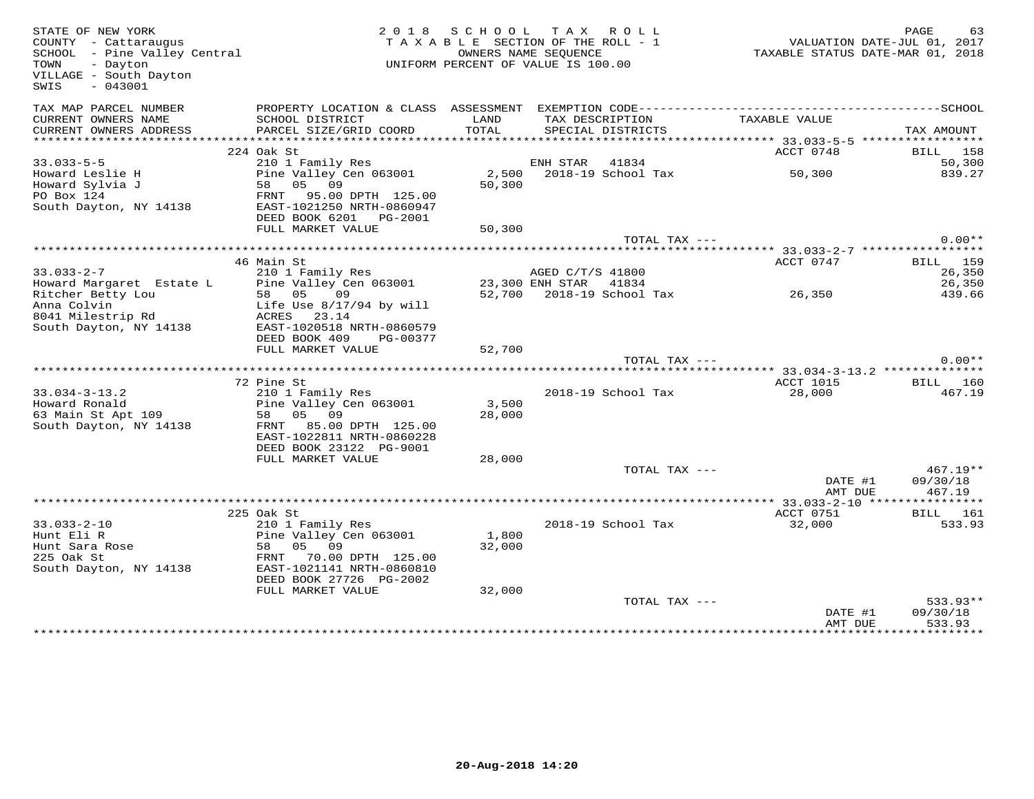STATE OF NEW YORK
COUNTY - Cattaraugus
SCHOOL - Pine Valley Central
TOWN - Dayton
VILLAGE - South Dayton
SWIS - 043001

2 0 1 8 S C H O O L T A X R O L L
T A X A B L E SECTION OF THE ROLL - 1
OWNERS NAME SEQUENCE
UNIFORM PERCENT OF VALUE IS 100.00

VALUATION DATE-JUL 01, 2017
TAXABLE STATUS DATE-MAR 01, 2018

| TAX MAP PARCEL NUMBER / CURRENT OWNERS NAME / CURRENT OWNERS ADDRESS | PROPERTY LOCATION & CLASS / SCHOOL DISTRICT / PARCEL SIZE/GRID COORD | ASSESSMENT LAND / TOTAL | EXEMPTION CODE / TAX DESCRIPTION / SPECIAL DISTRICTS | TAXABLE VALUE | SCHOOL TAX AMOUNT |
|---|---|---|---|---|---|
| **33.033-5-5** | 224 Oak St | | | ACCT 0748 | BILL 158 |
| | 210 1 Family Res | | ENH STAR 41834 | | 50,300 |
| Howard Leslie H | Pine Valley Cen 063001 | 2,500 | 2018-19 School Tax | 50,300 | 839.27 |
| Howard Sylvia J | 58 05 09 | 50,300 | | | |
| PO Box 124 | FRNT 95.00 DPTH 125.00 | | | | |
| South Dayton, NY 14138 | EAST-1021250 NRTH-0860947 | | | | |
| | DEED BOOK 6201 PG-2001 | | | | |
| | FULL MARKET VALUE | 50,300 | | | |
| | | | TOTAL TAX --- | | 0.00** |
| **33.033-2-7** | 46 Main St | | | ACCT 0747 | BILL 159 |
| | 210 1 Family Res | | AGED C/T/S 41800 | | 26,350 |
| Howard Margaret Estate L | Pine Valley Cen 063001 | 23,300 | ENH STAR 41834 | | 26,350 |
| Ritcher Betty Lou | 58 05 09 | 52,700 | 2018-19 School Tax | 26,350 | 439.66 |
| Anna Colvin | Life Use 8/17/94 by will | | | | |
| 8041 Milestrip Rd | ACRES 23.14 | | | | |
| South Dayton, NY 14138 | EAST-1020518 NRTH-0860579 | | | | |
| | DEED BOOK 409 PG-00377 | | | | |
| | FULL MARKET VALUE | 52,700 | | | |
| | | | TOTAL TAX --- | | 0.00** |
| **33.034-3-13.2** | 72 Pine St | | | ACCT 1015 | BILL 160 |
| | 210 1 Family Res | | 2018-19 School Tax | 28,000 | 467.19 |
| Howard Ronald | Pine Valley Cen 063001 | 3,500 | | | |
| 63 Main St Apt 109 | 58 05 09 | 28,000 | | | |
| South Dayton, NY 14138 | FRNT 85.00 DPTH 125.00 | | | | |
| | EAST-1022811 NRTH-0860228 | | | | |
| | DEED BOOK 23122 PG-9001 | | | | |
| | FULL MARKET VALUE | 28,000 | | | |
| | | | TOTAL TAX --- | | 467.19** |
| | | | | DATE #1 | 09/30/18 |
| | | | | AMT DUE | 467.19 |
| **33.033-2-10** | 225 Oak St | | | ACCT 0751 | BILL 161 |
| | 210 1 Family Res | | 2018-19 School Tax | 32,000 | 533.93 |
| Hunt Eli R | Pine Valley Cen 063001 | 1,800 | | | |
| Hunt Sara Rose | 58 05 09 | 32,000 | | | |
| 225 Oak St | FRNT 70.00 DPTH 125.00 | | | | |
| South Dayton, NY 14138 | EAST-1021141 NRTH-0860810 | | | | |
| | DEED BOOK 27726 PG-2002 | | | | |
| | FULL MARKET VALUE | 32,000 | | | |
| | | | TOTAL TAX --- | | 533.93** |
| | | | | DATE #1 | 09/30/18 |
| | | | | AMT DUE | 533.93 |

20-Aug-2018 14:20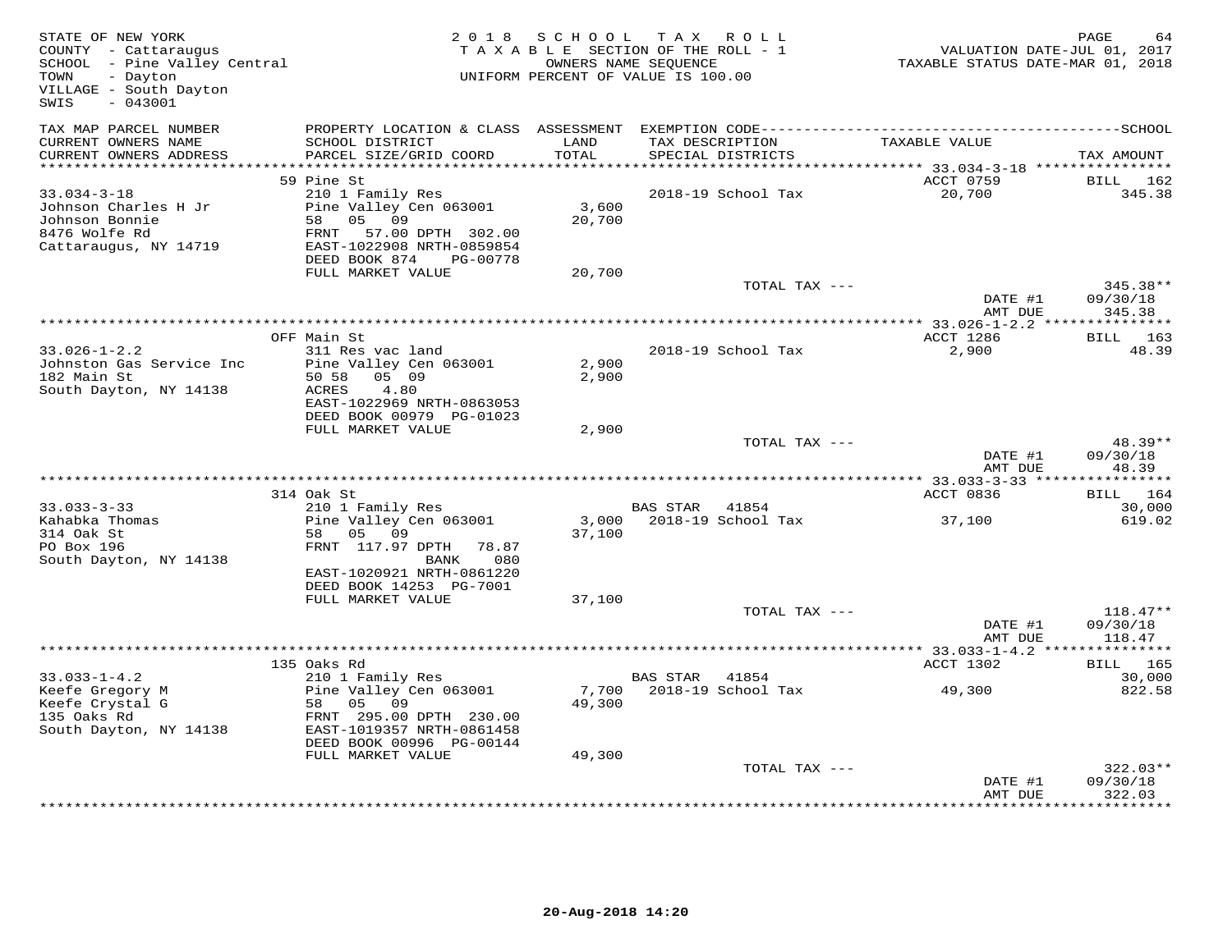STATE OF NEW YORK
COUNTY - Cattaraugus
SCHOOL - Pine Valley Central
TOWN - Dayton
VILLAGE - South Dayton
SWIS - 043001

2018 SCHOOL TAX ROLL
TAXABLE SECTION OF THE ROLL - 1
OWNERS NAME SEQUENCE
UNIFORM PERCENT OF VALUE IS 100.00

VALUATION DATE-JUL 01, 2017
TAXABLE STATUS DATE-MAR 01, 2018

| TAX MAP PARCEL NUMBER / CURRENT OWNERS NAME / CURRENT OWNERS ADDRESS | PROPERTY LOCATION & CLASS / SCHOOL DISTRICT / PARCEL SIZE/GRID COORD | ASSESSMENT LAND / TOTAL | EXEMPTION CODE / TAX DESCRIPTION / SPECIAL DISTRICTS | TAXABLE VALUE | TAX AMOUNT |
|---|---|---|---|---|---|
| **33.034-3-18** | 59 Pine St | | | ACCT 0759 | BILL 162 |
| Johnson Charles H Jr | 210 1 Family Res | | 2018-19 School Tax | 20,700 | 345.38 |
| Johnson Bonnie | Pine Valley Cen 063001 | 3,600 | | | |
| 8476 Wolfe Rd | 58 05 09 | 20,700 | | | |
| Cattaraugus, NY 14719 | FRNT 57.00 DPTH 302.00 | | | | |
| | EAST-1022908 NRTH-0859854 | | | | |
| | DEED BOOK 874 PG-00778 | | | | |
| | FULL MARKET VALUE | 20,700 | | | |
| | | | TOTAL TAX --- | | 345.38** |
| | | | | DATE #1 | 09/30/18 |
| | | | | AMT DUE | 345.38 |
| **33.026-1-2.2** | OFF Main St | | | ACCT 1286 | BILL 163 |
| Johnston Gas Service Inc | 311 Res vac land | | 2018-19 School Tax | 2,900 | 48.39 |
| 182 Main St | Pine Valley Cen 063001 | 2,900 | | | |
| South Dayton, NY 14138 | 50 58 05 09 | 2,900 | | | |
| | ACRES 4.80 | | | | |
| | EAST-1022969 NRTH-0863053 | | | | |
| | DEED BOOK 00979 PG-01023 | | | | |
| | FULL MARKET VALUE | 2,900 | | | |
| | | | TOTAL TAX --- | | 48.39** |
| | | | | DATE #1 | 09/30/18 |
| | | | | AMT DUE | 48.39 |
| **33.033-3-33** | 314 Oak St | | | ACCT 0836 | BILL 164 |
| Kahabka Thomas | 210 1 Family Res | | BAS STAR 41854 | | 30,000 |
| 314 Oak St | Pine Valley Cen 063001 | 3,000 | 2018-19 School Tax | 37,100 | 619.02 |
| PO Box 196 | 58 05 09 | 37,100 | | | |
| South Dayton, NY 14138 | FRNT 117.97 DPTH 78.87 | | | | |
| | BANK 080 | | | | |
| | EAST-1020921 NRTH-0861220 | | | | |
| | DEED BOOK 14253 PG-7001 | | | | |
| | FULL MARKET VALUE | 37,100 | | | |
| | | | TOTAL TAX --- | | 118.47** |
| | | | | DATE #1 | 09/30/18 |
| | | | | AMT DUE | 118.47 |
| **33.033-1-4.2** | 135 Oaks Rd | | | ACCT 1302 | BILL 165 |
| Keefe Gregory M | 210 1 Family Res | | BAS STAR 41854 | | 30,000 |
| Keefe Crystal G | Pine Valley Cen 063001 | 7,700 | 2018-19 School Tax | 49,300 | 822.58 |
| 135 Oaks Rd | 58 05 09 | 49,300 | | | |
| South Dayton, NY 14138 | FRNT 295.00 DPTH 230.00 | | | | |
| | EAST-1019357 NRTH-0861458 | | | | |
| | DEED BOOK 00996 PG-00144 | | | | |
| | FULL MARKET VALUE | 49,300 | | | |
| | | | TOTAL TAX --- | | 322.03** |
| | | | | DATE #1 | 09/30/18 |
| | | | | AMT DUE | 322.03 |

20-Aug-2018 14:20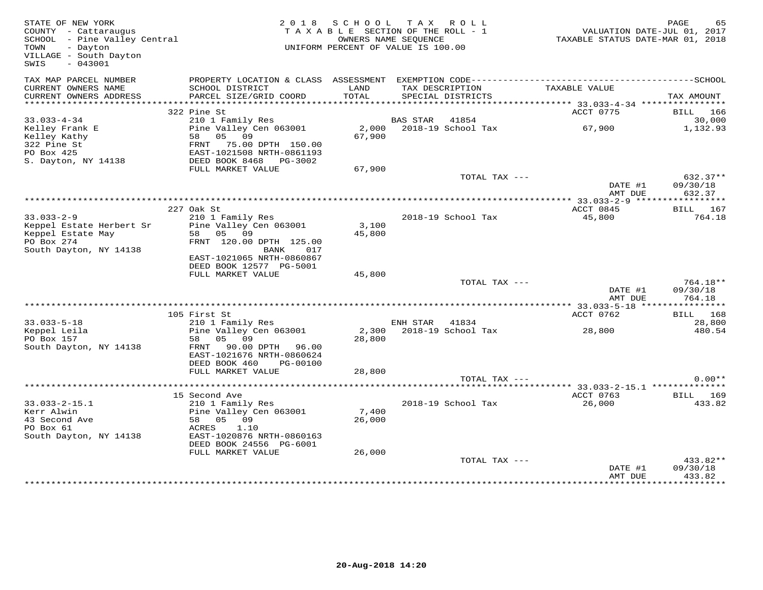STATE OF NEW YORK
COUNTY - Cattaraugus
SCHOOL - Pine Valley Central
TOWN - Dayton
VILLAGE - South Dayton
SWIS - 043001

2018 SCHOOL TAX ROLL
TAXABLE SECTION OF THE ROLL - 1
OWNERS NAME SEQUENCE
UNIFORM PERCENT OF VALUE IS 100.00

VALUATION DATE-JUL 01, 2017
TAXABLE STATUS DATE-MAR 01, 2018

| TAX MAP PARCEL NUMBER / CURRENT OWNERS NAME / CURRENT OWNERS ADDRESS | PROPERTY LOCATION & CLASS / SCHOOL DISTRICT / PARCEL SIZE/GRID COORD | ASSESSMENT LAND / TOTAL | EXEMPTION CODE / TAX DESCRIPTION / SPECIAL DISTRICTS | TAXABLE VALUE | SCHOOL / TAX AMOUNT |
|---|---|---|---|---|---|
| | 322 Pine St | | | ACCT 0775 | BILL 166 |
| 33.033-4-34 | 210 1 Family Res | | BAS STAR 41854 | | 30,000 |
| Kelley Frank E | Pine Valley Cen 063001 | 2,000 | 2018-19 School Tax | 67,900 | 1,132.93 |
| Kelley Kathy | 58 05 09 | 67,900 | | | |
| 322 Pine St | FRNT 75.00 DPTH 150.00 | | | | |
| PO Box 425 | EAST-1021508 NRTH-0861193 | | | | |
| S. Dayton, NY 14138 | DEED BOOK 8468 PG-3002 | | | | |
| | FULL MARKET VALUE | 67,900 | | | |
| | | | TOTAL TAX --- | | 632.37** |
| | | | | DATE #1 | 09/30/18 |
| | | | | AMT DUE | 632.37 |
| | 227 Oak St | | | ACCT 0845 | BILL 167 |
| 33.033-2-9 | 210 1 Family Res | | 2018-19 School Tax | 45,800 | 764.18 |
| Keppel Estate Herbert Sr | Pine Valley Cen 063001 | 3,100 | | | |
| Keppel Estate May | 58 05 09 | 45,800 | | | |
| PO Box 274 | FRNT 120.00 DPTH 125.00 | | | | |
| South Dayton, NY 14138 | BANK 017 | | | | |
| | EAST-1021065 NRTH-0860867 | | | | |
| | DEED BOOK 12577 PG-5001 | | | | |
| | FULL MARKET VALUE | 45,800 | | | |
| | | | TOTAL TAX --- | | 764.18** |
| | | | | DATE #1 | 09/30/18 |
| | | | | AMT DUE | 764.18 |
| | 105 First St | | | ACCT 0762 | BILL 168 |
| 33.033-5-18 | 210 1 Family Res | | ENH STAR 41834 | | 28,800 |
| Keppel Leila | Pine Valley Cen 063001 | 2,300 | 2018-19 School Tax | 28,800 | 480.54 |
| PO Box 157 | 58 05 09 | 28,800 | | | |
| South Dayton, NY 14138 | FRNT 90.00 DPTH 96.00 | | | | |
| | EAST-1021676 NRTH-0860624 | | | | |
| | DEED BOOK 460 PG-00100 | | | | |
| | FULL MARKET VALUE | 28,800 | | | |
| | | | TOTAL TAX --- | | 0.00** |
| | 15 Second Ave | | | ACCT 0763 | BILL 169 |
| 33.033-2-15.1 | 210 1 Family Res | | 2018-19 School Tax | 26,000 | 433.82 |
| Kerr Alwin | Pine Valley Cen 063001 | 7,400 | | | |
| 43 Second Ave | 58 05 09 | 26,000 | | | |
| PO Box 61 | ACRES 1.10 | | | | |
| South Dayton, NY 14138 | EAST-1020876 NRTH-0860163 | | | | |
| | DEED BOOK 24556 PG-6001 | | | | |
| | FULL MARKET VALUE | 26,000 | | | |
| | | | TOTAL TAX --- | | 433.82** |
| | | | | DATE #1 | 09/30/18 |
| | | | | AMT DUE | 433.82 |

20-Aug-2018 14:20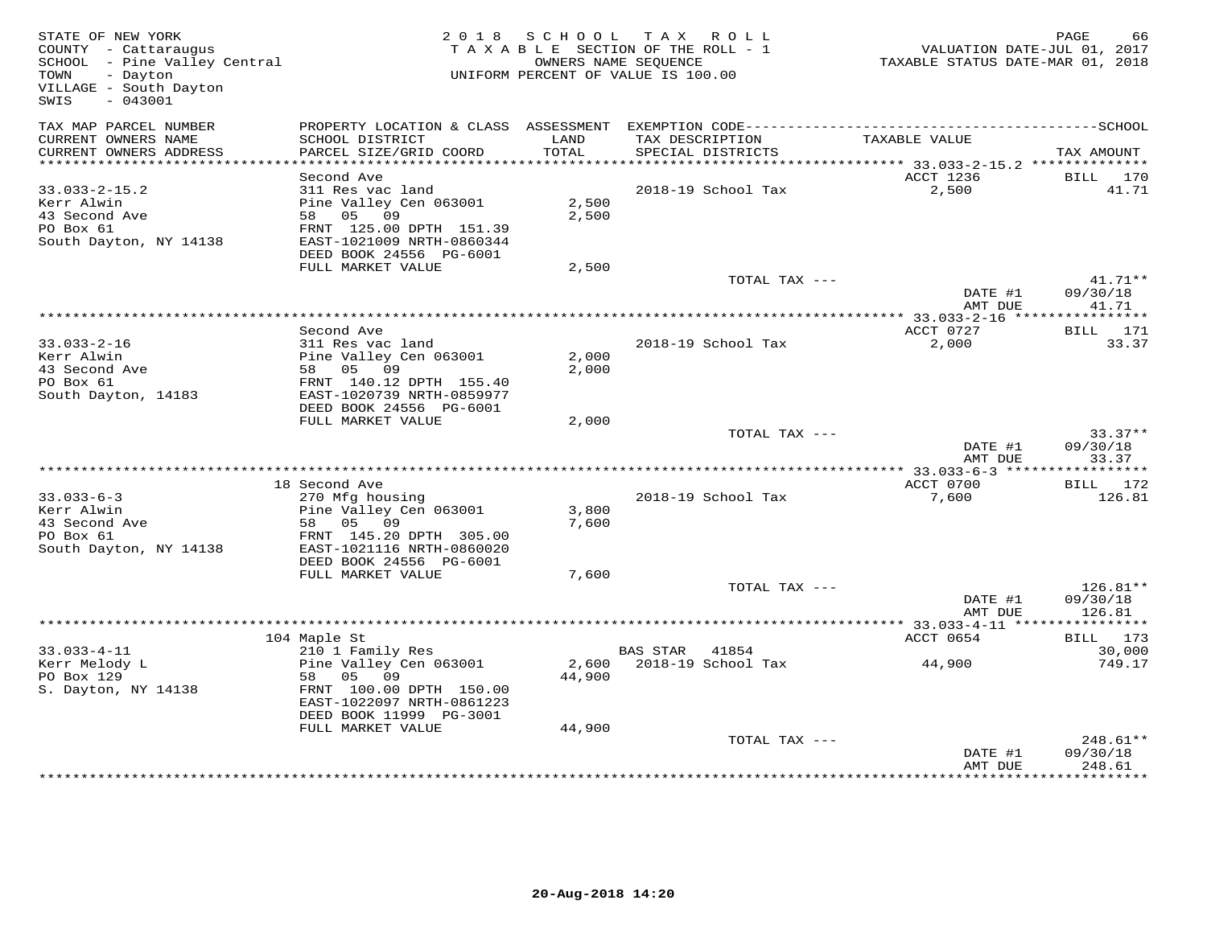STATE OF NEW YORK
COUNTY - Cattaraugus
SCHOOL - Pine Valley Central
TOWN - Dayton
VILLAGE - South Dayton
SWIS - 043001

2018 SCHOOL TAX ROLL
TAXABLE SECTION OF THE ROLL - 1
OWNERS NAME SEQUENCE
UNIFORM PERCENT OF VALUE IS 100.00

VALUATION DATE-JUL 01, 2017
TAXABLE STATUS DATE-MAR 01, 2018

| TAX MAP PARCEL NUMBER / CURRENT OWNERS NAME / CURRENT OWNERS ADDRESS | PROPERTY LOCATION & CLASS / SCHOOL DISTRICT / PARCEL SIZE/GRID COORD | ASSESSMENT LAND / TOTAL | EXEMPTION CODE / TAX DESCRIPTION / SPECIAL DISTRICTS | TAXABLE VALUE | TAX AMOUNT |
|---|---|---|---|---|---|
| | Second Ave | | | ACCT 1236 | BILL 170 |
| 33.033-2-15.2 | 311 Res vac land | | 2018-19 School Tax | 2,500 | 41.71 |
| Kerr Alwin | Pine Valley Cen 063001 | 2,500 | | | |
| 43 Second Ave | 58 05 09 | 2,500 | | | |
| PO Box 61 | FRNT 125.00 DPTH 151.39 | | | | |
| South Dayton, NY 14138 | EAST-1021009 NRTH-0860344 | | | | |
| | DEED BOOK 24556 PG-6001 | | | | |
| | FULL MARKET VALUE | 2,500 | | | |
| | | | TOTAL TAX --- | | 41.71** |
| | | | | DATE #1 | 09/30/18 |
| | | | | AMT DUE | 41.71 |
| | Second Ave | | | ACCT 0727 | BILL 171 |
| 33.033-2-16 | 311 Res vac land | | 2018-19 School Tax | 2,000 | 33.37 |
| Kerr Alwin | Pine Valley Cen 063001 | 2,000 | | | |
| 43 Second Ave | 58 05 09 | 2,000 | | | |
| PO Box 61 | FRNT 140.12 DPTH 155.40 | | | | |
| South Dayton, 14183 | EAST-1020739 NRTH-0859977 | | | | |
| | DEED BOOK 24556 PG-6001 | | | | |
| | FULL MARKET VALUE | 2,000 | | | |
| | | | TOTAL TAX --- | | 33.37** |
| | | | | DATE #1 | 09/30/18 |
| | | | | AMT DUE | 33.37 |
| | 18 Second Ave | | | ACCT 0700 | BILL 172 |
| 33.033-6-3 | 270 Mfg housing | | 2018-19 School Tax | 7,600 | 126.81 |
| Kerr Alwin | Pine Valley Cen 063001 | 3,800 | | | |
| 43 Second Ave | 58 05 09 | 7,600 | | | |
| PO Box 61 | FRNT 145.20 DPTH 305.00 | | | | |
| South Dayton, NY 14138 | EAST-1021116 NRTH-0860020 | | | | |
| | DEED BOOK 24556 PG-6001 | | | | |
| | FULL MARKET VALUE | 7,600 | | | |
| | | | TOTAL TAX --- | | 126.81** |
| | | | | DATE #1 | 09/30/18 |
| | | | | AMT DUE | 126.81 |
| | 104 Maple St | | | ACCT 0654 | BILL 173 |
| 33.033-4-11 | 210 1 Family Res | | BAS STAR 41854 | | 30,000 |
| Kerr Melody L | Pine Valley Cen 063001 | 2,600 | 2018-19 School Tax | 44,900 | 749.17 |
| PO Box 129 | 58 05 09 | 44,900 | | | |
| S. Dayton, NY 14138 | FRNT 100.00 DPTH 150.00 | | | | |
| | EAST-1022097 NRTH-0861223 | | | | |
| | DEED BOOK 11999 PG-3001 | | | | |
| | FULL MARKET VALUE | 44,900 | | | |
| | | | TOTAL TAX --- | | 248.61** |
| | | | | DATE #1 | 09/30/18 |
| | | | | AMT DUE | 248.61 |

20-Aug-2018 14:20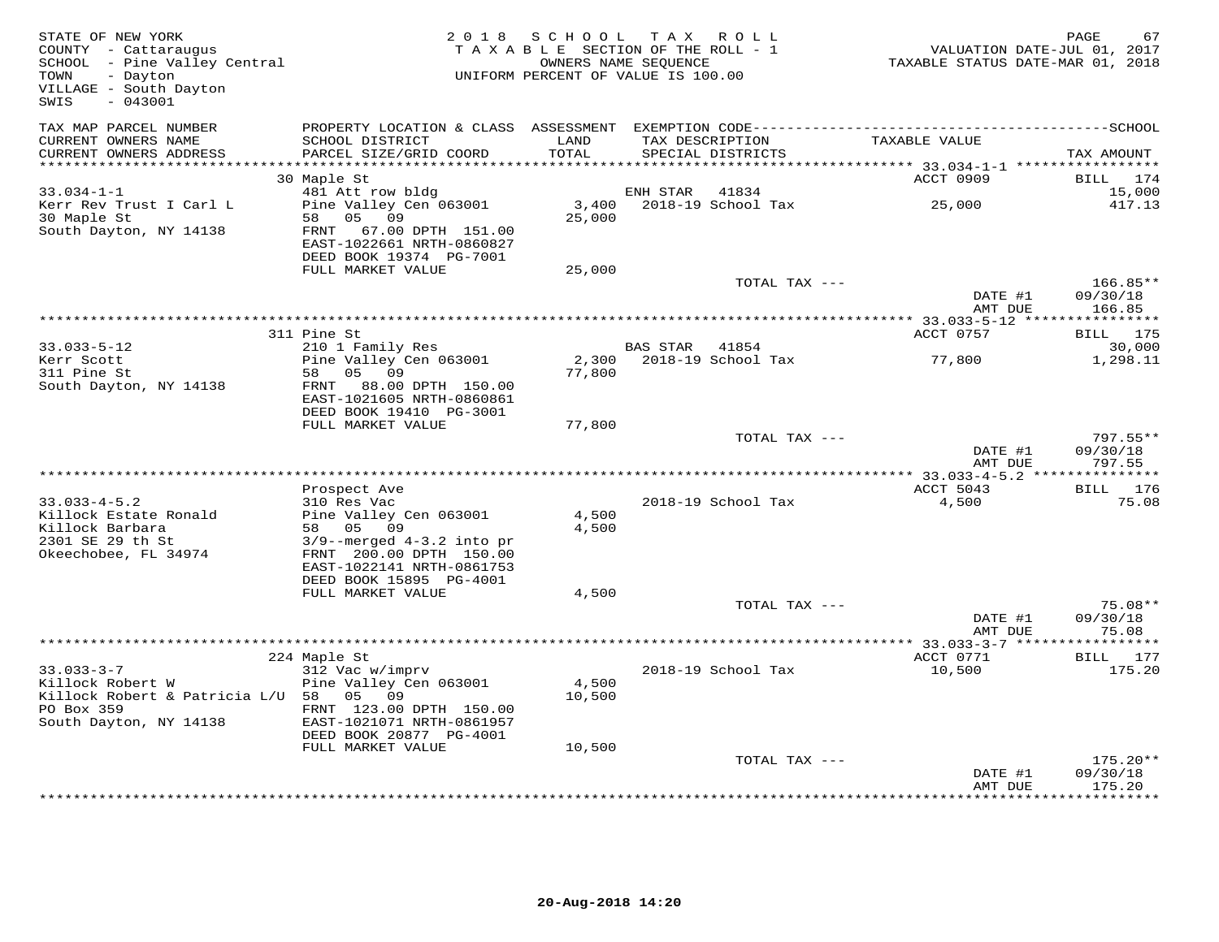STATE OF NEW YORK
COUNTY - Cattaraugus
SCHOOL - Pine Valley Central
TOWN - Dayton
VILLAGE - South Dayton
SWIS - 043001

2018 SCHOOL TAX ROLL
TAXABLE SECTION OF THE ROLL - 1
OWNERS NAME SEQUENCE
UNIFORM PERCENT OF VALUE IS 100.00

VALUATION DATE-JUL 01, 2017
TAXABLE STATUS DATE-MAR 01, 2018

| TAX MAP PARCEL NUMBER / CURRENT OWNERS NAME / CURRENT OWNERS ADDRESS | PROPERTY LOCATION & CLASS / SCHOOL DISTRICT / PARCEL SIZE/GRID COORD | ASSESSMENT LAND / TOTAL | EXEMPTION CODE / TAX DESCRIPTION / SPECIAL DISTRICTS | TAXABLE VALUE | TAX AMOUNT |
|---|---|---|---|---|---|
| **33.034-1-1** | 30 Maple St | | | ACCT 0909 | BILL 174 |
| 33.034-1-1 | 481 Att row bldg | | ENH STAR 41834 | | 15,000 |
| Kerr Rev Trust I Carl L | Pine Valley Cen 063001 | 3,400 | 2018-19 School Tax | 25,000 | 417.13 |
| 30 Maple St | 58 05 09 | 25,000 | | | |
| South Dayton, NY 14138 | FRNT 67.00 DPTH 151.00 | | | | |
| | EAST-1022661 NRTH-0860827 | | | | |
| | DEED BOOK 19374 PG-7001 | | | | |
| | FULL MARKET VALUE | 25,000 | | | |
| | | | TOTAL TAX --- | | 166.85** |
| | | | | DATE #1 | 09/30/18 |
| | | | | AMT DUE | 166.85 |
| **33.033-5-12** | 311 Pine St | | | ACCT 0757 | BILL 175 |
| 33.033-5-12 | 210 1 Family Res | | BAS STAR 41854 | | 30,000 |
| Kerr Scott | Pine Valley Cen 063001 | 2,300 | 2018-19 School Tax | 77,800 | 1,298.11 |
| 311 Pine St | 58 05 09 | 77,800 | | | |
| South Dayton, NY 14138 | FRNT 88.00 DPTH 150.00 | | | | |
| | EAST-1021605 NRTH-0860861 | | | | |
| | DEED BOOK 19410 PG-3001 | | | | |
| | FULL MARKET VALUE | 77,800 | | | |
| | | | TOTAL TAX --- | | 797.55** |
| | | | | DATE #1 | 09/30/18 |
| | | | | AMT DUE | 797.55 |
| **33.033-4-5.2** | Prospect Ave | | | ACCT 5043 | BILL 176 |
| 33.033-4-5.2 | 310 Res Vac | | 2018-19 School Tax | 4,500 | 75.08 |
| Killock Estate Ronald | Pine Valley Cen 063001 | 4,500 | | | |
| Killock Barbara | 58 05 09 | 4,500 | | | |
| 2301 SE 29 th St | 3/9--merged 4-3.2 into pr | | | | |
| Okeechobee, FL 34974 | FRNT 200.00 DPTH 150.00 | | | | |
| | EAST-1022141 NRTH-0861753 | | | | |
| | DEED BOOK 15895 PG-4001 | | | | |
| | FULL MARKET VALUE | 4,500 | | | |
| | | | TOTAL TAX --- | | 75.08** |
| | | | | DATE #1 | 09/30/18 |
| | | | | AMT DUE | 75.08 |
| **33.033-3-7** | 224 Maple St | | | ACCT 0771 | BILL 177 |
| 33.033-3-7 | 312 Vac w/imprv | | 2018-19 School Tax | 10,500 | 175.20 |
| Killock Robert W | Pine Valley Cen 063001 | 4,500 | | | |
| Killock Robert & Patricia L/U | 58 05 09 | 10,500 | | | |
| PO Box 359 | FRNT 123.00 DPTH 150.00 | | | | |
| South Dayton, NY 14138 | EAST-1021071 NRTH-0861957 | | | | |
| | DEED BOOK 20877 PG-4001 | | | | |
| | FULL MARKET VALUE | 10,500 | | | |
| | | | TOTAL TAX --- | | 175.20** |
| | | | | DATE #1 | 09/30/18 |
| | | | | AMT DUE | 175.20 |

20-Aug-2018 14:20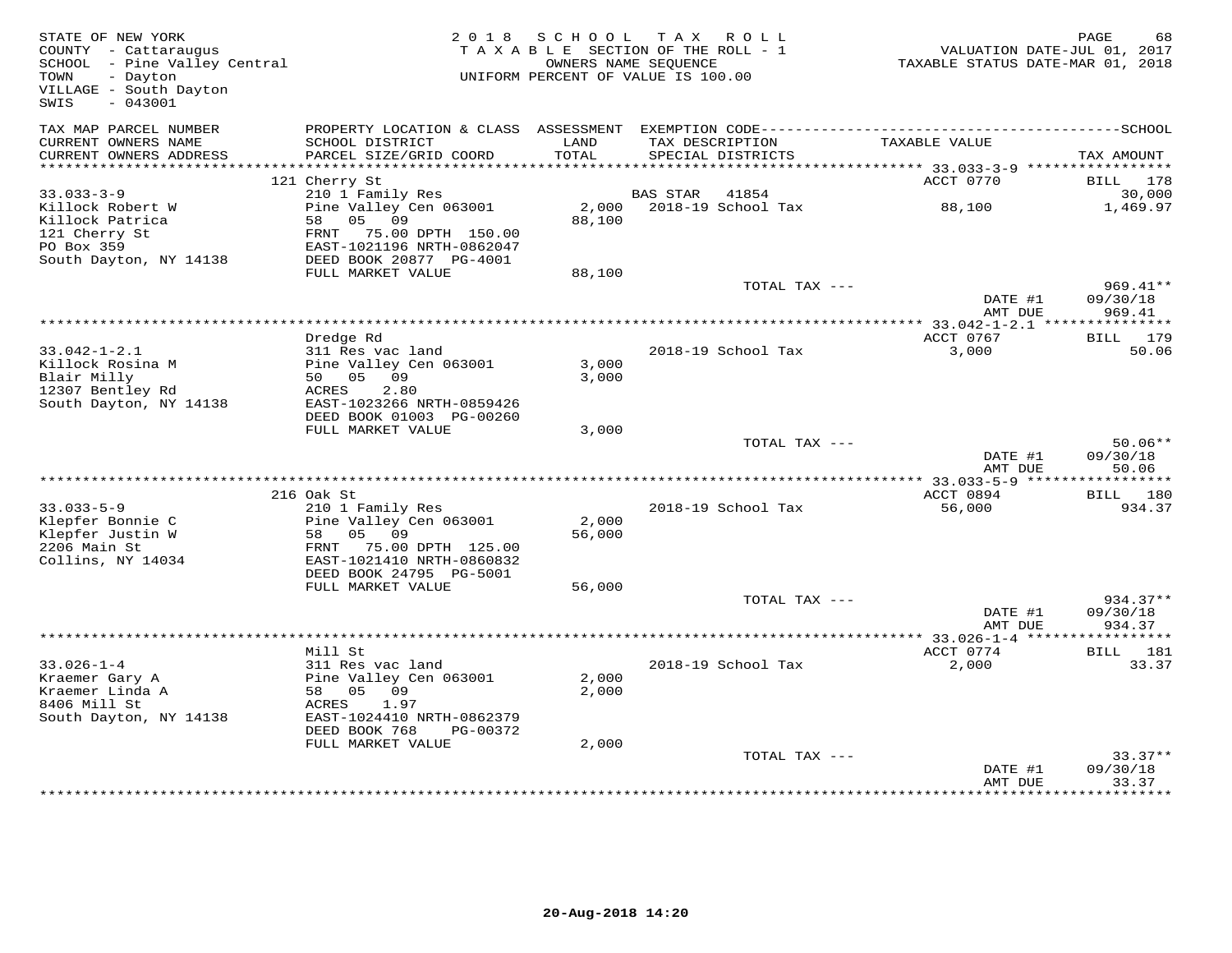STATE OF NEW YORK
COUNTY - Cattaraugus
SCHOOL - Pine Valley Central
TOWN - Dayton
VILLAGE - South Dayton
SWIS - 043001

2018 SCHOOL TAX ROLL
TAXABLE SECTION OF THE ROLL - 1
OWNERS NAME SEQUENCE
UNIFORM PERCENT OF VALUE IS 100.00

VALUATION DATE-JUL 01, 2017
TAXABLE STATUS DATE-MAR 01, 2018

| TAX MAP PARCEL NUMBER / CURRENT OWNERS NAME / CURRENT OWNERS ADDRESS | PROPERTY LOCATION & CLASS / SCHOOL DISTRICT / PARCEL SIZE/GRID COORD | ASSESSMENT LAND / TOTAL | EXEMPTION CODE / TAX DESCRIPTION / SPECIAL DISTRICTS | TAXABLE VALUE | TAX AMOUNT |
|---|---|---|---|---|---|
| 33.033-3-9 | 121 Cherry St | | | ACCT 0770 | BILL 178 |
| Killock Robert W | 210 1 Family Res | | BAS STAR 41854 | | 30,000 |
| Killock Patrica | Pine Valley Cen 063001 | 2,000 | 2018-19 School Tax | 88,100 | 1,469.97 |
| 121 Cherry St | 58 05 09 | 88,100 | | | |
| PO Box 359 | FRNT 75.00 DPTH 150.00 | | | | |
| South Dayton, NY 14138 | EAST-1021196 NRTH-0862047 | | | | |
| | DEED BOOK 20877 PG-4001 | | | | |
| | FULL MARKET VALUE | 88,100 | | | |
| | | | TOTAL TAX --- | | 969.41** |
| | | | | DATE #1 | 09/30/18 |
| | | | | AMT DUE | 969.41 |
| 33.042-1-2.1 | Dredge Rd | | | ACCT 0767 | BILL 179 |
| Killock Rosina M | 311 Res vac land | | 2018-19 School Tax | 3,000 | 50.06 |
| Blair Milly | Pine Valley Cen 063001 | 3,000 | | | |
| 12307 Bentley Rd | 50 05 09 | 3,000 | | | |
| South Dayton, NY 14138 | ACRES 2.80 | | | | |
| | EAST-1023266 NRTH-0859426 | | | | |
| | DEED BOOK 01003 PG-00260 | | | | |
| | FULL MARKET VALUE | 3,000 | | | |
| | | | TOTAL TAX --- | | 50.06** |
| | | | | DATE #1 | 09/30/18 |
| | | | | AMT DUE | 50.06 |
| 33.033-5-9 | 216 Oak St | | | ACCT 0894 | BILL 180 |
| Klepfer Bonnie C | 210 1 Family Res | | 2018-19 School Tax | 56,000 | 934.37 |
| Klepfer Justin W | Pine Valley Cen 063001 | 2,000 | | | |
| 2206 Main St | 58 05 09 | 56,000 | | | |
| Collins, NY 14034 | FRNT 75.00 DPTH 125.00 | | | | |
| | EAST-1021410 NRTH-0860832 | | | | |
| | DEED BOOK 24795 PG-5001 | | | | |
| | FULL MARKET VALUE | 56,000 | | | |
| | | | TOTAL TAX --- | | 934.37** |
| | | | | DATE #1 | 09/30/18 |
| | | | | AMT DUE | 934.37 |
| 33.026-1-4 | Mill St | | | ACCT 0774 | BILL 181 |
| Kraemer Gary A | 311 Res vac land | | 2018-19 School Tax | 2,000 | 33.37 |
| Kraemer Linda A | Pine Valley Cen 063001 | 2,000 | | | |
| 8406 Mill St | 58 05 09 | 2,000 | | | |
| South Dayton, NY 14138 | ACRES 1.97 | | | | |
| | EAST-1024410 NRTH-0862379 | | | | |
| | DEED BOOK 768 PG-00372 | | | | |
| | FULL MARKET VALUE | 2,000 | | | |
| | | | TOTAL TAX --- | | 33.37** |
| | | | | DATE #1 | 09/30/18 |
| | | | | AMT DUE | 33.37 |

20-Aug-2018 14:20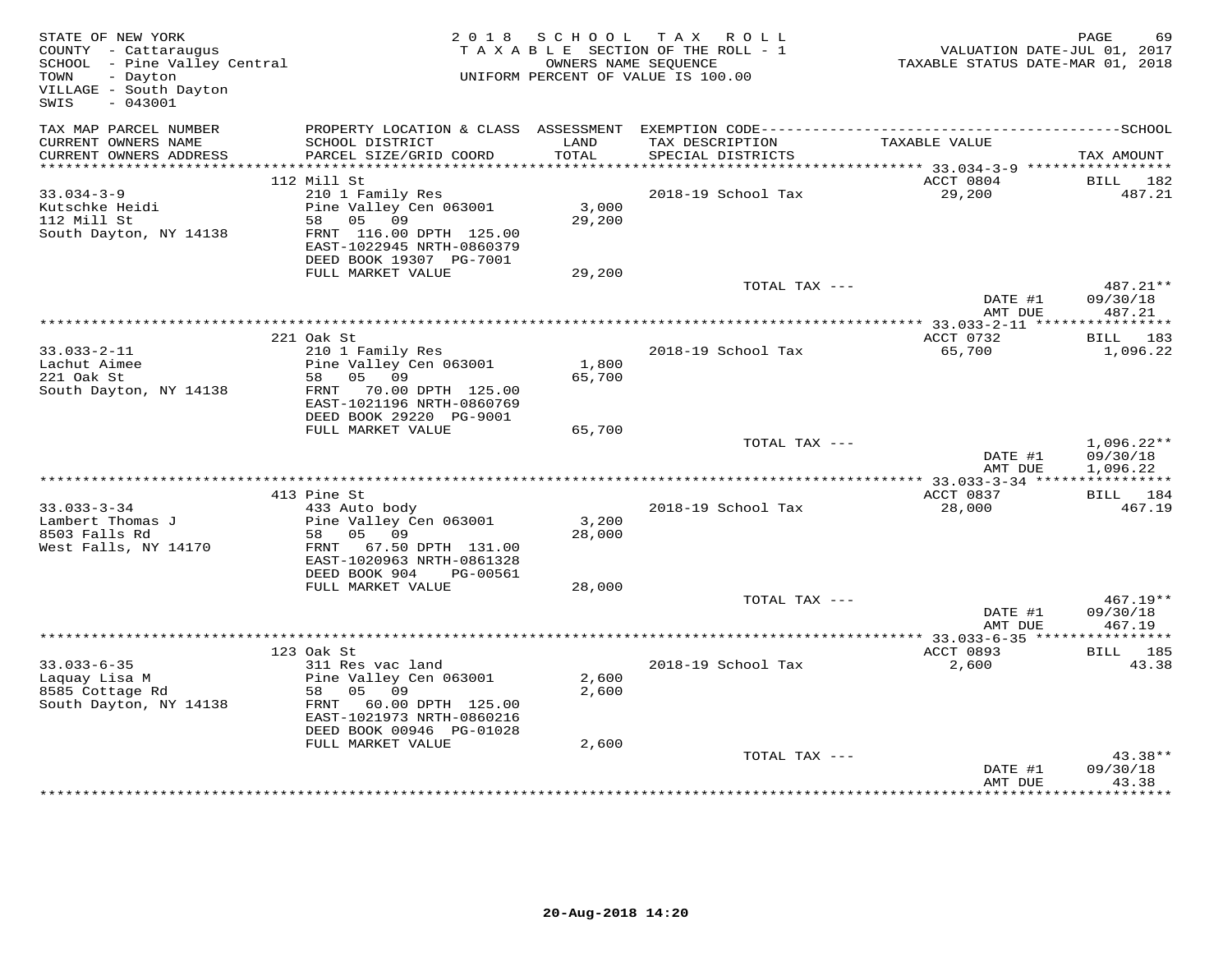STATE OF NEW YORK
COUNTY - Cattaraugus
SCHOOL - Pine Valley Central
TOWN - Dayton
VILLAGE - South Dayton
SWIS - 043001

2018 SCHOOL TAX ROLL
TAXABLE SECTION OF THE ROLL - 1
OWNERS NAME SEQUENCE
UNIFORM PERCENT OF VALUE IS 100.00

VALUATION DATE-JUL 01, 2017
TAXABLE STATUS DATE-MAR 01, 2018

| TAX MAP PARCEL NUMBER / CURRENT OWNERS NAME / CURRENT OWNERS ADDRESS | PROPERTY LOCATION & CLASS / SCHOOL DISTRICT / PARCEL SIZE/GRID COORD | ASSESSMENT LAND / TOTAL | EXEMPTION CODE / TAX DESCRIPTION / SPECIAL DISTRICTS | TAXABLE VALUE | TAX AMOUNT |
|---|---|---|---|---|---|
| | 112 Mill St | | | ACCT 0804 | BILL 182 |
| 33.034-3-9 | 210 1 Family Res | | 2018-19 School Tax | 29,200 | 487.21 |
| Kutschke Heidi | Pine Valley Cen 063001 | 3,000 | | | |
| 112 Mill St | 58 05 09 | 29,200 | | | |
| South Dayton, NY 14138 | FRNT 116.00 DPTH 125.00 | | | | |
| | EAST-1022945 NRTH-0860379 | | | | |
| | DEED BOOK 19307 PG-7001 | | | | |
| | FULL MARKET VALUE | 29,200 | | | |
| | | | TOTAL TAX --- | | 487.21** |
| | | | | DATE #1 | 09/30/18 |
| | | | | AMT DUE | 487.21 |
| | 221 Oak St | | | ACCT 0732 | BILL 183 |
| 33.033-2-11 | 210 1 Family Res | | 2018-19 School Tax | 65,700 | 1,096.22 |
| Lachut Aimee | Pine Valley Cen 063001 | 1,800 | | | |
| 221 Oak St | 58 05 09 | 65,700 | | | |
| South Dayton, NY 14138 | FRNT 70.00 DPTH 125.00 | | | | |
| | EAST-1021196 NRTH-0860769 | | | | |
| | DEED BOOK 29220 PG-9001 | | | | |
| | FULL MARKET VALUE | 65,700 | | | |
| | | | TOTAL TAX --- | | 1,096.22** |
| | | | | DATE #1 | 09/30/18 |
| | | | | AMT DUE | 1,096.22 |
| | 413 Pine St | | | ACCT 0837 | BILL 184 |
| 33.033-3-34 | 433 Auto body | | 2018-19 School Tax | 28,000 | 467.19 |
| Lambert Thomas J | Pine Valley Cen 063001 | 3,200 | | | |
| 8503 Falls Rd | 58 05 09 | 28,000 | | | |
| West Falls, NY 14170 | FRNT 67.50 DPTH 131.00 | | | | |
| | EAST-1020963 NRTH-0861328 | | | | |
| | DEED BOOK 904 PG-00561 | | | | |
| | FULL MARKET VALUE | 28,000 | | | |
| | | | TOTAL TAX --- | | 467.19** |
| | | | | DATE #1 | 09/30/18 |
| | | | | AMT DUE | 467.19 |
| | 123 Oak St | | | ACCT 0893 | BILL 185 |
| 33.033-6-35 | 311 Res vac land | | 2018-19 School Tax | 2,600 | 43.38 |
| Laquay Lisa M | Pine Valley Cen 063001 | 2,600 | | | |
| 8585 Cottage Rd | 58 05 09 | 2,600 | | | |
| South Dayton, NY 14138 | FRNT 60.00 DPTH 125.00 | | | | |
| | EAST-1021973 NRTH-0860216 | | | | |
| | DEED BOOK 00946 PG-01028 | | | | |
| | FULL MARKET VALUE | 2,600 | | | |
| | | | TOTAL TAX --- | | 43.38** |
| | | | | DATE #1 | 09/30/18 |
| | | | | AMT DUE | 43.38 |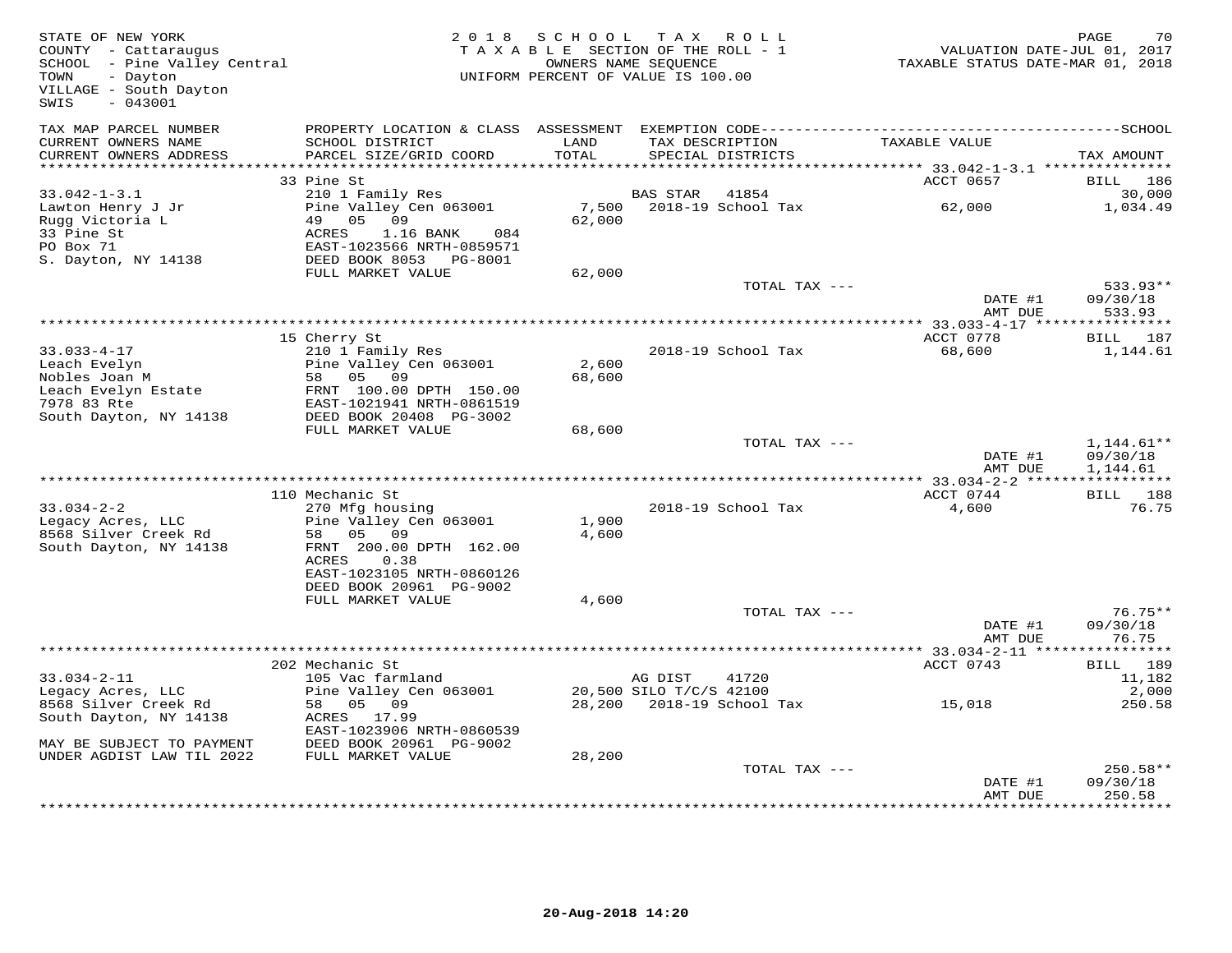STATE OF NEW YORK
COUNTY - Cattaraugus
SCHOOL - Pine Valley Central
TOWN - Dayton
VILLAGE - South Dayton
SWIS - 043001

2018 SCHOOL TAX ROLL
TAXABLE SECTION OF THE ROLL - 1
OWNERS NAME SEQUENCE
UNIFORM PERCENT OF VALUE IS 100.00

VALUATION DATE-JUL 01, 2017
TAXABLE STATUS DATE-MAR 01, 2018

| TAX MAP PARCEL NUMBER / CURRENT OWNERS NAME / CURRENT OWNERS ADDRESS | PROPERTY LOCATION & CLASS / SCHOOL DISTRICT / PARCEL SIZE/GRID COORD | ASSESSMENT LAND / TOTAL | EXEMPTION CODE / TAX DESCRIPTION / SPECIAL DISTRICTS | TAXABLE VALUE | TAX AMOUNT |
|---|---|---|---|---|---|
| 33.042-1-3.1 | 33 Pine St | | | ACCT 0657 | BILL 186 |
| 33.042-1-3.1 | 210 1 Family Res | | BAS STAR 41854 | | 30,000 |
| Lawton Henry J Jr | Pine Valley Cen 063001 | 7,500 | 2018-19 School Tax | 62,000 | 1,034.49 |
| Rugg Victoria L | 49 05 09 | 62,000 | | | |
| 33 Pine St | ACRES 1.16 BANK 084 | | | | |
| PO Box 71 | EAST-1023566 NRTH-0859571 | | | | |
| S. Dayton, NY 14138 | DEED BOOK 8053 PG-8001 | | | | |
| | FULL MARKET VALUE | 62,000 | | | |
| | | | TOTAL TAX --- | | 533.93** |
| | | | | DATE #1 | 09/30/18 |
| | | | | AMT DUE | 533.93 |
| 33.033-4-17 | 15 Cherry St | | | ACCT 0778 | BILL 187 |
| 33.033-4-17 | 210 1 Family Res | | 2018-19 School Tax | 68,600 | 1,144.61 |
| Leach Evelyn | Pine Valley Cen 063001 | 2,600 | | | |
| Nobles Joan M | 58 05 09 | 68,600 | | | |
| Leach Evelyn Estate | FRNT 100.00 DPTH 150.00 | | | | |
| 7978 83 Rte | EAST-1021941 NRTH-0861519 | | | | |
| South Dayton, NY 14138 | DEED BOOK 20408 PG-3002 | | | | |
| | FULL MARKET VALUE | 68,600 | | | |
| | | | TOTAL TAX --- | | 1,144.61** |
| | | | | DATE #1 | 09/30/18 |
| | | | | AMT DUE | 1,144.61 |
| 33.034-2-2 | 110 Mechanic St | | | ACCT 0744 | BILL 188 |
| 33.034-2-2 | 270 Mfg housing | | 2018-19 School Tax | 4,600 | 76.75 |
| Legacy Acres, LLC | Pine Valley Cen 063001 | 1,900 | | | |
| 8568 Silver Creek Rd | 58 05 09 | 4,600 | | | |
| South Dayton, NY 14138 | FRNT 200.00 DPTH 162.00 | | | | |
| | ACRES 0.38 | | | | |
| | EAST-1023105 NRTH-0860126 | | | | |
| | DEED BOOK 20961 PG-9002 | | | | |
| | FULL MARKET VALUE | 4,600 | | | |
| | | | TOTAL TAX --- | | 76.75** |
| | | | | DATE #1 | 09/30/18 |
| | | | | AMT DUE | 76.75 |
| 33.034-2-11 | 202 Mechanic St | | | ACCT 0743 | BILL 189 |
| 33.034-2-11 | 105 Vac farmland | | AG DIST 41720 | | 11,182 |
| Legacy Acres, LLC | Pine Valley Cen 063001 | 20,500 | SILO T/C/S 42100 | | 2,000 |
| 8568 Silver Creek Rd | 58 05 09 | 28,200 | 2018-19 School Tax | 15,018 | 250.58 |
| South Dayton, NY 14138 | ACRES 17.99 | | | | |
| | EAST-1023906 NRTH-0860539 | | | | |
| MAY BE SUBJECT TO PAYMENT | DEED BOOK 20961 PG-9002 | | | | |
| UNDER AGDIST LAW TIL 2022 | FULL MARKET VALUE | 28,200 | | | |
| | | | TOTAL TAX --- | | 250.58** |
| | | | | DATE #1 | 09/30/18 |
| | | | | AMT DUE | 250.58 |

20-Aug-2018 14:20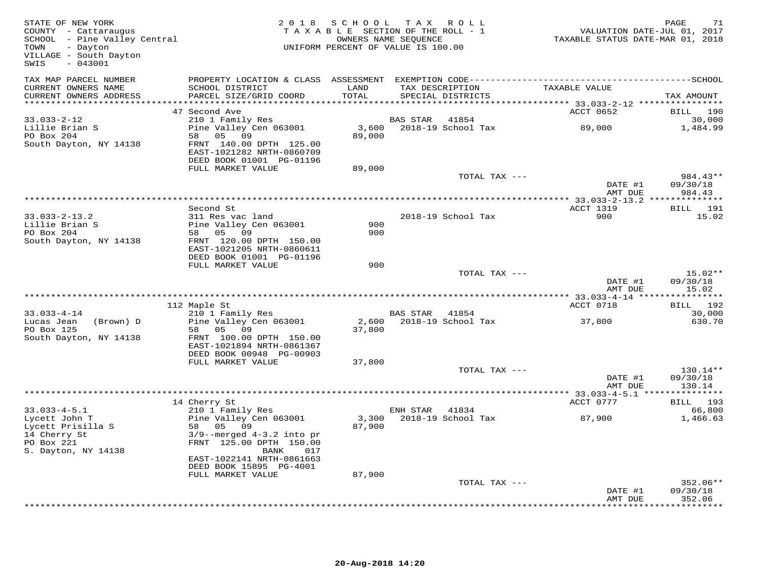STATE OF NEW YORK
COUNTY - Cattaraugus
SCHOOL - Pine Valley Central
TOWN - Dayton
VILLAGE - South Dayton
SWIS - 043001

2018 SCHOOL TAX ROLL
TAXABLE SECTION OF THE ROLL - 1
OWNERS NAME SEQUENCE
UNIFORM PERCENT OF VALUE IS 100.00

VALUATION DATE-JUL 01, 2017
TAXABLE STATUS DATE-MAR 01, 2018

| TAX MAP PARCEL NUMBER / CURRENT OWNERS NAME / CURRENT OWNERS ADDRESS | PROPERTY LOCATION & CLASS / SCHOOL DISTRICT / PARCEL SIZE/GRID COORD | ASSESSMENT LAND / TOTAL | EXEMPTION CODE / TAX DESCRIPTION / SPECIAL DISTRICTS | TAXABLE VALUE | SCHOOL / TAX AMOUNT |
|---|---|---|---|---|---|
| | 47 Second Ave | | | ACCT 0652 | BILL 190 |
| 33.033-2-12 | 210 1 Family Res | | BAS STAR 41854 | | 30,000 |
| Lillie Brian S | Pine Valley Cen 063001 | 3,600 | 2018-19 School Tax | 89,000 | 1,484.99 |
| PO Box 204 | 58 05 09 | 89,000 | | | |
| South Dayton, NY 14138 | FRNT 140.00 DPTH 125.00 | | | | |
| | EAST-1021282 NRTH-0860709 | | | | |
| | DEED BOOK 01001 PG-01196 | | | | |
| | FULL MARKET VALUE | 89,000 | | | |
| | | | TOTAL TAX --- | | 984.43** |
| | | | | DATE #1 | 09/30/18 |
| | | | | AMT DUE | 984.43 |
| | Second St | | | ACCT 1319 | BILL 191 |
| 33.033-2-13.2 | 311 Res vac land | | 2018-19 School Tax | 900 | 15.02 |
| Lillie Brian S | Pine Valley Cen 063001 | 900 | | | |
| PO Box 204 | 58 05 09 | 900 | | | |
| South Dayton, NY 14138 | FRNT 120.00 DPTH 150.00 | | | | |
| | EAST-1021205 NRTH-0860611 | | | | |
| | DEED BOOK 01001 PG-01196 | | | | |
| | FULL MARKET VALUE | 900 | | | |
| | | | TOTAL TAX --- | | 15.02** |
| | | | | DATE #1 | 09/30/18 |
| | | | | AMT DUE | 15.02 |
| | 112 Maple St | | | ACCT 0718 | BILL 192 |
| 33.033-4-14 | 210 1 Family Res | | BAS STAR 41854 | | 30,000 |
| Lucas Jean (Brown) D | Pine Valley Cen 063001 | 2,600 | 2018-19 School Tax | 37,800 | 630.70 |
| PO Box 125 | 58 05 09 | 37,800 | | | |
| South Dayton, NY 14138 | FRNT 100.00 DPTH 150.00 | | | | |
| | EAST-1021894 NRTH-0861367 | | | | |
| | DEED BOOK 00948 PG-00903 | | | | |
| | FULL MARKET VALUE | 37,800 | | | |
| | | | TOTAL TAX --- | | 130.14** |
| | | | | DATE #1 | 09/30/18 |
| | | | | AMT DUE | 130.14 |
| | 14 Cherry St | | | ACCT 0777 | BILL 193 |
| 33.033-4-5.1 | 210 1 Family Res | | ENH STAR 41834 | | 66,800 |
| Lycett John T | Pine Valley Cen 063001 | 3,300 | 2018-19 School Tax | 87,900 | 1,466.63 |
| Lycett Prisilla S | 58 05 09 | 87,900 | | | |
| 14 Cherry St | 3/9--merged 4-3.2 into pr | | | | |
| PO Box 221 | FRNT 125.00 DPTH 150.00 | | | | |
| S. Dayton, NY 14138 | BANK 017 | | | | |
| | EAST-1022141 NRTH-0861663 | | | | |
| | DEED BOOK 15895 PG-4001 | | | | |
| | FULL MARKET VALUE | 87,900 | | | |
| | | | TOTAL TAX --- | | 352.06** |
| | | | | DATE #1 | 09/30/18 |
| | | | | AMT DUE | 352.06 |

20-Aug-2018 14:20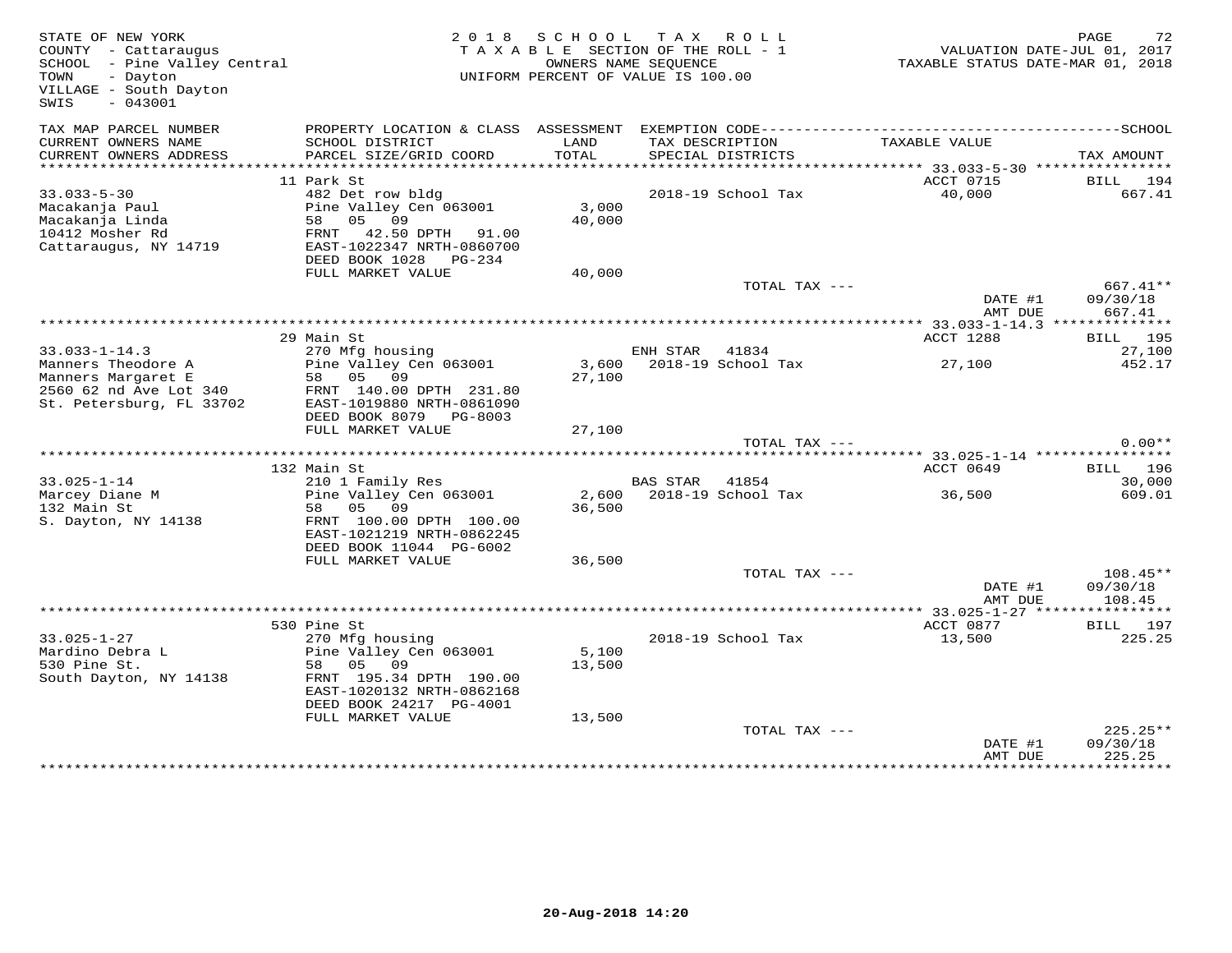STATE OF NEW YORK
COUNTY - Cattaraugus
SCHOOL - Pine Valley Central
TOWN - Dayton
VILLAGE - South Dayton
SWIS - 043001

2018 SCHOOL TAX ROLL
TAXABLE SECTION OF THE ROLL - 1
OWNERS NAME SEQUENCE
UNIFORM PERCENT OF VALUE IS 100.00

VALUATION DATE-JUL 01, 2017
TAXABLE STATUS DATE-MAR 01, 2018

| TAX MAP PARCEL NUMBER / CURRENT OWNERS NAME / CURRENT OWNERS ADDRESS | PROPERTY LOCATION & CLASS / SCHOOL DISTRICT / PARCEL SIZE/GRID COORD | ASSESSMENT LAND / TOTAL | EXEMPTION CODE / TAX DESCRIPTION / SPECIAL DISTRICTS | TAXABLE VALUE | TAX AMOUNT |
|---|---|---|---|---|---|
| 33.033-5-30 | 11 Park St | | | ACCT 0715 | BILL 194 |
| 33.033-5-30 | 482 Det row bldg | | 2018-19 School Tax | 40,000 | 667.41 |
| Macakanja Paul | Pine Valley Cen 063001 | 3,000 | | | |
| Macakanja Linda | 58 05 09 | 40,000 | | | |
| 10412 Mosher Rd | FRNT 42.50 DPTH 91.00 | | | | |
| Cattaraugus, NY 14719 | EAST-1022347 NRTH-0860700 | | | | |
| | DEED BOOK 1028 PG-234 | | | | |
| | FULL MARKET VALUE | 40,000 | | | |
| | | | TOTAL TAX --- | | 667.41** |
| | | | | DATE #1 | 09/30/18 |
| | | | | AMT DUE | 667.41 |
| 33.033-1-14.3 | 29 Main St | | | ACCT 1288 | BILL 195 |
| 33.033-1-14.3 | 270 Mfg housing | | ENH STAR 41834 | | 27,100 |
| Manners Theodore A | Pine Valley Cen 063001 | 3,600 | 2018-19 School Tax | 27,100 | 452.17 |
| Manners Margaret E | 58 05 09 | 27,100 | | | |
| 2560 62 nd Ave Lot 340 | FRNT 140.00 DPTH 231.80 | | | | |
| St. Petersburg, FL 33702 | EAST-1019880 NRTH-0861090 | | | | |
| | DEED BOOK 8079 PG-8003 | | | | |
| | FULL MARKET VALUE | 27,100 | | | |
| | | | TOTAL TAX --- | | 0.00** |
| 33.025-1-14 | 132 Main St | | | ACCT 0649 | BILL 196 |
| 33.025-1-14 | 210 1 Family Res | | BAS STAR 41854 | | 30,000 |
| Marcey Diane M | Pine Valley Cen 063001 | 2,600 | 2018-19 School Tax | 36,500 | 609.01 |
| 132 Main St | 58 05 09 | 36,500 | | | |
| S. Dayton, NY 14138 | FRNT 100.00 DPTH 100.00 | | | | |
| | EAST-1021219 NRTH-0862245 | | | | |
| | DEED BOOK 11044 PG-6002 | | | | |
| | FULL MARKET VALUE | 36,500 | | | |
| | | | TOTAL TAX --- | | 108.45** |
| | | | | DATE #1 | 09/30/18 |
| | | | | AMT DUE | 108.45 |
| 33.025-1-27 | 530 Pine St | | | ACCT 0877 | BILL 197 |
| 33.025-1-27 | 270 Mfg housing | | 2018-19 School Tax | 13,500 | 225.25 |
| Mardino Debra L | Pine Valley Cen 063001 | 5,100 | | | |
| 530 Pine St. | 58 05 09 | 13,500 | | | |
| South Dayton, NY 14138 | FRNT 195.34 DPTH 190.00 | | | | |
| | EAST-1020132 NRTH-0862168 | | | | |
| | DEED BOOK 24217 PG-4001 | | | | |
| | FULL MARKET VALUE | 13,500 | | | |
| | | | TOTAL TAX --- | | 225.25** |
| | | | | DATE #1 | 09/30/18 |
| | | | | AMT DUE | 225.25 |

20-Aug-2018 14:20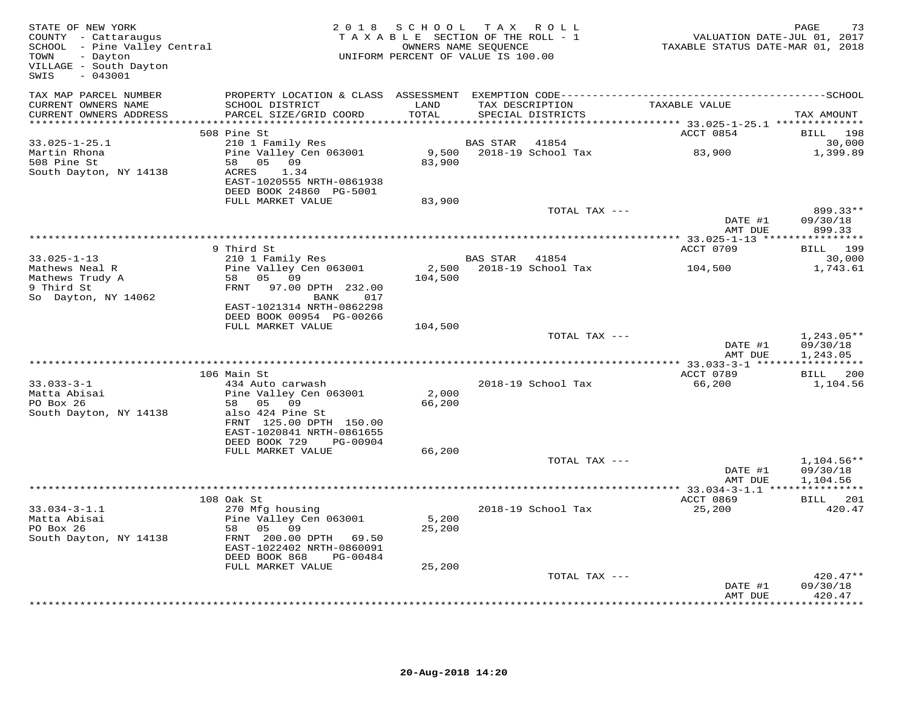STATE OF NEW YORK
COUNTY - Cattaraugus
SCHOOL - Pine Valley Central
TOWN - Dayton
VILLAGE - South Dayton
SWIS - 043001

2018 SCHOOL TAX ROLL
TAXABLE SECTION OF THE ROLL - 1
OWNERS NAME SEQUENCE
UNIFORM PERCENT OF VALUE IS 100.00

VALUATION DATE-JUL 01, 2017
TAXABLE STATUS DATE-MAR 01, 2018

| TAX MAP PARCEL NUMBER / CURRENT OWNERS NAME / CURRENT OWNERS ADDRESS | PROPERTY LOCATION & CLASS / SCHOOL DISTRICT / PARCEL SIZE/GRID COORD | ASSESSMENT LAND / TOTAL | EXEMPTION CODE / TAX DESCRIPTION / SPECIAL DISTRICTS | TAXABLE VALUE | SCHOOL TAX AMOUNT |
|---|---|---|---|---|---|
| **33.025-1-25.1** | 508 Pine St | | | ACCT 0854 | BILL 198 |
| 33.025-1-25.1 | 210 1 Family Res | | BAS STAR 41854 | | 30,000 |
| Martin Rhona | Pine Valley Cen 063001 | 9,500 | 2018-19 School Tax | 83,900 | 1,399.89 |
| 508 Pine St | 58 05 09 | 83,900 | | | |
| South Dayton, NY 14138 | ACRES 1.34 | | | | |
| | EAST-1020555 NRTH-0861938 | | | | |
| | DEED BOOK 24860 PG-5001 | | | | |
| | FULL MARKET VALUE | 83,900 | | | |
| | | | TOTAL TAX --- | | 899.33** |
| | | | | DATE #1 | 09/30/18 |
| | | | | AMT DUE | 899.33 |
| **33.025-1-13** | 9 Third St | | | ACCT 0709 | BILL 199 |
| 33.025-1-13 | 210 1 Family Res | | BAS STAR 41854 | | 30,000 |
| Mathews Neal R | Pine Valley Cen 063001 | 2,500 | 2018-19 School Tax | 104,500 | 1,743.61 |
| Mathews Trudy A | 58 05 09 | 104,500 | | | |
| 9 Third St | FRNT 97.00 DPTH 232.00 | | | | |
| So Dayton, NY 14062 | BANK 017 | | | | |
| | EAST-1021314 NRTH-0862298 | | | | |
| | DEED BOOK 00954 PG-00266 | | | | |
| | FULL MARKET VALUE | 104,500 | | | |
| | | | TOTAL TAX --- | | 1,243.05** |
| | | | | DATE #1 | 09/30/18 |
| | | | | AMT DUE | 1,243.05 |
| **33.033-3-1** | 106 Main St | | | ACCT 0789 | BILL 200 |
| 33.033-3-1 | 434 Auto carwash | | 2018-19 School Tax | 66,200 | 1,104.56 |
| Matta Abisai | Pine Valley Cen 063001 | 2,000 | | | |
| PO Box 26 | 58 05 09 | 66,200 | | | |
| South Dayton, NY 14138 | also 424 Pine St | | | | |
| | FRNT 125.00 DPTH 150.00 | | | | |
| | EAST-1020841 NRTH-0861655 | | | | |
| | DEED BOOK 729 PG-00904 | | | | |
| | FULL MARKET VALUE | 66,200 | | | |
| | | | TOTAL TAX --- | | 1,104.56** |
| | | | | DATE #1 | 09/30/18 |
| | | | | AMT DUE | 1,104.56 |
| **33.034-3-1.1** | 108 Oak St | | | ACCT 0869 | BILL 201 |
| 33.034-3-1.1 | 270 Mfg housing | | 2018-19 School Tax | 25,200 | 420.47 |
| Matta Abisai | Pine Valley Cen 063001 | 5,200 | | | |
| PO Box 26 | 58 05 09 | 25,200 | | | |
| South Dayton, NY 14138 | FRNT 200.00 DPTH 69.50 | | | | |
| | EAST-1022402 NRTH-0860091 | | | | |
| | DEED BOOK 868 PG-00484 | | | | |
| | FULL MARKET VALUE | 25,200 | | | |
| | | | TOTAL TAX --- | | 420.47** |
| | | | | DATE #1 | 09/30/18 |
| | | | | AMT DUE | 420.47 |

20-Aug-2018 14:20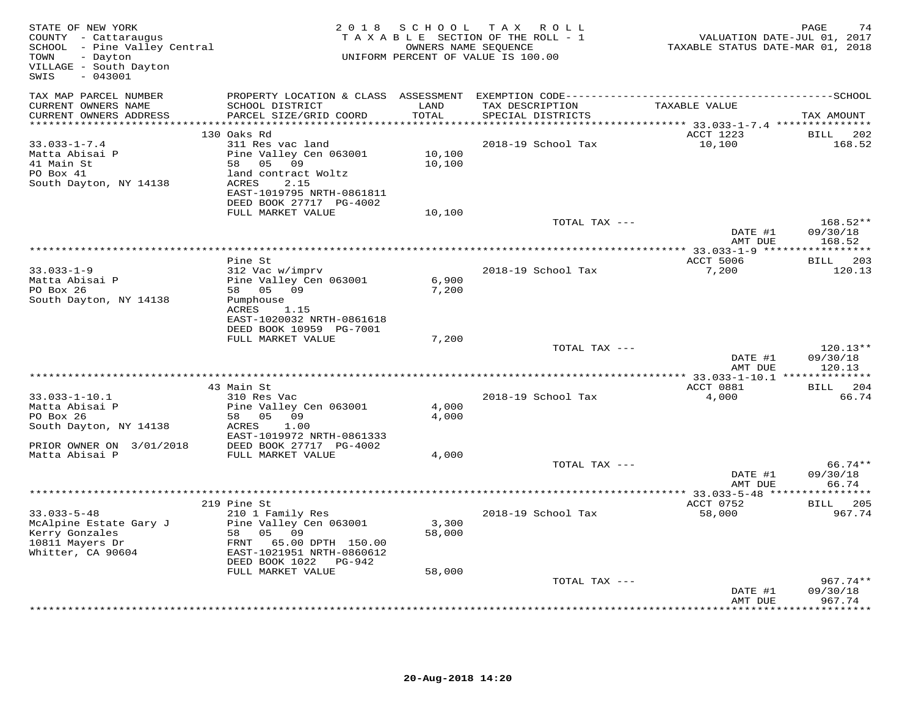STATE OF NEW YORK
COUNTY - Cattaraugus
SCHOOL - Pine Valley Central
TOWN - Dayton
VILLAGE - South Dayton
SWIS - 043001

2018 SCHOOL TAX ROLL
TAXABLE SECTION OF THE ROLL - 1
OWNERS NAME SEQUENCE
UNIFORM PERCENT OF VALUE IS 100.00

VALUATION DATE-JUL 01, 2017
TAXABLE STATUS DATE-MAR 01, 2018

| TAX MAP PARCEL NUMBER / CURRENT OWNERS NAME / CURRENT OWNERS ADDRESS | PROPERTY LOCATION & CLASS / SCHOOL DISTRICT / PARCEL SIZE/GRID COORD | ASSESSMENT LAND / TOTAL | EXEMPTION CODE / TAX DESCRIPTION / SPECIAL DISTRICTS | TAXABLE VALUE | TAX AMOUNT |
|---|---|---|---|---|---|
| 33.033-1-7.4 | 130 Oaks Rd | | | ACCT 1223 | BILL 202 |
| 33.033-1-7.4 | 311 Res vac land | | 2018-19 School Tax | 10,100 | 168.52 |
| Matta Abisai P | Pine Valley Cen 063001 | 10,100 | | | |
| 41 Main St | 58 05 09 | 10,100 | | | |
| PO Box 41 | land contract Woltz | | | | |
| South Dayton, NY 14138 | ACRES 2.15 | | | | |
| | EAST-1019795 NRTH-0861811 | | | | |
| | DEED BOOK 27717 PG-4002 | | | | |
| | FULL MARKET VALUE | 10,100 | | | |
| | | | TOTAL TAX --- | | 168.52** |
| | | | | DATE #1 | 09/30/18 |
| | | | | AMT DUE | 168.52 |
| 33.033-1-9 | Pine St | | | ACCT 5006 | BILL 203 |
| 33.033-1-9 | 312 Vac w/imprv | | 2018-19 School Tax | 7,200 | 120.13 |
| Matta Abisai P | Pine Valley Cen 063001 | 6,900 | | | |
| PO Box 26 | 58 05 09 | 7,200 | | | |
| South Dayton, NY 14138 | Pumphouse | | | | |
| | ACRES 1.15 | | | | |
| | EAST-1020032 NRTH-0861618 | | | | |
| | DEED BOOK 10959 PG-7001 | | | | |
| | FULL MARKET VALUE | 7,200 | | | |
| | | | TOTAL TAX --- | | 120.13** |
| | | | | DATE #1 | 09/30/18 |
| | | | | AMT DUE | 120.13 |
| 33.033-1-10.1 | 43 Main St | | | ACCT 0881 | BILL 204 |
| 33.033-1-10.1 | 310 Res Vac | | 2018-19 School Tax | 4,000 | 66.74 |
| Matta Abisai P | Pine Valley Cen 063001 | 4,000 | | | |
| PO Box 26 | 58 05 09 | 4,000 | | | |
| South Dayton, NY 14138 | ACRES 1.00 | | | | |
| | EAST-1019972 NRTH-0861333 | | | | |
| PRIOR OWNER ON 3/01/2018 | DEED BOOK 27717 PG-4002 | | | | |
| Matta Abisai P | FULL MARKET VALUE | 4,000 | | | |
| | | | TOTAL TAX --- | | 66.74** |
| | | | | DATE #1 | 09/30/18 |
| | | | | AMT DUE | 66.74 |
| 33.033-5-48 | 219 Pine St | | | ACCT 0752 | BILL 205 |
| 33.033-5-48 | 210 1 Family Res | | 2018-19 School Tax | 58,000 | 967.74 |
| McAlpine Estate Gary J | Pine Valley Cen 063001 | 3,300 | | | |
| Kerry Gonzales | 58 05 09 | 58,000 | | | |
| 10811 Mayers Dr | FRNT 65.00 DPTH 150.00 | | | | |
| Whitter, CA 90604 | EAST-1021951 NRTH-0860612 | | | | |
| | DEED BOOK 1022 PG-942 | | | | |
| | FULL MARKET VALUE | 58,000 | | | |
| | | | TOTAL TAX --- | | 967.74** |
| | | | | DATE #1 | 09/30/18 |
| | | | | AMT DUE | 967.74 |

20-Aug-2018 14:20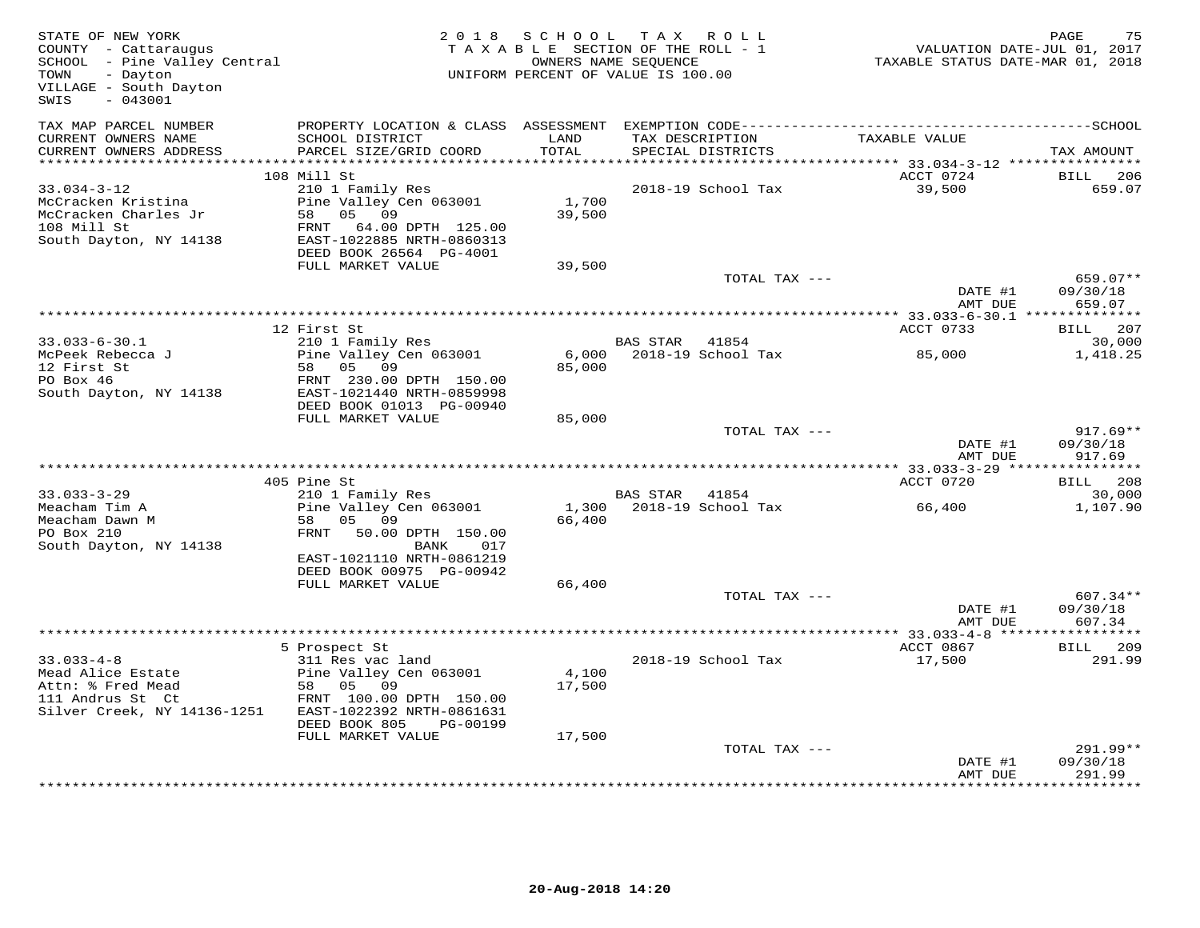STATE OF NEW YORK
COUNTY - Cattaraugus
SCHOOL - Pine Valley Central
TOWN - Dayton
VILLAGE - South Dayton
SWIS - 043001

2018 SCHOOL TAX ROLL
TAXABLE SECTION OF THE ROLL - 1
OWNERS NAME SEQUENCE
UNIFORM PERCENT OF VALUE IS 100.00

VALUATION DATE-JUL 01, 2017
TAXABLE STATUS DATE-MAR 01, 2018

| TAX MAP PARCEL NUMBER / CURRENT OWNERS NAME / CURRENT OWNERS ADDRESS | PROPERTY LOCATION & CLASS / SCHOOL DISTRICT / PARCEL SIZE/GRID COORD | ASSESSMENT LAND / TOTAL | EXEMPTION CODE / TAX DESCRIPTION / SPECIAL DISTRICTS | TAXABLE VALUE | TAX AMOUNT |
|---|---|---|---|---|---|
| **33.034-3-12** | 108 Mill St | | | ACCT 0724 | BILL 206 |
| McCracken Kristina | 210 1 Family Res | | 2018-19 School Tax | 39,500 | 659.07 |
| McCracken Charles Jr | Pine Valley Cen 063001 | 1,700 | | | |
| 108 Mill St | 58 05 09 | 39,500 | | | |
| South Dayton, NY 14138 | FRNT 64.00 DPTH 125.00 | | | | |
| | EAST-1022885 NRTH-0860313 | | | | |
| | DEED BOOK 26564 PG-4001 | | | | |
| | FULL MARKET VALUE | 39,500 | | | |
| | | | TOTAL TAX --- | | 659.07** |
| | | | | DATE #1 | 09/30/18 |
| | | | | AMT DUE | 659.07 |
| **33.033-6-30.1** | 12 First St | | | ACCT 0733 | BILL 207 |
| McPeek Rebecca J | 210 1 Family Res | | BAS STAR 41854 | | 30,000 |
| 12 First St | Pine Valley Cen 063001 | 6,000 | 2018-19 School Tax | 85,000 | 1,418.25 |
| PO Box 46 | 58 05 09 | 85,000 | | | |
| South Dayton, NY 14138 | FRNT 230.00 DPTH 150.00 | | | | |
| | EAST-1021440 NRTH-0859998 | | | | |
| | DEED BOOK 01013 PG-00940 | | | | |
| | FULL MARKET VALUE | 85,000 | | | |
| | | | TOTAL TAX --- | | 917.69** |
| | | | | DATE #1 | 09/30/18 |
| | | | | AMT DUE | 917.69 |
| **33.033-3-29** | 405 Pine St | | | ACCT 0720 | BILL 208 |
| Meacham Tim A | 210 1 Family Res | | BAS STAR 41854 | | 30,000 |
| Meacham Dawn M | Pine Valley Cen 063001 | 1,300 | 2018-19 School Tax | 66,400 | 1,107.90 |
| PO Box 210 | 58 05 09 | 66,400 | | | |
| South Dayton, NY 14138 | FRNT 50.00 DPTH 150.00 | | | | |
| | BANK 017 | | | | |
| | EAST-1021110 NRTH-0861219 | | | | |
| | DEED BOOK 00975 PG-00942 | | | | |
| | FULL MARKET VALUE | 66,400 | | | |
| | | | TOTAL TAX --- | | 607.34** |
| | | | | DATE #1 | 09/30/18 |
| | | | | AMT DUE | 607.34 |
| **33.033-4-8** | 5 Prospect St | | | ACCT 0867 | BILL 209 |
| Mead Alice Estate | 311 Res vac land | | 2018-19 School Tax | 17,500 | 291.99 |
| Attn: % Fred Mead | Pine Valley Cen 063001 | 4,100 | | | |
| 111 Andrus St Ct | 58 05 09 | 17,500 | | | |
| Silver Creek, NY 14136-1251 | FRNT 100.00 DPTH 150.00 | | | | |
| | EAST-1022392 NRTH-0861631 | | | | |
| | DEED BOOK 805 PG-00199 | | | | |
| | FULL MARKET VALUE | 17,500 | | | |
| | | | TOTAL TAX --- | | 291.99** |
| | | | | DATE #1 | 09/30/18 |
| | | | | AMT DUE | 291.99 |

20-Aug-2018 14:20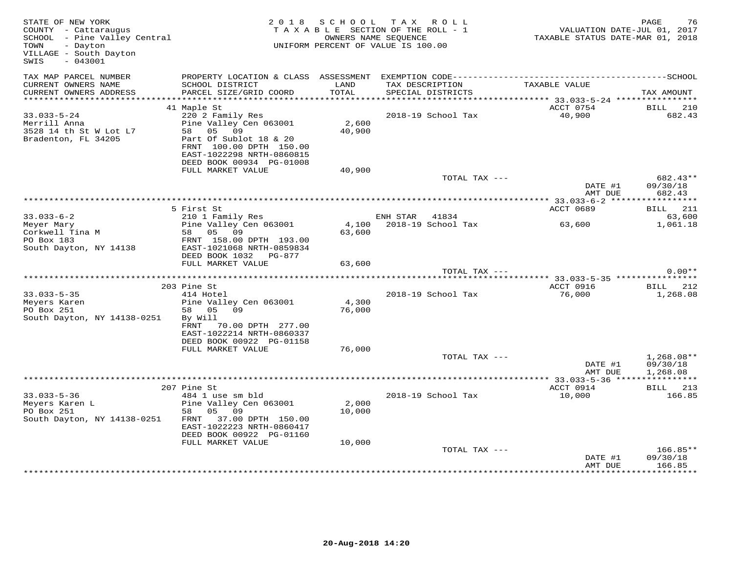STATE OF NEW YORK
COUNTY - Cattaraugus
SCHOOL - Pine Valley Central
TOWN - Dayton
VILLAGE - South Dayton
SWIS - 043001

2018 SCHOOL TAX ROLL
TAXABLE SECTION OF THE ROLL - 1
OWNERS NAME SEQUENCE
UNIFORM PERCENT OF VALUE IS 100.00

VALUATION DATE-JUL 01, 2017
TAXABLE STATUS DATE-MAR 01, 2018

| TAX MAP PARCEL NUMBER / CURRENT OWNERS NAME / CURRENT OWNERS ADDRESS | PROPERTY LOCATION & CLASS / SCHOOL DISTRICT / PARCEL SIZE/GRID COORD | ASSESSMENT LAND / TOTAL | EXEMPTION CODE / TAX DESCRIPTION / SPECIAL DISTRICTS | TAXABLE VALUE | TAX AMOUNT |
|---|---|---|---|---|---|
| | 41 Maple St | | | ACCT 0754 | BILL 210 |
| 33.033-5-24 | 220 2 Family Res | | 2018-19 School Tax | 40,900 | 682.43 |
| Merrill Anna | Pine Valley Cen 063001 | 2,600 | | | |
| 3528 14 th St W Lot L7 | 58 05 09 | 40,900 | | | |
| Bradenton, FL 34205 | Part Of Sublot 18 & 20 | | | | |
| | FRNT 100.00 DPTH 150.00 | | | | |
| | EAST-1022298 NRTH-0860815 | | | | |
| | DEED BOOK 00934 PG-01008 | | | | |
| | FULL MARKET VALUE | 40,900 | | | |
| | | | TOTAL TAX --- | | 682.43** |
| | | | | DATE #1 | 09/30/18 |
| | | | | AMT DUE | 682.43 |
| | 5 First St | | | ACCT 0689 | BILL 211 |
| 33.033-6-2 | 210 1 Family Res | | ENH STAR 41834 | | 63,600 |
| Meyer Mary | Pine Valley Cen 063001 | 4,100 | 2018-19 School Tax | 63,600 | 1,061.18 |
| Corkwell Tina M | 58 05 09 | 63,600 | | | |
| PO Box 183 | FRNT 158.00 DPTH 193.00 | | | | |
| South Dayton, NY 14138 | EAST-1021068 NRTH-0859834 | | | | |
| | DEED BOOK 1032 PG-877 | | | | |
| | FULL MARKET VALUE | 63,600 | | | |
| | | | TOTAL TAX --- | | 0.00** |
| | 203 Pine St | | | ACCT 0916 | BILL 212 |
| 33.033-5-35 | 414 Hotel | | 2018-19 School Tax | 76,000 | 1,268.08 |
| Meyers Karen | Pine Valley Cen 063001 | 4,300 | | | |
| PO Box 251 | 58 05 09 | 76,000 | | | |
| South Dayton, NY 14138-0251 | By Will | | | | |
| | FRNT 70.00 DPTH 277.00 | | | | |
| | EAST-1022214 NRTH-0860337 | | | | |
| | DEED BOOK 00922 PG-01158 | | | | |
| | FULL MARKET VALUE | 76,000 | | | |
| | | | TOTAL TAX --- | | 1,268.08** |
| | | | | DATE #1 | 09/30/18 |
| | | | | AMT DUE | 1,268.08 |
| | 207 Pine St | | | ACCT 0914 | BILL 213 |
| 33.033-5-36 | 484 1 use sm bld | | 2018-19 School Tax | 10,000 | 166.85 |
| Meyers Karen L | Pine Valley Cen 063001 | 2,000 | | | |
| PO Box 251 | 58 05 09 | 10,000 | | | |
| South Dayton, NY 14138-0251 | FRNT 37.00 DPTH 150.00 | | | | |
| | EAST-1022223 NRTH-0860417 | | | | |
| | DEED BOOK 00922 PG-01160 | | | | |
| | FULL MARKET VALUE | 10,000 | | | |
| | | | TOTAL TAX --- | | 166.85** |
| | | | | DATE #1 | 09/30/18 |
| | | | | AMT DUE | 166.85 |

20-Aug-2018 14:20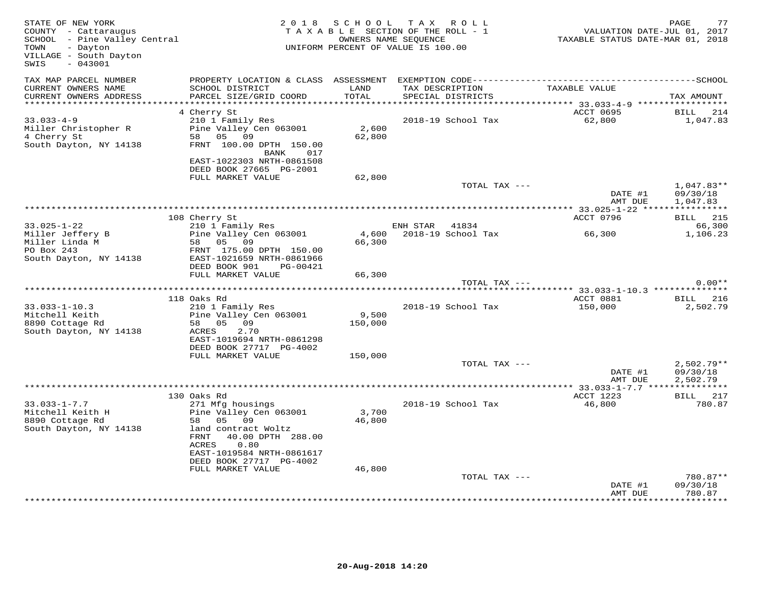STATE OF NEW YORK
COUNTY - Cattaraugus
SCHOOL - Pine Valley Central
TOWN - Dayton
VILLAGE - South Dayton
SWIS - 043001

2018 SCHOOL TAX ROLL
TAXABLE SECTION OF THE ROLL - 1
OWNERS NAME SEQUENCE
UNIFORM PERCENT OF VALUE IS 100.00

VALUATION DATE-JUL 01, 2017
TAXABLE STATUS DATE-MAR 01, 2018

| TAX MAP PARCEL NUMBER / CURRENT OWNERS NAME / CURRENT OWNERS ADDRESS | PROPERTY LOCATION & CLASS / SCHOOL DISTRICT / PARCEL SIZE/GRID COORD | ASSESSMENT LAND / TOTAL | EXEMPTION CODE / TAX DESCRIPTION / SPECIAL DISTRICTS | TAXABLE VALUE | TAX AMOUNT |
|---|---|---|---|---|---|
| 33.033-4-9 | 4 Cherry St | | | ACCT 0695 | BILL 214 |
| 33.033-4-9 | 210 1 Family Res | | 2018-19 School Tax | 62,800 | 1,047.83 |
| Miller Christopher R | Pine Valley Cen 063001 | 2,600 | | | |
| 4 Cherry St | 58 05 09 | 62,800 | | | |
| South Dayton, NY 14138 | FRNT 100.00 DPTH 150.00 | | | | |
| | BANK 017 | | | | |
| | EAST-1022303 NRTH-0861508 | | | | |
| | DEED BOOK 27665 PG-2001 | | | | |
| | FULL MARKET VALUE | 62,800 | | | |
| | | | TOTAL TAX --- | | 1,047.83** |
| | | | | DATE #1 | 09/30/18 |
| | | | | AMT DUE | 1,047.83 |
| 33.025-1-22 | 108 Cherry St | | | ACCT 0796 | BILL 215 |
| 33.025-1-22 | 210 1 Family Res | | ENH STAR 41834 | | 66,300 |
| Miller Jeffery B | Pine Valley Cen 063001 | 4,600 | 2018-19 School Tax | 66,300 | 1,106.23 |
| Miller Linda M | 58 05 09 | 66,300 | | | |
| PO Box 243 | FRNT 175.00 DPTH 150.00 | | | | |
| South Dayton, NY 14138 | EAST-1021659 NRTH-0861966 | | | | |
| | DEED BOOK 901 PG-00421 | | | | |
| | FULL MARKET VALUE | 66,300 | | | |
| | | | TOTAL TAX --- | | 0.00** |
| 33.033-1-10.3 | 118 Oaks Rd | | | ACCT 0881 | BILL 216 |
| 33.033-1-10.3 | 210 1 Family Res | | 2018-19 School Tax | 150,000 | 2,502.79 |
| Mitchell Keith | Pine Valley Cen 063001 | 9,500 | | | |
| 8890 Cottage Rd | 58 05 09 | 150,000 | | | |
| South Dayton, NY 14138 | ACRES 2.70 | | | | |
| | EAST-1019694 NRTH-0861298 | | | | |
| | DEED BOOK 27717 PG-4002 | | | | |
| | FULL MARKET VALUE | 150,000 | | | |
| | | | TOTAL TAX --- | | 2,502.79** |
| | | | | DATE #1 | 09/30/18 |
| | | | | AMT DUE | 2,502.79 |
| 33.033-1-7.7 | 130 Oaks Rd | | | ACCT 1223 | BILL 217 |
| 33.033-1-7.7 | 271 Mfg housings | | 2018-19 School Tax | 46,800 | 780.87 |
| Mitchell Keith H | Pine Valley Cen 063001 | 3,700 | | | |
| 8890 Cottage Rd | 58 05 09 | 46,800 | | | |
| South Dayton, NY 14138 | land contract Woltz | | | | |
| | FRNT 40.00 DPTH 288.00 | | | | |
| | ACRES 0.80 | | | | |
| | EAST-1019584 NRTH-0861617 | | | | |
| | DEED BOOK 27717 PG-4002 | | | | |
| | FULL MARKET VALUE | 46,800 | | | |
| | | | TOTAL TAX --- | | 780.87** |
| | | | | DATE #1 | 09/30/18 |
| | | | | AMT DUE | 780.87 |

20-Aug-2018 14:20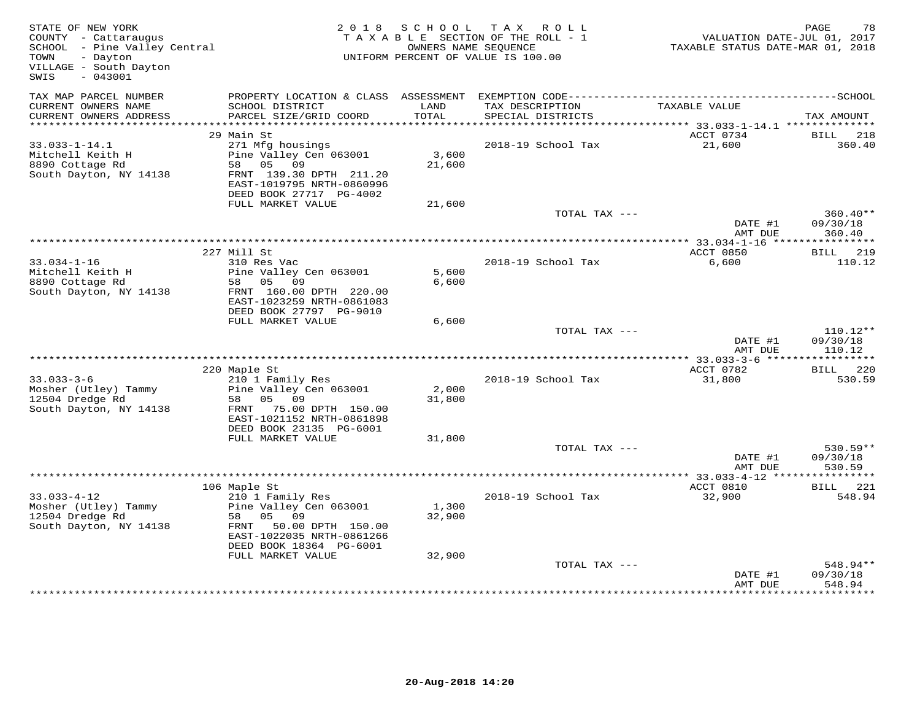STATE OF NEW YORK
COUNTY - Cattaraugus
SCHOOL - Pine Valley Central
TOWN - Dayton
VILLAGE - South Dayton
SWIS - 043001

2018 SCHOOL TAX ROLL
TAXABLE SECTION OF THE ROLL - 1
OWNERS NAME SEQUENCE
UNIFORM PERCENT OF VALUE IS 100.00

VALUATION DATE-JUL 01, 2017
TAXABLE STATUS DATE-MAR 01, 2018

| TAX MAP PARCEL NUMBER / CURRENT OWNERS NAME / CURRENT OWNERS ADDRESS | PROPERTY LOCATION & CLASS / SCHOOL DISTRICT / PARCEL SIZE/GRID COORD | ASSESSMENT LAND / TOTAL | EXEMPTION CODE / TAX DESCRIPTION / SPECIAL DISTRICTS | TAXABLE VALUE | TAX AMOUNT |
|---|---|---|---|---|---|
| | 29 Main St | | | ACCT 0734 | BILL 218 |
| 33.033-1-14.1 | 271 Mfg housings | | 2018-19 School Tax | 21,600 | 360.40 |
| Mitchell Keith H | Pine Valley Cen 063001 | 3,600 | | | |
| 8890 Cottage Rd | 58 05 09 | 21,600 | | | |
| South Dayton, NY 14138 | FRNT 139.30 DPTH 211.20 | | | | |
| | EAST-1019795 NRTH-0860996 | | | | |
| | DEED BOOK 27717 PG-4002 | | | | |
| | FULL MARKET VALUE | 21,600 | | | |
| | | | TOTAL TAX --- | | 360.40** |
| | | | | DATE #1 | 09/30/18 |
| | | | | AMT DUE | 360.40 |
| | 227 Mill St | | | ACCT 0850 | BILL 219 |
| 33.034-1-16 | 310 Res Vac | | 2018-19 School Tax | 6,600 | 110.12 |
| Mitchell Keith H | Pine Valley Cen 063001 | 5,600 | | | |
| 8890 Cottage Rd | 58 05 09 | 6,600 | | | |
| South Dayton, NY 14138 | FRNT 160.00 DPTH 220.00 | | | | |
| | EAST-1023259 NRTH-0861083 | | | | |
| | DEED BOOK 27797 PG-9010 | | | | |
| | FULL MARKET VALUE | 6,600 | | | |
| | | | TOTAL TAX --- | | 110.12** |
| | | | | DATE #1 | 09/30/18 |
| | | | | AMT DUE | 110.12 |
| | 220 Maple St | | | ACCT 0782 | BILL 220 |
| 33.033-3-6 | 210 1 Family Res | | 2018-19 School Tax | 31,800 | 530.59 |
| Mosher (Utley) Tammy | Pine Valley Cen 063001 | 2,000 | | | |
| 12504 Dredge Rd | 58 05 09 | 31,800 | | | |
| South Dayton, NY 14138 | FRNT 75.00 DPTH 150.00 | | | | |
| | EAST-1021152 NRTH-0861898 | | | | |
| | DEED BOOK 23135 PG-6001 | | | | |
| | FULL MARKET VALUE | 31,800 | | | |
| | | | TOTAL TAX --- | | 530.59** |
| | | | | DATE #1 | 09/30/18 |
| | | | | AMT DUE | 530.59 |
| | 106 Maple St | | | ACCT 0810 | BILL 221 |
| 33.033-4-12 | 210 1 Family Res | | 2018-19 School Tax | 32,900 | 548.94 |
| Mosher (Utley) Tammy | Pine Valley Cen 063001 | 1,300 | | | |
| 12504 Dredge Rd | 58 05 09 | 32,900 | | | |
| South Dayton, NY 14138 | FRNT 50.00 DPTH 150.00 | | | | |
| | EAST-1022035 NRTH-0861266 | | | | |
| | DEED BOOK 18364 PG-6001 | | | | |
| | FULL MARKET VALUE | 32,900 | | | |
| | | | TOTAL TAX --- | | 548.94** |
| | | | | DATE #1 | 09/30/18 |
| | | | | AMT DUE | 548.94 |

20-Aug-2018 14:20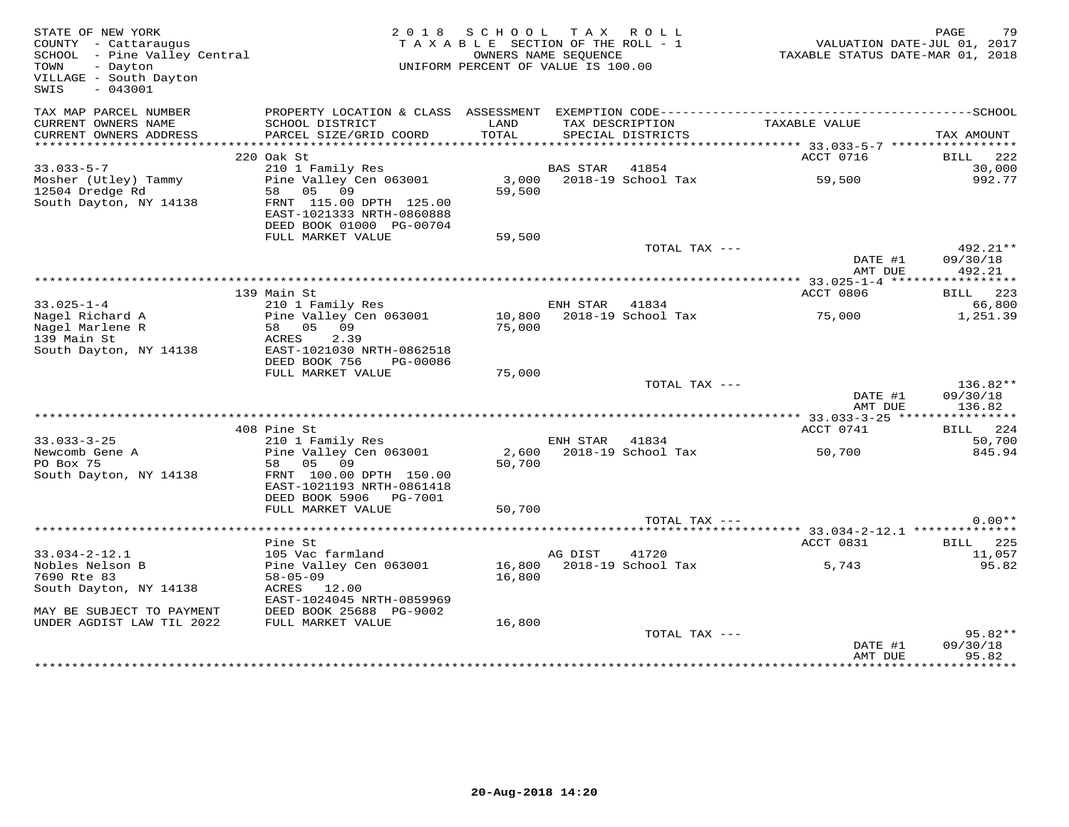STATE OF NEW YORK
COUNTY - Cattaraugus
SCHOOL - Pine Valley Central
TOWN - Dayton
VILLAGE - South Dayton
SWIS - 043001

2018 SCHOOL TAX ROLL
TAXABLE SECTION OF THE ROLL - 1
OWNERS NAME SEQUENCE
UNIFORM PERCENT OF VALUE IS 100.00

VALUATION DATE-JUL 01, 2017
TAXABLE STATUS DATE-MAR 01, 2018

| TAX MAP PARCEL NUMBER / CURRENT OWNERS NAME / CURRENT OWNERS ADDRESS | PROPERTY LOCATION & CLASS / SCHOOL DISTRICT / PARCEL SIZE/GRID COORD | ASSESSMENT LAND / TOTAL | EXEMPTION CODE / TAX DESCRIPTION / SPECIAL DISTRICTS | TAXABLE VALUE | SCHOOL TAX AMOUNT |
|---|---|---|---|---|---|
| 33.033-5-7 | 220 Oak St | | | ACCT 0716 | BILL 222 |
| 33.033-5-7 | 210 1 Family Res | | BAS STAR 41854 | | 30,000 |
| Mosher (Utley) Tammy | Pine Valley Cen 063001 | 3,000 | 2018-19 School Tax | 59,500 | 992.77 |
| 12504 Dredge Rd | 58 05 09 | 59,500 | | | |
| South Dayton, NY 14138 | FRNT 115.00 DPTH 125.00 | | | | |
| | EAST-1021333 NRTH-0860888 | | | | |
| | DEED BOOK 01000 PG-00704 | | | | |
| | FULL MARKET VALUE | 59,500 | | | |
| | | | TOTAL TAX --- | | 492.21** |
| | | | | DATE #1 | 09/30/18 |
| | | | | AMT DUE | 492.21 |
| 33.025-1-4 | 139 Main St | | | ACCT 0806 | BILL 223 |
| 33.025-1-4 | 210 1 Family Res | | ENH STAR 41834 | | 66,800 |
| Nagel Richard A | Pine Valley Cen 063001 | 10,800 | 2018-19 School Tax | 75,000 | 1,251.39 |
| Nagel Marlene R | 58 05 09 | 75,000 | | | |
| 139 Main St | ACRES 2.39 | | | | |
| South Dayton, NY 14138 | EAST-1021030 NRTH-0862518 | | | | |
| | DEED BOOK 756 PG-00086 | | | | |
| | FULL MARKET VALUE | 75,000 | | | |
| | | | TOTAL TAX --- | | 136.82** |
| | | | | DATE #1 | 09/30/18 |
| | | | | AMT DUE | 136.82 |
| 33.033-3-25 | 408 Pine St | | | ACCT 0741 | BILL 224 |
| 33.033-3-25 | 210 1 Family Res | | ENH STAR 41834 | | 50,700 |
| Newcomb Gene A | Pine Valley Cen 063001 | 2,600 | 2018-19 School Tax | 50,700 | 845.94 |
| PO Box 75 | 58 05 09 | 50,700 | | | |
| South Dayton, NY 14138 | FRNT 100.00 DPTH 150.00 | | | | |
| | EAST-1021193 NRTH-0861418 | | | | |
| | DEED BOOK 5906 PG-7001 | | | | |
| | FULL MARKET VALUE | 50,700 | | | |
| | | | TOTAL TAX --- | | 0.00** |
| 33.034-2-12.1 | Pine St | | | ACCT 0831 | BILL 225 |
| 33.034-2-12.1 | 105 Vac farmland | | AG DIST 41720 | | 11,057 |
| Nobles Nelson B | Pine Valley Cen 063001 | 16,800 | 2018-19 School Tax | 5,743 | 95.82 |
| 7690 Rte 83 | 58-05-09 | 16,800 | | | |
| South Dayton, NY 14138 | ACRES 12.00 | | | | |
| | EAST-1024045 NRTH-0859969 | | | | |
| MAY BE SUBJECT TO PAYMENT | DEED BOOK 25688 PG-9002 | | | | |
| UNDER AGDIST LAW TIL 2022 | FULL MARKET VALUE | 16,800 | | | |
| | | | TOTAL TAX --- | | 95.82** |
| | | | | DATE #1 | 09/30/18 |
| | | | | AMT DUE | 95.82 |

20-Aug-2018 14:20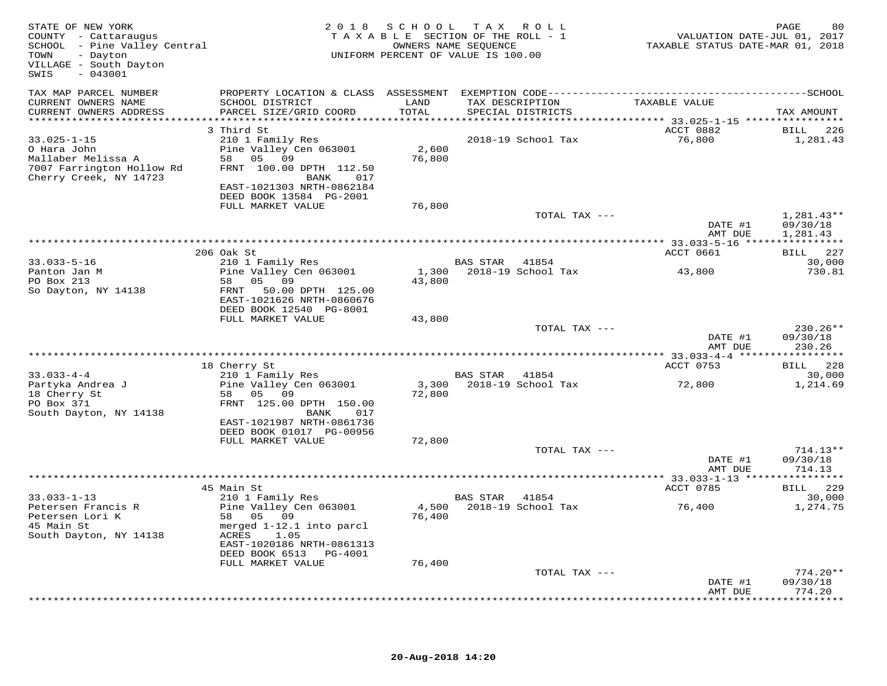STATE OF NEW YORK
COUNTY - Cattaraugus
SCHOOL - Pine Valley Central
TOWN - Dayton
VILLAGE - South Dayton
SWIS - 043001

**2018 SCHOOL TAX ROLL**
TAXABLE SECTION OF THE ROLL - 1
OWNERS NAME SEQUENCE
UNIFORM PERCENT OF VALUE IS 100.00

VALUATION DATE-JUL 01, 2017
TAXABLE STATUS DATE-MAR 01, 2018

| TAX MAP PARCEL NUMBER / CURRENT OWNERS NAME / CURRENT OWNERS ADDRESS | PROPERTY LOCATION & CLASS / SCHOOL DISTRICT / PARCEL SIZE/GRID COORD | ASSESSMENT LAND / TOTAL | EXEMPTION CODE / TAX DESCRIPTION / SPECIAL DISTRICTS | TAXABLE VALUE | TAX AMOUNT |
|---|---|---|---|---|---|
| **33.025-1-15** | 3 Third St | | | ACCT 0882 | BILL 226 |
| 33.025-1-15 | 210 1 Family Res | | | | |
| O Hara John | Pine Valley Cen 063001 | 2,600 | 2018-19 School Tax | 76,800 | 1,281.43 |
| Mallaber Melissa A | 58 05 09 | 76,800 | | | |
| 7007 Farrington Hollow Rd | FRNT 100.00 DPTH 112.50 | | | | |
| Cherry Creek, NY 14723 | BANK 017 | | | | |
| | EAST-1021303 NRTH-0862184 | | | | |
| | DEED BOOK 13584 PG-2001 | | | | |
| | FULL MARKET VALUE | 76,800 | | | |
| | | | TOTAL TAX --- | | 1,281.43** |
| | | | | DATE #1 | 09/30/18 |
| | | | | AMT DUE | 1,281.43 |
| **33.033-5-16** | 206 Oak St | | | ACCT 0661 | BILL 227 |
| 33.033-5-16 | 210 1 Family Res | | BAS STAR 41854 | | 30,000 |
| Panton Jan M | Pine Valley Cen 063001 | 1,300 | 2018-19 School Tax | 43,800 | 730.81 |
| PO Box 213 | 58 05 09 | 43,800 | | | |
| So Dayton, NY 14138 | FRNT 50.00 DPTH 125.00 | | | | |
| | EAST-1021626 NRTH-0860676 | | | | |
| | DEED BOOK 12540 PG-8001 | | | | |
| | FULL MARKET VALUE | 43,800 | | | |
| | | | TOTAL TAX --- | | 230.26** |
| | | | | DATE #1 | 09/30/18 |
| | | | | AMT DUE | 230.26 |
| **33.033-4-4** | 18 Cherry St | | | ACCT 0753 | BILL 228 |
| 33.033-4-4 | 210 1 Family Res | | BAS STAR 41854 | | 30,000 |
| Partyka Andrea J | Pine Valley Cen 063001 | 3,300 | 2018-19 School Tax | 72,800 | 1,214.69 |
| 18 Cherry St | 58 05 09 | 72,800 | | | |
| PO Box 371 | FRNT 125.00 DPTH 150.00 | | | | |
| South Dayton, NY 14138 | BANK 017 | | | | |
| | EAST-1021987 NRTH-0861736 | | | | |
| | DEED BOOK 01017 PG-00956 | | | | |
| | FULL MARKET VALUE | 72,800 | | | |
| | | | TOTAL TAX --- | | 714.13** |
| | | | | DATE #1 | 09/30/18 |
| | | | | AMT DUE | 714.13 |
| **33.033-1-13** | 45 Main St | | | ACCT 0785 | BILL 229 |
| 33.033-1-13 | 210 1 Family Res | | BAS STAR 41854 | | 30,000 |
| Petersen Francis R | Pine Valley Cen 063001 | 4,500 | 2018-19 School Tax | 76,400 | 1,274.75 |
| Petersen Lori K | 58 05 09 | 76,400 | | | |
| 45 Main St | merged 1-12.1 into parcl | | | | |
| South Dayton, NY 14138 | ACRES 1.05 | | | | |
| | EAST-1020186 NRTH-0861313 | | | | |
| | DEED BOOK 6513 PG-4001 | | | | |
| | FULL MARKET VALUE | 76,400 | | | |
| | | | TOTAL TAX --- | | 774.20** |
| | | | | DATE #1 | 09/30/18 |
| | | | | AMT DUE | 774.20 |

20-Aug-2018 14:20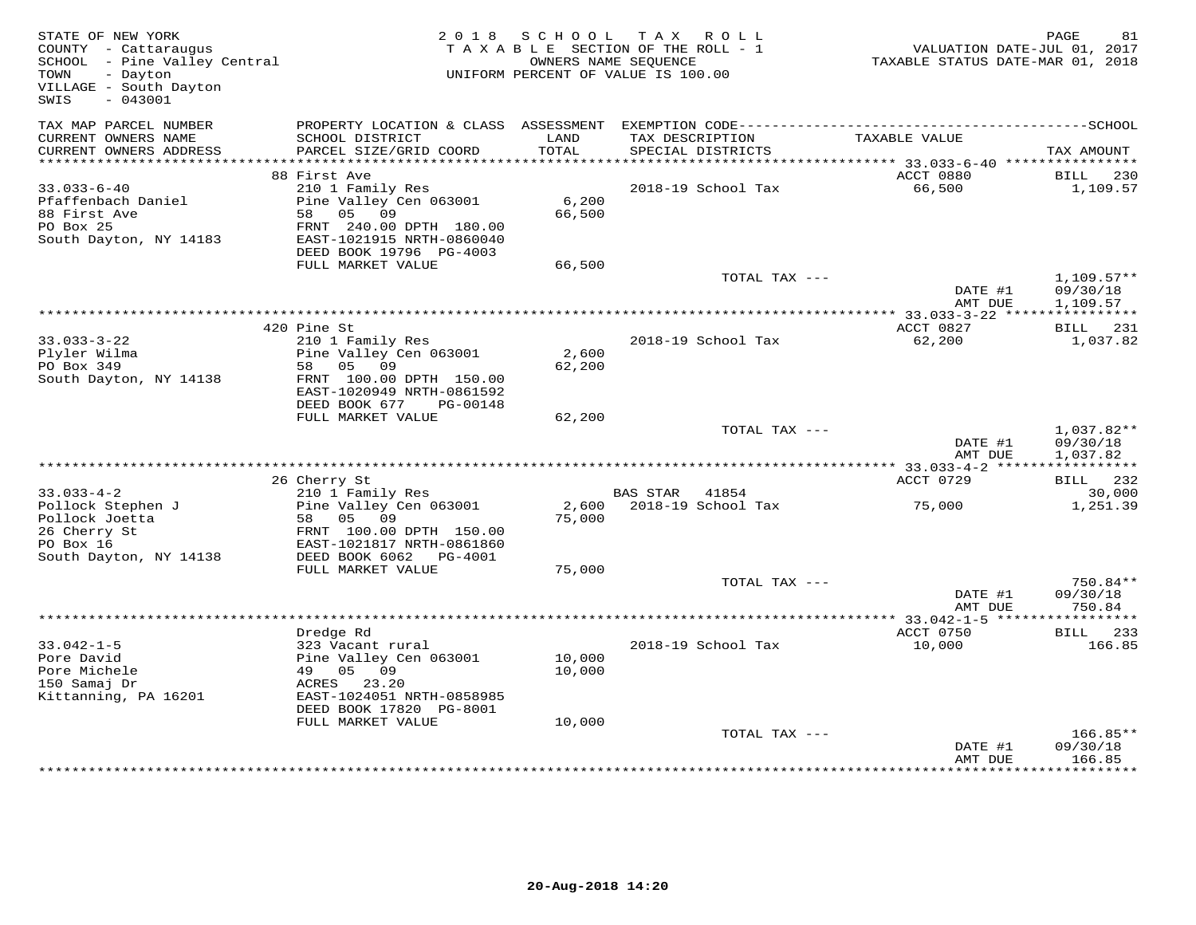STATE OF NEW YORK
COUNTY - Cattaraugus
SCHOOL - Pine Valley Central
TOWN - Dayton
VILLAGE - South Dayton
SWIS - 043001

2018 SCHOOL TAX ROLL
TAXABLE SECTION OF THE ROLL - 1
OWNERS NAME SEQUENCE
UNIFORM PERCENT OF VALUE IS 100.00

VALUATION DATE-JUL 01, 2017
TAXABLE STATUS DATE-MAR 01, 2018

| TAX MAP PARCEL NUMBER / CURRENT OWNERS NAME / CURRENT OWNERS ADDRESS | PROPERTY LOCATION & CLASS / SCHOOL DISTRICT / PARCEL SIZE/GRID COORD | ASSESSMENT LAND / TOTAL | EXEMPTION CODE / TAX DESCRIPTION / SPECIAL DISTRICTS | TAXABLE VALUE | SCHOOL TAX AMOUNT |
|---|---|---|---|---|---|
| 33.033-6-40 | 88 First Ave | | | ACCT 0880 | BILL 230 |
| Pfaffenbach Daniel | 210 1 Family Res | | 2018-19 School Tax | 66,500 | 1,109.57 |
| 88 First Ave | Pine Valley Cen 063001 | 6,200 | | | |
| PO Box 25 | 58 05 09 | 66,500 | | | |
| South Dayton, NY 14183 | FRNT 240.00 DPTH 180.00 | | | | |
| | EAST-1021915 NRTH-0860040 | | | | |
| | DEED BOOK 19796 PG-4003 | | | | |
| | FULL MARKET VALUE | 66,500 | | | |
| | | | TOTAL TAX --- | | 1,109.57** |
| | | | | DATE #1 | 09/30/18 |
| | | | | AMT DUE | 1,109.57 |
| 33.033-3-22 | 420 Pine St | | | ACCT 0827 | BILL 231 |
| Plyler Wilma | 210 1 Family Res | | 2018-19 School Tax | 62,200 | 1,037.82 |
| PO Box 349 | Pine Valley Cen 063001 | 2,600 | | | |
| South Dayton, NY 14138 | 58 05 09 | 62,200 | | | |
| | FRNT 100.00 DPTH 150.00 | | | | |
| | EAST-1020949 NRTH-0861592 | | | | |
| | DEED BOOK 677 PG-00148 | | | | |
| | FULL MARKET VALUE | 62,200 | | | |
| | | | TOTAL TAX --- | | 1,037.82** |
| | | | | DATE #1 | 09/30/18 |
| | | | | AMT DUE | 1,037.82 |
| 33.033-4-2 | 26 Cherry St | | | ACCT 0729 | BILL 232 |
| Pollock Stephen J | 210 1 Family Res | | BAS STAR 41854 | | 30,000 |
| Pollock Joetta | Pine Valley Cen 063001 | 2,600 | 2018-19 School Tax | 75,000 | 1,251.39 |
| 26 Cherry St | 58 05 09 | 75,000 | | | |
| PO Box 16 | FRNT 100.00 DPTH 150.00 | | | | |
| South Dayton, NY 14138 | EAST-1021817 NRTH-0861860 | | | | |
| | DEED BOOK 6062 PG-4001 | | | | |
| | FULL MARKET VALUE | 75,000 | | | |
| | | | TOTAL TAX --- | | 750.84** |
| | | | | DATE #1 | 09/30/18 |
| | | | | AMT DUE | 750.84 |
| 33.042-1-5 | Dredge Rd | | | ACCT 0750 | BILL 233 |
| Pore David | 323 Vacant rural | | 2018-19 School Tax | 10,000 | 166.85 |
| Pore Michele | Pine Valley Cen 063001 | 10,000 | | | |
| 150 Samaj Dr | 49 05 09 | 10,000 | | | |
| Kittanning, PA 16201 | ACRES 23.20 | | | | |
| | EAST-1024051 NRTH-0858985 | | | | |
| | DEED BOOK 17820 PG-8001 | | | | |
| | FULL MARKET VALUE | 10,000 | | | |
| | | | TOTAL TAX --- | | 166.85** |
| | | | | DATE #1 | 09/30/18 |
| | | | | AMT DUE | 166.85 |

20-Aug-2018 14:20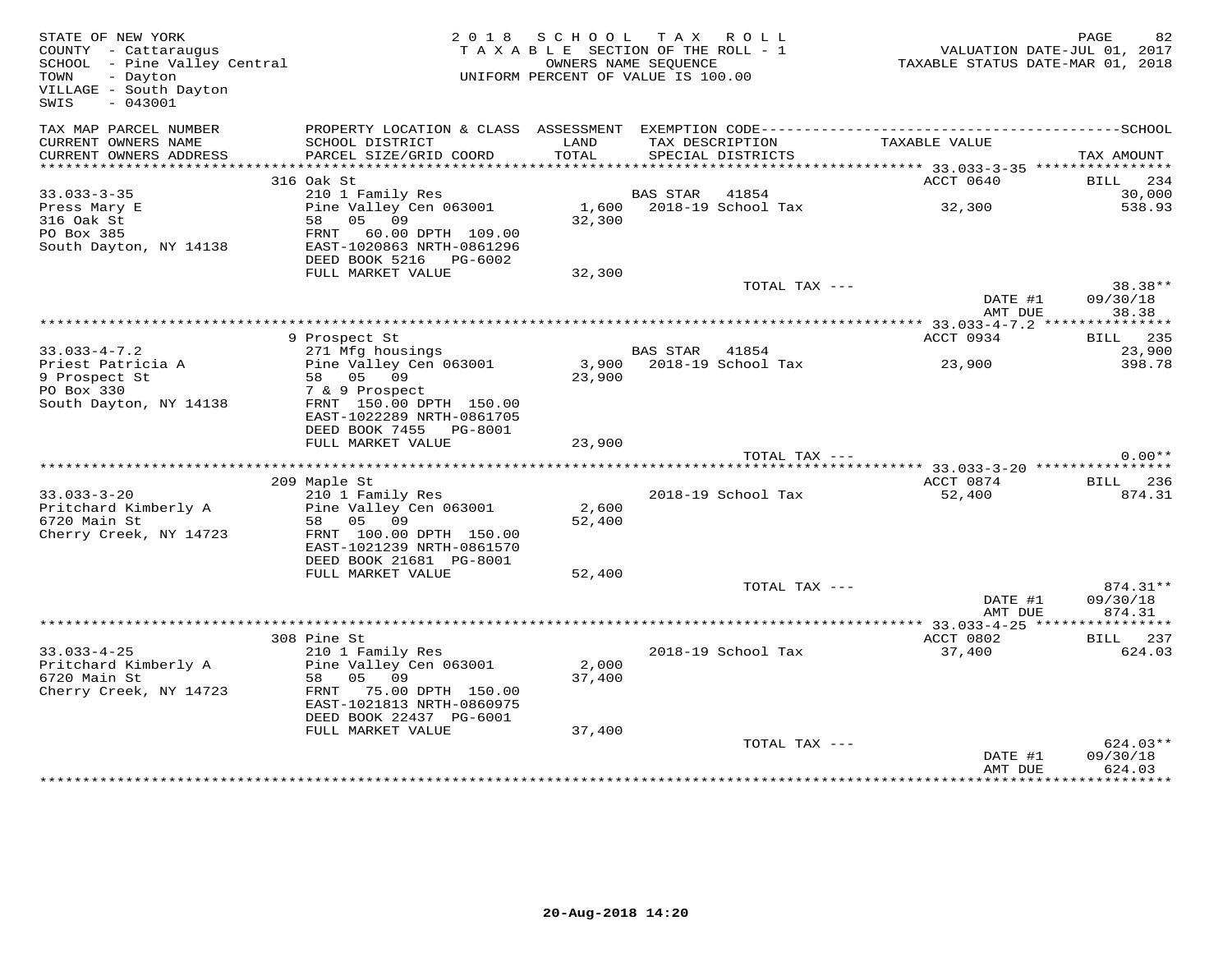STATE OF NEW YORK
COUNTY - Cattaraugus
SCHOOL - Pine Valley Central
TOWN - Dayton
VILLAGE - South Dayton
SWIS - 043001

2018 SCHOOL TAX ROLL
TAXABLE SECTION OF THE ROLL - 1
OWNERS NAME SEQUENCE
UNIFORM PERCENT OF VALUE IS 100.00

VALUATION DATE-JUL 01, 2017
TAXABLE STATUS DATE-MAR 01, 2018

| TAX MAP PARCEL NUMBER / CURRENT OWNERS NAME / CURRENT OWNERS ADDRESS | PROPERTY LOCATION & CLASS / SCHOOL DISTRICT / PARCEL SIZE/GRID COORD | ASSESSMENT LAND / TOTAL | EXEMPTION CODE / TAX DESCRIPTION / SPECIAL DISTRICTS | TAXABLE VALUE | TAX AMOUNT |
|---|---|---|---|---|---|
| 33.033-3-35 | 316 Oak St | | | ACCT 0640 | BILL 234 |
| | 210 1 Family Res | | BAS STAR 41854 | | 30,000 |
| Press Mary E | Pine Valley Cen 063001 | 1,600 | 2018-19 School Tax | 32,300 | 538.93 |
| 316 Oak St | 58 05 09 | 32,300 | | | |
| PO Box 385 | FRNT 60.00 DPTH 109.00 | | | | |
| South Dayton, NY 14138 | EAST-1020863 NRTH-0861296 | | | | |
| | DEED BOOK 5216 PG-6002 | | | | |
| | FULL MARKET VALUE | 32,300 | | | |
| | | | TOTAL TAX --- | | 38.38** |
| | | | | DATE #1 | 09/30/18 |
| | | | | AMT DUE | 38.38 |
| 33.033-4-7.2 | 9 Prospect St | | | ACCT 0934 | BILL 235 |
| | 271 Mfg housings | | BAS STAR 41854 | | 23,900 |
| Priest Patricia A | Pine Valley Cen 063001 | 3,900 | 2018-19 School Tax | 23,900 | 398.78 |
| 9 Prospect St | 58 05 09 | 23,900 | | | |
| PO Box 330 | 7 & 9 Prospect | | | | |
| South Dayton, NY 14138 | FRNT 150.00 DPTH 150.00 | | | | |
| | EAST-1022289 NRTH-0861705 | | | | |
| | DEED BOOK 7455 PG-8001 | | | | |
| | FULL MARKET VALUE | 23,900 | | | |
| | | | TOTAL TAX --- | | 0.00** |
| 33.033-3-20 | 209 Maple St | | | ACCT 0874 | BILL 236 |
| | 210 1 Family Res | | 2018-19 School Tax | 52,400 | 874.31 |
| Pritchard Kimberly A | Pine Valley Cen 063001 | 2,600 | | | |
| 6720 Main St | 58 05 09 | 52,400 | | | |
| Cherry Creek, NY 14723 | FRNT 100.00 DPTH 150.00 | | | | |
| | EAST-1021239 NRTH-0861570 | | | | |
| | DEED BOOK 21681 PG-8001 | | | | |
| | FULL MARKET VALUE | 52,400 | | | |
| | | | TOTAL TAX --- | | 874.31** |
| | | | | DATE #1 | 09/30/18 |
| | | | | AMT DUE | 874.31 |
| 33.033-4-25 | 308 Pine St | | | ACCT 0802 | BILL 237 |
| | 210 1 Family Res | | 2018-19 School Tax | 37,400 | 624.03 |
| Pritchard Kimberly A | Pine Valley Cen 063001 | 2,000 | | | |
| 6720 Main St | 58 05 09 | 37,400 | | | |
| Cherry Creek, NY 14723 | FRNT 75.00 DPTH 150.00 | | | | |
| | EAST-1021813 NRTH-0860975 | | | | |
| | DEED BOOK 22437 PG-6001 | | | | |
| | FULL MARKET VALUE | 37,400 | | | |
| | | | TOTAL TAX --- | | 624.03** |
| | | | | DATE #1 | 09/30/18 |
| | | | | AMT DUE | 624.03 |

20-Aug-2018 14:20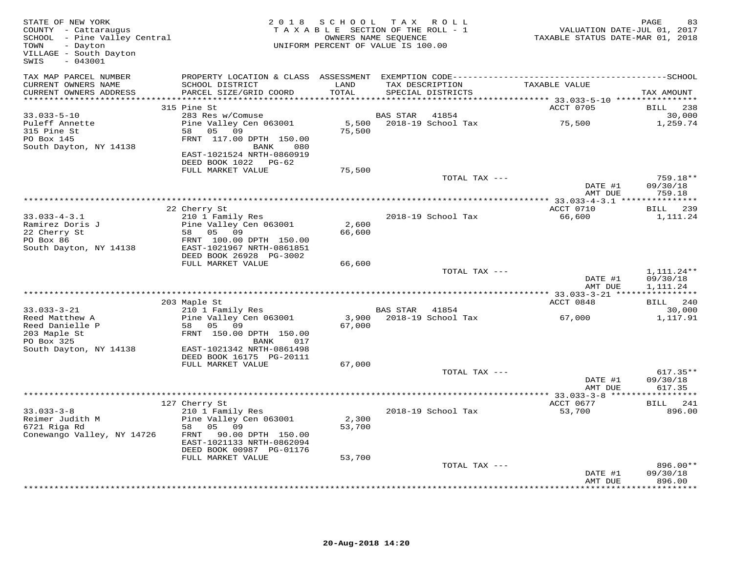STATE OF NEW YORK
COUNTY - Cattaraugus
SCHOOL - Pine Valley Central
TOWN - Dayton
VILLAGE - South Dayton
SWIS - 043001

2018 SCHOOL TAX ROLL
TAXABLE SECTION OF THE ROLL - 1
OWNERS NAME SEQUENCE
UNIFORM PERCENT OF VALUE IS 100.00

VALUATION DATE-JUL 01, 2017
TAXABLE STATUS DATE-MAR 01, 2018

| TAX MAP PARCEL NUMBER / CURRENT OWNERS NAME / CURRENT OWNERS ADDRESS | PROPERTY LOCATION & CLASS / SCHOOL DISTRICT / PARCEL SIZE/GRID COORD | ASSESSMENT LAND / TOTAL | EXEMPTION CODE / TAX DESCRIPTION / SPECIAL DISTRICTS | TAXABLE VALUE | TAX AMOUNT |
|---|---|---|---|---|---|
| | 315 Pine St | | | ACCT 0705 | BILL 238 |
| 33.033-5-10 | 283 Res w/Comuse | | BAS STAR 41854 | | 30,000 |
| Puleff Annette | Pine Valley Cen 063001 | 5,500 | 2018-19 School Tax | 75,500 | 1,259.74 |
| 315 Pine St | 58 05 09 | 75,500 | | | |
| PO Box 145 | FRNT 117.00 DPTH 150.00 | | | | |
| South Dayton, NY 14138 | BANK 080 | | | | |
| | EAST-1021524 NRTH-0860919 | | | | |
| | DEED BOOK 1022 PG-62 | | | | |
| | FULL MARKET VALUE | 75,500 | | | |
| | | | TOTAL TAX --- | | 759.18** |
| | | | | DATE #1 | 09/30/18 |
| | | | | AMT DUE | 759.18 |
| | 22 Cherry St | | | ACCT 0710 | BILL 239 |
| 33.033-4-3.1 | 210 1 Family Res | | 2018-19 School Tax | 66,600 | 1,111.24 |
| Ramirez Doris J | Pine Valley Cen 063001 | 2,600 | | | |
| 22 Cherry St | 58 05 09 | 66,600 | | | |
| PO Box 86 | FRNT 100.00 DPTH 150.00 | | | | |
| South Dayton, NY 14138 | EAST-1021967 NRTH-0861851 | | | | |
| | DEED BOOK 26928 PG-3002 | | | | |
| | FULL MARKET VALUE | 66,600 | | | |
| | | | TOTAL TAX --- | | 1,111.24** |
| | | | | DATE #1 | 09/30/18 |
| | | | | AMT DUE | 1,111.24 |
| | 203 Maple St | | | ACCT 0848 | BILL 240 |
| 33.033-3-21 | 210 1 Family Res | | BAS STAR 41854 | | 30,000 |
| Reed Matthew A | Pine Valley Cen 063001 | 3,900 | 2018-19 School Tax | 67,000 | 1,117.91 |
| Reed Danielle P | 58 05 09 | 67,000 | | | |
| 203 Maple St | FRNT 150.00 DPTH 150.00 | | | | |
| PO Box 325 | BANK 017 | | | | |
| South Dayton, NY 14138 | EAST-1021342 NRTH-0861498 | | | | |
| | DEED BOOK 16175 PG-20111 | | | | |
| | FULL MARKET VALUE | 67,000 | | | |
| | | | TOTAL TAX --- | | 617.35** |
| | | | | DATE #1 | 09/30/18 |
| | | | | AMT DUE | 617.35 |
| | 127 Cherry St | | | ACCT 0677 | BILL 241 |
| 33.033-3-8 | 210 1 Family Res | | 2018-19 School Tax | 53,700 | 896.00 |
| Reimer Judith M | Pine Valley Cen 063001 | 2,300 | | | |
| 6721 Riga Rd | 58 05 09 | 53,700 | | | |
| Conewango Valley, NY 14726 | FRNT 90.00 DPTH 150.00 | | | | |
| | EAST-1021133 NRTH-0862094 | | | | |
| | DEED BOOK 00987 PG-01176 | | | | |
| | FULL MARKET VALUE | 53,700 | | | |
| | | | TOTAL TAX --- | | 896.00** |
| | | | | DATE #1 | 09/30/18 |
| | | | | AMT DUE | 896.00 |

20-Aug-2018 14:20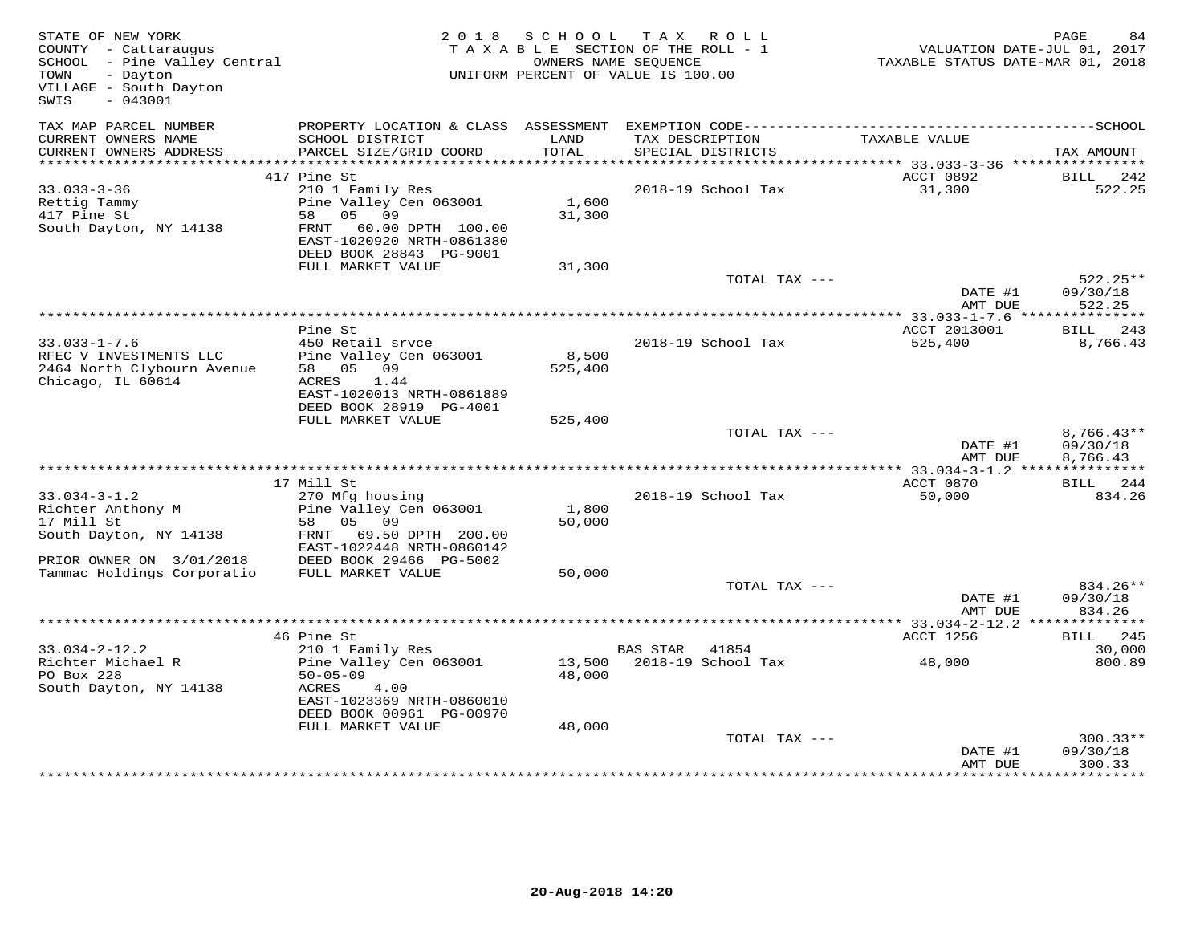STATE OF NEW YORK
COUNTY - Cattaraugus
SCHOOL - Pine Valley Central
TOWN - Dayton
VILLAGE - South Dayton
SWIS - 043001

2018 SCHOOL TAX ROLL
TAXABLE SECTION OF THE ROLL - 1
OWNERS NAME SEQUENCE
UNIFORM PERCENT OF VALUE IS 100.00

VALUATION DATE-JUL 01, 2017
TAXABLE STATUS DATE-MAR 01, 2018

| TAX MAP PARCEL NUMBER / CURRENT OWNERS NAME / CURRENT OWNERS ADDRESS | PROPERTY LOCATION & CLASS / SCHOOL DISTRICT / PARCEL SIZE/GRID COORD | ASSESSMENT LAND / TOTAL | EXEMPTION CODE / TAX DESCRIPTION / SPECIAL DISTRICTS | TAXABLE VALUE | SCHOOL TAX AMOUNT |
|---|---|---|---|---|---|
| **33.033-3-36** | 417 Pine St | | | ACCT 0892 | BILL 242 |
| 33.033-3-36 | 210 1 Family Res | | 2018-19 School Tax | 31,300 | 522.25 |
| Rettig Tammy | Pine Valley Cen 063001 | 1,600 | | | |
| 417 Pine St | 58 05 09 | 31,300 | | | |
| South Dayton, NY 14138 | FRNT 60.00 DPTH 100.00 | | | | |
| | EAST-1020920 NRTH-0861380 | | | | |
| | DEED BOOK 28843 PG-9001 | | | | |
| | FULL MARKET VALUE | 31,300 | | | |
| | | | TOTAL TAX --- | | 522.25** |
| | | | | DATE #1 | 09/30/18 |
| | | | | AMT DUE | 522.25 |
| **33.033-1-7.6** | Pine St | | | ACCT 2013001 | BILL 243 |
| 33.033-1-7.6 | 450 Retail srvce | | 2018-19 School Tax | 525,400 | 8,766.43 |
| RFEC V INVESTMENTS LLC | Pine Valley Cen 063001 | 8,500 | | | |
| 2464 North Clybourn Avenue | 58 05 09 | 525,400 | | | |
| Chicago, IL 60614 | ACRES 1.44 | | | | |
| | EAST-1020013 NRTH-0861889 | | | | |
| | DEED BOOK 28919 PG-4001 | | | | |
| | FULL MARKET VALUE | 525,400 | | | |
| | | | TOTAL TAX --- | | 8,766.43** |
| | | | | DATE #1 | 09/30/18 |
| | | | | AMT DUE | 8,766.43 |
| **33.034-3-1.2** | 17 Mill St | | | ACCT 0870 | BILL 244 |
| 33.034-3-1.2 | 270 Mfg housing | | 2018-19 School Tax | 50,000 | 834.26 |
| Richter Anthony M | Pine Valley Cen 063001 | 1,800 | | | |
| 17 Mill St | 58 05 09 | 50,000 | | | |
| South Dayton, NY 14138 | FRNT 69.50 DPTH 200.00 | | | | |
| | EAST-1022448 NRTH-0860142 | | | | |
| PRIOR OWNER ON 3/01/2018 | DEED BOOK 29466 PG-5002 | | | | |
| Tammac Holdings Corporatio | FULL MARKET VALUE | 50,000 | | | |
| | | | TOTAL TAX --- | | 834.26** |
| | | | | DATE #1 | 09/30/18 |
| | | | | AMT DUE | 834.26 |
| **33.034-2-12.2** | 46 Pine St | | | ACCT 1256 | BILL 245 |
| 33.034-2-12.2 | 210 1 Family Res | | BAS STAR 41854 | | 30,000 |
| Richter Michael R | Pine Valley Cen 063001 | 13,500 | 2018-19 School Tax | 48,000 | 800.89 |
| PO Box 228 | 50-05-09 | 48,000 | | | |
| South Dayton, NY 14138 | ACRES 4.00 | | | | |
| | EAST-1023369 NRTH-0860010 | | | | |
| | DEED BOOK 00961 PG-00970 | | | | |
| | FULL MARKET VALUE | 48,000 | | | |
| | | | TOTAL TAX --- | | 300.33** |
| | | | | DATE #1 | 09/30/18 |
| | | | | AMT DUE | 300.33 |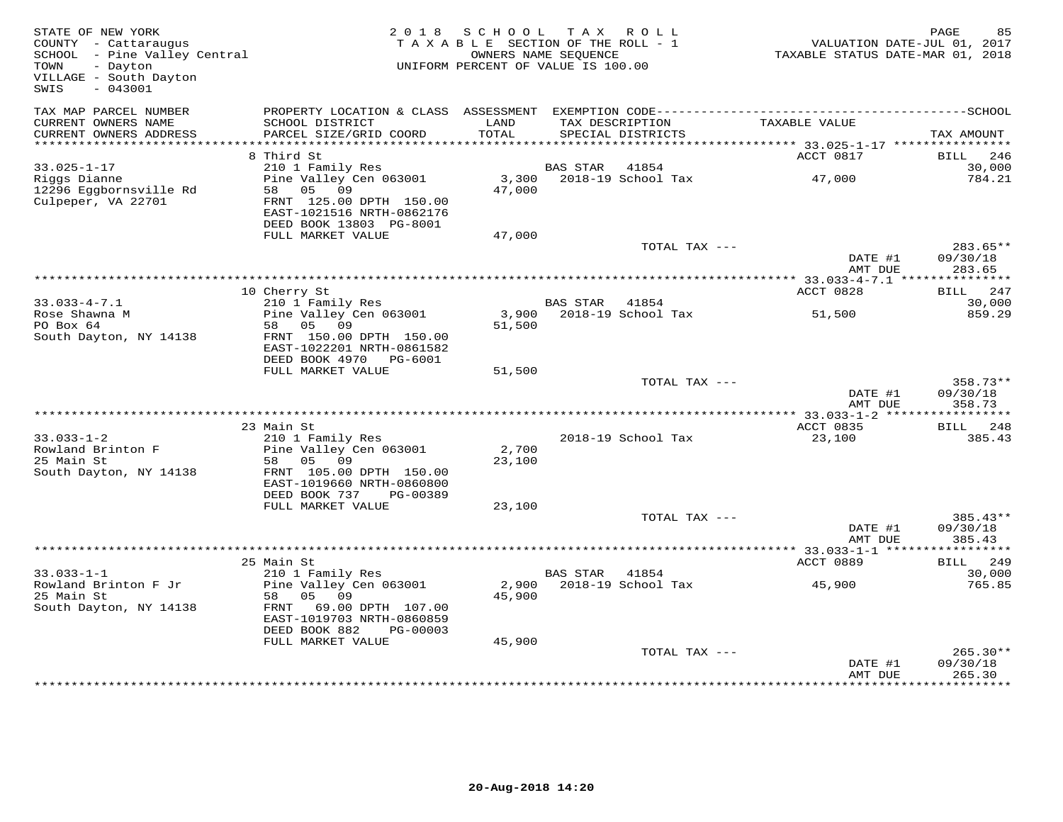STATE OF NEW YORK
COUNTY - Cattaraugus
SCHOOL - Pine Valley Central
TOWN - Dayton
VILLAGE - South Dayton
SWIS - 043001

2018 SCHOOL TAX ROLL
TAXABLE SECTION OF THE ROLL - 1
OWNERS NAME SEQUENCE
UNIFORM PERCENT OF VALUE IS 100.00

VALUATION DATE-JUL 01, 2017
TAXABLE STATUS DATE-MAR 01, 2018

| TAX MAP PARCEL NUMBER / CURRENT OWNERS NAME / CURRENT OWNERS ADDRESS | PROPERTY LOCATION & CLASS / SCHOOL DISTRICT / PARCEL SIZE/GRID COORD | ASSESSMENT LAND / TOTAL | EXEMPTION CODE / TAX DESCRIPTION / SPECIAL DISTRICTS | TAXABLE VALUE | TAX AMOUNT |
|---|---|---|---|---|---|
| | 8 Third St | | | ACCT 0817 | BILL 246 |
| 33.025-1-17 | 210 1 Family Res | | BAS STAR 41854 | | 30,000 |
| Riggs Dianne | Pine Valley Cen 063001 | 3,300 | 2018-19 School Tax | 47,000 | 784.21 |
| 12296 Eggbornsville Rd | 58 05 09 | 47,000 | | | |
| Culpeper, VA 22701 | FRNT 125.00 DPTH 150.00 | | | | |
| | EAST-1021516 NRTH-0862176 | | | | |
| | DEED BOOK 13803 PG-8001 | | | | |
| | FULL MARKET VALUE | 47,000 | | | |
| | | | TOTAL TAX --- | | 283.65** |
| | | | | DATE #1 | 09/30/18 |
| | | | | AMT DUE | 283.65 |
| | 10 Cherry St | | | ACCT 0828 | BILL 247 |
| 33.033-4-7.1 | 210 1 Family Res | | BAS STAR 41854 | | 30,000 |
| Rose Shawna M | Pine Valley Cen 063001 | 3,900 | 2018-19 School Tax | 51,500 | 859.29 |
| PO Box 64 | 58 05 09 | 51,500 | | | |
| South Dayton, NY 14138 | FRNT 150.00 DPTH 150.00 | | | | |
| | EAST-1022201 NRTH-0861582 | | | | |
| | DEED BOOK 4970 PG-6001 | | | | |
| | FULL MARKET VALUE | 51,500 | | | |
| | | | TOTAL TAX --- | | 358.73** |
| | | | | DATE #1 | 09/30/18 |
| | | | | AMT DUE | 358.73 |
| | 23 Main St | | | ACCT 0835 | BILL 248 |
| 33.033-1-2 | 210 1 Family Res | | 2018-19 School Tax | 23,100 | 385.43 |
| Rowland Brinton F | Pine Valley Cen 063001 | 2,700 | | | |
| 25 Main St | 58 05 09 | 23,100 | | | |
| South Dayton, NY 14138 | FRNT 105.00 DPTH 150.00 | | | | |
| | EAST-1019660 NRTH-0860800 | | | | |
| | DEED BOOK 737 PG-00389 | | | | |
| | FULL MARKET VALUE | 23,100 | | | |
| | | | TOTAL TAX --- | | 385.43** |
| | | | | DATE #1 | 09/30/18 |
| | | | | AMT DUE | 385.43 |
| | 25 Main St | | | ACCT 0889 | BILL 249 |
| 33.033-1-1 | 210 1 Family Res | | BAS STAR 41854 | | 30,000 |
| Rowland Brinton F Jr | Pine Valley Cen 063001 | 2,900 | 2018-19 School Tax | 45,900 | 765.85 |
| 25 Main St | 58 05 09 | 45,900 | | | |
| South Dayton, NY 14138 | FRNT 69.00 DPTH 107.00 | | | | |
| | EAST-1019703 NRTH-0860859 | | | | |
| | DEED BOOK 882 PG-00003 | | | | |
| | FULL MARKET VALUE | 45,900 | | | |
| | | | TOTAL TAX --- | | 265.30** |
| | | | | DATE #1 | 09/30/18 |
| | | | | AMT DUE | 265.30 |

20-Aug-2018 14:20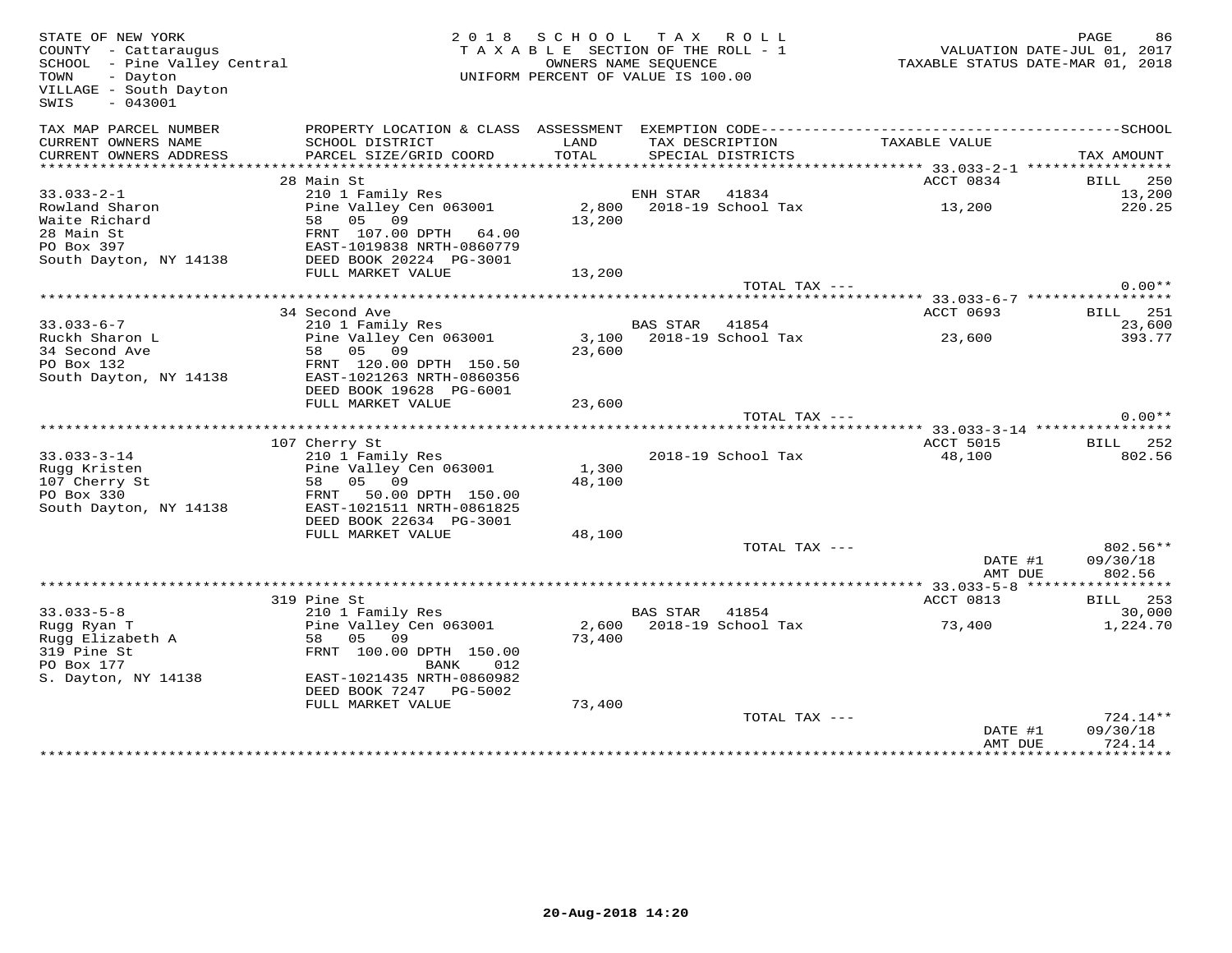STATE OF NEW YORK
COUNTY - Cattaraugus
SCHOOL - Pine Valley Central
TOWN - Dayton
VILLAGE - South Dayton
SWIS - 043001

2 0 1 8 S C H O O L T A X R O L L
T A X A B L E SECTION OF THE ROLL - 1
OWNERS NAME SEQUENCE
UNIFORM PERCENT OF VALUE IS 100.00

VALUATION DATE-JUL 01, 2017
TAXABLE STATUS DATE-MAR 01, 2018

| TAX MAP PARCEL NUMBER / CURRENT OWNERS NAME / CURRENT OWNERS ADDRESS | PROPERTY LOCATION & CLASS / SCHOOL DISTRICT / PARCEL SIZE/GRID COORD | ASSESSMENT LAND / TOTAL | EXEMPTION CODE / TAX DESCRIPTION / SPECIAL DISTRICTS | TAXABLE VALUE | SCHOOL / TAX AMOUNT |
|---|---|---|---|---|---|
| | 28 Main St | | | ACCT 0834 | BILL 250 |
| 33.033-2-1 | 210 1 Family Res | | ENH STAR 41834 | | 13,200 |
| Rowland Sharon | Pine Valley Cen 063001 | 2,800 | 2018-19 School Tax | 13,200 | 220.25 |
| Waite Richard | 58 05 09 | 13,200 | | | |
| 28 Main St | FRNT 107.00 DPTH 64.00 | | | | |
| PO Box 397 | EAST-1019838 NRTH-0860779 | | | | |
| South Dayton, NY 14138 | DEED BOOK 20224 PG-3001 | | | | |
| | FULL MARKET VALUE | 13,200 | | | |
| | | | TOTAL TAX --- | | 0.00** |
| | 34 Second Ave | | | ACCT 0693 | BILL 251 |
| 33.033-6-7 | 210 1 Family Res | | BAS STAR 41854 | | 23,600 |
| Ruckh Sharon L | Pine Valley Cen 063001 | 3,100 | 2018-19 School Tax | 23,600 | 393.77 |
| 34 Second Ave | 58 05 09 | 23,600 | | | |
| PO Box 132 | FRNT 120.00 DPTH 150.50 | | | | |
| South Dayton, NY 14138 | EAST-1021263 NRTH-0860356 | | | | |
| | DEED BOOK 19628 PG-6001 | | | | |
| | FULL MARKET VALUE | 23,600 | | | |
| | | | TOTAL TAX --- | | 0.00** |
| | 107 Cherry St | | | ACCT 5015 | BILL 252 |
| 33.033-3-14 | 210 1 Family Res | | 2018-19 School Tax | 48,100 | 802.56 |
| Rugg Kristen | Pine Valley Cen 063001 | 1,300 | | | |
| 107 Cherry St | 58 05 09 | 48,100 | | | |
| PO Box 330 | FRNT 50.00 DPTH 150.00 | | | | |
| South Dayton, NY 14138 | EAST-1021511 NRTH-0861825 | | | | |
| | DEED BOOK 22634 PG-3001 | | | | |
| | FULL MARKET VALUE | 48,100 | | | |
| | | | TOTAL TAX --- | | 802.56** |
| | | | | DATE #1 | 09/30/18 |
| | | | | AMT DUE | 802.56 |
| | 319 Pine St | | | ACCT 0813 | BILL 253 |
| 33.033-5-8 | 210 1 Family Res | | BAS STAR 41854 | | 30,000 |
| Rugg Ryan T | Pine Valley Cen 063001 | 2,600 | 2018-19 School Tax | 73,400 | 1,224.70 |
| Rugg Elizabeth A | 58 05 09 | 73,400 | | | |
| 319 Pine St | FRNT 100.00 DPTH 150.00 | | | | |
| PO Box 177 | BANK 012 | | | | |
| S. Dayton, NY 14138 | EAST-1021435 NRTH-0860982 | | | | |
| | DEED BOOK 7247 PG-5002 | | | | |
| | FULL MARKET VALUE | 73,400 | | | |
| | | | TOTAL TAX --- | | 724.14** |
| | | | | DATE #1 | 09/30/18 |
| | | | | AMT DUE | 724.14 |

20-Aug-2018 14:20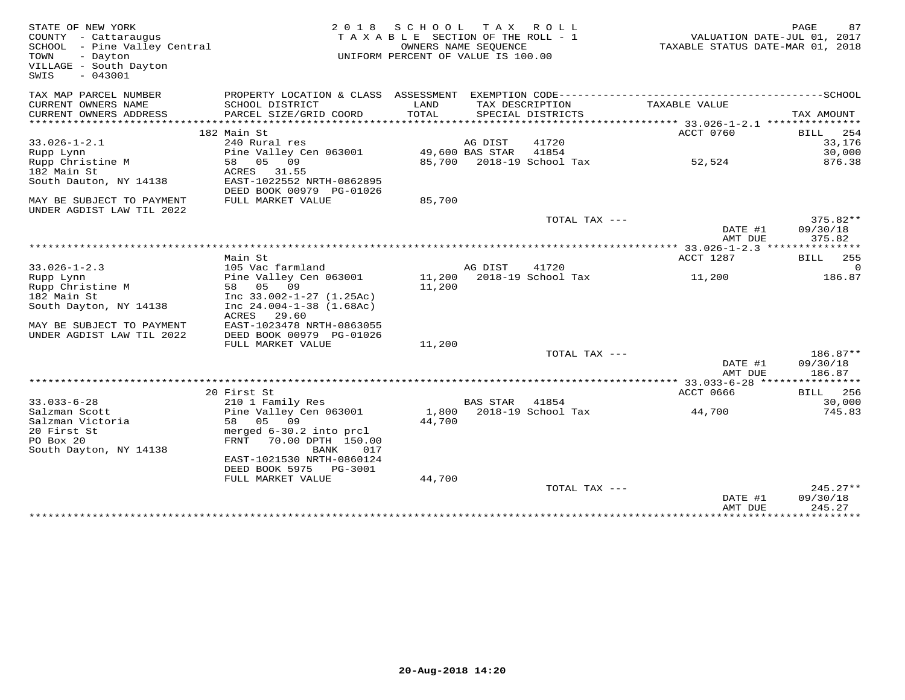STATE OF NEW YORK
COUNTY - Cattaraugus
SCHOOL - Pine Valley Central
TOWN - Dayton
VILLAGE - South Dayton
SWIS - 043001

2018 SCHOOL TAX ROLL
TAXABLE SECTION OF THE ROLL - 1
OWNERS NAME SEQUENCE
UNIFORM PERCENT OF VALUE IS 100.00

VALUATION DATE-JUL 01, 2017
TAXABLE STATUS DATE-MAR 01, 2018

| TAX MAP PARCEL NUMBER / CURRENT OWNERS NAME / CURRENT OWNERS ADDRESS | PROPERTY LOCATION & CLASS / SCHOOL DISTRICT / PARCEL SIZE/GRID COORD | ASSESSMENT LAND / TOTAL | EXEMPTION CODE / TAX DESCRIPTION / SPECIAL DISTRICTS | TAXABLE VALUE | SCHOOL / TAX AMOUNT |
|---|---|---|---|---|---|
| **33.026-1-2.1** | 182 Main St | | | ACCT 0760 | BILL 254 |
| 33.026-1-2.1 | 240 Rural res | | AG DIST 41720 | | 33,176 |
| Rupp Lynn | Pine Valley Cen 063001 | 49,600 | BAS STAR 41854 | | 30,000 |
| Rupp Christine M | 58 05 09 | 85,700 | 2018-19 School Tax | 52,524 | 876.38 |
| 182 Main St | ACRES 31.55 | | | | |
| South Dauton, NY 14138 | EAST-1022552 NRTH-0862895 | | | | |
| | DEED BOOK 00979 PG-01026 | | | | |
| MAY BE SUBJECT TO PAYMENT UNDER AGDIST LAW TIL 2022 | FULL MARKET VALUE | 85,700 | | | |
| | | | TOTAL TAX --- | | 375.82** |
| | | | | DATE #1 | 09/30/18 |
| | | | | AMT DUE | 375.82 |
| **33.026-1-2.3** | Main St | | | ACCT 1287 | BILL 255 |
| 33.026-1-2.3 | 105 Vac farmland | | AG DIST 41720 | | 0 |
| Rupp Lynn | Pine Valley Cen 063001 | 11,200 | 2018-19 School Tax | 11,200 | 186.87 |
| Rupp Christine M | 58 05 09 | 11,200 | | | |
| 182 Main St | Inc 33.002-1-27 (1.25Ac) | | | | |
| South Dayton, NY 14138 | Inc 24.004-1-38 (1.68Ac) | | | | |
| | ACRES 29.60 | | | | |
| MAY BE SUBJECT TO PAYMENT | EAST-1023478 NRTH-0863055 | | | | |
| UNDER AGDIST LAW TIL 2022 | DEED BOOK 00979 PG-01026 | | | | |
| | FULL MARKET VALUE | 11,200 | | | |
| | | | TOTAL TAX --- | | 186.87** |
| | | | | DATE #1 | 09/30/18 |
| | | | | AMT DUE | 186.87 |
| **33.033-6-28** | 20 First St | | | ACCT 0666 | BILL 256 |
| 33.033-6-28 | 210 1 Family Res | | BAS STAR 41854 | | 30,000 |
| Salzman Scott | Pine Valley Cen 063001 | 1,800 | 2018-19 School Tax | 44,700 | 745.83 |
| Salzman Victoria | 58 05 09 | 44,700 | | | |
| 20 First St | merged 6-30.2 into prcl | | | | |
| PO Box 20 | FRNT 70.00 DPTH 150.00 | | | | |
| South Dayton, NY 14138 | BANK 017 | | | | |
| | EAST-1021530 NRTH-0860124 | | | | |
| | DEED BOOK 5975 PG-3001 | | | | |
| | FULL MARKET VALUE | 44,700 | | | |
| | | | TOTAL TAX --- | | 245.27** |
| | | | | DATE #1 | 09/30/18 |
| | | | | AMT DUE | 245.27 |

20-Aug-2018 14:20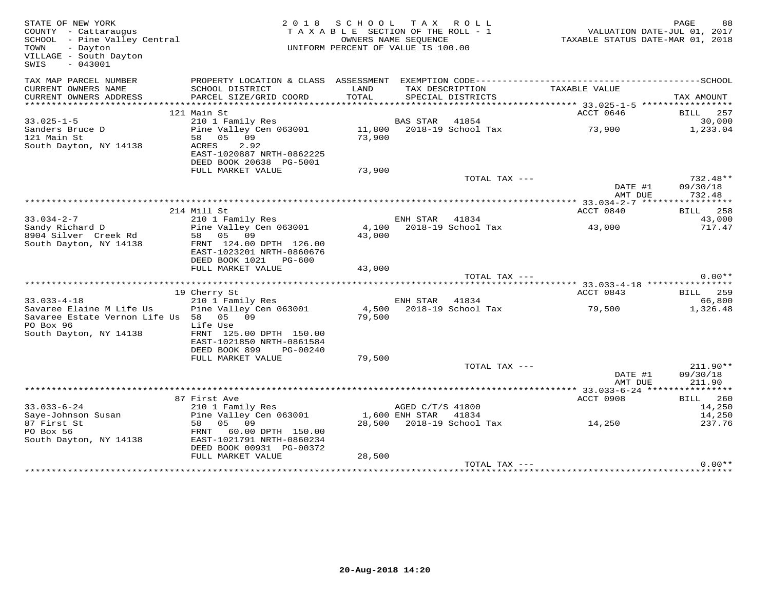STATE OF NEW YORK
COUNTY - Cattaraugus
SCHOOL - Pine Valley Central
TOWN - Dayton
VILLAGE - South Dayton
SWIS - 043001

2018 SCHOOL TAX ROLL
TAXABLE SECTION OF THE ROLL - 1
OWNERS NAME SEQUENCE
UNIFORM PERCENT OF VALUE IS 100.00

VALUATION DATE-JUL 01, 2017
TAXABLE STATUS DATE-MAR 01, 2018

| TAX MAP PARCEL NUMBER / CURRENT OWNERS NAME / CURRENT OWNERS ADDRESS | PROPERTY LOCATION & CLASS / SCHOOL DISTRICT / PARCEL SIZE/GRID COORD | ASSESSMENT LAND / TOTAL | EXEMPTION CODE / TAX DESCRIPTION / SPECIAL DISTRICTS | TAXABLE VALUE | SCHOOL / TAX AMOUNT |
|---|---|---|---|---|---|
| **33.025-1-5** | 121 Main St | | | ACCT 0646 | BILL 257 |
| Sanders Bruce D | 210 1 Family Res | | BAS STAR 41854 | | 30,000 |
| 121 Main St | Pine Valley Cen 063001 | 11,800 | 2018-19 School Tax | 73,900 | 1,233.04 |
| South Dayton, NY 14138 | 58 05 09 | 73,900 | | | |
| | ACRES 2.92 | | | | |
| | EAST-1020887 NRTH-0862225 | | | | |
| | DEED BOOK 20638 PG-5001 | | | | |
| | FULL MARKET VALUE | 73,900 | | | |
| | | | TOTAL TAX --- | | 732.48** |
| | | | | DATE #1 | 09/30/18 |
| | | | | AMT DUE | 732.48 |
| **33.034-2-7** | 214 Mill St | | | ACCT 0840 | BILL 258 |
| Sandy Richard D | 210 1 Family Res | | ENH STAR 41834 | | 43,000 |
| 8904 Silver Creek Rd | Pine Valley Cen 063001 | 4,100 | 2018-19 School Tax | 43,000 | 717.47 |
| South Dayton, NY 14138 | 58 05 09 | 43,000 | | | |
| | FRNT 124.00 DPTH 126.00 | | | | |
| | EAST-1023201 NRTH-0860676 | | | | |
| | DEED BOOK 1021 PG-600 | | | | |
| | FULL MARKET VALUE | 43,000 | | | |
| | | | TOTAL TAX --- | | 0.00** |
| **33.033-4-18** | 19 Cherry St | | | ACCT 0843 | BILL 259 |
| Savaree Elaine M Life Us | 210 1 Family Res | | ENH STAR 41834 | | 66,800 |
| Savaree Estate Vernon Life Us | Pine Valley Cen 063001 | 4,500 | 2018-19 School Tax | 79,500 | 1,326.48 |
| PO Box 96 | 58 05 09 | 79,500 | | | |
| South Dayton, NY 14138 | Life Use | | | | |
| | FRNT 125.00 DPTH 150.00 | | | | |
| | EAST-1021850 NRTH-0861584 | | | | |
| | DEED BOOK 899 PG-00240 | | | | |
| | FULL MARKET VALUE | 79,500 | | | |
| | | | TOTAL TAX --- | | 211.90** |
| | | | | DATE #1 | 09/30/18 |
| | | | | AMT DUE | 211.90 |
| **33.033-6-24** | 87 First Ave | | | ACCT 0908 | BILL 260 |
| Saye-Johnson Susan | 210 1 Family Res | | AGED C/T/S 41800 | | 14,250 |
| 87 First St | Pine Valley Cen 063001 | 1,600 | ENH STAR 41834 | | 14,250 |
| PO Box 56 | 58 05 09 | 28,500 | 2018-19 School Tax | 14,250 | 237.76 |
| South Dayton, NY 14138 | FRNT 60.00 DPTH 150.00 | | | | |
| | EAST-1021791 NRTH-0860234 | | | | |
| | DEED BOOK 00931 PG-00372 | | | | |
| | FULL MARKET VALUE | 28,500 | | | |
| | | | TOTAL TAX --- | | 0.00** |

20-Aug-2018 14:20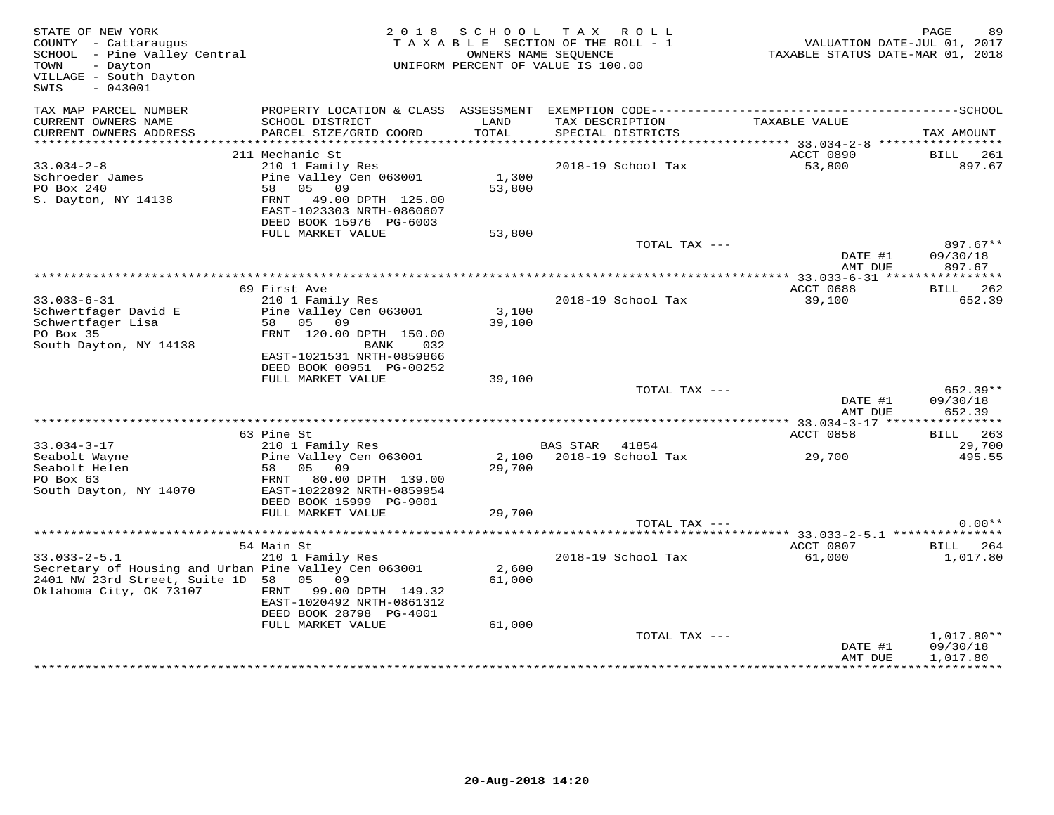STATE OF NEW YORK
COUNTY - Cattaraugus
SCHOOL - Pine Valley Central
TOWN - Dayton
VILLAGE - South Dayton
SWIS - 043001

2018 SCHOOL TAX ROLL
TAXABLE SECTION OF THE ROLL - 1
OWNERS NAME SEQUENCE
UNIFORM PERCENT OF VALUE IS 100.00

VALUATION DATE-JUL 01, 2017
TAXABLE STATUS DATE-MAR 01, 2018

| TAX MAP PARCEL NUMBER / CURRENT OWNERS NAME / CURRENT OWNERS ADDRESS | PROPERTY LOCATION & CLASS / SCHOOL DISTRICT / PARCEL SIZE/GRID COORD | ASSESSMENT LAND / TOTAL | EXEMPTION CODE / TAX DESCRIPTION / SPECIAL DISTRICTS | TAXABLE VALUE | TAX AMOUNT |
|---|---|---|---|---|---|
| **33.034-2-8** | 211 Mechanic St | | | ACCT 0890 | BILL 261 |
| Schroeder James | 210 1 Family Res | | | | |
| PO Box 240 | Pine Valley Cen 063001 | 1,300 | 2018-19 School Tax | 53,800 | 897.67 |
| S. Dayton, NY 14138 | 58 05 09 | 53,800 | | | |
| | FRNT 49.00 DPTH 125.00 | | | | |
| | EAST-1023303 NRTH-0860607 | | | | |
| | DEED BOOK 15976 PG-6003 | | | | |
| | FULL MARKET VALUE | 53,800 | | | |
| | | | TOTAL TAX --- | | 897.67** |
| | | | | DATE #1 | 09/30/18 |
| | | | | AMT DUE | 897.67 |
| **33.033-6-31** | 69 First Ave | | | ACCT 0688 | BILL 262 |
| Schwertfager David E | 210 1 Family Res | | | | |
| Schwertfager Lisa | Pine Valley Cen 063001 | 3,100 | 2018-19 School Tax | 39,100 | 652.39 |
| PO Box 35 | 58 05 09 | 39,100 | | | |
| South Dayton, NY 14138 | FRNT 120.00 DPTH 150.00 | | | | |
| | BANK 032 | | | | |
| | EAST-1021531 NRTH-0859866 | | | | |
| | DEED BOOK 00951 PG-00252 | | | | |
| | FULL MARKET VALUE | 39,100 | | | |
| | | | TOTAL TAX --- | | 652.39** |
| | | | | DATE #1 | 09/30/18 |
| | | | | AMT DUE | 652.39 |
| **33.034-3-17** | 63 Pine St | | | ACCT 0858 | BILL 263 |
| Seabolt Wayne | 210 1 Family Res | | BAS STAR 41854 | | 29,700 |
| Seabolt Helen | Pine Valley Cen 063001 | 2,100 | 2018-19 School Tax | 29,700 | 495.55 |
| PO Box 63 | 58 05 09 | 29,700 | | | |
| South Dayton, NY 14070 | FRNT 80.00 DPTH 139.00 | | | | |
| | EAST-1022892 NRTH-0859954 | | | | |
| | DEED BOOK 15999 PG-9001 | | | | |
| | FULL MARKET VALUE | 29,700 | | | |
| | | | TOTAL TAX --- | | 0.00** |
| **33.033-2-5.1** | 54 Main St | | | ACCT 0807 | BILL 264 |
| Secretary of Housing and Urban | 210 1 Family Res | | | | |
| 2401 NW 23rd Street, Suite 1D | Pine Valley Cen 063001 | 2,600 | 2018-19 School Tax | 61,000 | 1,017.80 |
| Oklahoma City, OK 73107 | 58 05 09 | 61,000 | | | |
| | FRNT 99.00 DPTH 149.32 | | | | |
| | EAST-1020492 NRTH-0861312 | | | | |
| | DEED BOOK 28798 PG-4001 | | | | |
| | FULL MARKET VALUE | 61,000 | | | |
| | | | TOTAL TAX --- | | 1,017.80** |
| | | | | DATE #1 | 09/30/18 |
| | | | | AMT DUE | 1,017.80 |

20-Aug-2018 14:20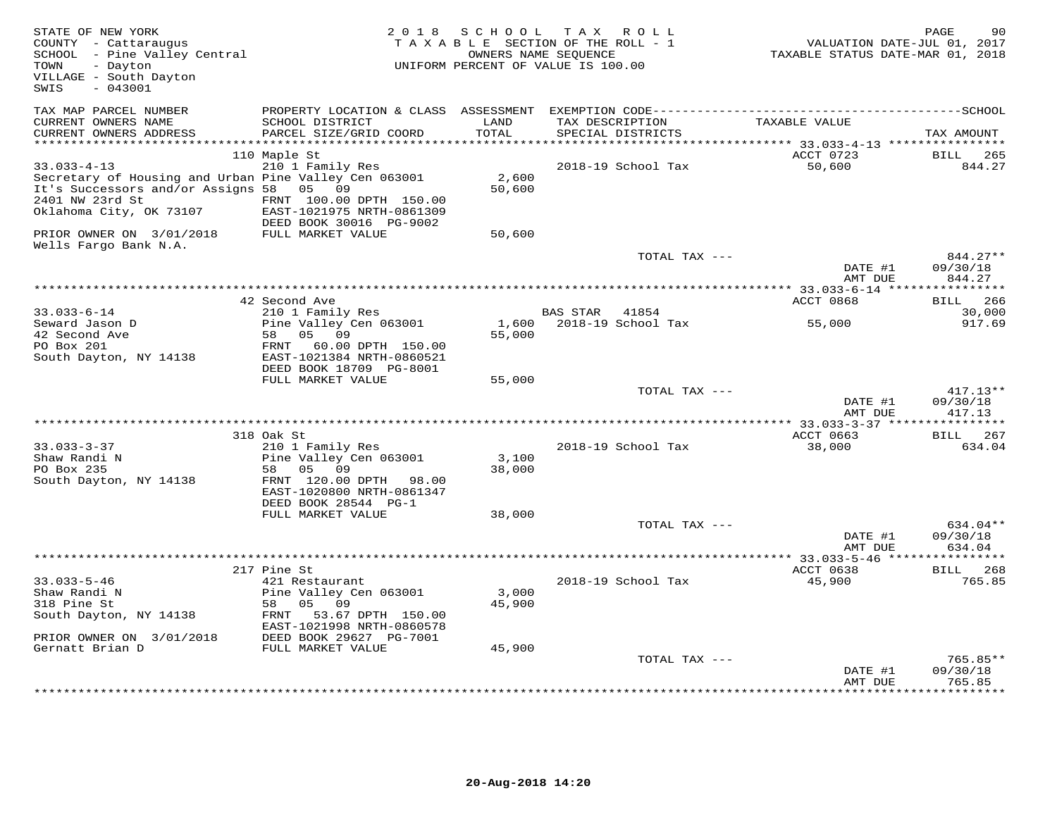STATE OF NEW YORK
COUNTY - Cattaraugus
SCHOOL - Pine Valley Central
TOWN - Dayton
VILLAGE - South Dayton
SWIS - 043001

2018 SCHOOL TAX ROLL
TAXABLE SECTION OF THE ROLL - 1
OWNERS NAME SEQUENCE
UNIFORM PERCENT OF VALUE IS 100.00

VALUATION DATE-JUL 01, 2017
TAXABLE STATUS DATE-MAR 01, 2018

| TAX MAP PARCEL NUMBER / CURRENT OWNERS NAME / CURRENT OWNERS ADDRESS | PROPERTY LOCATION & CLASS / SCHOOL DISTRICT / PARCEL SIZE/GRID COORD | ASSESSMENT LAND / TOTAL | EXEMPTION CODE / TAX DESCRIPTION / SPECIAL DISTRICTS | TAXABLE VALUE | TAX AMOUNT |
|---|---|---|---|---|---|
| **33.033-4-13** | 110 Maple St | | | ACCT 0723 | BILL 265 |
| 33.033-4-13 | 210 1 Family Res | | 2018-19 School Tax | 50,600 | 844.27 |
| Secretary of Housing and Urban | Pine Valley Cen 063001 | 2,600 | | | |
| It's Successors and/or Assigns | 58 05 09 | 50,600 | | | |
| 2401 NW 23rd St | FRNT 100.00 DPTH 150.00 | | | | |
| Oklahoma City, OK 73107 | EAST-1021975 NRTH-0861309 | | | | |
| | DEED BOOK 30016 PG-9002 | | | | |
| PRIOR OWNER ON 3/01/2018 | FULL MARKET VALUE | 50,600 | | | |
| Wells Fargo Bank N.A. | | | | | |
| | | | TOTAL TAX --- | | 844.27** |
| | | | | DATE #1 | 09/30/18 |
| | | | | AMT DUE | 844.27 |
| **33.033-6-14** | 42 Second Ave | | | ACCT 0868 | BILL 266 |
| 33.033-6-14 | 210 1 Family Res | | BAS STAR 41854 | | 30,000 |
| Seward Jason D | Pine Valley Cen 063001 | 1,600 | 2018-19 School Tax | 55,000 | 917.69 |
| 42 Second Ave | 58 05 09 | 55,000 | | | |
| PO Box 201 | FRNT 60.00 DPTH 150.00 | | | | |
| South Dayton, NY 14138 | EAST-1021384 NRTH-0860521 | | | | |
| | DEED BOOK 18709 PG-8001 | | | | |
| | FULL MARKET VALUE | 55,000 | | | |
| | | | TOTAL TAX --- | | 417.13** |
| | | | | DATE #1 | 09/30/18 |
| | | | | AMT DUE | 417.13 |
| **33.033-3-37** | 318 Oak St | | | ACCT 0663 | BILL 267 |
| 33.033-3-37 | 210 1 Family Res | | 2018-19 School Tax | 38,000 | 634.04 |
| Shaw Randi N | Pine Valley Cen 063001 | 3,100 | | | |
| PO Box 235 | 58 05 09 | 38,000 | | | |
| South Dayton, NY 14138 | FRNT 120.00 DPTH 98.00 | | | | |
| | EAST-1020800 NRTH-0861347 | | | | |
| | DEED BOOK 28544 PG-1 | | | | |
| | FULL MARKET VALUE | 38,000 | | | |
| | | | TOTAL TAX --- | | 634.04** |
| | | | | DATE #1 | 09/30/18 |
| | | | | AMT DUE | 634.04 |
| **33.033-5-46** | 217 Pine St | | | ACCT 0638 | BILL 268 |
| 33.033-5-46 | 421 Restaurant | | 2018-19 School Tax | 45,900 | 765.85 |
| Shaw Randi N | Pine Valley Cen 063001 | 3,000 | | | |
| 318 Pine St | 58 05 09 | 45,900 | | | |
| South Dayton, NY 14138 | FRNT 53.67 DPTH 150.00 | | | | |
| | EAST-1021998 NRTH-0860578 | | | | |
| PRIOR OWNER ON 3/01/2018 | DEED BOOK 29627 PG-7001 | | | | |
| Gernatt Brian D | FULL MARKET VALUE | 45,900 | | | |
| | | | TOTAL TAX --- | | 765.85** |
| | | | | DATE #1 | 09/30/18 |
| | | | | AMT DUE | 765.85 |

20-Aug-2018 14:20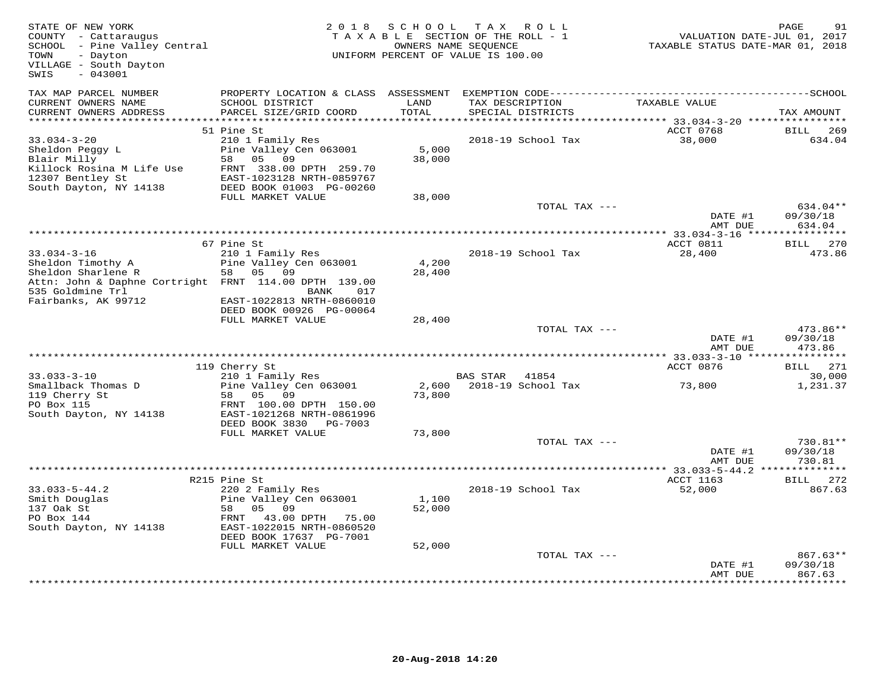STATE OF NEW YORK
COUNTY - Cattaraugus
SCHOOL - Pine Valley Central
TOWN - Dayton
VILLAGE - South Dayton
SWIS - 043001

2018 SCHOOL TAX ROLL
TAXABLE SECTION OF THE ROLL - 1
OWNERS NAME SEQUENCE
UNIFORM PERCENT OF VALUE IS 100.00

VALUATION DATE-JUL 01, 2017
TAXABLE STATUS DATE-MAR 01, 2018

| TAX MAP PARCEL NUMBER / CURRENT OWNERS NAME / CURRENT OWNERS ADDRESS | PROPERTY LOCATION & CLASS / SCHOOL DISTRICT / PARCEL SIZE/GRID COORD | ASSESSMENT LAND / TOTAL | EXEMPTION CODE / TAX DESCRIPTION / SPECIAL DISTRICTS | TAXABLE VALUE | TAX AMOUNT |
|---|---|---|---|---|---|
| | 51 Pine St | | | ACCT 0768 | BILL 269 |
| 33.034-3-20 | 210 1 Family Res | | 2018-19 School Tax | 38,000 | 634.04 |
| Sheldon Peggy L | Pine Valley Cen 063001 | 5,000 | | | |
| Blair Milly | 58 05 09 | 38,000 | | | |
| Killock Rosina M Life Use | FRNT 338.00 DPTH 259.70 | | | | |
| 12307 Bentley St | EAST-1023128 NRTH-0859767 | | | | |
| South Dayton, NY 14138 | DEED BOOK 01003 PG-00260 | | | | |
| | FULL MARKET VALUE | 38,000 | | | |
| | | | TOTAL TAX --- | | 634.04** |
| | | | | DATE #1 | 09/30/18 |
| | | | | AMT DUE | 634.04 |
| | 67 Pine St | | | ACCT 0811 | BILL 270 |
| 33.034-3-16 | 210 1 Family Res | | 2018-19 School Tax | 28,400 | 473.86 |
| Sheldon Timothy A | Pine Valley Cen 063001 | 4,200 | | | |
| Sheldon Sharlene R | 58 05 09 | 28,400 | | | |
| Attn: John & Daphne Cortright | FRNT 114.00 DPTH 139.00 | | | | |
| 535 Goldmine Trl | BANK 017 | | | | |
| Fairbanks, AK 99712 | EAST-1022813 NRTH-0860010 | | | | |
| | DEED BOOK 00926 PG-00064 | | | | |
| | FULL MARKET VALUE | 28,400 | | | |
| | | | TOTAL TAX --- | | 473.86** |
| | | | | DATE #1 | 09/30/18 |
| | | | | AMT DUE | 473.86 |
| | 119 Cherry St | | | ACCT 0876 | BILL 271 |
| 33.033-3-10 | 210 1 Family Res | | BAS STAR 41854 | | 30,000 |
| Smallback Thomas D | Pine Valley Cen 063001 | 2,600 | 2018-19 School Tax | 73,800 | 1,231.37 |
| 119 Cherry St | 58 05 09 | 73,800 | | | |
| PO Box 115 | FRNT 100.00 DPTH 150.00 | | | | |
| South Dayton, NY 14138 | EAST-1021268 NRTH-0861996 | | | | |
| | DEED BOOK 3830 PG-7003 | | | | |
| | FULL MARKET VALUE | 73,800 | | | |
| | | | TOTAL TAX --- | | 730.81** |
| | | | | DATE #1 | 09/30/18 |
| | | | | AMT DUE | 730.81 |
| | R215 Pine St | | | ACCT 1163 | BILL 272 |
| 33.033-5-44.2 | 220 2 Family Res | | 2018-19 School Tax | 52,000 | 867.63 |
| Smith Douglas | Pine Valley Cen 063001 | 1,100 | | | |
| 137 Oak St | 58 05 09 | 52,000 | | | |
| PO Box 144 | FRNT 43.00 DPTH 75.00 | | | | |
| South Dayton, NY 14138 | EAST-1022015 NRTH-0860520 | | | | |
| | DEED BOOK 17637 PG-7001 | | | | |
| | FULL MARKET VALUE | 52,000 | | | |
| | | | TOTAL TAX --- | | 867.63** |
| | | | | DATE #1 | 09/30/18 |
| | | | | AMT DUE | 867.63 |

20-Aug-2018 14:20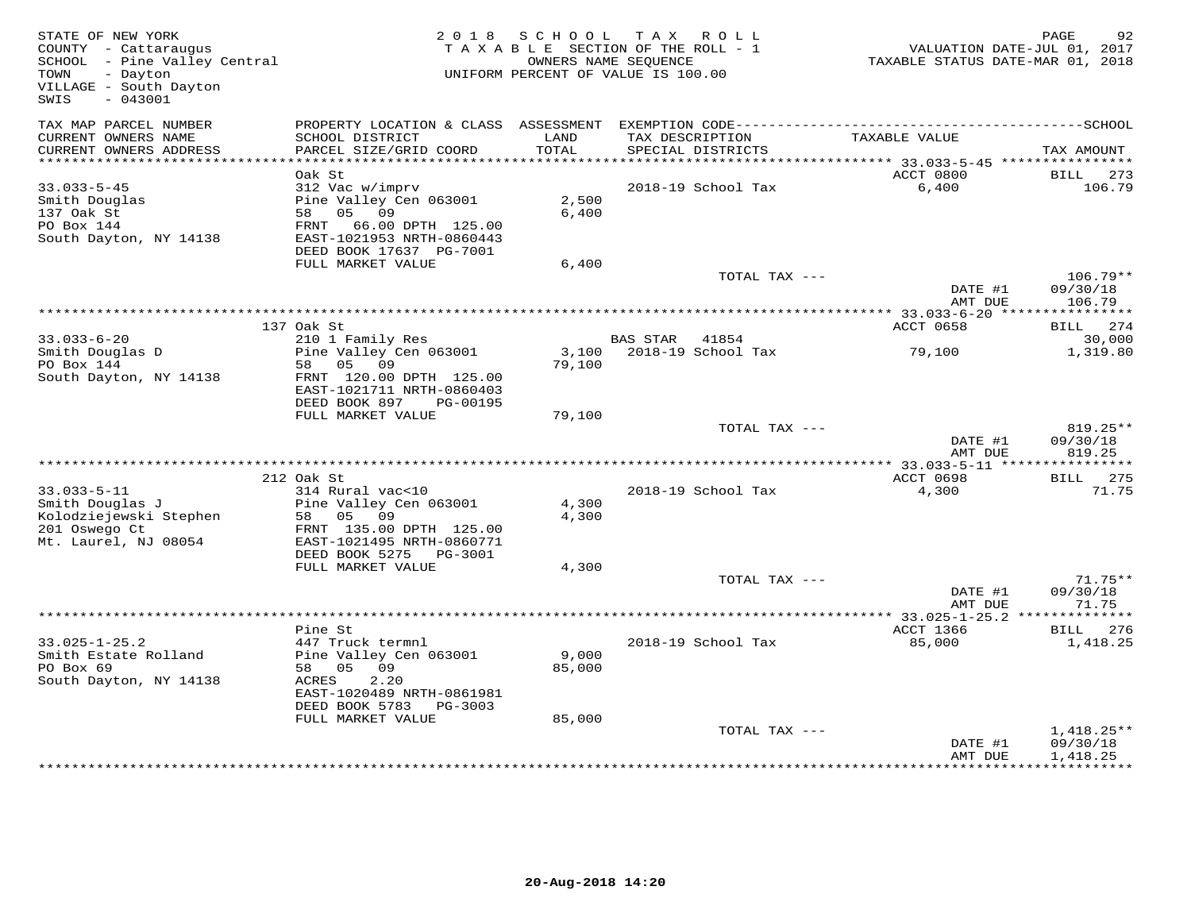STATE OF NEW YORK
COUNTY - Cattaraugus
SCHOOL - Pine Valley Central
TOWN - Dayton
VILLAGE - South Dayton
SWIS - 043001

2018 SCHOOL TAX ROLL
TAXABLE SECTION OF THE ROLL - 1
OWNERS NAME SEQUENCE
UNIFORM PERCENT OF VALUE IS 100.00

VALUATION DATE-JUL 01, 2017
TAXABLE STATUS DATE-MAR 01, 2018

| TAX MAP PARCEL NUMBER / CURRENT OWNERS NAME / CURRENT OWNERS ADDRESS | PROPERTY LOCATION & CLASS / SCHOOL DISTRICT / PARCEL SIZE/GRID COORD | ASSESSMENT LAND / TOTAL | EXEMPTION CODE / TAX DESCRIPTION / SPECIAL DISTRICTS | TAXABLE VALUE | TAX AMOUNT |
|---|---|---|---|---|---|
| 33.033-5-45 | Oak St | | | ACCT 0800 | BILL 273 |
| Smith Douglas | 312 Vac w/imprv | | 2018-19 School Tax | 6,400 | 106.79 |
| 137 Oak St | Pine Valley Cen 063001 | 2,500 | | | |
| PO Box 144 | 58 05 09 | 6,400 | | | |
| South Dayton, NY 14138 | FRNT 66.00 DPTH 125.00 | | | | |
| | EAST-1021953 NRTH-0860443 | | | | |
| | DEED BOOK 17637 PG-7001 | | | | |
| | FULL MARKET VALUE | 6,400 | | | |
| | | | TOTAL TAX --- | | 106.79** |
| | | | | DATE #1 | 09/30/18 |
| | | | | AMT DUE | 106.79 |
| 33.033-6-20 | 137 Oak St | | | ACCT 0658 | BILL 274 |
| Smith Douglas D | 210 1 Family Res | | BAS STAR 41854 | | 30,000 |
| PO Box 144 | Pine Valley Cen 063001 | 3,100 | 2018-19 School Tax | 79,100 | 1,319.80 |
| South Dayton, NY 14138 | 58 05 09 | 79,100 | | | |
| | FRNT 120.00 DPTH 125.00 | | | | |
| | EAST-1021711 NRTH-0860403 | | | | |
| | DEED BOOK 897 PG-00195 | | | | |
| | FULL MARKET VALUE | 79,100 | | | |
| | | | TOTAL TAX --- | | 819.25** |
| | | | | DATE #1 | 09/30/18 |
| | | | | AMT DUE | 819.25 |
| 33.033-5-11 | 212 Oak St | | | ACCT 0698 | BILL 275 |
| Smith Douglas J | 314 Rural vac<10 | | 2018-19 School Tax | 4,300 | 71.75 |
| Kolodziejewski Stephen | Pine Valley Cen 063001 | 4,300 | | | |
| 201 Oswego Ct | 58 05 09 | 4,300 | | | |
| Mt. Laurel, NJ 08054 | FRNT 135.00 DPTH 125.00 | | | | |
| | EAST-1021495 NRTH-0860771 | | | | |
| | DEED BOOK 5275 PG-3001 | | | | |
| | FULL MARKET VALUE | 4,300 | | | |
| | | | TOTAL TAX --- | | 71.75** |
| | | | | DATE #1 | 09/30/18 |
| | | | | AMT DUE | 71.75 |
| 33.025-1-25.2 | Pine St | | | ACCT 1366 | BILL 276 |
| Smith Estate Rolland | 447 Truck termnl | | 2018-19 School Tax | 85,000 | 1,418.25 |
| PO Box 69 | Pine Valley Cen 063001 | 9,000 | | | |
| South Dayton, NY 14138 | 58 05 09 | 85,000 | | | |
| | ACRES 2.20 | | | | |
| | EAST-1020489 NRTH-0861981 | | | | |
| | DEED BOOK 5783 PG-3003 | | | | |
| | FULL MARKET VALUE | 85,000 | | | |
| | | | TOTAL TAX --- | | 1,418.25** |
| | | | | DATE #1 | 09/30/18 |
| | | | | AMT DUE | 1,418.25 |

20-Aug-2018 14:20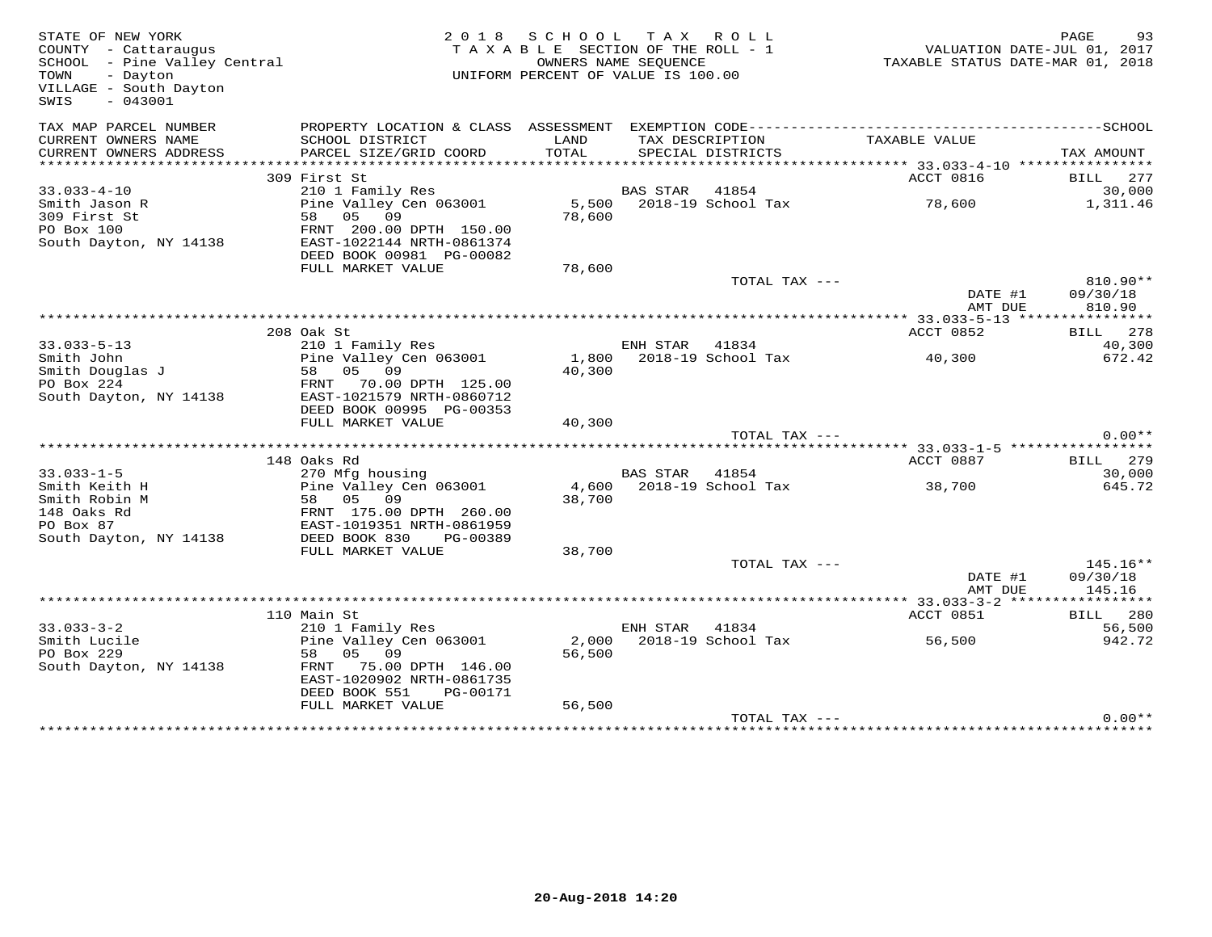STATE OF NEW YORK
COUNTY - Cattaraugus
SCHOOL - Pine Valley Central
TOWN - Dayton
VILLAGE - South Dayton
SWIS - 043001

2018 SCHOOL TAX ROLL
TAXABLE SECTION OF THE ROLL - 1
OWNERS NAME SEQUENCE
UNIFORM PERCENT OF VALUE IS 100.00

VALUATION DATE-JUL 01, 2017
TAXABLE STATUS DATE-MAR 01, 2018

| TAX MAP PARCEL NUMBER / CURRENT OWNERS NAME / CURRENT OWNERS ADDRESS | PROPERTY LOCATION & CLASS / SCHOOL DISTRICT / PARCEL SIZE/GRID COORD | ASSESSMENT LAND / TOTAL | EXEMPTION CODE / TAX DESCRIPTION / SPECIAL DISTRICTS | TAXABLE VALUE | SCHOOL TAX AMOUNT |
|---|---|---|---|---|---|
| **33.033-4-10** | 309 First St | | | ACCT 0816 | BILL 277 |
| Smith Jason R | 210 1 Family Res | | BAS STAR 41854 | | 30,000 |
| 309 First St | Pine Valley Cen 063001 | 5,500 | 2018-19 School Tax | 78,600 | 1,311.46 |
| PO Box 100 | 58 05 09 | 78,600 | | | |
| South Dayton, NY 14138 | FRNT 200.00 DPTH 150.00 | | | | |
| | EAST-1022144 NRTH-0861374 | | | | |
| | DEED BOOK 00981 PG-00082 | | | | |
| | FULL MARKET VALUE | 78,600 | | | |
| | | | TOTAL TAX --- | | 810.90** |
| | | | | DATE #1 | 09/30/18 |
| | | | | AMT DUE | 810.90 |
| **33.033-5-13** | 208 Oak St | | | ACCT 0852 | BILL 278 |
| Smith John | 210 1 Family Res | | ENH STAR 41834 | | 40,300 |
| Smith Douglas J | Pine Valley Cen 063001 | 1,800 | 2018-19 School Tax | 40,300 | 672.42 |
| PO Box 224 | 58 05 09 | 40,300 | | | |
| South Dayton, NY 14138 | FRNT 70.00 DPTH 125.00 | | | | |
| | EAST-1021579 NRTH-0860712 | | | | |
| | DEED BOOK 00995 PG-00353 | | | | |
| | FULL MARKET VALUE | 40,300 | | | |
| | | | TOTAL TAX --- | | 0.00** |
| **33.033-1-5** | 148 Oaks Rd | | | ACCT 0887 | BILL 279 |
| Smith Keith H | 270 Mfg housing | | BAS STAR 41854 | | 30,000 |
| Smith Robin M | Pine Valley Cen 063001 | 4,600 | 2018-19 School Tax | 38,700 | 645.72 |
| 148 Oaks Rd | 58 05 09 | 38,700 | | | |
| PO Box 87 | FRNT 175.00 DPTH 260.00 | | | | |
| South Dayton, NY 14138 | EAST-1019351 NRTH-0861959 | | | | |
| | DEED BOOK 830 PG-00389 | | | | |
| | FULL MARKET VALUE | 38,700 | | | |
| | | | TOTAL TAX --- | | 145.16** |
| | | | | DATE #1 | 09/30/18 |
| | | | | AMT DUE | 145.16 |
| **33.033-3-2** | 110 Main St | | | ACCT 0851 | BILL 280 |
| Smith Lucile | 210 1 Family Res | | ENH STAR 41834 | | 56,500 |
| PO Box 229 | Pine Valley Cen 063001 | 2,000 | 2018-19 School Tax | 56,500 | 942.72 |
| South Dayton, NY 14138 | 58 05 09 | 56,500 | | | |
| | FRNT 75.00 DPTH 146.00 | | | | |
| | EAST-1020902 NRTH-0861735 | | | | |
| | DEED BOOK 551 PG-00171 | | | | |
| | FULL MARKET VALUE | 56,500 | | | |
| | | | TOTAL TAX --- | | 0.00** |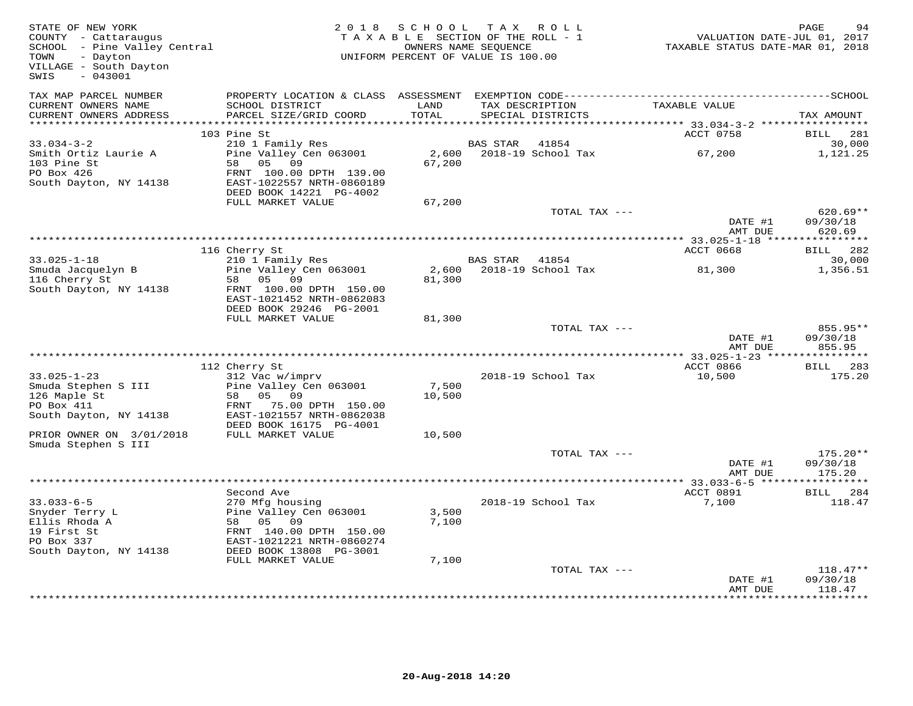STATE OF NEW YORK
COUNTY - Cattaraugus
SCHOOL - Pine Valley Central
TOWN - Dayton
VILLAGE - South Dayton
SWIS - 043001

2018 SCHOOL TAX ROLL
TAXABLE SECTION OF THE ROLL - 1
OWNERS NAME SEQUENCE
UNIFORM PERCENT OF VALUE IS 100.00

VALUATION DATE-JUL 01, 2017
TAXABLE STATUS DATE-MAR 01, 2018

| TAX MAP PARCEL NUMBER / CURRENT OWNERS NAME / CURRENT OWNERS ADDRESS | PROPERTY LOCATION & CLASS / SCHOOL DISTRICT / PARCEL SIZE/GRID COORD | ASSESSMENT LAND / TOTAL | EXEMPTION CODE / TAX DESCRIPTION / SPECIAL DISTRICTS | TAXABLE VALUE | TAX AMOUNT |
|---|---|---|---|---|---|
| 33.034-3-2 | 103 Pine St | | | ACCT 0758 | BILL 281 |
| Smith Ortiz Laurie A | 210 1 Family Res | | BAS STAR 41854 | | 30,000 |
| 103 Pine St | Pine Valley Cen 063001 | 2,600 | 2018-19 School Tax | 67,200 | 1,121.25 |
| PO Box 426 | 58 05 09 | 67,200 | | | |
| South Dayton, NY 14138 | FRNT 100.00 DPTH 139.00 | | | | |
| | EAST-1022557 NRTH-0860189 | | | | |
| | DEED BOOK 14221 PG-4002 | | | | |
| | FULL MARKET VALUE | 67,200 | | | |
| | | | TOTAL TAX --- | | 620.69** |
| | | | | DATE #1 | 09/30/18 |
| | | | | AMT DUE | 620.69 |
| 33.025-1-18 | 116 Cherry St | | | ACCT 0668 | BILL 282 |
| Smuda Jacquelyn B | 210 1 Family Res | | BAS STAR 41854 | | 30,000 |
| 116 Cherry St | Pine Valley Cen 063001 | 2,600 | 2018-19 School Tax | 81,300 | 1,356.51 |
| South Dayton, NY 14138 | 58 05 09 | 81,300 | | | |
| | FRNT 100.00 DPTH 150.00 | | | | |
| | EAST-1021452 NRTH-0862083 | | | | |
| | DEED BOOK 29246 PG-2001 | | | | |
| | FULL MARKET VALUE | 81,300 | | | |
| | | | TOTAL TAX --- | | 855.95** |
| | | | | DATE #1 | 09/30/18 |
| | | | | AMT DUE | 855.95 |
| 33.025-1-23 | 112 Cherry St | | | ACCT 0866 | BILL 283 |
| Smuda Stephen S III | 312 Vac w/imprv | | 2018-19 School Tax | 10,500 | 175.20 |
| 126 Maple St | Pine Valley Cen 063001 | 7,500 | | | |
| PO Box 411 | 58 05 09 | 10,500 | | | |
| South Dayton, NY 14138 | FRNT 75.00 DPTH 150.00 | | | | |
| | EAST-1021557 NRTH-0862038 | | | | |
| | DEED BOOK 16175 PG-4001 | | | | |
| PRIOR OWNER ON 3/01/2018 | FULL MARKET VALUE | 10,500 | | | |
| Smuda Stephen S III | | | | | |
| | | | TOTAL TAX --- | | 175.20** |
| | | | | DATE #1 | 09/30/18 |
| | | | | AMT DUE | 175.20 |
| 33.033-6-5 | Second Ave | | | ACCT 0891 | BILL 284 |
| Snyder Terry L | 270 Mfg housing | | 2018-19 School Tax | 7,100 | 118.47 |
| Ellis Rhoda A | Pine Valley Cen 063001 | 3,500 | | | |
| 19 First St | 58 05 09 | 7,100 | | | |
| PO Box 337 | FRNT 140.00 DPTH 150.00 | | | | |
| South Dayton, NY 14138 | EAST-1021221 NRTH-0860274 | | | | |
| | DEED BOOK 13808 PG-3001 | | | | |
| | FULL MARKET VALUE | 7,100 | | | |
| | | | TOTAL TAX --- | | 118.47** |
| | | | | DATE #1 | 09/30/18 |
| | | | | AMT DUE | 118.47 |

20-Aug-2018 14:20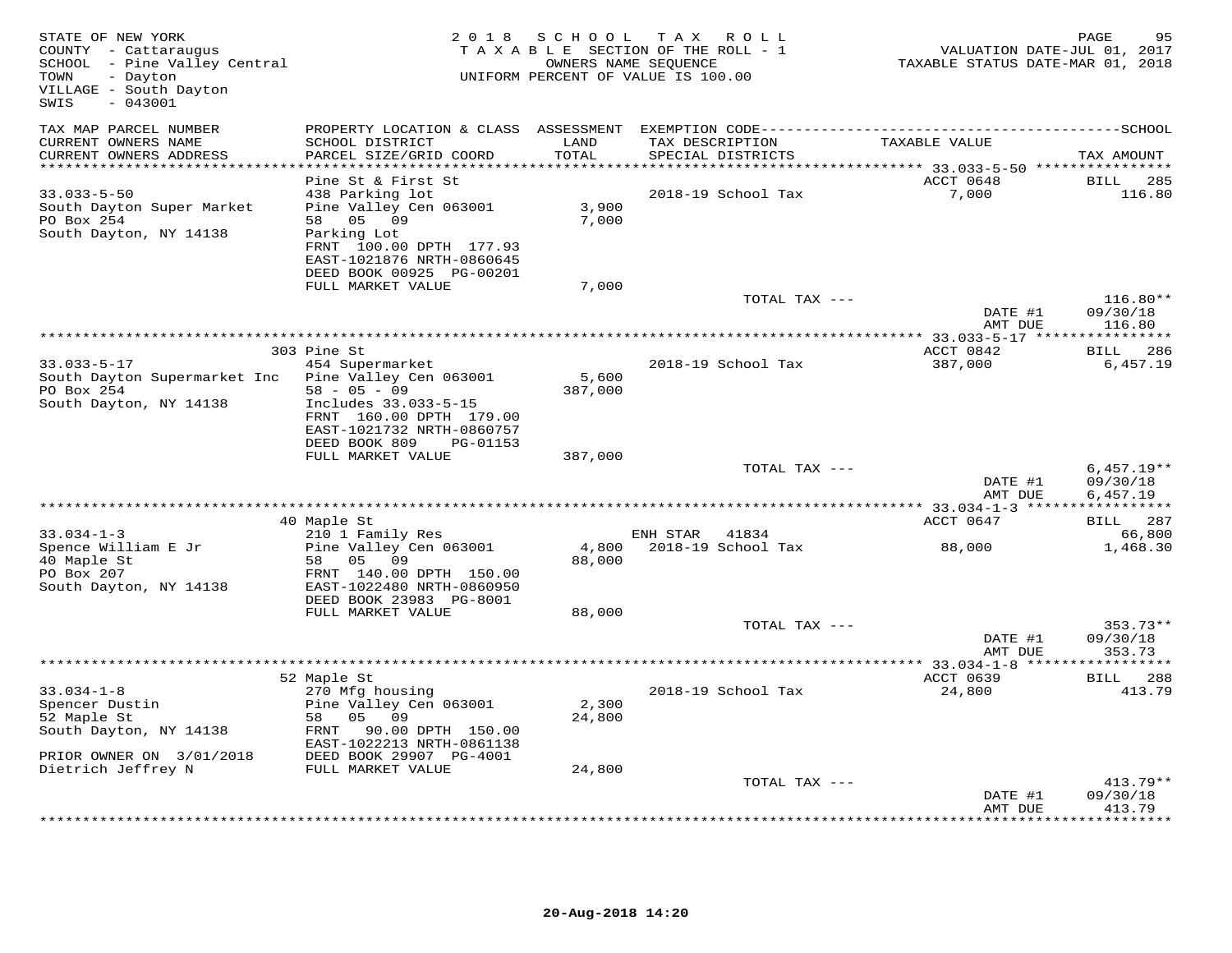STATE OF NEW YORK
COUNTY - Cattaraugus
SCHOOL - Pine Valley Central
TOWN - Dayton
VILLAGE - South Dayton
SWIS - 043001

2018 SCHOOL TAX ROLL
TAXABLE SECTION OF THE ROLL - 1
OWNERS NAME SEQUENCE
UNIFORM PERCENT OF VALUE IS 100.00

VALUATION DATE-JUL 01, 2017
TAXABLE STATUS DATE-MAR 01, 2018

| TAX MAP PARCEL NUMBER / CURRENT OWNERS NAME / CURRENT OWNERS ADDRESS | PROPERTY LOCATION & CLASS / SCHOOL DISTRICT / PARCEL SIZE/GRID COORD | ASSESSMENT LAND / TOTAL | EXEMPTION CODE / TAX DESCRIPTION / SPECIAL DISTRICTS | TAXABLE VALUE | TAX AMOUNT |
|---|---|---|---|---|---|
| 33.033-5-50 | Pine St & First St | | | ACCT 0648 | BILL 285 |
| South Dayton Super Market | 438 Parking lot | | 2018-19 School Tax | 7,000 | 116.80 |
| PO Box 254 | Pine Valley Cen 063001 | 3,900 | | | |
| South Dayton, NY 14138 | 58 05 09 | 7,000 | | | |
| | Parking Lot | | | | |
| | FRNT 100.00 DPTH 177.93 | | | | |
| | EAST-1021876 NRTH-0860645 | | | | |
| | DEED BOOK 00925 PG-00201 | | | | |
| | FULL MARKET VALUE | 7,000 | | | |
| | | | TOTAL TAX --- | | 116.80** |
| | | | | DATE #1 | 09/30/18 |
| | | | | AMT DUE | 116.80 |
| 33.033-5-17 | 303 Pine St | | | ACCT 0842 | BILL 286 |
| South Dayton Supermarket Inc | 454 Supermarket | | 2018-19 School Tax | 387,000 | 6,457.19 |
| PO Box 254 | Pine Valley Cen 063001 | 5,600 | | | |
| South Dayton, NY 14138 | 58 - 05 - 09 | 387,000 | | | |
| | Includes 33.033-5-15 | | | | |
| | FRNT 160.00 DPTH 179.00 | | | | |
| | EAST-1021732 NRTH-0860757 | | | | |
| | DEED BOOK 809 PG-01153 | | | | |
| | FULL MARKET VALUE | 387,000 | | | |
| | | | TOTAL TAX --- | | 6,457.19** |
| | | | | DATE #1 | 09/30/18 |
| | | | | AMT DUE | 6,457.19 |
| 33.034-1-3 | 40 Maple St | | | ACCT 0647 | BILL 287 |
| Spence William E Jr | 210 1 Family Res | | ENH STAR 41834 | | 66,800 |
| 40 Maple St | Pine Valley Cen 063001 | 4,800 | 2018-19 School Tax | 88,000 | 1,468.30 |
| PO Box 207 | 58 05 09 | 88,000 | | | |
| South Dayton, NY 14138 | FRNT 140.00 DPTH 150.00 | | | | |
| | EAST-1022480 NRTH-0860950 | | | | |
| | DEED BOOK 23983 PG-8001 | | | | |
| | FULL MARKET VALUE | 88,000 | | | |
| | | | TOTAL TAX --- | | 353.73** |
| | | | | DATE #1 | 09/30/18 |
| | | | | AMT DUE | 353.73 |
| 33.034-1-8 | 52 Maple St | | | ACCT 0639 | BILL 288 |
| Spencer Dustin | 270 Mfg housing | | 2018-19 School Tax | 24,800 | 413.79 |
| 52 Maple St | Pine Valley Cen 063001 | 2,300 | | | |
| South Dayton, NY 14138 | 58 05 09 | 24,800 | | | |
| | FRNT 90.00 DPTH 150.00 | | | | |
| PRIOR OWNER ON 3/01/2018 | EAST-1022213 NRTH-0861138 | | | | |
| Dietrich Jeffrey N | DEED BOOK 29907 PG-4001 | | | | |
| | FULL MARKET VALUE | 24,800 | | | |
| | | | TOTAL TAX --- | | 413.79** |
| | | | | DATE #1 | 09/30/18 |
| | | | | AMT DUE | 413.79 |

20-Aug-2018 14:20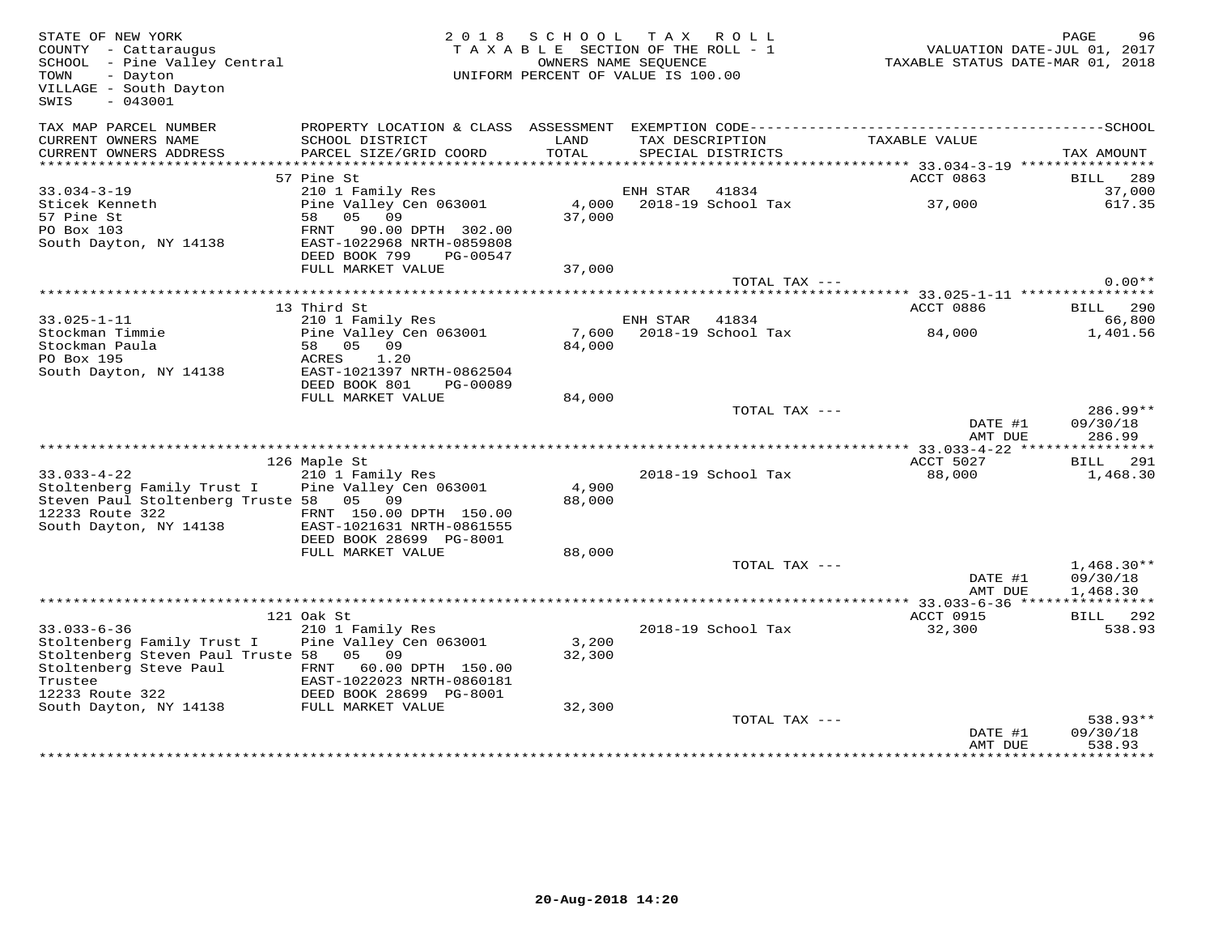STATE OF NEW YORK
COUNTY - Cattaraugus
SCHOOL - Pine Valley Central
TOWN - Dayton
VILLAGE - South Dayton
SWIS - 043001

2018 SCHOOL TAX ROLL
TAXABLE SECTION OF THE ROLL - 1
OWNERS NAME SEQUENCE
UNIFORM PERCENT OF VALUE IS 100.00

VALUATION DATE-JUL 01, 2017
TAXABLE STATUS DATE-MAR 01, 2018

| TAX MAP PARCEL NUMBER / CURRENT OWNERS NAME / CURRENT OWNERS ADDRESS | PROPERTY LOCATION & CLASS / SCHOOL DISTRICT / PARCEL SIZE/GRID COORD | ASSESSMENT LAND / TOTAL | EXEMPTION CODE / TAX DESCRIPTION / SPECIAL DISTRICTS | TAXABLE VALUE | TAX AMOUNT |
|---|---|---|---|---|---|
| **33.034-3-19** | 57 Pine St | | | ACCT 0863 | BILL 289 |
| 33.034-3-19 | 210 1 Family Res | | ENH STAR 41834 | | 37,000 |
| Sticek Kenneth | Pine Valley Cen 063001 | 4,000 | 2018-19 School Tax | 37,000 | 617.35 |
| 57 Pine St | 58 05 09 | 37,000 | | | |
| PO Box 103 | FRNT 90.00 DPTH 302.00 | | | | |
| South Dayton, NY 14138 | EAST-1022968 NRTH-0859808 | | | | |
| | DEED BOOK 799 PG-00547 | | | | |
| | FULL MARKET VALUE | 37,000 | | | |
| | | | TOTAL TAX --- | | 0.00** |
| **33.025-1-11** | 13 Third St | | | ACCT 0886 | BILL 290 |
| 33.025-1-11 | 210 1 Family Res | | ENH STAR 41834 | | 66,800 |
| Stockman Timmie | Pine Valley Cen 063001 | 7,600 | 2018-19 School Tax | 84,000 | 1,401.56 |
| Stockman Paula | 58 05 09 | 84,000 | | | |
| PO Box 195 | ACRES 1.20 | | | | |
| South Dayton, NY 14138 | EAST-1021397 NRTH-0862504 | | | | |
| | DEED BOOK 801 PG-00089 | | | | |
| | FULL MARKET VALUE | 84,000 | | | |
| | | | TOTAL TAX --- | | 286.99** |
| | | | | DATE #1 | 09/30/18 |
| | | | | AMT DUE | 286.99 |
| **33.033-4-22** | 126 Maple St | | | ACCT 5027 | BILL 291 |
| 33.033-4-22 | 210 1 Family Res | | 2018-19 School Tax | 88,000 | 1,468.30 |
| Stoltenberg Family Trust I | Pine Valley Cen 063001 | 4,900 | | | |
| Steven Paul Stoltenberg Truste | 58 05 09 | 88,000 | | | |
| 12233 Route 322 | FRNT 150.00 DPTH 150.00 | | | | |
| South Dayton, NY 14138 | EAST-1021631 NRTH-0861555 | | | | |
| | DEED BOOK 28699 PG-8001 | | | | |
| | FULL MARKET VALUE | 88,000 | | | |
| | | | TOTAL TAX --- | | 1,468.30** |
| | | | | DATE #1 | 09/30/18 |
| | | | | AMT DUE | 1,468.30 |
| **33.033-6-36** | 121 Oak St | | | ACCT 0915 | BILL 292 |
| 33.033-6-36 | 210 1 Family Res | | 2018-19 School Tax | 32,300 | 538.93 |
| Stoltenberg Family Trust I | Pine Valley Cen 063001 | 3,200 | | | |
| Stoltenberg Steven Paul Truste | 58 05 09 | 32,300 | | | |
| Stoltenberg Steve Paul | FRNT 60.00 DPTH 150.00 | | | | |
| Trustee | EAST-1022023 NRTH-0860181 | | | | |
| 12233 Route 322 | DEED BOOK 28699 PG-8001 | | | | |
| South Dayton, NY 14138 | FULL MARKET VALUE | 32,300 | | | |
| | | | TOTAL TAX --- | | 538.93** |
| | | | | DATE #1 | 09/30/18 |
| | | | | AMT DUE | 538.93 |

20-Aug-2018 14:20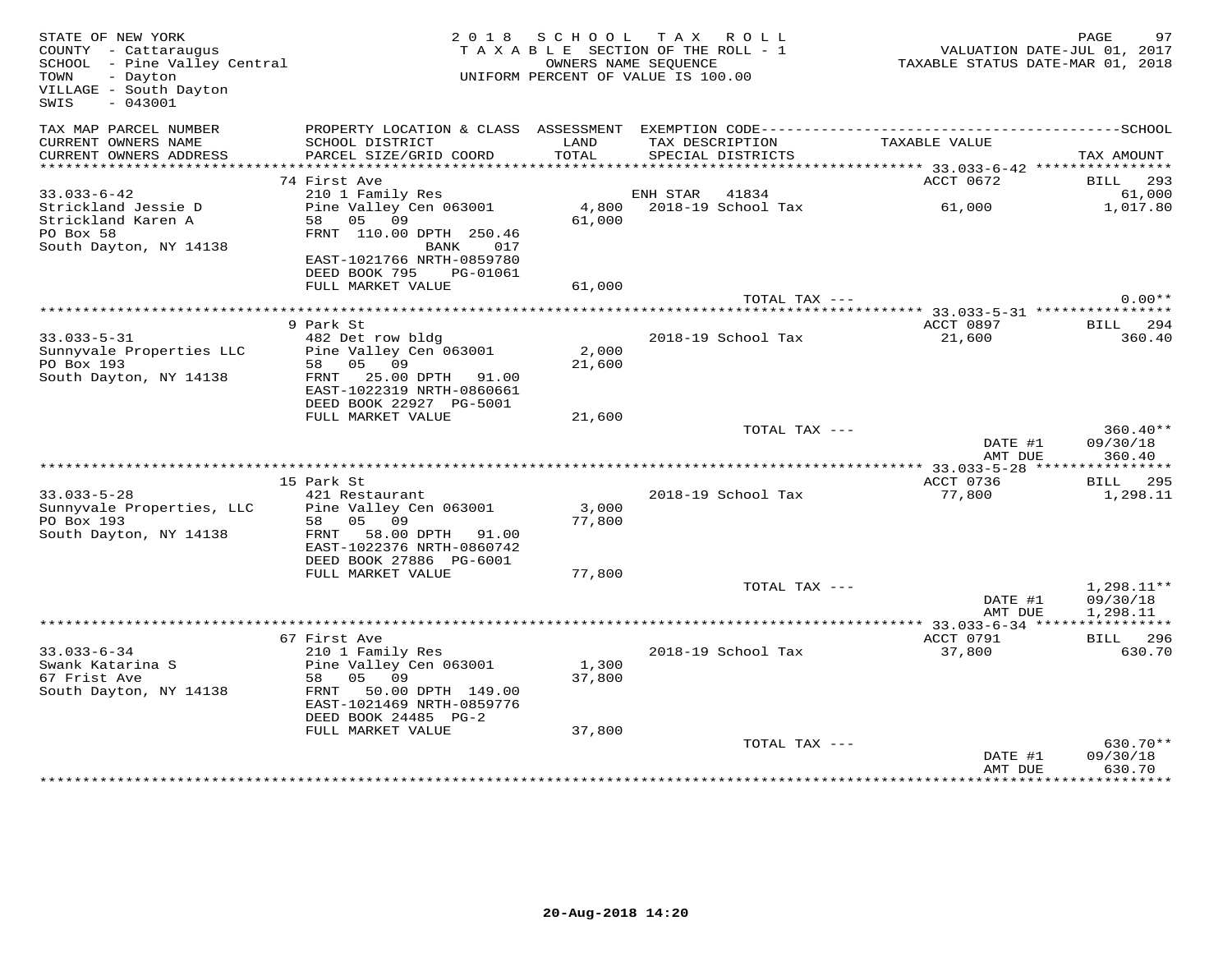STATE OF NEW YORK
COUNTY - Cattaraugus
SCHOOL - Pine Valley Central
TOWN - Dayton
VILLAGE - South Dayton
SWIS - 043001

2018 SCHOOL TAX ROLL
TAXABLE SECTION OF THE ROLL - 1
OWNERS NAME SEQUENCE
UNIFORM PERCENT OF VALUE IS 100.00

VALUATION DATE-JUL 01, 2017
TAXABLE STATUS DATE-MAR 01, 2018

| TAX MAP PARCEL NUMBER / CURRENT OWNERS NAME / CURRENT OWNERS ADDRESS | PROPERTY LOCATION & CLASS / SCHOOL DISTRICT / PARCEL SIZE/GRID COORD | ASSESSMENT LAND / TOTAL | EXEMPTION CODE / TAX DESCRIPTION / SPECIAL DISTRICTS | TAXABLE VALUE | TAX AMOUNT |
|---|---|---|---|---|---|
| | 74 First Ave | | | ACCT 0672 | BILL 293 |
| 33.033-6-42 | 210 1 Family Res | | ENH STAR 41834 | | 61,000 |
| Strickland Jessie D | Pine Valley Cen 063001 | 4,800 | 2018-19 School Tax | 61,000 | 1,017.80 |
| Strickland Karen A | 58 05 09 | 61,000 | | | |
| PO Box 58 | FRNT 110.00 DPTH 250.46 | | | | |
| South Dayton, NY 14138 | BANK 017 | | | | |
| | EAST-1021766 NRTH-0859780 | | | | |
| | DEED BOOK 795 PG-01061 | | | | |
| | FULL MARKET VALUE | 61,000 | | | |
| | | | TOTAL TAX --- | | 0.00** |
| | 9 Park St | | | ACCT 0897 | BILL 294 |
| 33.033-5-31 | 482 Det row bldg | | 2018-19 School Tax | 21,600 | 360.40 |
| Sunnyvale Properties LLC | Pine Valley Cen 063001 | 2,000 | | | |
| PO Box 193 | 58 05 09 | 21,600 | | | |
| South Dayton, NY 14138 | FRNT 25.00 DPTH 91.00 | | | | |
| | EAST-1022319 NRTH-0860661 | | | | |
| | DEED BOOK 22927 PG-5001 | | | | |
| | FULL MARKET VALUE | 21,600 | | | |
| | | | TOTAL TAX --- | | 360.40** |
| | | | | DATE #1 | 09/30/18 |
| | | | | AMT DUE | 360.40 |
| | 15 Park St | | | ACCT 0736 | BILL 295 |
| 33.033-5-28 | 421 Restaurant | | 2018-19 School Tax | 77,800 | 1,298.11 |
| Sunnyvale Properties, LLC | Pine Valley Cen 063001 | 3,000 | | | |
| PO Box 193 | 58 05 09 | 77,800 | | | |
| South Dayton, NY 14138 | FRNT 58.00 DPTH 91.00 | | | | |
| | EAST-1022376 NRTH-0860742 | | | | |
| | DEED BOOK 27886 PG-6001 | | | | |
| | FULL MARKET VALUE | 77,800 | | | |
| | | | TOTAL TAX --- | | 1,298.11** |
| | | | | DATE #1 | 09/30/18 |
| | | | | AMT DUE | 1,298.11 |
| | 67 First Ave | | | ACCT 0791 | BILL 296 |
| 33.033-6-34 | 210 1 Family Res | | 2018-19 School Tax | 37,800 | 630.70 |
| Swank Katarina S | Pine Valley Cen 063001 | 1,300 | | | |
| 67 Frist Ave | 58 05 09 | 37,800 | | | |
| South Dayton, NY 14138 | FRNT 50.00 DPTH 149.00 | | | | |
| | EAST-1021469 NRTH-0859776 | | | | |
| | DEED BOOK 24485 PG-2 | | | | |
| | FULL MARKET VALUE | 37,800 | | | |
| | | | TOTAL TAX --- | | 630.70** |
| | | | | DATE #1 | 09/30/18 |
| | | | | AMT DUE | 630.70 |

20-Aug-2018 14:20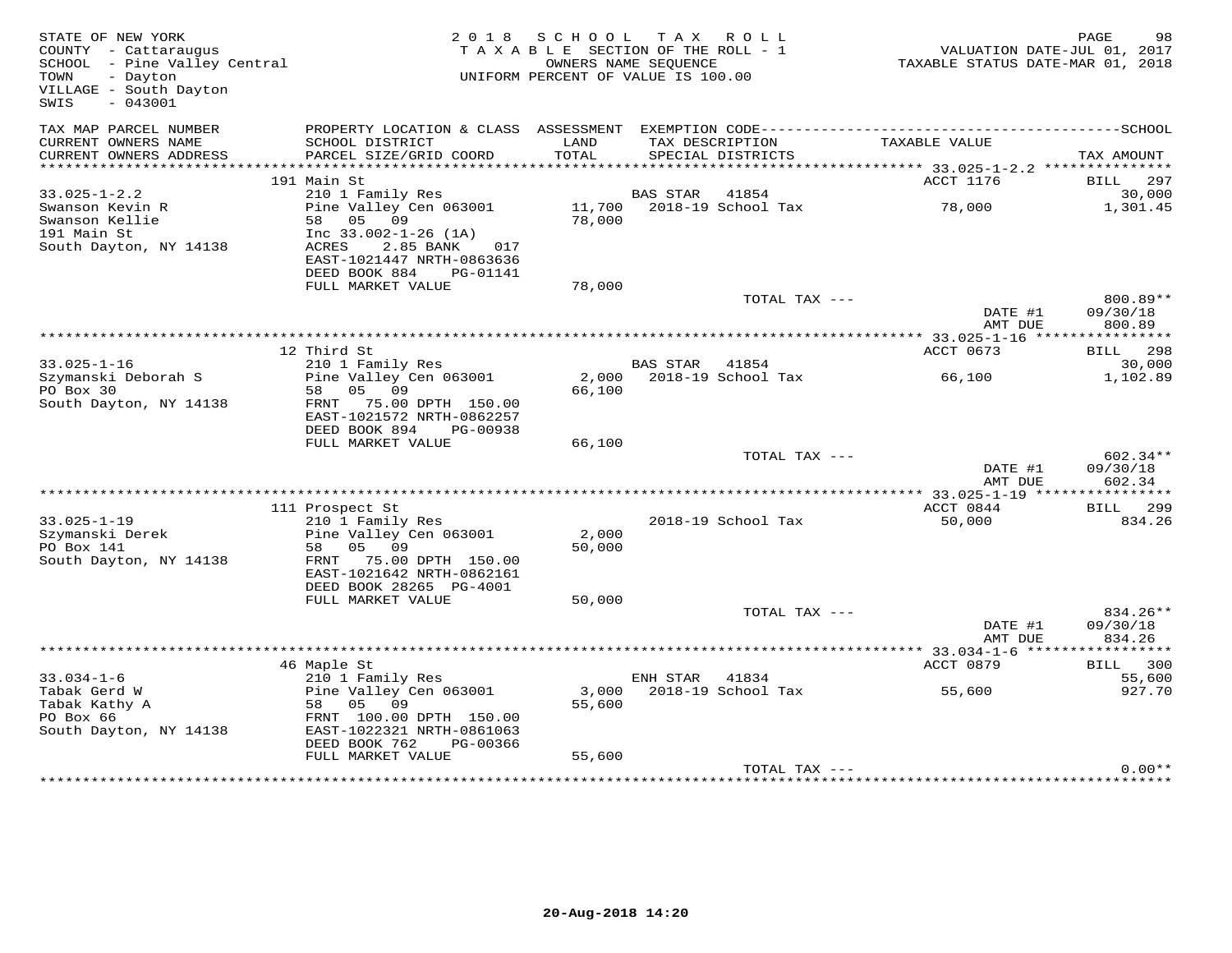STATE OF NEW YORK
COUNTY - Cattaraugus
SCHOOL - Pine Valley Central
TOWN - Dayton
VILLAGE - South Dayton
SWIS - 043001

2018 SCHOOL TAX ROLL
TAXABLE SECTION OF THE ROLL - 1
OWNERS NAME SEQUENCE
UNIFORM PERCENT OF VALUE IS 100.00

VALUATION DATE-JUL 01, 2017
TAXABLE STATUS DATE-MAR 01, 2018

| TAX MAP PARCEL NUMBER / CURRENT OWNERS NAME / CURRENT OWNERS ADDRESS | PROPERTY LOCATION & CLASS / SCHOOL DISTRICT / PARCEL SIZE/GRID COORD | ASSESSMENT LAND / TOTAL | EXEMPTION CODE / TAX DESCRIPTION / SPECIAL DISTRICTS | TAXABLE VALUE | SCHOOL TAX AMOUNT |
|---|---|---|---|---|---|
| **33.025-1-2.2** | 191 Main St | | | ACCT 1176 | BILL 297 |
| 33.025-1-2.2 | 210 1 Family Res | | BAS STAR 41854 | | 30,000 |
| Swanson Kevin R | Pine Valley Cen 063001 | 11,700 | 2018-19 School Tax | 78,000 | 1,301.45 |
| Swanson Kellie | 58 05 09 | 78,000 | | | |
| 191 Main St | Inc 33.002-1-26 (1A) | | | | |
| South Dayton, NY 14138 | ACRES 2.85 BANK 017 | | | | |
| | EAST-1021447 NRTH-0863636 | | | | |
| | DEED BOOK 884 PG-01141 | | | | |
| | FULL MARKET VALUE | 78,000 | | | |
| | | | TOTAL TAX --- | | 800.89** |
| | | | | DATE #1 | 09/30/18 |
| | | | | AMT DUE | 800.89 |
| **33.025-1-16** | 12 Third St | | | ACCT 0673 | BILL 298 |
| 33.025-1-16 | 210 1 Family Res | | BAS STAR 41854 | | 30,000 |
| Szymanski Deborah S | Pine Valley Cen 063001 | 2,000 | 2018-19 School Tax | 66,100 | 1,102.89 |
| PO Box 30 | 58 05 09 | 66,100 | | | |
| South Dayton, NY 14138 | FRNT 75.00 DPTH 150.00 | | | | |
| | EAST-1021572 NRTH-0862257 | | | | |
| | DEED BOOK 894 PG-00938 | | | | |
| | FULL MARKET VALUE | 66,100 | | | |
| | | | TOTAL TAX --- | | 602.34** |
| | | | | DATE #1 | 09/30/18 |
| | | | | AMT DUE | 602.34 |
| **33.025-1-19** | 111 Prospect St | | | ACCT 0844 | BILL 299 |
| 33.025-1-19 | 210 1 Family Res | | 2018-19 School Tax | 50,000 | 834.26 |
| Szymanski Derek | Pine Valley Cen 063001 | 2,000 | | | |
| PO Box 141 | 58 05 09 | 50,000 | | | |
| South Dayton, NY 14138 | FRNT 75.00 DPTH 150.00 | | | | |
| | EAST-1021642 NRTH-0862161 | | | | |
| | DEED BOOK 28265 PG-4001 | | | | |
| | FULL MARKET VALUE | 50,000 | | | |
| | | | TOTAL TAX --- | | 834.26** |
| | | | | DATE #1 | 09/30/18 |
| | | | | AMT DUE | 834.26 |
| **33.034-1-6** | 46 Maple St | | | ACCT 0879 | BILL 300 |
| 33.034-1-6 | 210 1 Family Res | | ENH STAR 41834 | | 55,600 |
| Tabak Gerd W | Pine Valley Cen 063001 | 3,000 | 2018-19 School Tax | 55,600 | 927.70 |
| Tabak Kathy A | 58 05 09 | 55,600 | | | |
| PO Box 66 | FRNT 100.00 DPTH 150.00 | | | | |
| South Dayton, NY 14138 | EAST-1022321 NRTH-0861063 | | | | |
| | DEED BOOK 762 PG-00366 | | | | |
| | FULL MARKET VALUE | 55,600 | | | |
| | | | TOTAL TAX --- | | 0.00** |

20-Aug-2018 14:20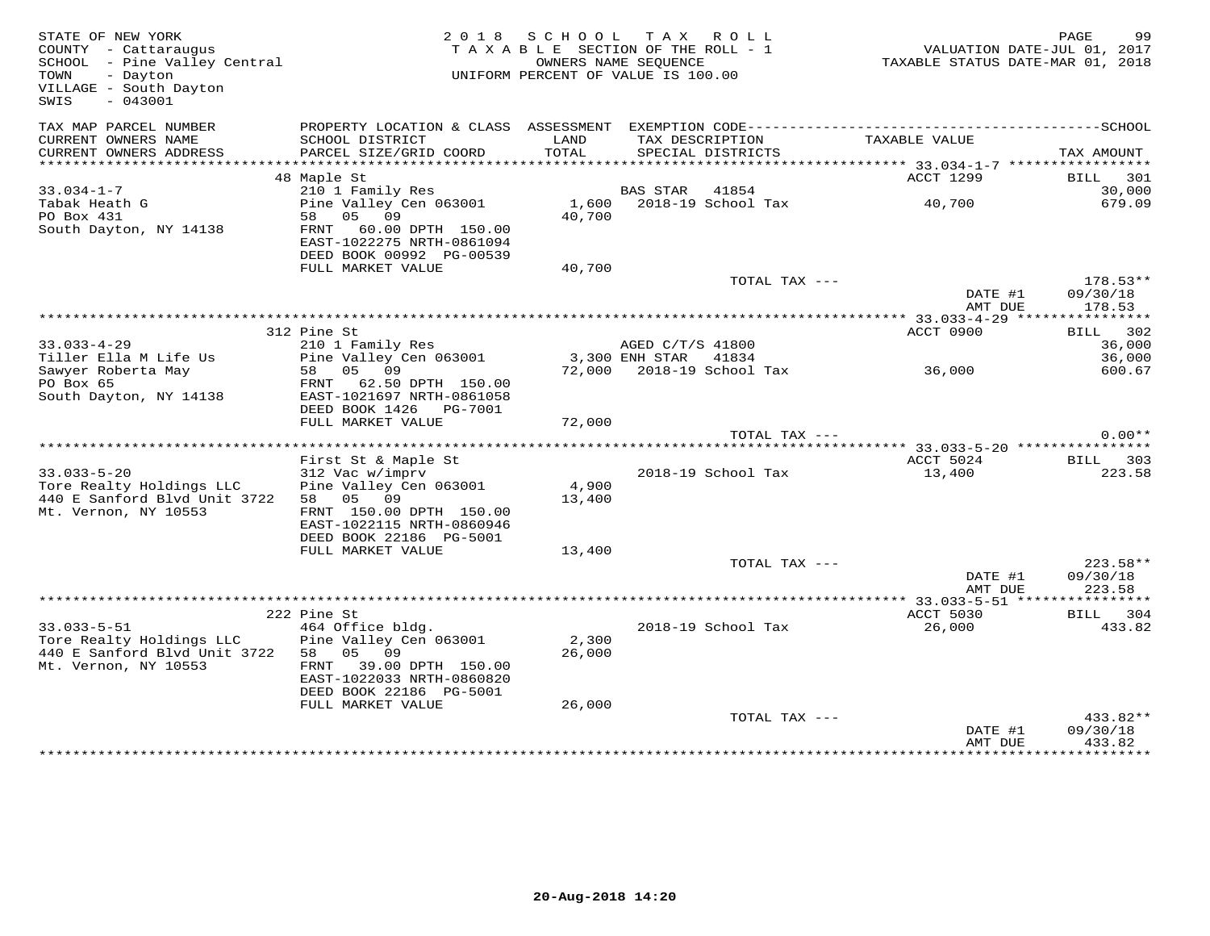STATE OF NEW YORK
COUNTY - Cattaraugus
SCHOOL - Pine Valley Central
TOWN - Dayton
VILLAGE - South Dayton
SWIS - 043001

2018 SCHOOL TAX ROLL
TAXABLE SECTION OF THE ROLL - 1
OWNERS NAME SEQUENCE
UNIFORM PERCENT OF VALUE IS 100.00

VALUATION DATE-JUL 01, 2017
TAXABLE STATUS DATE-MAR 01, 2018

| TAX MAP PARCEL NUMBER / CURRENT OWNERS NAME / CURRENT OWNERS ADDRESS | PROPERTY LOCATION & CLASS / SCHOOL DISTRICT / PARCEL SIZE/GRID COORD | ASSESSMENT LAND / TOTAL | EXEMPTION CODE / TAX DESCRIPTION / SPECIAL DISTRICTS | TAXABLE VALUE | TAX AMOUNT |
|---|---|---|---|---|---|
| **33.034-1-7** | 48 Maple St | | | ACCT 1299 | BILL 301 |
| 33.034-1-7 | 210 1 Family Res | | BAS STAR 41854 | | 30,000 |
| Tabak Heath G | Pine Valley Cen 063001 | 1,600 | 2018-19 School Tax | 40,700 | 679.09 |
| PO Box 431 | 58 05 09 | 40,700 | | | |
| South Dayton, NY 14138 | FRNT 60.00 DPTH 150.00 | | | | |
| | EAST-1022275 NRTH-0861094 | | | | |
| | DEED BOOK 00992 PG-00539 | | | | |
| | FULL MARKET VALUE | 40,700 | | | |
| | | | TOTAL TAX --- | | 178.53** |
| | | | | DATE #1 | 09/30/18 |
| | | | | AMT DUE | 178.53 |
| **33.033-4-29** | 312 Pine St | | | ACCT 0900 | BILL 302 |
| 33.033-4-29 | 210 1 Family Res | | AGED C/T/S 41800 | | 36,000 |
| Tiller Ella M Life Us | Pine Valley Cen 063001 | 3,300 | ENH STAR 41834 | | 36,000 |
| Sawyer Roberta May | 58 05 09 | 72,000 | 2018-19 School Tax | 36,000 | 600.67 |
| PO Box 65 | FRNT 62.50 DPTH 150.00 | | | | |
| South Dayton, NY 14138 | EAST-1021697 NRTH-0861058 | | | | |
| | DEED BOOK 1426 PG-7001 | | | | |
| | FULL MARKET VALUE | 72,000 | | | |
| | | | TOTAL TAX --- | | 0.00** |
| **33.033-5-20** | First St & Maple St | | | ACCT 5024 | BILL 303 |
| 33.033-5-20 | 312 Vac w/imprv | | 2018-19 School Tax | 13,400 | 223.58 |
| Tore Realty Holdings LLC | Pine Valley Cen 063001 | 4,900 | | | |
| 440 E Sanford Blvd Unit 3722 | 58 05 09 | 13,400 | | | |
| Mt. Vernon, NY 10553 | FRNT 150.00 DPTH 150.00 | | | | |
| | EAST-1022115 NRTH-0860946 | | | | |
| | DEED BOOK 22186 PG-5001 | | | | |
| | FULL MARKET VALUE | 13,400 | | | |
| | | | TOTAL TAX --- | | 223.58** |
| | | | | DATE #1 | 09/30/18 |
| | | | | AMT DUE | 223.58 |
| **33.033-5-51** | 222 Pine St | | | ACCT 5030 | BILL 304 |
| 33.033-5-51 | 464 Office bldg. | | 2018-19 School Tax | 26,000 | 433.82 |
| Tore Realty Holdings LLC | Pine Valley Cen 063001 | 2,300 | | | |
| 440 E Sanford Blvd Unit 3722 | 58 05 09 | 26,000 | | | |
| Mt. Vernon, NY 10553 | FRNT 39.00 DPTH 150.00 | | | | |
| | EAST-1022033 NRTH-0860820 | | | | |
| | DEED BOOK 22186 PG-5001 | | | | |
| | FULL MARKET VALUE | 26,000 | | | |
| | | | TOTAL TAX --- | | 433.82** |
| | | | | DATE #1 | 09/30/18 |
| | | | | AMT DUE | 433.82 |

20-Aug-2018 14:20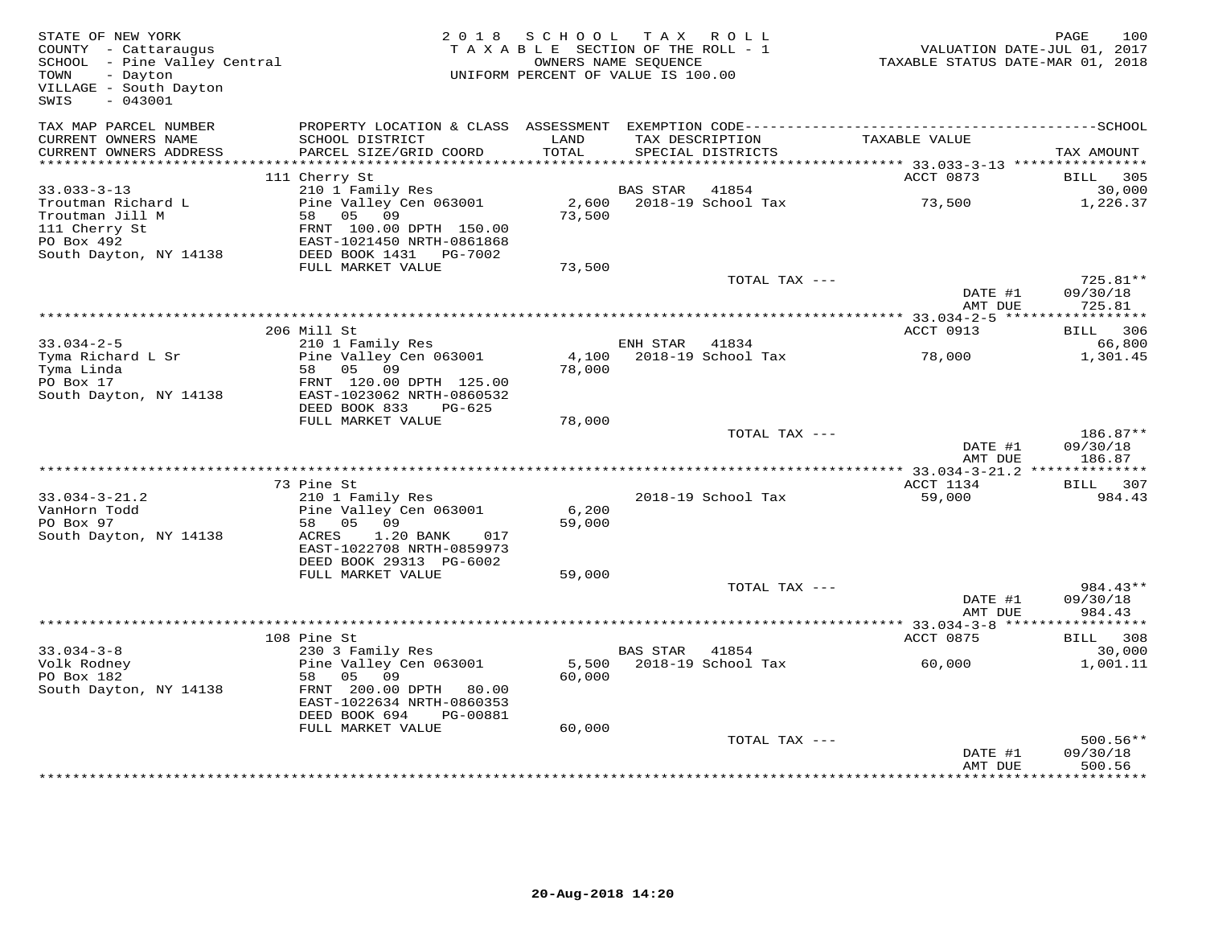STATE OF NEW YORK
COUNTY - Cattaraugus
SCHOOL - Pine Valley Central
TOWN - Dayton
VILLAGE - South Dayton
SWIS - 043001

2018 SCHOOL TAX ROLL
TAXABLE SECTION OF THE ROLL - 1
OWNERS NAME SEQUENCE
UNIFORM PERCENT OF VALUE IS 100.00

VALUATION DATE-JUL 01, 2017
TAXABLE STATUS DATE-MAR 01, 2018

| TAX MAP PARCEL NUMBER / CURRENT OWNERS NAME / CURRENT OWNERS ADDRESS | PROPERTY LOCATION & CLASS / SCHOOL DISTRICT / PARCEL SIZE/GRID COORD | ASSESSMENT LAND / TOTAL | EXEMPTION CODE / TAX DESCRIPTION / SPECIAL DISTRICTS | TAXABLE VALUE | TAX AMOUNT |
|---|---|---|---|---|---|
| 33.033-3-13 | 111 Cherry St | | | ACCT 0873 | BILL 305 |
| Troutman Richard L | 210 1 Family Res | | BAS STAR 41854 | | 30,000 |
| Troutman Jill M | Pine Valley Cen 063001 | 2,600 | 2018-19 School Tax | 73,500 | 1,226.37 |
| 111 Cherry St | 58 05 09 | 73,500 | | | |
| PO Box 492 | FRNT 100.00 DPTH 150.00 | | | | |
| South Dayton, NY 14138 | EAST-1021450 NRTH-0861868 | | | | |
| | DEED BOOK 1431 PG-7002 | | | | |
| | FULL MARKET VALUE | 73,500 | | | |
| | | | TOTAL TAX --- | | 725.81** |
| | | | | DATE #1 | 09/30/18 |
| | | | | AMT DUE | 725.81 |
| 33.034-2-5 | 206 Mill St | | | ACCT 0913 | BILL 306 |
| Tyma Richard L Sr | 210 1 Family Res | | ENH STAR 41834 | | 66,800 |
| Tyma Linda | Pine Valley Cen 063001 | 4,100 | 2018-19 School Tax | 78,000 | 1,301.45 |
| PO Box 17 | 58 05 09 | 78,000 | | | |
| South Dayton, NY 14138 | FRNT 120.00 DPTH 125.00 | | | | |
| | EAST-1023062 NRTH-0860532 | | | | |
| | DEED BOOK 833 PG-625 | | | | |
| | FULL MARKET VALUE | 78,000 | | | |
| | | | TOTAL TAX --- | | 186.87** |
| | | | | DATE #1 | 09/30/18 |
| | | | | AMT DUE | 186.87 |
| 33.034-3-21.2 | 73 Pine St | | | ACCT 1134 | BILL 307 |
| VanHorn Todd | 210 1 Family Res | | 2018-19 School Tax | 59,000 | 984.43 |
| PO Box 97 | Pine Valley Cen 063001 | 6,200 | | | |
| South Dayton, NY 14138 | 58 05 09 | 59,000 | | | |
| | ACRES 1.20 BANK 017 | | | | |
| | EAST-1022708 NRTH-0859973 | | | | |
| | DEED BOOK 29313 PG-6002 | | | | |
| | FULL MARKET VALUE | 59,000 | | | |
| | | | TOTAL TAX --- | | 984.43** |
| | | | | DATE #1 | 09/30/18 |
| | | | | AMT DUE | 984.43 |
| 33.034-3-8 | 108 Pine St | | | ACCT 0875 | BILL 308 |
| Volk Rodney | 230 3 Family Res | | BAS STAR 41854 | | 30,000 |
| PO Box 182 | Pine Valley Cen 063001 | 5,500 | 2018-19 School Tax | 60,000 | 1,001.11 |
| South Dayton, NY 14138 | 58 05 09 | 60,000 | | | |
| | FRNT 200.00 DPTH 80.00 | | | | |
| | EAST-1022634 NRTH-0860353 | | | | |
| | DEED BOOK 694 PG-00881 | | | | |
| | FULL MARKET VALUE | 60,000 | | | |
| | | | TOTAL TAX --- | | 500.56** |
| | | | | DATE #1 | 09/30/18 |
| | | | | AMT DUE | 500.56 |

20-Aug-2018 14:20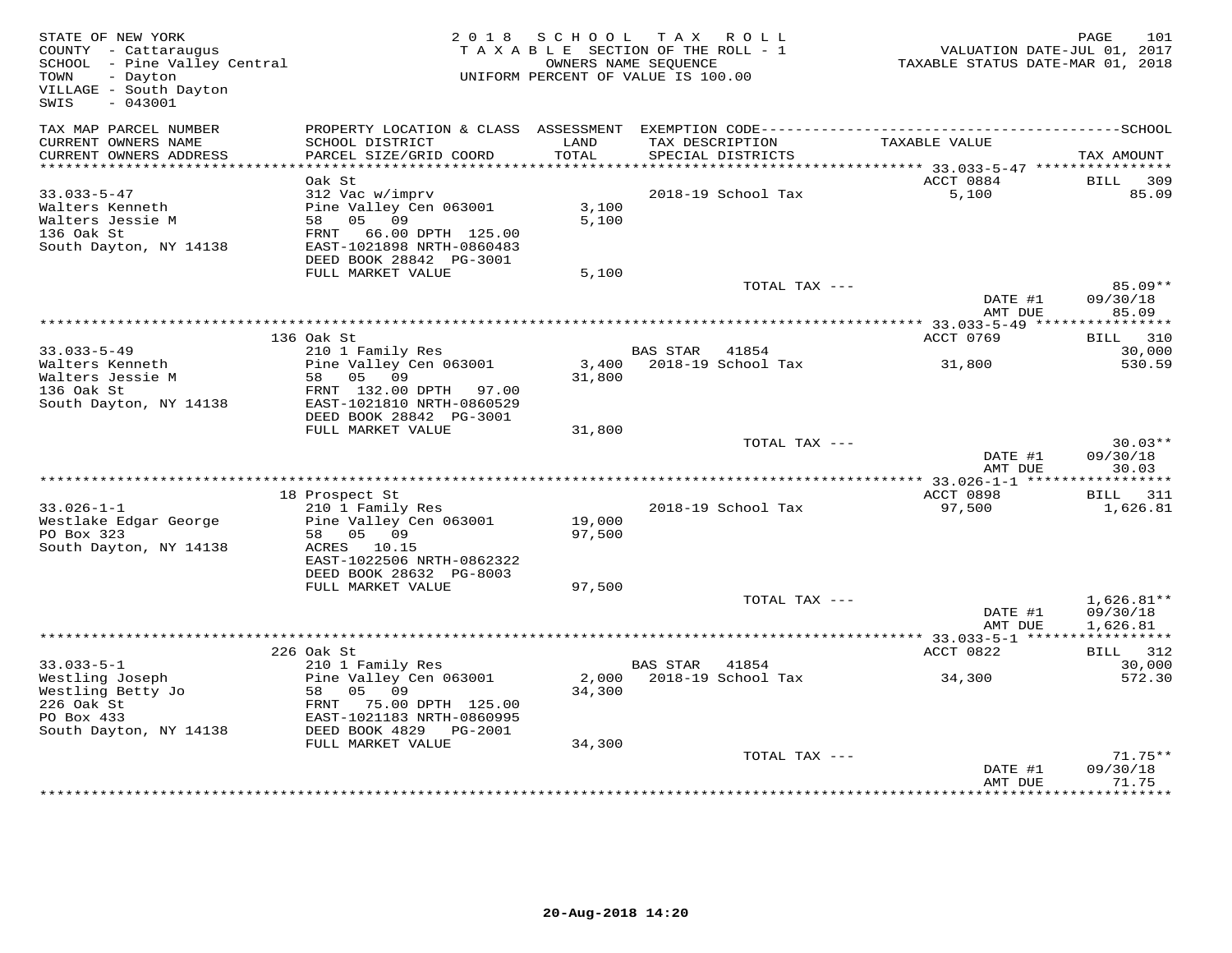STATE OF NEW YORK
COUNTY - Cattaraugus
SCHOOL - Pine Valley Central
TOWN - Dayton
VILLAGE - South Dayton
SWIS - 043001

2018 SCHOOL TAX ROLL
TAXABLE SECTION OF THE ROLL - 1
OWNERS NAME SEQUENCE
UNIFORM PERCENT OF VALUE IS 100.00

VALUATION DATE-JUL 01, 2017
TAXABLE STATUS DATE-MAR 01, 2018

| TAX MAP PARCEL NUMBER / CURRENT OWNERS NAME / CURRENT OWNERS ADDRESS | PROPERTY LOCATION & CLASS / SCHOOL DISTRICT / PARCEL SIZE/GRID COORD | ASSESSMENT LAND / TOTAL | EXEMPTION CODE / TAX DESCRIPTION / SPECIAL DISTRICTS | TAXABLE VALUE | TAX AMOUNT |
|---|---|---|---|---|---|
| 33.033-5-47 | Oak St | | | ACCT 0884 | BILL 309 |
| 33.033-5-47 | 312 Vac w/imprv | | 2018-19 School Tax | 5,100 | 85.09 |
| Walters Kenneth | Pine Valley Cen 063001 | 3,100 | | | |
| Walters Jessie M | 58 05 09 | 5,100 | | | |
| 136 Oak St | FRNT 66.00 DPTH 125.00 | | | | |
| South Dayton, NY 14138 | EAST-1021898 NRTH-0860483 | | | | |
| | DEED BOOK 28842 PG-3001 | | | | |
| | FULL MARKET VALUE | 5,100 | | | |
| | | | TOTAL TAX --- | | 85.09** |
| | | | | DATE #1 | 09/30/18 |
| | | | | AMT DUE | 85.09 |
| 33.033-5-49 | 136 Oak St | | | ACCT 0769 | BILL 310 |
| 33.033-5-49 | 210 1 Family Res | | BAS STAR 41854 | | 30,000 |
| Walters Kenneth | Pine Valley Cen 063001 | 3,400 | 2018-19 School Tax | 31,800 | 530.59 |
| Walters Jessie M | 58 05 09 | 31,800 | | | |
| 136 Oak St | FRNT 132.00 DPTH 97.00 | | | | |
| South Dayton, NY 14138 | EAST-1021810 NRTH-0860529 | | | | |
| | DEED BOOK 28842 PG-3001 | | | | |
| | FULL MARKET VALUE | 31,800 | | | |
| | | | TOTAL TAX --- | | 30.03** |
| | | | | DATE #1 | 09/30/18 |
| | | | | AMT DUE | 30.03 |
| 33.026-1-1 | 18 Prospect St | | | ACCT 0898 | BILL 311 |
| 33.026-1-1 | 210 1 Family Res | | 2018-19 School Tax | 97,500 | 1,626.81 |
| Westlake Edgar George | Pine Valley Cen 063001 | 19,000 | | | |
| PO Box 323 | 58 05 09 | 97,500 | | | |
| South Dayton, NY 14138 | ACRES 10.15 | | | | |
| | EAST-1022506 NRTH-0862322 | | | | |
| | DEED BOOK 28632 PG-8003 | | | | |
| | FULL MARKET VALUE | 97,500 | | | |
| | | | TOTAL TAX --- | | 1,626.81** |
| | | | | DATE #1 | 09/30/18 |
| | | | | AMT DUE | 1,626.81 |
| 33.033-5-1 | 226 Oak St | | | ACCT 0822 | BILL 312 |
| 33.033-5-1 | 210 1 Family Res | | BAS STAR 41854 | | 30,000 |
| Westling Joseph | Pine Valley Cen 063001 | 2,000 | 2018-19 School Tax | 34,300 | 572.30 |
| Westling Betty Jo | 58 05 09 | 34,300 | | | |
| 226 Oak St | FRNT 75.00 DPTH 125.00 | | | | |
| PO Box 433 | EAST-1021183 NRTH-0860995 | | | | |
| South Dayton, NY 14138 | DEED BOOK 4829 PG-2001 | | | | |
| | FULL MARKET VALUE | 34,300 | | | |
| | | | TOTAL TAX --- | | 71.75** |
| | | | | DATE #1 | 09/30/18 |
| | | | | AMT DUE | 71.75 |

20-Aug-2018 14:20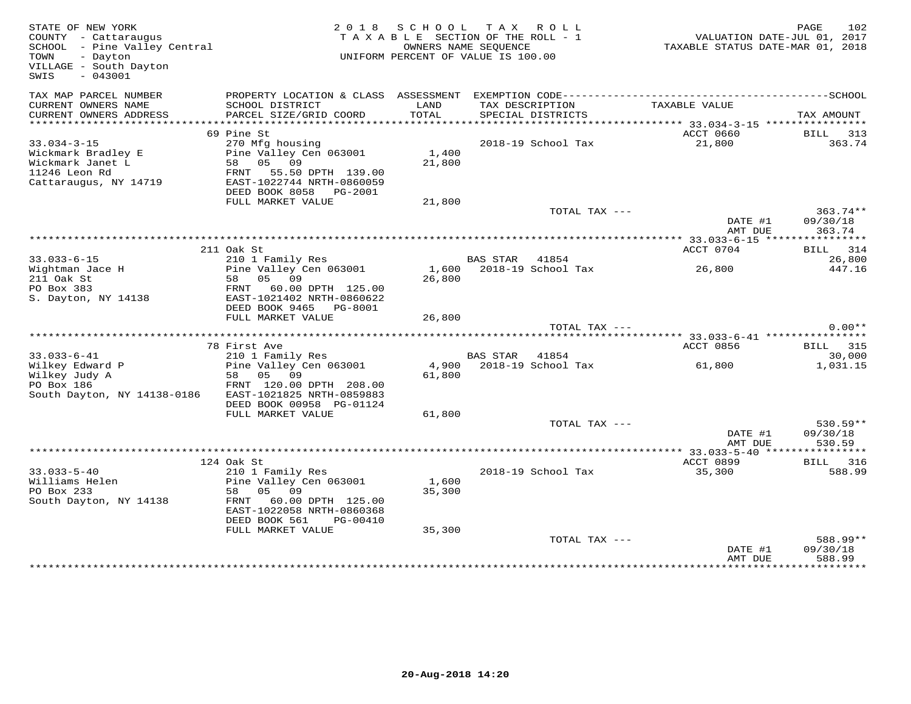STATE OF NEW YORK
COUNTY - Cattaraugus
SCHOOL - Pine Valley Central
TOWN - Dayton
VILLAGE - South Dayton
SWIS - 043001

2018 SCHOOL TAX ROLL
TAXABLE SECTION OF THE ROLL - 1
OWNERS NAME SEQUENCE
UNIFORM PERCENT OF VALUE IS 100.00

VALUATION DATE-JUL 01, 2017
TAXABLE STATUS DATE-MAR 01, 2018

| TAX MAP PARCEL NUMBER / CURRENT OWNERS NAME / CURRENT OWNERS ADDRESS | PROPERTY LOCATION & CLASS / SCHOOL DISTRICT / PARCEL SIZE/GRID COORD | ASSESSMENT LAND / TOTAL | EXEMPTION CODE / TAX DESCRIPTION / SPECIAL DISTRICTS | TAXABLE VALUE | SCHOOL / TAX AMOUNT |
|---|---|---|---|---|---|
| **33.034-3-15** | 69 Pine St | | | ACCT 0660 | BILL 313 |
| 33.034-3-15 | 270 Mfg housing | | 2018-19 School Tax | 21,800 | 363.74 |
| Wickmark Bradley E | Pine Valley Cen 063001 | 1,400 | | | |
| Wickmark Janet L | 58 05 09 | 21,800 | | | |
| 11246 Leon Rd | FRNT 55.50 DPTH 139.00 | | | | |
| Cattaraugus, NY 14719 | EAST-1022744 NRTH-0860059 | | | | |
| | DEED BOOK 8058 PG-2001 | | | | |
| | FULL MARKET VALUE | 21,800 | | | |
| | | | TOTAL TAX --- | | 363.74** |
| | | | | DATE #1 | 09/30/18 |
| | | | | AMT DUE | 363.74 |
| **33.033-6-15** | 211 Oak St | | | ACCT 0704 | BILL 314 |
| 33.033-6-15 | 210 1 Family Res | | BAS STAR 41854 | | 26,800 |
| Wightman Jace H | Pine Valley Cen 063001 | 1,600 | 2018-19 School Tax | 26,800 | 447.16 |
| 211 Oak St | 58 05 09 | 26,800 | | | |
| PO Box 383 | FRNT 60.00 DPTH 125.00 | | | | |
| S. Dayton, NY 14138 | EAST-1021402 NRTH-0860622 | | | | |
| | DEED BOOK 9465 PG-8001 | | | | |
| | FULL MARKET VALUE | 26,800 | | | |
| | | | TOTAL TAX --- | | 0.00** |
| **33.033-6-41** | 78 First Ave | | | ACCT 0856 | BILL 315 |
| 33.033-6-41 | 210 1 Family Res | | BAS STAR 41854 | | 30,000 |
| Wilkey Edward P | Pine Valley Cen 063001 | 4,900 | 2018-19 School Tax | 61,800 | 1,031.15 |
| Wilkey Judy A | 58 05 09 | 61,800 | | | |
| PO Box 186 | FRNT 120.00 DPTH 208.00 | | | | |
| South Dayton, NY 14138-0186 | EAST-1021825 NRTH-0859883 | | | | |
| | DEED BOOK 00958 PG-01124 | | | | |
| | FULL MARKET VALUE | 61,800 | | | |
| | | | TOTAL TAX --- | | 530.59** |
| | | | | DATE #1 | 09/30/18 |
| | | | | AMT DUE | 530.59 |
| **33.033-5-40** | 124 Oak St | | | ACCT 0899 | BILL 316 |
| 33.033-5-40 | 210 1 Family Res | | 2018-19 School Tax | 35,300 | 588.99 |
| Williams Helen | Pine Valley Cen 063001 | 1,600 | | | |
| PO Box 233 | 58 05 09 | 35,300 | | | |
| South Dayton, NY 14138 | FRNT 60.00 DPTH 125.00 | | | | |
| | EAST-1022058 NRTH-0860368 | | | | |
| | DEED BOOK 561 PG-00410 | | | | |
| | FULL MARKET VALUE | 35,300 | | | |
| | | | TOTAL TAX --- | | 588.99** |
| | | | | DATE #1 | 09/30/18 |
| | | | | AMT DUE | 588.99 |

20-Aug-2018 14:20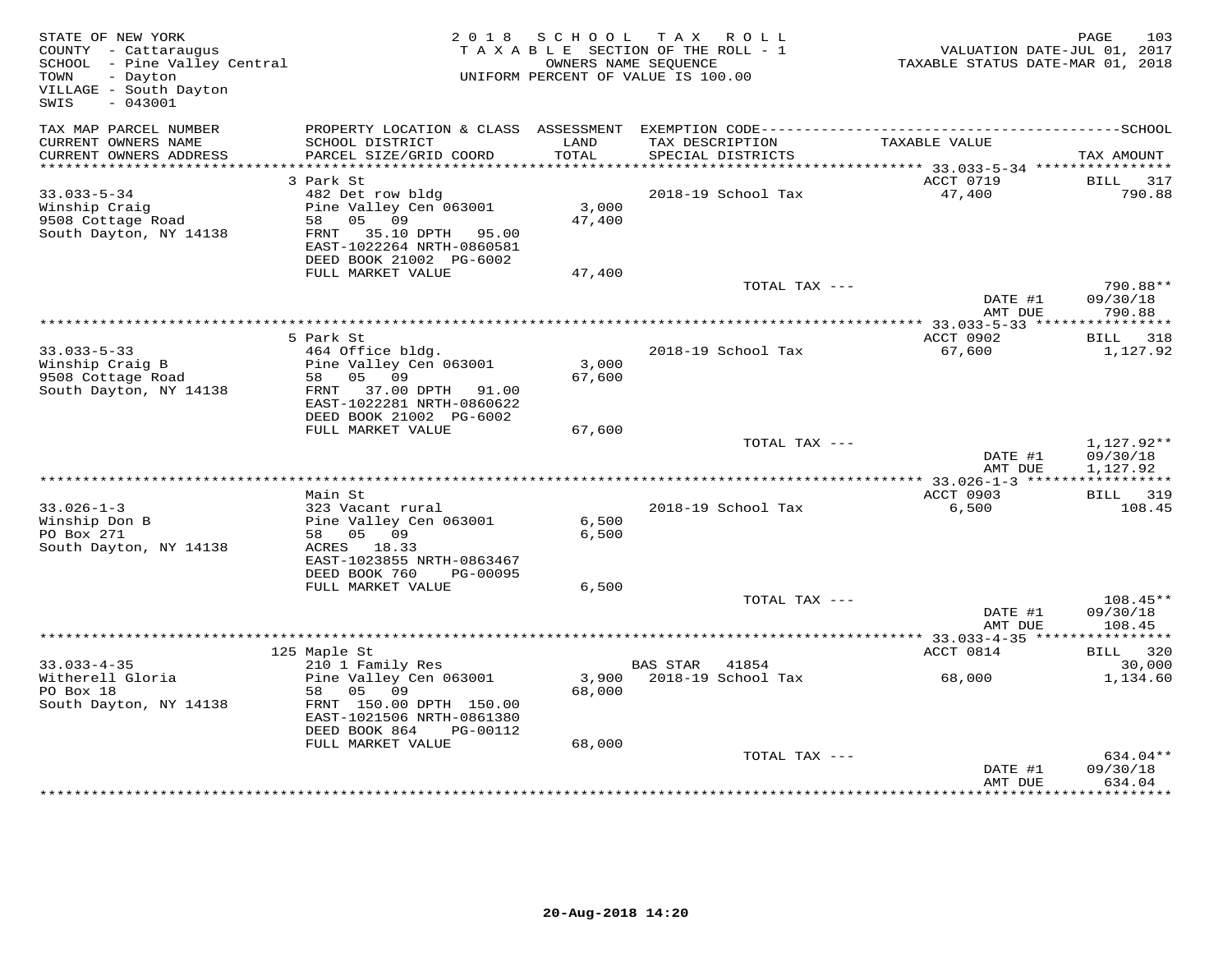STATE OF NEW YORK
COUNTY - Cattaraugus
SCHOOL - Pine Valley Central
TOWN - Dayton
VILLAGE - South Dayton
SWIS - 043001

2018 SCHOOL TAX ROLL
TAXABLE SECTION OF THE ROLL - 1
OWNERS NAME SEQUENCE
UNIFORM PERCENT OF VALUE IS 100.00

VALUATION DATE-JUL 01, 2017
TAXABLE STATUS DATE-MAR 01, 2018

| TAX MAP PARCEL NUMBER / CURRENT OWNERS NAME / CURRENT OWNERS ADDRESS | PROPERTY LOCATION & CLASS / SCHOOL DISTRICT / PARCEL SIZE/GRID COORD | ASSESSMENT LAND / TOTAL | EXEMPTION CODE / TAX DESCRIPTION / SPECIAL DISTRICTS | TAXABLE VALUE | TAX AMOUNT |
|---|---|---|---|---|---|
| | 3 Park St | | | ACCT 0719 | BILL 317 |
| 33.033-5-34 | 482 Det row bldg | | 2018-19 School Tax | 47,400 | 790.88 |
| Winship Craig | Pine Valley Cen 063001 | 3,000 | | | |
| 9508 Cottage Road | 58 05 09 | 47,400 | | | |
| South Dayton, NY 14138 | FRNT 35.10 DPTH 95.00 | | | | |
| | EAST-1022264 NRTH-0860581 | | | | |
| | DEED BOOK 21002 PG-6002 | | | | |
| | FULL MARKET VALUE | 47,400 | | | |
| | | | TOTAL TAX --- | | 790.88** |
| | | | | DATE #1 | 09/30/18 |
| | | | | AMT DUE | 790.88 |
| | 5 Park St | | | ACCT 0902 | BILL 318 |
| 33.033-5-33 | 464 Office bldg. | | 2018-19 School Tax | 67,600 | 1,127.92 |
| Winship Craig B | Pine Valley Cen 063001 | 3,000 | | | |
| 9508 Cottage Road | 58 05 09 | 67,600 | | | |
| South Dayton, NY 14138 | FRNT 37.00 DPTH 91.00 | | | | |
| | EAST-1022281 NRTH-0860622 | | | | |
| | DEED BOOK 21002 PG-6002 | | | | |
| | FULL MARKET VALUE | 67,600 | | | |
| | | | TOTAL TAX --- | | 1,127.92** |
| | | | | DATE #1 | 09/30/18 |
| | | | | AMT DUE | 1,127.92 |
| | Main St | | | ACCT 0903 | BILL 319 |
| 33.026-1-3 | 323 Vacant rural | | 2018-19 School Tax | 6,500 | 108.45 |
| Winship Don B | Pine Valley Cen 063001 | 6,500 | | | |
| PO Box 271 | 58 05 09 | 6,500 | | | |
| South Dayton, NY 14138 | ACRES 18.33 | | | | |
| | EAST-1023855 NRTH-0863467 | | | | |
| | DEED BOOK 760 PG-00095 | | | | |
| | FULL MARKET VALUE | 6,500 | | | |
| | | | TOTAL TAX --- | | 108.45** |
| | | | | DATE #1 | 09/30/18 |
| | | | | AMT DUE | 108.45 |
| | 125 Maple St | | | ACCT 0814 | BILL 320 |
| 33.033-4-35 | 210 1 Family Res | | BAS STAR 41854 | | 30,000 |
| Witherell Gloria | Pine Valley Cen 063001 | 3,900 | 2018-19 School Tax | 68,000 | 1,134.60 |
| PO Box 18 | 58 05 09 | 68,000 | | | |
| South Dayton, NY 14138 | FRNT 150.00 DPTH 150.00 | | | | |
| | EAST-1021506 NRTH-0861380 | | | | |
| | DEED BOOK 864 PG-00112 | | | | |
| | FULL MARKET VALUE | 68,000 | | | |
| | | | TOTAL TAX --- | | 634.04** |
| | | | | DATE #1 | 09/30/18 |
| | | | | AMT DUE | 634.04 |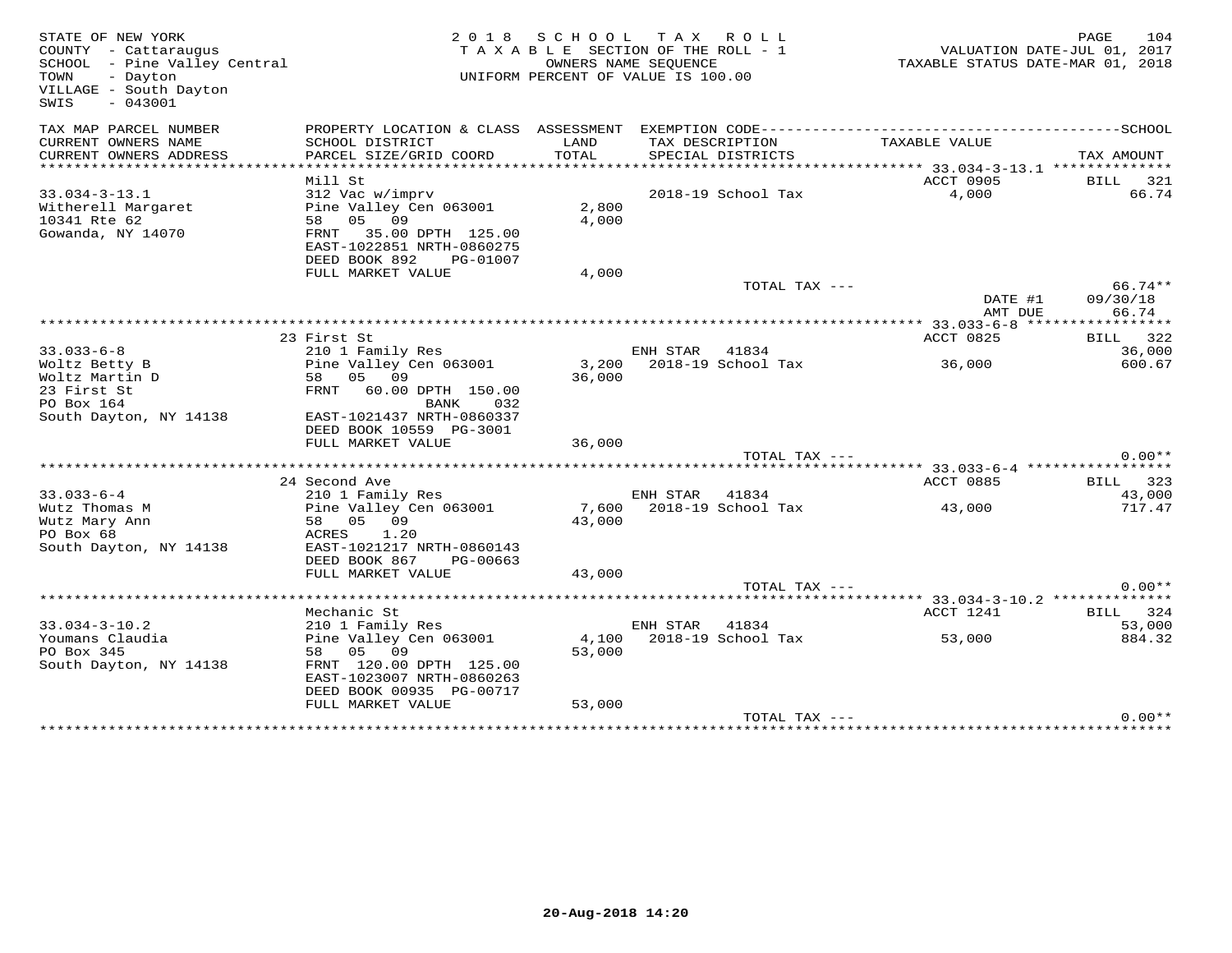STATE OF NEW YORK
COUNTY - Cattaraugus
SCHOOL - Pine Valley Central
TOWN - Dayton
VILLAGE - South Dayton
SWIS - 043001

2018 SCHOOL TAX ROLL
TAXABLE SECTION OF THE ROLL - 1
OWNERS NAME SEQUENCE
UNIFORM PERCENT OF VALUE IS 100.00

VALUATION DATE-JUL 01, 2017
TAXABLE STATUS DATE-MAR 01, 2018

| TAX MAP PARCEL NUMBER / CURRENT OWNERS NAME / CURRENT OWNERS ADDRESS | PROPERTY LOCATION & CLASS / SCHOOL DISTRICT / PARCEL SIZE/GRID COORD | ASSESSMENT LAND / TOTAL | EXEMPTION CODE / TAX DESCRIPTION / SPECIAL DISTRICTS | TAXABLE VALUE | TAX AMOUNT |
|---|---|---|---|---|---|
| | Mill St | | | ACCT 0905 | BILL 321 |
| 33.034-3-13.1 | 312 Vac w/imprv | | 2018-19 School Tax | 4,000 | 66.74 |
| Witherell Margaret | Pine Valley Cen 063001 | 2,800 | | | |
| 10341 Rte 62 | 58 05 09 | 4,000 | | | |
| Gowanda, NY 14070 | FRNT 35.00 DPTH 125.00 | | | | |
| | EAST-1022851 NRTH-0860275 | | | | |
| | DEED BOOK 892 PG-01007 | | | | |
| | FULL MARKET VALUE | 4,000 | | | |
| | | | TOTAL TAX --- | | 66.74** |
| | | | | DATE #1 | 09/30/18 |
| | | | | AMT DUE | 66.74 |
| | 23 First St | | | ACCT 0825 | BILL 322 |
| 33.033-6-8 | 210 1 Family Res | | ENH STAR 41834 | | 36,000 |
| Woltz Betty B | Pine Valley Cen 063001 | 3,200 | 2018-19 School Tax | 36,000 | 600.67 |
| Woltz Martin D | 58 05 09 | 36,000 | | | |
| 23 First St | FRNT 60.00 DPTH 150.00 | | | | |
| PO Box 164 | BANK 032 | | | | |
| South Dayton, NY 14138 | EAST-1021437 NRTH-0860337 | | | | |
| | DEED BOOK 10559 PG-3001 | | | | |
| | FULL MARKET VALUE | 36,000 | | | |
| | | | TOTAL TAX --- | | 0.00** |
| | 24 Second Ave | | | ACCT 0885 | BILL 323 |
| 33.033-6-4 | 210 1 Family Res | | ENH STAR 41834 | | 43,000 |
| Wutz Thomas M | Pine Valley Cen 063001 | 7,600 | 2018-19 School Tax | 43,000 | 717.47 |
| Wutz Mary Ann | 58 05 09 | 43,000 | | | |
| PO Box 68 | ACRES 1.20 | | | | |
| South Dayton, NY 14138 | EAST-1021217 NRTH-0860143 | | | | |
| | DEED BOOK 867 PG-00663 | | | | |
| | FULL MARKET VALUE | 43,000 | | | |
| | | | TOTAL TAX --- | | 0.00** |
| | Mechanic St | | | ACCT 1241 | BILL 324 |
| 33.034-3-10.2 | 210 1 Family Res | | ENH STAR 41834 | | 53,000 |
| Youmans Claudia | Pine Valley Cen 063001 | 4,100 | 2018-19 School Tax | 53,000 | 884.32 |
| PO Box 345 | 58 05 09 | 53,000 | | | |
| South Dayton, NY 14138 | FRNT 120.00 DPTH 125.00 | | | | |
| | EAST-1023007 NRTH-0860263 | | | | |
| | DEED BOOK 00935 PG-00717 | | | | |
| | FULL MARKET VALUE | 53,000 | | | |
| | | | TOTAL TAX --- | | 0.00** |

20-Aug-2018 14:20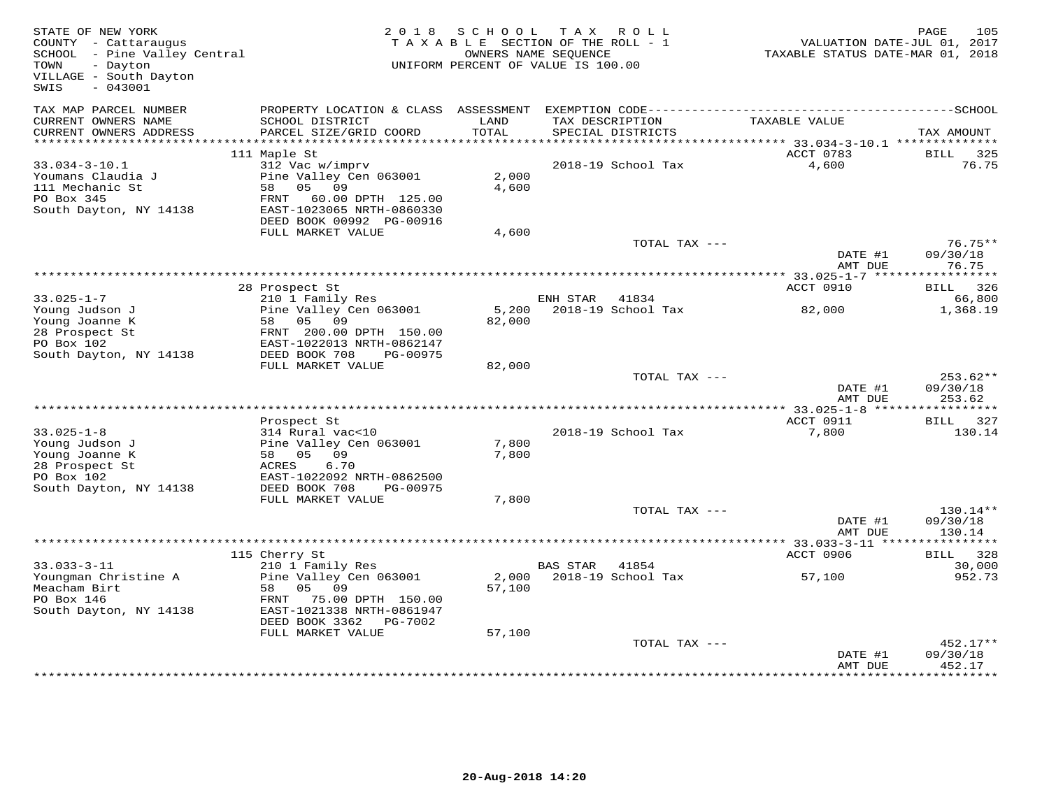STATE OF NEW YORK
COUNTY - Cattaraugus
SCHOOL - Pine Valley Central
TOWN - Dayton
VILLAGE - South Dayton
SWIS - 043001

2018 SCHOOL TAX ROLL
TAXABLE SECTION OF THE ROLL - 1
OWNERS NAME SEQUENCE
UNIFORM PERCENT OF VALUE IS 100.00

VALUATION DATE-JUL 01, 2017
TAXABLE STATUS DATE-MAR 01, 2018

| TAX MAP PARCEL NUMBER / CURRENT OWNERS NAME / CURRENT OWNERS ADDRESS | PROPERTY LOCATION & CLASS / SCHOOL DISTRICT / PARCEL SIZE/GRID COORD | ASSESSMENT LAND / TOTAL | EXEMPTION CODE / TAX DESCRIPTION / SPECIAL DISTRICTS | TAXABLE VALUE | TAX AMOUNT |
|---|---|---|---|---|---|
| 33.034-3-10.1 | 111 Maple St | | | ACCT 0783 | BILL 325 |
| Youmans Claudia J | 312 Vac w/imprv | | 2018-19 School Tax | 4,600 | 76.75 |
| 111 Mechanic St | Pine Valley Cen 063001 | 2,000 | | | |
| PO Box 345 | 58 05 09 | 4,600 | | | |
| South Dayton, NY 14138 | FRNT 60.00 DPTH 125.00 | | | | |
| | EAST-1023065 NRTH-0860330 | | | | |
| | DEED BOOK 00992 PG-00916 | | | | |
| | FULL MARKET VALUE | 4,600 | | | |
| | | | TOTAL TAX --- | | 76.75** |
| | | | | DATE #1 | 09/30/18 |
| | | | | AMT DUE | 76.75 |
| 33.025-1-7 | 28 Prospect St | | | ACCT 0910 | BILL 326 |
| Young Judson J | 210 1 Family Res | | ENH STAR 41834 | | 66,800 |
| Young Joanne K | Pine Valley Cen 063001 | 5,200 | 2018-19 School Tax | 82,000 | 1,368.19 |
| 28 Prospect St | 58 05 09 | 82,000 | | | |
| PO Box 102 | FRNT 200.00 DPTH 150.00 | | | | |
| South Dayton, NY 14138 | EAST-1022013 NRTH-0862147 | | | | |
| | DEED BOOK 708 PG-00975 | | | | |
| | FULL MARKET VALUE | 82,000 | | | |
| | | | TOTAL TAX --- | | 253.62** |
| | | | | DATE #1 | 09/30/18 |
| | | | | AMT DUE | 253.62 |
| 33.025-1-8 | Prospect St | | | ACCT 0911 | BILL 327 |
| Young Judson J | 314 Rural vac<10 | | 2018-19 School Tax | 7,800 | 130.14 |
| Young Joanne K | Pine Valley Cen 063001 | 7,800 | | | |
| 28 Prospect St | 58 05 09 | 7,800 | | | |
| PO Box 102 | ACRES 6.70 | | | | |
| South Dayton, NY 14138 | EAST-1022092 NRTH-0862500 | | | | |
| | DEED BOOK 708 PG-00975 | | | | |
| | FULL MARKET VALUE | 7,800 | | | |
| | | | TOTAL TAX --- | | 130.14** |
| | | | | DATE #1 | 09/30/18 |
| | | | | AMT DUE | 130.14 |
| 33.033-3-11 | 115 Cherry St | | | ACCT 0906 | BILL 328 |
| Youngman Christine A | 210 1 Family Res | | BAS STAR 41854 | | 30,000 |
| Meacham Birt | Pine Valley Cen 063001 | 2,000 | 2018-19 School Tax | 57,100 | 952.73 |
| PO Box 146 | 58 05 09 | 57,100 | | | |
| South Dayton, NY 14138 | FRNT 75.00 DPTH 150.00 | | | | |
| | EAST-1021338 NRTH-0861947 | | | | |
| | DEED BOOK 3362 PG-7002 | | | | |
| | FULL MARKET VALUE | 57,100 | | | |
| | | | TOTAL TAX --- | | 452.17** |
| | | | | DATE #1 | 09/30/18 |
| | | | | AMT DUE | 452.17 |

20-Aug-2018 14:20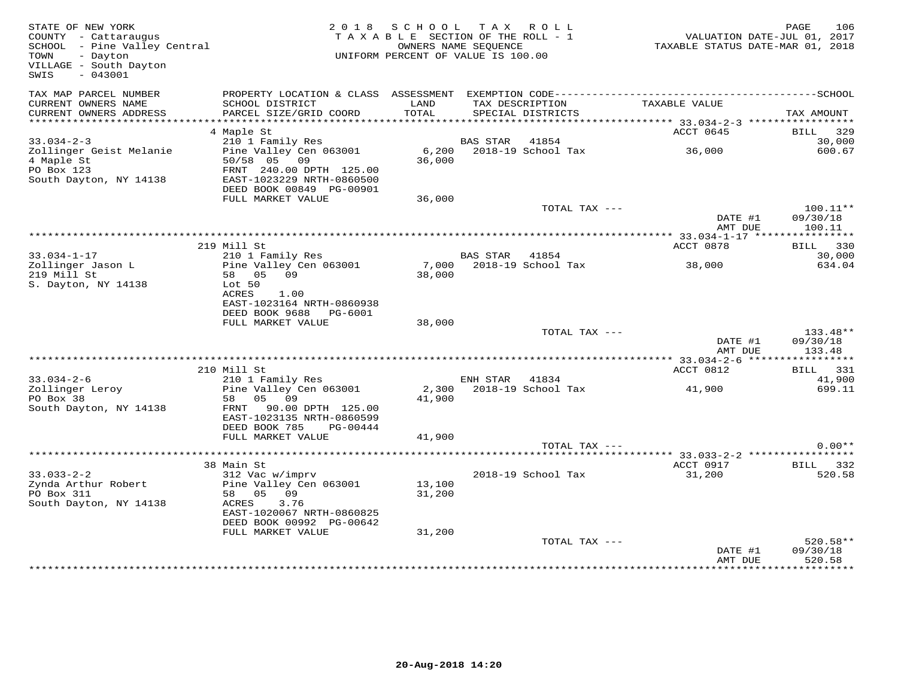STATE OF NEW YORK
COUNTY - Cattaraugus
SCHOOL - Pine Valley Central
TOWN - Dayton
VILLAGE - South Dayton
SWIS - 043001

2018 SCHOOL TAX ROLL
TAXABLE SECTION OF THE ROLL - 1
OWNERS NAME SEQUENCE
UNIFORM PERCENT OF VALUE IS 100.00

VALUATION DATE-JUL 01, 2017
TAXABLE STATUS DATE-MAR 01, 2018

| TAX MAP PARCEL NUMBER / CURRENT OWNERS NAME / CURRENT OWNERS ADDRESS | PROPERTY LOCATION & CLASS / SCHOOL DISTRICT / PARCEL SIZE/GRID COORD | ASSESSMENT LAND / TOTAL | EXEMPTION CODE / TAX DESCRIPTION / SPECIAL DISTRICTS | TAXABLE VALUE | SCHOOL TAX AMOUNT |
|---|---|---|---|---|---|
| **33.034-2-3** | 4 Maple St | | | ACCT 0645 | BILL 329 |
| Zollinger Geist Melanie | 210 1 Family Res | | BAS STAR 41854 | | 30,000 |
| 4 Maple St | Pine Valley Cen 063001 | 6,200 | 2018-19 School Tax | 36,000 | 600.67 |
| PO Box 123 | 50/58 05 09 | 36,000 | | | |
| South Dayton, NY 14138 | FRNT 240.00 DPTH 125.00 | | | | |
| | EAST-1023229 NRTH-0860500 | | | | |
| | DEED BOOK 00849 PG-00901 | | | | |
| | FULL MARKET VALUE | 36,000 | | | |
| | | | TOTAL TAX --- | | 100.11** |
| | | | | DATE #1 | 09/30/18 |
| | | | | AMT DUE | 100.11 |
| **33.034-1-17** | 219 Mill St | | | ACCT 0878 | BILL 330 |
| Zollinger Jason L | 210 1 Family Res | | BAS STAR 41854 | | 30,000 |
| 219 Mill St | Pine Valley Cen 063001 | 7,000 | 2018-19 School Tax | 38,000 | 634.04 |
| S. Dayton, NY 14138 | 58 05 09 | 38,000 | | | |
| | Lot 50 | | | | |
| | ACRES 1.00 | | | | |
| | EAST-1023164 NRTH-0860938 | | | | |
| | DEED BOOK 9688 PG-6001 | | | | |
| | FULL MARKET VALUE | 38,000 | | | |
| | | | TOTAL TAX --- | | 133.48** |
| | | | | DATE #1 | 09/30/18 |
| | | | | AMT DUE | 133.48 |
| **33.034-2-6** | 210 Mill St | | | ACCT 0812 | BILL 331 |
| Zollinger Leroy | 210 1 Family Res | | ENH STAR 41834 | | 41,900 |
| PO Box 38 | Pine Valley Cen 063001 | 2,300 | 2018-19 School Tax | 41,900 | 699.11 |
| South Dayton, NY 14138 | 58 05 09 | 41,900 | | | |
| | FRNT 90.00 DPTH 125.00 | | | | |
| | EAST-1023135 NRTH-0860599 | | | | |
| | DEED BOOK 785 PG-00444 | | | | |
| | FULL MARKET VALUE | 41,900 | | | |
| | | | TOTAL TAX --- | | 0.00** |
| **33.033-2-2** | 38 Main St | | | ACCT 0917 | BILL 332 |
| Zynda Arthur Robert | 312 Vac w/imprv | | 2018-19 School Tax | 31,200 | 520.58 |
| PO Box 311 | Pine Valley Cen 063001 | 13,100 | | | |
| South Dayton, NY 14138 | 58 05 09 | 31,200 | | | |
| | ACRES 3.76 | | | | |
| | EAST-1020067 NRTH-0860825 | | | | |
| | DEED BOOK 00992 PG-00642 | | | | |
| | FULL MARKET VALUE | 31,200 | | | |
| | | | TOTAL TAX --- | | 520.58** |
| | | | | DATE #1 | 09/30/18 |
| | | | | AMT DUE | 520.58 |

20-Aug-2018 14:20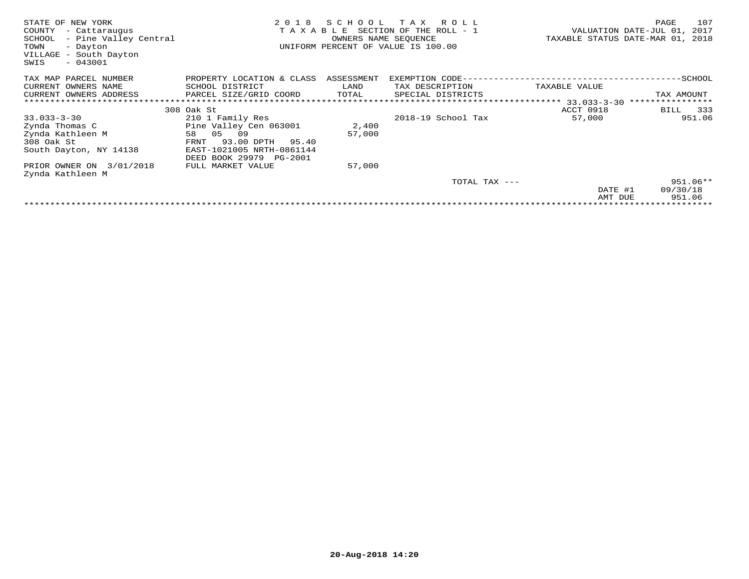STATE OF NEW YORK
COUNTY - Cattaraugus
SCHOOL - Pine Valley Central
TOWN - Dayton
VILLAGE - South Dayton
SWIS - 043001

2 0 1 8 S C H O O L T A X R O L L
T A X A B L E SECTION OF THE ROLL - 1
OWNERS NAME SEQUENCE
UNIFORM PERCENT OF VALUE IS 100.00

VALUATION DATE-JUL 01, 2017
TAXABLE STATUS DATE-MAR 01, 2018

| TAX MAP PARCEL NUMBER / CURRENT OWNERS NAME / CURRENT OWNERS ADDRESS | PROPERTY LOCATION & CLASS / SCHOOL DISTRICT / PARCEL SIZE/GRID COORD | ASSESSMENT LAND / TOTAL | EXEMPTION CODE / TAX DESCRIPTION / SPECIAL DISTRICTS | TAXABLE VALUE | SCHOOL TAX AMOUNT |
|---|---|---|---|---|---|
| | 308 Oak St | | | ACCT 0918 | BILL 333 |
| 33.033-3-30 | 210 1 Family Res | | 2018-19 School Tax | 57,000 | 951.06 |
| Zynda Thomas C | Pine Valley Cen 063001 | 2,400 | | | |
| Zynda Kathleen M | 58 05 09 | 57,000 | | | |
| 308 Oak St | FRNT 93.00 DPTH 95.40 | | | | |
| South Dayton, NY 14138 | EAST-1021005 NRTH-0861144 | | | | |
| | DEED BOOK 29979 PG-2001 | | | | |
| PRIOR OWNER ON 3/01/2018 | FULL MARKET VALUE | 57,000 | | | |
| Zynda Kathleen M | | | | | |
| | | | TOTAL TAX --- | | 951.06** |
| | | | | DATE #1 | 09/30/18 |
| | | | | AMT DUE | 951.06 |

20-Aug-2018 14:20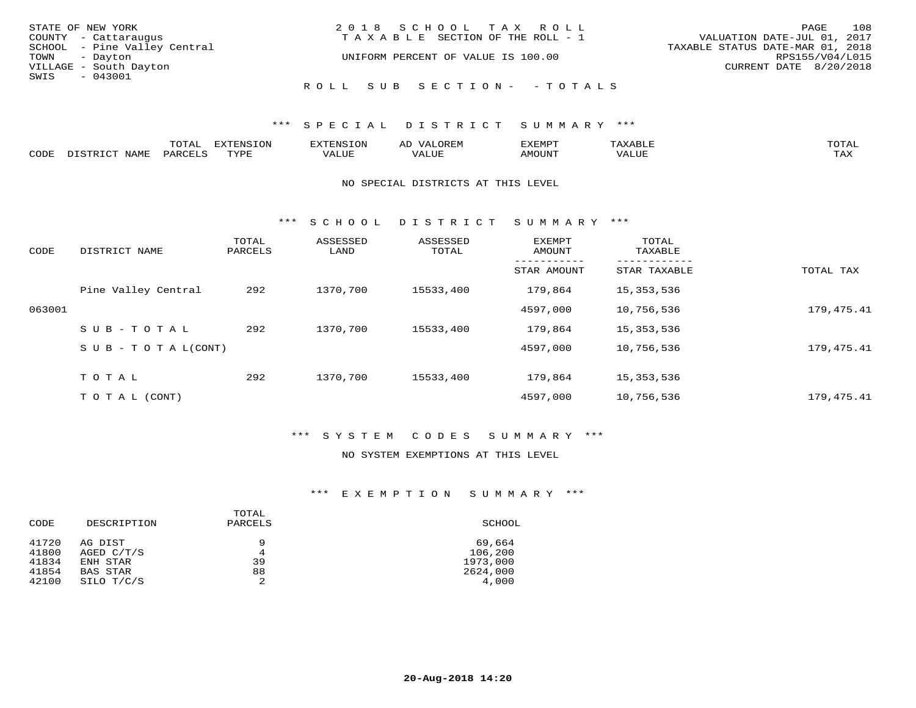STATE OF NEW YORK
COUNTY - Cattaraugus
SCHOOL - Pine Valley Central
TOWN - Dayton
VILLAGE - South Dayton
SWIS - 043001

2 0 1 8 S C H O O L T A X R O L L
T A X A B L E SECTION OF THE ROLL - 1
UNIFORM PERCENT OF VALUE IS 100.00

VALUATION DATE-JUL 01, 2017
TAXABLE STATUS DATE-MAR 01, 2018
RPS155/V04/L015
CURRENT DATE 8/20/2018

R O L L S U B S E C T I O N - - T O T A L S

## *** S P E C I A L D I S T R I C T S U M M A R Y ***

| CODE | DISTRICT NAME | TOTAL PARCELS | EXTENSION TYPE | EXTENSION VALUE | AD VALOREM VALUE | EXEMPT AMOUNT | TAXABLE VALUE | TOTAL TAX |
|---|---|---|---|---|---|---|---|---|

NO SPECIAL DISTRICTS AT THIS LEVEL

## *** S C H O O L D I S T R I C T S U M M A R Y ***

| CODE | DISTRICT NAME | TOTAL PARCELS | ASSESSED LAND | ASSESSED TOTAL | EXEMPT AMOUNT / STAR AMOUNT | TOTAL TAXABLE / STAR TAXABLE | TOTAL TAX |
|---|---|---|---|---|---|---|---|
| | Pine Valley Central | 292 | 1370,700 | 15533,400 | 179,864 | 15,353,536 | |
| 063001 | | | | | 4597,000 | 10,756,536 | 179,475.41 |
| | S U B - T O T A L | 292 | 1370,700 | 15533,400 | 179,864 | 15,353,536 | |
| | S U B - T O T A L(CONT) | | | | 4597,000 | 10,756,536 | 179,475.41 |
| | T O T A L | 292 | 1370,700 | 15533,400 | 179,864 | 15,353,536 | |
| | T O T A L (CONT) | | | | 4597,000 | 10,756,536 | 179,475.41 |

## *** S Y S T E M C O D E S S U M M A R Y ***

NO SYSTEM EXEMPTIONS AT THIS LEVEL

## *** E X E M P T I O N S U M M A R Y ***

| CODE | DESCRIPTION | TOTAL PARCELS | SCHOOL |
|---|---|---|---|
| 41720 | AG DIST | 9 | 69,664 |
| 41800 | AGED C/T/S | 4 | 106,200 |
| 41834 | ENH STAR | 39 | 1973,000 |
| 41854 | BAS STAR | 88 | 2624,000 |
| 42100 | SILO T/C/S | 2 | 4,000 |

20-Aug-2018 14:20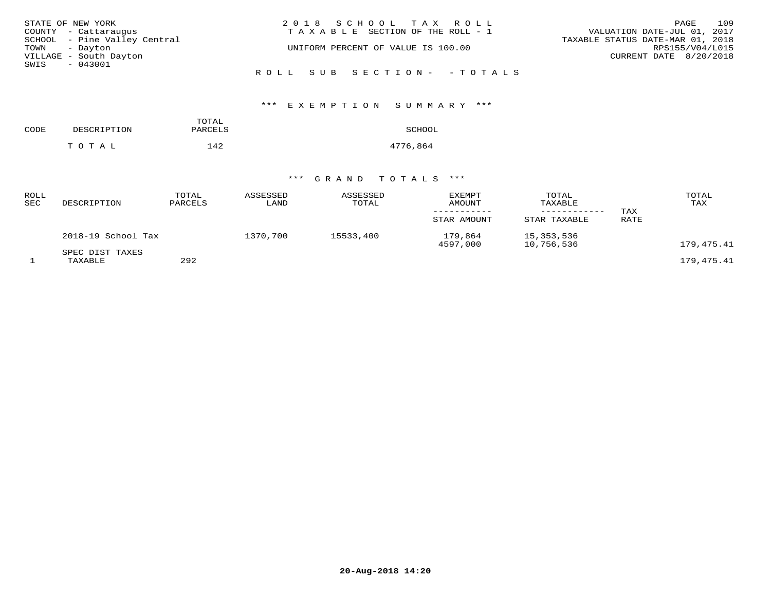STATE OF NEW YORK
COUNTY - Cattaraugus
SCHOOL - Pine Valley Central
TOWN - Dayton
VILLAGE - South Dayton
SWIS - 043001

2018 SCHOOL TAX ROLL
TAXABLE SECTION OF THE ROLL - 1
UNIFORM PERCENT OF VALUE IS 100.00

VALUATION DATE-JUL 01, 2017
TAXABLE STATUS DATE-MAR 01, 2018
RPS155/V04/L015
CURRENT DATE 8/20/2018

ROLL SUB SECTION- - TOTALS

### *** EXEMPTION SUMMARY ***

| CODE | DESCRIPTION | TOTAL PARCELS | SCHOOL |
|---|---|---|---|
| | TOTAL | 142 | 4776,864 |

### *** GRAND TOTALS ***

| ROLL SEC | DESCRIPTION | TOTAL PARCELS | ASSESSED LAND | ASSESSED TOTAL | EXEMPT AMOUNT / STAR AMOUNT | TOTAL TAXABLE / STAR TAXABLE | TAX RATE | TOTAL TAX |
|---|---|---|---|---|---|---|---|---|
| | 2018-19 School Tax | | 1370,700 | 15533,400 | 179,864 | 15,353,536 | | |
| | | | | | 4597,000 | 10,756,536 | | 179,475.41 |
| | SPEC DIST TAXES | | | | | | | |
| 1 | TAXABLE | 292 | | | | | | 179,475.41 |

20-Aug-2018 14:20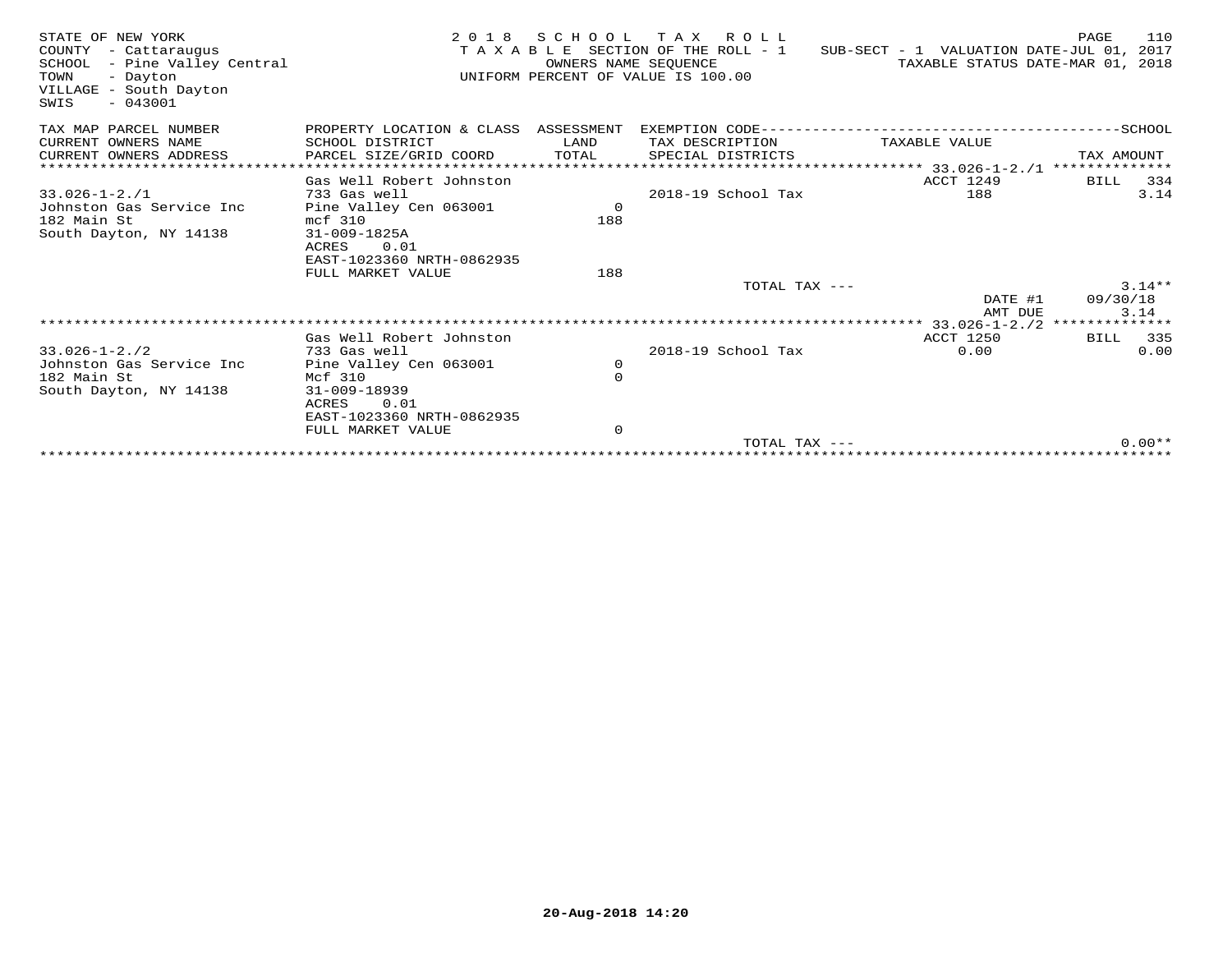STATE OF NEW YORK
COUNTY - Cattaraugus
SCHOOL - Pine Valley Central
TOWN - Dayton
VILLAGE - South Dayton
SWIS - 043001

2018 SCHOOL TAX ROLL
TAXABLE SECTION OF THE ROLL - 1
OWNERS NAME SEQUENCE
UNIFORM PERCENT OF VALUE IS 100.00

SUB-SECT - 1 VALUATION DATE-JUL 01, 2017
TAXABLE STATUS DATE-MAR 01, 2018

| TAX MAP PARCEL NUMBER / CURRENT OWNERS NAME / CURRENT OWNERS ADDRESS | PROPERTY LOCATION & CLASS / SCHOOL DISTRICT / PARCEL SIZE/GRID COORD | ASSESSMENT LAND / TOTAL | EXEMPTION CODE / TAX DESCRIPTION / SPECIAL DISTRICTS | TAXABLE VALUE | SCHOOL TAX AMOUNT |
|---|---|---|---|---|---|
| **33.026-1-2./1** | Gas Well Robert Johnston | | | ACCT 1249 | BILL 334 |
| 33.026-1-2./1 | 733 Gas well | | 2018-19 School Tax | 188 | 3.14 |
| Johnston Gas Service Inc | Pine Valley Cen 063001 | 0 | | | |
| 182 Main St | mcf 310 | 188 | | | |
| South Dayton, NY 14138 | 31-009-1825A | | | | |
| | ACRES 0.01 | | | | |
| | EAST-1023360 NRTH-0862935 | | | | |
| | FULL MARKET VALUE | 188 | | | |
| | | | TOTAL TAX --- | | 3.14** |
| | | | | DATE #1 | 09/30/18 |
| | | | | AMT DUE | 3.14 |
| **33.026-1-2./2** | Gas Well Robert Johnston | | | ACCT 1250 | BILL 335 |
| 33.026-1-2./2 | 733 Gas well | | 2018-19 School Tax | 0.00 | 0.00 |
| Johnston Gas Service Inc | Pine Valley Cen 063001 | 0 | | | |
| 182 Main St | Mcf 310 | 0 | | | |
| South Dayton, NY 14138 | 31-009-18939 | | | | |
| | ACRES 0.01 | | | | |
| | EAST-1023360 NRTH-0862935 | | | | |
| | FULL MARKET VALUE | 0 | | | |
| | | | TOTAL TAX --- | | 0.00** |

20-Aug-2018 14:20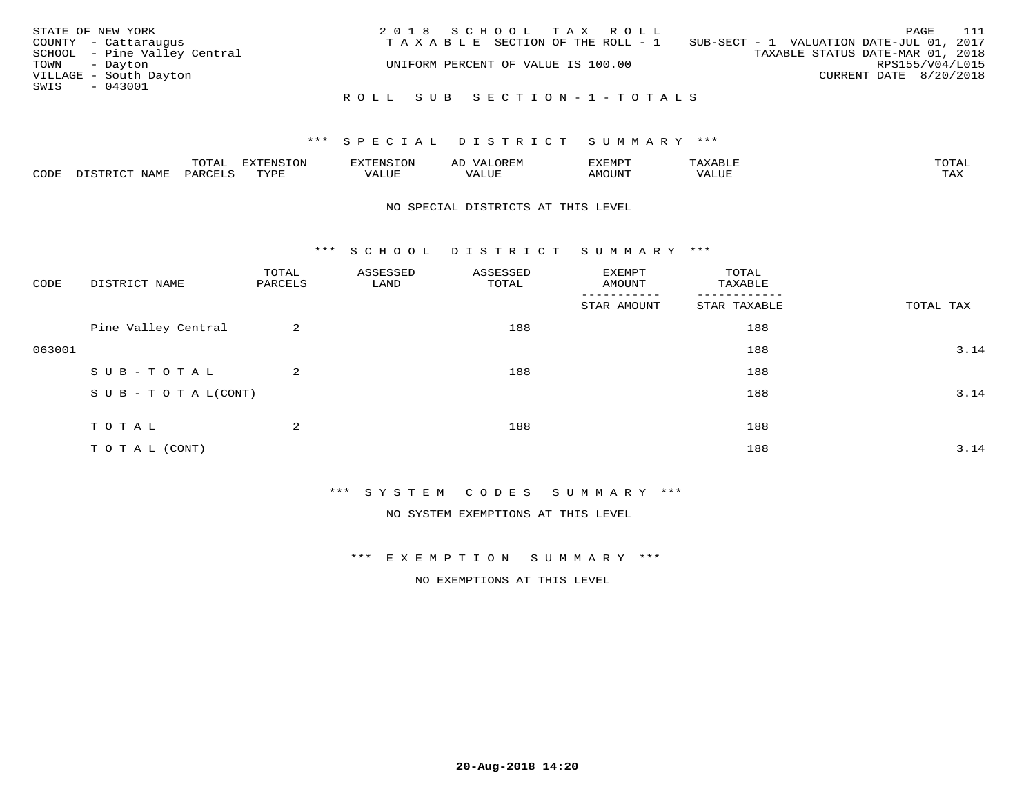STATE OF NEW YORK
COUNTY - Cattaraugus
SCHOOL - Pine Valley Central
TOWN - Dayton
VILLAGE - South Dayton
SWIS - 043001

2018 SCHOOL TAX ROLL
TAXABLE SECTION OF THE ROLL - 1
UNIFORM PERCENT OF VALUE IS 100.00

SUB-SECT - 1 VALUATION DATE-JUL 01, 2017
TAXABLE STATUS DATE-MAR 01, 2018
RPS155/V04/L015
CURRENT DATE 8/20/2018

## ROLL SUB SECTION - 1 - TOTALS

### *** SPECIAL DISTRICT SUMMARY ***

| CODE | DISTRICT NAME | TOTAL PARCELS | EXTENSION TYPE | EXTENSION VALUE | AD VALOREM VALUE | EXEMPT AMOUNT | TAXABLE VALUE | TOTAL TAX |
|---|---|---|---|---|---|---|---|---|

NO SPECIAL DISTRICTS AT THIS LEVEL

### *** SCHOOL DISTRICT SUMMARY ***

| CODE | DISTRICT NAME | TOTAL PARCELS | ASSESSED LAND | ASSESSED TOTAL | EXEMPT AMOUNT / STAR AMOUNT | TOTAL TAXABLE / STAR TAXABLE | TOTAL TAX |
|---|---|---|---|---|---|---|---|
| | Pine Valley Central | 2 | | 188 | | 188 | |
| 063001 | | | | | | 188 | 3.14 |
| | SUB-TOTAL | 2 | | 188 | | 188 | |
| | SUB-TOTAL(CONT) | | | | | 188 | 3.14 |
| | TOTAL | 2 | | 188 | | 188 | |
| | TOTAL (CONT) | | | | | 188 | 3.14 |

### *** SYSTEM CODES SUMMARY ***

NO SYSTEM EXEMPTIONS AT THIS LEVEL

### *** EXEMPTION SUMMARY ***

NO EXEMPTIONS AT THIS LEVEL

20-Aug-2018 14:20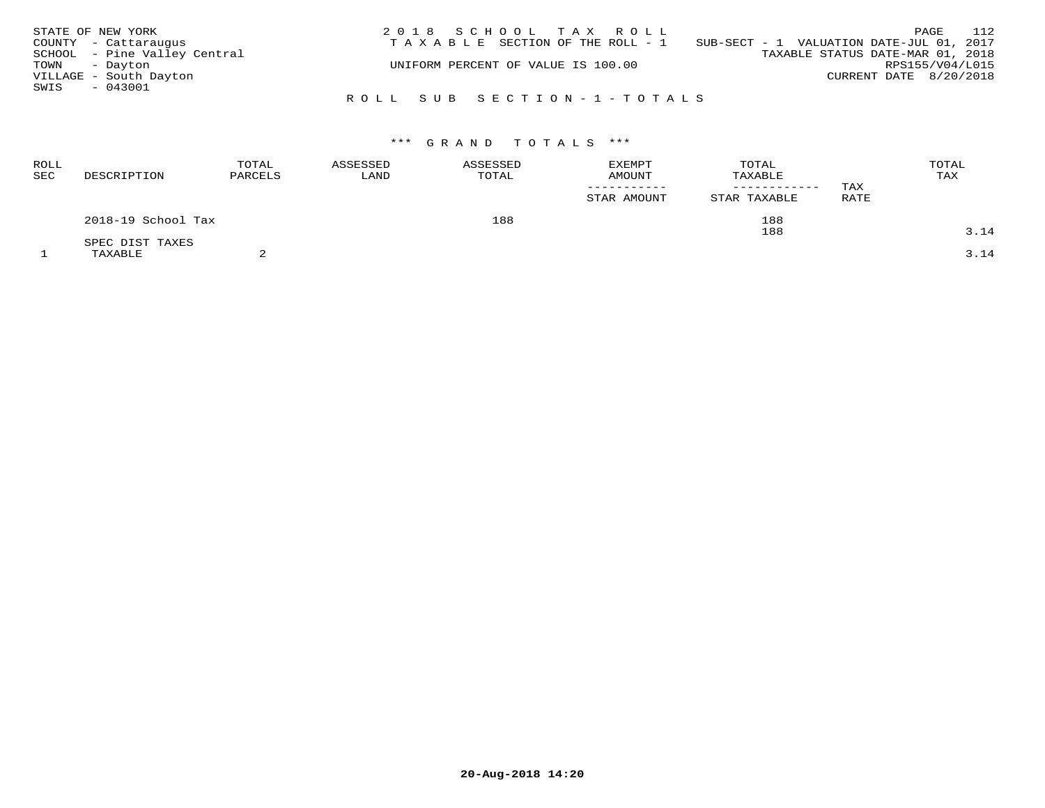STATE OF NEW YORK
COUNTY - Cattaraugus
SCHOOL - Pine Valley Central
TOWN - Dayton
VILLAGE - South Dayton
SWIS - 043001

2018 SCHOOL TAX ROLL
TAXABLE SECTION OF THE ROLL - 1
UNIFORM PERCENT OF VALUE IS 100.00

SUB-SECT - 1 VALUATION DATE-JUL 01, 2017
TAXABLE STATUS DATE-MAR 01, 2018
RPS155/V04/L015
CURRENT DATE 8/20/2018

ROLL SUB SECTION-1-TOTALS

*** GRAND TOTALS ***

| ROLL SEC | DESCRIPTION | TOTAL PARCELS | ASSESSED LAND | ASSESSED TOTAL | EXEMPT AMOUNT / STAR AMOUNT | TOTAL TAXABLE / STAR TAXABLE | TAX RATE | TOTAL TAX |
|---|---|---|---|---|---|---|---|---|
| | 2018-19 School Tax | | | 188 | | 188 | | |
| | | | | | | 188 | | 3.14 |
| | SPEC DIST TAXES | | | | | | | |
| 1 | TAXABLE | 2 | | | | | | 3.14 |

20-Aug-2018 14:20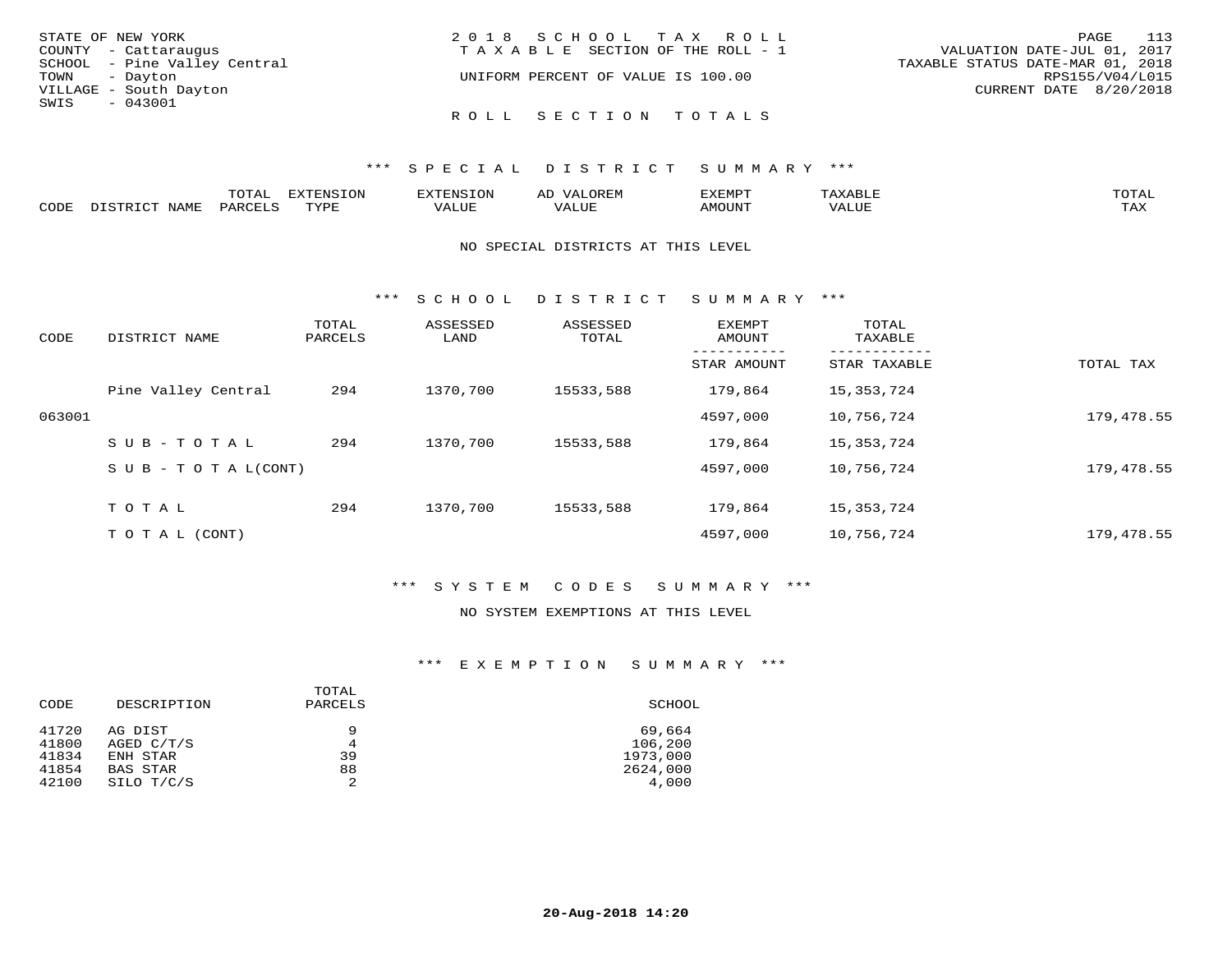STATE OF NEW YORK
COUNTY - Cattaraugus
SCHOOL - Pine Valley Central
TOWN - Dayton
VILLAGE - South Dayton
SWIS - 043001

2018 SCHOOL TAX ROLL
TAXABLE SECTION OF THE ROLL - 1
UNIFORM PERCENT OF VALUE IS 100.00

VALUATION DATE-JUL 01, 2017
TAXABLE STATUS DATE-MAR 01, 2018
RPS155/V04/L015
CURRENT DATE 8/20/2018

ROLL SECTION TOTALS

*** SPECIAL DISTRICT SUMMARY ***

| CODE | DISTRICT NAME | TOTAL PARCELS | EXTENSION TYPE | EXTENSION VALUE | AD VALOREM VALUE | EXEMPT AMOUNT | TAXABLE VALUE | TOTAL TAX |
|---|---|---|---|---|---|---|---|---|

NO SPECIAL DISTRICTS AT THIS LEVEL

*** SCHOOL DISTRICT SUMMARY ***

| CODE | DISTRICT NAME | TOTAL PARCELS | ASSESSED LAND | ASSESSED TOTAL | EXEMPT AMOUNT / STAR AMOUNT | TOTAL TAXABLE / STAR TAXABLE | TOTAL TAX |
|---|---|---|---|---|---|---|---|
| | Pine Valley Central | 294 | 1370,700 | 15533,588 | 179,864 | 15,353,724 | |
| 063001 | | | | | 4597,000 | 10,756,724 | 179,478.55 |
| | SUB-TOTAL | 294 | 1370,700 | 15533,588 | 179,864 | 15,353,724 | |
| | SUB-TOTAL(CONT) | | | | 4597,000 | 10,756,724 | 179,478.55 |
| | TOTAL | 294 | 1370,700 | 15533,588 | 179,864 | 15,353,724 | |
| | TOTAL (CONT) | | | | 4597,000 | 10,756,724 | 179,478.55 |

*** SYSTEM CODES SUMMARY ***

NO SYSTEM EXEMPTIONS AT THIS LEVEL

*** EXEMPTION SUMMARY ***

| CODE | DESCRIPTION | TOTAL PARCELS | SCHOOL |
|---|---|---|---|
| 41720 | AG DIST | 9 | 69,664 |
| 41800 | AGED C/T/S | 4 | 106,200 |
| 41834 | ENH STAR | 39 | 1973,000 |
| 41854 | BAS STAR | 88 | 2624,000 |
| 42100 | SILO T/C/S | 2 | 4,000 |

20-Aug-2018 14:20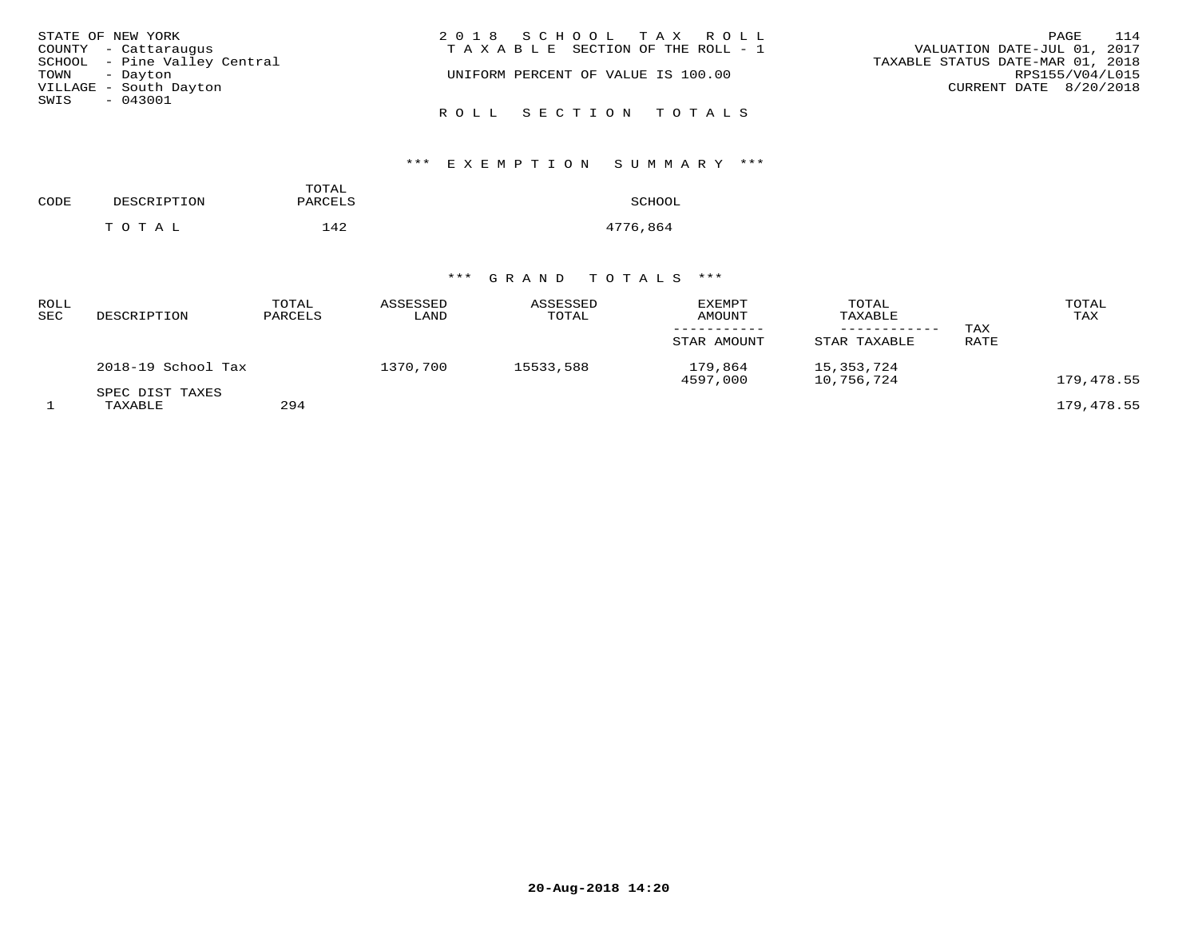STATE OF NEW YORK
COUNTY - Cattaraugus
SCHOOL - Pine Valley Central
TOWN - Dayton
VILLAGE - South Dayton
SWIS - 043001

2018 SCHOOL TAX ROLL
TAXABLE SECTION OF THE ROLL - 1
UNIFORM PERCENT OF VALUE IS 100.00

VALUATION DATE-JUL 01, 2017
TAXABLE STATUS DATE-MAR 01, 2018
RPS155/V04/L015
CURRENT DATE 8/20/2018

ROLL SECTION TOTALS

*** EXEMPTION SUMMARY ***

| CODE | DESCRIPTION | TOTAL PARCELS | SCHOOL |
|---|---|---|---|
| | TOTAL | 142 | 4776,864 |

*** GRAND TOTALS ***

| ROLL SEC | DESCRIPTION | TOTAL PARCELS | ASSESSED LAND | ASSESSED TOTAL | EXEMPT AMOUNT / STAR AMOUNT | TOTAL TAXABLE / STAR TAXABLE | TAX RATE | TOTAL TAX |
|---|---|---|---|---|---|---|---|---|
| | 2018-19 School Tax | | 1370,700 | 15533,588 | 179,864 | 15,353,724 | | |
| | | | | | 4597,000 | 10,756,724 | | 179,478.55 |
| | SPEC DIST TAXES | | | | | | | |
| 1 | TAXABLE | 294 | | | | | | 179,478.55 |

20-Aug-2018 14:20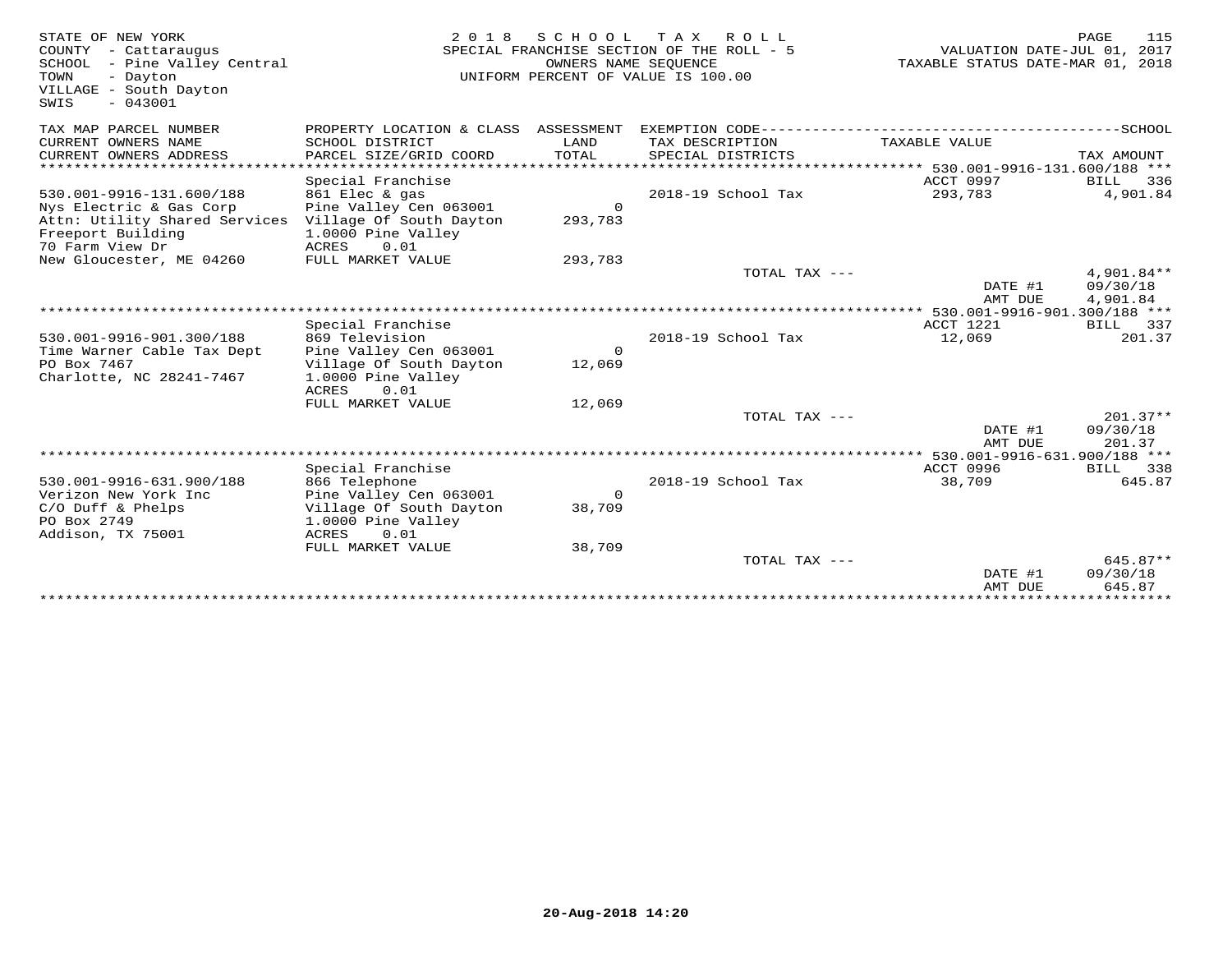STATE OF NEW YORK
COUNTY - Cattaraugus
SCHOOL - Pine Valley Central
TOWN - Dayton
VILLAGE - South Dayton
SWIS - 043001

2018 SCHOOL TAX ROLL
SPECIAL FRANCHISE SECTION OF THE ROLL - 5
OWNERS NAME SEQUENCE
UNIFORM PERCENT OF VALUE IS 100.00

VALUATION DATE-JUL 01, 2017
TAXABLE STATUS DATE-MAR 01, 2018

| TAX MAP PARCEL NUMBER / CURRENT OWNERS NAME / CURRENT OWNERS ADDRESS | PROPERTY LOCATION & CLASS / SCHOOL DISTRICT / PARCEL SIZE/GRID COORD | ASSESSMENT LAND / TOTAL | EXEMPTION CODE / TAX DESCRIPTION / SPECIAL DISTRICTS | TAXABLE VALUE | SCHOOL TAX AMOUNT |
|---|---|---|---|---|---|
| **530.001-9916-131.600/188** | | | | | |
| | Special Franchise | | | ACCT 0997 | BILL 336 |
| 530.001-9916-131.600/188 | 861 Elec & gas | | | | |
| Nys Electric & Gas Corp | Pine Valley Cen 063001 | 0 | 2018-19 School Tax | 293,783 | 4,901.84 |
| Attn: Utility Shared Services | Village Of South Dayton | 293,783 | | | |
| Freeport Building | 1.0000 Pine Valley | | | | |
| 70 Farm View Dr | ACRES 0.01 | | | | |
| New Gloucester, ME 04260 | FULL MARKET VALUE | 293,783 | | | |
| | | | TOTAL TAX --- | | 4,901.84** |
| | | | | DATE #1 | 09/30/18 |
| | | | | AMT DUE | 4,901.84 |
| **530.001-9916-901.300/188** | | | | | |
| | Special Franchise | | | ACCT 1221 | BILL 337 |
| 530.001-9916-901.300/188 | 869 Television | | | | |
| Time Warner Cable Tax Dept | Pine Valley Cen 063001 | 0 | 2018-19 School Tax | 12,069 | 201.37 |
| PO Box 7467 | Village Of South Dayton | 12,069 | | | |
| Charlotte, NC 28241-7467 | 1.0000 Pine Valley | | | | |
| | ACRES 0.01 | | | | |
| | FULL MARKET VALUE | 12,069 | | | |
| | | | TOTAL TAX --- | | 201.37** |
| | | | | DATE #1 | 09/30/18 |
| | | | | AMT DUE | 201.37 |
| **530.001-9916-631.900/188** | | | | | |
| | Special Franchise | | | ACCT 0996 | BILL 338 |
| 530.001-9916-631.900/188 | 866 Telephone | | | | |
| Verizon New York Inc | Pine Valley Cen 063001 | 0 | 2018-19 School Tax | 38,709 | 645.87 |
| C/O Duff & Phelps | Village Of South Dayton | 38,709 | | | |
| PO Box 2749 | 1.0000 Pine Valley | | | | |
| Addison, TX 75001 | ACRES 0.01 | | | | |
| | FULL MARKET VALUE | 38,709 | | | |
| | | | TOTAL TAX --- | | 645.87** |
| | | | | DATE #1 | 09/30/18 |
| | | | | AMT DUE | 645.87 |

20-Aug-2018 14:20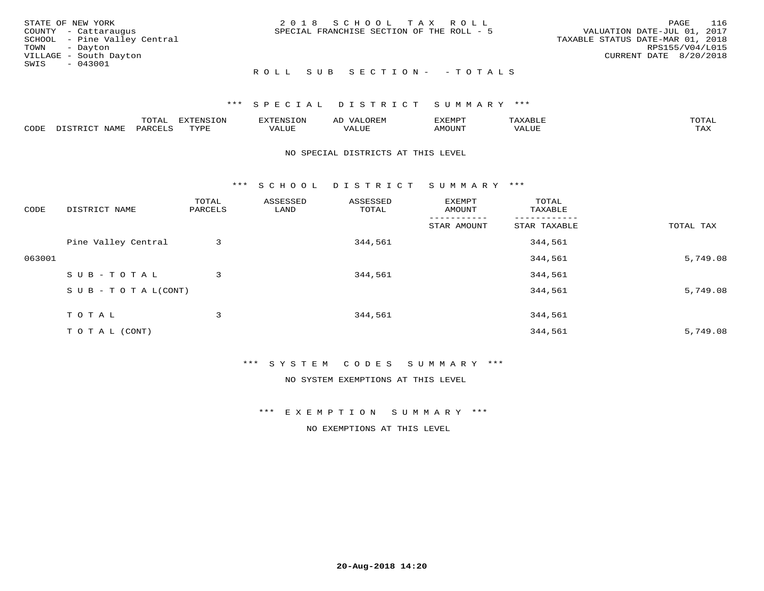STATE OF NEW YORK
COUNTY - Cattaraugus
SCHOOL - Pine Valley Central
TOWN - Dayton
VILLAGE - South Dayton
SWIS - 043001

2 0 1 8 S C H O O L T A X R O L L
SPECIAL FRANCHISE SECTION OF THE ROLL - 5

VALUATION DATE-JUL 01, 2017
TAXABLE STATUS DATE-MAR 01, 2018
RPS155/V04/L015
CURRENT DATE 8/20/2018

R O L L S U B S E C T I O N - - T O T A L S

*** S P E C I A L D I S T R I C T S U M M A R Y ***

| CODE | DISTRICT NAME | TOTAL PARCELS | EXTENSION TYPE | EXTENSION VALUE | AD VALOREM VALUE | EXEMPT AMOUNT | TAXABLE VALUE | TOTAL TAX |
|---|---|---|---|---|---|---|---|---|

NO SPECIAL DISTRICTS AT THIS LEVEL

*** S C H O O L D I S T R I C T S U M M A R Y ***

| CODE | DISTRICT NAME | TOTAL PARCELS | ASSESSED LAND | ASSESSED TOTAL | EXEMPT AMOUNT / STAR AMOUNT | TOTAL TAXABLE / STAR TAXABLE | TOTAL TAX |
|---|---|---|---|---|---|---|---|
| | Pine Valley Central | 3 | | 344,561 | | 344,561 | |
| 063001 | | | | | | 344,561 | 5,749.08 |
| | S U B - T O T A L | 3 | | 344,561 | | 344,561 | |
| | S U B - T O T A L(CONT) | | | | | 344,561 | 5,749.08 |
| | T O T A L | 3 | | 344,561 | | 344,561 | |
| | T O T A L (CONT) | | | | | 344,561 | 5,749.08 |

*** S Y S T E M C O D E S S U M M A R Y ***

NO SYSTEM EXEMPTIONS AT THIS LEVEL

*** E X E M P T I O N S U M M A R Y ***

NO EXEMPTIONS AT THIS LEVEL

20-Aug-2018 14:20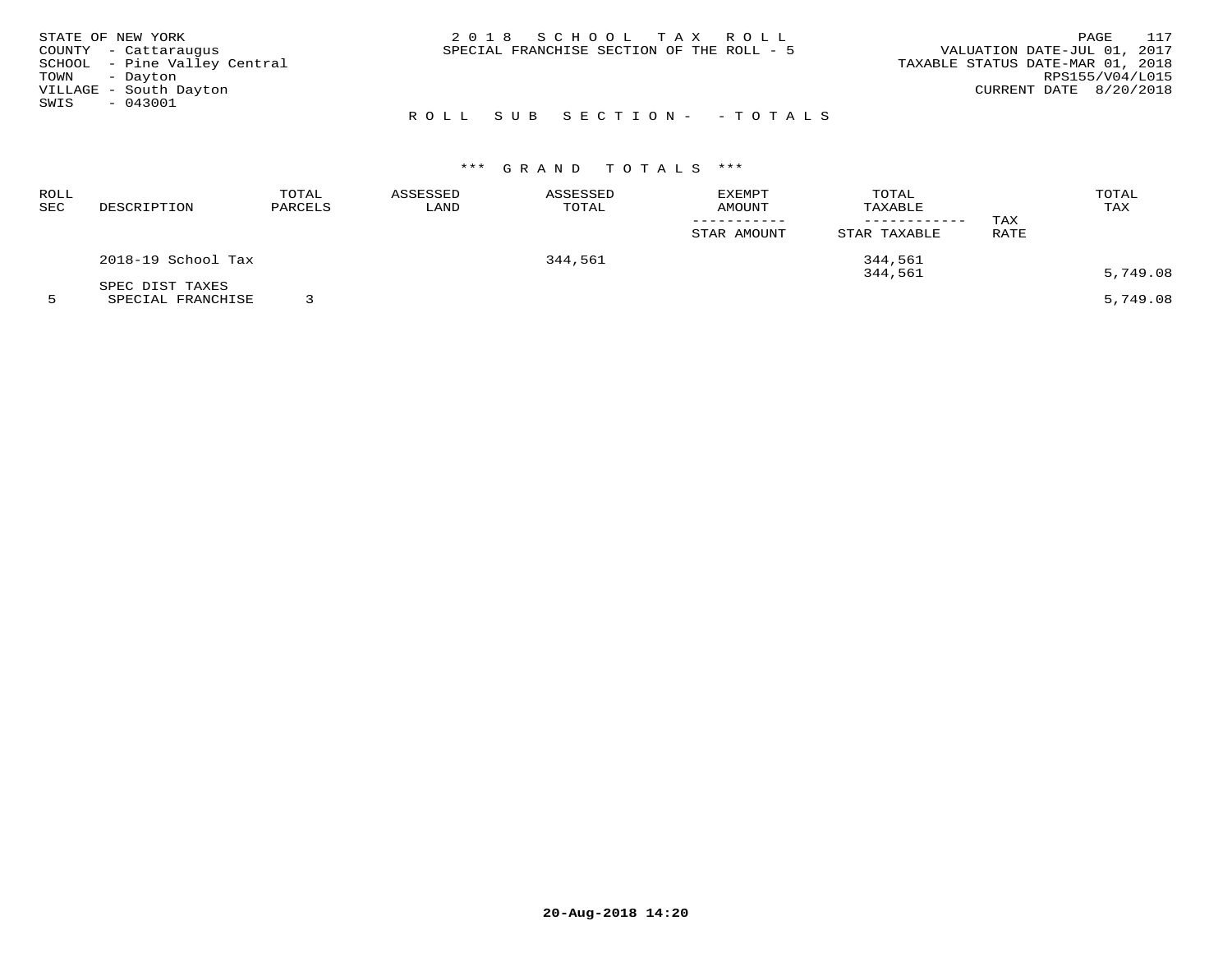STATE OF NEW YORK
COUNTY - Cattaraugus
SCHOOL - Pine Valley Central
TOWN - Dayton
VILLAGE - South Dayton
SWIS - 043001

2018 SCHOOL TAX ROLL
SPECIAL FRANCHISE SECTION OF THE ROLL - 5

VALUATION DATE-JUL 01, 2017
TAXABLE STATUS DATE-MAR 01, 2018
RPS155/V04/L015
CURRENT DATE 8/20/2018

ROLL SUB SECTION- - TOTALS

*** GRAND TOTALS ***

| ROLL SEC | DESCRIPTION | TOTAL PARCELS | ASSESSED LAND | ASSESSED TOTAL | EXEMPT AMOUNT / STAR AMOUNT | TOTAL TAXABLE / STAR TAXABLE | TAX RATE | TOTAL TAX |
|---|---|---|---|---|---|---|---|---|
| | 2018-19 School Tax | | | 344,561 | | 344,561 | | |
| | | | | | | 344,561 | | 5,749.08 |
| | SPEC DIST TAXES | | | | | | | |
| 5 | SPECIAL FRANCHISE | 3 | | | | | | 5,749.08 |

20-Aug-2018 14:20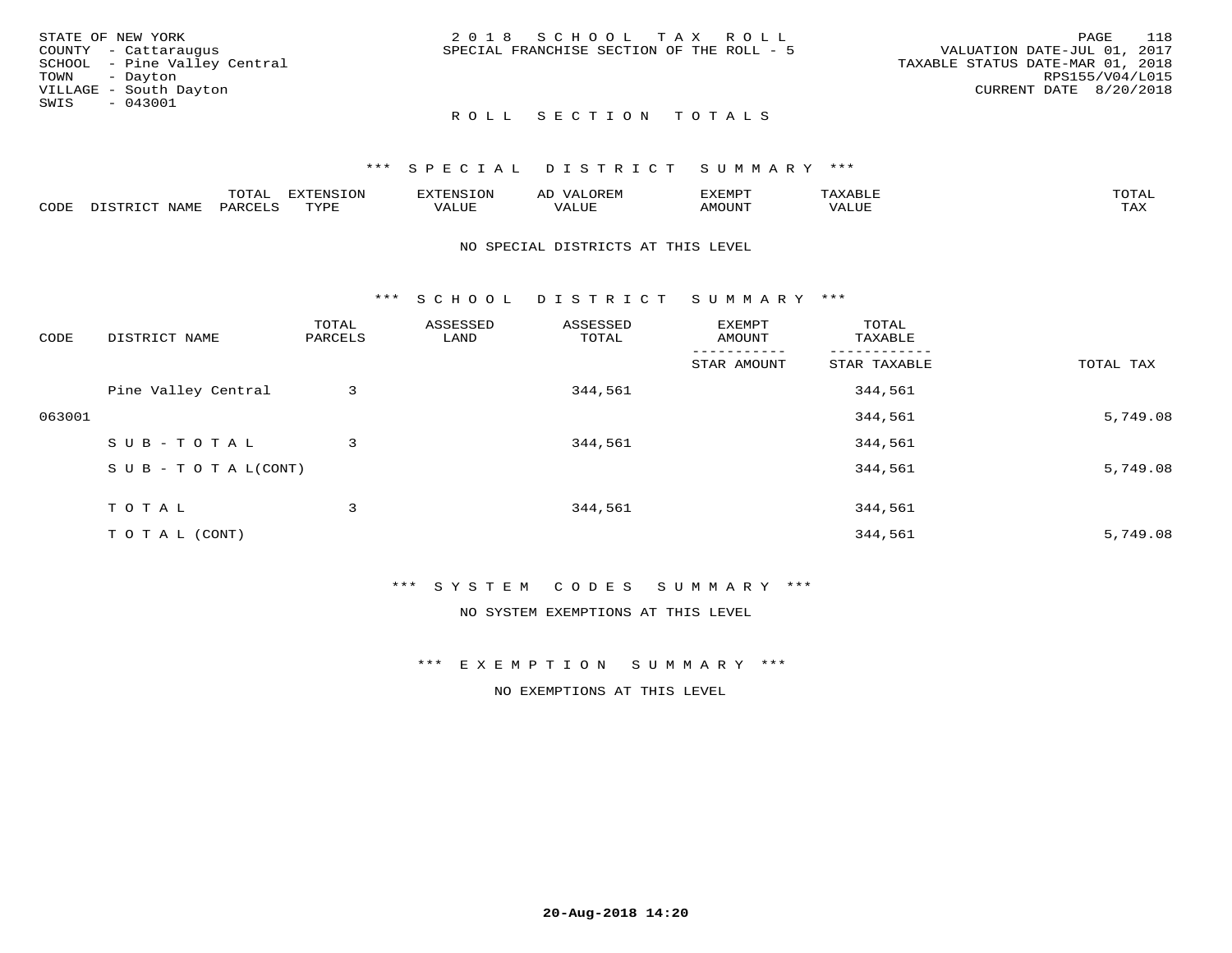STATE OF NEW YORK
COUNTY - Cattaraugus
SCHOOL - Pine Valley Central
TOWN - Dayton
VILLAGE - South Dayton
SWIS - 043001

2 0 1 8 S C H O O L T A X R O L L
SPECIAL FRANCHISE SECTION OF THE ROLL - 5

VALUATION DATE-JUL 01, 2017
TAXABLE STATUS DATE-MAR 01, 2018
RPS155/V04/L015
CURRENT DATE 8/20/2018

R O L L S E C T I O N T O T A L S

*** S P E C I A L D I S T R I C T S U M M A R Y ***

| CODE | DISTRICT NAME | TOTAL PARCELS | EXTENSION TYPE | EXTENSION VALUE | AD VALOREM VALUE | EXEMPT AMOUNT | TAXABLE VALUE | TOTAL TAX |
|---|---|---|---|---|---|---|---|---|

NO SPECIAL DISTRICTS AT THIS LEVEL

*** S C H O O L D I S T R I C T S U M M A R Y ***

| CODE | DISTRICT NAME | TOTAL PARCELS | ASSESSED LAND | ASSESSED TOTAL | EXEMPT AMOUNT / STAR AMOUNT | TOTAL TAXABLE / STAR TAXABLE | TOTAL TAX |
|---|---|---|---|---|---|---|---|
| | Pine Valley Central | 3 | | 344,561 | | 344,561 | |
| 063001 | | | | | | 344,561 | 5,749.08 |
| | S U B - T O T A L | 3 | | 344,561 | | 344,561 | |
| | S U B - T O T A L(CONT) | | | | | 344,561 | 5,749.08 |
| | T O T A L | 3 | | 344,561 | | 344,561 | |
| | T O T A L (CONT) | | | | | 344,561 | 5,749.08 |

*** S Y S T E M C O D E S S U M M A R Y ***

NO SYSTEM EXEMPTIONS AT THIS LEVEL

*** E X E M P T I O N S U M M A R Y ***

NO EXEMPTIONS AT THIS LEVEL

20-Aug-2018 14:20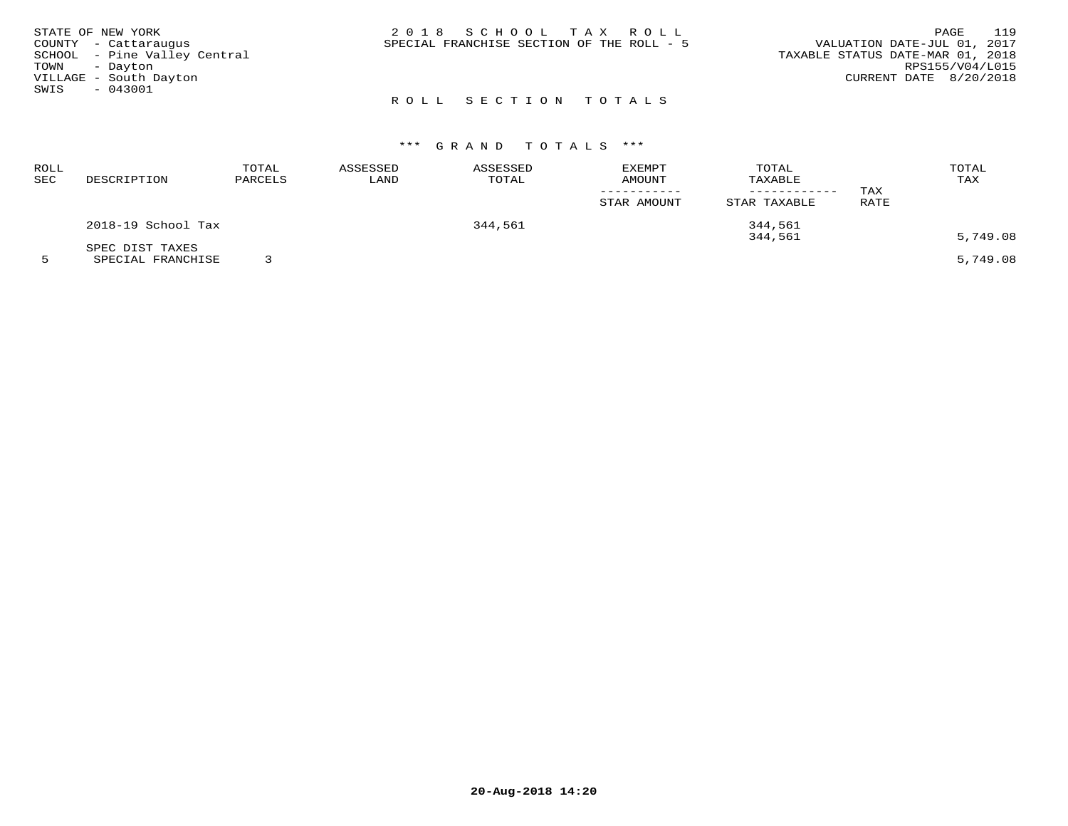STATE OF NEW YORK
COUNTY - Cattaraugus
SCHOOL - Pine Valley Central
TOWN - Dayton
VILLAGE - South Dayton
SWIS - 043001

2018 SCHOOL TAX ROLL
SPECIAL FRANCHISE SECTION OF THE ROLL - 5

VALUATION DATE-JUL 01, 2017
TAXABLE STATUS DATE-MAR 01, 2018
RPS155/V04/L015
CURRENT DATE 8/20/2018

ROLL SECTION TOTALS

*** GRAND TOTALS ***

| ROLL SEC | DESCRIPTION | TOTAL PARCELS | ASSESSED LAND | ASSESSED TOTAL | EXEMPT AMOUNT / STAR AMOUNT | TOTAL TAXABLE / STAR TAXABLE | TAX RATE | TOTAL TAX |
|---|---|---|---|---|---|---|---|---|
| | 2018-19 School Tax | | | 344,561 | | 344,561 | | |
| | | | | | | 344,561 | | 5,749.08 |
| | SPEC DIST TAXES | | | | | | | |
| 5 | SPECIAL FRANCHISE | 3 | | | | | | 5,749.08 |

20-Aug-2018 14:20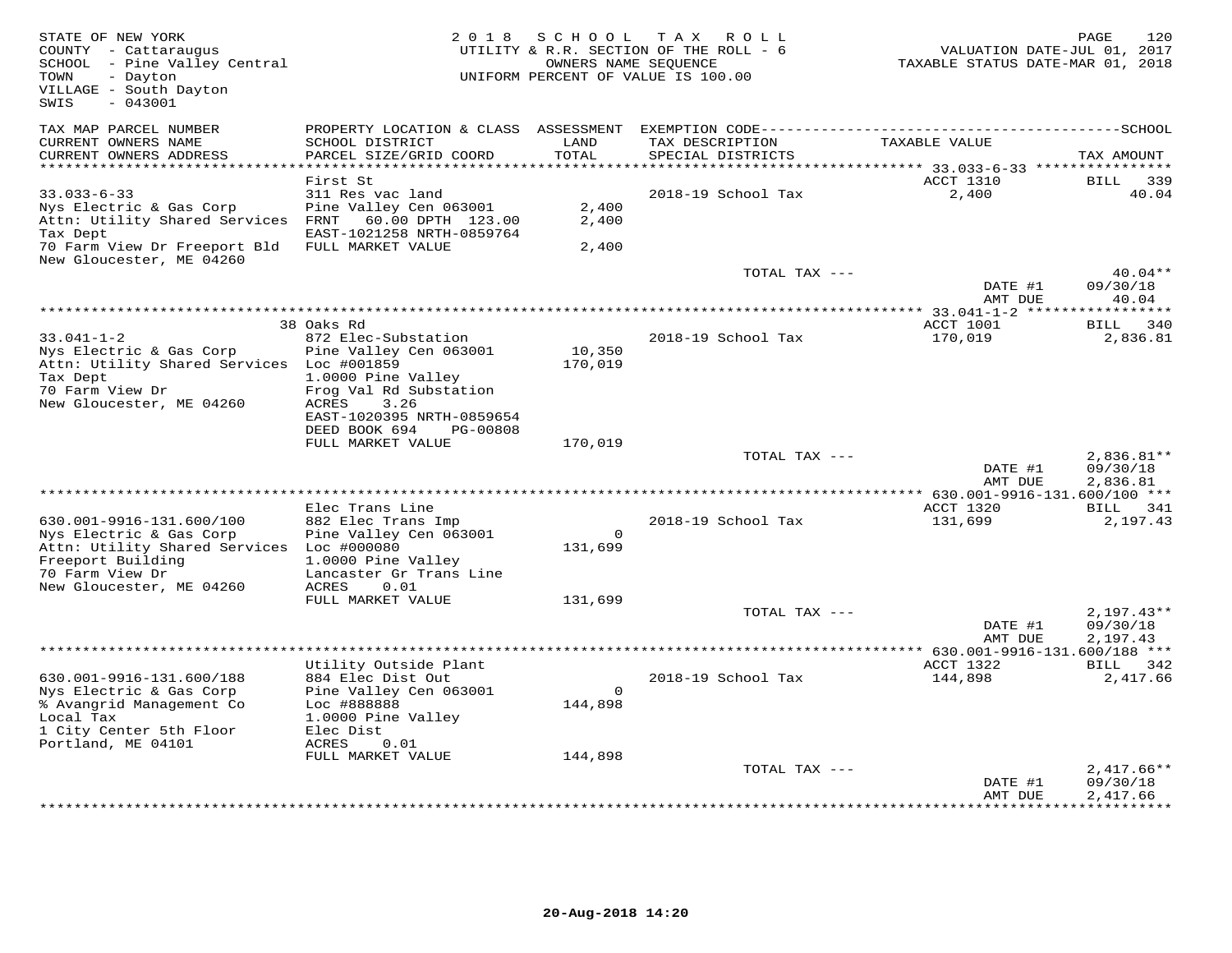STATE OF NEW YORK
COUNTY - Cattaraugus
SCHOOL - Pine Valley Central
TOWN - Dayton
VILLAGE - South Dayton
SWIS - 043001

2018 SCHOOL TAX ROLL
UTILITY & R.R. SECTION OF THE ROLL - 6
OWNERS NAME SEQUENCE
UNIFORM PERCENT OF VALUE IS 100.00

VALUATION DATE-JUL 01, 2017
TAXABLE STATUS DATE-MAR 01, 2018

| TAX MAP PARCEL NUMBER / CURRENT OWNERS NAME / CURRENT OWNERS ADDRESS | PROPERTY LOCATION & CLASS / SCHOOL DISTRICT / PARCEL SIZE/GRID COORD | ASSESSMENT LAND / TOTAL | EXEMPTION CODE / TAX DESCRIPTION / SPECIAL DISTRICTS | TAXABLE VALUE | TAX AMOUNT |
|---|---|---|---|---|---|
| **33.033-6-33** | First St | | | ACCT 1310 | BILL 339 |
| 33.033-6-33 | 311 Res vac land | | 2018-19 School Tax | 2,400 | 40.04 |
| Nys Electric & Gas Corp | Pine Valley Cen 063001 | 2,400 | | | |
| Attn: Utility Shared Services | FRNT 60.00 DPTH 123.00 | 2,400 | | | |
| Tax Dept | EAST-1021258 NRTH-0859764 | | | | |
| 70 Farm View Dr Freeport Bld | FULL MARKET VALUE | 2,400 | | | |
| New Gloucester, ME 04260 | | | | | |
| | | | TOTAL TAX --- | | 40.04** |
| | | | | DATE #1 | 09/30/18 |
| | | | | AMT DUE | 40.04 |
| **33.041-1-2** | 38 Oaks Rd | | | ACCT 1001 | BILL 340 |
| 33.041-1-2 | 872 Elec-Substation | | 2018-19 School Tax | 170,019 | 2,836.81 |
| Nys Electric & Gas Corp | Pine Valley Cen 063001 | 10,350 | | | |
| Attn: Utility Shared Services | Loc #001859 | 170,019 | | | |
| Tax Dept | 1.0000 Pine Valley | | | | |
| 70 Farm View Dr | Frog Val Rd Substation | | | | |
| New Gloucester, ME 04260 | ACRES 3.26 | | | | |
| | EAST-1020395 NRTH-0859654 | | | | |
| | DEED BOOK 694 PG-00808 | | | | |
| | FULL MARKET VALUE | 170,019 | | | |
| | | | TOTAL TAX --- | | 2,836.81** |
| | | | | DATE #1 | 09/30/18 |
| | | | | AMT DUE | 2,836.81 |
| **630.001-9916-131.600/100** | Elec Trans Line | | | ACCT 1320 | BILL 341 |
| 630.001-9916-131.600/100 | 882 Elec Trans Imp | | 2018-19 School Tax | 131,699 | 2,197.43 |
| Nys Electric & Gas Corp | Pine Valley Cen 063001 | 0 | | | |
| Attn: Utility Shared Services | Loc #000080 | 131,699 | | | |
| Freeport Building | 1.0000 Pine Valley | | | | |
| 70 Farm View Dr | Lancaster Gr Trans Line | | | | |
| New Gloucester, ME 04260 | ACRES 0.01 | | | | |
| | FULL MARKET VALUE | 131,699 | | | |
| | | | TOTAL TAX --- | | 2,197.43** |
| | | | | DATE #1 | 09/30/18 |
| | | | | AMT DUE | 2,197.43 |
| **630.001-9916-131.600/188** | Utility Outside Plant | | | ACCT 1322 | BILL 342 |
| 630.001-9916-131.600/188 | 884 Elec Dist Out | | 2018-19 School Tax | 144,898 | 2,417.66 |
| Nys Electric & Gas Corp | Pine Valley Cen 063001 | 0 | | | |
| % Avangrid Management Co | Loc #888888 | 144,898 | | | |
| Local Tax | 1.0000 Pine Valley | | | | |
| 1 City Center 5th Floor | Elec Dist | | | | |
| Portland, ME 04101 | ACRES 0.01 | | | | |
| | FULL MARKET VALUE | 144,898 | | | |
| | | | TOTAL TAX --- | | 2,417.66** |
| | | | | DATE #1 | 09/30/18 |
| | | | | AMT DUE | 2,417.66 |

20-Aug-2018 14:20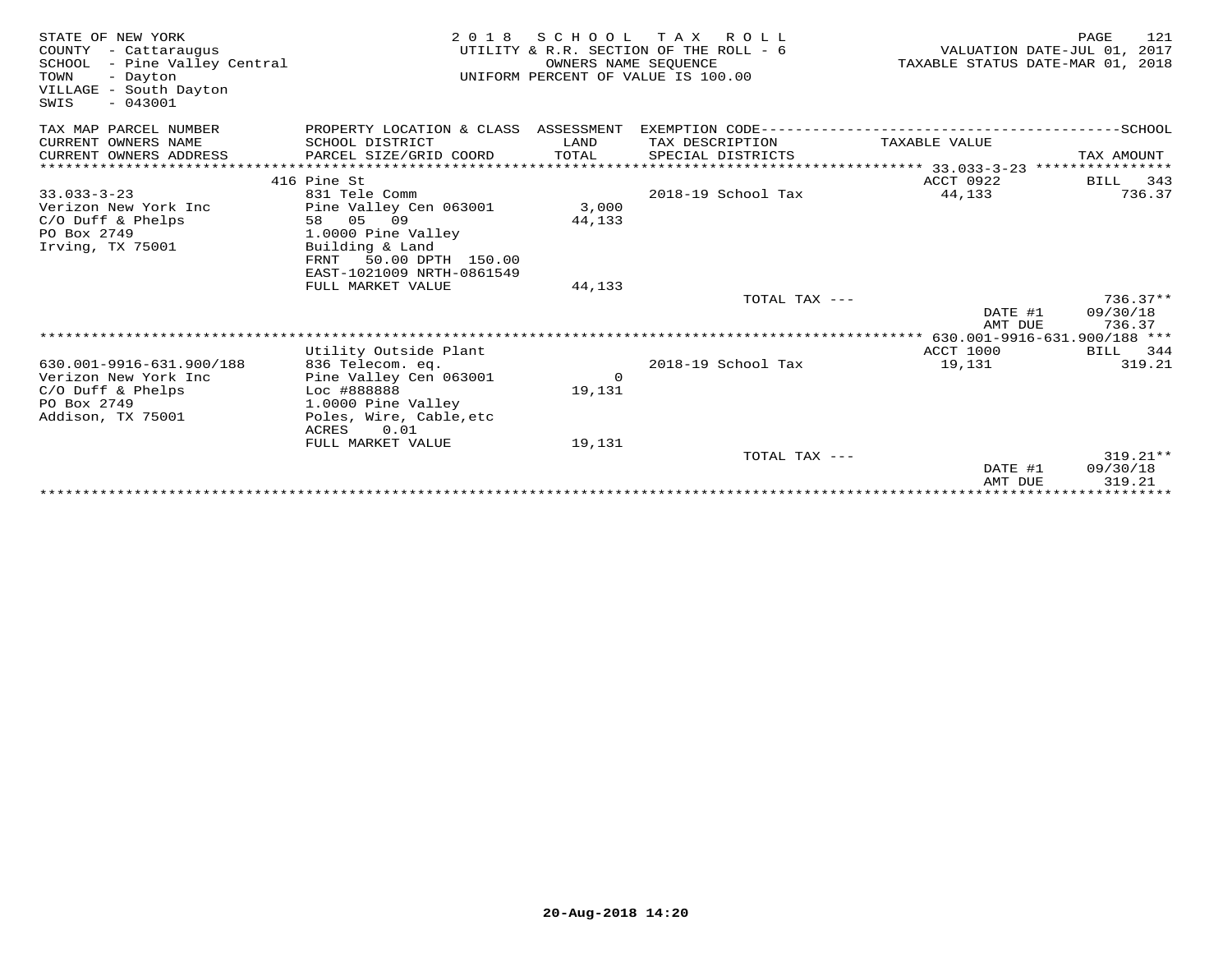STATE OF NEW YORK
COUNTY - Cattaraugus
SCHOOL - Pine Valley Central
TOWN - Dayton
VILLAGE - South Dayton
SWIS - 043001

**2018 SCHOOL TAX ROLL**
UTILITY & R.R. SECTION OF THE ROLL - 6
OWNERS NAME SEQUENCE
UNIFORM PERCENT OF VALUE IS 100.00

VALUATION DATE-JUL 01, 2017
TAXABLE STATUS DATE-MAR 01, 2018

| TAX MAP PARCEL NUMBER / CURRENT OWNERS NAME / CURRENT OWNERS ADDRESS | PROPERTY LOCATION & CLASS / SCHOOL DISTRICT / PARCEL SIZE/GRID COORD | ASSESSMENT LAND / TOTAL | EXEMPTION CODE / TAX DESCRIPTION / SPECIAL DISTRICTS | TAXABLE VALUE | TAX AMOUNT |
|---|---|---|---|---|---|
| 33.033-3-23 | 416 Pine St | | | ACCT 0922 | BILL 343 |
| 33.033-3-23 | 831 Tele Comm | | 2018-19 School Tax | 44,133 | 736.37 |
| Verizon New York Inc | Pine Valley Cen 063001 | 3,000 | | | |
| C/O Duff & Phelps | 58 05 09 | 44,133 | | | |
| PO Box 2749 | 1.0000 Pine Valley | | | | |
| Irving, TX 75001 | Building & Land | | | | |
| | FRNT 50.00 DPTH 150.00 | | | | |
| | EAST-1021009 NRTH-0861549 | | | | |
| | FULL MARKET VALUE | 44,133 | | | |
| | | | TOTAL TAX --- | | 736.37** |
| | | | | DATE #1 | 09/30/18 |
| | | | | AMT DUE | 736.37 |
| 630.001-9916-631.900/188 | Utility Outside Plant | | | ACCT 1000 | BILL 344 |
| 630.001-9916-631.900/188 | 836 Telecom. eq. | | 2018-19 School Tax | 19,131 | 319.21 |
| Verizon New York Inc | Pine Valley Cen 063001 | 0 | | | |
| C/O Duff & Phelps | Loc #888888 | 19,131 | | | |
| PO Box 2749 | 1.0000 Pine Valley | | | | |
| Addison, TX 75001 | Poles, Wire, Cable,etc | | | | |
| | ACRES 0.01 | | | | |
| | FULL MARKET VALUE | 19,131 | | | |
| | | | TOTAL TAX --- | | 319.21** |
| | | | | DATE #1 | 09/30/18 |
| | | | | AMT DUE | 319.21 |

20-Aug-2018 14:20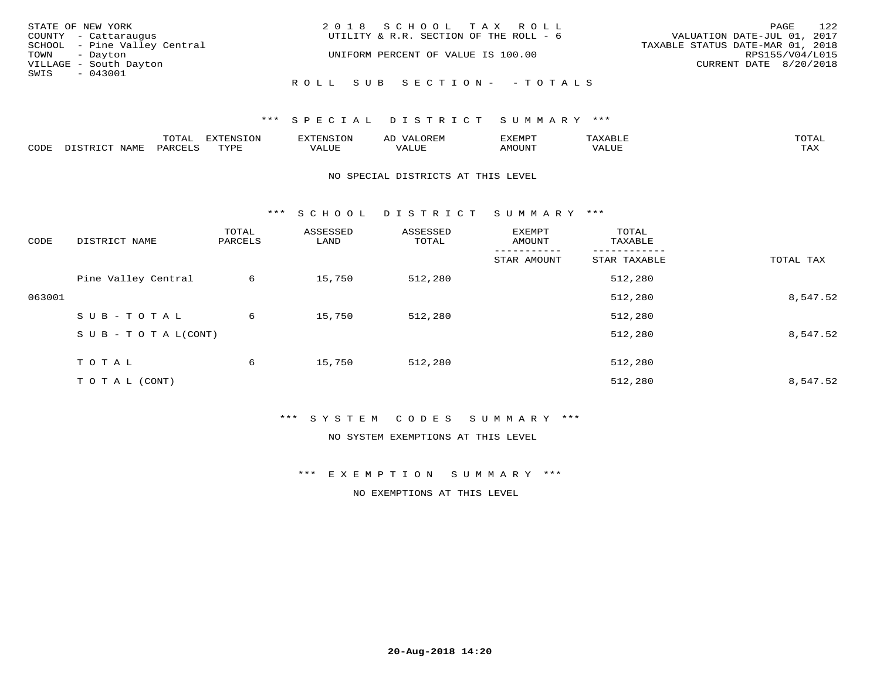STATE OF NEW YORK
COUNTY - Cattaraugus
SCHOOL - Pine Valley Central
TOWN - Dayton
VILLAGE - South Dayton
SWIS - 043001

2018 SCHOOL TAX ROLL
UTILITY & R.R. SECTION OF THE ROLL - 6
UNIFORM PERCENT OF VALUE IS 100.00

VALUATION DATE-JUL 01, 2017
TAXABLE STATUS DATE-MAR 01, 2018
RPS155/V04/L015
CURRENT DATE 8/20/2018

ROLL SUB SECTION- - TOTALS

### *** SPECIAL DISTRICT SUMMARY ***

| CODE | DISTRICT NAME | TOTAL PARCELS | EXTENSION TYPE | EXTENSION VALUE | AD VALOREM VALUE | EXEMPT AMOUNT | TAXABLE VALUE | TOTAL TAX |
|---|---|---|---|---|---|---|---|---|

NO SPECIAL DISTRICTS AT THIS LEVEL

### *** SCHOOL DISTRICT SUMMARY ***

| CODE | DISTRICT NAME | TOTAL PARCELS | ASSESSED LAND | ASSESSED TOTAL | EXEMPT AMOUNT / STAR AMOUNT | TOTAL TAXABLE / STAR TAXABLE | TOTAL TAX |
|---|---|---|---|---|---|---|---|
| | Pine Valley Central | 6 | 15,750 | 512,280 | | 512,280 | |
| 063001 | | | | | | 512,280 | 8,547.52 |
| | SUB-TOTAL | 6 | 15,750 | 512,280 | | 512,280 | |
| | SUB-TOTAL(CONT) | | | | | 512,280 | 8,547.52 |
| | TOTAL | 6 | 15,750 | 512,280 | | 512,280 | |
| | TOTAL (CONT) | | | | | 512,280 | 8,547.52 |

### *** SYSTEM CODES SUMMARY ***

NO SYSTEM EXEMPTIONS AT THIS LEVEL

### *** EXEMPTION SUMMARY ***

NO EXEMPTIONS AT THIS LEVEL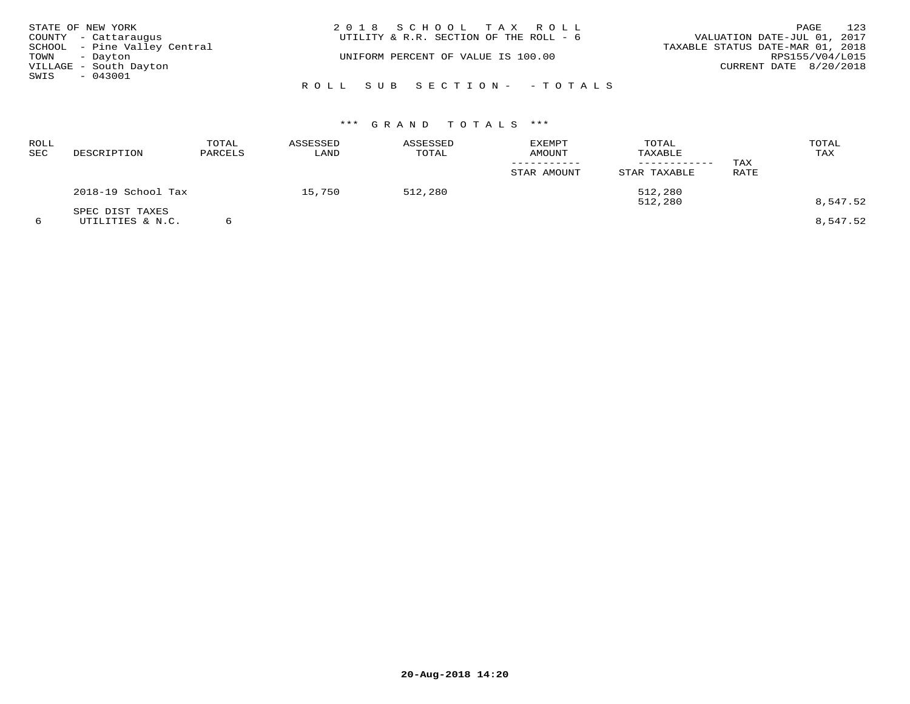STATE OF NEW YORK
COUNTY - Cattaraugus
SCHOOL - Pine Valley Central
TOWN - Dayton
VILLAGE - South Dayton
SWIS - 043001

# 2018 SCHOOL TAX ROLL

UTILITY & R.R. SECTION OF THE ROLL - 6

UNIFORM PERCENT OF VALUE IS 100.00

VALUATION DATE-JUL 01, 2017
TAXABLE STATUS DATE-MAR 01, 2018
RPS155/V04/L015
CURRENT DATE 8/20/2018

ROLL SUB SECTION- - TOTALS

## *** GRAND TOTALS ***

| ROLL SEC | DESCRIPTION | TOTAL PARCELS | ASSESSED LAND | ASSESSED TOTAL | EXEMPT AMOUNT / STAR AMOUNT | TOTAL TAXABLE / STAR TAXABLE | TAX RATE | TOTAL TAX |
|---|---|---|---|---|---|---|---|---|
| | 2018-19 School Tax | | 15,750 | 512,280 | | 512,280 | | |
| | | | | | | 512,280 | | 8,547.52 |
| | SPEC DIST TAXES | | | | | | | |
| 6 | UTILITIES & N.C. | 6 | | | | | | 8,547.52 |

20-Aug-2018 14:20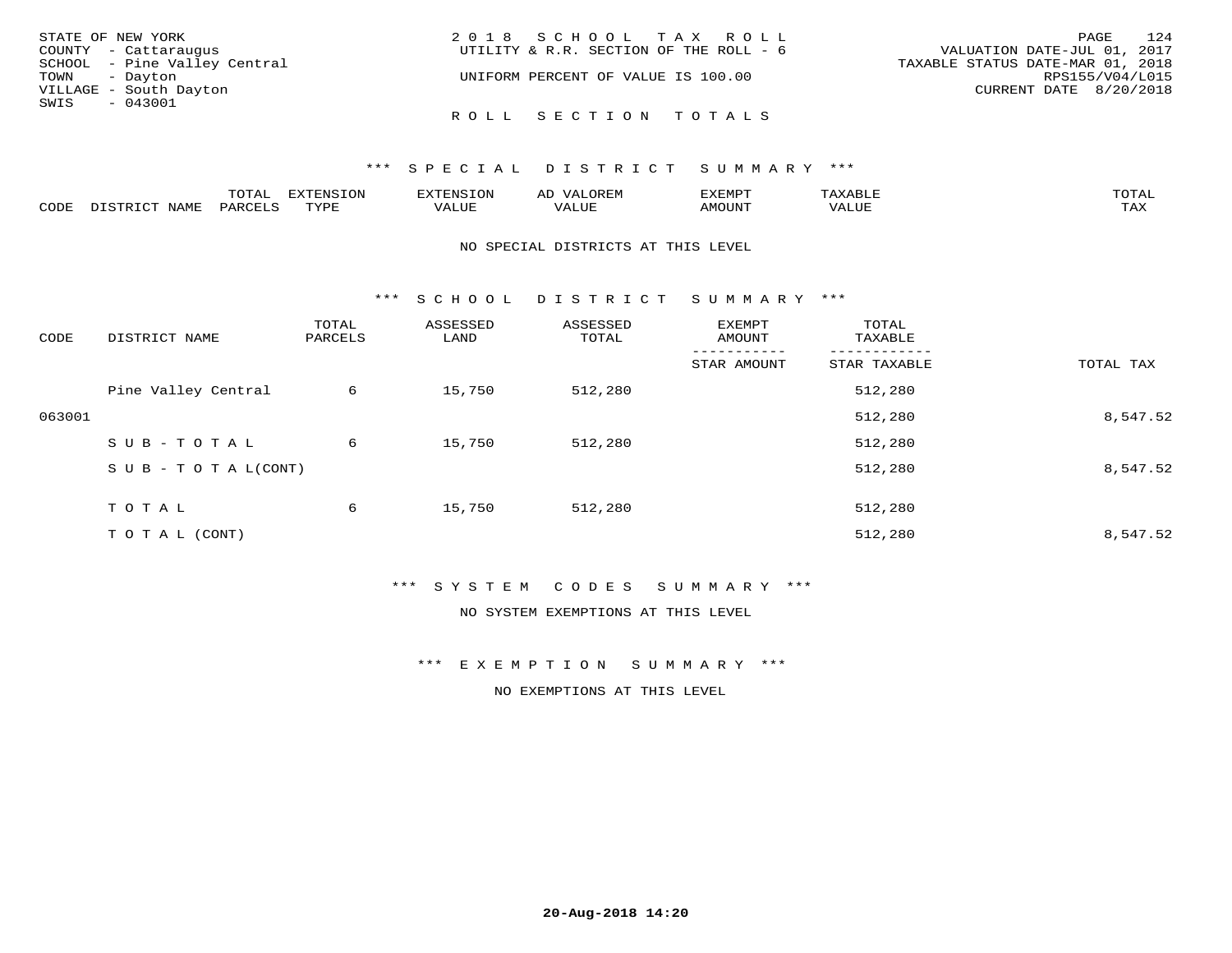STATE OF NEW YORK
COUNTY - Cattaraugus
SCHOOL - Pine Valley Central
TOWN - Dayton
VILLAGE - South Dayton
SWIS - 043001

2018 SCHOOL TAX ROLL
UTILITY & R.R. SECTION OF THE ROLL - 6

UNIFORM PERCENT OF VALUE IS 100.00

VALUATION DATE-JUL 01, 2017
TAXABLE STATUS DATE-MAR 01, 2018
RPS155/V04/L015
CURRENT DATE 8/20/2018

ROLL SECTION TOTALS

*** SPECIAL DISTRICT SUMMARY ***

| CODE | DISTRICT NAME | TOTAL PARCELS | EXTENSION TYPE | EXTENSION VALUE | AD VALOREM VALUE | EXEMPT AMOUNT | TAXABLE VALUE | TOTAL TAX |
|---|---|---|---|---|---|---|---|---|

NO SPECIAL DISTRICTS AT THIS LEVEL

*** SCHOOL DISTRICT SUMMARY ***

| CODE | DISTRICT NAME | TOTAL PARCELS | ASSESSED LAND | ASSESSED TOTAL | EXEMPT AMOUNT / STAR AMOUNT | TOTAL TAXABLE / STAR TAXABLE | TOTAL TAX |
|---|---|---|---|---|---|---|---|
| | Pine Valley Central | 6 | 15,750 | 512,280 | | 512,280 | |
| 063001 | | | | | | 512,280 | 8,547.52 |
| | SUB-TOTAL | 6 | 15,750 | 512,280 | | 512,280 | |
| | SUB-TOTAL(CONT) | | | | | 512,280 | 8,547.52 |
| | TOTAL | 6 | 15,750 | 512,280 | | 512,280 | |
| | TOTAL (CONT) | | | | | 512,280 | 8,547.52 |

*** SYSTEM CODES SUMMARY ***

NO SYSTEM EXEMPTIONS AT THIS LEVEL

*** EXEMPTION SUMMARY ***

NO EXEMPTIONS AT THIS LEVEL

20-Aug-2018 14:20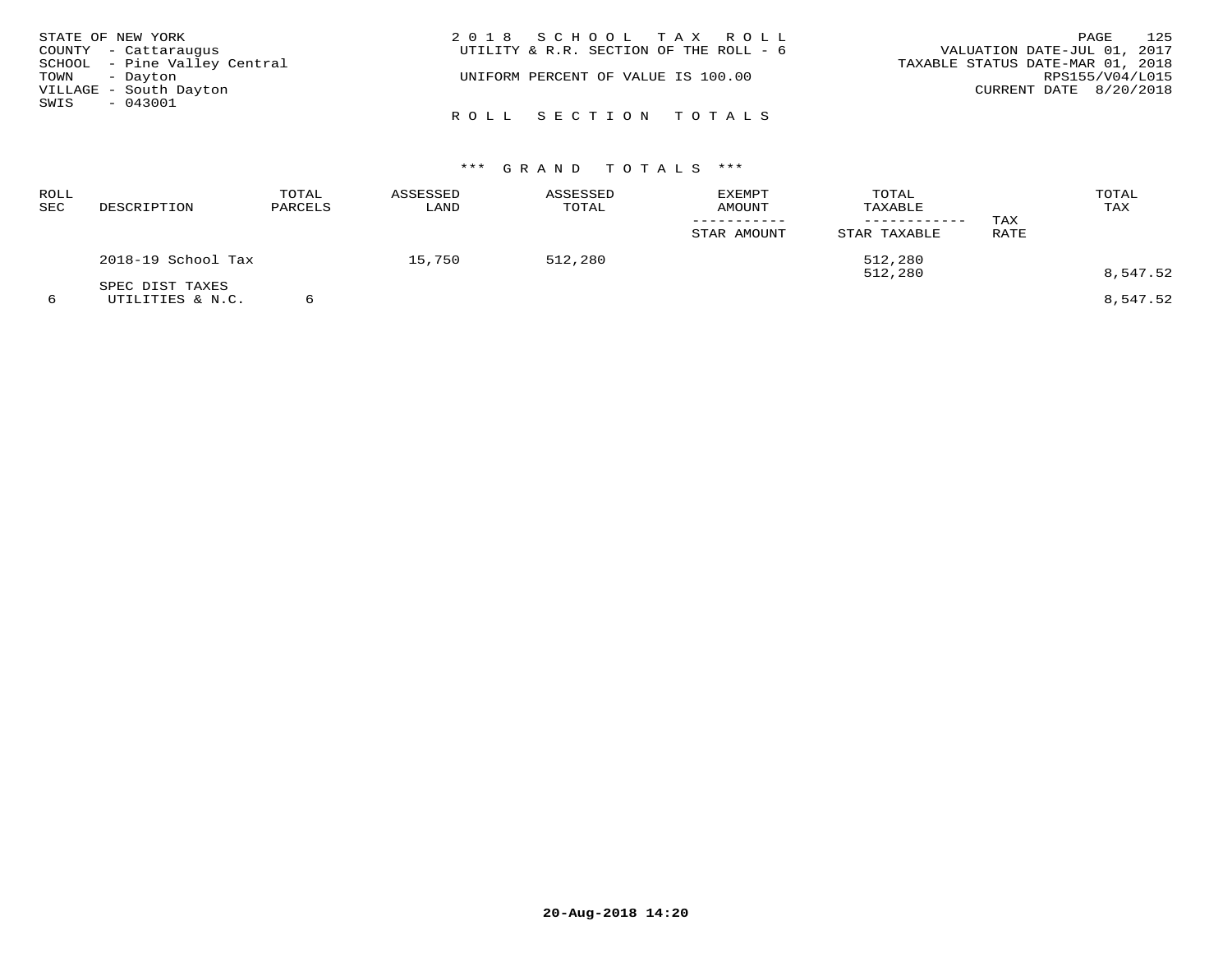STATE OF NEW YORK
COUNTY - Cattaraugus
SCHOOL - Pine Valley Central
TOWN - Dayton
VILLAGE - South Dayton
SWIS - 043001

2 0 1 8 S C H O O L T A X R O L L
UTILITY & R.R. SECTION OF THE ROLL - 6

UNIFORM PERCENT OF VALUE IS 100.00

VALUATION DATE-JUL 01, 2017
TAXABLE STATUS DATE-MAR 01, 2018
RPS155/V04/L015
CURRENT DATE 8/20/2018

R O L L S E C T I O N T O T A L S

*** G R A N D T O T A L S ***

| ROLL SEC | DESCRIPTION | TOTAL PARCELS | ASSESSED LAND | ASSESSED TOTAL | EXEMPT AMOUNT / STAR AMOUNT | TOTAL TAXABLE / STAR TAXABLE | TAX RATE | TOTAL TAX |
|---|---|---|---|---|---|---|---|---|
| | 2018-19 School Tax | | 15,750 | 512,280 | | 512,280 | | |
| | | | | | | 512,280 | | 8,547.52 |
| | SPEC DIST TAXES | | | | | | | |
| 6 | UTILITIES & N.C. | 6 | | | | | | 8,547.52 |

20-Aug-2018 14:20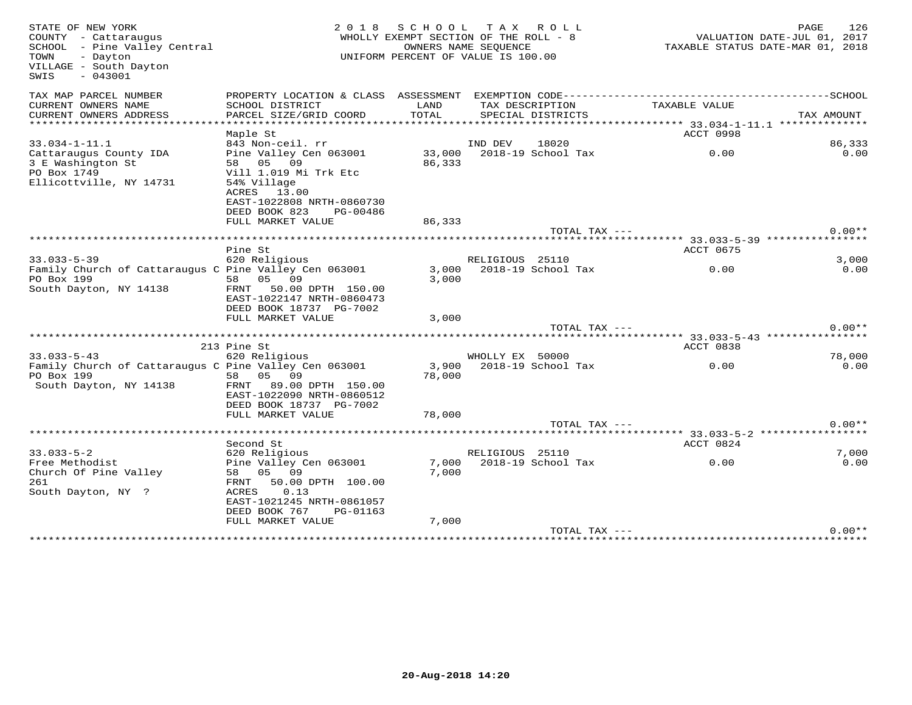STATE OF NEW YORK
COUNTY - Cattaraugus
SCHOOL - Pine Valley Central
TOWN - Dayton
VILLAGE - South Dayton
SWIS - 043001

2018 SCHOOL TAX ROLL
WHOLLY EXEMPT SECTION OF THE ROLL - 8
OWNERS NAME SEQUENCE
UNIFORM PERCENT OF VALUE IS 100.00

VALUATION DATE-JUL 01, 2017
TAXABLE STATUS DATE-MAR 01, 2018

| TAX MAP PARCEL NUMBER / CURRENT OWNERS NAME / CURRENT OWNERS ADDRESS | PROPERTY LOCATION & CLASS / SCHOOL DISTRICT / PARCEL SIZE/GRID COORD | ASSESSMENT LAND / TOTAL | EXEMPTION CODE / TAX DESCRIPTION / SPECIAL DISTRICTS | TAXABLE VALUE | TAX AMOUNT |
|---|---|---|---|---|---|
| **33.034-1-11.1** | Maple St | | | ACCT 0998 | |
| 33.034-1-11.1 | 843 Non-ceil. rr | | IND DEV 18020 | | 86,333 |
| Cattaraugus County IDA | Pine Valley Cen 063001 | 33,000 | 2018-19 School Tax | 0.00 | 0.00 |
| 3 E Washington St | 58 05 09 | 86,333 | | | |
| PO Box 1749 | Vill 1.019 Mi Trk Etc | | | | |
| Ellicottville, NY 14731 | 54% Village | | | | |
| | ACRES 13.00 | | | | |
| | EAST-1022808 NRTH-0860730 | | | | |
| | DEED BOOK 823 PG-00486 | | | | |
| | FULL MARKET VALUE | 86,333 | | | |
| | | | TOTAL TAX --- | | 0.00** |
| **33.033-5-39** | Pine St | | | ACCT 0675 | |
| 33.033-5-39 | 620 Religious | | RELIGIOUS 25110 | | 3,000 |
| Family Church of Cattaraugus C | Pine Valley Cen 063001 | 3,000 | 2018-19 School Tax | 0.00 | 0.00 |
| PO Box 199 | 58 05 09 | 3,000 | | | |
| South Dayton, NY 14138 | FRNT 50.00 DPTH 150.00 | | | | |
| | EAST-1022147 NRTH-0860473 | | | | |
| | DEED BOOK 18737 PG-7002 | | | | |
| | FULL MARKET VALUE | 3,000 | | | |
| | | | TOTAL TAX --- | | 0.00** |
| **33.033-5-43** | 213 Pine St | | | ACCT 0838 | |
| 33.033-5-43 | 620 Religious | | WHOLLY EX 50000 | | 78,000 |
| Family Church of Cattaraugus C | Pine Valley Cen 063001 | 3,900 | 2018-19 School Tax | 0.00 | 0.00 |
| PO Box 199 | 58 05 09 | 78,000 | | | |
| South Dayton, NY 14138 | FRNT 89.00 DPTH 150.00 | | | | |
| | EAST-1022090 NRTH-0860512 | | | | |
| | DEED BOOK 18737 PG-7002 | | | | |
| | FULL MARKET VALUE | 78,000 | | | |
| | | | TOTAL TAX --- | | 0.00** |
| **33.033-5-2** | Second St | | | ACCT 0824 | |
| 33.033-5-2 | 620 Religious | | RELIGIOUS 25110 | | 7,000 |
| Free Methodist | Pine Valley Cen 063001 | 7,000 | 2018-19 School Tax | 0.00 | 0.00 |
| Church Of Pine Valley | 58 05 09 | 7,000 | | | |
| 261 | FRNT 50.00 DPTH 100.00 | | | | |
| South Dayton, NY ? | ACRES 0.13 | | | | |
| | EAST-1021245 NRTH-0861057 | | | | |
| | DEED BOOK 767 PG-01163 | | | | |
| | FULL MARKET VALUE | 7,000 | | | |
| | | | TOTAL TAX --- | | 0.00** |

20-Aug-2018 14:20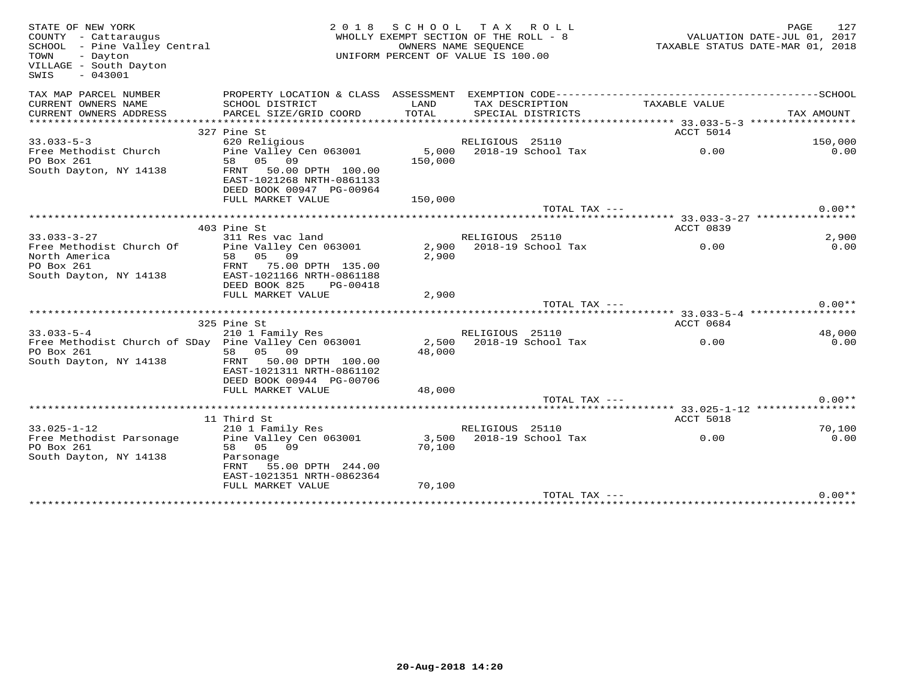STATE OF NEW YORK
COUNTY - Cattaraugus
SCHOOL - Pine Valley Central
TOWN - Dayton
VILLAGE - South Dayton
SWIS - 043001

2018 SCHOOL TAX ROLL
WHOLLY EXEMPT SECTION OF THE ROLL - 8
OWNERS NAME SEQUENCE
UNIFORM PERCENT OF VALUE IS 100.00

VALUATION DATE-JUL 01, 2017
TAXABLE STATUS DATE-MAR 01, 2018

| TAX MAP PARCEL NUMBER / CURRENT OWNERS NAME / CURRENT OWNERS ADDRESS | PROPERTY LOCATION & CLASS / SCHOOL DISTRICT / PARCEL SIZE/GRID COORD | ASSESSMENT LAND / TOTAL | EXEMPTION CODE / TAX DESCRIPTION / SPECIAL DISTRICTS | TAXABLE VALUE | TAX AMOUNT |
|---|---|---|---|---|---|
| **33.033-5-3** | 327 Pine St | | | ACCT 5014 | |
| 33.033-5-3 | 620 Religious | | RELIGIOUS 25110 | | 150,000 |
| Free Methodist Church | Pine Valley Cen 063001 | 5,000 | 2018-19 School Tax | 0.00 | 0.00 |
| PO Box 261 | 58 05 09 | 150,000 | | | |
| South Dayton, NY 14138 | FRNT 50.00 DPTH 100.00 | | | | |
| | EAST-1021268 NRTH-0861133 | | | | |
| | DEED BOOK 00947 PG-00964 | | | | |
| | FULL MARKET VALUE | 150,000 | | | |
| | | | TOTAL TAX --- | | 0.00** |
| **33.033-3-27** | 403 Pine St | | | ACCT 0839 | |
| 33.033-3-27 | 311 Res vac land | | RELIGIOUS 25110 | | 2,900 |
| Free Methodist Church Of | Pine Valley Cen 063001 | 2,900 | 2018-19 School Tax | 0.00 | 0.00 |
| North America | 58 05 09 | 2,900 | | | |
| PO Box 261 | FRNT 75.00 DPTH 135.00 | | | | |
| South Dayton, NY 14138 | EAST-1021166 NRTH-0861188 | | | | |
| | DEED BOOK 825 PG-00418 | | | | |
| | FULL MARKET VALUE | 2,900 | | | |
| | | | TOTAL TAX --- | | 0.00** |
| **33.033-5-4** | 325 Pine St | | | ACCT 0684 | |
| 33.033-5-4 | 210 1 Family Res | | RELIGIOUS 25110 | | 48,000 |
| Free Methodist Church of SDay | Pine Valley Cen 063001 | 2,500 | 2018-19 School Tax | 0.00 | 0.00 |
| PO Box 261 | 58 05 09 | 48,000 | | | |
| South Dayton, NY 14138 | FRNT 50.00 DPTH 100.00 | | | | |
| | EAST-1021311 NRTH-0861102 | | | | |
| | DEED BOOK 00944 PG-00706 | | | | |
| | FULL MARKET VALUE | 48,000 | | | |
| | | | TOTAL TAX --- | | 0.00** |
| **33.025-1-12** | 11 Third St | | | ACCT 5018 | |
| 33.025-1-12 | 210 1 Family Res | | RELIGIOUS 25110 | | 70,100 |
| Free Methodist Parsonage | Pine Valley Cen 063001 | 3,500 | 2018-19 School Tax | 0.00 | 0.00 |
| PO Box 261 | 58 05 09 | 70,100 | | | |
| South Dayton, NY 14138 | Parsonage | | | | |
| | FRNT 55.00 DPTH 244.00 | | | | |
| | EAST-1021351 NRTH-0862364 | | | | |
| | FULL MARKET VALUE | 70,100 | | | |
| | | | TOTAL TAX --- | | 0.00** |

20-Aug-2018 14:20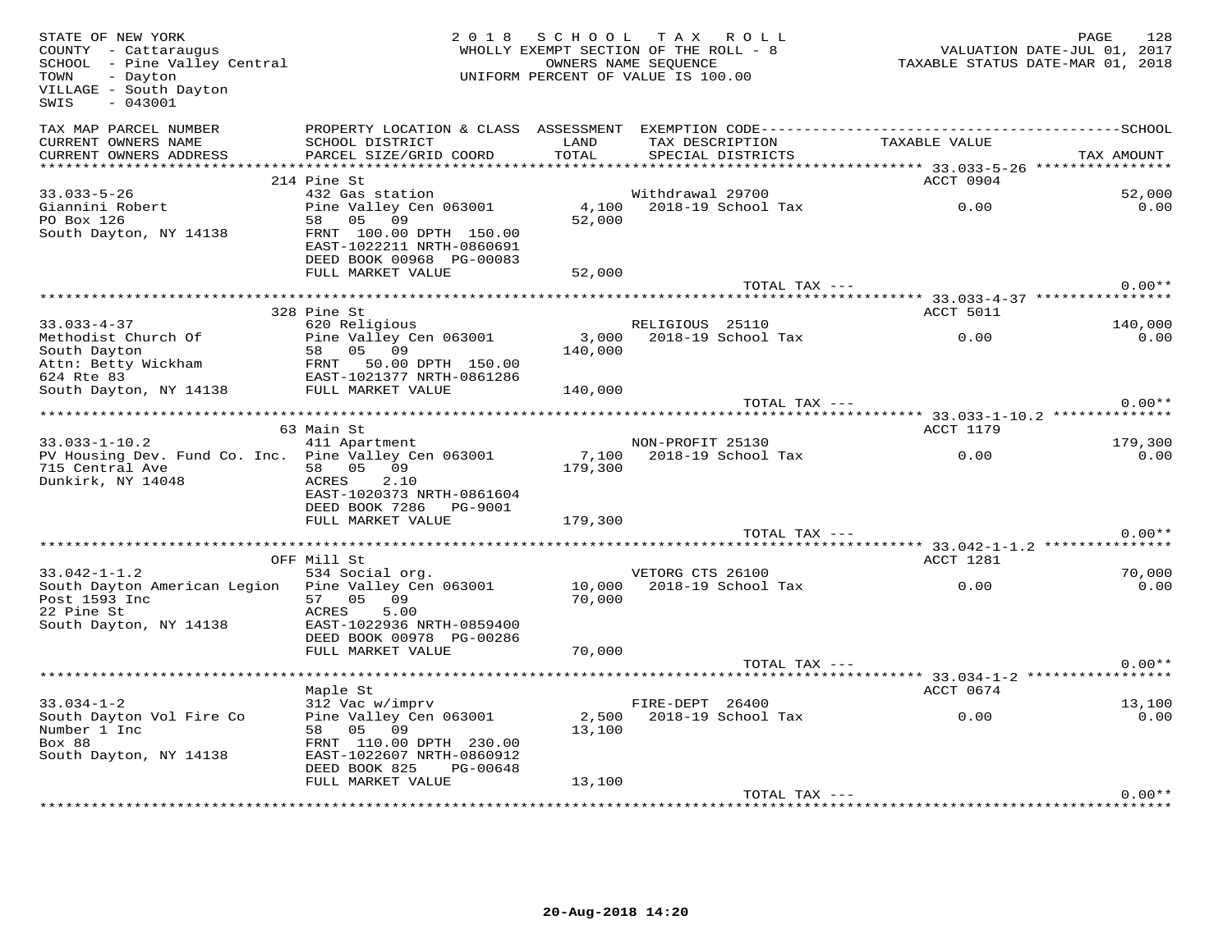STATE OF NEW YORK
COUNTY - Cattaraugus
SCHOOL - Pine Valley Central
TOWN - Dayton
VILLAGE - South Dayton
SWIS - 043001

2018 SCHOOL TAX ROLL
WHOLLY EXEMPT SECTION OF THE ROLL - 8
OWNERS NAME SEQUENCE
UNIFORM PERCENT OF VALUE IS 100.00

VALUATION DATE-JUL 01, 2017
TAXABLE STATUS DATE-MAR 01, 2018

| TAX MAP PARCEL NUMBER / CURRENT OWNERS NAME / CURRENT OWNERS ADDRESS | PROPERTY LOCATION & CLASS / SCHOOL DISTRICT / PARCEL SIZE/GRID COORD | ASSESSMENT LAND / TOTAL | EXEMPTION CODE / TAX DESCRIPTION / SPECIAL DISTRICTS | TAXABLE VALUE | SCHOOL / TAX AMOUNT |
|---|---|---|---|---|---|
| **33.033-5-26** | 214 Pine St | | | ACCT 0904 | |
| 33.033-5-26 | 432 Gas station | | Withdrawal 29700 | | 52,000 |
| Giannini Robert | Pine Valley Cen 063001 | 4,100 | 2018-19 School Tax | 0.00 | 0.00 |
| PO Box 126 | 58 05 09 | 52,000 | | | |
| South Dayton, NY 14138 | FRNT 100.00 DPTH 150.00 | | | | |
| | EAST-1022211 NRTH-0860691 | | | | |
| | DEED BOOK 00968 PG-00083 | | | | |
| | FULL MARKET VALUE | 52,000 | | | |
| | | | TOTAL TAX --- | | 0.00** |
| **33.033-4-37** | 328 Pine St | | | ACCT 5011 | |
| 33.033-4-37 | 620 Religious | | RELIGIOUS 25110 | | 140,000 |
| Methodist Church Of | Pine Valley Cen 063001 | 3,000 | 2018-19 School Tax | 0.00 | 0.00 |
| South Dayton | 58 05 09 | 140,000 | | | |
| Attn: Betty Wickham | FRNT 50.00 DPTH 150.00 | | | | |
| 624 Rte 83 | EAST-1021377 NRTH-0861286 | | | | |
| South Dayton, NY 14138 | FULL MARKET VALUE | 140,000 | | | |
| | | | TOTAL TAX --- | | 0.00** |
| **33.033-1-10.2** | 63 Main St | | | ACCT 1179 | |
| 33.033-1-10.2 | 411 Apartment | | NON-PROFIT 25130 | | 179,300 |
| PV Housing Dev. Fund Co. Inc. | Pine Valley Cen 063001 | 7,100 | 2018-19 School Tax | 0.00 | 0.00 |
| 715 Central Ave | 58 05 09 | 179,300 | | | |
| Dunkirk, NY 14048 | ACRES 2.10 | | | | |
| | EAST-1020373 NRTH-0861604 | | | | |
| | DEED BOOK 7286 PG-9001 | | | | |
| | FULL MARKET VALUE | 179,300 | | | |
| | | | TOTAL TAX --- | | 0.00** |
| **33.042-1-1.2** | OFF Mill St | | | ACCT 1281 | |
| 33.042-1-1.2 | 534 Social org. | | VETORG CTS 26100 | | 70,000 |
| South Dayton American Legion | Pine Valley Cen 063001 | 10,000 | 2018-19 School Tax | 0.00 | 0.00 |
| Post 1593 Inc | 57 05 09 | 70,000 | | | |
| 22 Pine St | ACRES 5.00 | | | | |
| South Dayton, NY 14138 | EAST-1022936 NRTH-0859400 | | | | |
| | DEED BOOK 00978 PG-00286 | | | | |
| | FULL MARKET VALUE | 70,000 | | | |
| | | | TOTAL TAX --- | | 0.00** |
| **33.034-1-2** | Maple St | | | ACCT 0674 | |
| 33.034-1-2 | 312 Vac w/imprv | | FIRE-DEPT 26400 | | 13,100 |
| South Dayton Vol Fire Co | Pine Valley Cen 063001 | 2,500 | 2018-19 School Tax | 0.00 | 0.00 |
| Number 1 Inc | 58 05 09 | 13,100 | | | |
| Box 88 | FRNT 110.00 DPTH 230.00 | | | | |
| South Dayton, NY 14138 | EAST-1022607 NRTH-0860912 | | | | |
| | DEED BOOK 825 PG-00648 | | | | |
| | FULL MARKET VALUE | 13,100 | | | |
| | | | TOTAL TAX --- | | 0.00** |

20-Aug-2018 14:20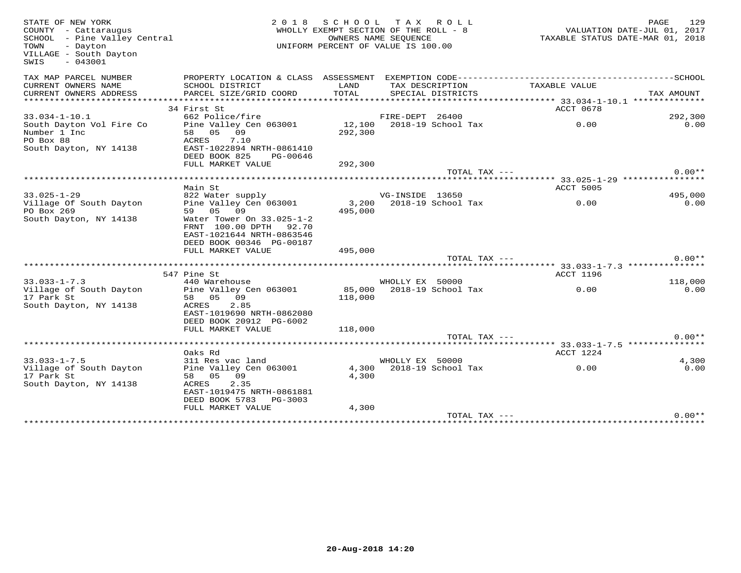STATE OF NEW YORK
COUNTY - Cattaraugus
SCHOOL - Pine Valley Central
TOWN - Dayton
VILLAGE - South Dayton
SWIS - 043001

2018 SCHOOL TAX ROLL
WHOLLY EXEMPT SECTION OF THE ROLL - 8
OWNERS NAME SEQUENCE
UNIFORM PERCENT OF VALUE IS 100.00

VALUATION DATE-JUL 01, 2017
TAXABLE STATUS DATE-MAR 01, 2018

| TAX MAP PARCEL NUMBER / CURRENT OWNERS NAME / CURRENT OWNERS ADDRESS | PROPERTY LOCATION & CLASS / SCHOOL DISTRICT / PARCEL SIZE/GRID COORD | ASSESSMENT LAND / TOTAL | EXEMPTION CODE / TAX DESCRIPTION / SPECIAL DISTRICTS | TAXABLE VALUE | SCHOOL / TAX AMOUNT |
|---|---|---|---|---|---|
| **33.034-1-10.1** | 34 First St | | | ACCT 0678 | |
| 33.034-1-10.1 | 662 Police/fire | | FIRE-DEPT 26400 | | 292,300 |
| South Dayton Vol Fire Co | Pine Valley Cen 063001 | 12,100 | 2018-19 School Tax | 0.00 | 0.00 |
| Number 1 Inc | 58 05 09 | 292,300 | | | |
| PO Box 88 | ACRES 7.10 | | | | |
| South Dayton, NY 14138 | EAST-1022894 NRTH-0861410 | | | | |
| | DEED BOOK 825 PG-00646 | | | | |
| | FULL MARKET VALUE | 292,300 | | | |
| | | | TOTAL TAX --- | | 0.00** |
| **33.025-1-29** | Main St | | | ACCT 5005 | |
| 33.025-1-29 | 822 Water supply | | VG-INSIDE 13650 | | 495,000 |
| Village Of South Dayton | Pine Valley Cen 063001 | 3,200 | 2018-19 School Tax | 0.00 | 0.00 |
| PO Box 269 | 59 05 09 | 495,000 | | | |
| South Dayton, NY 14138 | Water Tower On 33.025-1-2 | | | | |
| | FRNT 100.00 DPTH 92.70 | | | | |
| | EAST-1021644 NRTH-0863546 | | | | |
| | DEED BOOK 00346 PG-00187 | | | | |
| | FULL MARKET VALUE | 495,000 | | | |
| | | | TOTAL TAX --- | | 0.00** |
| **33.033-1-7.3** | 547 Pine St | | | ACCT 1196 | |
| 33.033-1-7.3 | 440 Warehouse | | WHOLLY EX 50000 | | 118,000 |
| Village of South Dayton | Pine Valley Cen 063001 | 85,000 | 2018-19 School Tax | 0.00 | 0.00 |
| 17 Park St | 58 05 09 | 118,000 | | | |
| South Dayton, NY 14138 | ACRES 2.85 | | | | |
| | EAST-1019690 NRTH-0862080 | | | | |
| | DEED BOOK 20912 PG-6002 | | | | |
| | FULL MARKET VALUE | 118,000 | | | |
| | | | TOTAL TAX --- | | 0.00** |
| **33.033-1-7.5** | Oaks Rd | | | ACCT 1224 | |
| 33.033-1-7.5 | 311 Res vac land | | WHOLLY EX 50000 | | 4,300 |
| Village of South Dayton | Pine Valley Cen 063001 | 4,300 | 2018-19 School Tax | 0.00 | 0.00 |
| 17 Park St | 58 05 09 | 4,300 | | | |
| South Dayton, NY 14138 | ACRES 2.35 | | | | |
| | EAST-1019475 NRTH-0861881 | | | | |
| | DEED BOOK 5783 PG-3003 | | | | |
| | FULL MARKET VALUE | 4,300 | | | |
| | | | TOTAL TAX --- | | 0.00** |

20-Aug-2018 14:20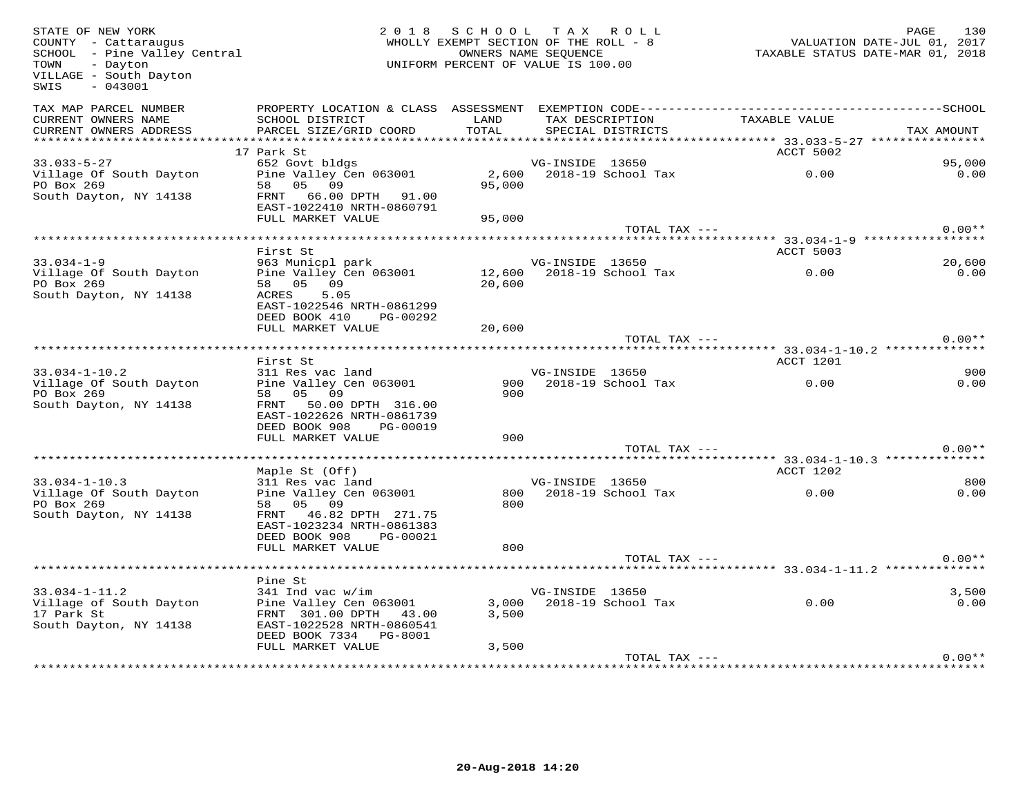STATE OF NEW YORK
COUNTY - Cattaraugus
SCHOOL - Pine Valley Central
TOWN - Dayton
VILLAGE - South Dayton
SWIS - 043001

**2018 SCHOOL TAX ROLL**
WHOLLY EXEMPT SECTION OF THE ROLL - 8
OWNERS NAME SEQUENCE
UNIFORM PERCENT OF VALUE IS 100.00

VALUATION DATE-JUL 01, 2017
TAXABLE STATUS DATE-MAR 01, 2018

| TAX MAP PARCEL NUMBER / CURRENT OWNERS NAME / CURRENT OWNERS ADDRESS | PROPERTY LOCATION & CLASS / SCHOOL DISTRICT / PARCEL SIZE/GRID COORD | ASSESSMENT LAND / TOTAL | EXEMPTION CODE / TAX DESCRIPTION / SPECIAL DISTRICTS | TAXABLE VALUE | SCHOOL TAX AMOUNT |
|---|---|---|---|---|---|
| **33.033-5-27** | 17 Park St | | | ACCT 5002 | |
| 33.033-5-27 | 652 Govt bldgs | | VG-INSIDE 13650 | | 95,000 |
| Village Of South Dayton | Pine Valley Cen 063001 | 2,600 | 2018-19 School Tax | 0.00 | 0.00 |
| PO Box 269 | 58 05 09 | 95,000 | | | |
| South Dayton, NY 14138 | FRNT 66.00 DPTH 91.00 | | | | |
| | EAST-1022410 NRTH-0860791 | | | | |
| | FULL MARKET VALUE | 95,000 | | | |
| | | | TOTAL TAX --- | | 0.00** |
| **33.034-1-9** | First St | | | ACCT 5003 | |
| 33.034-1-9 | 963 Municpl park | | VG-INSIDE 13650 | | 20,600 |
| Village Of South Dayton | Pine Valley Cen 063001 | 12,600 | 2018-19 School Tax | 0.00 | 0.00 |
| PO Box 269 | 58 05 09 | 20,600 | | | |
| South Dayton, NY 14138 | ACRES 5.05 | | | | |
| | EAST-1022546 NRTH-0861299 | | | | |
| | DEED BOOK 410 PG-00292 | | | | |
| | FULL MARKET VALUE | 20,600 | | | |
| | | | TOTAL TAX --- | | 0.00** |
| **33.034-1-10.2** | First St | | | ACCT 1201 | |
| 33.034-1-10.2 | 311 Res vac land | | VG-INSIDE 13650 | | 900 |
| Village Of South Dayton | Pine Valley Cen 063001 | 900 | 2018-19 School Tax | 0.00 | 0.00 |
| PO Box 269 | 58 05 09 | 900 | | | |
| South Dayton, NY 14138 | FRNT 50.00 DPTH 316.00 | | | | |
| | EAST-1022626 NRTH-0861739 | | | | |
| | DEED BOOK 908 PG-00019 | | | | |
| | FULL MARKET VALUE | 900 | | | |
| | | | TOTAL TAX --- | | 0.00** |
| **33.034-1-10.3** | Maple St (Off) | | | ACCT 1202 | |
| 33.034-1-10.3 | 311 Res vac land | | VG-INSIDE 13650 | | 800 |
| Village Of South Dayton | Pine Valley Cen 063001 | 800 | 2018-19 School Tax | 0.00 | 0.00 |
| PO Box 269 | 58 05 09 | 800 | | | |
| South Dayton, NY 14138 | FRNT 46.82 DPTH 271.75 | | | | |
| | EAST-1023234 NRTH-0861383 | | | | |
| | DEED BOOK 908 PG-00021 | | | | |
| | FULL MARKET VALUE | 800 | | | |
| | | | TOTAL TAX --- | | 0.00** |
| **33.034-1-11.2** | Pine St | | | | |
| 33.034-1-11.2 | 341 Ind vac w/im | | VG-INSIDE 13650 | | 3,500 |
| Village of South Dayton | Pine Valley Cen 063001 | 3,000 | 2018-19 School Tax | 0.00 | 0.00 |
| 17 Park St | FRNT 301.00 DPTH 43.00 | 3,500 | | | |
| South Dayton, NY 14138 | EAST-1022528 NRTH-0860541 | | | | |
| | DEED BOOK 7334 PG-8001 | | | | |
| | FULL MARKET VALUE | 3,500 | | | |
| | | | TOTAL TAX --- | | 0.00** |

20-Aug-2018 14:20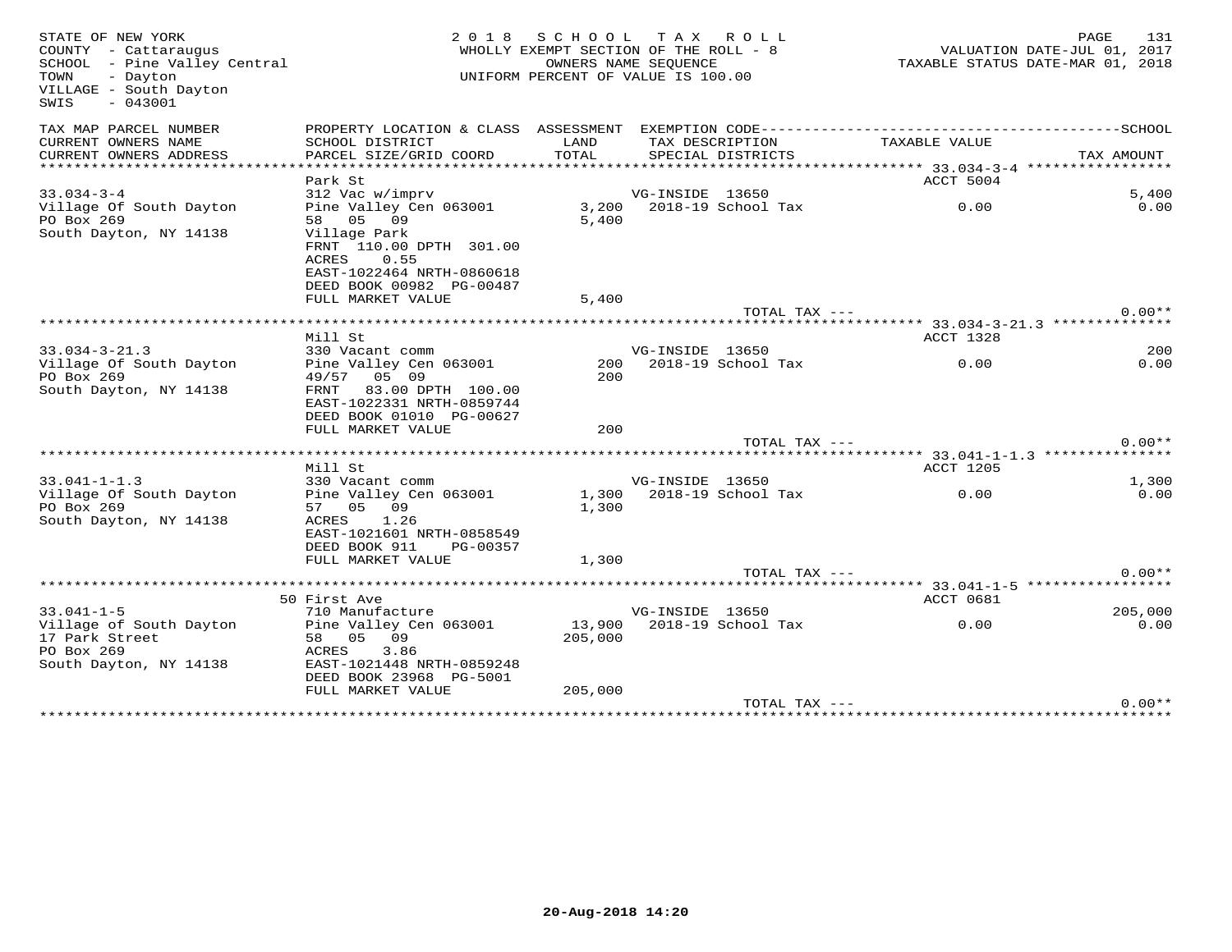STATE OF NEW YORK
COUNTY - Cattaraugus
SCHOOL - Pine Valley Central
TOWN - Dayton
VILLAGE - South Dayton
SWIS - 043001

2018 SCHOOL TAX ROLL
WHOLLY EXEMPT SECTION OF THE ROLL - 8
OWNERS NAME SEQUENCE
UNIFORM PERCENT OF VALUE IS 100.00

VALUATION DATE-JUL 01, 2017
TAXABLE STATUS DATE-MAR 01, 2018

| TAX MAP PARCEL NUMBER / CURRENT OWNERS NAME / CURRENT OWNERS ADDRESS | PROPERTY LOCATION & CLASS / SCHOOL DISTRICT / PARCEL SIZE/GRID COORD | ASSESSMENT LAND / TOTAL | EXEMPTION CODE / TAX DESCRIPTION / SPECIAL DISTRICTS | TAXABLE VALUE | SCHOOL / TAX AMOUNT |
|---|---|---|---|---|---|
| **33.034-3-4** | Park St | | | ACCT 5004 | |
| 33.034-3-4 | 312 Vac w/imprv | | VG-INSIDE 13650 | | 5,400 |
| Village Of South Dayton | Pine Valley Cen 063001 | 3,200 | 2018-19 School Tax | 0.00 | 0.00 |
| PO Box 269 | 58 05 09 | 5,400 | | | |
| South Dayton, NY 14138 | Village Park | | | | |
| | FRNT 110.00 DPTH 301.00 | | | | |
| | ACRES 0.55 | | | | |
| | EAST-1022464 NRTH-0860618 | | | | |
| | DEED BOOK 00982 PG-00487 | | | | |
| | FULL MARKET VALUE | 5,400 | | | |
| | | | TOTAL TAX --- | | 0.00** |
| **33.034-3-21.3** | Mill St | | | ACCT 1328 | |
| 33.034-3-21.3 | 330 Vacant comm | | VG-INSIDE 13650 | | 200 |
| Village Of South Dayton | Pine Valley Cen 063001 | 200 | 2018-19 School Tax | 0.00 | 0.00 |
| PO Box 269 | 49/57 05 09 | 200 | | | |
| South Dayton, NY 14138 | FRNT 83.00 DPTH 100.00 | | | | |
| | EAST-1022331 NRTH-0859744 | | | | |
| | DEED BOOK 01010 PG-00627 | | | | |
| | FULL MARKET VALUE | 200 | | | |
| | | | TOTAL TAX --- | | 0.00** |
| **33.041-1-1.3** | Mill St | | | ACCT 1205 | |
| 33.041-1-1.3 | 330 Vacant comm | | VG-INSIDE 13650 | | 1,300 |
| Village Of South Dayton | Pine Valley Cen 063001 | 1,300 | 2018-19 School Tax | 0.00 | 0.00 |
| PO Box 269 | 57 05 09 | 1,300 | | | |
| South Dayton, NY 14138 | ACRES 1.26 | | | | |
| | EAST-1021601 NRTH-0858549 | | | | |
| | DEED BOOK 911 PG-00357 | | | | |
| | FULL MARKET VALUE | 1,300 | | | |
| | | | TOTAL TAX --- | | 0.00** |
| **33.041-1-5** | 50 First Ave | | | ACCT 0681 | |
| 33.041-1-5 | 710 Manufacture | | VG-INSIDE 13650 | | 205,000 |
| Village of South Dayton | Pine Valley Cen 063001 | 13,900 | 2018-19 School Tax | 0.00 | 0.00 |
| 17 Park Street | 58 05 09 | 205,000 | | | |
| PO Box 269 | ACRES 3.86 | | | | |
| South Dayton, NY 14138 | EAST-1021448 NRTH-0859248 | | | | |
| | DEED BOOK 23968 PG-5001 | | | | |
| | FULL MARKET VALUE | 205,000 | | | |
| | | | TOTAL TAX --- | | 0.00** |

20-Aug-2018 14:20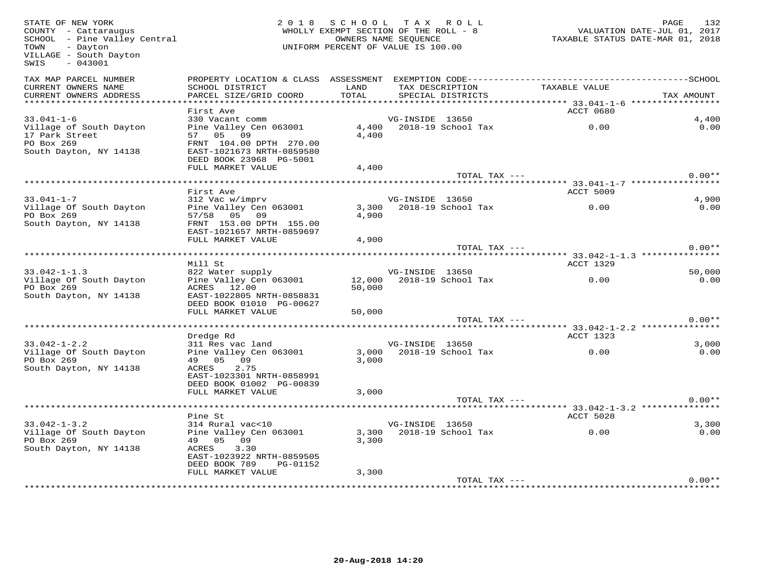STATE OF NEW YORK
COUNTY - Cattaraugus
SCHOOL - Pine Valley Central
TOWN - Dayton
VILLAGE - South Dayton
SWIS - 043001

2018 SCHOOL TAX ROLL
WHOLLY EXEMPT SECTION OF THE ROLL - 8
OWNERS NAME SEQUENCE
UNIFORM PERCENT OF VALUE IS 100.00

VALUATION DATE-JUL 01, 2017
TAXABLE STATUS DATE-MAR 01, 2018

| TAX MAP PARCEL NUMBER / CURRENT OWNERS NAME / CURRENT OWNERS ADDRESS | PROPERTY LOCATION & CLASS / SCHOOL DISTRICT / PARCEL SIZE/GRID COORD | ASSESSMENT LAND / TOTAL | EXEMPTION CODE / TAX DESCRIPTION / SPECIAL DISTRICTS | TAXABLE VALUE | SCHOOL / TAX AMOUNT |
|---|---|---|---|---|---|
| **33.041-1-6** | First Ave | | | ACCT 0680 | |
| 33.041-1-6 | 330 Vacant comm | | VG-INSIDE 13650 | | 4,400 |
| Village of South Dayton | Pine Valley Cen 063001 | 4,400 | 2018-19 School Tax | 0.00 | 0.00 |
| 17 Park Street | 57 05 09 | 4,400 | | | |
| PO Box 269 | FRNT 104.00 DPTH 270.00 | | | | |
| South Dayton, NY 14138 | EAST-1021673 NRTH-0859580 | | | | |
| | DEED BOOK 23968 PG-5001 | | | | |
| | FULL MARKET VALUE | 4,400 | | | |
| | | | TOTAL TAX --- | | 0.00** |
| **33.041-1-7** | First Ave | | | ACCT 5009 | |
| 33.041-1-7 | 312 Vac w/imprv | | VG-INSIDE 13650 | | 4,900 |
| Village Of South Dayton | Pine Valley Cen 063001 | 3,300 | 2018-19 School Tax | 0.00 | 0.00 |
| PO Box 269 | 57/58 05 09 | 4,900 | | | |
| South Dayton, NY 14138 | FRNT 153.00 DPTH 155.00 | | | | |
| | EAST-1021657 NRTH-0859697 | | | | |
| | FULL MARKET VALUE | 4,900 | | | |
| | | | TOTAL TAX --- | | 0.00** |
| **33.042-1-1.3** | Mill St | | | ACCT 1329 | |
| 33.042-1-1.3 | 822 Water supply | | VG-INSIDE 13650 | | 50,000 |
| Village Of South Dayton | Pine Valley Cen 063001 | 12,000 | 2018-19 School Tax | 0.00 | 0.00 |
| PO Box 269 | ACRES 12.00 | 50,000 | | | |
| South Dayton, NY 14138 | EAST-1022805 NRTH-0858831 | | | | |
| | DEED BOOK 01010 PG-00627 | | | | |
| | FULL MARKET VALUE | 50,000 | | | |
| | | | TOTAL TAX --- | | 0.00** |
| **33.042-1-2.2** | Dredge Rd | | | ACCT 1323 | |
| 33.042-1-2.2 | 311 Res vac land | | VG-INSIDE 13650 | | 3,000 |
| Village Of South Dayton | Pine Valley Cen 063001 | 3,000 | 2018-19 School Tax | 0.00 | 0.00 |
| PO Box 269 | 49 05 09 | 3,000 | | | |
| South Dayton, NY 14138 | ACRES 2.75 | | | | |
| | EAST-1023301 NRTH-0858991 | | | | |
| | DEED BOOK 01002 PG-00839 | | | | |
| | FULL MARKET VALUE | 3,000 | | | |
| | | | TOTAL TAX --- | | 0.00** |
| **33.042-1-3.2** | Pine St | | | ACCT 5028 | |
| 33.042-1-3.2 | 314 Rural vac<10 | | VG-INSIDE 13650 | | 3,300 |
| Village Of South Dayton | Pine Valley Cen 063001 | 3,300 | 2018-19 School Tax | 0.00 | 0.00 |
| PO Box 269 | 49 05 09 | 3,300 | | | |
| South Dayton, NY 14138 | ACRES 3.30 | | | | |
| | EAST-1023922 NRTH-0859505 | | | | |
| | DEED BOOK 789 PG-01152 | | | | |
| | FULL MARKET VALUE | 3,300 | | | |
| | | | TOTAL TAX --- | | 0.00** |

20-Aug-2018 14:20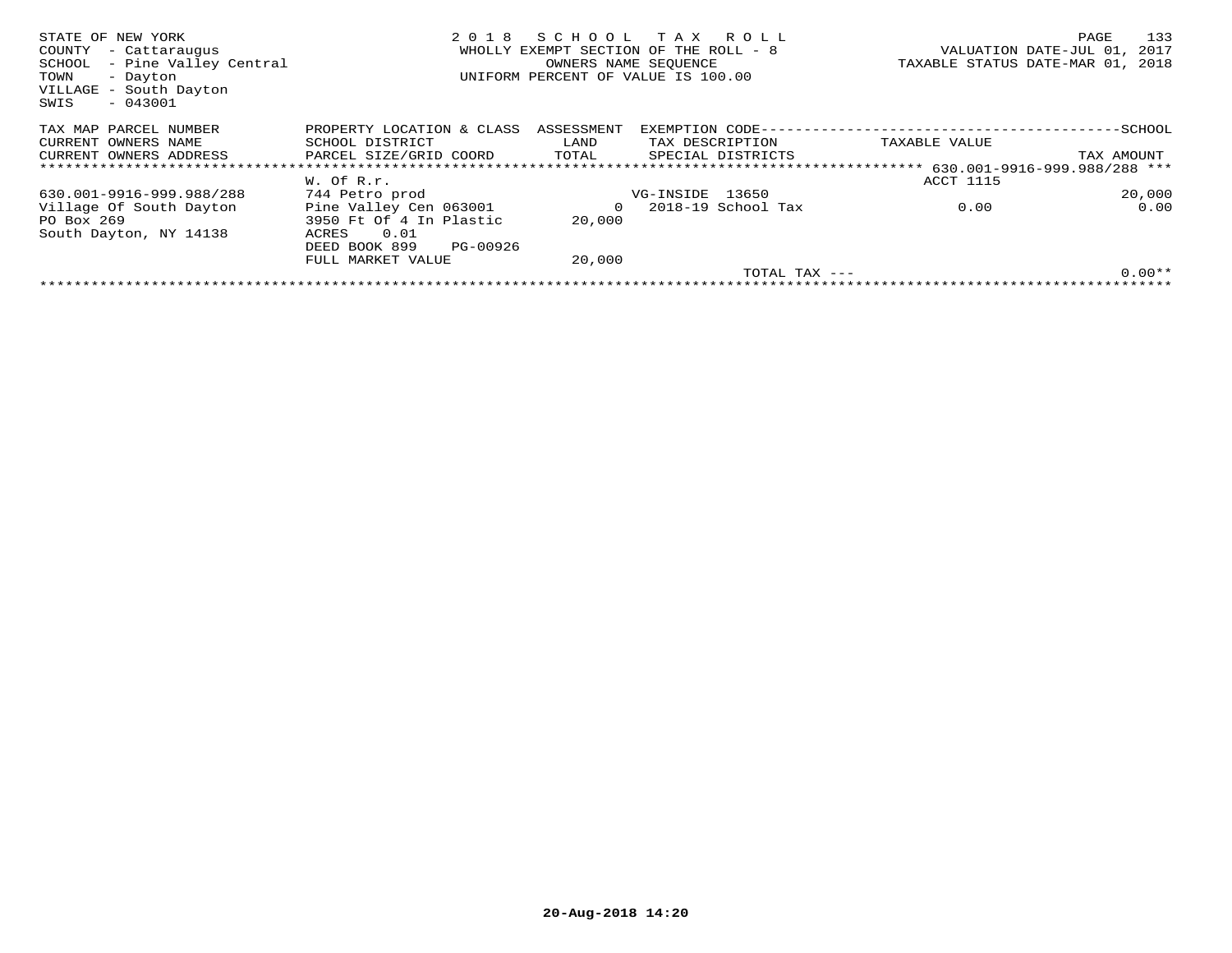STATE OF NEW YORK
COUNTY - Cattaraugus
SCHOOL - Pine Valley Central
TOWN - Dayton
VILLAGE - South Dayton
SWIS - 043001

2 0 1 8 S C H O O L T A X R O L L
WHOLLY EXEMPT SECTION OF THE ROLL - 8
OWNERS NAME SEQUENCE
UNIFORM PERCENT OF VALUE IS 100.00

VALUATION DATE-JUL 01, 2017
TAXABLE STATUS DATE-MAR 01, 2018

| TAX MAP PARCEL NUMBER<br>CURRENT OWNERS NAME<br>CURRENT OWNERS ADDRESS | PROPERTY LOCATION & CLASS<br>SCHOOL DISTRICT<br>PARCEL SIZE/GRID COORD | ASSESSMENT<br>LAND<br>TOTAL | EXEMPTION CODE<br>TAX DESCRIPTION<br>SPECIAL DISTRICTS | SCHOOL<br>TAXABLE VALUE | TAX AMOUNT |
|---|---|---|---|---|---|
| | | | | 630.001-9916-999.988/288 | |
| | W. Of R.r. | | | ACCT 1115 | |
| 630.001-9916-999.988/288 | 744 Petro prod | | VG-INSIDE 13650 | | 20,000 |
| Village Of South Dayton | Pine Valley Cen 063001 | 0 | 2018-19 School Tax | 0.00 | 0.00 |
| PO Box 269 | 3950 Ft Of 4 In Plastic | 20,000 | | | |
| South Dayton, NY 14138 | ACRES 0.01 | | | | |
| | DEED BOOK 899 PG-00926 | | | | |
| | FULL MARKET VALUE | 20,000 | | | |
| | | | TOTAL TAX --- | | 0.00** |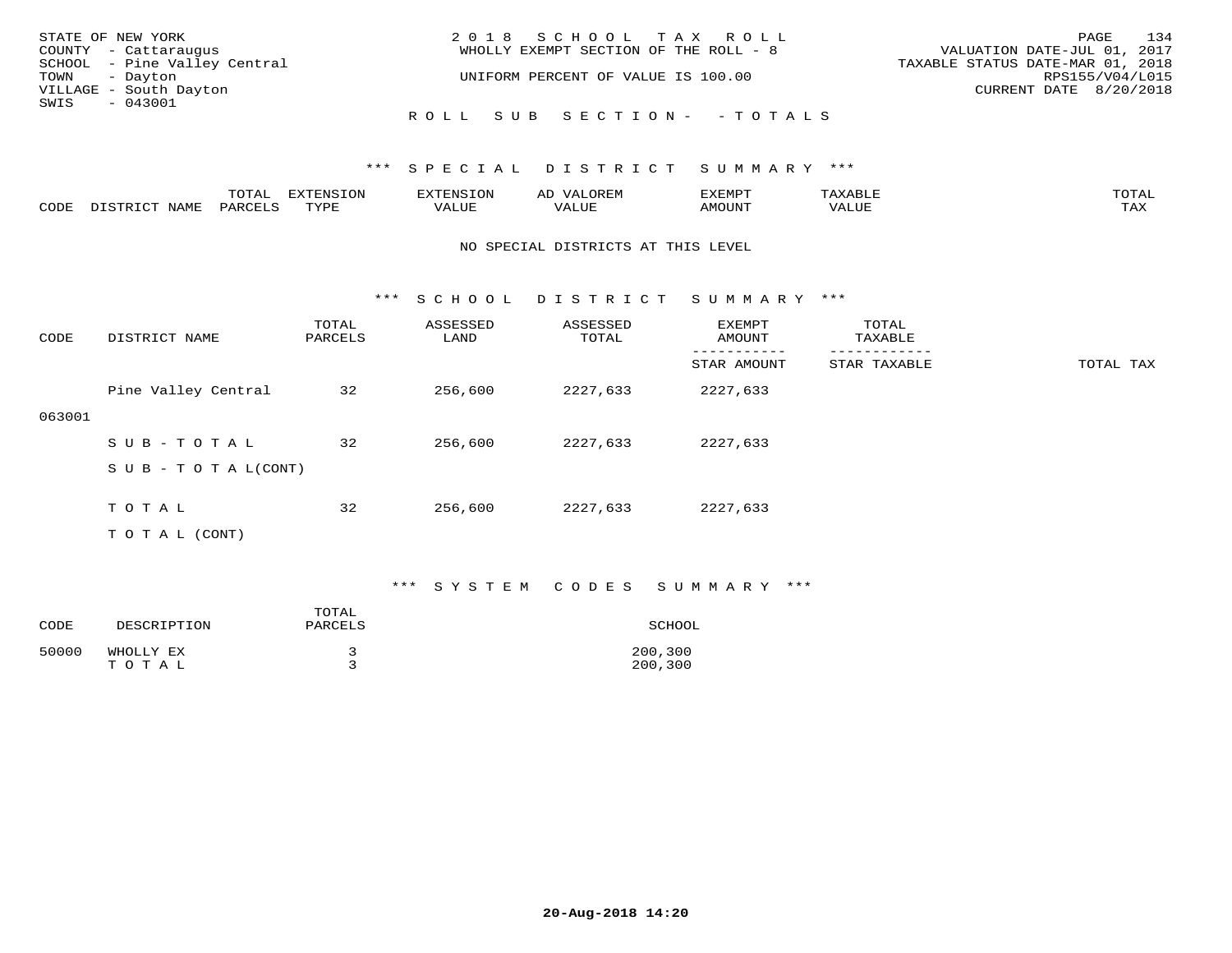STATE OF NEW YORK
COUNTY - Cattaraugus
SCHOOL - Pine Valley Central
TOWN - Dayton
VILLAGE - South Dayton
SWIS - 043001

2018 SCHOOL TAX ROLL
WHOLLY EXEMPT SECTION OF THE ROLL - 8
UNIFORM PERCENT OF VALUE IS 100.00

VALUATION DATE-JUL 01, 2017
TAXABLE STATUS DATE-MAR 01, 2018
RPS155/V04/L015
CURRENT DATE 8/20/2018

ROLL SUB SECTION - - TOTALS

## *** SPECIAL DISTRICT SUMMARY ***

| CODE | DISTRICT NAME | TOTAL PARCELS | EXTENSION TYPE | EXTENSION VALUE | AD VALOREM VALUE | EXEMPT AMOUNT | TAXABLE VALUE | TOTAL TAX |
|---|---|---|---|---|---|---|---|---|

NO SPECIAL DISTRICTS AT THIS LEVEL

## *** SCHOOL DISTRICT SUMMARY ***

| CODE | DISTRICT NAME | TOTAL PARCELS | ASSESSED LAND | ASSESSED TOTAL | EXEMPT AMOUNT / STAR AMOUNT | TOTAL TAXABLE / STAR TAXABLE | TOTAL TAX |
|---|---|---|---|---|---|---|---|
| 063001 | Pine Valley Central | 32 | 256,600 | 2227,633 | 2227,633 | | |
| | SUB-TOTAL | 32 | 256,600 | 2227,633 | 2227,633 | | |
| | SUB-TOTAL(CONT) | | | | | | |
| | TOTAL | 32 | 256,600 | 2227,633 | 2227,633 | | |
| | TOTAL (CONT) | | | | | | |

## *** SYSTEM CODES SUMMARY ***

| CODE | DESCRIPTION | TOTAL PARCELS | SCHOOL |
|---|---|---|---|
| 50000 | WHOLLY EX | 3 | 200,300 |
| | TOTAL | 3 | 200,300 |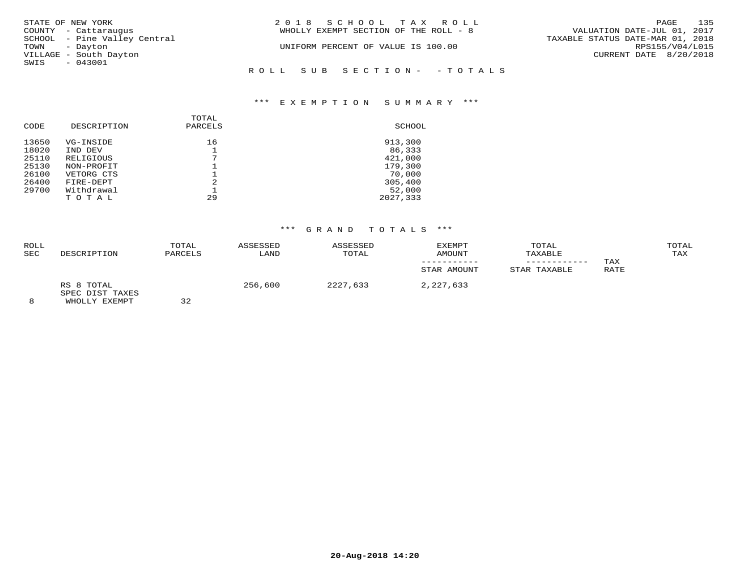STATE OF NEW YORK
COUNTY - Cattaraugus
SCHOOL - Pine Valley Central
TOWN - Dayton
VILLAGE - South Dayton
SWIS - 043001

2018 SCHOOL TAX ROLL
WHOLLY EXEMPT SECTION OF THE ROLL - 8

UNIFORM PERCENT OF VALUE IS 100.00

VALUATION DATE-JUL 01, 2017
TAXABLE STATUS DATE-MAR 01, 2018
RPS155/V04/L015
CURRENT DATE 8/20/2018

ROLL SUB SECTION- - TOTALS

### *** EXEMPTION SUMMARY ***

| CODE | DESCRIPTION | TOTAL PARCELS | SCHOOL |
|---|---|---|---|
| 13650 | VG-INSIDE | 16 | 913,300 |
| 18020 | IND DEV | 1 | 86,333 |
| 25110 | RELIGIOUS | 7 | 421,000 |
| 25130 | NON-PROFIT | 1 | 179,300 |
| 26100 | VETORG CTS | 1 | 70,000 |
| 26400 | FIRE-DEPT | 2 | 305,400 |
| 29700 | Withdrawal | 1 | 52,000 |
| | T O T A L | 29 | 2027,333 |

### *** GRAND TOTALS ***

| ROLL SEC | DESCRIPTION | TOTAL PARCELS | ASSESSED LAND | ASSESSED TOTAL | EXEMPT AMOUNT / STAR AMOUNT | TOTAL TAXABLE / STAR TAXABLE | TAX RATE | TOTAL TAX |
|---|---|---|---|---|---|---|---|---|
| 8 | RS 8 TOTAL SPEC DIST TAXES WHOLLY EXEMPT | 32 | 256,600 | 2227,633 | 2,227,633 | | | |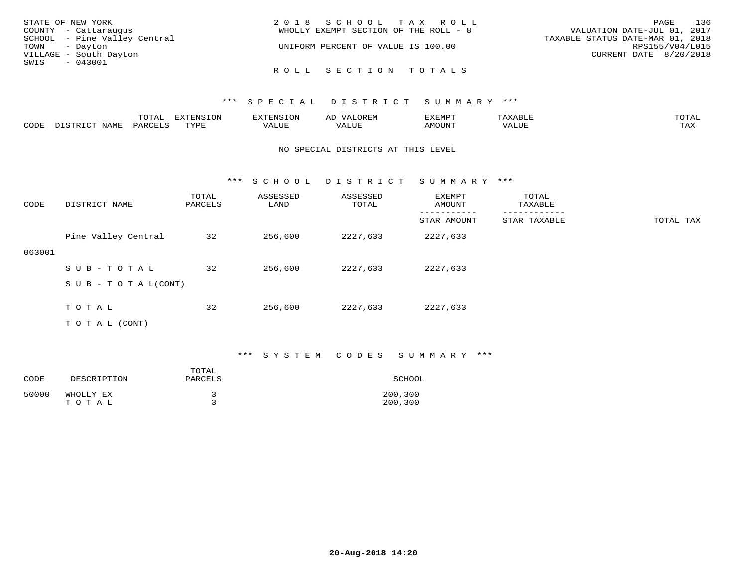STATE OF NEW YORK
COUNTY - Cattaraugus
SCHOOL - Pine Valley Central
TOWN - Dayton
VILLAGE - South Dayton
SWIS - 043001

2018 SCHOOL TAX ROLL
WHOLLY EXEMPT SECTION OF THE ROLL - 8
UNIFORM PERCENT OF VALUE IS 100.00

VALUATION DATE-JUL 01, 2017
TAXABLE STATUS DATE-MAR 01, 2018
RPS155/V04/L015
CURRENT DATE 8/20/2018

ROLL SECTION TOTALS

### *** SPECIAL DISTRICT SUMMARY ***

| CODE | DISTRICT NAME | TOTAL PARCELS | EXTENSION TYPE | EXTENSION VALUE | AD VALOREM VALUE | EXEMPT AMOUNT | TAXABLE VALUE | TOTAL TAX |
|---|---|---|---|---|---|---|---|---|

NO SPECIAL DISTRICTS AT THIS LEVEL

### *** SCHOOL DISTRICT SUMMARY ***

| CODE | DISTRICT NAME | TOTAL PARCELS | ASSESSED LAND | ASSESSED TOTAL | EXEMPT AMOUNT / STAR AMOUNT | TOTAL TAXABLE / STAR TAXABLE | TOTAL TAX |
|---|---|---|---|---|---|---|---|
| 063001 | Pine Valley Central | 32 | 256,600 | 2227,633 | 2227,633 | | |
| | SUB-TOTAL | 32 | 256,600 | 2227,633 | 2227,633 | | |
| | SUB-TOTAL(CONT) | | | | | | |
| | TOTAL | 32 | 256,600 | 2227,633 | 2227,633 | | |
| | TOTAL (CONT) | | | | | | |

### *** SYSTEM CODES SUMMARY ***

| CODE | DESCRIPTION | TOTAL PARCELS | SCHOOL |
|---|---|---|---|
| 50000 | WHOLLY EX | 3 | 200,300 |
| | TOTAL | 3 | 200,300 |

20-Aug-2018 14:20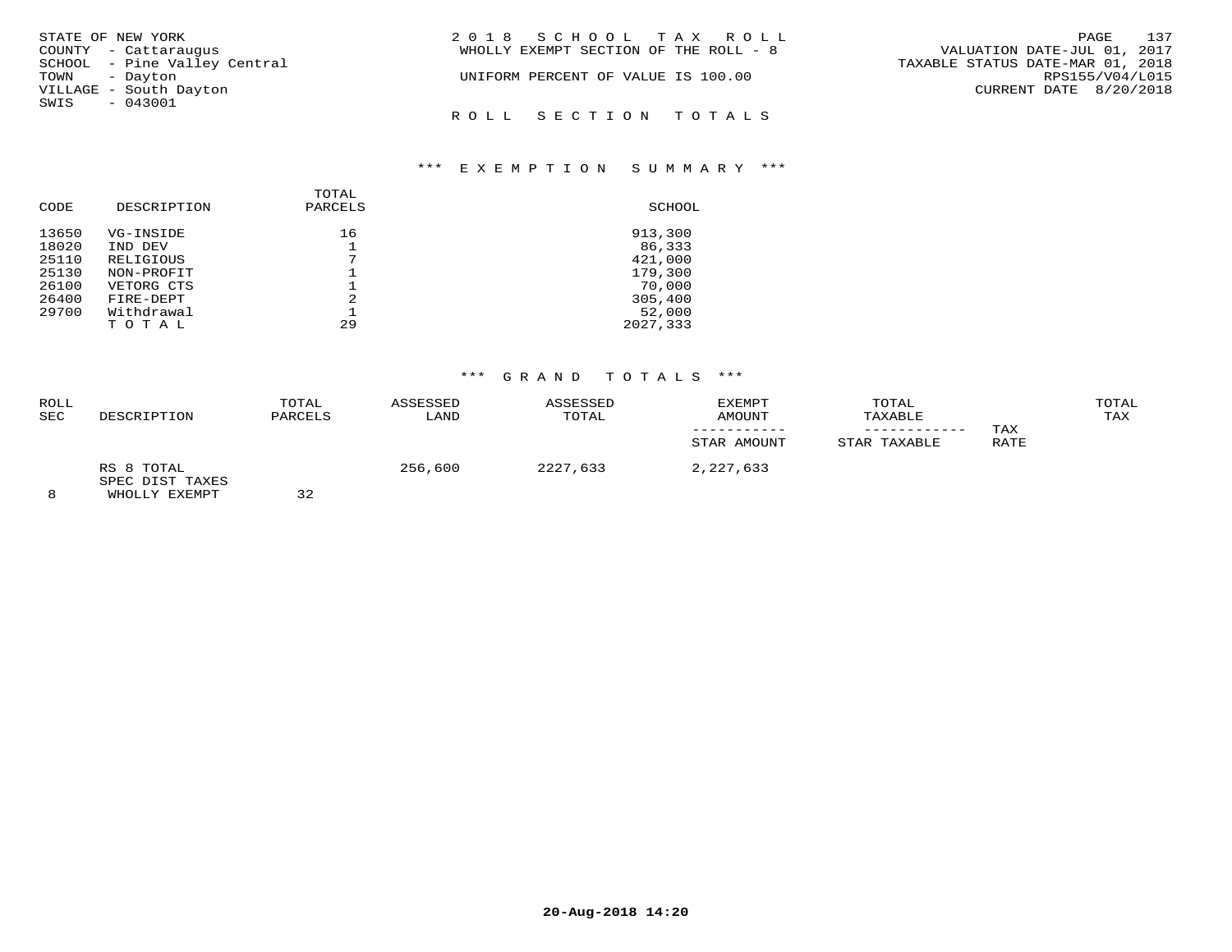STATE OF NEW YORK
COUNTY - Cattaraugus
SCHOOL - Pine Valley Central
TOWN - Dayton
VILLAGE - South Dayton
SWIS - 043001

2018 SCHOOL TAX ROLL
WHOLLY EXEMPT SECTION OF THE ROLL - 8

UNIFORM PERCENT OF VALUE IS 100.00

VALUATION DATE-JUL 01, 2017
TAXABLE STATUS DATE-MAR 01, 2018
RPS155/V04/L015
CURRENT DATE 8/20/2018

ROLL SECTION TOTALS

*** EXEMPTION SUMMARY ***

| CODE | DESCRIPTION | TOTAL PARCELS | SCHOOL |
|---|---|---|---|
| 13650 | VG-INSIDE | 16 | 913,300 |
| 18020 | IND DEV | 1 | 86,333 |
| 25110 | RELIGIOUS | 7 | 421,000 |
| 25130 | NON-PROFIT | 1 | 179,300 |
| 26100 | VETORG CTS | 1 | 70,000 |
| 26400 | FIRE-DEPT | 2 | 305,400 |
| 29700 | Withdrawal | 1 | 52,000 |
| | T O T A L | 29 | 2027,333 |

*** GRAND TOTALS ***

| ROLL SEC | DESCRIPTION | TOTAL PARCELS | ASSESSED LAND | ASSESSED TOTAL | EXEMPT AMOUNT / STAR AMOUNT | TOTAL TAXABLE / STAR TAXABLE | TAX RATE | TOTAL TAX |
|---|---|---|---|---|---|---|---|---|
| 8 | RS 8 TOTAL SPEC DIST TAXES WHOLLY EXEMPT | 32 | 256,600 | 2227,633 | 2,227,633 | | | |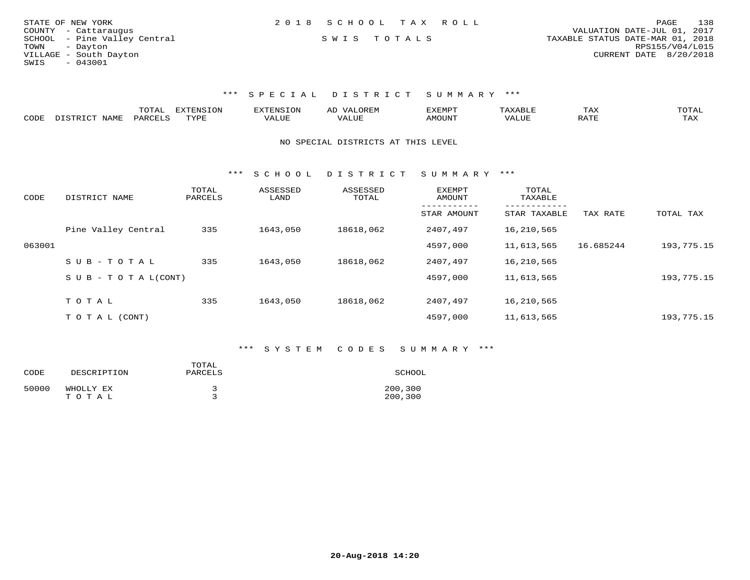STATE OF NEW YORK
COUNTY - Cattaraugus
SCHOOL - Pine Valley Central
TOWN - Dayton
VILLAGE - South Dayton
SWIS - 043001

2 0 1 8 S C H O O L T A X R O L L

S W I S T O T A L S

VALUATION DATE-JUL 01, 2017
TAXABLE STATUS DATE-MAR 01, 2018
RPS155/V04/L015
CURRENT DATE 8/20/2018

### *** S P E C I A L D I S T R I C T S U M M A R Y ***

| CODE | DISTRICT NAME | TOTAL PARCELS | EXTENSION TYPE | EXTENSION VALUE | AD VALOREM VALUE | EXEMPT AMOUNT | TAXABLE VALUE | TAX RATE | TOTAL TAX |
|---|---|---|---|---|---|---|---|---|---|

NO SPECIAL DISTRICTS AT THIS LEVEL

### *** S C H O O L D I S T R I C T S U M M A R Y ***

| CODE | DISTRICT NAME | TOTAL PARCELS | ASSESSED LAND | ASSESSED TOTAL | EXEMPT AMOUNT / STAR AMOUNT | TOTAL TAXABLE / STAR TAXABLE | TAX RATE | TOTAL TAX |
|---|---|---|---|---|---|---|---|---|
| | Pine Valley Central | 335 | 1643,050 | 18618,062 | 2407,497 | 16,210,565 | | |
| 063001 | | | | | 4597,000 | 11,613,565 | 16.685244 | 193,775.15 |
| | S U B - T O T A L | 335 | 1643,050 | 18618,062 | 2407,497 | 16,210,565 | | |
| | S U B - T O T A L(CONT) | | | | 4597,000 | 11,613,565 | | 193,775.15 |
| | T O T A L | 335 | 1643,050 | 18618,062 | 2407,497 | 16,210,565 | | |
| | T O T A L (CONT) | | | | 4597,000 | 11,613,565 | | 193,775.15 |

### *** S Y S T E M C O D E S S U M M A R Y ***

| CODE | DESCRIPTION | TOTAL PARCELS | SCHOOL |
|---|---|---|---|
| 50000 | WHOLLY EX | 3 | 200,300 |
| | T O T A L | 3 | 200,300 |

20-Aug-2018 14:20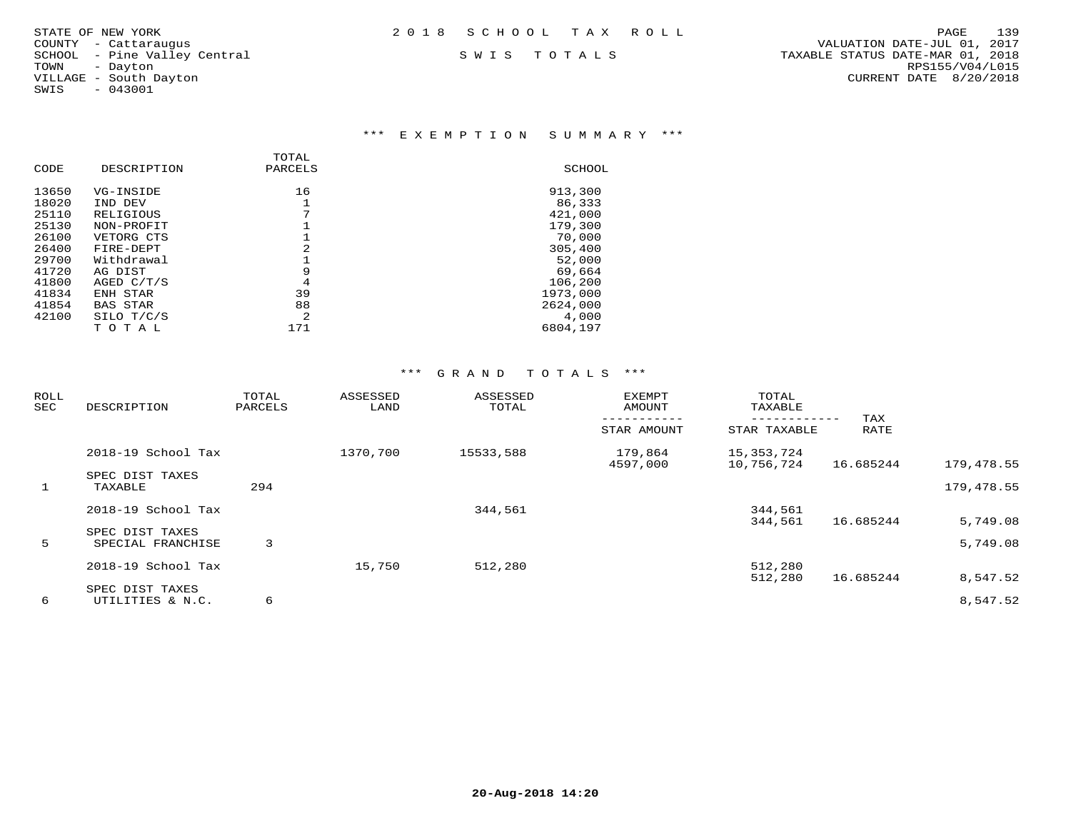STATE OF NEW YORK
COUNTY - Cattaraugus
SCHOOL - Pine Valley Central
TOWN - Dayton
VILLAGE - South Dayton
SWIS - 043001

2 0 1 8 S C H O O L T A X R O L L

S W I S T O T A L S

VALUATION DATE-JUL 01, 2017
TAXABLE STATUS DATE-MAR 01, 2018
RPS155/V04/L015
CURRENT DATE 8/20/2018

## \*\*\* E X E M P T I O N S U M M A R Y \*\*\*

| CODE | DESCRIPTION | TOTAL PARCELS | SCHOOL |
|---|---|---|---|
| 13650 | VG-INSIDE | 16 | 913,300 |
| 18020 | IND DEV | 1 | 86,333 |
| 25110 | RELIGIOUS | 7 | 421,000 |
| 25130 | NON-PROFIT | 1 | 179,300 |
| 26100 | VETORG CTS | 1 | 70,000 |
| 26400 | FIRE-DEPT | 2 | 305,400 |
| 29700 | Withdrawal | 1 | 52,000 |
| 41720 | AG DIST | 9 | 69,664 |
| 41800 | AGED C/T/S | 4 | 106,200 |
| 41834 | ENH STAR | 39 | 1973,000 |
| 41854 | BAS STAR | 88 | 2624,000 |
| 42100 | SILO T/C/S | 2 | 4,000 |
| | T O T A L | 171 | 6804,197 |

## \*\*\* G R A N D T O T A L S \*\*\*

| ROLL SEC | DESCRIPTION | TOTAL PARCELS | ASSESSED LAND | ASSESSED TOTAL | EXEMPT AMOUNT / STAR AMOUNT | TOTAL TAXABLE / STAR TAXABLE | TAX RATE | |
|---|---|---|---|---|---|---|---|---|
| | 2018-19 School Tax | | 1370,700 | 15533,588 | 179,864 | 15,353,724 | | |
| | | | | | 4597,000 | 10,756,724 | 16.685244 | 179,478.55 |
| | SPEC DIST TAXES | | | | | | | |
| 1 | TAXABLE | 294 | | | | | | 179,478.55 |
| | 2018-19 School Tax | | | 344,561 | | 344,561 | | |
| | | | | | | 344,561 | 16.685244 | 5,749.08 |
| | SPEC DIST TAXES | | | | | | | |
| 5 | SPECIAL FRANCHISE | 3 | | | | | | 5,749.08 |
| | 2018-19 School Tax | | 15,750 | 512,280 | | 512,280 | | |
| | | | | | | 512,280 | 16.685244 | 8,547.52 |
| | SPEC DIST TAXES | | | | | | | |
| 6 | UTILITIES & N.C. | 6 | | | | | | 8,547.52 |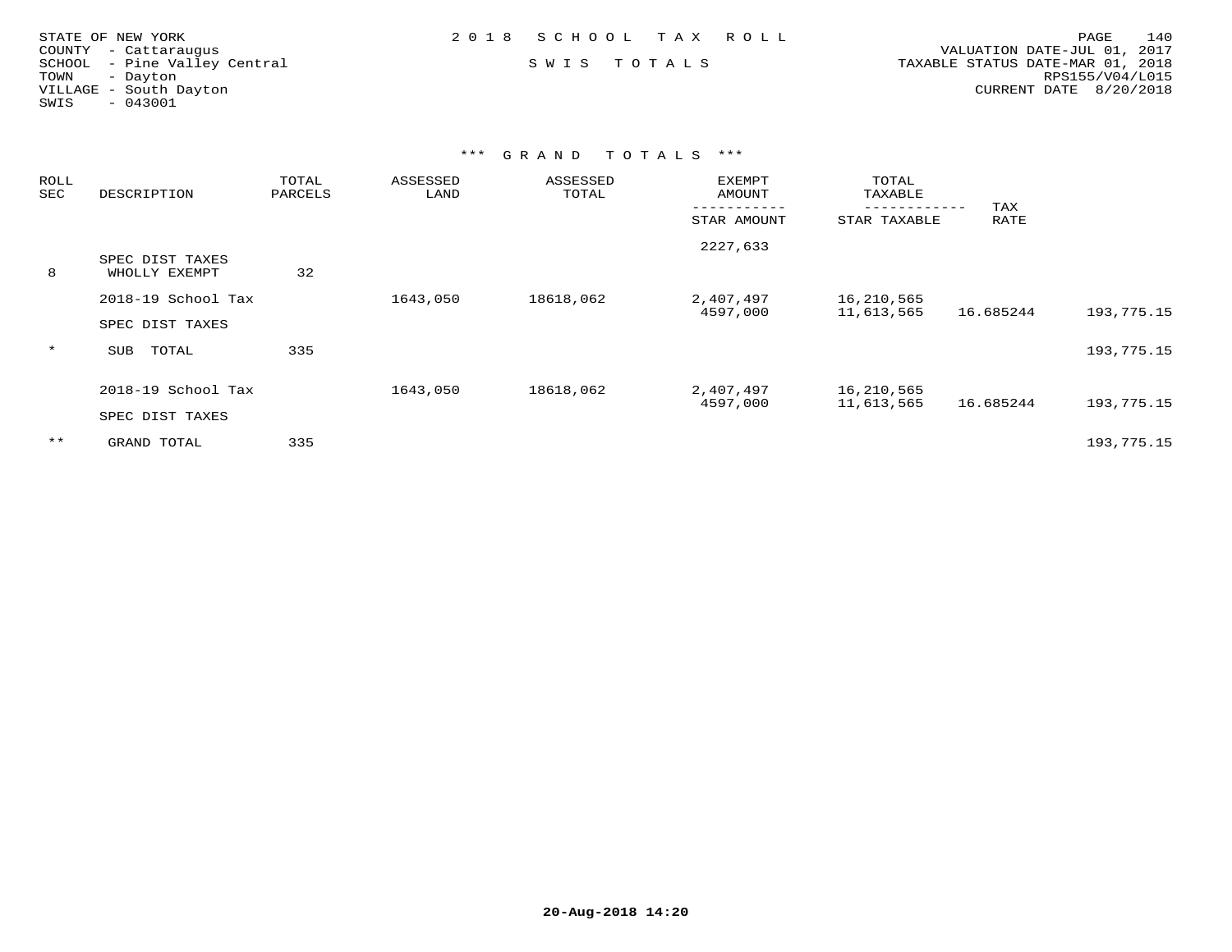STATE OF NEW YORK
COUNTY - Cattaraugus
SCHOOL - Pine Valley Central
TOWN - Dayton
VILLAGE - South Dayton
SWIS - 043001

2 0 1 8 S C H O O L T A X R O L L

S W I S T O T A L S

VALUATION DATE-JUL 01, 2017
TAXABLE STATUS DATE-MAR 01, 2018
RPS155/V04/L015
CURRENT DATE 8/20/2018

### *** G R A N D T O T A L S ***

| ROLL SEC | DESCRIPTION | TOTAL PARCELS | ASSESSED LAND | ASSESSED TOTAL | EXEMPT AMOUNT / STAR AMOUNT | TOTAL TAXABLE / STAR TAXABLE | TAX RATE | |
|---|---|---|---|---|---|---|---|---|
| | | | | | 2227,633 | | | |
| 8 | SPEC DIST TAXES WHOLLY EXEMPT | 32 | | | | | | |
| | 2018-19 School Tax | | 1643,050 | 18618,062 | 2,407,497 | 16,210,565 | | |
| | | | | | 4597,000 | 11,613,565 | 16.685244 | 193,775.15 |
| | SPEC DIST TAXES | | | | | | | |
| * | SUB TOTAL | 335 | | | | | | 193,775.15 |
| | 2018-19 School Tax | | 1643,050 | 18618,062 | 2,407,497 | 16,210,565 | | |
| | | | | | 4597,000 | 11,613,565 | 16.685244 | 193,775.15 |
| | SPEC DIST TAXES | | | | | | | |
| ** | GRAND TOTAL | 335 | | | | | | 193,775.15 |

20-Aug-2018 14:20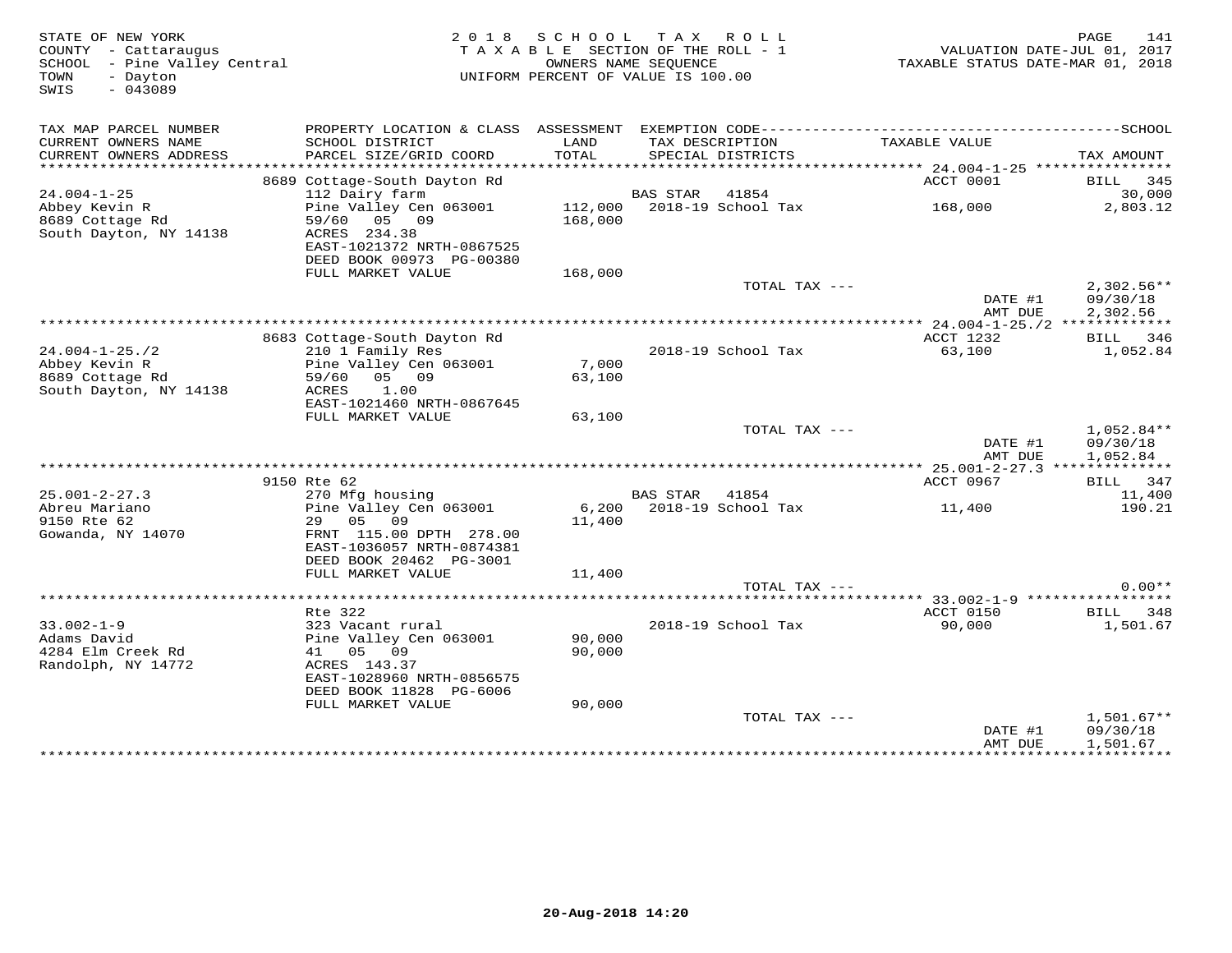STATE OF NEW YORK
COUNTY - Cattaraugus
SCHOOL - Pine Valley Central
TOWN - Dayton
SWIS - 043089

2018 SCHOOL TAX ROLL
TAXABLE SECTION OF THE ROLL - 1
OWNERS NAME SEQUENCE
UNIFORM PERCENT OF VALUE IS 100.00

VALUATION DATE-JUL 01, 2017
TAXABLE STATUS DATE-MAR 01, 2018

| TAX MAP PARCEL NUMBER / CURRENT OWNERS NAME / CURRENT OWNERS ADDRESS | PROPERTY LOCATION & CLASS / SCHOOL DISTRICT / PARCEL SIZE/GRID COORD | ASSESSMENT LAND / TOTAL | EXEMPTION CODE / TAX DESCRIPTION / SPECIAL DISTRICTS | TAXABLE VALUE | SCHOOL / TAX AMOUNT |
|---|---|---|---|---|---|
| | 8689 Cottage-South Dayton Rd | | | ACCT 0001 | BILL 345 |
| 24.004-1-25 | 112 Dairy farm | | BAS STAR 41854 | | 30,000 |
| Abbey Kevin R | Pine Valley Cen 063001 | 112,000 | 2018-19 School Tax | 168,000 | 2,803.12 |
| 8689 Cottage Rd | 59/60 05 09 | 168,000 | | | |
| South Dayton, NY 14138 | ACRES 234.38 | | | | |
| | EAST-1021372 NRTH-0867525 | | | | |
| | DEED BOOK 00973 PG-00380 | | | | |
| | FULL MARKET VALUE | 168,000 | | | |
| | | | TOTAL TAX --- | | 2,302.56** |
| | | | | DATE #1 | 09/30/18 |
| | | | | AMT DUE | 2,302.56 |
| | 8683 Cottage-South Dayton Rd | | | ACCT 1232 | BILL 346 |
| 24.004-1-25./2 | 210 1 Family Res | | 2018-19 School Tax | 63,100 | 1,052.84 |
| Abbey Kevin R | Pine Valley Cen 063001 | 7,000 | | | |
| 8689 Cottage Rd | 59/60 05 09 | 63,100 | | | |
| South Dayton, NY 14138 | ACRES 1.00 | | | | |
| | EAST-1021460 NRTH-0867645 | | | | |
| | FULL MARKET VALUE | 63,100 | | | |
| | | | TOTAL TAX --- | | 1,052.84** |
| | | | | DATE #1 | 09/30/18 |
| | | | | AMT DUE | 1,052.84 |
| | 9150 Rte 62 | | | ACCT 0967 | BILL 347 |
| 25.001-2-27.3 | 270 Mfg housing | | BAS STAR 41854 | | 11,400 |
| Abreu Mariano | Pine Valley Cen 063001 | 6,200 | 2018-19 School Tax | 11,400 | 190.21 |
| 9150 Rte 62 | 29 05 09 | 11,400 | | | |
| Gowanda, NY 14070 | FRNT 115.00 DPTH 278.00 | | | | |
| | EAST-1036057 NRTH-0874381 | | | | |
| | DEED BOOK 20462 PG-3001 | | | | |
| | FULL MARKET VALUE | 11,400 | | | |
| | | | TOTAL TAX --- | | 0.00** |
| | Rte 322 | | | ACCT 0150 | BILL 348 |
| 33.002-1-9 | 323 Vacant rural | | 2018-19 School Tax | 90,000 | 1,501.67 |
| Adams David | Pine Valley Cen 063001 | 90,000 | | | |
| 4284 Elm Creek Rd | 41 05 09 | 90,000 | | | |
| Randolph, NY 14772 | ACRES 143.37 | | | | |
| | EAST-1028960 NRTH-0856575 | | | | |
| | DEED BOOK 11828 PG-6006 | | | | |
| | FULL MARKET VALUE | 90,000 | | | |
| | | | TOTAL TAX --- | | 1,501.67** |
| | | | | DATE #1 | 09/30/18 |
| | | | | AMT DUE | 1,501.67 |

20-Aug-2018 14:20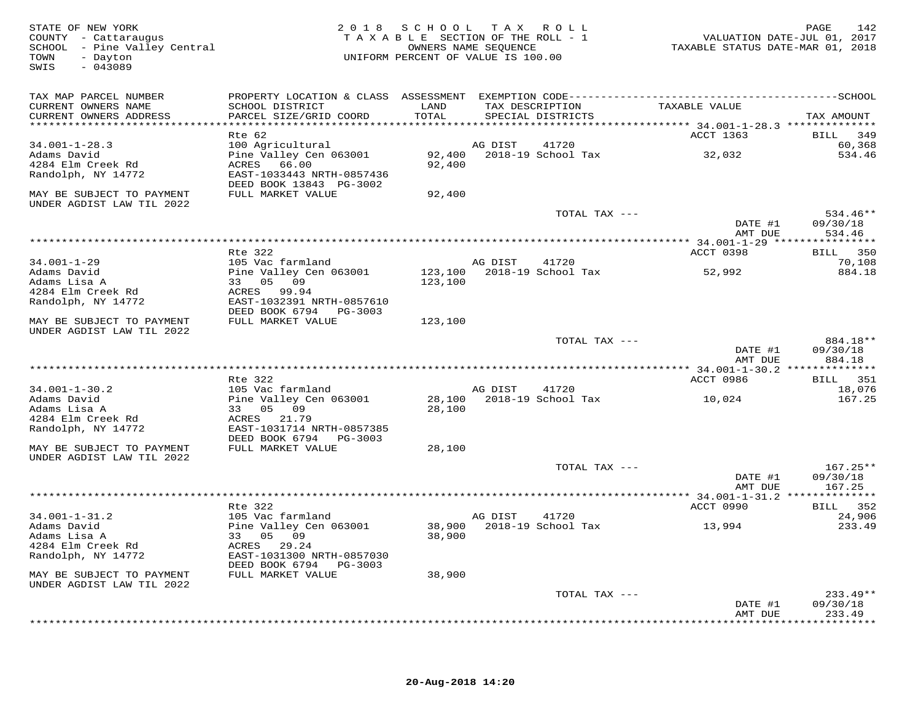STATE OF NEW YORK
COUNTY - Cattaraugus
SCHOOL - Pine Valley Central
TOWN - Dayton
SWIS - 043089

2 0 1 8 S C H O O L T A X R O L L
T A X A B L E SECTION OF THE ROLL - 1
OWNERS NAME SEQUENCE
UNIFORM PERCENT OF VALUE IS 100.00

VALUATION DATE-JUL 01, 2017
TAXABLE STATUS DATE-MAR 01, 2018

| TAX MAP PARCEL NUMBER / CURRENT OWNERS NAME / CURRENT OWNERS ADDRESS | PROPERTY LOCATION & CLASS / SCHOOL DISTRICT / PARCEL SIZE/GRID COORD | ASSESSMENT LAND / TOTAL | EXEMPTION CODE / TAX DESCRIPTION / SPECIAL DISTRICTS | TAXABLE VALUE | TAX AMOUNT |
|---|---|---|---|---|---|
| 34.001-1-28.3 | Rte 62 | | | ACCT 1363 | BILL 349 |
| Adams David | 100 Agricultural | | AG DIST 41720 | | 60,368 |
| 4284 Elm Creek Rd | Pine Valley Cen 063001 | 92,400 | 2018-19 School Tax | 32,032 | 534.46 |
| Randolph, NY 14772 | ACRES 66.00 | 92,400 | | | |
| | EAST-1033443 NRTH-0857436 | | | | |
| | DEED BOOK 13843 PG-3002 | | | | |
| MAY BE SUBJECT TO PAYMENT UNDER AGDIST LAW TIL 2022 | FULL MARKET VALUE | 92,400 | | | |
| | | | TOTAL TAX --- | | 534.46** |
| | | | | DATE #1 | 09/30/18 |
| | | | | AMT DUE | 534.46 |
| 34.001-1-29 | Rte 322 | | | ACCT 0398 | BILL 350 |
| Adams David | 105 Vac farmland | | AG DIST 41720 | | 70,108 |
| Adams Lisa A | Pine Valley Cen 063001 | 123,100 | 2018-19 School Tax | 52,992 | 884.18 |
| 4284 Elm Creek Rd | 33 05 09 | 123,100 | | | |
| Randolph, NY 14772 | ACRES 99.94 | | | | |
| | EAST-1032391 NRTH-0857610 | | | | |
| | DEED BOOK 6794 PG-3003 | | | | |
| MAY BE SUBJECT TO PAYMENT UNDER AGDIST LAW TIL 2022 | FULL MARKET VALUE | 123,100 | | | |
| | | | TOTAL TAX --- | | 884.18** |
| | | | | DATE #1 | 09/30/18 |
| | | | | AMT DUE | 884.18 |
| 34.001-1-30.2 | Rte 322 | | | ACCT 0986 | BILL 351 |
| Adams David | 105 Vac farmland | | AG DIST 41720 | | 18,076 |
| Adams Lisa A | Pine Valley Cen 063001 | 28,100 | 2018-19 School Tax | 10,024 | 167.25 |
| 4284 Elm Creek Rd | 33 05 09 | 28,100 | | | |
| Randolph, NY 14772 | ACRES 21.79 | | | | |
| | EAST-1031714 NRTH-0857385 | | | | |
| | DEED BOOK 6794 PG-3003 | | | | |
| MAY BE SUBJECT TO PAYMENT UNDER AGDIST LAW TIL 2022 | FULL MARKET VALUE | 28,100 | | | |
| | | | TOTAL TAX --- | | 167.25** |
| | | | | DATE #1 | 09/30/18 |
| | | | | AMT DUE | 167.25 |
| 34.001-1-31.2 | Rte 322 | | | ACCT 0990 | BILL 352 |
| Adams David | 105 Vac farmland | | AG DIST 41720 | | 24,906 |
| Adams Lisa A | Pine Valley Cen 063001 | 38,900 | 2018-19 School Tax | 13,994 | 233.49 |
| 4284 Elm Creek Rd | 33 05 09 | 38,900 | | | |
| Randolph, NY 14772 | ACRES 29.24 | | | | |
| | EAST-1031300 NRTH-0857030 | | | | |
| | DEED BOOK 6794 PG-3003 | | | | |
| MAY BE SUBJECT TO PAYMENT UNDER AGDIST LAW TIL 2022 | FULL MARKET VALUE | 38,900 | | | |
| | | | TOTAL TAX --- | | 233.49** |
| | | | | DATE #1 | 09/30/18 |
| | | | | AMT DUE | 233.49 |

20-Aug-2018 14:20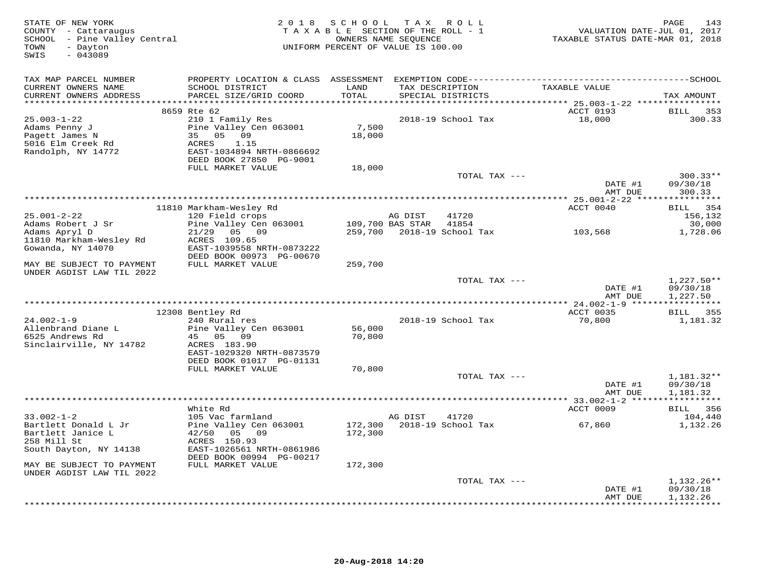STATE OF NEW YORK
COUNTY - Cattaraugus
SCHOOL - Pine Valley Central
TOWN - Dayton
SWIS - 043089

2018 SCHOOL TAX ROLL
TAXABLE SECTION OF THE ROLL - 1
OWNERS NAME SEQUENCE
UNIFORM PERCENT OF VALUE IS 100.00

VALUATION DATE-JUL 01, 2017
TAXABLE STATUS DATE-MAR 01, 2018

| TAX MAP PARCEL NUMBER / CURRENT OWNERS NAME / CURRENT OWNERS ADDRESS | PROPERTY LOCATION & CLASS / SCHOOL DISTRICT / PARCEL SIZE/GRID COORD | ASSESSMENT LAND / TOTAL | EXEMPTION CODE / TAX DESCRIPTION / SPECIAL DISTRICTS | TAXABLE VALUE | TAX AMOUNT |
|---|---|---|---|---|---|
| **25.003-1-22** | 8659 Rte 62 | | | ACCT 0193 | BILL 353 |
| 25.003-1-22 | 210 1 Family Res | | 2018-19 School Tax | 18,000 | 300.33 |
| Adams Penny J | Pine Valley Cen 063001 | 7,500 | | | |
| Pagett James N | 35 05 09 | 18,000 | | | |
| 5016 Elm Creek Rd | ACRES 1.15 | | | | |
| Randolph, NY 14772 | EAST-1034894 NRTH-0866692 | | | | |
| | DEED BOOK 27850 PG-9001 | | | | |
| | FULL MARKET VALUE | 18,000 | | | |
| | | | TOTAL TAX --- | | 300.33** |
| | | | | DATE #1 | 09/30/18 |
| | | | | AMT DUE | 300.33 |
| **25.001-2-22** | 11810 Markham-Wesley Rd | | | ACCT 0040 | BILL 354 |
| 25.001-2-22 | 120 Field crops | | AG DIST 41720 | | 156,132 |
| Adams Robert J Sr | Pine Valley Cen 063001 | 109,700 | BAS STAR 41854 | | 30,000 |
| Adams Apryl D | 21/29 05 09 | 259,700 | 2018-19 School Tax | 103,568 | 1,728.06 |
| 11810 Markham-Wesley Rd | ACRES 109.65 | | | | |
| Gowanda, NY 14070 | EAST-1039558 NRTH-0873222 | | | | |
| | DEED BOOK 00973 PG-00670 | | | | |
| MAY BE SUBJECT TO PAYMENT UNDER AGDIST LAW TIL 2022 | FULL MARKET VALUE | 259,700 | | | |
| | | | TOTAL TAX --- | | 1,227.50** |
| | | | | DATE #1 | 09/30/18 |
| | | | | AMT DUE | 1,227.50 |
| **24.002-1-9** | 12308 Bentley Rd | | | ACCT 0035 | BILL 355 |
| 24.002-1-9 | 240 Rural res | | 2018-19 School Tax | 70,800 | 1,181.32 |
| Allenbrand Diane L | Pine Valley Cen 063001 | 56,000 | | | |
| 6525 Andrews Rd | 45 05 09 | 70,800 | | | |
| Sinclairville, NY 14782 | ACRES 183.90 | | | | |
| | EAST-1029320 NRTH-0873579 | | | | |
| | DEED BOOK 01017 PG-01131 | | | | |
| | FULL MARKET VALUE | 70,800 | | | |
| | | | TOTAL TAX --- | | 1,181.32** |
| | | | | DATE #1 | 09/30/18 |
| | | | | AMT DUE | 1,181.32 |
| **33.002-1-2** | White Rd | | | ACCT 0009 | BILL 356 |
| 33.002-1-2 | 105 Vac farmland | | AG DIST 41720 | | 104,440 |
| Bartlett Donald L Jr | Pine Valley Cen 063001 | 172,300 | 2018-19 School Tax | 67,860 | 1,132.26 |
| Bartlett Janice L | 42/50 05 09 | 172,300 | | | |
| 258 Mill St | ACRES 150.93 | | | | |
| South Dayton, NY 14138 | EAST-1026561 NRTH-0861986 | | | | |
| | DEED BOOK 00994 PG-00217 | | | | |
| MAY BE SUBJECT TO PAYMENT UNDER AGDIST LAW TIL 2022 | FULL MARKET VALUE | 172,300 | | | |
| | | | TOTAL TAX --- | | 1,132.26** |
| | | | | DATE #1 | 09/30/18 |
| | | | | AMT DUE | 1,132.26 |

20-Aug-2018 14:20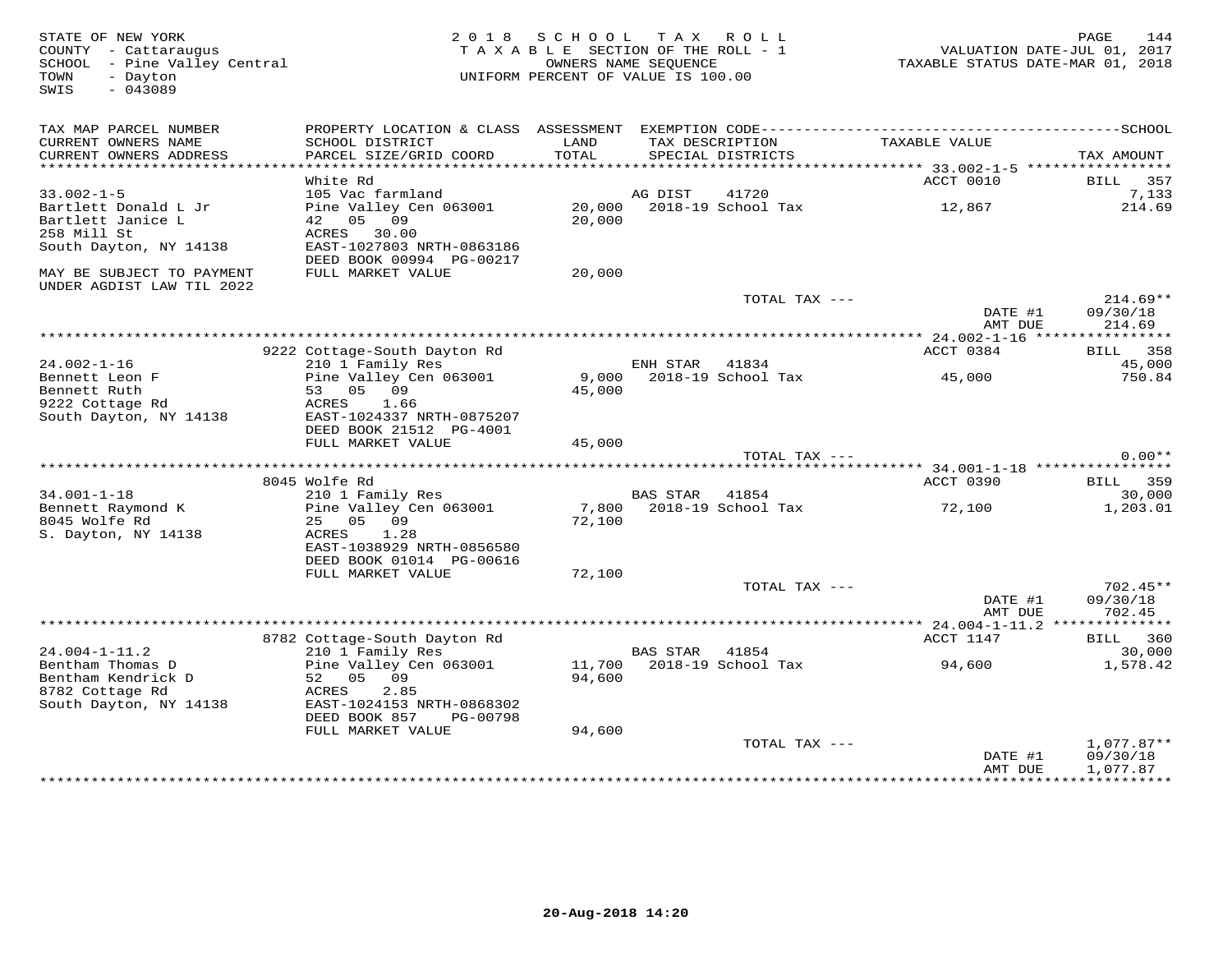STATE OF NEW YORK
COUNTY - Cattaraugus
SCHOOL - Pine Valley Central
TOWN - Dayton
SWIS - 043089

2018 SCHOOL TAX ROLL
TAXABLE SECTION OF THE ROLL - 1
OWNERS NAME SEQUENCE
UNIFORM PERCENT OF VALUE IS 100.00

VALUATION DATE-JUL 01, 2017
TAXABLE STATUS DATE-MAR 01, 2018

| TAX MAP PARCEL NUMBER / CURRENT OWNERS NAME / CURRENT OWNERS ADDRESS | PROPERTY LOCATION & CLASS / SCHOOL DISTRICT / PARCEL SIZE/GRID COORD | ASSESSMENT LAND / TOTAL | EXEMPTION CODE / TAX DESCRIPTION / SPECIAL DISTRICTS | TAXABLE VALUE | SCHOOL TAX AMOUNT |
|---|---|---|---|---|---|
| **33.002-1-5** | White Rd | | | ACCT 0010 | BILL 357 |
| 33.002-1-5 | 105 Vac farmland | | AG DIST 41720 | | 7,133 |
| Bartlett Donald L Jr | Pine Valley Cen 063001 | 20,000 | 2018-19 School Tax | 12,867 | 214.69 |
| Bartlett Janice L | 42 05 09 | 20,000 | | | |
| 258 Mill St | ACRES 30.00 | | | | |
| South Dayton, NY 14138 | EAST-1027803 NRTH-0863186 | | | | |
| | DEED BOOK 00994 PG-00217 | | | | |
| MAY BE SUBJECT TO PAYMENT UNDER AGDIST LAW TIL 2022 | FULL MARKET VALUE | 20,000 | | | |
| | | | TOTAL TAX --- | | 214.69** |
| | | | | DATE #1 | 09/30/18 |
| | | | | AMT DUE | 214.69 |
| **24.002-1-16** | 9222 Cottage-South Dayton Rd | | | ACCT 0384 | BILL 358 |
| 24.002-1-16 | 210 1 Family Res | | ENH STAR 41834 | | 45,000 |
| Bennett Leon F | Pine Valley Cen 063001 | 9,000 | 2018-19 School Tax | 45,000 | 750.84 |
| Bennett Ruth | 53 05 09 | 45,000 | | | |
| 9222 Cottage Rd | ACRES 1.66 | | | | |
| South Dayton, NY 14138 | EAST-1024337 NRTH-0875207 | | | | |
| | DEED BOOK 21512 PG-4001 | | | | |
| | FULL MARKET VALUE | 45,000 | | | |
| | | | TOTAL TAX --- | | 0.00** |
| **34.001-1-18** | 8045 Wolfe Rd | | | ACCT 0390 | BILL 359 |
| 34.001-1-18 | 210 1 Family Res | | BAS STAR 41854 | | 30,000 |
| Bennett Raymond K | Pine Valley Cen 063001 | 7,800 | 2018-19 School Tax | 72,100 | 1,203.01 |
| 8045 Wolfe Rd | 25 05 09 | 72,100 | | | |
| S. Dayton, NY 14138 | ACRES 1.28 | | | | |
| | EAST-1038929 NRTH-0856580 | | | | |
| | DEED BOOK 01014 PG-00616 | | | | |
| | FULL MARKET VALUE | 72,100 | | | |
| | | | TOTAL TAX --- | | 702.45** |
| | | | | DATE #1 | 09/30/18 |
| | | | | AMT DUE | 702.45 |
| **24.004-1-11.2** | 8782 Cottage-South Dayton Rd | | | ACCT 1147 | BILL 360 |
| 24.004-1-11.2 | 210 1 Family Res | | BAS STAR 41854 | | 30,000 |
| Bentham Thomas D | Pine Valley Cen 063001 | 11,700 | 2018-19 School Tax | 94,600 | 1,578.42 |
| Bentham Kendrick D | 52 05 09 | 94,600 | | | |
| 8782 Cottage Rd | ACRES 2.85 | | | | |
| South Dayton, NY 14138 | EAST-1024153 NRTH-0868302 | | | | |
| | DEED BOOK 857 PG-00798 | | | | |
| | FULL MARKET VALUE | 94,600 | | | |
| | | | TOTAL TAX --- | | 1,077.87** |
| | | | | DATE #1 | 09/30/18 |
| | | | | AMT DUE | 1,077.87 |

20-Aug-2018 14:20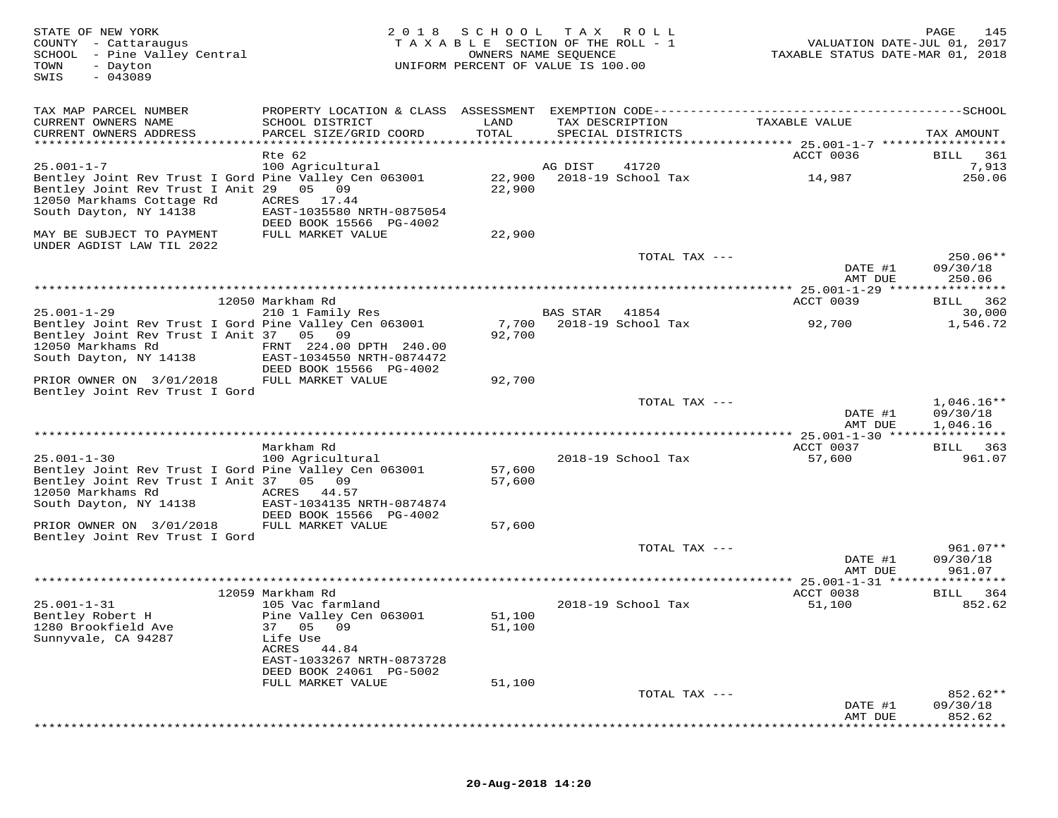STATE OF NEW YORK
COUNTY - Cattaraugus
SCHOOL - Pine Valley Central
TOWN - Dayton
SWIS - 043089

2018 SCHOOL TAX ROLL
TAXABLE SECTION OF THE ROLL - 1
OWNERS NAME SEQUENCE
UNIFORM PERCENT OF VALUE IS 100.00

VALUATION DATE-JUL 01, 2017
TAXABLE STATUS DATE-MAR 01, 2018

| TAX MAP PARCEL NUMBER / CURRENT OWNERS NAME / CURRENT OWNERS ADDRESS | PROPERTY LOCATION & CLASS / SCHOOL DISTRICT / PARCEL SIZE/GRID COORD | ASSESSMENT LAND / TOTAL | EXEMPTION CODE / TAX DESCRIPTION / SPECIAL DISTRICTS | TAXABLE VALUE | SCHOOL TAX AMOUNT |
|---|---|---|---|---|---|
| **25.001-1-7** | Rte 62 | | | ACCT 0036 | BILL 361 |
| 25.001-1-7 | 100 Agricultural | | AG DIST 41720 | | 7,913 |
| Bentley Joint Rev Trust I Gord | Pine Valley Cen 063001 | 22,900 | 2018-19 School Tax | 14,987 | 250.06 |
| Bentley Joint Rev Trust I Anit | 29 05 09 | 22,900 | | | |
| 12050 Markhams Cottage Rd | ACRES 17.44 | | | | |
| South Dayton, NY 14138 | EAST-1035580 NRTH-0875054 | | | | |
| | DEED BOOK 15566 PG-4002 | | | | |
| MAY BE SUBJECT TO PAYMENT | FULL MARKET VALUE | 22,900 | | | |
| UNDER AGDIST LAW TIL 2022 | | | | | |
| | | | TOTAL TAX --- | | 250.06** |
| | | | | DATE #1 | 09/30/18 |
| | | | | AMT DUE | 250.06 |
| **25.001-1-29** | 12050 Markham Rd | | | ACCT 0039 | BILL 362 |
| 25.001-1-29 | 210 1 Family Res | | BAS STAR 41854 | | 30,000 |
| Bentley Joint Rev Trust I Gord | Pine Valley Cen 063001 | 7,700 | 2018-19 School Tax | 92,700 | 1,546.72 |
| Bentley Joint Rev Trust I Anit | 37 05 09 | 92,700 | | | |
| 12050 Markhams Rd | FRNT 224.00 DPTH 240.00 | | | | |
| South Dayton, NY 14138 | EAST-1034550 NRTH-0874472 | | | | |
| | DEED BOOK 15566 PG-4002 | | | | |
| PRIOR OWNER ON 3/01/2018 | FULL MARKET VALUE | 92,700 | | | |
| Bentley Joint Rev Trust I Gord | | | | | |
| | | | TOTAL TAX --- | | 1,046.16** |
| | | | | DATE #1 | 09/30/18 |
| | | | | AMT DUE | 1,046.16 |
| **25.001-1-30** | Markham Rd | | | ACCT 0037 | BILL 363 |
| 25.001-1-30 | 100 Agricultural | | 2018-19 School Tax | 57,600 | 961.07 |
| Bentley Joint Rev Trust I Gord | Pine Valley Cen 063001 | 57,600 | | | |
| Bentley Joint Rev Trust I Anit | 37 05 09 | 57,600 | | | |
| 12050 Markhams Rd | ACRES 44.57 | | | | |
| South Dayton, NY 14138 | EAST-1034135 NRTH-0874874 | | | | |
| | DEED BOOK 15566 PG-4002 | | | | |
| PRIOR OWNER ON 3/01/2018 | FULL MARKET VALUE | 57,600 | | | |
| Bentley Joint Rev Trust I Gord | | | | | |
| | | | TOTAL TAX --- | | 961.07** |
| | | | | DATE #1 | 09/30/18 |
| | | | | AMT DUE | 961.07 |
| **25.001-1-31** | 12059 Markham Rd | | | ACCT 0038 | BILL 364 |
| 25.001-1-31 | 105 Vac farmland | | 2018-19 School Tax | 51,100 | 852.62 |
| Bentley Robert H | Pine Valley Cen 063001 | 51,100 | | | |
| 1280 Brookfield Ave | 37 05 09 | 51,100 | | | |
| Sunnyvale, CA 94287 | Life Use | | | | |
| | ACRES 44.84 | | | | |
| | EAST-1033267 NRTH-0873728 | | | | |
| | DEED BOOK 24061 PG-5002 | | | | |
| | FULL MARKET VALUE | 51,100 | | | |
| | | | TOTAL TAX --- | | 852.62** |
| | | | | DATE #1 | 09/30/18 |
| | | | | AMT DUE | 852.62 |

20-Aug-2018 14:20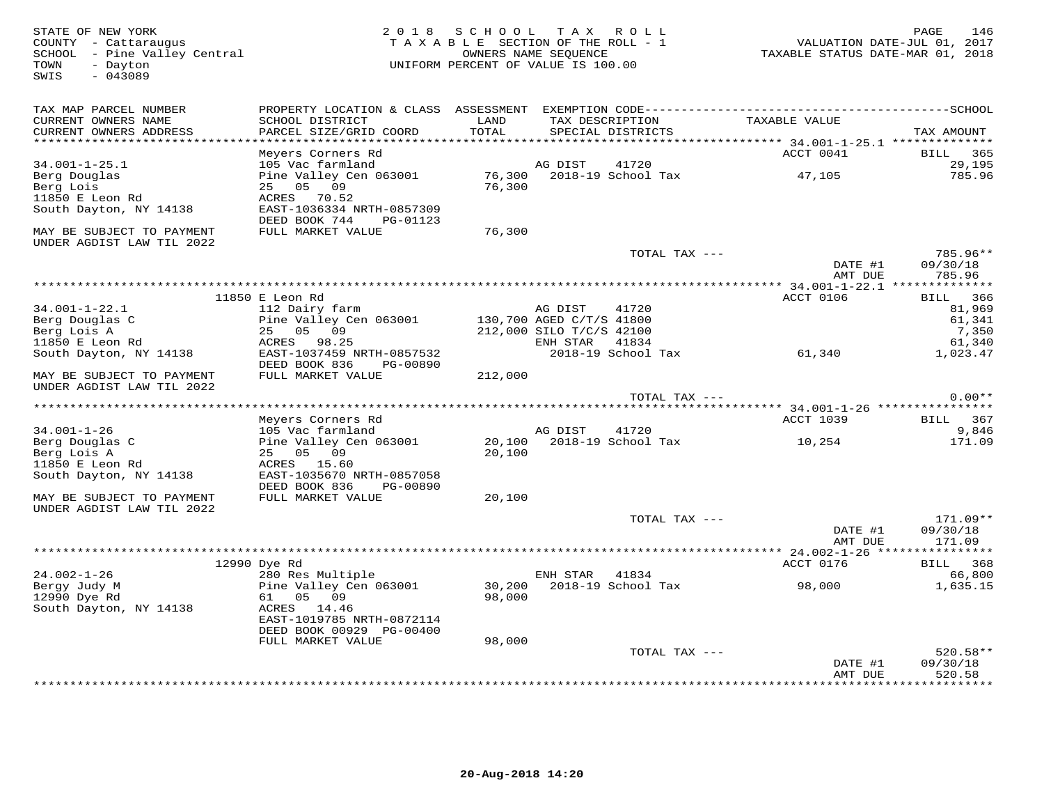STATE OF NEW YORK
COUNTY - Cattaraugus
SCHOOL - Pine Valley Central
TOWN - Dayton
SWIS - 043089

2018 SCHOOL TAX ROLL
TAXABLE SECTION OF THE ROLL - 1
OWNERS NAME SEQUENCE
UNIFORM PERCENT OF VALUE IS 100.00

VALUATION DATE-JUL 01, 2017
TAXABLE STATUS DATE-MAR 01, 2018

| TAX MAP PARCEL NUMBER / CURRENT OWNERS NAME / CURRENT OWNERS ADDRESS | PROPERTY LOCATION & CLASS / SCHOOL DISTRICT / PARCEL SIZE/GRID COORD | ASSESSMENT LAND / TOTAL | EXEMPTION CODE / TAX DESCRIPTION / SPECIAL DISTRICTS | TAXABLE VALUE | TAX AMOUNT |
|---|---|---|---|---|---|
| 34.001-1-25.1 | Meyers Corners Rd | | | ACCT 0041 | BILL 365 |
| Berg Douglas | 105 Vac farmland | | AG DIST 41720 | | 29,195 |
| Berg Lois | Pine Valley Cen 063001 | 76,300 | 2018-19 School Tax | 47,105 | 785.96 |
| 11850 E Leon Rd | 25 05 09 | 76,300 | | | |
| South Dayton, NY 14138 | ACRES 70.52 | | | | |
| | EAST-1036334 NRTH-0857309 | | | | |
| | DEED BOOK 744 PG-01123 | | | | |
| MAY BE SUBJECT TO PAYMENT UNDER AGDIST LAW TIL 2022 | FULL MARKET VALUE | 76,300 | | | |
| | | | TOTAL TAX --- | | 785.96** |
| | | | | DATE #1 | 09/30/18 |
| | | | | AMT DUE | 785.96 |
| 34.001-1-22.1 | 11850 E Leon Rd | | | ACCT 0106 | BILL 366 |
| Berg Douglas C | 112 Dairy farm | | AG DIST 41720 | | 81,969 |
| Berg Lois A | Pine Valley Cen 063001 | 130,700 | AGED C/T/S 41800 | | 61,341 |
| 11850 E Leon Rd | 25 05 09 | 212,000 | SILO T/C/S 42100 | | 7,350 |
| South Dayton, NY 14138 | ACRES 98.25 | | ENH STAR 41834 | | 61,340 |
| | EAST-1037459 NRTH-0857532 | | 2018-19 School Tax | 61,340 | 1,023.47 |
| | DEED BOOK 836 PG-00890 | | | | |
| MAY BE SUBJECT TO PAYMENT UNDER AGDIST LAW TIL 2022 | FULL MARKET VALUE | 212,000 | | | |
| | | | TOTAL TAX --- | | 0.00** |
| 34.001-1-26 | Meyers Corners Rd | | | ACCT 1039 | BILL 367 |
| Berg Douglas C | 105 Vac farmland | | AG DIST 41720 | | 9,846 |
| Berg Lois A | Pine Valley Cen 063001 | 20,100 | 2018-19 School Tax | 10,254 | 171.09 |
| 11850 E Leon Rd | 25 05 09 | 20,100 | | | |
| South Dayton, NY 14138 | ACRES 15.60 | | | | |
| | EAST-1035670 NRTH-0857058 | | | | |
| | DEED BOOK 836 PG-00890 | | | | |
| MAY BE SUBJECT TO PAYMENT UNDER AGDIST LAW TIL 2022 | FULL MARKET VALUE | 20,100 | | | |
| | | | TOTAL TAX --- | | 171.09** |
| | | | | DATE #1 | 09/30/18 |
| | | | | AMT DUE | 171.09 |
| 24.002-1-26 | 12990 Dye Rd | | | ACCT 0176 | BILL 368 |
| Bergy Judy M | 280 Res Multiple | | ENH STAR 41834 | | 66,800 |
| 12990 Dye Rd | Pine Valley Cen 063001 | 30,200 | 2018-19 School Tax | 98,000 | 1,635.15 |
| South Dayton, NY 14138 | 61 05 09 | 98,000 | | | |
| | ACRES 14.46 | | | | |
| | EAST-1019785 NRTH-0872114 | | | | |
| | DEED BOOK 00929 PG-00400 | | | | |
| | FULL MARKET VALUE | 98,000 | | | |
| | | | TOTAL TAX --- | | 520.58** |
| | | | | DATE #1 | 09/30/18 |
| | | | | AMT DUE | 520.58 |

20-Aug-2018 14:20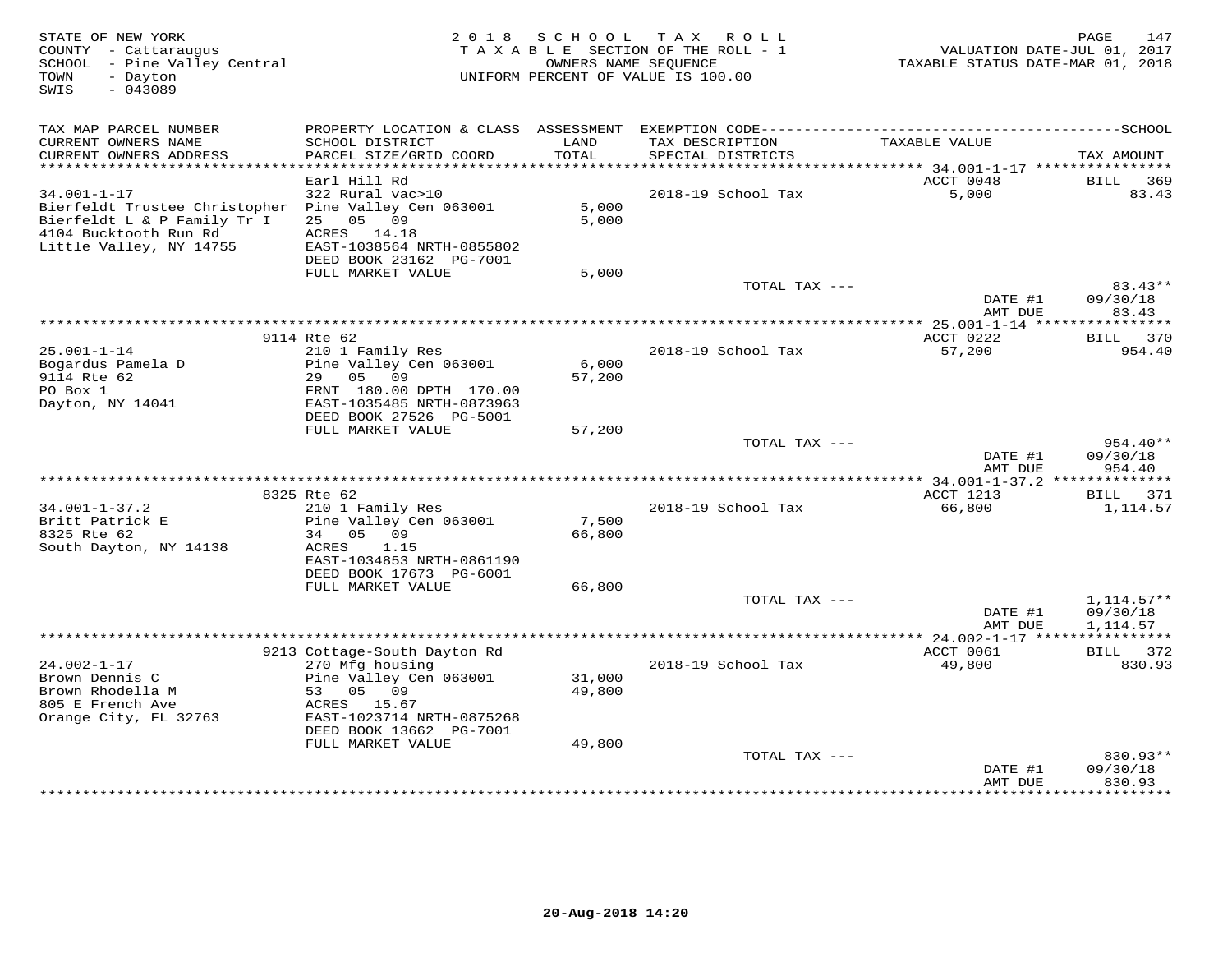STATE OF NEW YORK
COUNTY - Cattaraugus
SCHOOL - Pine Valley Central
TOWN - Dayton
SWIS - 043089

2 0 1 8 S C H O O L T A X R O L L
T A X A B L E SECTION OF THE ROLL - 1
OWNERS NAME SEQUENCE
UNIFORM PERCENT OF VALUE IS 100.00

VALUATION DATE-JUL 01, 2017
TAXABLE STATUS DATE-MAR 01, 2018

| TAX MAP PARCEL NUMBER / CURRENT OWNERS NAME / CURRENT OWNERS ADDRESS | PROPERTY LOCATION & CLASS / SCHOOL DISTRICT / PARCEL SIZE/GRID COORD | ASSESSMENT LAND / TOTAL | EXEMPTION CODE / TAX DESCRIPTION / SPECIAL DISTRICTS | TAXABLE VALUE | TAX AMOUNT |
|---|---|---|---|---|---|
| **34.001-1-17** | Earl Hill Rd | | | ACCT 0048 | BILL 369 |
| 34.001-1-17 | 322 Rural vac>10 | | 2018-19 School Tax | 5,000 | 83.43 |
| Bierfeldt Trustee Christopher | Pine Valley Cen 063001 | 5,000 | | | |
| Bierfeldt L & P Family Tr I | 25 05 09 | 5,000 | | | |
| 4104 Bucktooth Run Rd | ACRES 14.18 | | | | |
| Little Valley, NY 14755 | EAST-1038564 NRTH-0855802 | | | | |
| | DEED BOOK 23162 PG-7001 | | | | |
| | FULL MARKET VALUE | 5,000 | | | |
| | | | TOTAL TAX --- | | 83.43** |
| | | | | DATE #1 | 09/30/18 |
| | | | | AMT DUE | 83.43 |
| **25.001-1-14** | 9114 Rte 62 | | | ACCT 0222 | BILL 370 |
| 25.001-1-14 | 210 1 Family Res | | 2018-19 School Tax | 57,200 | 954.40 |
| Bogardus Pamela D | Pine Valley Cen 063001 | 6,000 | | | |
| 9114 Rte 62 | 29 05 09 | 57,200 | | | |
| PO Box 1 | FRNT 180.00 DPTH 170.00 | | | | |
| Dayton, NY 14041 | EAST-1035485 NRTH-0873963 | | | | |
| | DEED BOOK 27526 PG-5001 | | | | |
| | FULL MARKET VALUE | 57,200 | | | |
| | | | TOTAL TAX --- | | 954.40** |
| | | | | DATE #1 | 09/30/18 |
| | | | | AMT DUE | 954.40 |
| **34.001-1-37.2** | 8325 Rte 62 | | | ACCT 1213 | BILL 371 |
| 34.001-1-37.2 | 210 1 Family Res | | 2018-19 School Tax | 66,800 | 1,114.57 |
| Britt Patrick E | Pine Valley Cen 063001 | 7,500 | | | |
| 8325 Rte 62 | 34 05 09 | 66,800 | | | |
| South Dayton, NY 14138 | ACRES 1.15 | | | | |
| | EAST-1034853 NRTH-0861190 | | | | |
| | DEED BOOK 17673 PG-6001 | | | | |
| | FULL MARKET VALUE | 66,800 | | | |
| | | | TOTAL TAX --- | | 1,114.57** |
| | | | | DATE #1 | 09/30/18 |
| | | | | AMT DUE | 1,114.57 |
| **24.002-1-17** | 9213 Cottage-South Dayton Rd | | | ACCT 0061 | BILL 372 |
| 24.002-1-17 | 270 Mfg housing | | 2018-19 School Tax | 49,800 | 830.93 |
| Brown Dennis C | Pine Valley Cen 063001 | 31,000 | | | |
| Brown Rhodella M | 53 05 09 | 49,800 | | | |
| 805 E French Ave | ACRES 15.67 | | | | |
| Orange City, FL 32763 | EAST-1023714 NRTH-0875268 | | | | |
| | DEED BOOK 13662 PG-7001 | | | | |
| | FULL MARKET VALUE | 49,800 | | | |
| | | | TOTAL TAX --- | | 830.93** |
| | | | | DATE #1 | 09/30/18 |
| | | | | AMT DUE | 830.93 |

20-Aug-2018 14:20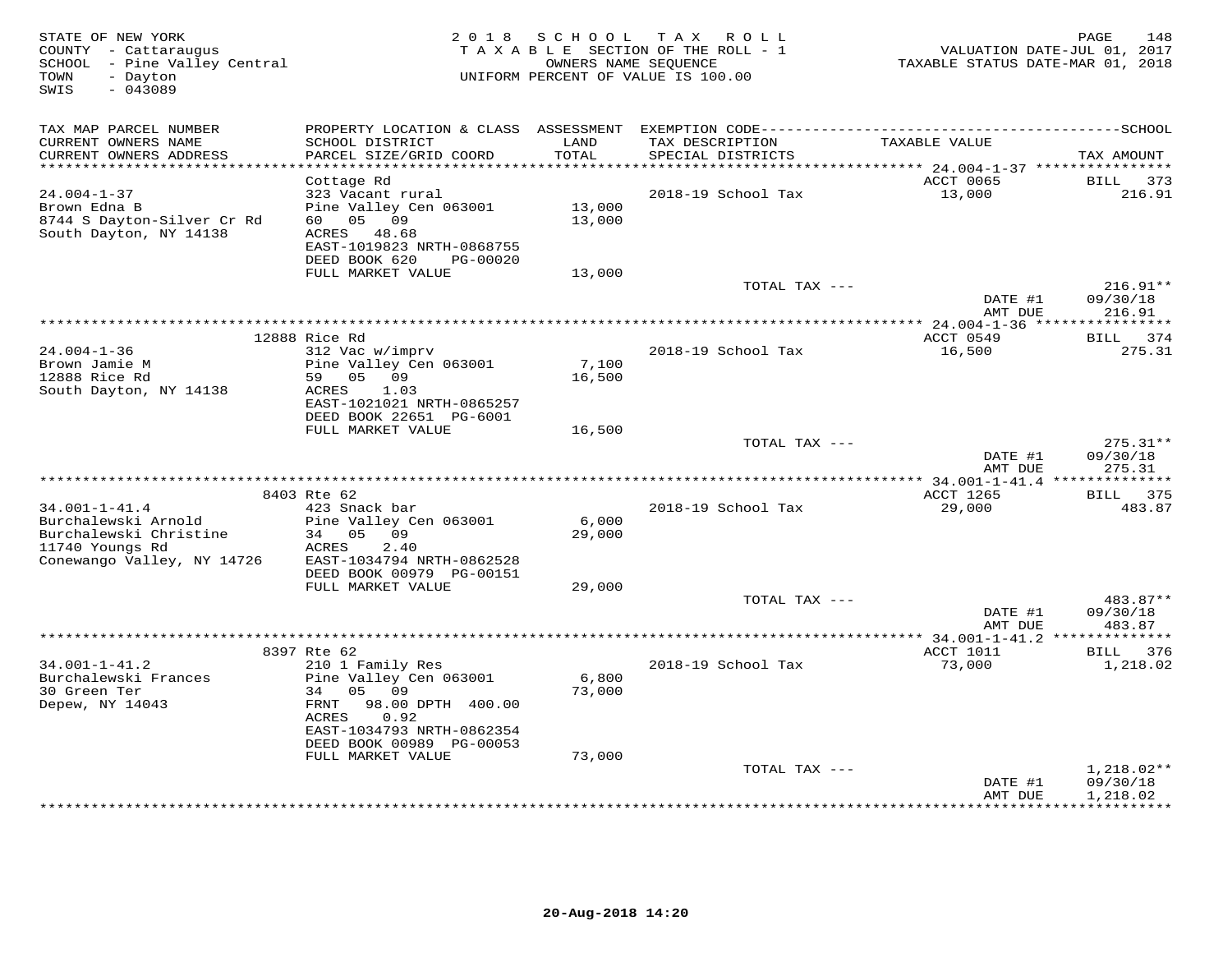STATE OF NEW YORK
COUNTY - Cattaraugus
SCHOOL - Pine Valley Central
TOWN - Dayton
SWIS - 043089

2018 SCHOOL TAX ROLL
TAXABLE SECTION OF THE ROLL - 1
OWNERS NAME SEQUENCE
UNIFORM PERCENT OF VALUE IS 100.00

VALUATION DATE-JUL 01, 2017
TAXABLE STATUS DATE-MAR 01, 2018

| TAX MAP PARCEL NUMBER / CURRENT OWNERS NAME / CURRENT OWNERS ADDRESS | PROPERTY LOCATION & CLASS / SCHOOL DISTRICT / PARCEL SIZE/GRID COORD | ASSESSMENT LAND / TOTAL | EXEMPTION CODE / TAX DESCRIPTION / SPECIAL DISTRICTS | TAXABLE VALUE | TAX AMOUNT |
|---|---|---|---|---|---|
| 24.004-1-37 | Cottage Rd | | | ACCT 0065 | BILL 373 |
| 24.004-1-37 | 323 Vacant rural | | 2018-19 School Tax | 13,000 | 216.91 |
| Brown Edna B | Pine Valley Cen 063001 | 13,000 | | | |
| 8744 S Dayton-Silver Cr Rd | 60 05 09 | 13,000 | | | |
| South Dayton, NY 14138 | ACRES 48.68 | | | | |
| | EAST-1019823 NRTH-0868755 | | | | |
| | DEED BOOK 620 PG-00020 | | | | |
| | FULL MARKET VALUE | 13,000 | | | |
| | | | TOTAL TAX --- | | 216.91** |
| | | | | DATE #1 | 09/30/18 |
| | | | | AMT DUE | 216.91 |
| 24.004-1-36 | 12888 Rice Rd | | | ACCT 0549 | BILL 374 |
| 24.004-1-36 | 312 Vac w/imprv | | 2018-19 School Tax | 16,500 | 275.31 |
| Brown Jamie M | Pine Valley Cen 063001 | 7,100 | | | |
| 12888 Rice Rd | 59 05 09 | 16,500 | | | |
| South Dayton, NY 14138 | ACRES 1.03 | | | | |
| | EAST-1021021 NRTH-0865257 | | | | |
| | DEED BOOK 22651 PG-6001 | | | | |
| | FULL MARKET VALUE | 16,500 | | | |
| | | | TOTAL TAX --- | | 275.31** |
| | | | | DATE #1 | 09/30/18 |
| | | | | AMT DUE | 275.31 |
| 34.001-1-41.4 | 8403 Rte 62 | | | ACCT 1265 | BILL 375 |
| 34.001-1-41.4 | 423 Snack bar | | 2018-19 School Tax | 29,000 | 483.87 |
| Burchalewski Arnold | Pine Valley Cen 063001 | 6,000 | | | |
| Burchalewski Christine | 34 05 09 | 29,000 | | | |
| 11740 Youngs Rd | ACRES 2.40 | | | | |
| Conewango Valley, NY 14726 | EAST-1034794 NRTH-0862528 | | | | |
| | DEED BOOK 00979 PG-00151 | | | | |
| | FULL MARKET VALUE | 29,000 | | | |
| | | | TOTAL TAX --- | | 483.87** |
| | | | | DATE #1 | 09/30/18 |
| | | | | AMT DUE | 483.87 |
| 34.001-1-41.2 | 8397 Rte 62 | | | ACCT 1011 | BILL 376 |
| 34.001-1-41.2 | 210 1 Family Res | | 2018-19 School Tax | 73,000 | 1,218.02 |
| Burchalewski Frances | Pine Valley Cen 063001 | 6,800 | | | |
| 30 Green Ter | 34 05 09 | 73,000 | | | |
| Depew, NY 14043 | FRNT 98.00 DPTH 400.00 | | | | |
| | ACRES 0.92 | | | | |
| | EAST-1034793 NRTH-0862354 | | | | |
| | DEED BOOK 00989 PG-00053 | | | | |
| | FULL MARKET VALUE | 73,000 | | | |
| | | | TOTAL TAX --- | | 1,218.02** |
| | | | | DATE #1 | 09/30/18 |
| | | | | AMT DUE | 1,218.02 |

20-Aug-2018 14:20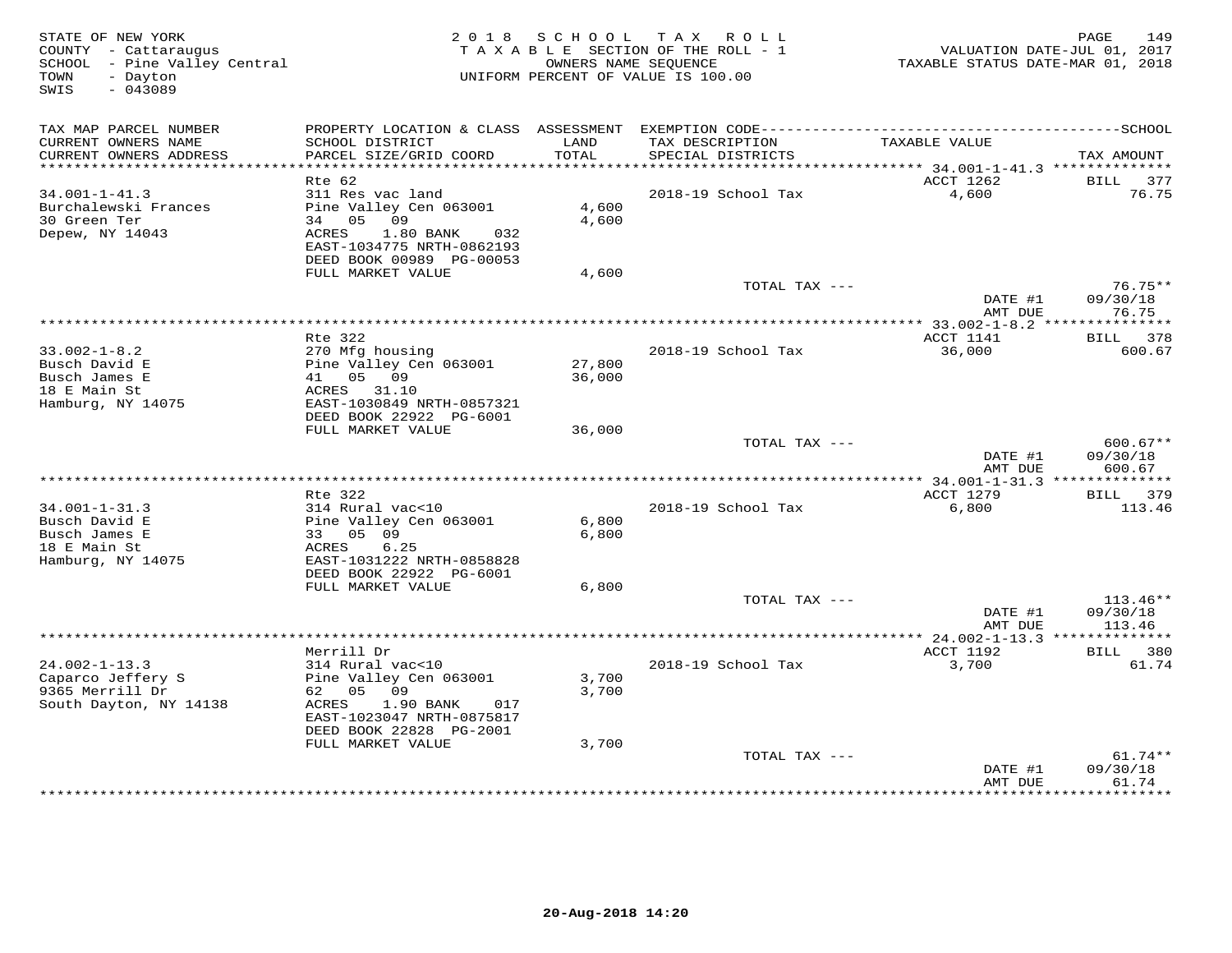STATE OF NEW YORK
COUNTY - Cattaraugus
SCHOOL - Pine Valley Central
TOWN - Dayton
SWIS - 043089

2018 SCHOOL TAX ROLL
TAXABLE SECTION OF THE ROLL - 1
OWNERS NAME SEQUENCE
UNIFORM PERCENT OF VALUE IS 100.00

VALUATION DATE-JUL 01, 2017
TAXABLE STATUS DATE-MAR 01, 2018

| TAX MAP PARCEL NUMBER / CURRENT OWNERS NAME / CURRENT OWNERS ADDRESS | PROPERTY LOCATION & CLASS / SCHOOL DISTRICT / PARCEL SIZE/GRID COORD | ASSESSMENT LAND / TOTAL | EXEMPTION CODE / TAX DESCRIPTION / SPECIAL DISTRICTS | TAXABLE VALUE | TAX AMOUNT |
|---|---|---|---|---|---|
| 34.001-1-41.3 | Rte 62 | | | ACCT 1262 | BILL 377 |
| Burchalewski Frances | 311 Res vac land | | | | |
| 30 Green Ter | Pine Valley Cen 063001 | 4,600 | 2018-19 School Tax | 4,600 | 76.75 |
| Depew, NY 14043 | 34 05 09 | 4,600 | | | |
| | ACRES 1.80 BANK 032 | | | | |
| | EAST-1034775 NRTH-0862193 | | | | |
| | DEED BOOK 00989 PG-00053 | | | | |
| | FULL MARKET VALUE | 4,600 | | | |
| | | | TOTAL TAX --- | | 76.75** |
| | | | | DATE #1 | 09/30/18 |
| | | | | AMT DUE | 76.75 |
| 33.002-1-8.2 | Rte 322 | | | ACCT 1141 | BILL 378 |
| Busch David E | 270 Mfg housing | | 2018-19 School Tax | 36,000 | 600.67 |
| Busch James E | Pine Valley Cen 063001 | 27,800 | | | |
| 18 E Main St | 41 05 09 | 36,000 | | | |
| Hamburg, NY 14075 | ACRES 31.10 | | | | |
| | EAST-1030849 NRTH-0857321 | | | | |
| | DEED BOOK 22922 PG-6001 | | | | |
| | FULL MARKET VALUE | 36,000 | | | |
| | | | TOTAL TAX --- | | 600.67** |
| | | | | DATE #1 | 09/30/18 |
| | | | | AMT DUE | 600.67 |
| 34.001-1-31.3 | Rte 322 | | | ACCT 1279 | BILL 379 |
| Busch David E | 314 Rural vac<10 | | 2018-19 School Tax | 6,800 | 113.46 |
| Busch James E | Pine Valley Cen 063001 | 6,800 | | | |
| 18 E Main St | 33 05 09 | 6,800 | | | |
| Hamburg, NY 14075 | ACRES 6.25 | | | | |
| | EAST-1031222 NRTH-0858828 | | | | |
| | DEED BOOK 22922 PG-6001 | | | | |
| | FULL MARKET VALUE | 6,800 | | | |
| | | | TOTAL TAX --- | | 113.46** |
| | | | | DATE #1 | 09/30/18 |
| | | | | AMT DUE | 113.46 |
| 24.002-1-13.3 | Merrill Dr | | | ACCT 1192 | BILL 380 |
| Caparco Jeffery S | 314 Rural vac<10 | | 2018-19 School Tax | 3,700 | 61.74 |
| 9365 Merrill Dr | Pine Valley Cen 063001 | 3,700 | | | |
| South Dayton, NY 14138 | 62 05 09 | 3,700 | | | |
| | ACRES 1.90 BANK 017 | | | | |
| | EAST-1023047 NRTH-0875817 | | | | |
| | DEED BOOK 22828 PG-2001 | | | | |
| | FULL MARKET VALUE | 3,700 | | | |
| | | | TOTAL TAX --- | | 61.74** |
| | | | | DATE #1 | 09/30/18 |
| | | | | AMT DUE | 61.74 |

20-Aug-2018 14:20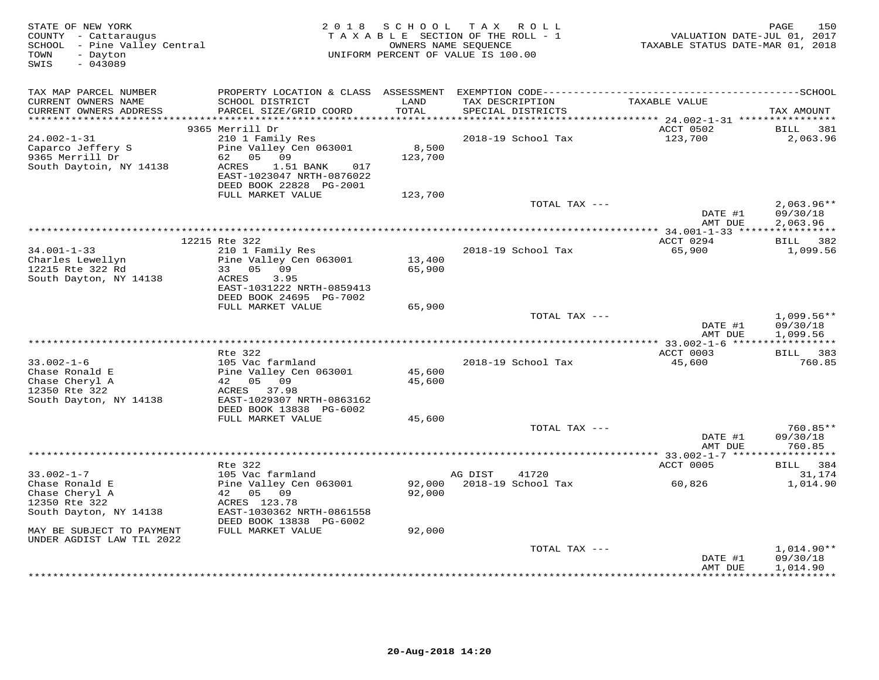STATE OF NEW YORK
COUNTY - Cattaraugus
SCHOOL - Pine Valley Central
TOWN - Dayton
SWIS - 043089

2018 SCHOOL TAX ROLL
TAXABLE SECTION OF THE ROLL - 1
OWNERS NAME SEQUENCE
UNIFORM PERCENT OF VALUE IS 100.00

VALUATION DATE-JUL 01, 2017
TAXABLE STATUS DATE-MAR 01, 2018

| TAX MAP PARCEL NUMBER / CURRENT OWNERS NAME / CURRENT OWNERS ADDRESS | PROPERTY LOCATION & CLASS / SCHOOL DISTRICT / PARCEL SIZE/GRID COORD | ASSESSMENT LAND / TOTAL | EXEMPTION CODE / TAX DESCRIPTION / SPECIAL DISTRICTS | TAXABLE VALUE | TAX AMOUNT |
|---|---|---|---|---|---|
| 24.002-1-31 | 9365 Merrill Dr | | | ACCT 0502 | BILL 381 |
| 24.002-1-31 | 210 1 Family Res | | 2018-19 School Tax | 123,700 | 2,063.96 |
| Caparco Jeffery S | Pine Valley Cen 063001 | 8,500 | | | |
| 9365 Merrill Dr | 62 05 09 | 123,700 | | | |
| South Daytoin, NY 14138 | ACRES 1.51 BANK 017 | | | | |
| | EAST-1023047 NRTH-0876022 | | | | |
| | DEED BOOK 22828 PG-2001 | | | | |
| | FULL MARKET VALUE | 123,700 | | | |
| | | | TOTAL TAX --- | | 2,063.96** |
| | | | | DATE #1 | 09/30/18 |
| | | | | AMT DUE | 2,063.96 |
| 34.001-1-33 | 12215 Rte 322 | | | ACCT 0294 | BILL 382 |
| 34.001-1-33 | 210 1 Family Res | | 2018-19 School Tax | 65,900 | 1,099.56 |
| Charles Lewellyn | Pine Valley Cen 063001 | 13,400 | | | |
| 12215 Rte 322 Rd | 33 05 09 | 65,900 | | | |
| South Dayton, NY 14138 | ACRES 3.95 | | | | |
| | EAST-1031222 NRTH-0859413 | | | | |
| | DEED BOOK 24695 PG-7002 | | | | |
| | FULL MARKET VALUE | 65,900 | | | |
| | | | TOTAL TAX --- | | 1,099.56** |
| | | | | DATE #1 | 09/30/18 |
| | | | | AMT DUE | 1,099.56 |
| 33.002-1-6 | Rte 322 | | | ACCT 0003 | BILL 383 |
| 33.002-1-6 | 105 Vac farmland | | 2018-19 School Tax | 45,600 | 760.85 |
| Chase Ronald E | Pine Valley Cen 063001 | 45,600 | | | |
| Chase Cheryl A | 42 05 09 | 45,600 | | | |
| 12350 Rte 322 | ACRES 37.98 | | | | |
| South Dayton, NY 14138 | EAST-1029307 NRTH-0863162 | | | | |
| | DEED BOOK 13838 PG-6002 | | | | |
| | FULL MARKET VALUE | 45,600 | | | |
| | | | TOTAL TAX --- | | 760.85** |
| | | | | DATE #1 | 09/30/18 |
| | | | | AMT DUE | 760.85 |
| 33.002-1-7 | Rte 322 | | | ACCT 0005 | BILL 384 |
| 33.002-1-7 | 105 Vac farmland | | AG DIST 41720 | | 31,174 |
| Chase Ronald E | Pine Valley Cen 063001 | 92,000 | 2018-19 School Tax | 60,826 | 1,014.90 |
| Chase Cheryl A | 42 05 09 | 92,000 | | | |
| 12350 Rte 322 | ACRES 123.78 | | | | |
| South Dayton, NY 14138 | EAST-1030362 NRTH-0861558 | | | | |
| | DEED BOOK 13838 PG-6002 | | | | |
| MAY BE SUBJECT TO PAYMENT | FULL MARKET VALUE | 92,000 | | | |
| UNDER AGDIST LAW TIL 2022 | | | | | |
| | | | TOTAL TAX --- | | 1,014.90** |
| | | | | DATE #1 | 09/30/18 |
| | | | | AMT DUE | 1,014.90 |

20-Aug-2018 14:20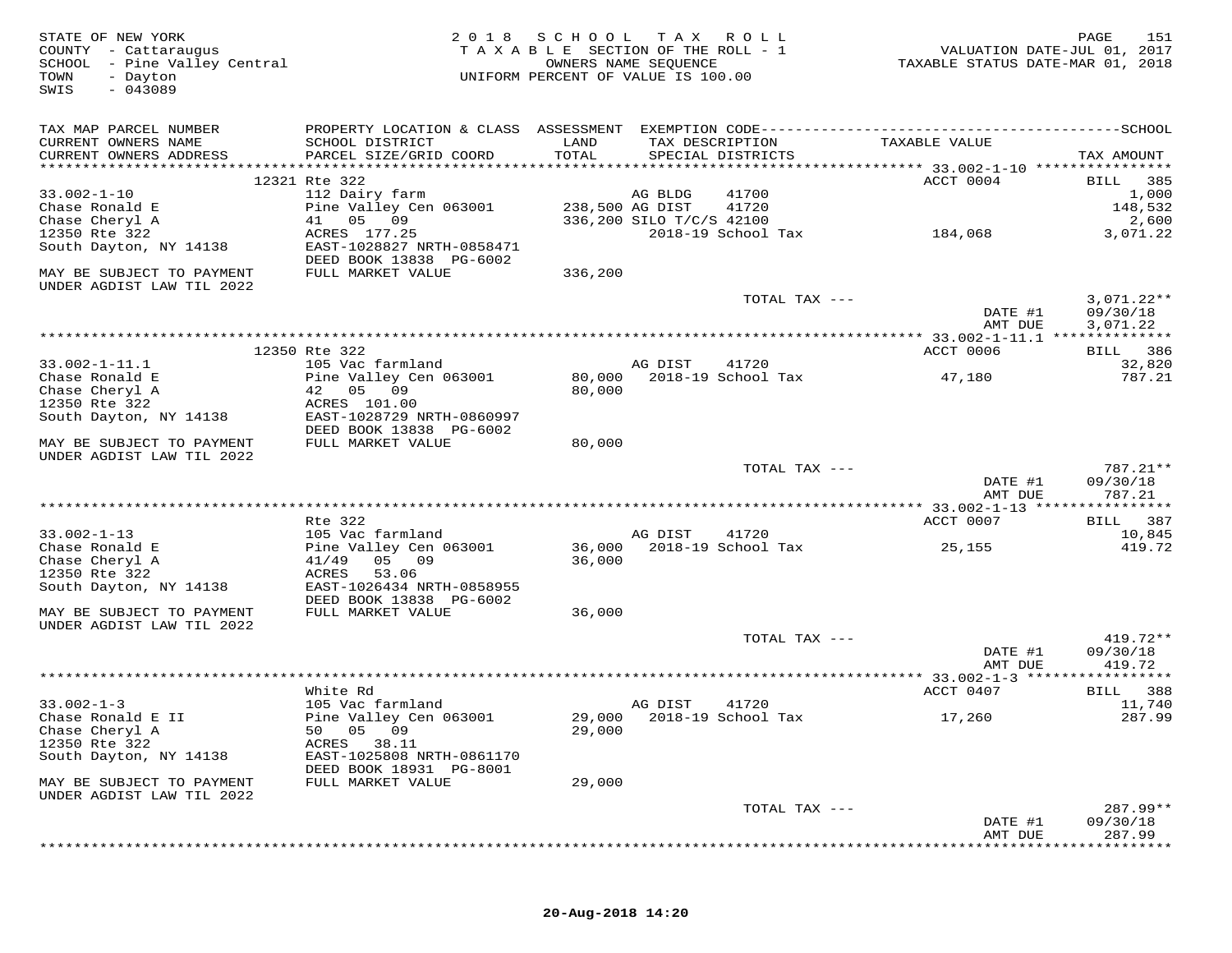STATE OF NEW YORK
COUNTY - Cattaraugus
SCHOOL - Pine Valley Central
TOWN - Dayton
SWIS - 043089

2018 SCHOOL TAX ROLL
TAXABLE SECTION OF THE ROLL - 1
OWNERS NAME SEQUENCE
UNIFORM PERCENT OF VALUE IS 100.00

VALUATION DATE-JUL 01, 2017
TAXABLE STATUS DATE-MAR 01, 2018

| TAX MAP PARCEL NUMBER / CURRENT OWNERS NAME / CURRENT OWNERS ADDRESS | PROPERTY LOCATION & CLASS / SCHOOL DISTRICT / PARCEL SIZE/GRID COORD | ASSESSMENT LAND / TOTAL | EXEMPTION CODE / TAX DESCRIPTION / SPECIAL DISTRICTS | TAXABLE VALUE | TAX AMOUNT |
|---|---|---|---|---|---|
| | 12321 Rte 322 | | | ACCT 0004 | BILL 385 |
| 33.002-1-10 | 112 Dairy farm | | AG BLDG 41700 | | 1,000 |
| Chase Ronald E | Pine Valley Cen 063001 | 238,500 | AG DIST 41720 | | 148,532 |
| Chase Cheryl A | 41 05 09 | 336,200 | SILO T/C/S 42100 | | 2,600 |
| 12350 Rte 322 | ACRES 177.25 | | 2018-19 School Tax | 184,068 | 3,071.22 |
| South Dayton, NY 14138 | EAST-1028827 NRTH-0858471 | | | | |
| | DEED BOOK 13838 PG-6002 | | | | |
| MAY BE SUBJECT TO PAYMENT UNDER AGDIST LAW TIL 2022 | FULL MARKET VALUE | 336,200 | | | |
| | | | TOTAL TAX --- | | 3,071.22** |
| | | | | DATE #1 | 09/30/18 |
| | | | | AMT DUE | 3,071.22 |
| | 12350 Rte 322 | | | ACCT 0006 | BILL 386 |
| 33.002-1-11.1 | 105 Vac farmland | | AG DIST 41720 | | 32,820 |
| Chase Ronald E | Pine Valley Cen 063001 | 80,000 | 2018-19 School Tax | 47,180 | 787.21 |
| Chase Cheryl A | 42 05 09 | 80,000 | | | |
| 12350 Rte 322 | ACRES 101.00 | | | | |
| South Dayton, NY 14138 | EAST-1028729 NRTH-0860997 | | | | |
| | DEED BOOK 13838 PG-6002 | | | | |
| MAY BE SUBJECT TO PAYMENT UNDER AGDIST LAW TIL 2022 | FULL MARKET VALUE | 80,000 | | | |
| | | | TOTAL TAX --- | | 787.21** |
| | | | | DATE #1 | 09/30/18 |
| | | | | AMT DUE | 787.21 |
| | Rte 322 | | | ACCT 0007 | BILL 387 |
| 33.002-1-13 | 105 Vac farmland | | AG DIST 41720 | | 10,845 |
| Chase Ronald E | Pine Valley Cen 063001 | 36,000 | 2018-19 School Tax | 25,155 | 419.72 |
| Chase Cheryl A | 41/49 05 09 | 36,000 | | | |
| 12350 Rte 322 | ACRES 53.06 | | | | |
| South Dayton, NY 14138 | EAST-1026434 NRTH-0858955 | | | | |
| | DEED BOOK 13838 PG-6002 | | | | |
| MAY BE SUBJECT TO PAYMENT UNDER AGDIST LAW TIL 2022 | FULL MARKET VALUE | 36,000 | | | |
| | | | TOTAL TAX --- | | 419.72** |
| | | | | DATE #1 | 09/30/18 |
| | | | | AMT DUE | 419.72 |
| | White Rd | | | ACCT 0407 | BILL 388 |
| 33.002-1-3 | 105 Vac farmland | | AG DIST 41720 | | 11,740 |
| Chase Ronald E II | Pine Valley Cen 063001 | 29,000 | 2018-19 School Tax | 17,260 | 287.99 |
| Chase Cheryl A | 50 05 09 | 29,000 | | | |
| 12350 Rte 322 | ACRES 38.11 | | | | |
| South Dayton, NY 14138 | EAST-1025808 NRTH-0861170 | | | | |
| | DEED BOOK 18931 PG-8001 | | | | |
| MAY BE SUBJECT TO PAYMENT UNDER AGDIST LAW TIL 2022 | FULL MARKET VALUE | 29,000 | | | |
| | | | TOTAL TAX --- | | 287.99** |
| | | | | DATE #1 | 09/30/18 |
| | | | | AMT DUE | 287.99 |

20-Aug-2018 14:20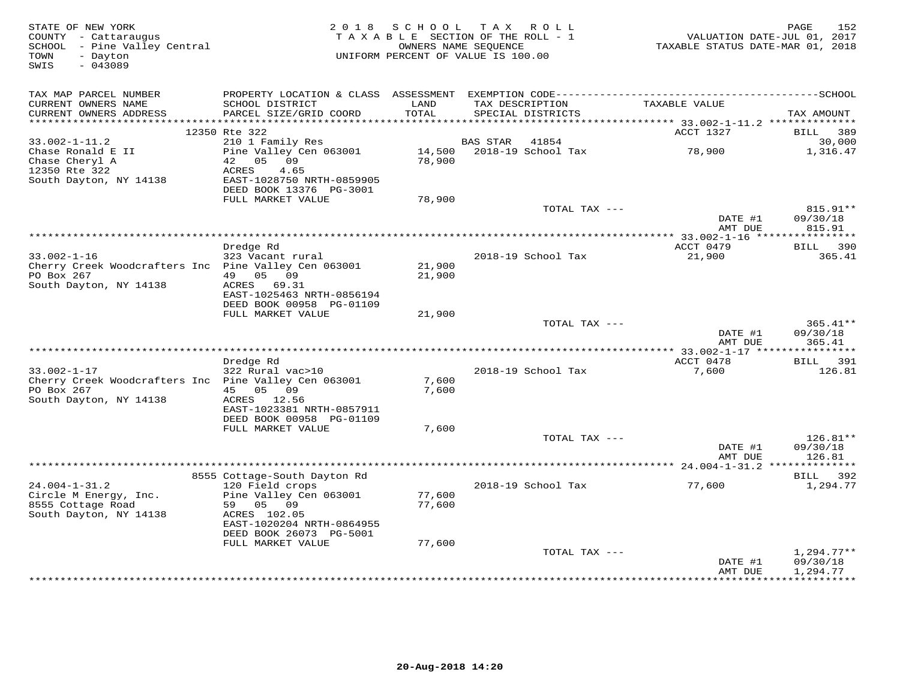STATE OF NEW YORK
COUNTY - Cattaraugus
SCHOOL - Pine Valley Central
TOWN - Dayton
SWIS - 043089

2018 SCHOOL TAX ROLL
TAXABLE SECTION OF THE ROLL - 1
OWNERS NAME SEQUENCE
UNIFORM PERCENT OF VALUE IS 100.00

VALUATION DATE-JUL 01, 2017
TAXABLE STATUS DATE-MAR 01, 2018

| TAX MAP PARCEL NUMBER / CURRENT OWNERS NAME / CURRENT OWNERS ADDRESS | PROPERTY LOCATION & CLASS / SCHOOL DISTRICT / PARCEL SIZE/GRID COORD | ASSESSMENT LAND / TOTAL | EXEMPTION CODE / TAX DESCRIPTION / SPECIAL DISTRICTS | TAXABLE VALUE | TAX AMOUNT |
|---|---|---|---|---|---|
| 33.002-1-11.2 | 12350 Rte 322 | | | ACCT 1327 | BILL 389 |
| Chase Ronald E II | 210 1 Family Res | | BAS STAR 41854 | | 30,000 |
| Chase Cheryl A | Pine Valley Cen 063001 | 14,500 | 2018-19 School Tax | 78,900 | 1,316.47 |
| 12350 Rte 322 | 42 05 09 | 78,900 | | | |
| South Dayton, NY 14138 | ACRES 4.65 | | | | |
| | EAST-1028750 NRTH-0859905 | | | | |
| | DEED BOOK 13376 PG-3001 | | | | |
| | FULL MARKET VALUE | 78,900 | | | |
| | | | TOTAL TAX --- | | 815.91** |
| | | | | DATE #1 | 09/30/18 |
| | | | | AMT DUE | 815.91 |
| 33.002-1-16 | Dredge Rd | | | ACCT 0479 | BILL 390 |
| Cherry Creek Woodcrafters Inc | 323 Vacant rural | | 2018-19 School Tax | 21,900 | 365.41 |
| PO Box 267 | Pine Valley Cen 063001 | 21,900 | | | |
| South Dayton, NY 14138 | 49 05 09 | 21,900 | | | |
| | ACRES 69.31 | | | | |
| | EAST-1025463 NRTH-0856194 | | | | |
| | DEED BOOK 00958 PG-01109 | | | | |
| | FULL MARKET VALUE | 21,900 | | | |
| | | | TOTAL TAX --- | | 365.41** |
| | | | | DATE #1 | 09/30/18 |
| | | | | AMT DUE | 365.41 |
| 33.002-1-17 | Dredge Rd | | | ACCT 0478 | BILL 391 |
| Cherry Creek Woodcrafters Inc | 322 Rural vac>10 | | 2018-19 School Tax | 7,600 | 126.81 |
| PO Box 267 | Pine Valley Cen 063001 | 7,600 | | | |
| South Dayton, NY 14138 | 45 05 09 | 7,600 | | | |
| | ACRES 12.56 | | | | |
| | EAST-1023381 NRTH-0857911 | | | | |
| | DEED BOOK 00958 PG-01109 | | | | |
| | FULL MARKET VALUE | 7,600 | | | |
| | | | TOTAL TAX --- | | 126.81** |
| | | | | DATE #1 | 09/30/18 |
| | | | | AMT DUE | 126.81 |
| 24.004-1-31.2 | 8555 Cottage-South Dayton Rd | | | | BILL 392 |
| Circle M Energy, Inc. | 120 Field crops | | 2018-19 School Tax | 77,600 | 1,294.77 |
| 8555 Cottage Road | Pine Valley Cen 063001 | 77,600 | | | |
| South Dayton, NY 14138 | 59 05 09 | 77,600 | | | |
| | ACRES 102.05 | | | | |
| | EAST-1020204 NRTH-0864955 | | | | |
| | DEED BOOK 26073 PG-5001 | | | | |
| | FULL MARKET VALUE | 77,600 | | | |
| | | | TOTAL TAX --- | | 1,294.77** |
| | | | | DATE #1 | 09/30/18 |
| | | | | AMT DUE | 1,294.77 |

20-Aug-2018 14:20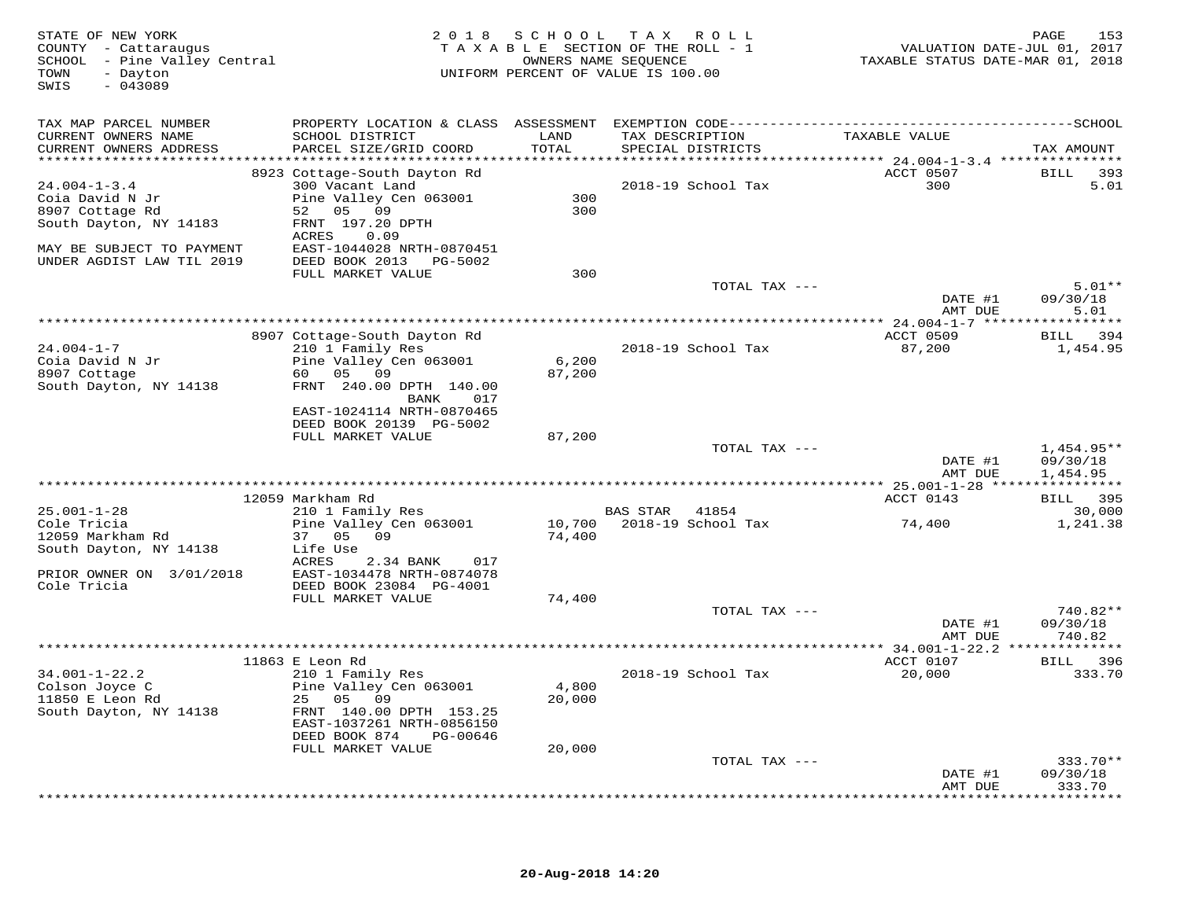STATE OF NEW YORK
COUNTY - Cattaraugus
SCHOOL - Pine Valley Central
TOWN - Dayton
SWIS - 043089

2018 SCHOOL TAX ROLL
TAXABLE SECTION OF THE ROLL - 1
OWNERS NAME SEQUENCE
UNIFORM PERCENT OF VALUE IS 100.00

VALUATION DATE-JUL 01, 2017
TAXABLE STATUS DATE-MAR 01, 2018

| TAX MAP PARCEL NUMBER / CURRENT OWNERS NAME / CURRENT OWNERS ADDRESS | PROPERTY LOCATION & CLASS / SCHOOL DISTRICT / PARCEL SIZE/GRID COORD | ASSESSMENT LAND / TOTAL | EXEMPTION CODE / TAX DESCRIPTION / SPECIAL DISTRICTS | TAXABLE VALUE | TAX AMOUNT |
|---|---|---|---|---|---|
| 24.004-1-3.4 | 8923 Cottage-South Dayton Rd | | | ACCT 0507 | BILL 393 |
| 24.004-1-3.4 | 300 Vacant Land | | 2018-19 School Tax | 300 | 5.01 |
| Coia David N Jr | Pine Valley Cen 063001 | 300 | | | |
| 8907 Cottage Rd | 52 05 09 | 300 | | | |
| South Dayton, NY 14183 | FRNT 197.20 DPTH | | | | |
| | ACRES 0.09 | | | | |
| MAY BE SUBJECT TO PAYMENT | EAST-1044028 NRTH-0870451 | | | | |
| UNDER AGDIST LAW TIL 2019 | DEED BOOK 2013 PG-5002 | | | | |
| | FULL MARKET VALUE | 300 | | | |
| | | | TOTAL TAX --- | | 5.01** |
| | | | | DATE #1 | 09/30/18 |
| | | | | AMT DUE | 5.01 |
| 24.004-1-7 | 8907 Cottage-South Dayton Rd | | | ACCT 0509 | BILL 394 |
| 24.004-1-7 | 210 1 Family Res | | 2018-19 School Tax | 87,200 | 1,454.95 |
| Coia David N Jr | Pine Valley Cen 063001 | 6,200 | | | |
| 8907 Cottage | 60 05 09 | 87,200 | | | |
| South Dayton, NY 14138 | FRNT 240.00 DPTH 140.00 | | | | |
| | BANK 017 | | | | |
| | EAST-1024114 NRTH-0870465 | | | | |
| | DEED BOOK 20139 PG-5002 | | | | |
| | FULL MARKET VALUE | 87,200 | | | |
| | | | TOTAL TAX --- | | 1,454.95** |
| | | | | DATE #1 | 09/30/18 |
| | | | | AMT DUE | 1,454.95 |
| 25.001-1-28 | 12059 Markham Rd | | | ACCT 0143 | BILL 395 |
| 25.001-1-28 | 210 1 Family Res | | BAS STAR 41854 | | 30,000 |
| Cole Tricia | Pine Valley Cen 063001 | 10,700 | 2018-19 School Tax | 74,400 | 1,241.38 |
| 12059 Markham Rd | 37 05 09 | 74,400 | | | |
| South Dayton, NY 14138 | Life Use | | | | |
| | ACRES 2.34 BANK 017 | | | | |
| PRIOR OWNER ON 3/01/2018 | EAST-1034478 NRTH-0874078 | | | | |
| Cole Tricia | DEED BOOK 23084 PG-4001 | | | | |
| | FULL MARKET VALUE | 74,400 | | | |
| | | | TOTAL TAX --- | | 740.82** |
| | | | | DATE #1 | 09/30/18 |
| | | | | AMT DUE | 740.82 |
| 34.001-1-22.2 | 11863 E Leon Rd | | | ACCT 0107 | BILL 396 |
| 34.001-1-22.2 | 210 1 Family Res | | 2018-19 School Tax | 20,000 | 333.70 |
| Colson Joyce C | Pine Valley Cen 063001 | 4,800 | | | |
| 11850 E Leon Rd | 25 05 09 | 20,000 | | | |
| South Dayton, NY 14138 | FRNT 140.00 DPTH 153.25 | | | | |
| | EAST-1037261 NRTH-0856150 | | | | |
| | DEED BOOK 874 PG-00646 | | | | |
| | FULL MARKET VALUE | 20,000 | | | |
| | | | TOTAL TAX --- | | 333.70** |
| | | | | DATE #1 | 09/30/18 |
| | | | | AMT DUE | 333.70 |

20-Aug-2018 14:20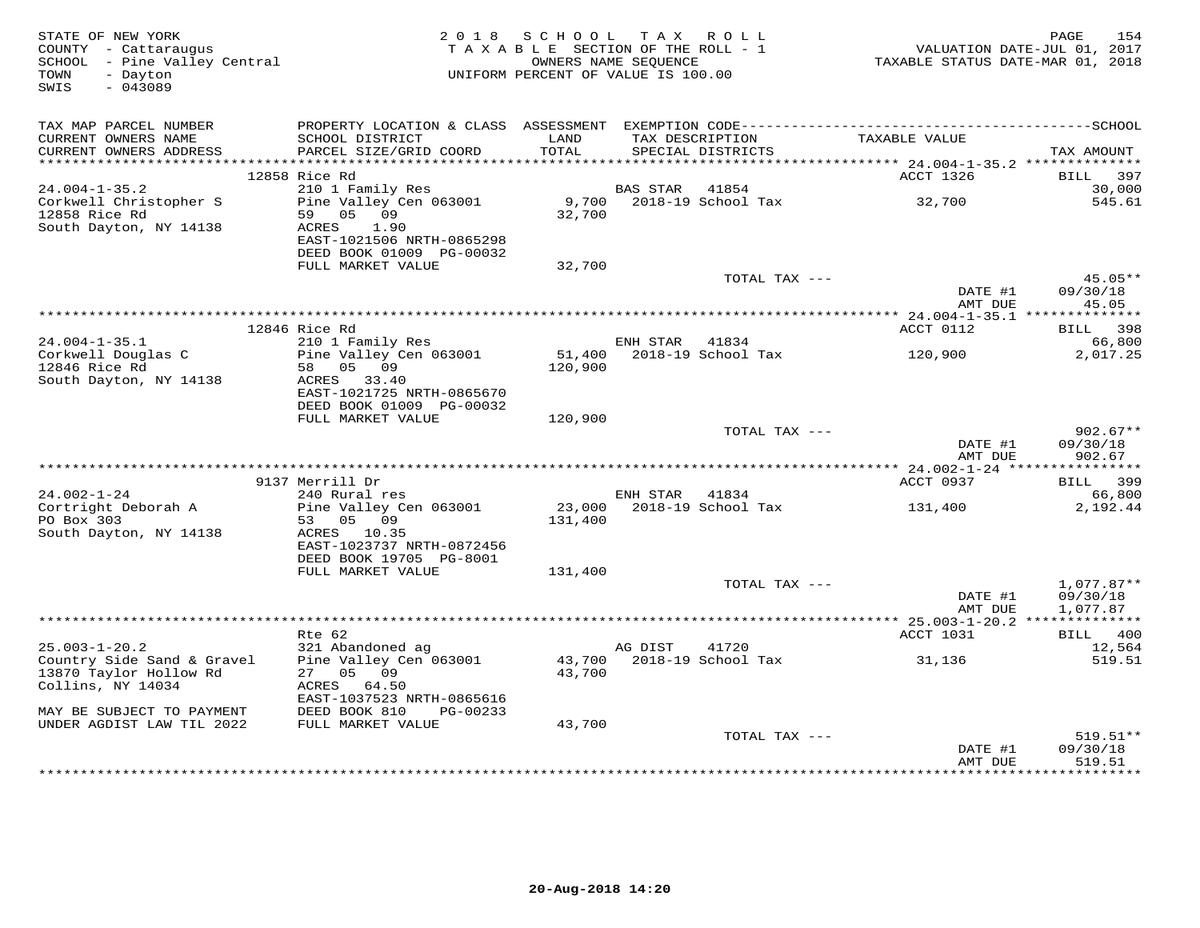STATE OF NEW YORK
COUNTY - Cattaraugus
SCHOOL - Pine Valley Central
TOWN - Dayton
SWIS - 043089

2018 SCHOOL TAX ROLL
TAXABLE SECTION OF THE ROLL - 1
OWNERS NAME SEQUENCE
UNIFORM PERCENT OF VALUE IS 100.00

VALUATION DATE-JUL 01, 2017
TAXABLE STATUS DATE-MAR 01, 2018

| TAX MAP PARCEL NUMBER / CURRENT OWNERS NAME / CURRENT OWNERS ADDRESS | PROPERTY LOCATION & CLASS / SCHOOL DISTRICT / PARCEL SIZE/GRID COORD | ASSESSMENT LAND / TOTAL | EXEMPTION CODE / TAX DESCRIPTION / SPECIAL DISTRICTS | TAXABLE VALUE | SCHOOL TAX AMOUNT |
|---|---|---|---|---|---|
| 24.004-1-35.2 | 12858 Rice Rd | | | ACCT 1326 | BILL 397 |
| Corkwell Christopher S | 210 1 Family Res | | BAS STAR 41854 | | 30,000 |
| 12858 Rice Rd | Pine Valley Cen 063001 | 9,700 | 2018-19 School Tax | 32,700 | 545.61 |
| South Dayton, NY 14138 | 59 05 09 | 32,700 | | | |
| | ACRES 1.90 | | | | |
| | EAST-1021506 NRTH-0865298 | | | | |
| | DEED BOOK 01009 PG-00032 | | | | |
| | FULL MARKET VALUE | 32,700 | | | |
| | | | TOTAL TAX --- | | 45.05** |
| | | | | DATE #1 | 09/30/18 |
| | | | | AMT DUE | 45.05 |
| 24.004-1-35.1 | 12846 Rice Rd | | | ACCT 0112 | BILL 398 |
| Corkwell Douglas C | 210 1 Family Res | | ENH STAR 41834 | | 66,800 |
| 12846 Rice Rd | Pine Valley Cen 063001 | 51,400 | 2018-19 School Tax | 120,900 | 2,017.25 |
| South Dayton, NY 14138 | 58 05 09 | 120,900 | | | |
| | ACRES 33.40 | | | | |
| | EAST-1021725 NRTH-0865670 | | | | |
| | DEED BOOK 01009 PG-00032 | | | | |
| | FULL MARKET VALUE | 120,900 | | | |
| | | | TOTAL TAX --- | | 902.67** |
| | | | | DATE #1 | 09/30/18 |
| | | | | AMT DUE | 902.67 |
| 24.002-1-24 | 9137 Merrill Dr | | | ACCT 0937 | BILL 399 |
| Cortright Deborah A | 240 Rural res | | ENH STAR 41834 | | 66,800 |
| PO Box 303 | Pine Valley Cen 063001 | 23,000 | 2018-19 School Tax | 131,400 | 2,192.44 |
| South Dayton, NY 14138 | 53 05 09 | 131,400 | | | |
| | ACRES 10.35 | | | | |
| | EAST-1023737 NRTH-0872456 | | | | |
| | DEED BOOK 19705 PG-8001 | | | | |
| | FULL MARKET VALUE | 131,400 | | | |
| | | | TOTAL TAX --- | | 1,077.87** |
| | | | | DATE #1 | 09/30/18 |
| | | | | AMT DUE | 1,077.87 |
| 25.003-1-20.2 | Rte 62 | | | ACCT 1031 | BILL 400 |
| Country Side Sand & Gravel | 321 Abandoned ag | | AG DIST 41720 | | 12,564 |
| 13870 Taylor Hollow Rd | Pine Valley Cen 063001 | 43,700 | 2018-19 School Tax | 31,136 | 519.51 |
| Collins, NY 14034 | 27 05 09 | 43,700 | | | |
| | ACRES 64.50 | | | | |
| | EAST-1037523 NRTH-0865616 | | | | |
| MAY BE SUBJECT TO PAYMENT | DEED BOOK 810 PG-00233 | | | | |
| UNDER AGDIST LAW TIL 2022 | FULL MARKET VALUE | 43,700 | | | |
| | | | TOTAL TAX --- | | 519.51** |
| | | | | DATE #1 | 09/30/18 |
| | | | | AMT DUE | 519.51 |

20-Aug-2018 14:20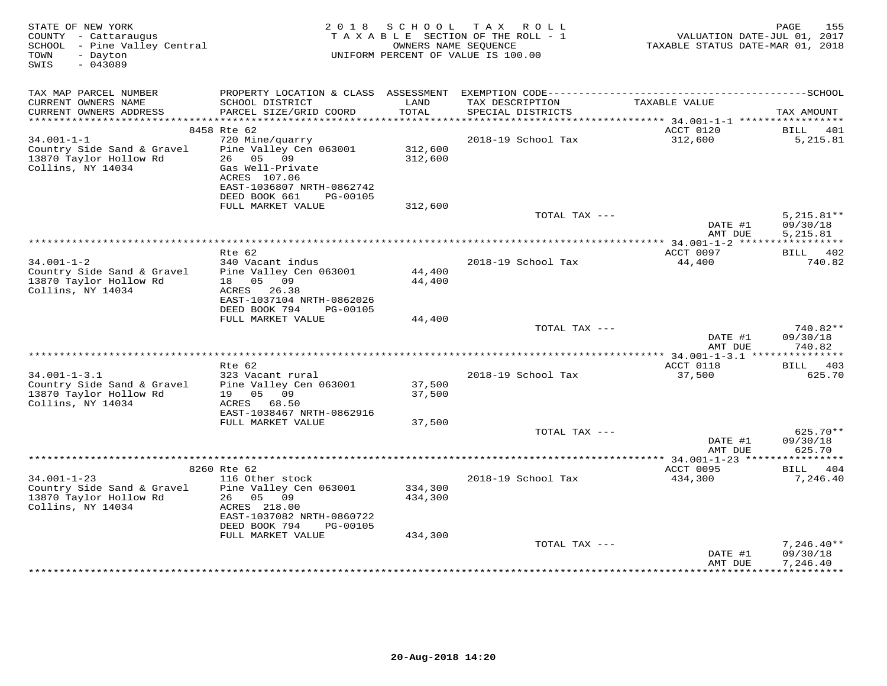STATE OF NEW YORK
COUNTY - Cattaraugus
SCHOOL - Pine Valley Central
TOWN - Dayton
SWIS - 043089

2 0 1 8 S C H O O L T A X R O L L
T A X A B L E SECTION OF THE ROLL - 1
OWNERS NAME SEQUENCE
UNIFORM PERCENT OF VALUE IS 100.00

VALUATION DATE-JUL 01, 2017
TAXABLE STATUS DATE-MAR 01, 2018

| TAX MAP PARCEL NUMBER<br>CURRENT OWNERS NAME<br>CURRENT OWNERS ADDRESS | PROPERTY LOCATION & CLASS<br>SCHOOL DISTRICT<br>PARCEL SIZE/GRID COORD | ASSESSMENT<br>LAND<br>TOTAL | EXEMPTION CODE<br>TAX DESCRIPTION<br>SPECIAL DISTRICTS | TAXABLE VALUE | SCHOOL<br>TAX AMOUNT |
|---|---|---|---|---|---|
| | 8458 Rte 62 | | | ACCT 0120 | BILL 401 |
| 34.001-1-1 | 720 Mine/quarry | | 2018-19 School Tax | 312,600 | 5,215.81 |
| Country Side Sand & Gravel | Pine Valley Cen 063001 | 312,600 | | | |
| 13870 Taylor Hollow Rd | 26 05 09 | 312,600 | | | |
| Collins, NY 14034 | Gas Well-Private | | | | |
| | ACRES 107.06 | | | | |
| | EAST-1036807 NRTH-0862742 | | | | |
| | DEED BOOK 661 PG-00105 | | | | |
| | FULL MARKET VALUE | 312,600 | | | |
| | | | TOTAL TAX --- | | 5,215.81** |
| | | | | DATE #1 | 09/30/18 |
| | | | | AMT DUE | 5,215.81 |
| | Rte 62 | | | ACCT 0097 | BILL 402 |
| 34.001-1-2 | 340 Vacant indus | | 2018-19 School Tax | 44,400 | 740.82 |
| Country Side Sand & Gravel | Pine Valley Cen 063001 | 44,400 | | | |
| 13870 Taylor Hollow Rd | 18 05 09 | 44,400 | | | |
| Collins, NY 14034 | ACRES 26.38 | | | | |
| | EAST-1037104 NRTH-0862026 | | | | |
| | DEED BOOK 794 PG-00105 | | | | |
| | FULL MARKET VALUE | 44,400 | | | |
| | | | TOTAL TAX --- | | 740.82** |
| | | | | DATE #1 | 09/30/18 |
| | | | | AMT DUE | 740.82 |
| | Rte 62 | | | ACCT 0118 | BILL 403 |
| 34.001-1-3.1 | 323 Vacant rural | | 2018-19 School Tax | 37,500 | 625.70 |
| Country Side Sand & Gravel | Pine Valley Cen 063001 | 37,500 | | | |
| 13870 Taylor Hollow Rd | 19 05 09 | 37,500 | | | |
| Collins, NY 14034 | ACRES 68.50 | | | | |
| | EAST-1038467 NRTH-0862916 | | | | |
| | FULL MARKET VALUE | 37,500 | | | |
| | | | TOTAL TAX --- | | 625.70** |
| | | | | DATE #1 | 09/30/18 |
| | | | | AMT DUE | 625.70 |
| | 8260 Rte 62 | | | ACCT 0095 | BILL 404 |
| 34.001-1-23 | 116 Other stock | | 2018-19 School Tax | 434,300 | 7,246.40 |
| Country Side Sand & Gravel | Pine Valley Cen 063001 | 334,300 | | | |
| 13870 Taylor Hollow Rd | 26 05 09 | 434,300 | | | |
| Collins, NY 14034 | ACRES 218.00 | | | | |
| | EAST-1037082 NRTH-0860722 | | | | |
| | DEED BOOK 794 PG-00105 | | | | |
| | FULL MARKET VALUE | 434,300 | | | |
| | | | TOTAL TAX --- | | 7,246.40** |
| | | | | DATE #1 | 09/30/18 |
| | | | | AMT DUE | 7,246.40 |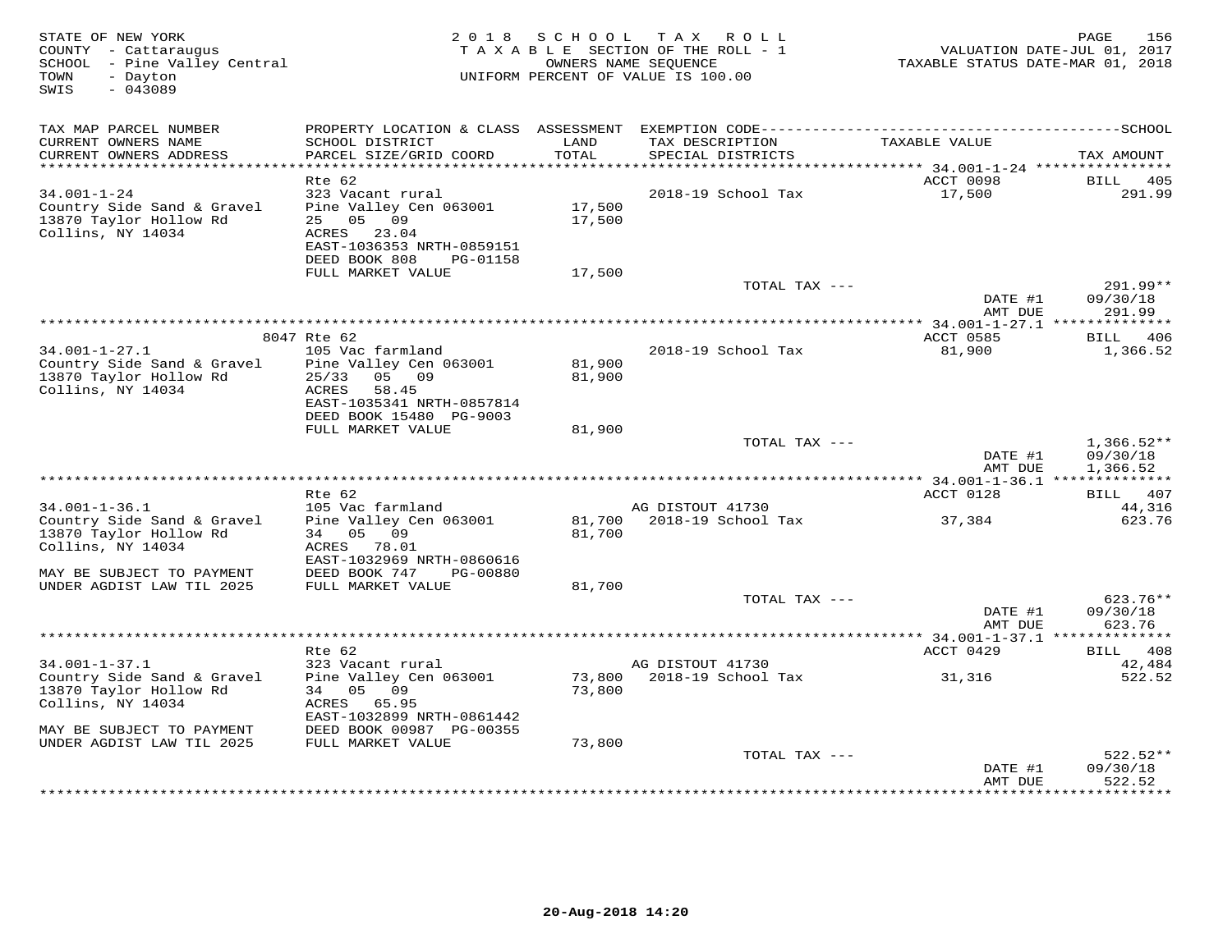STATE OF NEW YORK
COUNTY - Cattaraugus
SCHOOL - Pine Valley Central
TOWN - Dayton
SWIS - 043089

2018 SCHOOL TAX ROLL
TAXABLE SECTION OF THE ROLL - 1
OWNERS NAME SEQUENCE
UNIFORM PERCENT OF VALUE IS 100.00

VALUATION DATE-JUL 01, 2017
TAXABLE STATUS DATE-MAR 01, 2018

| TAX MAP PARCEL NUMBER / CURRENT OWNERS NAME / CURRENT OWNERS ADDRESS | PROPERTY LOCATION & CLASS / SCHOOL DISTRICT / PARCEL SIZE/GRID COORD | ASSESSMENT LAND / TOTAL | EXEMPTION CODE / TAX DESCRIPTION / SPECIAL DISTRICTS | TAXABLE VALUE | TAX AMOUNT |
|---|---|---|---|---|---|
| | Rte 62 | | | ACCT 0098 | BILL 405 |
| 34.001-1-24 | 323 Vacant rural | | 2018-19 School Tax | 17,500 | 291.99 |
| Country Side Sand & Gravel | Pine Valley Cen 063001 | 17,500 | | | |
| 13870 Taylor Hollow Rd | 25 05 09 | 17,500 | | | |
| Collins, NY 14034 | ACRES 23.04 | | | | |
| | EAST-1036353 NRTH-0859151 | | | | |
| | DEED BOOK 808 PG-01158 | | | | |
| | FULL MARKET VALUE | 17,500 | | | |
| | | | TOTAL TAX --- | | 291.99** |
| | | | | DATE #1 | 09/30/18 |
| | | | | AMT DUE | 291.99 |
| | 8047 Rte 62 | | | ACCT 0585 | BILL 406 |
| 34.001-1-27.1 | 105 Vac farmland | | 2018-19 School Tax | 81,900 | 1,366.52 |
| Country Side Sand & Gravel | Pine Valley Cen 063001 | 81,900 | | | |
| 13870 Taylor Hollow Rd | 25/33 05 09 | 81,900 | | | |
| Collins, NY 14034 | ACRES 58.45 | | | | |
| | EAST-1035341 NRTH-0857814 | | | | |
| | DEED BOOK 15480 PG-9003 | | | | |
| | FULL MARKET VALUE | 81,900 | | | |
| | | | TOTAL TAX --- | | 1,366.52** |
| | | | | DATE #1 | 09/30/18 |
| | | | | AMT DUE | 1,366.52 |
| | Rte 62 | | | ACCT 0128 | BILL 407 |
| 34.001-1-36.1 | 105 Vac farmland | | AG DISTOUT 41730 | | 44,316 |
| Country Side Sand & Gravel | Pine Valley Cen 063001 | 81,700 | 2018-19 School Tax | 37,384 | 623.76 |
| 13870 Taylor Hollow Rd | 34 05 09 | 81,700 | | | |
| Collins, NY 14034 | ACRES 78.01 | | | | |
| | EAST-1032969 NRTH-0860616 | | | | |
| MAY BE SUBJECT TO PAYMENT | DEED BOOK 747 PG-00880 | | | | |
| UNDER AGDIST LAW TIL 2025 | FULL MARKET VALUE | 81,700 | | | |
| | | | TOTAL TAX --- | | 623.76** |
| | | | | DATE #1 | 09/30/18 |
| | | | | AMT DUE | 623.76 |
| | Rte 62 | | | ACCT 0429 | BILL 408 |
| 34.001-1-37.1 | 323 Vacant rural | | AG DISTOUT 41730 | | 42,484 |
| Country Side Sand & Gravel | Pine Valley Cen 063001 | 73,800 | 2018-19 School Tax | 31,316 | 522.52 |
| 13870 Taylor Hollow Rd | 34 05 09 | 73,800 | | | |
| Collins, NY 14034 | ACRES 65.95 | | | | |
| | EAST-1032899 NRTH-0861442 | | | | |
| MAY BE SUBJECT TO PAYMENT | DEED BOOK 00987 PG-00355 | | | | |
| UNDER AGDIST LAW TIL 2025 | FULL MARKET VALUE | 73,800 | | | |
| | | | TOTAL TAX --- | | 522.52** |
| | | | | DATE #1 | 09/30/18 |
| | | | | AMT DUE | 522.52 |

20-Aug-2018 14:20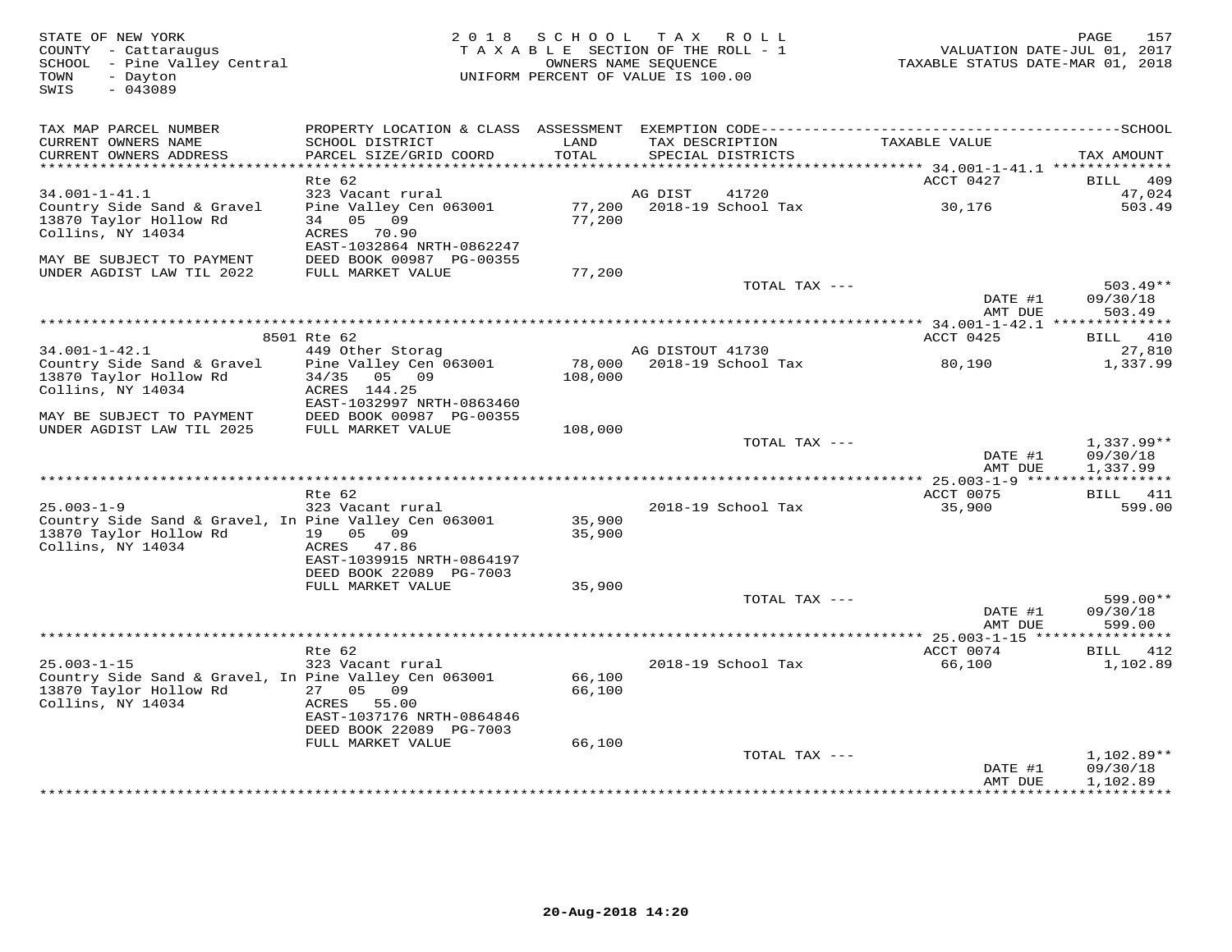STATE OF NEW YORK
COUNTY - Cattaraugus
SCHOOL - Pine Valley Central
TOWN - Dayton
SWIS - 043089

2018 SCHOOL TAX ROLL
TAXABLE SECTION OF THE ROLL - 1
OWNERS NAME SEQUENCE
UNIFORM PERCENT OF VALUE IS 100.00

VALUATION DATE-JUL 01, 2017
TAXABLE STATUS DATE-MAR 01, 2018

| TAX MAP PARCEL NUMBER / CURRENT OWNERS NAME / CURRENT OWNERS ADDRESS | PROPERTY LOCATION & CLASS / SCHOOL DISTRICT / PARCEL SIZE/GRID COORD | ASSESSMENT LAND / TOTAL | EXEMPTION CODE / TAX DESCRIPTION / SPECIAL DISTRICTS | TAXABLE VALUE | TAX AMOUNT |
|---|---|---|---|---|---|
| **34.001-1-41.1** | Rte 62 | | | ACCT 0427 | BILL 409 |
| 34.001-1-41.1 | 323 Vacant rural | | AG DIST 41720 | | 47,024 |
| Country Side Sand & Gravel | Pine Valley Cen 063001 | 77,200 | 2018-19 School Tax | 30,176 | 503.49 |
| 13870 Taylor Hollow Rd | 34 05 09 | 77,200 | | | |
| Collins, NY 14034 | ACRES 70.90 | | | | |
| | EAST-1032864 NRTH-0862247 | | | | |
| MAY BE SUBJECT TO PAYMENT | DEED BOOK 00987 PG-00355 | | | | |
| UNDER AGDIST LAW TIL 2022 | FULL MARKET VALUE | 77,200 | | | |
| | | | TOTAL TAX --- | | 503.49** |
| | | | | DATE #1 | 09/30/18 |
| | | | | AMT DUE | 503.49 |
| **34.001-1-42.1** | 8501 Rte 62 | | | ACCT 0425 | BILL 410 |
| 34.001-1-42.1 | 449 Other Storag | | AG DISTOUT 41730 | | 27,810 |
| Country Side Sand & Gravel | Pine Valley Cen 063001 | 78,000 | 2018-19 School Tax | 80,190 | 1,337.99 |
| 13870 Taylor Hollow Rd | 34/35 05 09 | 108,000 | | | |
| Collins, NY 14034 | ACRES 144.25 | | | | |
| | EAST-1032997 NRTH-0863460 | | | | |
| MAY BE SUBJECT TO PAYMENT | DEED BOOK 00987 PG-00355 | | | | |
| UNDER AGDIST LAW TIL 2025 | FULL MARKET VALUE | 108,000 | | | |
| | | | TOTAL TAX --- | | 1,337.99** |
| | | | | DATE #1 | 09/30/18 |
| | | | | AMT DUE | 1,337.99 |
| **25.003-1-9** | Rte 62 | | | ACCT 0075 | BILL 411 |
| 25.003-1-9 | 323 Vacant rural | | 2018-19 School Tax | 35,900 | 599.00 |
| Country Side Sand & Gravel, In | Pine Valley Cen 063001 | 35,900 | | | |
| 13870 Taylor Hollow Rd | 19 05 09 | 35,900 | | | |
| Collins, NY 14034 | ACRES 47.86 | | | | |
| | EAST-1039915 NRTH-0864197 | | | | |
| | DEED BOOK 22089 PG-7003 | | | | |
| | FULL MARKET VALUE | 35,900 | | | |
| | | | TOTAL TAX --- | | 599.00** |
| | | | | DATE #1 | 09/30/18 |
| | | | | AMT DUE | 599.00 |
| **25.003-1-15** | Rte 62 | | | ACCT 0074 | BILL 412 |
| 25.003-1-15 | 323 Vacant rural | | 2018-19 School Tax | 66,100 | 1,102.89 |
| Country Side Sand & Gravel, In | Pine Valley Cen 063001 | 66,100 | | | |
| 13870 Taylor Hollow Rd | 27 05 09 | 66,100 | | | |
| Collins, NY 14034 | ACRES 55.00 | | | | |
| | EAST-1037176 NRTH-0864846 | | | | |
| | DEED BOOK 22089 PG-7003 | | | | |
| | FULL MARKET VALUE | 66,100 | | | |
| | | | TOTAL TAX --- | | 1,102.89** |
| | | | | DATE #1 | 09/30/18 |
| | | | | AMT DUE | 1,102.89 |

20-Aug-2018 14:20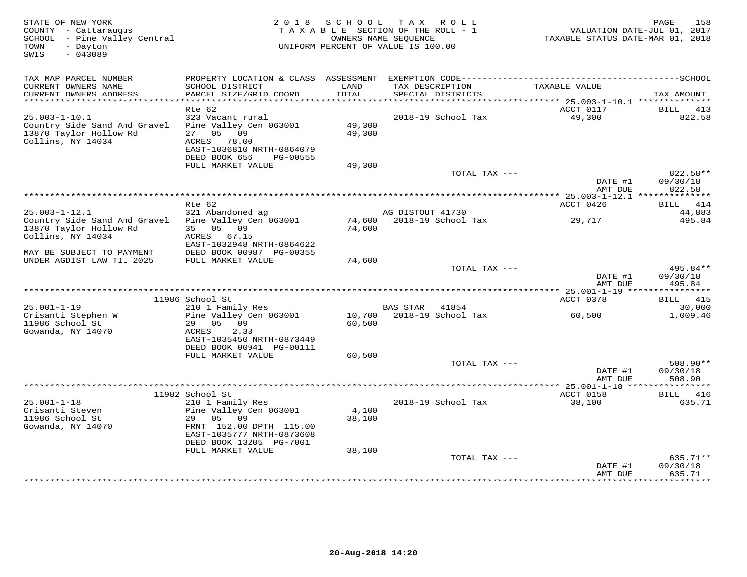STATE OF NEW YORK
COUNTY - Cattaraugus
SCHOOL - Pine Valley Central
TOWN - Dayton
SWIS - 043089

2018 SCHOOL TAX ROLL
TAXABLE SECTION OF THE ROLL - 1
OWNERS NAME SEQUENCE
UNIFORM PERCENT OF VALUE IS 100.00

VALUATION DATE-JUL 01, 2017
TAXABLE STATUS DATE-MAR 01, 2018

| TAX MAP PARCEL NUMBER / CURRENT OWNERS NAME / CURRENT OWNERS ADDRESS | PROPERTY LOCATION & CLASS / SCHOOL DISTRICT / PARCEL SIZE/GRID COORD | ASSESSMENT LAND / TOTAL | EXEMPTION CODE / TAX DESCRIPTION / SPECIAL DISTRICTS | TAXABLE VALUE | TAX AMOUNT |
|---|---|---|---|---|---|
| **25.003-1-10.1** | Rte 62 | | | ACCT 0117 | BILL 413 |
| 25.003-1-10.1 | 323 Vacant rural | | 2018-19 School Tax | 49,300 | 822.58 |
| Country Side Sand And Gravel | Pine Valley Cen 063001 | 49,300 | | | |
| 13870 Taylor Hollow Rd | 27 05 09 | 49,300 | | | |
| Collins, NY 14034 | ACRES 78.00 | | | | |
| | EAST-1036810 NRTH-0864079 | | | | |
| | DEED BOOK 656 PG-00555 | | | | |
| | FULL MARKET VALUE | 49,300 | | | |
| | | | TOTAL TAX --- | | 822.58** |
| | | | | DATE #1 | 09/30/18 |
| | | | | AMT DUE | 822.58 |
| **25.003-1-12.1** | Rte 62 | | | ACCT 0426 | BILL 414 |
| 25.003-1-12.1 | 321 Abandoned ag | | AG DISTOUT 41730 | | 44,883 |
| Country Side Sand And Gravel | Pine Valley Cen 063001 | 74,600 | 2018-19 School Tax | 29,717 | 495.84 |
| 13870 Taylor Hollow Rd | 35 05 09 | 74,600 | | | |
| Collins, NY 14034 | ACRES 67.15 | | | | |
| | EAST-1032948 NRTH-0864622 | | | | |
| MAY BE SUBJECT TO PAYMENT | DEED BOOK 00987 PG-00355 | | | | |
| UNDER AGDIST LAW TIL 2025 | FULL MARKET VALUE | 74,600 | | | |
| | | | TOTAL TAX --- | | 495.84** |
| | | | | DATE #1 | 09/30/18 |
| | | | | AMT DUE | 495.84 |
| **25.001-1-19** | 11986 School St | | | ACCT 0378 | BILL 415 |
| 25.001-1-19 | 210 1 Family Res | | BAS STAR 41854 | | 30,000 |
| Crisanti Stephen W | Pine Valley Cen 063001 | 10,700 | 2018-19 School Tax | 60,500 | 1,009.46 |
| 11986 School St | 29 05 09 | 60,500 | | | |
| Gowanda, NY 14070 | ACRES 2.33 | | | | |
| | EAST-1035450 NRTH-0873449 | | | | |
| | DEED BOOK 00941 PG-00111 | | | | |
| | FULL MARKET VALUE | 60,500 | | | |
| | | | TOTAL TAX --- | | 508.90** |
| | | | | DATE #1 | 09/30/18 |
| | | | | AMT DUE | 508.90 |
| **25.001-1-18** | 11982 School St | | | ACCT 0158 | BILL 416 |
| 25.001-1-18 | 210 1 Family Res | | 2018-19 School Tax | 38,100 | 635.71 |
| Crisanti Steven | Pine Valley Cen 063001 | 4,100 | | | |
| 11986 School St | 29 05 09 | 38,100 | | | |
| Gowanda, NY 14070 | FRNT 152.00 DPTH 115.00 | | | | |
| | EAST-1035777 NRTH-0873608 | | | | |
| | DEED BOOK 13205 PG-7001 | | | | |
| | FULL MARKET VALUE | 38,100 | | | |
| | | | TOTAL TAX --- | | 635.71** |
| | | | | DATE #1 | 09/30/18 |
| | | | | AMT DUE | 635.71 |

20-Aug-2018 14:20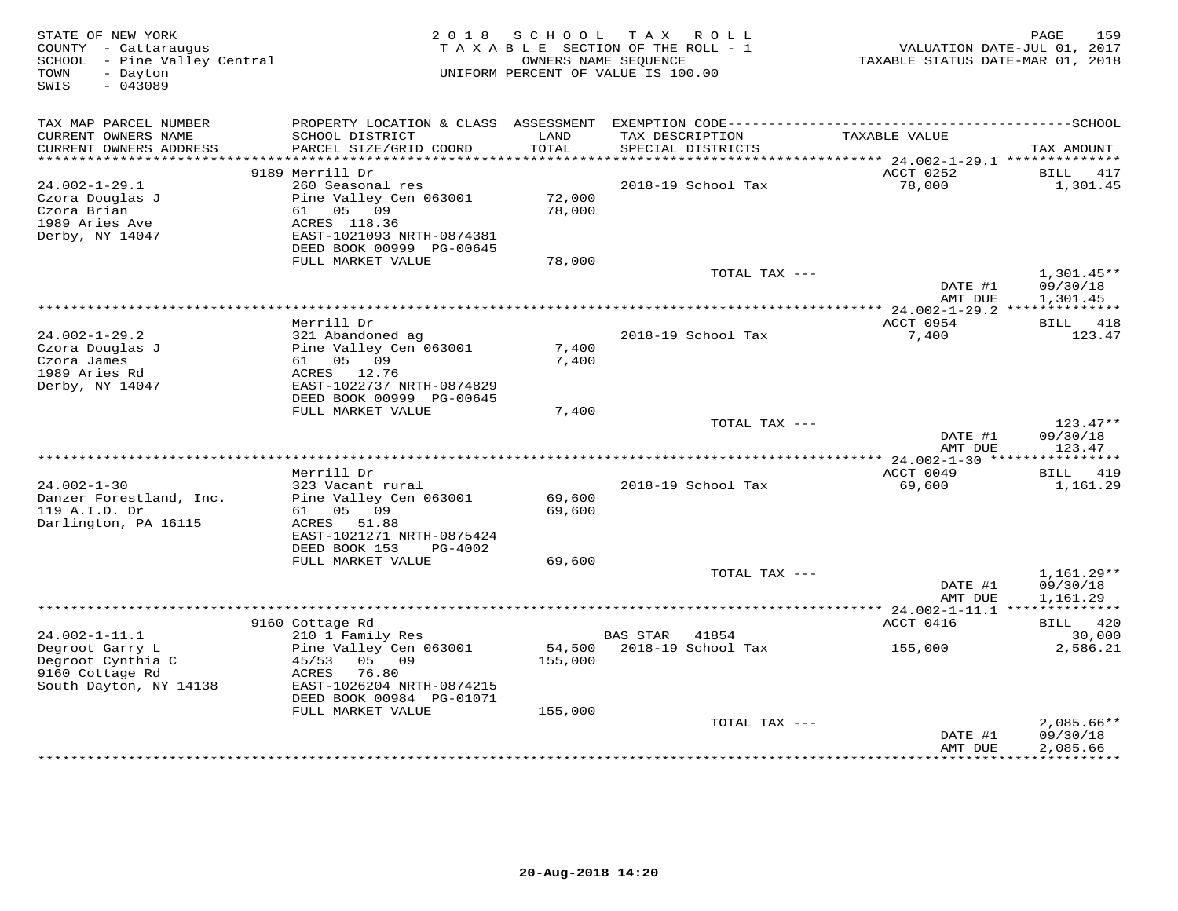STATE OF NEW YORK
COUNTY - Cattaraugus
SCHOOL - Pine Valley Central
TOWN - Dayton
SWIS - 043089

2018 SCHOOL TAX ROLL
TAXABLE SECTION OF THE ROLL - 1
OWNERS NAME SEQUENCE
UNIFORM PERCENT OF VALUE IS 100.00

VALUATION DATE-JUL 01, 2017
TAXABLE STATUS DATE-MAR 01, 2018

| TAX MAP PARCEL NUMBER / CURRENT OWNERS NAME / CURRENT OWNERS ADDRESS | PROPERTY LOCATION & CLASS / SCHOOL DISTRICT / PARCEL SIZE/GRID COORD | ASSESSMENT LAND / TOTAL | EXEMPTION CODE / TAX DESCRIPTION / SPECIAL DISTRICTS | TAXABLE VALUE | TAX AMOUNT |
|---|---|---|---|---|---|
| **24.002-1-29.1** | 9189 Merrill Dr | | | ACCT 0252 | BILL 417 |
| 24.002-1-29.1 | 260 Seasonal res | | 2018-19 School Tax | 78,000 | 1,301.45 |
| Czora Douglas J | Pine Valley Cen 063001 | 72,000 | | | |
| Czora Brian | 61 05 09 | 78,000 | | | |
| 1989 Aries Ave | ACRES 118.36 | | | | |
| Derby, NY 14047 | EAST-1021093 NRTH-0874381 | | | | |
| | DEED BOOK 00999 PG-00645 | | | | |
| | FULL MARKET VALUE | 78,000 | | | |
| | | | TOTAL TAX --- | | 1,301.45** |
| | | | | DATE #1 | 09/30/18 |
| | | | | AMT DUE | 1,301.45 |
| **24.002-1-29.2** | Merrill Dr | | | ACCT 0954 | BILL 418 |
| 24.002-1-29.2 | 321 Abandoned ag | | 2018-19 School Tax | 7,400 | 123.47 |
| Czora Douglas J | Pine Valley Cen 063001 | 7,400 | | | |
| Czora James | 61 05 09 | 7,400 | | | |
| 1989 Aries Rd | ACRES 12.76 | | | | |
| Derby, NY 14047 | EAST-1022737 NRTH-0874829 | | | | |
| | DEED BOOK 00999 PG-00645 | | | | |
| | FULL MARKET VALUE | 7,400 | | | |
| | | | TOTAL TAX --- | | 123.47** |
| | | | | DATE #1 | 09/30/18 |
| | | | | AMT DUE | 123.47 |
| **24.002-1-30** | Merrill Dr | | | ACCT 0049 | BILL 419 |
| 24.002-1-30 | 323 Vacant rural | | 2018-19 School Tax | 69,600 | 1,161.29 |
| Danzer Forestland, Inc. | Pine Valley Cen 063001 | 69,600 | | | |
| 119 A.I.D. Dr | 61 05 09 | 69,600 | | | |
| Darlington, PA 16115 | ACRES 51.88 | | | | |
| | EAST-1021271 NRTH-0875424 | | | | |
| | DEED BOOK 153 PG-4002 | | | | |
| | FULL MARKET VALUE | 69,600 | | | |
| | | | TOTAL TAX --- | | 1,161.29** |
| | | | | DATE #1 | 09/30/18 |
| | | | | AMT DUE | 1,161.29 |
| **24.002-1-11.1** | 9160 Cottage Rd | | | ACCT 0416 | BILL 420 |
| 24.002-1-11.1 | 210 1 Family Res | | BAS STAR 41854 | | 30,000 |
| Degroot Garry L | Pine Valley Cen 063001 | 54,500 | 2018-19 School Tax | 155,000 | 2,586.21 |
| Degroot Cynthia C | 45/53 05 09 | 155,000 | | | |
| 9160 Cottage Rd | ACRES 76.80 | | | | |
| South Dayton, NY 14138 | EAST-1026204 NRTH-0874215 | | | | |
| | DEED BOOK 00984 PG-01071 | | | | |
| | FULL MARKET VALUE | 155,000 | | | |
| | | | TOTAL TAX --- | | 2,085.66** |
| | | | | DATE #1 | 09/30/18 |
| | | | | AMT DUE | 2,085.66 |

20-Aug-2018 14:20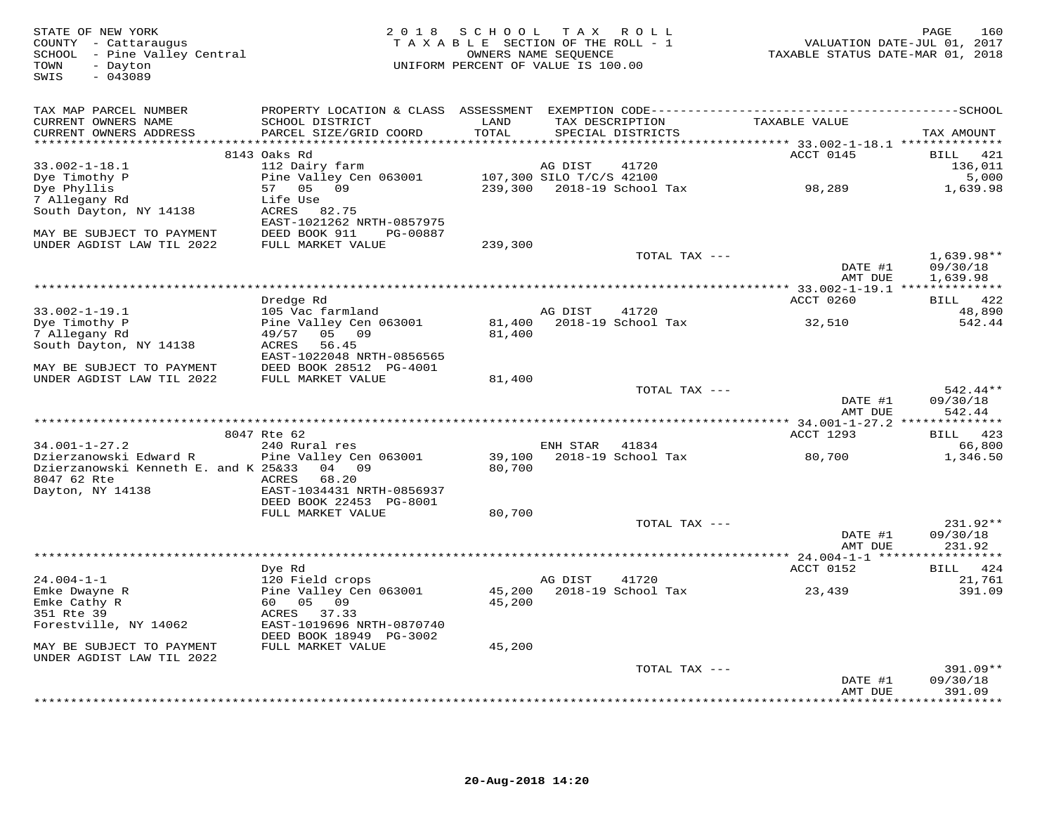STATE OF NEW YORK
COUNTY - Cattaraugus
SCHOOL - Pine Valley Central
TOWN - Dayton
SWIS - 043089

2 0 1 8 S C H O O L T A X R O L L
T A X A B L E SECTION OF THE ROLL - 1
OWNERS NAME SEQUENCE
UNIFORM PERCENT OF VALUE IS 100.00

VALUATION DATE-JUL 01, 2017
TAXABLE STATUS DATE-MAR 01, 2018

| TAX MAP PARCEL NUMBER / CURRENT OWNERS NAME / CURRENT OWNERS ADDRESS | PROPERTY LOCATION & CLASS / SCHOOL DISTRICT / PARCEL SIZE/GRID COORD | ASSESSMENT LAND / TOTAL | EXEMPTION CODE / TAX DESCRIPTION / SPECIAL DISTRICTS | TAXABLE VALUE | TAX AMOUNT |
|---|---|---|---|---|---|
| 33.002-1-18.1 | 8143 Oaks Rd | | | ACCT 0145 | BILL 421 |
| 33.002-1-18.1 | 112 Dairy farm | | AG DIST 41720 | | 136,011 |
| Dye Timothy P | Pine Valley Cen 063001 | 107,300 | SILO T/C/S 42100 | | 5,000 |
| Dye Phyllis | 57 05 09 | 239,300 | 2018-19 School Tax | 98,289 | 1,639.98 |
| 7 Allegany Rd | Life Use | | | | |
| South Dayton, NY 14138 | ACRES 82.75 | | | | |
| | EAST-1021262 NRTH-0857975 | | | | |
| MAY BE SUBJECT TO PAYMENT | DEED BOOK 911 PG-00887 | | | | |
| UNDER AGDIST LAW TIL 2022 | FULL MARKET VALUE | 239,300 | | | |
| | | | TOTAL TAX --- | | 1,639.98** |
| | | | | DATE #1 | 09/30/18 |
| | | | | AMT DUE | 1,639.98 |
| 33.002-1-19.1 | Dredge Rd | | | ACCT 0260 | BILL 422 |
| 33.002-1-19.1 | 105 Vac farmland | | AG DIST 41720 | | 48,890 |
| Dye Timothy P | Pine Valley Cen 063001 | 81,400 | 2018-19 School Tax | 32,510 | 542.44 |
| 7 Allegany Rd | 49/57 05 09 | 81,400 | | | |
| South Dayton, NY 14138 | ACRES 56.45 | | | | |
| | EAST-1022048 NRTH-0856565 | | | | |
| MAY BE SUBJECT TO PAYMENT | DEED BOOK 28512 PG-4001 | | | | |
| UNDER AGDIST LAW TIL 2022 | FULL MARKET VALUE | 81,400 | | | |
| | | | TOTAL TAX --- | | 542.44** |
| | | | | DATE #1 | 09/30/18 |
| | | | | AMT DUE | 542.44 |
| 34.001-1-27.2 | 8047 Rte 62 | | | ACCT 1293 | BILL 423 |
| 34.001-1-27.2 | 240 Rural res | | ENH STAR 41834 | | 66,800 |
| Dzierzanowski Edward R | Pine Valley Cen 063001 | 39,100 | 2018-19 School Tax | 80,700 | 1,346.50 |
| Dzierzanowski Kenneth E. and K | 25&33 04 09 | 80,700 | | | |
| 8047 62 Rte | ACRES 68.20 | | | | |
| Dayton, NY 14138 | EAST-1034431 NRTH-0856937 | | | | |
| | DEED BOOK 22453 PG-8001 | | | | |
| | FULL MARKET VALUE | 80,700 | | | |
| | | | TOTAL TAX --- | | 231.92** |
| | | | | DATE #1 | 09/30/18 |
| | | | | AMT DUE | 231.92 |
| 24.004-1-1 | Dye Rd | | | ACCT 0152 | BILL 424 |
| 24.004-1-1 | 120 Field crops | | AG DIST 41720 | | 21,761 |
| Emke Dwayne R | Pine Valley Cen 063001 | 45,200 | 2018-19 School Tax | 23,439 | 391.09 |
| Emke Cathy R | 60 05 09 | 45,200 | | | |
| 351 Rte 39 | ACRES 37.33 | | | | |
| Forestville, NY 14062 | EAST-1019696 NRTH-0870740 | | | | |
| | DEED BOOK 18949 PG-3002 | | | | |
| MAY BE SUBJECT TO PAYMENT | FULL MARKET VALUE | 45,200 | | | |
| UNDER AGDIST LAW TIL 2022 | | | | | |
| | | | TOTAL TAX --- | | 391.09** |
| | | | | DATE #1 | 09/30/18 |
| | | | | AMT DUE | 391.09 |

20-Aug-2018 14:20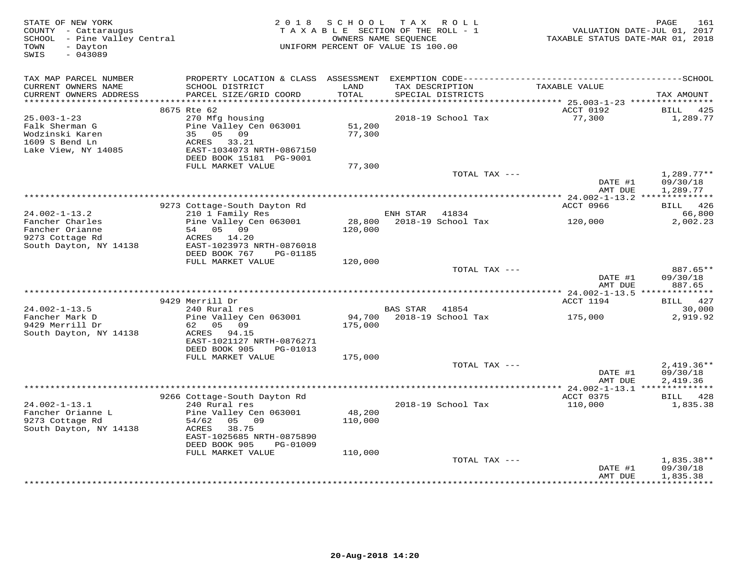STATE OF NEW YORK
COUNTY - Cattaraugus
SCHOOL - Pine Valley Central
TOWN - Dayton
SWIS - 043089

2018 SCHOOL TAX ROLL
TAXABLE SECTION OF THE ROLL - 1
OWNERS NAME SEQUENCE
UNIFORM PERCENT OF VALUE IS 100.00

VALUATION DATE-JUL 01, 2017
TAXABLE STATUS DATE-MAR 01, 2018

| TAX MAP PARCEL NUMBER / CURRENT OWNERS NAME / CURRENT OWNERS ADDRESS | PROPERTY LOCATION & CLASS / SCHOOL DISTRICT / PARCEL SIZE/GRID COORD | ASSESSMENT LAND / TOTAL | EXEMPTION CODE / TAX DESCRIPTION / SPECIAL DISTRICTS | TAXABLE VALUE | TAX AMOUNT |
|---|---|---|---|---|---|
| | 8675 Rte 62 | | | ACCT 0192 | BILL 425 |
| 25.003-1-23 | 270 Mfg housing | | 2018-19 School Tax | 77,300 | 1,289.77 |
| Falk Sherman G | Pine Valley Cen 063001 | 51,200 | | | |
| Wodzinski Karen | 35 05 09 | 77,300 | | | |
| 1609 S Bend Ln | ACRES 33.21 | | | | |
| Lake View, NY 14085 | EAST-1034073 NRTH-0867150 | | | | |
| | DEED BOOK 15181 PG-9001 | | | | |
| | FULL MARKET VALUE | 77,300 | | | |
| | | | TOTAL TAX --- | | 1,289.77** |
| | | | | DATE #1 | 09/30/18 |
| | | | | AMT DUE | 1,289.77 |
| | 9273 Cottage-South Dayton Rd | | | ACCT 0966 | BILL 426 |
| 24.002-1-13.2 | 210 1 Family Res | | ENH STAR 41834 | | 66,800 |
| Fancher Charles | Pine Valley Cen 063001 | 28,800 | 2018-19 School Tax | 120,000 | 2,002.23 |
| Fancher Orianne | 54 05 09 | 120,000 | | | |
| 9273 Cottage Rd | ACRES 14.20 | | | | |
| South Dayton, NY 14138 | EAST-1023973 NRTH-0876018 | | | | |
| | DEED BOOK 767 PG-01185 | | | | |
| | FULL MARKET VALUE | 120,000 | | | |
| | | | TOTAL TAX --- | | 887.65** |
| | | | | DATE #1 | 09/30/18 |
| | | | | AMT DUE | 887.65 |
| | 9429 Merrill Dr | | | ACCT 1194 | BILL 427 |
| 24.002-1-13.5 | 240 Rural res | | BAS STAR 41854 | | 30,000 |
| Fancher Mark D | Pine Valley Cen 063001 | 94,700 | 2018-19 School Tax | 175,000 | 2,919.92 |
| 9429 Merrill Dr | 62 05 09 | 175,000 | | | |
| South Dayton, NY 14138 | ACRES 94.15 | | | | |
| | EAST-1021127 NRTH-0876271 | | | | |
| | DEED BOOK 905 PG-01013 | | | | |
| | FULL MARKET VALUE | 175,000 | | | |
| | | | TOTAL TAX --- | | 2,419.36** |
| | | | | DATE #1 | 09/30/18 |
| | | | | AMT DUE | 2,419.36 |
| | 9266 Cottage-South Dayton Rd | | | ACCT 0375 | BILL 428 |
| 24.002-1-13.1 | 240 Rural res | | 2018-19 School Tax | 110,000 | 1,835.38 |
| Fancher Orianne L | Pine Valley Cen 063001 | 48,200 | | | |
| 9273 Cottage Rd | 54/62 05 09 | 110,000 | | | |
| South Dayton, NY 14138 | ACRES 38.75 | | | | |
| | EAST-1025685 NRTH-0875890 | | | | |
| | DEED BOOK 905 PG-01009 | | | | |
| | FULL MARKET VALUE | 110,000 | | | |
| | | | TOTAL TAX --- | | 1,835.38** |
| | | | | DATE #1 | 09/30/18 |
| | | | | AMT DUE | 1,835.38 |

20-Aug-2018 14:20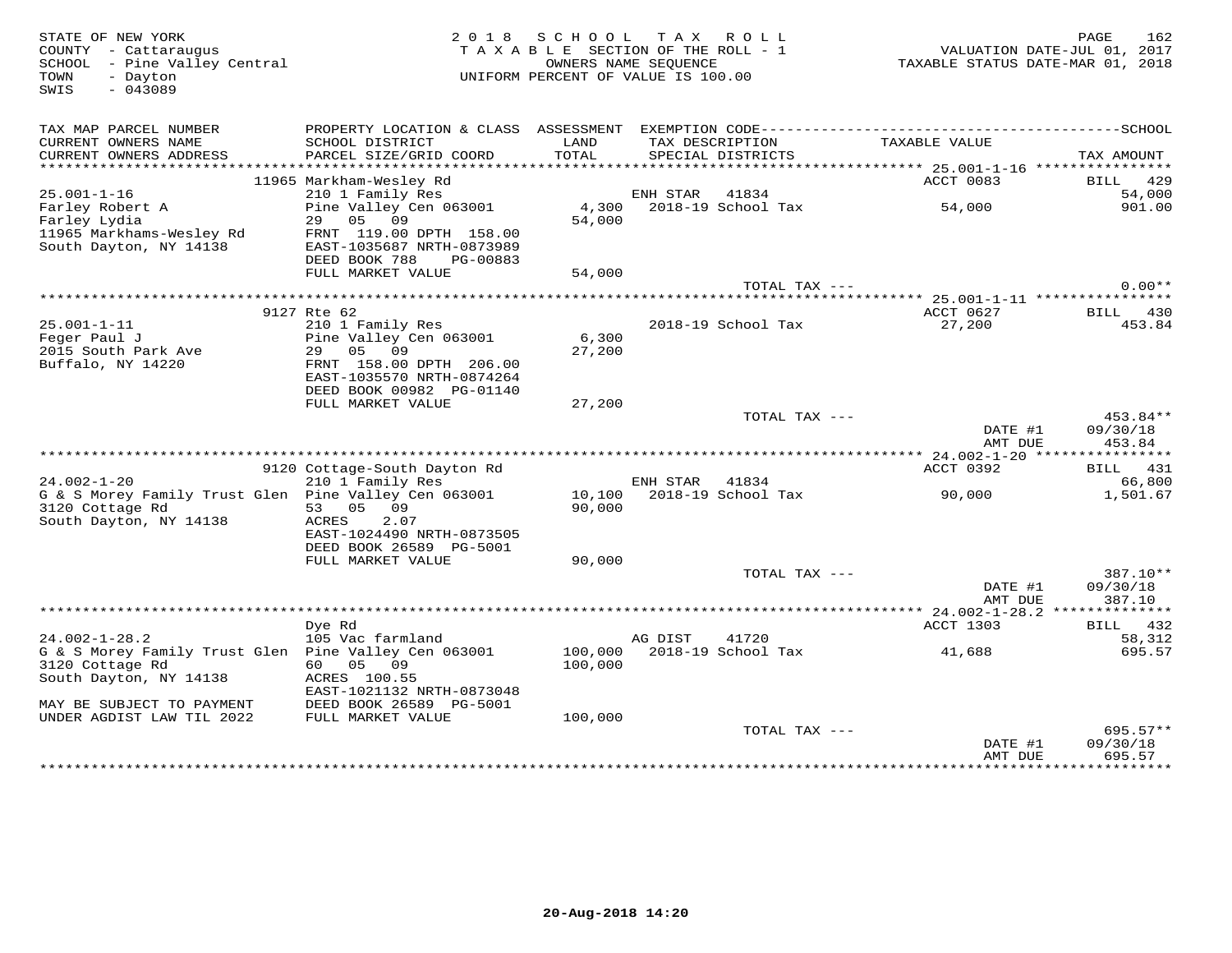STATE OF NEW YORK
COUNTY - Cattaraugus
SCHOOL - Pine Valley Central
TOWN - Dayton
SWIS - 043089

2018 SCHOOL TAX ROLL
TAXABLE SECTION OF THE ROLL - 1
OWNERS NAME SEQUENCE
UNIFORM PERCENT OF VALUE IS 100.00

VALUATION DATE-JUL 01, 2017
TAXABLE STATUS DATE-MAR 01, 2018

| TAX MAP PARCEL NUMBER / CURRENT OWNERS NAME / CURRENT OWNERS ADDRESS | PROPERTY LOCATION & CLASS / SCHOOL DISTRICT / PARCEL SIZE/GRID COORD | ASSESSMENT LAND / TOTAL | EXEMPTION CODE / TAX DESCRIPTION / SPECIAL DISTRICTS | TAXABLE VALUE | TAX AMOUNT |
|---|---|---|---|---|---|
| | 11965 Markham-Wesley Rd | | | ACCT 0083 | BILL 429 |
| 25.001-1-16 | 210 1 Family Res | | ENH STAR 41834 | | 54,000 |
| Farley Robert A | Pine Valley Cen 063001 | 4,300 | 2018-19 School Tax | 54,000 | 901.00 |
| Farley Lydia | 29 05 09 | 54,000 | | | |
| 11965 Markhams-Wesley Rd | FRNT 119.00 DPTH 158.00 | | | | |
| South Dayton, NY 14138 | EAST-1035687 NRTH-0873989 | | | | |
| | DEED BOOK 788 PG-00883 | | | | |
| | FULL MARKET VALUE | 54,000 | | | |
| | | | TOTAL TAX --- | | 0.00** |
| | 9127 Rte 62 | | | ACCT 0627 | BILL 430 |
| 25.001-1-11 | 210 1 Family Res | | 2018-19 School Tax | 27,200 | 453.84 |
| Feger Paul J | Pine Valley Cen 063001 | 6,300 | | | |
| 2015 South Park Ave | 29 05 09 | 27,200 | | | |
| Buffalo, NY 14220 | FRNT 158.00 DPTH 206.00 | | | | |
| | EAST-1035570 NRTH-0874264 | | | | |
| | DEED BOOK 00982 PG-01140 | | | | |
| | FULL MARKET VALUE | 27,200 | | | |
| | | | TOTAL TAX --- | | 453.84** |
| | | | | DATE #1 | 09/30/18 |
| | | | | AMT DUE | 453.84 |
| | 9120 Cottage-South Dayton Rd | | | ACCT 0392 | BILL 431 |
| 24.002-1-20 | 210 1 Family Res | | ENH STAR 41834 | | 66,800 |
| G & S Morey Family Trust Glen | Pine Valley Cen 063001 | 10,100 | 2018-19 School Tax | 90,000 | 1,501.67 |
| 3120 Cottage Rd | 53 05 09 | 90,000 | | | |
| South Dayton, NY 14138 | ACRES 2.07 | | | | |
| | EAST-1024490 NRTH-0873505 | | | | |
| | DEED BOOK 26589 PG-5001 | | | | |
| | FULL MARKET VALUE | 90,000 | | | |
| | | | TOTAL TAX --- | | 387.10** |
| | | | | DATE #1 | 09/30/18 |
| | | | | AMT DUE | 387.10 |
| | Dye Rd | | | ACCT 1303 | BILL 432 |
| 24.002-1-28.2 | 105 Vac farmland | | AG DIST 41720 | | 58,312 |
| G & S Morey Family Trust Glen | Pine Valley Cen 063001 | 100,000 | 2018-19 School Tax | 41,688 | 695.57 |
| 3120 Cottage Rd | 60 05 09 | 100,000 | | | |
| South Dayton, NY 14138 | ACRES 100.55 | | | | |
| | EAST-1021132 NRTH-0873048 | | | | |
| MAY BE SUBJECT TO PAYMENT | DEED BOOK 26589 PG-5001 | | | | |
| UNDER AGDIST LAW TIL 2022 | FULL MARKET VALUE | 100,000 | | | |
| | | | TOTAL TAX --- | | 695.57** |
| | | | | DATE #1 | 09/30/18 |
| | | | | AMT DUE | 695.57 |

20-Aug-2018 14:20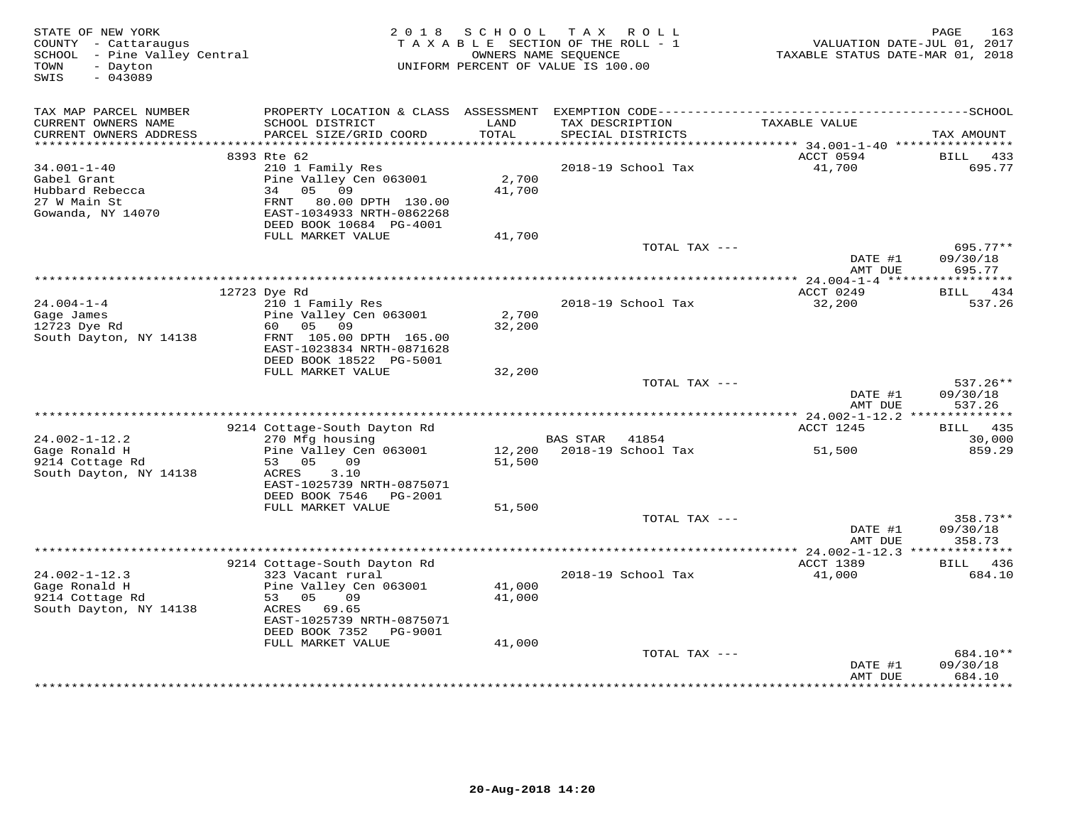STATE OF NEW YORK
COUNTY - Cattaraugus
SCHOOL - Pine Valley Central
TOWN - Dayton
SWIS - 043089

2018 SCHOOL TAX ROLL
TAXABLE SECTION OF THE ROLL - 1
OWNERS NAME SEQUENCE
UNIFORM PERCENT OF VALUE IS 100.00

VALUATION DATE-JUL 01, 2017
TAXABLE STATUS DATE-MAR 01, 2018

| TAX MAP PARCEL NUMBER / CURRENT OWNERS NAME / CURRENT OWNERS ADDRESS | PROPERTY LOCATION & CLASS / SCHOOL DISTRICT / PARCEL SIZE/GRID COORD | ASSESSMENT LAND / TOTAL | EXEMPTION CODE / TAX DESCRIPTION / SPECIAL DISTRICTS | TAXABLE VALUE | TAX AMOUNT |
|---|---|---|---|---|---|
| | 8393 Rte 62 | | | ACCT 0594 | BILL 433 |
| 34.001-1-40 | 210 1 Family Res | | 2018-19 School Tax | 41,700 | 695.77 |
| Gabel Grant | Pine Valley Cen 063001 | 2,700 | | | |
| Hubbard Rebecca | 34 05 09 | 41,700 | | | |
| 27 W Main St | FRNT 80.00 DPTH 130.00 | | | | |
| Gowanda, NY 14070 | EAST-1034933 NRTH-0862268 | | | | |
| | DEED BOOK 10684 PG-4001 | | | | |
| | FULL MARKET VALUE | 41,700 | | | |
| | | | TOTAL TAX --- | | 695.77** |
| | | | | DATE #1 | 09/30/18 |
| | | | | AMT DUE | 695.77 |
| | 12723 Dye Rd | | | ACCT 0249 | BILL 434 |
| 24.004-1-4 | 210 1 Family Res | | 2018-19 School Tax | 32,200 | 537.26 |
| Gage James | Pine Valley Cen 063001 | 2,700 | | | |
| 12723 Dye Rd | 60 05 09 | 32,200 | | | |
| South Dayton, NY 14138 | FRNT 105.00 DPTH 165.00 | | | | |
| | EAST-1023834 NRTH-0871628 | | | | |
| | DEED BOOK 18522 PG-5001 | | | | |
| | FULL MARKET VALUE | 32,200 | | | |
| | | | TOTAL TAX --- | | 537.26** |
| | | | | DATE #1 | 09/30/18 |
| | | | | AMT DUE | 537.26 |
| | 9214 Cottage-South Dayton Rd | | | ACCT 1245 | BILL 435 |
| 24.002-1-12.2 | 270 Mfg housing | | BAS STAR 41854 | | 30,000 |
| Gage Ronald H | Pine Valley Cen 063001 | 12,200 | 2018-19 School Tax | 51,500 | 859.29 |
| 9214 Cottage Rd | 53 05 09 | 51,500 | | | |
| South Dayton, NY 14138 | ACRES 3.10 | | | | |
| | EAST-1025739 NRTH-0875071 | | | | |
| | DEED BOOK 7546 PG-2001 | | | | |
| | FULL MARKET VALUE | 51,500 | | | |
| | | | TOTAL TAX --- | | 358.73** |
| | | | | DATE #1 | 09/30/18 |
| | | | | AMT DUE | 358.73 |
| | 9214 Cottage-South Dayton Rd | | | ACCT 1389 | BILL 436 |
| 24.002-1-12.3 | 323 Vacant rural | | 2018-19 School Tax | 41,000 | 684.10 |
| Gage Ronald H | Pine Valley Cen 063001 | 41,000 | | | |
| 9214 Cottage Rd | 53 05 09 | 41,000 | | | |
| South Dayton, NY 14138 | ACRES 69.65 | | | | |
| | EAST-1025739 NRTH-0875071 | | | | |
| | DEED BOOK 7352 PG-9001 | | | | |
| | FULL MARKET VALUE | 41,000 | | | |
| | | | TOTAL TAX --- | | 684.10** |
| | | | | DATE #1 | 09/30/18 |
| | | | | AMT DUE | 684.10 |

20-Aug-2018 14:20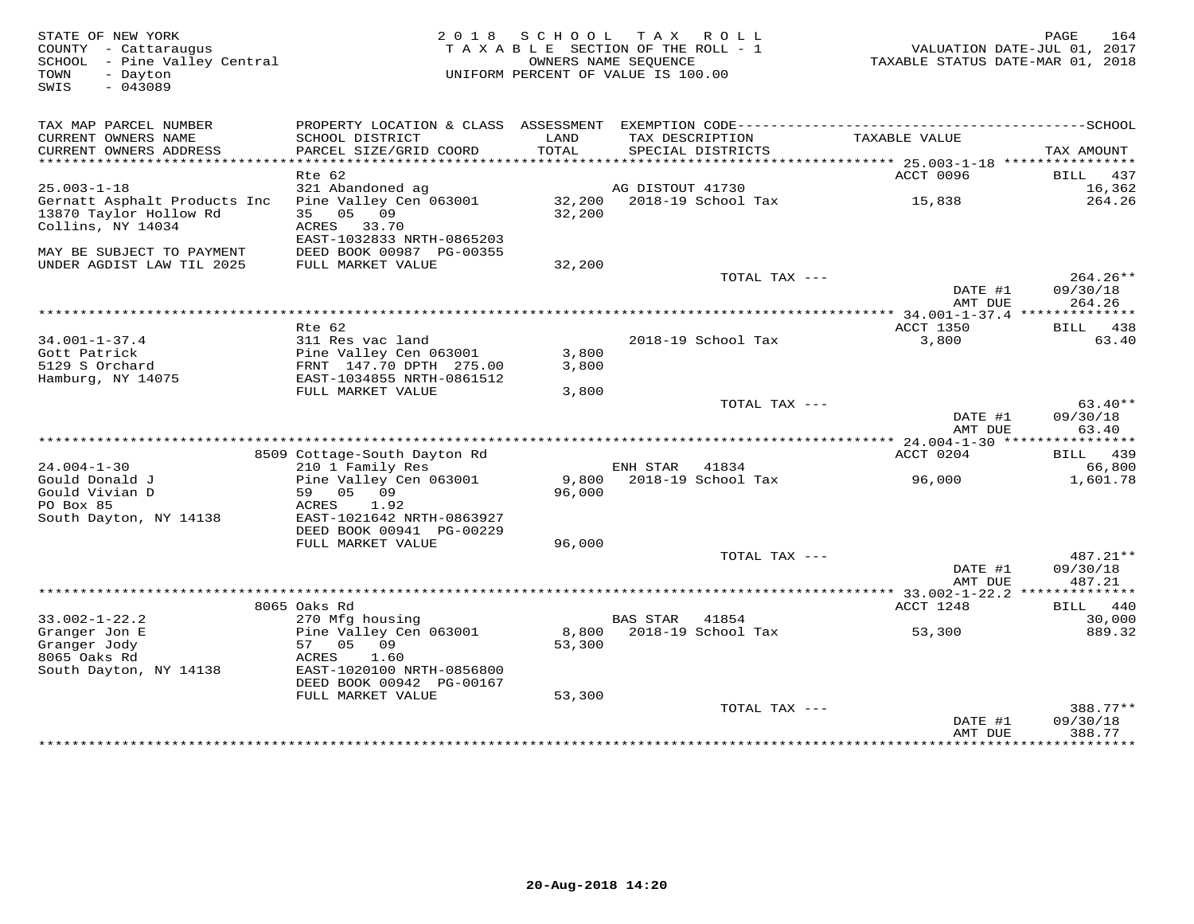STATE OF NEW YORK
COUNTY - Cattaraugus
SCHOOL - Pine Valley Central
TOWN - Dayton
SWIS - 043089

2018 SCHOOL TAX ROLL
TAXABLE SECTION OF THE ROLL - 1
OWNERS NAME SEQUENCE
UNIFORM PERCENT OF VALUE IS 100.00

VALUATION DATE-JUL 01, 2017
TAXABLE STATUS DATE-MAR 01, 2018

| TAX MAP PARCEL NUMBER / CURRENT OWNERS NAME / CURRENT OWNERS ADDRESS | PROPERTY LOCATION & CLASS / SCHOOL DISTRICT / PARCEL SIZE/GRID COORD | ASSESSMENT LAND / TOTAL | EXEMPTION CODE / TAX DESCRIPTION / SPECIAL DISTRICTS | TAXABLE VALUE | TAX AMOUNT |
|---|---|---|---|---|---|
| 25.003-1-18 | Rte 62 | | | ACCT 0096 | BILL 437 |
| 25.003-1-18 | 321 Abandoned ag | | AG DISTOUT 41730 | | 16,362 |
| Gernatt Asphalt Products Inc | Pine Valley Cen 063001 | 32,200 | 2018-19 School Tax | 15,838 | 264.26 |
| 13870 Taylor Hollow Rd | 35 05 09 | 32,200 | | | |
| Collins, NY 14034 | ACRES 33.70 | | | | |
| | EAST-1032833 NRTH-0865203 | | | | |
| MAY BE SUBJECT TO PAYMENT | DEED BOOK 00987 PG-00355 | | | | |
| UNDER AGDIST LAW TIL 2025 | FULL MARKET VALUE | 32,200 | | | |
| | | | TOTAL TAX --- | | 264.26** |
| | | | | DATE #1 | 09/30/18 |
| | | | | AMT DUE | 264.26 |
| 34.001-1-37.4 | Rte 62 | | | ACCT 1350 | BILL 438 |
| 34.001-1-37.4 | 311 Res vac land | | 2018-19 School Tax | 3,800 | 63.40 |
| Gott Patrick | Pine Valley Cen 063001 | 3,800 | | | |
| 5129 S Orchard | FRNT 147.70 DPTH 275.00 | 3,800 | | | |
| Hamburg, NY 14075 | EAST-1034855 NRTH-0861512 | | | | |
| | FULL MARKET VALUE | 3,800 | | | |
| | | | TOTAL TAX --- | | 63.40** |
| | | | | DATE #1 | 09/30/18 |
| | | | | AMT DUE | 63.40 |
| 24.004-1-30 | 8509 Cottage-South Dayton Rd | | | ACCT 0204 | BILL 439 |
| 24.004-1-30 | 210 1 Family Res | | ENH STAR 41834 | | 66,800 |
| Gould Donald J | Pine Valley Cen 063001 | 9,800 | 2018-19 School Tax | 96,000 | 1,601.78 |
| Gould Vivian D | 59 05 09 | 96,000 | | | |
| PO Box 85 | ACRES 1.92 | | | | |
| South Dayton, NY 14138 | EAST-1021642 NRTH-0863927 | | | | |
| | DEED BOOK 00941 PG-00229 | | | | |
| | FULL MARKET VALUE | 96,000 | | | |
| | | | TOTAL TAX --- | | 487.21** |
| | | | | DATE #1 | 09/30/18 |
| | | | | AMT DUE | 487.21 |
| 33.002-1-22.2 | 8065 Oaks Rd | | | ACCT 1248 | BILL 440 |
| 33.002-1-22.2 | 270 Mfg housing | | BAS STAR 41854 | | 30,000 |
| Granger Jon E | Pine Valley Cen 063001 | 8,800 | 2018-19 School Tax | 53,300 | 889.32 |
| Granger Jody | 57 05 09 | 53,300 | | | |
| 8065 Oaks Rd | ACRES 1.60 | | | | |
| South Dayton, NY 14138 | EAST-1020100 NRTH-0856800 | | | | |
| | DEED BOOK 00942 PG-00167 | | | | |
| | FULL MARKET VALUE | 53,300 | | | |
| | | | TOTAL TAX --- | | 388.77** |
| | | | | DATE #1 | 09/30/18 |
| | | | | AMT DUE | 388.77 |

20-Aug-2018 14:20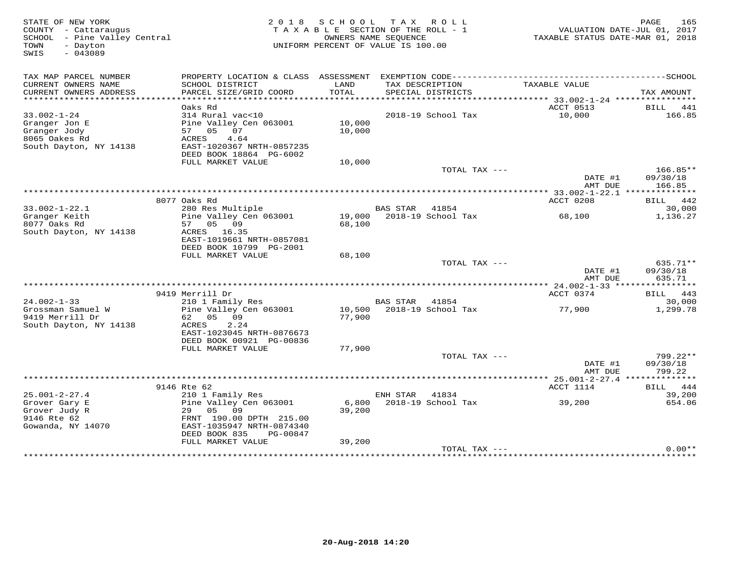STATE OF NEW YORK
COUNTY - Cattaraugus
SCHOOL - Pine Valley Central
TOWN - Dayton
SWIS - 043089

2018 SCHOOL TAX ROLL
TAXABLE SECTION OF THE ROLL - 1
OWNERS NAME SEQUENCE
UNIFORM PERCENT OF VALUE IS 100.00

VALUATION DATE-JUL 01, 2017
TAXABLE STATUS DATE-MAR 01, 2018

| TAX MAP PARCEL NUMBER / CURRENT OWNERS NAME / CURRENT OWNERS ADDRESS | PROPERTY LOCATION & CLASS / SCHOOL DISTRICT / PARCEL SIZE/GRID COORD | ASSESSMENT LAND / TOTAL | EXEMPTION CODE / TAX DESCRIPTION / SPECIAL DISTRICTS | TAXABLE VALUE | TAX AMOUNT |
|---|---|---|---|---|---|
| **33.002-1-24** | Oaks Rd | | | ACCT 0513 | BILL 441 |
| 33.002-1-24 | 314 Rural vac<10 | | 2018-19 School Tax | 10,000 | 166.85 |
| Granger Jon E | Pine Valley Cen 063001 | 10,000 | | | |
| Granger Jody | 57 05 07 | 10,000 | | | |
| 8065 Oakes Rd | ACRES 4.64 | | | | |
| South Dayton, NY 14138 | EAST-1020367 NRTH-0857235 | | | | |
| | DEED BOOK 18864 PG-6002 | | | | |
| | FULL MARKET VALUE | 10,000 | | | |
| | | | TOTAL TAX --- | | 166.85** |
| | | | | DATE #1 | 09/30/18 |
| | | | | AMT DUE | 166.85 |
| **33.002-1-22.1** | 8077 Oaks Rd | | | ACCT 0208 | BILL 442 |
| 33.002-1-22.1 | 280 Res Multiple | | BAS STAR 41854 | | 30,000 |
| Granger Keith | Pine Valley Cen 063001 | 19,000 | 2018-19 School Tax | 68,100 | 1,136.27 |
| 8077 Oaks Rd | 57 05 09 | 68,100 | | | |
| South Dayton, NY 14138 | ACRES 16.35 | | | | |
| | EAST-1019661 NRTH-0857081 | | | | |
| | DEED BOOK 10799 PG-2001 | | | | |
| | FULL MARKET VALUE | 68,100 | | | |
| | | | TOTAL TAX --- | | 635.71** |
| | | | | DATE #1 | 09/30/18 |
| | | | | AMT DUE | 635.71 |
| **24.002-1-33** | 9419 Merrill Dr | | | ACCT 0374 | BILL 443 |
| 24.002-1-33 | 210 1 Family Res | | BAS STAR 41854 | | 30,000 |
| Grossman Samuel W | Pine Valley Cen 063001 | 10,500 | 2018-19 School Tax | 77,900 | 1,299.78 |
| 9419 Merrill Dr | 62 05 09 | 77,900 | | | |
| South Dayton, NY 14138 | ACRES 2.24 | | | | |
| | EAST-1023045 NRTH-0876673 | | | | |
| | DEED BOOK 00921 PG-00836 | | | | |
| | FULL MARKET VALUE | 77,900 | | | |
| | | | TOTAL TAX --- | | 799.22** |
| | | | | DATE #1 | 09/30/18 |
| | | | | AMT DUE | 799.22 |
| **25.001-2-27.4** | 9146 Rte 62 | | | ACCT 1114 | BILL 444 |
| 25.001-2-27.4 | 210 1 Family Res | | ENH STAR 41834 | | 39,200 |
| Grover Gary E | Pine Valley Cen 063001 | 6,800 | 2018-19 School Tax | 39,200 | 654.06 |
| Grover Judy R | 29 05 09 | 39,200 | | | |
| 9146 Rte 62 | FRNT 190.00 DPTH 215.00 | | | | |
| Gowanda, NY 14070 | EAST-1035947 NRTH-0874340 | | | | |
| | DEED BOOK 835 PG-00847 | | | | |
| | FULL MARKET VALUE | 39,200 | | | |
| | | | TOTAL TAX --- | | 0.00** |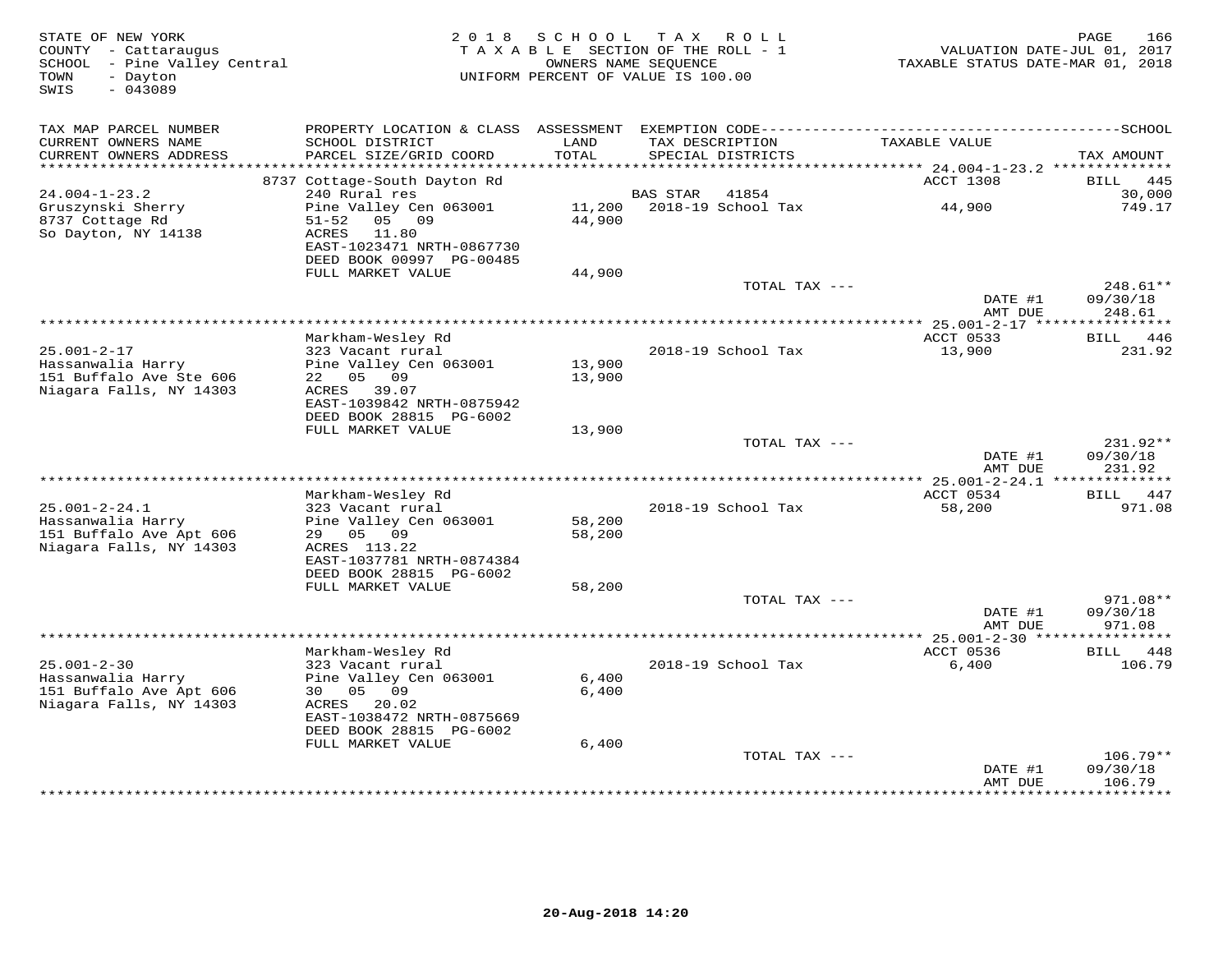STATE OF NEW YORK
COUNTY - Cattaraugus
SCHOOL - Pine Valley Central
TOWN - Dayton
SWIS - 043089

2018 SCHOOL TAX ROLL
TAXABLE SECTION OF THE ROLL - 1
OWNERS NAME SEQUENCE
UNIFORM PERCENT OF VALUE IS 100.00

VALUATION DATE-JUL 01, 2017
TAXABLE STATUS DATE-MAR 01, 2018

| TAX MAP PARCEL NUMBER / CURRENT OWNERS NAME / CURRENT OWNERS ADDRESS | PROPERTY LOCATION & CLASS / SCHOOL DISTRICT / PARCEL SIZE/GRID COORD | ASSESSMENT LAND / TOTAL | EXEMPTION CODE / TAX DESCRIPTION / SPECIAL DISTRICTS | TAXABLE VALUE | SCHOOL TAX AMOUNT |
|---|---|---|---|---|---|
| 24.004-1-23.2 | 8737 Cottage-South Dayton Rd | | | ACCT 1308 | BILL 445 |
| | 240 Rural res | | BAS STAR 41854 | | 30,000 |
| Gruszynski Sherry | Pine Valley Cen 063001 | 11,200 | 2018-19 School Tax | 44,900 | 749.17 |
| 8737 Cottage Rd | 51-52 05 09 | 44,900 | | | |
| So Dayton, NY 14138 | ACRES 11.80 | | | | |
| | EAST-1023471 NRTH-0867730 | | | | |
| | DEED BOOK 00997 PG-00485 | | | | |
| | FULL MARKET VALUE | 44,900 | | | |
| | | | TOTAL TAX --- | | 248.61** |
| | | | | DATE #1 | 09/30/18 |
| | | | | AMT DUE | 248.61 |
| 25.001-2-17 | Markham-Wesley Rd | | | ACCT 0533 | BILL 446 |
| | 323 Vacant rural | | 2018-19 School Tax | 13,900 | 231.92 |
| Hassanwalia Harry | Pine Valley Cen 063001 | 13,900 | | | |
| 151 Buffalo Ave Ste 606 | 22 05 09 | 13,900 | | | |
| Niagara Falls, NY 14303 | ACRES 39.07 | | | | |
| | EAST-1039842 NRTH-0875942 | | | | |
| | DEED BOOK 28815 PG-6002 | | | | |
| | FULL MARKET VALUE | 13,900 | | | |
| | | | TOTAL TAX --- | | 231.92** |
| | | | | DATE #1 | 09/30/18 |
| | | | | AMT DUE | 231.92 |
| 25.001-2-24.1 | Markham-Wesley Rd | | | ACCT 0534 | BILL 447 |
| | 323 Vacant rural | | 2018-19 School Tax | 58,200 | 971.08 |
| Hassanwalia Harry | Pine Valley Cen 063001 | 58,200 | | | |
| 151 Buffalo Ave Apt 606 | 29 05 09 | 58,200 | | | |
| Niagara Falls, NY 14303 | ACRES 113.22 | | | | |
| | EAST-1037781 NRTH-0874384 | | | | |
| | DEED BOOK 28815 PG-6002 | | | | |
| | FULL MARKET VALUE | 58,200 | | | |
| | | | TOTAL TAX --- | | 971.08** |
| | | | | DATE #1 | 09/30/18 |
| | | | | AMT DUE | 971.08 |
| 25.001-2-30 | Markham-Wesley Rd | | | ACCT 0536 | BILL 448 |
| | 323 Vacant rural | | 2018-19 School Tax | 6,400 | 106.79 |
| Hassanwalia Harry | Pine Valley Cen 063001 | 6,400 | | | |
| 151 Buffalo Ave Apt 606 | 30 05 09 | 6,400 | | | |
| Niagara Falls, NY 14303 | ACRES 20.02 | | | | |
| | EAST-1038472 NRTH-0875669 | | | | |
| | DEED BOOK 28815 PG-6002 | | | | |
| | FULL MARKET VALUE | 6,400 | | | |
| | | | TOTAL TAX --- | | 106.79** |
| | | | | DATE #1 | 09/30/18 |
| | | | | AMT DUE | 106.79 |

20-Aug-2018 14:20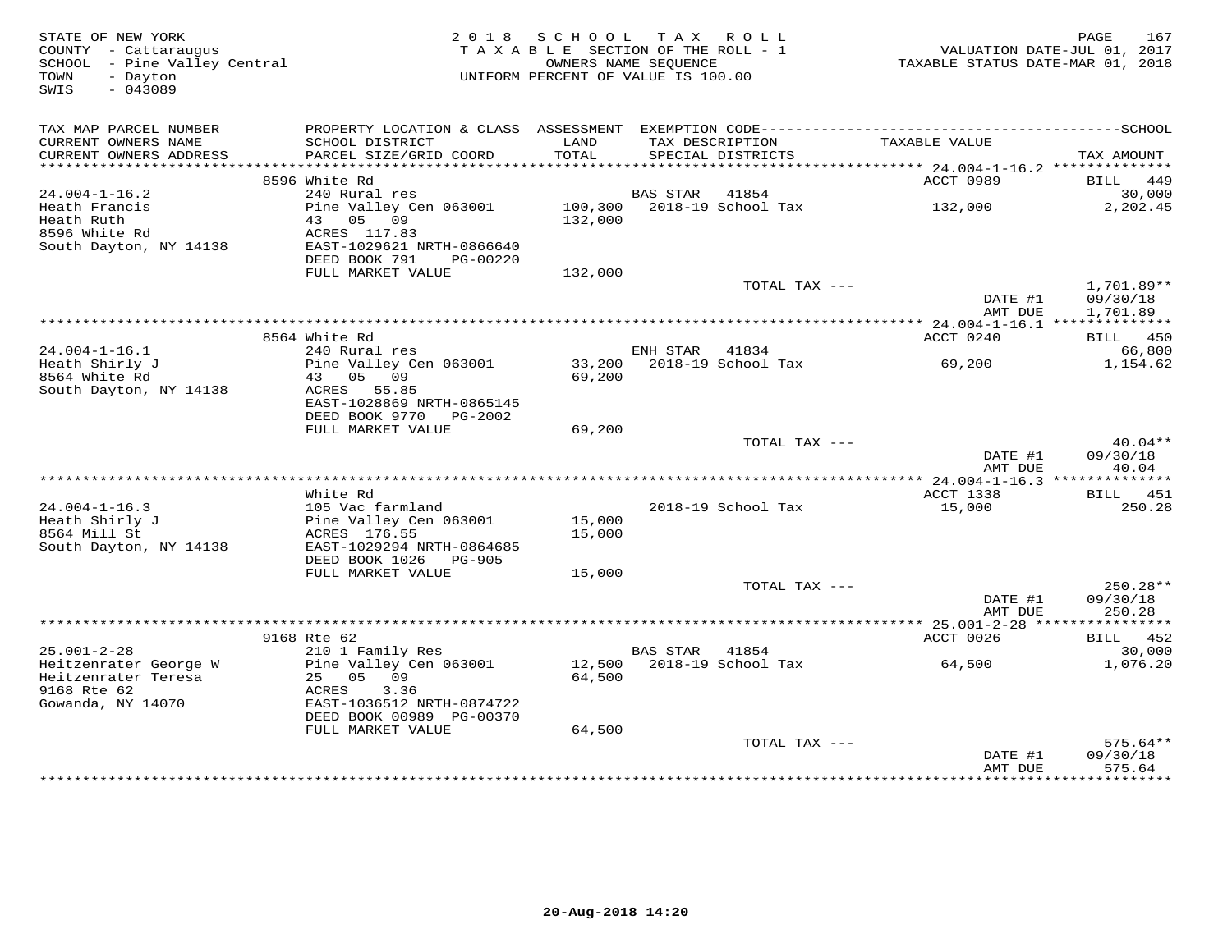STATE OF NEW YORK
COUNTY - Cattaraugus
SCHOOL - Pine Valley Central
TOWN - Dayton
SWIS - 043089

2018 SCHOOL TAX ROLL
TAXABLE SECTION OF THE ROLL - 1
OWNERS NAME SEQUENCE
UNIFORM PERCENT OF VALUE IS 100.00

VALUATION DATE-JUL 01, 2017
TAXABLE STATUS DATE-MAR 01, 2018

| TAX MAP PARCEL NUMBER / CURRENT OWNERS NAME / CURRENT OWNERS ADDRESS | PROPERTY LOCATION & CLASS / SCHOOL DISTRICT / PARCEL SIZE/GRID COORD | ASSESSMENT LAND / TOTAL | EXEMPTION CODE / TAX DESCRIPTION / SPECIAL DISTRICTS | TAXABLE VALUE | TAX AMOUNT |
|---|---|---|---|---|---|
| **24.004-1-16.2** | 8596 White Rd | | | ACCT 0989 | BILL 449 |
| Heath Francis | 240 Rural res | | BAS STAR 41854 | | 30,000 |
| Heath Ruth | Pine Valley Cen 063001 | 100,300 | 2018-19 School Tax | 132,000 | 2,202.45 |
| 8596 White Rd | 43 05 09 | 132,000 | | | |
| South Dayton, NY 14138 | ACRES 117.83 | | | | |
| | EAST-1029621 NRTH-0866640 | | | | |
| | DEED BOOK 791 PG-00220 | | | | |
| | FULL MARKET VALUE | 132,000 | | | |
| | | | TOTAL TAX --- | | 1,701.89** |
| | | | | DATE #1 | 09/30/18 |
| | | | | AMT DUE | 1,701.89 |
| **24.004-1-16.1** | 8564 White Rd | | | ACCT 0240 | BILL 450 |
| Heath Shirly J | 240 Rural res | | ENH STAR 41834 | | 66,800 |
| 8564 White Rd | Pine Valley Cen 063001 | 33,200 | 2018-19 School Tax | 69,200 | 1,154.62 |
| South Dayton, NY 14138 | 43 05 09 | 69,200 | | | |
| | ACRES 55.85 | | | | |
| | EAST-1028869 NRTH-0865145 | | | | |
| | DEED BOOK 9770 PG-2002 | | | | |
| | FULL MARKET VALUE | 69,200 | | | |
| | | | TOTAL TAX --- | | 40.04** |
| | | | | DATE #1 | 09/30/18 |
| | | | | AMT DUE | 40.04 |
| **24.004-1-16.3** | White Rd | | | ACCT 1338 | BILL 451 |
| Heath Shirly J | 105 Vac farmland | | 2018-19 School Tax | 15,000 | 250.28 |
| 8564 Mill St | Pine Valley Cen 063001 | 15,000 | | | |
| South Dayton, NY 14138 | ACRES 176.55 | 15,000 | | | |
| | EAST-1029294 NRTH-0864685 | | | | |
| | DEED BOOK 1026 PG-905 | | | | |
| | FULL MARKET VALUE | 15,000 | | | |
| | | | TOTAL TAX --- | | 250.28** |
| | | | | DATE #1 | 09/30/18 |
| | | | | AMT DUE | 250.28 |
| **25.001-2-28** | 9168 Rte 62 | | | ACCT 0026 | BILL 452 |
| Heitzenrater George W | 210 1 Family Res | | BAS STAR 41854 | | 30,000 |
| Heitzenrater Teresa | Pine Valley Cen 063001 | 12,500 | 2018-19 School Tax | 64,500 | 1,076.20 |
| 9168 Rte 62 | 25 05 09 | 64,500 | | | |
| Gowanda, NY 14070 | ACRES 3.36 | | | | |
| | EAST-1036512 NRTH-0874722 | | | | |
| | DEED BOOK 00989 PG-00370 | | | | |
| | FULL MARKET VALUE | 64,500 | | | |
| | | | TOTAL TAX --- | | 575.64** |
| | | | | DATE #1 | 09/30/18 |
| | | | | AMT DUE | 575.64 |

20-Aug-2018 14:20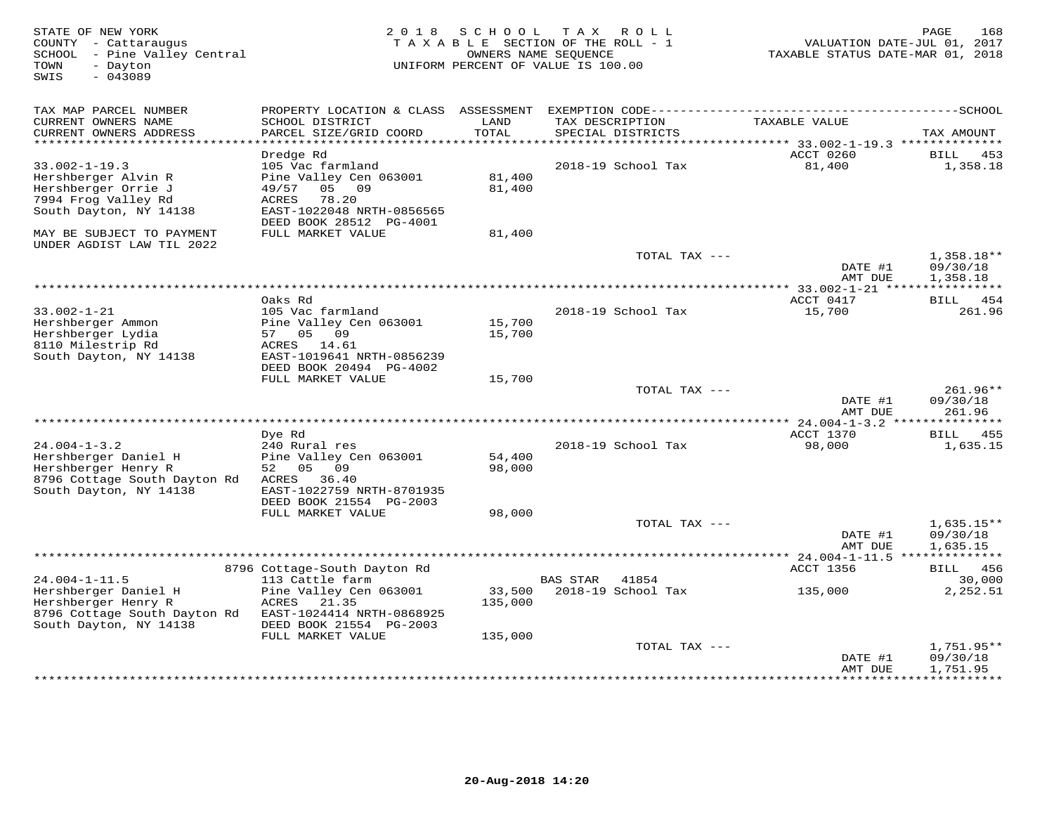STATE OF NEW YORK
COUNTY - Cattaraugus
SCHOOL - Pine Valley Central
TOWN - Dayton
SWIS - 043089

2018 SCHOOL TAX ROLL
TAXABLE SECTION OF THE ROLL - 1
OWNERS NAME SEQUENCE
UNIFORM PERCENT OF VALUE IS 100.00

VALUATION DATE-JUL 01, 2017
TAXABLE STATUS DATE-MAR 01, 2018

| TAX MAP PARCEL NUMBER / CURRENT OWNERS NAME / CURRENT OWNERS ADDRESS | PROPERTY LOCATION & CLASS / SCHOOL DISTRICT / PARCEL SIZE/GRID COORD | ASSESSMENT LAND / TOTAL | EXEMPTION CODE / TAX DESCRIPTION / SPECIAL DISTRICTS | TAXABLE VALUE | TAX AMOUNT |
|---|---|---|---|---|---|
| | Dredge Rd | | | ACCT 0260 | BILL 453 |
| 33.002-1-19.3 | 105 Vac farmland | | 2018-19 School Tax | 81,400 | 1,358.18 |
| Hershberger Alvin R | Pine Valley Cen 063001 | 81,400 | | | |
| Hershberger Orrie J | 49/57 05 09 | 81,400 | | | |
| 7994 Frog Valley Rd | ACRES 78.20 | | | | |
| South Dayton, NY 14138 | EAST-1022048 NRTH-0856565 | | | | |
| | DEED BOOK 28512 PG-4001 | | | | |
| MAY BE SUBJECT TO PAYMENT UNDER AGDIST LAW TIL 2022 | FULL MARKET VALUE | 81,400 | | | |
| | | | TOTAL TAX --- | | 1,358.18** |
| | | | | DATE #1 | 09/30/18 |
| | | | | AMT DUE | 1,358.18 |
| | Oaks Rd | | | ACCT 0417 | BILL 454 |
| 33.002-1-21 | 105 Vac farmland | | 2018-19 School Tax | 15,700 | 261.96 |
| Hershberger Ammon | Pine Valley Cen 063001 | 15,700 | | | |
| Hershberger Lydia | 57 05 09 | 15,700 | | | |
| 8110 Milestrip Rd | ACRES 14.61 | | | | |
| South Dayton, NY 14138 | EAST-1019641 NRTH-0856239 | | | | |
| | DEED BOOK 20494 PG-4002 | | | | |
| | FULL MARKET VALUE | 15,700 | | | |
| | | | TOTAL TAX --- | | 261.96** |
| | | | | DATE #1 | 09/30/18 |
| | | | | AMT DUE | 261.96 |
| | Dye Rd | | | ACCT 1370 | BILL 455 |
| 24.004-1-3.2 | 240 Rural res | | 2018-19 School Tax | 98,000 | 1,635.15 |
| Hershberger Daniel H | Pine Valley Cen 063001 | 54,400 | | | |
| Hershberger Henry R | 52 05 09 | 98,000 | | | |
| 8796 Cottage South Dayton Rd | ACRES 36.40 | | | | |
| South Dayton, NY 14138 | EAST-1022759 NRTH-8701935 | | | | |
| | DEED BOOK 21554 PG-2003 | | | | |
| | FULL MARKET VALUE | 98,000 | | | |
| | | | TOTAL TAX --- | | 1,635.15** |
| | | | | DATE #1 | 09/30/18 |
| | | | | AMT DUE | 1,635.15 |
| | 8796 Cottage-South Dayton Rd | | | ACCT 1356 | BILL 456 |
| 24.004-1-11.5 | 113 Cattle farm | | BAS STAR 41854 | | 30,000 |
| Hershberger Daniel H | Pine Valley Cen 063001 | 33,500 | 2018-19 School Tax | 135,000 | 2,252.51 |
| Hershberger Henry R | ACRES 21.35 | 135,000 | | | |
| 8796 Cottage South Dayton Rd | EAST-1024414 NRTH-0868925 | | | | |
| South Dayton, NY 14138 | DEED BOOK 21554 PG-2003 | | | | |
| | FULL MARKET VALUE | 135,000 | | | |
| | | | TOTAL TAX --- | | 1,751.95** |
| | | | | DATE #1 | 09/30/18 |
| | | | | AMT DUE | 1,751.95 |

20-Aug-2018 14:20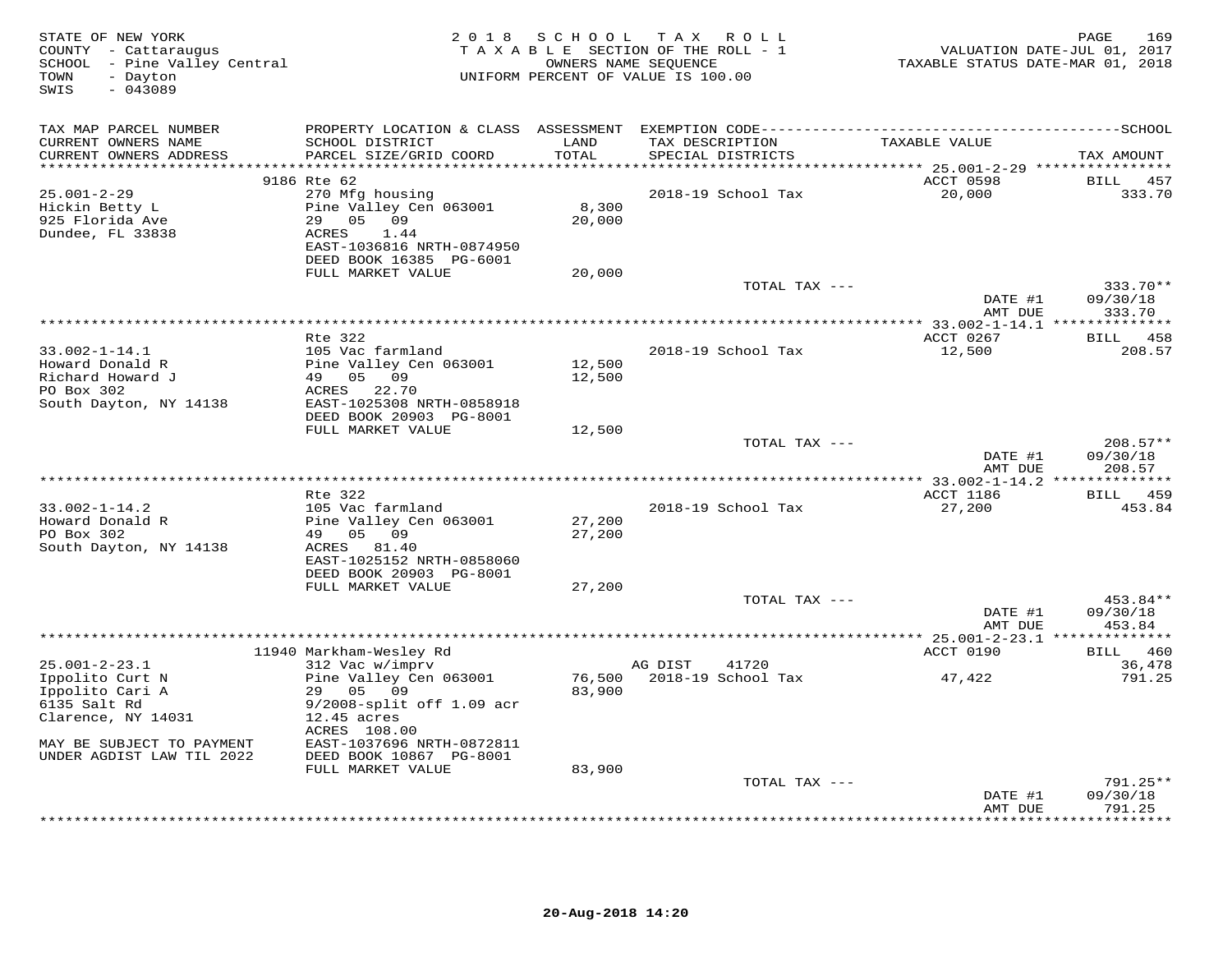STATE OF NEW YORK
COUNTY - Cattaraugus
SCHOOL - Pine Valley Central
TOWN - Dayton
SWIS - 043089

2018 SCHOOL TAX ROLL
TAXABLE SECTION OF THE ROLL - 1
OWNERS NAME SEQUENCE
UNIFORM PERCENT OF VALUE IS 100.00

VALUATION DATE-JUL 01, 2017
TAXABLE STATUS DATE-MAR 01, 2018

| TAX MAP PARCEL NUMBER / CURRENT OWNERS NAME / CURRENT OWNERS ADDRESS | PROPERTY LOCATION & CLASS / SCHOOL DISTRICT / PARCEL SIZE/GRID COORD | ASSESSMENT LAND / TOTAL | EXEMPTION CODE / TAX DESCRIPTION / SPECIAL DISTRICTS | TAXABLE VALUE | TAX AMOUNT |
|---|---|---|---|---|---|
| **25.001-2-29** | 9186 Rte 62 | | | ACCT 0598 | BILL 457 |
| 25.001-2-29 | 270 Mfg housing | | 2018-19 School Tax | 20,000 | 333.70 |
| Hickin Betty L | Pine Valley Cen 063001 | 8,300 | | | |
| 925 Florida Ave | 29 05 09 | 20,000 | | | |
| Dundee, FL 33838 | ACRES 1.44 | | | | |
| | EAST-1036816 NRTH-0874950 | | | | |
| | DEED BOOK 16385 PG-6001 | | | | |
| | FULL MARKET VALUE | 20,000 | | | |
| | | | TOTAL TAX --- | | 333.70** |
| | | | | DATE #1 | 09/30/18 |
| | | | | AMT DUE | 333.70 |
| **33.002-1-14.1** | Rte 322 | | | ACCT 0267 | BILL 458 |
| 33.002-1-14.1 | 105 Vac farmland | | 2018-19 School Tax | 12,500 | 208.57 |
| Howard Donald R | Pine Valley Cen 063001 | 12,500 | | | |
| Richard Howard J | 49 05 09 | 12,500 | | | |
| PO Box 302 | ACRES 22.70 | | | | |
| South Dayton, NY 14138 | EAST-1025308 NRTH-0858918 | | | | |
| | DEED BOOK 20903 PG-8001 | | | | |
| | FULL MARKET VALUE | 12,500 | | | |
| | | | TOTAL TAX --- | | 208.57** |
| | | | | DATE #1 | 09/30/18 |
| | | | | AMT DUE | 208.57 |
| **33.002-1-14.2** | Rte 322 | | | ACCT 1186 | BILL 459 |
| 33.002-1-14.2 | 105 Vac farmland | | 2018-19 School Tax | 27,200 | 453.84 |
| Howard Donald R | Pine Valley Cen 063001 | 27,200 | | | |
| PO Box 302 | 49 05 09 | 27,200 | | | |
| South Dayton, NY 14138 | ACRES 81.40 | | | | |
| | EAST-1025152 NRTH-0858060 | | | | |
| | DEED BOOK 20903 PG-8001 | | | | |
| | FULL MARKET VALUE | 27,200 | | | |
| | | | TOTAL TAX --- | | 453.84** |
| | | | | DATE #1 | 09/30/18 |
| | | | | AMT DUE | 453.84 |
| **25.001-2-23.1** | 11940 Markham-Wesley Rd | | | ACCT 0190 | BILL 460 |
| 25.001-2-23.1 | 312 Vac w/imprv | | AG DIST 41720 | | 36,478 |
| Ippolito Curt N | Pine Valley Cen 063001 | 76,500 | 2018-19 School Tax | 47,422 | 791.25 |
| Ippolito Cari A | 29 05 09 | 83,900 | | | |
| 6135 Salt Rd | 9/2008-split off 1.09 acr | | | | |
| Clarence, NY 14031 | 12.45 acres | | | | |
| | ACRES 108.00 | | | | |
| MAY BE SUBJECT TO PAYMENT | EAST-1037696 NRTH-0872811 | | | | |
| UNDER AGDIST LAW TIL 2022 | DEED BOOK 10867 PG-8001 | | | | |
| | FULL MARKET VALUE | 83,900 | | | |
| | | | TOTAL TAX --- | | 791.25** |
| | | | | DATE #1 | 09/30/18 |
| | | | | AMT DUE | 791.25 |

20-Aug-2018 14:20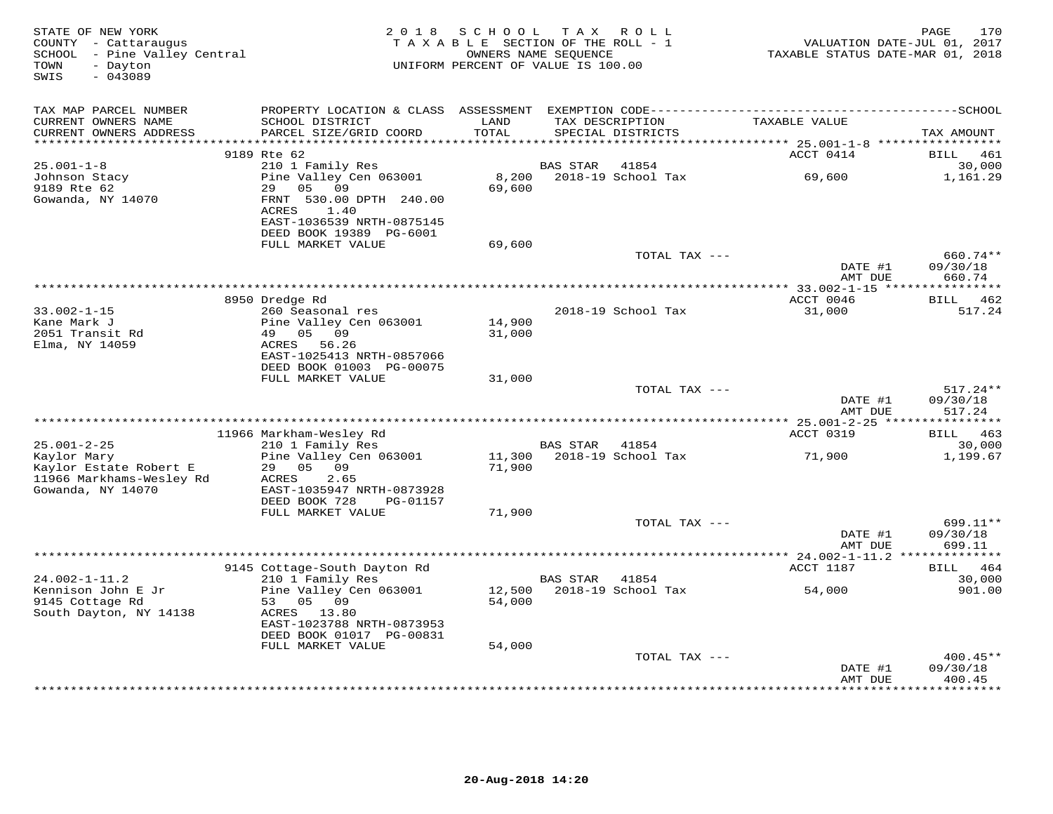STATE OF NEW YORK
COUNTY - Cattaraugus
SCHOOL - Pine Valley Central
TOWN - Dayton
SWIS - 043089

2018 SCHOOL TAX ROLL
TAXABLE SECTION OF THE ROLL - 1
OWNERS NAME SEQUENCE
UNIFORM PERCENT OF VALUE IS 100.00

VALUATION DATE-JUL 01, 2017
TAXABLE STATUS DATE-MAR 01, 2018

| TAX MAP PARCEL NUMBER / CURRENT OWNERS NAME / CURRENT OWNERS ADDRESS | PROPERTY LOCATION & CLASS / SCHOOL DISTRICT / PARCEL SIZE/GRID COORD | ASSESSMENT LAND / TOTAL | EXEMPTION CODE / TAX DESCRIPTION / SPECIAL DISTRICTS | TAXABLE VALUE | TAX AMOUNT |
|---|---|---|---|---|---|
| | 9189 Rte 62 | | | ACCT 0414 | BILL 461 |
| 25.001-1-8 | 210 1 Family Res | | BAS STAR 41854 | | 30,000 |
| Johnson Stacy | Pine Valley Cen 063001 | 8,200 | 2018-19 School Tax | 69,600 | 1,161.29 |
| 9189 Rte 62 | 29 05 09 | 69,600 | | | |
| Gowanda, NY 14070 | FRNT 530.00 DPTH 240.00 | | | | |
| | ACRES 1.40 | | | | |
| | EAST-1036539 NRTH-0875145 | | | | |
| | DEED BOOK 19389 PG-6001 | | | | |
| | FULL MARKET VALUE | 69,600 | | | |
| | | | TOTAL TAX --- | | 660.74** |
| | | | | DATE #1 | 09/30/18 |
| | | | | AMT DUE | 660.74 |
| | 8950 Dredge Rd | | | ACCT 0046 | BILL 462 |
| 33.002-1-15 | 260 Seasonal res | | 2018-19 School Tax | 31,000 | 517.24 |
| Kane Mark J | Pine Valley Cen 063001 | 14,900 | | | |
| 2051 Transit Rd | 49 05 09 | 31,000 | | | |
| Elma, NY 14059 | ACRES 56.26 | | | | |
| | EAST-1025413 NRTH-0857066 | | | | |
| | DEED BOOK 01003 PG-00075 | | | | |
| | FULL MARKET VALUE | 31,000 | | | |
| | | | TOTAL TAX --- | | 517.24** |
| | | | | DATE #1 | 09/30/18 |
| | | | | AMT DUE | 517.24 |
| | 11966 Markham-Wesley Rd | | | ACCT 0319 | BILL 463 |
| 25.001-2-25 | 210 1 Family Res | | BAS STAR 41854 | | 30,000 |
| Kaylor Mary | Pine Valley Cen 063001 | 11,300 | 2018-19 School Tax | 71,900 | 1,199.67 |
| Kaylor Estate Robert E | 29 05 09 | 71,900 | | | |
| 11966 Markhams-Wesley Rd | ACRES 2.65 | | | | |
| Gowanda, NY 14070 | EAST-1035947 NRTH-0873928 | | | | |
| | DEED BOOK 728 PG-01157 | | | | |
| | FULL MARKET VALUE | 71,900 | | | |
| | | | TOTAL TAX --- | | 699.11** |
| | | | | DATE #1 | 09/30/18 |
| | | | | AMT DUE | 699.11 |
| | 9145 Cottage-South Dayton Rd | | | ACCT 1187 | BILL 464 |
| 24.002-1-11.2 | 210 1 Family Res | | BAS STAR 41854 | | 30,000 |
| Kennison John E Jr | Pine Valley Cen 063001 | 12,500 | 2018-19 School Tax | 54,000 | 901.00 |
| 9145 Cottage Rd | 53 05 09 | 54,000 | | | |
| South Dayton, NY 14138 | ACRES 13.80 | | | | |
| | EAST-1023788 NRTH-0873953 | | | | |
| | DEED BOOK 01017 PG-00831 | | | | |
| | FULL MARKET VALUE | 54,000 | | | |
| | | | TOTAL TAX --- | | 400.45** |
| | | | | DATE #1 | 09/30/18 |
| | | | | AMT DUE | 400.45 |

20-Aug-2018 14:20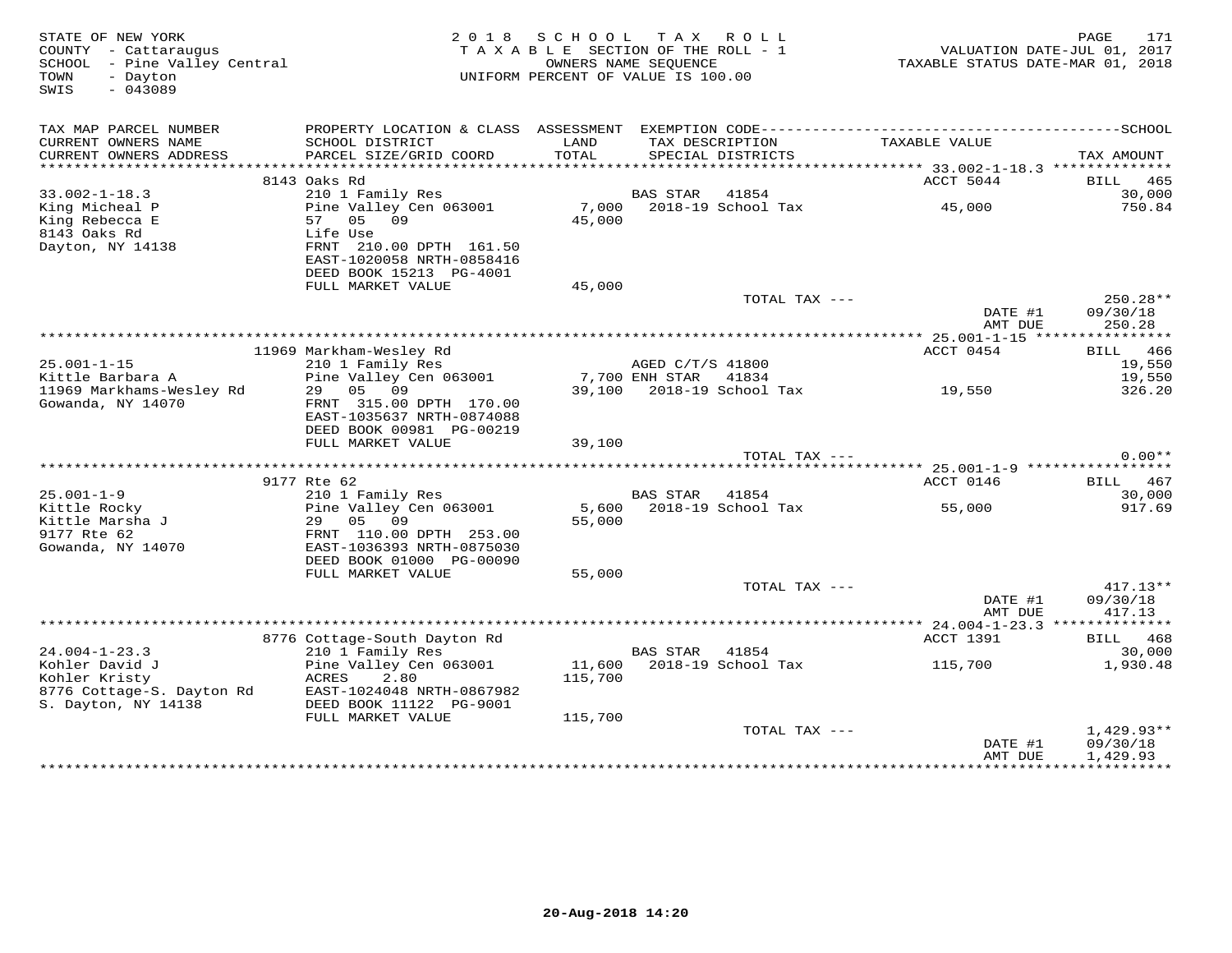STATE OF NEW YORK
COUNTY - Cattaraugus
SCHOOL - Pine Valley Central
TOWN - Dayton
SWIS - 043089

2018 SCHOOL TAX ROLL
TAXABLE SECTION OF THE ROLL - 1
OWNERS NAME SEQUENCE
UNIFORM PERCENT OF VALUE IS 100.00

VALUATION DATE-JUL 01, 2017
TAXABLE STATUS DATE-MAR 01, 2018

| TAX MAP PARCEL NUMBER / CURRENT OWNERS NAME / CURRENT OWNERS ADDRESS | PROPERTY LOCATION & CLASS / SCHOOL DISTRICT / PARCEL SIZE/GRID COORD | ASSESSMENT LAND / TOTAL | EXEMPTION CODE / TAX DESCRIPTION / SPECIAL DISTRICTS | TAXABLE VALUE | TAX AMOUNT |
|---|---|---|---|---|---|
| **33.002-1-18.3** | 8143 Oaks Rd | | | ACCT 5044 | BILL 465 |
| King Micheal P | 210 1 Family Res | | BAS STAR 41854 | | 30,000 |
| King Rebecca E | Pine Valley Cen 063001 | 7,000 | 2018-19 School Tax | 45,000 | 750.84 |
| 8143 Oaks Rd | 57 05 09 | 45,000 | | | |
| Dayton, NY 14138 | Life Use | | | | |
| | FRNT 210.00 DPTH 161.50 | | | | |
| | EAST-1020058 NRTH-0858416 | | | | |
| | DEED BOOK 15213 PG-4001 | | | | |
| | FULL MARKET VALUE | 45,000 | | | |
| | | | TOTAL TAX --- | | 250.28** |
| | | | | DATE #1 | 09/30/18 |
| | | | | AMT DUE | 250.28 |
| **25.001-1-15** | 11969 Markham-Wesley Rd | | | ACCT 0454 | BILL 466 |
| Kittle Barbara A | 210 1 Family Res | | AGED C/T/S 41800 | | 19,550 |
| 11969 Markhams-Wesley Rd | Pine Valley Cen 063001 | 7,700 | ENH STAR 41834 | | 19,550 |
| Gowanda, NY 14070 | 29 05 09 | 39,100 | 2018-19 School Tax | 19,550 | 326.20 |
| | FRNT 315.00 DPTH 170.00 | | | | |
| | EAST-1035637 NRTH-0874088 | | | | |
| | DEED BOOK 00981 PG-00219 | | | | |
| | FULL MARKET VALUE | 39,100 | | | |
| | | | TOTAL TAX --- | | 0.00** |
| **25.001-1-9** | 9177 Rte 62 | | | ACCT 0146 | BILL 467 |
| Kittle Rocky | 210 1 Family Res | | BAS STAR 41854 | | 30,000 |
| Kittle Marsha J | Pine Valley Cen 063001 | 5,600 | 2018-19 School Tax | 55,000 | 917.69 |
| 9177 Rte 62 | 29 05 09 | 55,000 | | | |
| Gowanda, NY 14070 | FRNT 110.00 DPTH 253.00 | | | | |
| | EAST-1036393 NRTH-0875030 | | | | |
| | DEED BOOK 01000 PG-00090 | | | | |
| | FULL MARKET VALUE | 55,000 | | | |
| | | | TOTAL TAX --- | | 417.13** |
| | | | | DATE #1 | 09/30/18 |
| | | | | AMT DUE | 417.13 |
| **24.004-1-23.3** | 8776 Cottage-South Dayton Rd | | | ACCT 1391 | BILL 468 |
| Kohler David J | 210 1 Family Res | | BAS STAR 41854 | | 30,000 |
| Kohler Kristy | Pine Valley Cen 063001 | 11,600 | 2018-19 School Tax | 115,700 | 1,930.48 |
| 8776 Cottage-S. Dayton Rd | ACRES 2.80 | 115,700 | | | |
| S. Dayton, NY 14138 | EAST-1024048 NRTH-0867982 | | | | |
| | DEED BOOK 11122 PG-9001 | | | | |
| | FULL MARKET VALUE | 115,700 | | | |
| | | | TOTAL TAX --- | | 1,429.93** |
| | | | | DATE #1 | 09/30/18 |
| | | | | AMT DUE | 1,429.93 |

20-Aug-2018 14:20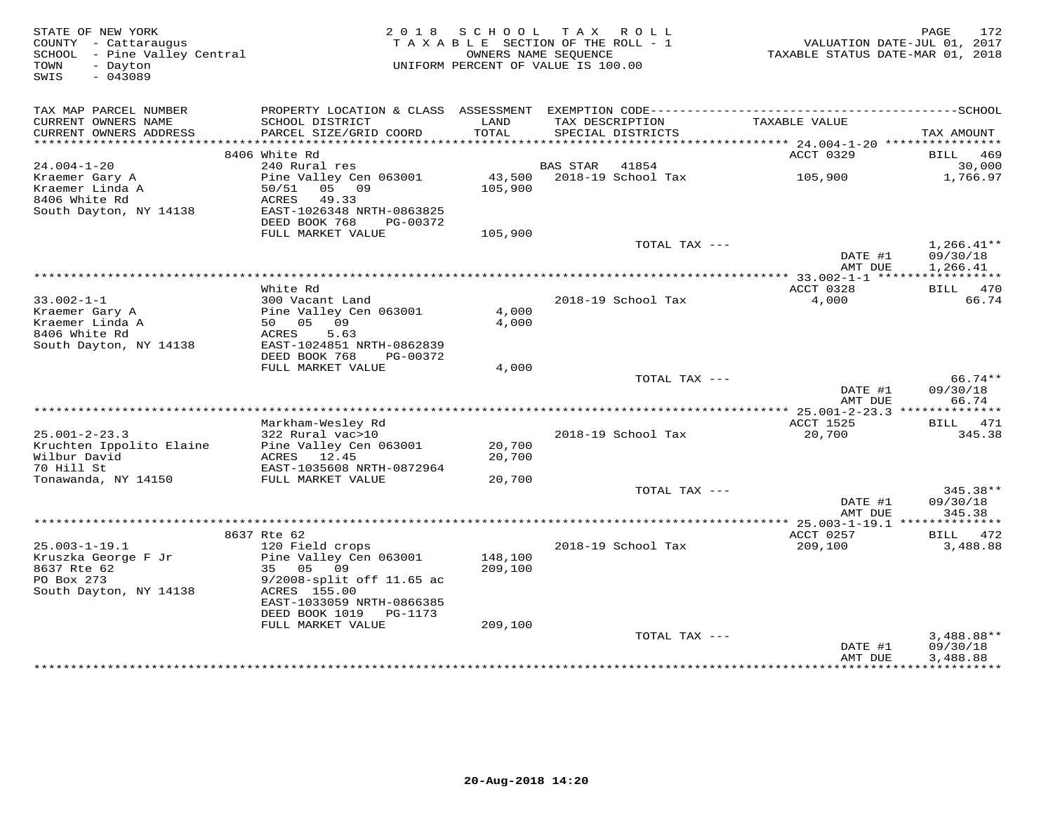STATE OF NEW YORK
COUNTY - Cattaraugus
SCHOOL - Pine Valley Central
TOWN - Dayton
SWIS - 043089

2018 SCHOOL TAX ROLL
TAXABLE SECTION OF THE ROLL - 1
OWNERS NAME SEQUENCE
UNIFORM PERCENT OF VALUE IS 100.00

VALUATION DATE-JUL 01, 2017
TAXABLE STATUS DATE-MAR 01, 2018

| TAX MAP PARCEL NUMBER / CURRENT OWNERS NAME / CURRENT OWNERS ADDRESS | PROPERTY LOCATION & CLASS / SCHOOL DISTRICT / PARCEL SIZE/GRID COORD | ASSESSMENT LAND / TOTAL | EXEMPTION CODE / TAX DESCRIPTION / SPECIAL DISTRICTS | TAXABLE VALUE | TAX AMOUNT |
|---|---|---|---|---|---|
| | 8406 White Rd | | | ACCT 0329 | BILL 469 |
| 24.004-1-20 | 240 Rural res | | BAS STAR 41854 | | 30,000 |
| Kraemer Gary A | Pine Valley Cen 063001 | 43,500 | 2018-19 School Tax | 105,900 | 1,766.97 |
| Kraemer Linda A | 50/51 05 09 | 105,900 | | | |
| 8406 White Rd | ACRES 49.33 | | | | |
| South Dayton, NY 14138 | EAST-1026348 NRTH-0863825 | | | | |
| | DEED BOOK 768 PG-00372 | | | | |
| | FULL MARKET VALUE | 105,900 | | | |
| | | | TOTAL TAX --- | | 1,266.41** |
| | | | | DATE #1 | 09/30/18 |
| | | | | AMT DUE | 1,266.41 |
| | White Rd | | | ACCT 0328 | BILL 470 |
| 33.002-1-1 | 300 Vacant Land | | 2018-19 School Tax | 4,000 | 66.74 |
| Kraemer Gary A | Pine Valley Cen 063001 | 4,000 | | | |
| Kraemer Linda A | 50 05 09 | 4,000 | | | |
| 8406 White Rd | ACRES 5.63 | | | | |
| South Dayton, NY 14138 | EAST-1024851 NRTH-0862839 | | | | |
| | DEED BOOK 768 PG-00372 | | | | |
| | FULL MARKET VALUE | 4,000 | | | |
| | | | TOTAL TAX --- | | 66.74** |
| | | | | DATE #1 | 09/30/18 |
| | | | | AMT DUE | 66.74 |
| | Markham-Wesley Rd | | | ACCT 1525 | BILL 471 |
| 25.001-2-23.3 | 322 Rural vac>10 | | 2018-19 School Tax | 20,700 | 345.38 |
| Kruchten Ippolito Elaine | Pine Valley Cen 063001 | 20,700 | | | |
| Wilbur David | ACRES 12.45 | 20,700 | | | |
| 70 Hill St | EAST-1035608 NRTH-0872964 | | | | |
| Tonawanda, NY 14150 | FULL MARKET VALUE | 20,700 | | | |
| | | | TOTAL TAX --- | | 345.38** |
| | | | | DATE #1 | 09/30/18 |
| | | | | AMT DUE | 345.38 |
| | 8637 Rte 62 | | | ACCT 0257 | BILL 472 |
| 25.003-1-19.1 | 120 Field crops | | 2018-19 School Tax | 209,100 | 3,488.88 |
| Kruszka George F Jr | Pine Valley Cen 063001 | 148,100 | | | |
| 8637 Rte 62 | 35 05 09 | 209,100 | | | |
| PO Box 273 | 9/2008-split off 11.65 ac | | | | |
| South Dayton, NY 14138 | ACRES 155.00 | | | | |
| | EAST-1033059 NRTH-0866385 | | | | |
| | DEED BOOK 1019 PG-1173 | | | | |
| | FULL MARKET VALUE | 209,100 | | | |
| | | | TOTAL TAX --- | | 3,488.88** |
| | | | | DATE #1 | 09/30/18 |
| | | | | AMT DUE | 3,488.88 |

20-Aug-2018 14:20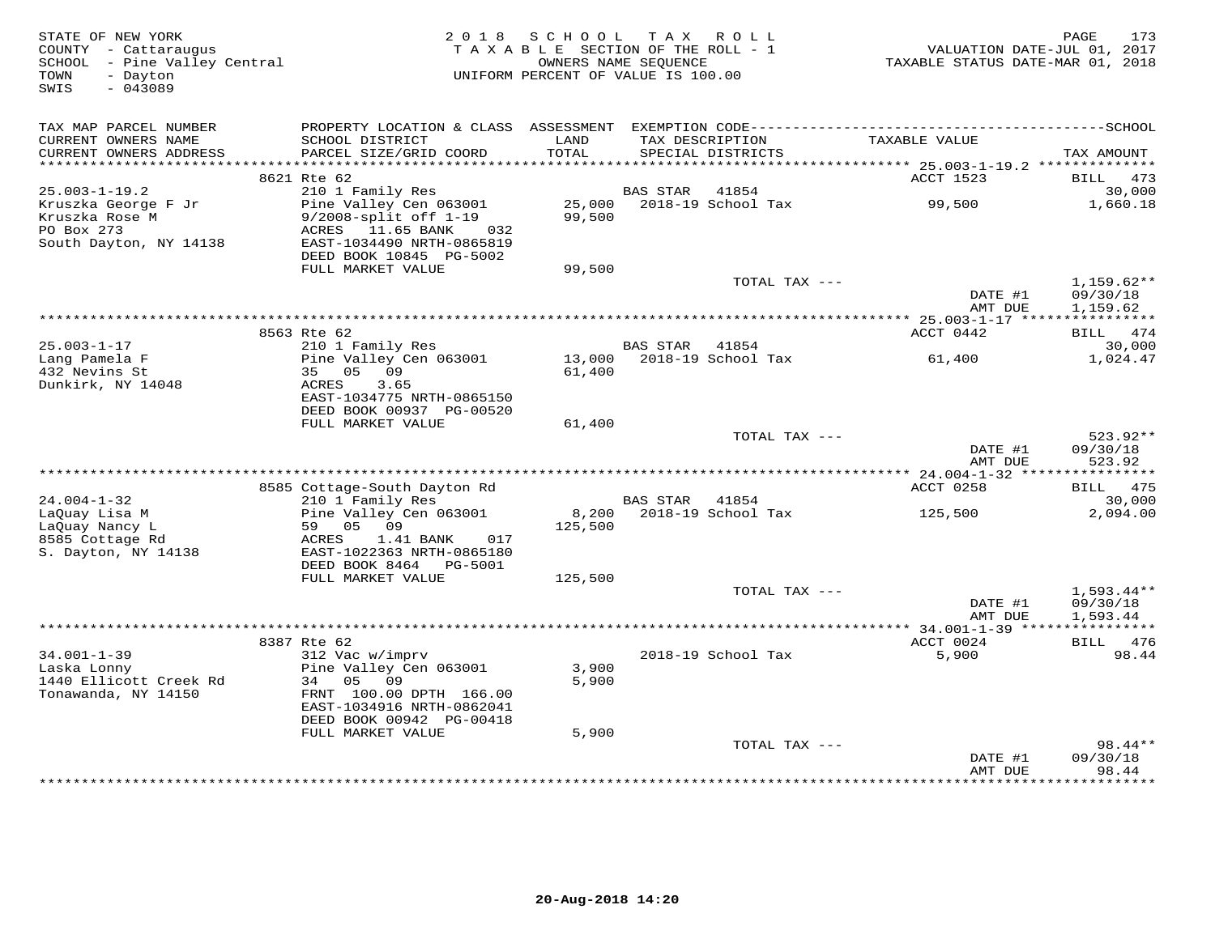STATE OF NEW YORK
COUNTY - Cattaraugus
SCHOOL - Pine Valley Central
TOWN - Dayton
SWIS - 043089

2018 SCHOOL TAX ROLL
TAXABLE SECTION OF THE ROLL - 1
OWNERS NAME SEQUENCE
UNIFORM PERCENT OF VALUE IS 100.00

VALUATION DATE-JUL 01, 2017
TAXABLE STATUS DATE-MAR 01, 2018

| TAX MAP PARCEL NUMBER / CURRENT OWNERS NAME / CURRENT OWNERS ADDRESS | PROPERTY LOCATION & CLASS / SCHOOL DISTRICT / PARCEL SIZE/GRID COORD | ASSESSMENT LAND / TOTAL | EXEMPTION CODE / TAX DESCRIPTION / SPECIAL DISTRICTS | TAXABLE VALUE | TAX AMOUNT |
|---|---|---|---|---|---|
| | 8621 Rte 62 | | | ACCT 1523 | BILL 473 |
| 25.003-1-19.2 | 210 1 Family Res | | BAS STAR 41854 | | 30,000 |
| Kruszka George F Jr | Pine Valley Cen 063001 | 25,000 | 2018-19 School Tax | 99,500 | 1,660.18 |
| Kruszka Rose M | 9/2008-split off 1-19 | 99,500 | | | |
| PO Box 273 | ACRES 11.65 BANK 032 | | | | |
| South Dayton, NY 14138 | EAST-1034490 NRTH-0865819 | | | | |
| | DEED BOOK 10845 PG-5002 | | | | |
| | FULL MARKET VALUE | 99,500 | | | |
| | | | TOTAL TAX --- | | 1,159.62** |
| | | | | DATE #1 | 09/30/18 |
| | | | | AMT DUE | 1,159.62 |
| | 8563 Rte 62 | | | ACCT 0442 | BILL 474 |
| 25.003-1-17 | 210 1 Family Res | | BAS STAR 41854 | | 30,000 |
| Lang Pamela F | Pine Valley Cen 063001 | 13,000 | 2018-19 School Tax | 61,400 | 1,024.47 |
| 432 Nevins St | 35 05 09 | 61,400 | | | |
| Dunkirk, NY 14048 | ACRES 3.65 | | | | |
| | EAST-1034775 NRTH-0865150 | | | | |
| | DEED BOOK 00937 PG-00520 | | | | |
| | FULL MARKET VALUE | 61,400 | | | |
| | | | TOTAL TAX --- | | 523.92** |
| | | | | DATE #1 | 09/30/18 |
| | | | | AMT DUE | 523.92 |
| | 8585 Cottage-South Dayton Rd | | | ACCT 0258 | BILL 475 |
| 24.004-1-32 | 210 1 Family Res | | BAS STAR 41854 | | 30,000 |
| LaQuay Lisa M | Pine Valley Cen 063001 | 8,200 | 2018-19 School Tax | 125,500 | 2,094.00 |
| LaQuay Nancy L | 59 05 09 | 125,500 | | | |
| 8585 Cottage Rd | ACRES 1.41 BANK 017 | | | | |
| S. Dayton, NY 14138 | EAST-1022363 NRTH-0865180 | | | | |
| | DEED BOOK 8464 PG-5001 | | | | |
| | FULL MARKET VALUE | 125,500 | | | |
| | | | TOTAL TAX --- | | 1,593.44** |
| | | | | DATE #1 | 09/30/18 |
| | | | | AMT DUE | 1,593.44 |
| | 8387 Rte 62 | | | ACCT 0024 | BILL 476 |
| 34.001-1-39 | 312 Vac w/imprv | | 2018-19 School Tax | 5,900 | 98.44 |
| Laska Lonny | Pine Valley Cen 063001 | 3,900 | | | |
| 1440 Ellicott Creek Rd | 34 05 09 | 5,900 | | | |
| Tonawanda, NY 14150 | FRNT 100.00 DPTH 166.00 | | | | |
| | EAST-1034916 NRTH-0862041 | | | | |
| | DEED BOOK 00942 PG-00418 | | | | |
| | FULL MARKET VALUE | 5,900 | | | |
| | | | TOTAL TAX --- | | 98.44** |
| | | | | DATE #1 | 09/30/18 |
| | | | | AMT DUE | 98.44 |

20-Aug-2018 14:20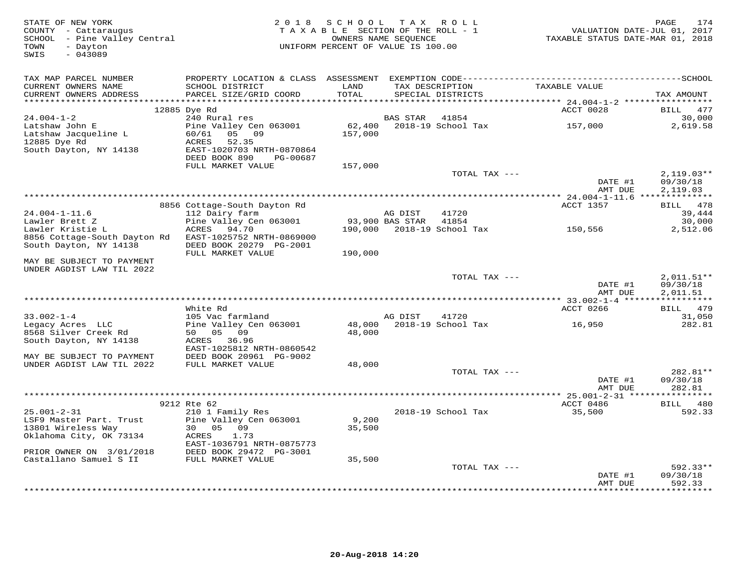STATE OF NEW YORK
COUNTY - Cattaraugus
SCHOOL - Pine Valley Central
TOWN - Dayton
SWIS - 043089

2018 SCHOOL TAX ROLL
TAXABLE SECTION OF THE ROLL - 1
OWNERS NAME SEQUENCE
UNIFORM PERCENT OF VALUE IS 100.00

VALUATION DATE-JUL 01, 2017
TAXABLE STATUS DATE-MAR 01, 2018

| TAX MAP PARCEL NUMBER / CURRENT OWNERS NAME / CURRENT OWNERS ADDRESS | PROPERTY LOCATION & CLASS / SCHOOL DISTRICT / PARCEL SIZE/GRID COORD | ASSESSMENT LAND / TOTAL | EXEMPTION CODE / TAX DESCRIPTION / SPECIAL DISTRICTS | TAXABLE VALUE | SCHOOL TAX AMOUNT |
|---|---|---|---|---|---|
| **24.004-1-2** | 12885 Dye Rd | | | ACCT 0028 | BILL 477 |
| 24.004-1-2 | 240 Rural res | | BAS STAR 41854 | | 30,000 |
| Latshaw John E | Pine Valley Cen 063001 | 62,400 | 2018-19 School Tax | 157,000 | 2,619.58 |
| Latshaw Jacqueline L | 60/61 05 09 | 157,000 | | | |
| 12885 Dye Rd | ACRES 52.35 | | | | |
| South Dayton, NY 14138 | EAST-1020703 NRTH-0870864 | | | | |
| | DEED BOOK 890 PG-00687 | | | | |
| | FULL MARKET VALUE | 157,000 | | | |
| | | | TOTAL TAX --- | | 2,119.03** |
| | | | | DATE #1 | 09/30/18 |
| | | | | AMT DUE | 2,119.03 |
| **24.004-1-11.6** | 8856 Cottage-South Dayton Rd | | | ACCT 1357 | BILL 478 |
| 24.004-1-11.6 | 112 Dairy farm | | AG DIST 41720 | | 39,444 |
| Lawler Brett Z | Pine Valley Cen 063001 | 93,900 | BAS STAR 41854 | | 30,000 |
| Lawler Kristie L | ACRES 94.70 | 190,000 | 2018-19 School Tax | 150,556 | 2,512.06 |
| 8856 Cottage-South Dayton Rd | EAST-1025752 NRTH-0869000 | | | | |
| South Dayton, NY 14138 | DEED BOOK 20279 PG-2001 | | | | |
| | FULL MARKET VALUE | 190,000 | | | |
| MAY BE SUBJECT TO PAYMENT UNDER AGDIST LAW TIL 2022 | | | | | |
| | | | TOTAL TAX --- | | 2,011.51** |
| | | | | DATE #1 | 09/30/18 |
| | | | | AMT DUE | 2,011.51 |
| **33.002-1-4** | White Rd | | | ACCT 0266 | BILL 479 |
| 33.002-1-4 | 105 Vac farmland | | AG DIST 41720 | | 31,050 |
| Legacy Acres LLC | Pine Valley Cen 063001 | 48,000 | 2018-19 School Tax | 16,950 | 282.81 |
| 8568 Silver Creek Rd | 50 05 09 | 48,000 | | | |
| South Dayton, NY 14138 | ACRES 36.96 | | | | |
| | EAST-1025812 NRTH-0860542 | | | | |
| MAY BE SUBJECT TO PAYMENT | DEED BOOK 20961 PG-9002 | | | | |
| UNDER AGDIST LAW TIL 2022 | FULL MARKET VALUE | 48,000 | | | |
| | | | TOTAL TAX --- | | 282.81** |
| | | | | DATE #1 | 09/30/18 |
| | | | | AMT DUE | 282.81 |
| **25.001-2-31** | 9212 Rte 62 | | | ACCT 0486 | BILL 480 |
| 25.001-2-31 | 210 1 Family Res | | 2018-19 School Tax | 35,500 | 592.33 |
| LSF9 Master Part. Trust | Pine Valley Cen 063001 | 9,200 | | | |
| 13801 Wireless Way | 30 05 09 | 35,500 | | | |
| Oklahoma City, OK 73134 | ACRES 1.73 | | | | |
| | EAST-1036791 NRTH-0875773 | | | | |
| PRIOR OWNER ON 3/01/2018 | DEED BOOK 29472 PG-3001 | | | | |
| Castallano Samuel S II | FULL MARKET VALUE | 35,500 | | | |
| | | | TOTAL TAX --- | | 592.33** |
| | | | | DATE #1 | 09/30/18 |
| | | | | AMT DUE | 592.33 |

20-Aug-2018 14:20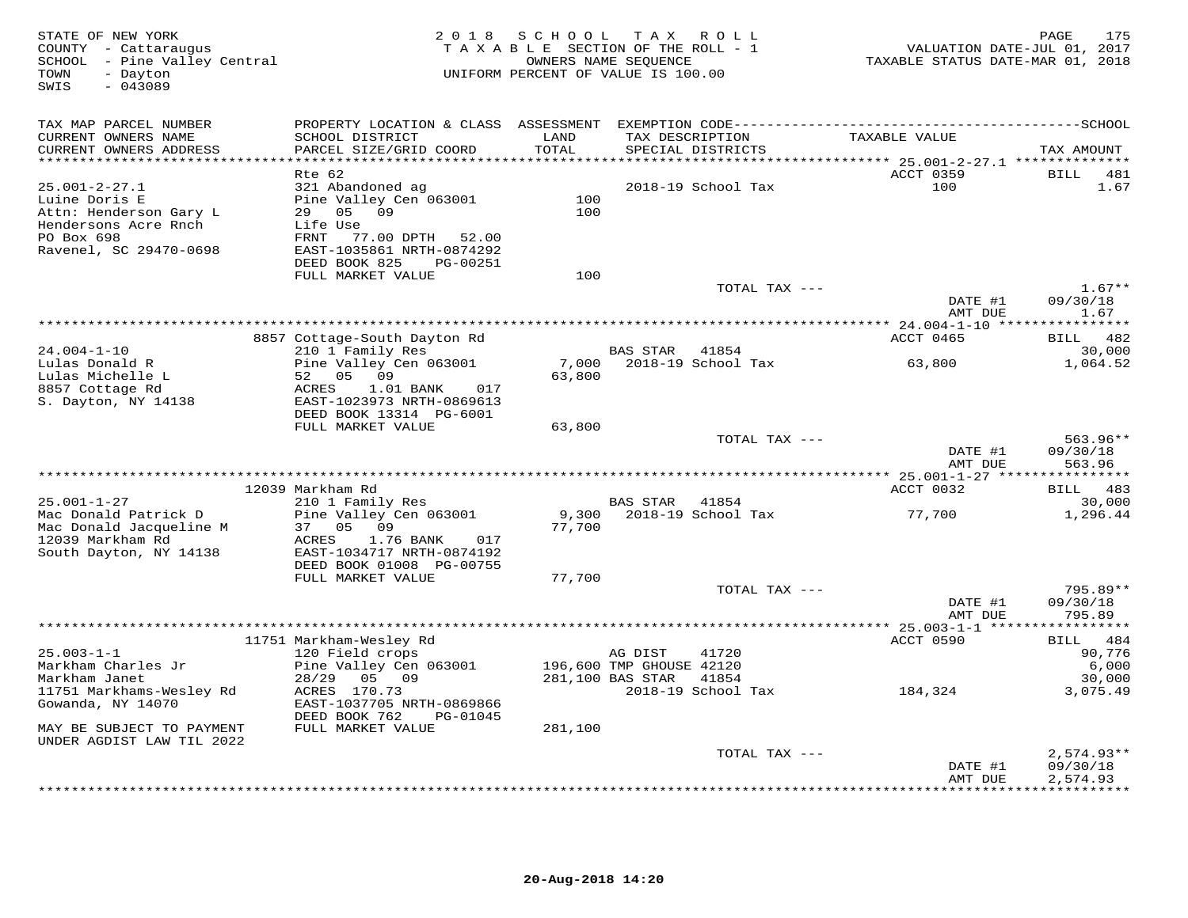STATE OF NEW YORK
COUNTY - Cattaraugus
SCHOOL - Pine Valley Central
TOWN - Dayton
SWIS - 043089

2018 SCHOOL TAX ROLL
TAXABLE SECTION OF THE ROLL - 1
OWNERS NAME SEQUENCE
UNIFORM PERCENT OF VALUE IS 100.00

VALUATION DATE-JUL 01, 2017
TAXABLE STATUS DATE-MAR 01, 2018

| TAX MAP PARCEL NUMBER / CURRENT OWNERS NAME / CURRENT OWNERS ADDRESS | PROPERTY LOCATION & CLASS / SCHOOL DISTRICT / PARCEL SIZE/GRID COORD | ASSESSMENT LAND / TOTAL | EXEMPTION CODE / TAX DESCRIPTION / SPECIAL DISTRICTS | TAXABLE VALUE | TAX AMOUNT |
|---|---|---|---|---|---|
| **25.001-2-27.1** | Rte 62 | | | ACCT 0359 | BILL 481 |
| 25.001-2-27.1 | 321 Abandoned ag | | 2018-19 School Tax | 100 | 1.67 |
| Luine Doris E | Pine Valley Cen 063001 | 100 | | | |
| Attn: Henderson Gary L | 29 05 09 | 100 | | | |
| Hendersons Acre Rnch | Life Use | | | | |
| PO Box 698 | FRNT 77.00 DPTH 52.00 | | | | |
| Ravenel, SC 29470-0698 | EAST-1035861 NRTH-0874292 | | | | |
| | DEED BOOK 825 PG-00251 | | | | |
| | FULL MARKET VALUE | 100 | | | |
| | | | TOTAL TAX --- | | 1.67** |
| | | | | DATE #1 | 09/30/18 |
| | | | | AMT DUE | 1.67 |
| **24.004-1-10** | 8857 Cottage-South Dayton Rd | | | ACCT 0465 | BILL 482 |
| 24.004-1-10 | 210 1 Family Res | | BAS STAR 41854 | | 30,000 |
| Lulas Donald R | Pine Valley Cen 063001 | 7,000 | 2018-19 School Tax | 63,800 | 1,064.52 |
| Lulas Michelle L | 52 05 09 | 63,800 | | | |
| 8857 Cottage Rd | ACRES 1.01 BANK 017 | | | | |
| S. Dayton, NY 14138 | EAST-1023973 NRTH-0869613 | | | | |
| | DEED BOOK 13314 PG-6001 | | | | |
| | FULL MARKET VALUE | 63,800 | | | |
| | | | TOTAL TAX --- | | 563.96** |
| | | | | DATE #1 | 09/30/18 |
| | | | | AMT DUE | 563.96 |
| **25.001-1-27** | 12039 Markham Rd | | | ACCT 0032 | BILL 483 |
| 25.001-1-27 | 210 1 Family Res | | BAS STAR 41854 | | 30,000 |
| Mac Donald Patrick D | Pine Valley Cen 063001 | 9,300 | 2018-19 School Tax | 77,700 | 1,296.44 |
| Mac Donald Jacqueline M | 37 05 09 | 77,700 | | | |
| 12039 Markham Rd | ACRES 1.76 BANK 017 | | | | |
| South Dayton, NY 14138 | EAST-1034717 NRTH-0874192 | | | | |
| | DEED BOOK 01008 PG-00755 | | | | |
| | FULL MARKET VALUE | 77,700 | | | |
| | | | TOTAL TAX --- | | 795.89** |
| | | | | DATE #1 | 09/30/18 |
| | | | | AMT DUE | 795.89 |
| **25.003-1-1** | 11751 Markham-Wesley Rd | | | ACCT 0590 | BILL 484 |
| 25.003-1-1 | 120 Field crops | | AG DIST 41720 | | 90,776 |
| Markham Charles Jr | Pine Valley Cen 063001 | 196,600 | TMP GHOUSE 42120 | | 6,000 |
| Markham Janet | 28/29 05 09 | 281,100 | BAS STAR 41854 | | 30,000 |
| 11751 Markhams-Wesley Rd | ACRES 170.73 | | 2018-19 School Tax | 184,324 | 3,075.49 |
| Gowanda, NY 14070 | EAST-1037705 NRTH-0869866 | | | | |
| | DEED BOOK 762 PG-01045 | | | | |
| MAY BE SUBJECT TO PAYMENT UNDER AGDIST LAW TIL 2022 | FULL MARKET VALUE | 281,100 | | | |
| | | | TOTAL TAX --- | | 2,574.93** |
| | | | | DATE #1 | 09/30/18 |
| | | | | AMT DUE | 2,574.93 |

20-Aug-2018 14:20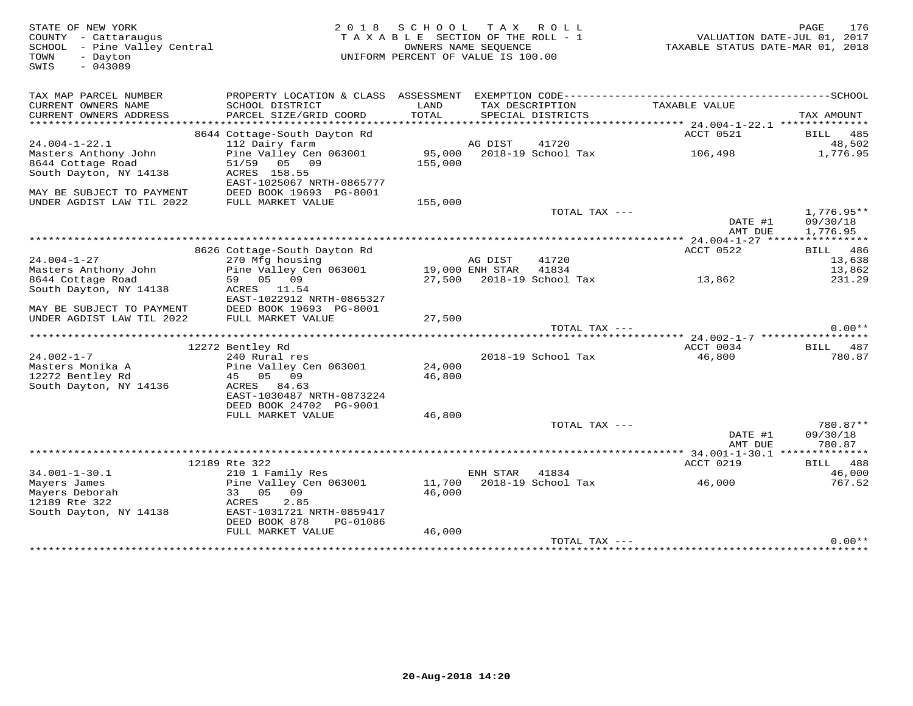STATE OF NEW YORK
COUNTY - Cattaraugus
SCHOOL - Pine Valley Central
TOWN - Dayton
SWIS - 043089

2018 SCHOOL TAX ROLL
TAXABLE SECTION OF THE ROLL - 1
OWNERS NAME SEQUENCE
UNIFORM PERCENT OF VALUE IS 100.00

VALUATION DATE-JUL 01, 2017
TAXABLE STATUS DATE-MAR 01, 2018

| TAX MAP PARCEL NUMBER / CURRENT OWNERS NAME / CURRENT OWNERS ADDRESS | PROPERTY LOCATION & CLASS / SCHOOL DISTRICT / PARCEL SIZE/GRID COORD | ASSESSMENT LAND / TOTAL | EXEMPTION CODE / TAX DESCRIPTION / SPECIAL DISTRICTS | TAXABLE VALUE | TAX AMOUNT |
|---|---|---|---|---|---|
| | 8644 Cottage-South Dayton Rd | | | ACCT 0521 | BILL 485 |
| 24.004-1-22.1 | 112 Dairy farm | | AG DIST 41720 | | 48,502 |
| Masters Anthony John | Pine Valley Cen 063001 | 95,000 | 2018-19 School Tax | 106,498 | 1,776.95 |
| 8644 Cottage Road | 51/59 05 09 | 155,000 | | | |
| South Dayton, NY 14138 | ACRES 158.55 | | | | |
| | EAST-1025067 NRTH-0865777 | | | | |
| MAY BE SUBJECT TO PAYMENT | DEED BOOK 19693 PG-8001 | | | | |
| UNDER AGDIST LAW TIL 2022 | FULL MARKET VALUE | 155,000 | | | |
| | | | TOTAL TAX --- | | 1,776.95** |
| | | | | DATE #1 | 09/30/18 |
| | | | | AMT DUE | 1,776.95 |
| | 8626 Cottage-South Dayton Rd | | | ACCT 0522 | BILL 486 |
| 24.004-1-27 | 270 Mfg housing | | AG DIST 41720 | | 13,638 |
| Masters Anthony John | Pine Valley Cen 063001 | 19,000 | ENH STAR 41834 | | 13,862 |
| 8644 Cottage Road | 59 05 09 | 27,500 | 2018-19 School Tax | 13,862 | 231.29 |
| South Dayton, NY 14138 | ACRES 11.54 | | | | |
| | EAST-1022912 NRTH-0865327 | | | | |
| MAY BE SUBJECT TO PAYMENT | DEED BOOK 19693 PG-8001 | | | | |
| UNDER AGDIST LAW TIL 2022 | FULL MARKET VALUE | 27,500 | | | |
| | | | TOTAL TAX --- | | 0.00** |
| | 12272 Bentley Rd | | | ACCT 0034 | BILL 487 |
| 24.002-1-7 | 240 Rural res | | 2018-19 School Tax | 46,800 | 780.87 |
| Masters Monika A | Pine Valley Cen 063001 | 24,000 | | | |
| 12272 Bentley Rd | 45 05 09 | 46,800 | | | |
| South Dayton, NY 14136 | ACRES 84.63 | | | | |
| | EAST-1030487 NRTH-0873224 | | | | |
| | DEED BOOK 24702 PG-9001 | | | | |
| | FULL MARKET VALUE | 46,800 | | | |
| | | | TOTAL TAX --- | | 780.87** |
| | | | | DATE #1 | 09/30/18 |
| | | | | AMT DUE | 780.87 |
| | 12189 Rte 322 | | | ACCT 0219 | BILL 488 |
| 34.001-1-30.1 | 210 1 Family Res | | ENH STAR 41834 | | 46,000 |
| Mayers James | Pine Valley Cen 063001 | 11,700 | 2018-19 School Tax | 46,000 | 767.52 |
| Mayers Deborah | 33 05 09 | 46,000 | | | |
| 12189 Rte 322 | ACRES 2.85 | | | | |
| South Dayton, NY 14138 | EAST-1031721 NRTH-0859417 | | | | |
| | DEED BOOK 878 PG-01086 | | | | |
| | FULL MARKET VALUE | 46,000 | | | |
| | | | TOTAL TAX --- | | 0.00** |

20-Aug-2018 14:20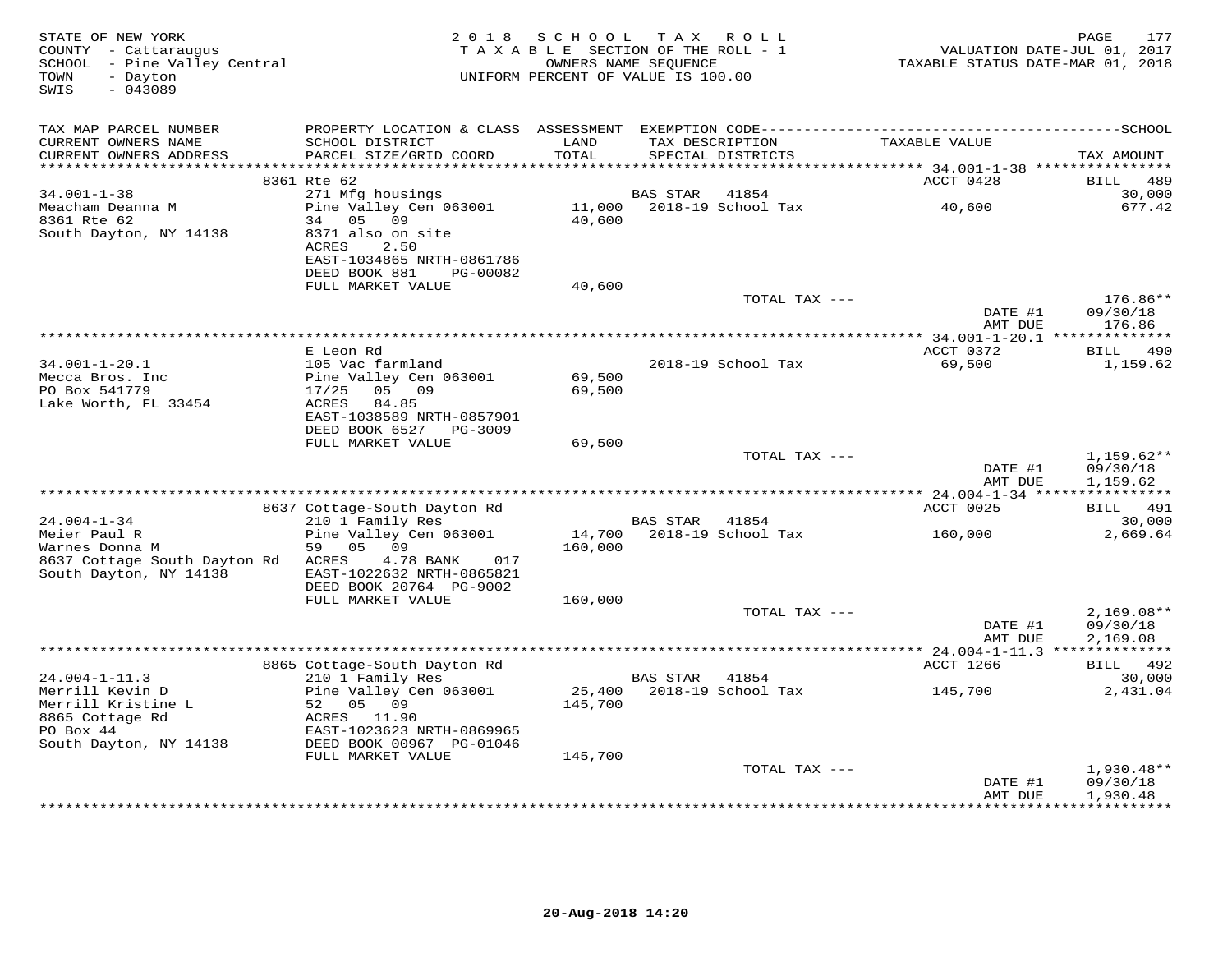STATE OF NEW YORK
COUNTY - Cattaraugus
SCHOOL - Pine Valley Central
TOWN - Dayton
SWIS - 043089

2018 SCHOOL TAX ROLL
TAXABLE SECTION OF THE ROLL - 1
OWNERS NAME SEQUENCE
UNIFORM PERCENT OF VALUE IS 100.00

VALUATION DATE-JUL 01, 2017
TAXABLE STATUS DATE-MAR 01, 2018

| TAX MAP PARCEL NUMBER / CURRENT OWNERS NAME / CURRENT OWNERS ADDRESS | PROPERTY LOCATION & CLASS / SCHOOL DISTRICT / PARCEL SIZE/GRID COORD | ASSESSMENT LAND / TOTAL | EXEMPTION CODE / TAX DESCRIPTION / SPECIAL DISTRICTS | TAXABLE VALUE | TAX AMOUNT |
|---|---|---|---|---|---|
| **34.001-1-38** | 8361 Rte 62 | | | ACCT 0428 | BILL 489 |
| Meacham Deanna M | 271 Mfg housings | | BAS STAR 41854 | | 30,000 |
| 8361 Rte 62 | Pine Valley Cen 063001 | 11,000 | 2018-19 School Tax | 40,600 | 677.42 |
| South Dayton, NY 14138 | 34 05 09 | 40,600 | | | |
| | 8371 also on site | | | | |
| | ACRES 2.50 | | | | |
| | EAST-1034865 NRTH-0861786 | | | | |
| | DEED BOOK 881 PG-00082 | | | | |
| | FULL MARKET VALUE | 40,600 | | | |
| | | | TOTAL TAX --- | | 176.86** |
| | | | | DATE #1 | 09/30/18 |
| | | | | AMT DUE | 176.86 |
| **34.001-1-20.1** | E Leon Rd | | | ACCT 0372 | BILL 490 |
| Mecca Bros. Inc | 105 Vac farmland | | 2018-19 School Tax | 69,500 | 1,159.62 |
| PO Box 541779 | Pine Valley Cen 063001 | 69,500 | | | |
| Lake Worth, FL 33454 | 17/25 05 09 | 69,500 | | | |
| | ACRES 84.85 | | | | |
| | EAST-1038589 NRTH-0857901 | | | | |
| | DEED BOOK 6527 PG-3009 | | | | |
| | FULL MARKET VALUE | 69,500 | | | |
| | | | TOTAL TAX --- | | 1,159.62** |
| | | | | DATE #1 | 09/30/18 |
| | | | | AMT DUE | 1,159.62 |
| **24.004-1-34** | 8637 Cottage-South Dayton Rd | | | ACCT 0025 | BILL 491 |
| Meier Paul R | 210 1 Family Res | | BAS STAR 41854 | | 30,000 |
| Warnes Donna M | Pine Valley Cen 063001 | 14,700 | 2018-19 School Tax | 160,000 | 2,669.64 |
| 8637 Cottage South Dayton Rd | 59 05 09 | 160,000 | | | |
| South Dayton, NY 14138 | ACRES 4.78 BANK 017 | | | | |
| | EAST-1022632 NRTH-0865821 | | | | |
| | DEED BOOK 20764 PG-9002 | | | | |
| | FULL MARKET VALUE | 160,000 | | | |
| | | | TOTAL TAX --- | | 2,169.08** |
| | | | | DATE #1 | 09/30/18 |
| | | | | AMT DUE | 2,169.08 |
| **24.004-1-11.3** | 8865 Cottage-South Dayton Rd | | | ACCT 1266 | BILL 492 |
| Merrill Kevin D | 210 1 Family Res | | BAS STAR 41854 | | 30,000 |
| Merrill Kristine L | Pine Valley Cen 063001 | 25,400 | 2018-19 School Tax | 145,700 | 2,431.04 |
| 8865 Cottage Rd | 52 05 09 | 145,700 | | | |
| PO Box 44 | ACRES 11.90 | | | | |
| South Dayton, NY 14138 | EAST-1023623 NRTH-0869965 | | | | |
| | DEED BOOK 00967 PG-01046 | | | | |
| | FULL MARKET VALUE | 145,700 | | | |
| | | | TOTAL TAX --- | | 1,930.48** |
| | | | | DATE #1 | 09/30/18 |
| | | | | AMT DUE | 1,930.48 |

20-Aug-2018 14:20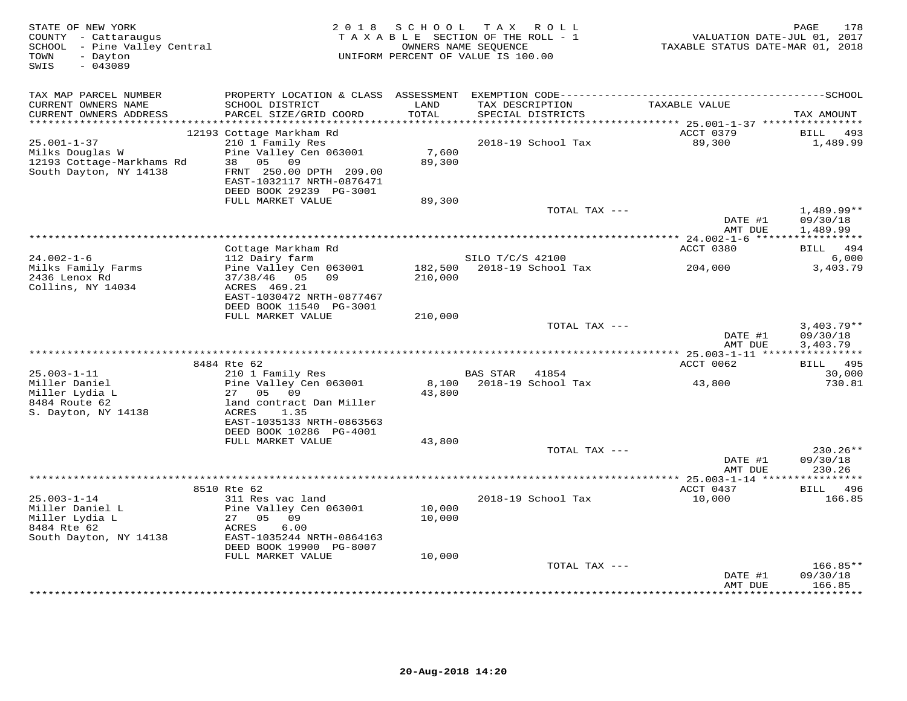STATE OF NEW YORK
COUNTY - Cattaraugus
SCHOOL - Pine Valley Central
TOWN - Dayton
SWIS - 043089

2018 SCHOOL TAX ROLL
TAXABLE SECTION OF THE ROLL - 1
OWNERS NAME SEQUENCE
UNIFORM PERCENT OF VALUE IS 100.00

VALUATION DATE-JUL 01, 2017
TAXABLE STATUS DATE-MAR 01, 2018

| TAX MAP PARCEL NUMBER / CURRENT OWNERS NAME / CURRENT OWNERS ADDRESS | PROPERTY LOCATION & CLASS / SCHOOL DISTRICT / PARCEL SIZE/GRID COORD | ASSESSMENT LAND / TOTAL | EXEMPTION CODE / TAX DESCRIPTION / SPECIAL DISTRICTS | TAXABLE VALUE | TAX AMOUNT |
|---|---|---|---|---|---|
| 25.001-1-37 | 12193 Cottage Markham Rd | | | ACCT 0379 | BILL 493 |
| Milks Douglas W | 210 1 Family Res | | 2018-19 School Tax | 89,300 | 1,489.99 |
| 12193 Cottage-Markhams Rd | Pine Valley Cen 063001 | 7,600 | | | |
| South Dayton, NY 14138 | 38 05 09 | 89,300 | | | |
| | FRNT 250.00 DPTH 209.00 | | | | |
| | EAST-1032117 NRTH-0876471 | | | | |
| | DEED BOOK 29239 PG-3001 | | | | |
| | FULL MARKET VALUE | 89,300 | | | |
| | | | TOTAL TAX --- | | 1,489.99** |
| | | | | DATE #1 | 09/30/18 |
| | | | | AMT DUE | 1,489.99 |
| 24.002-1-6 | Cottage Markham Rd | | | ACCT 0380 | BILL 494 |
| Milks Family Farms | 112 Dairy farm | | SILO T/C/S 42100 | | 6,000 |
| 2436 Lenox Rd | Pine Valley Cen 063001 | 182,500 | 2018-19 School Tax | 204,000 | 3,403.79 |
| Collins, NY 14034 | 37/38/46 05 09 | 210,000 | | | |
| | ACRES 469.21 | | | | |
| | EAST-1030472 NRTH-0877467 | | | | |
| | DEED BOOK 11540 PG-3001 | | | | |
| | FULL MARKET VALUE | 210,000 | | | |
| | | | TOTAL TAX --- | | 3,403.79** |
| | | | | DATE #1 | 09/30/18 |
| | | | | AMT DUE | 3,403.79 |
| 25.003-1-11 | 8484 Rte 62 | | | ACCT 0062 | BILL 495 |
| Miller Daniel | 210 1 Family Res | | BAS STAR 41854 | | 30,000 |
| Miller Lydia L | Pine Valley Cen 063001 | 8,100 | 2018-19 School Tax | 43,800 | 730.81 |
| 8484 Route 62 | 27 05 09 | 43,800 | | | |
| S. Dayton, NY 14138 | land contract Dan Miller | | | | |
| | ACRES 1.35 | | | | |
| | EAST-1035133 NRTH-0863563 | | | | |
| | DEED BOOK 10286 PG-4001 | | | | |
| | FULL MARKET VALUE | 43,800 | | | |
| | | | TOTAL TAX --- | | 230.26** |
| | | | | DATE #1 | 09/30/18 |
| | | | | AMT DUE | 230.26 |
| 25.003-1-14 | 8510 Rte 62 | | | ACCT 0437 | BILL 496 |
| Miller Daniel L | 311 Res vac land | | 2018-19 School Tax | 10,000 | 166.85 |
| Miller Lydia L | Pine Valley Cen 063001 | 10,000 | | | |
| 8484 Rte 62 | 27 05 09 | 10,000 | | | |
| South Dayton, NY 14138 | ACRES 6.00 | | | | |
| | EAST-1035244 NRTH-0864163 | | | | |
| | DEED BOOK 19900 PG-8007 | | | | |
| | FULL MARKET VALUE | 10,000 | | | |
| | | | TOTAL TAX --- | | 166.85** |
| | | | | DATE #1 | 09/30/18 |
| | | | | AMT DUE | 166.85 |

20-Aug-2018 14:20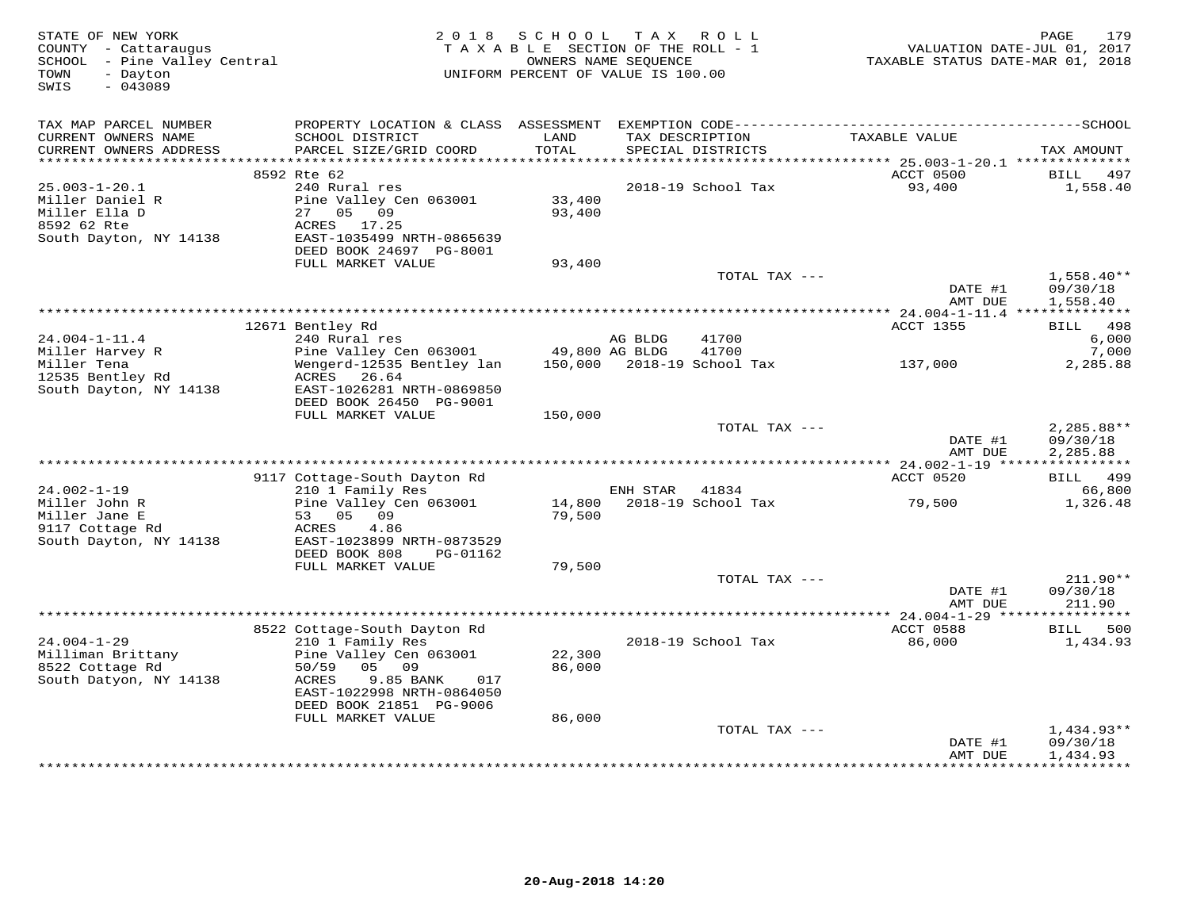STATE OF NEW YORK
COUNTY - Cattaraugus
SCHOOL - Pine Valley Central
TOWN - Dayton
SWIS - 043089

2018 SCHOOL TAX ROLL
TAXABLE SECTION OF THE ROLL - 1
OWNERS NAME SEQUENCE
UNIFORM PERCENT OF VALUE IS 100.00

VALUATION DATE-JUL 01, 2017
TAXABLE STATUS DATE-MAR 01, 2018

| TAX MAP PARCEL NUMBER / CURRENT OWNERS NAME / CURRENT OWNERS ADDRESS | PROPERTY LOCATION & CLASS / SCHOOL DISTRICT / PARCEL SIZE/GRID COORD | ASSESSMENT LAND / TOTAL | EXEMPTION CODE / TAX DESCRIPTION / SPECIAL DISTRICTS | TAXABLE VALUE | TAX AMOUNT |
|---|---|---|---|---|---|
| | 8592 Rte 62 | | | ACCT 0500 | BILL 497 |
| 25.003-1-20.1 | 240 Rural res | | 2018-19 School Tax | 93,400 | 1,558.40 |
| Miller Daniel R | Pine Valley Cen 063001 | 33,400 | | | |
| Miller Ella D | 27 05 09 | 93,400 | | | |
| 8592 62 Rte | ACRES 17.25 | | | | |
| South Dayton, NY 14138 | EAST-1035499 NRTH-0865639 | | | | |
| | DEED BOOK 24697 PG-8001 | | | | |
| | FULL MARKET VALUE | 93,400 | | | |
| | | | TOTAL TAX --- | | 1,558.40** |
| | | | | DATE #1 | 09/30/18 |
| | | | | AMT DUE | 1,558.40 |
| | 12671 Bentley Rd | | | ACCT 1355 | BILL 498 |
| 24.004-1-11.4 | 240 Rural res | | AG BLDG 41700 | | 6,000 |
| Miller Harvey R | Pine Valley Cen 063001 | 49,800 | AG BLDG 41700 | | 7,000 |
| Miller Tena | Wengerd-12535 Bentley lan | 150,000 | 2018-19 School Tax | 137,000 | 2,285.88 |
| 12535 Bentley Rd | ACRES 26.64 | | | | |
| South Dayton, NY 14138 | EAST-1026281 NRTH-0869850 | | | | |
| | DEED BOOK 26450 PG-9001 | | | | |
| | FULL MARKET VALUE | 150,000 | | | |
| | | | TOTAL TAX --- | | 2,285.88** |
| | | | | DATE #1 | 09/30/18 |
| | | | | AMT DUE | 2,285.88 |
| | 9117 Cottage-South Dayton Rd | | | ACCT 0520 | BILL 499 |
| 24.002-1-19 | 210 1 Family Res | | ENH STAR 41834 | | 66,800 |
| Miller John R | Pine Valley Cen 063001 | 14,800 | 2018-19 School Tax | 79,500 | 1,326.48 |
| Miller Jane E | 53 05 09 | 79,500 | | | |
| 9117 Cottage Rd | ACRES 4.86 | | | | |
| South Dayton, NY 14138 | EAST-1023899 NRTH-0873529 | | | | |
| | DEED BOOK 808 PG-01162 | | | | |
| | FULL MARKET VALUE | 79,500 | | | |
| | | | TOTAL TAX --- | | 211.90** |
| | | | | DATE #1 | 09/30/18 |
| | | | | AMT DUE | 211.90 |
| | 8522 Cottage-South Dayton Rd | | | ACCT 0588 | BILL 500 |
| 24.004-1-29 | 210 1 Family Res | | 2018-19 School Tax | 86,000 | 1,434.93 |
| Milliman Brittany | Pine Valley Cen 063001 | 22,300 | | | |
| 8522 Cottage Rd | 50/59 05 09 | 86,000 | | | |
| South Datyon, NY 14138 | ACRES 9.85 BANK 017 | | | | |
| | EAST-1022998 NRTH-0864050 | | | | |
| | DEED BOOK 21851 PG-9006 | | | | |
| | FULL MARKET VALUE | 86,000 | | | |
| | | | TOTAL TAX --- | | 1,434.93** |
| | | | | DATE #1 | 09/30/18 |
| | | | | AMT DUE | 1,434.93 |

20-Aug-2018 14:20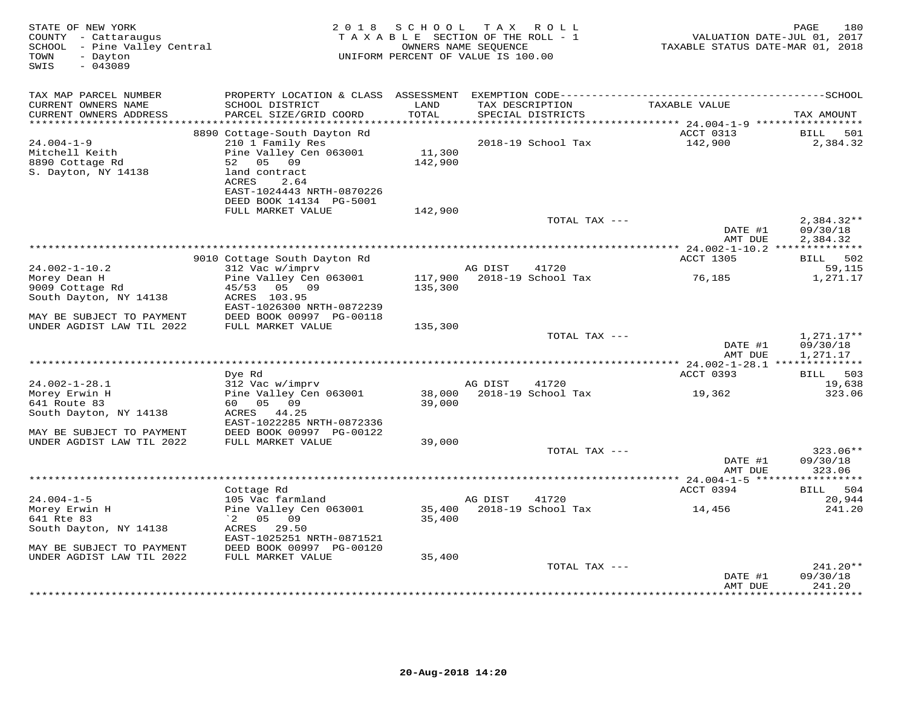STATE OF NEW YORK
COUNTY - Cattaraugus
SCHOOL - Pine Valley Central
TOWN - Dayton
SWIS - 043089

2018 SCHOOL TAX ROLL
TAXABLE SECTION OF THE ROLL - 1
OWNERS NAME SEQUENCE
UNIFORM PERCENT OF VALUE IS 100.00

VALUATION DATE-JUL 01, 2017
TAXABLE STATUS DATE-MAR 01, 2018

| TAX MAP PARCEL NUMBER / CURRENT OWNERS NAME / CURRENT OWNERS ADDRESS | PROPERTY LOCATION & CLASS / SCHOOL DISTRICT / PARCEL SIZE/GRID COORD | ASSESSMENT LAND / TOTAL | EXEMPTION CODE / TAX DESCRIPTION / SPECIAL DISTRICTS | TAXABLE VALUE | TAX AMOUNT |
|---|---|---|---|---|---|
| **24.004-1-9** | 8890 Cottage-South Dayton Rd | | | ACCT 0313 | BILL 501 |
| Mitchell Keith | 210 1 Family Res | 11,300 | 2018-19 School Tax | 142,900 | 2,384.32 |
| 8890 Cottage Rd | Pine Valley Cen 063001 | 142,900 | | | |
| S. Dayton, NY 14138 | 52 05 09 | | | | |
| | land contract | | | | |
| | ACRES 2.64 | | | | |
| | EAST-1024443 NRTH-0870226 | | | | |
| | DEED BOOK 14134 PG-5001 | | | | |
| | FULL MARKET VALUE | 142,900 | | | |
| | | | TOTAL TAX --- | | 2,384.32** |
| | | | | DATE #1 | 09/30/18 |
| | | | | AMT DUE | 2,384.32 |
| **24.002-1-10.2** | 9010 Cottage South Dayton Rd | | | ACCT 1305 | BILL 502 |
| Morey Dean H | 312 Vac w/imprv | | AG DIST 41720 | | 59,115 |
| 9009 Cottage Rd | Pine Valley Cen 063001 | 117,900 | 2018-19 School Tax | 76,185 | 1,271.17 |
| South Dayton, NY 14138 | 45/53 05 09 | 135,300 | | | |
| | ACRES 103.95 | | | | |
| | EAST-1026300 NRTH-0872239 | | | | |
| MAY BE SUBJECT TO PAYMENT | DEED BOOK 00997 PG-00118 | | | | |
| UNDER AGDIST LAW TIL 2022 | FULL MARKET VALUE | 135,300 | | | |
| | | | TOTAL TAX --- | | 1,271.17** |
| | | | | DATE #1 | 09/30/18 |
| | | | | AMT DUE | 1,271.17 |
| **24.002-1-28.1** | Dye Rd | | | ACCT 0393 | BILL 503 |
| Morey Erwin H | 312 Vac w/imprv | | AG DIST 41720 | | 19,638 |
| 641 Route 83 | Pine Valley Cen 063001 | 38,000 | 2018-19 School Tax | 19,362 | 323.06 |
| South Dayton, NY 14138 | 60 05 09 | 39,000 | | | |
| | ACRES 44.25 | | | | |
| | EAST-1022285 NRTH-0872336 | | | | |
| MAY BE SUBJECT TO PAYMENT | DEED BOOK 00997 PG-00122 | | | | |
| UNDER AGDIST LAW TIL 2022 | FULL MARKET VALUE | 39,000 | | | |
| | | | TOTAL TAX --- | | 323.06** |
| | | | | DATE #1 | 09/30/18 |
| | | | | AMT DUE | 323.06 |
| **24.004-1-5** | Cottage Rd | | | ACCT 0394 | BILL 504 |
| Morey Erwin H | 105 Vac farmland | | AG DIST 41720 | | 20,944 |
| 641 Rte 83 | Pine Valley Cen 063001 | 35,400 | 2018-19 School Tax | 14,456 | 241.20 |
| South Dayton, NY 14138 | `2 05 09 | 35,400 | | | |
| | ACRES 29.50 | | | | |
| | EAST-1025251 NRTH-0871521 | | | | |
| MAY BE SUBJECT TO PAYMENT | DEED BOOK 00997 PG-00120 | | | | |
| UNDER AGDIST LAW TIL 2022 | FULL MARKET VALUE | 35,400 | | | |
| | | | TOTAL TAX --- | | 241.20** |
| | | | | DATE #1 | 09/30/18 |
| | | | | AMT DUE | 241.20 |

20-Aug-2018 14:20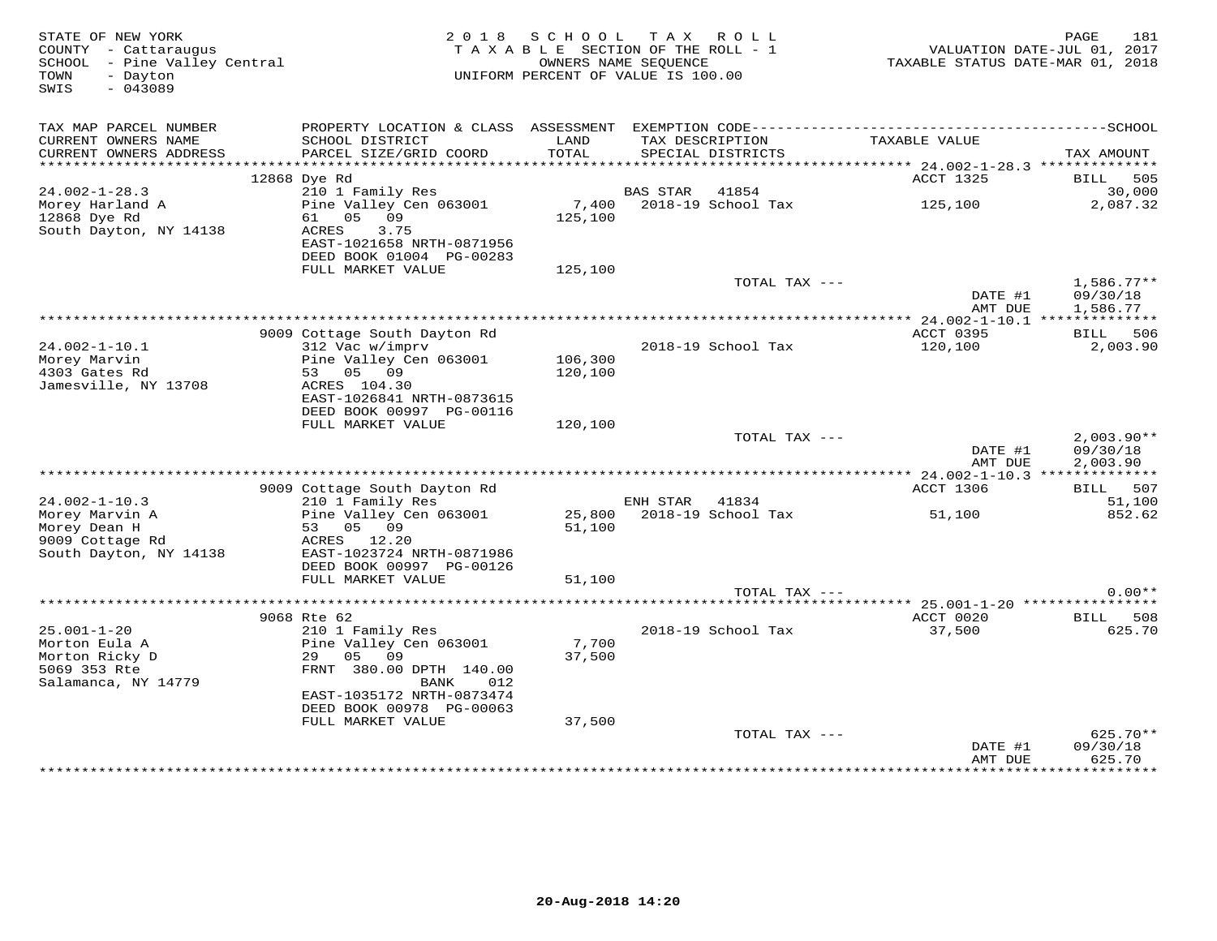STATE OF NEW YORK
COUNTY - Cattaraugus
SCHOOL - Pine Valley Central
TOWN - Dayton
SWIS - 043089

2 0 1 8 S C H O O L T A X R O L L
T A X A B L E SECTION OF THE ROLL - 1
OWNERS NAME SEQUENCE
UNIFORM PERCENT OF VALUE IS 100.00

VALUATION DATE-JUL 01, 2017
TAXABLE STATUS DATE-MAR 01, 2018

| TAX MAP PARCEL NUMBER / CURRENT OWNERS NAME / CURRENT OWNERS ADDRESS | PROPERTY LOCATION & CLASS / SCHOOL DISTRICT / PARCEL SIZE/GRID COORD | ASSESSMENT LAND / TOTAL | EXEMPTION CODE / TAX DESCRIPTION / SPECIAL DISTRICTS | TAXABLE VALUE | SCHOOL / TAX AMOUNT |
|---|---|---|---|---|---|
| **24.002-1-28.3** | 12868 Dye Rd | | | ACCT 1325 | BILL 505 |
| 24.002-1-28.3 | 210 1 Family Res | | BAS STAR 41854 | | 30,000 |
| Morey Harland A | Pine Valley Cen 063001 | 7,400 | 2018-19 School Tax | 125,100 | 2,087.32 |
| 12868 Dye Rd | 61 05 09 | 125,100 | | | |
| South Dayton, NY 14138 | ACRES 3.75 | | | | |
| | EAST-1021658 NRTH-0871956 | | | | |
| | DEED BOOK 01004 PG-00283 | | | | |
| | FULL MARKET VALUE | 125,100 | | | |
| | | | TOTAL TAX --- | | 1,586.77** |
| | | | | DATE #1 | 09/30/18 |
| | | | | AMT DUE | 1,586.77 |
| **24.002-1-10.1** | 9009 Cottage South Dayton Rd | | | ACCT 0395 | BILL 506 |
| 24.002-1-10.1 | 312 Vac w/imprv | | 2018-19 School Tax | 120,100 | 2,003.90 |
| Morey Marvin | Pine Valley Cen 063001 | 106,300 | | | |
| 4303 Gates Rd | 53 05 09 | 120,100 | | | |
| Jamesville, NY 13708 | ACRES 104.30 | | | | |
| | EAST-1026841 NRTH-0873615 | | | | |
| | DEED BOOK 00997 PG-00116 | | | | |
| | FULL MARKET VALUE | 120,100 | | | |
| | | | TOTAL TAX --- | | 2,003.90** |
| | | | | DATE #1 | 09/30/18 |
| | | | | AMT DUE | 2,003.90 |
| **24.002-1-10.3** | 9009 Cottage South Dayton Rd | | | ACCT 1306 | BILL 507 |
| 24.002-1-10.3 | 210 1 Family Res | | ENH STAR 41834 | | 51,100 |
| Morey Marvin A | Pine Valley Cen 063001 | 25,800 | 2018-19 School Tax | 51,100 | 852.62 |
| Morey Dean H | 53 05 09 | 51,100 | | | |
| 9009 Cottage Rd | ACRES 12.20 | | | | |
| South Dayton, NY 14138 | EAST-1023724 NRTH-0871986 | | | | |
| | DEED BOOK 00997 PG-00126 | | | | |
| | FULL MARKET VALUE | 51,100 | | | |
| | | | TOTAL TAX --- | | 0.00** |
| **25.001-1-20** | 9068 Rte 62 | | | ACCT 0020 | BILL 508 |
| 25.001-1-20 | 210 1 Family Res | | 2018-19 School Tax | 37,500 | 625.70 |
| Morton Eula A | Pine Valley Cen 063001 | 7,700 | | | |
| Morton Ricky D | 29 05 09 | 37,500 | | | |
| 5069 353 Rte | FRNT 380.00 DPTH 140.00 | | | | |
| Salamanca, NY 14779 | BANK 012 | | | | |
| | EAST-1035172 NRTH-0873474 | | | | |
| | DEED BOOK 00978 PG-00063 | | | | |
| | FULL MARKET VALUE | 37,500 | | | |
| | | | TOTAL TAX --- | | 625.70** |
| | | | | DATE #1 | 09/30/18 |
| | | | | AMT DUE | 625.70 |

20-Aug-2018 14:20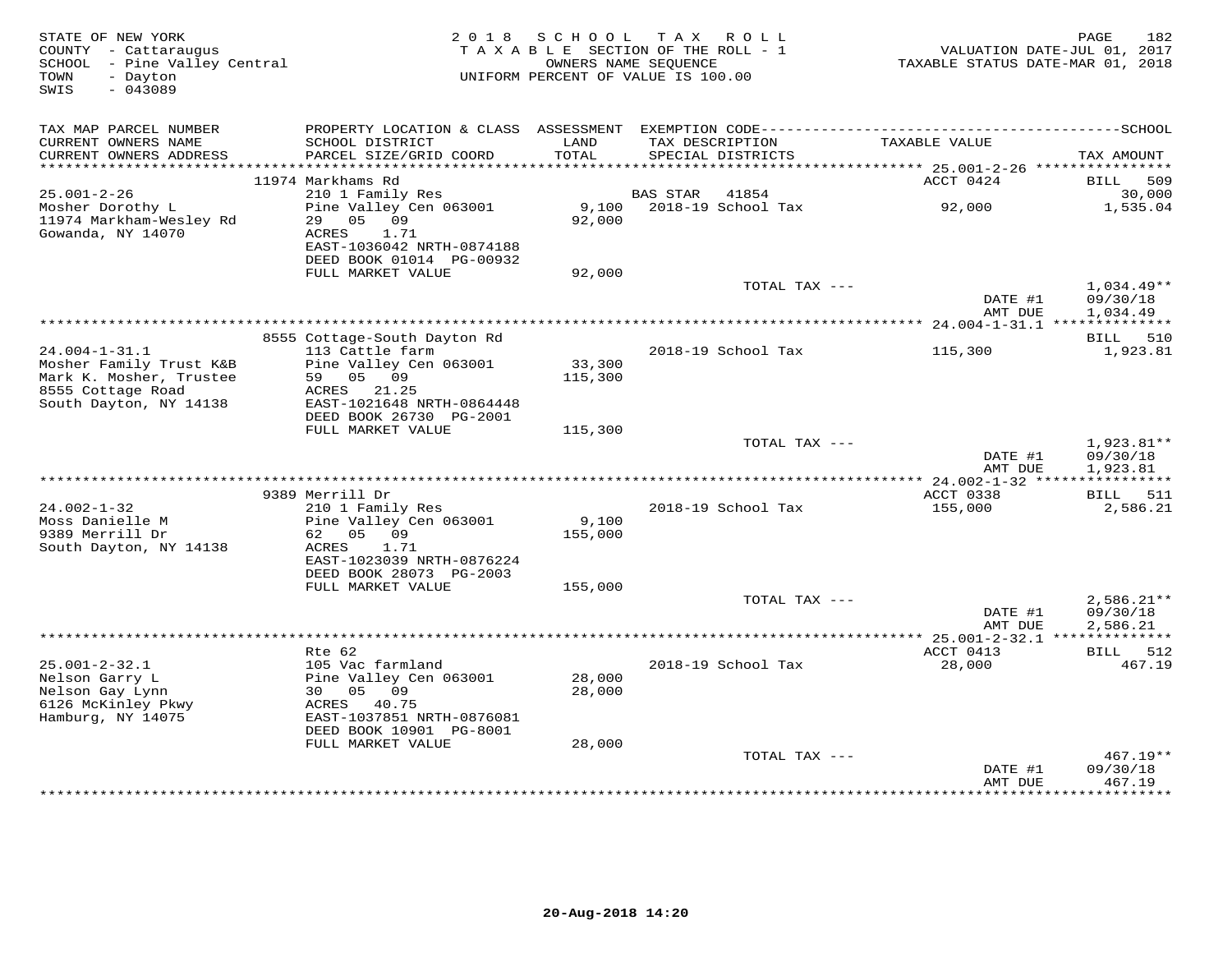STATE OF NEW YORK
COUNTY - Cattaraugus
SCHOOL - Pine Valley Central
TOWN - Dayton
SWIS - 043089

2018 SCHOOL TAX ROLL
TAXABLE SECTION OF THE ROLL - 1
OWNERS NAME SEQUENCE
UNIFORM PERCENT OF VALUE IS 100.00

VALUATION DATE-JUL 01, 2017
TAXABLE STATUS DATE-MAR 01, 2018

| TAX MAP PARCEL NUMBER / CURRENT OWNERS NAME / CURRENT OWNERS ADDRESS | PROPERTY LOCATION & CLASS / SCHOOL DISTRICT / PARCEL SIZE/GRID COORD | ASSESSMENT LAND / TOTAL | EXEMPTION CODE / TAX DESCRIPTION / SPECIAL DISTRICTS | TAXABLE VALUE | TAX AMOUNT |
|---|---|---|---|---|---|
| 25.001-2-26 | 11974 Markhams Rd | | | ACCT 0424 | BILL 509 |
| Mosher Dorothy L | 210 1 Family Res | | BAS STAR 41854 | | 30,000 |
| 11974 Markham-Wesley Rd | Pine Valley Cen 063001 | 9,100 | 2018-19 School Tax | 92,000 | 1,535.04 |
| Gowanda, NY 14070 | 29 05 09 | 92,000 | | | |
| | ACRES 1.71 | | | | |
| | EAST-1036042 NRTH-0874188 | | | | |
| | DEED BOOK 01014 PG-00932 | | | | |
| | FULL MARKET VALUE | 92,000 | | | |
| | | | TOTAL TAX --- | | 1,034.49** |
| | | | | DATE #1 | 09/30/18 |
| | | | | AMT DUE | 1,034.49 |
| 24.004-1-31.1 | 8555 Cottage-South Dayton Rd | | | | BILL 510 |
| Mosher Family Trust K&B | 113 Cattle farm | | 2018-19 School Tax | 115,300 | 1,923.81 |
| Mark K. Mosher, Trustee | Pine Valley Cen 063001 | 33,300 | | | |
| 8555 Cottage Road | 59 05 09 | 115,300 | | | |
| South Dayton, NY 14138 | ACRES 21.25 | | | | |
| | EAST-1021648 NRTH-0864448 | | | | |
| | DEED BOOK 26730 PG-2001 | | | | |
| | FULL MARKET VALUE | 115,300 | | | |
| | | | TOTAL TAX --- | | 1,923.81** |
| | | | | DATE #1 | 09/30/18 |
| | | | | AMT DUE | 1,923.81 |
| 24.002-1-32 | 9389 Merrill Dr | | | ACCT 0338 | BILL 511 |
| Moss Danielle M | 210 1 Family Res | | 2018-19 School Tax | 155,000 | 2,586.21 |
| 9389 Merrill Dr | Pine Valley Cen 063001 | 9,100 | | | |
| South Dayton, NY 14138 | 62 05 09 | 155,000 | | | |
| | ACRES 1.71 | | | | |
| | EAST-1023039 NRTH-0876224 | | | | |
| | DEED BOOK 28073 PG-2003 | | | | |
| | FULL MARKET VALUE | 155,000 | | | |
| | | | TOTAL TAX --- | | 2,586.21** |
| | | | | DATE #1 | 09/30/18 |
| | | | | AMT DUE | 2,586.21 |
| 25.001-2-32.1 | Rte 62 | | | ACCT 0413 | BILL 512 |
| Nelson Garry L | 105 Vac farmland | | 2018-19 School Tax | 28,000 | 467.19 |
| Nelson Gay Lynn | Pine Valley Cen 063001 | 28,000 | | | |
| 6126 McKinley Pkwy | 30 05 09 | 28,000 | | | |
| Hamburg, NY 14075 | ACRES 40.75 | | | | |
| | EAST-1037851 NRTH-0876081 | | | | |
| | DEED BOOK 10901 PG-8001 | | | | |
| | FULL MARKET VALUE | 28,000 | | | |
| | | | TOTAL TAX --- | | 467.19** |
| | | | | DATE #1 | 09/30/18 |
| | | | | AMT DUE | 467.19 |

20-Aug-2018 14:20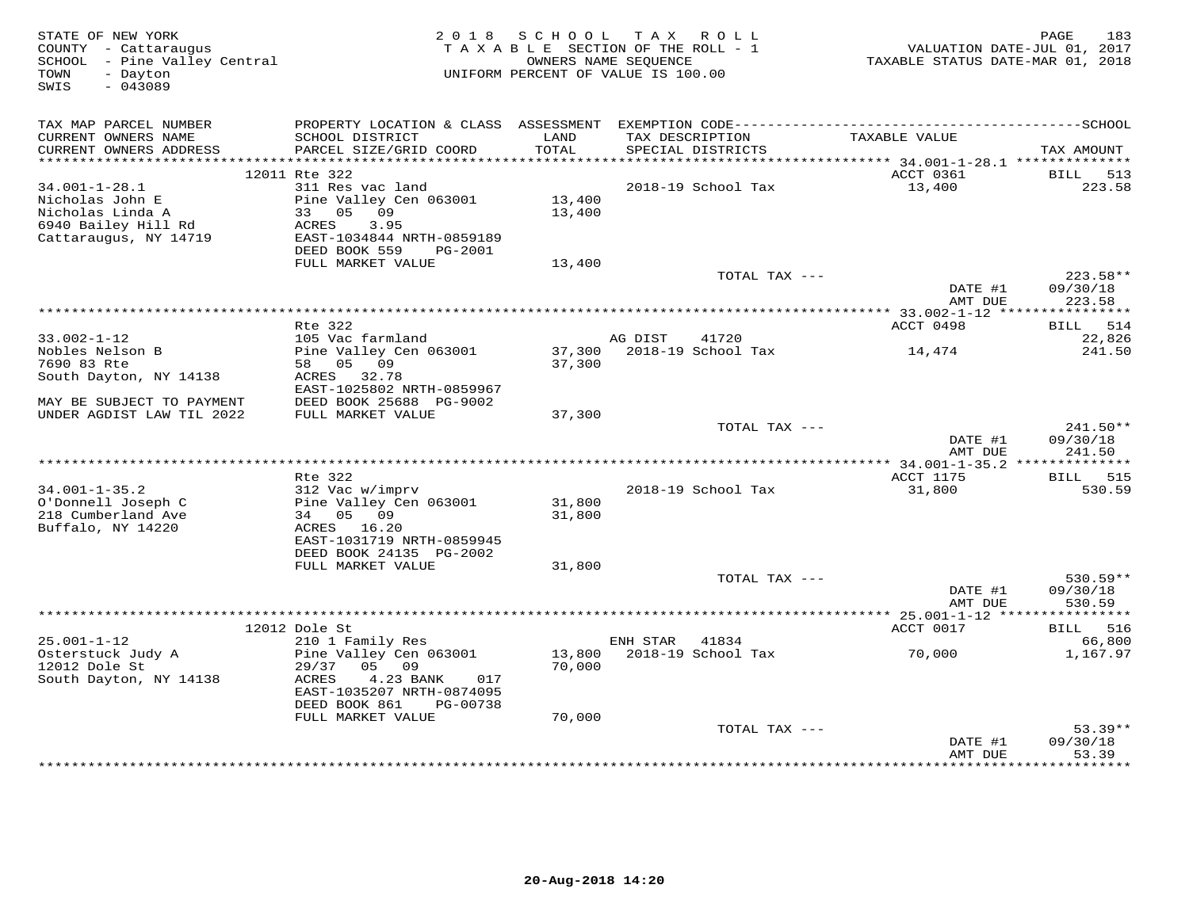STATE OF NEW YORK
COUNTY - Cattaraugus
SCHOOL - Pine Valley Central
TOWN - Dayton
SWIS - 043089

2 0 1 8 S C H O O L T A X R O L L
T A X A B L E SECTION OF THE ROLL - 1
OWNERS NAME SEQUENCE
UNIFORM PERCENT OF VALUE IS 100.00

VALUATION DATE-JUL 01, 2017
TAXABLE STATUS DATE-MAR 01, 2018

| TAX MAP PARCEL NUMBER / CURRENT OWNERS NAME / CURRENT OWNERS ADDRESS | PROPERTY LOCATION & CLASS / SCHOOL DISTRICT / PARCEL SIZE/GRID COORD | ASSESSMENT LAND / TOTAL | EXEMPTION CODE / TAX DESCRIPTION / SPECIAL DISTRICTS | TAXABLE VALUE | TAX AMOUNT |
|---|---|---|---|---|---|
| 34.001-1-28.1 | 12011 Rte 322 | | | ACCT 0361 | BILL 513 |
| | 311 Res vac land | | 2018-19 School Tax | 13,400 | 223.58 |
| Nicholas John E | Pine Valley Cen 063001 | 13,400 | | | |
| Nicholas Linda A | 33 05 09 | 13,400 | | | |
| 6940 Bailey Hill Rd | ACRES 3.95 | | | | |
| Cattaraugus, NY 14719 | EAST-1034844 NRTH-0859189 | | | | |
| | DEED BOOK 559 PG-2001 | | | | |
| | FULL MARKET VALUE | 13,400 | | | |
| | | | TOTAL TAX --- | | 223.58** |
| | | | | DATE #1 | 09/30/18 |
| | | | | AMT DUE | 223.58 |
| 33.002-1-12 | Rte 322 | | | ACCT 0498 | BILL 514 |
| | 105 Vac farmland | | AG DIST 41720 | | 22,826 |
| Nobles Nelson B | Pine Valley Cen 063001 | 37,300 | 2018-19 School Tax | 14,474 | 241.50 |
| 7690 83 Rte | 58 05 09 | 37,300 | | | |
| South Dayton, NY 14138 | ACRES 32.78 | | | | |
| | EAST-1025802 NRTH-0859967 | | | | |
| MAY BE SUBJECT TO PAYMENT | DEED BOOK 25688 PG-9002 | | | | |
| UNDER AGDIST LAW TIL 2022 | FULL MARKET VALUE | 37,300 | | | |
| | | | TOTAL TAX --- | | 241.50** |
| | | | | DATE #1 | 09/30/18 |
| | | | | AMT DUE | 241.50 |
| 34.001-1-35.2 | Rte 322 | | | ACCT 1175 | BILL 515 |
| | 312 Vac w/imprv | | 2018-19 School Tax | 31,800 | 530.59 |
| O'Donnell Joseph C | Pine Valley Cen 063001 | 31,800 | | | |
| 218 Cumberland Ave | 34 05 09 | 31,800 | | | |
| Buffalo, NY 14220 | ACRES 16.20 | | | | |
| | EAST-1031719 NRTH-0859945 | | | | |
| | DEED BOOK 24135 PG-2002 | | | | |
| | FULL MARKET VALUE | 31,800 | | | |
| | | | TOTAL TAX --- | | 530.59** |
| | | | | DATE #1 | 09/30/18 |
| | | | | AMT DUE | 530.59 |
| 25.001-1-12 | 12012 Dole St | | | ACCT 0017 | BILL 516 |
| | 210 1 Family Res | | ENH STAR 41834 | | 66,800 |
| Osterstuck Judy A | Pine Valley Cen 063001 | 13,800 | 2018-19 School Tax | 70,000 | 1,167.97 |
| 12012 Dole St | 29/37 05 09 | 70,000 | | | |
| South Dayton, NY 14138 | ACRES 4.23 BANK 017 | | | | |
| | EAST-1035207 NRTH-0874095 | | | | |
| | DEED BOOK 861 PG-00738 | | | | |
| | FULL MARKET VALUE | 70,000 | | | |
| | | | TOTAL TAX --- | | 53.39** |
| | | | | DATE #1 | 09/30/18 |
| | | | | AMT DUE | 53.39 |

20-Aug-2018 14:20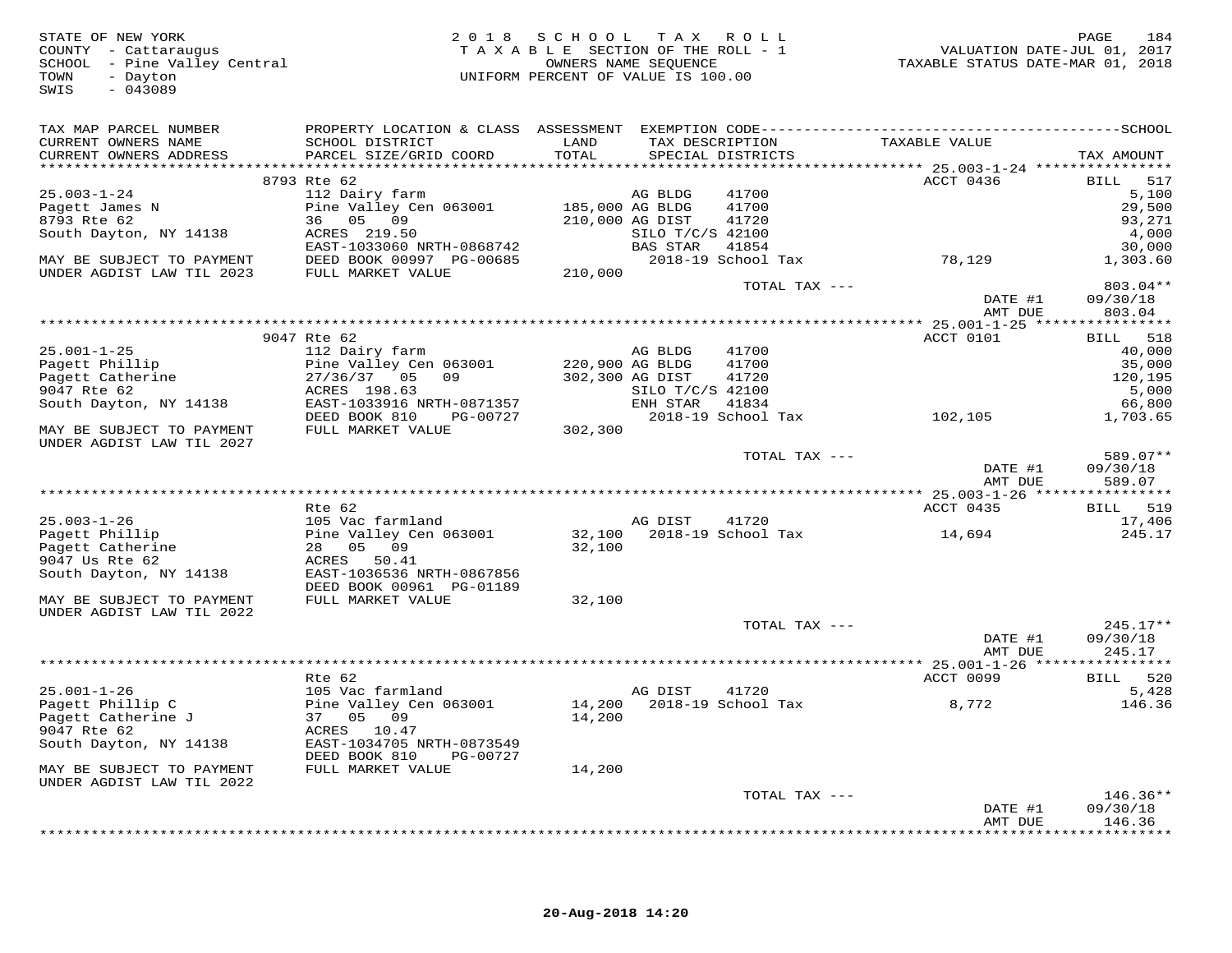STATE OF NEW YORK
COUNTY - Cattaraugus
SCHOOL - Pine Valley Central
TOWN - Dayton
SWIS - 043089

2018 SCHOOL TAX ROLL
TAXABLE SECTION OF THE ROLL - 1
OWNERS NAME SEQUENCE
UNIFORM PERCENT OF VALUE IS 100.00

VALUATION DATE-JUL 01, 2017
TAXABLE STATUS DATE-MAR 01, 2018

| TAX MAP PARCEL NUMBER / CURRENT OWNERS NAME / CURRENT OWNERS ADDRESS | PROPERTY LOCATION & CLASS / SCHOOL DISTRICT / PARCEL SIZE/GRID COORD | ASSESSMENT LAND / TOTAL | EXEMPTION CODE / TAX DESCRIPTION / SPECIAL DISTRICTS | TAXABLE VALUE | SCHOOL TAX AMOUNT |
|---|---|---|---|---|---|
| | 8793 Rte 62 | | | ACCT 0436 | BILL 517 |
| 25.003-1-24 | 112 Dairy farm | | AG BLDG 41700 | | 5,100 |
| Pagett James N | Pine Valley Cen 063001 | 185,000 | AG BLDG 41700 | | 29,500 |
| 8793 Rte 62 | 36 05 09 | 210,000 | AG DIST 41720 | | 93,271 |
| South Dayton, NY 14138 | ACRES 219.50 | | SILO T/C/S 42100 | | 4,000 |
| | EAST-1033060 NRTH-0868742 | | BAS STAR 41854 | | 30,000 |
| MAY BE SUBJECT TO PAYMENT | DEED BOOK 00997 PG-00685 | | 2018-19 School Tax | 78,129 | 1,303.60 |
| UNDER AGDIST LAW TIL 2023 | FULL MARKET VALUE | 210,000 | | | |
| | | | TOTAL TAX --- | | 803.04** |
| | | | | DATE #1 | 09/30/18 |
| | | | | AMT DUE | 803.04 |
| | 9047 Rte 62 | | | ACCT 0101 | BILL 518 |
| 25.001-1-25 | 112 Dairy farm | | AG BLDG 41700 | | 40,000 |
| Pagett Phillip | Pine Valley Cen 063001 | 220,900 | AG BLDG 41700 | | 35,000 |
| Pagett Catherine | 27/36/37 05 09 | 302,300 | AG DIST 41720 | | 120,195 |
| 9047 Rte 62 | ACRES 198.63 | | SILO T/C/S 42100 | | 5,000 |
| South Dayton, NY 14138 | EAST-1033916 NRTH-0871357 | | ENH STAR 41834 | | 66,800 |
| | DEED BOOK 810 PG-00727 | | 2018-19 School Tax | 102,105 | 1,703.65 |
| MAY BE SUBJECT TO PAYMENT | FULL MARKET VALUE | 302,300 | | | |
| UNDER AGDIST LAW TIL 2027 | | | | | |
| | | | TOTAL TAX --- | | 589.07** |
| | | | | DATE #1 | 09/30/18 |
| | | | | AMT DUE | 589.07 |
| | Rte 62 | | | ACCT 0435 | BILL 519 |
| 25.003-1-26 | 105 Vac farmland | | AG DIST 41720 | | 17,406 |
| Pagett Phillip | Pine Valley Cen 063001 | 32,100 | 2018-19 School Tax | 14,694 | 245.17 |
| Pagett Catherine | 28 05 09 | 32,100 | | | |
| 9047 Us Rte 62 | ACRES 50.41 | | | | |
| South Dayton, NY 14138 | EAST-1036536 NRTH-0867856 | | | | |
| | DEED BOOK 00961 PG-01189 | | | | |
| MAY BE SUBJECT TO PAYMENT | FULL MARKET VALUE | 32,100 | | | |
| UNDER AGDIST LAW TIL 2022 | | | | | |
| | | | TOTAL TAX --- | | 245.17** |
| | | | | DATE #1 | 09/30/18 |
| | | | | AMT DUE | 245.17 |
| | Rte 62 | | | ACCT 0099 | BILL 520 |
| 25.001-1-26 | 105 Vac farmland | | AG DIST 41720 | | 5,428 |
| Pagett Phillip C | Pine Valley Cen 063001 | 14,200 | 2018-19 School Tax | 8,772 | 146.36 |
| Pagett Catherine J | 37 05 09 | 14,200 | | | |
| 9047 Rte 62 | ACRES 10.47 | | | | |
| South Dayton, NY 14138 | EAST-1034705 NRTH-0873549 | | | | |
| | DEED BOOK 810 PG-00727 | | | | |
| MAY BE SUBJECT TO PAYMENT | FULL MARKET VALUE | 14,200 | | | |
| UNDER AGDIST LAW TIL 2022 | | | | | |
| | | | TOTAL TAX --- | | 146.36** |
| | | | | DATE #1 | 09/30/18 |
| | | | | AMT DUE | 146.36 |

20-Aug-2018 14:20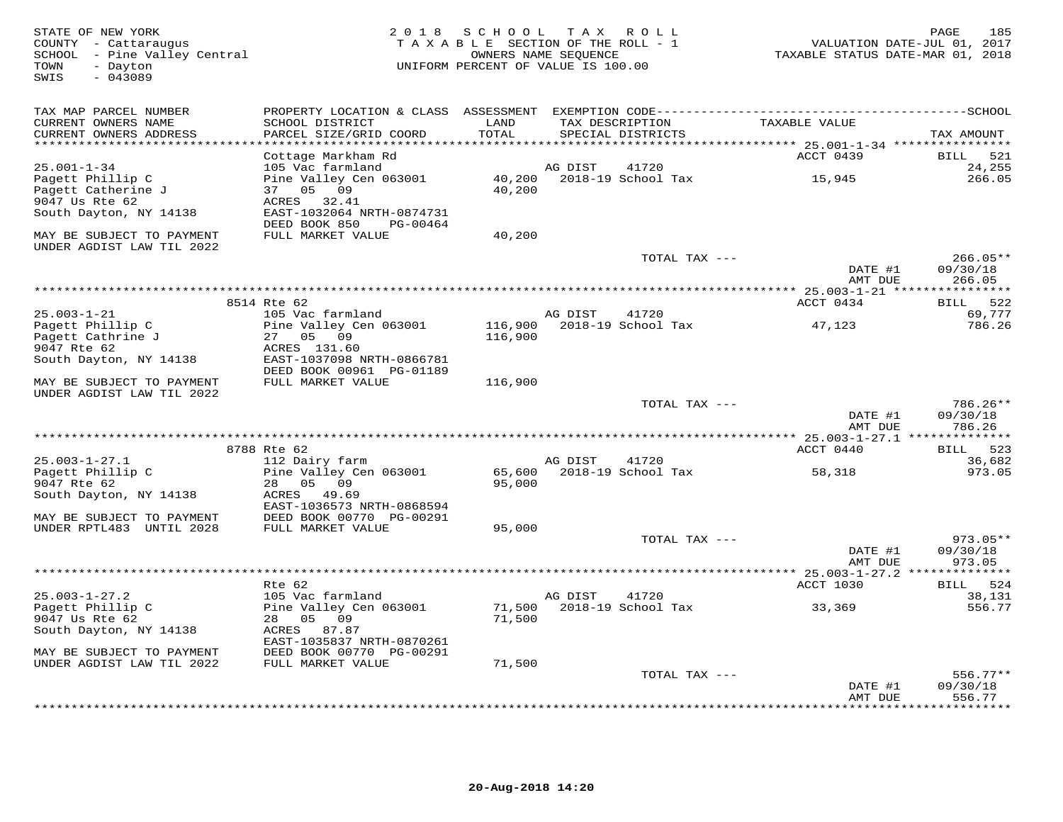STATE OF NEW YORK
COUNTY - Cattaraugus
SCHOOL - Pine Valley Central
TOWN - Dayton
SWIS - 043089

2018 SCHOOL TAX ROLL
TAXABLE SECTION OF THE ROLL - 1
OWNERS NAME SEQUENCE
UNIFORM PERCENT OF VALUE IS 100.00

VALUATION DATE-JUL 01, 2017
TAXABLE STATUS DATE-MAR 01, 2018

| TAX MAP PARCEL NUMBER / CURRENT OWNERS NAME / CURRENT OWNERS ADDRESS | PROPERTY LOCATION & CLASS / SCHOOL DISTRICT / PARCEL SIZE/GRID COORD | ASSESSMENT LAND / TOTAL | EXEMPTION CODE / TAX DESCRIPTION / SPECIAL DISTRICTS | TAXABLE VALUE | SCHOOL TAX AMOUNT |
|---|---|---|---|---|---|
| | Cottage Markham Rd | | | ACCT 0439 | BILL 521 |
| 25.001-1-34 | 105 Vac farmland | | AG DIST 41720 | | 24,255 |
| Pagett Phillip C | Pine Valley Cen 063001 | 40,200 | 2018-19 School Tax | 15,945 | 266.05 |
| Pagett Catherine J | 37 05 09 | 40,200 | | | |
| 9047 Us Rte 62 | ACRES 32.41 | | | | |
| South Dayton, NY 14138 | EAST-1032064 NRTH-0874731 | | | | |
| | DEED BOOK 850 PG-00464 | | | | |
| MAY BE SUBJECT TO PAYMENT UNDER AGDIST LAW TIL 2022 | FULL MARKET VALUE | 40,200 | | | |
| | | | TOTAL TAX --- | | 266.05** |
| | | | | DATE #1 | 09/30/18 |
| | | | | AMT DUE | 266.05 |
| | 8514 Rte 62 | | | ACCT 0434 | BILL 522 |
| 25.003-1-21 | 105 Vac farmland | | AG DIST 41720 | | 69,777 |
| Pagett Phillip C | Pine Valley Cen 063001 | 116,900 | 2018-19 School Tax | 47,123 | 786.26 |
| Pagett Cathrine J | 27 05 09 | 116,900 | | | |
| 9047 Rte 62 | ACRES 131.60 | | | | |
| South Dayton, NY 14138 | EAST-1037098 NRTH-0866781 | | | | |
| | DEED BOOK 00961 PG-01189 | | | | |
| MAY BE SUBJECT TO PAYMENT UNDER AGDIST LAW TIL 2022 | FULL MARKET VALUE | 116,900 | | | |
| | | | TOTAL TAX --- | | 786.26** |
| | | | | DATE #1 | 09/30/18 |
| | | | | AMT DUE | 786.26 |
| | 8788 Rte 62 | | | ACCT 0440 | BILL 523 |
| 25.003-1-27.1 | 112 Dairy farm | | AG DIST 41720 | | 36,682 |
| Pagett Phillip C | Pine Valley Cen 063001 | 65,600 | 2018-19 School Tax | 58,318 | 973.05 |
| 9047 Rte 62 | 28 05 09 | 95,000 | | | |
| South Dayton, NY 14138 | ACRES 49.69 | | | | |
| | EAST-1036573 NRTH-0868594 | | | | |
| MAY BE SUBJECT TO PAYMENT | DEED BOOK 00770 PG-00291 | | | | |
| UNDER RPTL483 UNTIL 2028 | FULL MARKET VALUE | 95,000 | | | |
| | | | TOTAL TAX --- | | 973.05** |
| | | | | DATE #1 | 09/30/18 |
| | | | | AMT DUE | 973.05 |
| | Rte 62 | | | ACCT 1030 | BILL 524 |
| 25.003-1-27.2 | 105 Vac farmland | | AG DIST 41720 | | 38,131 |
| Pagett Phillip C | Pine Valley Cen 063001 | 71,500 | 2018-19 School Tax | 33,369 | 556.77 |
| 9047 Us Rte 62 | 28 05 09 | 71,500 | | | |
| South Dayton, NY 14138 | ACRES 87.87 | | | | |
| | EAST-1035837 NRTH-0870261 | | | | |
| MAY BE SUBJECT TO PAYMENT | DEED BOOK 00770 PG-00291 | | | | |
| UNDER AGDIST LAW TIL 2022 | FULL MARKET VALUE | 71,500 | | | |
| | | | TOTAL TAX --- | | 556.77** |
| | | | | DATE #1 | 09/30/18 |
| | | | | AMT DUE | 556.77 |

20-Aug-2018 14:20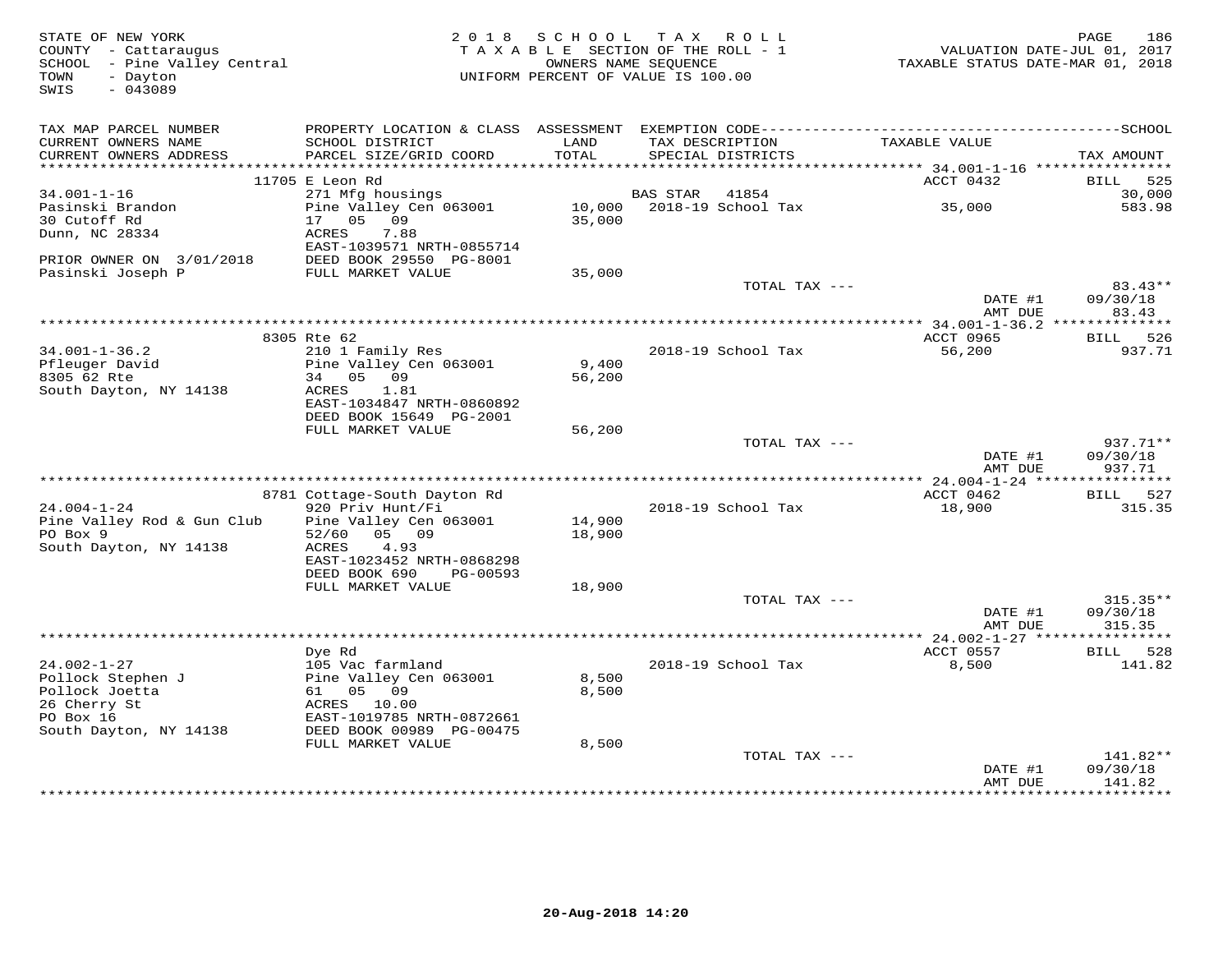STATE OF NEW YORK
COUNTY - Cattaraugus
SCHOOL - Pine Valley Central
TOWN - Dayton
SWIS - 043089

2 0 1 8 S C H O O L T A X R O L L
T A X A B L E SECTION OF THE ROLL - 1
OWNERS NAME SEQUENCE
UNIFORM PERCENT OF VALUE IS 100.00

VALUATION DATE-JUL 01, 2017
TAXABLE STATUS DATE-MAR 01, 2018

| TAX MAP PARCEL NUMBER / CURRENT OWNERS NAME / CURRENT OWNERS ADDRESS | PROPERTY LOCATION & CLASS / SCHOOL DISTRICT / PARCEL SIZE/GRID COORD | ASSESSMENT LAND / TOTAL | EXEMPTION CODE / TAX DESCRIPTION / SPECIAL DISTRICTS | TAXABLE VALUE | SCHOOL / TAX AMOUNT |
|---|---|---|---|---|---|
| | 11705 E Leon Rd | | | ACCT 0432 | BILL 525 |
| 34.001-1-16 | 271 Mfg housings | | BAS STAR 41854 | | 30,000 |
| Pasinski Brandon | Pine Valley Cen 063001 | 10,000 | 2018-19 School Tax | 35,000 | 583.98 |
| 30 Cutoff Rd | 17 05 09 | 35,000 | | | |
| Dunn, NC 28334 | ACRES 7.88 | | | | |
| | EAST-1039571 NRTH-0855714 | | | | |
| PRIOR OWNER ON 3/01/2018 | DEED BOOK 29550 PG-8001 | | | | |
| Pasinski Joseph P | FULL MARKET VALUE | 35,000 | | | |
| | | | TOTAL TAX --- | | 83.43** |
| | | | | DATE #1 | 09/30/18 |
| | | | | AMT DUE | 83.43 |
| | 8305 Rte 62 | | | ACCT 0965 | BILL 526 |
| 34.001-1-36.2 | 210 1 Family Res | | 2018-19 School Tax | 56,200 | 937.71 |
| Pfleuger David | Pine Valley Cen 063001 | 9,400 | | | |
| 8305 62 Rte | 34 05 09 | 56,200 | | | |
| South Dayton, NY 14138 | ACRES 1.81 | | | | |
| | EAST-1034847 NRTH-0860892 | | | | |
| | DEED BOOK 15649 PG-2001 | | | | |
| | FULL MARKET VALUE | 56,200 | | | |
| | | | TOTAL TAX --- | | 937.71** |
| | | | | DATE #1 | 09/30/18 |
| | | | | AMT DUE | 937.71 |
| | 8781 Cottage-South Dayton Rd | | | ACCT 0462 | BILL 527 |
| 24.004-1-24 | 920 Priv Hunt/Fi | | 2018-19 School Tax | 18,900 | 315.35 |
| Pine Valley Rod & Gun Club | Pine Valley Cen 063001 | 14,900 | | | |
| PO Box 9 | 52/60 05 09 | 18,900 | | | |
| South Dayton, NY 14138 | ACRES 4.93 | | | | |
| | EAST-1023452 NRTH-0868298 | | | | |
| | DEED BOOK 690 PG-00593 | | | | |
| | FULL MARKET VALUE | 18,900 | | | |
| | | | TOTAL TAX --- | | 315.35** |
| | | | | DATE #1 | 09/30/18 |
| | | | | AMT DUE | 315.35 |
| | Dye Rd | | | ACCT 0557 | BILL 528 |
| 24.002-1-27 | 105 Vac farmland | | 2018-19 School Tax | 8,500 | 141.82 |
| Pollock Stephen J | Pine Valley Cen 063001 | 8,500 | | | |
| Pollock Joetta | 61 05 09 | 8,500 | | | |
| 26 Cherry St | ACRES 10.00 | | | | |
| PO Box 16 | EAST-1019785 NRTH-0872661 | | | | |
| South Dayton, NY 14138 | DEED BOOK 00989 PG-00475 | | | | |
| | FULL MARKET VALUE | 8,500 | | | |
| | | | TOTAL TAX --- | | 141.82** |
| | | | | DATE #1 | 09/30/18 |
| | | | | AMT DUE | 141.82 |

20-Aug-2018 14:20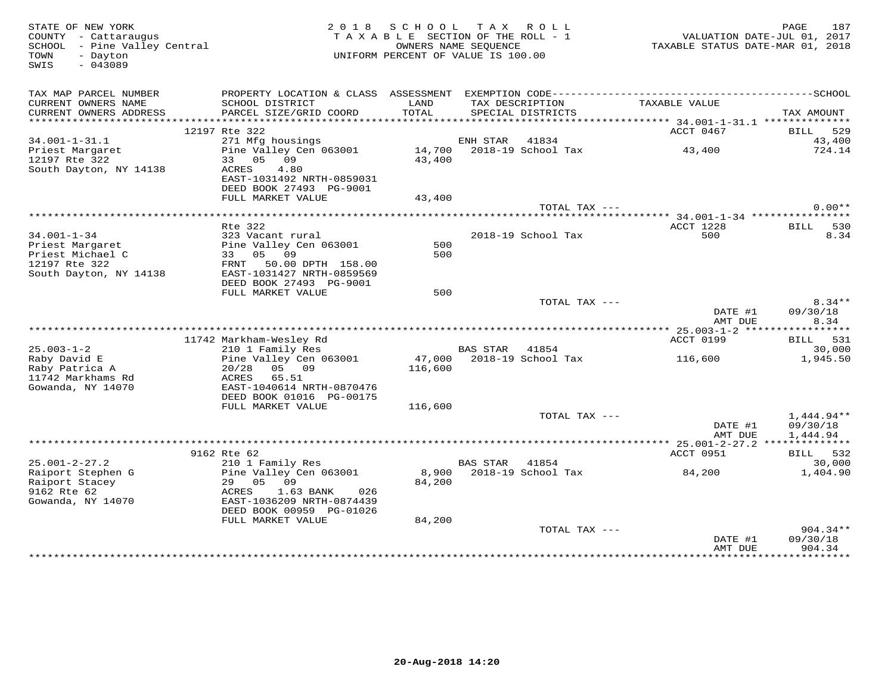STATE OF NEW YORK
COUNTY - Cattaraugus
SCHOOL - Pine Valley Central
TOWN - Dayton
SWIS - 043089

2018 SCHOOL TAX ROLL
TAXABLE SECTION OF THE ROLL - 1
OWNERS NAME SEQUENCE
UNIFORM PERCENT OF VALUE IS 100.00

VALUATION DATE-JUL 01, 2017
TAXABLE STATUS DATE-MAR 01, 2018

| TAX MAP PARCEL NUMBER / CURRENT OWNERS NAME / CURRENT OWNERS ADDRESS | PROPERTY LOCATION & CLASS / SCHOOL DISTRICT / PARCEL SIZE/GRID COORD | ASSESSMENT LAND / TOTAL | EXEMPTION CODE / TAX DESCRIPTION / SPECIAL DISTRICTS | TAXABLE VALUE | SCHOOL TAX AMOUNT |
|---|---|---|---|---|---|
| | 12197 Rte 322 | | | ACCT 0467 | BILL 529 |
| 34.001-1-31.1 | 271 Mfg housings | | ENH STAR 41834 | | 43,400 |
| Priest Margaret | Pine Valley Cen 063001 | 14,700 | 2018-19 School Tax | 43,400 | 724.14 |
| 12197 Rte 322 | 33 05 09 | 43,400 | | | |
| South Dayton, NY 14138 | ACRES 4.80 | | | | |
| | EAST-1031492 NRTH-0859031 | | | | |
| | DEED BOOK 27493 PG-9001 | | | | |
| | FULL MARKET VALUE | 43,400 | | | |
| | | | TOTAL TAX --- | | 0.00** |
| | Rte 322 | | | ACCT 1228 | BILL 530 |
| 34.001-1-34 | 323 Vacant rural | | 2018-19 School Tax | 500 | 8.34 |
| Priest Margaret | Pine Valley Cen 063001 | 500 | | | |
| Priest Michael C | 33 05 09 | 500 | | | |
| 12197 Rte 322 | FRNT 50.00 DPTH 158.00 | | | | |
| South Dayton, NY 14138 | EAST-1031427 NRTH-0859569 | | | | |
| | DEED BOOK 27493 PG-9001 | | | | |
| | FULL MARKET VALUE | 500 | | | |
| | | | TOTAL TAX --- | | 8.34** |
| | | | | DATE #1 | 09/30/18 |
| | | | | AMT DUE | 8.34 |
| | 11742 Markham-Wesley Rd | | | ACCT 0199 | BILL 531 |
| 25.003-1-2 | 210 1 Family Res | | BAS STAR 41854 | | 30,000 |
| Raby David E | Pine Valley Cen 063001 | 47,000 | 2018-19 School Tax | 116,600 | 1,945.50 |
| Raby Patrica A | 20/28 05 09 | 116,600 | | | |
| 11742 Markhams Rd | ACRES 65.51 | | | | |
| Gowanda, NY 14070 | EAST-1040614 NRTH-0870476 | | | | |
| | DEED BOOK 01016 PG-00175 | | | | |
| | FULL MARKET VALUE | 116,600 | | | |
| | | | TOTAL TAX --- | | 1,444.94** |
| | | | | DATE #1 | 09/30/18 |
| | | | | AMT DUE | 1,444.94 |
| | 9162 Rte 62 | | | ACCT 0951 | BILL 532 |
| 25.001-2-27.2 | 210 1 Family Res | | BAS STAR 41854 | | 30,000 |
| Raiport Stephen G | Pine Valley Cen 063001 | 8,900 | 2018-19 School Tax | 84,200 | 1,404.90 |
| Raiport Stacey | 29 05 09 | 84,200 | | | |
| 9162 Rte 62 | ACRES 1.63 BANK 026 | | | | |
| Gowanda, NY 14070 | EAST-1036209 NRTH-0874439 | | | | |
| | DEED BOOK 00959 PG-01026 | | | | |
| | FULL MARKET VALUE | 84,200 | | | |
| | | | TOTAL TAX --- | | 904.34** |
| | | | | DATE #1 | 09/30/18 |
| | | | | AMT DUE | 904.34 |

20-Aug-2018 14:20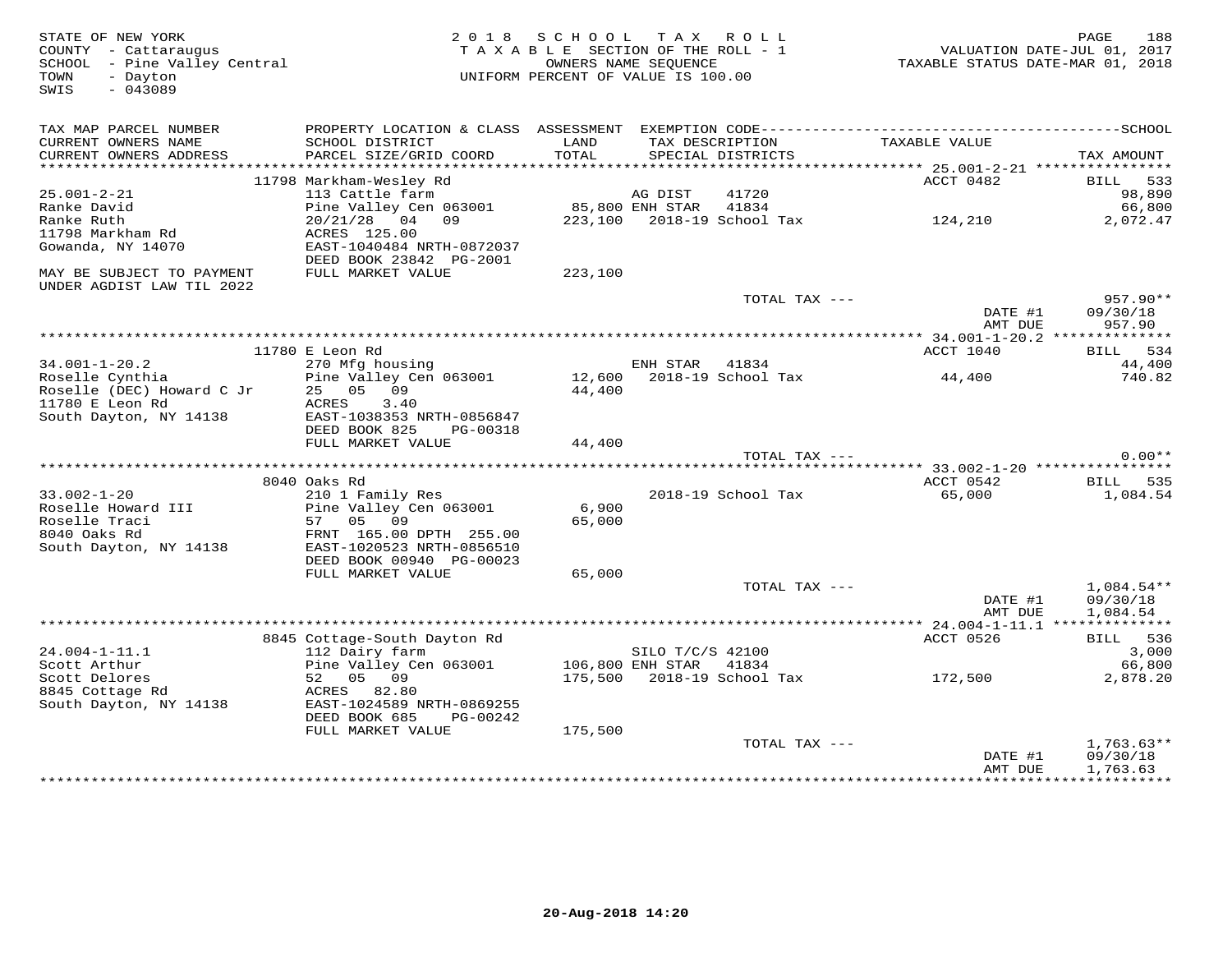STATE OF NEW YORK
COUNTY - Cattaraugus
SCHOOL - Pine Valley Central
TOWN - Dayton
SWIS - 043089

2018 SCHOOL TAX ROLL
TAXABLE SECTION OF THE ROLL - 1
OWNERS NAME SEQUENCE
UNIFORM PERCENT OF VALUE IS 100.00

VALUATION DATE-JUL 01, 2017
TAXABLE STATUS DATE-MAR 01, 2018

| TAX MAP PARCEL NUMBER / CURRENT OWNERS NAME / CURRENT OWNERS ADDRESS | PROPERTY LOCATION & CLASS / SCHOOL DISTRICT / PARCEL SIZE/GRID COORD | ASSESSMENT LAND / TOTAL | EXEMPTION CODE / TAX DESCRIPTION / SPECIAL DISTRICTS | TAXABLE VALUE | TAX AMOUNT |
|---|---|---|---|---|---|
| | 11798 Markham-Wesley Rd | | | ACCT 0482 | BILL 533 |
| 25.001-2-21 | 113 Cattle farm | | AG DIST 41720 | | 98,890 |
| Ranke David | Pine Valley Cen 063001 | 85,800 | ENH STAR 41834 | | 66,800 |
| Ranke Ruth | 20/21/28 04 09 | 223,100 | 2018-19 School Tax | 124,210 | 2,072.47 |
| 11798 Markham Rd | ACRES 125.00 | | | | |
| Gowanda, NY 14070 | EAST-1040484 NRTH-0872037 | | | | |
| | DEED BOOK 23842 PG-2001 | | | | |
| MAY BE SUBJECT TO PAYMENT UNDER AGDIST LAW TIL 2022 | FULL MARKET VALUE | 223,100 | | | |
| | | | TOTAL TAX --- | | 957.90** |
| | | | | DATE #1 | 09/30/18 |
| | | | | AMT DUE | 957.90 |
| | 11780 E Leon Rd | | | ACCT 1040 | BILL 534 |
| 34.001-1-20.2 | 270 Mfg housing | | ENH STAR 41834 | | 44,400 |
| Roselle Cynthia | Pine Valley Cen 063001 | 12,600 | 2018-19 School Tax | 44,400 | 740.82 |
| Roselle (DEC) Howard C Jr | 25 05 09 | 44,400 | | | |
| 11780 E Leon Rd | ACRES 3.40 | | | | |
| South Dayton, NY 14138 | EAST-1038353 NRTH-0856847 | | | | |
| | DEED BOOK 825 PG-00318 | | | | |
| | FULL MARKET VALUE | 44,400 | | | |
| | | | TOTAL TAX --- | | 0.00** |
| | 8040 Oaks Rd | | | ACCT 0542 | BILL 535 |
| 33.002-1-20 | 210 1 Family Res | | 2018-19 School Tax | 65,000 | 1,084.54 |
| Roselle Howard III | Pine Valley Cen 063001 | 6,900 | | | |
| Roselle Traci | 57 05 09 | 65,000 | | | |
| 8040 Oaks Rd | FRNT 165.00 DPTH 255.00 | | | | |
| South Dayton, NY 14138 | EAST-1020523 NRTH-0856510 | | | | |
| | DEED BOOK 00940 PG-00023 | | | | |
| | FULL MARKET VALUE | 65,000 | | | |
| | | | TOTAL TAX --- | | 1,084.54** |
| | | | | DATE #1 | 09/30/18 |
| | | | | AMT DUE | 1,084.54 |
| | 8845 Cottage-South Dayton Rd | | | ACCT 0526 | BILL 536 |
| 24.004-1-11.1 | 112 Dairy farm | | SILO T/C/S 42100 | | 3,000 |
| Scott Arthur | Pine Valley Cen 063001 | 106,800 | ENH STAR 41834 | | 66,800 |
| Scott Delores | 52 05 09 | 175,500 | 2018-19 School Tax | 172,500 | 2,878.20 |
| 8845 Cottage Rd | ACRES 82.80 | | | | |
| South Dayton, NY 14138 | EAST-1024589 NRTH-0869255 | | | | |
| | DEED BOOK 685 PG-00242 | | | | |
| | FULL MARKET VALUE | 175,500 | | | |
| | | | TOTAL TAX --- | | 1,763.63** |
| | | | | DATE #1 | 09/30/18 |
| | | | | AMT DUE | 1,763.63 |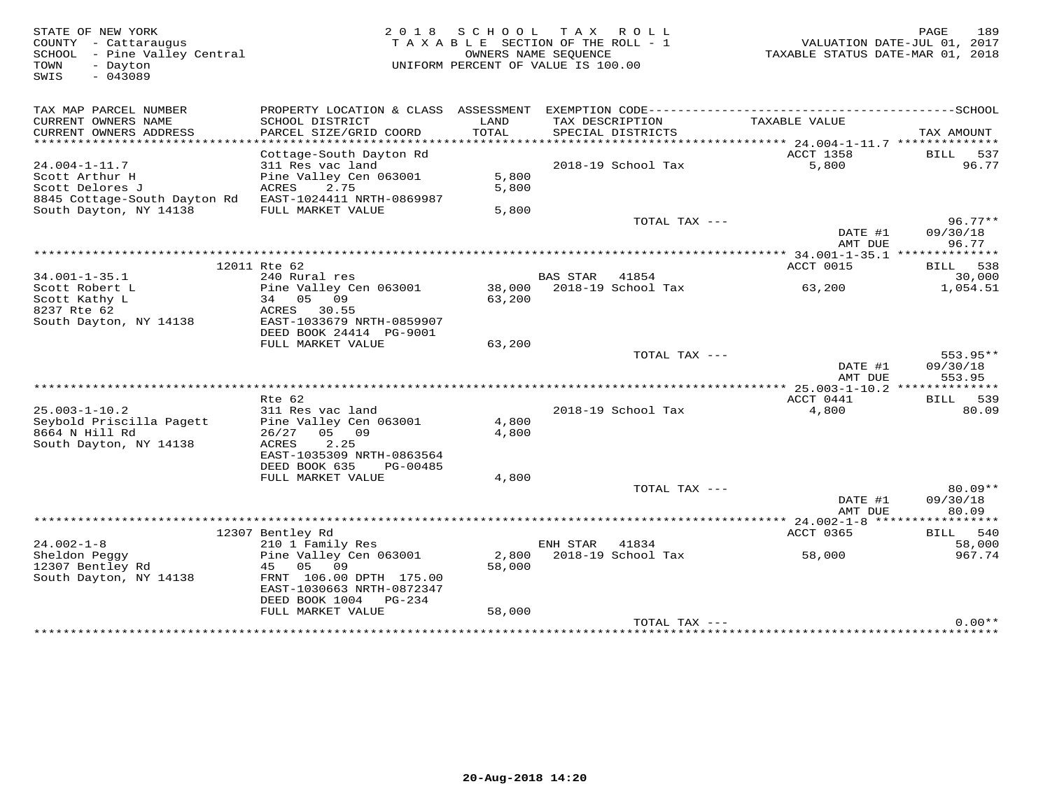STATE OF NEW YORK
COUNTY - Cattaraugus
SCHOOL - Pine Valley Central
TOWN - Dayton
SWIS - 043089

2018 SCHOOL TAX ROLL
TAXABLE SECTION OF THE ROLL - 1
OWNERS NAME SEQUENCE
UNIFORM PERCENT OF VALUE IS 100.00

VALUATION DATE-JUL 01, 2017
TAXABLE STATUS DATE-MAR 01, 2018

| TAX MAP PARCEL NUMBER / CURRENT OWNERS NAME / CURRENT OWNERS ADDRESS | PROPERTY LOCATION & CLASS / SCHOOL DISTRICT / PARCEL SIZE/GRID COORD | ASSESSMENT LAND / TOTAL | EXEMPTION CODE / TAX DESCRIPTION / SPECIAL DISTRICTS | TAXABLE VALUE | TAX AMOUNT |
|---|---|---|---|---|---|
| **24.004-1-11.7** | Cottage-South Dayton Rd | | | ACCT 1358 | BILL 537 |
| 24.004-1-11.7 | 311 Res vac land | | 2018-19 School Tax | 5,800 | 96.77 |
| Scott Arthur H | Pine Valley Cen 063001 | 5,800 | | | |
| Scott Delores J | ACRES 2.75 | 5,800 | | | |
| 8845 Cottage-South Dayton Rd | EAST-1024411 NRTH-0869987 | | | | |
| South Dayton, NY 14138 | FULL MARKET VALUE | 5,800 | | | |
| | | | TOTAL TAX --- | | 96.77** |
| | | | | DATE #1 | 09/30/18 |
| | | | | AMT DUE | 96.77 |
| **34.001-1-35.1** | 12011 Rte 62 | | | ACCT 0015 | BILL 538 |
| 34.001-1-35.1 | 240 Rural res | | BAS STAR 41854 | | 30,000 |
| Scott Robert L | Pine Valley Cen 063001 | 38,000 | 2018-19 School Tax | 63,200 | 1,054.51 |
| Scott Kathy L | 34 05 09 | 63,200 | | | |
| 8237 Rte 62 | ACRES 30.55 | | | | |
| South Dayton, NY 14138 | EAST-1033679 NRTH-0859907 | | | | |
| | DEED BOOK 24414 PG-9001 | | | | |
| | FULL MARKET VALUE | 63,200 | | | |
| | | | TOTAL TAX --- | | 553.95** |
| | | | | DATE #1 | 09/30/18 |
| | | | | AMT DUE | 553.95 |
| **25.003-1-10.2** | Rte 62 | | | ACCT 0441 | BILL 539 |
| 25.003-1-10.2 | 311 Res vac land | | 2018-19 School Tax | 4,800 | 80.09 |
| Seybold Priscilla Pagett | Pine Valley Cen 063001 | 4,800 | | | |
| 8664 N Hill Rd | 26/27 05 09 | 4,800 | | | |
| South Dayton, NY 14138 | ACRES 2.25 | | | | |
| | EAST-1035309 NRTH-0863564 | | | | |
| | DEED BOOK 635 PG-00485 | | | | |
| | FULL MARKET VALUE | 4,800 | | | |
| | | | TOTAL TAX --- | | 80.09** |
| | | | | DATE #1 | 09/30/18 |
| | | | | AMT DUE | 80.09 |
| **24.002-1-8** | 12307 Bentley Rd | | | ACCT 0365 | BILL 540 |
| 24.002-1-8 | 210 1 Family Res | | ENH STAR 41834 | | 58,000 |
| Sheldon Peggy | Pine Valley Cen 063001 | 2,800 | 2018-19 School Tax | 58,000 | 967.74 |
| 12307 Bentley Rd | 45 05 09 | 58,000 | | | |
| South Dayton, NY 14138 | FRNT 106.00 DPTH 175.00 | | | | |
| | EAST-1030663 NRTH-0872347 | | | | |
| | DEED BOOK 1004 PG-234 | | | | |
| | FULL MARKET VALUE | 58,000 | | | |
| | | | TOTAL TAX --- | | 0.00** |

20-Aug-2018 14:20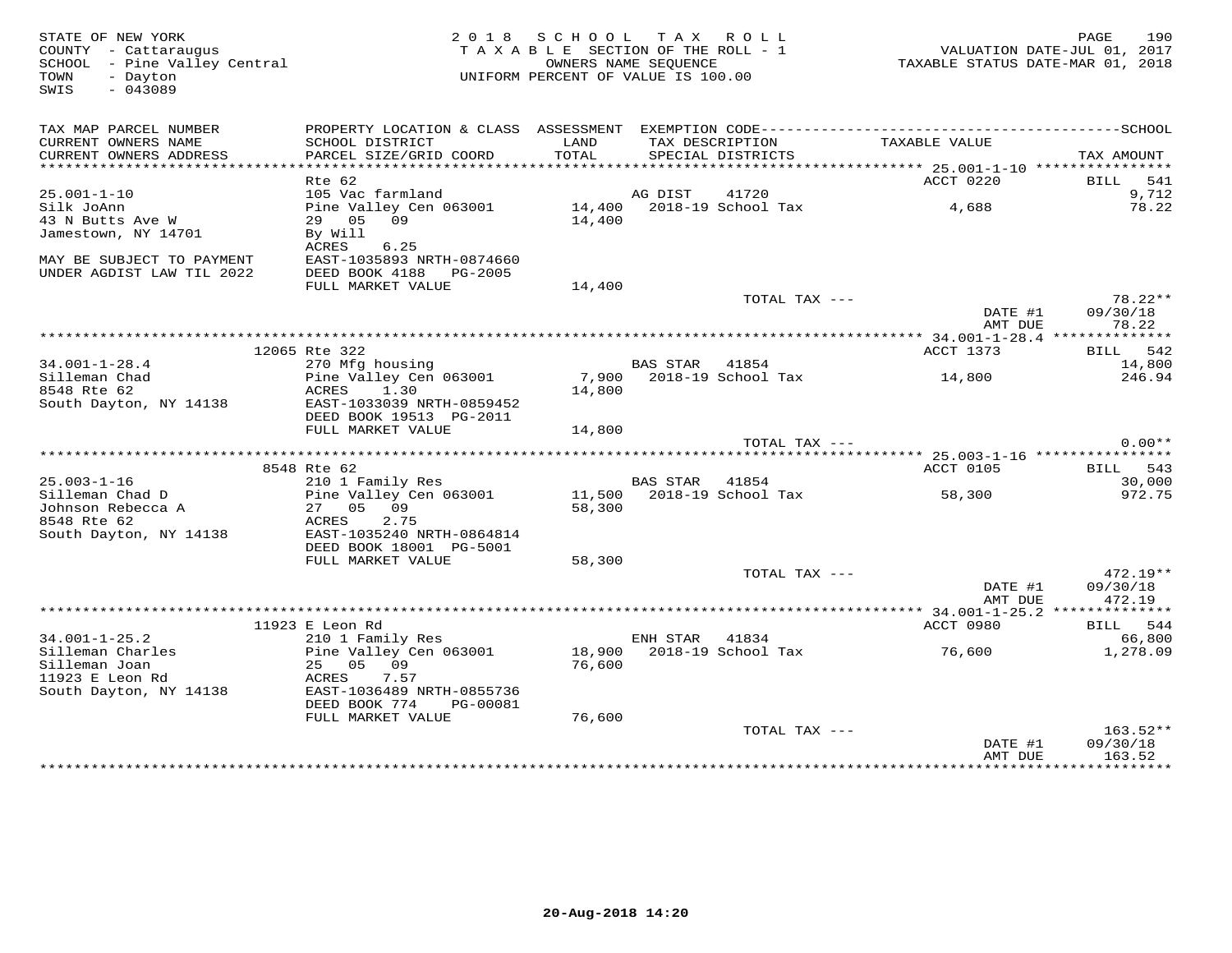STATE OF NEW YORK
COUNTY - Cattaraugus
SCHOOL - Pine Valley Central
TOWN - Dayton
SWIS - 043089

2018 SCHOOL TAX ROLL
TAXABLE SECTION OF THE ROLL - 1
OWNERS NAME SEQUENCE
UNIFORM PERCENT OF VALUE IS 100.00

VALUATION DATE-JUL 01, 2017
TAXABLE STATUS DATE-MAR 01, 2018

| TAX MAP PARCEL NUMBER / CURRENT OWNERS NAME / CURRENT OWNERS ADDRESS | PROPERTY LOCATION & CLASS / SCHOOL DISTRICT / PARCEL SIZE/GRID COORD | ASSESSMENT LAND / TOTAL | EXEMPTION CODE / TAX DESCRIPTION / SPECIAL DISTRICTS | TAXABLE VALUE | TAX AMOUNT |
|---|---|---|---|---|---|
| | Rte 62 | | | ACCT 0220 | BILL 541 |
| 25.001-1-10 | 105 Vac farmland | | AG DIST 41720 | | 9,712 |
| Silk JoAnn | Pine Valley Cen 063001 | 14,400 | 2018-19 School Tax | 4,688 | 78.22 |
| 43 N Butts Ave W | 29 05 09 | 14,400 | | | |
| Jamestown, NY 14701 | By Will | | | | |
| | ACRES 6.25 | | | | |
| MAY BE SUBJECT TO PAYMENT | EAST-1035893 NRTH-0874660 | | | | |
| UNDER AGDIST LAW TIL 2022 | DEED BOOK 4188 PG-2005 | | | | |
| | FULL MARKET VALUE | 14,400 | | | |
| | | | TOTAL TAX --- | | 78.22** |
| | | | | DATE #1 | 09/30/18 |
| | | | | AMT DUE | 78.22 |
| | 12065 Rte 322 | | | ACCT 1373 | BILL 542 |
| 34.001-1-28.4 | 270 Mfg housing | | BAS STAR 41854 | | 14,800 |
| Silleman Chad | Pine Valley Cen 063001 | 7,900 | 2018-19 School Tax | 14,800 | 246.94 |
| 8548 Rte 62 | ACRES 1.30 | 14,800 | | | |
| South Dayton, NY 14138 | EAST-1033039 NRTH-0859452 | | | | |
| | DEED BOOK 19513 PG-2011 | | | | |
| | FULL MARKET VALUE | 14,800 | | | |
| | | | TOTAL TAX --- | | 0.00** |
| | 8548 Rte 62 | | | ACCT 0105 | BILL 543 |
| 25.003-1-16 | 210 1 Family Res | | BAS STAR 41854 | | 30,000 |
| Silleman Chad D | Pine Valley Cen 063001 | 11,500 | 2018-19 School Tax | 58,300 | 972.75 |
| Johnson Rebecca A | 27 05 09 | 58,300 | | | |
| 8548 Rte 62 | ACRES 2.75 | | | | |
| South Dayton, NY 14138 | EAST-1035240 NRTH-0864814 | | | | |
| | DEED BOOK 18001 PG-5001 | | | | |
| | FULL MARKET VALUE | 58,300 | | | |
| | | | TOTAL TAX --- | | 472.19** |
| | | | | DATE #1 | 09/30/18 |
| | | | | AMT DUE | 472.19 |
| | 11923 E Leon Rd | | | ACCT 0980 | BILL 544 |
| 34.001-1-25.2 | 210 1 Family Res | | ENH STAR 41834 | | 66,800 |
| Silleman Charles | Pine Valley Cen 063001 | 18,900 | 2018-19 School Tax | 76,600 | 1,278.09 |
| Silleman Joan | 25 05 09 | 76,600 | | | |
| 11923 E Leon Rd | ACRES 7.57 | | | | |
| South Dayton, NY 14138 | EAST-1036489 NRTH-0855736 | | | | |
| | DEED BOOK 774 PG-00081 | | | | |
| | FULL MARKET VALUE | 76,600 | | | |
| | | | TOTAL TAX --- | | 163.52** |
| | | | | DATE #1 | 09/30/18 |
| | | | | AMT DUE | 163.52 |

20-Aug-2018 14:20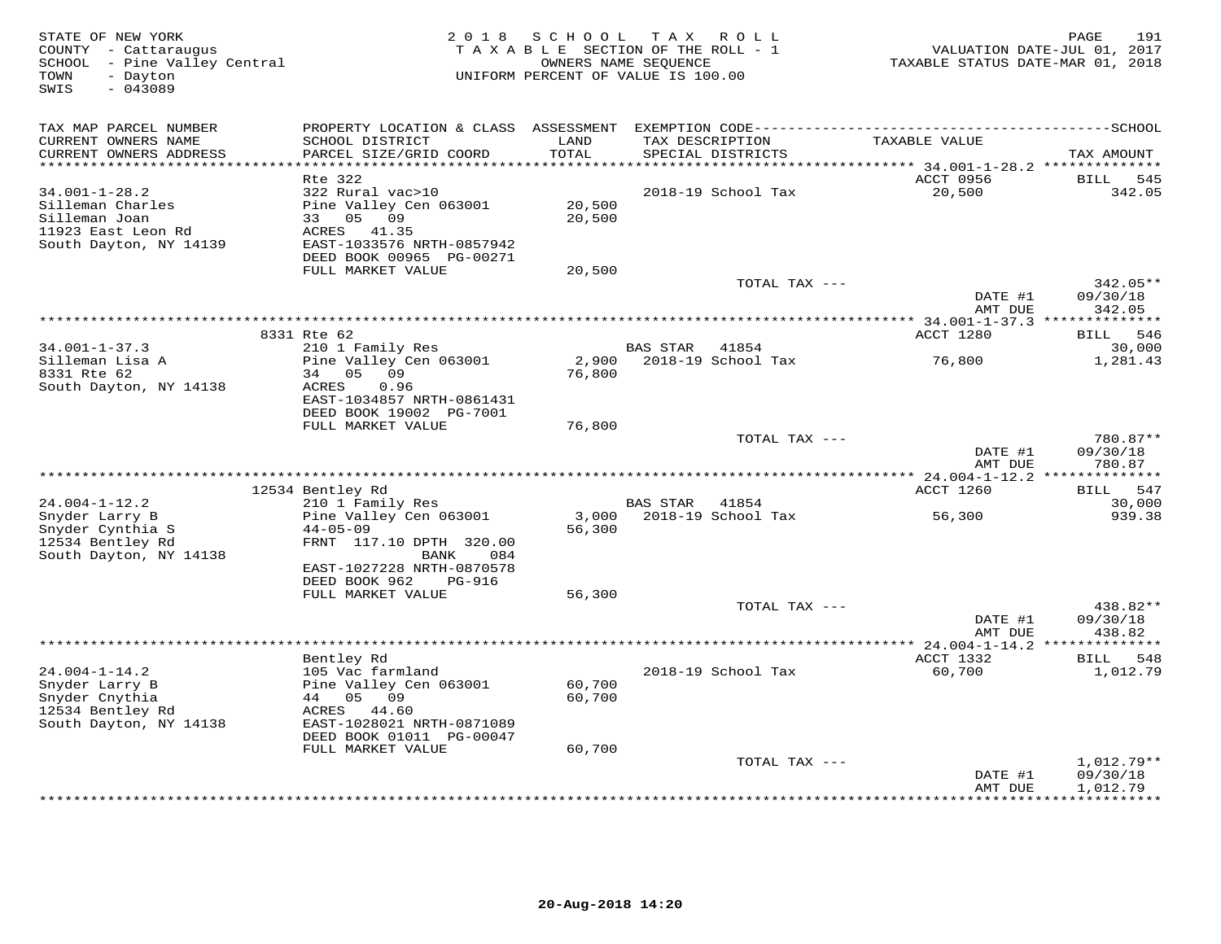STATE OF NEW YORK
COUNTY - Cattaraugus
SCHOOL - Pine Valley Central
TOWN - Dayton
SWIS - 043089

2018 SCHOOL TAX ROLL
TAXABLE SECTION OF THE ROLL - 1
OWNERS NAME SEQUENCE
UNIFORM PERCENT OF VALUE IS 100.00

VALUATION DATE-JUL 01, 2017
TAXABLE STATUS DATE-MAR 01, 2018

| TAX MAP PARCEL NUMBER / CURRENT OWNERS NAME / CURRENT OWNERS ADDRESS | PROPERTY LOCATION & CLASS / SCHOOL DISTRICT / PARCEL SIZE/GRID COORD | ASSESSMENT LAND / TOTAL | EXEMPTION CODE / TAX DESCRIPTION / SPECIAL DISTRICTS | TAXABLE VALUE | SCHOOL TAX AMOUNT |
|---|---|---|---|---|---|
| 34.001-1-28.2 | Rte 322 | | | ACCT 0956 | BILL 545 |
| | 322 Rural vac>10 | | 2018-19 School Tax | 20,500 | 342.05 |
| Silleman Charles | Pine Valley Cen 063001 | 20,500 | | | |
| Silleman Joan | 33 05 09 | 20,500 | | | |
| 11923 East Leon Rd | ACRES 41.35 | | | | |
| South Dayton, NY 14139 | EAST-1033576 NRTH-0857942 | | | | |
| | DEED BOOK 00965 PG-00271 | | | | |
| | FULL MARKET VALUE | 20,500 | | | |
| | | | TOTAL TAX --- | | 342.05** |
| | | | | DATE #1 | 09/30/18 |
| | | | | AMT DUE | 342.05 |
| 34.001-1-37.3 | 8331 Rte 62 | | | ACCT 1280 | BILL 546 |
| | 210 1 Family Res | | BAS STAR 41854 | | 30,000 |
| Silleman Lisa A | Pine Valley Cen 063001 | 2,900 | 2018-19 School Tax | 76,800 | 1,281.43 |
| 8331 Rte 62 | 34 05 09 | 76,800 | | | |
| South Dayton, NY 14138 | ACRES 0.96 | | | | |
| | EAST-1034857 NRTH-0861431 | | | | |
| | DEED BOOK 19002 PG-7001 | | | | |
| | FULL MARKET VALUE | 76,800 | | | |
| | | | TOTAL TAX --- | | 780.87** |
| | | | | DATE #1 | 09/30/18 |
| | | | | AMT DUE | 780.87 |
| 24.004-1-12.2 | 12534 Bentley Rd | | | ACCT 1260 | BILL 547 |
| | 210 1 Family Res | | BAS STAR 41854 | | 30,000 |
| Snyder Larry B | Pine Valley Cen 063001 | 3,000 | 2018-19 School Tax | 56,300 | 939.38 |
| Snyder Cynthia S | 44-05-09 | 56,300 | | | |
| 12534 Bentley Rd | FRNT 117.10 DPTH 320.00 | | | | |
| South Dayton, NY 14138 | BANK 084 | | | | |
| | EAST-1027228 NRTH-0870578 | | | | |
| | DEED BOOK 962 PG-916 | | | | |
| | FULL MARKET VALUE | 56,300 | | | |
| | | | TOTAL TAX --- | | 438.82** |
| | | | | DATE #1 | 09/30/18 |
| | | | | AMT DUE | 438.82 |
| 24.004-1-14.2 | Bentley Rd | | | ACCT 1332 | BILL 548 |
| | 105 Vac farmland | | 2018-19 School Tax | 60,700 | 1,012.79 |
| Snyder Larry B | Pine Valley Cen 063001 | 60,700 | | | |
| Snyder Cnythia | 44 05 09 | 60,700 | | | |
| 12534 Bentley Rd | ACRES 44.60 | | | | |
| South Dayton, NY 14138 | EAST-1028021 NRTH-0871089 | | | | |
| | DEED BOOK 01011 PG-00047 | | | | |
| | FULL MARKET VALUE | 60,700 | | | |
| | | | TOTAL TAX --- | | 1,012.79** |
| | | | | DATE #1 | 09/30/18 |
| | | | | AMT DUE | 1,012.79 |

20-Aug-2018 14:20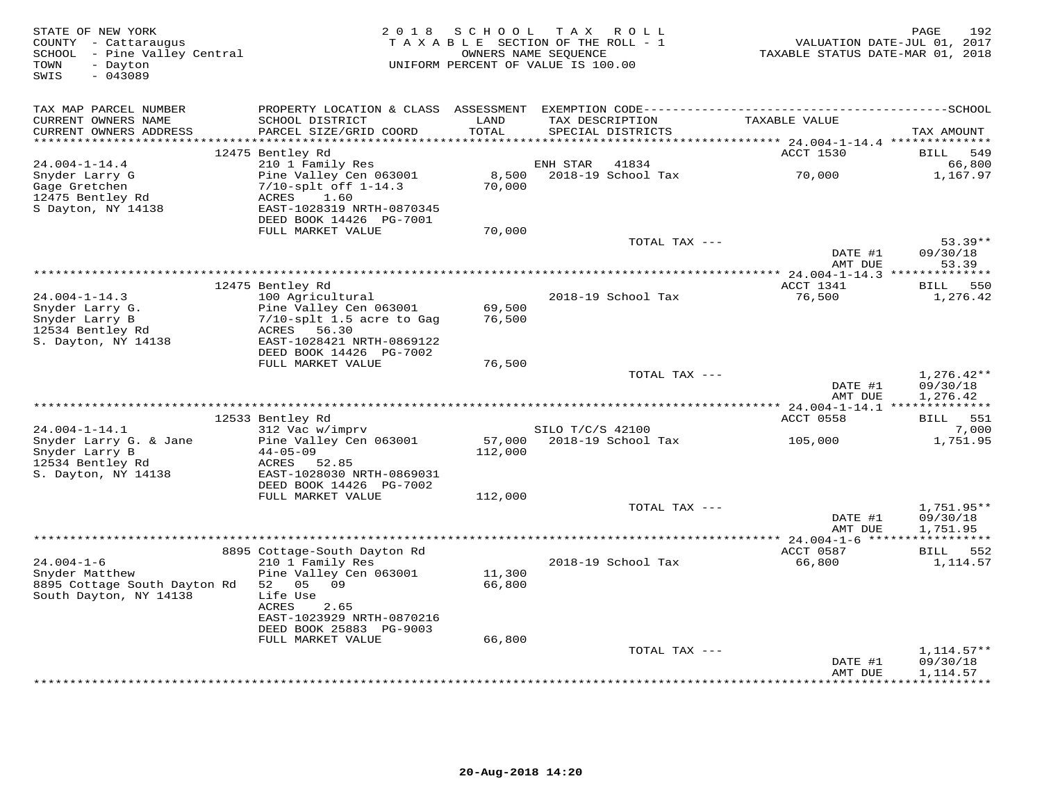STATE OF NEW YORK
COUNTY - Cattaraugus
SCHOOL - Pine Valley Central
TOWN - Dayton
SWIS - 043089

2018 SCHOOL TAX ROLL
TAXABLE SECTION OF THE ROLL - 1
OWNERS NAME SEQUENCE
UNIFORM PERCENT OF VALUE IS 100.00

VALUATION DATE-JUL 01, 2017
TAXABLE STATUS DATE-MAR 01, 2018

| TAX MAP PARCEL NUMBER / CURRENT OWNERS NAME / CURRENT OWNERS ADDRESS | PROPERTY LOCATION & CLASS / SCHOOL DISTRICT / PARCEL SIZE/GRID COORD | ASSESSMENT LAND / TOTAL | EXEMPTION CODE / TAX DESCRIPTION / SPECIAL DISTRICTS | TAXABLE VALUE | SCHOOL TAX AMOUNT |
|---|---|---|---|---|---|
| **24.004-1-14.4** | 12475 Bentley Rd | | | ACCT 1530 | BILL 549 |
| 24.004-1-14.4 | 210 1 Family Res | | ENH STAR 41834 | | 66,800 |
| Snyder Larry G | Pine Valley Cen 063001 | 8,500 | 2018-19 School Tax | 70,000 | 1,167.97 |
| Gage Gretchen | 7/10-splt off 1-14.3 | 70,000 | | | |
| 12475 Bentley Rd | ACRES 1.60 | | | | |
| S Dayton, NY 14138 | EAST-1028319 NRTH-0870345 | | | | |
| | DEED BOOK 14426 PG-7001 | | | | |
| | FULL MARKET VALUE | 70,000 | | | |
| | | | TOTAL TAX --- | | 53.39** |
| | | | | DATE #1 | 09/30/18 |
| | | | | AMT DUE | 53.39 |
| **24.004-1-14.3** | 12475 Bentley Rd | | | ACCT 1341 | BILL 550 |
| 24.004-1-14.3 | 100 Agricultural | | 2018-19 School Tax | 76,500 | 1,276.42 |
| Snyder Larry G. | Pine Valley Cen 063001 | 69,500 | | | |
| Snyder Larry B | 7/10-splt 1.5 acre to Gag | 76,500 | | | |
| 12534 Bentley Rd | ACRES 56.30 | | | | |
| S. Dayton, NY 14138 | EAST-1028421 NRTH-0869122 | | | | |
| | DEED BOOK 14426 PG-7002 | | | | |
| | FULL MARKET VALUE | 76,500 | | | |
| | | | TOTAL TAX --- | | 1,276.42** |
| | | | | DATE #1 | 09/30/18 |
| | | | | AMT DUE | 1,276.42 |
| **24.004-1-14.1** | 12533 Bentley Rd | | | ACCT 0558 | BILL 551 |
| 24.004-1-14.1 | 312 Vac w/imprv | | SILO T/C/S 42100 | | 7,000 |
| Snyder Larry G. & Jane | Pine Valley Cen 063001 | 57,000 | 2018-19 School Tax | 105,000 | 1,751.95 |
| Snyder Larry B | 44-05-09 | 112,000 | | | |
| 12534 Bentley Rd | ACRES 52.85 | | | | |
| S. Dayton, NY 14138 | EAST-1028030 NRTH-0869031 | | | | |
| | DEED BOOK 14426 PG-7002 | | | | |
| | FULL MARKET VALUE | 112,000 | | | |
| | | | TOTAL TAX --- | | 1,751.95** |
| | | | | DATE #1 | 09/30/18 |
| | | | | AMT DUE | 1,751.95 |
| **24.004-1-6** | 8895 Cottage-South Dayton Rd | | | ACCT 0587 | BILL 552 |
| 24.004-1-6 | 210 1 Family Res | | 2018-19 School Tax | 66,800 | 1,114.57 |
| Snyder Matthew | Pine Valley Cen 063001 | 11,300 | | | |
| 8895 Cottage South Dayton Rd | 52 05 09 | 66,800 | | | |
| South Dayton, NY 14138 | Life Use | | | | |
| | ACRES 2.65 | | | | |
| | EAST-1023929 NRTH-0870216 | | | | |
| | DEED BOOK 25883 PG-9003 | | | | |
| | FULL MARKET VALUE | 66,800 | | | |
| | | | TOTAL TAX --- | | 1,114.57** |
| | | | | DATE #1 | 09/30/18 |
| | | | | AMT DUE | 1,114.57 |

20-Aug-2018 14:20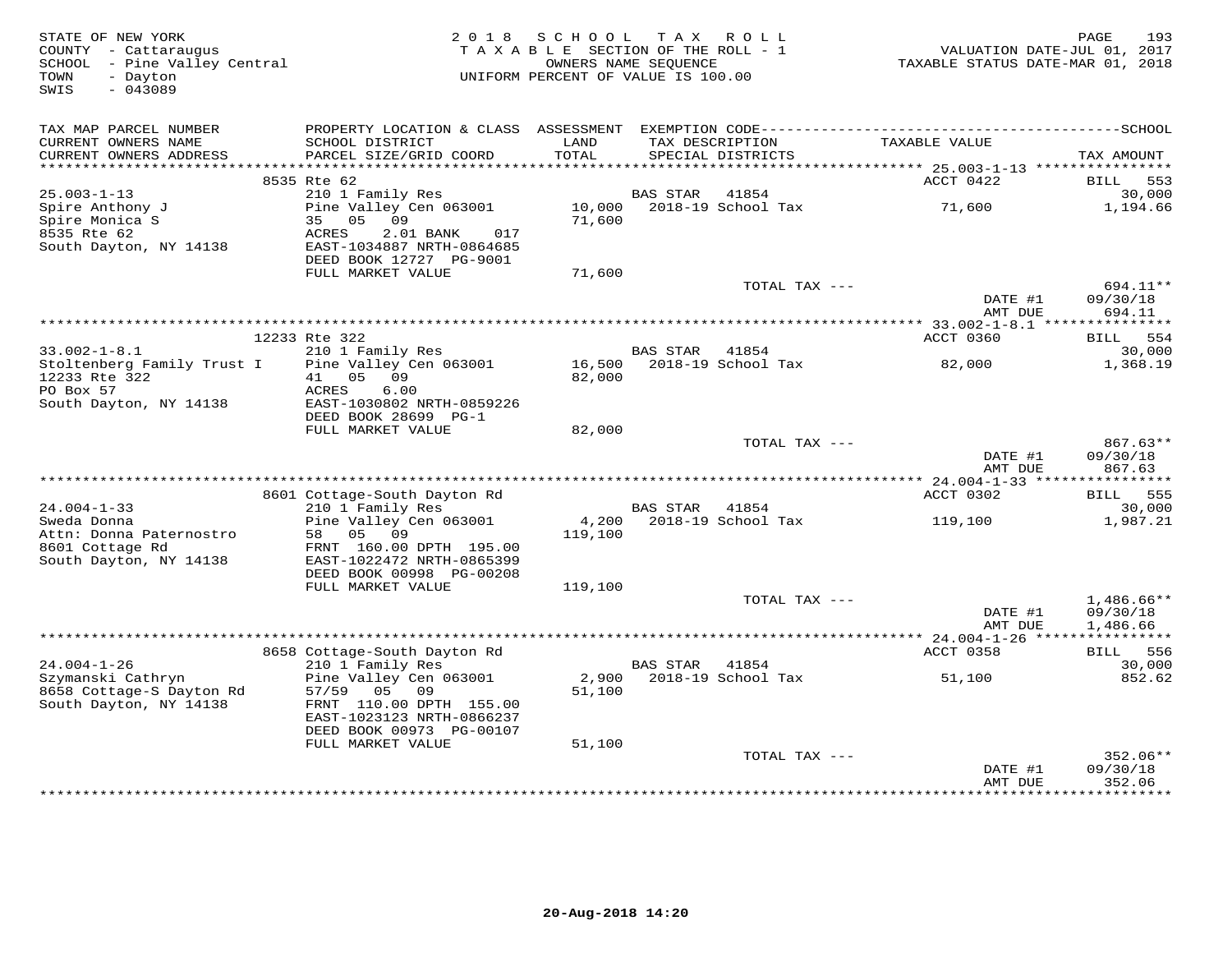STATE OF NEW YORK
COUNTY - Cattaraugus
SCHOOL - Pine Valley Central
TOWN - Dayton
SWIS - 043089

2018 SCHOOL TAX ROLL
TAXABLE SECTION OF THE ROLL - 1
OWNERS NAME SEQUENCE
UNIFORM PERCENT OF VALUE IS 100.00

VALUATION DATE-JUL 01, 2017
TAXABLE STATUS DATE-MAR 01, 2018

| TAX MAP PARCEL NUMBER / CURRENT OWNERS NAME / CURRENT OWNERS ADDRESS | PROPERTY LOCATION & CLASS / SCHOOL DISTRICT / PARCEL SIZE/GRID COORD | ASSESSMENT LAND / TOTAL | EXEMPTION CODE / TAX DESCRIPTION / SPECIAL DISTRICTS | TAXABLE VALUE | TAX AMOUNT |
|---|---|---|---|---|---|
| | 8535 Rte 62 | | | ACCT 0422 | BILL 553 |
| 25.003-1-13 | 210 1 Family Res | | BAS STAR 41854 | | 30,000 |
| Spire Anthony J | Pine Valley Cen 063001 | 10,000 | 2018-19 School Tax | 71,600 | 1,194.66 |
| Spire Monica S | 35 05 09 | 71,600 | | | |
| 8535 Rte 62 | ACRES 2.01 BANK 017 | | | | |
| South Dayton, NY 14138 | EAST-1034887 NRTH-0864685 | | | | |
| | DEED BOOK 12727 PG-9001 | | | | |
| | FULL MARKET VALUE | 71,600 | | | |
| | | | TOTAL TAX --- | | 694.11** |
| | | | | DATE #1 | 09/30/18 |
| | | | | AMT DUE | 694.11 |
| | 12233 Rte 322 | | | ACCT 0360 | BILL 554 |
| 33.002-1-8.1 | 210 1 Family Res | | BAS STAR 41854 | | 30,000 |
| Stoltenberg Family Trust I | Pine Valley Cen 063001 | 16,500 | 2018-19 School Tax | 82,000 | 1,368.19 |
| 12233 Rte 322 | 41 05 09 | 82,000 | | | |
| PO Box 57 | ACRES 6.00 | | | | |
| South Dayton, NY 14138 | EAST-1030802 NRTH-0859226 | | | | |
| | DEED BOOK 28699 PG-1 | | | | |
| | FULL MARKET VALUE | 82,000 | | | |
| | | | TOTAL TAX --- | | 867.63** |
| | | | | DATE #1 | 09/30/18 |
| | | | | AMT DUE | 867.63 |
| | 8601 Cottage-South Dayton Rd | | | ACCT 0302 | BILL 555 |
| 24.004-1-33 | 210 1 Family Res | | BAS STAR 41854 | | 30,000 |
| Sweda Donna | Pine Valley Cen 063001 | 4,200 | 2018-19 School Tax | 119,100 | 1,987.21 |
| Attn: Donna Paternostro | 58 05 09 | 119,100 | | | |
| 8601 Cottage Rd | FRNT 160.00 DPTH 195.00 | | | | |
| South Dayton, NY 14138 | EAST-1022472 NRTH-0865399 | | | | |
| | DEED BOOK 00998 PG-00208 | | | | |
| | FULL MARKET VALUE | 119,100 | | | |
| | | | TOTAL TAX --- | | 1,486.66** |
| | | | | DATE #1 | 09/30/18 |
| | | | | AMT DUE | 1,486.66 |
| | 8658 Cottage-South Dayton Rd | | | ACCT 0358 | BILL 556 |
| 24.004-1-26 | 210 1 Family Res | | BAS STAR 41854 | | 30,000 |
| Szymanski Cathryn | Pine Valley Cen 063001 | 2,900 | 2018-19 School Tax | 51,100 | 852.62 |
| 8658 Cottage-S Dayton Rd | 57/59 05 09 | 51,100 | | | |
| South Dayton, NY 14138 | FRNT 110.00 DPTH 155.00 | | | | |
| | EAST-1023123 NRTH-0866237 | | | | |
| | DEED BOOK 00973 PG-00107 | | | | |
| | FULL MARKET VALUE | 51,100 | | | |
| | | | TOTAL TAX --- | | 352.06** |
| | | | | DATE #1 | 09/30/18 |
| | | | | AMT DUE | 352.06 |

20-Aug-2018 14:20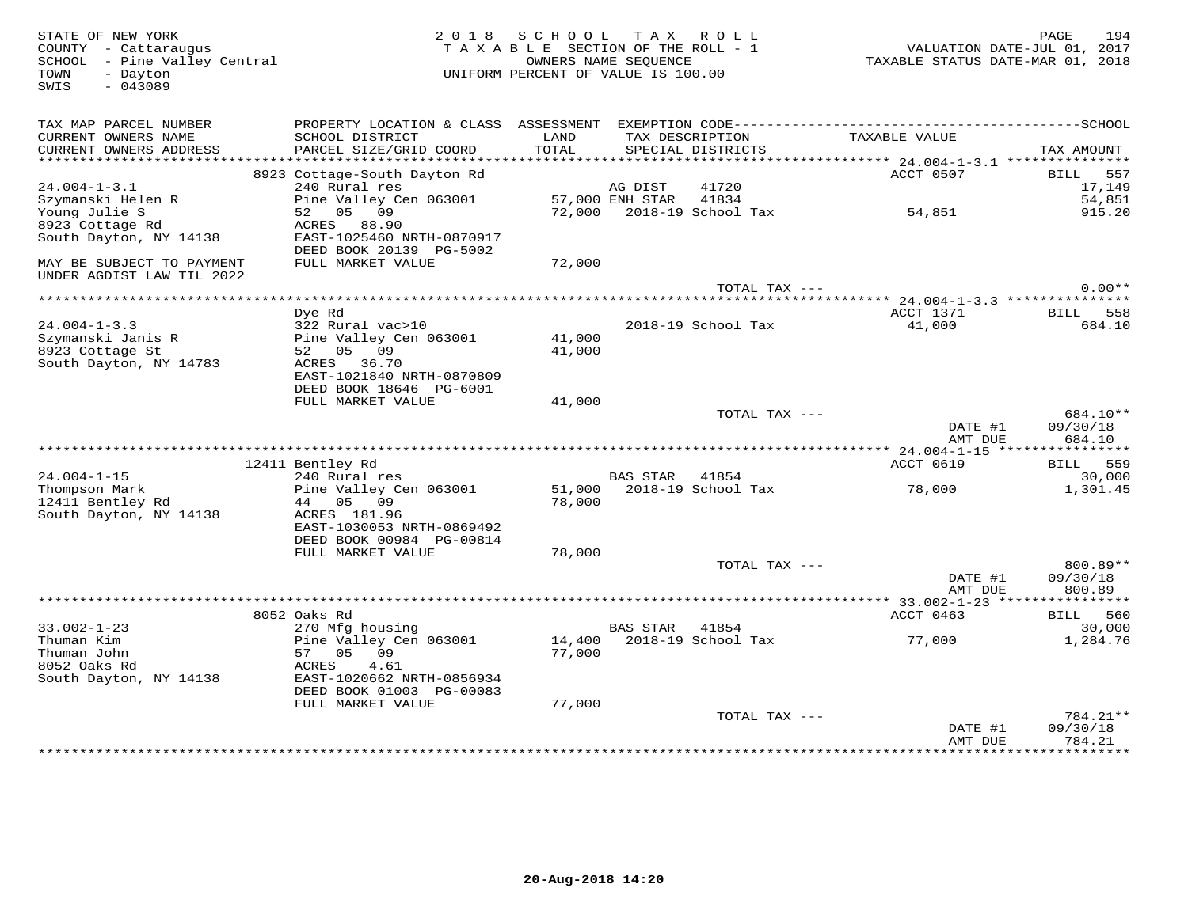STATE OF NEW YORK
COUNTY - Cattaraugus
SCHOOL - Pine Valley Central
TOWN - Dayton
SWIS - 043089

2 0 1 8 S C H O O L T A X R O L L
T A X A B L E SECTION OF THE ROLL - 1
OWNERS NAME SEQUENCE
UNIFORM PERCENT OF VALUE IS 100.00

VALUATION DATE-JUL 01, 2017
TAXABLE STATUS DATE-MAR 01, 2018

| TAX MAP PARCEL NUMBER / CURRENT OWNERS NAME / CURRENT OWNERS ADDRESS | PROPERTY LOCATION & CLASS / SCHOOL DISTRICT / PARCEL SIZE/GRID COORD | ASSESSMENT LAND / TOTAL | EXEMPTION CODE / TAX DESCRIPTION / SPECIAL DISTRICTS | TAXABLE VALUE | TAX AMOUNT |
|---|---|---|---|---|---|
| | 8923 Cottage-South Dayton Rd | | | ACCT 0507 | BILL 557 |
| 24.004-1-3.1 | 240 Rural res | | AG DIST 41720 | | 17,149 |
| Szymanski Helen R | Pine Valley Cen 063001 | 57,000 | ENH STAR 41834 | | 54,851 |
| Young Julie S | 52 05 09 | 72,000 | 2018-19 School Tax | 54,851 | 915.20 |
| 8923 Cottage Rd | ACRES 88.90 | | | | |
| South Dayton, NY 14138 | EAST-1025460 NRTH-0870917 | | | | |
| | DEED BOOK 20139 PG-5002 | | | | |
| MAY BE SUBJECT TO PAYMENT | FULL MARKET VALUE | 72,000 | | | |
| UNDER AGDIST LAW TIL 2022 | | | | | |
| | | | TOTAL TAX --- | | 0.00** |
| | Dye Rd | | | ACCT 1371 | BILL 558 |
| 24.004-1-3.3 | 322 Rural vac>10 | | 2018-19 School Tax | 41,000 | 684.10 |
| Szymanski Janis R | Pine Valley Cen 063001 | 41,000 | | | |
| 8923 Cottage St | 52 05 09 | 41,000 | | | |
| South Dayton, NY 14783 | ACRES 36.70 | | | | |
| | EAST-1021840 NRTH-0870809 | | | | |
| | DEED BOOK 18646 PG-6001 | | | | |
| | FULL MARKET VALUE | 41,000 | | | |
| | | | TOTAL TAX --- | | 684.10** |
| | | | | DATE #1 | 09/30/18 |
| | | | | AMT DUE | 684.10 |
| | 12411 Bentley Rd | | | ACCT 0619 | BILL 559 |
| 24.004-1-15 | 240 Rural res | | BAS STAR 41854 | | 30,000 |
| Thompson Mark | Pine Valley Cen 063001 | 51,000 | 2018-19 School Tax | 78,000 | 1,301.45 |
| 12411 Bentley Rd | 44 05 09 | 78,000 | | | |
| South Dayton, NY 14138 | ACRES 181.96 | | | | |
| | EAST-1030053 NRTH-0869492 | | | | |
| | DEED BOOK 00984 PG-00814 | | | | |
| | FULL MARKET VALUE | 78,000 | | | |
| | | | TOTAL TAX --- | | 800.89** |
| | | | | DATE #1 | 09/30/18 |
| | | | | AMT DUE | 800.89 |
| | 8052 Oaks Rd | | | ACCT 0463 | BILL 560 |
| 33.002-1-23 | 270 Mfg housing | | BAS STAR 41854 | | 30,000 |
| Thuman Kim | Pine Valley Cen 063001 | 14,400 | 2018-19 School Tax | 77,000 | 1,284.76 |
| Thuman John | 57 05 09 | 77,000 | | | |
| 8052 Oaks Rd | ACRES 4.61 | | | | |
| South Dayton, NY 14138 | EAST-1020662 NRTH-0856934 | | | | |
| | DEED BOOK 01003 PG-00083 | | | | |
| | FULL MARKET VALUE | 77,000 | | | |
| | | | TOTAL TAX --- | | 784.21** |
| | | | | DATE #1 | 09/30/18 |
| | | | | AMT DUE | 784.21 |

20-Aug-2018 14:20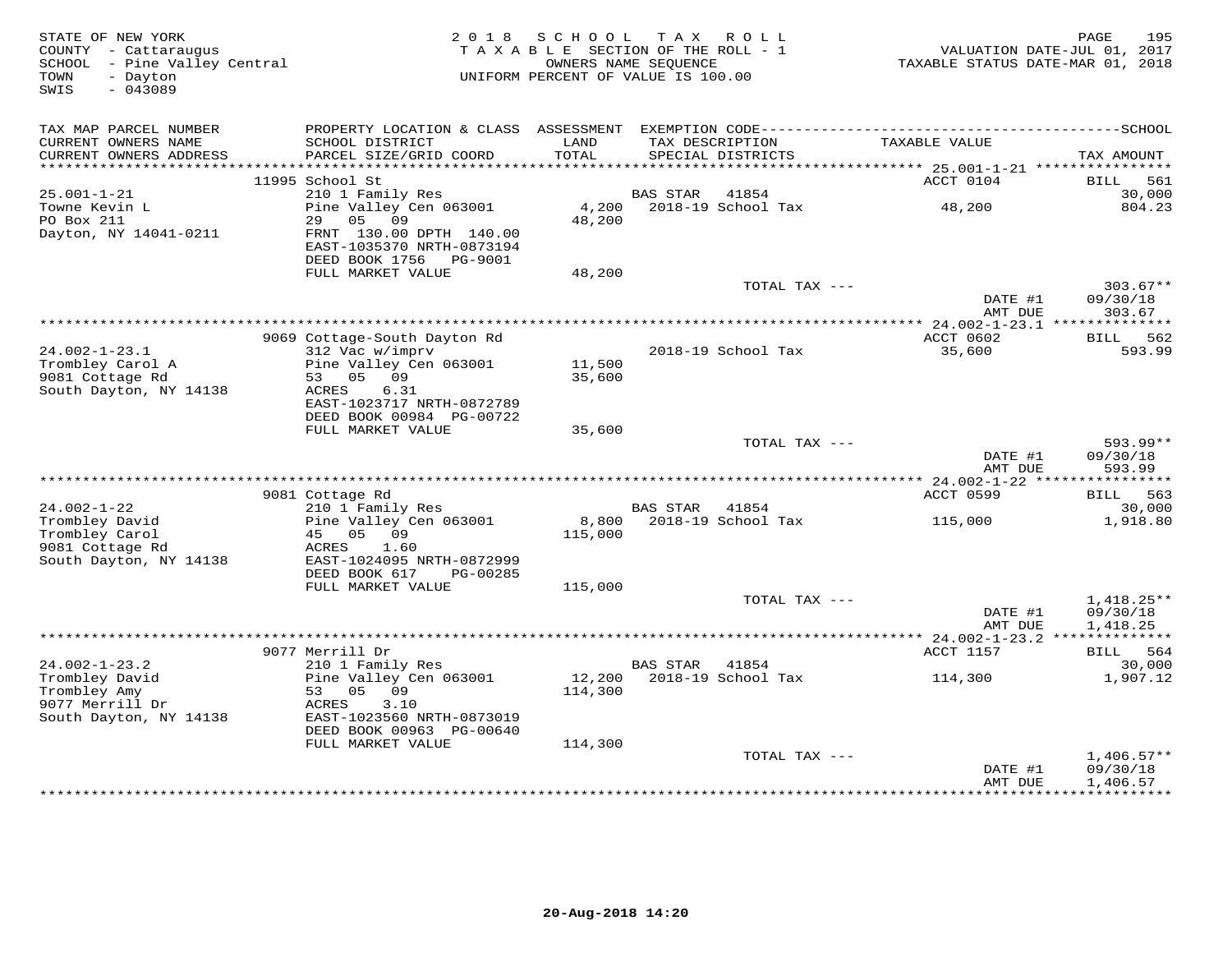STATE OF NEW YORK
COUNTY - Cattaraugus
SCHOOL - Pine Valley Central
TOWN - Dayton
SWIS - 043089

2018 SCHOOL TAX ROLL
TAXABLE SECTION OF THE ROLL - 1
OWNERS NAME SEQUENCE
UNIFORM PERCENT OF VALUE IS 100.00

VALUATION DATE-JUL 01, 2017
TAXABLE STATUS DATE-MAR 01, 2018

| TAX MAP PARCEL NUMBER / CURRENT OWNERS NAME / CURRENT OWNERS ADDRESS | PROPERTY LOCATION & CLASS / SCHOOL DISTRICT / PARCEL SIZE/GRID COORD | ASSESSMENT LAND / TOTAL | EXEMPTION CODE / TAX DESCRIPTION / SPECIAL DISTRICTS | TAXABLE VALUE | TAX AMOUNT |
|---|---|---|---|---|---|
| | 11995 School St | | | ACCT 0104 | BILL 561 |
| 25.001-1-21 | 210 1 Family Res | | BAS STAR 41854 | | 30,000 |
| Towne Kevin L | Pine Valley Cen 063001 | 4,200 | 2018-19 School Tax | 48,200 | 804.23 |
| PO Box 211 | 29 05 09 | 48,200 | | | |
| Dayton, NY 14041-0211 | FRNT 130.00 DPTH 140.00 | | | | |
| | EAST-1035370 NRTH-0873194 | | | | |
| | DEED BOOK 1756 PG-9001 | | | | |
| | FULL MARKET VALUE | 48,200 | | | |
| | | | TOTAL TAX --- | | 303.67** |
| | | | | DATE #1 | 09/30/18 |
| | | | | AMT DUE | 303.67 |
| | 9069 Cottage-South Dayton Rd | | | ACCT 0602 | BILL 562 |
| 24.002-1-23.1 | 312 Vac w/imprv | | 2018-19 School Tax | 35,600 | 593.99 |
| Trombley Carol A | Pine Valley Cen 063001 | 11,500 | | | |
| 9081 Cottage Rd | 53 05 09 | 35,600 | | | |
| South Dayton, NY 14138 | ACRES 6.31 | | | | |
| | EAST-1023717 NRTH-0872789 | | | | |
| | DEED BOOK 00984 PG-00722 | | | | |
| | FULL MARKET VALUE | 35,600 | | | |
| | | | TOTAL TAX --- | | 593.99** |
| | | | | DATE #1 | 09/30/18 |
| | | | | AMT DUE | 593.99 |
| | 9081 Cottage Rd | | | ACCT 0599 | BILL 563 |
| 24.002-1-22 | 210 1 Family Res | | BAS STAR 41854 | | 30,000 |
| Trombley David | Pine Valley Cen 063001 | 8,800 | 2018-19 School Tax | 115,000 | 1,918.80 |
| Trombley Carol | 45 05 09 | 115,000 | | | |
| 9081 Cottage Rd | ACRES 1.60 | | | | |
| South Dayton, NY 14138 | EAST-1024095 NRTH-0872999 | | | | |
| | DEED BOOK 617 PG-00285 | | | | |
| | FULL MARKET VALUE | 115,000 | | | |
| | | | TOTAL TAX --- | | 1,418.25** |
| | | | | DATE #1 | 09/30/18 |
| | | | | AMT DUE | 1,418.25 |
| | 9077 Merrill Dr | | | ACCT 1157 | BILL 564 |
| 24.002-1-23.2 | 210 1 Family Res | | BAS STAR 41854 | | 30,000 |
| Trombley David | Pine Valley Cen 063001 | 12,200 | 2018-19 School Tax | 114,300 | 1,907.12 |
| Trombley Amy | 53 05 09 | 114,300 | | | |
| 9077 Merrill Dr | ACRES 3.10 | | | | |
| South Dayton, NY 14138 | EAST-1023560 NRTH-0873019 | | | | |
| | DEED BOOK 00963 PG-00640 | | | | |
| | FULL MARKET VALUE | 114,300 | | | |
| | | | TOTAL TAX --- | | 1,406.57** |
| | | | | DATE #1 | 09/30/18 |
| | | | | AMT DUE | 1,406.57 |

20-Aug-2018 14:20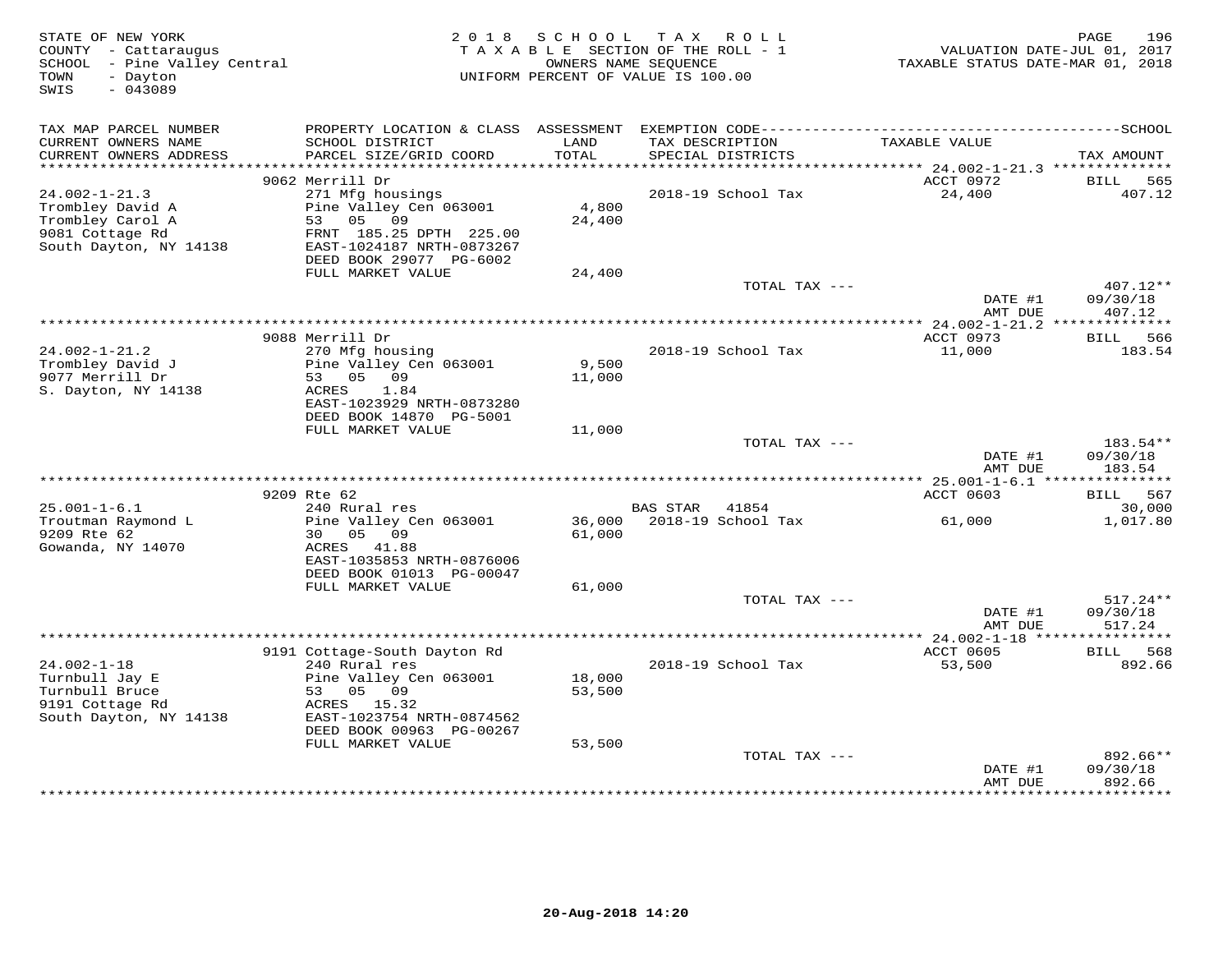STATE OF NEW YORK
COUNTY - Cattaraugus
SCHOOL - Pine Valley Central
TOWN - Dayton
SWIS - 043089

2018 SCHOOL TAX ROLL
TAXABLE SECTION OF THE ROLL - 1
OWNERS NAME SEQUENCE
UNIFORM PERCENT OF VALUE IS 100.00

VALUATION DATE-JUL 01, 2017
TAXABLE STATUS DATE-MAR 01, 2018

| TAX MAP PARCEL NUMBER / CURRENT OWNERS NAME / CURRENT OWNERS ADDRESS | PROPERTY LOCATION & CLASS / SCHOOL DISTRICT / PARCEL SIZE/GRID COORD | ASSESSMENT LAND / TOTAL | EXEMPTION CODE / TAX DESCRIPTION / SPECIAL DISTRICTS | TAXABLE VALUE | TAX AMOUNT |
|---|---|---|---|---|---|
| 24.002-1-21.3 | 9062 Merrill Dr | | | ACCT 0972 | BILL 565 |
| Trombley David A | 271 Mfg housings | | 2018-19 School Tax | 24,400 | 407.12 |
| Trombley Carol A | Pine Valley Cen 063001 | 4,800 | | | |
| 9081 Cottage Rd | 53 05 09 | 24,400 | | | |
| South Dayton, NY 14138 | FRNT 185.25 DPTH 225.00 | | | | |
| | EAST-1024187 NRTH-0873267 | | | | |
| | DEED BOOK 29077 PG-6002 | | | | |
| | FULL MARKET VALUE | 24,400 | | | |
| | | | TOTAL TAX --- | | 407.12** |
| | | | | DATE #1 | 09/30/18 |
| | | | | AMT DUE | 407.12 |
| 24.002-1-21.2 | 9088 Merrill Dr | | | ACCT 0973 | BILL 566 |
| Trombley David J | 270 Mfg housing | | 2018-19 School Tax | 11,000 | 183.54 |
| 9077 Merrill Dr | Pine Valley Cen 063001 | 9,500 | | | |
| S. Dayton, NY 14138 | 53 05 09 | 11,000 | | | |
| | ACRES 1.84 | | | | |
| | EAST-1023929 NRTH-0873280 | | | | |
| | DEED BOOK 14870 PG-5001 | | | | |
| | FULL MARKET VALUE | 11,000 | | | |
| | | | TOTAL TAX --- | | 183.54** |
| | | | | DATE #1 | 09/30/18 |
| | | | | AMT DUE | 183.54 |
| 25.001-1-6.1 | 9209 Rte 62 | | | ACCT 0603 | BILL 567 |
| Troutman Raymond L | 240 Rural res | | BAS STAR 41854 | | 30,000 |
| 9209 Rte 62 | Pine Valley Cen 063001 | 36,000 | 2018-19 School Tax | 61,000 | 1,017.80 |
| Gowanda, NY 14070 | 30 05 09 | 61,000 | | | |
| | ACRES 41.88 | | | | |
| | EAST-1035853 NRTH-0876006 | | | | |
| | DEED BOOK 01013 PG-00047 | | | | |
| | FULL MARKET VALUE | 61,000 | | | |
| | | | TOTAL TAX --- | | 517.24** |
| | | | | DATE #1 | 09/30/18 |
| | | | | AMT DUE | 517.24 |
| 24.002-1-18 | 9191 Cottage-South Dayton Rd | | | ACCT 0605 | BILL 568 |
| Turnbull Jay E | 240 Rural res | | 2018-19 School Tax | 53,500 | 892.66 |
| Turnbull Bruce | Pine Valley Cen 063001 | 18,000 | | | |
| 9191 Cottage Rd | 53 05 09 | 53,500 | | | |
| South Dayton, NY 14138 | ACRES 15.32 | | | | |
| | EAST-1023754 NRTH-0874562 | | | | |
| | DEED BOOK 00963 PG-00267 | | | | |
| | FULL MARKET VALUE | 53,500 | | | |
| | | | TOTAL TAX --- | | 892.66** |
| | | | | DATE #1 | 09/30/18 |
| | | | | AMT DUE | 892.66 |

20-Aug-2018 14:20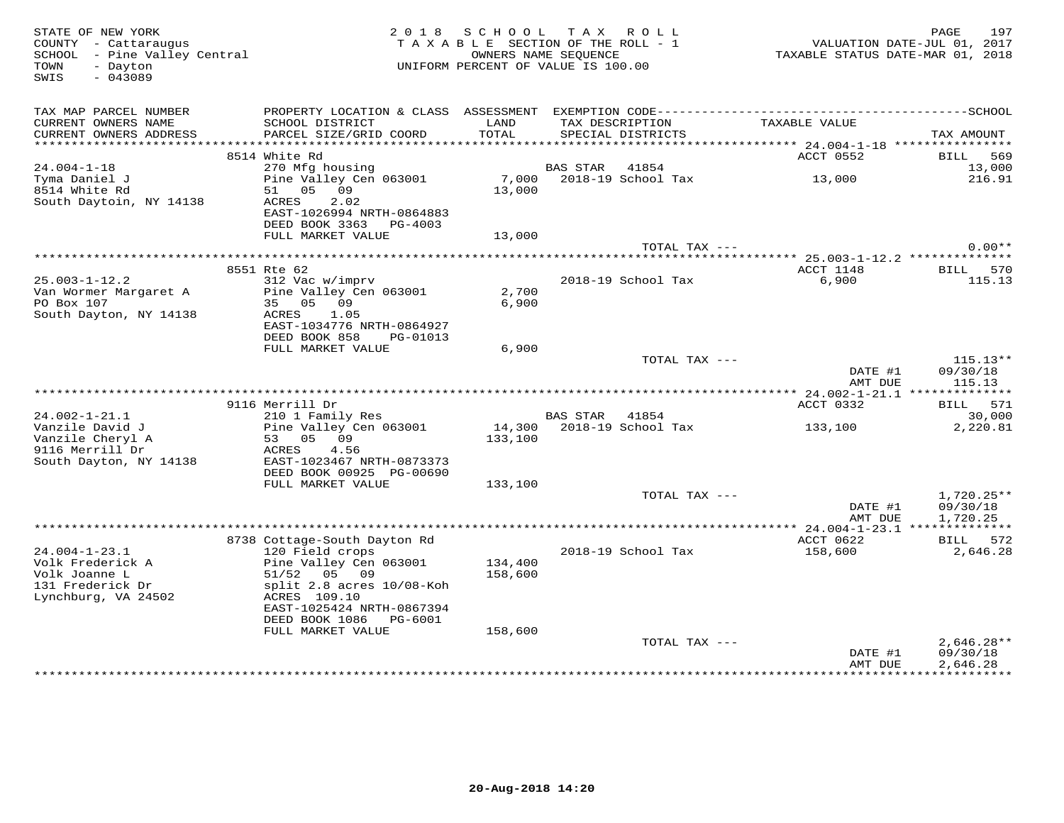STATE OF NEW YORK
COUNTY - Cattaraugus
SCHOOL - Pine Valley Central
TOWN - Dayton
SWIS - 043089

2 0 1 8 S C H O O L T A X R O L L
T A X A B L E SECTION OF THE ROLL - 1
OWNERS NAME SEQUENCE
UNIFORM PERCENT OF VALUE IS 100.00

VALUATION DATE-JUL 01, 2017
TAXABLE STATUS DATE-MAR 01, 2018

| TAX MAP PARCEL NUMBER / CURRENT OWNERS NAME / CURRENT OWNERS ADDRESS | PROPERTY LOCATION & CLASS / SCHOOL DISTRICT / PARCEL SIZE/GRID COORD | ASSESSMENT LAND / TOTAL | EXEMPTION CODE / TAX DESCRIPTION / SPECIAL DISTRICTS | TAXABLE VALUE | TAX AMOUNT |
|---|---|---|---|---|---|
| | 8514 White Rd | | | ACCT 0552 | BILL 569 |
| 24.004-1-18 | 270 Mfg housing | | BAS STAR 41854 | | 13,000 |
| Tyma Daniel J | Pine Valley Cen 063001 | 7,000 | 2018-19 School Tax | 13,000 | 216.91 |
| 8514 White Rd | 51 05 09 | 13,000 | | | |
| South Daytoin, NY 14138 | ACRES 2.02 | | | | |
| | EAST-1026994 NRTH-0864883 | | | | |
| | DEED BOOK 3363 PG-4003 | | | | |
| | FULL MARKET VALUE | 13,000 | | | |
| | | | TOTAL TAX --- | | 0.00** |
| | 8551 Rte 62 | | | ACCT 1148 | BILL 570 |
| 25.003-1-12.2 | 312 Vac w/imprv | | 2018-19 School Tax | 6,900 | 115.13 |
| Van Wormer Margaret A | Pine Valley Cen 063001 | 2,700 | | | |
| PO Box 107 | 35 05 09 | 6,900 | | | |
| South Dayton, NY 14138 | ACRES 1.05 | | | | |
| | EAST-1034776 NRTH-0864927 | | | | |
| | DEED BOOK 858 PG-01013 | | | | |
| | FULL MARKET VALUE | 6,900 | | | |
| | | | TOTAL TAX --- | | 115.13** |
| | | | | DATE #1 | 09/30/18 |
| | | | | AMT DUE | 115.13 |
| | 9116 Merrill Dr | | | ACCT 0332 | BILL 571 |
| 24.002-1-21.1 | 210 1 Family Res | | BAS STAR 41854 | | 30,000 |
| Vanzile David J | Pine Valley Cen 063001 | 14,300 | 2018-19 School Tax | 133,100 | 2,220.81 |
| Vanzile Cheryl A | 53 05 09 | 133,100 | | | |
| 9116 Merrill Dr | ACRES 4.56 | | | | |
| South Dayton, NY 14138 | EAST-1023467 NRTH-0873373 | | | | |
| | DEED BOOK 00925 PG-00690 | | | | |
| | FULL MARKET VALUE | 133,100 | | | |
| | | | TOTAL TAX --- | | 1,720.25** |
| | | | | DATE #1 | 09/30/18 |
| | | | | AMT DUE | 1,720.25 |
| | 8738 Cottage-South Dayton Rd | | | ACCT 0622 | BILL 572 |
| 24.004-1-23.1 | 120 Field crops | | 2018-19 School Tax | 158,600 | 2,646.28 |
| Volk Frederick A | Pine Valley Cen 063001 | 134,400 | | | |
| Volk Joanne L | 51/52 05 09 | 158,600 | | | |
| 131 Frederick Dr | split 2.8 acres 10/08-Koh | | | | |
| Lynchburg, VA 24502 | ACRES 109.10 | | | | |
| | EAST-1025424 NRTH-0867394 | | | | |
| | DEED BOOK 1086 PG-6001 | | | | |
| | FULL MARKET VALUE | 158,600 | | | |
| | | | TOTAL TAX --- | | 2,646.28** |
| | | | | DATE #1 | 09/30/18 |
| | | | | AMT DUE | 2,646.28 |

20-Aug-2018 14:20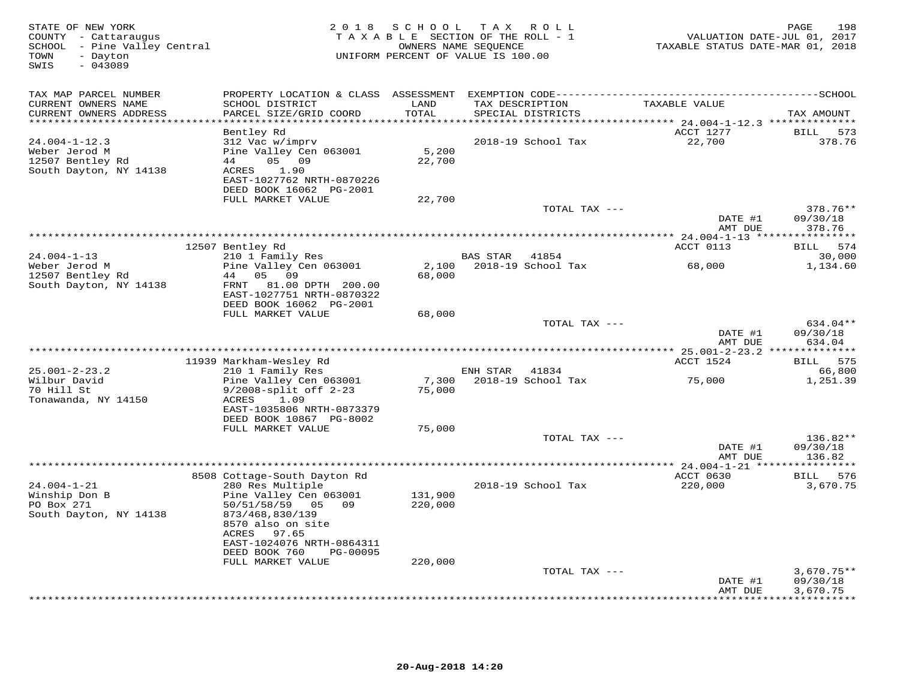STATE OF NEW YORK
COUNTY - Cattaraugus
SCHOOL - Pine Valley Central
TOWN - Dayton
SWIS - 043089

2018 SCHOOL TAX ROLL
TAXABLE SECTION OF THE ROLL - 1
OWNERS NAME SEQUENCE
UNIFORM PERCENT OF VALUE IS 100.00

VALUATION DATE-JUL 01, 2017
TAXABLE STATUS DATE-MAR 01, 2018

| TAX MAP PARCEL NUMBER / CURRENT OWNERS NAME / CURRENT OWNERS ADDRESS | PROPERTY LOCATION & CLASS / SCHOOL DISTRICT / PARCEL SIZE/GRID COORD | ASSESSMENT LAND / TOTAL | EXEMPTION CODE / TAX DESCRIPTION / SPECIAL DISTRICTS | TAXABLE VALUE | TAX AMOUNT |
|---|---|---|---|---|---|
| **24.004-1-12.3** | Bentley Rd | | | ACCT 1277 | BILL 573 |
| 24.004-1-12.3 | 312 Vac w/imprv | | | | |
| Weber Jerod M | Pine Valley Cen 063001 | 5,200 | 2018-19 School Tax | 22,700 | 378.76 |
| 12507 Bentley Rd | 44 05 09 | 22,700 | | | |
| South Dayton, NY 14138 | ACRES 1.90 | | | | |
| | EAST-1027762 NRTH-0870226 | | | | |
| | DEED BOOK 16062 PG-2001 | | | | |
| | FULL MARKET VALUE | 22,700 | | | |
| | | | TOTAL TAX --- | | 378.76** |
| | | | | DATE #1 | 09/30/18 |
| | | | | AMT DUE | 378.76 |
| **24.004-1-13** | 12507 Bentley Rd | | | ACCT 0113 | BILL 574 |
| 24.004-1-13 | 210 1 Family Res | | BAS STAR 41854 | | 30,000 |
| Weber Jerod M | Pine Valley Cen 063001 | 2,100 | 2018-19 School Tax | 68,000 | 1,134.60 |
| 12507 Bentley Rd | 44 05 09 | 68,000 | | | |
| South Dayton, NY 14138 | FRNT 81.00 DPTH 200.00 | | | | |
| | EAST-1027751 NRTH-0870322 | | | | |
| | DEED BOOK 16062 PG-2001 | | | | |
| | FULL MARKET VALUE | 68,000 | | | |
| | | | TOTAL TAX --- | | 634.04** |
| | | | | DATE #1 | 09/30/18 |
| | | | | AMT DUE | 634.04 |
| **25.001-2-23.2** | 11939 Markham-Wesley Rd | | | ACCT 1524 | BILL 575 |
| 25.001-2-23.2 | 210 1 Family Res | | ENH STAR 41834 | | 66,800 |
| Wilbur David | Pine Valley Cen 063001 | 7,300 | 2018-19 School Tax | 75,000 | 1,251.39 |
| 70 Hill St | 9/2008-split off 2-23 | 75,000 | | | |
| Tonawanda, NY 14150 | ACRES 1.09 | | | | |
| | EAST-1035806 NRTH-0873379 | | | | |
| | DEED BOOK 10867 PG-8002 | | | | |
| | FULL MARKET VALUE | 75,000 | | | |
| | | | TOTAL TAX --- | | 136.82** |
| | | | | DATE #1 | 09/30/18 |
| | | | | AMT DUE | 136.82 |
| **24.004-1-21** | 8508 Cottage-South Dayton Rd | | | ACCT 0630 | BILL 576 |
| 24.004-1-21 | 280 Res Multiple | | 2018-19 School Tax | 220,000 | 3,670.75 |
| Winship Don B | Pine Valley Cen 063001 | 131,900 | | | |
| PO Box 271 | 50/51/58/59 05 09 | 220,000 | | | |
| South Dayton, NY 14138 | 873/468,830/139 | | | | |
| | 8570 also on site | | | | |
| | ACRES 97.65 | | | | |
| | EAST-1024076 NRTH-0864311 | | | | |
| | DEED BOOK 760 PG-00095 | | | | |
| | FULL MARKET VALUE | 220,000 | | | |
| | | | TOTAL TAX --- | | 3,670.75** |
| | | | | DATE #1 | 09/30/18 |
| | | | | AMT DUE | 3,670.75 |

20-Aug-2018 14:20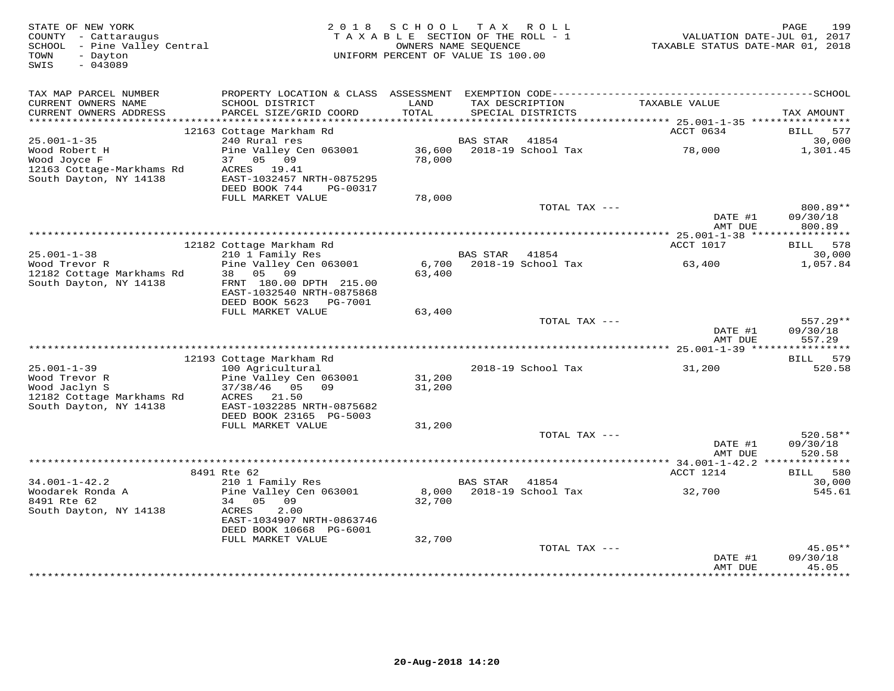STATE OF NEW YORK
COUNTY - Cattaraugus
SCHOOL - Pine Valley Central
TOWN - Dayton
SWIS - 043089

2018 SCHOOL TAX ROLL
TAXABLE SECTION OF THE ROLL - 1
OWNERS NAME SEQUENCE
UNIFORM PERCENT OF VALUE IS 100.00

VALUATION DATE-JUL 01, 2017
TAXABLE STATUS DATE-MAR 01, 2018

| TAX MAP PARCEL NUMBER / CURRENT OWNERS NAME / CURRENT OWNERS ADDRESS | PROPERTY LOCATION & CLASS / SCHOOL DISTRICT / PARCEL SIZE/GRID COORD | ASSESSMENT LAND / TOTAL | EXEMPTION CODE / TAX DESCRIPTION / SPECIAL DISTRICTS | TAXABLE VALUE | SCHOOL / TAX AMOUNT |
|---|---|---|---|---|---|
| | 12163 Cottage Markham Rd | | | ACCT 0634 | BILL 577 |
| 25.001-1-35 | 240 Rural res | | BAS STAR 41854 | | 30,000 |
| Wood Robert H | Pine Valley Cen 063001 | 36,600 | 2018-19 School Tax | 78,000 | 1,301.45 |
| Wood Joyce F | 37 05 09 | 78,000 | | | |
| 12163 Cottage-Markhams Rd | ACRES 19.41 | | | | |
| South Dayton, NY 14138 | EAST-1032457 NRTH-0875295 | | | | |
| | DEED BOOK 744 PG-00317 | | | | |
| | FULL MARKET VALUE | 78,000 | | | |
| | | | TOTAL TAX --- | | 800.89** |
| | | | | DATE #1 | 09/30/18 |
| | | | | AMT DUE | 800.89 |
| | 12182 Cottage Markham Rd | | | ACCT 1017 | BILL 578 |
| 25.001-1-38 | 210 1 Family Res | | BAS STAR 41854 | | 30,000 |
| Wood Trevor R | Pine Valley Cen 063001 | 6,700 | 2018-19 School Tax | 63,400 | 1,057.84 |
| 12182 Cottage Markhams Rd | 38 05 09 | 63,400 | | | |
| South Dayton, NY 14138 | FRNT 180.00 DPTH 215.00 | | | | |
| | EAST-1032540 NRTH-0875868 | | | | |
| | DEED BOOK 5623 PG-7001 | | | | |
| | FULL MARKET VALUE | 63,400 | | | |
| | | | TOTAL TAX --- | | 557.29** |
| | | | | DATE #1 | 09/30/18 |
| | | | | AMT DUE | 557.29 |
| | 12193 Cottage Markham Rd | | | | BILL 579 |
| 25.001-1-39 | 100 Agricultural | | 2018-19 School Tax | 31,200 | 520.58 |
| Wood Trevor R | Pine Valley Cen 063001 | 31,200 | | | |
| Wood Jaclyn S | 37/38/46 05 09 | 31,200 | | | |
| 12182 Cottage Markhams Rd | ACRES 21.50 | | | | |
| South Dayton, NY 14138 | EAST-1032285 NRTH-0875682 | | | | |
| | DEED BOOK 23165 PG-5003 | | | | |
| | FULL MARKET VALUE | 31,200 | | | |
| | | | TOTAL TAX --- | | 520.58** |
| | | | | DATE #1 | 09/30/18 |
| | | | | AMT DUE | 520.58 |
| | 8491 Rte 62 | | | ACCT 1214 | BILL 580 |
| 34.001-1-42.2 | 210 1 Family Res | | BAS STAR 41854 | | 30,000 |
| Woodarek Ronda A | Pine Valley Cen 063001 | 8,000 | 2018-19 School Tax | 32,700 | 545.61 |
| 8491 Rte 62 | 34 05 09 | 32,700 | | | |
| South Dayton, NY 14138 | ACRES 2.00 | | | | |
| | EAST-1034907 NRTH-0863746 | | | | |
| | DEED BOOK 10668 PG-6001 | | | | |
| | FULL MARKET VALUE | 32,700 | | | |
| | | | TOTAL TAX --- | | 45.05** |
| | | | | DATE #1 | 09/30/18 |
| | | | | AMT DUE | 45.05 |

20-Aug-2018 14:20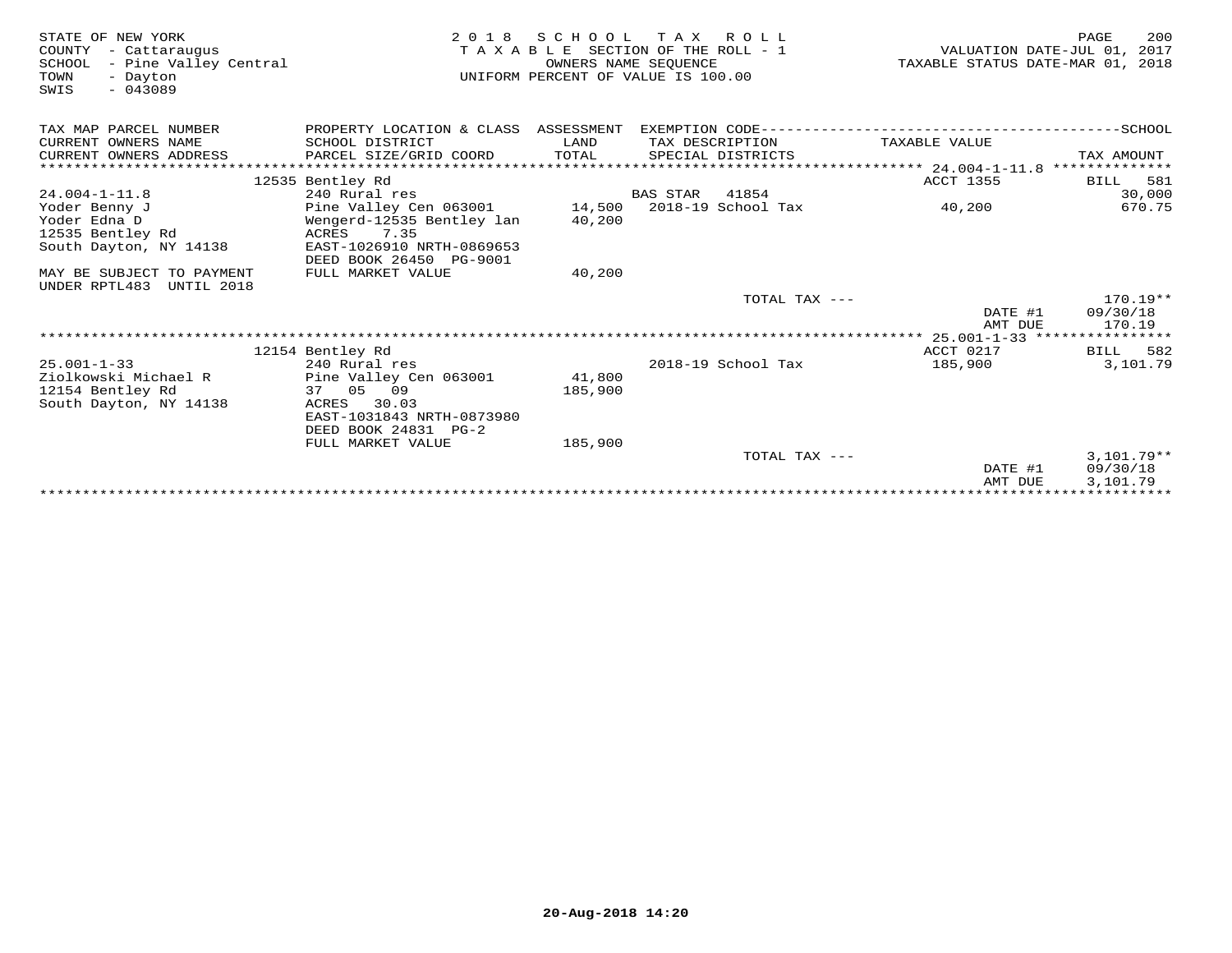STATE OF NEW YORK
COUNTY - Cattaraugus
SCHOOL - Pine Valley Central
TOWN - Dayton
SWIS - 043089

2018 SCHOOL TAX ROLL
TAXABLE SECTION OF THE ROLL - 1
OWNERS NAME SEQUENCE
UNIFORM PERCENT OF VALUE IS 100.00

VALUATION DATE-JUL 01, 2017
TAXABLE STATUS DATE-MAR 01, 2018

| TAX MAP PARCEL NUMBER / CURRENT OWNERS NAME / CURRENT OWNERS ADDRESS | PROPERTY LOCATION & CLASS / SCHOOL DISTRICT / PARCEL SIZE/GRID COORD | ASSESSMENT LAND / TOTAL | EXEMPTION CODE / TAX DESCRIPTION / SPECIAL DISTRICTS | TAXABLE VALUE | SCHOOL TAX AMOUNT |
|---|---|---|---|---|---|
| 24.004-1-11.8 | 12535 Bentley Rd | | | ACCT 1355 | BILL 581 |
| 24.004-1-11.8 | 240 Rural res | | BAS STAR 41854 | | 30,000 |
| Yoder Benny J | Pine Valley Cen 063001 | 14,500 | 2018-19 School Tax | 40,200 | 670.75 |
| Yoder Edna D | Wengerd-12535 Bentley lan | 40,200 | | | |
| 12535 Bentley Rd | ACRES 7.35 | | | | |
| South Dayton, NY 14138 | EAST-1026910 NRTH-0869653 | | | | |
| | DEED BOOK 26450 PG-9001 | | | | |
| MAY BE SUBJECT TO PAYMENT UNDER RPTL483 UNTIL 2018 | FULL MARKET VALUE | 40,200 | | | |
| | | | TOTAL TAX --- | | 170.19** |
| | | | | DATE #1 | 09/30/18 |
| | | | | AMT DUE | 170.19 |
| 25.001-1-33 | 12154 Bentley Rd | | | ACCT 0217 | BILL 582 |
| 25.001-1-33 | 240 Rural res | | 2018-19 School Tax | 185,900 | 3,101.79 |
| Ziolkowski Michael R | Pine Valley Cen 063001 | 41,800 | | | |
| 12154 Bentley Rd | 37 05 09 | 185,900 | | | |
| South Dayton, NY 14138 | ACRES 30.03 | | | | |
| | EAST-1031843 NRTH-0873980 | | | | |
| | DEED BOOK 24831 PG-2 | | | | |
| | FULL MARKET VALUE | 185,900 | | | |
| | | | TOTAL TAX --- | | 3,101.79** |
| | | | | DATE #1 | 09/30/18 |
| | | | | AMT DUE | 3,101.79 |

20-Aug-2018 14:20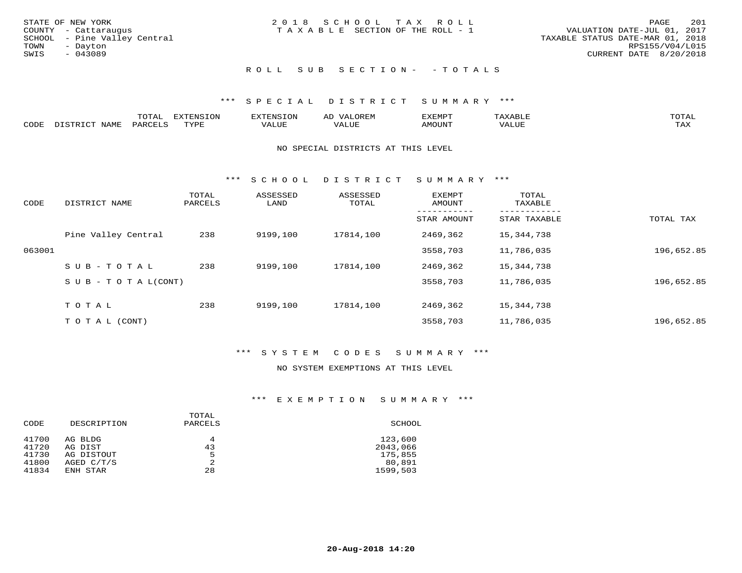STATE OF NEW YORK
COUNTY - Cattaraugus
SCHOOL - Pine Valley Central
TOWN - Dayton
SWIS - 043089

2 0 1 8 S C H O O L T A X R O L L
T A X A B L E SECTION OF THE ROLL - 1

VALUATION DATE-JUL 01, 2017
TAXABLE STATUS DATE-MAR 01, 2018
RPS155/V04/L015
CURRENT DATE 8/20/2018

R O L L S U B S E C T I O N - - T O T A L S

*** S P E C I A L D I S T R I C T S U M M A R Y ***

| CODE | DISTRICT NAME | TOTAL PARCELS | EXTENSION TYPE | EXTENSION VALUE | AD VALOREM VALUE | EXEMPT AMOUNT | TAXABLE VALUE | TOTAL TAX |
|---|---|---|---|---|---|---|---|---|

NO SPECIAL DISTRICTS AT THIS LEVEL

*** S C H O O L D I S T R I C T S U M M A R Y ***

| CODE | DISTRICT NAME | TOTAL PARCELS | ASSESSED LAND | ASSESSED TOTAL | EXEMPT AMOUNT / STAR AMOUNT | TOTAL TAXABLE / STAR TAXABLE | TOTAL TAX |
|---|---|---|---|---|---|---|---|
| | Pine Valley Central | 238 | 9199,100 | 17814,100 | 2469,362 | 15,344,738 | |
| 063001 | | | | | 3558,703 | 11,786,035 | 196,652.85 |
| | S U B - T O T A L | 238 | 9199,100 | 17814,100 | 2469,362 | 15,344,738 | |
| | S U B - T O T A L(CONT) | | | | 3558,703 | 11,786,035 | 196,652.85 |
| | T O T A L | 238 | 9199,100 | 17814,100 | 2469,362 | 15,344,738 | |
| | T O T A L (CONT) | | | | 3558,703 | 11,786,035 | 196,652.85 |

*** S Y S T E M C O D E S S U M M A R Y ***

NO SYSTEM EXEMPTIONS AT THIS LEVEL

*** E X E M P T I O N S U M M A R Y ***

| CODE | DESCRIPTION | TOTAL PARCELS | SCHOOL |
|---|---|---|---|
| 41700 | AG BLDG | 4 | 123,600 |
| 41720 | AG DIST | 43 | 2043,066 |
| 41730 | AG DISTOUT | 5 | 175,855 |
| 41800 | AGED C/T/S | 2 | 80,891 |
| 41834 | ENH STAR | 28 | 1599,503 |

20-Aug-2018 14:20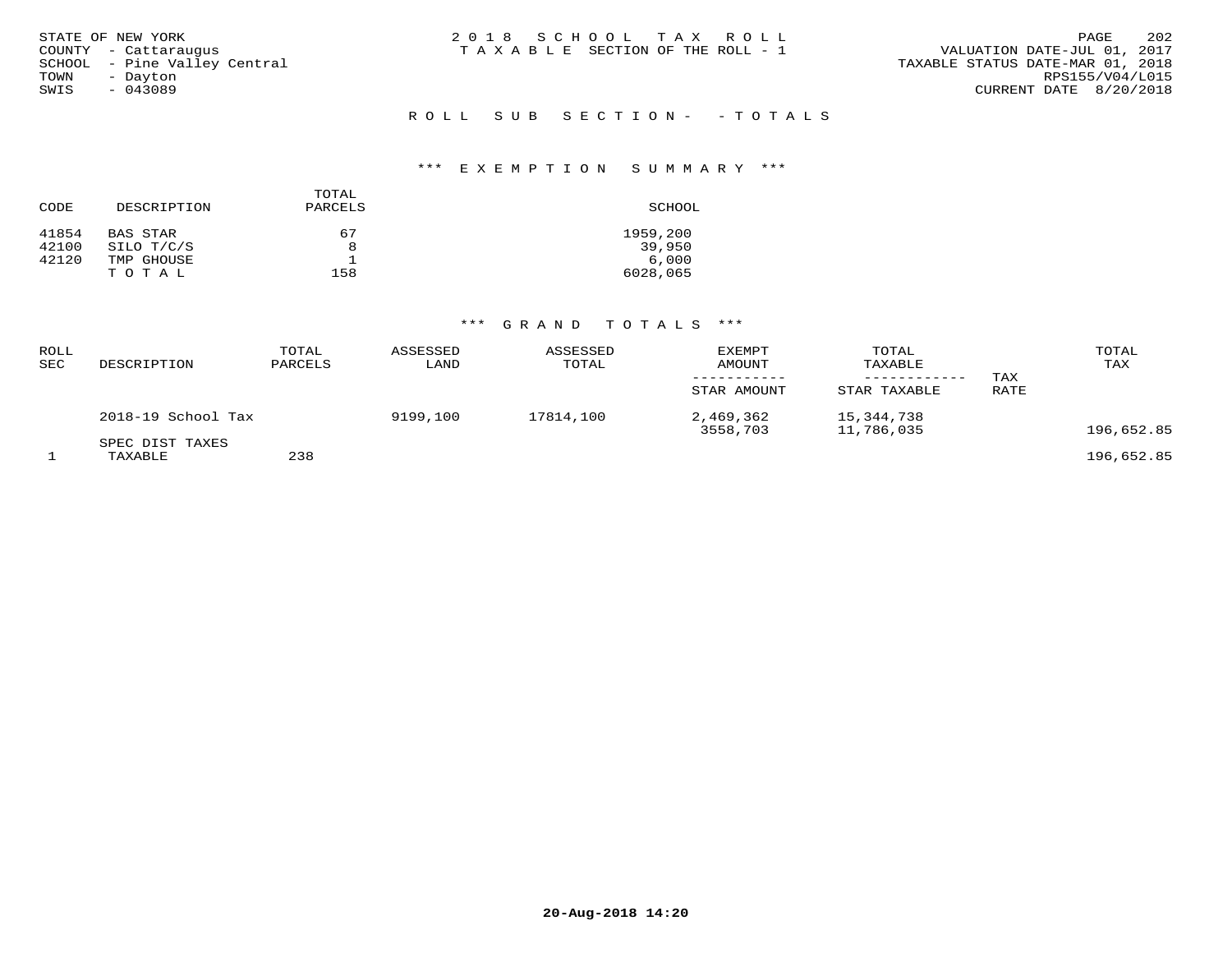STATE OF NEW YORK
COUNTY - Cattaraugus
SCHOOL - Pine Valley Central
TOWN - Dayton
SWIS - 043089

2018 SCHOOL TAX ROLL
TAXABLE SECTION OF THE ROLL - 1

VALUATION DATE-JUL 01, 2017
TAXABLE STATUS DATE-MAR 01, 2018
RPS155/V04/L015
CURRENT DATE 8/20/2018

## ROLL SUB SECTION- - TOTALS

### *** EXEMPTION SUMMARY ***

| CODE | DESCRIPTION | TOTAL PARCELS | SCHOOL |
|---|---|---|---|
| 41854 | BAS STAR | 67 | 1959,200 |
| 42100 | SILO T/C/S | 8 | 39,950 |
| 42120 | TMP GHOUSE | 1 | 6,000 |
| | T O T A L | 158 | 6028,065 |

### *** GRAND TOTALS ***

| ROLL SEC | DESCRIPTION | TOTAL PARCELS | ASSESSED LAND | ASSESSED TOTAL | EXEMPT AMOUNT / STAR AMOUNT | TOTAL TAXABLE / STAR TAXABLE | TAX RATE | TOTAL TAX |
|---|---|---|---|---|---|---|---|---|
| | 2018-19 School Tax | | 9199,100 | 17814,100 | 2,469,362 | 15,344,738 | | |
| | | | | | 3558,703 | 11,786,035 | | 196,652.85 |
| | SPEC DIST TAXES | | | | | | | |
| 1 | TAXABLE | 238 | | | | | | 196,652.85 |

20-Aug-2018 14:20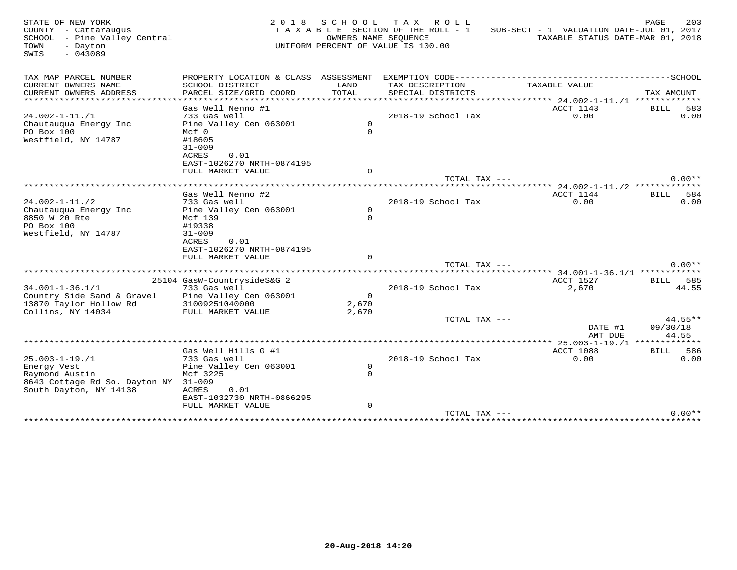STATE OF NEW YORK — 2018 SCHOOL TAX ROLL
COUNTY - Cattaraugus — TAXABLE SECTION OF THE ROLL - 1 — SUB-SECT - 1 VALUATION DATE-JUL 01, 2017
SCHOOL - Pine Valley Central — OWNERS NAME SEQUENCE — TAXABLE STATUS DATE-MAR 01, 2018
TOWN - Dayton — UNIFORM PERCENT OF VALUE IS 100.00
SWIS - 043089

| TAX MAP PARCEL NUMBER / CURRENT OWNERS NAME / CURRENT OWNERS ADDRESS | PROPERTY LOCATION & CLASS / SCHOOL DISTRICT / PARCEL SIZE/GRID COORD | ASSESSMENT LAND / TOTAL | EXEMPTION CODE / TAX DESCRIPTION / SPECIAL DISTRICTS | TAXABLE VALUE | TAX AMOUNT |
|---|---|---|---|---|---|
| 24.002-1-11./1 | Gas Well Nenno #1 | | | ACCT 1143 | BILL 583 |
| | 733 Gas well | | 2018-19 School Tax | 0.00 | 0.00 |
| Chautauqua Energy Inc | Pine Valley Cen 063001 | 0 | | | |
| PO Box 100 | Mcf 0 | 0 | | | |
| Westfield, NY 14787 | #18605 | | | | |
| | 31-009 | | | | |
| | ACRES 0.01 | | | | |
| | EAST-1026270 NRTH-0874195 | | | | |
| | FULL MARKET VALUE | 0 | | | |
| | | | TOTAL TAX --- | | 0.00** |
| 24.002-1-11./2 | Gas Well Nenno #2 | | | ACCT 1144 | BILL 584 |
| | 733 Gas well | | 2018-19 School Tax | 0.00 | 0.00 |
| Chautauqua Energy Inc | Pine Valley Cen 063001 | 0 | | | |
| 8850 W 20 Rte | Mcf 139 | 0 | | | |
| PO Box 100 | #19338 | | | | |
| Westfield, NY 14787 | 31-009 | | | | |
| | ACRES 0.01 | | | | |
| | EAST-1026270 NRTH-0874195 | | | | |
| | FULL MARKET VALUE | 0 | | | |
| | | | TOTAL TAX --- | | 0.00** |
| 34.001-1-36.1/1 | 25104 GasW-CountrysideS&G 2 | | | ACCT 1527 | BILL 585 |
| | 733 Gas well | | 2018-19 School Tax | 2,670 | 44.55 |
| Country Side Sand & Gravel | Pine Valley Cen 063001 | 0 | | | |
| 13870 Taylor Hollow Rd | 31009251040000 | 2,670 | | | |
| Collins, NY 14034 | FULL MARKET VALUE | 2,670 | | | |
| | | | TOTAL TAX --- | | 44.55** |
| | | | | DATE #1 | 09/30/18 |
| | | | | AMT DUE | 44.55 |
| 25.003-1-19./1 | Gas Well Hills G #1 | | | ACCT 1088 | BILL 586 |
| | 733 Gas well | | 2018-19 School Tax | 0.00 | 0.00 |
| Energy Vest | Pine Valley Cen 063001 | 0 | | | |
| Raymond Austin | Mcf 3225 | 0 | | | |
| 8643 Cottage Rd So. Dayton NY | 31-009 | | | | |
| South Dayton, NY 14138 | ACRES 0.01 | | | | |
| | EAST-1032730 NRTH-0866295 | | | | |
| | FULL MARKET VALUE | 0 | | | |
| | | | TOTAL TAX --- | | 0.00** |

20-Aug-2018 14:20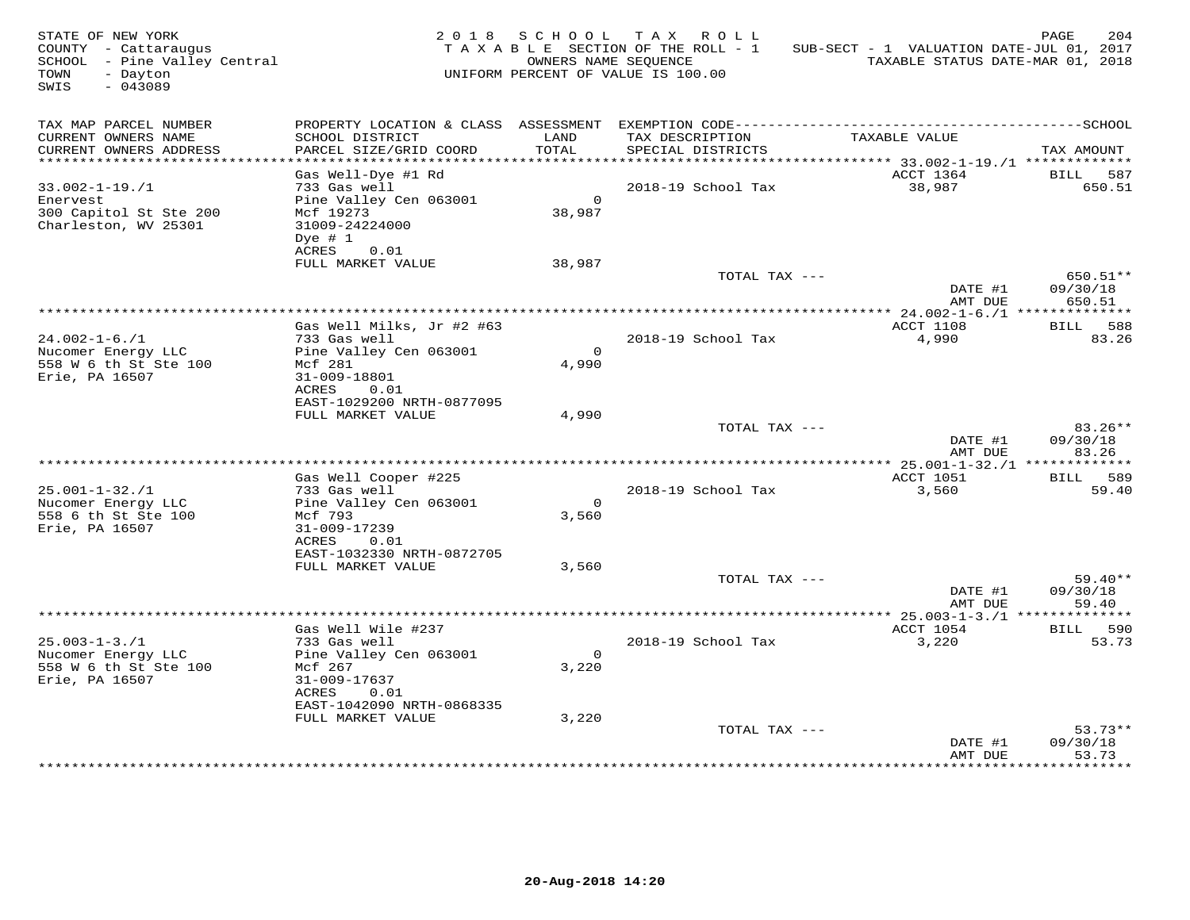STATE OF NEW YORK
COUNTY - Cattaraugus
SCHOOL - Pine Valley Central
TOWN - Dayton
SWIS - 043089

2018 SCHOOL TAX ROLL
TAXABLE SECTION OF THE ROLL - 1
OWNERS NAME SEQUENCE
UNIFORM PERCENT OF VALUE IS 100.00

SUB-SECT - 1 VALUATION DATE-JUL 01, 2017
TAXABLE STATUS DATE-MAR 01, 2018

| TAX MAP PARCEL NUMBER / CURRENT OWNERS NAME / CURRENT OWNERS ADDRESS | PROPERTY LOCATION & CLASS / SCHOOL DISTRICT / PARCEL SIZE/GRID COORD | ASSESSMENT LAND / TOTAL | EXEMPTION CODE / TAX DESCRIPTION / SPECIAL DISTRICTS | TAXABLE VALUE | TAX AMOUNT |
|---|---|---|---|---|---|
| | Gas Well-Dye #1 Rd | | | ACCT 1364 | BILL 587 |
| 33.002-1-19./1 | 733 Gas well | | 2018-19 School Tax | 38,987 | 650.51 |
| Enervest | Pine Valley Cen 063001 | 0 | | | |
| 300 Capitol St Ste 200 | Mcf 19273 | 38,987 | | | |
| Charleston, WV 25301 | 31009-24224000 | | | | |
| | Dye # 1 | | | | |
| | ACRES 0.01 | | | | |
| | FULL MARKET VALUE | 38,987 | | | |
| | | | TOTAL TAX --- | | 650.51** |
| | | | | DATE #1 | 09/30/18 |
| | | | | AMT DUE | 650.51 |
| | Gas Well Milks, Jr #2 #63 | | | ACCT 1108 | BILL 588 |
| 24.002-1-6./1 | 733 Gas well | | 2018-19 School Tax | 4,990 | 83.26 |
| Nucomer Energy LLC | Pine Valley Cen 063001 | 0 | | | |
| 558 W 6 th St Ste 100 | Mcf 281 | 4,990 | | | |
| Erie, PA 16507 | 31-009-18801 | | | | |
| | ACRES 0.01 | | | | |
| | EAST-1029200 NRTH-0877095 | | | | |
| | FULL MARKET VALUE | 4,990 | | | |
| | | | TOTAL TAX --- | | 83.26** |
| | | | | DATE #1 | 09/30/18 |
| | | | | AMT DUE | 83.26 |
| | Gas Well Cooper #225 | | | ACCT 1051 | BILL 589 |
| 25.001-1-32./1 | 733 Gas well | | 2018-19 School Tax | 3,560 | 59.40 |
| Nucomer Energy LLC | Pine Valley Cen 063001 | 0 | | | |
| 558 6 th St Ste 100 | Mcf 793 | 3,560 | | | |
| Erie, PA 16507 | 31-009-17239 | | | | |
| | ACRES 0.01 | | | | |
| | EAST-1032330 NRTH-0872705 | | | | |
| | FULL MARKET VALUE | 3,560 | | | |
| | | | TOTAL TAX --- | | 59.40** |
| | | | | DATE #1 | 09/30/18 |
| | | | | AMT DUE | 59.40 |
| | Gas Well Wile #237 | | | ACCT 1054 | BILL 590 |
| 25.003-1-3./1 | 733 Gas well | | 2018-19 School Tax | 3,220 | 53.73 |
| Nucomer Energy LLC | Pine Valley Cen 063001 | 0 | | | |
| 558 W 6 th St Ste 100 | Mcf 267 | 3,220 | | | |
| Erie, PA 16507 | 31-009-17637 | | | | |
| | ACRES 0.01 | | | | |
| | EAST-1042090 NRTH-0868335 | | | | |
| | FULL MARKET VALUE | 3,220 | | | |
| | | | TOTAL TAX --- | | 53.73** |
| | | | | DATE #1 | 09/30/18 |
| | | | | AMT DUE | 53.73 |

20-Aug-2018 14:20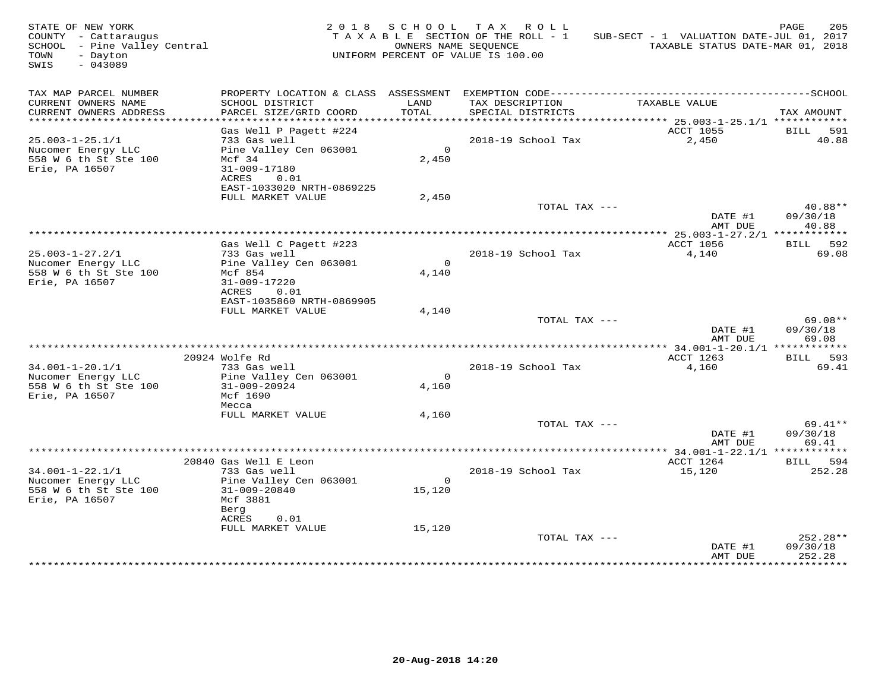STATE OF NEW YORK
COUNTY - Cattaraugus
SCHOOL - Pine Valley Central
TOWN - Dayton
SWIS - 043089

2018 SCHOOL TAX ROLL
TAXABLE SECTION OF THE ROLL - 1
OWNERS NAME SEQUENCE
UNIFORM PERCENT OF VALUE IS 100.00

SUB-SECT - 1 VALUATION DATE-JUL 01, 2017
TAXABLE STATUS DATE-MAR 01, 2018

| TAX MAP PARCEL NUMBER / CURRENT OWNERS NAME / CURRENT OWNERS ADDRESS | PROPERTY LOCATION & CLASS / SCHOOL DISTRICT / PARCEL SIZE/GRID COORD | ASSESSMENT LAND / TOTAL | EXEMPTION CODE / TAX DESCRIPTION / SPECIAL DISTRICTS | TAXABLE VALUE | TAX AMOUNT |
|---|---|---|---|---|---|
| 25.003-1-25.1/1 | Gas Well P Pagett #224 | | | ACCT 1055 | BILL 591 |
| Nucomer Energy LLC | 733 Gas well | | 2018-19 School Tax | 2,450 | 40.88 |
| 558 W 6 th St Ste 100 | Pine Valley Cen 063001 | 0 | | | |
| Erie, PA 16507 | Mcf 34 | 2,450 | | | |
| | 31-009-17180 | | | | |
| | ACRES 0.01 | | | | |
| | EAST-1033020 NRTH-0869225 | | | | |
| | FULL MARKET VALUE | 2,450 | | | |
| | | | TOTAL TAX --- | | 40.88** |
| | | | | DATE #1 | 09/30/18 |
| | | | | AMT DUE | 40.88 |
| 25.003-1-27.2/1 | Gas Well C Pagett #223 | | | ACCT 1056 | BILL 592 |
| Nucomer Energy LLC | 733 Gas well | | 2018-19 School Tax | 4,140 | 69.08 |
| 558 W 6 th St Ste 100 | Pine Valley Cen 063001 | 0 | | | |
| Erie, PA 16507 | Mcf 854 | 4,140 | | | |
| | 31-009-17220 | | | | |
| | ACRES 0.01 | | | | |
| | EAST-1035860 NRTH-0869905 | | | | |
| | FULL MARKET VALUE | 4,140 | | | |
| | | | TOTAL TAX --- | | 69.08** |
| | | | | DATE #1 | 09/30/18 |
| | | | | AMT DUE | 69.08 |
| 34.001-1-20.1/1 | 20924 Wolfe Rd | | | ACCT 1263 | BILL 593 |
| Nucomer Energy LLC | 733 Gas well | | 2018-19 School Tax | 4,160 | 69.41 |
| 558 W 6 th St Ste 100 | Pine Valley Cen 063001 | 0 | | | |
| Erie, PA 16507 | 31-009-20924 | 4,160 | | | |
| | Mcf 1690 | | | | |
| | Mecca | | | | |
| | FULL MARKET VALUE | 4,160 | | | |
| | | | TOTAL TAX --- | | 69.41** |
| | | | | DATE #1 | 09/30/18 |
| | | | | AMT DUE | 69.41 |
| 34.001-1-22.1/1 | 20840 Gas Well E Leon | | | ACCT 1264 | BILL 594 |
| Nucomer Energy LLC | 733 Gas well | | 2018-19 School Tax | 15,120 | 252.28 |
| 558 W 6 th St Ste 100 | Pine Valley Cen 063001 | 0 | | | |
| Erie, PA 16507 | 31-009-20840 | 15,120 | | | |
| | Mcf 3881 | | | | |
| | Berg | | | | |
| | ACRES 0.01 | | | | |
| | FULL MARKET VALUE | 15,120 | | | |
| | | | TOTAL TAX --- | | 252.28** |
| | | | | DATE #1 | 09/30/18 |
| | | | | AMT DUE | 252.28 |

20-Aug-2018 14:20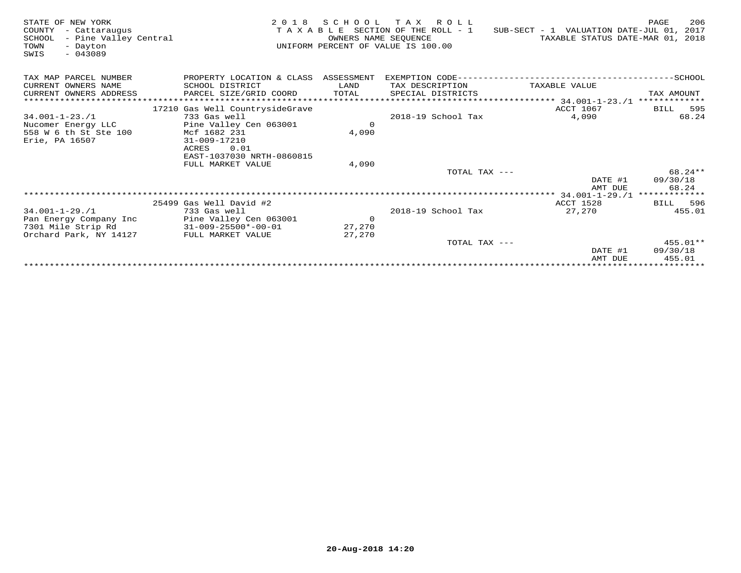STATE OF NEW YORK
COUNTY - Cattaraugus
SCHOOL - Pine Valley Central
TOWN - Dayton
SWIS - 043089

2 0 1 8 S C H O O L T A X R O L L
T A X A B L E SECTION OF THE ROLL - 1
OWNERS NAME SEQUENCE
UNIFORM PERCENT OF VALUE IS 100.00

SUB-SECT - 1 VALUATION DATE-JUL 01, 2017
TAXABLE STATUS DATE-MAR 01, 2018

| TAX MAP PARCEL NUMBER<br>CURRENT OWNERS NAME<br>CURRENT OWNERS ADDRESS | PROPERTY LOCATION & CLASS<br>SCHOOL DISTRICT<br>PARCEL SIZE/GRID COORD | ASSESSMENT<br>LAND<br>TOTAL | EXEMPTION CODE<br>TAX DESCRIPTION<br>SPECIAL DISTRICTS | SCHOOL<br>TAXABLE VALUE | TAX AMOUNT |
|---|---|---|---|---|---|
| | 17210 Gas Well CountrysideGrave | | | ACCT 1067 | BILL 595 |
| 34.001-1-23./1 | 733 Gas well | | 2018-19 School Tax | 4,090 | 68.24 |
| Nucomer Energy LLC | Pine Valley Cen 063001 | 0 | | | |
| 558 W 6 th St Ste 100 | Mcf 1682 231 | 4,090 | | | |
| Erie, PA 16507 | 31-009-17210 | | | | |
| | ACRES 0.01 | | | | |
| | EAST-1037030 NRTH-0860815 | | | | |
| | FULL MARKET VALUE | 4,090 | | | |
| | | | TOTAL TAX --- | | 68.24** |
| | | | | DATE #1 | 09/30/18 |
| | | | | AMT DUE | 68.24 |
| | 25499 Gas Well David #2 | | | ACCT 1528 | BILL 596 |
| 34.001-1-29./1 | 733 Gas well | | 2018-19 School Tax | 27,270 | 455.01 |
| Pan Energy Company Inc | Pine Valley Cen 063001 | 0 | | | |
| 7301 Mile Strip Rd | 31-009-25500*-00-01 | 27,270 | | | |
| Orchard Park, NY 14127 | FULL MARKET VALUE | 27,270 | | | |
| | | | TOTAL TAX --- | | 455.01** |
| | | | | DATE #1 | 09/30/18 |
| | | | | AMT DUE | 455.01 |

20-Aug-2018 14:20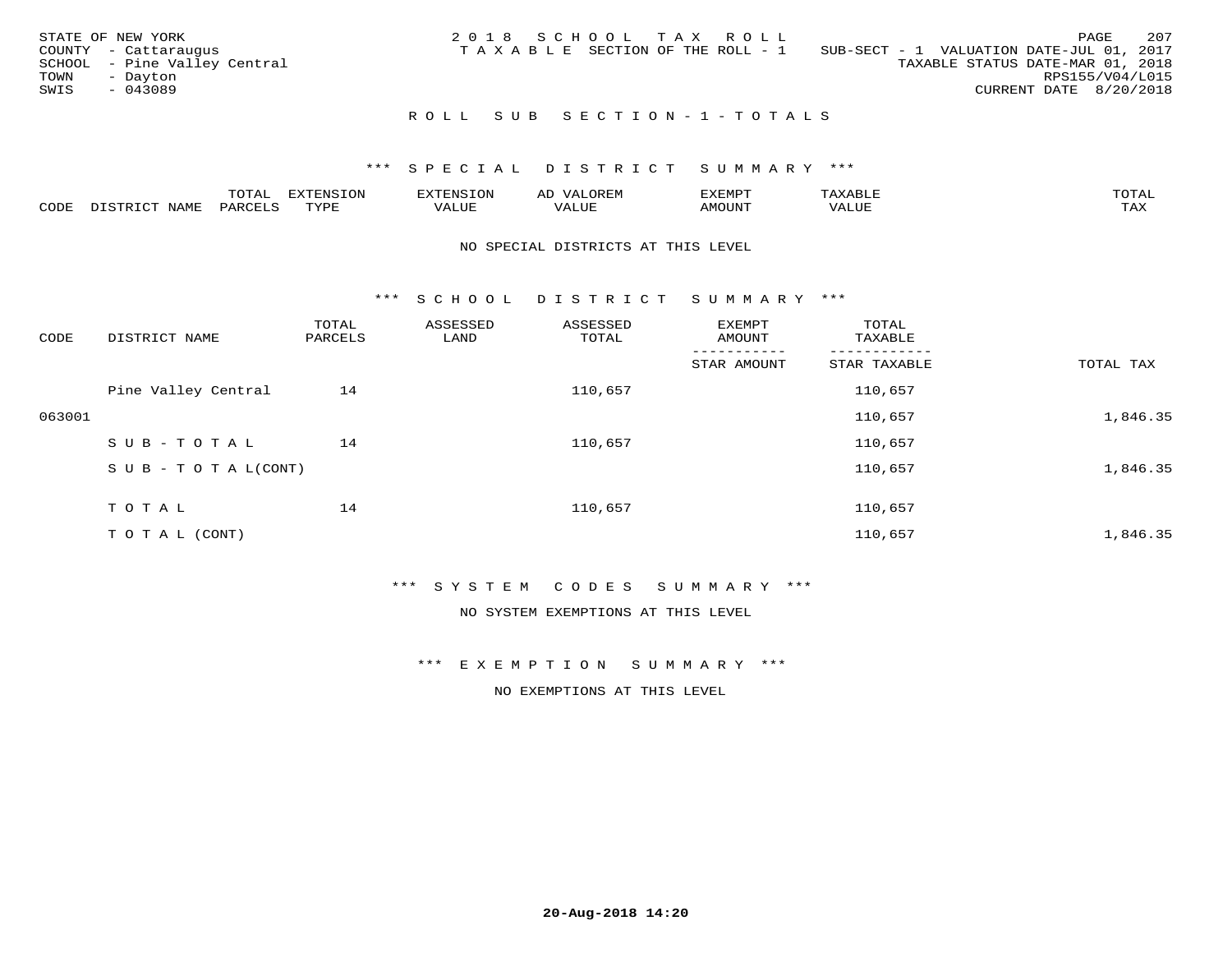STATE OF NEW YORK
COUNTY - Cattaraugus
SCHOOL - Pine Valley Central
TOWN - Dayton
SWIS - 043089

2018 SCHOOL TAX ROLL
TAXABLE SECTION OF THE ROLL - 1

SUB-SECT - 1 VALUATION DATE-JUL 01, 2017
TAXABLE STATUS DATE-MAR 01, 2018
RPS155/V04/L015
CURRENT DATE 8/20/2018

## ROLL SUB SECTION - 1 - TOTALS

### *** SPECIAL DISTRICT SUMMARY ***

| CODE | DISTRICT NAME | TOTAL PARCELS | EXTENSION TYPE | EXTENSION VALUE | AD VALOREM VALUE | EXEMPT AMOUNT | TAXABLE VALUE | TOTAL TAX |
|---|---|---|---|---|---|---|---|---|

NO SPECIAL DISTRICTS AT THIS LEVEL

### *** SCHOOL DISTRICT SUMMARY ***

| CODE | DISTRICT NAME | TOTAL PARCELS | ASSESSED LAND | ASSESSED TOTAL | EXEMPT AMOUNT / STAR AMOUNT | TOTAL TAXABLE / STAR TAXABLE | TOTAL TAX |
|---|---|---|---|---|---|---|---|
| | Pine Valley Central | 14 | | 110,657 | | 110,657 | |
| 063001 | | | | | | 110,657 | 1,846.35 |
| | SUB-TOTAL | 14 | | 110,657 | | 110,657 | |
| | SUB-TOTAL(CONT) | | | | | 110,657 | 1,846.35 |
| | TOTAL | 14 | | 110,657 | | 110,657 | |
| | TOTAL (CONT) | | | | | 110,657 | 1,846.35 |

### *** SYSTEM CODES SUMMARY ***

NO SYSTEM EXEMPTIONS AT THIS LEVEL

### *** EXEMPTION SUMMARY ***

NO EXEMPTIONS AT THIS LEVEL

20-Aug-2018 14:20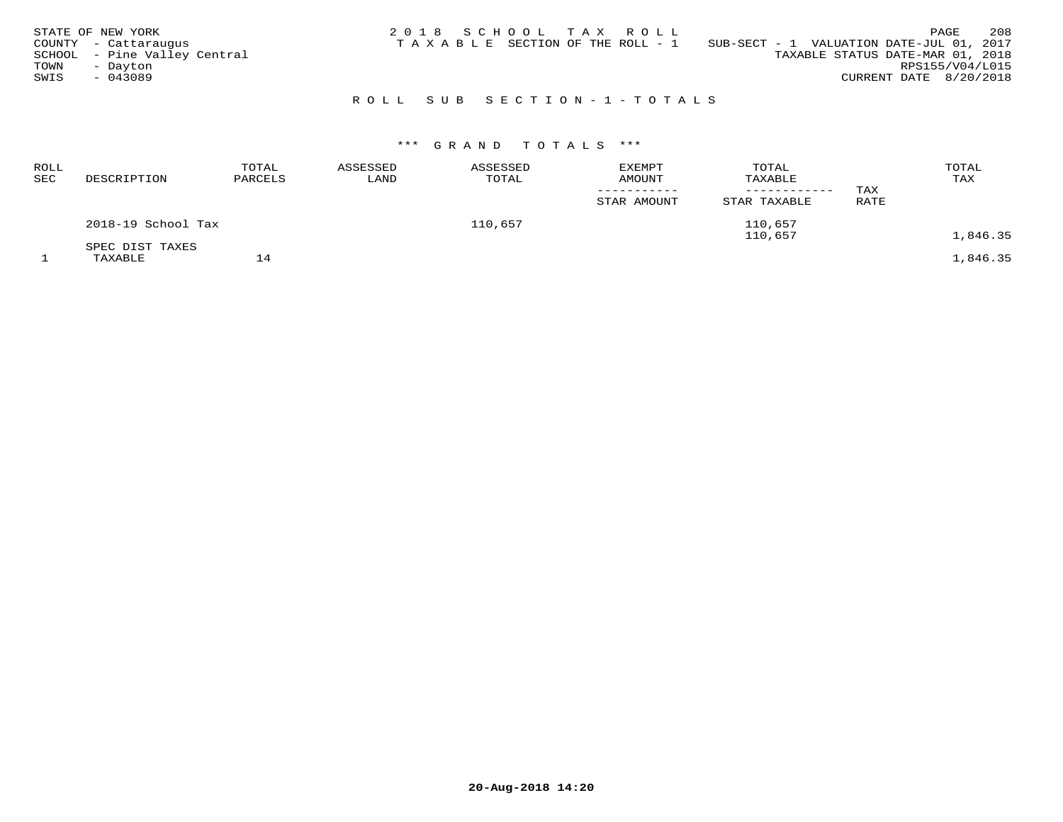STATE OF NEW YORK
COUNTY - Cattaraugus
SCHOOL - Pine Valley Central
TOWN - Dayton
SWIS - 043089

2018 SCHOOL TAX ROLL
TAXABLE SECTION OF THE ROLL - 1

SUB-SECT - 1 VALUATION DATE-JUL 01, 2017
TAXABLE STATUS DATE-MAR 01, 2018
RPS155/V04/L015
CURRENT DATE 8/20/2018

## ROLL SUB SECTION-1-TOTALS

### *** GRAND TOTALS ***

| ROLL SEC | DESCRIPTION | TOTAL PARCELS | ASSESSED LAND | ASSESSED TOTAL | EXEMPT AMOUNT<br>-----------<br>STAR AMOUNT | TOTAL TAXABLE<br>------------<br>STAR TAXABLE | TAX RATE | TOTAL TAX |
|---|---|---|---|---|---|---|---|---|
| | 2018-19 School Tax | | | 110,657 | | 110,657<br>110,657 | | 1,846.35 |
| | SPEC DIST TAXES | | | | | | | |
| 1 | TAXABLE | 14 | | | | | | 1,846.35 |

20-Aug-2018 14:20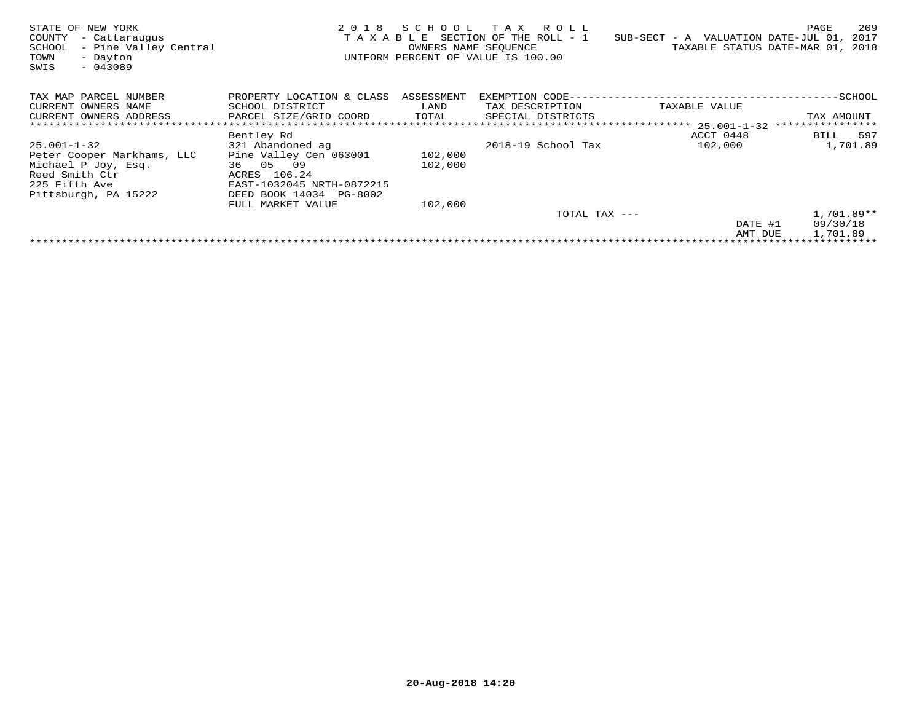STATE OF NEW YORK
COUNTY - Cattaraugus
SCHOOL - Pine Valley Central
TOWN - Dayton
SWIS - 043089

2 0 1 8 S C H O O L T A X R O L L
T A X A B L E SECTION OF THE ROLL - 1
OWNERS NAME SEQUENCE
UNIFORM PERCENT OF VALUE IS 100.00

SUB-SECT - A VALUATION DATE-JUL 01, 2017
TAXABLE STATUS DATE-MAR 01, 2018

| TAX MAP PARCEL NUMBER / CURRENT OWNERS NAME / CURRENT OWNERS ADDRESS | PROPERTY LOCATION & CLASS / SCHOOL DISTRICT / PARCEL SIZE/GRID COORD | ASSESSMENT LAND / TOTAL | EXEMPTION CODE / TAX DESCRIPTION / SPECIAL DISTRICTS | TAXABLE VALUE | SCHOOL TAX AMOUNT |
|---|---|---|---|---|---|
| | | | | 25.001-1-32 | |
| | Bentley Rd | | | ACCT 0448 | BILL 597 |
| 25.001-1-32 | 321 Abandoned ag | | 2018-19 School Tax | 102,000 | 1,701.89 |
| Peter Cooper Markhams, LLC | Pine Valley Cen 063001 | 102,000 | | | |
| Michael P Joy, Esq. | 36 05 09 | 102,000 | | | |
| Reed Smith Ctr | ACRES 106.24 | | | | |
| 225 Fifth Ave | EAST-1032045 NRTH-0872215 | | | | |
| Pittsburgh, PA 15222 | DEED BOOK 14034 PG-8002 | | | | |
| | FULL MARKET VALUE | 102,000 | | | |
| | | | TOTAL TAX --- | | 1,701.89** |
| | | | | DATE #1 | 09/30/18 |
| | | | | AMT DUE | 1,701.89 |

20-Aug-2018 14:20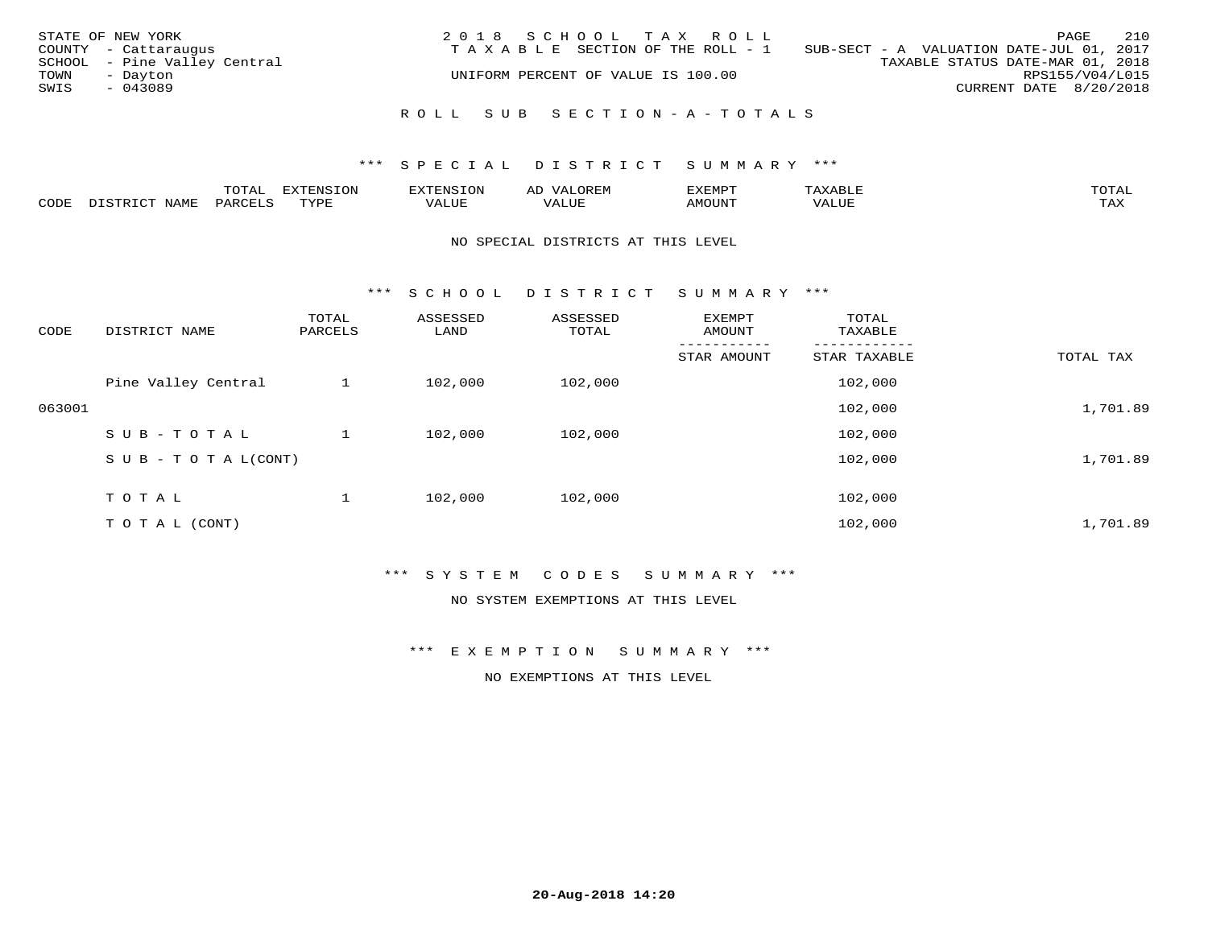STATE OF NEW YORK
COUNTY - Cattaraugus
SCHOOL - Pine Valley Central
TOWN - Dayton
SWIS - 043089

2018 SCHOOL TAX ROLL
TAXABLE SECTION OF THE ROLL - 1
UNIFORM PERCENT OF VALUE IS 100.00

SUB-SECT - A VALUATION DATE-JUL 01, 2017
TAXABLE STATUS DATE-MAR 01, 2018
RPS155/V04/L015
CURRENT DATE 8/20/2018

ROLL SUB SECTION-A-TOTALS

*** SPECIAL DISTRICT SUMMARY ***

| CODE | DISTRICT NAME | TOTAL PARCELS | EXTENSION TYPE | EXTENSION VALUE | AD VALOREM VALUE | EXEMPT AMOUNT | TAXABLE VALUE | TOTAL TAX |
|---|---|---|---|---|---|---|---|---|

NO SPECIAL DISTRICTS AT THIS LEVEL

*** SCHOOL DISTRICT SUMMARY ***

| CODE | DISTRICT NAME | TOTAL PARCELS | ASSESSED LAND | ASSESSED TOTAL | EXEMPT AMOUNT / STAR AMOUNT | TOTAL TAXABLE / STAR TAXABLE | TOTAL TAX |
|---|---|---|---|---|---|---|---|
| | Pine Valley Central | 1 | 102,000 | 102,000 | | 102,000 | |
| 063001 | | | | | | 102,000 | 1,701.89 |
| | SUB-TOTAL | 1 | 102,000 | 102,000 | | 102,000 | |
| | SUB-TOTAL(CONT) | | | | | 102,000 | 1,701.89 |
| | TOTAL | 1 | 102,000 | 102,000 | | 102,000 | |
| | TOTAL (CONT) | | | | | 102,000 | 1,701.89 |

*** SYSTEM CODES SUMMARY ***

NO SYSTEM EXEMPTIONS AT THIS LEVEL

*** EXEMPTION SUMMARY ***

NO EXEMPTIONS AT THIS LEVEL

20-Aug-2018 14:20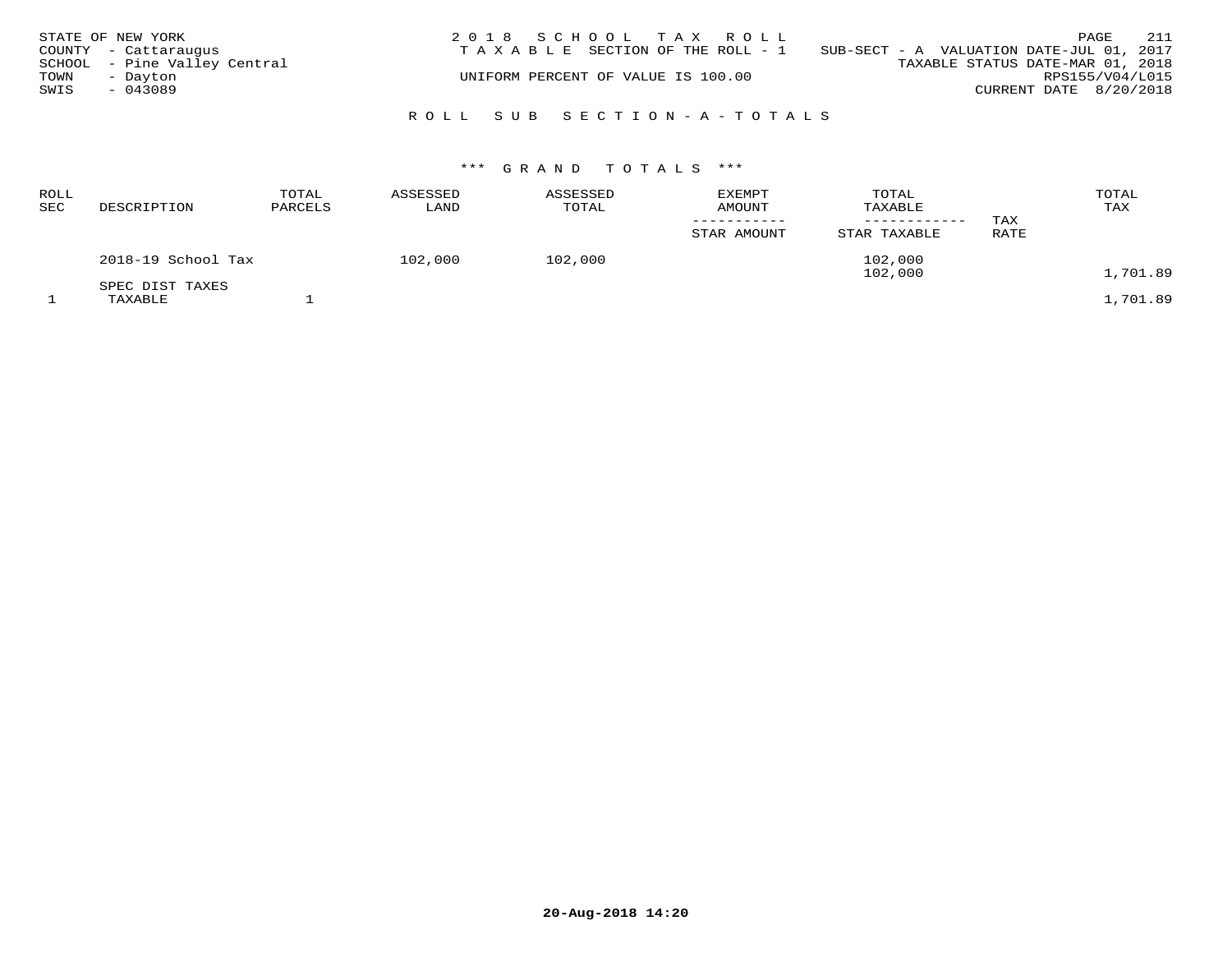STATE OF NEW YORK
COUNTY - Cattaraugus
SCHOOL - Pine Valley Central
TOWN - Dayton
SWIS - 043089

2 0 1 8 S C H O O L T A X R O L L
T A X A B L E SECTION OF THE ROLL - 1
UNIFORM PERCENT OF VALUE IS 100.00

SUB-SECT - A VALUATION DATE-JUL 01, 2017
TAXABLE STATUS DATE-MAR 01, 2018
RPS155/V04/L015
CURRENT DATE 8/20/2018

## R O L L S U B S E C T I O N - A - T O T A L S

### \*\*\* G R A N D T O T A L S \*\*\*

| ROLL SEC | DESCRIPTION | TOTAL PARCELS | ASSESSED LAND | ASSESSED TOTAL | EXEMPT AMOUNT<br>-----------<br>STAR AMOUNT | TOTAL TAXABLE<br>------------<br>STAR TAXABLE | TAX RATE | TOTAL TAX |
|---|---|---|---|---|---|---|---|---|
| | 2018-19 School Tax | | 102,000 | 102,000 | | 102,000<br>102,000 | | 1,701.89 |
| | SPEC DIST TAXES | | | | | | | |
| 1 | TAXABLE | 1 | | | | | | 1,701.89 |

20-Aug-2018 14:20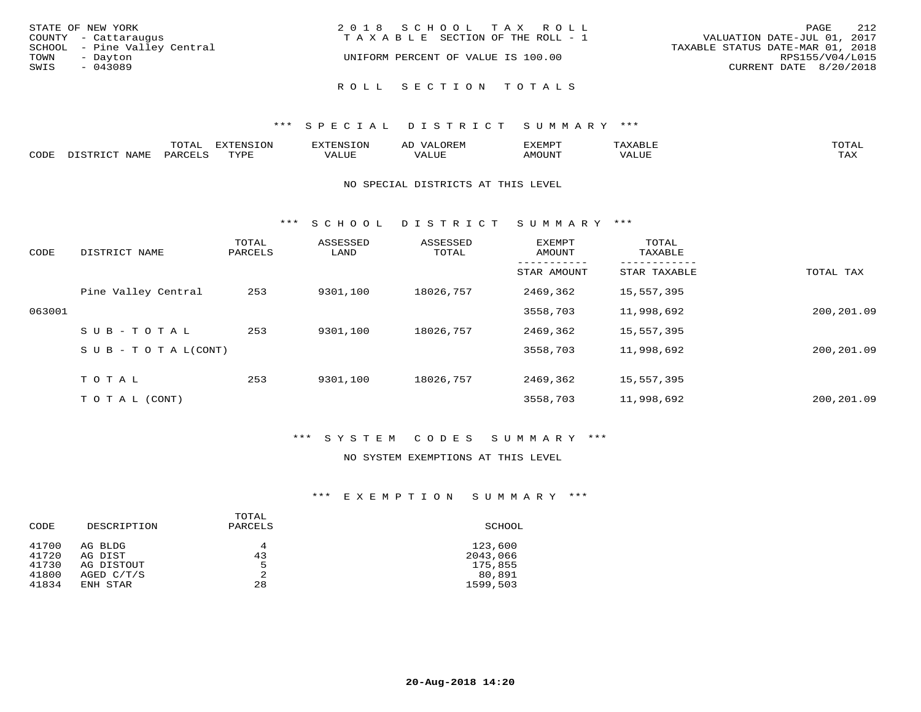STATE OF NEW YORK
COUNTY - Cattaraugus
SCHOOL - Pine Valley Central
TOWN - Dayton
SWIS - 043089

2 0 1 8 S C H O O L T A X R O L L
T A X A B L E SECTION OF THE ROLL - 1
UNIFORM PERCENT OF VALUE IS 100.00

VALUATION DATE-JUL 01, 2017
TAXABLE STATUS DATE-MAR 01, 2018
RPS155/V04/L015
CURRENT DATE 8/20/2018

## R O L L S E C T I O N T O T A L S

### *** S P E C I A L D I S T R I C T S U M M A R Y ***

| CODE | DISTRICT NAME | TOTAL PARCELS | EXTENSION TYPE | EXTENSION VALUE | AD VALOREM VALUE | EXEMPT AMOUNT | TAXABLE VALUE | TOTAL TAX |
|---|---|---|---|---|---|---|---|---|

NO SPECIAL DISTRICTS AT THIS LEVEL

### *** S C H O O L D I S T R I C T S U M M A R Y ***

| CODE | DISTRICT NAME | TOTAL PARCELS | ASSESSED LAND | ASSESSED TOTAL | EXEMPT AMOUNT / STAR AMOUNT | TOTAL TAXABLE / STAR TAXABLE | TOTAL TAX |
|---|---|---|---|---|---|---|---|
| | Pine Valley Central | 253 | 9301,100 | 18026,757 | 2469,362 | 15,557,395 | |
| 063001 | | | | | 3558,703 | 11,998,692 | 200,201.09 |
| | S U B - T O T A L | 253 | 9301,100 | 18026,757 | 2469,362 | 15,557,395 | |
| | S U B - T O T A L(CONT) | | | | 3558,703 | 11,998,692 | 200,201.09 |
| | T O T A L | 253 | 9301,100 | 18026,757 | 2469,362 | 15,557,395 | |
| | T O T A L (CONT) | | | | 3558,703 | 11,998,692 | 200,201.09 |

### *** S Y S T E M C O D E S S U M M A R Y ***

NO SYSTEM EXEMPTIONS AT THIS LEVEL

### *** E X E M P T I O N S U M M A R Y ***

| CODE | DESCRIPTION | TOTAL PARCELS | SCHOOL |
|---|---|---|---|
| 41700 | AG BLDG | 4 | 123,600 |
| 41720 | AG DIST | 43 | 2043,066 |
| 41730 | AG DISTOUT | 5 | 175,855 |
| 41800 | AGED C/T/S | 2 | 80,891 |
| 41834 | ENH STAR | 28 | 1599,503 |

20-Aug-2018 14:20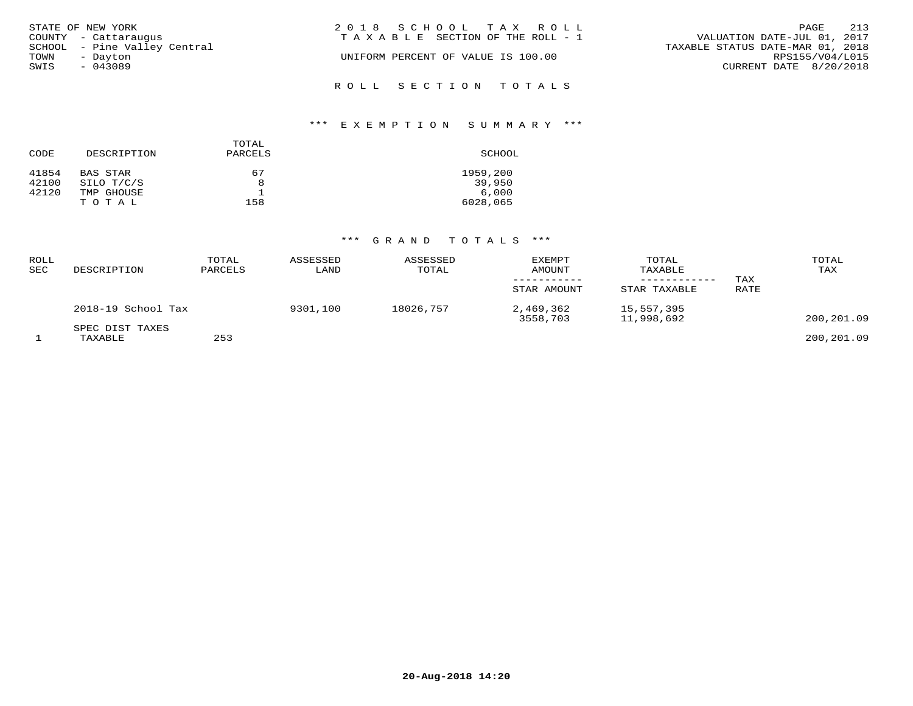STATE OF NEW YORK
COUNTY - Cattaraugus
SCHOOL - Pine Valley Central
TOWN - Dayton
SWIS - 043089

2018 SCHOOL TAX ROLL
TAXABLE SECTION OF THE ROLL - 1
UNIFORM PERCENT OF VALUE IS 100.00

VALUATION DATE-JUL 01, 2017
TAXABLE STATUS DATE-MAR 01, 2018
RPS155/V04/L015
CURRENT DATE 8/20/2018

## ROLL SECTION TOTALS

### *** EXEMPTION SUMMARY ***

| CODE | DESCRIPTION | TOTAL PARCELS | SCHOOL |
|---|---|---|---|
| 41854 | BAS STAR | 67 | 1959,200 |
| 42100 | SILO T/C/S | 8 | 39,950 |
| 42120 | TMP GHOUSE | 1 | 6,000 |
| | TOTAL | 158 | 6028,065 |

### *** GRAND TOTALS ***

| ROLL SEC | DESCRIPTION | TOTAL PARCELS | ASSESSED LAND | ASSESSED TOTAL | EXEMPT AMOUNT / STAR AMOUNT | TOTAL TAXABLE / STAR TAXABLE | TAX RATE | TOTAL TAX |
|---|---|---|---|---|---|---|---|---|
| | 2018-19 School Tax | | 9301,100 | 18026,757 | 2,469,362<br>3558,703 | 15,557,395<br>11,998,692 | | 200,201.09 |
| | SPEC DIST TAXES | | | | | | | |
| 1 | TAXABLE | 253 | | | | | | 200,201.09 |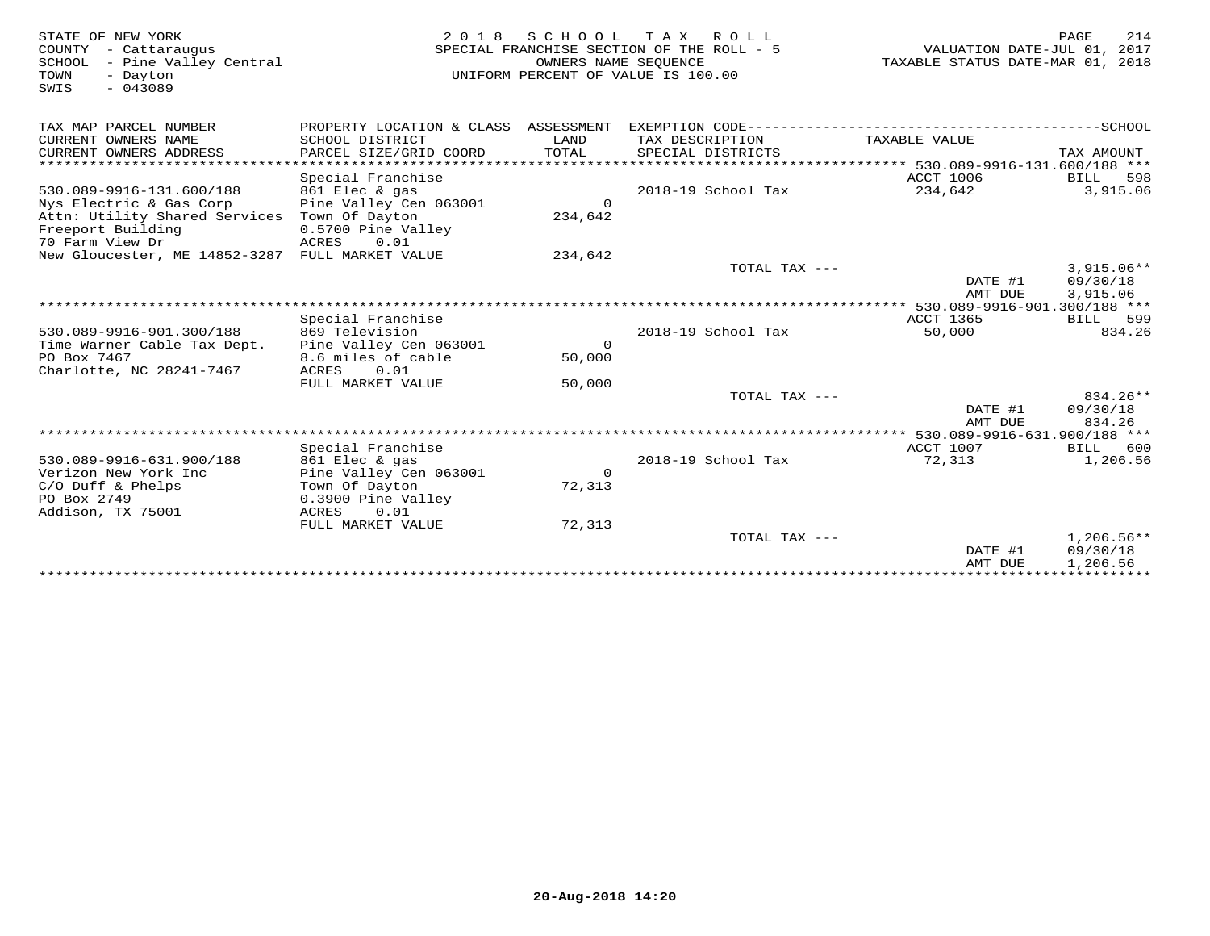STATE OF NEW YORK
COUNTY - Cattaraugus
SCHOOL - Pine Valley Central
TOWN - Dayton
SWIS - 043089

2018 SCHOOL TAX ROLL
SPECIAL FRANCHISE SECTION OF THE ROLL - 5
OWNERS NAME SEQUENCE
UNIFORM PERCENT OF VALUE IS 100.00

VALUATION DATE-JUL 01, 2017
TAXABLE STATUS DATE-MAR 01, 2018

| TAX MAP PARCEL NUMBER / CURRENT OWNERS NAME / CURRENT OWNERS ADDRESS | PROPERTY LOCATION & CLASS / SCHOOL DISTRICT / PARCEL SIZE/GRID COORD | ASSESSMENT LAND / TOTAL | EXEMPTION CODE / TAX DESCRIPTION / SPECIAL DISTRICTS | TAXABLE VALUE | SCHOOL / TAX AMOUNT |
|---|---|---|---|---|---|
| **530.089-9916-131.600/188** | | | | | |
| | Special Franchise | | | ACCT 1006 | BILL 598 |
| 530.089-9916-131.600/188 | 861 Elec & gas | | | | |
| Nys Electric & Gas Corp | Pine Valley Cen 063001 | 0 | 2018-19 School Tax | 234,642 | 3,915.06 |
| Attn: Utility Shared Services | Town Of Dayton | 234,642 | | | |
| Freeport Building | 0.5700 Pine Valley | | | | |
| 70 Farm View Dr | ACRES 0.01 | | | | |
| New Gloucester, ME 14852-3287 | FULL MARKET VALUE | 234,642 | | | |
| | | | TOTAL TAX --- | | 3,915.06** |
| | | | | DATE #1 | 09/30/18 |
| | | | | AMT DUE | 3,915.06 |
| **530.089-9916-901.300/188** | | | | | |
| | Special Franchise | | | ACCT 1365 | BILL 599 |
| 530.089-9916-901.300/188 | 869 Television | | | | |
| Time Warner Cable Tax Dept. | Pine Valley Cen 063001 | 0 | 2018-19 School Tax | 50,000 | 834.26 |
| PO Box 7467 | 8.6 miles of cable | 50,000 | | | |
| Charlotte, NC 28241-7467 | ACRES 0.01 | | | | |
| | FULL MARKET VALUE | 50,000 | | | |
| | | | TOTAL TAX --- | | 834.26** |
| | | | | DATE #1 | 09/30/18 |
| | | | | AMT DUE | 834.26 |
| **530.089-9916-631.900/188** | | | | | |
| | Special Franchise | | | ACCT 1007 | BILL 600 |
| 530.089-9916-631.900/188 | 861 Elec & gas | | | | |
| Verizon New York Inc | Pine Valley Cen 063001 | 0 | 2018-19 School Tax | 72,313 | 1,206.56 |
| C/O Duff & Phelps | Town Of Dayton | 72,313 | | | |
| PO Box 2749 | 0.3900 Pine Valley | | | | |
| Addison, TX 75001 | ACRES 0.01 | | | | |
| | FULL MARKET VALUE | 72,313 | | | |
| | | | TOTAL TAX --- | | 1,206.56** |
| | | | | DATE #1 | 09/30/18 |
| | | | | AMT DUE | 1,206.56 |

20-Aug-2018 14:20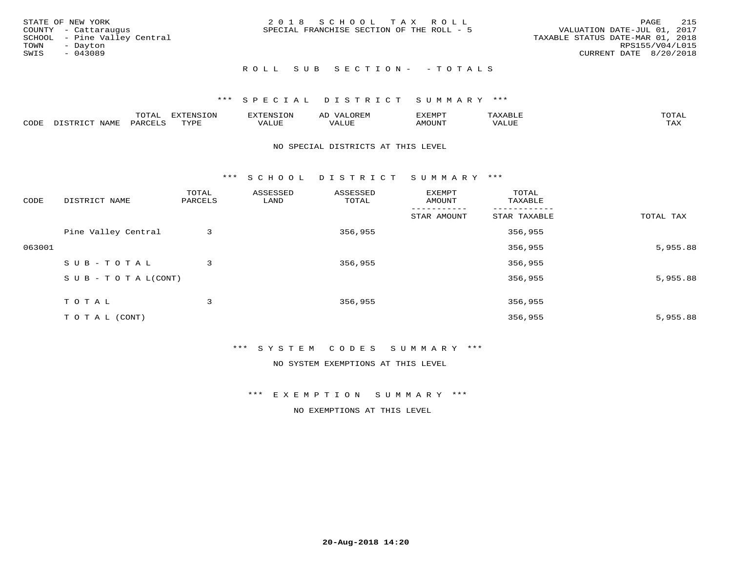STATE OF NEW YORK
COUNTY - Cattaraugus
SCHOOL - Pine Valley Central
TOWN - Dayton
SWIS - 043089

2 0 1 8 S C H O O L T A X R O L L
SPECIAL FRANCHISE SECTION OF THE ROLL - 5

VALUATION DATE-JUL 01, 2017
TAXABLE STATUS DATE-MAR 01, 2018
RPS155/V04/L015
CURRENT DATE 8/20/2018

R O L L S U B S E C T I O N - - T O T A L S

*** S P E C I A L D I S T R I C T S U M M A R Y ***

| CODE | DISTRICT NAME | TOTAL PARCELS | EXTENSION TYPE | EXTENSION VALUE | AD VALOREM VALUE | EXEMPT AMOUNT | TAXABLE VALUE | TOTAL TAX |
|---|---|---|---|---|---|---|---|---|

NO SPECIAL DISTRICTS AT THIS LEVEL

*** S C H O O L D I S T R I C T S U M M A R Y ***

| CODE | DISTRICT NAME | TOTAL PARCELS | ASSESSED LAND | ASSESSED TOTAL | EXEMPT AMOUNT / STAR AMOUNT | TOTAL TAXABLE / STAR TAXABLE | TOTAL TAX |
|---|---|---|---|---|---|---|---|
| | Pine Valley Central | 3 | | 356,955 | | 356,955 | |
| 063001 | | | | | | 356,955 | 5,955.88 |
| | S U B - T O T A L | 3 | | 356,955 | | 356,955 | |
| | S U B - T O T A L(CONT) | | | | | 356,955 | 5,955.88 |
| | T O T A L | 3 | | 356,955 | | 356,955 | |
| | T O T A L (CONT) | | | | | 356,955 | 5,955.88 |

*** S Y S T E M C O D E S S U M M A R Y ***

NO SYSTEM EXEMPTIONS AT THIS LEVEL

*** E X E M P T I O N S U M M A R Y ***

NO EXEMPTIONS AT THIS LEVEL

20-Aug-2018 14:20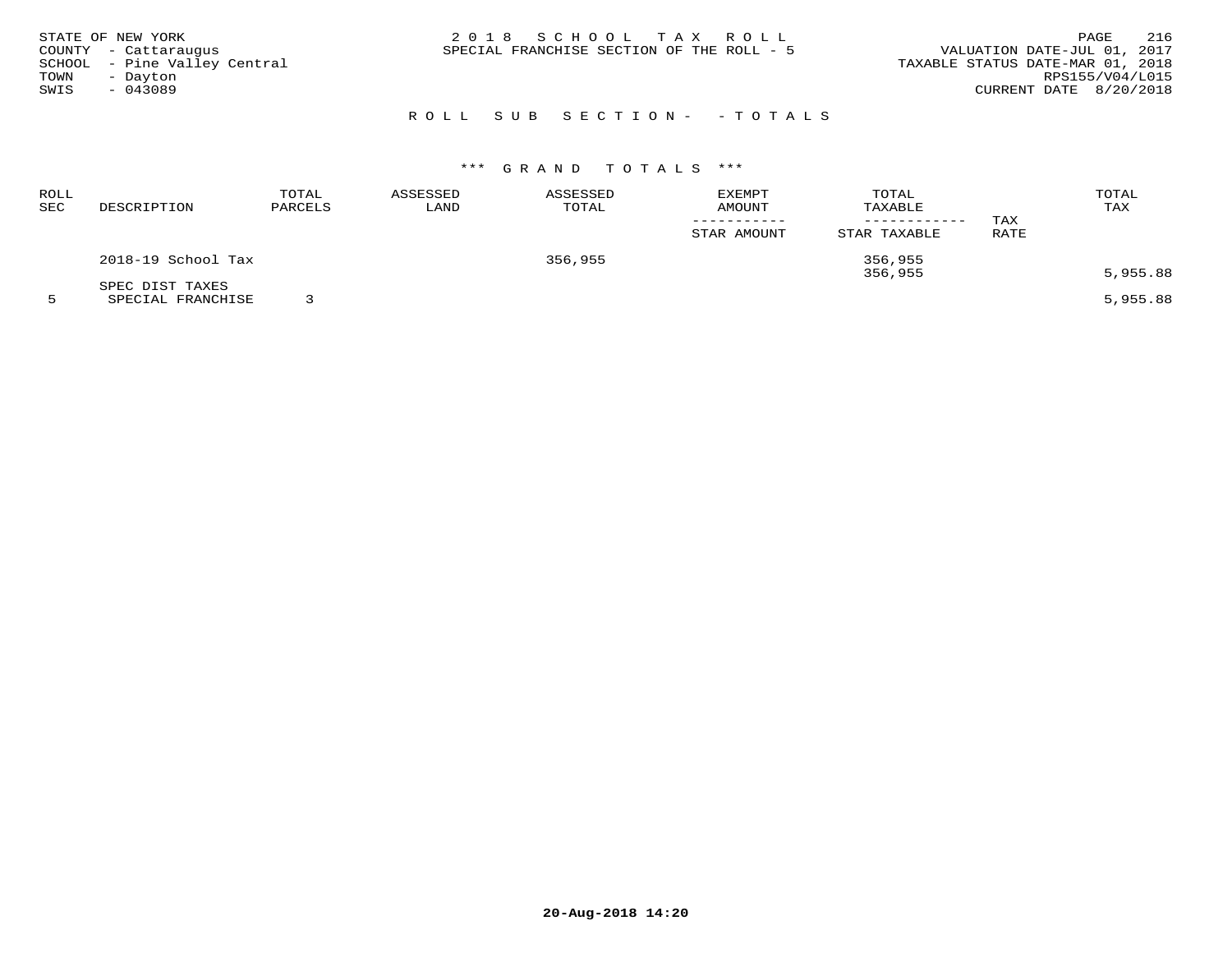STATE OF NEW YORK
COUNTY - Cattaraugus
SCHOOL - Pine Valley Central
TOWN - Dayton
SWIS - 043089

2 0 1 8  S C H O O L  T A X  R O L L
SPECIAL FRANCHISE SECTION OF THE ROLL - 5

VALUATION DATE-JUL 01, 2017
TAXABLE STATUS DATE-MAR 01, 2018
RPS155/V04/L015
CURRENT DATE 8/20/2018

R O L L  S U B  S E C T I O N -  - T O T A L S

\*\*\* G R A N D  T O T A L S \*\*\*

| ROLL SEC | DESCRIPTION | TOTAL PARCELS | ASSESSED LAND | ASSESSED TOTAL | EXEMPT AMOUNT / STAR AMOUNT | TOTAL TAXABLE / STAR TAXABLE | TAX RATE | TOTAL TAX |
|---|---|---|---|---|---|---|---|---|
| | 2018-19 School Tax | | | 356,955 | | 356,955 | | |
| | | | | | | 356,955 | | 5,955.88 |
| | SPEC DIST TAXES | | | | | | | |
| 5 | SPECIAL FRANCHISE | 3 | | | | | | 5,955.88 |

20-Aug-2018 14:20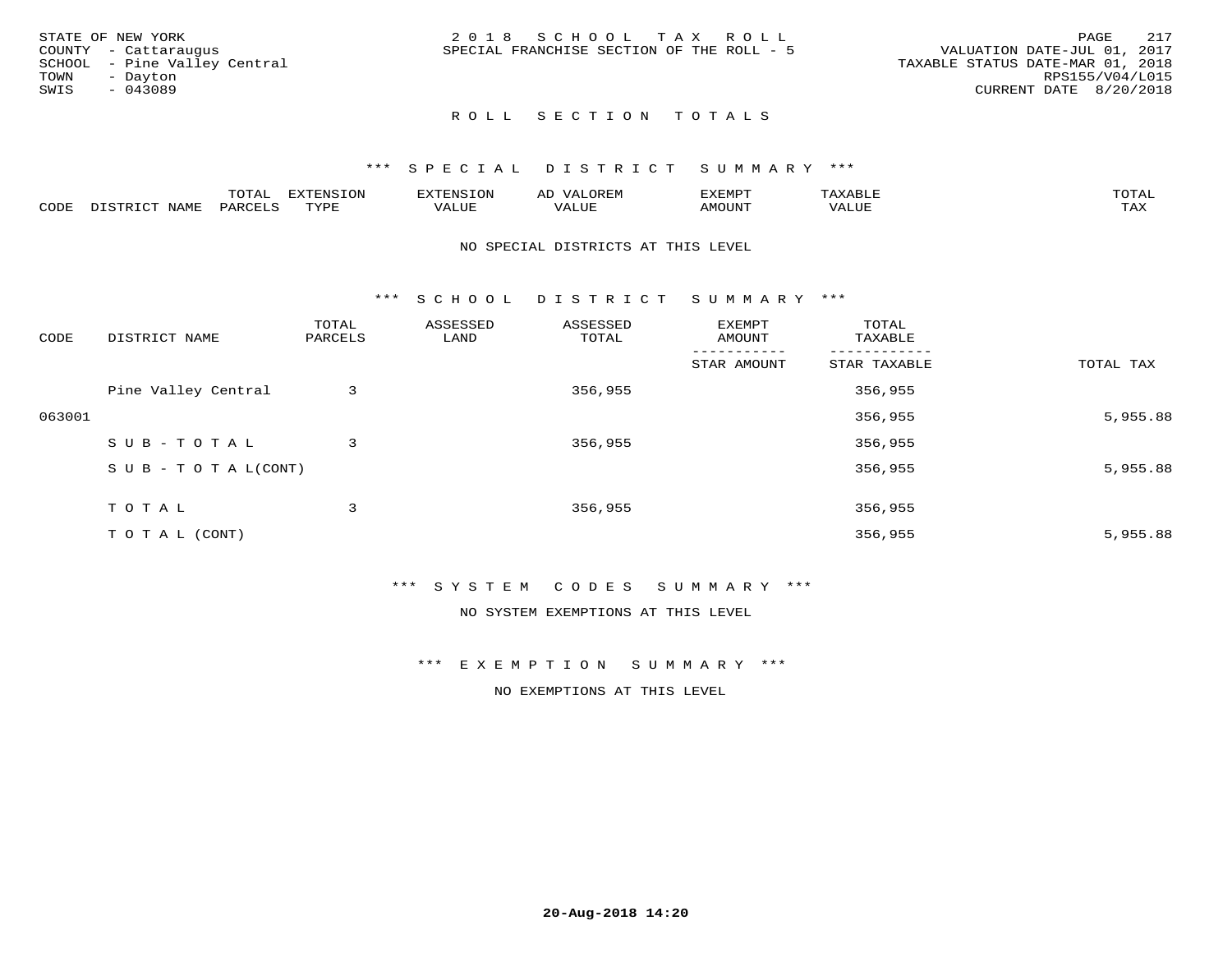STATE OF NEW YORK
COUNTY - Cattaraugus
SCHOOL - Pine Valley Central
TOWN - Dayton
SWIS - 043089

2 0 1 8 S C H O O L T A X R O L L
SPECIAL FRANCHISE SECTION OF THE ROLL - 5

VALUATION DATE-JUL 01, 2017
TAXABLE STATUS DATE-MAR 01, 2018
RPS155/V04/L015
CURRENT DATE 8/20/2018

## R O L L S E C T I O N T O T A L S

### *** S P E C I A L D I S T R I C T S U M M A R Y ***

| CODE | DISTRICT NAME | TOTAL PARCELS | EXTENSION TYPE | EXTENSION VALUE | AD VALOREM VALUE | EXEMPT AMOUNT | TAXABLE VALUE | TOTAL TAX |
|---|---|---|---|---|---|---|---|---|

NO SPECIAL DISTRICTS AT THIS LEVEL

### *** S C H O O L D I S T R I C T S U M M A R Y ***

| CODE | DISTRICT NAME | TOTAL PARCELS | ASSESSED LAND | ASSESSED TOTAL | EXEMPT AMOUNT / STAR AMOUNT | TOTAL TAXABLE / STAR TAXABLE | TOTAL TAX |
|---|---|---|---|---|---|---|---|
| | Pine Valley Central | 3 | | 356,955 | | 356,955 | |
| 063001 | | | | | | 356,955 | 5,955.88 |
| | S U B - T O T A L | 3 | | 356,955 | | 356,955 | |
| | S U B - T O T A L(CONT) | | | | | 356,955 | 5,955.88 |
| | T O T A L | 3 | | 356,955 | | 356,955 | |
| | T O T A L (CONT) | | | | | 356,955 | 5,955.88 |

### *** S Y S T E M C O D E S S U M M A R Y ***

NO SYSTEM EXEMPTIONS AT THIS LEVEL

### *** E X E M P T I O N S U M M A R Y ***

NO EXEMPTIONS AT THIS LEVEL

20-Aug-2018 14:20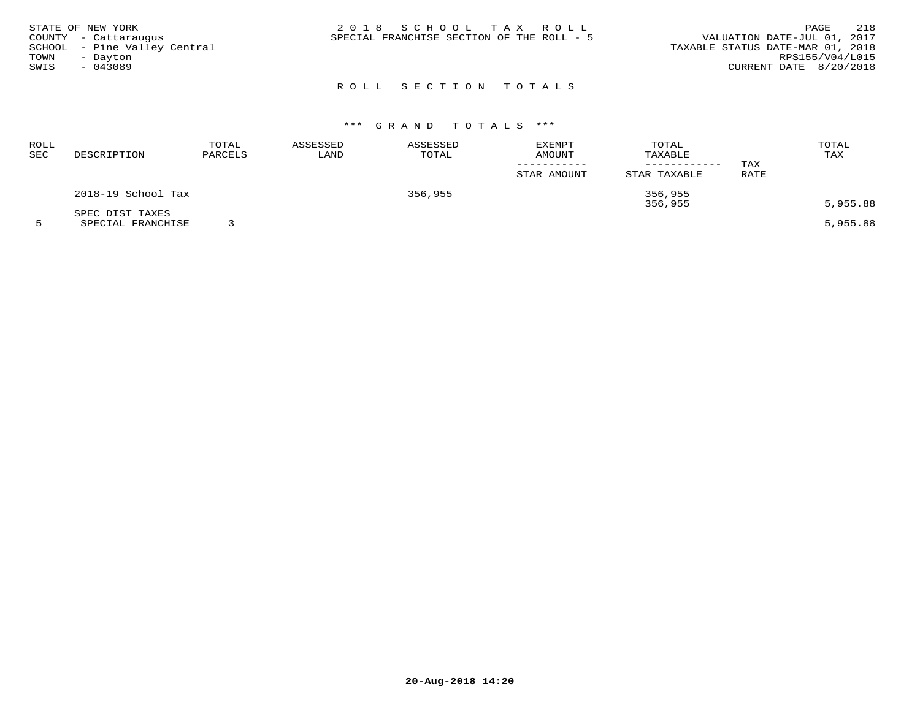STATE OF NEW YORK
COUNTY - Cattaraugus
SCHOOL - Pine Valley Central
TOWN - Dayton
SWIS - 043089

2018 SCHOOL TAX ROLL
SPECIAL FRANCHISE SECTION OF THE ROLL - 5

VALUATION DATE-JUL 01, 2017
TAXABLE STATUS DATE-MAR 01, 2018
RPS155/V04/L015
CURRENT DATE 8/20/2018

## ROLL SECTION TOTALS

### *** GRAND TOTALS ***

| ROLL SEC | DESCRIPTION | TOTAL PARCELS | ASSESSED LAND | ASSESSED TOTAL | EXEMPT AMOUNT / STAR AMOUNT | TOTAL TAXABLE / STAR TAXABLE | TAX RATE | TOTAL TAX |
|---|---|---|---|---|---|---|---|---|
| | 2018-19 School Tax | | | 356,955 | | 356,955 | | |
| | | | | | | 356,955 | | 5,955.88 |
| | SPEC DIST TAXES | | | | | | | |
| 5 | SPECIAL FRANCHISE | 3 | | | | | | 5,955.88 |

20-Aug-2018 14:20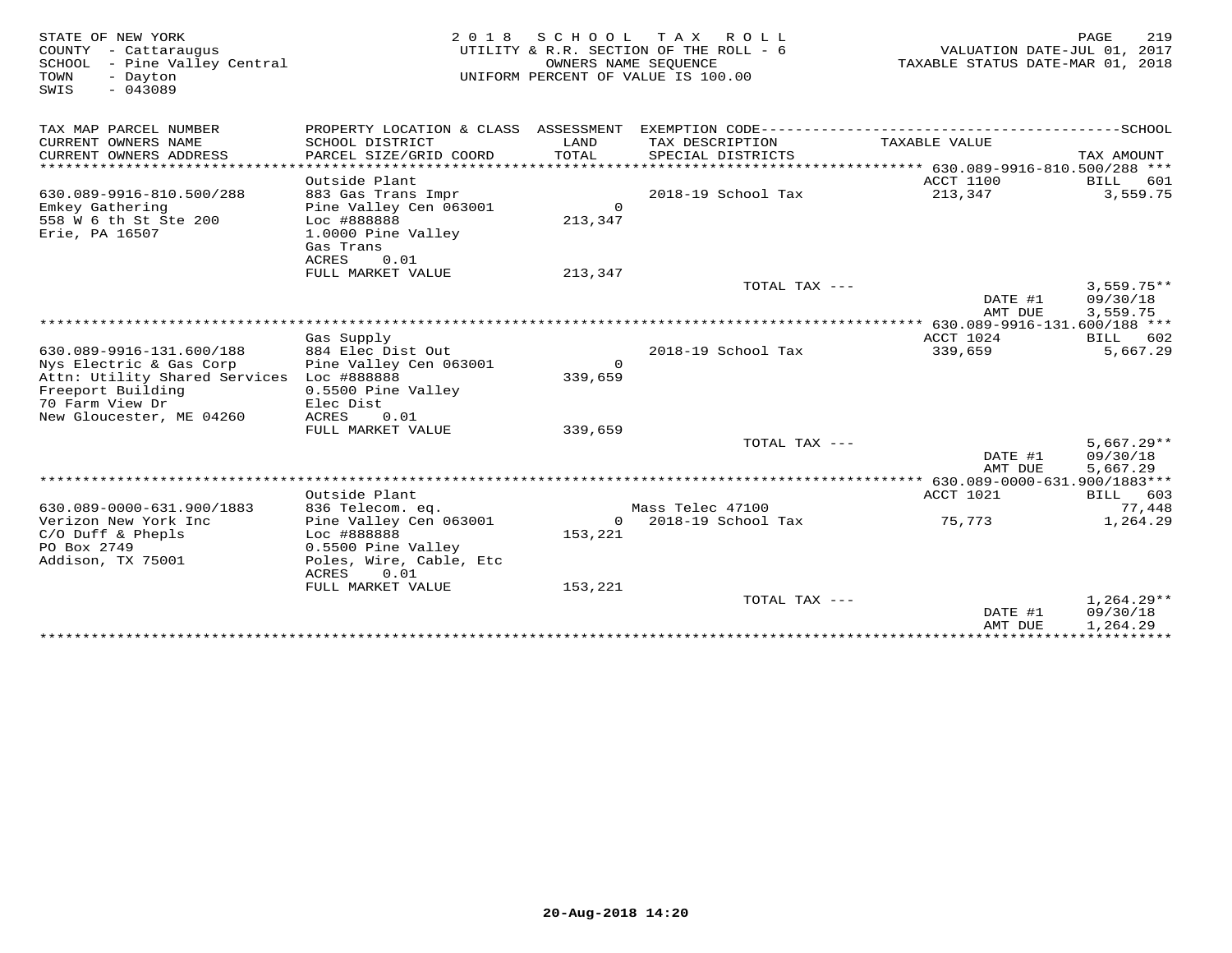STATE OF NEW YORK
COUNTY - Cattaraugus
SCHOOL - Pine Valley Central
TOWN - Dayton
SWIS - 043089

2018 SCHOOL TAX ROLL
UTILITY & R.R. SECTION OF THE ROLL - 6
OWNERS NAME SEQUENCE
UNIFORM PERCENT OF VALUE IS 100.00

VALUATION DATE-JUL 01, 2017
TAXABLE STATUS DATE-MAR 01, 2018

| TAX MAP PARCEL NUMBER<br>CURRENT OWNERS NAME<br>CURRENT OWNERS ADDRESS | PROPERTY LOCATION & CLASS<br>SCHOOL DISTRICT<br>PARCEL SIZE/GRID COORD | ASSESSMENT<br>LAND<br>TOTAL | EXEMPTION CODE<br>TAX DESCRIPTION<br>SPECIAL DISTRICTS | TAXABLE VALUE | SCHOOL<br>TAX AMOUNT |
|---|---|---|---|---|---|
| **630.089-9916-810.500/288** | Outside Plant | | | ACCT 1100 | BILL 601 |
| 630.089-9916-810.500/288 | 883 Gas Trans Impr | | 2018-19 School Tax | 213,347 | 3,559.75 |
| Emkey Gathering | Pine Valley Cen 063001 | 0 | | | |
| 558 W 6 th St Ste 200 | Loc #888888 | 213,347 | | | |
| Erie, PA 16507 | 1.0000 Pine Valley | | | | |
| | Gas Trans | | | | |
| | ACRES 0.01 | | | | |
| | FULL MARKET VALUE | 213,347 | | | |
| | | | TOTAL TAX --- | | 3,559.75** |
| | | | | DATE #1 | 09/30/18 |
| | | | | AMT DUE | 3,559.75 |
| **630.089-9916-131.600/188** | Gas Supply | | | ACCT 1024 | BILL 602 |
| 630.089-9916-131.600/188 | 884 Elec Dist Out | | 2018-19 School Tax | 339,659 | 5,667.29 |
| Nys Electric & Gas Corp | Pine Valley Cen 063001 | 0 | | | |
| Attn: Utility Shared Services | Loc #888888 | 339,659 | | | |
| Freeport Building | 0.5500 Pine Valley | | | | |
| 70 Farm View Dr | Elec Dist | | | | |
| New Gloucester, ME 04260 | ACRES 0.01 | | | | |
| | FULL MARKET VALUE | 339,659 | | | |
| | | | TOTAL TAX --- | | 5,667.29** |
| | | | | DATE #1 | 09/30/18 |
| | | | | AMT DUE | 5,667.29 |
| **630.089-0000-631.900/1883** | Outside Plant | | | ACCT 1021 | BILL 603 |
| 630.089-0000-631.900/1883 | 836 Telecom. eq. | | Mass Telec 47100 | | 77,448 |
| Verizon New York Inc | Pine Valley Cen 063001 | 0 | 2018-19 School Tax | 75,773 | 1,264.29 |
| C/O Duff & Phepls | Loc #888888 | 153,221 | | | |
| PO Box 2749 | 0.5500 Pine Valley | | | | |
| Addison, TX 75001 | Poles, Wire, Cable, Etc | | | | |
| | ACRES 0.01 | | | | |
| | FULL MARKET VALUE | 153,221 | | | |
| | | | TOTAL TAX --- | | 1,264.29** |
| | | | | DATE #1 | 09/30/18 |
| | | | | AMT DUE | 1,264.29 |

20-Aug-2018 14:20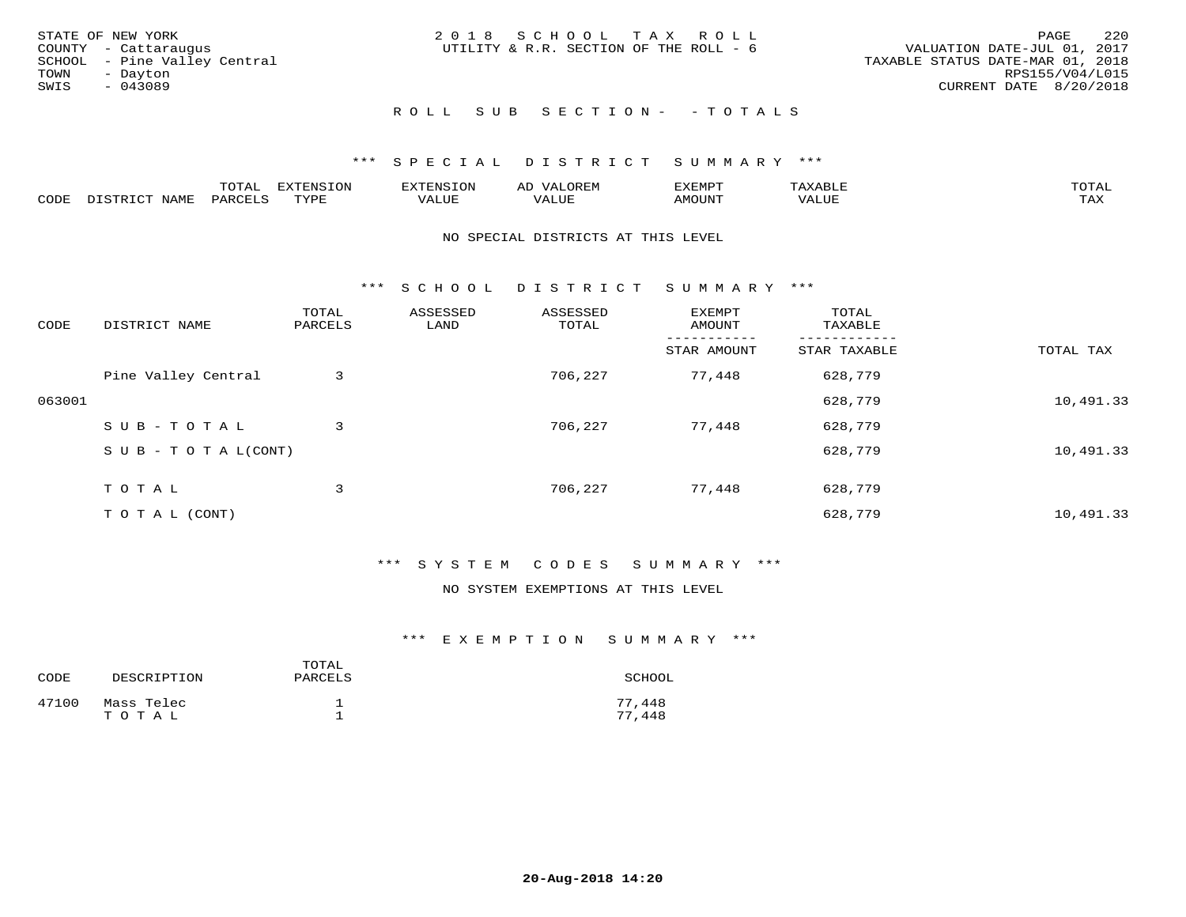STATE OF NEW YORK
COUNTY - Cattaraugus
SCHOOL - Pine Valley Central
TOWN - Dayton
SWIS - 043089

2 0 1 8 S C H O O L T A X R O L L
UTILITY & R.R. SECTION OF THE ROLL - 6

VALUATION DATE-JUL 01, 2017
TAXABLE STATUS DATE-MAR 01, 2018
RPS155/V04/L015
CURRENT DATE 8/20/2018

R O L L S U B S E C T I O N - - T O T A L S

*** S P E C I A L D I S T R I C T S U M M A R Y ***

| CODE | DISTRICT NAME | TOTAL PARCELS | EXTENSION TYPE | EXTENSION VALUE | AD VALOREM VALUE | EXEMPT AMOUNT | TAXABLE VALUE | TOTAL TAX |
|---|---|---|---|---|---|---|---|---|

NO SPECIAL DISTRICTS AT THIS LEVEL

*** S C H O O L D I S T R I C T S U M M A R Y ***

| CODE | DISTRICT NAME | TOTAL PARCELS | ASSESSED LAND | ASSESSED TOTAL | EXEMPT AMOUNT / STAR AMOUNT | TOTAL TAXABLE / STAR TAXABLE | TOTAL TAX |
|---|---|---|---|---|---|---|---|
| | Pine Valley Central | 3 | | 706,227 | 77,448 | 628,779 | |
| 063001 | | | | | | 628,779 | 10,491.33 |
| | S U B - T O T A L | 3 | | 706,227 | 77,448 | 628,779 | |
| | S U B - T O T A L(CONT) | | | | | 628,779 | 10,491.33 |
| | T O T A L | 3 | | 706,227 | 77,448 | 628,779 | |
| | T O T A L (CONT) | | | | | 628,779 | 10,491.33 |

*** S Y S T E M C O D E S S U M M A R Y ***

NO SYSTEM EXEMPTIONS AT THIS LEVEL

*** E X E M P T I O N S U M M A R Y ***

| CODE | DESCRIPTION | TOTAL PARCELS | SCHOOL |
|---|---|---|---|
| 47100 | Mass Telec | 1 | 77,448 |
| | T O T A L | 1 | 77,448 |

20-Aug-2018 14:20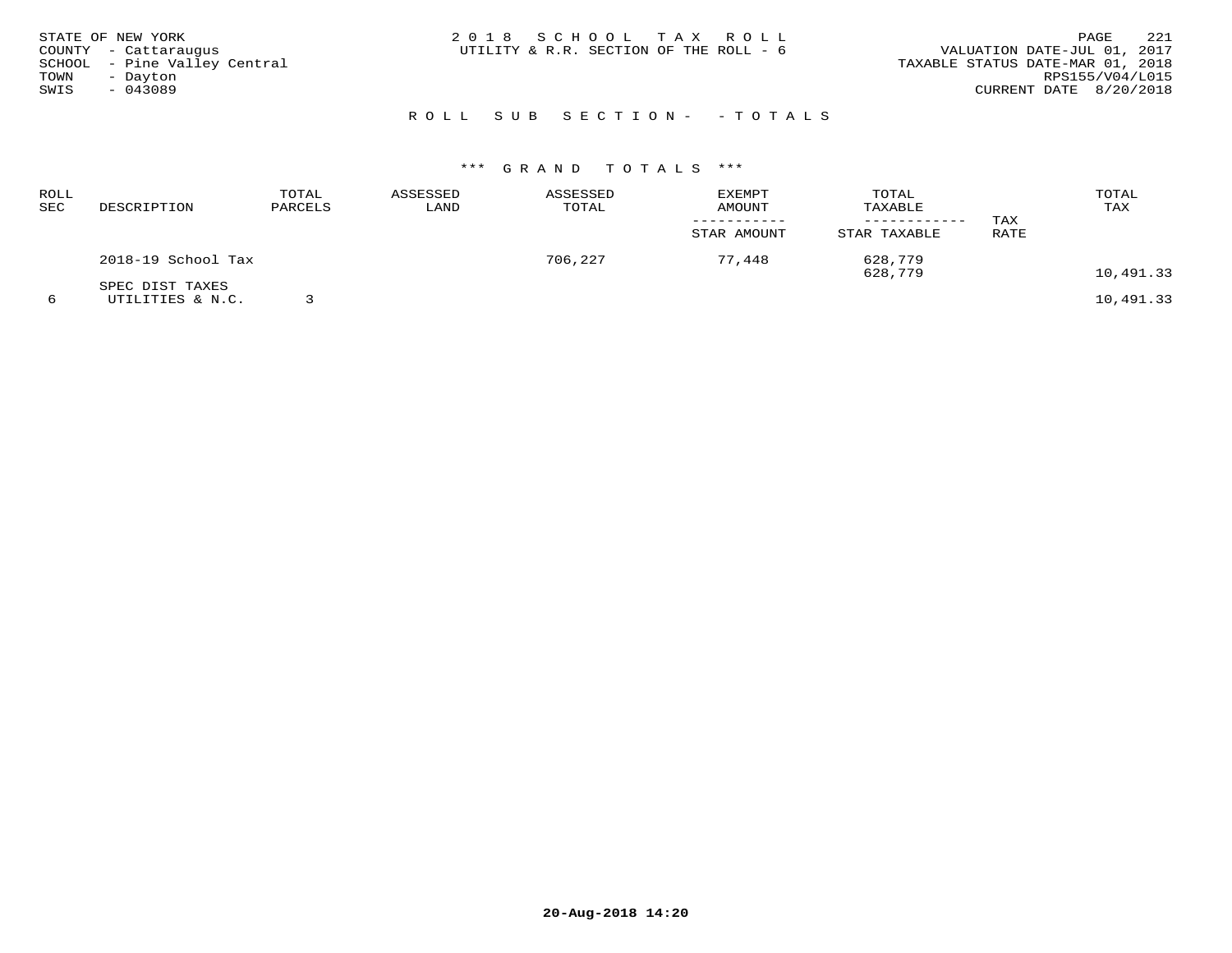STATE OF NEW YORK
COUNTY - Cattaraugus
SCHOOL - Pine Valley Central
TOWN - Dayton
SWIS - 043089

2 0 1 8 S C H O O L T A X R O L L
UTILITY & R.R. SECTION OF THE ROLL - 6

VALUATION DATE-JUL 01, 2017
TAXABLE STATUS DATE-MAR 01, 2018
RPS155/V04/L015
CURRENT DATE 8/20/2018

R O L L S U B S E C T I O N - - T O T A L S

\*\*\* G R A N D T O T A L S \*\*\*

| ROLL SEC | DESCRIPTION | TOTAL PARCELS | ASSESSED LAND | ASSESSED TOTAL | EXEMPT AMOUNT / STAR AMOUNT | TOTAL TAXABLE / STAR TAXABLE | TAX RATE | TOTAL TAX |
|---|---|---|---|---|---|---|---|---|
| | 2018-19 School Tax | | | 706,227 | 77,448 | 628,779 | | |
| | | | | | | 628,779 | | 10,491.33 |
| | SPEC DIST TAXES | | | | | | | |
| 6 | UTILITIES & N.C. | 3 | | | | | | 10,491.33 |

20-Aug-2018 14:20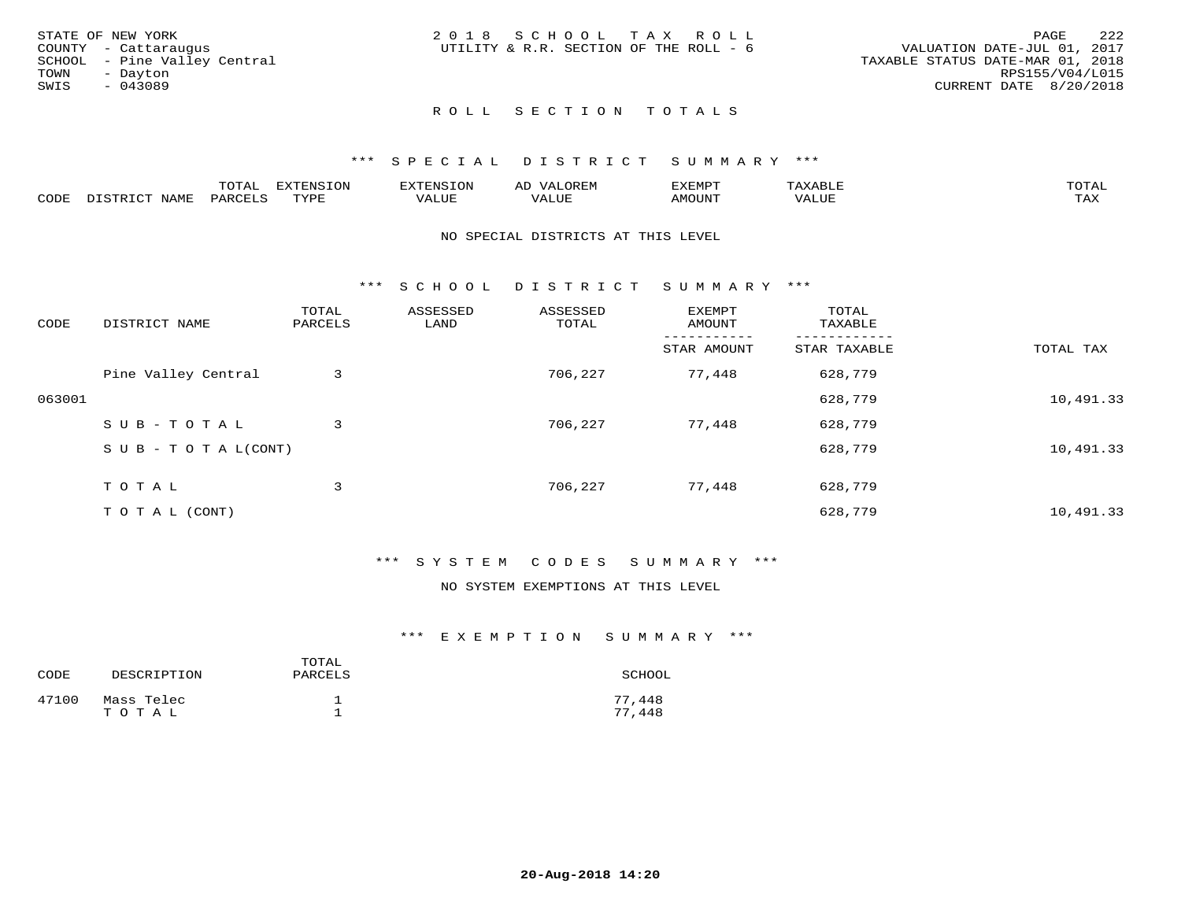STATE OF NEW YORK
COUNTY - Cattaraugus
SCHOOL - Pine Valley Central
TOWN - Dayton
SWIS - 043089

2 0 1 8 S C H O O L T A X R O L L
UTILITY & R.R. SECTION OF THE ROLL - 6

VALUATION DATE-JUL 01, 2017
TAXABLE STATUS DATE-MAR 01, 2018
RPS155/V04/L015
CURRENT DATE 8/20/2018

## R O L L S E C T I O N T O T A L S

### \*\*\* S P E C I A L D I S T R I C T S U M M A R Y \*\*\*

| CODE | DISTRICT NAME | TOTAL PARCELS | EXTENSION TYPE | EXTENSION VALUE | AD VALOREM VALUE | EXEMPT AMOUNT | TAXABLE VALUE | TOTAL TAX |
|---|---|---|---|---|---|---|---|---|

NO SPECIAL DISTRICTS AT THIS LEVEL

### \*\*\* S C H O O L D I S T R I C T S U M M A R Y \*\*\*

| CODE | DISTRICT NAME | TOTAL PARCELS | ASSESSED LAND | ASSESSED TOTAL | EXEMPT AMOUNT / STAR AMOUNT | TOTAL TAXABLE / STAR TAXABLE | TOTAL TAX |
|---|---|---|---|---|---|---|---|
| | Pine Valley Central | 3 | | 706,227 | 77,448 | 628,779 | |
| 063001 | | | | | | 628,779 | 10,491.33 |
| | S U B - T O T A L | 3 | | 706,227 | 77,448 | 628,779 | |
| | S U B - T O T A L(CONT) | | | | | 628,779 | 10,491.33 |
| | T O T A L | 3 | | 706,227 | 77,448 | 628,779 | |
| | T O T A L (CONT) | | | | | 628,779 | 10,491.33 |

### \*\*\* S Y S T E M C O D E S S U M M A R Y \*\*\*

NO SYSTEM EXEMPTIONS AT THIS LEVEL

### \*\*\* E X E M P T I O N S U M M A R Y \*\*\*

| CODE | DESCRIPTION | TOTAL PARCELS | SCHOOL |
|---|---|---|---|
| 47100 | Mass Telec | 1 | 77,448 |
| | T O T A L | 1 | 77,448 |

20-Aug-2018 14:20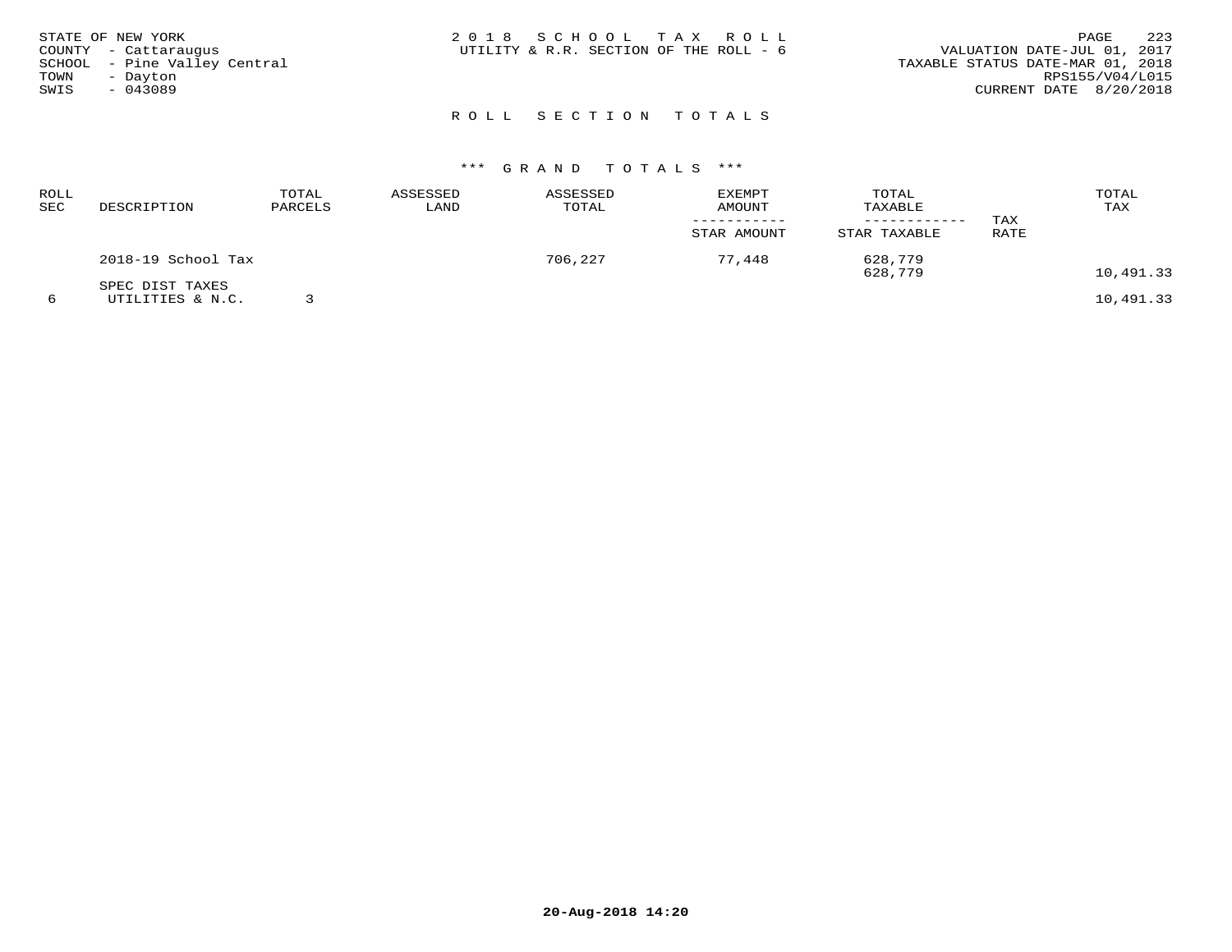STATE OF NEW YORK
COUNTY - Cattaraugus
SCHOOL - Pine Valley Central
TOWN - Dayton
SWIS - 043089

2 0 1 8 S C H O O L T A X R O L L
UTILITY & R.R. SECTION OF THE ROLL - 6

VALUATION DATE-JUL 01, 2017
TAXABLE STATUS DATE-MAR 01, 2018
RPS155/V04/L015
CURRENT DATE 8/20/2018

## R O L L S E C T I O N T O T A L S

### *** G R A N D T O T A L S ***

| ROLL SEC | DESCRIPTION | TOTAL PARCELS | ASSESSED LAND | ASSESSED TOTAL | EXEMPT AMOUNT / STAR AMOUNT | TOTAL TAXABLE / STAR TAXABLE | TAX RATE | TOTAL TAX |
|---|---|---|---|---|---|---|---|---|
| | 2018-19 School Tax | | | 706,227 | 77,448 | 628,779 | | |
| | | | | | | 628,779 | | 10,491.33 |
| | SPEC DIST TAXES | | | | | | | |
| 6 | UTILITIES & N.C. | 3 | | | | | | 10,491.33 |

20-Aug-2018 14:20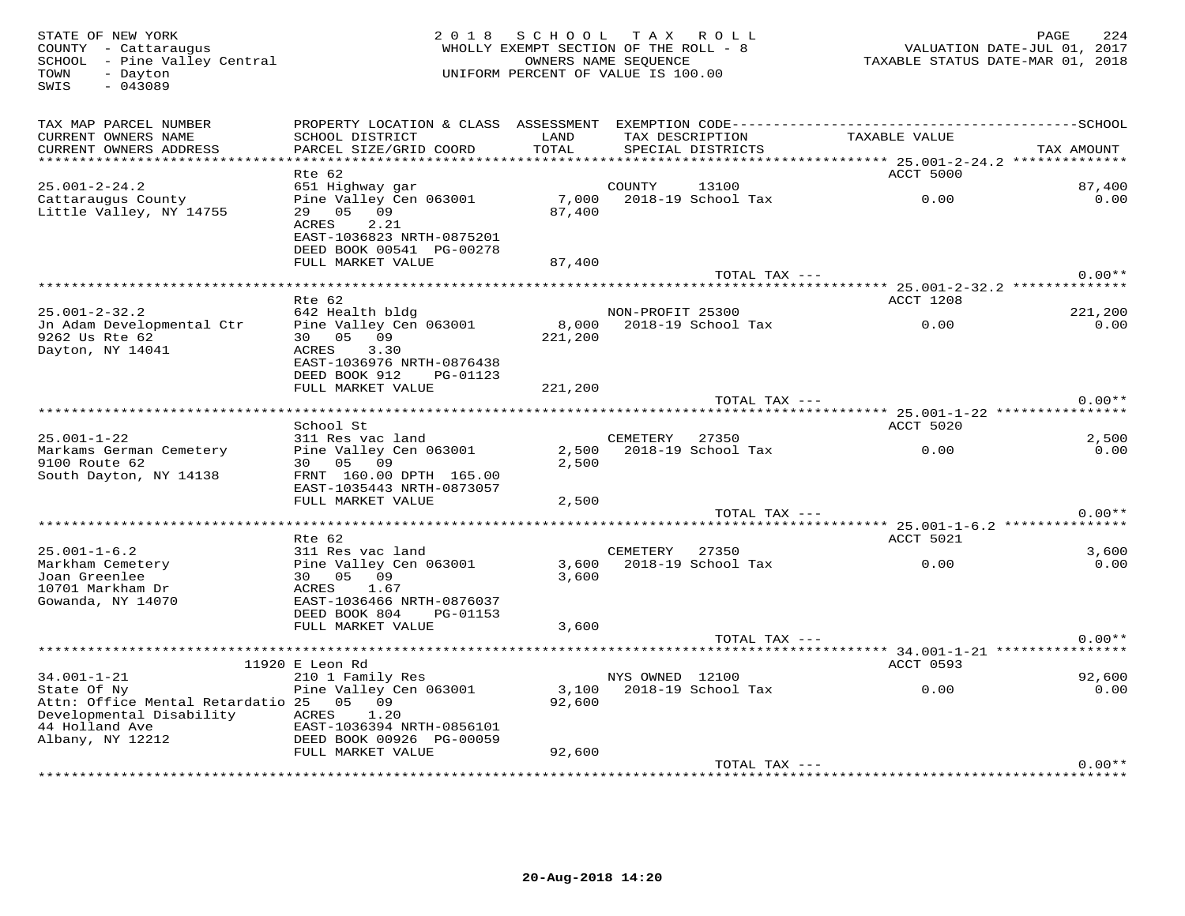STATE OF NEW YORK
COUNTY - Cattaraugus
SCHOOL - Pine Valley Central
TOWN - Dayton
SWIS - 043089

2018 SCHOOL TAX ROLL
WHOLLY EXEMPT SECTION OF THE ROLL - 8
OWNERS NAME SEQUENCE
UNIFORM PERCENT OF VALUE IS 100.00

VALUATION DATE-JUL 01, 2017
TAXABLE STATUS DATE-MAR 01, 2018

| TAX MAP PARCEL NUMBER / CURRENT OWNERS NAME / CURRENT OWNERS ADDRESS | PROPERTY LOCATION & CLASS / SCHOOL DISTRICT / PARCEL SIZE/GRID COORD | ASSESSMENT LAND / TOTAL | EXEMPTION CODE / TAX DESCRIPTION / SPECIAL DISTRICTS | TAXABLE VALUE | SCHOOL / TAX AMOUNT |
|---|---|---|---|---|---|
| **25.001-2-24.2** | Rte 62 | | | ACCT 5000 | |
| 25.001-2-24.2 | 651 Highway gar | | COUNTY 13100 | | 87,400 |
| Cattaraugus County | Pine Valley Cen 063001 | 7,000 | 2018-19 School Tax | 0.00 | 0.00 |
| Little Valley, NY 14755 | 29 05 09 | 87,400 | | | |
| | ACRES 2.21 | | | | |
| | EAST-1036823 NRTH-0875201 | | | | |
| | DEED BOOK 00541 PG-00278 | | | | |
| | FULL MARKET VALUE | 87,400 | | | |
| | | | TOTAL TAX --- | | 0.00** |
| **25.001-2-32.2** | Rte 62 | | | ACCT 1208 | |
| 25.001-2-32.2 | 642 Health bldg | | NON-PROFIT 25300 | | 221,200 |
| Jn Adam Developmental Ctr | Pine Valley Cen 063001 | 8,000 | 2018-19 School Tax | 0.00 | 0.00 |
| 9262 Us Rte 62 | 30 05 09 | 221,200 | | | |
| Dayton, NY 14041 | ACRES 3.30 | | | | |
| | EAST-1036976 NRTH-0876438 | | | | |
| | DEED BOOK 912 PG-01123 | | | | |
| | FULL MARKET VALUE | 221,200 | | | |
| | | | TOTAL TAX --- | | 0.00** |
| **25.001-1-22** | School St | | | ACCT 5020 | |
| 25.001-1-22 | 311 Res vac land | | CEMETERY 27350 | | 2,500 |
| Markams German Cemetery | Pine Valley Cen 063001 | 2,500 | 2018-19 School Tax | 0.00 | 0.00 |
| 9100 Route 62 | 30 05 09 | 2,500 | | | |
| South Dayton, NY 14138 | FRNT 160.00 DPTH 165.00 | | | | |
| | EAST-1035443 NRTH-0873057 | | | | |
| | FULL MARKET VALUE | 2,500 | | | |
| | | | TOTAL TAX --- | | 0.00** |
| **25.001-1-6.2** | Rte 62 | | | ACCT 5021 | |
| 25.001-1-6.2 | 311 Res vac land | | CEMETERY 27350 | | 3,600 |
| Markham Cemetery | Pine Valley Cen 063001 | 3,600 | 2018-19 School Tax | 0.00 | 0.00 |
| Joan Greenlee | 30 05 09 | 3,600 | | | |
| 10701 Markham Dr | ACRES 1.67 | | | | |
| Gowanda, NY 14070 | EAST-1036466 NRTH-0876037 | | | | |
| | DEED BOOK 804 PG-01153 | | | | |
| | FULL MARKET VALUE | 3,600 | | | |
| | | | TOTAL TAX --- | | 0.00** |
| **34.001-1-21** | 11920 E Leon Rd | | | ACCT 0593 | |
| 34.001-1-21 | 210 1 Family Res | | NYS OWNED 12100 | | 92,600 |
| State Of Ny | Pine Valley Cen 063001 | 3,100 | 2018-19 School Tax | 0.00 | 0.00 |
| Attn: Office Mental Retardatio | 25 05 09 | 92,600 | | | |
| Developmental Disability | ACRES 1.20 | | | | |
| 44 Holland Ave | EAST-1036394 NRTH-0856101 | | | | |
| Albany, NY 12212 | DEED BOOK 00926 PG-00059 | | | | |
| | FULL MARKET VALUE | 92,600 | | | |
| | | | TOTAL TAX --- | | 0.00** |

20-Aug-2018 14:20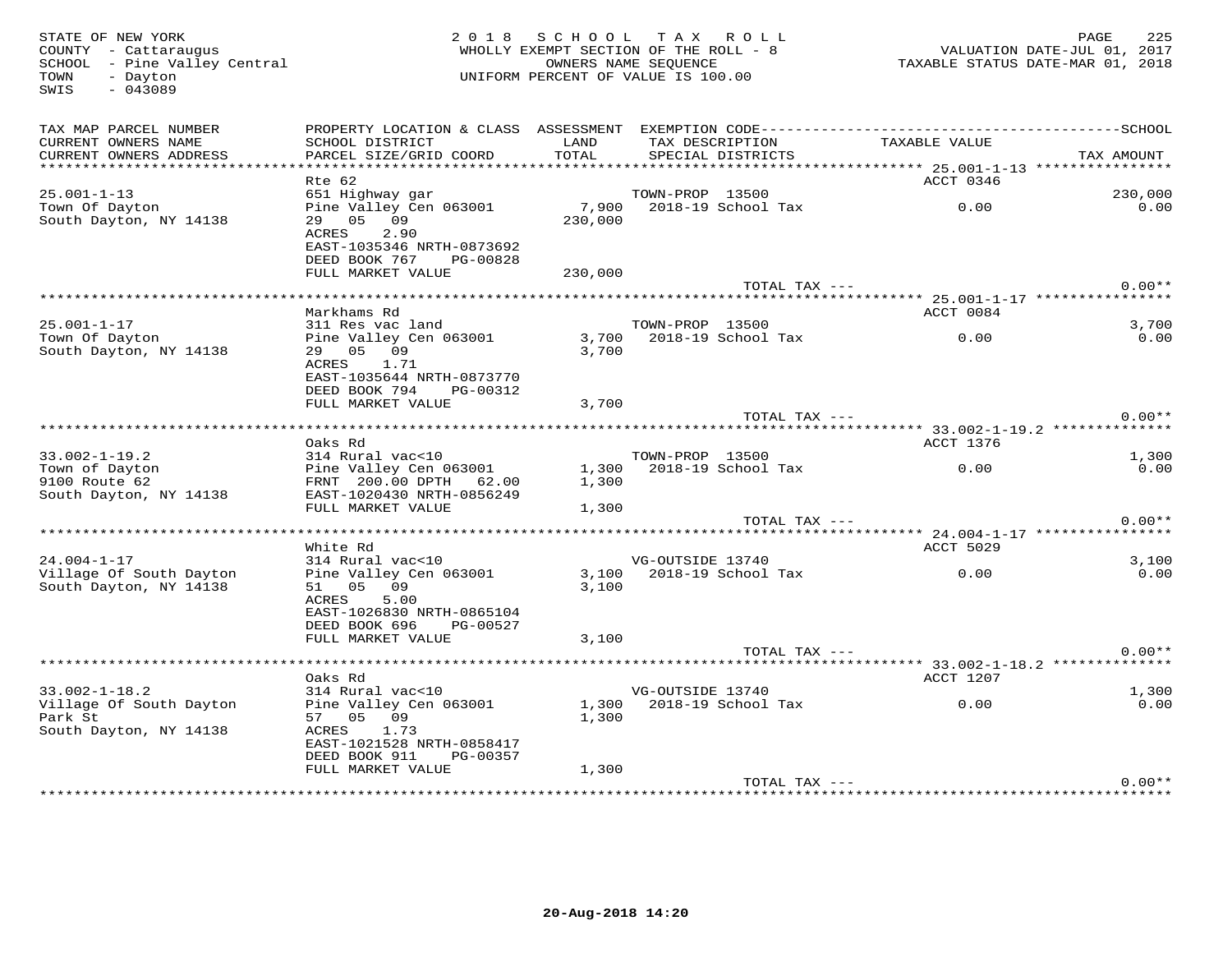STATE OF NEW YORK
COUNTY - Cattaraugus
SCHOOL - Pine Valley Central
TOWN - Dayton
SWIS - 043089

2018 SCHOOL TAX ROLL
WHOLLY EXEMPT SECTION OF THE ROLL - 8
OWNERS NAME SEQUENCE
UNIFORM PERCENT OF VALUE IS 100.00

VALUATION DATE-JUL 01, 2017
TAXABLE STATUS DATE-MAR 01, 2018

| TAX MAP PARCEL NUMBER / CURRENT OWNERS NAME / CURRENT OWNERS ADDRESS | PROPERTY LOCATION & CLASS / SCHOOL DISTRICT / PARCEL SIZE/GRID COORD | ASSESSMENT LAND / TOTAL | EXEMPTION CODE / TAX DESCRIPTION / SPECIAL DISTRICTS | TAXABLE VALUE | TAX AMOUNT |
|---|---|---|---|---|---|
| **25.001-1-13** | Rte 62 | | | ACCT 0346 | |
| 25.001-1-13 | 651 Highway gar | | TOWN-PROP 13500 | | 230,000 |
| Town Of Dayton | Pine Valley Cen 063001 | 7,900 | 2018-19 School Tax | 0.00 | 0.00 |
| South Dayton, NY 14138 | 29 05 09 | 230,000 | | | |
| | ACRES 2.90 | | | | |
| | EAST-1035346 NRTH-0873692 | | | | |
| | DEED BOOK 767 PG-00828 | | | | |
| | FULL MARKET VALUE | 230,000 | | | |
| | | | TOTAL TAX --- | | 0.00** |
| **25.001-1-17** | Markhams Rd | | | ACCT 0084 | |
| 25.001-1-17 | 311 Res vac land | | TOWN-PROP 13500 | | 3,700 |
| Town Of Dayton | Pine Valley Cen 063001 | 3,700 | 2018-19 School Tax | 0.00 | 0.00 |
| South Dayton, NY 14138 | 29 05 09 | 3,700 | | | |
| | ACRES 1.71 | | | | |
| | EAST-1035644 NRTH-0873770 | | | | |
| | DEED BOOK 794 PG-00312 | | | | |
| | FULL MARKET VALUE | 3,700 | | | |
| | | | TOTAL TAX --- | | 0.00** |
| **33.002-1-19.2** | Oaks Rd | | | ACCT 1376 | |
| 33.002-1-19.2 | 314 Rural vac<10 | | TOWN-PROP 13500 | | 1,300 |
| Town of Dayton | Pine Valley Cen 063001 | 1,300 | 2018-19 School Tax | 0.00 | 0.00 |
| 9100 Route 62 | FRNT 200.00 DPTH 62.00 | 1,300 | | | |
| South Dayton, NY 14138 | EAST-1020430 NRTH-0856249 | | | | |
| | FULL MARKET VALUE | 1,300 | | | |
| | | | TOTAL TAX --- | | 0.00** |
| **24.004-1-17** | White Rd | | | ACCT 5029 | |
| 24.004-1-17 | 314 Rural vac<10 | | VG-OUTSIDE 13740 | | 3,100 |
| Village Of South Dayton | Pine Valley Cen 063001 | 3,100 | 2018-19 School Tax | 0.00 | 0.00 |
| South Dayton, NY 14138 | 51 05 09 | 3,100 | | | |
| | ACRES 5.00 | | | | |
| | EAST-1026830 NRTH-0865104 | | | | |
| | DEED BOOK 696 PG-00527 | | | | |
| | FULL MARKET VALUE | 3,100 | | | |
| | | | TOTAL TAX --- | | 0.00** |
| **33.002-1-18.2** | Oaks Rd | | | ACCT 1207 | |
| 33.002-1-18.2 | 314 Rural vac<10 | | VG-OUTSIDE 13740 | | 1,300 |
| Village Of South Dayton | Pine Valley Cen 063001 | 1,300 | 2018-19 School Tax | 0.00 | 0.00 |
| Park St | 57 05 09 | 1,300 | | | |
| South Dayton, NY 14138 | ACRES 1.73 | | | | |
| | EAST-1021528 NRTH-0858417 | | | | |
| | DEED BOOK 911 PG-00357 | | | | |
| | FULL MARKET VALUE | 1,300 | | | |
| | | | TOTAL TAX --- | | 0.00** |

20-Aug-2018 14:20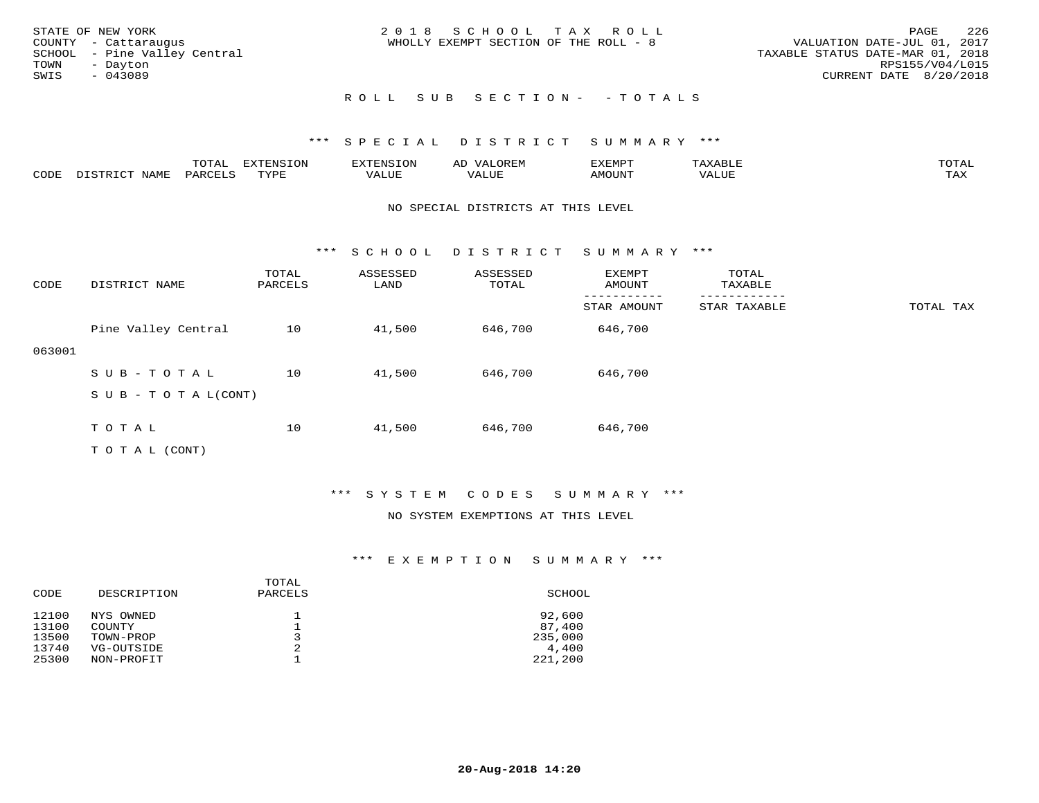STATE OF NEW YORK
COUNTY - Cattaraugus
SCHOOL - Pine Valley Central
TOWN - Dayton
SWIS - 043089

2018 SCHOOL TAX ROLL
WHOLLY EXEMPT SECTION OF THE ROLL - 8

VALUATION DATE-JUL 01, 2017
TAXABLE STATUS DATE-MAR 01, 2018
RPS155/V04/L015
CURRENT DATE 8/20/2018

## ROLL SUB SECTION- - TOTALS

### *** SPECIAL DISTRICT SUMMARY ***

| CODE | DISTRICT NAME | TOTAL PARCELS | EXTENSION TYPE | EXTENSION VALUE | AD VALOREM VALUE | EXEMPT AMOUNT | TAXABLE VALUE | TOTAL TAX |
|---|---|---|---|---|---|---|---|---|

NO SPECIAL DISTRICTS AT THIS LEVEL

### *** SCHOOL DISTRICT SUMMARY ***

| CODE | DISTRICT NAME | TOTAL PARCELS | ASSESSED LAND | ASSESSED TOTAL | EXEMPT AMOUNT / STAR AMOUNT | TOTAL TAXABLE / STAR TAXABLE | TOTAL TAX |
|---|---|---|---|---|---|---|---|
| 063001 | Pine Valley Central | 10 | 41,500 | 646,700 | 646,700 | | |
| | SUB-TOTAL | 10 | 41,500 | 646,700 | 646,700 | | |
| | SUB-TOTAL(CONT) | | | | | | |
| | TOTAL | 10 | 41,500 | 646,700 | 646,700 | | |
| | TOTAL (CONT) | | | | | | |

### *** SYSTEM CODES SUMMARY ***

NO SYSTEM EXEMPTIONS AT THIS LEVEL

### *** EXEMPTION SUMMARY ***

| CODE | DESCRIPTION | TOTAL PARCELS | SCHOOL |
|---|---|---|---|
| 12100 | NYS OWNED | 1 | 92,600 |
| 13100 | COUNTY | 1 | 87,400 |
| 13500 | TOWN-PROP | 3 | 235,000 |
| 13740 | VG-OUTSIDE | 2 | 4,400 |
| 25300 | NON-PROFIT | 1 | 221,200 |

20-Aug-2018 14:20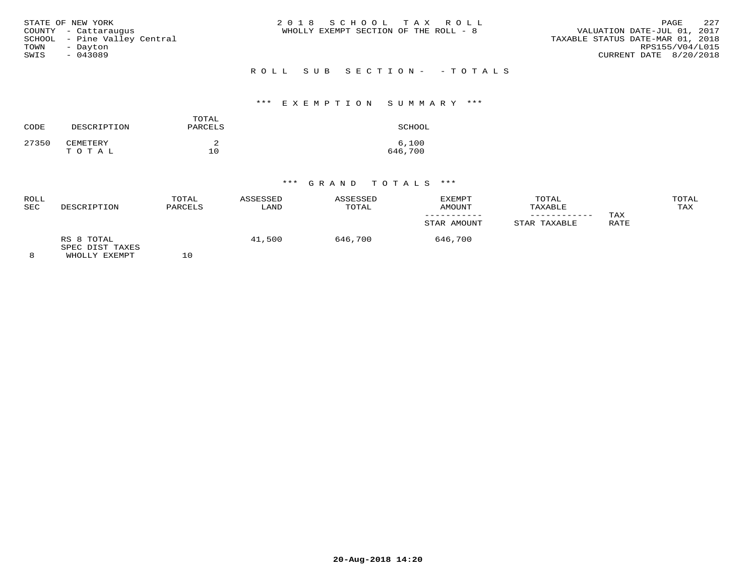STATE OF NEW YORK
COUNTY - Cattaraugus
SCHOOL - Pine Valley Central
TOWN - Dayton
SWIS - 043089

2 0 1 8 S C H O O L T A X R O L L
WHOLLY EXEMPT SECTION OF THE ROLL - 8

VALUATION DATE-JUL 01, 2017
TAXABLE STATUS DATE-MAR 01, 2018
RPS155/V04/L015
CURRENT DATE 8/20/2018

## R O L L S U B S E C T I O N - - T O T A L S

### *** E X E M P T I O N S U M M A R Y ***

| CODE | DESCRIPTION | TOTAL PARCELS | SCHOOL |
|---|---|---|---|
| 27350 | CEMETERY | 2 | 6,100 |
| | T O T A L | 10 | 646,700 |

### *** G R A N D T O T A L S ***

| ROLL SEC | DESCRIPTION | TOTAL PARCELS | ASSESSED LAND | ASSESSED TOTAL | EXEMPT AMOUNT / STAR AMOUNT | TOTAL TAXABLE / STAR TAXABLE | TAX RATE | TOTAL TAX |
|---|---|---|---|---|---|---|---|---|
| 8 | RS 8 TOTAL SPEC DIST TAXES WHOLLY EXEMPT | 10 | 41,500 | 646,700 | 646,700 | | | |

20-Aug-2018 14:20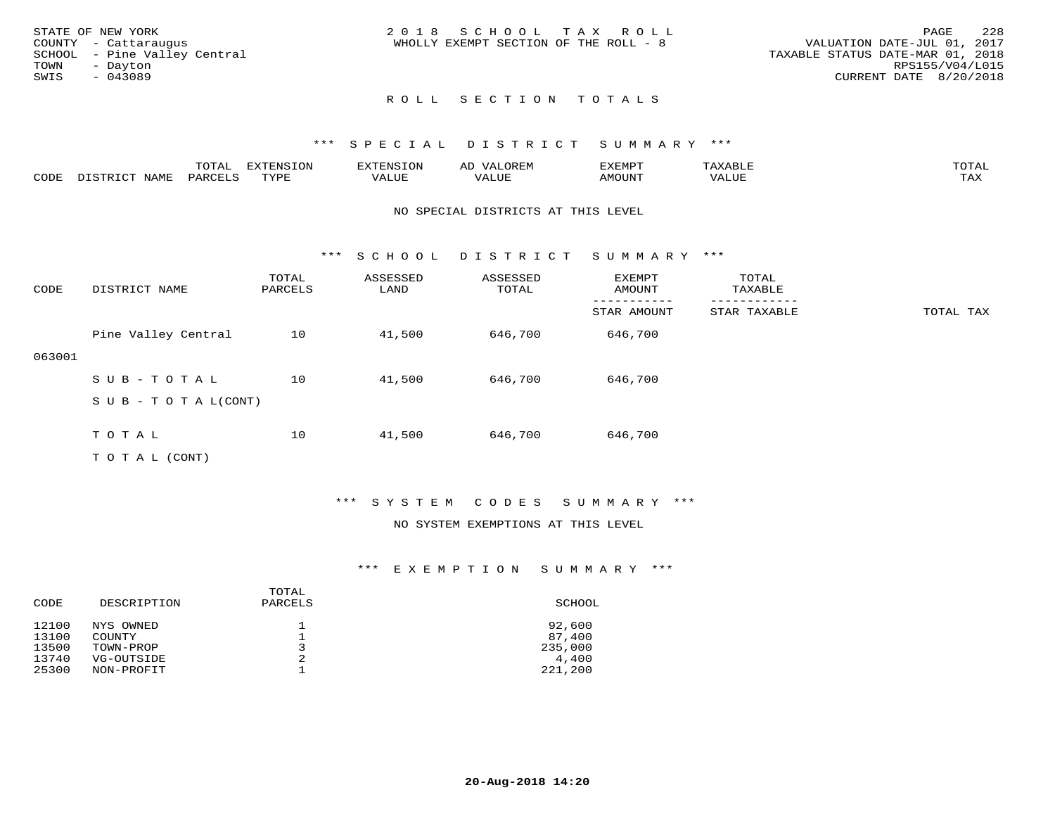STATE OF NEW YORK
COUNTY - Cattaraugus
SCHOOL - Pine Valley Central
TOWN - Dayton
SWIS - 043089

2018 SCHOOL TAX ROLL
WHOLLY EXEMPT SECTION OF THE ROLL - 8

VALUATION DATE-JUL 01, 2017
TAXABLE STATUS DATE-MAR 01, 2018
RPS155/V04/L015
CURRENT DATE 8/20/2018

## ROLL SECTION TOTALS

### *** SPECIAL DISTRICT SUMMARY ***

| CODE | DISTRICT NAME | TOTAL PARCELS | EXTENSION TYPE | EXTENSION VALUE | AD VALOREM VALUE | EXEMPT AMOUNT | TAXABLE VALUE | TOTAL TAX |
|---|---|---|---|---|---|---|---|---|

NO SPECIAL DISTRICTS AT THIS LEVEL

### *** SCHOOL DISTRICT SUMMARY ***

| CODE | DISTRICT NAME | TOTAL PARCELS | ASSESSED LAND | ASSESSED TOTAL | EXEMPT AMOUNT / STAR AMOUNT | TOTAL TAXABLE / STAR TAXABLE | TOTAL TAX |
|---|---|---|---|---|---|---|---|
| 063001 | Pine Valley Central | 10 | 41,500 | 646,700 | 646,700 | | |
| | SUB-TOTAL | 10 | 41,500 | 646,700 | 646,700 | | |
| | SUB-TOTAL(CONT) | | | | | | |
| | TOTAL | 10 | 41,500 | 646,700 | 646,700 | | |
| | TOTAL (CONT) | | | | | | |

### *** SYSTEM CODES SUMMARY ***

NO SYSTEM EXEMPTIONS AT THIS LEVEL

### *** EXEMPTION SUMMARY ***

| CODE | DESCRIPTION | TOTAL PARCELS | SCHOOL |
|---|---|---|---|
| 12100 | NYS OWNED | 1 | 92,600 |
| 13100 | COUNTY | 1 | 87,400 |
| 13500 | TOWN-PROP | 3 | 235,000 |
| 13740 | VG-OUTSIDE | 2 | 4,400 |
| 25300 | NON-PROFIT | 1 | 221,200 |

20-Aug-2018 14:20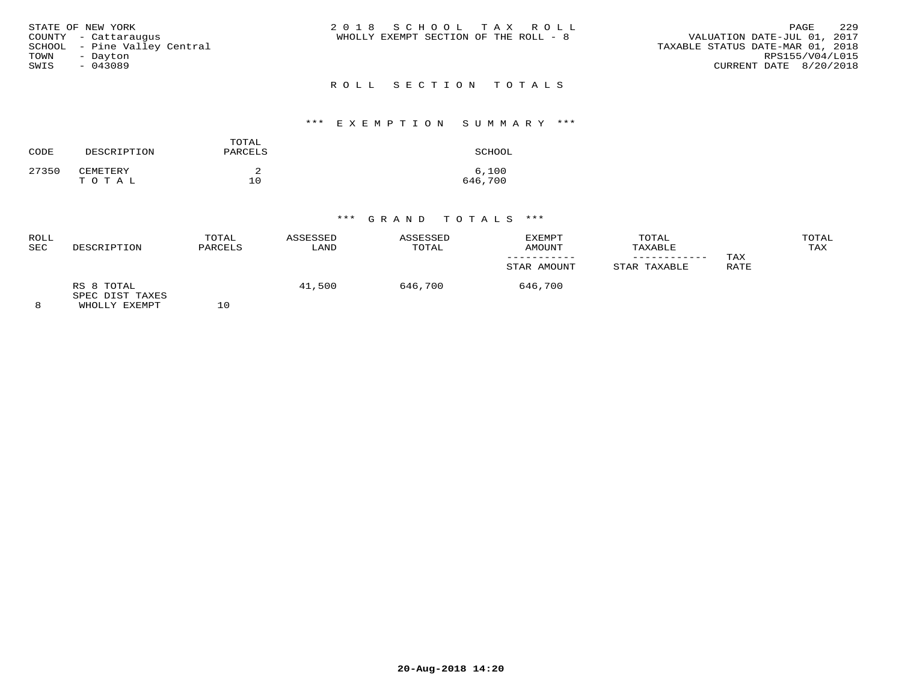STATE OF NEW YORK
COUNTY - Cattaraugus
SCHOOL - Pine Valley Central
TOWN - Dayton
SWIS - 043089

2018 SCHOOL TAX ROLL
WHOLLY EXEMPT SECTION OF THE ROLL - 8

VALUATION DATE-JUL 01, 2017
TAXABLE STATUS DATE-MAR 01, 2018
RPS155/V04/L015
CURRENT DATE 8/20/2018

## ROLL SECTION TOTALS

### *** EXEMPTION SUMMARY ***

| CODE | DESCRIPTION | TOTAL PARCELS | SCHOOL |
|---|---|---|---|
| 27350 | CEMETERY | 2 | 6,100 |
| | T O T A L | 10 | 646,700 |

### *** GRAND TOTALS ***

| ROLL SEC | DESCRIPTION | TOTAL PARCELS | ASSESSED LAND | ASSESSED TOTAL | EXEMPT AMOUNT / STAR AMOUNT | TOTAL TAXABLE / STAR TAXABLE | TAX RATE | TOTAL TAX |
|---|---|---|---|---|---|---|---|---|
| 8 | RS 8 TOTAL SPEC DIST TAXES WHOLLY EXEMPT | 10 | 41,500 | 646,700 | 646,700 | | | |

20-Aug-2018 14:20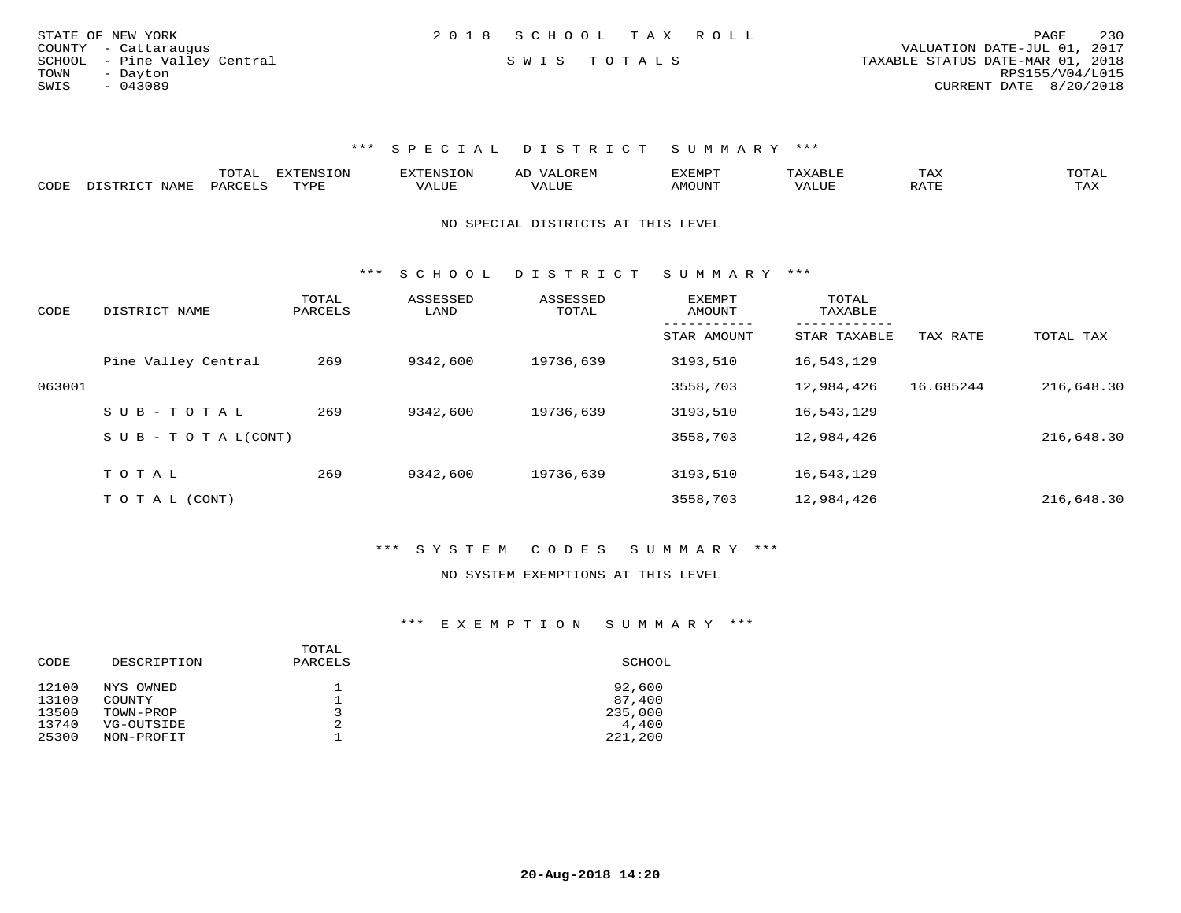STATE OF NEW YORK
COUNTY - Cattaraugus
SCHOOL - Pine Valley Central
TOWN - Dayton
SWIS - 043089

2018 SCHOOL TAX ROLL

SWIS TOTALS

VALUATION DATE-JUL 01, 2017
TAXABLE STATUS DATE-MAR 01, 2018
RPS155/V04/L015
CURRENT DATE 8/20/2018

### *** SPECIAL DISTRICT SUMMARY ***

| CODE | DISTRICT NAME | TOTAL PARCELS | EXTENSION TYPE | EXTENSION VALUE | AD VALOREM VALUE | EXEMPT AMOUNT | TAXABLE VALUE | TAX RATE | TOTAL TAX |
|---|---|---|---|---|---|---|---|---|---|

NO SPECIAL DISTRICTS AT THIS LEVEL

### *** SCHOOL DISTRICT SUMMARY ***

| CODE | DISTRICT NAME | TOTAL PARCELS | ASSESSED LAND | ASSESSED TOTAL | EXEMPT AMOUNT / STAR AMOUNT | TOTAL TAXABLE / STAR TAXABLE | TAX RATE | TOTAL TAX |
|---|---|---|---|---|---|---|---|---|
| | Pine Valley Central | 269 | 9342,600 | 19736,639 | 3193,510 | 16,543,129 | | |
| 063001 | | | | | 3558,703 | 12,984,426 | 16.685244 | 216,648.30 |
| | SUB-TOTAL | 269 | 9342,600 | 19736,639 | 3193,510 | 16,543,129 | | |
| | SUB-TOTAL(CONT) | | | | 3558,703 | 12,984,426 | | 216,648.30 |
| | TOTAL | 269 | 9342,600 | 19736,639 | 3193,510 | 16,543,129 | | |
| | TOTAL (CONT) | | | | 3558,703 | 12,984,426 | | 216,648.30 |

### *** SYSTEM CODES SUMMARY ***

NO SYSTEM EXEMPTIONS AT THIS LEVEL

### *** EXEMPTION SUMMARY ***

| CODE | DESCRIPTION | TOTAL PARCELS | SCHOOL |
|---|---|---|---|
| 12100 | NYS OWNED | 1 | 92,600 |
| 13100 | COUNTY | 1 | 87,400 |
| 13500 | TOWN-PROP | 3 | 235,000 |
| 13740 | VG-OUTSIDE | 2 | 4,400 |
| 25300 | NON-PROFIT | 1 | 221,200 |

20-Aug-2018 14:20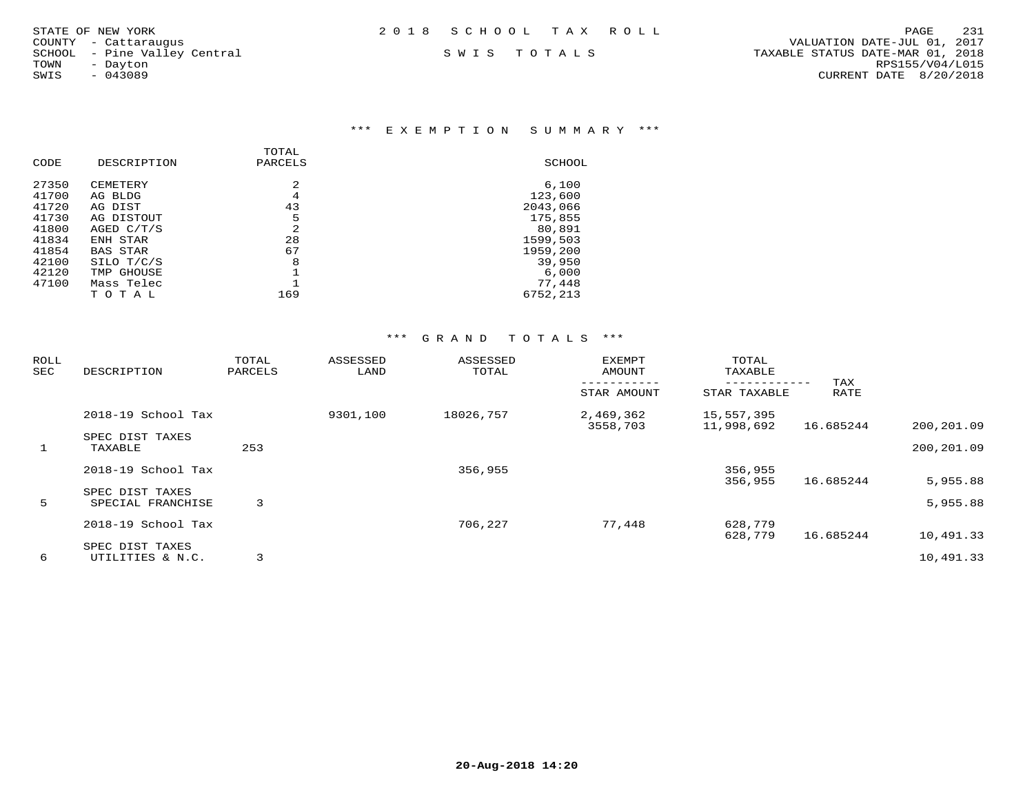STATE OF NEW YORK
COUNTY - Cattaraugus
SCHOOL - Pine Valley Central
TOWN - Dayton
SWIS - 043089

2 0 1 8 S C H O O L T A X R O L L

S W I S T O T A L S

VALUATION DATE-JUL 01, 2017
TAXABLE STATUS DATE-MAR 01, 2018
RPS155/V04/L015
CURRENT DATE 8/20/2018

### *** E X E M P T I O N S U M M A R Y ***

| CODE | DESCRIPTION | TOTAL PARCELS | SCHOOL |
|---|---|---|---|
| 27350 | CEMETERY | 2 | 6,100 |
| 41700 | AG BLDG | 4 | 123,600 |
| 41720 | AG DIST | 43 | 2043,066 |
| 41730 | AG DISTOUT | 5 | 175,855 |
| 41800 | AGED C/T/S | 2 | 80,891 |
| 41834 | ENH STAR | 28 | 1599,503 |
| 41854 | BAS STAR | 67 | 1959,200 |
| 42100 | SILO T/C/S | 8 | 39,950 |
| 42120 | TMP GHOUSE | 1 | 6,000 |
| 47100 | Mass Telec | 1 | 77,448 |
| | T O T A L | 169 | 6752,213 |

### *** G R A N D T O T A L S ***

| ROLL SEC | DESCRIPTION | TOTAL PARCELS | ASSESSED LAND | ASSESSED TOTAL | EXEMPT AMOUNT / STAR AMOUNT | TOTAL TAXABLE / STAR TAXABLE | TAX RATE | |
|---|---|---|---|---|---|---|---|---|
| | 2018-19 School Tax | | 9301,100 | 18026,757 | 2,469,362 | 15,557,395 | | |
| | | | | | 3558,703 | 11,998,692 | 16.685244 | 200,201.09 |
| | SPEC DIST TAXES | | | | | | | |
| 1 | TAXABLE | 253 | | | | | | 200,201.09 |
| | 2018-19 School Tax | | | 356,955 | | 356,955 | | |
| | | | | | | 356,955 | 16.685244 | 5,955.88 |
| | SPEC DIST TAXES | | | | | | | |
| 5 | SPECIAL FRANCHISE | 3 | | | | | | 5,955.88 |
| | 2018-19 School Tax | | | 706,227 | 77,448 | 628,779 | | |
| | | | | | | 628,779 | 16.685244 | 10,491.33 |
| | SPEC DIST TAXES | | | | | | | |
| 6 | UTILITIES & N.C. | 3 | | | | | | 10,491.33 |

20-Aug-2018 14:20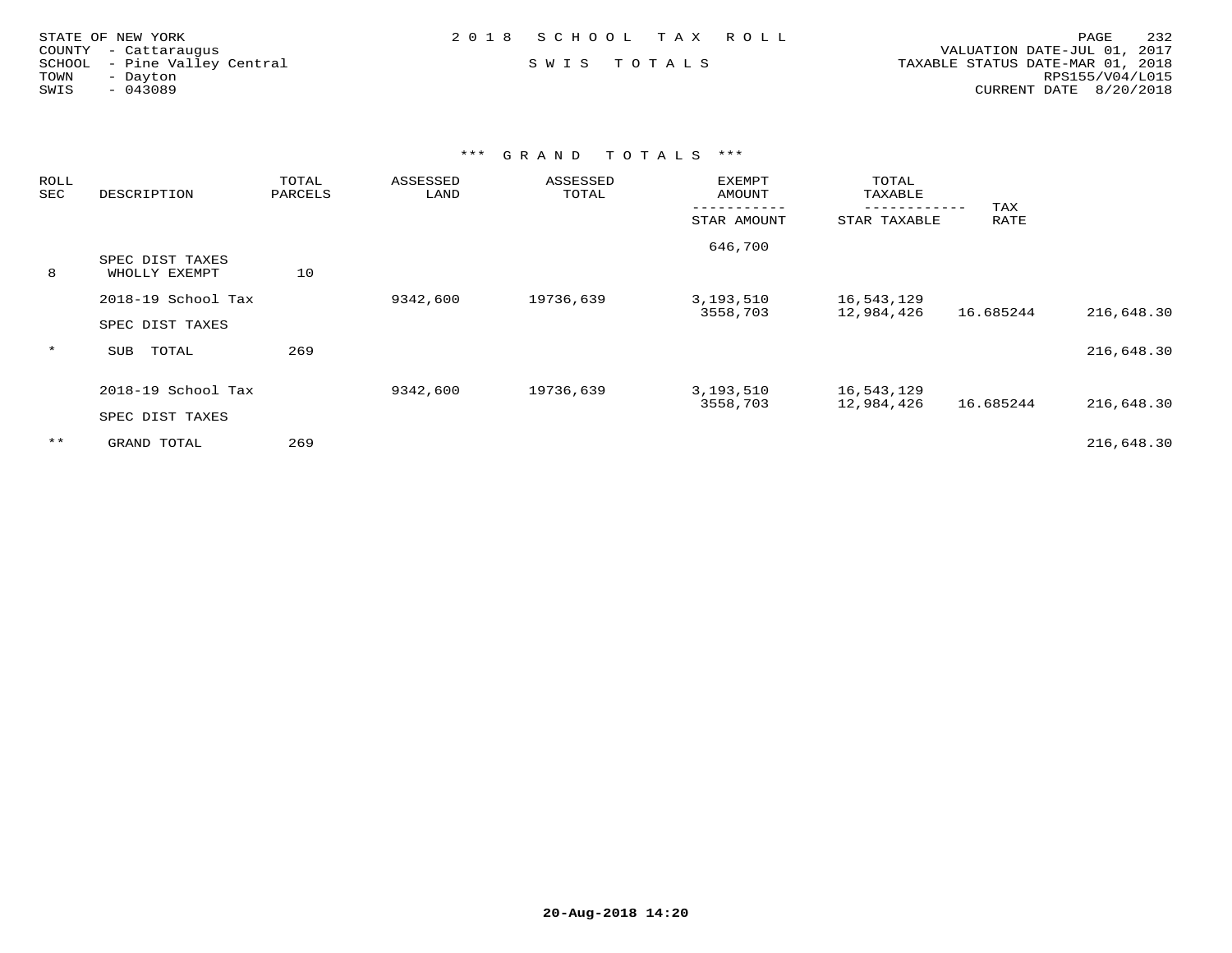STATE OF NEW YORK
COUNTY - Cattaraugus
SCHOOL - Pine Valley Central
TOWN - Dayton
SWIS - 043089

2018 SCHOOL TAX ROLL

SWIS TOTALS

VALUATION DATE-JUL 01, 2017
TAXABLE STATUS DATE-MAR 01, 2018
RPS155/V04/L015
CURRENT DATE 8/20/2018

### *** GRAND TOTALS ***

| ROLL SEC | DESCRIPTION | TOTAL PARCELS | ASSESSED LAND | ASSESSED TOTAL | EXEMPT AMOUNT / STAR AMOUNT | TOTAL TAXABLE / STAR TAXABLE | TAX RATE | |
|---|---|---|---|---|---|---|---|---|
| | | | | | 646,700 | | | |
| 8 | SPEC DIST TAXES WHOLLY EXEMPT | 10 | | | | | | |
| | 2018-19 School Tax | | 9342,600 | 19736,639 | 3,193,510 | 16,543,129 | | |
| | | | | | 3558,703 | 12,984,426 | 16.685244 | 216,648.30 |
| | SPEC DIST TAXES | | | | | | | |
| * | SUB TOTAL | 269 | | | | | | 216,648.30 |
| | 2018-19 School Tax | | 9342,600 | 19736,639 | 3,193,510 | 16,543,129 | | |
| | | | | | 3558,703 | 12,984,426 | 16.685244 | 216,648.30 |
| | SPEC DIST TAXES | | | | | | | |
| ** | GRAND TOTAL | 269 | | | | | | 216,648.30 |

20-Aug-2018 14:20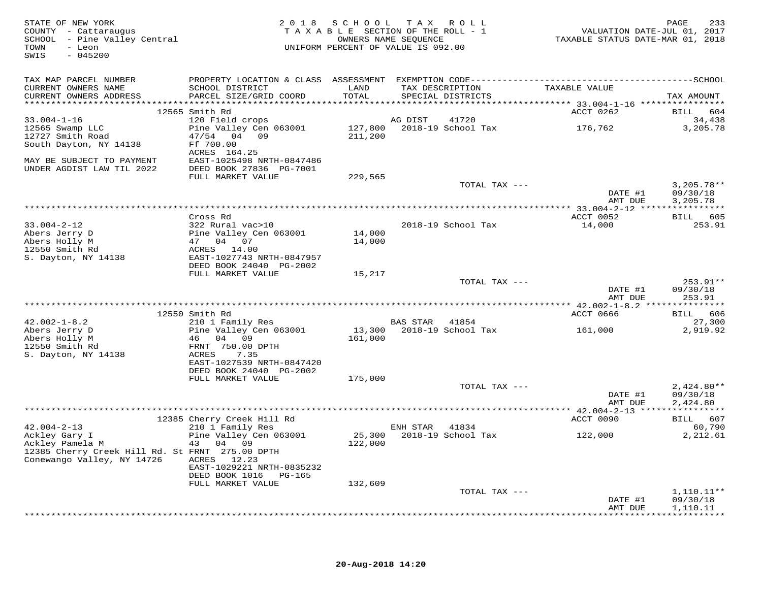STATE OF NEW YORK
COUNTY - Cattaraugus
SCHOOL - Pine Valley Central
TOWN - Leon
SWIS - 045200

2018 SCHOOL TAX ROLL
TAXABLE SECTION OF THE ROLL - 1
OWNERS NAME SEQUENCE
UNIFORM PERCENT OF VALUE IS 092.00

VALUATION DATE-JUL 01, 2017
TAXABLE STATUS DATE-MAR 01, 2018

| TAX MAP PARCEL NUMBER / CURRENT OWNERS NAME / CURRENT OWNERS ADDRESS | PROPERTY LOCATION & CLASS / SCHOOL DISTRICT / PARCEL SIZE/GRID COORD | ASSESSMENT LAND / TOTAL | EXEMPTION CODE / TAX DESCRIPTION / SPECIAL DISTRICTS | TAXABLE VALUE | TAX AMOUNT |
|---|---|---|---|---|---|
| | 12565 Smith Rd | | | ACCT 0262 | BILL 604 |
| 33.004-1-16 | 120 Field crops | | AG DIST 41720 | | 34,438 |
| 12565 Swamp LLC | Pine Valley Cen 063001 | 127,800 | 2018-19 School Tax | 176,762 | 3,205.78 |
| 12727 Smith Road | 47/54 04 09 | 211,200 | | | |
| South Dayton, NY 14138 | Ff 700.00 | | | | |
| | ACRES 164.25 | | | | |
| MAY BE SUBJECT TO PAYMENT | EAST-1025498 NRTH-0847486 | | | | |
| UNDER AGDIST LAW TIL 2022 | DEED BOOK 27836 PG-7001 | | | | |
| | FULL MARKET VALUE | 229,565 | | | |
| | | | TOTAL TAX --- | | 3,205.78** |
| | | | | DATE #1 | 09/30/18 |
| | | | | AMT DUE | 3,205.78 |
| | Cross Rd | | | ACCT 0052 | BILL 605 |
| 33.004-2-12 | 322 Rural vac>10 | | 2018-19 School Tax | 14,000 | 253.91 |
| Abers Jerry D | Pine Valley Cen 063001 | 14,000 | | | |
| Abers Holly M | 47 04 07 | 14,000 | | | |
| 12550 Smith Rd | ACRES 14.00 | | | | |
| S. Dayton, NY 14138 | EAST-1027743 NRTH-0847957 | | | | |
| | DEED BOOK 24040 PG-2002 | | | | |
| | FULL MARKET VALUE | 15,217 | | | |
| | | | TOTAL TAX --- | | 253.91** |
| | | | | DATE #1 | 09/30/18 |
| | | | | AMT DUE | 253.91 |
| | 12550 Smith Rd | | | ACCT 0666 | BILL 606 |
| 42.002-1-8.2 | 210 1 Family Res | | BAS STAR 41854 | | 27,300 |
| Abers Jerry D | Pine Valley Cen 063001 | 13,300 | 2018-19 School Tax | 161,000 | 2,919.92 |
| Abers Holly M | 46 04 09 | 161,000 | | | |
| 12550 Smith Rd | FRNT 750.00 DPTH | | | | |
| S. Dayton, NY 14138 | ACRES 7.35 | | | | |
| | EAST-1027539 NRTH-0847420 | | | | |
| | DEED BOOK 24040 PG-2002 | | | | |
| | FULL MARKET VALUE | 175,000 | | | |
| | | | TOTAL TAX --- | | 2,424.80** |
| | | | | DATE #1 | 09/30/18 |
| | | | | AMT DUE | 2,424.80 |
| | 12385 Cherry Creek Hill Rd | | | ACCT 0090 | BILL 607 |
| 42.004-2-13 | 210 1 Family Res | | ENH STAR 41834 | | 60,790 |
| Ackley Gary I | Pine Valley Cen 063001 | 25,300 | 2018-19 School Tax | 122,000 | 2,212.61 |
| Ackley Pamela M | 43 04 09 | 122,000 | | | |
| 12385 Cherry Creek Hill Rd. St | FRNT 275.00 DPTH | | | | |
| Conewango Valley, NY 14726 | ACRES 12.23 | | | | |
| | EAST-1029221 NRTH-0835232 | | | | |
| | DEED BOOK 1016 PG-165 | | | | |
| | FULL MARKET VALUE | 132,609 | | | |
| | | | TOTAL TAX --- | | 1,110.11** |
| | | | | DATE #1 | 09/30/18 |
| | | | | AMT DUE | 1,110.11 |

20-Aug-2018 14:20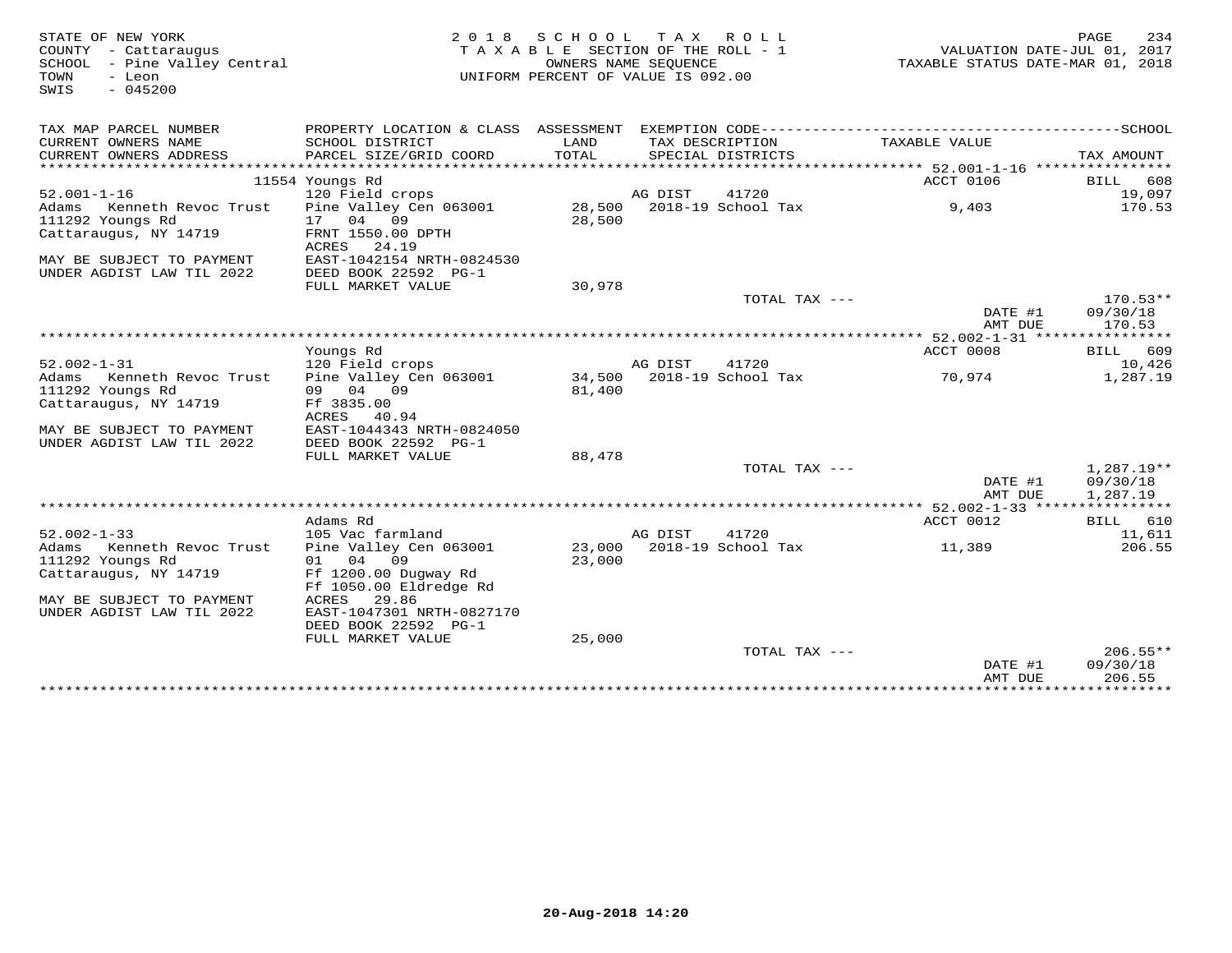STATE OF NEW YORK
COUNTY - Cattaraugus
SCHOOL - Pine Valley Central
TOWN - Leon
SWIS - 045200

2018 SCHOOL TAX ROLL
TAXABLE SECTION OF THE ROLL - 1
OWNERS NAME SEQUENCE
UNIFORM PERCENT OF VALUE IS 092.00

VALUATION DATE-JUL 01, 2017
TAXABLE STATUS DATE-MAR 01, 2018

| TAX MAP PARCEL NUMBER / CURRENT OWNERS NAME / CURRENT OWNERS ADDRESS | PROPERTY LOCATION & CLASS / SCHOOL DISTRICT / PARCEL SIZE/GRID COORD | ASSESSMENT LAND / TOTAL | EXEMPTION CODE / TAX DESCRIPTION / SPECIAL DISTRICTS | TAXABLE VALUE | TAX AMOUNT |
|---|---|---|---|---|---|
| | 11554 Youngs Rd | | | ACCT 0106 | BILL 608 |
| 52.001-1-16 | 120 Field crops | | AG DIST 41720 | | 19,097 |
| Adams Kenneth Revoc Trust | Pine Valley Cen 063001 | 28,500 | 2018-19 School Tax | 9,403 | 170.53 |
| 111292 Youngs Rd | 17 04 09 | 28,500 | | | |
| Cattaraugus, NY 14719 | FRNT 1550.00 DPTH | | | | |
| | ACRES 24.19 | | | | |
| MAY BE SUBJECT TO PAYMENT | EAST-1042154 NRTH-0824530 | | | | |
| UNDER AGDIST LAW TIL 2022 | DEED BOOK 22592 PG-1 | | | | |
| | FULL MARKET VALUE | 30,978 | | | |
| | | | TOTAL TAX --- | | 170.53** |
| | | | | DATE #1 | 09/30/18 |
| | | | | AMT DUE | 170.53 |
| | Youngs Rd | | | ACCT 0008 | BILL 609 |
| 52.002-1-31 | 120 Field crops | | AG DIST 41720 | | 10,426 |
| Adams Kenneth Revoc Trust | Pine Valley Cen 063001 | 34,500 | 2018-19 School Tax | 70,974 | 1,287.19 |
| 111292 Youngs Rd | 09 04 09 | 81,400 | | | |
| Cattaraugus, NY 14719 | Ff 3835.00 | | | | |
| | ACRES 40.94 | | | | |
| MAY BE SUBJECT TO PAYMENT | EAST-1044343 NRTH-0824050 | | | | |
| UNDER AGDIST LAW TIL 2022 | DEED BOOK 22592 PG-1 | | | | |
| | FULL MARKET VALUE | 88,478 | | | |
| | | | TOTAL TAX --- | | 1,287.19** |
| | | | | DATE #1 | 09/30/18 |
| | | | | AMT DUE | 1,287.19 |
| | Adams Rd | | | ACCT 0012 | BILL 610 |
| 52.002-1-33 | 105 Vac farmland | | AG DIST 41720 | | 11,611 |
| Adams Kenneth Revoc Trust | Pine Valley Cen 063001 | 23,000 | 2018-19 School Tax | 11,389 | 206.55 |
| 111292 Youngs Rd | 01 04 09 | 23,000 | | | |
| Cattaraugus, NY 14719 | Ff 1200.00 Dugway Rd | | | | |
| | Ff 1050.00 Eldredge Rd | | | | |
| MAY BE SUBJECT TO PAYMENT | ACRES 29.86 | | | | |
| UNDER AGDIST LAW TIL 2022 | EAST-1047301 NRTH-0827170 | | | | |
| | DEED BOOK 22592 PG-1 | | | | |
| | FULL MARKET VALUE | 25,000 | | | |
| | | | TOTAL TAX --- | | 206.55** |
| | | | | DATE #1 | 09/30/18 |
| | | | | AMT DUE | 206.55 |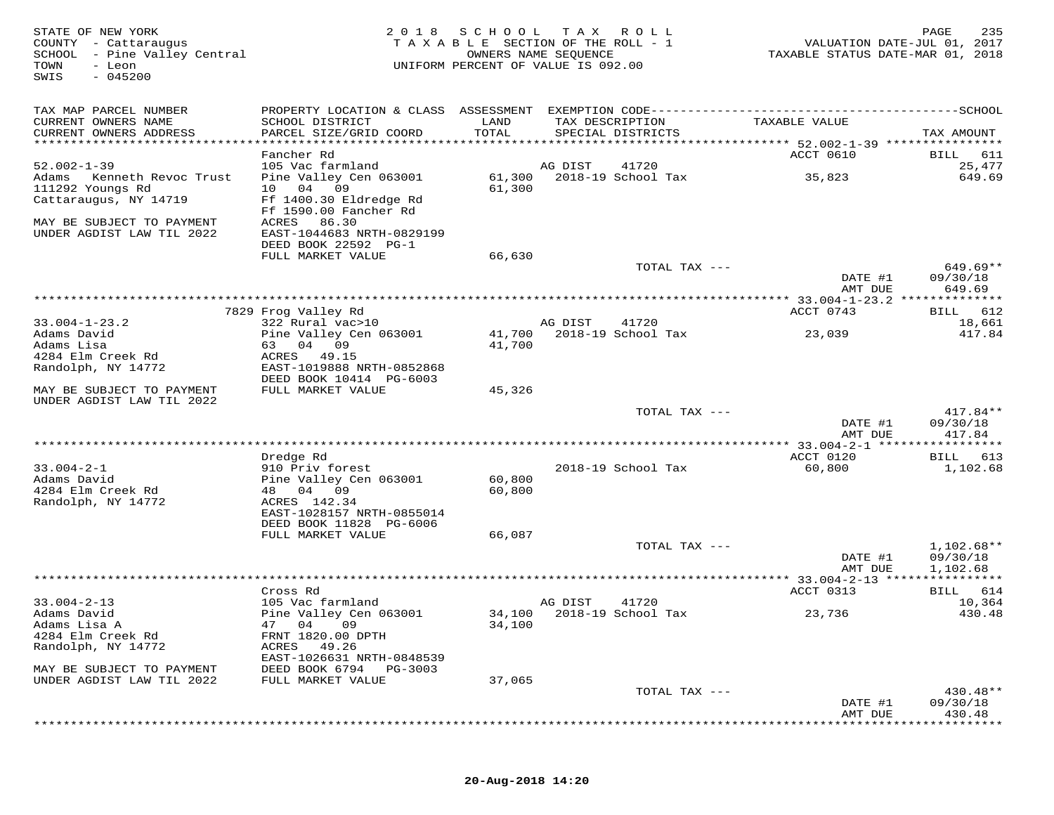STATE OF NEW YORK
COUNTY - Cattaraugus
SCHOOL - Pine Valley Central
TOWN - Leon
SWIS - 045200

2 0 1 8 S C H O O L T A X R O L L
T A X A B L E SECTION OF THE ROLL - 1
OWNERS NAME SEQUENCE
UNIFORM PERCENT OF VALUE IS 092.00

VALUATION DATE-JUL 01, 2017
TAXABLE STATUS DATE-MAR 01, 2018

| TAX MAP PARCEL NUMBER / CURRENT OWNERS NAME / CURRENT OWNERS ADDRESS | PROPERTY LOCATION & CLASS / SCHOOL DISTRICT / PARCEL SIZE/GRID COORD | ASSESSMENT LAND / TOTAL | EXEMPTION CODE / TAX DESCRIPTION / SPECIAL DISTRICTS | TAXABLE VALUE | SCHOOL TAX AMOUNT |
|---|---|---|---|---|---|
| 52.002-1-39 | Fancher Rd | | | ACCT 0610 | BILL 611 |
| 52.002-1-39 | 105 Vac farmland | | AG DIST 41720 | | 25,477 |
| Adams Kenneth Revoc Trust | Pine Valley Cen 063001 | 61,300 | 2018-19 School Tax | 35,823 | 649.69 |
| 111292 Youngs Rd | 10 04 09 | 61,300 | | | |
| Cattaraugus, NY 14719 | Ff 1400.30 Eldredge Rd | | | | |
| | Ff 1590.00 Fancher Rd | | | | |
| MAY BE SUBJECT TO PAYMENT | ACRES 86.30 | | | | |
| UNDER AGDIST LAW TIL 2022 | EAST-1044683 NRTH-0829199 | | | | |
| | DEED BOOK 22592 PG-1 | | | | |
| | FULL MARKET VALUE | 66,630 | | | |
| | | | TOTAL TAX --- | | 649.69** |
| | | | | DATE #1 | 09/30/18 |
| | | | | AMT DUE | 649.69 |
| 33.004-1-23.2 | 7829 Frog Valley Rd | | | ACCT 0743 | BILL 612 |
| 33.004-1-23.2 | 322 Rural vac>10 | | AG DIST 41720 | | 18,661 |
| Adams David | Pine Valley Cen 063001 | 41,700 | 2018-19 School Tax | 23,039 | 417.84 |
| Adams Lisa | 63 04 09 | 41,700 | | | |
| 4284 Elm Creek Rd | ACRES 49.15 | | | | |
| Randolph, NY 14772 | EAST-1019888 NRTH-0852868 | | | | |
| | DEED BOOK 10414 PG-6003 | | | | |
| MAY BE SUBJECT TO PAYMENT | FULL MARKET VALUE | 45,326 | | | |
| UNDER AGDIST LAW TIL 2022 | | | | | |
| | | | TOTAL TAX --- | | 417.84** |
| | | | | DATE #1 | 09/30/18 |
| | | | | AMT DUE | 417.84 |
| 33.004-2-1 | Dredge Rd | | | ACCT 0120 | BILL 613 |
| 33.004-2-1 | 910 Priv forest | | 2018-19 School Tax | 60,800 | 1,102.68 |
| Adams David | Pine Valley Cen 063001 | 60,800 | | | |
| 4284 Elm Creek Rd | 48 04 09 | 60,800 | | | |
| Randolph, NY 14772 | ACRES 142.34 | | | | |
| | EAST-1028157 NRTH-0855014 | | | | |
| | DEED BOOK 11828 PG-6006 | | | | |
| | FULL MARKET VALUE | 66,087 | | | |
| | | | TOTAL TAX --- | | 1,102.68** |
| | | | | DATE #1 | 09/30/18 |
| | | | | AMT DUE | 1,102.68 |
| 33.004-2-13 | Cross Rd | | | ACCT 0313 | BILL 614 |
| 33.004-2-13 | 105 Vac farmland | | AG DIST 41720 | | 10,364 |
| Adams David | Pine Valley Cen 063001 | 34,100 | 2018-19 School Tax | 23,736 | 430.48 |
| Adams Lisa A | 47 04 09 | 34,100 | | | |
| 4284 Elm Creek Rd | FRNT 1820.00 DPTH | | | | |
| Randolph, NY 14772 | ACRES 49.26 | | | | |
| | EAST-1026631 NRTH-0848539 | | | | |
| MAY BE SUBJECT TO PAYMENT | DEED BOOK 6794 PG-3003 | | | | |
| UNDER AGDIST LAW TIL 2022 | FULL MARKET VALUE | 37,065 | | | |
| | | | TOTAL TAX --- | | 430.48** |
| | | | | DATE #1 | 09/30/18 |
| | | | | AMT DUE | 430.48 |

20-Aug-2018 14:20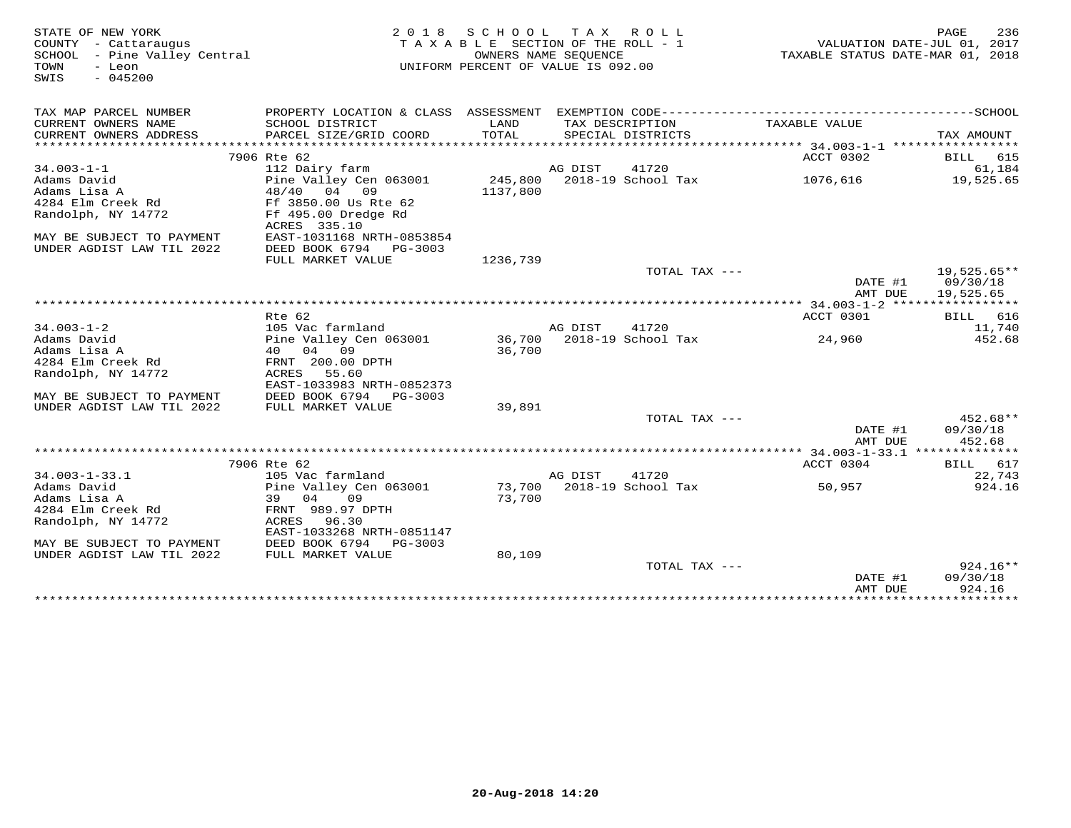STATE OF NEW YORK
COUNTY - Cattaraugus
SCHOOL - Pine Valley Central
TOWN - Leon
SWIS - 045200

2018 SCHOOL TAX ROLL
TAXABLE SECTION OF THE ROLL - 1
OWNERS NAME SEQUENCE
UNIFORM PERCENT OF VALUE IS 092.00

VALUATION DATE-JUL 01, 2017
TAXABLE STATUS DATE-MAR 01, 2018

| TAX MAP PARCEL NUMBER / CURRENT OWNERS NAME / CURRENT OWNERS ADDRESS | PROPERTY LOCATION & CLASS / SCHOOL DISTRICT / PARCEL SIZE/GRID COORD | ASSESSMENT LAND / TOTAL | EXEMPTION CODE / TAX DESCRIPTION / SPECIAL DISTRICTS | TAXABLE VALUE | TAX AMOUNT |
|---|---|---|---|---|---|
| | 7906 Rte 62 | | | ACCT 0302 | BILL 615 |
| 34.003-1-1 | 112 Dairy farm | | AG DIST 41720 | | 61,184 |
| Adams David | Pine Valley Cen 063001 | 245,800 | 2018-19 School Tax | 1076,616 | 19,525.65 |
| Adams Lisa A | 48/40 04 09 | 1137,800 | | | |
| 4284 Elm Creek Rd | Ff 3850.00 Us Rte 62 | | | | |
| Randolph, NY 14772 | Ff 495.00 Dredge Rd | | | | |
| | ACRES 335.10 | | | | |
| MAY BE SUBJECT TO PAYMENT | EAST-1031168 NRTH-0853854 | | | | |
| UNDER AGDIST LAW TIL 2022 | DEED BOOK 6794 PG-3003 | | | | |
| | FULL MARKET VALUE | 1236,739 | | | |
| | | | TOTAL TAX --- | | 19,525.65** |
| | | | | DATE #1 | 09/30/18 |
| | | | | AMT DUE | 19,525.65 |
| | Rte 62 | | | ACCT 0301 | BILL 616 |
| 34.003-1-2 | 105 Vac farmland | | AG DIST 41720 | | 11,740 |
| Adams David | Pine Valley Cen 063001 | 36,700 | 2018-19 School Tax | 24,960 | 452.68 |
| Adams Lisa A | 40 04 09 | 36,700 | | | |
| 4284 Elm Creek Rd | FRNT 200.00 DPTH | | | | |
| Randolph, NY 14772 | ACRES 55.60 | | | | |
| | EAST-1033983 NRTH-0852373 | | | | |
| MAY BE SUBJECT TO PAYMENT | DEED BOOK 6794 PG-3003 | | | | |
| UNDER AGDIST LAW TIL 2022 | FULL MARKET VALUE | 39,891 | | | |
| | | | TOTAL TAX --- | | 452.68** |
| | | | | DATE #1 | 09/30/18 |
| | | | | AMT DUE | 452.68 |
| | 7906 Rte 62 | | | ACCT 0304 | BILL 617 |
| 34.003-1-33.1 | 105 Vac farmland | | AG DIST 41720 | | 22,743 |
| Adams David | Pine Valley Cen 063001 | 73,700 | 2018-19 School Tax | 50,957 | 924.16 |
| Adams Lisa A | 39 04 09 | 73,700 | | | |
| 4284 Elm Creek Rd | FRNT 989.97 DPTH | | | | |
| Randolph, NY 14772 | ACRES 96.30 | | | | |
| | EAST-1033268 NRTH-0851147 | | | | |
| MAY BE SUBJECT TO PAYMENT | DEED BOOK 6794 PG-3003 | | | | |
| UNDER AGDIST LAW TIL 2022 | FULL MARKET VALUE | 80,109 | | | |
| | | | TOTAL TAX --- | | 924.16** |
| | | | | DATE #1 | 09/30/18 |
| | | | | AMT DUE | 924.16 |

20-Aug-2018 14:20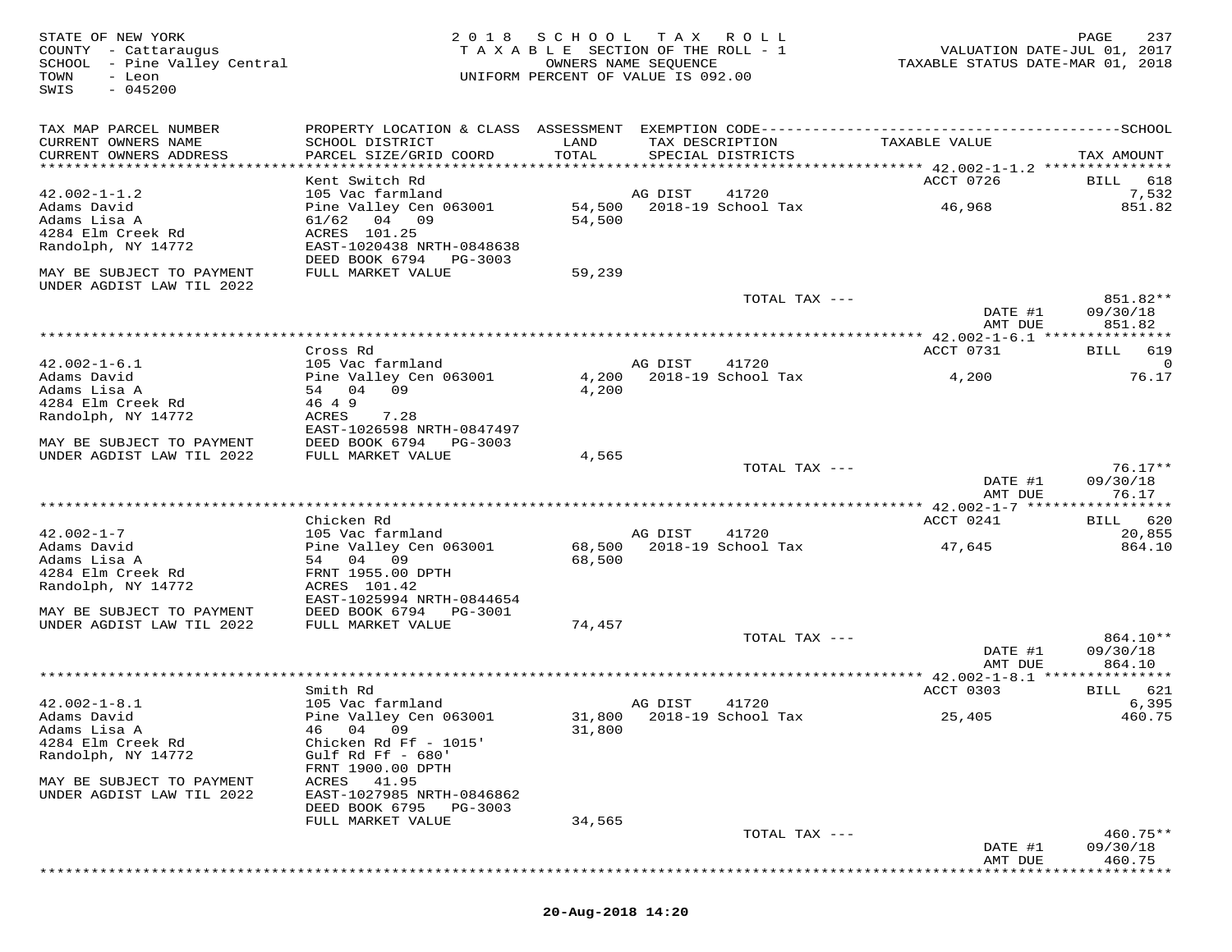STATE OF NEW YORK
COUNTY - Cattaraugus
SCHOOL - Pine Valley Central
TOWN - Leon
SWIS - 045200

2018 SCHOOL TAX ROLL
TAXABLE SECTION OF THE ROLL - 1
OWNERS NAME SEQUENCE
UNIFORM PERCENT OF VALUE IS 092.00

VALUATION DATE-JUL 01, 2017
TAXABLE STATUS DATE-MAR 01, 2018

| TAX MAP PARCEL NUMBER / CURRENT OWNERS NAME / CURRENT OWNERS ADDRESS | PROPERTY LOCATION & CLASS / SCHOOL DISTRICT / PARCEL SIZE/GRID COORD | ASSESSMENT LAND / TOTAL | EXEMPTION CODE / TAX DESCRIPTION / SPECIAL DISTRICTS | TAXABLE VALUE | TAX AMOUNT |
|---|---|---|---|---|---|
| 42.002-1-1.2 | Kent Switch Rd | | | ACCT 0726 | BILL 618 |
| | 105 Vac farmland | | AG DIST 41720 | | 7,532 |
| Adams David | Pine Valley Cen 063001 | 54,500 | 2018-19 School Tax | 46,968 | 851.82 |
| Adams Lisa A | 61/62 04 09 | 54,500 | | | |
| 4284 Elm Creek Rd | ACRES 101.25 | | | | |
| Randolph, NY 14772 | EAST-1020438 NRTH-0848638 | | | | |
| | DEED BOOK 6794 PG-3003 | | | | |
| MAY BE SUBJECT TO PAYMENT UNDER AGDIST LAW TIL 2022 | FULL MARKET VALUE | 59,239 | | | |
| | | | TOTAL TAX --- | | 851.82** |
| | | | | DATE #1 | 09/30/18 |
| | | | | AMT DUE | 851.82 |
| 42.002-1-6.1 | Cross Rd | | | ACCT 0731 | BILL 619 |
| | 105 Vac farmland | | AG DIST 41720 | | 0 |
| Adams David | Pine Valley Cen 063001 | 4,200 | 2018-19 School Tax | 4,200 | 76.17 |
| Adams Lisa A | 54 04 09 | 4,200 | | | |
| 4284 Elm Creek Rd | 46 4 9 | | | | |
| Randolph, NY 14772 | ACRES 7.28 | | | | |
| | EAST-1026598 NRTH-0847497 | | | | |
| MAY BE SUBJECT TO PAYMENT | DEED BOOK 6794 PG-3003 | | | | |
| UNDER AGDIST LAW TIL 2022 | FULL MARKET VALUE | 4,565 | | | |
| | | | TOTAL TAX --- | | 76.17** |
| | | | | DATE #1 | 09/30/18 |
| | | | | AMT DUE | 76.17 |
| 42.002-1-7 | Chicken Rd | | | ACCT 0241 | BILL 620 |
| | 105 Vac farmland | | AG DIST 41720 | | 20,855 |
| Adams David | Pine Valley Cen 063001 | 68,500 | 2018-19 School Tax | 47,645 | 864.10 |
| Adams Lisa A | 54 04 09 | 68,500 | | | |
| 4284 Elm Creek Rd | FRNT 1955.00 DPTH | | | | |
| Randolph, NY 14772 | ACRES 101.42 | | | | |
| | EAST-1025994 NRTH-0844654 | | | | |
| MAY BE SUBJECT TO PAYMENT | DEED BOOK 6794 PG-3001 | | | | |
| UNDER AGDIST LAW TIL 2022 | FULL MARKET VALUE | 74,457 | | | |
| | | | TOTAL TAX --- | | 864.10** |
| | | | | DATE #1 | 09/30/18 |
| | | | | AMT DUE | 864.10 |
| 42.002-1-8.1 | Smith Rd | | | ACCT 0303 | BILL 621 |
| | 105 Vac farmland | | AG DIST 41720 | | 6,395 |
| Adams David | Pine Valley Cen 063001 | 31,800 | 2018-19 School Tax | 25,405 | 460.75 |
| Adams Lisa A | 46 04 09 | 31,800 | | | |
| 4284 Elm Creek Rd | Chicken Rd Ff - 1015' | | | | |
| Randolph, NY 14772 | Gulf Rd Ff - 680' | | | | |
| | FRNT 1900.00 DPTH | | | | |
| MAY BE SUBJECT TO PAYMENT | ACRES 41.95 | | | | |
| UNDER AGDIST LAW TIL 2022 | EAST-1027985 NRTH-0846862 | | | | |
| | DEED BOOK 6795 PG-3003 | | | | |
| | FULL MARKET VALUE | 34,565 | | | |
| | | | TOTAL TAX --- | | 460.75** |
| | | | | DATE #1 | 09/30/18 |
| | | | | AMT DUE | 460.75 |

20-Aug-2018 14:20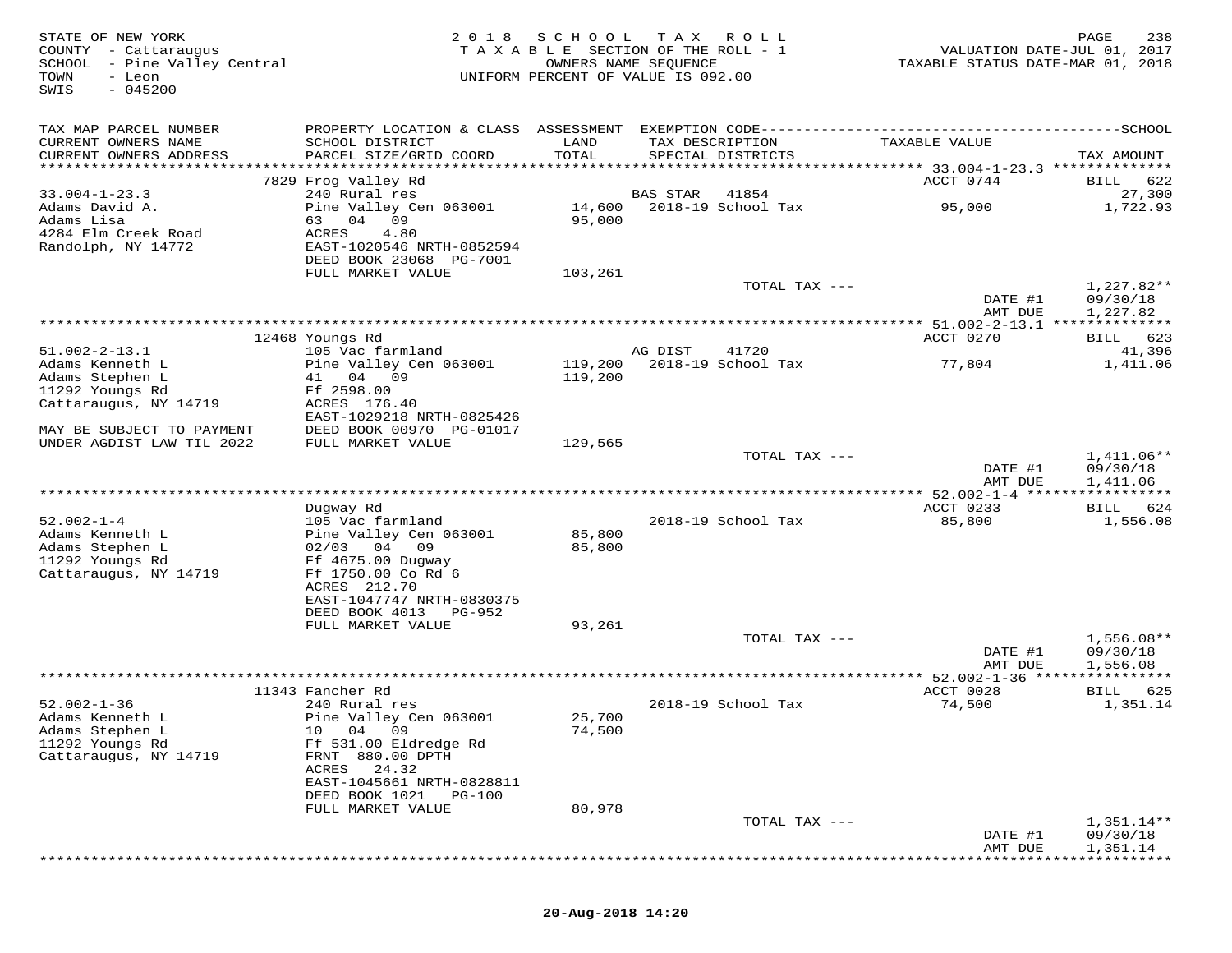STATE OF NEW YORK
COUNTY - Cattaraugus
SCHOOL - Pine Valley Central
TOWN - Leon
SWIS - 045200

2018 SCHOOL TAX ROLL
TAXABLE SECTION OF THE ROLL - 1
OWNERS NAME SEQUENCE
UNIFORM PERCENT OF VALUE IS 092.00

VALUATION DATE-JUL 01, 2017
TAXABLE STATUS DATE-MAR 01, 2018

| TAX MAP PARCEL NUMBER / CURRENT OWNERS NAME / CURRENT OWNERS ADDRESS | PROPERTY LOCATION & CLASS / SCHOOL DISTRICT / PARCEL SIZE/GRID COORD | ASSESSMENT LAND / TOTAL | EXEMPTION CODE / TAX DESCRIPTION / SPECIAL DISTRICTS | TAXABLE VALUE | SCHOOL TAX AMOUNT |
|---|---|---|---|---|---|
| | 7829 Frog Valley Rd | | | ACCT 0744 | BILL 622 |
| 33.004-1-23.3 | 240 Rural res | | BAS STAR 41854 | | 27,300 |
| Adams David A. | Pine Valley Cen 063001 | 14,600 | 2018-19 School Tax | 95,000 | 1,722.93 |
| Adams Lisa | 63 04 09 | 95,000 | | | |
| 4284 Elm Creek Road | ACRES 4.80 | | | | |
| Randolph, NY 14772 | EAST-1020546 NRTH-0852594 | | | | |
| | DEED BOOK 23068 PG-7001 | | | | |
| | FULL MARKET VALUE | 103,261 | | | |
| | | | TOTAL TAX --- | | 1,227.82** |
| | | | | DATE #1 | 09/30/18 |
| | | | | AMT DUE | 1,227.82 |
| | 12468 Youngs Rd | | | ACCT 0270 | BILL 623 |
| 51.002-2-13.1 | 105 Vac farmland | | AG DIST 41720 | | 41,396 |
| Adams Kenneth L | Pine Valley Cen 063001 | 119,200 | 2018-19 School Tax | 77,804 | 1,411.06 |
| Adams Stephen L | 41 04 09 | 119,200 | | | |
| 11292 Youngs Rd | Ff 2598.00 | | | | |
| Cattaraugus, NY 14719 | ACRES 176.40 | | | | |
| | EAST-1029218 NRTH-0825426 | | | | |
| MAY BE SUBJECT TO PAYMENT | DEED BOOK 00970 PG-01017 | | | | |
| UNDER AGDIST LAW TIL 2022 | FULL MARKET VALUE | 129,565 | | | |
| | | | TOTAL TAX --- | | 1,411.06** |
| | | | | DATE #1 | 09/30/18 |
| | | | | AMT DUE | 1,411.06 |
| | Dugway Rd | | | ACCT 0233 | BILL 624 |
| 52.002-1-4 | 105 Vac farmland | | 2018-19 School Tax | 85,800 | 1,556.08 |
| Adams Kenneth L | Pine Valley Cen 063001 | 85,800 | | | |
| Adams Stephen L | 02/03 04 09 | 85,800 | | | |
| 11292 Youngs Rd | Ff 4675.00 Dugway | | | | |
| Cattaraugus, NY 14719 | Ff 1750.00 Co Rd 6 | | | | |
| | ACRES 212.70 | | | | |
| | EAST-1047747 NRTH-0830375 | | | | |
| | DEED BOOK 4013 PG-952 | | | | |
| | FULL MARKET VALUE | 93,261 | | | |
| | | | TOTAL TAX --- | | 1,556.08** |
| | | | | DATE #1 | 09/30/18 |
| | | | | AMT DUE | 1,556.08 |
| | 11343 Fancher Rd | | | ACCT 0028 | BILL 625 |
| 52.002-1-36 | 240 Rural res | | 2018-19 School Tax | 74,500 | 1,351.14 |
| Adams Kenneth L | Pine Valley Cen 063001 | 25,700 | | | |
| Adams Stephen L | 10 04 09 | 74,500 | | | |
| 11292 Youngs Rd | Ff 531.00 Eldredge Rd | | | | |
| Cattaraugus, NY 14719 | FRNT 880.00 DPTH | | | | |
| | ACRES 24.32 | | | | |
| | EAST-1045661 NRTH-0828811 | | | | |
| | DEED BOOK 1021 PG-100 | | | | |
| | FULL MARKET VALUE | 80,978 | | | |
| | | | TOTAL TAX --- | | 1,351.14** |
| | | | | DATE #1 | 09/30/18 |
| | | | | AMT DUE | 1,351.14 |

20-Aug-2018 14:20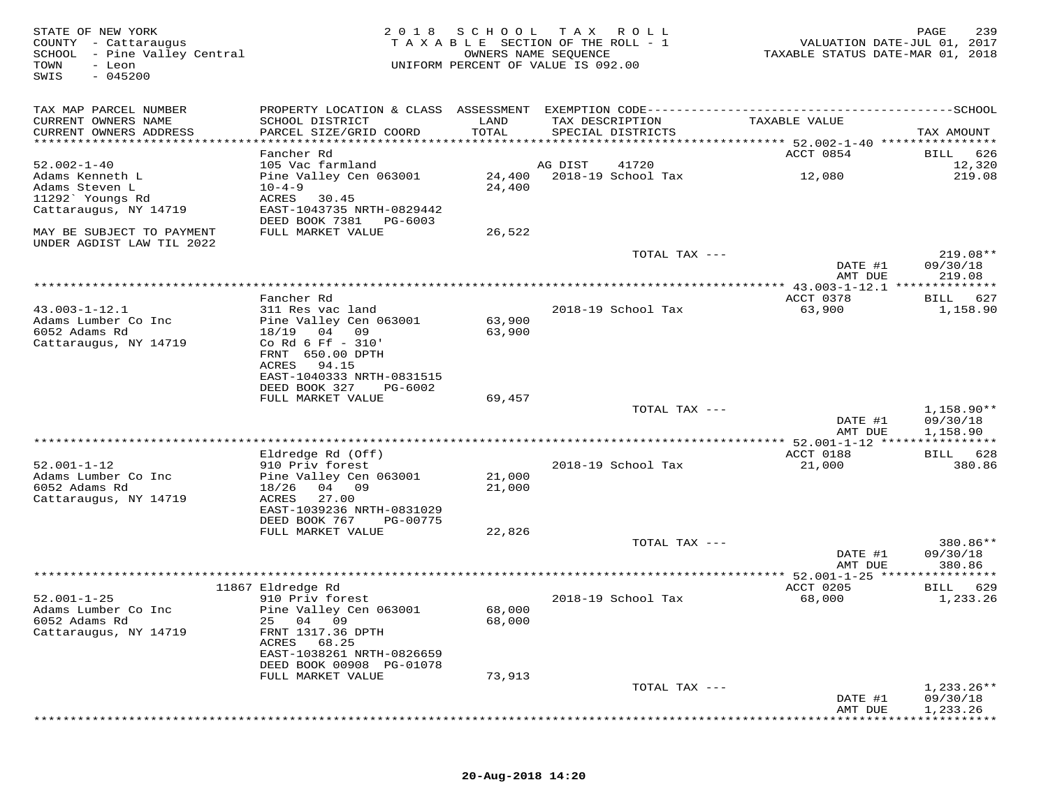STATE OF NEW YORK
COUNTY - Cattaraugus
SCHOOL - Pine Valley Central
TOWN - Leon
SWIS - 045200

2018 SCHOOL TAX ROLL
TAXABLE SECTION OF THE ROLL - 1
OWNERS NAME SEQUENCE
UNIFORM PERCENT OF VALUE IS 092.00

VALUATION DATE-JUL 01, 2017
TAXABLE STATUS DATE-MAR 01, 2018

| TAX MAP PARCEL NUMBER / CURRENT OWNERS NAME / CURRENT OWNERS ADDRESS | PROPERTY LOCATION & CLASS / SCHOOL DISTRICT / PARCEL SIZE/GRID COORD | ASSESSMENT LAND / TOTAL | EXEMPTION CODE / TAX DESCRIPTION / SPECIAL DISTRICTS | TAXABLE VALUE | TAX AMOUNT |
|---|---|---|---|---|---|
| | Fancher Rd | | | ACCT 0854 | BILL 626 |
| 52.002-1-40 | 105 Vac farmland | | AG DIST 41720 | | 12,320 |
| Adams Kenneth L | Pine Valley Cen 063001 | 24,400 | 2018-19 School Tax | 12,080 | 219.08 |
| Adams Steven L | 10-4-9 | 24,400 | | | |
| 11292` Youngs Rd | ACRES 30.45 | | | | |
| Cattaraugus, NY 14719 | EAST-1043735 NRTH-0829442 | | | | |
| | DEED BOOK 7381 PG-6003 | | | | |
| MAY BE SUBJECT TO PAYMENT UNDER AGDIST LAW TIL 2022 | FULL MARKET VALUE | 26,522 | | | |
| | | | TOTAL TAX --- | | 219.08** |
| | | | | DATE #1 | 09/30/18 |
| | | | | AMT DUE | 219.08 |
| | Fancher Rd | | | ACCT 0378 | BILL 627 |
| 43.003-1-12.1 | 311 Res vac land | | 2018-19 School Tax | 63,900 | 1,158.90 |
| Adams Lumber Co Inc | Pine Valley Cen 063001 | 63,900 | | | |
| 6052 Adams Rd | 18/19 04 09 | 63,900 | | | |
| Cattaraugus, NY 14719 | Co Rd 6 Ff - 310' | | | | |
| | FRNT 650.00 DPTH | | | | |
| | ACRES 94.15 | | | | |
| | EAST-1040333 NRTH-0831515 | | | | |
| | DEED BOOK 327 PG-6002 | | | | |
| | FULL MARKET VALUE | 69,457 | | | |
| | | | TOTAL TAX --- | | 1,158.90** |
| | | | | DATE #1 | 09/30/18 |
| | | | | AMT DUE | 1,158.90 |
| | Eldredge Rd (Off) | | | ACCT 0188 | BILL 628 |
| 52.001-1-12 | 910 Priv forest | | 2018-19 School Tax | 21,000 | 380.86 |
| Adams Lumber Co Inc | Pine Valley Cen 063001 | 21,000 | | | |
| 6052 Adams Rd | 18/26 04 09 | 21,000 | | | |
| Cattaraugus, NY 14719 | ACRES 27.00 | | | | |
| | EAST-1039236 NRTH-0831029 | | | | |
| | DEED BOOK 767 PG-00775 | | | | |
| | FULL MARKET VALUE | 22,826 | | | |
| | | | TOTAL TAX --- | | 380.86** |
| | | | | DATE #1 | 09/30/18 |
| | | | | AMT DUE | 380.86 |
| | 11867 Eldredge Rd | | | ACCT 0205 | BILL 629 |
| 52.001-1-25 | 910 Priv forest | | 2018-19 School Tax | 68,000 | 1,233.26 |
| Adams Lumber Co Inc | Pine Valley Cen 063001 | 68,000 | | | |
| 6052 Adams Rd | 25 04 09 | 68,000 | | | |
| Cattaraugus, NY 14719 | FRNT 1317.36 DPTH | | | | |
| | ACRES 68.25 | | | | |
| | EAST-1038261 NRTH-0826659 | | | | |
| | DEED BOOK 00908 PG-01078 | | | | |
| | FULL MARKET VALUE | 73,913 | | | |
| | | | TOTAL TAX --- | | 1,233.26** |
| | | | | DATE #1 | 09/30/18 |
| | | | | AMT DUE | 1,233.26 |

20-Aug-2018 14:20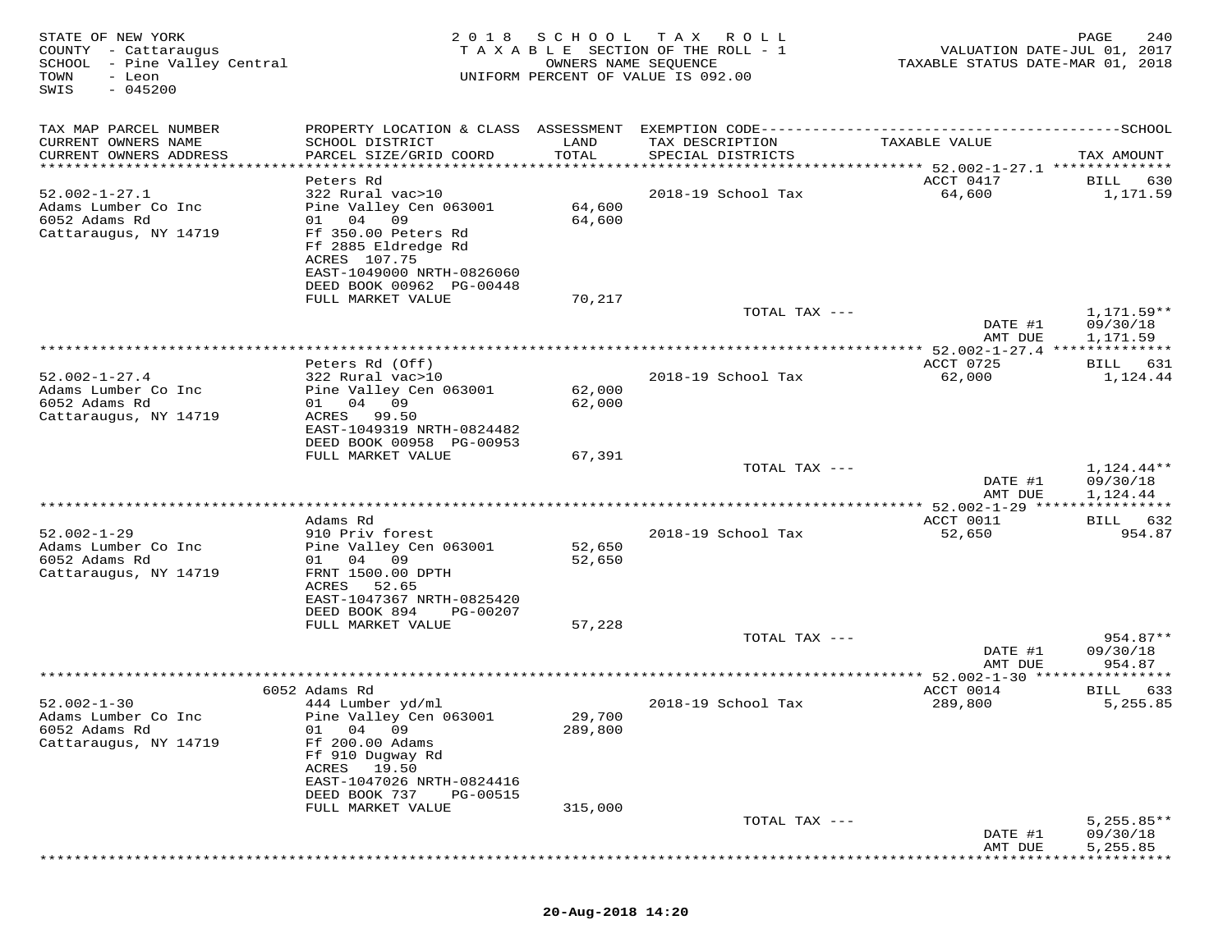STATE OF NEW YORK
COUNTY - Cattaraugus
SCHOOL - Pine Valley Central
TOWN - Leon
SWIS - 045200

2 0 1 8 S C H O O L T A X R O L L
T A X A B L E SECTION OF THE ROLL - 1
OWNERS NAME SEQUENCE
UNIFORM PERCENT OF VALUE IS 092.00

VALUATION DATE-JUL 01, 2017
TAXABLE STATUS DATE-MAR 01, 2018

| TAX MAP PARCEL NUMBER / CURRENT OWNERS NAME / CURRENT OWNERS ADDRESS | PROPERTY LOCATION & CLASS / SCHOOL DISTRICT / PARCEL SIZE/GRID COORD | ASSESSMENT LAND / TOTAL | EXEMPTION CODE / TAX DESCRIPTION / SPECIAL DISTRICTS | TAXABLE VALUE | TAX AMOUNT |
|---|---|---|---|---|---|
| 52.002-1-27.1 | Peters Rd | | | ACCT 0417 | BILL 630 |
| Adams Lumber Co Inc | 322 Rural vac>10 | | 2018-19 School Tax | 64,600 | 1,171.59 |
| 6052 Adams Rd | Pine Valley Cen 063001 | 64,600 | | | |
| Cattaraugus, NY 14719 | 01 04 09 | 64,600 | | | |
| | Ff 350.00 Peters Rd | | | | |
| | Ff 2885 Eldredge Rd | | | | |
| | ACRES 107.75 | | | | |
| | EAST-1049000 NRTH-0826060 | | | | |
| | DEED BOOK 00962 PG-00448 | | | | |
| | FULL MARKET VALUE | 70,217 | | | |
| | | | TOTAL TAX --- | | 1,171.59** |
| | | | | DATE #1 | 09/30/18 |
| | | | | AMT DUE | 1,171.59 |
| 52.002-1-27.4 | Peters Rd (Off) | | | ACCT 0725 | BILL 631 |
| Adams Lumber Co Inc | 322 Rural vac>10 | | 2018-19 School Tax | 62,000 | 1,124.44 |
| 6052 Adams Rd | Pine Valley Cen 063001 | 62,000 | | | |
| Cattaraugus, NY 14719 | 01 04 09 | 62,000 | | | |
| | ACRES 99.50 | | | | |
| | EAST-1049319 NRTH-0824482 | | | | |
| | DEED BOOK 00958 PG-00953 | | | | |
| | FULL MARKET VALUE | 67,391 | | | |
| | | | TOTAL TAX --- | | 1,124.44** |
| | | | | DATE #1 | 09/30/18 |
| | | | | AMT DUE | 1,124.44 |
| 52.002-1-29 | Adams Rd | | | ACCT 0011 | BILL 632 |
| Adams Lumber Co Inc | 910 Priv forest | | 2018-19 School Tax | 52,650 | 954.87 |
| 6052 Adams Rd | Pine Valley Cen 063001 | 52,650 | | | |
| Cattaraugus, NY 14719 | 01 04 09 | 52,650 | | | |
| | FRNT 1500.00 DPTH | | | | |
| | ACRES 52.65 | | | | |
| | EAST-1047367 NRTH-0825420 | | | | |
| | DEED BOOK 894 PG-00207 | | | | |
| | FULL MARKET VALUE | 57,228 | | | |
| | | | TOTAL TAX --- | | 954.87** |
| | | | | DATE #1 | 09/30/18 |
| | | | | AMT DUE | 954.87 |
| 52.002-1-30 | 6052 Adams Rd | | | ACCT 0014 | BILL 633 |
| Adams Lumber Co Inc | 444 Lumber yd/ml | | 2018-19 School Tax | 289,800 | 5,255.85 |
| 6052 Adams Rd | Pine Valley Cen 063001 | 29,700 | | | |
| Cattaraugus, NY 14719 | 01 04 09 | 289,800 | | | |
| | Ff 200.00 Adams | | | | |
| | Ff 910 Dugway Rd | | | | |
| | ACRES 19.50 | | | | |
| | EAST-1047026 NRTH-0824416 | | | | |
| | DEED BOOK 737 PG-00515 | | | | |
| | FULL MARKET VALUE | 315,000 | | | |
| | | | TOTAL TAX --- | | 5,255.85** |
| | | | | DATE #1 | 09/30/18 |
| | | | | AMT DUE | 5,255.85 |

20-Aug-2018 14:20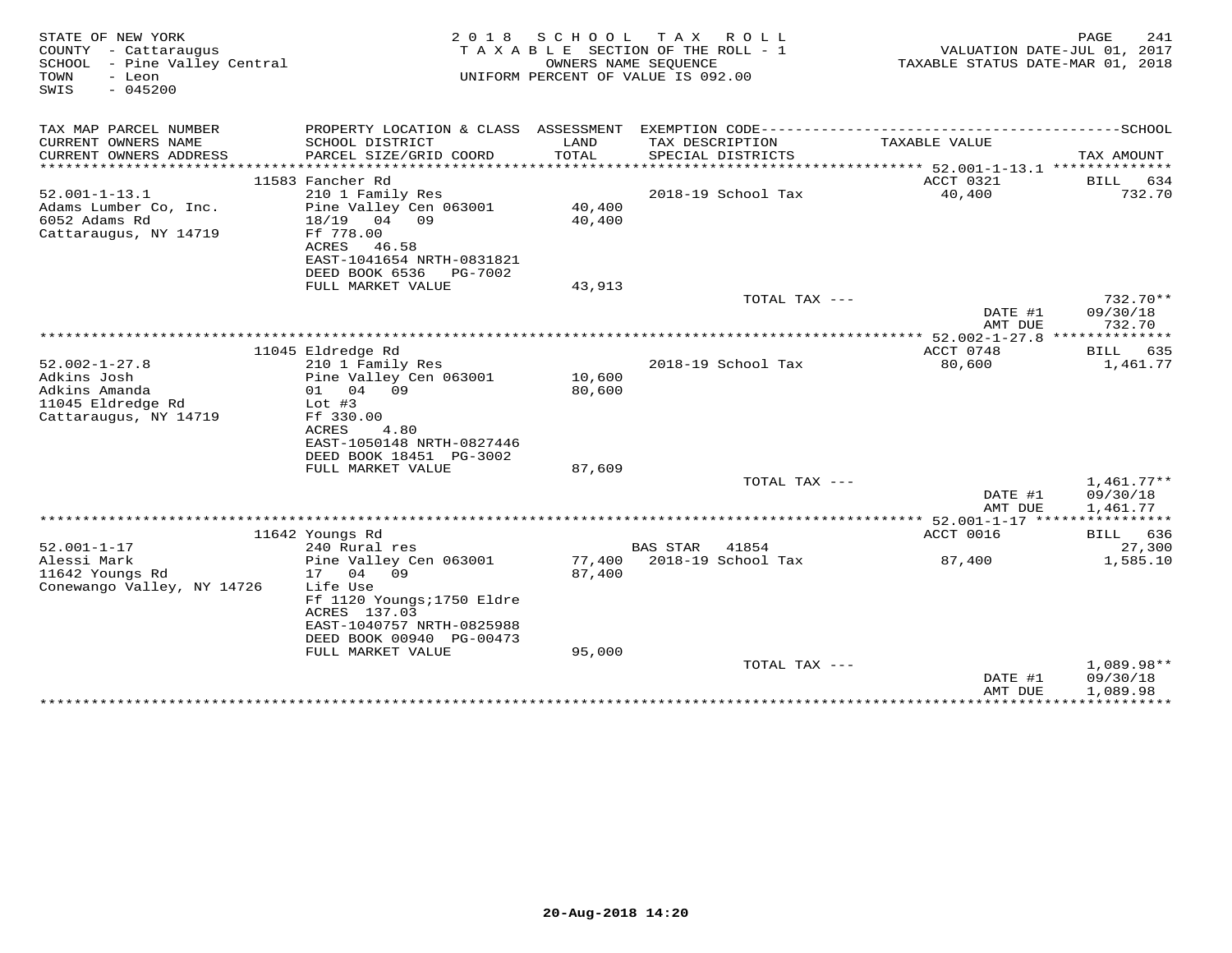STATE OF NEW YORK
COUNTY - Cattaraugus
SCHOOL - Pine Valley Central
TOWN - Leon
SWIS - 045200

2018 SCHOOL TAX ROLL
TAXABLE SECTION OF THE ROLL - 1
OWNERS NAME SEQUENCE
UNIFORM PERCENT OF VALUE IS 092.00

VALUATION DATE-JUL 01, 2017
TAXABLE STATUS DATE-MAR 01, 2018

| TAX MAP PARCEL NUMBER / CURRENT OWNERS NAME / CURRENT OWNERS ADDRESS | PROPERTY LOCATION & CLASS / SCHOOL DISTRICT / PARCEL SIZE/GRID COORD | ASSESSMENT LAND / TOTAL | EXEMPTION CODE / TAX DESCRIPTION / SPECIAL DISTRICTS | TAXABLE VALUE | TAX AMOUNT |
|---|---|---|---|---|---|
| | 11583 Fancher Rd | | | ACCT 0321 | BILL 634 |
| 52.001-1-13.1 | 210 1 Family Res | | 2018-19 School Tax | 40,400 | 732.70 |
| Adams Lumber Co, Inc. | Pine Valley Cen 063001 | 40,400 | | | |
| 6052 Adams Rd | 18/19 04 09 | 40,400 | | | |
| Cattaraugus, NY 14719 | Ff 778.00 | | | | |
| | ACRES 46.58 | | | | |
| | EAST-1041654 NRTH-0831821 | | | | |
| | DEED BOOK 6536 PG-7002 | | | | |
| | FULL MARKET VALUE | 43,913 | | | |
| | | | TOTAL TAX --- | | 732.70** |
| | | | | DATE #1 | 09/30/18 |
| | | | | AMT DUE | 732.70 |
| | 11045 Eldredge Rd | | | ACCT 0748 | BILL 635 |
| 52.002-1-27.8 | 210 1 Family Res | | 2018-19 School Tax | 80,600 | 1,461.77 |
| Adkins Josh | Pine Valley Cen 063001 | 10,600 | | | |
| Adkins Amanda | 01 04 09 | 80,600 | | | |
| 11045 Eldredge Rd | Lot #3 | | | | |
| Cattaraugus, NY 14719 | Ff 330.00 | | | | |
| | ACRES 4.80 | | | | |
| | EAST-1050148 NRTH-0827446 | | | | |
| | DEED BOOK 18451 PG-3002 | | | | |
| | FULL MARKET VALUE | 87,609 | | | |
| | | | TOTAL TAX --- | | 1,461.77** |
| | | | | DATE #1 | 09/30/18 |
| | | | | AMT DUE | 1,461.77 |
| | 11642 Youngs Rd | | | ACCT 0016 | BILL 636 |
| 52.001-1-17 | 240 Rural res | | BAS STAR 41854 | | 27,300 |
| Alessi Mark | Pine Valley Cen 063001 | 77,400 | 2018-19 School Tax | 87,400 | 1,585.10 |
| 11642 Youngs Rd | 17 04 09 | 87,400 | | | |
| Conewango Valley, NY 14726 | Life Use | | | | |
| | Ff 1120 Youngs;1750 Eldre | | | | |
| | ACRES 137.03 | | | | |
| | EAST-1040757 NRTH-0825988 | | | | |
| | DEED BOOK 00940 PG-00473 | | | | |
| | FULL MARKET VALUE | 95,000 | | | |
| | | | TOTAL TAX --- | | 1,089.98** |
| | | | | DATE #1 | 09/30/18 |
| | | | | AMT DUE | 1,089.98 |

20-Aug-2018 14:20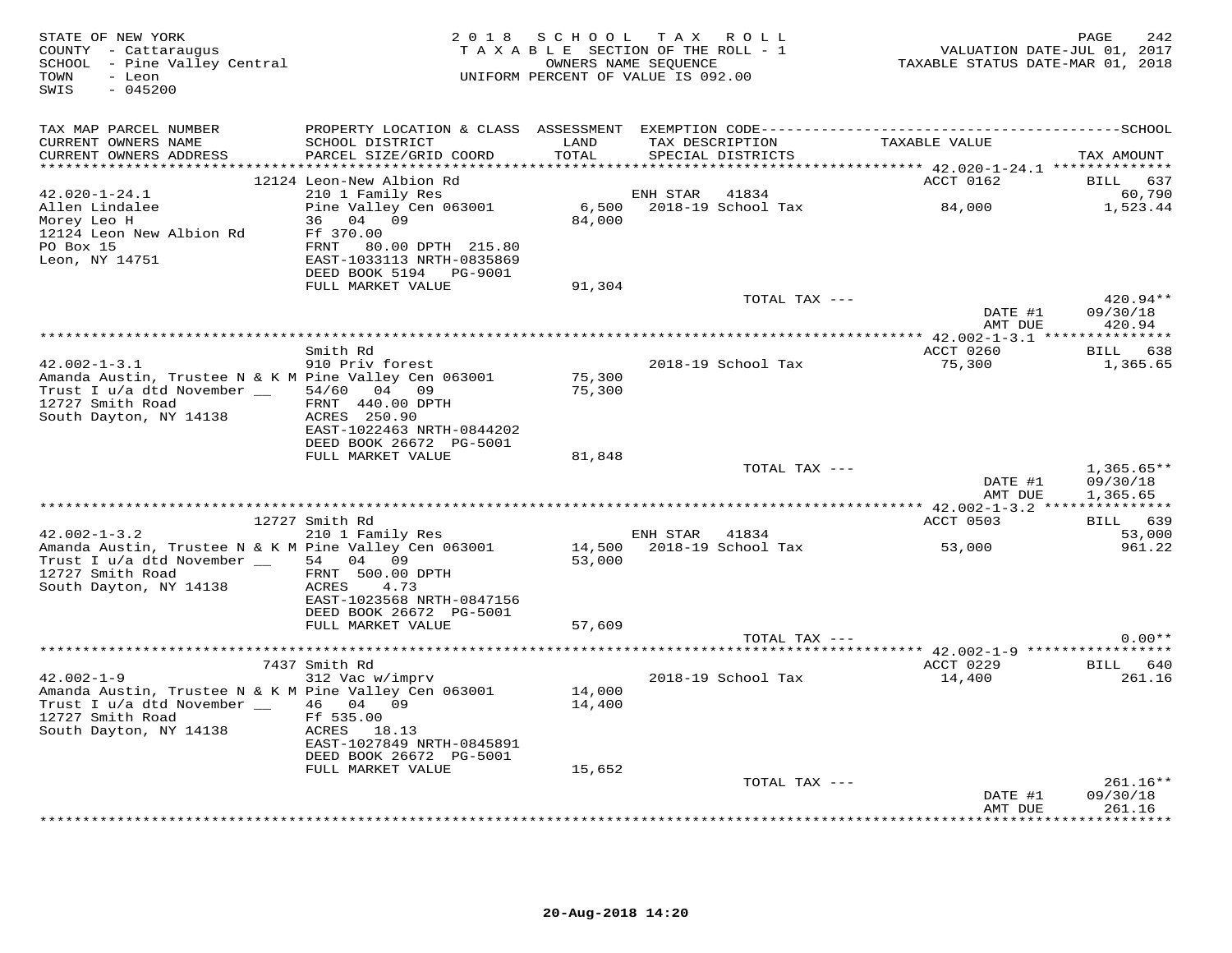STATE OF NEW YORK
COUNTY - Cattaraugus
SCHOOL - Pine Valley Central
TOWN - Leon
SWIS - 045200

2018 SCHOOL TAX ROLL
TAXABLE SECTION OF THE ROLL - 1
OWNERS NAME SEQUENCE
UNIFORM PERCENT OF VALUE IS 092.00

VALUATION DATE-JUL 01, 2017
TAXABLE STATUS DATE-MAR 01, 2018

| TAX MAP PARCEL NUMBER / CURRENT OWNERS NAME / CURRENT OWNERS ADDRESS | PROPERTY LOCATION & CLASS / SCHOOL DISTRICT / PARCEL SIZE/GRID COORD | ASSESSMENT LAND / TOTAL | EXEMPTION CODE / TAX DESCRIPTION / SPECIAL DISTRICTS | TAXABLE VALUE | SCHOOL TAX AMOUNT |
|---|---|---|---|---|---|
| | 12124 Leon-New Albion Rd | | | ACCT 0162 | BILL 637 |
| 42.020-1-24.1 | 210 1 Family Res | | ENH STAR 41834 | | 60,790 |
| Allen Lindalee | Pine Valley Cen 063001 | 6,500 | 2018-19 School Tax | 84,000 | 1,523.44 |
| Morey Leo H | 36 04 09 | 84,000 | | | |
| 12124 Leon New Albion Rd | Ff 370.00 | | | | |
| PO Box 15 | FRNT 80.00 DPTH 215.80 | | | | |
| Leon, NY 14751 | EAST-1033113 NRTH-0835869 | | | | |
| | DEED BOOK 5194 PG-9001 | | | | |
| | FULL MARKET VALUE | 91,304 | | | |
| | | | TOTAL TAX --- | | 420.94** |
| | | | | DATE #1 | 09/30/18 |
| | | | | AMT DUE | 420.94 |
| | Smith Rd | | | ACCT 0260 | BILL 638 |
| 42.002-1-3.1 | 910 Priv forest | | 2018-19 School Tax | 75,300 | 1,365.65 |
| Amanda Austin, Trustee N & K M | Pine Valley Cen 063001 | 75,300 | | | |
| Trust I u/a dtd November __ | 54/60 04 09 | 75,300 | | | |
| 12727 Smith Road | FRNT 440.00 DPTH | | | | |
| South Dayton, NY 14138 | ACRES 250.90 | | | | |
| | EAST-1022463 NRTH-0844202 | | | | |
| | DEED BOOK 26672 PG-5001 | | | | |
| | FULL MARKET VALUE | 81,848 | | | |
| | | | TOTAL TAX --- | | 1,365.65** |
| | | | | DATE #1 | 09/30/18 |
| | | | | AMT DUE | 1,365.65 |
| | 12727 Smith Rd | | | ACCT 0503 | BILL 639 |
| 42.002-1-3.2 | 210 1 Family Res | | ENH STAR 41834 | | 53,000 |
| Amanda Austin, Trustee N & K M | Pine Valley Cen 063001 | 14,500 | 2018-19 School Tax | 53,000 | 961.22 |
| Trust I u/a dtd November __ | 54 04 09 | 53,000 | | | |
| 12727 Smith Road | FRNT 500.00 DPTH | | | | |
| South Dayton, NY 14138 | ACRES 4.73 | | | | |
| | EAST-1023568 NRTH-0847156 | | | | |
| | DEED BOOK 26672 PG-5001 | | | | |
| | FULL MARKET VALUE | 57,609 | | | |
| | | | TOTAL TAX --- | | 0.00** |
| | 7437 Smith Rd | | | ACCT 0229 | BILL 640 |
| 42.002-1-9 | 312 Vac w/imprv | | 2018-19 School Tax | 14,400 | 261.16 |
| Amanda Austin, Trustee N & K M | Pine Valley Cen 063001 | 14,000 | | | |
| Trust I u/a dtd November __ | 46 04 09 | 14,400 | | | |
| 12727 Smith Road | Ff 535.00 | | | | |
| South Dayton, NY 14138 | ACRES 18.13 | | | | |
| | EAST-1027849 NRTH-0845891 | | | | |
| | DEED BOOK 26672 PG-5001 | | | | |
| | FULL MARKET VALUE | 15,652 | | | |
| | | | TOTAL TAX --- | | 261.16** |
| | | | | DATE #1 | 09/30/18 |
| | | | | AMT DUE | 261.16 |

20-Aug-2018 14:20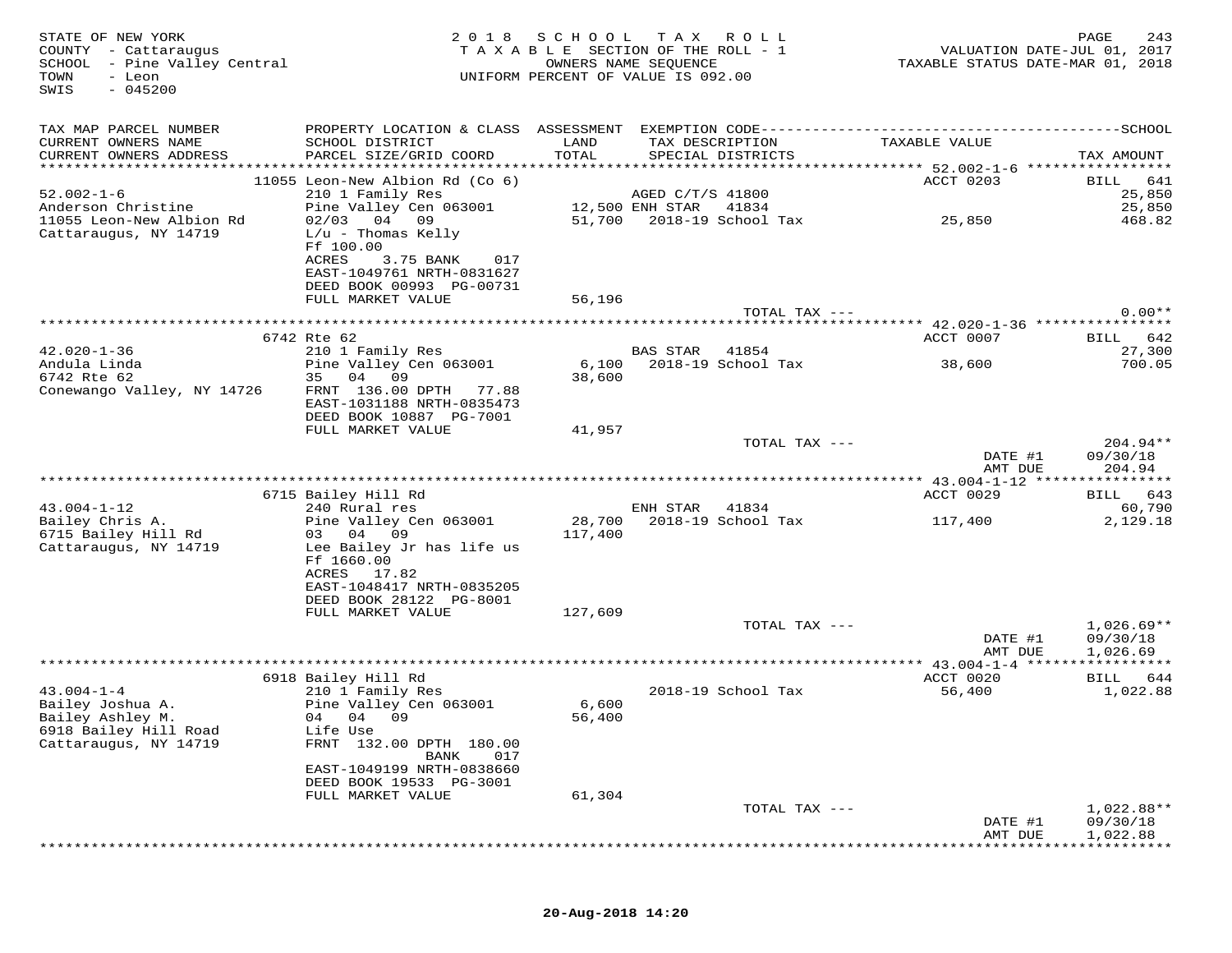STATE OF NEW YORK
COUNTY - Cattaraugus
SCHOOL - Pine Valley Central
TOWN - Leon
SWIS - 045200

2 0 1 8 S C H O O L T A X R O L L
T A X A B L E SECTION OF THE ROLL - 1
OWNERS NAME SEQUENCE
UNIFORM PERCENT OF VALUE IS 092.00

VALUATION DATE-JUL 01, 2017
TAXABLE STATUS DATE-MAR 01, 2018

| TAX MAP PARCEL NUMBER / CURRENT OWNERS NAME / CURRENT OWNERS ADDRESS | PROPERTY LOCATION & CLASS / SCHOOL DISTRICT / PARCEL SIZE/GRID COORD | ASSESSMENT LAND / TOTAL | EXEMPTION CODE / TAX DESCRIPTION / SPECIAL DISTRICTS | TAXABLE VALUE | SCHOOL TAX AMOUNT |
|---|---|---|---|---|---|
| | 11055 Leon-New Albion Rd (Co 6) | | | ACCT 0203 | BILL 641 |
| 52.002-1-6 | 210 1 Family Res | | AGED C/T/S 41800 | | 25,850 |
| Anderson Christine | Pine Valley Cen 063001 | 12,500 | ENH STAR 41834 | | 25,850 |
| 11055 Leon-New Albion Rd | 02/03 04 09 | 51,700 | 2018-19 School Tax | 25,850 | 468.82 |
| Cattaraugus, NY 14719 | L/u - Thomas Kelly | | | | |
| | Ff 100.00 | | | | |
| | ACRES 3.75 BANK 017 | | | | |
| | EAST-1049761 NRTH-0831627 | | | | |
| | DEED BOOK 00993 PG-00731 | | | | |
| | FULL MARKET VALUE | 56,196 | | | |
| | | | TOTAL TAX --- | | 0.00** |
| | 6742 Rte 62 | | | ACCT 0007 | BILL 642 |
| 42.020-1-36 | 210 1 Family Res | | BAS STAR 41854 | | 27,300 |
| Andula Linda | Pine Valley Cen 063001 | 6,100 | 2018-19 School Tax | 38,600 | 700.05 |
| 6742 Rte 62 | 35 04 09 | 38,600 | | | |
| Conewango Valley, NY 14726 | FRNT 136.00 DPTH 77.88 | | | | |
| | EAST-1031188 NRTH-0835473 | | | | |
| | DEED BOOK 10887 PG-7001 | | | | |
| | FULL MARKET VALUE | 41,957 | | | |
| | | | TOTAL TAX --- | | 204.94** |
| | | | | DATE #1 | 09/30/18 |
| | | | | AMT DUE | 204.94 |
| | 6715 Bailey Hill Rd | | | ACCT 0029 | BILL 643 |
| 43.004-1-12 | 240 Rural res | | ENH STAR 41834 | | 60,790 |
| Bailey Chris A. | Pine Valley Cen 063001 | 28,700 | 2018-19 School Tax | 117,400 | 2,129.18 |
| 6715 Bailey Hill Rd | 03 04 09 | 117,400 | | | |
| Cattaraugus, NY 14719 | Lee Bailey Jr has life us | | | | |
| | Ff 1660.00 | | | | |
| | ACRES 17.82 | | | | |
| | EAST-1048417 NRTH-0835205 | | | | |
| | DEED BOOK 28122 PG-8001 | | | | |
| | FULL MARKET VALUE | 127,609 | | | |
| | | | TOTAL TAX --- | | 1,026.69** |
| | | | | DATE #1 | 09/30/18 |
| | | | | AMT DUE | 1,026.69 |
| | 6918 Bailey Hill Rd | | | ACCT 0020 | BILL 644 |
| 43.004-1-4 | 210 1 Family Res | | 2018-19 School Tax | 56,400 | 1,022.88 |
| Bailey Joshua A. | Pine Valley Cen 063001 | 6,600 | | | |
| Bailey Ashley M. | 04 04 09 | 56,400 | | | |
| 6918 Bailey Hill Road | Life Use | | | | |
| Cattaraugus, NY 14719 | FRNT 132.00 DPTH 180.00 | | | | |
| | BANK 017 | | | | |
| | EAST-1049199 NRTH-0838660 | | | | |
| | DEED BOOK 19533 PG-3001 | | | | |
| | FULL MARKET VALUE | 61,304 | | | |
| | | | TOTAL TAX --- | | 1,022.88** |
| | | | | DATE #1 | 09/30/18 |
| | | | | AMT DUE | 1,022.88 |

20-Aug-2018 14:20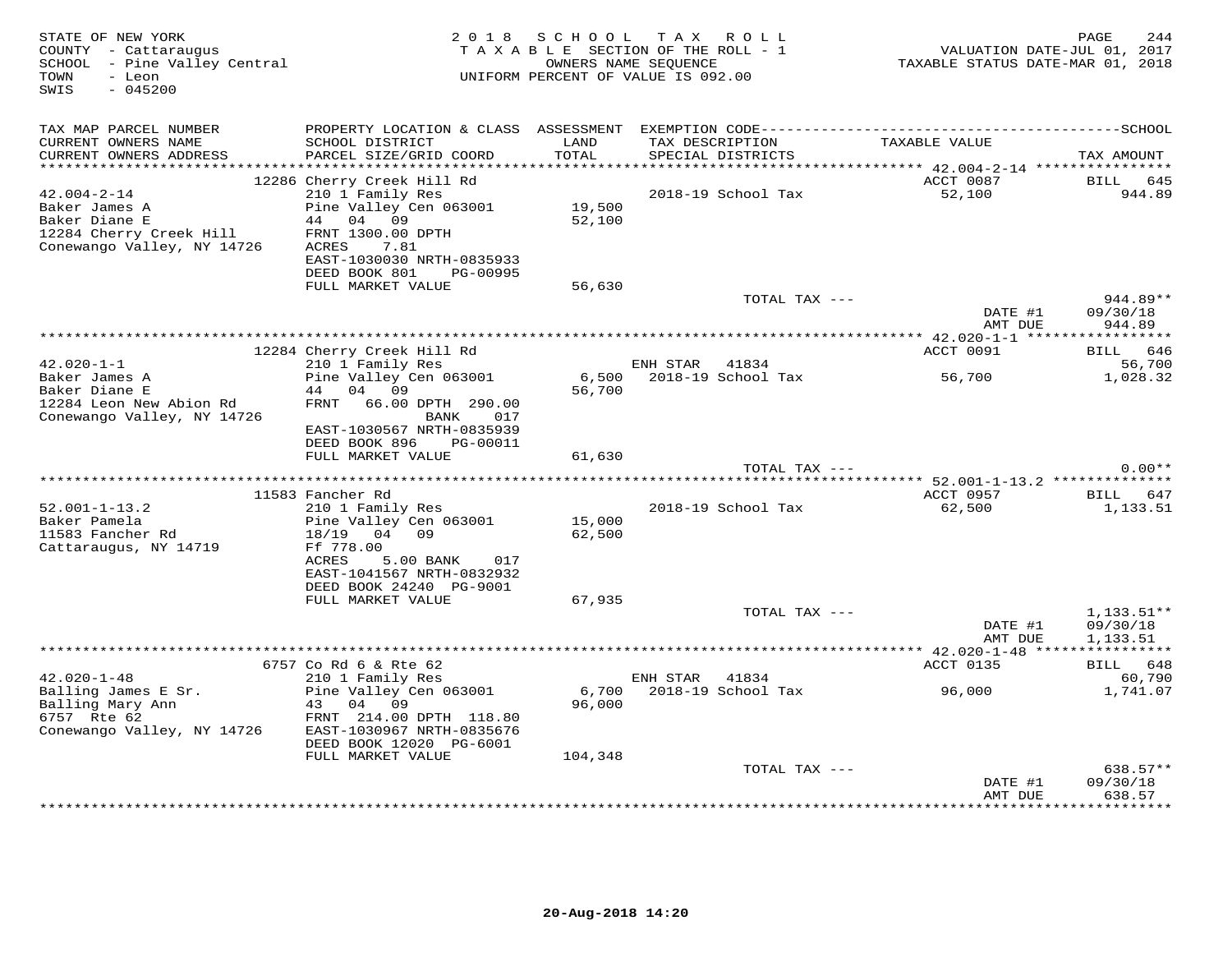STATE OF NEW YORK
COUNTY - Cattaraugus
SCHOOL - Pine Valley Central
TOWN - Leon
SWIS - 045200

2018 SCHOOL TAX ROLL
TAXABLE SECTION OF THE ROLL - 1
OWNERS NAME SEQUENCE
UNIFORM PERCENT OF VALUE IS 092.00

VALUATION DATE-JUL 01, 2017
TAXABLE STATUS DATE-MAR 01, 2018

| TAX MAP PARCEL NUMBER / CURRENT OWNERS NAME / CURRENT OWNERS ADDRESS | PROPERTY LOCATION & CLASS / SCHOOL DISTRICT / PARCEL SIZE/GRID COORD | ASSESSMENT LAND / TOTAL | EXEMPTION CODE / TAX DESCRIPTION / SPECIAL DISTRICTS | TAXABLE VALUE | TAX AMOUNT |
|---|---|---|---|---|---|
| 42.004-2-14 | 12286 Cherry Creek Hill Rd | | | ACCT 0087 | BILL 645 |
| 42.004-2-14 | 210 1 Family Res | | 2018-19 School Tax | 52,100 | 944.89 |
| Baker James A | Pine Valley Cen 063001 | 19,500 | | | |
| Baker Diane E | 44 04 09 | 52,100 | | | |
| 12284 Cherry Creek Hill | FRNT 1300.00 DPTH | | | | |
| Conewango Valley, NY 14726 | ACRES 7.81 | | | | |
| | EAST-1030030 NRTH-0835933 | | | | |
| | DEED BOOK 801 PG-00995 | | | | |
| | FULL MARKET VALUE | 56,630 | | | |
| | | | TOTAL TAX --- | | 944.89** |
| | | | | DATE #1 | 09/30/18 |
| | | | | AMT DUE | 944.89 |
| 42.020-1-1 | 12284 Cherry Creek Hill Rd | | | ACCT 0091 | BILL 646 |
| 42.020-1-1 | 210 1 Family Res | | ENH STAR 41834 | | 56,700 |
| Baker James A | Pine Valley Cen 063001 | 6,500 | 2018-19 School Tax | 56,700 | 1,028.32 |
| Baker Diane E | 44 04 09 | 56,700 | | | |
| 12284 Leon New Abion Rd | FRNT 66.00 DPTH 290.00 | | | | |
| Conewango Valley, NY 14726 | BANK 017 | | | | |
| | EAST-1030567 NRTH-0835939 | | | | |
| | DEED BOOK 896 PG-00011 | | | | |
| | FULL MARKET VALUE | 61,630 | | | |
| | | | TOTAL TAX --- | | 0.00** |
| 52.001-1-13.2 | 11583 Fancher Rd | | | ACCT 0957 | BILL 647 |
| 52.001-1-13.2 | 210 1 Family Res | | 2018-19 School Tax | 62,500 | 1,133.51 |
| Baker Pamela | Pine Valley Cen 063001 | 15,000 | | | |
| 11583 Fancher Rd | 18/19 04 09 | 62,500 | | | |
| Cattaraugus, NY 14719 | Ff 778.00 | | | | |
| | ACRES 5.00 BANK 017 | | | | |
| | EAST-1041567 NRTH-0832932 | | | | |
| | DEED BOOK 24240 PG-9001 | | | | |
| | FULL MARKET VALUE | 67,935 | | | |
| | | | TOTAL TAX --- | | 1,133.51** |
| | | | | DATE #1 | 09/30/18 |
| | | | | AMT DUE | 1,133.51 |
| 42.020-1-48 | 6757 Co Rd 6 & Rte 62 | | | ACCT 0135 | BILL 648 |
| 42.020-1-48 | 210 1 Family Res | | ENH STAR 41834 | | 60,790 |
| Balling James E Sr. | Pine Valley Cen 063001 | 6,700 | 2018-19 School Tax | 96,000 | 1,741.07 |
| Balling Mary Ann | 43 04 09 | 96,000 | | | |
| 6757 Rte 62 | FRNT 214.00 DPTH 118.80 | | | | |
| Conewango Valley, NY 14726 | EAST-1030967 NRTH-0835676 | | | | |
| | DEED BOOK 12020 PG-6001 | | | | |
| | FULL MARKET VALUE | 104,348 | | | |
| | | | TOTAL TAX --- | | 638.57** |
| | | | | DATE #1 | 09/30/18 |
| | | | | AMT DUE | 638.57 |

20-Aug-2018 14:20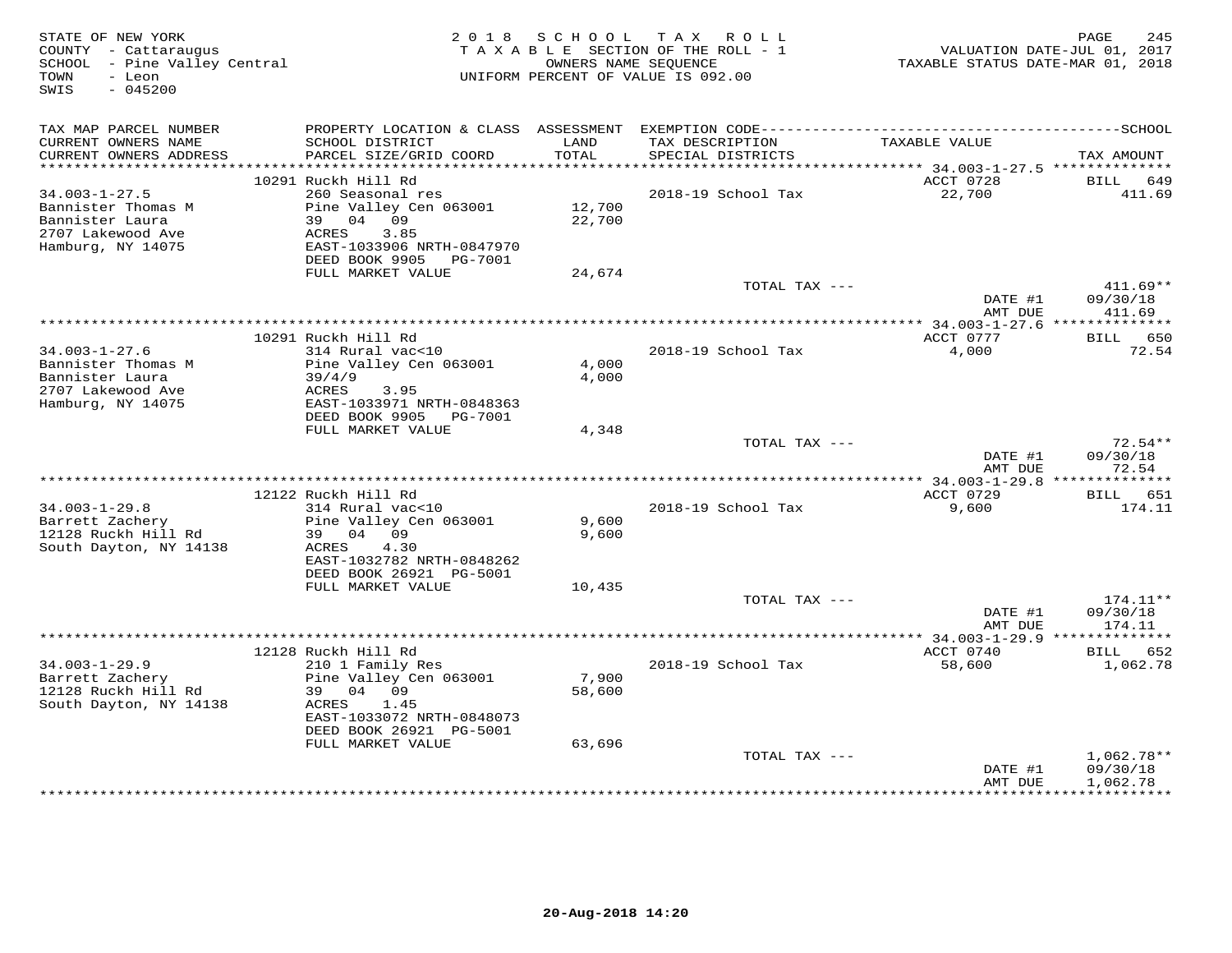STATE OF NEW YORK
COUNTY - Cattaraugus
SCHOOL - Pine Valley Central
TOWN - Leon
SWIS - 045200

2018 SCHOOL TAX ROLL
TAXABLE SECTION OF THE ROLL - 1
OWNERS NAME SEQUENCE
UNIFORM PERCENT OF VALUE IS 092.00

VALUATION DATE-JUL 01, 2017
TAXABLE STATUS DATE-MAR 01, 2018

| TAX MAP PARCEL NUMBER / CURRENT OWNERS NAME / CURRENT OWNERS ADDRESS | PROPERTY LOCATION & CLASS / SCHOOL DISTRICT / PARCEL SIZE/GRID COORD | ASSESSMENT LAND / TOTAL | EXEMPTION CODE / TAX DESCRIPTION / SPECIAL DISTRICTS | TAXABLE VALUE | TAX AMOUNT |
|---|---|---|---|---|---|
| 34.003-1-27.5 | 10291 Ruckh Hill Rd | | | ACCT 0728 | BILL 649 |
| Bannister Thomas M | 260 Seasonal res | | 2018-19 School Tax | 22,700 | 411.69 |
| Bannister Laura | Pine Valley Cen 063001 | 12,700 | | | |
| 2707 Lakewood Ave | 39 04 09 | 22,700 | | | |
| Hamburg, NY 14075 | ACRES 3.85 | | | | |
| | EAST-1033906 NRTH-0847970 | | | | |
| | DEED BOOK 9905 PG-7001 | | | | |
| | FULL MARKET VALUE | 24,674 | | | |
| | | | TOTAL TAX --- | | 411.69** |
| | | | | DATE #1 | 09/30/18 |
| | | | | AMT DUE | 411.69 |
| 34.003-1-27.6 | 10291 Ruckh Hill Rd | | | ACCT 0777 | BILL 650 |
| Bannister Thomas M | 314 Rural vac<10 | | 2018-19 School Tax | 4,000 | 72.54 |
| Bannister Laura | Pine Valley Cen 063001 | 4,000 | | | |
| 2707 Lakewood Ave | 39/4/9 | 4,000 | | | |
| Hamburg, NY 14075 | ACRES 3.95 | | | | |
| | EAST-1033971 NRTH-0848363 | | | | |
| | DEED BOOK 9905 PG-7001 | | | | |
| | FULL MARKET VALUE | 4,348 | | | |
| | | | TOTAL TAX --- | | 72.54** |
| | | | | DATE #1 | 09/30/18 |
| | | | | AMT DUE | 72.54 |
| 34.003-1-29.8 | 12122 Ruckh Hill Rd | | | ACCT 0729 | BILL 651 |
| Barrett Zachery | 314 Rural vac<10 | | 2018-19 School Tax | 9,600 | 174.11 |
| 12128 Ruckh Hill Rd | Pine Valley Cen 063001 | 9,600 | | | |
| South Dayton, NY 14138 | 39 04 09 | 9,600 | | | |
| | ACRES 4.30 | | | | |
| | EAST-1032782 NRTH-0848262 | | | | |
| | DEED BOOK 26921 PG-5001 | | | | |
| | FULL MARKET VALUE | 10,435 | | | |
| | | | TOTAL TAX --- | | 174.11** |
| | | | | DATE #1 | 09/30/18 |
| | | | | AMT DUE | 174.11 |
| 34.003-1-29.9 | 12128 Ruckh Hill Rd | | | ACCT 0740 | BILL 652 |
| Barrett Zachery | 210 1 Family Res | | 2018-19 School Tax | 58,600 | 1,062.78 |
| 12128 Ruckh Hill Rd | Pine Valley Cen 063001 | 7,900 | | | |
| South Dayton, NY 14138 | 39 04 09 | 58,600 | | | |
| | ACRES 1.45 | | | | |
| | EAST-1033072 NRTH-0848073 | | | | |
| | DEED BOOK 26921 PG-5001 | | | | |
| | FULL MARKET VALUE | 63,696 | | | |
| | | | TOTAL TAX --- | | 1,062.78** |
| | | | | DATE #1 | 09/30/18 |
| | | | | AMT DUE | 1,062.78 |

20-Aug-2018 14:20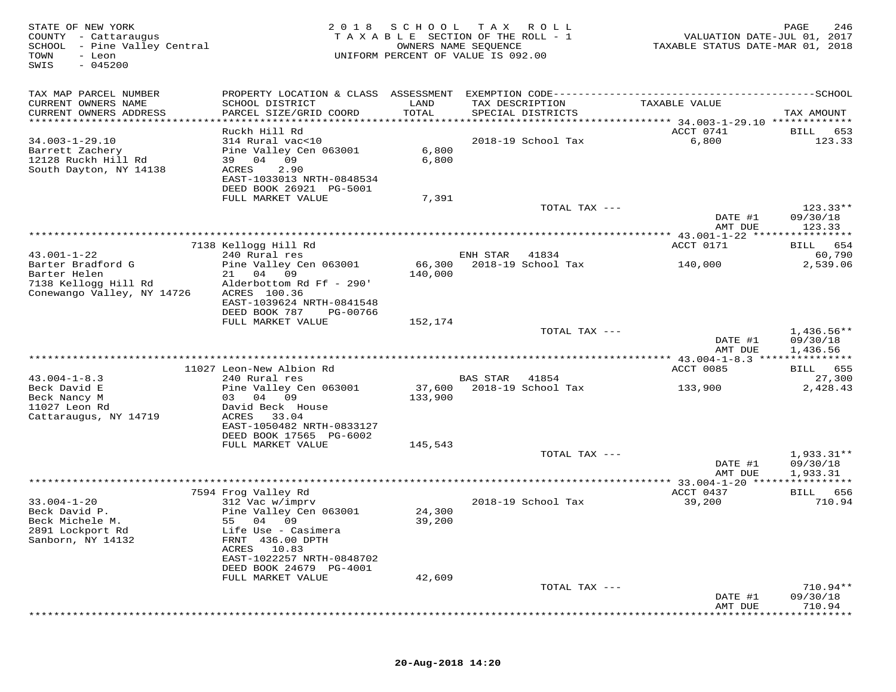STATE OF NEW YORK
COUNTY - Cattaraugus
SCHOOL - Pine Valley Central
TOWN - Leon
SWIS - 045200

2018 SCHOOL TAX ROLL
TAXABLE SECTION OF THE ROLL - 1
OWNERS NAME SEQUENCE
UNIFORM PERCENT OF VALUE IS 092.00

VALUATION DATE-JUL 01, 2017
TAXABLE STATUS DATE-MAR 01, 2018

| TAX MAP PARCEL NUMBER / CURRENT OWNERS NAME / CURRENT OWNERS ADDRESS | PROPERTY LOCATION & CLASS / SCHOOL DISTRICT / PARCEL SIZE/GRID COORD | ASSESSMENT LAND / TOTAL | EXEMPTION CODE / TAX DESCRIPTION / SPECIAL DISTRICTS | TAXABLE VALUE | TAX AMOUNT |
|---|---|---|---|---|---|
| **34.003-1-29.10** | Ruckh Hill Rd | | | ACCT 0741 | BILL 653 |
| Barrett Zachery | 314 Rural vac<10 | | | | |
| 12128 Ruckh Hill Rd | Pine Valley Cen 063001 | 6,800 | 2018-19 School Tax | 6,800 | 123.33 |
| South Dayton, NY 14138 | 39 04 09 | 6,800 | | | |
| | ACRES 2.90 | | | | |
| | EAST-1033013 NRTH-0848534 | | | | |
| | DEED BOOK 26921 PG-5001 | | | | |
| | FULL MARKET VALUE | 7,391 | | | |
| | | | TOTAL TAX --- | | 123.33** |
| | | | | DATE #1 | 09/30/18 |
| | | | | AMT DUE | 123.33 |
| **43.001-1-22** | 7138 Kellogg Hill Rd | | | ACCT 0171 | BILL 654 |
| Barter Bradford G | 240 Rural res | | ENH STAR 41834 | | 60,790 |
| Barter Helen | Pine Valley Cen 063001 | 66,300 | 2018-19 School Tax | 140,000 | 2,539.06 |
| 7138 Kellogg Hill Rd | 21 04 09 | 140,000 | | | |
| Conewango Valley, NY 14726 | Alderbottom Rd Ff - 290' | | | | |
| | ACRES 100.36 | | | | |
| | EAST-1039624 NRTH-0841548 | | | | |
| | DEED BOOK 787 PG-00766 | | | | |
| | FULL MARKET VALUE | 152,174 | | | |
| | | | TOTAL TAX --- | | 1,436.56** |
| | | | | DATE #1 | 09/30/18 |
| | | | | AMT DUE | 1,436.56 |
| **43.004-1-8.3** | 11027 Leon-New Albion Rd | | | ACCT 0085 | BILL 655 |
| Beck David E | 240 Rural res | | BAS STAR 41854 | | 27,300 |
| Beck Nancy M | Pine Valley Cen 063001 | 37,600 | 2018-19 School Tax | 133,900 | 2,428.43 |
| 11027 Leon Rd | 03 04 09 | 133,900 | | | |
| Cattaraugus, NY 14719 | David Beck House | | | | |
| | ACRES 33.04 | | | | |
| | EAST-1050482 NRTH-0833127 | | | | |
| | DEED BOOK 17565 PG-6002 | | | | |
| | FULL MARKET VALUE | 145,543 | | | |
| | | | TOTAL TAX --- | | 1,933.31** |
| | | | | DATE #1 | 09/30/18 |
| | | | | AMT DUE | 1,933.31 |
| **33.004-1-20** | 7594 Frog Valley Rd | | | ACCT 0437 | BILL 656 |
| Beck David P. | 312 Vac w/imprv | | 2018-19 School Tax | 39,200 | 710.94 |
| Beck Michele M. | Pine Valley Cen 063001 | 24,300 | | | |
| 2891 Lockport Rd | 55 04 09 | 39,200 | | | |
| Sanborn, NY 14132 | Life Use - Casimera | | | | |
| | FRNT 436.00 DPTH | | | | |
| | ACRES 10.83 | | | | |
| | EAST-1022257 NRTH-0848702 | | | | |
| | DEED BOOK 24679 PG-4001 | | | | |
| | FULL MARKET VALUE | 42,609 | | | |
| | | | TOTAL TAX --- | | 710.94** |
| | | | | DATE #1 | 09/30/18 |
| | | | | AMT DUE | 710.94 |

20-Aug-2018 14:20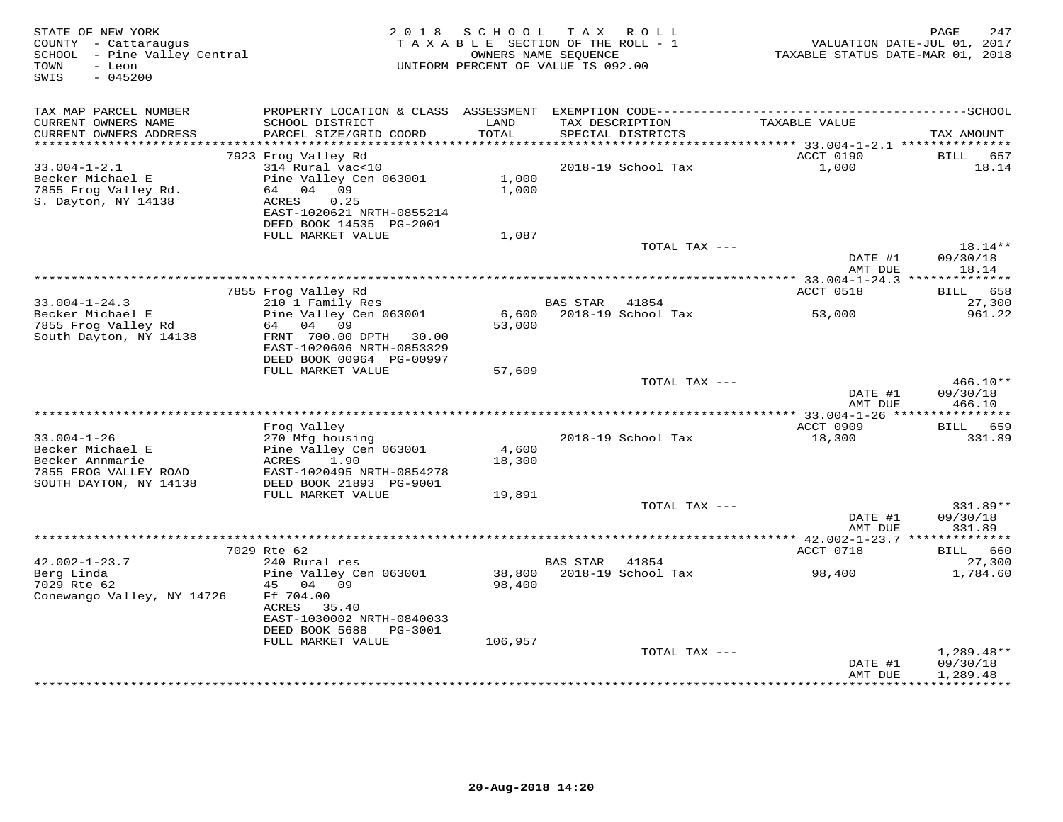STATE OF NEW YORK
COUNTY - Cattaraugus
SCHOOL - Pine Valley Central
TOWN - Leon
SWIS - 045200

2 0 1 8 S C H O O L T A X R O L L
T A X A B L E SECTION OF THE ROLL - 1
OWNERS NAME SEQUENCE
UNIFORM PERCENT OF VALUE IS 092.00

VALUATION DATE-JUL 01, 2017
TAXABLE STATUS DATE-MAR 01, 2018

| TAX MAP PARCEL NUMBER / CURRENT OWNERS NAME / CURRENT OWNERS ADDRESS | PROPERTY LOCATION & CLASS / SCHOOL DISTRICT / PARCEL SIZE/GRID COORD | ASSESSMENT LAND / TOTAL | EXEMPTION CODE / TAX DESCRIPTION / SPECIAL DISTRICTS | TAXABLE VALUE | SCHOOL TAX AMOUNT |
|---|---|---|---|---|---|
| 33.004-1-2.1 | 7923 Frog Valley Rd | | | ACCT 0190 | BILL 657 |
| | 314 Rural vac<10 | | 2018-19 School Tax | 1,000 | 18.14 |
| Becker Michael E | Pine Valley Cen 063001 | 1,000 | | | |
| 7855 Frog Valley Rd. | 64 04 09 | 1,000 | | | |
| S. Dayton, NY 14138 | ACRES 0.25 | | | | |
| | EAST-1020621 NRTH-0855214 | | | | |
| | DEED BOOK 14535 PG-2001 | | | | |
| | FULL MARKET VALUE | 1,087 | | | |
| | | | TOTAL TAX --- | | 18.14** |
| | | | | DATE #1 | 09/30/18 |
| | | | | AMT DUE | 18.14 |
| 33.004-1-24.3 | 7855 Frog Valley Rd | | | ACCT 0518 | BILL 658 |
| | 210 1 Family Res | | BAS STAR 41854 | | 27,300 |
| Becker Michael E | Pine Valley Cen 063001 | 6,600 | 2018-19 School Tax | 53,000 | 961.22 |
| 7855 Frog Valley Rd | 64 04 09 | 53,000 | | | |
| South Dayton, NY 14138 | FRNT 700.00 DPTH 30.00 | | | | |
| | EAST-1020606 NRTH-0853329 | | | | |
| | DEED BOOK 00964 PG-00997 | | | | |
| | FULL MARKET VALUE | 57,609 | | | |
| | | | TOTAL TAX --- | | 466.10** |
| | | | | DATE #1 | 09/30/18 |
| | | | | AMT DUE | 466.10 |
| 33.004-1-26 | Frog Valley | | | ACCT 0909 | BILL 659 |
| | 270 Mfg housing | | 2018-19 School Tax | 18,300 | 331.89 |
| Becker Michael E | Pine Valley Cen 063001 | 4,600 | | | |
| Becker Annmarie | ACRES 1.90 | 18,300 | | | |
| 7855 FROG VALLEY ROAD | EAST-1020495 NRTH-0854278 | | | | |
| SOUTH DAYTON, NY 14138 | DEED BOOK 21893 PG-9001 | | | | |
| | FULL MARKET VALUE | 19,891 | | | |
| | | | TOTAL TAX --- | | 331.89** |
| | | | | DATE #1 | 09/30/18 |
| | | | | AMT DUE | 331.89 |
| 42.002-1-23.7 | 7029 Rte 62 | | | ACCT 0718 | BILL 660 |
| | 240 Rural res | | BAS STAR 41854 | | 27,300 |
| Berg Linda | Pine Valley Cen 063001 | 38,800 | 2018-19 School Tax | 98,400 | 1,784.60 |
| 7029 Rte 62 | 45 04 09 | 98,400 | | | |
| Conewango Valley, NY 14726 | Ff 704.00 | | | | |
| | ACRES 35.40 | | | | |
| | EAST-1030002 NRTH-0840033 | | | | |
| | DEED BOOK 5688 PG-3001 | | | | |
| | FULL MARKET VALUE | 106,957 | | | |
| | | | TOTAL TAX --- | | 1,289.48** |
| | | | | DATE #1 | 09/30/18 |
| | | | | AMT DUE | 1,289.48 |

20-Aug-2018 14:20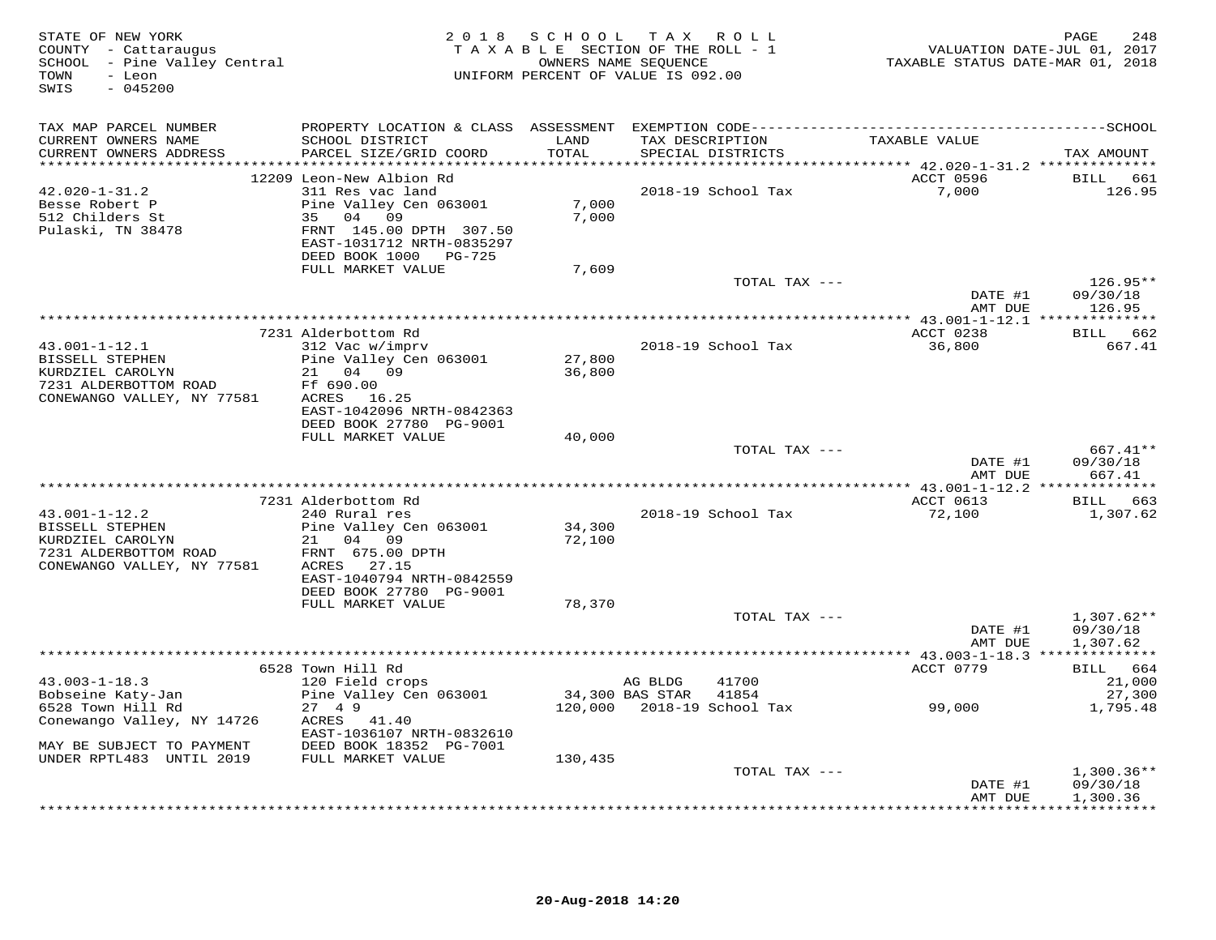STATE OF NEW YORK
COUNTY - Cattaraugus
SCHOOL - Pine Valley Central
TOWN - Leon
SWIS - 045200

2018 SCHOOL TAX ROLL
TAXABLE SECTION OF THE ROLL - 1
OWNERS NAME SEQUENCE
UNIFORM PERCENT OF VALUE IS 092.00

VALUATION DATE-JUL 01, 2017
TAXABLE STATUS DATE-MAR 01, 2018

| TAX MAP PARCEL NUMBER / CURRENT OWNERS NAME / CURRENT OWNERS ADDRESS | PROPERTY LOCATION & CLASS / SCHOOL DISTRICT / PARCEL SIZE/GRID COORD | ASSESSMENT LAND / TOTAL | EXEMPTION CODE / TAX DESCRIPTION / SPECIAL DISTRICTS | TAXABLE VALUE | SCHOOL TAX AMOUNT |
|---|---|---|---|---|---|
| 42.020-1-31.2 | 12209 Leon-New Albion Rd | | | ACCT 0596 | BILL 661 |
| | 311 Res vac land | | 2018-19 School Tax | 7,000 | 126.95 |
| Besse Robert P | Pine Valley Cen 063001 | 7,000 | | | |
| 512 Childers St | 35 04 09 | 7,000 | | | |
| Pulaski, TN 38478 | FRNT 145.00 DPTH 307.50 | | | | |
| | EAST-1031712 NRTH-0835297 | | | | |
| | DEED BOOK 1000 PG-725 | | | | |
| | FULL MARKET VALUE | 7,609 | | | |
| | | | TOTAL TAX --- | | 126.95** |
| | | | | DATE #1 | 09/30/18 |
| | | | | AMT DUE | 126.95 |
| 43.001-1-12.1 | 7231 Alderbottom Rd | | | ACCT 0238 | BILL 662 |
| | 312 Vac w/imprv | | 2018-19 School Tax | 36,800 | 667.41 |
| BISSELL STEPHEN | Pine Valley Cen 063001 | 27,800 | | | |
| KURDZIEL CAROLYN | 21 04 09 | 36,800 | | | |
| 7231 ALDERBOTTOM ROAD | Ff 690.00 | | | | |
| CONEWANGO VALLEY, NY 77581 | ACRES 16.25 | | | | |
| | EAST-1042096 NRTH-0842363 | | | | |
| | DEED BOOK 27780 PG-9001 | | | | |
| | FULL MARKET VALUE | 40,000 | | | |
| | | | TOTAL TAX --- | | 667.41** |
| | | | | DATE #1 | 09/30/18 |
| | | | | AMT DUE | 667.41 |
| 43.001-1-12.2 | 7231 Alderbottom Rd | | | ACCT 0613 | BILL 663 |
| | 240 Rural res | | 2018-19 School Tax | 72,100 | 1,307.62 |
| BISSELL STEPHEN | Pine Valley Cen 063001 | 34,300 | | | |
| KURDZIEL CAROLYN | 21 04 09 | 72,100 | | | |
| 7231 ALDERBOTTOM ROAD | FRNT 675.00 DPTH | | | | |
| CONEWANGO VALLEY, NY 77581 | ACRES 27.15 | | | | |
| | EAST-1040794 NRTH-0842559 | | | | |
| | DEED BOOK 27780 PG-9001 | | | | |
| | FULL MARKET VALUE | 78,370 | | | |
| | | | TOTAL TAX --- | | 1,307.62** |
| | | | | DATE #1 | 09/30/18 |
| | | | | AMT DUE | 1,307.62 |
| 43.003-1-18.3 | 6528 Town Hill Rd | | | ACCT 0779 | BILL 664 |
| | 120 Field crops | | AG BLDG 41700 | | 21,000 |
| Bobseine Katy-Jan | Pine Valley Cen 063001 | 34,300 | BAS STAR 41854 | | 27,300 |
| 6528 Town Hill Rd | 27 4 9 | 120,000 | 2018-19 School Tax | 99,000 | 1,795.48 |
| Conewango Valley, NY 14726 | ACRES 41.40 | | | | |
| | EAST-1036107 NRTH-0832610 | | | | |
| MAY BE SUBJECT TO PAYMENT | DEED BOOK 18352 PG-7001 | | | | |
| UNDER RPTL483 UNTIL 2019 | FULL MARKET VALUE | 130,435 | | | |
| | | | TOTAL TAX --- | | 1,300.36** |
| | | | | DATE #1 | 09/30/18 |
| | | | | AMT DUE | 1,300.36 |

20-Aug-2018 14:20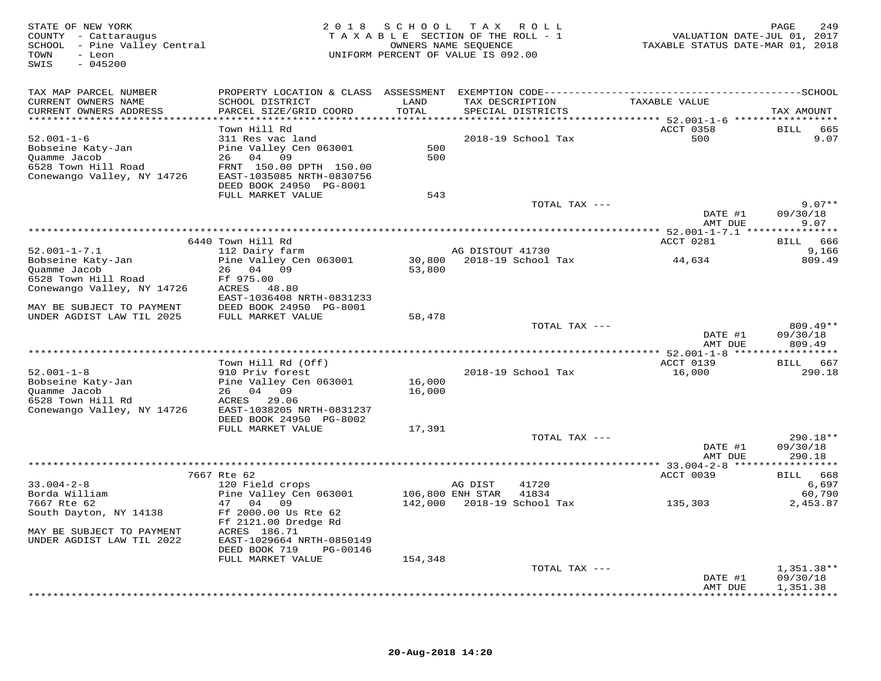STATE OF NEW YORK
COUNTY - Cattaraugus
SCHOOL - Pine Valley Central
TOWN - Leon
SWIS - 045200

2018 SCHOOL TAX ROLL
TAXABLE SECTION OF THE ROLL - 1
OWNERS NAME SEQUENCE
UNIFORM PERCENT OF VALUE IS 092.00

VALUATION DATE-JUL 01, 2017
TAXABLE STATUS DATE-MAR 01, 2018

| TAX MAP PARCEL NUMBER / CURRENT OWNERS NAME / CURRENT OWNERS ADDRESS | PROPERTY LOCATION & CLASS / SCHOOL DISTRICT / PARCEL SIZE/GRID COORD | ASSESSMENT LAND / TOTAL | EXEMPTION CODE / TAX DESCRIPTION / SPECIAL DISTRICTS | TAXABLE VALUE | TAX AMOUNT |
|---|---|---|---|---|---|
| **52.001-1-6** | Town Hill Rd | | | ACCT 0358 | BILL 665 |
| 52.001-1-6 | 311 Res vac land | | 2018-19 School Tax | 500 | 9.07 |
| Bobseine Katy-Jan | Pine Valley Cen 063001 | 500 | | | |
| Quamme Jacob | 26 04 09 | 500 | | | |
| 6528 Town Hill Road | FRNT 150.00 DPTH 150.00 | | | | |
| Conewango Valley, NY 14726 | EAST-1035085 NRTH-0830756 | | | | |
| | DEED BOOK 24950 PG-8001 | | | | |
| | FULL MARKET VALUE | 543 | | | |
| | | | TOTAL TAX --- | | 9.07** |
| | | | | DATE #1 | 09/30/18 |
| | | | | AMT DUE | 9.07 |
| **52.001-1-7.1** | 6440 Town Hill Rd | | | ACCT 0281 | BILL 666 |
| 52.001-1-7.1 | 112 Dairy farm | | AG DISTOUT 41730 | | 9,166 |
| Bobseine Katy-Jan | Pine Valley Cen 063001 | 30,800 | 2018-19 School Tax | 44,634 | 809.49 |
| Quamme Jacob | 26 04 09 | 53,800 | | | |
| 6528 Town Hill Road | Ff 975.00 | | | | |
| Conewango Valley, NY 14726 | ACRES 48.80 | | | | |
| | EAST-1036408 NRTH-0831233 | | | | |
| MAY BE SUBJECT TO PAYMENT | DEED BOOK 24950 PG-8001 | | | | |
| UNDER AGDIST LAW TIL 2025 | FULL MARKET VALUE | 58,478 | | | |
| | | | TOTAL TAX --- | | 809.49** |
| | | | | DATE #1 | 09/30/18 |
| | | | | AMT DUE | 809.49 |
| **52.001-1-8** | Town Hill Rd (Off) | | | ACCT 0139 | BILL 667 |
| 52.001-1-8 | 910 Priv forest | | 2018-19 School Tax | 16,000 | 290.18 |
| Bobseine Katy-Jan | Pine Valley Cen 063001 | 16,000 | | | |
| Quamme Jacob | 26 04 09 | 16,000 | | | |
| 6528 Town Hill Rd | ACRES 29.06 | | | | |
| Conewango Valley, NY 14726 | EAST-1038205 NRTH-0831237 | | | | |
| | DEED BOOK 24950 PG-8002 | | | | |
| | FULL MARKET VALUE | 17,391 | | | |
| | | | TOTAL TAX --- | | 290.18** |
| | | | | DATE #1 | 09/30/18 |
| | | | | AMT DUE | 290.18 |
| **33.004-2-8** | 7667 Rte 62 | | | ACCT 0039 | BILL 668 |
| 33.004-2-8 | 120 Field crops | | AG DIST 41720 | | 6,697 |
| Borda William | Pine Valley Cen 063001 | 106,800 | ENH STAR 41834 | | 60,790 |
| 7667 Rte 62 | 47 04 09 | 142,000 | 2018-19 School Tax | 135,303 | 2,453.87 |
| South Dayton, NY 14138 | Ff 2000.00 Us Rte 62 | | | | |
| | Ff 2121.00 Dredge Rd | | | | |
| MAY BE SUBJECT TO PAYMENT | ACRES 186.71 | | | | |
| UNDER AGDIST LAW TIL 2022 | EAST-1029664 NRTH-0850149 | | | | |
| | DEED BOOK 719 PG-00146 | | | | |
| | FULL MARKET VALUE | 154,348 | | | |
| | | | TOTAL TAX --- | | 1,351.38** |
| | | | | DATE #1 | 09/30/18 |
| | | | | AMT DUE | 1,351.38 |

20-Aug-2018 14:20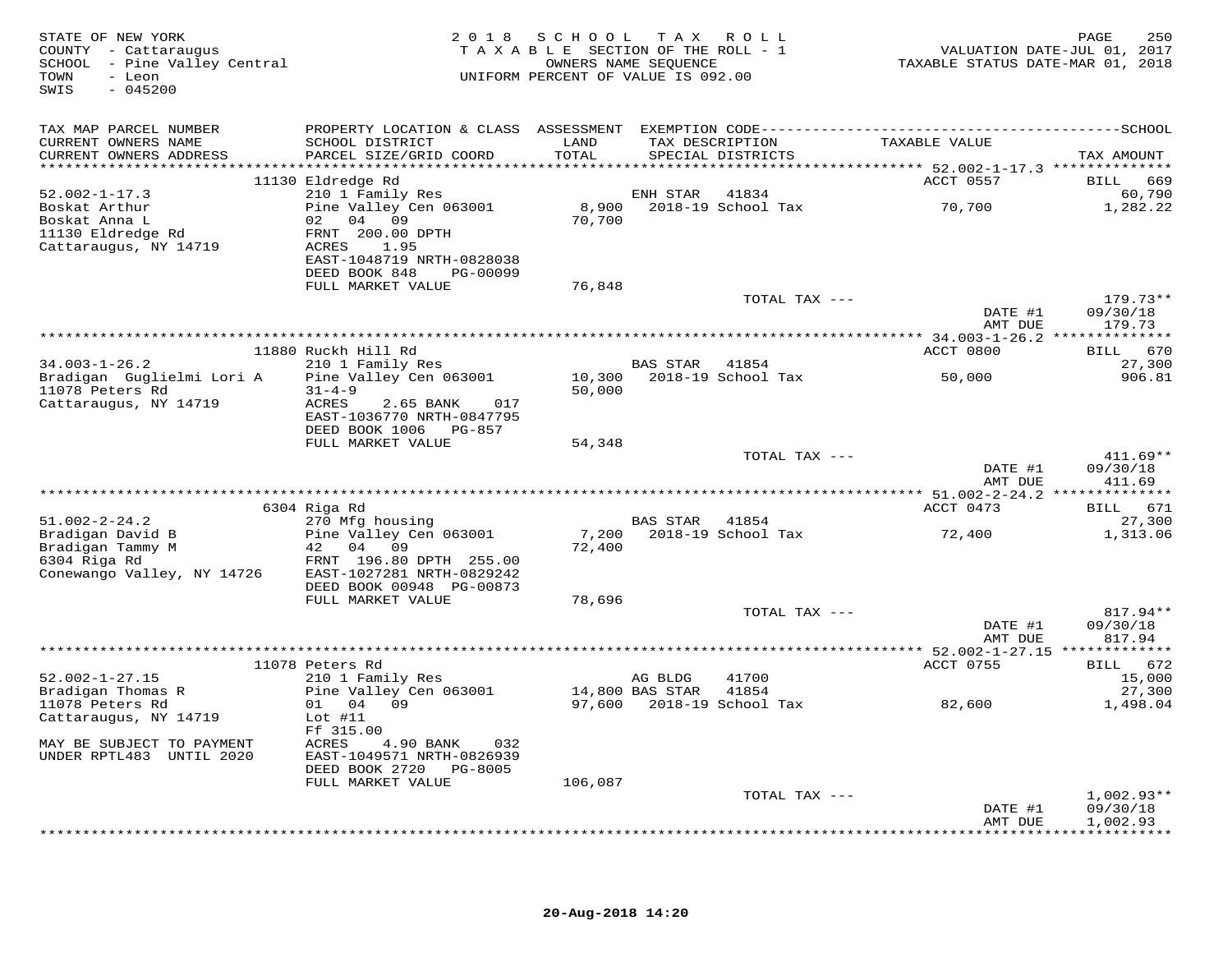STATE OF NEW YORK
COUNTY - Cattaraugus
SCHOOL - Pine Valley Central
TOWN - Leon
SWIS - 045200

2018 SCHOOL TAX ROLL
TAXABLE SECTION OF THE ROLL - 1
OWNERS NAME SEQUENCE
UNIFORM PERCENT OF VALUE IS 092.00

VALUATION DATE-JUL 01, 2017
TAXABLE STATUS DATE-MAR 01, 2018

| TAX MAP PARCEL NUMBER / CURRENT OWNERS NAME / CURRENT OWNERS ADDRESS | PROPERTY LOCATION & CLASS / SCHOOL DISTRICT / PARCEL SIZE/GRID COORD | ASSESSMENT LAND / TOTAL | EXEMPTION CODE / TAX DESCRIPTION / SPECIAL DISTRICTS | TAXABLE VALUE | TAX AMOUNT |
|---|---|---|---|---|---|
| | 11130 Eldredge Rd | | | ACCT 0557 | BILL 669 |
| 52.002-1-17.3 | 210 1 Family Res | | ENH STAR 41834 | | 60,790 |
| Boskat Arthur | Pine Valley Cen 063001 | 8,900 | 2018-19 School Tax | 70,700 | 1,282.22 |
| Boskat Anna L | 02 04 09 | 70,700 | | | |
| 11130 Eldredge Rd | FRNT 200.00 DPTH | | | | |
| Cattaraugus, NY 14719 | ACRES 1.95 | | | | |
| | EAST-1048719 NRTH-0828038 | | | | |
| | DEED BOOK 848 PG-00099 | | | | |
| | FULL MARKET VALUE | 76,848 | | | |
| | | | TOTAL TAX --- | | 179.73** |
| | | | | DATE #1 | 09/30/18 |
| | | | | AMT DUE | 179.73 |
| | 11880 Ruckh Hill Rd | | | ACCT 0800 | BILL 670 |
| 34.003-1-26.2 | 210 1 Family Res | | BAS STAR 41854 | | 27,300 |
| Bradigan Guglielmi Lori A | Pine Valley Cen 063001 | 10,300 | 2018-19 School Tax | 50,000 | 906.81 |
| 11078 Peters Rd | 31-4-9 | 50,000 | | | |
| Cattaraugus, NY 14719 | ACRES 2.65 BANK 017 | | | | |
| | EAST-1036770 NRTH-0847795 | | | | |
| | DEED BOOK 1006 PG-857 | | | | |
| | FULL MARKET VALUE | 54,348 | | | |
| | | | TOTAL TAX --- | | 411.69** |
| | | | | DATE #1 | 09/30/18 |
| | | | | AMT DUE | 411.69 |
| | 6304 Riga Rd | | | ACCT 0473 | BILL 671 |
| 51.002-2-24.2 | 270 Mfg housing | | BAS STAR 41854 | | 27,300 |
| Bradigan David B | Pine Valley Cen 063001 | 7,200 | 2018-19 School Tax | 72,400 | 1,313.06 |
| Bradigan Tammy M | 42 04 09 | 72,400 | | | |
| 6304 Riga Rd | FRNT 196.80 DPTH 255.00 | | | | |
| Conewango Valley, NY 14726 | EAST-1027281 NRTH-0829242 | | | | |
| | DEED BOOK 00948 PG-00873 | | | | |
| | FULL MARKET VALUE | 78,696 | | | |
| | | | TOTAL TAX --- | | 817.94** |
| | | | | DATE #1 | 09/30/18 |
| | | | | AMT DUE | 817.94 |
| | 11078 Peters Rd | | | ACCT 0755 | BILL 672 |
| 52.002-1-27.15 | 210 1 Family Res | | AG BLDG 41700 | | 15,000 |
| Bradigan Thomas R | Pine Valley Cen 063001 | 14,800 | BAS STAR 41854 | | 27,300 |
| 11078 Peters Rd | 01 04 09 | 97,600 | 2018-19 School Tax | 82,600 | 1,498.04 |
| Cattaraugus, NY 14719 | Lot #11 | | | | |
| | Ff 315.00 | | | | |
| MAY BE SUBJECT TO PAYMENT | ACRES 4.90 BANK 032 | | | | |
| UNDER RPTL483 UNTIL 2020 | EAST-1049571 NRTH-0826939 | | | | |
| | DEED BOOK 2720 PG-8005 | | | | |
| | FULL MARKET VALUE | 106,087 | | | |
| | | | TOTAL TAX --- | | 1,002.93** |
| | | | | DATE #1 | 09/30/18 |
| | | | | AMT DUE | 1,002.93 |

20-Aug-2018 14:20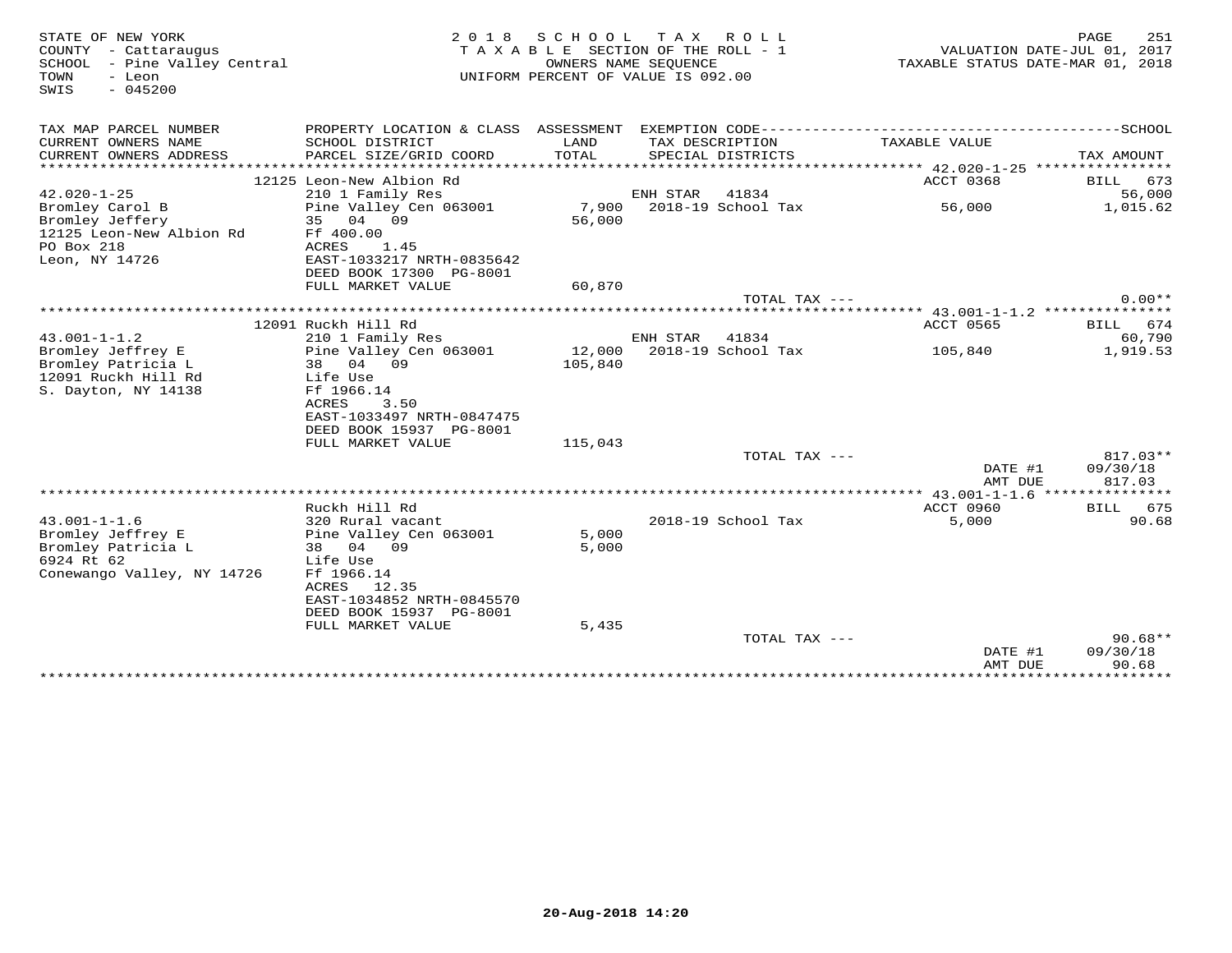STATE OF NEW YORK
COUNTY - Cattaraugus
SCHOOL - Pine Valley Central
TOWN - Leon
SWIS - 045200

2 0 1 8 S C H O O L T A X R O L L
T A X A B L E SECTION OF THE ROLL - 1
OWNERS NAME SEQUENCE
UNIFORM PERCENT OF VALUE IS 092.00

VALUATION DATE-JUL 01, 2017
TAXABLE STATUS DATE-MAR 01, 2018

| TAX MAP PARCEL NUMBER<br>CURRENT OWNERS NAME<br>CURRENT OWNERS ADDRESS | PROPERTY LOCATION & CLASS<br>SCHOOL DISTRICT<br>PARCEL SIZE/GRID COORD | ASSESSMENT<br>LAND<br>TOTAL | EXEMPTION CODE<br>TAX DESCRIPTION<br>SPECIAL DISTRICTS | TAXABLE VALUE | SCHOOL<br>TAX AMOUNT |
|---|---|---|---|---|---|
| | 12125 Leon-New Albion Rd | | | ACCT 0368 | BILL 673 |
| 42.020-1-25 | 210 1 Family Res | | ENH STAR 41834 | | 56,000 |
| Bromley Carol B | Pine Valley Cen 063001 | 7,900 | 2018-19 School Tax | 56,000 | 1,015.62 |
| Bromley Jeffery | 35 04 09 | 56,000 | | | |
| 12125 Leon-New Albion Rd | Ff 400.00 | | | | |
| PO Box 218 | ACRES 1.45 | | | | |
| Leon, NY 14726 | EAST-1033217 NRTH-0835642 | | | | |
| | DEED BOOK 17300 PG-8001 | | | | |
| | FULL MARKET VALUE | 60,870 | | | |
| | | | TOTAL TAX --- | | 0.00** |
| | 12091 Ruckh Hill Rd | | | ACCT 0565 | BILL 674 |
| 43.001-1-1.2 | 210 1 Family Res | | ENH STAR 41834 | | 60,790 |
| Bromley Jeffrey E | Pine Valley Cen 063001 | 12,000 | 2018-19 School Tax | 105,840 | 1,919.53 |
| Bromley Patricia L | 38 04 09 | 105,840 | | | |
| 12091 Ruckh Hill Rd | Life Use | | | | |
| S. Dayton, NY 14138 | Ff 1966.14 | | | | |
| | ACRES 3.50 | | | | |
| | EAST-1033497 NRTH-0847475 | | | | |
| | DEED BOOK 15937 PG-8001 | | | | |
| | FULL MARKET VALUE | 115,043 | | | |
| | | | TOTAL TAX --- | | 817.03** |
| | | | | DATE #1 | 09/30/18 |
| | | | | AMT DUE | 817.03 |
| | Ruckh Hill Rd | | | ACCT 0960 | BILL 675 |
| 43.001-1-1.6 | 320 Rural vacant | | 2018-19 School Tax | 5,000 | 90.68 |
| Bromley Jeffrey E | Pine Valley Cen 063001 | 5,000 | | | |
| Bromley Patricia L | 38 04 09 | 5,000 | | | |
| 6924 Rt 62 | Life Use | | | | |
| Conewango Valley, NY 14726 | Ff 1966.14 | | | | |
| | ACRES 12.35 | | | | |
| | EAST-1034852 NRTH-0845570 | | | | |
| | DEED BOOK 15937 PG-8001 | | | | |
| | FULL MARKET VALUE | 5,435 | | | |
| | | | TOTAL TAX --- | | 90.68** |
| | | | | DATE #1 | 09/30/18 |
| | | | | AMT DUE | 90.68 |

20-Aug-2018 14:20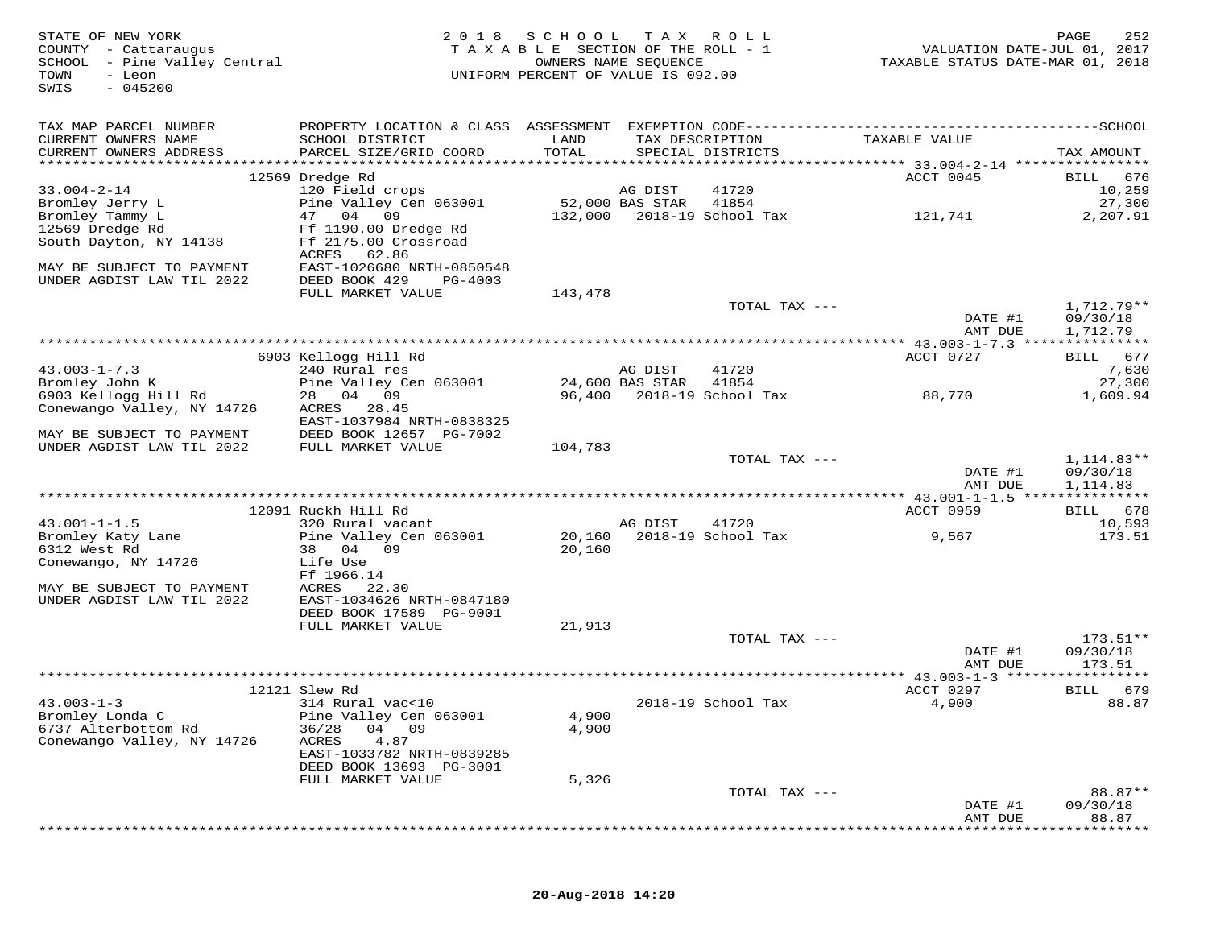STATE OF NEW YORK
COUNTY - Cattaraugus
SCHOOL - Pine Valley Central
TOWN - Leon
SWIS - 045200

2018 SCHOOL TAX ROLL
TAXABLE SECTION OF THE ROLL - 1
OWNERS NAME SEQUENCE
UNIFORM PERCENT OF VALUE IS 092.00

VALUATION DATE-JUL 01, 2017
TAXABLE STATUS DATE-MAR 01, 2018

| TAX MAP PARCEL NUMBER / CURRENT OWNERS NAME / CURRENT OWNERS ADDRESS | PROPERTY LOCATION & CLASS / SCHOOL DISTRICT / PARCEL SIZE/GRID COORD | ASSESSMENT LAND / TOTAL | EXEMPTION CODE / TAX DESCRIPTION / SPECIAL DISTRICTS | TAXABLE VALUE | SCHOOL TAX AMOUNT |
|---|---|---|---|---|---|
| | 12569 Dredge Rd | | | ACCT 0045 | BILL 676 |
| 33.004-2-14 | 120 Field crops | | AG DIST 41720 | | 10,259 |
| Bromley Jerry L | Pine Valley Cen 063001 | 52,000 | BAS STAR 41854 | | 27,300 |
| Bromley Tammy L | 47 04 09 | 132,000 | 2018-19 School Tax | 121,741 | 2,207.91 |
| 12569 Dredge Rd | Ff 1190.00 Dredge Rd | | | | |
| South Dayton, NY 14138 | Ff 2175.00 Crossroad | | | | |
| | ACRES 62.86 | | | | |
| MAY BE SUBJECT TO PAYMENT | EAST-1026680 NRTH-0850548 | | | | |
| UNDER AGDIST LAW TIL 2022 | DEED BOOK 429 PG-4003 | | | | |
| | FULL MARKET VALUE | 143,478 | | | |
| | | | TOTAL TAX --- | | 1,712.79** |
| | | | | DATE #1 | 09/30/18 |
| | | | | AMT DUE | 1,712.79 |
| | 6903 Kellogg Hill Rd | | | ACCT 0727 | BILL 677 |
| 43.003-1-7.3 | 240 Rural res | | AG DIST 41720 | | 7,630 |
| Bromley John K | Pine Valley Cen 063001 | 24,600 | BAS STAR 41854 | | 27,300 |
| 6903 Kellogg Hill Rd | 28 04 09 | 96,400 | 2018-19 School Tax | 88,770 | 1,609.94 |
| Conewango Valley, NY 14726 | ACRES 28.45 | | | | |
| | EAST-1037984 NRTH-0838325 | | | | |
| MAY BE SUBJECT TO PAYMENT | DEED BOOK 12657 PG-7002 | | | | |
| UNDER AGDIST LAW TIL 2022 | FULL MARKET VALUE | 104,783 | | | |
| | | | TOTAL TAX --- | | 1,114.83** |
| | | | | DATE #1 | 09/30/18 |
| | | | | AMT DUE | 1,114.83 |
| | 12091 Ruckh Hill Rd | | | ACCT 0959 | BILL 678 |
| 43.001-1-1.5 | 320 Rural vacant | | AG DIST 41720 | | 10,593 |
| Bromley Katy Lane | Pine Valley Cen 063001 | 20,160 | 2018-19 School Tax | 9,567 | 173.51 |
| 6312 West Rd | 38 04 09 | 20,160 | | | |
| Conewango, NY 14726 | Life Use | | | | |
| | Ff 1966.14 | | | | |
| MAY BE SUBJECT TO PAYMENT | ACRES 22.30 | | | | |
| UNDER AGDIST LAW TIL 2022 | EAST-1034626 NRTH-0847180 | | | | |
| | DEED BOOK 17589 PG-9001 | | | | |
| | FULL MARKET VALUE | 21,913 | | | |
| | | | TOTAL TAX --- | | 173.51** |
| | | | | DATE #1 | 09/30/18 |
| | | | | AMT DUE | 173.51 |
| | 12121 Slew Rd | | | ACCT 0297 | BILL 679 |
| 43.003-1-3 | 314 Rural vac<10 | | 2018-19 School Tax | 4,900 | 88.87 |
| Bromley Londa C | Pine Valley Cen 063001 | 4,900 | | | |
| 6737 Alterbottom Rd | 36/28 04 09 | 4,900 | | | |
| Conewango Valley, NY 14726 | ACRES 4.87 | | | | |
| | EAST-1033782 NRTH-0839285 | | | | |
| | DEED BOOK 13693 PG-3001 | | | | |
| | FULL MARKET VALUE | 5,326 | | | |
| | | | TOTAL TAX --- | | 88.87** |
| | | | | DATE #1 | 09/30/18 |
| | | | | AMT DUE | 88.87 |

20-Aug-2018 14:20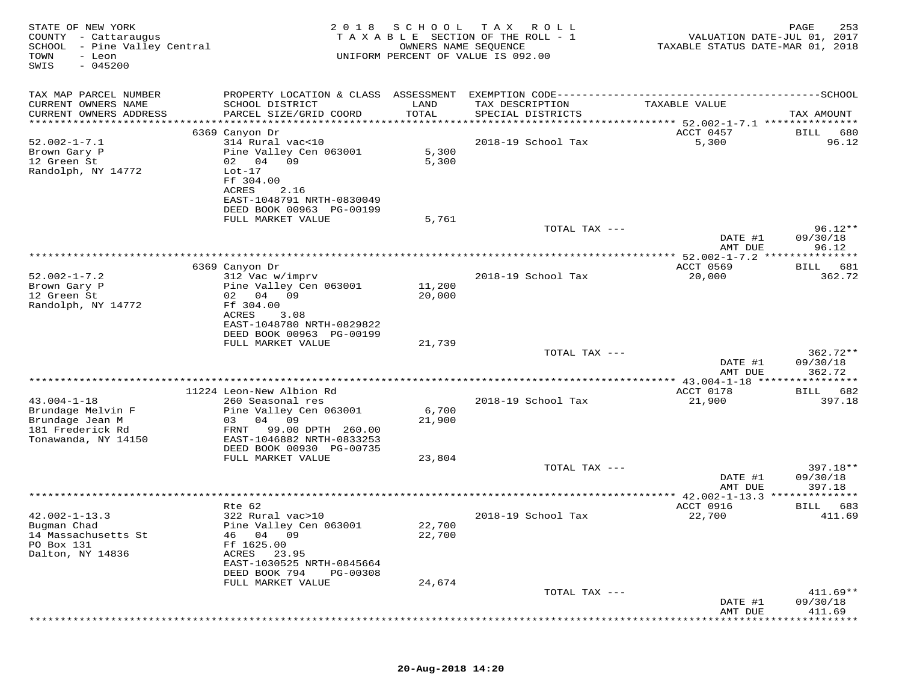STATE OF NEW YORK
COUNTY - Cattaraugus
SCHOOL - Pine Valley Central
TOWN - Leon
SWIS - 045200

2018 SCHOOL TAX ROLL
TAXABLE SECTION OF THE ROLL - 1
OWNERS NAME SEQUENCE
UNIFORM PERCENT OF VALUE IS 092.00

VALUATION DATE-JUL 01, 2017
TAXABLE STATUS DATE-MAR 01, 2018

| TAX MAP PARCEL NUMBER / CURRENT OWNERS NAME / CURRENT OWNERS ADDRESS | PROPERTY LOCATION & CLASS / SCHOOL DISTRICT / PARCEL SIZE/GRID COORD | ASSESSMENT LAND / TOTAL | EXEMPTION CODE / TAX DESCRIPTION / SPECIAL DISTRICTS | TAXABLE VALUE | TAX AMOUNT |
|---|---|---|---|---|---|
| | 6369 Canyon Dr | | | ACCT 0457 | BILL 680 |
| 52.002-1-7.1 | 314 Rural vac<10 | | 2018-19 School Tax | 5,300 | 96.12 |
| Brown Gary P | Pine Valley Cen 063001 | 5,300 | | | |
| 12 Green St | 02 04 09 | 5,300 | | | |
| Randolph, NY 14772 | Lot-17 | | | | |
| | Ff 304.00 | | | | |
| | ACRES 2.16 | | | | |
| | EAST-1048791 NRTH-0830049 | | | | |
| | DEED BOOK 00963 PG-00199 | | | | |
| | FULL MARKET VALUE | 5,761 | | | |
| | | | TOTAL TAX --- | | 96.12** |
| | | | | DATE #1 | 09/30/18 |
| | | | | AMT DUE | 96.12 |
| | 6369 Canyon Dr | | | ACCT 0569 | BILL 681 |
| 52.002-1-7.2 | 312 Vac w/imprv | | 2018-19 School Tax | 20,000 | 362.72 |
| Brown Gary P | Pine Valley Cen 063001 | 11,200 | | | |
| 12 Green St | 02 04 09 | 20,000 | | | |
| Randolph, NY 14772 | Ff 304.00 | | | | |
| | ACRES 3.08 | | | | |
| | EAST-1048780 NRTH-0829822 | | | | |
| | DEED BOOK 00963 PG-00199 | | | | |
| | FULL MARKET VALUE | 21,739 | | | |
| | | | TOTAL TAX --- | | 362.72** |
| | | | | DATE #1 | 09/30/18 |
| | | | | AMT DUE | 362.72 |
| | 11224 Leon-New Albion Rd | | | ACCT 0178 | BILL 682 |
| 43.004-1-18 | 260 Seasonal res | | 2018-19 School Tax | 21,900 | 397.18 |
| Brundage Melvin F | Pine Valley Cen 063001 | 6,700 | | | |
| Brundage Jean M | 03 04 09 | 21,900 | | | |
| 181 Frederick Rd | FRNT 99.00 DPTH 260.00 | | | | |
| Tonawanda, NY 14150 | EAST-1046882 NRTH-0833253 | | | | |
| | DEED BOOK 00930 PG-00735 | | | | |
| | FULL MARKET VALUE | 23,804 | | | |
| | | | TOTAL TAX --- | | 397.18** |
| | | | | DATE #1 | 09/30/18 |
| | | | | AMT DUE | 397.18 |
| | Rte 62 | | | ACCT 0916 | BILL 683 |
| 42.002-1-13.3 | 322 Rural vac>10 | | 2018-19 School Tax | 22,700 | 411.69 |
| Bugman Chad | Pine Valley Cen 063001 | 22,700 | | | |
| 14 Massachusetts St | 46 04 09 | 22,700 | | | |
| PO Box 131 | Ff 1625.00 | | | | |
| Dalton, NY 14836 | ACRES 23.95 | | | | |
| | EAST-1030525 NRTH-0845664 | | | | |
| | DEED BOOK 794 PG-00308 | | | | |
| | FULL MARKET VALUE | 24,674 | | | |
| | | | TOTAL TAX --- | | 411.69** |
| | | | | DATE #1 | 09/30/18 |
| | | | | AMT DUE | 411.69 |

20-Aug-2018 14:20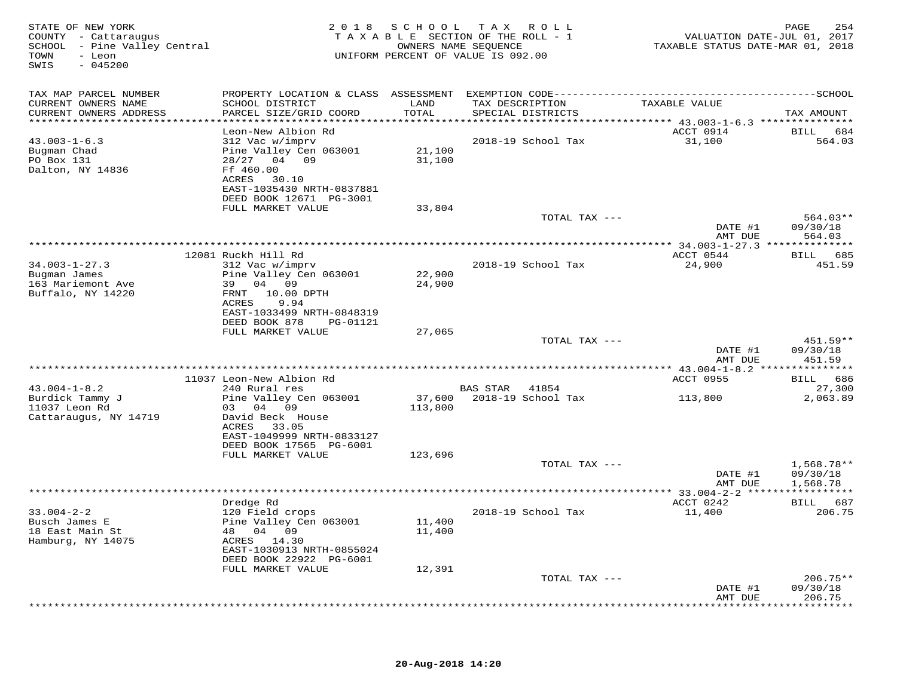STATE OF NEW YORK
COUNTY - Cattaraugus
SCHOOL - Pine Valley Central
TOWN - Leon
SWIS - 045200

2018 SCHOOL TAX ROLL
TAXABLE SECTION OF THE ROLL - 1
OWNERS NAME SEQUENCE
UNIFORM PERCENT OF VALUE IS 092.00

VALUATION DATE-JUL 01, 2017
TAXABLE STATUS DATE-MAR 01, 2018

| TAX MAP PARCEL NUMBER / CURRENT OWNERS NAME / CURRENT OWNERS ADDRESS | PROPERTY LOCATION & CLASS / SCHOOL DISTRICT / PARCEL SIZE/GRID COORD | ASSESSMENT LAND / TOTAL | EXEMPTION CODE / TAX DESCRIPTION / SPECIAL DISTRICTS | TAXABLE VALUE | TAX AMOUNT |
|---|---|---|---|---|---|
| 43.003-1-6.3 | Leon-New Albion Rd | | | ACCT 0914 | BILL 684 |
| Bugman Chad | 312 Vac w/imprv | | 2018-19 School Tax | 31,100 | 564.03 |
| PO Box 131 | Pine Valley Cen 063001 | 21,100 | | | |
| Dalton, NY 14836 | 28/27 04 09 | 31,100 | | | |
| | Ff 460.00 | | | | |
| | ACRES 30.10 | | | | |
| | EAST-1035430 NRTH-0837881 | | | | |
| | DEED BOOK 12671 PG-3001 | | | | |
| | FULL MARKET VALUE | 33,804 | | | |
| | | | TOTAL TAX --- | | 564.03** |
| | | | | DATE #1 | 09/30/18 |
| | | | | AMT DUE | 564.03 |
| 34.003-1-27.3 | 12081 Ruckh Hill Rd | | | ACCT 0544 | BILL 685 |
| Bugman James | 312 Vac w/imprv | | 2018-19 School Tax | 24,900 | 451.59 |
| 163 Mariemont Ave | Pine Valley Cen 063001 | 22,900 | | | |
| Buffalo, NY 14220 | 39 04 09 | 24,900 | | | |
| | FRNT 10.00 DPTH | | | | |
| | ACRES 9.94 | | | | |
| | EAST-1033499 NRTH-0848319 | | | | |
| | DEED BOOK 878 PG-01121 | | | | |
| | FULL MARKET VALUE | 27,065 | | | |
| | | | TOTAL TAX --- | | 451.59** |
| | | | | DATE #1 | 09/30/18 |
| | | | | AMT DUE | 451.59 |
| 43.004-1-8.2 | 11037 Leon-New Albion Rd | | | ACCT 0955 | BILL 686 |
| Burdick Tammy J | 240 Rural res | | BAS STAR 41854 | | 27,300 |
| 11037 Leon Rd | Pine Valley Cen 063001 | 37,600 | 2018-19 School Tax | 113,800 | 2,063.89 |
| Cattaraugus, NY 14719 | 03 04 09 | 113,800 | | | |
| | David Beck House | | | | |
| | ACRES 33.05 | | | | |
| | EAST-1049999 NRTH-0833127 | | | | |
| | DEED BOOK 17565 PG-6001 | | | | |
| | FULL MARKET VALUE | 123,696 | | | |
| | | | TOTAL TAX --- | | 1,568.78** |
| | | | | DATE #1 | 09/30/18 |
| | | | | AMT DUE | 1,568.78 |
| 33.004-2-2 | Dredge Rd | | | ACCT 0242 | BILL 687 |
| Busch James E | 120 Field crops | | 2018-19 School Tax | 11,400 | 206.75 |
| 18 East Main St | Pine Valley Cen 063001 | 11,400 | | | |
| Hamburg, NY 14075 | 48 04 09 | 11,400 | | | |
| | ACRES 14.30 | | | | |
| | EAST-1030913 NRTH-0855024 | | | | |
| | DEED BOOK 22922 PG-6001 | | | | |
| | FULL MARKET VALUE | 12,391 | | | |
| | | | TOTAL TAX --- | | 206.75** |
| | | | | DATE #1 | 09/30/18 |
| | | | | AMT DUE | 206.75 |

20-Aug-2018 14:20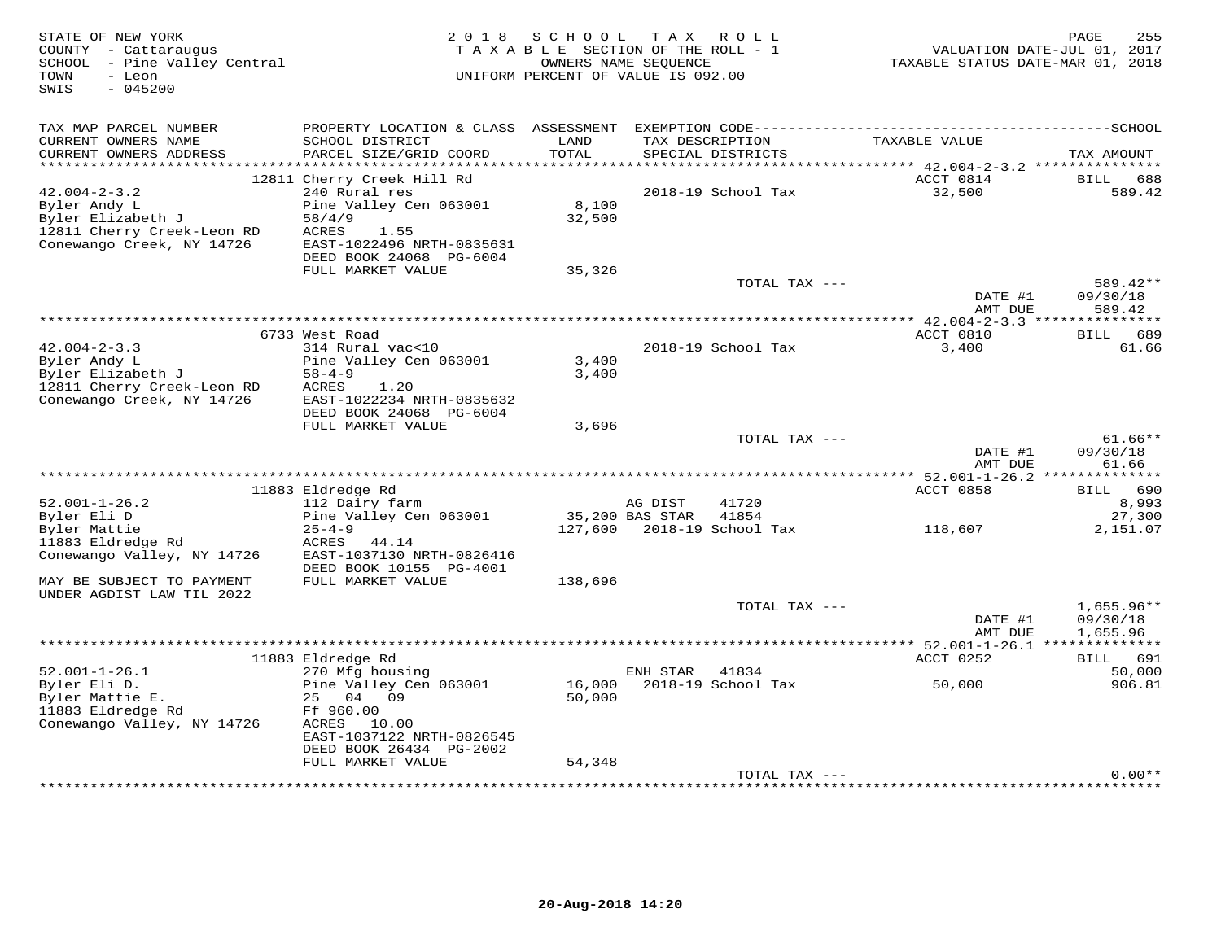STATE OF NEW YORK
COUNTY - Cattaraugus
SCHOOL - Pine Valley Central
TOWN - Leon
SWIS - 045200

2018 SCHOOL TAX ROLL
TAXABLE SECTION OF THE ROLL - 1
OWNERS NAME SEQUENCE
UNIFORM PERCENT OF VALUE IS 092.00

VALUATION DATE-JUL 01, 2017
TAXABLE STATUS DATE-MAR 01, 2018

| TAX MAP PARCEL NUMBER / CURRENT OWNERS NAME / CURRENT OWNERS ADDRESS | PROPERTY LOCATION & CLASS / SCHOOL DISTRICT / PARCEL SIZE/GRID COORD | ASSESSMENT LAND / TOTAL | EXEMPTION CODE / TAX DESCRIPTION / SPECIAL DISTRICTS | TAXABLE VALUE | TAX AMOUNT |
|---|---|---|---|---|---|
| | 12811 Cherry Creek Hill Rd | | | ACCT 0814 | BILL 688 |
| 42.004-2-3.2 | 240 Rural res | | 2018-19 School Tax | 32,500 | 589.42 |
| Byler Andy L | Pine Valley Cen 063001 | 8,100 | | | |
| Byler Elizabeth J | 58/4/9 | 32,500 | | | |
| 12811 Cherry Creek-Leon RD | ACRES 1.55 | | | | |
| Conewango Creek, NY 14726 | EAST-1022496 NRTH-0835631 | | | | |
| | DEED BOOK 24068 PG-6004 | | | | |
| | FULL MARKET VALUE | 35,326 | | | |
| | | | TOTAL TAX --- | | 589.42** |
| | | | | DATE #1 | 09/30/18 |
| | | | | AMT DUE | 589.42 |
| | 6733 West Road | | | ACCT 0810 | BILL 689 |
| 42.004-2-3.3 | 314 Rural vac<10 | | 2018-19 School Tax | 3,400 | 61.66 |
| Byler Andy L | Pine Valley Cen 063001 | 3,400 | | | |
| Byler Elizabeth J | 58-4-9 | 3,400 | | | |
| 12811 Cherry Creek-Leon RD | ACRES 1.20 | | | | |
| Conewango Creek, NY 14726 | EAST-1022234 NRTH-0835632 | | | | |
| | DEED BOOK 24068 PG-6004 | | | | |
| | FULL MARKET VALUE | 3,696 | | | |
| | | | TOTAL TAX --- | | 61.66** |
| | | | | DATE #1 | 09/30/18 |
| | | | | AMT DUE | 61.66 |
| | 11883 Eldredge Rd | | | ACCT 0858 | BILL 690 |
| 52.001-1-26.2 | 112 Dairy farm | | AG DIST 41720 | | 8,993 |
| Byler Eli D | Pine Valley Cen 063001 | 35,200 | BAS STAR 41854 | | 27,300 |
| Byler Mattie | 25-4-9 | 127,600 | 2018-19 School Tax | 118,607 | 2,151.07 |
| 11883 Eldredge Rd | ACRES 44.14 | | | | |
| Conewango Valley, NY 14726 | EAST-1037130 NRTH-0826416 | | | | |
| | DEED BOOK 10155 PG-4001 | | | | |
| MAY BE SUBJECT TO PAYMENT UNDER AGDIST LAW TIL 2022 | FULL MARKET VALUE | 138,696 | | | |
| | | | TOTAL TAX --- | | 1,655.96** |
| | | | | DATE #1 | 09/30/18 |
| | | | | AMT DUE | 1,655.96 |
| | 11883 Eldredge Rd | | | ACCT 0252 | BILL 691 |
| 52.001-1-26.1 | 270 Mfg housing | | ENH STAR 41834 | | 50,000 |
| Byler Eli D. | Pine Valley Cen 063001 | 16,000 | 2018-19 School Tax | 50,000 | 906.81 |
| Byler Mattie E. | 25 04 09 | 50,000 | | | |
| 11883 Eldredge Rd | Ff 960.00 | | | | |
| Conewango Valley, NY 14726 | ACRES 10.00 | | | | |
| | EAST-1037122 NRTH-0826545 | | | | |
| | DEED BOOK 26434 PG-2002 | | | | |
| | FULL MARKET VALUE | 54,348 | | | |
| | | | TOTAL TAX --- | | 0.00** |

20-Aug-2018 14:20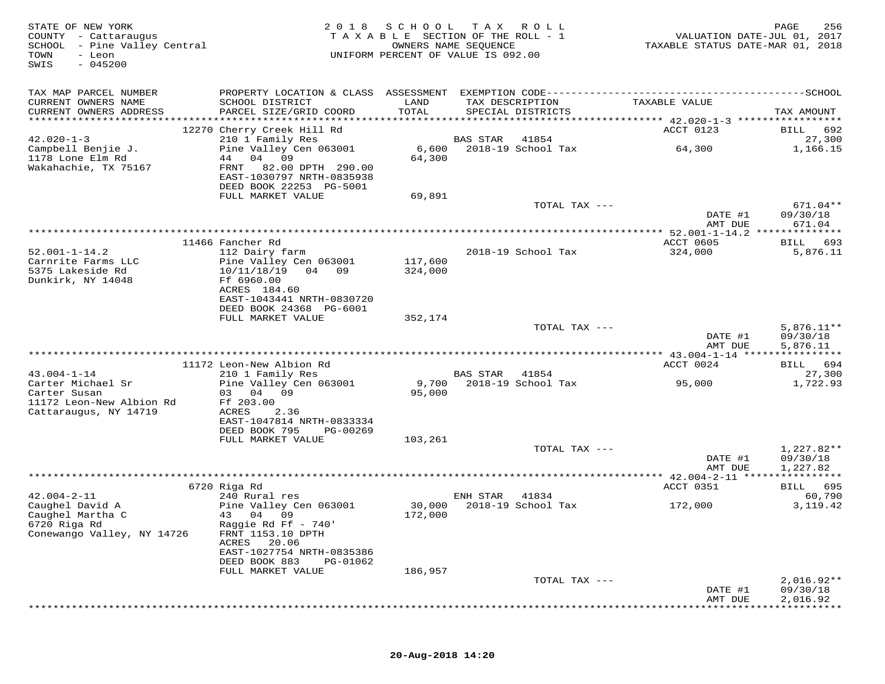STATE OF NEW YORK
COUNTY - Cattaraugus
SCHOOL - Pine Valley Central
TOWN - Leon
SWIS - 045200

2018 SCHOOL TAX ROLL
TAXABLE SECTION OF THE ROLL - 1
OWNERS NAME SEQUENCE
UNIFORM PERCENT OF VALUE IS 092.00

VALUATION DATE-JUL 01, 2017
TAXABLE STATUS DATE-MAR 01, 2018

| TAX MAP PARCEL NUMBER / CURRENT OWNERS NAME / CURRENT OWNERS ADDRESS | PROPERTY LOCATION & CLASS / SCHOOL DISTRICT / PARCEL SIZE/GRID COORD | ASSESSMENT LAND / TOTAL | EXEMPTION CODE / TAX DESCRIPTION / SPECIAL DISTRICTS | TAXABLE VALUE | SCHOOL TAX AMOUNT |
|---|---|---|---|---|---|
| 42.020-1-3 | 12270 Cherry Creek Hill Rd | | | ACCT 0123 | BILL 692 |
| | 210 1 Family Res | | BAS STAR 41854 | | 27,300 |
| Campbell Benjie J. | Pine Valley Cen 063001 | 6,600 | 2018-19 School Tax | 64,300 | 1,166.15 |
| 1178 Lone Elm Rd | 44 04 09 | 64,300 | | | |
| Wakahachie, TX 75167 | FRNT 82.00 DPTH 290.00 | | | | |
| | EAST-1030797 NRTH-0835938 | | | | |
| | DEED BOOK 22253 PG-5001 | | | | |
| | FULL MARKET VALUE | 69,891 | | | |
| | | | TOTAL TAX --- | | 671.04** |
| | | | | DATE #1 | 09/30/18 |
| | | | | AMT DUE | 671.04 |
| 52.001-1-14.2 | 11466 Fancher Rd | | | ACCT 0605 | BILL 693 |
| | 112 Dairy farm | | 2018-19 School Tax | 324,000 | 5,876.11 |
| Carnrite Farms LLC | Pine Valley Cen 063001 | 117,600 | | | |
| 5375 Lakeside Rd | 10/11/18/19 04 09 | 324,000 | | | |
| Dunkirk, NY 14048 | Ff 6960.00 | | | | |
| | ACRES 184.60 | | | | |
| | EAST-1043441 NRTH-0830720 | | | | |
| | DEED BOOK 24368 PG-6001 | | | | |
| | FULL MARKET VALUE | 352,174 | | | |
| | | | TOTAL TAX --- | | 5,876.11** |
| | | | | DATE #1 | 09/30/18 |
| | | | | AMT DUE | 5,876.11 |
| 43.004-1-14 | 11172 Leon-New Albion Rd | | | ACCT 0024 | BILL 694 |
| | 210 1 Family Res | | BAS STAR 41854 | | 27,300 |
| Carter Michael Sr | Pine Valley Cen 063001 | 9,700 | 2018-19 School Tax | 95,000 | 1,722.93 |
| Carter Susan | 03 04 09 | 95,000 | | | |
| 11172 Leon-New Albion Rd | Ff 203.00 | | | | |
| Cattaraugus, NY 14719 | ACRES 2.36 | | | | |
| | EAST-1047814 NRTH-0833334 | | | | |
| | DEED BOOK 795 PG-00269 | | | | |
| | FULL MARKET VALUE | 103,261 | | | |
| | | | TOTAL TAX --- | | 1,227.82** |
| | | | | DATE #1 | 09/30/18 |
| | | | | AMT DUE | 1,227.82 |
| 42.004-2-11 | 6720 Riga Rd | | | ACCT 0351 | BILL 695 |
| | 240 Rural res | | ENH STAR 41834 | | 60,790 |
| Caughel David A | Pine Valley Cen 063001 | 30,000 | 2018-19 School Tax | 172,000 | 3,119.42 |
| Caughel Martha C | 43 04 09 | 172,000 | | | |
| 6720 Riga Rd | Raggie Rd Ff - 740' | | | | |
| Conewango Valley, NY 14726 | FRNT 1153.10 DPTH | | | | |
| | ACRES 20.06 | | | | |
| | EAST-1027754 NRTH-0835386 | | | | |
| | DEED BOOK 883 PG-01062 | | | | |
| | FULL MARKET VALUE | 186,957 | | | |
| | | | TOTAL TAX --- | | 2,016.92** |
| | | | | DATE #1 | 09/30/18 |
| | | | | AMT DUE | 2,016.92 |

20-Aug-2018 14:20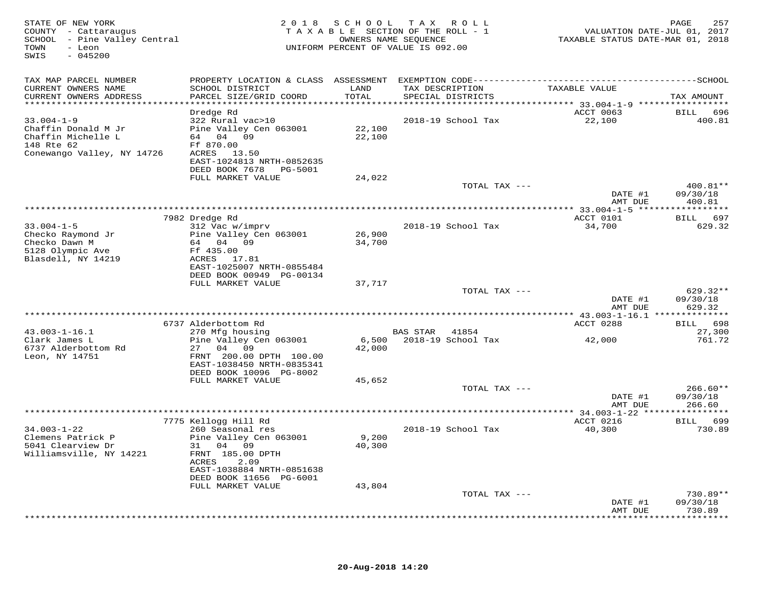STATE OF NEW YORK
COUNTY - Cattaraugus
SCHOOL - Pine Valley Central
TOWN - Leon
SWIS - 045200

2 0 1 8 S C H O O L T A X R O L L
T A X A B L E SECTION OF THE ROLL - 1
OWNERS NAME SEQUENCE
UNIFORM PERCENT OF VALUE IS 092.00

VALUATION DATE-JUL 01, 2017
TAXABLE STATUS DATE-MAR 01, 2018

| TAX MAP PARCEL NUMBER / CURRENT OWNERS NAME / CURRENT OWNERS ADDRESS | PROPERTY LOCATION & CLASS / SCHOOL DISTRICT / PARCEL SIZE/GRID COORD | ASSESSMENT LAND / TOTAL | EXEMPTION CODE / TAX DESCRIPTION / SPECIAL DISTRICTS | TAXABLE VALUE | SCHOOL TAX AMOUNT |
|---|---|---|---|---|---|
| 33.004-1-9 | Dredge Rd | | | ACCT 0063 | BILL 696 |
| 33.004-1-9 | 322 Rural vac>10 | | 2018-19 School Tax | 22,100 | 400.81 |
| Chaffin Donald M Jr | Pine Valley Cen 063001 | 22,100 | | | |
| Chaffin Michelle L | 64 04 09 | 22,100 | | | |
| 148 Rte 62 | Ff 870.00 | | | | |
| Conewango Valley, NY 14726 | ACRES 13.50 | | | | |
| | EAST-1024813 NRTH-0852635 | | | | |
| | DEED BOOK 7678 PG-5001 | | | | |
| | FULL MARKET VALUE | 24,022 | | | |
| | | | TOTAL TAX --- | | 400.81** |
| | | | | DATE #1 | 09/30/18 |
| | | | | AMT DUE | 400.81 |
| 33.004-1-5 | 7982 Dredge Rd | | | ACCT 0101 | BILL 697 |
| 33.004-1-5 | 312 Vac w/imprv | | 2018-19 School Tax | 34,700 | 629.32 |
| Checko Raymond Jr | Pine Valley Cen 063001 | 26,900 | | | |
| Checko Dawn M | 64 04 09 | 34,700 | | | |
| 5128 Olympic Ave | Ff 435.00 | | | | |
| Blasdell, NY 14219 | ACRES 17.81 | | | | |
| | EAST-1025007 NRTH-0855484 | | | | |
| | DEED BOOK 00949 PG-00134 | | | | |
| | FULL MARKET VALUE | 37,717 | | | |
| | | | TOTAL TAX --- | | 629.32** |
| | | | | DATE #1 | 09/30/18 |
| | | | | AMT DUE | 629.32 |
| 43.003-1-16.1 | 6737 Alderbottom Rd | | | ACCT 0288 | BILL 698 |
| 43.003-1-16.1 | 270 Mfg housing | | BAS STAR 41854 | | 27,300 |
| Clark James L | Pine Valley Cen 063001 | 6,500 | 2018-19 School Tax | 42,000 | 761.72 |
| 6737 Alderbottom Rd | 27 04 09 | 42,000 | | | |
| Leon, NY 14751 | FRNT 200.00 DPTH 100.00 | | | | |
| | EAST-1038450 NRTH-0835341 | | | | |
| | DEED BOOK 10096 PG-8002 | | | | |
| | FULL MARKET VALUE | 45,652 | | | |
| | | | TOTAL TAX --- | | 266.60** |
| | | | | DATE #1 | 09/30/18 |
| | | | | AMT DUE | 266.60 |
| 34.003-1-22 | 7775 Kellogg Hill Rd | | | ACCT 0216 | BILL 699 |
| 34.003-1-22 | 260 Seasonal res | | 2018-19 School Tax | 40,300 | 730.89 |
| Clemens Patrick P | Pine Valley Cen 063001 | 9,200 | | | |
| 5041 Clearview Dr | 31 04 09 | 40,300 | | | |
| Williamsville, NY 14221 | FRNT 185.00 DPTH | | | | |
| | ACRES 2.09 | | | | |
| | EAST-1038884 NRTH-0851638 | | | | |
| | DEED BOOK 11656 PG-6001 | | | | |
| | FULL MARKET VALUE | 43,804 | | | |
| | | | TOTAL TAX --- | | 730.89** |
| | | | | DATE #1 | 09/30/18 |
| | | | | AMT DUE | 730.89 |

20-Aug-2018 14:20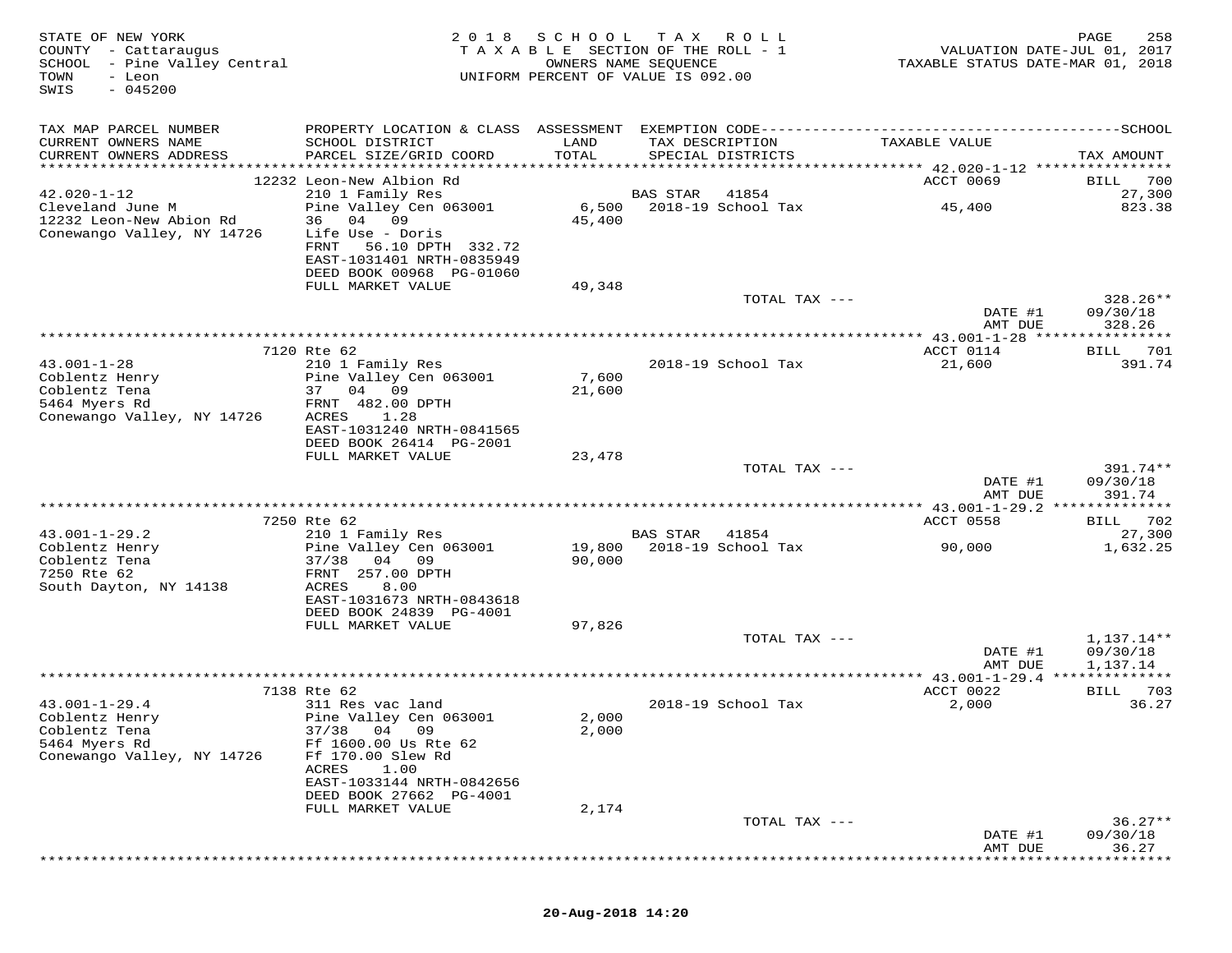STATE OF NEW YORK
COUNTY - Cattaraugus
SCHOOL - Pine Valley Central
TOWN - Leon
SWIS - 045200

2018 SCHOOL TAX ROLL
TAXABLE SECTION OF THE ROLL - 1
OWNERS NAME SEQUENCE
UNIFORM PERCENT OF VALUE IS 092.00

VALUATION DATE-JUL 01, 2017
TAXABLE STATUS DATE-MAR 01, 2018

| TAX MAP PARCEL NUMBER / CURRENT OWNERS NAME / CURRENT OWNERS ADDRESS | PROPERTY LOCATION & CLASS / SCHOOL DISTRICT / PARCEL SIZE/GRID COORD | ASSESSMENT LAND / TOTAL | EXEMPTION CODE / TAX DESCRIPTION / SPECIAL DISTRICTS | TAXABLE VALUE | TAX AMOUNT |
|---|---|---|---|---|---|
| | 12232 Leon-New Albion Rd | | | ACCT 0069 | BILL 700 |
| 42.020-1-12 | 210 1 Family Res | | BAS STAR 41854 | | 27,300 |
| Cleveland June M | Pine Valley Cen 063001 | 6,500 | 2018-19 School Tax | 45,400 | 823.38 |
| 12232 Leon-New Abion Rd | 36 04 09 | 45,400 | | | |
| Conewango Valley, NY 14726 | Life Use - Doris | | | | |
| | FRNT 56.10 DPTH 332.72 | | | | |
| | EAST-1031401 NRTH-0835949 | | | | |
| | DEED BOOK 00968 PG-01060 | | | | |
| | FULL MARKET VALUE | 49,348 | | | |
| | | | TOTAL TAX --- | | 328.26** |
| | | | | DATE #1 | 09/30/18 |
| | | | | AMT DUE | 328.26 |
| | 7120 Rte 62 | | | ACCT 0114 | BILL 701 |
| 43.001-1-28 | 210 1 Family Res | | 2018-19 School Tax | 21,600 | 391.74 |
| Coblentz Henry | Pine Valley Cen 063001 | 7,600 | | | |
| Coblentz Tena | 37 04 09 | 21,600 | | | |
| 5464 Myers Rd | FRNT 482.00 DPTH | | | | |
| Conewango Valley, NY 14726 | ACRES 1.28 | | | | |
| | EAST-1031240 NRTH-0841565 | | | | |
| | DEED BOOK 26414 PG-2001 | | | | |
| | FULL MARKET VALUE | 23,478 | | | |
| | | | TOTAL TAX --- | | 391.74** |
| | | | | DATE #1 | 09/30/18 |
| | | | | AMT DUE | 391.74 |
| | 7250 Rte 62 | | | ACCT 0558 | BILL 702 |
| 43.001-1-29.2 | 210 1 Family Res | | BAS STAR 41854 | | 27,300 |
| Coblentz Henry | Pine Valley Cen 063001 | 19,800 | 2018-19 School Tax | 90,000 | 1,632.25 |
| Coblentz Tena | 37/38 04 09 | 90,000 | | | |
| 7250 Rte 62 | FRNT 257.00 DPTH | | | | |
| South Dayton, NY 14138 | ACRES 8.00 | | | | |
| | EAST-1031673 NRTH-0843618 | | | | |
| | DEED BOOK 24839 PG-4001 | | | | |
| | FULL MARKET VALUE | 97,826 | | | |
| | | | TOTAL TAX --- | | 1,137.14** |
| | | | | DATE #1 | 09/30/18 |
| | | | | AMT DUE | 1,137.14 |
| | 7138 Rte 62 | | | ACCT 0022 | BILL 703 |
| 43.001-1-29.4 | 311 Res vac land | | 2018-19 School Tax | 2,000 | 36.27 |
| Coblentz Henry | Pine Valley Cen 063001 | 2,000 | | | |
| Coblentz Tena | 37/38 04 09 | 2,000 | | | |
| 5464 Myers Rd | Ff 1600.00 Us Rte 62 | | | | |
| Conewango Valley, NY 14726 | Ff 170.00 Slew Rd | | | | |
| | ACRES 1.00 | | | | |
| | EAST-1033144 NRTH-0842656 | | | | |
| | DEED BOOK 27662 PG-4001 | | | | |
| | FULL MARKET VALUE | 2,174 | | | |
| | | | TOTAL TAX --- | | 36.27** |
| | | | | DATE #1 | 09/30/18 |
| | | | | AMT DUE | 36.27 |

20-Aug-2018 14:20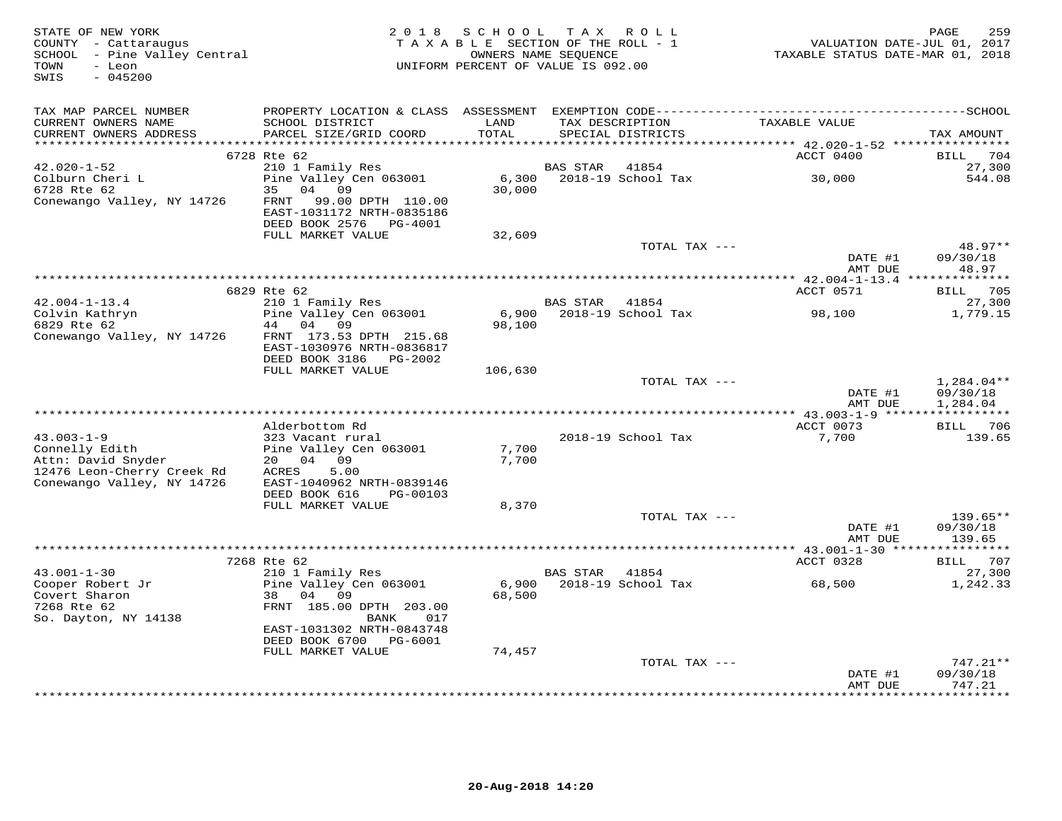STATE OF NEW YORK
COUNTY - Cattaraugus
SCHOOL - Pine Valley Central
TOWN - Leon
SWIS - 045200

2018 SCHOOL TAX ROLL
TAXABLE SECTION OF THE ROLL - 1
OWNERS NAME SEQUENCE
UNIFORM PERCENT OF VALUE IS 092.00

VALUATION DATE-JUL 01, 2017
TAXABLE STATUS DATE-MAR 01, 2018

| TAX MAP PARCEL NUMBER / CURRENT OWNERS NAME / CURRENT OWNERS ADDRESS | PROPERTY LOCATION & CLASS / SCHOOL DISTRICT / PARCEL SIZE/GRID COORD | ASSESSMENT LAND / TOTAL | EXEMPTION CODE / TAX DESCRIPTION / SPECIAL DISTRICTS | TAXABLE VALUE | TAX AMOUNT |
|---|---|---|---|---|---|
| | 6728 Rte 62 | | | ACCT 0400 | BILL 704 |
| 42.020-1-52 | 210 1 Family Res | | BAS STAR 41854 | | 27,300 |
| Colburn Cheri L | Pine Valley Cen 063001 | 6,300 | 2018-19 School Tax | 30,000 | 544.08 |
| 6728 Rte 62 | 35 04 09 | 30,000 | | | |
| Conewango Valley, NY 14726 | FRNT 99.00 DPTH 110.00 | | | | |
| | EAST-1031172 NRTH-0835186 | | | | |
| | DEED BOOK 2576 PG-4001 | | | | |
| | FULL MARKET VALUE | 32,609 | | | |
| | | | TOTAL TAX --- | | 48.97** |
| | | | | DATE #1 | 09/30/18 |
| | | | | AMT DUE | 48.97 |
| | 6829 Rte 62 | | | ACCT 0571 | BILL 705 |
| 42.004-1-13.4 | 210 1 Family Res | | BAS STAR 41854 | | 27,300 |
| Colvin Kathryn | Pine Valley Cen 063001 | 6,900 | 2018-19 School Tax | 98,100 | 1,779.15 |
| 6829 Rte 62 | 44 04 09 | 98,100 | | | |
| Conewango Valley, NY 14726 | FRNT 173.53 DPTH 215.68 | | | | |
| | EAST-1030976 NRTH-0836817 | | | | |
| | DEED BOOK 3186 PG-2002 | | | | |
| | FULL MARKET VALUE | 106,630 | | | |
| | | | TOTAL TAX --- | | 1,284.04** |
| | | | | DATE #1 | 09/30/18 |
| | | | | AMT DUE | 1,284.04 |
| | Alderbottom Rd | | | ACCT 0073 | BILL 706 |
| 43.003-1-9 | 323 Vacant rural | | 2018-19 School Tax | 7,700 | 139.65 |
| Connelly Edith | Pine Valley Cen 063001 | 7,700 | | | |
| Attn: David Snyder | 20 04 09 | 7,700 | | | |
| 12476 Leon-Cherry Creek Rd | ACRES 5.00 | | | | |
| Conewango Valley, NY 14726 | EAST-1040962 NRTH-0839146 | | | | |
| | DEED BOOK 616 PG-00103 | | | | |
| | FULL MARKET VALUE | 8,370 | | | |
| | | | TOTAL TAX --- | | 139.65** |
| | | | | DATE #1 | 09/30/18 |
| | | | | AMT DUE | 139.65 |
| | 7268 Rte 62 | | | ACCT 0328 | BILL 707 |
| 43.001-1-30 | 210 1 Family Res | | BAS STAR 41854 | | 27,300 |
| Cooper Robert Jr | Pine Valley Cen 063001 | 6,900 | 2018-19 School Tax | 68,500 | 1,242.33 |
| Covert Sharon | 38 04 09 | 68,500 | | | |
| 7268 Rte 62 | FRNT 185.00 DPTH 203.00 | | | | |
| So. Dayton, NY 14138 | BANK 017 | | | | |
| | EAST-1031302 NRTH-0843748 | | | | |
| | DEED BOOK 6700 PG-6001 | | | | |
| | FULL MARKET VALUE | 74,457 | | | |
| | | | TOTAL TAX --- | | 747.21** |
| | | | | DATE #1 | 09/30/18 |
| | | | | AMT DUE | 747.21 |

20-Aug-2018 14:20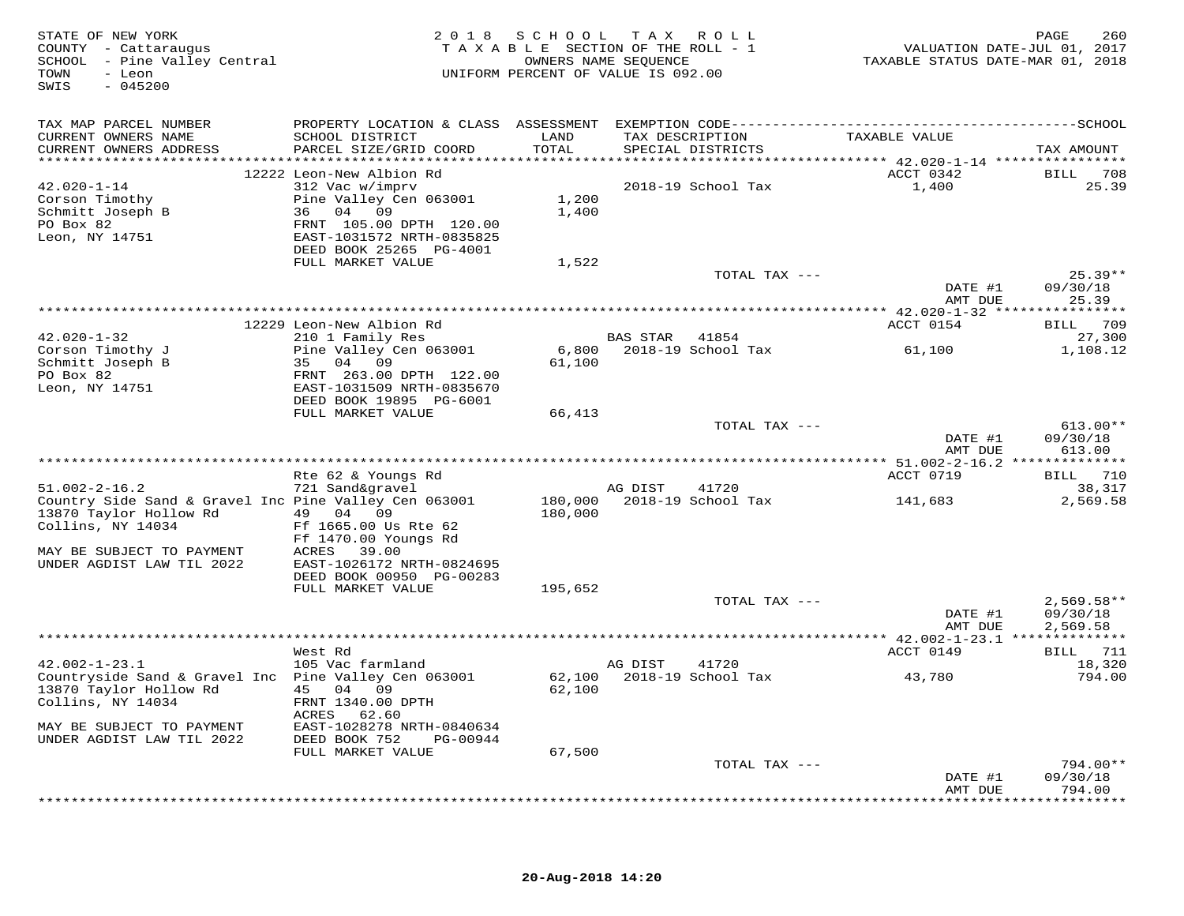STATE OF NEW YORK
COUNTY - Cattaraugus
SCHOOL - Pine Valley Central
TOWN - Leon
SWIS - 045200

2018 SCHOOL TAX ROLL
TAXABLE SECTION OF THE ROLL - 1
OWNERS NAME SEQUENCE
UNIFORM PERCENT OF VALUE IS 092.00

VALUATION DATE-JUL 01, 2017
TAXABLE STATUS DATE-MAR 01, 2018

| TAX MAP PARCEL NUMBER / CURRENT OWNERS NAME / CURRENT OWNERS ADDRESS | PROPERTY LOCATION & CLASS / SCHOOL DISTRICT / PARCEL SIZE/GRID COORD | ASSESSMENT LAND / TOTAL | EXEMPTION CODE / TAX DESCRIPTION / SPECIAL DISTRICTS | TAXABLE VALUE | TAX AMOUNT |
|---|---|---|---|---|---|
| | 12222 Leon-New Albion Rd | | | ACCT 0342 | BILL 708 |
| 42.020-1-14 | 312 Vac w/imprv | | 2018-19 School Tax | 1,400 | 25.39 |
| Corson Timothy | Pine Valley Cen 063001 | 1,200 | | | |
| Schmitt Joseph B | 36 04 09 | 1,400 | | | |
| PO Box 82 | FRNT 105.00 DPTH 120.00 | | | | |
| Leon, NY 14751 | EAST-1031572 NRTH-0835825 | | | | |
| | DEED BOOK 25265 PG-4001 | | | | |
| | FULL MARKET VALUE | 1,522 | | | |
| | | | TOTAL TAX --- | | 25.39** |
| | | | | DATE #1 | 09/30/18 |
| | | | | AMT DUE | 25.39 |
| | 12229 Leon-New Albion Rd | | | ACCT 0154 | BILL 709 |
| 42.020-1-32 | 210 1 Family Res | | BAS STAR 41854 | | 27,300 |
| Corson Timothy J | Pine Valley Cen 063001 | 6,800 | 2018-19 School Tax | 61,100 | 1,108.12 |
| Schmitt Joseph B | 35 04 09 | 61,100 | | | |
| PO Box 82 | FRNT 263.00 DPTH 122.00 | | | | |
| Leon, NY 14751 | EAST-1031509 NRTH-0835670 | | | | |
| | DEED BOOK 19895 PG-6001 | | | | |
| | FULL MARKET VALUE | 66,413 | | | |
| | | | TOTAL TAX --- | | 613.00** |
| | | | | DATE #1 | 09/30/18 |
| | | | | AMT DUE | 613.00 |
| | Rte 62 & Youngs Rd | | | ACCT 0719 | BILL 710 |
| 51.002-2-16.2 | 721 Sand&gravel | | AG DIST 41720 | | 38,317 |
| Country Side Sand & Gravel Inc | Pine Valley Cen 063001 | 180,000 | 2018-19 School Tax | 141,683 | 2,569.58 |
| 13870 Taylor Hollow Rd | 49 04 09 | 180,000 | | | |
| Collins, NY 14034 | Ff 1665.00 Us Rte 62 | | | | |
| | Ff 1470.00 Youngs Rd | | | | |
| MAY BE SUBJECT TO PAYMENT | ACRES 39.00 | | | | |
| UNDER AGDIST LAW TIL 2022 | EAST-1026172 NRTH-0824695 | | | | |
| | DEED BOOK 00950 PG-00283 | | | | |
| | FULL MARKET VALUE | 195,652 | | | |
| | | | TOTAL TAX --- | | 2,569.58** |
| | | | | DATE #1 | 09/30/18 |
| | | | | AMT DUE | 2,569.58 |
| | West Rd | | | ACCT 0149 | BILL 711 |
| 42.002-1-23.1 | 105 Vac farmland | | AG DIST 41720 | | 18,320 |
| Countryside Sand & Gravel Inc | Pine Valley Cen 063001 | 62,100 | 2018-19 School Tax | 43,780 | 794.00 |
| 13870 Taylor Hollow Rd | 45 04 09 | 62,100 | | | |
| Collins, NY 14034 | FRNT 1340.00 DPTH | | | | |
| | ACRES 62.60 | | | | |
| MAY BE SUBJECT TO PAYMENT | EAST-1028278 NRTH-0840634 | | | | |
| UNDER AGDIST LAW TIL 2022 | DEED BOOK 752 PG-00944 | | | | |
| | FULL MARKET VALUE | 67,500 | | | |
| | | | TOTAL TAX --- | | 794.00** |
| | | | | DATE #1 | 09/30/18 |
| | | | | AMT DUE | 794.00 |

20-Aug-2018 14:20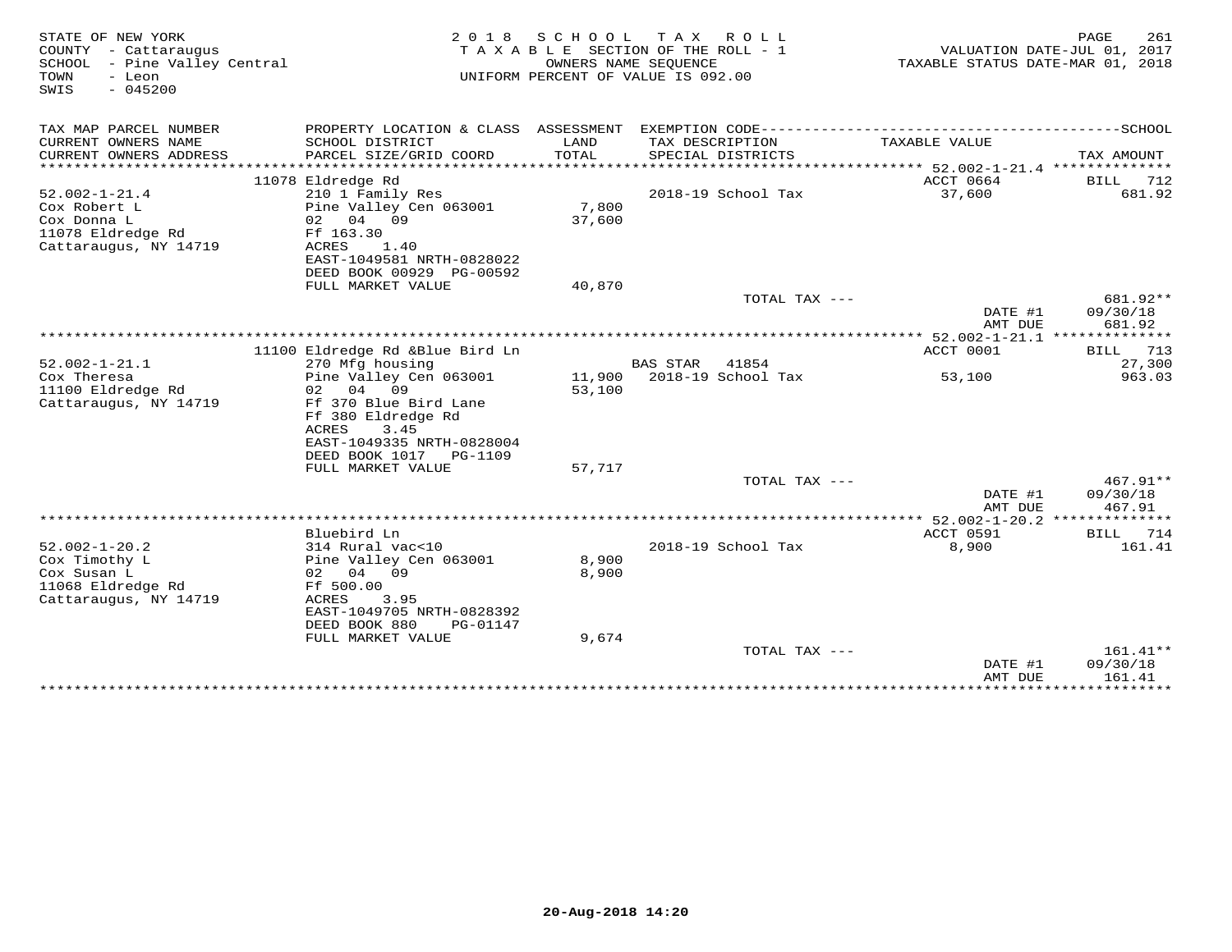STATE OF NEW YORK
COUNTY - Cattaraugus
SCHOOL - Pine Valley Central
TOWN - Leon
SWIS - 045200

2018 SCHOOL TAX ROLL
TAXABLE SECTION OF THE ROLL - 1
OWNERS NAME SEQUENCE
UNIFORM PERCENT OF VALUE IS 092.00

VALUATION DATE-JUL 01, 2017
TAXABLE STATUS DATE-MAR 01, 2018

| TAX MAP PARCEL NUMBER / CURRENT OWNERS NAME / CURRENT OWNERS ADDRESS | PROPERTY LOCATION & CLASS / SCHOOL DISTRICT / PARCEL SIZE/GRID COORD | ASSESSMENT LAND / TOTAL | EXEMPTION CODE / TAX DESCRIPTION / SPECIAL DISTRICTS | TAXABLE VALUE | SCHOOL TAX AMOUNT |
|---|---|---|---|---|---|
| | 11078 Eldredge Rd | | | ACCT 0664 | BILL 712 |
| 52.002-1-21.4 | 210 1 Family Res | | 2018-19 School Tax | 37,600 | 681.92 |
| Cox Robert L | Pine Valley Cen 063001 | 7,800 | | | |
| Cox Donna L | 02 04 09 | 37,600 | | | |
| 11078 Eldredge Rd | Ff 163.30 | | | | |
| Cattaraugus, NY 14719 | ACRES 1.40 | | | | |
| | EAST-1049581 NRTH-0828022 | | | | |
| | DEED BOOK 00929 PG-00592 | | | | |
| | FULL MARKET VALUE | 40,870 | | | |
| | | | TOTAL TAX --- | | 681.92** |
| | | | | DATE #1 | 09/30/18 |
| | | | | AMT DUE | 681.92 |
| | 11100 Eldredge Rd &Blue Bird Ln | | | ACCT 0001 | BILL 713 |
| 52.002-1-21.1 | 270 Mfg housing | | BAS STAR 41854 | | 27,300 |
| Cox Theresa | Pine Valley Cen 063001 | 11,900 | 2018-19 School Tax | 53,100 | 963.03 |
| 11100 Eldredge Rd | 02 04 09 | 53,100 | | | |
| Cattaraugus, NY 14719 | Ff 370 Blue Bird Lane | | | | |
| | Ff 380 Eldredge Rd | | | | |
| | ACRES 3.45 | | | | |
| | EAST-1049335 NRTH-0828004 | | | | |
| | DEED BOOK 1017 PG-1109 | | | | |
| | FULL MARKET VALUE | 57,717 | | | |
| | | | TOTAL TAX --- | | 467.91** |
| | | | | DATE #1 | 09/30/18 |
| | | | | AMT DUE | 467.91 |
| | Bluebird Ln | | | ACCT 0591 | BILL 714 |
| 52.002-1-20.2 | 314 Rural vac<10 | | 2018-19 School Tax | 8,900 | 161.41 |
| Cox Timothy L | Pine Valley Cen 063001 | 8,900 | | | |
| Cox Susan L | 02 04 09 | 8,900 | | | |
| 11068 Eldredge Rd | Ff 500.00 | | | | |
| Cattaraugus, NY 14719 | ACRES 3.95 | | | | |
| | EAST-1049705 NRTH-0828392 | | | | |
| | DEED BOOK 880 PG-01147 | | | | |
| | FULL MARKET VALUE | 9,674 | | | |
| | | | TOTAL TAX --- | | 161.41** |
| | | | | DATE #1 | 09/30/18 |
| | | | | AMT DUE | 161.41 |

20-Aug-2018 14:20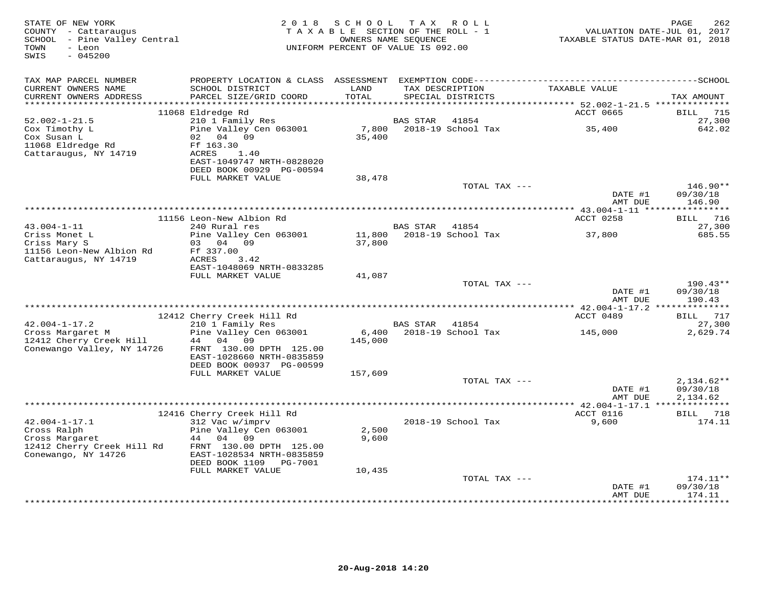STATE OF NEW YORK
COUNTY - Cattaraugus
SCHOOL - Pine Valley Central
TOWN - Leon
SWIS - 045200

2018 SCHOOL TAX ROLL
TAXABLE SECTION OF THE ROLL - 1
OWNERS NAME SEQUENCE
UNIFORM PERCENT OF VALUE IS 092.00

VALUATION DATE-JUL 01, 2017
TAXABLE STATUS DATE-MAR 01, 2018

| TAX MAP PARCEL NUMBER / CURRENT OWNERS NAME / CURRENT OWNERS ADDRESS | PROPERTY LOCATION & CLASS / SCHOOL DISTRICT / PARCEL SIZE/GRID COORD | ASSESSMENT LAND / TOTAL | EXEMPTION CODE / TAX DESCRIPTION / SPECIAL DISTRICTS | TAXABLE VALUE | SCHOOL TAX AMOUNT |
|---|---|---|---|---|---|
| | 11068 Eldredge Rd | | | ACCT 0665 | BILL 715 |
| 52.002-1-21.5 | 210 1 Family Res | | BAS STAR 41854 | | 27,300 |
| Cox Timothy L | Pine Valley Cen 063001 | 7,800 | 2018-19 School Tax | 35,400 | 642.02 |
| Cox Susan L | 02 04 09 | 35,400 | | | |
| 11068 Eldredge Rd | Ff 163.30 | | | | |
| Cattaraugus, NY 14719 | ACRES 1.40 | | | | |
| | EAST-1049747 NRTH-0828020 | | | | |
| | DEED BOOK 00929 PG-00594 | | | | |
| | FULL MARKET VALUE | 38,478 | | | |
| | | | TOTAL TAX --- | | 146.90** |
| | | | | DATE #1 | 09/30/18 |
| | | | | AMT DUE | 146.90 |
| | 11156 Leon-New Albion Rd | | | ACCT 0258 | BILL 716 |
| 43.004-1-11 | 240 Rural res | | BAS STAR 41854 | | 27,300 |
| Criss Monet L | Pine Valley Cen 063001 | 11,800 | 2018-19 School Tax | 37,800 | 685.55 |
| Criss Mary S | 03 04 09 | 37,800 | | | |
| 11156 Leon-New Albion Rd | Ff 337.00 | | | | |
| Cattaraugus, NY 14719 | ACRES 3.42 | | | | |
| | EAST-1048069 NRTH-0833285 | | | | |
| | FULL MARKET VALUE | 41,087 | | | |
| | | | TOTAL TAX --- | | 190.43** |
| | | | | DATE #1 | 09/30/18 |
| | | | | AMT DUE | 190.43 |
| | 12412 Cherry Creek Hill Rd | | | ACCT 0489 | BILL 717 |
| 42.004-1-17.2 | 210 1 Family Res | | BAS STAR 41854 | | 27,300 |
| Cross Margaret M | Pine Valley Cen 063001 | 6,400 | 2018-19 School Tax | 145,000 | 2,629.74 |
| 12412 Cherry Creek Hill | 44 04 09 | 145,000 | | | |
| Conewango Valley, NY 14726 | FRNT 130.00 DPTH 125.00 | | | | |
| | EAST-1028660 NRTH-0835859 | | | | |
| | DEED BOOK 00937 PG-00599 | | | | |
| | FULL MARKET VALUE | 157,609 | | | |
| | | | TOTAL TAX --- | | 2,134.62** |
| | | | | DATE #1 | 09/30/18 |
| | | | | AMT DUE | 2,134.62 |
| | 12416 Cherry Creek Hill Rd | | | ACCT 0116 | BILL 718 |
| 42.004-1-17.1 | 312 Vac w/imprv | | 2018-19 School Tax | 9,600 | 174.11 |
| Cross Ralph | Pine Valley Cen 063001 | 2,500 | | | |
| Cross Margaret | 44 04 09 | 9,600 | | | |
| 12412 Cherry Creek Hill Rd | FRNT 130.00 DPTH 125.00 | | | | |
| Conewango, NY 14726 | EAST-1028534 NRTH-0835859 | | | | |
| | DEED BOOK 1109 PG-7001 | | | | |
| | FULL MARKET VALUE | 10,435 | | | |
| | | | TOTAL TAX --- | | 174.11** |
| | | | | DATE #1 | 09/30/18 |
| | | | | AMT DUE | 174.11 |

20-Aug-2018 14:20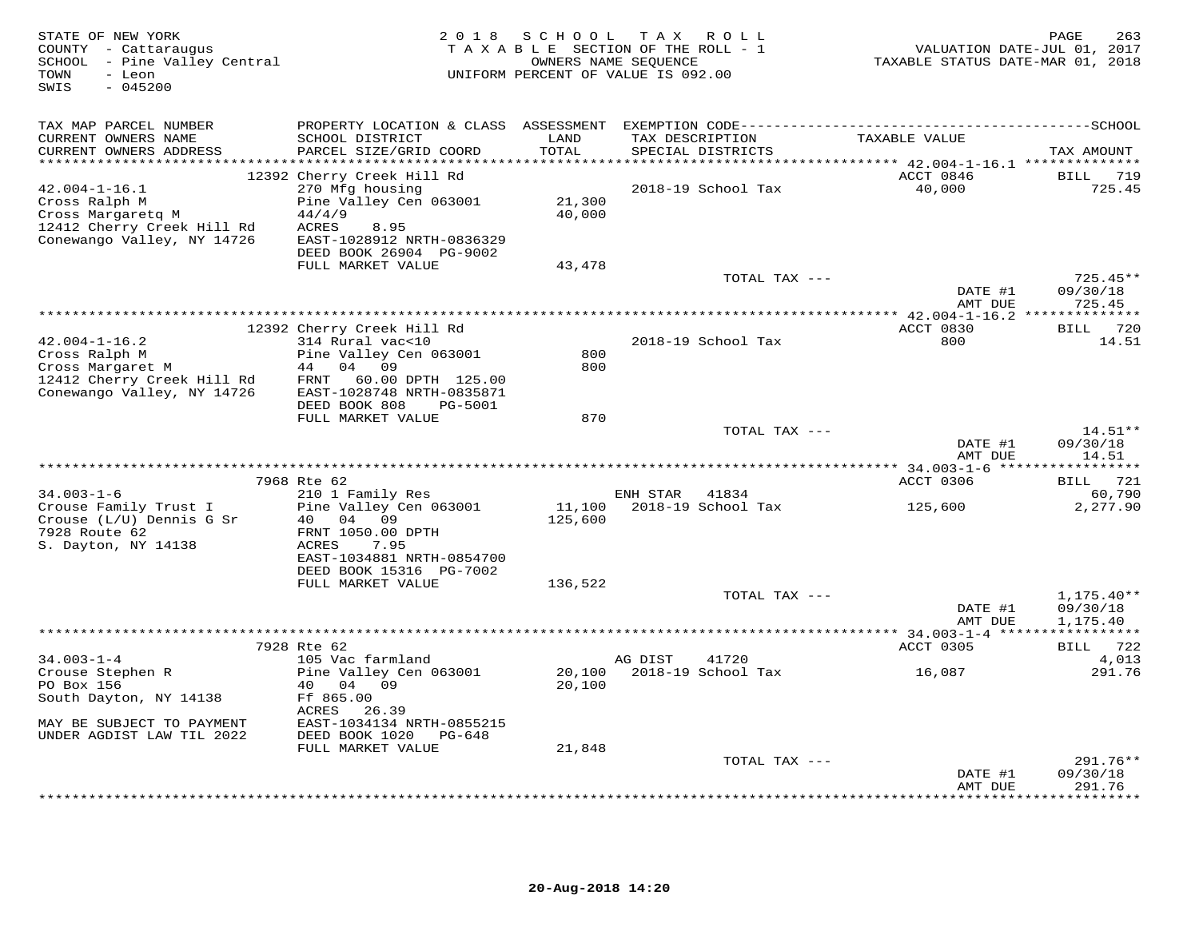STATE OF NEW YORK
COUNTY - Cattaraugus
SCHOOL - Pine Valley Central
TOWN - Leon
SWIS - 045200

2018 SCHOOL TAX ROLL
TAXABLE SECTION OF THE ROLL - 1
OWNERS NAME SEQUENCE
UNIFORM PERCENT OF VALUE IS 092.00

VALUATION DATE-JUL 01, 2017
TAXABLE STATUS DATE-MAR 01, 2018

| TAX MAP PARCEL NUMBER / CURRENT OWNERS NAME / CURRENT OWNERS ADDRESS | PROPERTY LOCATION & CLASS / SCHOOL DISTRICT / PARCEL SIZE/GRID COORD | ASSESSMENT LAND / TOTAL | EXEMPTION CODE / TAX DESCRIPTION / SPECIAL DISTRICTS | TAXABLE VALUE | TAX AMOUNT |
|---|---|---|---|---|---|
| | 12392 Cherry Creek Hill Rd | | | ACCT 0846 | BILL 719 |
| 42.004-1-16.1 | 270 Mfg housing | | 2018-19 School Tax | 40,000 | 725.45 |
| Cross Ralph M | Pine Valley Cen 063001 | 21,300 | | | |
| Cross Margaretq M | 44/4/9 | 40,000 | | | |
| 12412 Cherry Creek Hill Rd | ACRES 8.95 | | | | |
| Conewango Valley, NY 14726 | EAST-1028912 NRTH-0836329 | | | | |
| | DEED BOOK 26904 PG-9002 | | | | |
| | FULL MARKET VALUE | 43,478 | | | |
| | | | TOTAL TAX --- | | 725.45** |
| | | | | DATE #1 | 09/30/18 |
| | | | | AMT DUE | 725.45 |
| | 12392 Cherry Creek Hill Rd | | | ACCT 0830 | BILL 720 |
| 42.004-1-16.2 | 314 Rural vac<10 | | 2018-19 School Tax | 800 | 14.51 |
| Cross Ralph M | Pine Valley Cen 063001 | 800 | | | |
| Cross Margaret M | 44 04 09 | 800 | | | |
| 12412 Cherry Creek Hill Rd | FRNT 60.00 DPTH 125.00 | | | | |
| Conewango Valley, NY 14726 | EAST-1028748 NRTH-0835871 | | | | |
| | DEED BOOK 808 PG-5001 | | | | |
| | FULL MARKET VALUE | 870 | | | |
| | | | TOTAL TAX --- | | 14.51** |
| | | | | DATE #1 | 09/30/18 |
| | | | | AMT DUE | 14.51 |
| | 7968 Rte 62 | | | ACCT 0306 | BILL 721 |
| 34.003-1-6 | 210 1 Family Res | | ENH STAR 41834 | | 60,790 |
| Crouse Family Trust I | Pine Valley Cen 063001 | 11,100 | 2018-19 School Tax | 125,600 | 2,277.90 |
| Crouse (L/U) Dennis G Sr | 40 04 09 | 125,600 | | | |
| 7928 Route 62 | FRNT 1050.00 DPTH | | | | |
| S. Dayton, NY 14138 | ACRES 7.95 | | | | |
| | EAST-1034881 NRTH-0854700 | | | | |
| | DEED BOOK 15316 PG-7002 | | | | |
| | FULL MARKET VALUE | 136,522 | | | |
| | | | TOTAL TAX --- | | 1,175.40** |
| | | | | DATE #1 | 09/30/18 |
| | | | | AMT DUE | 1,175.40 |
| | 7928 Rte 62 | | | ACCT 0305 | BILL 722 |
| 34.003-1-4 | 105 Vac farmland | | AG DIST 41720 | | 4,013 |
| Crouse Stephen R | Pine Valley Cen 063001 | 20,100 | 2018-19 School Tax | 16,087 | 291.76 |
| PO Box 156 | 40 04 09 | 20,100 | | | |
| South Dayton, NY 14138 | Ff 865.00 | | | | |
| | ACRES 26.39 | | | | |
| MAY BE SUBJECT TO PAYMENT | EAST-1034134 NRTH-0855215 | | | | |
| UNDER AGDIST LAW TIL 2022 | DEED BOOK 1020 PG-648 | | | | |
| | FULL MARKET VALUE | 21,848 | | | |
| | | | TOTAL TAX --- | | 291.76** |
| | | | | DATE #1 | 09/30/18 |
| | | | | AMT DUE | 291.76 |

20-Aug-2018 14:20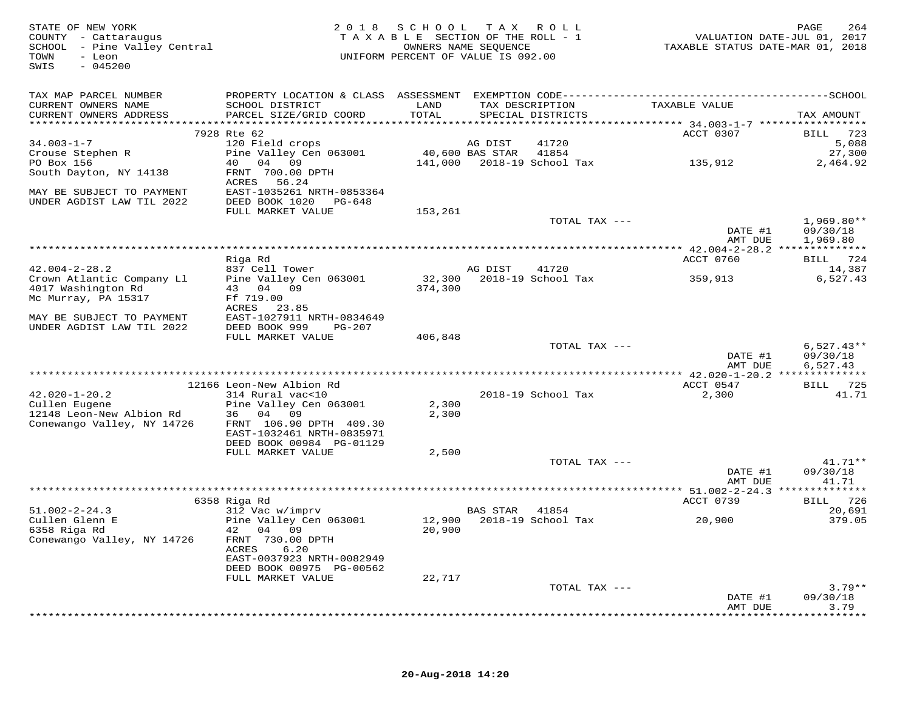STATE OF NEW YORK
COUNTY - Cattaraugus
SCHOOL - Pine Valley Central
TOWN - Leon
SWIS - 045200

2018 SCHOOL TAX ROLL
TAXABLE SECTION OF THE ROLL - 1
OWNERS NAME SEQUENCE
UNIFORM PERCENT OF VALUE IS 092.00

VALUATION DATE-JUL 01, 2017
TAXABLE STATUS DATE-MAR 01, 2018

| TAX MAP PARCEL NUMBER / CURRENT OWNERS NAME / CURRENT OWNERS ADDRESS | PROPERTY LOCATION & CLASS / SCHOOL DISTRICT / PARCEL SIZE/GRID COORD | ASSESSMENT LAND / TOTAL | EXEMPTION CODE / TAX DESCRIPTION / SPECIAL DISTRICTS | TAXABLE VALUE | TAX AMOUNT |
|---|---|---|---|---|---|
| | 7928 Rte 62 | | | ACCT 0307 | BILL 723 |
| 34.003-1-7 | 120 Field crops | | AG DIST 41720 | | 5,088 |
| Crouse Stephen R | Pine Valley Cen 063001 | 40,600 | BAS STAR 41854 | | 27,300 |
| PO Box 156 | 40 04 09 | 141,000 | 2018-19 School Tax | 135,912 | 2,464.92 |
| South Dayton, NY 14138 | FRNT 700.00 DPTH | | | | |
| | ACRES 56.24 | | | | |
| MAY BE SUBJECT TO PAYMENT | EAST-1035261 NRTH-0853364 | | | | |
| UNDER AGDIST LAW TIL 2022 | DEED BOOK 1020 PG-648 | | | | |
| | FULL MARKET VALUE | 153,261 | | | |
| | | | TOTAL TAX --- | | 1,969.80** |
| | | | | DATE #1 | 09/30/18 |
| | | | | AMT DUE | 1,969.80 |
| | Riga Rd | | | ACCT 0760 | BILL 724 |
| 42.004-2-28.2 | 837 Cell Tower | | AG DIST 41720 | | 14,387 |
| Crown Atlantic Company Ll | Pine Valley Cen 063001 | 32,300 | 2018-19 School Tax | 359,913 | 6,527.43 |
| 4017 Washington Rd | 43 04 09 | 374,300 | | | |
| Mc Murray, PA 15317 | Ff 719.00 | | | | |
| | ACRES 23.85 | | | | |
| MAY BE SUBJECT TO PAYMENT | EAST-1027911 NRTH-0834649 | | | | |
| UNDER AGDIST LAW TIL 2022 | DEED BOOK 999 PG-207 | | | | |
| | FULL MARKET VALUE | 406,848 | | | |
| | | | TOTAL TAX --- | | 6,527.43** |
| | | | | DATE #1 | 09/30/18 |
| | | | | AMT DUE | 6,527.43 |
| | 12166 Leon-New Albion Rd | | | ACCT 0547 | BILL 725 |
| 42.020-1-20.2 | 314 Rural vac<10 | | 2018-19 School Tax | 2,300 | 41.71 |
| Cullen Eugene | Pine Valley Cen 063001 | 2,300 | | | |
| 12148 Leon-New Albion Rd | 36 04 09 | 2,300 | | | |
| Conewango Valley, NY 14726 | FRNT 106.90 DPTH 409.30 | | | | |
| | EAST-1032461 NRTH-0835971 | | | | |
| | DEED BOOK 00984 PG-01129 | | | | |
| | FULL MARKET VALUE | 2,500 | | | |
| | | | TOTAL TAX --- | | 41.71** |
| | | | | DATE #1 | 09/30/18 |
| | | | | AMT DUE | 41.71 |
| | 6358 Riga Rd | | | ACCT 0739 | BILL 726 |
| 51.002-2-24.3 | 312 Vac w/imprv | | BAS STAR 41854 | | 20,691 |
| Cullen Glenn E | Pine Valley Cen 063001 | 12,900 | 2018-19 School Tax | 20,900 | 379.05 |
| 6358 Riga Rd | 42 04 09 | 20,900 | | | |
| Conewango Valley, NY 14726 | FRNT 730.00 DPTH | | | | |
| | ACRES 6.20 | | | | |
| | EAST-0037923 NRTH-0082949 | | | | |
| | DEED BOOK 00975 PG-00562 | | | | |
| | FULL MARKET VALUE | 22,717 | | | |
| | | | TOTAL TAX --- | | 3.79** |
| | | | | DATE #1 | 09/30/18 |
| | | | | AMT DUE | 3.79 |

20-Aug-2018 14:20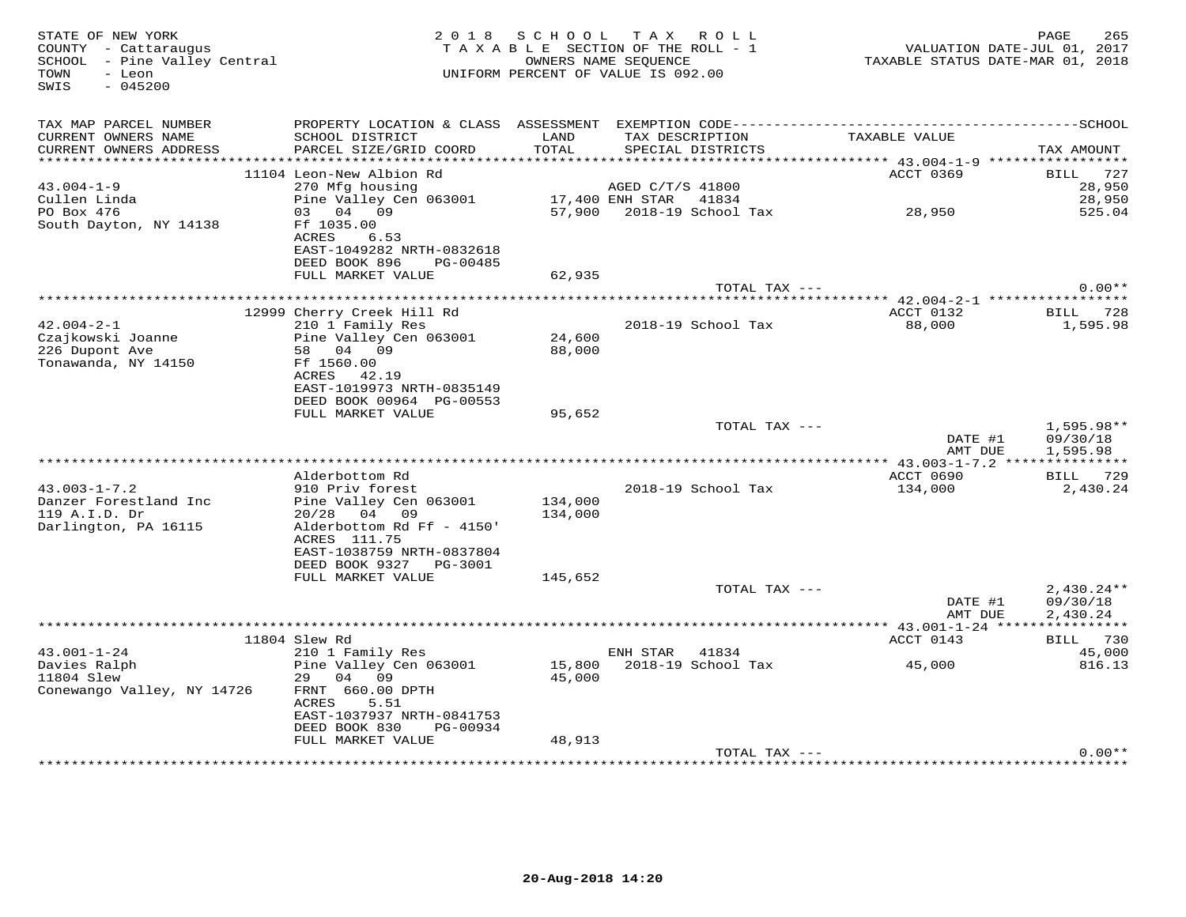STATE OF NEW YORK
COUNTY - Cattaraugus
SCHOOL - Pine Valley Central
TOWN - Leon
SWIS - 045200

2018 SCHOOL TAX ROLL
TAXABLE SECTION OF THE ROLL - 1
OWNERS NAME SEQUENCE
UNIFORM PERCENT OF VALUE IS 092.00

VALUATION DATE-JUL 01, 2017
TAXABLE STATUS DATE-MAR 01, 2018

| TAX MAP PARCEL NUMBER / CURRENT OWNERS NAME / CURRENT OWNERS ADDRESS | PROPERTY LOCATION & CLASS / SCHOOL DISTRICT / PARCEL SIZE/GRID COORD | ASSESSMENT LAND / TOTAL | EXEMPTION CODE / TAX DESCRIPTION / SPECIAL DISTRICTS | TAXABLE VALUE | TAX AMOUNT |
|---|---|---|---|---|---|
| | 11104 Leon-New Albion Rd | | | ACCT 0369 | BILL 727 |
| 43.004-1-9 | 270 Mfg housing | | AGED C/T/S 41800 | | 28,950 |
| Cullen Linda | Pine Valley Cen 063001 | 17,400 | ENH STAR 41834 | | 28,950 |
| PO Box 476 | 03 04 09 | 57,900 | 2018-19 School Tax | 28,950 | 525.04 |
| South Dayton, NY 14138 | Ff 1035.00 | | | | |
| | ACRES 6.53 | | | | |
| | EAST-1049282 NRTH-0832618 | | | | |
| | DEED BOOK 896 PG-00485 | | | | |
| | FULL MARKET VALUE | 62,935 | | | |
| | | | TOTAL TAX --- | | 0.00** |
| | 12999 Cherry Creek Hill Rd | | | ACCT 0132 | BILL 728 |
| 42.004-2-1 | 210 1 Family Res | | 2018-19 School Tax | 88,000 | 1,595.98 |
| Czajkowski Joanne | Pine Valley Cen 063001 | 24,600 | | | |
| 226 Dupont Ave | 58 04 09 | 88,000 | | | |
| Tonawanda, NY 14150 | Ff 1560.00 | | | | |
| | ACRES 42.19 | | | | |
| | EAST-1019973 NRTH-0835149 | | | | |
| | DEED BOOK 00964 PG-00553 | | | | |
| | FULL MARKET VALUE | 95,652 | | | |
| | | | TOTAL TAX --- | | 1,595.98** |
| | | | | DATE #1 | 09/30/18 |
| | | | | AMT DUE | 1,595.98 |
| | Alderbottom Rd | | | ACCT 0690 | BILL 729 |
| 43.003-1-7.2 | 910 Priv forest | | 2018-19 School Tax | 134,000 | 2,430.24 |
| Danzer Forestland Inc | Pine Valley Cen 063001 | 134,000 | | | |
| 119 A.I.D. Dr | 20/28 04 09 | 134,000 | | | |
| Darlington, PA 16115 | Alderbottom Rd Ff - 4150' | | | | |
| | ACRES 111.75 | | | | |
| | EAST-1038759 NRTH-0837804 | | | | |
| | DEED BOOK 9327 PG-3001 | | | | |
| | FULL MARKET VALUE | 145,652 | | | |
| | | | TOTAL TAX --- | | 2,430.24** |
| | | | | DATE #1 | 09/30/18 |
| | | | | AMT DUE | 2,430.24 |
| | 11804 Slew Rd | | | ACCT 0143 | BILL 730 |
| 43.001-1-24 | 210 1 Family Res | | ENH STAR 41834 | | 45,000 |
| Davies Ralph | Pine Valley Cen 063001 | 15,800 | 2018-19 School Tax | 45,000 | 816.13 |
| 11804 Slew | 29 04 09 | 45,000 | | | |
| Conewango Valley, NY 14726 | FRNT 660.00 DPTH | | | | |
| | ACRES 5.51 | | | | |
| | EAST-1037937 NRTH-0841753 | | | | |
| | DEED BOOK 830 PG-00934 | | | | |
| | FULL MARKET VALUE | 48,913 | | | |
| | | | TOTAL TAX --- | | 0.00** |

20-Aug-2018 14:20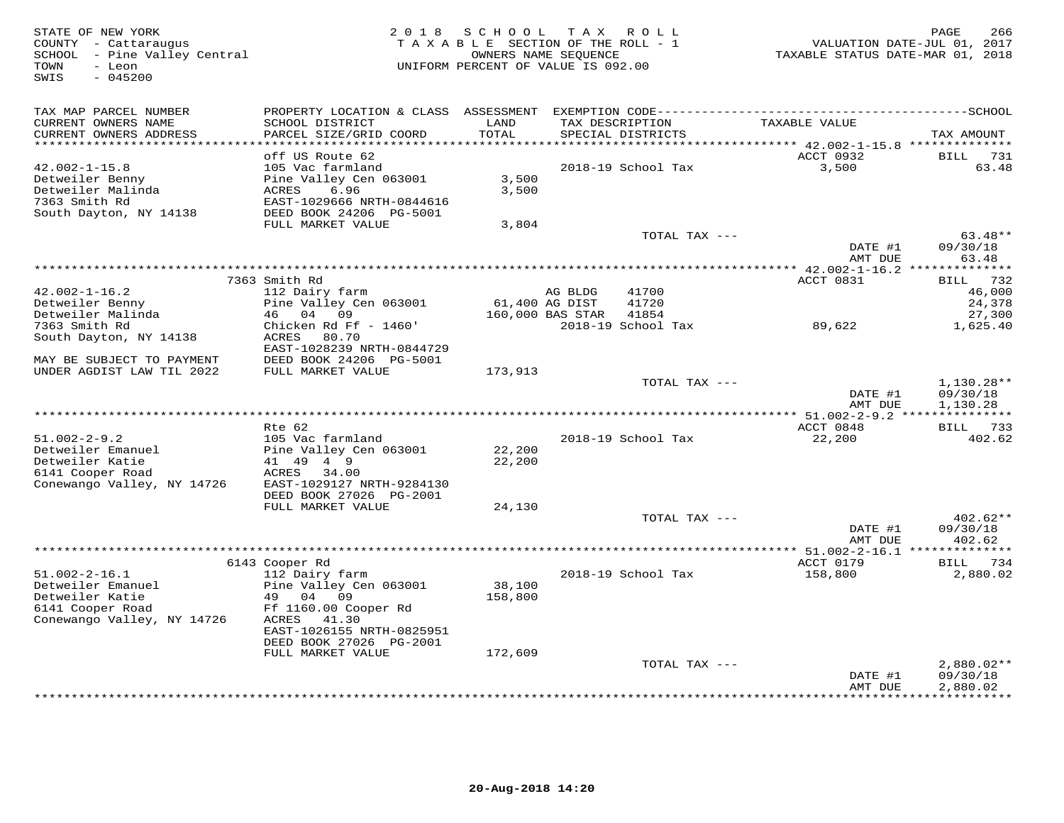STATE OF NEW YORK
COUNTY - Cattaraugus
SCHOOL - Pine Valley Central
TOWN - Leon
SWIS - 045200

2018 SCHOOL TAX ROLL
TAXABLE SECTION OF THE ROLL - 1
OWNERS NAME SEQUENCE
UNIFORM PERCENT OF VALUE IS 092.00

VALUATION DATE-JUL 01, 2017
TAXABLE STATUS DATE-MAR 01, 2018

| TAX MAP PARCEL NUMBER / CURRENT OWNERS NAME / CURRENT OWNERS ADDRESS | PROPERTY LOCATION & CLASS / SCHOOL DISTRICT / PARCEL SIZE/GRID COORD | ASSESSMENT LAND / TOTAL | EXEMPTION CODE / TAX DESCRIPTION / SPECIAL DISTRICTS | TAXABLE VALUE | TAX AMOUNT |
|---|---|---|---|---|---|
| **42.002-1-15.8** | off US Route 62 | | | ACCT 0932 | BILL 731 |
| 42.002-1-15.8 | 105 Vac farmland | | 2018-19 School Tax | 3,500 | 63.48 |
| Detweiler Benny | Pine Valley Cen 063001 | 3,500 | | | |
| Detweiler Malinda | ACRES 6.96 | 3,500 | | | |
| 7363 Smith Rd | EAST-1029666 NRTH-0844616 | | | | |
| South Dayton, NY 14138 | DEED BOOK 24206 PG-5001 | | | | |
| | FULL MARKET VALUE | 3,804 | | | |
| | | | TOTAL TAX --- | | 63.48** |
| | | | | DATE #1 | 09/30/18 |
| | | | | AMT DUE | 63.48 |
| **42.002-1-16.2** | 7363 Smith Rd | | | ACCT 0831 | BILL 732 |
| 42.002-1-16.2 | 112 Dairy farm | | AG BLDG 41700 | | 46,000 |
| Detweiler Benny | Pine Valley Cen 063001 | 61,400 | AG DIST 41720 | | 24,378 |
| Detweiler Malinda | 46 04 09 | 160,000 | BAS STAR 41854 | | 27,300 |
| 7363 Smith Rd | Chicken Rd Ff - 1460' | | 2018-19 School Tax | 89,622 | 1,625.40 |
| South Dayton, NY 14138 | ACRES 80.70 | | | | |
| | EAST-1028239 NRTH-0844729 | | | | |
| MAY BE SUBJECT TO PAYMENT | DEED BOOK 24206 PG-5001 | | | | |
| UNDER AGDIST LAW TIL 2022 | FULL MARKET VALUE | 173,913 | | | |
| | | | TOTAL TAX --- | | 1,130.28** |
| | | | | DATE #1 | 09/30/18 |
| | | | | AMT DUE | 1,130.28 |
| **51.002-2-9.2** | Rte 62 | | | ACCT 0848 | BILL 733 |
| 51.002-2-9.2 | 105 Vac farmland | | 2018-19 School Tax | 22,200 | 402.62 |
| Detweiler Emanuel | Pine Valley Cen 063001 | 22,200 | | | |
| Detweiler Katie | 41 49 4 9 | 22,200 | | | |
| 6141 Cooper Road | ACRES 34.00 | | | | |
| Conewango Valley, NY 14726 | EAST-1029127 NRTH-9284130 | | | | |
| | DEED BOOK 27026 PG-2001 | | | | |
| | FULL MARKET VALUE | 24,130 | | | |
| | | | TOTAL TAX --- | | 402.62** |
| | | | | DATE #1 | 09/30/18 |
| | | | | AMT DUE | 402.62 |
| **51.002-2-16.1** | 6143 Cooper Rd | | | ACCT 0179 | BILL 734 |
| 51.002-2-16.1 | 112 Dairy farm | | 2018-19 School Tax | 158,800 | 2,880.02 |
| Detweiler Emanuel | Pine Valley Cen 063001 | 38,100 | | | |
| Detweiler Katie | 49 04 09 | 158,800 | | | |
| 6141 Cooper Road | Ff 1160.00 Cooper Rd | | | | |
| Conewango Valley, NY 14726 | ACRES 41.30 | | | | |
| | EAST-1026155 NRTH-0825951 | | | | |
| | DEED BOOK 27026 PG-2001 | | | | |
| | FULL MARKET VALUE | 172,609 | | | |
| | | | TOTAL TAX --- | | 2,880.02** |
| | | | | DATE #1 | 09/30/18 |
| | | | | AMT DUE | 2,880.02 |

20-Aug-2018 14:20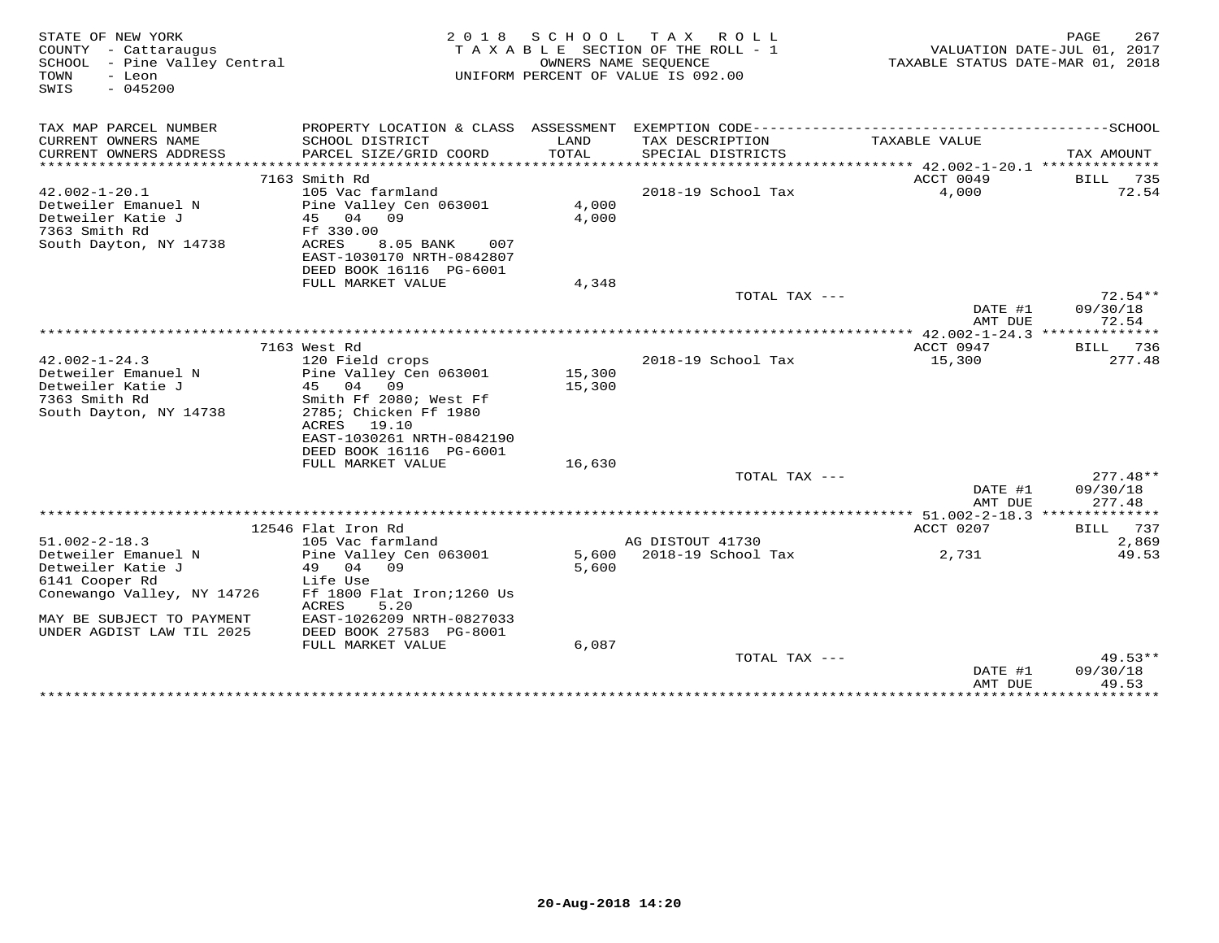STATE OF NEW YORK
COUNTY - Cattaraugus
SCHOOL - Pine Valley Central
TOWN - Leon
SWIS - 045200

2018 SCHOOL TAX ROLL
TAXABLE SECTION OF THE ROLL - 1
OWNERS NAME SEQUENCE
UNIFORM PERCENT OF VALUE IS 092.00

VALUATION DATE-JUL 01, 2017
TAXABLE STATUS DATE-MAR 01, 2018

| TAX MAP PARCEL NUMBER / CURRENT OWNERS NAME / CURRENT OWNERS ADDRESS | PROPERTY LOCATION & CLASS / SCHOOL DISTRICT / PARCEL SIZE/GRID COORD | ASSESSMENT LAND / TOTAL | EXEMPTION CODE / TAX DESCRIPTION / SPECIAL DISTRICTS | TAXABLE VALUE | SCHOOL TAX AMOUNT |
|---|---|---|---|---|---|
| | 7163 Smith Rd | | | ACCT 0049 | BILL 735 |
| 42.002-1-20.1 | 105 Vac farmland | | 2018-19 School Tax | 4,000 | 72.54 |
| Detweiler Emanuel N | Pine Valley Cen 063001 | 4,000 | | | |
| Detweiler Katie J | 45 04 09 | 4,000 | | | |
| 7363 Smith Rd | Ff 330.00 | | | | |
| South Dayton, NY 14738 | ACRES 8.05 BANK 007 | | | | |
| | EAST-1030170 NRTH-0842807 | | | | |
| | DEED BOOK 16116 PG-6001 | | | | |
| | FULL MARKET VALUE | 4,348 | | | |
| | | | TOTAL TAX --- | | 72.54** |
| | | | | DATE #1 | 09/30/18 |
| | | | | AMT DUE | 72.54 |
| | 7163 West Rd | | | ACCT 0947 | BILL 736 |
| 42.002-1-24.3 | 120 Field crops | | 2018-19 School Tax | 15,300 | 277.48 |
| Detweiler Emanuel N | Pine Valley Cen 063001 | 15,300 | | | |
| Detweiler Katie J | 45 04 09 | 15,300 | | | |
| 7363 Smith Rd | Smith Ff 2080; West Ff | | | | |
| South Dayton, NY 14738 | 2785; Chicken Ff 1980 | | | | |
| | ACRES 19.10 | | | | |
| | EAST-1030261 NRTH-0842190 | | | | |
| | DEED BOOK 16116 PG-6001 | | | | |
| | FULL MARKET VALUE | 16,630 | | | |
| | | | TOTAL TAX --- | | 277.48** |
| | | | | DATE #1 | 09/30/18 |
| | | | | AMT DUE | 277.48 |
| | 12546 Flat Iron Rd | | | ACCT 0207 | BILL 737 |
| 51.002-2-18.3 | 105 Vac farmland | | AG DISTOUT 41730 | | 2,869 |
| Detweiler Emanuel N | Pine Valley Cen 063001 | 5,600 | 2018-19 School Tax | 2,731 | 49.53 |
| Detweiler Katie J | 49 04 09 | 5,600 | | | |
| 6141 Cooper Rd | Life Use | | | | |
| Conewango Valley, NY 14726 | Ff 1800 Flat Iron;1260 Us | | | | |
| | ACRES 5.20 | | | | |
| MAY BE SUBJECT TO PAYMENT | EAST-1026209 NRTH-0827033 | | | | |
| UNDER AGDIST LAW TIL 2025 | DEED BOOK 27583 PG-8001 | | | | |
| | FULL MARKET VALUE | 6,087 | | | |
| | | | TOTAL TAX --- | | 49.53** |
| | | | | DATE #1 | 09/30/18 |
| | | | | AMT DUE | 49.53 |

20-Aug-2018 14:20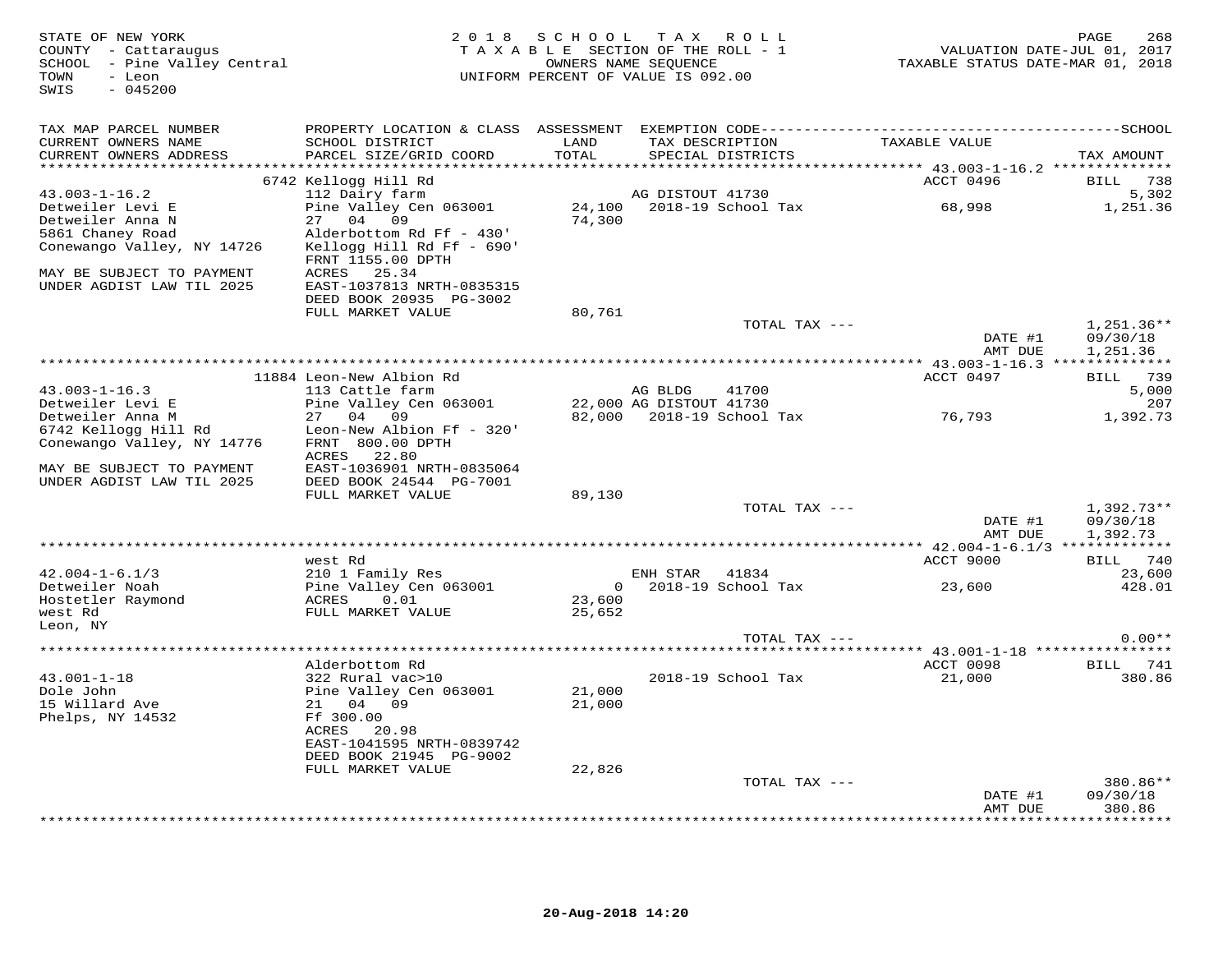STATE OF NEW YORK
COUNTY - Cattaraugus
SCHOOL - Pine Valley Central
TOWN - Leon
SWIS - 045200

2018 SCHOOL TAX ROLL
TAXABLE SECTION OF THE ROLL - 1
OWNERS NAME SEQUENCE
UNIFORM PERCENT OF VALUE IS 092.00

VALUATION DATE-JUL 01, 2017
TAXABLE STATUS DATE-MAR 01, 2018

| TAX MAP PARCEL NUMBER / CURRENT OWNERS NAME / CURRENT OWNERS ADDRESS | PROPERTY LOCATION & CLASS / SCHOOL DISTRICT / PARCEL SIZE/GRID COORD | ASSESSMENT LAND / TOTAL | EXEMPTION CODE / TAX DESCRIPTION / SPECIAL DISTRICTS | TAXABLE VALUE | SCHOOL TAX AMOUNT |
|---|---|---|---|---|---|
| **43.003-1-16.2** | 6742 Kellogg Hill Rd | | | ACCT 0496 | BILL 738 |
| 43.003-1-16.2 | 112 Dairy farm | | AG DISTOUT 41730 | | 5,302 |
| Detweiler Levi E | Pine Valley Cen 063001 | 24,100 | 2018-19 School Tax | 68,998 | 1,251.36 |
| Detweiler Anna N | 27 04 09 | 74,300 | | | |
| 5861 Chaney Road | Alderbottom Rd Ff - 430' | | | | |
| Conewango Valley, NY 14726 | Kellogg Hill Rd Ff - 690' | | | | |
| | FRNT 1155.00 DPTH | | | | |
| MAY BE SUBJECT TO PAYMENT | ACRES 25.34 | | | | |
| UNDER AGDIST LAW TIL 2025 | EAST-1037813 NRTH-0835315 | | | | |
| | DEED BOOK 20935 PG-3002 | | | | |
| | FULL MARKET VALUE | 80,761 | | | |
| | | | TOTAL TAX --- | | 1,251.36** |
| | | | | DATE #1 | 09/30/18 |
| | | | | AMT DUE | 1,251.36 |
| **43.003-1-16.3** | 11884 Leon-New Albion Rd | | | ACCT 0497 | BILL 739 |
| 43.003-1-16.3 | 113 Cattle farm | | AG BLDG 41700 | | 5,000 |
| Detweiler Levi E | Pine Valley Cen 063001 | 22,000 | AG DISTOUT 41730 | | 207 |
| Detweiler Anna M | 27 04 09 | 82,000 | 2018-19 School Tax | 76,793 | 1,392.73 |
| 6742 Kellogg Hill Rd | Leon-New Albion Ff - 320' | | | | |
| Conewango Valley, NY 14776 | FRNT 800.00 DPTH | | | | |
| | ACRES 22.80 | | | | |
| MAY BE SUBJECT TO PAYMENT | EAST-1036901 NRTH-0835064 | | | | |
| UNDER AGDIST LAW TIL 2025 | DEED BOOK 24544 PG-7001 | | | | |
| | FULL MARKET VALUE | 89,130 | | | |
| | | | TOTAL TAX --- | | 1,392.73** |
| | | | | DATE #1 | 09/30/18 |
| | | | | AMT DUE | 1,392.73 |
| **42.004-1-6.1/3** | west Rd | | | ACCT 9000 | BILL 740 |
| 42.004-1-6.1/3 | 210 1 Family Res | | ENH STAR 41834 | | 23,600 |
| Detweiler Noah | Pine Valley Cen 063001 | 0 | 2018-19 School Tax | 23,600 | 428.01 |
| Hostetler Raymond | ACRES 0.01 | 23,600 | | | |
| west Rd | FULL MARKET VALUE | 25,652 | | | |
| Leon, NY | | | | | |
| | | | TOTAL TAX --- | | 0.00** |
| **43.001-1-18** | Alderbottom Rd | | | ACCT 0098 | BILL 741 |
| 43.001-1-18 | 322 Rural vac>10 | | 2018-19 School Tax | 21,000 | 380.86 |
| Dole John | Pine Valley Cen 063001 | 21,000 | | | |
| 15 Willard Ave | 21 04 09 | 21,000 | | | |
| Phelps, NY 14532 | Ff 300.00 | | | | |
| | ACRES 20.98 | | | | |
| | EAST-1041595 NRTH-0839742 | | | | |
| | DEED BOOK 21945 PG-9002 | | | | |
| | FULL MARKET VALUE | 22,826 | | | |
| | | | TOTAL TAX --- | | 380.86** |
| | | | | DATE #1 | 09/30/18 |
| | | | | AMT DUE | 380.86 |

20-Aug-2018 14:20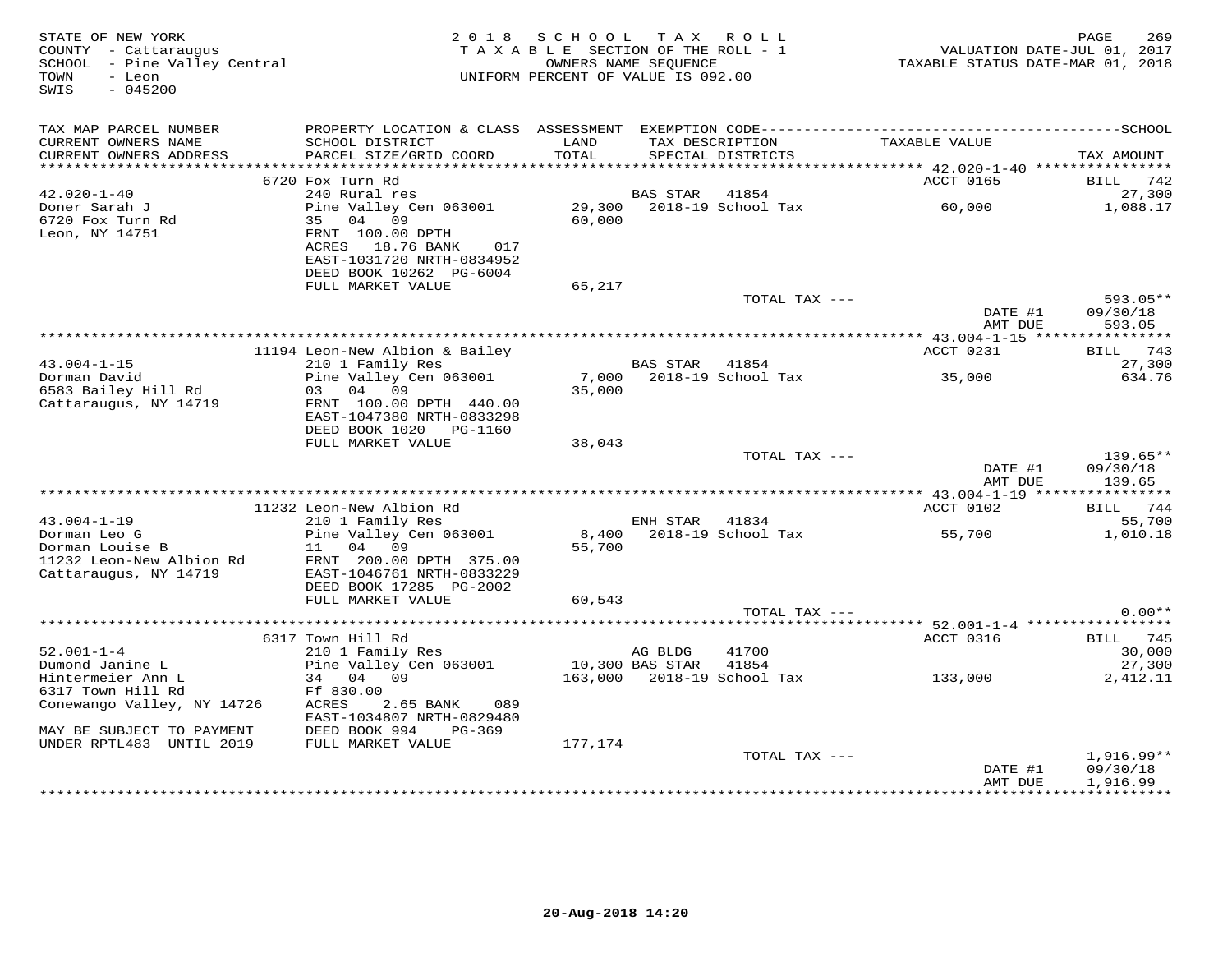STATE OF NEW YORK
COUNTY - Cattaraugus
SCHOOL - Pine Valley Central
TOWN - Leon
SWIS - 045200

2018 SCHOOL TAX ROLL
TAXABLE SECTION OF THE ROLL - 1
OWNERS NAME SEQUENCE
UNIFORM PERCENT OF VALUE IS 092.00

VALUATION DATE-JUL 01, 2017
TAXABLE STATUS DATE-MAR 01, 2018

| TAX MAP PARCEL NUMBER / CURRENT OWNERS NAME / CURRENT OWNERS ADDRESS | PROPERTY LOCATION & CLASS / SCHOOL DISTRICT / PARCEL SIZE/GRID COORD | ASSESSMENT LAND / TOTAL | EXEMPTION CODE / TAX DESCRIPTION / SPECIAL DISTRICTS | TAXABLE VALUE | SCHOOL TAX AMOUNT |
|---|---|---|---|---|---|
| **42.020-1-40** | 6720 Fox Turn Rd | | | ACCT 0165 | BILL 742 |
| Doner Sarah J | 240 Rural res | | BAS STAR 41854 | | 27,300 |
| 6720 Fox Turn Rd | Pine Valley Cen 063001 | 29,300 | 2018-19 School Tax | 60,000 | 1,088.17 |
| Leon, NY 14751 | 35 04 09 | 60,000 | | | |
| | FRNT 100.00 DPTH | | | | |
| | ACRES 18.76 BANK 017 | | | | |
| | EAST-1031720 NRTH-0834952 | | | | |
| | DEED BOOK 10262 PG-6004 | | | | |
| | FULL MARKET VALUE | 65,217 | | | |
| | | | TOTAL TAX --- | | 593.05** |
| | | | | DATE #1 | 09/30/18 |
| | | | | AMT DUE | 593.05 |
| **43.004-1-15** | 11194 Leon-New Albion & Bailey | | | ACCT 0231 | BILL 743 |
| Dorman David | 210 1 Family Res | | BAS STAR 41854 | | 27,300 |
| 6583 Bailey Hill Rd | Pine Valley Cen 063001 | 7,000 | 2018-19 School Tax | 35,000 | 634.76 |
| Cattaraugus, NY 14719 | 03 04 09 | 35,000 | | | |
| | FRNT 100.00 DPTH 440.00 | | | | |
| | EAST-1047380 NRTH-0833298 | | | | |
| | DEED BOOK 1020 PG-1160 | | | | |
| | FULL MARKET VALUE | 38,043 | | | |
| | | | TOTAL TAX --- | | 139.65** |
| | | | | DATE #1 | 09/30/18 |
| | | | | AMT DUE | 139.65 |
| **43.004-1-19** | 11232 Leon-New Albion Rd | | | ACCT 0102 | BILL 744 |
| Dorman Leo G | 210 1 Family Res | | ENH STAR 41834 | | 55,700 |
| Dorman Louise B | Pine Valley Cen 063001 | 8,400 | 2018-19 School Tax | 55,700 | 1,010.18 |
| 11232 Leon-New Albion Rd | 11 04 09 | 55,700 | | | |
| Cattaraugus, NY 14719 | FRNT 200.00 DPTH 375.00 | | | | |
| | EAST-1046761 NRTH-0833229 | | | | |
| | DEED BOOK 17285 PG-2002 | | | | |
| | FULL MARKET VALUE | 60,543 | | | |
| | | | TOTAL TAX --- | | 0.00** |
| **52.001-1-4** | 6317 Town Hill Rd | | | ACCT 0316 | BILL 745 |
| Dumond Janine L | 210 1 Family Res | | AG BLDG 41700 | | 30,000 |
| Hintermeier Ann L | Pine Valley Cen 063001 | 10,300 | BAS STAR 41854 | | 27,300 |
| 6317 Town Hill Rd | 34 04 09 | 163,000 | 2018-19 School Tax | 133,000 | 2,412.11 |
| Conewango Valley, NY 14726 | Ff 830.00 | | | | |
| | ACRES 2.65 BANK 089 | | | | |
| MAY BE SUBJECT TO PAYMENT | EAST-1034807 NRTH-0829480 | | | | |
| UNDER RPTL483 UNTIL 2019 | DEED BOOK 994 PG-369 | | | | |
| | FULL MARKET VALUE | 177,174 | | | |
| | | | TOTAL TAX --- | | 1,916.99** |
| | | | | DATE #1 | 09/30/18 |
| | | | | AMT DUE | 1,916.99 |

20-Aug-2018 14:20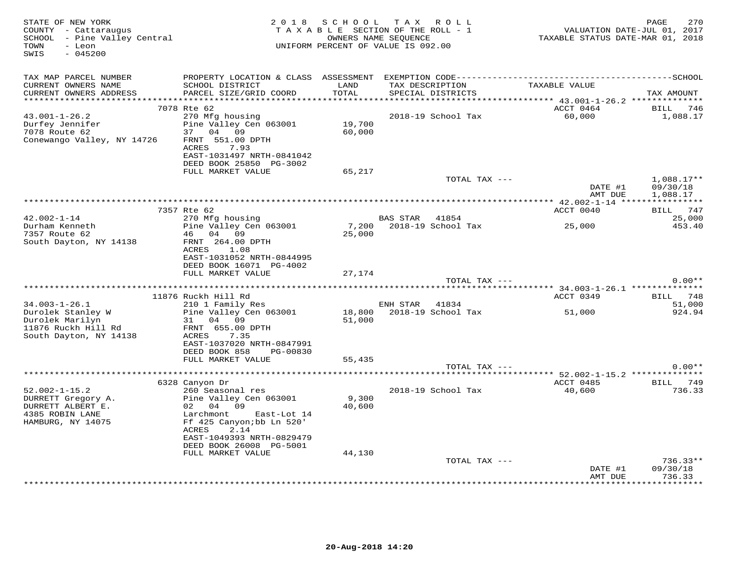STATE OF NEW YORK — 2018 SCHOOL TAX ROLL
COUNTY - Cattaraugus — TAXABLE SECTION OF THE ROLL - 1 — VALUATION DATE-JUL 01, 2017
SCHOOL - Pine Valley Central — OWNERS NAME SEQUENCE — TAXABLE STATUS DATE-MAR 01, 2018
TOWN - Leon — UNIFORM PERCENT OF VALUE IS 092.00
SWIS - 045200

| TAX MAP PARCEL NUMBER / CURRENT OWNERS NAME / CURRENT OWNERS ADDRESS | PROPERTY LOCATION & CLASS / SCHOOL DISTRICT / PARCEL SIZE/GRID COORD | ASSESSMENT LAND / TOTAL | EXEMPTION CODE / TAX DESCRIPTION / SPECIAL DISTRICTS | TAXABLE VALUE | TAX AMOUNT |
|---|---|---|---|---|---|
| | 7078 Rte 62 | | | ACCT 0464 | BILL 746 |
| 43.001-1-26.2 | 270 Mfg housing | | 2018-19 School Tax | 60,000 | 1,088.17 |
| Durfey Jennifer | Pine Valley Cen 063001 | 19,700 | | | |
| 7078 Route 62 | 37 04 09 | 60,000 | | | |
| Conewango Valley, NY 14726 | FRNT 551.00 DPTH | | | | |
| | ACRES 7.93 | | | | |
| | EAST-1031497 NRTH-0841042 | | | | |
| | DEED BOOK 25850 PG-3002 | | | | |
| | FULL MARKET VALUE | 65,217 | | | |
| | | | TOTAL TAX --- | | 1,088.17** |
| | | | | DATE #1 | 09/30/18 |
| | | | | AMT DUE | 1,088.17 |
| | 7357 Rte 62 | | | ACCT 0040 | BILL 747 |
| 42.002-1-14 | 270 Mfg housing | | BAS STAR 41854 | | 25,000 |
| Durham Kenneth | Pine Valley Cen 063001 | 7,200 | 2018-19 School Tax | 25,000 | 453.40 |
| 7357 Route 62 | 46 04 09 | 25,000 | | | |
| South Dayton, NY 14138 | FRNT 264.00 DPTH | | | | |
| | ACRES 1.08 | | | | |
| | EAST-1031052 NRTH-0844995 | | | | |
| | DEED BOOK 16071 PG-4002 | | | | |
| | FULL MARKET VALUE | 27,174 | | | |
| | | | TOTAL TAX --- | | 0.00** |
| | 11876 Ruckh Hill Rd | | | ACCT 0349 | BILL 748 |
| 34.003-1-26.1 | 210 1 Family Res | | ENH STAR 41834 | | 51,000 |
| Durolek Stanley W | Pine Valley Cen 063001 | 18,800 | 2018-19 School Tax | 51,000 | 924.94 |
| Durolek Marilyn | 31 04 09 | 51,000 | | | |
| 11876 Ruckh Hill Rd | FRNT 655.00 DPTH | | | | |
| South Dayton, NY 14138 | ACRES 7.35 | | | | |
| | EAST-1037020 NRTH-0847991 | | | | |
| | DEED BOOK 858 PG-00830 | | | | |
| | FULL MARKET VALUE | 55,435 | | | |
| | | | TOTAL TAX --- | | 0.00** |
| | 6328 Canyon Dr | | | ACCT 0485 | BILL 749 |
| 52.002-1-15.2 | 260 Seasonal res | | 2018-19 School Tax | 40,600 | 736.33 |
| DURRETT Gregory A. | Pine Valley Cen 063001 | 9,300 | | | |
| DURRETT ALBERT E. | 02 04 09 | 40,600 | | | |
| 4385 ROBIN LANE | Larchmont East-Lot 14 | | | | |
| HAMBURG, NY 14075 | Ff 425 Canyon;bb Ln 520' | | | | |
| | ACRES 2.14 | | | | |
| | EAST-1049393 NRTH-0829479 | | | | |
| | DEED BOOK 26008 PG-5001 | | | | |
| | FULL MARKET VALUE | 44,130 | | | |
| | | | TOTAL TAX --- | | 736.33** |
| | | | | DATE #1 | 09/30/18 |
| | | | | AMT DUE | 736.33 |

20-Aug-2018 14:20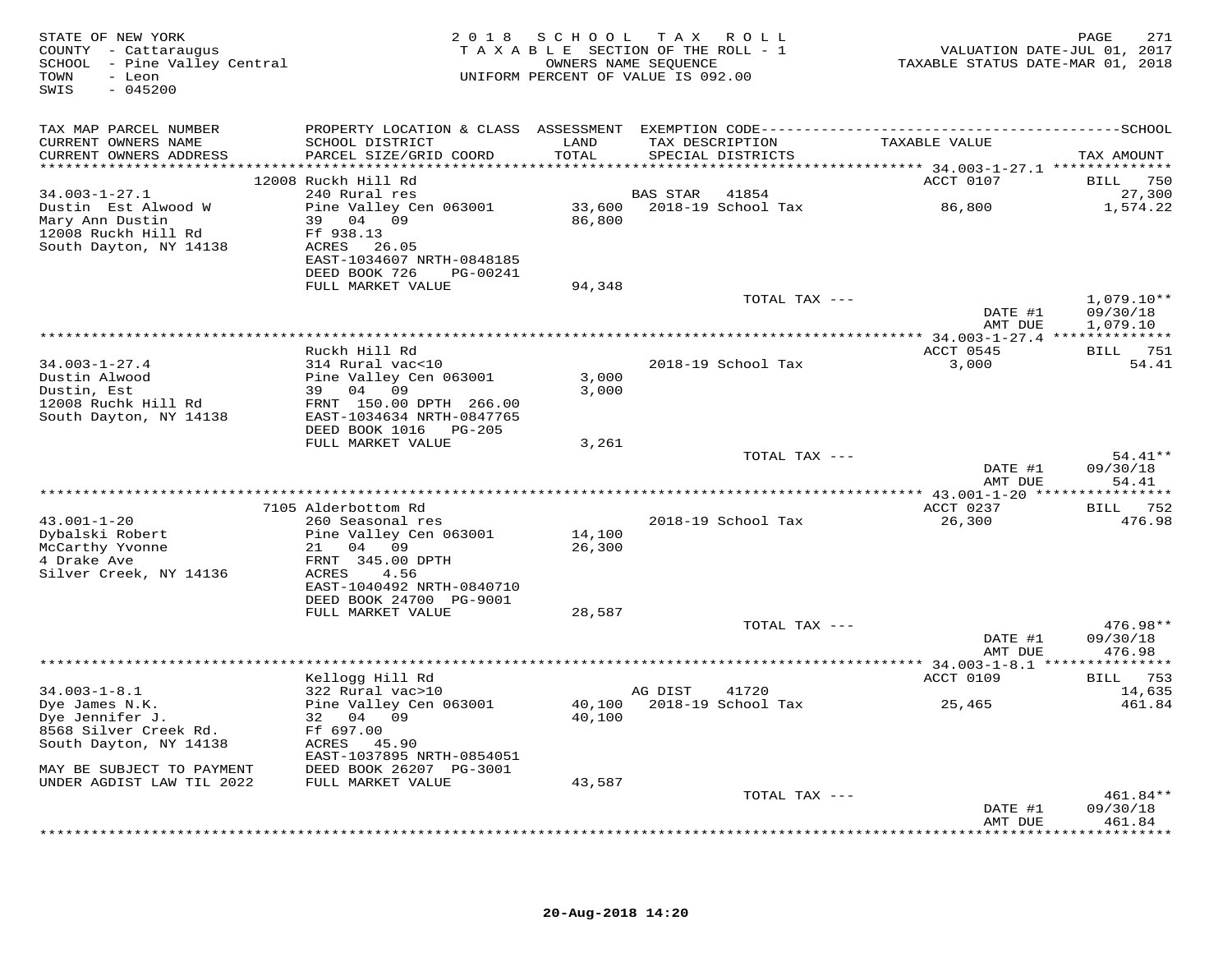STATE OF NEW YORK
COUNTY - Cattaraugus
SCHOOL - Pine Valley Central
TOWN - Leon
SWIS - 045200

2018 SCHOOL TAX ROLL
TAXABLE SECTION OF THE ROLL - 1
OWNERS NAME SEQUENCE
UNIFORM PERCENT OF VALUE IS 092.00

VALUATION DATE-JUL 01, 2017
TAXABLE STATUS DATE-MAR 01, 2018

| TAX MAP PARCEL NUMBER / CURRENT OWNERS NAME / CURRENT OWNERS ADDRESS | PROPERTY LOCATION & CLASS / SCHOOL DISTRICT / PARCEL SIZE/GRID COORD | ASSESSMENT LAND / TOTAL | EXEMPTION CODE / TAX DESCRIPTION / SPECIAL DISTRICTS | TAXABLE VALUE | TAX AMOUNT |
|---|---|---|---|---|---|
| 34.003-1-27.1 | 12008 Ruckh Hill Rd | | | ACCT 0107 | BILL 750 |
| Dustin Est Alwood W | 240 Rural res | | BAS STAR 41854 | | 27,300 |
| Mary Ann Dustin | Pine Valley Cen 063001 | 33,600 | 2018-19 School Tax | 86,800 | 1,574.22 |
| 12008 Ruckh Hill Rd | 39 04 09 | 86,800 | | | |
| South Dayton, NY 14138 | Ff 938.13 | | | | |
| | ACRES 26.05 | | | | |
| | EAST-1034607 NRTH-0848185 | | | | |
| | DEED BOOK 726 PG-00241 | | | | |
| | FULL MARKET VALUE | 94,348 | | | |
| | | | TOTAL TAX --- | | 1,079.10** |
| | | | | DATE #1 | 09/30/18 |
| | | | | AMT DUE | 1,079.10 |
| 34.003-1-27.4 | Ruckh Hill Rd | | | ACCT 0545 | BILL 751 |
| Dustin Alwood | 314 Rural vac<10 | | 2018-19 School Tax | 3,000 | 54.41 |
| Dustin, Est | Pine Valley Cen 063001 | 3,000 | | | |
| 12008 Ruchk Hill Rd | 39 04 09 | 3,000 | | | |
| South Dayton, NY 14138 | FRNT 150.00 DPTH 266.00 | | | | |
| | EAST-1034634 NRTH-0847765 | | | | |
| | DEED BOOK 1016 PG-205 | | | | |
| | FULL MARKET VALUE | 3,261 | | | |
| | | | TOTAL TAX --- | | 54.41** |
| | | | | DATE #1 | 09/30/18 |
| | | | | AMT DUE | 54.41 |
| 43.001-1-20 | 7105 Alderbottom Rd | | | ACCT 0237 | BILL 752 |
| Dybalski Robert | 260 Seasonal res | | 2018-19 School Tax | 26,300 | 476.98 |
| McCarthy Yvonne | Pine Valley Cen 063001 | 14,100 | | | |
| 4 Drake Ave | 21 04 09 | 26,300 | | | |
| Silver Creek, NY 14136 | FRNT 345.00 DPTH | | | | |
| | ACRES 4.56 | | | | |
| | EAST-1040492 NRTH-0840710 | | | | |
| | DEED BOOK 24700 PG-9001 | | | | |
| | FULL MARKET VALUE | 28,587 | | | |
| | | | TOTAL TAX --- | | 476.98** |
| | | | | DATE #1 | 09/30/18 |
| | | | | AMT DUE | 476.98 |
| 34.003-1-8.1 | Kellogg Hill Rd | | | ACCT 0109 | BILL 753 |
| Dye James N.K. | 322 Rural vac>10 | | AG DIST 41720 | | 14,635 |
| Dye Jennifer J. | Pine Valley Cen 063001 | 40,100 | 2018-19 School Tax | 25,465 | 461.84 |
| 8568 Silver Creek Rd. | 32 04 09 | 40,100 | | | |
| South Dayton, NY 14138 | Ff 697.00 | | | | |
| | ACRES 45.90 | | | | |
| | EAST-1037895 NRTH-0854051 | | | | |
| MAY BE SUBJECT TO PAYMENT | DEED BOOK 26207 PG-3001 | | | | |
| UNDER AGDIST LAW TIL 2022 | FULL MARKET VALUE | 43,587 | | | |
| | | | TOTAL TAX --- | | 461.84** |
| | | | | DATE #1 | 09/30/18 |
| | | | | AMT DUE | 461.84 |

20-Aug-2018 14:20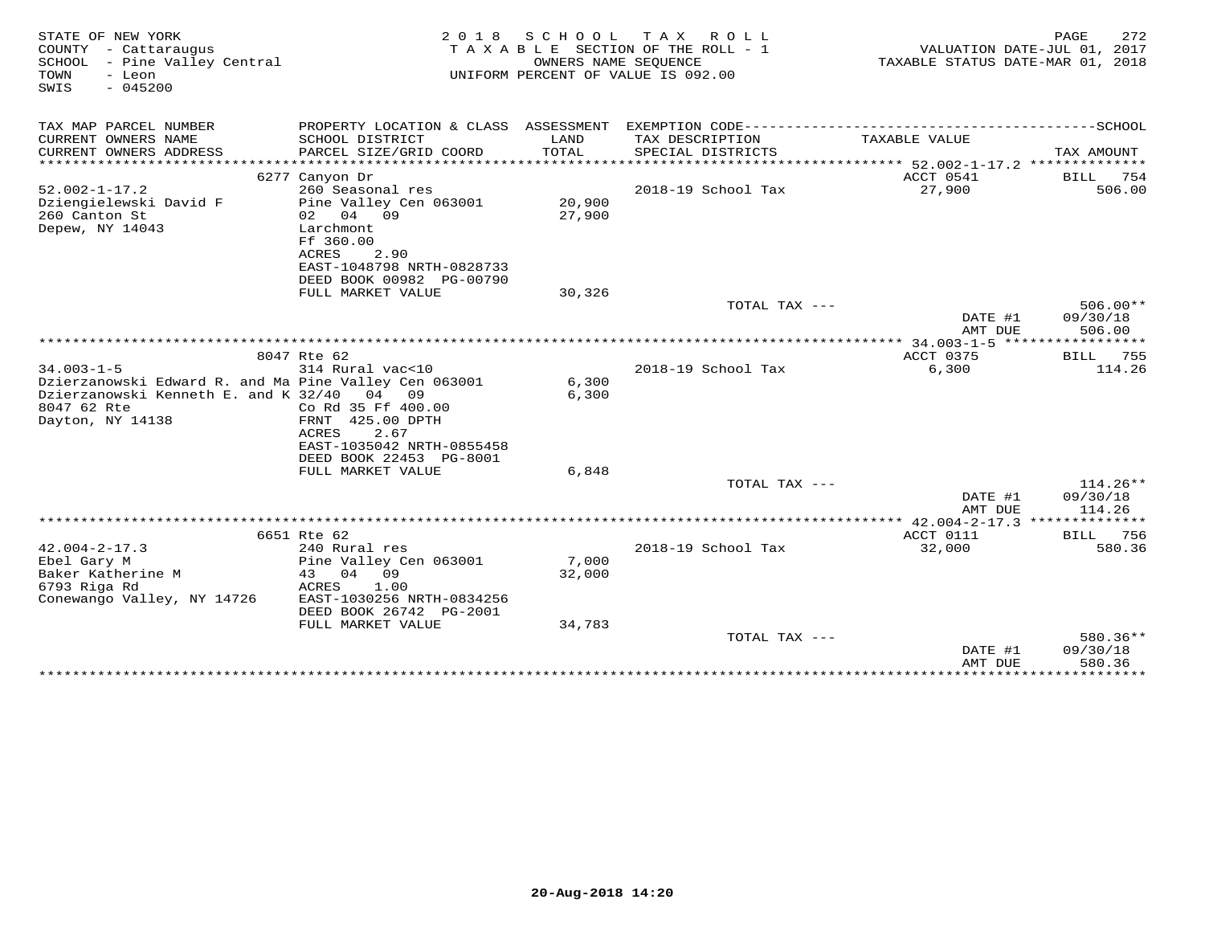STATE OF NEW YORK
COUNTY - Cattaraugus
SCHOOL - Pine Valley Central
TOWN - Leon
SWIS - 045200

2018 SCHOOL TAX ROLL
TAXABLE SECTION OF THE ROLL - 1
OWNERS NAME SEQUENCE
UNIFORM PERCENT OF VALUE IS 092.00

VALUATION DATE-JUL 01, 2017
TAXABLE STATUS DATE-MAR 01, 2018

| TAX MAP PARCEL NUMBER / CURRENT OWNERS NAME / CURRENT OWNERS ADDRESS | PROPERTY LOCATION & CLASS / SCHOOL DISTRICT / PARCEL SIZE/GRID COORD | ASSESSMENT LAND / TOTAL | EXEMPTION CODE / TAX DESCRIPTION / SPECIAL DISTRICTS | TAXABLE VALUE | TAX AMOUNT |
|---|---|---|---|---|---|
| | 6277 Canyon Dr | | | ACCT 0541 | BILL 754 |
| 52.002-1-17.2 | 260 Seasonal res | | 2018-19 School Tax | 27,900 | 506.00 |
| Dziengielewski David F | Pine Valley Cen 063001 | 20,900 | | | |
| 260 Canton St | 02 04 09 | 27,900 | | | |
| Depew, NY 14043 | Larchmont | | | | |
| | Ff 360.00 | | | | |
| | ACRES 2.90 | | | | |
| | EAST-1048798 NRTH-0828733 | | | | |
| | DEED BOOK 00982 PG-00790 | | | | |
| | FULL MARKET VALUE | 30,326 | | | |
| | | | TOTAL TAX --- | | 506.00** |
| | | | | DATE #1 | 09/30/18 |
| | | | | AMT DUE | 506.00 |
| | 8047 Rte 62 | | | ACCT 0375 | BILL 755 |
| 34.003-1-5 | 314 Rural vac<10 | | 2018-19 School Tax | 6,300 | 114.26 |
| Dzierzanowski Edward R. and Ma | Pine Valley Cen 063001 | 6,300 | | | |
| Dzierzanowski Kenneth E. and K | 32/40 04 09 | 6,300 | | | |
| 8047 62 Rte | Co Rd 35 Ff 400.00 | | | | |
| Dayton, NY 14138 | FRNT 425.00 DPTH | | | | |
| | ACRES 2.67 | | | | |
| | EAST-1035042 NRTH-0855458 | | | | |
| | DEED BOOK 22453 PG-8001 | | | | |
| | FULL MARKET VALUE | 6,848 | | | |
| | | | TOTAL TAX --- | | 114.26** |
| | | | | DATE #1 | 09/30/18 |
| | | | | AMT DUE | 114.26 |
| | 6651 Rte 62 | | | ACCT 0111 | BILL 756 |
| 42.004-2-17.3 | 240 Rural res | | 2018-19 School Tax | 32,000 | 580.36 |
| Ebel Gary M | Pine Valley Cen 063001 | 7,000 | | | |
| Baker Katherine M | 43 04 09 | 32,000 | | | |
| 6793 Riga Rd | ACRES 1.00 | | | | |
| Conewango Valley, NY 14726 | EAST-1030256 NRTH-0834256 | | | | |
| | DEED BOOK 26742 PG-2001 | | | | |
| | FULL MARKET VALUE | 34,783 | | | |
| | | | TOTAL TAX --- | | 580.36** |
| | | | | DATE #1 | 09/30/18 |
| | | | | AMT DUE | 580.36 |

20-Aug-2018 14:20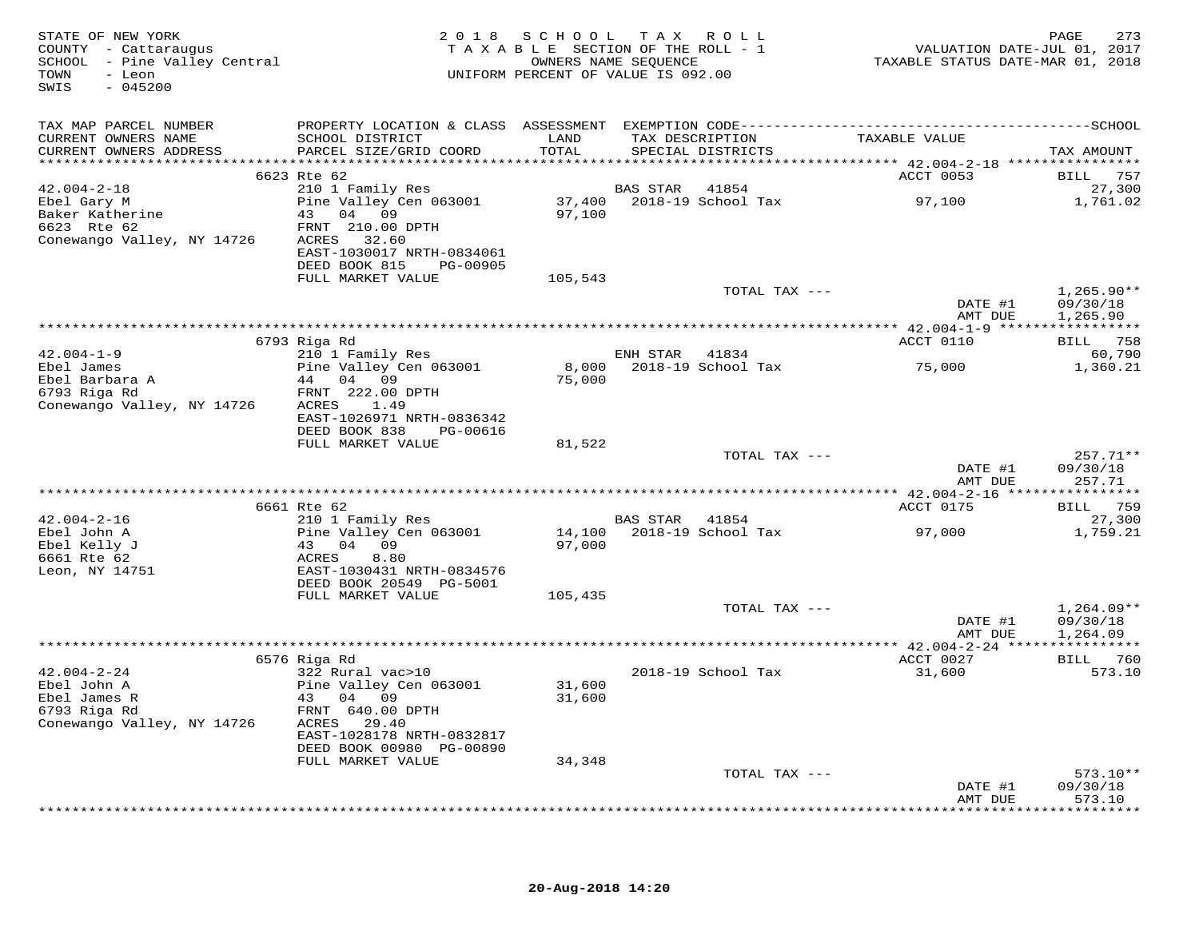STATE OF NEW YORK
COUNTY - Cattaraugus
SCHOOL - Pine Valley Central
TOWN - Leon
SWIS - 045200

2018 SCHOOL TAX ROLL
TAXABLE SECTION OF THE ROLL - 1
OWNERS NAME SEQUENCE
UNIFORM PERCENT OF VALUE IS 092.00

VALUATION DATE-JUL 01, 2017
TAXABLE STATUS DATE-MAR 01, 2018

| TAX MAP PARCEL NUMBER / CURRENT OWNERS NAME / CURRENT OWNERS ADDRESS | PROPERTY LOCATION & CLASS / SCHOOL DISTRICT / PARCEL SIZE/GRID COORD | ASSESSMENT LAND / TOTAL | EXEMPTION CODE / TAX DESCRIPTION / SPECIAL DISTRICTS | TAXABLE VALUE | TAX AMOUNT |
|---|---|---|---|---|---|
| **42.004-2-18** | 6623 Rte 62 | | | ACCT 0053 | BILL 757 |
| 42.004-2-18 | 210 1 Family Res | | BAS STAR 41854 | | 27,300 |
| Ebel Gary M | Pine Valley Cen 063001 | 37,400 | 2018-19 School Tax | 97,100 | 1,761.02 |
| Baker Katherine | 43 04 09 | 97,100 | | | |
| 6623 Rte 62 | FRNT 210.00 DPTH | | | | |
| Conewango Valley, NY 14726 | ACRES 32.60 | | | | |
| | EAST-1030017 NRTH-0834061 | | | | |
| | DEED BOOK 815 PG-00905 | | | | |
| | FULL MARKET VALUE | 105,543 | | | |
| | | | TOTAL TAX --- | | 1,265.90** |
| | | | | DATE #1 | 09/30/18 |
| | | | | AMT DUE | 1,265.90 |
| **42.004-1-9** | 6793 Riga Rd | | | ACCT 0110 | BILL 758 |
| 42.004-1-9 | 210 1 Family Res | | ENH STAR 41834 | | 60,790 |
| Ebel James | Pine Valley Cen 063001 | 8,000 | 2018-19 School Tax | 75,000 | 1,360.21 |
| Ebel Barbara A | 44 04 09 | 75,000 | | | |
| 6793 Riga Rd | FRNT 222.00 DPTH | | | | |
| Conewango Valley, NY 14726 | ACRES 1.49 | | | | |
| | EAST-1026971 NRTH-0836342 | | | | |
| | DEED BOOK 838 PG-00616 | | | | |
| | FULL MARKET VALUE | 81,522 | | | |
| | | | TOTAL TAX --- | | 257.71** |
| | | | | DATE #1 | 09/30/18 |
| | | | | AMT DUE | 257.71 |
| **42.004-2-16** | 6661 Rte 62 | | | ACCT 0175 | BILL 759 |
| 42.004-2-16 | 210 1 Family Res | | BAS STAR 41854 | | 27,300 |
| Ebel John A | Pine Valley Cen 063001 | 14,100 | 2018-19 School Tax | 97,000 | 1,759.21 |
| Ebel Kelly J | 43 04 09 | 97,000 | | | |
| 6661 Rte 62 | ACRES 8.80 | | | | |
| Leon, NY 14751 | EAST-1030431 NRTH-0834576 | | | | |
| | DEED BOOK 20549 PG-5001 | | | | |
| | FULL MARKET VALUE | 105,435 | | | |
| | | | TOTAL TAX --- | | 1,264.09** |
| | | | | DATE #1 | 09/30/18 |
| | | | | AMT DUE | 1,264.09 |
| **42.004-2-24** | 6576 Riga Rd | | | ACCT 0027 | BILL 760 |
| 42.004-2-24 | 322 Rural vac>10 | | 2018-19 School Tax | 31,600 | 573.10 |
| Ebel John A | Pine Valley Cen 063001 | 31,600 | | | |
| Ebel James R | 43 04 09 | 31,600 | | | |
| 6793 Riga Rd | FRNT 640.00 DPTH | | | | |
| Conewango Valley, NY 14726 | ACRES 29.40 | | | | |
| | EAST-1028178 NRTH-0832817 | | | | |
| | DEED BOOK 00980 PG-00890 | | | | |
| | FULL MARKET VALUE | 34,348 | | | |
| | | | TOTAL TAX --- | | 573.10** |
| | | | | DATE #1 | 09/30/18 |
| | | | | AMT DUE | 573.10 |

20-Aug-2018 14:20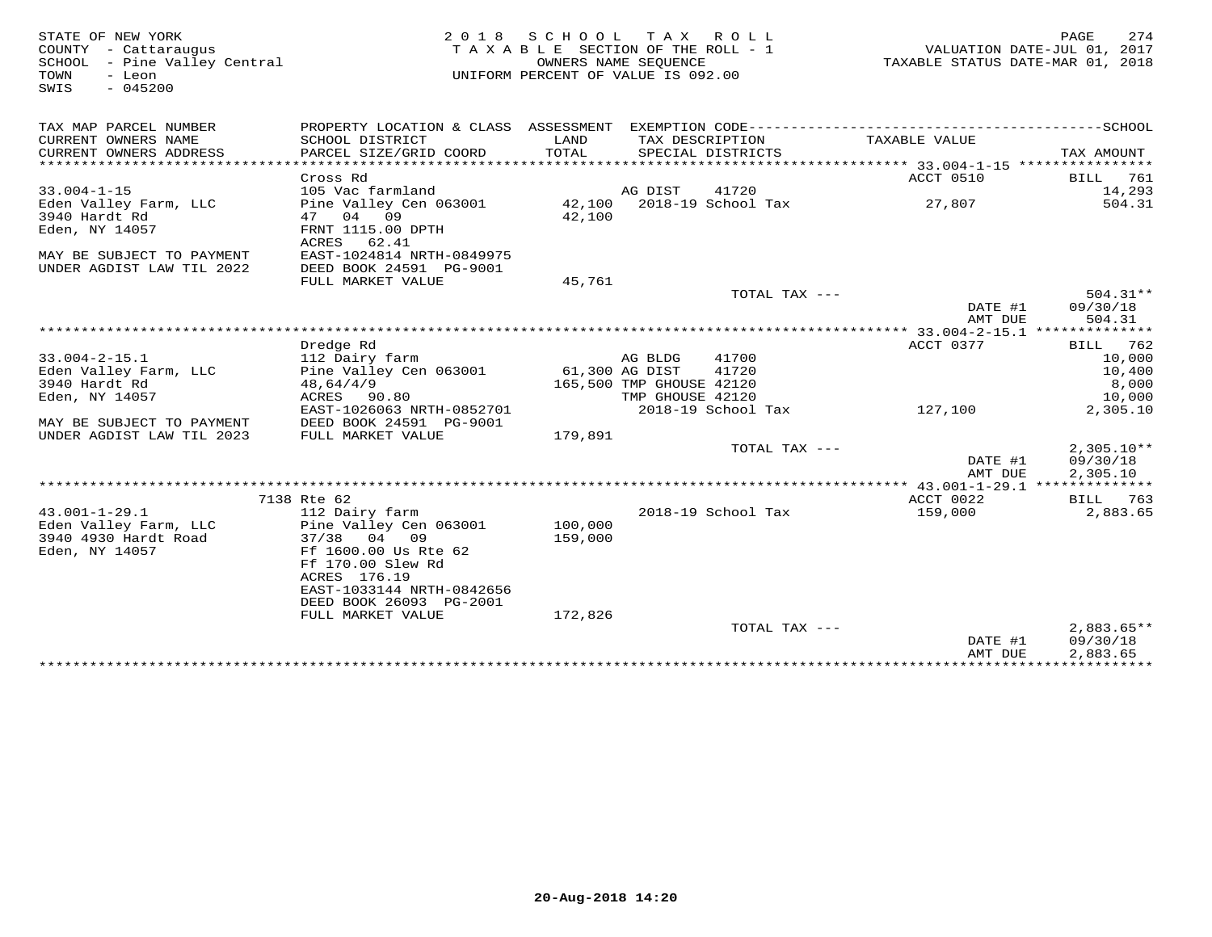STATE OF NEW YORK
COUNTY - Cattaraugus
SCHOOL - Pine Valley Central
TOWN - Leon
SWIS - 045200

2018 SCHOOL TAX ROLL
TAXABLE SECTION OF THE ROLL - 1
OWNERS NAME SEQUENCE
UNIFORM PERCENT OF VALUE IS 092.00

VALUATION DATE-JUL 01, 2017
TAXABLE STATUS DATE-MAR 01, 2018

| TAX MAP PARCEL NUMBER / CURRENT OWNERS NAME / CURRENT OWNERS ADDRESS | PROPERTY LOCATION & CLASS / SCHOOL DISTRICT / PARCEL SIZE/GRID COORD | ASSESSMENT LAND / TOTAL | EXEMPTION CODE / TAX DESCRIPTION / SPECIAL DISTRICTS | TAXABLE VALUE | TAX AMOUNT |
|---|---|---|---|---|---|
| **33.004-1-15** | Cross Rd | | | ACCT 0510 | BILL 761 |
| 33.004-1-15 | 105 Vac farmland | | AG DIST 41720 | | 14,293 |
| Eden Valley Farm, LLC | Pine Valley Cen 063001 | 42,100 | 2018-19 School Tax | 27,807 | 504.31 |
| 3940 Hardt Rd | 47 04 09 | 42,100 | | | |
| Eden, NY 14057 | FRNT 1115.00 DPTH | | | | |
| | ACRES 62.41 | | | | |
| MAY BE SUBJECT TO PAYMENT | EAST-1024814 NRTH-0849975 | | | | |
| UNDER AGDIST LAW TIL 2022 | DEED BOOK 24591 PG-9001 | | | | |
| | FULL MARKET VALUE | 45,761 | | | |
| | | | TOTAL TAX --- | | 504.31** |
| | | | | DATE #1 | 09/30/18 |
| | | | | AMT DUE | 504.31 |
| **33.004-2-15.1** | Dredge Rd | | | ACCT 0377 | BILL 762 |
| 33.004-2-15.1 | 112 Dairy farm | | AG BLDG 41700 | | 10,000 |
| Eden Valley Farm, LLC | Pine Valley Cen 063001 | 61,300 | AG DIST 41720 | | 10,400 |
| 3940 Hardt Rd | 48,64/4/9 | 165,500 | TMP GHOUSE 42120 | | 8,000 |
| Eden, NY 14057 | ACRES 90.80 | | TMP GHOUSE 42120 | | 10,000 |
| | EAST-1026063 NRTH-0852701 | | 2018-19 School Tax | 127,100 | 2,305.10 |
| MAY BE SUBJECT TO PAYMENT | DEED BOOK 24591 PG-9001 | | | | |
| UNDER AGDIST LAW TIL 2023 | FULL MARKET VALUE | 179,891 | | | |
| | | | TOTAL TAX --- | | 2,305.10** |
| | | | | DATE #1 | 09/30/18 |
| | | | | AMT DUE | 2,305.10 |
| **43.001-1-29.1** | 7138 Rte 62 | | | ACCT 0022 | BILL 763 |
| 43.001-1-29.1 | 112 Dairy farm | | 2018-19 School Tax | 159,000 | 2,883.65 |
| Eden Valley Farm, LLC | Pine Valley Cen 063001 | 100,000 | | | |
| 3940 4930 Hardt Road | 37/38 04 09 | 159,000 | | | |
| Eden, NY 14057 | Ff 1600.00 Us Rte 62 | | | | |
| | Ff 170.00 Slew Rd | | | | |
| | ACRES 176.19 | | | | |
| | EAST-1033144 NRTH-0842656 | | | | |
| | DEED BOOK 26093 PG-2001 | | | | |
| | FULL MARKET VALUE | 172,826 | | | |
| | | | TOTAL TAX --- | | 2,883.65** |
| | | | | DATE #1 | 09/30/18 |
| | | | | AMT DUE | 2,883.65 |

20-Aug-2018 14:20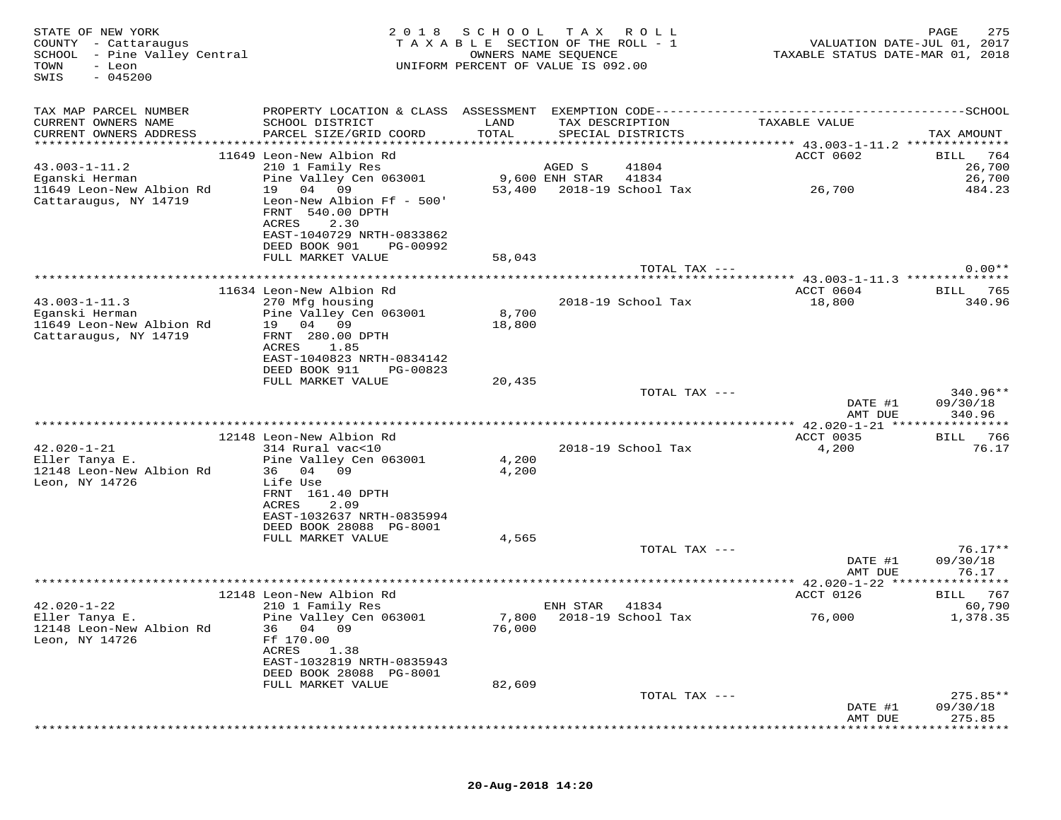STATE OF NEW YORK
COUNTY - Cattaraugus
SCHOOL - Pine Valley Central
TOWN - Leon
SWIS - 045200

2018 SCHOOL TAX ROLL
TAXABLE SECTION OF THE ROLL - 1
OWNERS NAME SEQUENCE
UNIFORM PERCENT OF VALUE IS 092.00

VALUATION DATE-JUL 01, 2017
TAXABLE STATUS DATE-MAR 01, 2018

| TAX MAP PARCEL NUMBER<br>CURRENT OWNERS NAME<br>CURRENT OWNERS ADDRESS | PROPERTY LOCATION & CLASS<br>SCHOOL DISTRICT<br>PARCEL SIZE/GRID COORD | ASSESSMENT<br>LAND<br>TOTAL | EXEMPTION CODE<br>TAX DESCRIPTION<br>SPECIAL DISTRICTS | TAXABLE VALUE | SCHOOL<br>TAX AMOUNT |
|---|---|---|---|---|---|
| | 11649 Leon-New Albion Rd | | | ACCT 0602 | BILL 764 |
| 43.003-1-11.2 | 210 1 Family Res | | AGED S 41804 | | 26,700 |
| Eganski Herman | Pine Valley Cen 063001 | 9,600 | ENH STAR 41834 | | 26,700 |
| 11649 Leon-New Albion Rd | 19 04 09 | 53,400 | 2018-19 School Tax | 26,700 | 484.23 |
| Cattaraugus, NY 14719 | Leon-New Albion Ff - 500' | | | | |
| | FRNT 540.00 DPTH | | | | |
| | ACRES 2.30 | | | | |
| | EAST-1040729 NRTH-0833862 | | | | |
| | DEED BOOK 901 PG-00992 | | | | |
| | FULL MARKET VALUE | 58,043 | | | |
| | | | TOTAL TAX --- | | 0.00** |
| | 11634 Leon-New Albion Rd | | | ACCT 0604 | BILL 765 |
| 43.003-1-11.3 | 270 Mfg housing | | 2018-19 School Tax | 18,800 | 340.96 |
| Eganski Herman | Pine Valley Cen 063001 | 8,700 | | | |
| 11649 Leon-New Albion Rd | 19 04 09 | 18,800 | | | |
| Cattaraugus, NY 14719 | FRNT 280.00 DPTH | | | | |
| | ACRES 1.85 | | | | |
| | EAST-1040823 NRTH-0834142 | | | | |
| | DEED BOOK 911 PG-00823 | | | | |
| | FULL MARKET VALUE | 20,435 | | | |
| | | | TOTAL TAX --- | | 340.96** |
| | | | | DATE #1 | 09/30/18 |
| | | | | AMT DUE | 340.96 |
| | 12148 Leon-New Albion Rd | | | ACCT 0035 | BILL 766 |
| 42.020-1-21 | 314 Rural vac<10 | | 2018-19 School Tax | 4,200 | 76.17 |
| Eller Tanya E. | Pine Valley Cen 063001 | 4,200 | | | |
| 12148 Leon-New Albion Rd | 36 04 09 | 4,200 | | | |
| Leon, NY 14726 | Life Use | | | | |
| | FRNT 161.40 DPTH | | | | |
| | ACRES 2.09 | | | | |
| | EAST-1032637 NRTH-0835994 | | | | |
| | DEED BOOK 28088 PG-8001 | | | | |
| | FULL MARKET VALUE | 4,565 | | | |
| | | | TOTAL TAX --- | | 76.17** |
| | | | | DATE #1 | 09/30/18 |
| | | | | AMT DUE | 76.17 |
| | 12148 Leon-New Albion Rd | | | ACCT 0126 | BILL 767 |
| 42.020-1-22 | 210 1 Family Res | | ENH STAR 41834 | | 60,790 |
| Eller Tanya E. | Pine Valley Cen 063001 | 7,800 | 2018-19 School Tax | 76,000 | 1,378.35 |
| 12148 Leon-New Albion Rd | 36 04 09 | 76,000 | | | |
| Leon, NY 14726 | Ff 170.00 | | | | |
| | ACRES 1.38 | | | | |
| | EAST-1032819 NRTH-0835943 | | | | |
| | DEED BOOK 28088 PG-8001 | | | | |
| | FULL MARKET VALUE | 82,609 | | | |
| | | | TOTAL TAX --- | | 275.85** |
| | | | | DATE #1 | 09/30/18 |
| | | | | AMT DUE | 275.85 |

20-Aug-2018 14:20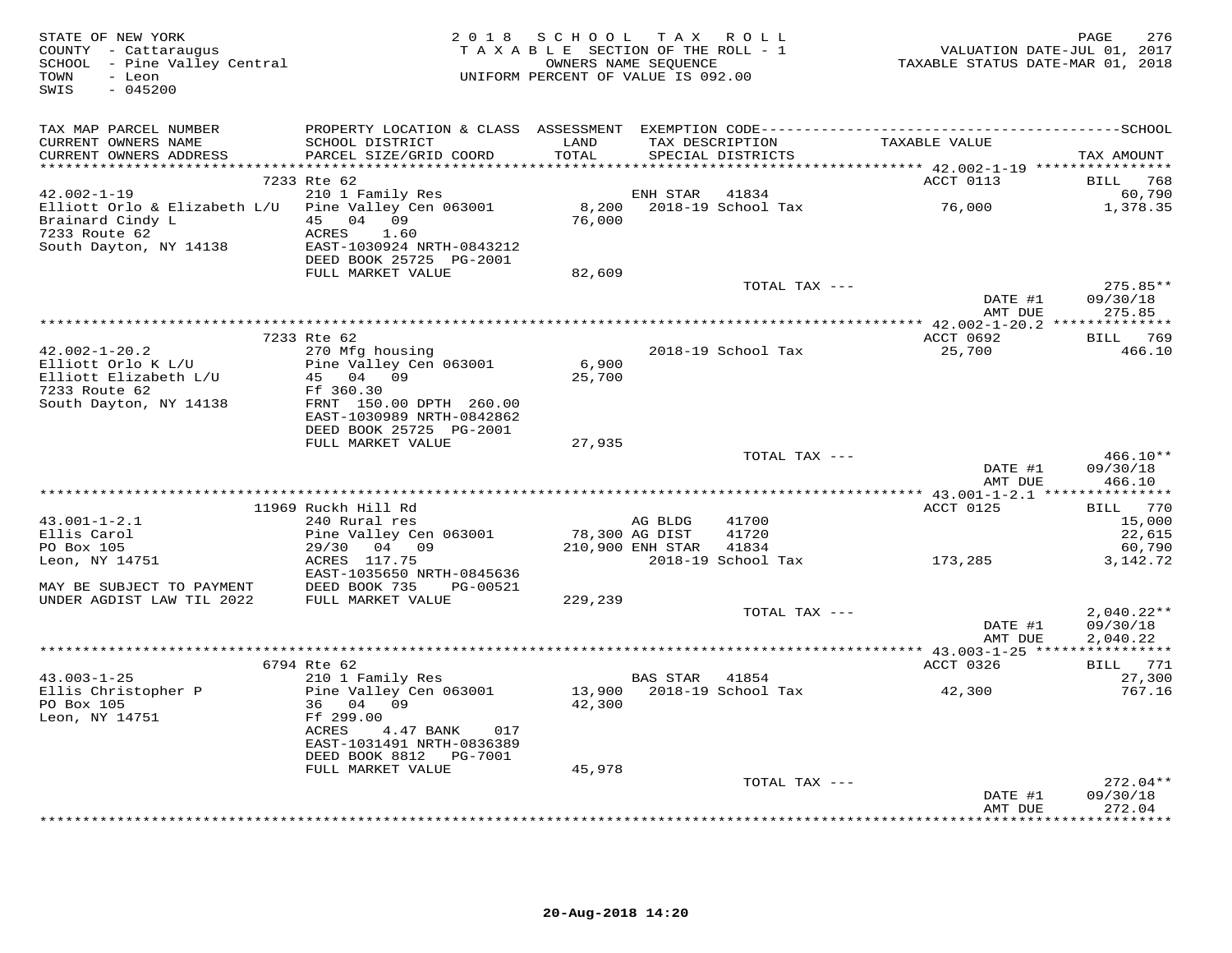STATE OF NEW YORK
COUNTY - Cattaraugus
SCHOOL - Pine Valley Central
TOWN - Leon
SWIS - 045200

2018 SCHOOL TAX ROLL
TAXABLE SECTION OF THE ROLL - 1
OWNERS NAME SEQUENCE
UNIFORM PERCENT OF VALUE IS 092.00

VALUATION DATE-JUL 01, 2017
TAXABLE STATUS DATE-MAR 01, 2018

| TAX MAP PARCEL NUMBER / CURRENT OWNERS NAME / CURRENT OWNERS ADDRESS | PROPERTY LOCATION & CLASS / SCHOOL DISTRICT / PARCEL SIZE/GRID COORD | ASSESSMENT LAND / TOTAL | EXEMPTION CODE / TAX DESCRIPTION / SPECIAL DISTRICTS | TAXABLE VALUE | TAX AMOUNT |
|---|---|---|---|---|---|
| | 7233 Rte 62 | | | ACCT 0113 | BILL 768 |
| 42.002-1-19 | 210 1 Family Res | | ENH STAR 41834 | | 60,790 |
| Elliott Orlo & Elizabeth L/U | Pine Valley Cen 063001 | 8,200 | 2018-19 School Tax | 76,000 | 1,378.35 |
| Brainard Cindy L | 45 04 09 | 76,000 | | | |
| 7233 Route 62 | ACRES 1.60 | | | | |
| South Dayton, NY 14138 | EAST-1030924 NRTH-0843212 | | | | |
| | DEED BOOK 25725 PG-2001 | | | | |
| | FULL MARKET VALUE | 82,609 | | | |
| | | | TOTAL TAX --- | | 275.85** |
| | | | | DATE #1 | 09/30/18 |
| | | | | AMT DUE | 275.85 |
| | 7233 Rte 62 | | | ACCT 0692 | BILL 769 |
| 42.002-1-20.2 | 270 Mfg housing | | 2018-19 School Tax | 25,700 | 466.10 |
| Elliott Orlo K L/U | Pine Valley Cen 063001 | 6,900 | | | |
| Elliott Elizabeth L/U | 45 04 09 | 25,700 | | | |
| 7233 Route 62 | Ff 360.30 | | | | |
| South Dayton, NY 14138 | FRNT 150.00 DPTH 260.00 | | | | |
| | EAST-1030989 NRTH-0842862 | | | | |
| | DEED BOOK 25725 PG-2001 | | | | |
| | FULL MARKET VALUE | 27,935 | | | |
| | | | TOTAL TAX --- | | 466.10** |
| | | | | DATE #1 | 09/30/18 |
| | | | | AMT DUE | 466.10 |
| | 11969 Ruckh Hill Rd | | | ACCT 0125 | BILL 770 |
| 43.001-1-2.1 | 240 Rural res | | AG BLDG 41700 | | 15,000 |
| Ellis Carol | Pine Valley Cen 063001 | 78,300 | AG DIST 41720 | | 22,615 |
| PO Box 105 | 29/30 04 09 | 210,900 | ENH STAR 41834 | | 60,790 |
| Leon, NY 14751 | ACRES 117.75 | | 2018-19 School Tax | 173,285 | 3,142.72 |
| | EAST-1035650 NRTH-0845636 | | | | |
| MAY BE SUBJECT TO PAYMENT | DEED BOOK 735 PG-00521 | | | | |
| UNDER AGDIST LAW TIL 2022 | FULL MARKET VALUE | 229,239 | | | |
| | | | TOTAL TAX --- | | 2,040.22** |
| | | | | DATE #1 | 09/30/18 |
| | | | | AMT DUE | 2,040.22 |
| | 6794 Rte 62 | | | ACCT 0326 | BILL 771 |
| 43.003-1-25 | 210 1 Family Res | | BAS STAR 41854 | | 27,300 |
| Ellis Christopher P | Pine Valley Cen 063001 | 13,900 | 2018-19 School Tax | 42,300 | 767.16 |
| PO Box 105 | 36 04 09 | 42,300 | | | |
| Leon, NY 14751 | Ff 299.00 | | | | |
| | ACRES 4.47 BANK 017 | | | | |
| | EAST-1031491 NRTH-0836389 | | | | |
| | DEED BOOK 8812 PG-7001 | | | | |
| | FULL MARKET VALUE | 45,978 | | | |
| | | | TOTAL TAX --- | | 272.04** |
| | | | | DATE #1 | 09/30/18 |
| | | | | AMT DUE | 272.04 |

20-Aug-2018 14:20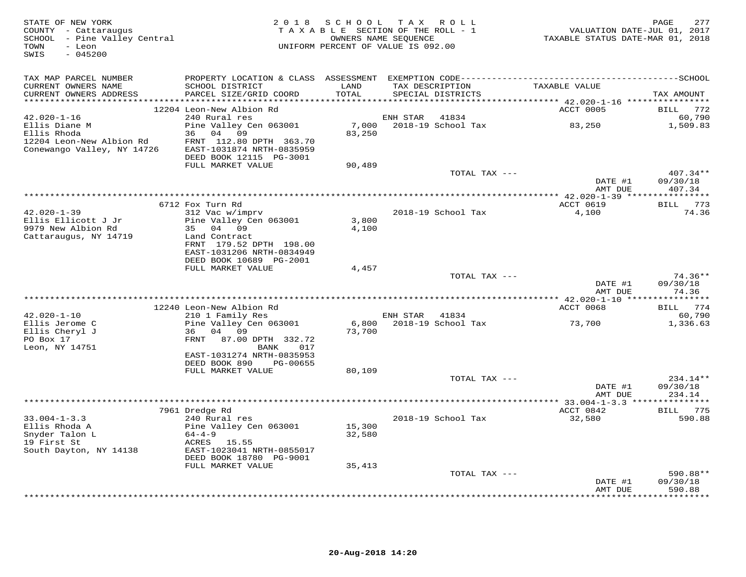STATE OF NEW YORK
COUNTY - Cattaraugus
SCHOOL - Pine Valley Central
TOWN - Leon
SWIS - 045200

2018 SCHOOL TAX ROLL
TAXABLE SECTION OF THE ROLL - 1
OWNERS NAME SEQUENCE
UNIFORM PERCENT OF VALUE IS 092.00

VALUATION DATE-JUL 01, 2017
TAXABLE STATUS DATE-MAR 01, 2018

| TAX MAP PARCEL NUMBER / CURRENT OWNERS NAME / CURRENT OWNERS ADDRESS | PROPERTY LOCATION & CLASS / SCHOOL DISTRICT / PARCEL SIZE/GRID COORD | ASSESSMENT LAND / TOTAL | EXEMPTION CODE / TAX DESCRIPTION / SPECIAL DISTRICTS | TAXABLE VALUE | SCHOOL TAX AMOUNT |
|---|---|---|---|---|---|
| | 12204 Leon-New Albion Rd | | | ACCT 0005 | BILL 772 |
| 42.020-1-16 | 240 Rural res | | ENH STAR 41834 | | 60,790 |
| Ellis Diane M | Pine Valley Cen 063001 | 7,000 | 2018-19 School Tax | 83,250 | 1,509.83 |
| Ellis Rhoda | 36 04 09 | 83,250 | | | |
| 12204 Leon-New Albion Rd | FRNT 112.80 DPTH 363.70 | | | | |
| Conewango Valley, NY 14726 | EAST-1031874 NRTH-0835959 | | | | |
| | DEED BOOK 12115 PG-3001 | | | | |
| | FULL MARKET VALUE | 90,489 | | | |
| | | | TOTAL TAX --- | | 407.34** |
| | | | | DATE #1 | 09/30/18 |
| | | | | AMT DUE | 407.34 |
| | 6712 Fox Turn Rd | | | ACCT 0619 | BILL 773 |
| 42.020-1-39 | 312 Vac w/imprv | | 2018-19 School Tax | 4,100 | 74.36 |
| Ellis Ellicott J Jr | Pine Valley Cen 063001 | 3,800 | | | |
| 9979 New Albion Rd | 35 04 09 | 4,100 | | | |
| Cattaraugus, NY 14719 | Land Contract | | | | |
| | FRNT 179.52 DPTH 198.00 | | | | |
| | EAST-1031206 NRTH-0834949 | | | | |
| | DEED BOOK 10689 PG-2001 | | | | |
| | FULL MARKET VALUE | 4,457 | | | |
| | | | TOTAL TAX --- | | 74.36** |
| | | | | DATE #1 | 09/30/18 |
| | | | | AMT DUE | 74.36 |
| | 12240 Leon-New Albion Rd | | | ACCT 0068 | BILL 774 |
| 42.020-1-10 | 210 1 Family Res | | ENH STAR 41834 | | 60,790 |
| Ellis Jerome C | Pine Valley Cen 063001 | 6,800 | 2018-19 School Tax | 73,700 | 1,336.63 |
| Ellis Cheryl J | 36 04 09 | 73,700 | | | |
| PO Box 17 | FRNT 87.00 DPTH 332.72 | | | | |
| Leon, NY 14751 | BANK 017 | | | | |
| | EAST-1031274 NRTH-0835953 | | | | |
| | DEED BOOK 890 PG-00655 | | | | |
| | FULL MARKET VALUE | 80,109 | | | |
| | | | TOTAL TAX --- | | 234.14** |
| | | | | DATE #1 | 09/30/18 |
| | | | | AMT DUE | 234.14 |
| | 7961 Dredge Rd | | | ACCT 0842 | BILL 775 |
| 33.004-1-3.3 | 240 Rural res | | 2018-19 School Tax | 32,580 | 590.88 |
| Ellis Rhoda A | Pine Valley Cen 063001 | 15,300 | | | |
| Snyder Talon L | 64-4-9 | 32,580 | | | |
| 19 First St | ACRES 15.55 | | | | |
| South Dayton, NY 14138 | EAST-1023041 NRTH-0855017 | | | | |
| | DEED BOOK 18780 PG-9001 | | | | |
| | FULL MARKET VALUE | 35,413 | | | |
| | | | TOTAL TAX --- | | 590.88** |
| | | | | DATE #1 | 09/30/18 |
| | | | | AMT DUE | 590.88 |

20-Aug-2018 14:20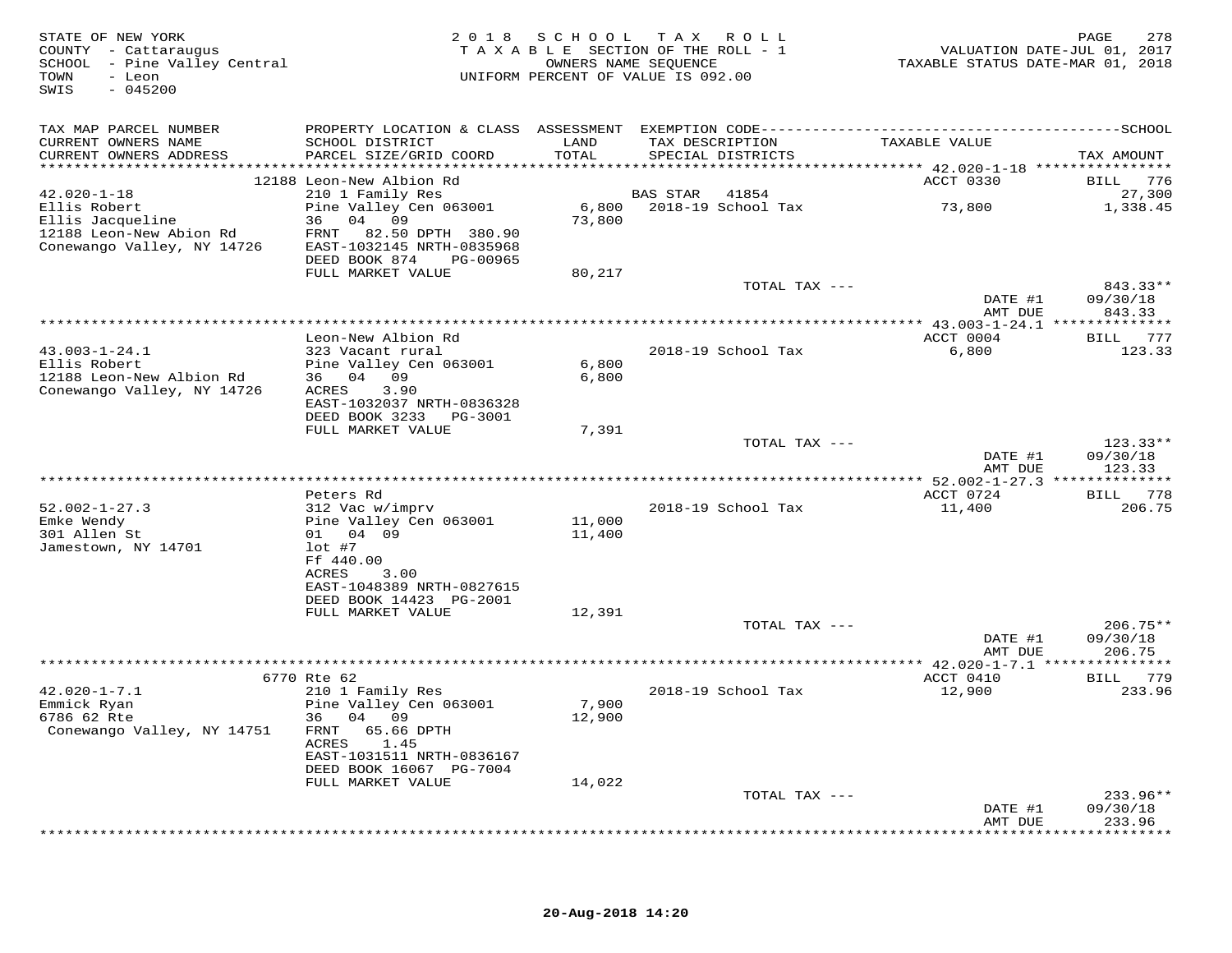STATE OF NEW YORK
COUNTY - Cattaraugus
SCHOOL - Pine Valley Central
TOWN - Leon
SWIS - 045200

2018 SCHOOL TAX ROLL
TAXABLE SECTION OF THE ROLL - 1
OWNERS NAME SEQUENCE
UNIFORM PERCENT OF VALUE IS 092.00

VALUATION DATE-JUL 01, 2017
TAXABLE STATUS DATE-MAR 01, 2018

| TAX MAP PARCEL NUMBER / CURRENT OWNERS NAME / CURRENT OWNERS ADDRESS | PROPERTY LOCATION & CLASS / SCHOOL DISTRICT / PARCEL SIZE/GRID COORD | ASSESSMENT LAND / TOTAL | EXEMPTION CODE / TAX DESCRIPTION / SPECIAL DISTRICTS | TAXABLE VALUE | SCHOOL TAX AMOUNT |
|---|---|---|---|---|---|
| 42.020-1-18 | 12188 Leon-New Albion Rd | | | ACCT 0330 | BILL 776 |
| 42.020-1-18 | 210 1 Family Res | | BAS STAR 41854 | | 27,300 |
| Ellis Robert | Pine Valley Cen 063001 | 6,800 | 2018-19 School Tax | 73,800 | 1,338.45 |
| Ellis Jacqueline | 36 04 09 | 73,800 | | | |
| 12188 Leon-New Abion Rd | FRNT 82.50 DPTH 380.90 | | | | |
| Conewango Valley, NY 14726 | EAST-1032145 NRTH-0835968 | | | | |
| | DEED BOOK 874 PG-00965 | | | | |
| | FULL MARKET VALUE | 80,217 | | | |
| | | | TOTAL TAX --- | | 843.33** |
| | | | | DATE #1 | 09/30/18 |
| | | | | AMT DUE | 843.33 |
| 43.003-1-24.1 | Leon-New Albion Rd | | | ACCT 0004 | BILL 777 |
| 43.003-1-24.1 | 323 Vacant rural | | 2018-19 School Tax | 6,800 | 123.33 |
| Ellis Robert | Pine Valley Cen 063001 | 6,800 | | | |
| 12188 Leon-New Albion Rd | 36 04 09 | 6,800 | | | |
| Conewango Valley, NY 14726 | ACRES 3.90 | | | | |
| | EAST-1032037 NRTH-0836328 | | | | |
| | DEED BOOK 3233 PG-3001 | | | | |
| | FULL MARKET VALUE | 7,391 | | | |
| | | | TOTAL TAX --- | | 123.33** |
| | | | | DATE #1 | 09/30/18 |
| | | | | AMT DUE | 123.33 |
| 52.002-1-27.3 | Peters Rd | | | ACCT 0724 | BILL 778 |
| 52.002-1-27.3 | 312 Vac w/imprv | | 2018-19 School Tax | 11,400 | 206.75 |
| Emke Wendy | Pine Valley Cen 063001 | 11,000 | | | |
| 301 Allen St | 01 04 09 | 11,400 | | | |
| Jamestown, NY 14701 | lot #7 | | | | |
| | Ff 440.00 | | | | |
| | ACRES 3.00 | | | | |
| | EAST-1048389 NRTH-0827615 | | | | |
| | DEED BOOK 14423 PG-2001 | | | | |
| | FULL MARKET VALUE | 12,391 | | | |
| | | | TOTAL TAX --- | | 206.75** |
| | | | | DATE #1 | 09/30/18 |
| | | | | AMT DUE | 206.75 |
| 42.020-1-7.1 | 6770 Rte 62 | | | ACCT 0410 | BILL 779 |
| 42.020-1-7.1 | 210 1 Family Res | | 2018-19 School Tax | 12,900 | 233.96 |
| Emmick Ryan | Pine Valley Cen 063001 | 7,900 | | | |
| 6786 62 Rte | 36 04 09 | 12,900 | | | |
| Conewango Valley, NY 14751 | FRNT 65.66 DPTH | | | | |
| | ACRES 1.45 | | | | |
| | EAST-1031511 NRTH-0836167 | | | | |
| | DEED BOOK 16067 PG-7004 | | | | |
| | FULL MARKET VALUE | 14,022 | | | |
| | | | TOTAL TAX --- | | 233.96** |
| | | | | DATE #1 | 09/30/18 |
| | | | | AMT DUE | 233.96 |

20-Aug-2018 14:20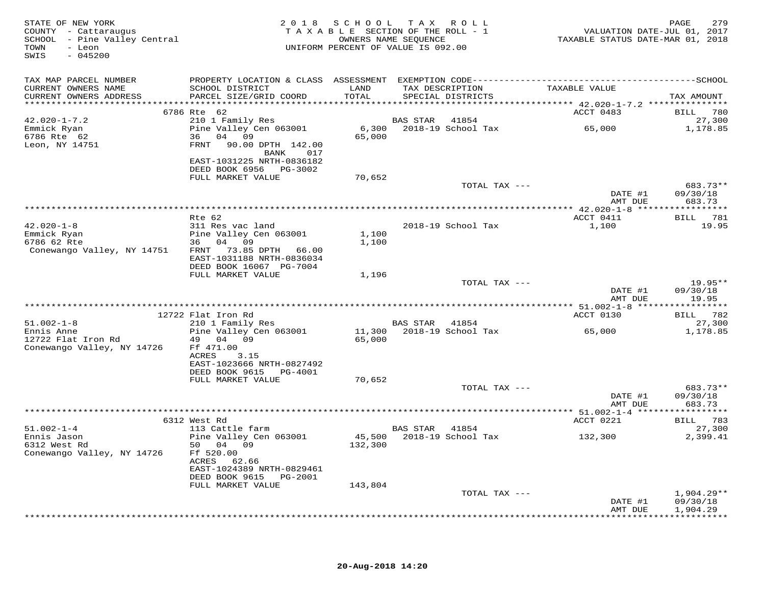STATE OF NEW YORK
COUNTY - Cattaraugus
SCHOOL - Pine Valley Central
TOWN - Leon
SWIS - 045200

2018 SCHOOL TAX ROLL
TAXABLE SECTION OF THE ROLL - 1
OWNERS NAME SEQUENCE
UNIFORM PERCENT OF VALUE IS 092.00

VALUATION DATE-JUL 01, 2017
TAXABLE STATUS DATE-MAR 01, 2018

| TAX MAP PARCEL NUMBER / CURRENT OWNERS NAME / CURRENT OWNERS ADDRESS | PROPERTY LOCATION & CLASS / SCHOOL DISTRICT / PARCEL SIZE/GRID COORD | ASSESSMENT LAND | TOTAL | EXEMPTION CODE / TAX DESCRIPTION / SPECIAL DISTRICTS | TAXABLE VALUE | TAX AMOUNT |
|---|---|---|---|---|---|---|
| 42.020-1-7.2 | 6786 Rte 62 | | | | ACCT 0483 | BILL 780 |
| 42.020-1-7.2 | 210 1 Family Res | | | BAS STAR 41854 | | 27,300 |
| Emmick Ryan | Pine Valley Cen 063001 | 6,300 | | 2018-19 School Tax | 65,000 | 1,178.85 |
| 6786 Rte 62 | 36 04 09 | | 65,000 | | | |
| Leon, NY 14751 | FRNT 90.00 DPTH 142.00 BANK 017 | | | | | |
| | EAST-1031225 NRTH-0836182 | | | | | |
| | DEED BOOK 6956 PG-3002 | | | | | |
| | FULL MARKET VALUE | 70,652 | | | | |
| | | | | TOTAL TAX --- | | 683.73** |
| | | | | | DATE #1 | 09/30/18 |
| | | | | | AMT DUE | 683.73 |
| 42.020-1-8 | Rte 62 | | | | ACCT 0411 | BILL 781 |
| 42.020-1-8 | 311 Res vac land | | | 2018-19 School Tax | 1,100 | 19.95 |
| Emmick Ryan | Pine Valley Cen 063001 | 1,100 | | | | |
| 6786 62 Rte | 36 04 09 | | 1,100 | | | |
| Conewango Valley, NY 14751 | FRNT 73.85 DPTH 66.00 | | | | | |
| | EAST-1031188 NRTH-0836034 | | | | | |
| | DEED BOOK 16067 PG-7004 | | | | | |
| | FULL MARKET VALUE | 1,196 | | | | |
| | | | | TOTAL TAX --- | | 19.95** |
| | | | | | DATE #1 | 09/30/18 |
| | | | | | AMT DUE | 19.95 |
| 51.002-1-8 | 12722 Flat Iron Rd | | | | ACCT 0130 | BILL 782 |
| 51.002-1-8 | 210 1 Family Res | | | BAS STAR 41854 | | 27,300 |
| Ennis Anne | Pine Valley Cen 063001 | 11,300 | | 2018-19 School Tax | 65,000 | 1,178.85 |
| 12722 Flat Iron Rd | 49 04 09 | | 65,000 | | | |
| Conewango Valley, NY 14726 | Ff 471.00 | | | | | |
| | ACRES 3.15 | | | | | |
| | EAST-1023666 NRTH-0827492 | | | | | |
| | DEED BOOK 9615 PG-4001 | | | | | |
| | FULL MARKET VALUE | 70,652 | | | | |
| | | | | TOTAL TAX --- | | 683.73** |
| | | | | | DATE #1 | 09/30/18 |
| | | | | | AMT DUE | 683.73 |
| 51.002-1-4 | 6312 West Rd | | | | ACCT 0221 | BILL 783 |
| 51.002-1-4 | 113 Cattle farm | | | BAS STAR 41854 | | 27,300 |
| Ennis Jason | Pine Valley Cen 063001 | 45,500 | | 2018-19 School Tax | 132,300 | 2,399.41 |
| 6312 West Rd | 50 04 09 | | 132,300 | | | |
| Conewango Valley, NY 14726 | Ff 520.00 | | | | | |
| | ACRES 62.66 | | | | | |
| | EAST-1024389 NRTH-0829461 | | | | | |
| | DEED BOOK 9615 PG-2001 | | | | | |
| | FULL MARKET VALUE | 143,804 | | | | |
| | | | | TOTAL TAX --- | | 1,904.29** |
| | | | | | DATE #1 | 09/30/18 |
| | | | | | AMT DUE | 1,904.29 |

20-Aug-2018 14:20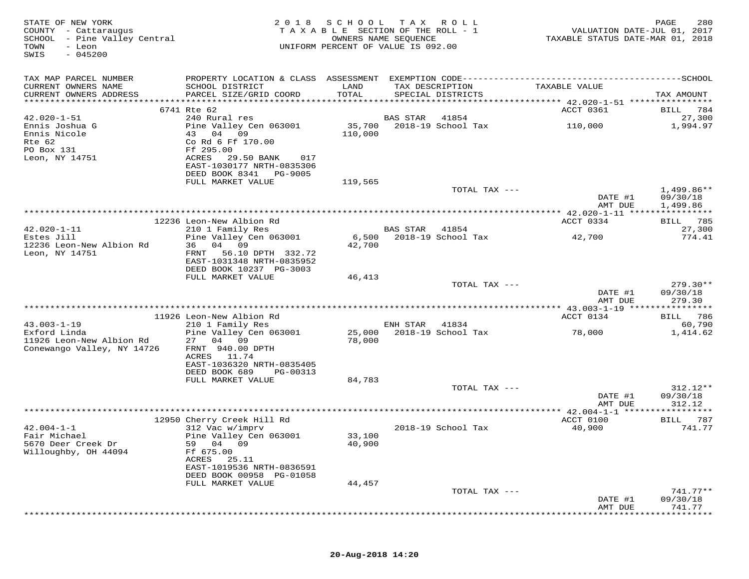STATE OF NEW YORK
COUNTY - Cattaraugus
SCHOOL - Pine Valley Central
TOWN - Leon
SWIS - 045200

2018 SCHOOL TAX ROLL
TAXABLE SECTION OF THE ROLL - 1
OWNERS NAME SEQUENCE
UNIFORM PERCENT OF VALUE IS 092.00

VALUATION DATE-JUL 01, 2017
TAXABLE STATUS DATE-MAR 01, 2018

| TAX MAP PARCEL NUMBER / CURRENT OWNERS NAME / CURRENT OWNERS ADDRESS | PROPERTY LOCATION & CLASS / SCHOOL DISTRICT / PARCEL SIZE/GRID COORD | ASSESSMENT LAND / TOTAL | EXEMPTION CODE / TAX DESCRIPTION / SPECIAL DISTRICTS | TAXABLE VALUE | TAX AMOUNT |
|---|---|---|---|---|---|
| | 6741 Rte 62 | | | ACCT 0361 | BILL 784 |
| 42.020-1-51 | 240 Rural res | | BAS STAR 41854 | | 27,300 |
| Ennis Joshua G | Pine Valley Cen 063001 | 35,700 | 2018-19 School Tax | 110,000 | 1,994.97 |
| Ennis Nicole | 43 04 09 | 110,000 | | | |
| Rte 62 | Co Rd 6 Ff 170.00 | | | | |
| PO Box 131 | Ff 295.00 | | | | |
| Leon, NY 14751 | ACRES 29.50 BANK 017 | | | | |
| | EAST-1030177 NRTH-0835306 | | | | |
| | DEED BOOK 8341 PG-9005 | | | | |
| | FULL MARKET VALUE | 119,565 | | | |
| | | | TOTAL TAX --- | | 1,499.86** |
| | | | | DATE #1 | 09/30/18 |
| | | | | AMT DUE | 1,499.86 |
| | 12236 Leon-New Albion Rd | | | ACCT 0334 | BILL 785 |
| 42.020-1-11 | 210 1 Family Res | | BAS STAR 41854 | | 27,300 |
| Estes Jill | Pine Valley Cen 063001 | 6,500 | 2018-19 School Tax | 42,700 | 774.41 |
| 12236 Leon-New Albion Rd | 36 04 09 | 42,700 | | | |
| Leon, NY 14751 | FRNT 56.10 DPTH 332.72 | | | | |
| | EAST-1031348 NRTH-0835952 | | | | |
| | DEED BOOK 10237 PG-3003 | | | | |
| | FULL MARKET VALUE | 46,413 | | | |
| | | | TOTAL TAX --- | | 279.30** |
| | | | | DATE #1 | 09/30/18 |
| | | | | AMT DUE | 279.30 |
| | 11926 Leon-New Albion Rd | | | ACCT 0134 | BILL 786 |
| 43.003-1-19 | 210 1 Family Res | | ENH STAR 41834 | | 60,790 |
| Exford Linda | Pine Valley Cen 063001 | 25,000 | 2018-19 School Tax | 78,000 | 1,414.62 |
| 11926 Leon-New Albion Rd | 27 04 09 | 78,000 | | | |
| Conewango Valley, NY 14726 | FRNT 940.00 DPTH | | | | |
| | ACRES 11.74 | | | | |
| | EAST-1036320 NRTH-0835405 | | | | |
| | DEED BOOK 689 PG-00313 | | | | |
| | FULL MARKET VALUE | 84,783 | | | |
| | | | TOTAL TAX --- | | 312.12** |
| | | | | DATE #1 | 09/30/18 |
| | | | | AMT DUE | 312.12 |
| | 12950 Cherry Creek Hill Rd | | | ACCT 0100 | BILL 787 |
| 42.004-1-1 | 312 Vac w/imprv | | 2018-19 School Tax | 40,900 | 741.77 |
| Fair Michael | Pine Valley Cen 063001 | 33,100 | | | |
| 5670 Deer Creek Dr | 59 04 09 | 40,900 | | | |
| Willoughby, OH 44094 | Ff 675.00 | | | | |
| | ACRES 25.11 | | | | |
| | EAST-1019536 NRTH-0836591 | | | | |
| | DEED BOOK 00958 PG-01058 | | | | |
| | FULL MARKET VALUE | 44,457 | | | |
| | | | TOTAL TAX --- | | 741.77** |
| | | | | DATE #1 | 09/30/18 |
| | | | | AMT DUE | 741.77 |

20-Aug-2018 14:20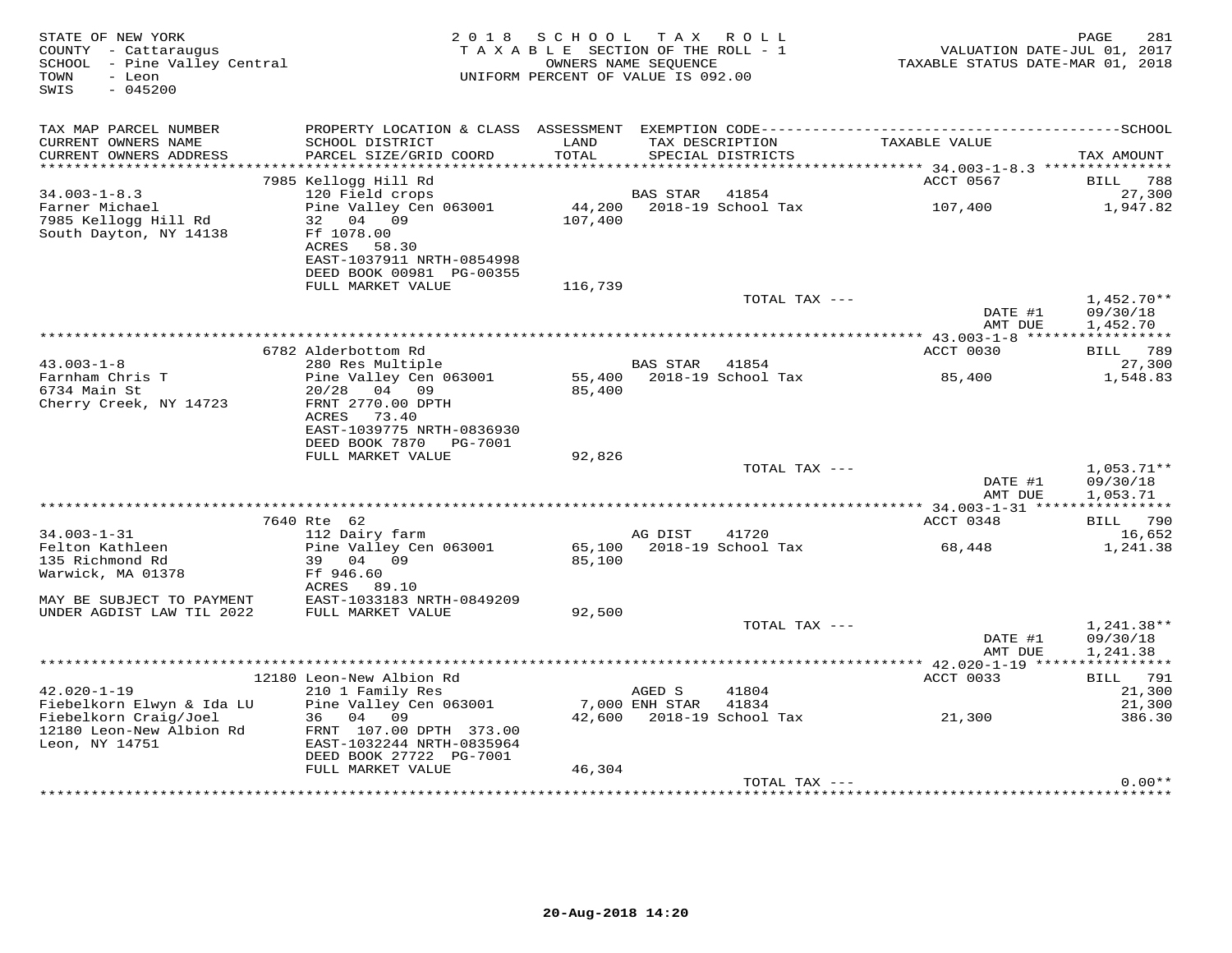STATE OF NEW YORK
COUNTY - Cattaraugus
SCHOOL - Pine Valley Central
TOWN - Leon
SWIS - 045200

2018 SCHOOL TAX ROLL
TAXABLE SECTION OF THE ROLL - 1
OWNERS NAME SEQUENCE
UNIFORM PERCENT OF VALUE IS 092.00

VALUATION DATE-JUL 01, 2017
TAXABLE STATUS DATE-MAR 01, 2018

| TAX MAP PARCEL NUMBER / CURRENT OWNERS NAME / CURRENT OWNERS ADDRESS | PROPERTY LOCATION & CLASS / SCHOOL DISTRICT / PARCEL SIZE/GRID COORD | ASSESSMENT LAND / TOTAL | EXEMPTION CODE / TAX DESCRIPTION / SPECIAL DISTRICTS | TAXABLE VALUE | TAX AMOUNT |
|---|---|---|---|---|---|
| | 7985 Kellogg Hill Rd | | | ACCT 0567 | BILL 788 |
| 34.003-1-8.3 | 120 Field crops | | BAS STAR 41854 | | 27,300 |
| Farner Michael | Pine Valley Cen 063001 | 44,200 | 2018-19 School Tax | 107,400 | 1,947.82 |
| 7985 Kellogg Hill Rd | 32 04 09 | 107,400 | | | |
| South Dayton, NY 14138 | Ff 1078.00 | | | | |
| | ACRES 58.30 | | | | |
| | EAST-1037911 NRTH-0854998 | | | | |
| | DEED BOOK 00981 PG-00355 | | | | |
| | FULL MARKET VALUE | 116,739 | | | |
| | | | TOTAL TAX --- | | 1,452.70** |
| | | | | DATE #1 | 09/30/18 |
| | | | | AMT DUE | 1,452.70 |
| | 6782 Alderbottom Rd | | | ACCT 0030 | BILL 789 |
| 43.003-1-8 | 280 Res Multiple | | BAS STAR 41854 | | 27,300 |
| Farnham Chris T | Pine Valley Cen 063001 | 55,400 | 2018-19 School Tax | 85,400 | 1,548.83 |
| 6734 Main St | 20/28 04 09 | 85,400 | | | |
| Cherry Creek, NY 14723 | FRNT 2770.00 DPTH | | | | |
| | ACRES 73.40 | | | | |
| | EAST-1039775 NRTH-0836930 | | | | |
| | DEED BOOK 7870 PG-7001 | | | | |
| | FULL MARKET VALUE | 92,826 | | | |
| | | | TOTAL TAX --- | | 1,053.71** |
| | | | | DATE #1 | 09/30/18 |
| | | | | AMT DUE | 1,053.71 |
| | 7640 Rte 62 | | | ACCT 0348 | BILL 790 |
| 34.003-1-31 | 112 Dairy farm | | AG DIST 41720 | | 16,652 |
| Felton Kathleen | Pine Valley Cen 063001 | 65,100 | 2018-19 School Tax | 68,448 | 1,241.38 |
| 135 Richmond Rd | 39 04 09 | 85,100 | | | |
| Warwick, MA 01378 | Ff 946.60 | | | | |
| | ACRES 89.10 | | | | |
| MAY BE SUBJECT TO PAYMENT | EAST-1033183 NRTH-0849209 | | | | |
| UNDER AGDIST LAW TIL 2022 | FULL MARKET VALUE | 92,500 | | | |
| | | | TOTAL TAX --- | | 1,241.38** |
| | | | | DATE #1 | 09/30/18 |
| | | | | AMT DUE | 1,241.38 |
| | 12180 Leon-New Albion Rd | | | ACCT 0033 | BILL 791 |
| 42.020-1-19 | 210 1 Family Res | | AGED S 41804 | | 21,300 |
| Fiebelkorn Elwyn & Ida LU | Pine Valley Cen 063001 | 7,000 | ENH STAR 41834 | | 21,300 |
| Fiebelkorn Craig/Joel | 36 04 09 | 42,600 | 2018-19 School Tax | 21,300 | 386.30 |
| 12180 Leon-New Albion Rd | FRNT 107.00 DPTH 373.00 | | | | |
| Leon, NY 14751 | EAST-1032244 NRTH-0835964 | | | | |
| | DEED BOOK 27722 PG-7001 | | | | |
| | FULL MARKET VALUE | 46,304 | | | |
| | | | TOTAL TAX --- | | 0.00** |

20-Aug-2018 14:20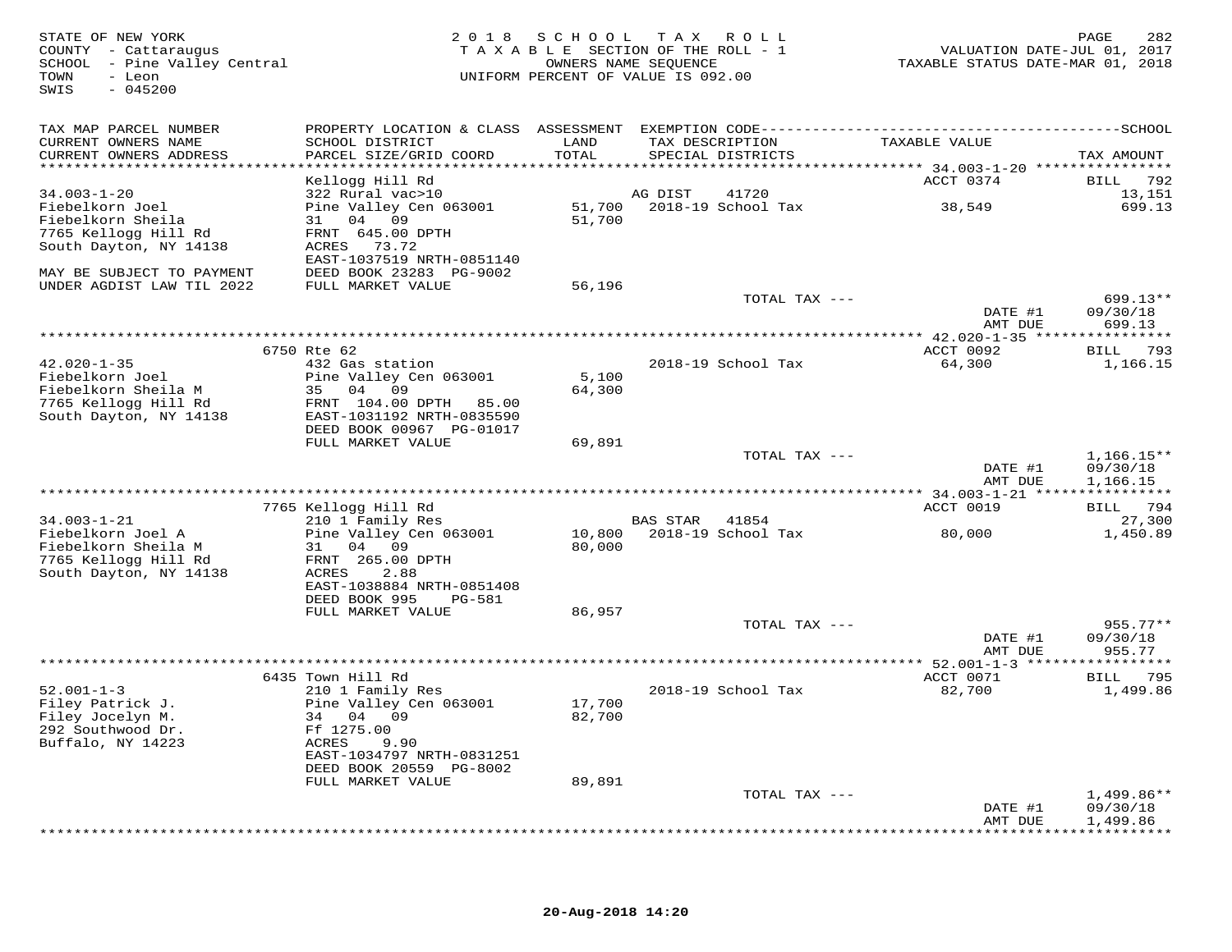STATE OF NEW YORK
COUNTY - Cattaraugus
SCHOOL - Pine Valley Central
TOWN - Leon
SWIS - 045200

2018 SCHOOL TAX ROLL
TAXABLE SECTION OF THE ROLL - 1
OWNERS NAME SEQUENCE
UNIFORM PERCENT OF VALUE IS 092.00

VALUATION DATE-JUL 01, 2017
TAXABLE STATUS DATE-MAR 01, 2018

| TAX MAP PARCEL NUMBER / CURRENT OWNERS NAME / CURRENT OWNERS ADDRESS | PROPERTY LOCATION & CLASS / SCHOOL DISTRICT / PARCEL SIZE/GRID COORD | ASSESSMENT LAND / TOTAL | EXEMPTION CODE / TAX DESCRIPTION / SPECIAL DISTRICTS | TAXABLE VALUE | SCHOOL TAX AMOUNT |
|---|---|---|---|---|---|
| 34.003-1-20 | Kellogg Hill Rd | | | ACCT 0374 | BILL 792 |
| 34.003-1-20 | 322 Rural vac>10 | | AG DIST 41720 | | 13,151 |
| Fiebelkorn Joel | Pine Valley Cen 063001 | 51,700 | 2018-19 School Tax | 38,549 | 699.13 |
| Fiebelkorn Sheila | 31 04 09 | 51,700 | | | |
| 7765 Kellogg Hill Rd | FRNT 645.00 DPTH | | | | |
| South Dayton, NY 14138 | ACRES 73.72 | | | | |
| | EAST-1037519 NRTH-0851140 | | | | |
| MAY BE SUBJECT TO PAYMENT | DEED BOOK 23283 PG-9002 | | | | |
| UNDER AGDIST LAW TIL 2022 | FULL MARKET VALUE | 56,196 | | | |
| | | | TOTAL TAX --- | | 699.13** |
| | | | | DATE #1 | 09/30/18 |
| | | | | AMT DUE | 699.13 |
| 42.020-1-35 | 6750 Rte 62 | | | ACCT 0092 | BILL 793 |
| 42.020-1-35 | 432 Gas station | | 2018-19 School Tax | 64,300 | 1,166.15 |
| Fiebelkorn Joel | Pine Valley Cen 063001 | 5,100 | | | |
| Fiebelkorn Sheila M | 35 04 09 | 64,300 | | | |
| 7765 Kellogg Hill Rd | FRNT 104.00 DPTH 85.00 | | | | |
| South Dayton, NY 14138 | EAST-1031192 NRTH-0835590 | | | | |
| | DEED BOOK 00967 PG-01017 | | | | |
| | FULL MARKET VALUE | 69,891 | | | |
| | | | TOTAL TAX --- | | 1,166.15** |
| | | | | DATE #1 | 09/30/18 |
| | | | | AMT DUE | 1,166.15 |
| 34.003-1-21 | 7765 Kellogg Hill Rd | | | ACCT 0019 | BILL 794 |
| 34.003-1-21 | 210 1 Family Res | | BAS STAR 41854 | | 27,300 |
| Fiebelkorn Joel A | Pine Valley Cen 063001 | 10,800 | 2018-19 School Tax | 80,000 | 1,450.89 |
| Fiebelkorn Sheila M | 31 04 09 | 80,000 | | | |
| 7765 Kellogg Hill Rd | FRNT 265.00 DPTH | | | | |
| South Dayton, NY 14138 | ACRES 2.88 | | | | |
| | EAST-1038884 NRTH-0851408 | | | | |
| | DEED BOOK 995 PG-581 | | | | |
| | FULL MARKET VALUE | 86,957 | | | |
| | | | TOTAL TAX --- | | 955.77** |
| | | | | DATE #1 | 09/30/18 |
| | | | | AMT DUE | 955.77 |
| 52.001-1-3 | 6435 Town Hill Rd | | | ACCT 0071 | BILL 795 |
| 52.001-1-3 | 210 1 Family Res | | 2018-19 School Tax | 82,700 | 1,499.86 |
| Filey Patrick J. | Pine Valley Cen 063001 | 17,700 | | | |
| Filey Jocelyn M. | 34 04 09 | 82,700 | | | |
| 292 Southwood Dr. | Ff 1275.00 | | | | |
| Buffalo, NY 14223 | ACRES 9.90 | | | | |
| | EAST-1034797 NRTH-0831251 | | | | |
| | DEED BOOK 20559 PG-8002 | | | | |
| | FULL MARKET VALUE | 89,891 | | | |
| | | | TOTAL TAX --- | | 1,499.86** |
| | | | | DATE #1 | 09/30/18 |
| | | | | AMT DUE | 1,499.86 |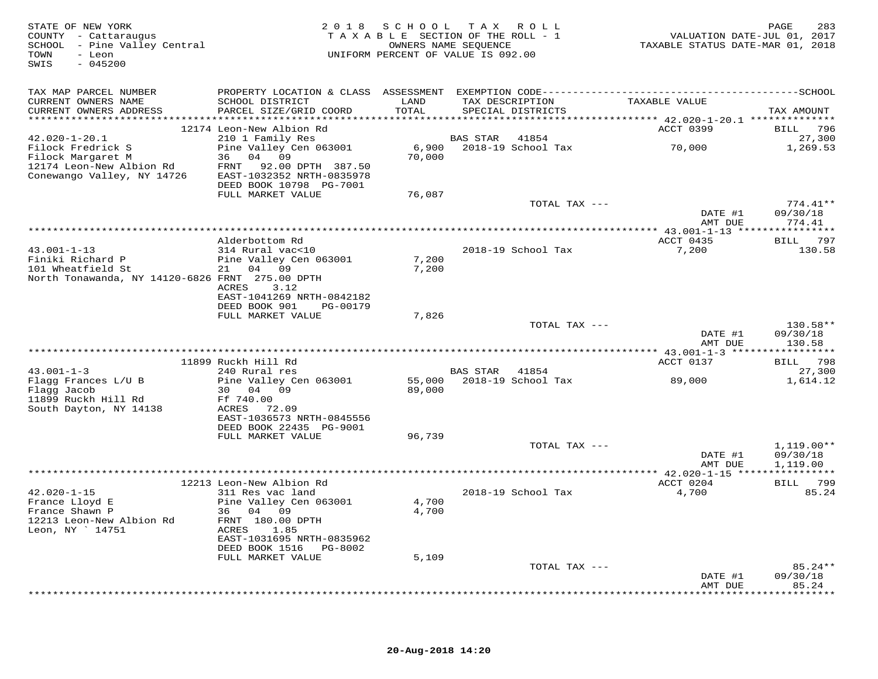STATE OF NEW YORK
COUNTY - Cattaraugus
SCHOOL - Pine Valley Central
TOWN - Leon
SWIS - 045200

2018 SCHOOL TAX ROLL
TAXABLE SECTION OF THE ROLL - 1
OWNERS NAME SEQUENCE
UNIFORM PERCENT OF VALUE IS 092.00

VALUATION DATE-JUL 01, 2017
TAXABLE STATUS DATE-MAR 01, 2018

| TAX MAP PARCEL NUMBER / CURRENT OWNERS NAME / CURRENT OWNERS ADDRESS | PROPERTY LOCATION & CLASS / SCHOOL DISTRICT / PARCEL SIZE/GRID COORD | ASSESSMENT LAND / TOTAL | EXEMPTION CODE / TAX DESCRIPTION / SPECIAL DISTRICTS | TAXABLE VALUE | SCHOOL TAX AMOUNT |
|---|---|---|---|---|---|
| | 12174 Leon-New Albion Rd | | | ACCT 0399 | BILL 796 |
| 42.020-1-20.1 | 210 1 Family Res | | BAS STAR 41854 | | 27,300 |
| Filock Fredrick S | Pine Valley Cen 063001 | 6,900 | 2018-19 School Tax | 70,000 | 1,269.53 |
| Filock Margaret M | 36 04 09 | 70,000 | | | |
| 12174 Leon-New Albion Rd | FRNT 92.00 DPTH 387.50 | | | | |
| Conewango Valley, NY 14726 | EAST-1032352 NRTH-0835978 | | | | |
| | DEED BOOK 10798 PG-7001 | | | | |
| | FULL MARKET VALUE | 76,087 | | | |
| | | | TOTAL TAX --- | | 774.41** |
| | | | | DATE #1 | 09/30/18 |
| | | | | AMT DUE | 774.41 |
| | Alderbottom Rd | | | ACCT 0435 | BILL 797 |
| 43.001-1-13 | 314 Rural vac<10 | | 2018-19 School Tax | 7,200 | 130.58 |
| Finiki Richard P | Pine Valley Cen 063001 | 7,200 | | | |
| 101 Wheatfield St | 21 04 09 | 7,200 | | | |
| North Tonawanda, NY 14120-6826 | FRNT 275.00 DPTH | | | | |
| | ACRES 3.12 | | | | |
| | EAST-1041269 NRTH-0842182 | | | | |
| | DEED BOOK 901 PG-00179 | | | | |
| | FULL MARKET VALUE | 7,826 | | | |
| | | | TOTAL TAX --- | | 130.58** |
| | | | | DATE #1 | 09/30/18 |
| | | | | AMT DUE | 130.58 |
| | 11899 Ruckh Hill Rd | | | ACCT 0137 | BILL 798 |
| 43.001-1-3 | 240 Rural res | | BAS STAR 41854 | | 27,300 |
| Flagg Frances L/U B | Pine Valley Cen 063001 | 55,000 | 2018-19 School Tax | 89,000 | 1,614.12 |
| Flagg Jacob | 30 04 09 | 89,000 | | | |
| 11899 Ruckh Hill Rd | Ff 740.00 | | | | |
| South Dayton, NY 14138 | ACRES 72.09 | | | | |
| | EAST-1036573 NRTH-0845556 | | | | |
| | DEED BOOK 22435 PG-9001 | | | | |
| | FULL MARKET VALUE | 96,739 | | | |
| | | | TOTAL TAX --- | | 1,119.00** |
| | | | | DATE #1 | 09/30/18 |
| | | | | AMT DUE | 1,119.00 |
| | 12213 Leon-New Albion Rd | | | ACCT 0204 | BILL 799 |
| 42.020-1-15 | 311 Res vac land | | 2018-19 School Tax | 4,700 | 85.24 |
| France Lloyd E | Pine Valley Cen 063001 | 4,700 | | | |
| France Shawn P | 36 04 09 | 4,700 | | | |
| 12213 Leon-New Albion Rd | FRNT 180.00 DPTH | | | | |
| Leon, NY ` 14751 | ACRES 1.85 | | | | |
| | EAST-1031695 NRTH-0835962 | | | | |
| | DEED BOOK 1516 PG-8002 | | | | |
| | FULL MARKET VALUE | 5,109 | | | |
| | | | TOTAL TAX --- | | 85.24** |
| | | | | DATE #1 | 09/30/18 |
| | | | | AMT DUE | 85.24 |

20-Aug-2018 14:20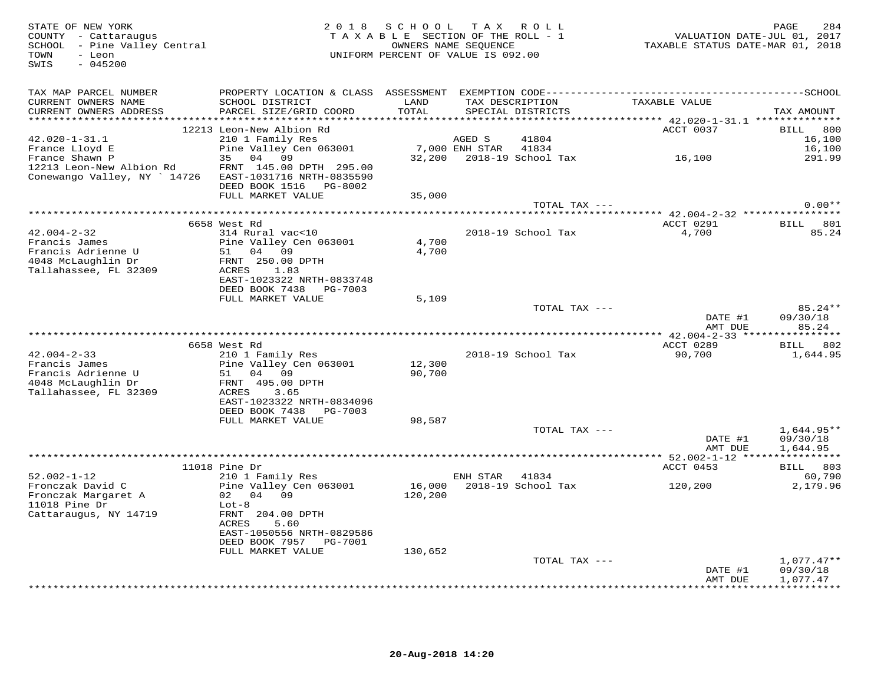STATE OF NEW YORK
COUNTY - Cattaraugus
SCHOOL - Pine Valley Central
TOWN - Leon
SWIS - 045200

2 0 1 8 S C H O O L T A X R O L L
T A X A B L E SECTION OF THE ROLL - 1
OWNERS NAME SEQUENCE
UNIFORM PERCENT OF VALUE IS 092.00

VALUATION DATE-JUL 01, 2017
TAXABLE STATUS DATE-MAR 01, 2018

| TAX MAP PARCEL NUMBER / CURRENT OWNERS NAME / CURRENT OWNERS ADDRESS | PROPERTY LOCATION & CLASS / SCHOOL DISTRICT / PARCEL SIZE/GRID COORD | ASSESSMENT LAND / TOTAL | EXEMPTION CODE / TAX DESCRIPTION / SPECIAL DISTRICTS | | TAXABLE VALUE | SCHOOL TAX AMOUNT |
|---|---|---|---|---|---|---|
| 42.020-1-31.1 | 12213 Leon-New Albion Rd | | | | ACCT 0037 | BILL 800 |
| 42.020-1-31.1 | 210 1 Family Res | | AGED S | 41804 | | 16,100 |
| France Lloyd E | Pine Valley Cen 063001 | 7,000 | ENH STAR | 41834 | | 16,100 |
| France Shawn P | 35 04 09 | 32,200 | 2018-19 School Tax | | 16,100 | 291.99 |
| 12213 Leon-New Albion Rd | FRNT 145.00 DPTH 295.00 | | | | | |
| Conewango Valley, NY ` 14726 | EAST-1031716 NRTH-0835590 | | | | | |
| | DEED BOOK 1516 PG-8002 | | | | | |
| | FULL MARKET VALUE | 35,000 | | | | |
| | | | TOTAL TAX --- | | | 0.00** |
| 42.004-2-32 | 6658 West Rd | | | | ACCT 0291 | BILL 801 |
| 42.004-2-32 | 314 Rural vac<10 | | 2018-19 School Tax | | 4,700 | 85.24 |
| Francis James | Pine Valley Cen 063001 | 4,700 | | | | |
| Francis Adrienne U | 51 04 09 | 4,700 | | | | |
| 4048 McLaughlin Dr | FRNT 250.00 DPTH | | | | | |
| Tallahassee, FL 32309 | ACRES 1.83 | | | | | |
| | EAST-1023322 NRTH-0833748 | | | | | |
| | DEED BOOK 7438 PG-7003 | | | | | |
| | FULL MARKET VALUE | 5,109 | | | | |
| | | | TOTAL TAX --- | | | 85.24** |
| | | | | | DATE #1 | 09/30/18 |
| | | | | | AMT DUE | 85.24 |
| 42.004-2-33 | 6658 West Rd | | | | ACCT 0289 | BILL 802 |
| 42.004-2-33 | 210 1 Family Res | | 2018-19 School Tax | | 90,700 | 1,644.95 |
| Francis James | Pine Valley Cen 063001 | 12,300 | | | | |
| Francis Adrienne U | 51 04 09 | 90,700 | | | | |
| 4048 McLaughlin Dr | FRNT 495.00 DPTH | | | | | |
| Tallahassee, FL 32309 | ACRES 3.65 | | | | | |
| | EAST-1023322 NRTH-0834096 | | | | | |
| | DEED BOOK 7438 PG-7003 | | | | | |
| | FULL MARKET VALUE | 98,587 | | | | |
| | | | TOTAL TAX --- | | | 1,644.95** |
| | | | | | DATE #1 | 09/30/18 |
| | | | | | AMT DUE | 1,644.95 |
| 52.002-1-12 | 11018 Pine Dr | | | | ACCT 0453 | BILL 803 |
| 52.002-1-12 | 210 1 Family Res | | ENH STAR | 41834 | | 60,790 |
| Fronczak David C | Pine Valley Cen 063001 | 16,000 | 2018-19 School Tax | | 120,200 | 2,179.96 |
| Fronczak Margaret A | 02 04 09 | 120,200 | | | | |
| 11018 Pine Dr | Lot-8 | | | | | |
| Cattaraugus, NY 14719 | FRNT 204.00 DPTH | | | | | |
| | ACRES 5.60 | | | | | |
| | EAST-1050556 NRTH-0829586 | | | | | |
| | DEED BOOK 7957 PG-7001 | | | | | |
| | FULL MARKET VALUE | 130,652 | | | | |
| | | | TOTAL TAX --- | | | 1,077.47** |
| | | | | | DATE #1 | 09/30/18 |
| | | | | | AMT DUE | 1,077.47 |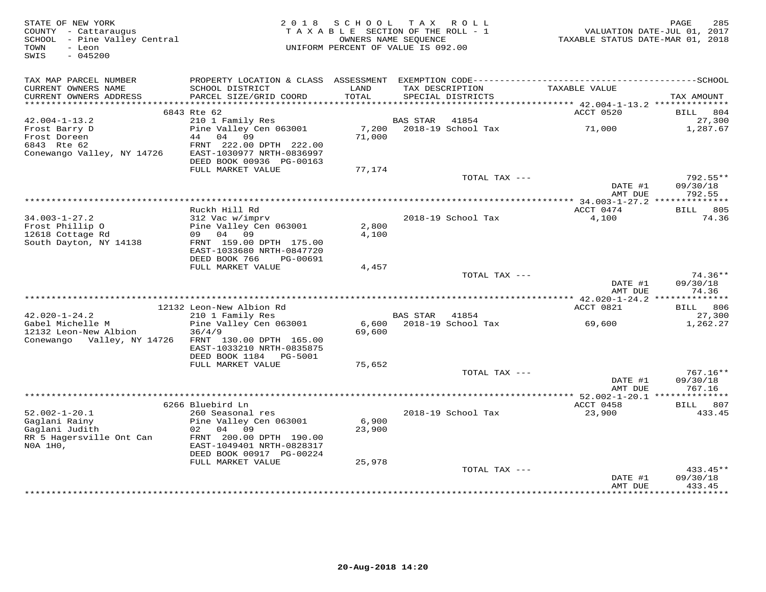STATE OF NEW YORK
COUNTY - Cattaraugus
SCHOOL - Pine Valley Central
TOWN - Leon
SWIS - 045200

2018 SCHOOL TAX ROLL
TAXABLE SECTION OF THE ROLL - 1
OWNERS NAME SEQUENCE
UNIFORM PERCENT OF VALUE IS 092.00

VALUATION DATE-JUL 01, 2017
TAXABLE STATUS DATE-MAR 01, 2018

| TAX MAP PARCEL NUMBER / CURRENT OWNERS NAME / CURRENT OWNERS ADDRESS | PROPERTY LOCATION & CLASS / SCHOOL DISTRICT / PARCEL SIZE/GRID COORD | ASSESSMENT LAND / TOTAL | EXEMPTION CODE / TAX DESCRIPTION / SPECIAL DISTRICTS | TAXABLE VALUE | TAX AMOUNT |
|---|---|---|---|---|---|
| **42.004-1-13.2** | 6843 Rte 62 | | | ACCT 0520 | BILL 804 |
| 42.004-1-13.2 | 210 1 Family Res | | BAS STAR 41854 | | 27,300 |
| Frost Barry D | Pine Valley Cen 063001 | 7,200 | 2018-19 School Tax | 71,000 | 1,287.67 |
| Frost Doreen | 44 04 09 | 71,000 | | | |
| 6843 Rte 62 | FRNT 222.00 DPTH 222.00 | | | | |
| Conewango Valley, NY 14726 | EAST-1030977 NRTH-0836997 | | | | |
| | DEED BOOK 00936 PG-00163 | | | | |
| | FULL MARKET VALUE | 77,174 | | | |
| | | | TOTAL TAX --- | | 792.55** |
| | | | | DATE #1 | 09/30/18 |
| | | | | AMT DUE | 792.55 |
| **34.003-1-27.2** | Ruckh Hill Rd | | | ACCT 0474 | BILL 805 |
| 34.003-1-27.2 | 312 Vac w/imprv | | 2018-19 School Tax | 4,100 | 74.36 |
| Frost Phillip O | Pine Valley Cen 063001 | 2,800 | | | |
| 12618 Cottage Rd | 09 04 09 | 4,100 | | | |
| South Dayton, NY 14138 | FRNT 159.00 DPTH 175.00 | | | | |
| | EAST-1033680 NRTH-0847720 | | | | |
| | DEED BOOK 766 PG-00691 | | | | |
| | FULL MARKET VALUE | 4,457 | | | |
| | | | TOTAL TAX --- | | 74.36** |
| | | | | DATE #1 | 09/30/18 |
| | | | | AMT DUE | 74.36 |
| **42.020-1-24.2** | 12132 Leon-New Albion Rd | | | ACCT 0821 | BILL 806 |
| 42.020-1-24.2 | 210 1 Family Res | | BAS STAR 41854 | | 27,300 |
| Gabel Michelle M | Pine Valley Cen 063001 | 6,600 | 2018-19 School Tax | 69,600 | 1,262.27 |
| 12132 Leon-New Albion | 36/4/9 | 69,600 | | | |
| Conewango Valley, NY 14726 | FRNT 130.00 DPTH 165.00 | | | | |
| | EAST-1033210 NRTH-0835875 | | | | |
| | DEED BOOK 1184 PG-5001 | | | | |
| | FULL MARKET VALUE | 75,652 | | | |
| | | | TOTAL TAX --- | | 767.16** |
| | | | | DATE #1 | 09/30/18 |
| | | | | AMT DUE | 767.16 |
| **52.002-1-20.1** | 6266 Bluebird Ln | | | ACCT 0458 | BILL 807 |
| 52.002-1-20.1 | 260 Seasonal res | | 2018-19 School Tax | 23,900 | 433.45 |
| Gaglani Rainy | Pine Valley Cen 063001 | 6,900 | | | |
| Gaglani Judith | 02 04 09 | 23,900 | | | |
| RR 5 Hagersville Ont Can | FRNT 200.00 DPTH 190.00 | | | | |
| N0A 1H0, | EAST-1049401 NRTH-0828317 | | | | |
| | DEED BOOK 00917 PG-00224 | | | | |
| | FULL MARKET VALUE | 25,978 | | | |
| | | | TOTAL TAX --- | | 433.45** |
| | | | | DATE #1 | 09/30/18 |
| | | | | AMT DUE | 433.45 |

20-Aug-2018 14:20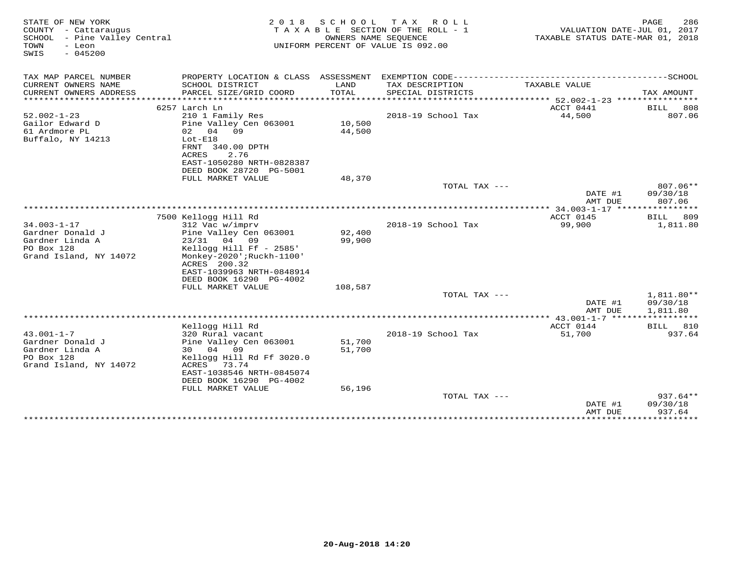STATE OF NEW YORK
COUNTY - Cattaraugus
SCHOOL - Pine Valley Central
TOWN - Leon
SWIS - 045200

2018 SCHOOL TAX ROLL
TAXABLE SECTION OF THE ROLL - 1
OWNERS NAME SEQUENCE
UNIFORM PERCENT OF VALUE IS 092.00

VALUATION DATE-JUL 01, 2017
TAXABLE STATUS DATE-MAR 01, 2018

| TAX MAP PARCEL NUMBER / CURRENT OWNERS NAME / CURRENT OWNERS ADDRESS | PROPERTY LOCATION & CLASS / SCHOOL DISTRICT / PARCEL SIZE/GRID COORD | ASSESSMENT LAND / TOTAL | EXEMPTION CODE / TAX DESCRIPTION / SPECIAL DISTRICTS | TAXABLE VALUE | TAX AMOUNT |
|---|---|---|---|---|---|
| 52.002-1-23 | 6257 Larch Ln | | | ACCT 0441 | BILL 808 |
| Gailor Edward D | 210 1 Family Res | | 2018-19 School Tax | 44,500 | 807.06 |
| 61 Ardmore PL | Pine Valley Cen 063001 | 10,500 | | | |
| Buffalo, NY 14213 | 02 04 09 | 44,500 | | | |
| | Lot-E18 | | | | |
| | FRNT 340.00 DPTH | | | | |
| | ACRES 2.76 | | | | |
| | EAST-1050280 NRTH-0828387 | | | | |
| | DEED BOOK 28720 PG-5001 | | | | |
| | FULL MARKET VALUE | 48,370 | | | |
| | | | TOTAL TAX --- | | 807.06** |
| | | | | DATE #1 | 09/30/18 |
| | | | | AMT DUE | 807.06 |
| 34.003-1-17 | 7500 Kellogg Hill Rd | | | ACCT 0145 | BILL 809 |
| Gardner Donald J | 312 Vac w/imprv | | 2018-19 School Tax | 99,900 | 1,811.80 |
| Gardner Linda A | Pine Valley Cen 063001 | 92,400 | | | |
| PO Box 128 | 23/31 04 09 | 99,900 | | | |
| Grand Island, NY 14072 | Kellogg Hill Ff - 2585' | | | | |
| | Monkey-2020';Ruckh-1100' | | | | |
| | ACRES 200.32 | | | | |
| | EAST-1039963 NRTH-0848914 | | | | |
| | DEED BOOK 16290 PG-4002 | | | | |
| | FULL MARKET VALUE | 108,587 | | | |
| | | | TOTAL TAX --- | | 1,811.80** |
| | | | | DATE #1 | 09/30/18 |
| | | | | AMT DUE | 1,811.80 |
| 43.001-1-7 | Kellogg Hill Rd | | | ACCT 0144 | BILL 810 |
| Gardner Donald J | 320 Rural vacant | | 2018-19 School Tax | 51,700 | 937.64 |
| Gardner Linda A | Pine Valley Cen 063001 | 51,700 | | | |
| PO Box 128 | 30 04 09 | 51,700 | | | |
| Grand Island, NY 14072 | Kellogg Hill Rd Ff 3020.0 | | | | |
| | ACRES 73.74 | | | | |
| | EAST-1038546 NRTH-0845074 | | | | |
| | DEED BOOK 16290 PG-4002 | | | | |
| | FULL MARKET VALUE | 56,196 | | | |
| | | | TOTAL TAX --- | | 937.64** |
| | | | | DATE #1 | 09/30/18 |
| | | | | AMT DUE | 937.64 |

20-Aug-2018 14:20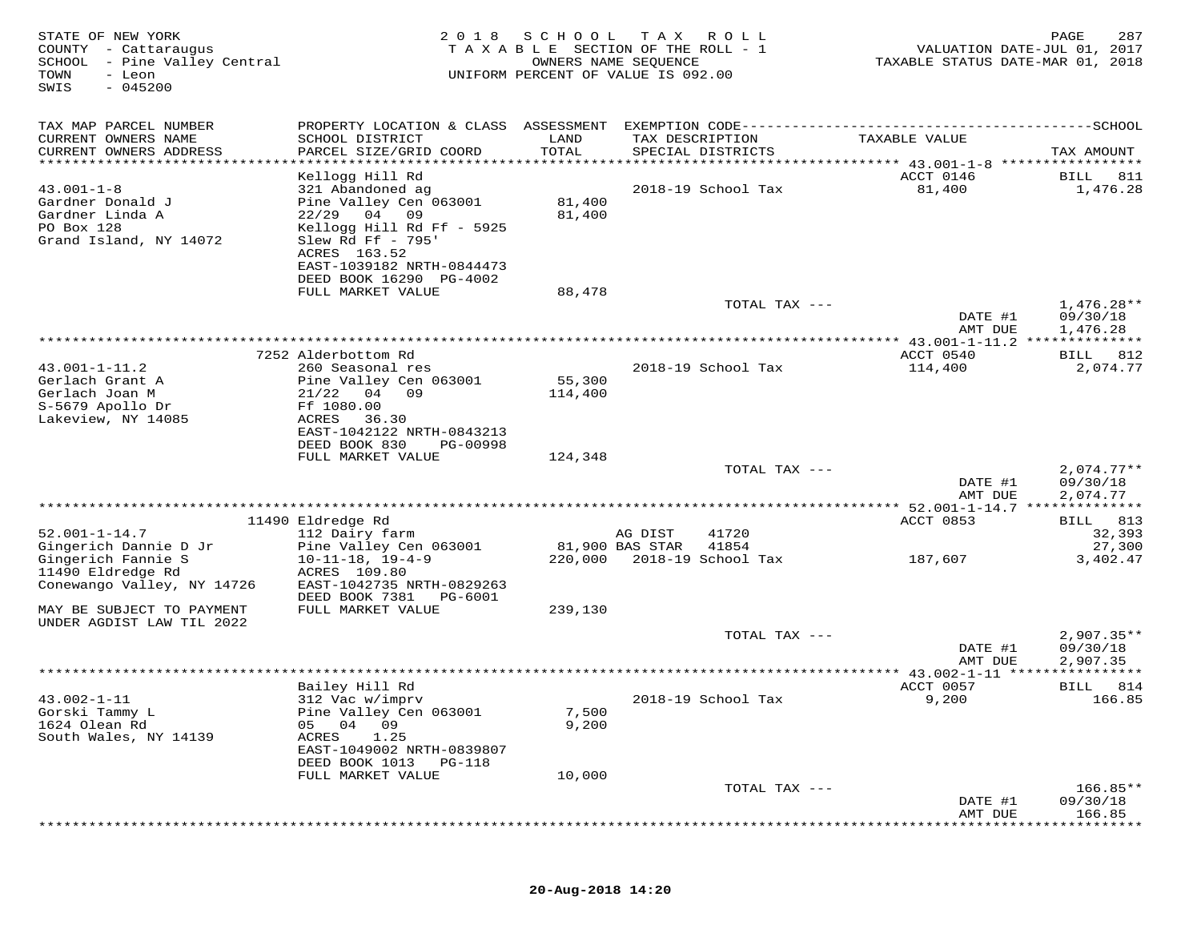STATE OF NEW YORK
COUNTY - Cattaraugus
SCHOOL - Pine Valley Central
TOWN - Leon
SWIS - 045200

2018 SCHOOL TAX ROLL
TAXABLE SECTION OF THE ROLL - 1
OWNERS NAME SEQUENCE
UNIFORM PERCENT OF VALUE IS 092.00

VALUATION DATE-JUL 01, 2017
TAXABLE STATUS DATE-MAR 01, 2018

| TAX MAP PARCEL NUMBER / CURRENT OWNERS NAME / CURRENT OWNERS ADDRESS | PROPERTY LOCATION & CLASS / SCHOOL DISTRICT / PARCEL SIZE/GRID COORD | ASSESSMENT LAND / TOTAL | EXEMPTION CODE / TAX DESCRIPTION / SPECIAL DISTRICTS | TAXABLE VALUE | TAX AMOUNT |
|---|---|---|---|---|---|
| **43.001-1-8** | Kellogg Hill Rd | | | ACCT 0146 | BILL 811 |
| Gardner Donald J | 321 Abandoned ag | | 2018-19 School Tax | 81,400 | 1,476.28 |
| Gardner Linda A | Pine Valley Cen 063001 | 81,400 | | | |
| PO Box 128 | 22/29 04 09 | 81,400 | | | |
| Grand Island, NY 14072 | Kellogg Hill Rd Ff - 5925 | | | | |
| | Slew Rd Ff - 795' | | | | |
| | ACRES 163.52 | | | | |
| | EAST-1039182 NRTH-0844473 | | | | |
| | DEED BOOK 16290 PG-4002 | | | | |
| | FULL MARKET VALUE | 88,478 | | | |
| | | | TOTAL TAX --- | | 1,476.28** |
| | | | | DATE #1 | 09/30/18 |
| | | | | AMT DUE | 1,476.28 |
| **43.001-1-11.2** | 7252 Alderbottom Rd | | | ACCT 0540 | BILL 812 |
| Gerlach Grant A | 260 Seasonal res | | 2018-19 School Tax | 114,400 | 2,074.77 |
| Gerlach Joan M | Pine Valley Cen 063001 | 55,300 | | | |
| S-5679 Apollo Dr | 21/22 04 09 | 114,400 | | | |
| Lakeview, NY 14085 | Ff 1080.00 | | | | |
| | ACRES 36.30 | | | | |
| | EAST-1042122 NRTH-0843213 | | | | |
| | DEED BOOK 830 PG-00998 | | | | |
| | FULL MARKET VALUE | 124,348 | | | |
| | | | TOTAL TAX --- | | 2,074.77** |
| | | | | DATE #1 | 09/30/18 |
| | | | | AMT DUE | 2,074.77 |
| **52.001-1-14.7** | 11490 Eldredge Rd | | | ACCT 0853 | BILL 813 |
| Gingerich Dannie D Jr | 112 Dairy farm | | AG DIST 41720 | | 32,393 |
| Gingerich Fannie S | Pine Valley Cen 063001 | 81,900 | BAS STAR 41854 | | 27,300 |
| 11490 Eldredge Rd | 10-11-18, 19-4-9 | 220,000 | 2018-19 School Tax | 187,607 | 3,402.47 |
| Conewango Valley, NY 14726 | ACRES 109.80 | | | | |
| | EAST-1042735 NRTH-0829263 | | | | |
| | DEED BOOK 7381 PG-6001 | | | | |
| MAY BE SUBJECT TO PAYMENT UNDER AGDIST LAW TIL 2022 | FULL MARKET VALUE | 239,130 | | | |
| | | | TOTAL TAX --- | | 2,907.35** |
| | | | | DATE #1 | 09/30/18 |
| | | | | AMT DUE | 2,907.35 |
| **43.002-1-11** | Bailey Hill Rd | | | ACCT 0057 | BILL 814 |
| Gorski Tammy L | 312 Vac w/imprv | | 2018-19 School Tax | 9,200 | 166.85 |
| 1624 Olean Rd | Pine Valley Cen 063001 | 7,500 | | | |
| South Wales, NY 14139 | 05 04 09 | 9,200 | | | |
| | ACRES 1.25 | | | | |
| | EAST-1049002 NRTH-0839807 | | | | |
| | DEED BOOK 1013 PG-118 | | | | |
| | FULL MARKET VALUE | 10,000 | | | |
| | | | TOTAL TAX --- | | 166.85** |
| | | | | DATE #1 | 09/30/18 |
| | | | | AMT DUE | 166.85 |

20-Aug-2018 14:20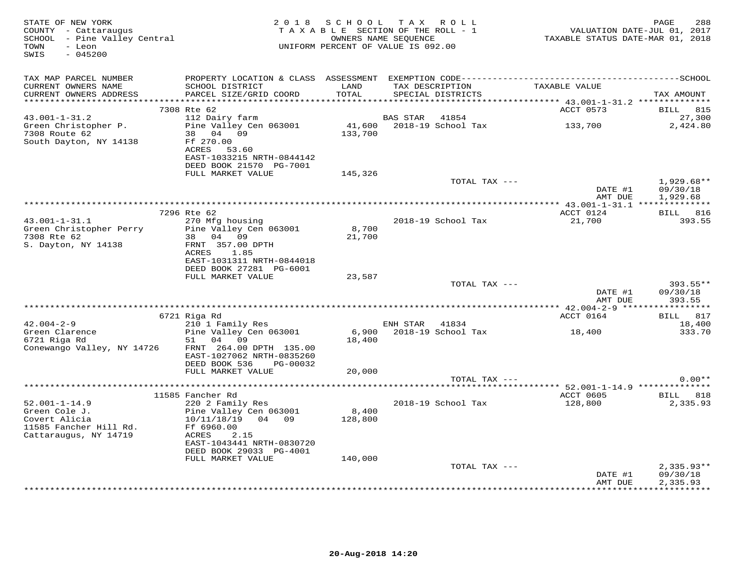STATE OF NEW YORK
COUNTY - Cattaraugus
SCHOOL - Pine Valley Central
TOWN - Leon
SWIS - 045200

2018 SCHOOL TAX ROLL
TAXABLE SECTION OF THE ROLL - 1
OWNERS NAME SEQUENCE
UNIFORM PERCENT OF VALUE IS 092.00

VALUATION DATE-JUL 01, 2017
TAXABLE STATUS DATE-MAR 01, 2018

| TAX MAP PARCEL NUMBER / CURRENT OWNERS NAME / CURRENT OWNERS ADDRESS | PROPERTY LOCATION & CLASS / SCHOOL DISTRICT / PARCEL SIZE/GRID COORD | ASSESSMENT LAND / TOTAL | EXEMPTION CODE / TAX DESCRIPTION / SPECIAL DISTRICTS | TAXABLE VALUE | TAX AMOUNT |
|---|---|---|---|---|---|
| | 7308 Rte 62 | | | ACCT 0573 | BILL 815 |
| 43.001-1-31.2 | 112 Dairy farm | | BAS STAR 41854 | | 27,300 |
| Green Christopher P. | Pine Valley Cen 063001 | 41,600 | 2018-19 School Tax | 133,700 | 2,424.80 |
| 7308 Route 62 | 38 04 09 | 133,700 | | | |
| South Dayton, NY 14138 | Ff 270.00 | | | | |
| | ACRES 53.60 | | | | |
| | EAST-1033215 NRTH-0844142 | | | | |
| | DEED BOOK 21570 PG-7001 | | | | |
| | FULL MARKET VALUE | 145,326 | | | |
| | | | TOTAL TAX --- | | 1,929.68** |
| | | | | DATE #1 | 09/30/18 |
| | | | | AMT DUE | 1,929.68 |
| | 7296 Rte 62 | | | ACCT 0124 | BILL 816 |
| 43.001-1-31.1 | 270 Mfg housing | | 2018-19 School Tax | 21,700 | 393.55 |
| Green Christopher Perry | Pine Valley Cen 063001 | 8,700 | | | |
| 7308 Rte 62 | 38 04 09 | 21,700 | | | |
| S. Dayton, NY 14138 | FRNT 357.00 DPTH | | | | |
| | ACRES 1.85 | | | | |
| | EAST-1031311 NRTH-0844018 | | | | |
| | DEED BOOK 27281 PG-6001 | | | | |
| | FULL MARKET VALUE | 23,587 | | | |
| | | | TOTAL TAX --- | | 393.55** |
| | | | | DATE #1 | 09/30/18 |
| | | | | AMT DUE | 393.55 |
| | 6721 Riga Rd | | | ACCT 0164 | BILL 817 |
| 42.004-2-9 | 210 1 Family Res | | ENH STAR 41834 | | 18,400 |
| Green Clarence | Pine Valley Cen 063001 | 6,900 | 2018-19 School Tax | 18,400 | 333.70 |
| 6721 Riga Rd | 51 04 09 | 18,400 | | | |
| Conewango Valley, NY 14726 | FRNT 264.00 DPTH 135.00 | | | | |
| | EAST-1027062 NRTH-0835260 | | | | |
| | DEED BOOK 536 PG-00032 | | | | |
| | FULL MARKET VALUE | 20,000 | | | |
| | | | TOTAL TAX --- | | 0.00** |
| | 11585 Fancher Rd | | | ACCT 0605 | BILL 818 |
| 52.001-1-14.9 | 220 2 Family Res | | 2018-19 School Tax | 128,800 | 2,335.93 |
| Green Cole J. | Pine Valley Cen 063001 | 8,400 | | | |
| Covert Alicia | 10/11/18/19 04 09 | 128,800 | | | |
| 11585 Fancher Hill Rd. | Ff 6960.00 | | | | |
| Cattaraugus, NY 14719 | ACRES 2.15 | | | | |
| | EAST-1043441 NRTH-0830720 | | | | |
| | DEED BOOK 29033 PG-4001 | | | | |
| | FULL MARKET VALUE | 140,000 | | | |
| | | | TOTAL TAX --- | | 2,335.93** |
| | | | | DATE #1 | 09/30/18 |
| | | | | AMT DUE | 2,335.93 |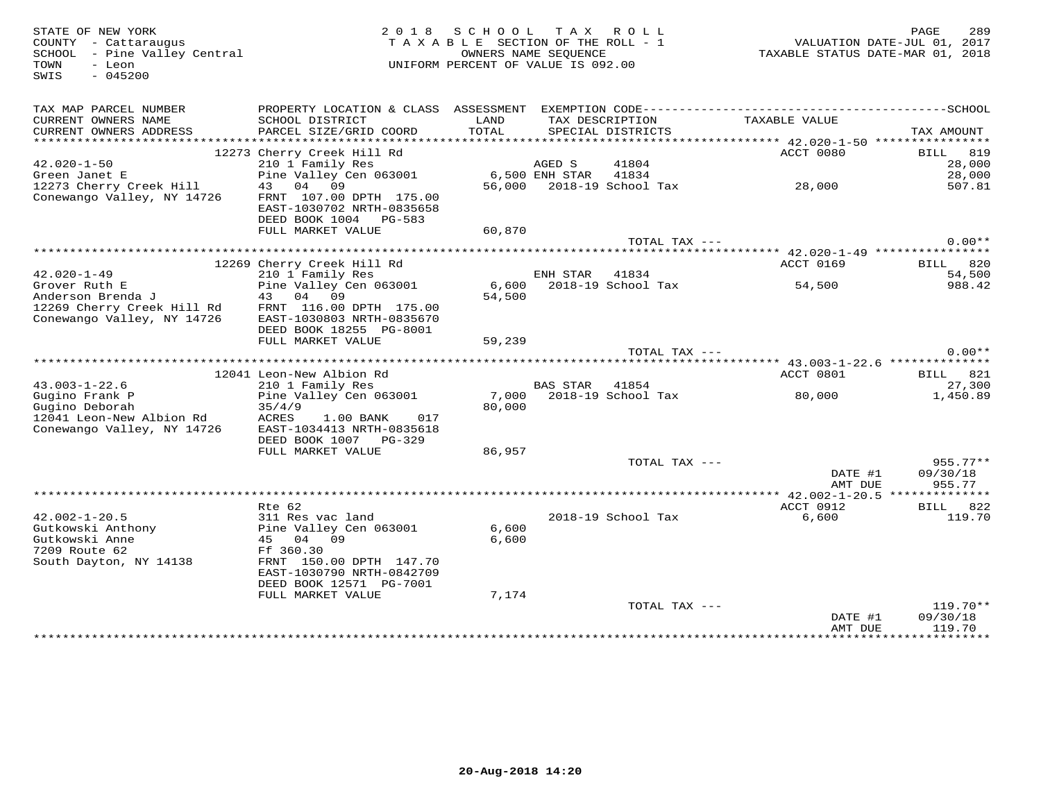STATE OF NEW YORK
COUNTY - Cattaraugus
SCHOOL - Pine Valley Central
TOWN - Leon
SWIS - 045200

2018 SCHOOL TAX ROLL
TAXABLE SECTION OF THE ROLL - 1
OWNERS NAME SEQUENCE
UNIFORM PERCENT OF VALUE IS 092.00

VALUATION DATE-JUL 01, 2017
TAXABLE STATUS DATE-MAR 01, 2018

| TAX MAP PARCEL NUMBER / CURRENT OWNERS NAME / CURRENT OWNERS ADDRESS | PROPERTY LOCATION & CLASS / SCHOOL DISTRICT / PARCEL SIZE/GRID COORD | ASSESSMENT LAND / TOTAL | EXEMPTION CODE / TAX DESCRIPTION / SPECIAL DISTRICTS | TAXABLE VALUE | TAX AMOUNT |
|---|---|---|---|---|---|
| | 12273 Cherry Creek Hill Rd | | | ACCT 0080 | BILL 819 |
| 42.020-1-50 | 210 1 Family Res | | AGED S 41804 | | 28,000 |
| Green Janet E | Pine Valley Cen 063001 | 6,500 | ENH STAR 41834 | | 28,000 |
| 12273 Cherry Creek Hill | 43 04 09 | 56,000 | 2018-19 School Tax | 28,000 | 507.81 |
| Conewango Valley, NY 14726 | FRNT 107.00 DPTH 175.00 | | | | |
| | EAST-1030702 NRTH-0835658 | | | | |
| | DEED BOOK 1004 PG-583 | | | | |
| | FULL MARKET VALUE | 60,870 | | | |
| | | | TOTAL TAX --- | | 0.00** |
| | 12269 Cherry Creek Hill Rd | | | ACCT 0169 | BILL 820 |
| 42.020-1-49 | 210 1 Family Res | | ENH STAR 41834 | | 54,500 |
| Grover Ruth E | Pine Valley Cen 063001 | 6,600 | 2018-19 School Tax | 54,500 | 988.42 |
| Anderson Brenda J | 43 04 09 | 54,500 | | | |
| 12269 Cherry Creek Hill Rd | FRNT 116.00 DPTH 175.00 | | | | |
| Conewango Valley, NY 14726 | EAST-1030803 NRTH-0835670 | | | | |
| | DEED BOOK 18255 PG-8001 | | | | |
| | FULL MARKET VALUE | 59,239 | | | |
| | | | TOTAL TAX --- | | 0.00** |
| | 12041 Leon-New Albion Rd | | | ACCT 0801 | BILL 821 |
| 43.003-1-22.6 | 210 1 Family Res | | BAS STAR 41854 | | 27,300 |
| Gugino Frank P | Pine Valley Cen 063001 | 7,000 | 2018-19 School Tax | 80,000 | 1,450.89 |
| Gugino Deborah | 35/4/9 | 80,000 | | | |
| 12041 Leon-New Albion Rd | ACRES 1.00 BANK 017 | | | | |
| Conewango Valley, NY 14726 | EAST-1034413 NRTH-0835618 | | | | |
| | DEED BOOK 1007 PG-329 | | | | |
| | FULL MARKET VALUE | 86,957 | | | |
| | | | TOTAL TAX --- | | 955.77** |
| | | | | DATE #1 | 09/30/18 |
| | | | | AMT DUE | 955.77 |
| | Rte 62 | | | ACCT 0912 | BILL 822 |
| 42.002-1-20.5 | 311 Res vac land | | 2018-19 School Tax | 6,600 | 119.70 |
| Gutkowski Anthony | Pine Valley Cen 063001 | 6,600 | | | |
| Gutkowski Anne | 45 04 09 | 6,600 | | | |
| 7209 Route 62 | Ff 360.30 | | | | |
| South Dayton, NY 14138 | FRNT 150.00 DPTH 147.70 | | | | |
| | EAST-1030790 NRTH-0842709 | | | | |
| | DEED BOOK 12571 PG-7001 | | | | |
| | FULL MARKET VALUE | 7,174 | | | |
| | | | TOTAL TAX --- | | 119.70** |
| | | | | DATE #1 | 09/30/18 |
| | | | | AMT DUE | 119.70 |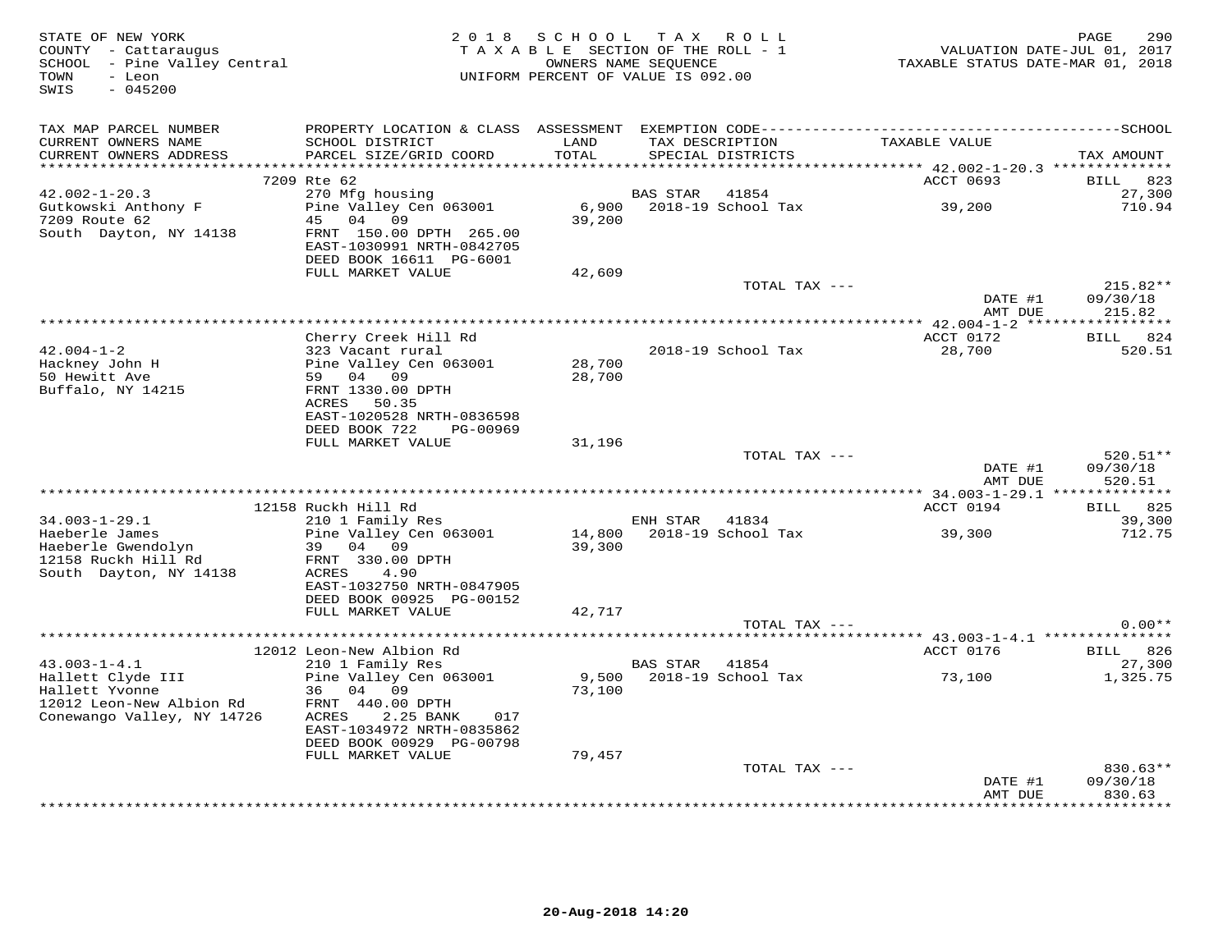STATE OF NEW YORK
COUNTY - Cattaraugus
SCHOOL - Pine Valley Central
TOWN - Leon
SWIS - 045200

2018 SCHOOL TAX ROLL
TAXABLE SECTION OF THE ROLL - 1
OWNERS NAME SEQUENCE
UNIFORM PERCENT OF VALUE IS 092.00

VALUATION DATE-JUL 01, 2017
TAXABLE STATUS DATE-MAR 01, 2018

| TAX MAP PARCEL NUMBER / CURRENT OWNERS NAME / CURRENT OWNERS ADDRESS | PROPERTY LOCATION & CLASS / SCHOOL DISTRICT / PARCEL SIZE/GRID COORD | ASSESSMENT LAND / TOTAL | EXEMPTION CODE / TAX DESCRIPTION / SPECIAL DISTRICTS | TAXABLE VALUE | TAX AMOUNT |
|---|---|---|---|---|---|
| 42.002-1-20.3 | 7209 Rte 62 | | | ACCT 0693 | BILL 823 |
| Gutkowski Anthony F | 270 Mfg housing | | BAS STAR 41854 | | 27,300 |
| 7209 Route 62 | Pine Valley Cen 063001 | 6,900 | 2018-19 School Tax | 39,200 | 710.94 |
| South Dayton, NY 14138 | 45 04 09 | 39,200 | | | |
| | FRNT 150.00 DPTH 265.00 | | | | |
| | EAST-1030991 NRTH-0842705 | | | | |
| | DEED BOOK 16611 PG-6001 | | | | |
| | FULL MARKET VALUE | 42,609 | | | |
| | | | TOTAL TAX --- | | 215.82** |
| | | | | DATE #1 | 09/30/18 |
| | | | | AMT DUE | 215.82 |
| 42.004-1-2 | Cherry Creek Hill Rd | | | ACCT 0172 | BILL 824 |
| Hackney John H | 323 Vacant rural | | 2018-19 School Tax | 28,700 | 520.51 |
| 50 Hewitt Ave | Pine Valley Cen 063001 | 28,700 | | | |
| Buffalo, NY 14215 | 59 04 09 | 28,700 | | | |
| | FRNT 1330.00 DPTH | | | | |
| | ACRES 50.35 | | | | |
| | EAST-1020528 NRTH-0836598 | | | | |
| | DEED BOOK 722 PG-00969 | | | | |
| | FULL MARKET VALUE | 31,196 | | | |
| | | | TOTAL TAX --- | | 520.51** |
| | | | | DATE #1 | 09/30/18 |
| | | | | AMT DUE | 520.51 |
| 34.003-1-29.1 | 12158 Ruckh Hill Rd | | | ACCT 0194 | BILL 825 |
| Haeberle James | 210 1 Family Res | | ENH STAR 41834 | | 39,300 |
| Haeberle Gwendolyn | Pine Valley Cen 063001 | 14,800 | 2018-19 School Tax | 39,300 | 712.75 |
| 12158 Ruckh Hill Rd | 39 04 09 | 39,300 | | | |
| South Dayton, NY 14138 | FRNT 330.00 DPTH | | | | |
| | ACRES 4.90 | | | | |
| | EAST-1032750 NRTH-0847905 | | | | |
| | DEED BOOK 00925 PG-00152 | | | | |
| | FULL MARKET VALUE | 42,717 | | | |
| | | | TOTAL TAX --- | | 0.00** |
| 43.003-1-4.1 | 12012 Leon-New Albion Rd | | | ACCT 0176 | BILL 826 |
| Hallett Clyde III | 210 1 Family Res | | BAS STAR 41854 | | 27,300 |
| Hallett Yvonne | Pine Valley Cen 063001 | 9,500 | 2018-19 School Tax | 73,100 | 1,325.75 |
| 12012 Leon-New Albion Rd | 36 04 09 | 73,100 | | | |
| Conewango Valley, NY 14726 | FRNT 440.00 DPTH | | | | |
| | ACRES 2.25 BANK 017 | | | | |
| | EAST-1034972 NRTH-0835862 | | | | |
| | DEED BOOK 00929 PG-00798 | | | | |
| | FULL MARKET VALUE | 79,457 | | | |
| | | | TOTAL TAX --- | | 830.63** |
| | | | | DATE #1 | 09/30/18 |
| | | | | AMT DUE | 830.63 |

20-Aug-2018 14:20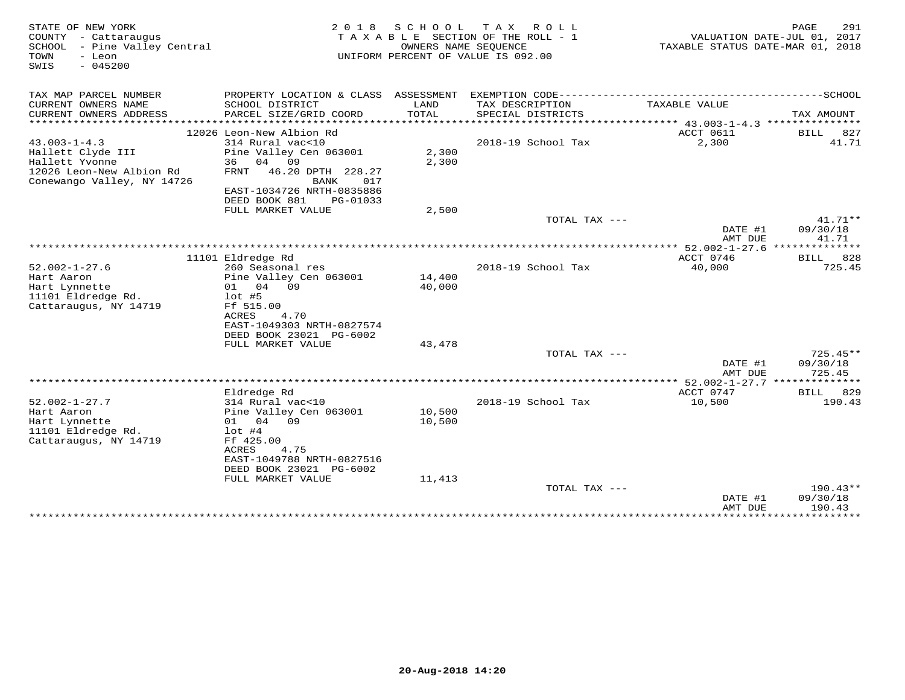STATE OF NEW YORK
COUNTY - Cattaraugus
SCHOOL - Pine Valley Central
TOWN - Leon
SWIS - 045200

2018 SCHOOL TAX ROLL
TAXABLE SECTION OF THE ROLL - 1
OWNERS NAME SEQUENCE
UNIFORM PERCENT OF VALUE IS 092.00

VALUATION DATE-JUL 01, 2017
TAXABLE STATUS DATE-MAR 01, 2018

| TAX MAP PARCEL NUMBER / CURRENT OWNERS NAME / CURRENT OWNERS ADDRESS | PROPERTY LOCATION & CLASS / SCHOOL DISTRICT / PARCEL SIZE/GRID COORD | ASSESSMENT LAND / TOTAL | EXEMPTION CODE / TAX DESCRIPTION / SPECIAL DISTRICTS | TAXABLE VALUE | SCHOOL TAX AMOUNT |
|---|---|---|---|---|---|
| 43.003-1-4.3 | 12026 Leon-New Albion Rd | | | ACCT 0611 | BILL 827 |
| 43.003-1-4.3 | 314 Rural vac<10 | | 2018-19 School Tax | 2,300 | 41.71 |
| Hallett Clyde III | Pine Valley Cen 063001 | 2,300 | | | |
| Hallett Yvonne | 36 04 09 | 2,300 | | | |
| 12026 Leon-New Albion Rd | FRNT 46.20 DPTH 228.27 | | | | |
| Conewango Valley, NY 14726 | BANK 017 | | | | |
| | EAST-1034726 NRTH-0835886 | | | | |
| | DEED BOOK 881 PG-01033 | | | | |
| | FULL MARKET VALUE | 2,500 | | | |
| | | | TOTAL TAX --- | | 41.71** |
| | | | | DATE #1 | 09/30/18 |
| | | | | AMT DUE | 41.71 |
| 52.002-1-27.6 | 11101 Eldredge Rd | | | ACCT 0746 | BILL 828 |
| 52.002-1-27.6 | 260 Seasonal res | | 2018-19 School Tax | 40,000 | 725.45 |
| Hart Aaron | Pine Valley Cen 063001 | 14,400 | | | |
| Hart Lynnette | 01 04 09 | 40,000 | | | |
| 11101 Eldredge Rd. | lot #5 | | | | |
| Cattaraugus, NY 14719 | Ff 515.00 | | | | |
| | ACRES 4.70 | | | | |
| | EAST-1049303 NRTH-0827574 | | | | |
| | DEED BOOK 23021 PG-6002 | | | | |
| | FULL MARKET VALUE | 43,478 | | | |
| | | | TOTAL TAX --- | | 725.45** |
| | | | | DATE #1 | 09/30/18 |
| | | | | AMT DUE | 725.45 |
| 52.002-1-27.7 | Eldredge Rd | | | ACCT 0747 | BILL 829 |
| 52.002-1-27.7 | 314 Rural vac<10 | | 2018-19 School Tax | 10,500 | 190.43 |
| Hart Aaron | Pine Valley Cen 063001 | 10,500 | | | |
| Hart Lynnette | 01 04 09 | 10,500 | | | |
| 11101 Eldredge Rd. | lot #4 | | | | |
| Cattaraugus, NY 14719 | Ff 425.00 | | | | |
| | ACRES 4.75 | | | | |
| | EAST-1049788 NRTH-0827516 | | | | |
| | DEED BOOK 23021 PG-6002 | | | | |
| | FULL MARKET VALUE | 11,413 | | | |
| | | | TOTAL TAX --- | | 190.43** |
| | | | | DATE #1 | 09/30/18 |
| | | | | AMT DUE | 190.43 |

20-Aug-2018 14:20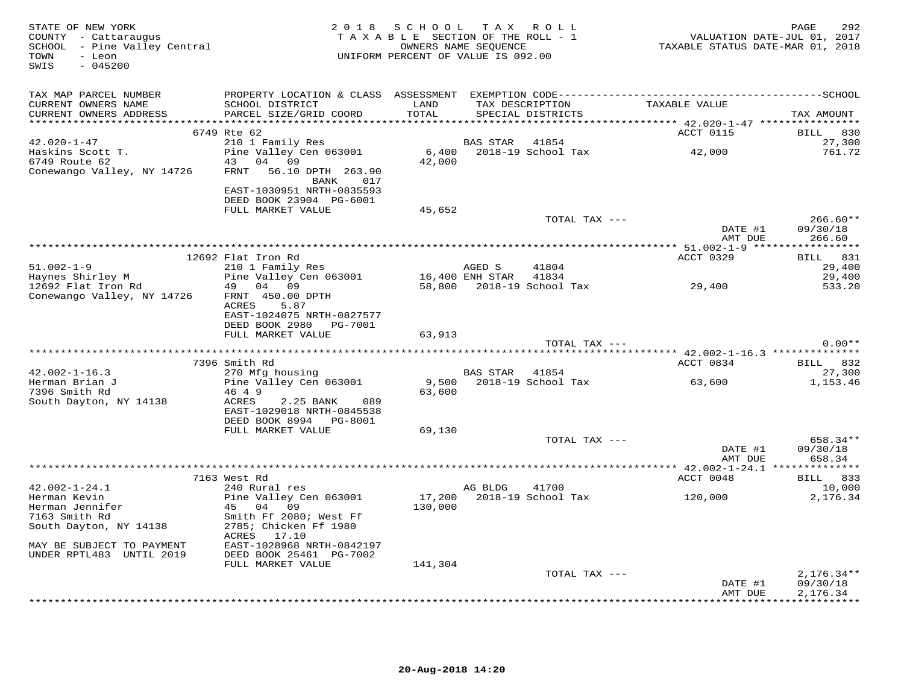STATE OF NEW YORK
COUNTY - Cattaraugus
SCHOOL - Pine Valley Central
TOWN - Leon
SWIS - 045200

2018 SCHOOL TAX ROLL
TAXABLE SECTION OF THE ROLL - 1
OWNERS NAME SEQUENCE
UNIFORM PERCENT OF VALUE IS 092.00

VALUATION DATE-JUL 01, 2017
TAXABLE STATUS DATE-MAR 01, 2018

| TAX MAP PARCEL NUMBER / CURRENT OWNERS NAME / CURRENT OWNERS ADDRESS | PROPERTY LOCATION & CLASS / SCHOOL DISTRICT / PARCEL SIZE/GRID COORD | ASSESSMENT LAND / TOTAL | EXEMPTION CODE / TAX DESCRIPTION / SPECIAL DISTRICTS | TAXABLE VALUE | TAX AMOUNT |
|---|---|---|---|---|---|
| | 6749 Rte 62 | | | ACCT 0115 | BILL 830 |
| 42.020-1-47 | 210 1 Family Res | | BAS STAR 41854 | | 27,300 |
| Haskins Scott T. | Pine Valley Cen 063001 | 6,400 | 2018-19 School Tax | 42,000 | 761.72 |
| 6749 Route 62 | 43 04 09 | 42,000 | | | |
| Conewango Valley, NY 14726 | FRNT 56.10 DPTH 263.90 BANK 017 | | | | |
| | EAST-1030951 NRTH-0835593 | | | | |
| | DEED BOOK 23904 PG-6001 | | | | |
| | FULL MARKET VALUE | 45,652 | | | |
| | | | TOTAL TAX --- | | 266.60** |
| | | | | DATE #1 | 09/30/18 |
| | | | | AMT DUE | 266.60 |
| | 12692 Flat Iron Rd | | | ACCT 0329 | BILL 831 |
| 51.002-1-9 | 210 1 Family Res | | AGED S 41804 | | 29,400 |
| Haynes Shirley M | Pine Valley Cen 063001 | 16,400 | ENH STAR 41834 | | 29,400 |
| 12692 Flat Iron Rd | 49 04 09 | 58,800 | 2018-19 School Tax | 29,400 | 533.20 |
| Conewango Valley, NY 14726 | FRNT 450.00 DPTH | | | | |
| | ACRES 5.87 | | | | |
| | EAST-1024075 NRTH-0827577 | | | | |
| | DEED BOOK 2980 PG-7001 | | | | |
| | FULL MARKET VALUE | 63,913 | | | |
| | | | TOTAL TAX --- | | 0.00** |
| | 7396 Smith Rd | | | ACCT 0834 | BILL 832 |
| 42.002-1-16.3 | 270 Mfg housing | | BAS STAR 41854 | | 27,300 |
| Herman Brian J | Pine Valley Cen 063001 | 9,500 | 2018-19 School Tax | 63,600 | 1,153.46 |
| 7396 Smith Rd | 46 4 9 | 63,600 | | | |
| South Dayton, NY 14138 | ACRES 2.25 BANK 089 | | | | |
| | EAST-1029018 NRTH-0845538 | | | | |
| | DEED BOOK 8994 PG-8001 | | | | |
| | FULL MARKET VALUE | 69,130 | | | |
| | | | TOTAL TAX --- | | 658.34** |
| | | | | DATE #1 | 09/30/18 |
| | | | | AMT DUE | 658.34 |
| | 7163 West Rd | | | ACCT 0048 | BILL 833 |
| 42.002-1-24.1 | 240 Rural res | | AG BLDG 41700 | | 10,000 |
| Herman Kevin | Pine Valley Cen 063001 | 17,200 | 2018-19 School Tax | 120,000 | 2,176.34 |
| Herman Jennifer | 45 04 09 | 130,000 | | | |
| 7163 Smith Rd | Smith Ff 2080; West Ff | | | | |
| South Dayton, NY 14138 | 2785; Chicken Ff 1980 | | | | |
| | ACRES 17.10 | | | | |
| MAY BE SUBJECT TO PAYMENT | EAST-1028968 NRTH-0842197 | | | | |
| UNDER RPTL483 UNTIL 2019 | DEED BOOK 25461 PG-7002 | | | | |
| | FULL MARKET VALUE | 141,304 | | | |
| | | | TOTAL TAX --- | | 2,176.34** |
| | | | | DATE #1 | 09/30/18 |
| | | | | AMT DUE | 2,176.34 |

20-Aug-2018 14:20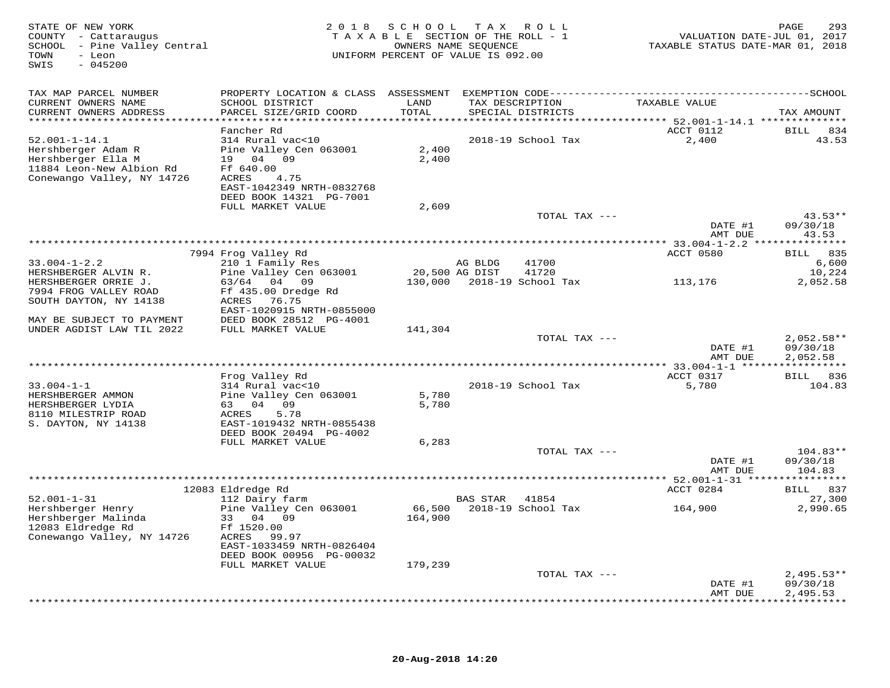STATE OF NEW YORK
COUNTY - Cattaraugus
SCHOOL - Pine Valley Central
TOWN - Leon
SWIS - 045200

2018 SCHOOL TAX ROLL
TAXABLE SECTION OF THE ROLL - 1
OWNERS NAME SEQUENCE
UNIFORM PERCENT OF VALUE IS 092.00

VALUATION DATE-JUL 01, 2017
TAXABLE STATUS DATE-MAR 01, 2018

| TAX MAP PARCEL NUMBER / CURRENT OWNERS NAME / CURRENT OWNERS ADDRESS | PROPERTY LOCATION & CLASS / SCHOOL DISTRICT / PARCEL SIZE/GRID COORD | ASSESSMENT LAND / TOTAL | EXEMPTION CODE / TAX DESCRIPTION / SPECIAL DISTRICTS | TAXABLE VALUE | TAX AMOUNT |
|---|---|---|---|---|---|
| 52.001-1-14.1 | Fancher Rd | | | ACCT 0112 | BILL 834 |
| 52.001-1-14.1 | 314 Rural vac<10 | | 2018-19 School Tax | 2,400 | 43.53 |
| Hershberger Adam R | Pine Valley Cen 063001 | 2,400 | | | |
| Hershberger Ella M | 19 04 09 | 2,400 | | | |
| 11884 Leon-New Albion Rd | Ff 640.00 | | | | |
| Conewango Valley, NY 14726 | ACRES 4.75 | | | | |
| | EAST-1042349 NRTH-0832768 | | | | |
| | DEED BOOK 14321 PG-7001 | | | | |
| | FULL MARKET VALUE | 2,609 | | | |
| | | | TOTAL TAX --- | | 43.53** |
| | | | | DATE #1 | 09/30/18 |
| | | | | AMT DUE | 43.53 |
| 33.004-1-2.2 | 7994 Frog Valley Rd | | | ACCT 0580 | BILL 835 |
| 33.004-1-2.2 | 210 1 Family Res | | AG BLDG 41700 | | 6,600 |
| HERSHBERGER ALVIN R. | Pine Valley Cen 063001 | 20,500 | AG DIST 41720 | | 10,224 |
| HERSHBERGER ORRIE J. | 63/64 04 09 | 130,000 | 2018-19 School Tax | 113,176 | 2,052.58 |
| 7994 FROG VALLEY ROAD | Ff 435.00 Dredge Rd | | | | |
| SOUTH DAYTON, NY 14138 | ACRES 76.75 | | | | |
| | EAST-1020915 NRTH-0855000 | | | | |
| MAY BE SUBJECT TO PAYMENT | DEED BOOK 28512 PG-4001 | | | | |
| UNDER AGDIST LAW TIL 2022 | FULL MARKET VALUE | 141,304 | | | |
| | | | TOTAL TAX --- | | 2,052.58** |
| | | | | DATE #1 | 09/30/18 |
| | | | | AMT DUE | 2,052.58 |
| 33.004-1-1 | Frog Valley Rd | | | ACCT 0317 | BILL 836 |
| 33.004-1-1 | 314 Rural vac<10 | | 2018-19 School Tax | 5,780 | 104.83 |
| HERSHBERGER AMMON | Pine Valley Cen 063001 | 5,780 | | | |
| HERSHBERGER LYDIA | 63 04 09 | 5,780 | | | |
| 8110 MILESTRIP ROAD | ACRES 5.78 | | | | |
| S. DAYTON, NY 14138 | EAST-1019432 NRTH-0855438 | | | | |
| | DEED BOOK 20494 PG-4002 | | | | |
| | FULL MARKET VALUE | 6,283 | | | |
| | | | TOTAL TAX --- | | 104.83** |
| | | | | DATE #1 | 09/30/18 |
| | | | | AMT DUE | 104.83 |
| 52.001-1-31 | 12083 Eldredge Rd | | | ACCT 0284 | BILL 837 |
| 52.001-1-31 | 112 Dairy farm | | BAS STAR 41854 | | 27,300 |
| Hershberger Henry | Pine Valley Cen 063001 | 66,500 | 2018-19 School Tax | 164,900 | 2,990.65 |
| Hershberger Malinda | 33 04 09 | 164,900 | | | |
| 12083 Eldredge Rd | Ff 1520.00 | | | | |
| Conewango Valley, NY 14726 | ACRES 99.97 | | | | |
| | EAST-1033459 NRTH-0826404 | | | | |
| | DEED BOOK 00956 PG-00032 | | | | |
| | FULL MARKET VALUE | 179,239 | | | |
| | | | TOTAL TAX --- | | 2,495.53** |
| | | | | DATE #1 | 09/30/18 |
| | | | | AMT DUE | 2,495.53 |

20-Aug-2018 14:20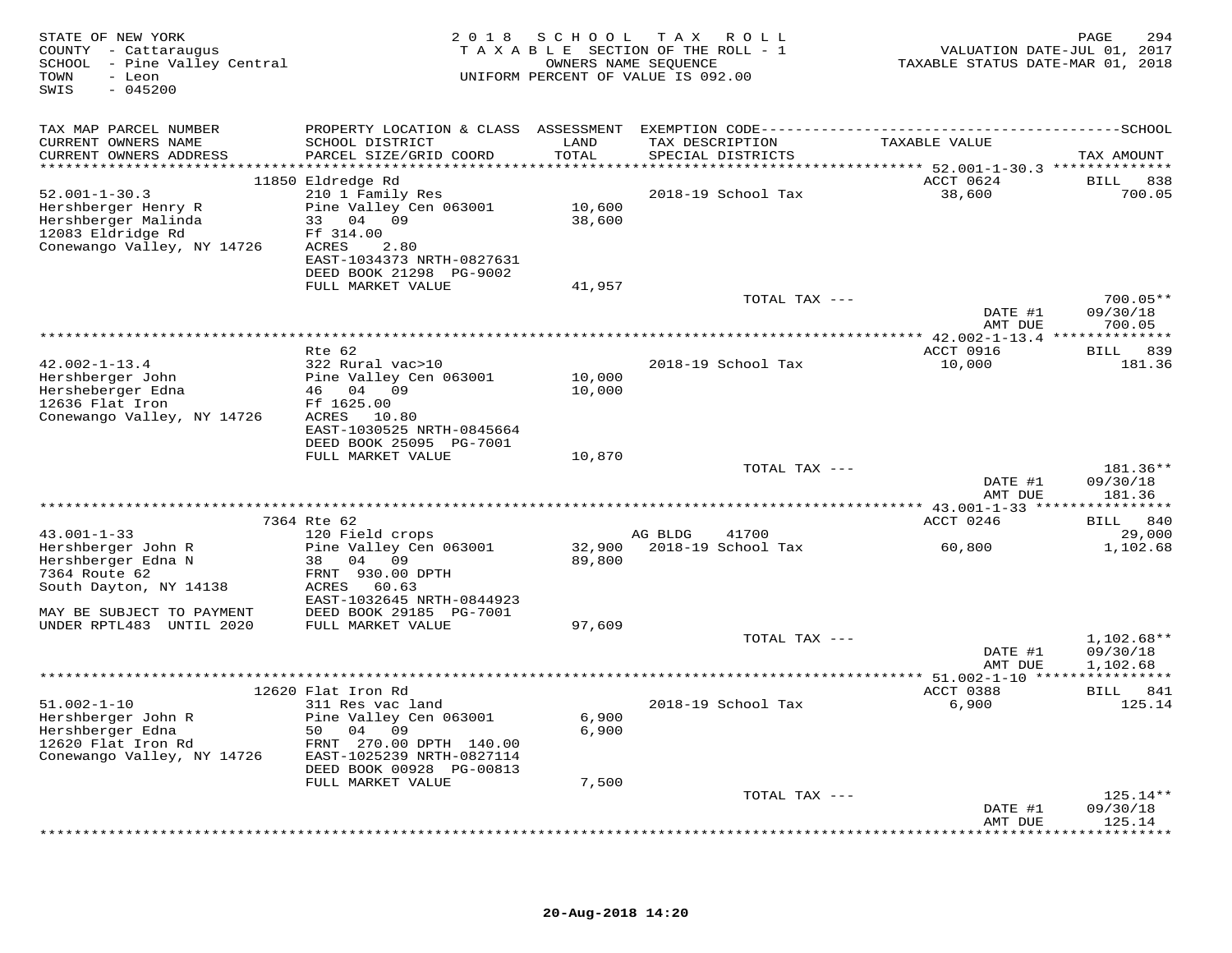STATE OF NEW YORK
COUNTY - Cattaraugus
SCHOOL - Pine Valley Central
TOWN - Leon
SWIS - 045200

2018 SCHOOL TAX ROLL
TAXABLE SECTION OF THE ROLL - 1
OWNERS NAME SEQUENCE
UNIFORM PERCENT OF VALUE IS 092.00

VALUATION DATE-JUL 01, 2017
TAXABLE STATUS DATE-MAR 01, 2018

| TAX MAP PARCEL NUMBER / CURRENT OWNERS NAME / CURRENT OWNERS ADDRESS | PROPERTY LOCATION & CLASS / SCHOOL DISTRICT / PARCEL SIZE/GRID COORD | ASSESSMENT LAND / TOTAL | EXEMPTION CODE / TAX DESCRIPTION / SPECIAL DISTRICTS | TAXABLE VALUE | TAX AMOUNT |
|---|---|---|---|---|---|
| 52.001-1-30.3 | 11850 Eldredge Rd | | | ACCT 0624 | BILL 838 |
| 52.001-1-30.3 | 210 1 Family Res | | 2018-19 School Tax | 38,600 | 700.05 |
| Hershberger Henry R | Pine Valley Cen 063001 | 10,600 | | | |
| Hershberger Malinda | 33 04 09 | 38,600 | | | |
| 12083 Eldridge Rd | Ff 314.00 | | | | |
| Conewango Valley, NY 14726 | ACRES 2.80 | | | | |
| | EAST-1034373 NRTH-0827631 | | | | |
| | DEED BOOK 21298 PG-9002 | | | | |
| | FULL MARKET VALUE | 41,957 | | | |
| | | | TOTAL TAX --- | | 700.05** |
| | | | | DATE #1 | 09/30/18 |
| | | | | AMT DUE | 700.05 |
| 42.002-1-13.4 | Rte 62 | | | ACCT 0916 | BILL 839 |
| 42.002-1-13.4 | 322 Rural vac>10 | | 2018-19 School Tax | 10,000 | 181.36 |
| Hershberger John | Pine Valley Cen 063001 | 10,000 | | | |
| Hersheberger Edna | 46 04 09 | 10,000 | | | |
| 12636 Flat Iron | Ff 1625.00 | | | | |
| Conewango Valley, NY 14726 | ACRES 10.80 | | | | |
| | EAST-1030525 NRTH-0845664 | | | | |
| | DEED BOOK 25095 PG-7001 | | | | |
| | FULL MARKET VALUE | 10,870 | | | |
| | | | TOTAL TAX --- | | 181.36** |
| | | | | DATE #1 | 09/30/18 |
| | | | | AMT DUE | 181.36 |
| 43.001-1-33 | 7364 Rte 62 | | | ACCT 0246 | BILL 840 |
| 43.001-1-33 | 120 Field crops | | AG BLDG 41700 | | 29,000 |
| Hershberger John R | Pine Valley Cen 063001 | 32,900 | 2018-19 School Tax | 60,800 | 1,102.68 |
| Hershberger Edna N | 38 04 09 | 89,800 | | | |
| 7364 Route 62 | FRNT 930.00 DPTH | | | | |
| South Dayton, NY 14138 | ACRES 60.63 | | | | |
| | EAST-1032645 NRTH-0844923 | | | | |
| MAY BE SUBJECT TO PAYMENT | DEED BOOK 29185 PG-7001 | | | | |
| UNDER RPTL483 UNTIL 2020 | FULL MARKET VALUE | 97,609 | | | |
| | | | TOTAL TAX --- | | 1,102.68** |
| | | | | DATE #1 | 09/30/18 |
| | | | | AMT DUE | 1,102.68 |
| 51.002-1-10 | 12620 Flat Iron Rd | | | ACCT 0388 | BILL 841 |
| 51.002-1-10 | 311 Res vac land | | 2018-19 School Tax | 6,900 | 125.14 |
| Hershberger John R | Pine Valley Cen 063001 | 6,900 | | | |
| Hershberger Edna | 50 04 09 | 6,900 | | | |
| 12620 Flat Iron Rd | FRNT 270.00 DPTH 140.00 | | | | |
| Conewango Valley, NY 14726 | EAST-1025239 NRTH-0827114 | | | | |
| | DEED BOOK 00928 PG-00813 | | | | |
| | FULL MARKET VALUE | 7,500 | | | |
| | | | TOTAL TAX --- | | 125.14** |
| | | | | DATE #1 | 09/30/18 |
| | | | | AMT DUE | 125.14 |

20-Aug-2018 14:20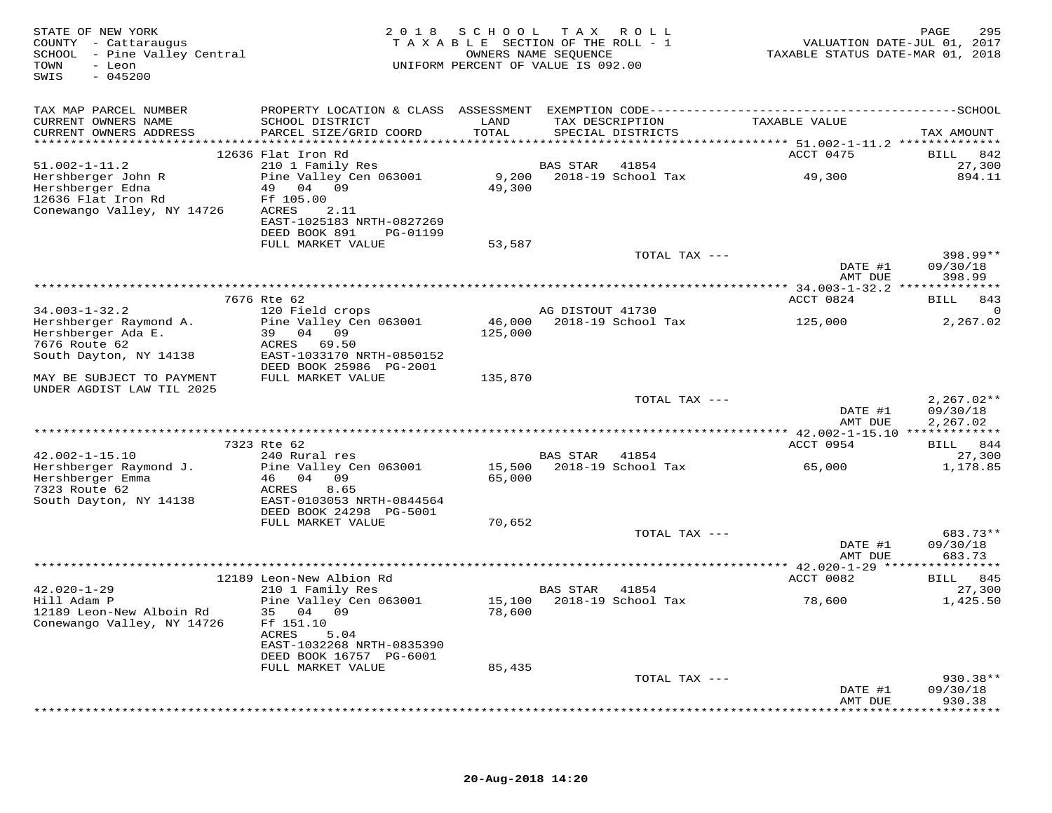STATE OF NEW YORK
COUNTY - Cattaraugus
SCHOOL - Pine Valley Central
TOWN - Leon
SWIS - 045200

2018 SCHOOL TAX ROLL
TAXABLE SECTION OF THE ROLL - 1
OWNERS NAME SEQUENCE
UNIFORM PERCENT OF VALUE IS 092.00

VALUATION DATE-JUL 01, 2017
TAXABLE STATUS DATE-MAR 01, 2018

| TAX MAP PARCEL NUMBER / CURRENT OWNERS NAME / CURRENT OWNERS ADDRESS | PROPERTY LOCATION & CLASS / SCHOOL DISTRICT / PARCEL SIZE/GRID COORD | ASSESSMENT LAND / TOTAL | EXEMPTION CODE / TAX DESCRIPTION / SPECIAL DISTRICTS | TAXABLE VALUE | SCHOOL TAX AMOUNT |
|---|---|---|---|---|---|
| | 12636 Flat Iron Rd | | | ACCT 0475 | BILL 842 |
| 51.002-1-11.2 | 210 1 Family Res | | BAS STAR 41854 | | 27,300 |
| Hershberger John R | Pine Valley Cen 063001 | 9,200 | 2018-19 School Tax | 49,300 | 894.11 |
| Hershberger Edna | 49 04 09 | 49,300 | | | |
| 12636 Flat Iron Rd | Ff 105.00 | | | | |
| Conewango Valley, NY 14726 | ACRES 2.11 | | | | |
| | EAST-1025183 NRTH-0827269 | | | | |
| | DEED BOOK 891 PG-01199 | | | | |
| | FULL MARKET VALUE | 53,587 | | | |
| | | | TOTAL TAX --- | | 398.99** |
| | | | | DATE #1 | 09/30/18 |
| | | | | AMT DUE | 398.99 |
| | 7676 Rte 62 | | | ACCT 0824 | BILL 843 |
| 34.003-1-32.2 | 120 Field crops | | AG DISTOUT 41730 | | 0 |
| Hershberger Raymond A. | Pine Valley Cen 063001 | 46,000 | 2018-19 School Tax | 125,000 | 2,267.02 |
| Hershberger Ada E. | 39 04 09 | 125,000 | | | |
| 7676 Route 62 | ACRES 69.50 | | | | |
| South Dayton, NY 14138 | EAST-1033170 NRTH-0850152 | | | | |
| | DEED BOOK 25986 PG-2001 | | | | |
| MAY BE SUBJECT TO PAYMENT UNDER AGDIST LAW TIL 2025 | FULL MARKET VALUE | 135,870 | | | |
| | | | TOTAL TAX --- | | 2,267.02** |
| | | | | DATE #1 | 09/30/18 |
| | | | | AMT DUE | 2,267.02 |
| | 7323 Rte 62 | | | ACCT 0954 | BILL 844 |
| 42.002-1-15.10 | 240 Rural res | | BAS STAR 41854 | | 27,300 |
| Hershberger Raymond J. | Pine Valley Cen 063001 | 15,500 | 2018-19 School Tax | 65,000 | 1,178.85 |
| Hershberger Emma | 46 04 09 | 65,000 | | | |
| 7323 Route 62 | ACRES 8.65 | | | | |
| South Dayton, NY 14138 | EAST-0103053 NRTH-0844564 | | | | |
| | DEED BOOK 24298 PG-5001 | | | | |
| | FULL MARKET VALUE | 70,652 | | | |
| | | | TOTAL TAX --- | | 683.73** |
| | | | | DATE #1 | 09/30/18 |
| | | | | AMT DUE | 683.73 |
| | 12189 Leon-New Albion Rd | | | ACCT 0082 | BILL 845 |
| 42.020-1-29 | 210 1 Family Res | | BAS STAR 41854 | | 27,300 |
| Hill Adam P | Pine Valley Cen 063001 | 15,100 | 2018-19 School Tax | 78,600 | 1,425.50 |
| 12189 Leon-New Alboin Rd | 35 04 09 | 78,600 | | | |
| Conewango Valley, NY 14726 | Ff 151.10 | | | | |
| | ACRES 5.04 | | | | |
| | EAST-1032268 NRTH-0835390 | | | | |
| | DEED BOOK 16757 PG-6001 | | | | |
| | FULL MARKET VALUE | 85,435 | | | |
| | | | TOTAL TAX --- | | 930.38** |
| | | | | DATE #1 | 09/30/18 |
| | | | | AMT DUE | 930.38 |

20-Aug-2018 14:20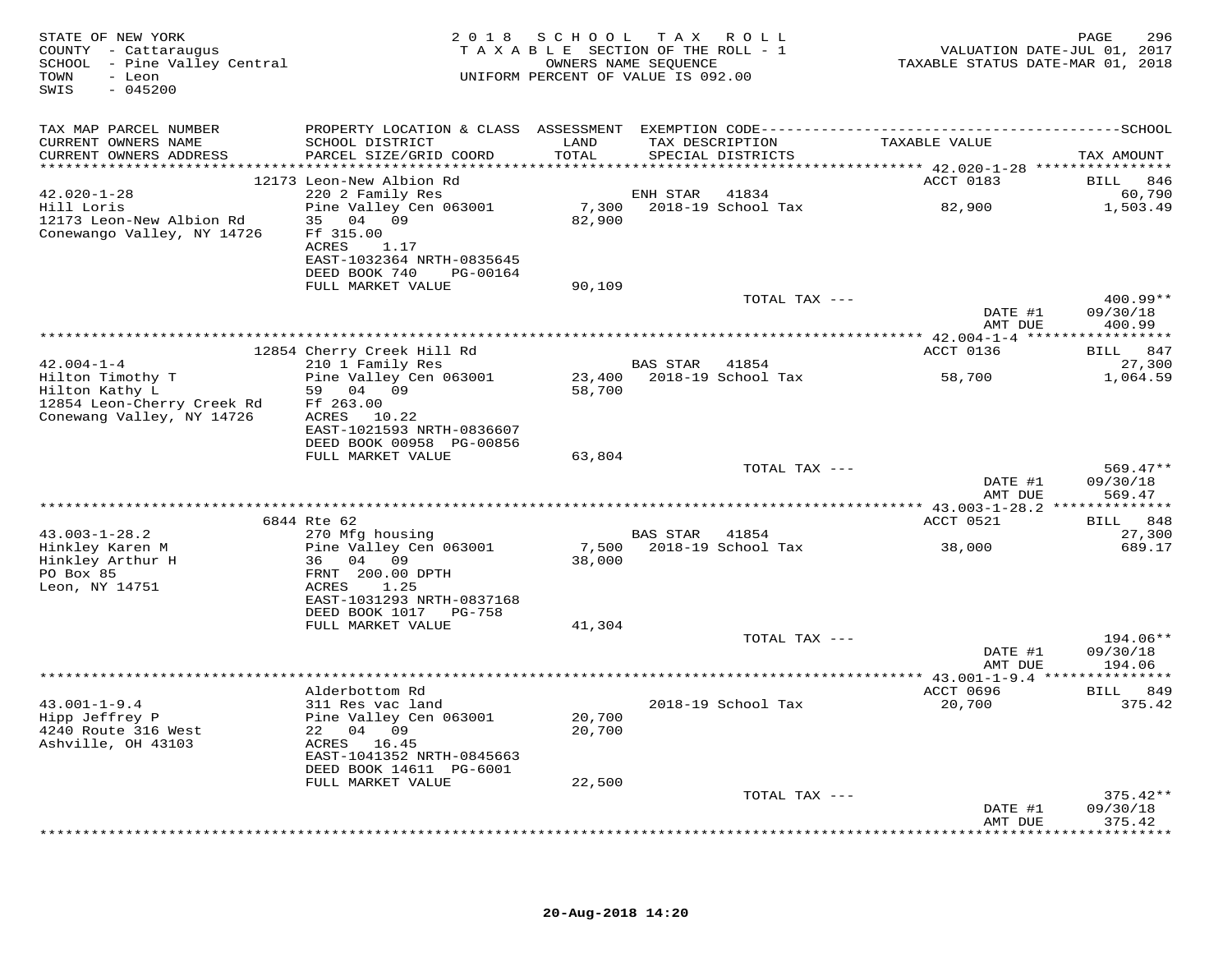STATE OF NEW YORK
COUNTY - Cattaraugus
SCHOOL - Pine Valley Central
TOWN - Leon
SWIS - 045200

2018 SCHOOL TAX ROLL
TAXABLE SECTION OF THE ROLL - 1
OWNERS NAME SEQUENCE
UNIFORM PERCENT OF VALUE IS 092.00

VALUATION DATE-JUL 01, 2017
TAXABLE STATUS DATE-MAR 01, 2018

| TAX MAP PARCEL NUMBER / CURRENT OWNERS NAME / CURRENT OWNERS ADDRESS | PROPERTY LOCATION & CLASS / SCHOOL DISTRICT / PARCEL SIZE/GRID COORD | ASSESSMENT LAND / TOTAL | EXEMPTION CODE / TAX DESCRIPTION / SPECIAL DISTRICTS | TAXABLE VALUE | TAX AMOUNT |
|---|---|---|---|---|---|
| | 12173 Leon-New Albion Rd | | | ACCT 0183 | BILL 846 |
| 42.020-1-28 | 220 2 Family Res | | ENH STAR 41834 | | 60,790 |
| Hill Loris | Pine Valley Cen 063001 | 7,300 | 2018-19 School Tax | 82,900 | 1,503.49 |
| 12173 Leon-New Albion Rd | 35 04 09 | 82,900 | | | |
| Conewango Valley, NY 14726 | Ff 315.00 | | | | |
| | ACRES 1.17 | | | | |
| | EAST-1032364 NRTH-0835645 | | | | |
| | DEED BOOK 740 PG-00164 | | | | |
| | FULL MARKET VALUE | 90,109 | | | |
| | | | TOTAL TAX --- | | 400.99** |
| | | | | DATE #1 | 09/30/18 |
| | | | | AMT DUE | 400.99 |
| | 12854 Cherry Creek Hill Rd | | | ACCT 0136 | BILL 847 |
| 42.004-1-4 | 210 1 Family Res | | BAS STAR 41854 | | 27,300 |
| Hilton Timothy T | Pine Valley Cen 063001 | 23,400 | 2018-19 School Tax | 58,700 | 1,064.59 |
| Hilton Kathy L | 59 04 09 | 58,700 | | | |
| 12854 Leon-Cherry Creek Rd | Ff 263.00 | | | | |
| Conewang Valley, NY 14726 | ACRES 10.22 | | | | |
| | EAST-1021593 NRTH-0836607 | | | | |
| | DEED BOOK 00958 PG-00856 | | | | |
| | FULL MARKET VALUE | 63,804 | | | |
| | | | TOTAL TAX --- | | 569.47** |
| | | | | DATE #1 | 09/30/18 |
| | | | | AMT DUE | 569.47 |
| | 6844 Rte 62 | | | ACCT 0521 | BILL 848 |
| 43.003-1-28.2 | 270 Mfg housing | | BAS STAR 41854 | | 27,300 |
| Hinkley Karen M | Pine Valley Cen 063001 | 7,500 | 2018-19 School Tax | 38,000 | 689.17 |
| Hinkley Arthur H | 36 04 09 | 38,000 | | | |
| PO Box 85 | FRNT 200.00 DPTH | | | | |
| Leon, NY 14751 | ACRES 1.25 | | | | |
| | EAST-1031293 NRTH-0837168 | | | | |
| | DEED BOOK 1017 PG-758 | | | | |
| | FULL MARKET VALUE | 41,304 | | | |
| | | | TOTAL TAX --- | | 194.06** |
| | | | | DATE #1 | 09/30/18 |
| | | | | AMT DUE | 194.06 |
| | Alderbottom Rd | | | ACCT 0696 | BILL 849 |
| 43.001-1-9.4 | 311 Res vac land | | 2018-19 School Tax | 20,700 | 375.42 |
| Hipp Jeffrey P | Pine Valley Cen 063001 | 20,700 | | | |
| 4240 Route 316 West | 22 04 09 | 20,700 | | | |
| Ashville, OH 43103 | ACRES 16.45 | | | | |
| | EAST-1041352 NRTH-0845663 | | | | |
| | DEED BOOK 14611 PG-6001 | | | | |
| | FULL MARKET VALUE | 22,500 | | | |
| | | | TOTAL TAX --- | | 375.42** |
| | | | | DATE #1 | 09/30/18 |
| | | | | AMT DUE | 375.42 |

20-Aug-2018 14:20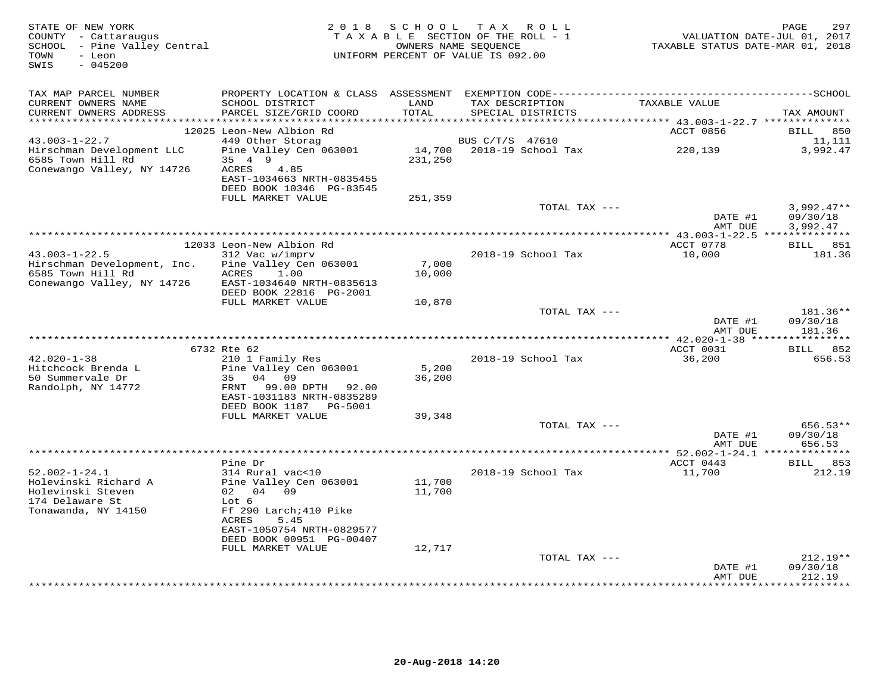STATE OF NEW YORK
COUNTY - Cattaraugus
SCHOOL - Pine Valley Central
TOWN - Leon
SWIS - 045200

2018 SCHOOL TAX ROLL
TAXABLE SECTION OF THE ROLL - 1
OWNERS NAME SEQUENCE
UNIFORM PERCENT OF VALUE IS 092.00

VALUATION DATE-JUL 01, 2017
TAXABLE STATUS DATE-MAR 01, 2018

| TAX MAP PARCEL NUMBER / CURRENT OWNERS NAME / CURRENT OWNERS ADDRESS | PROPERTY LOCATION & CLASS / SCHOOL DISTRICT / PARCEL SIZE/GRID COORD | ASSESSMENT LAND / TOTAL | EXEMPTION CODE / TAX DESCRIPTION / SPECIAL DISTRICTS | TAXABLE VALUE | TAX AMOUNT |
|---|---|---|---|---|---|
| | 12025 Leon-New Albion Rd | | | ACCT 0856 | BILL 850 |
| 43.003-1-22.7 | 449 Other Storag | | BUS C/T/S 47610 | | 11,111 |
| Hirschman Development LLC | Pine Valley Cen 063001 | 14,700 | 2018-19 School Tax | 220,139 | 3,992.47 |
| 6585 Town Hill Rd | 35 4 9 | 231,250 | | | |
| Conewango Valley, NY 14726 | ACRES 4.85 | | | | |
| | EAST-1034663 NRTH-0835455 | | | | |
| | DEED BOOK 10346 PG-83545 | | | | |
| | FULL MARKET VALUE | 251,359 | | | |
| | | | TOTAL TAX --- | | 3,992.47** |
| | | | | DATE #1 | 09/30/18 |
| | | | | AMT DUE | 3,992.47 |
| | 12033 Leon-New Albion Rd | | | ACCT 0778 | BILL 851 |
| 43.003-1-22.5 | 312 Vac w/imprv | | 2018-19 School Tax | 10,000 | 181.36 |
| Hirschman Development, Inc. | Pine Valley Cen 063001 | 7,000 | | | |
| 6585 Town Hill Rd | ACRES 1.00 | 10,000 | | | |
| Conewango Valley, NY 14726 | EAST-1034640 NRTH-0835613 | | | | |
| | DEED BOOK 22816 PG-2001 | | | | |
| | FULL MARKET VALUE | 10,870 | | | |
| | | | TOTAL TAX --- | | 181.36** |
| | | | | DATE #1 | 09/30/18 |
| | | | | AMT DUE | 181.36 |
| | 6732 Rte 62 | | | ACCT 0031 | BILL 852 |
| 42.020-1-38 | 210 1 Family Res | | 2018-19 School Tax | 36,200 | 656.53 |
| Hitchcock Brenda L | Pine Valley Cen 063001 | 5,200 | | | |
| 50 Summervale Dr | 35 04 09 | 36,200 | | | |
| Randolph, NY 14772 | FRNT 99.00 DPTH 92.00 | | | | |
| | EAST-1031183 NRTH-0835289 | | | | |
| | DEED BOOK 1187 PG-5001 | | | | |
| | FULL MARKET VALUE | 39,348 | | | |
| | | | TOTAL TAX --- | | 656.53** |
| | | | | DATE #1 | 09/30/18 |
| | | | | AMT DUE | 656.53 |
| | Pine Dr | | | ACCT 0443 | BILL 853 |
| 52.002-1-24.1 | 314 Rural vac<10 | | 2018-19 School Tax | 11,700 | 212.19 |
| Holevinski Richard A | Pine Valley Cen 063001 | 11,700 | | | |
| Holevinski Steven | 02 04 09 | 11,700 | | | |
| 174 Delaware St | Lot 6 | | | | |
| Tonawanda, NY 14150 | Ff 290 Larch;410 Pike | | | | |
| | ACRES 5.45 | | | | |
| | EAST-1050754 NRTH-0829577 | | | | |
| | DEED BOOK 00951 PG-00407 | | | | |
| | FULL MARKET VALUE | 12,717 | | | |
| | | | TOTAL TAX --- | | 212.19** |
| | | | | DATE #1 | 09/30/18 |
| | | | | AMT DUE | 212.19 |

20-Aug-2018 14:20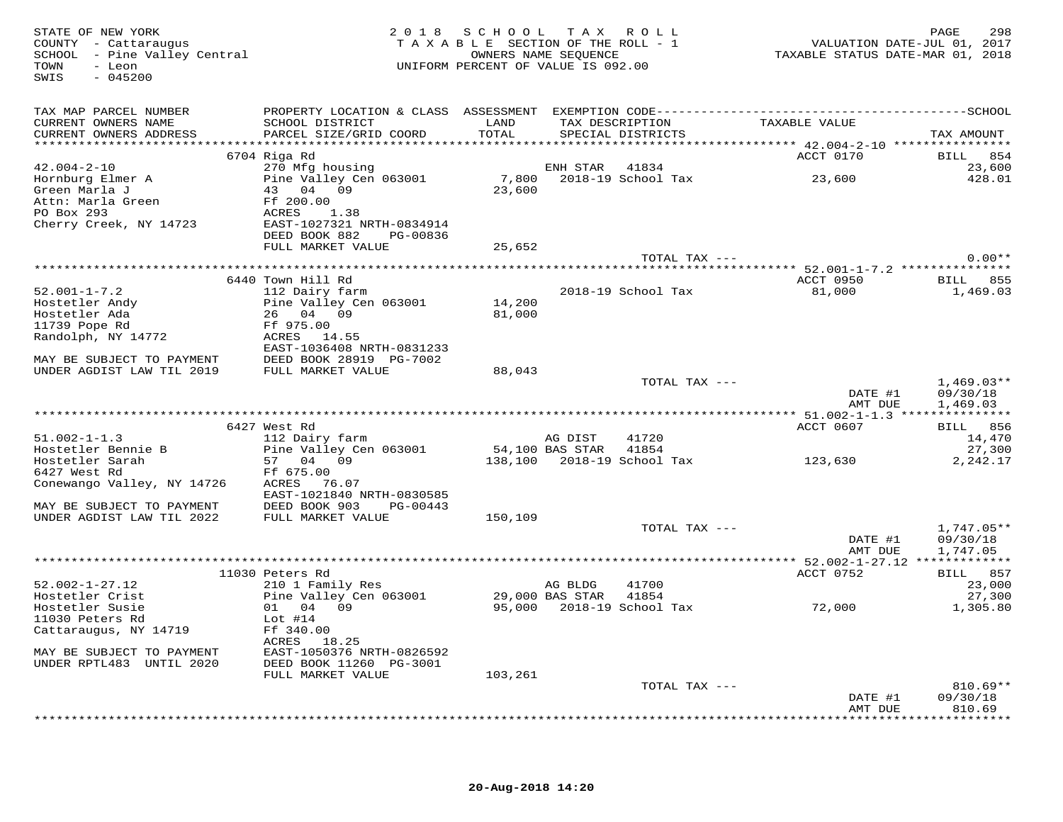STATE OF NEW YORK
COUNTY - Cattaraugus
SCHOOL - Pine Valley Central
TOWN - Leon
SWIS - 045200

2018 SCHOOL TAX ROLL
TAXABLE SECTION OF THE ROLL - 1
OWNERS NAME SEQUENCE
UNIFORM PERCENT OF VALUE IS 092.00

VALUATION DATE-JUL 01, 2017
TAXABLE STATUS DATE-MAR 01, 2018

| TAX MAP PARCEL NUMBER / CURRENT OWNERS NAME / CURRENT OWNERS ADDRESS | PROPERTY LOCATION & CLASS / SCHOOL DISTRICT / PARCEL SIZE/GRID COORD | ASSESSMENT LAND / TOTAL | EXEMPTION CODE / TAX DESCRIPTION / SPECIAL DISTRICTS | TAXABLE VALUE | TAX AMOUNT |
|---|---|---|---|---|---|
| 42.004-2-10 | 6704 Riga Rd | | | ACCT 0170 | BILL 854 |
| 42.004-2-10 | 270 Mfg housing | | ENH STAR 41834 | | 23,600 |
| Hornburg Elmer A | Pine Valley Cen 063001 | 7,800 | 2018-19 School Tax | 23,600 | 428.01 |
| Green Marla J | 43 04 09 | 23,600 | | | |
| Attn: Marla Green | Ff 200.00 | | | | |
| PO Box 293 | ACRES 1.38 | | | | |
| Cherry Creek, NY 14723 | EAST-1027321 NRTH-0834914 | | | | |
| | DEED BOOK 882 PG-00836 | | | | |
| | FULL MARKET VALUE | 25,652 | | | |
| | | | TOTAL TAX --- | | 0.00** |
| 52.001-1-7.2 | 6440 Town Hill Rd | | | ACCT 0950 | BILL 855 |
| 52.001-1-7.2 | 112 Dairy farm | | 2018-19 School Tax | 81,000 | 1,469.03 |
| Hostetler Andy | Pine Valley Cen 063001 | 14,200 | | | |
| Hostetler Ada | 26 04 09 | 81,000 | | | |
| 11739 Pope Rd | Ff 975.00 | | | | |
| Randolph, NY 14772 | ACRES 14.55 | | | | |
| | EAST-1036408 NRTH-0831233 | | | | |
| MAY BE SUBJECT TO PAYMENT | DEED BOOK 28919 PG-7002 | | | | |
| UNDER AGDIST LAW TIL 2019 | FULL MARKET VALUE | 88,043 | | | |
| | | | TOTAL TAX --- | | 1,469.03** |
| | | | | DATE #1 | 09/30/18 |
| | | | | AMT DUE | 1,469.03 |
| 51.002-1-1.3 | 6427 West Rd | | | ACCT 0607 | BILL 856 |
| 51.002-1-1.3 | 112 Dairy farm | | AG DIST 41720 | | 14,470 |
| Hostetler Bennie B | Pine Valley Cen 063001 | 54,100 | BAS STAR 41854 | | 27,300 |
| Hostetler Sarah | 57 04 09 | 138,100 | 2018-19 School Tax | 123,630 | 2,242.17 |
| 6427 West Rd | Ff 675.00 | | | | |
| Conewango Valley, NY 14726 | ACRES 76.07 | | | | |
| | EAST-1021840 NRTH-0830585 | | | | |
| MAY BE SUBJECT TO PAYMENT | DEED BOOK 903 PG-00443 | | | | |
| UNDER AGDIST LAW TIL 2022 | FULL MARKET VALUE | 150,109 | | | |
| | | | TOTAL TAX --- | | 1,747.05** |
| | | | | DATE #1 | 09/30/18 |
| | | | | AMT DUE | 1,747.05 |
| 52.002-1-27.12 | 11030 Peters Rd | | | ACCT 0752 | BILL 857 |
| 52.002-1-27.12 | 210 1 Family Res | | AG BLDG 41700 | | 23,000 |
| Hostetler Crist | Pine Valley Cen 063001 | 29,000 | BAS STAR 41854 | | 27,300 |
| Hostetler Susie | 01 04 09 | 95,000 | 2018-19 School Tax | 72,000 | 1,305.80 |
| 11030 Peters Rd | Lot #14 | | | | |
| Cattaraugus, NY 14719 | Ff 340.00 | | | | |
| | ACRES 18.25 | | | | |
| MAY BE SUBJECT TO PAYMENT | EAST-1050376 NRTH-0826592 | | | | |
| UNDER RPTL483 UNTIL 2020 | DEED BOOK 11260 PG-3001 | | | | |
| | FULL MARKET VALUE | 103,261 | | | |
| | | | TOTAL TAX --- | | 810.69** |
| | | | | DATE #1 | 09/30/18 |
| | | | | AMT DUE | 810.69 |

20-Aug-2018 14:20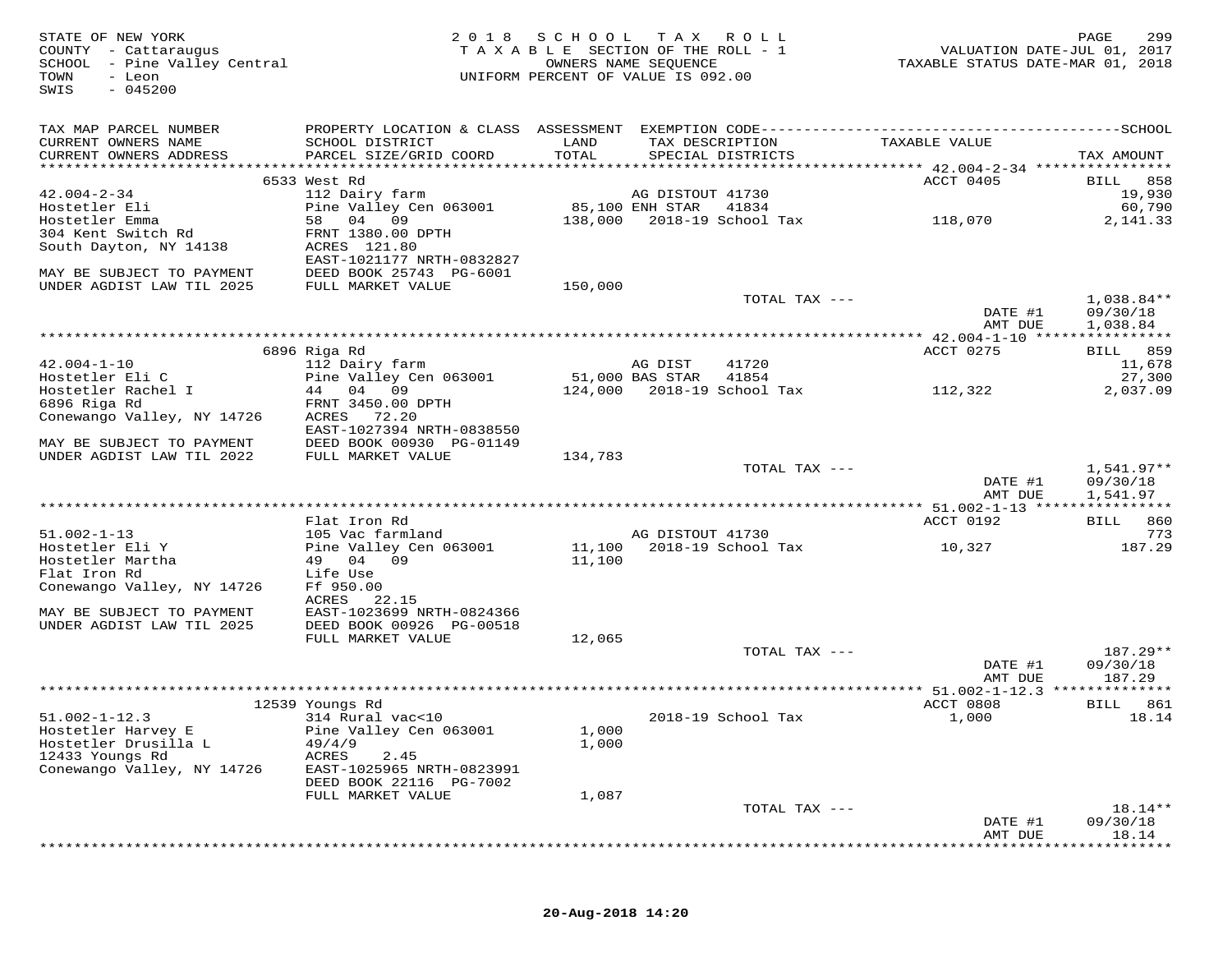STATE OF NEW YORK
COUNTY - Cattaraugus
SCHOOL - Pine Valley Central
TOWN - Leon
SWIS - 045200

2018 SCHOOL TAX ROLL
TAXABLE SECTION OF THE ROLL - 1
OWNERS NAME SEQUENCE
UNIFORM PERCENT OF VALUE IS 092.00

VALUATION DATE-JUL 01, 2017
TAXABLE STATUS DATE-MAR 01, 2018

| TAX MAP PARCEL NUMBER / CURRENT OWNERS NAME / CURRENT OWNERS ADDRESS | PROPERTY LOCATION & CLASS / SCHOOL DISTRICT / PARCEL SIZE/GRID COORD | ASSESSMENT LAND / TOTAL | EXEMPTION CODE / TAX DESCRIPTION / SPECIAL DISTRICTS | TAXABLE VALUE | SCHOOL TAX AMOUNT |
|---|---|---|---|---|---|
| | 6533 West Rd | | | ACCT 0405 | BILL 858 |
| 42.004-2-34 | 112 Dairy farm | | AG DISTOUT 41730 | | 19,930 |
| Hostetler Eli | Pine Valley Cen 063001 | 85,100 | ENH STAR 41834 | | 60,790 |
| Hostetler Emma | 58 04 09 | 138,000 | 2018-19 School Tax | 118,070 | 2,141.33 |
| 304 Kent Switch Rd | FRNT 1380.00 DPTH | | | | |
| South Dayton, NY 14138 | ACRES 121.80 | | | | |
| | EAST-1021177 NRTH-0832827 | | | | |
| MAY BE SUBJECT TO PAYMENT | DEED BOOK 25743 PG-6001 | | | | |
| UNDER AGDIST LAW TIL 2025 | FULL MARKET VALUE | 150,000 | | | |
| | | | TOTAL TAX --- | | 1,038.84** |
| | | | | DATE #1 | 09/30/18 |
| | | | | AMT DUE | 1,038.84 |
| | 6896 Riga Rd | | | ACCT 0275 | BILL 859 |
| 42.004-1-10 | 112 Dairy farm | | AG DIST 41720 | | 11,678 |
| Hostetler Eli C | Pine Valley Cen 063001 | 51,000 | BAS STAR 41854 | | 27,300 |
| Hostetler Rachel I | 44 04 09 | 124,000 | 2018-19 School Tax | 112,322 | 2,037.09 |
| 6896 Riga Rd | FRNT 3450.00 DPTH | | | | |
| Conewango Valley, NY 14726 | ACRES 72.20 | | | | |
| | EAST-1027394 NRTH-0838550 | | | | |
| MAY BE SUBJECT TO PAYMENT | DEED BOOK 00930 PG-01149 | | | | |
| UNDER AGDIST LAW TIL 2022 | FULL MARKET VALUE | 134,783 | | | |
| | | | TOTAL TAX --- | | 1,541.97** |
| | | | | DATE #1 | 09/30/18 |
| | | | | AMT DUE | 1,541.97 |
| | Flat Iron Rd | | | ACCT 0192 | BILL 860 |
| 51.002-1-13 | 105 Vac farmland | | AG DISTOUT 41730 | | 773 |
| Hostetler Eli Y | Pine Valley Cen 063001 | 11,100 | 2018-19 School Tax | 10,327 | 187.29 |
| Hostetler Martha | 49 04 09 | 11,100 | | | |
| Flat Iron Rd | Life Use | | | | |
| Conewango Valley, NY 14726 | Ff 950.00 | | | | |
| | ACRES 22.15 | | | | |
| MAY BE SUBJECT TO PAYMENT | EAST-1023699 NRTH-0824366 | | | | |
| UNDER AGDIST LAW TIL 2025 | DEED BOOK 00926 PG-00518 | | | | |
| | FULL MARKET VALUE | 12,065 | | | |
| | | | TOTAL TAX --- | | 187.29** |
| | | | | DATE #1 | 09/30/18 |
| | | | | AMT DUE | 187.29 |
| | 12539 Youngs Rd | | | ACCT 0808 | BILL 861 |
| 51.002-1-12.3 | 314 Rural vac<10 | | 2018-19 School Tax | 1,000 | 18.14 |
| Hostetler Harvey E | Pine Valley Cen 063001 | 1,000 | | | |
| Hostetler Drusilla L | 49/4/9 | 1,000 | | | |
| 12433 Youngs Rd | ACRES 2.45 | | | | |
| Conewango Valley, NY 14726 | EAST-1025965 NRTH-0823991 | | | | |
| | DEED BOOK 22116 PG-7002 | | | | |
| | FULL MARKET VALUE | 1,087 | | | |
| | | | TOTAL TAX --- | | 18.14** |
| | | | | DATE #1 | 09/30/18 |
| | | | | AMT DUE | 18.14 |

20-Aug-2018 14:20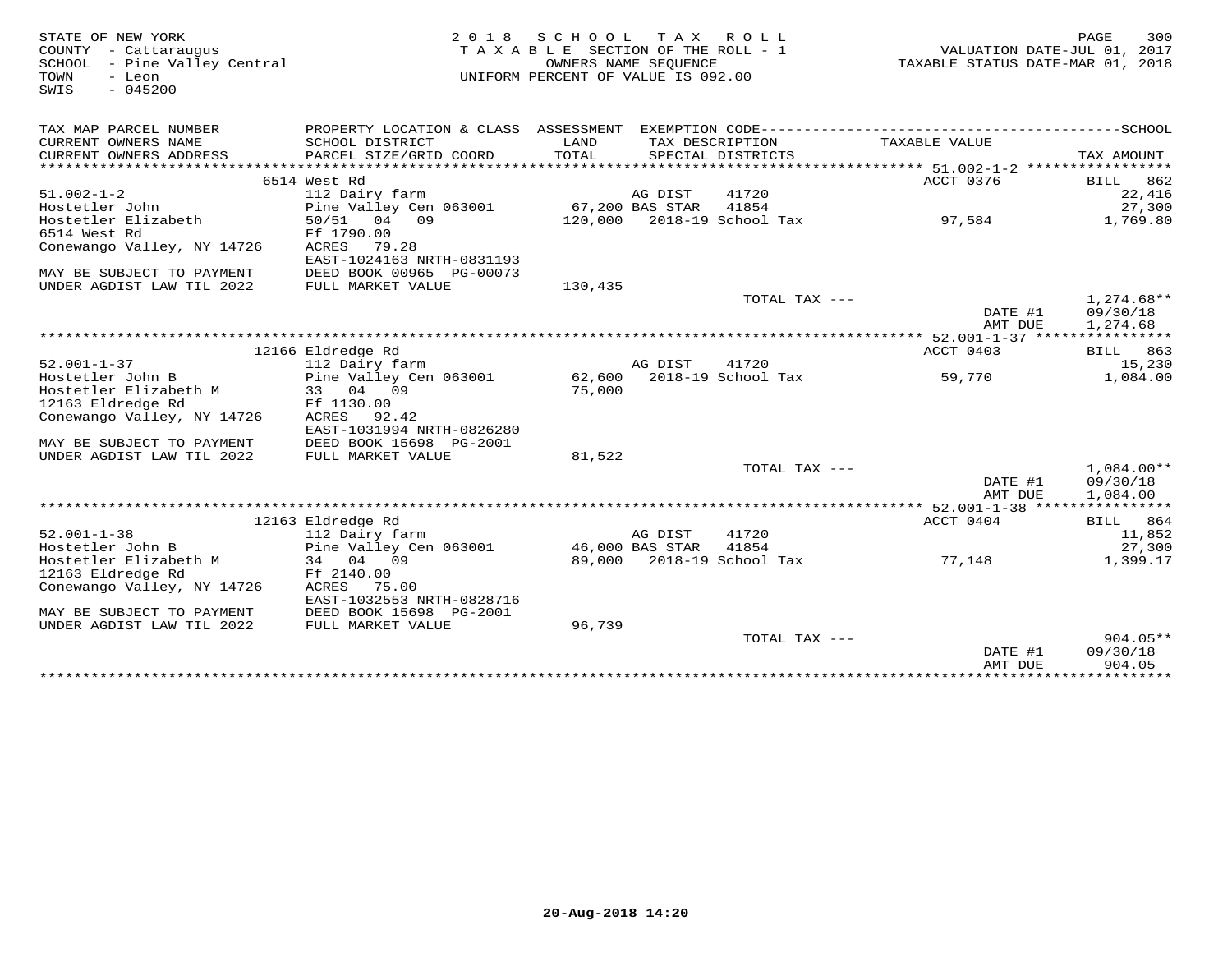STATE OF NEW YORK
COUNTY - Cattaraugus
SCHOOL - Pine Valley Central
TOWN - Leon
SWIS - 045200

2018 SCHOOL TAX ROLL
TAXABLE SECTION OF THE ROLL - 1
OWNERS NAME SEQUENCE
UNIFORM PERCENT OF VALUE IS 092.00

VALUATION DATE-JUL 01, 2017
TAXABLE STATUS DATE-MAR 01, 2018

| TAX MAP PARCEL NUMBER / CURRENT OWNERS NAME / CURRENT OWNERS ADDRESS | PROPERTY LOCATION & CLASS / SCHOOL DISTRICT / PARCEL SIZE/GRID COORD | ASSESSMENT LAND / TOTAL | EXEMPTION CODE / TAX DESCRIPTION / SPECIAL DISTRICTS | TAXABLE VALUE | TAX AMOUNT |
|---|---|---|---|---|---|
| | 6514 West Rd | | | ACCT 0376 | BILL 862 |
| 51.002-1-2 | 112 Dairy farm | | AG DIST 41720 | | 22,416 |
| Hostetler John | Pine Valley Cen 063001 | 67,200 | BAS STAR 41854 | | 27,300 |
| Hostetler Elizabeth | 50/51 04 09 | 120,000 | 2018-19 School Tax | 97,584 | 1,769.80 |
| 6514 West Rd | Ff 1790.00 | | | | |
| Conewango Valley, NY 14726 | ACRES 79.28 | | | | |
| | EAST-1024163 NRTH-0831193 | | | | |
| MAY BE SUBJECT TO PAYMENT | DEED BOOK 00965 PG-00073 | | | | |
| UNDER AGDIST LAW TIL 2022 | FULL MARKET VALUE | 130,435 | | | |
| | | | TOTAL TAX --- | | 1,274.68** |
| | | | | DATE #1 | 09/30/18 |
| | | | | AMT DUE | 1,274.68 |
| | 12166 Eldredge Rd | | | ACCT 0403 | BILL 863 |
| 52.001-1-37 | 112 Dairy farm | | AG DIST 41720 | | 15,230 |
| Hostetler John B | Pine Valley Cen 063001 | 62,600 | 2018-19 School Tax | 59,770 | 1,084.00 |
| Hostetler Elizabeth M | 33 04 09 | 75,000 | | | |
| 12163 Eldredge Rd | Ff 1130.00 | | | | |
| Conewango Valley, NY 14726 | ACRES 92.42 | | | | |
| | EAST-1031994 NRTH-0826280 | | | | |
| MAY BE SUBJECT TO PAYMENT | DEED BOOK 15698 PG-2001 | | | | |
| UNDER AGDIST LAW TIL 2022 | FULL MARKET VALUE | 81,522 | | | |
| | | | TOTAL TAX --- | | 1,084.00** |
| | | | | DATE #1 | 09/30/18 |
| | | | | AMT DUE | 1,084.00 |
| | 12163 Eldredge Rd | | | ACCT 0404 | BILL 864 |
| 52.001-1-38 | 112 Dairy farm | | AG DIST 41720 | | 11,852 |
| Hostetler John B | Pine Valley Cen 063001 | 46,000 | BAS STAR 41854 | | 27,300 |
| Hostetler Elizabeth M | 34 04 09 | 89,000 | 2018-19 School Tax | 77,148 | 1,399.17 |
| 12163 Eldredge Rd | Ff 2140.00 | | | | |
| Conewango Valley, NY 14726 | ACRES 75.00 | | | | |
| | EAST-1032553 NRTH-0828716 | | | | |
| MAY BE SUBJECT TO PAYMENT | DEED BOOK 15698 PG-2001 | | | | |
| UNDER AGDIST LAW TIL 2022 | FULL MARKET VALUE | 96,739 | | | |
| | | | TOTAL TAX --- | | 904.05** |
| | | | | DATE #1 | 09/30/18 |
| | | | | AMT DUE | 904.05 |

20-Aug-2018 14:20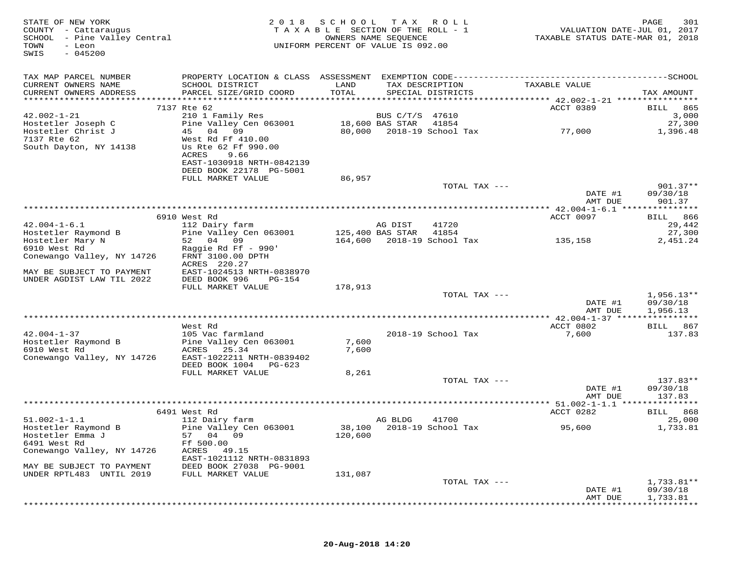STATE OF NEW YORK
COUNTY - Cattaraugus
SCHOOL - Pine Valley Central
TOWN - Leon
SWIS - 045200

2018 SCHOOL TAX ROLL
TAXABLE SECTION OF THE ROLL - 1
OWNERS NAME SEQUENCE
UNIFORM PERCENT OF VALUE IS 092.00

VALUATION DATE-JUL 01, 2017
TAXABLE STATUS DATE-MAR 01, 2018

| TAX MAP PARCEL NUMBER / CURRENT OWNERS NAME / CURRENT OWNERS ADDRESS | PROPERTY LOCATION & CLASS / SCHOOL DISTRICT / PARCEL SIZE/GRID COORD | ASSESSMENT LAND / TOTAL | EXEMPTION CODE / TAX DESCRIPTION / SPECIAL DISTRICTS | TAXABLE VALUE | TAX AMOUNT |
|---|---|---|---|---|---|
| | 7137 Rte 62 | | | ACCT 0389 | BILL 865 |
| 42.002-1-21 | 210 1 Family Res | | BUS C/T/S 47610 | | 3,000 |
| Hostetler Joseph C | Pine Valley Cen 063001 | 18,600 | BAS STAR 41854 | | 27,300 |
| Hostetler Christ J | 45 04 09 | 80,000 | 2018-19 School Tax | 77,000 | 1,396.48 |
| 7137 Rte 62 | West Rd Ff 410.00 | | | | |
| South Dayton, NY 14138 | Us Rte 62 Ff 990.00 | | | | |
| | ACRES 9.66 | | | | |
| | EAST-1030918 NRTH-0842139 | | | | |
| | DEED BOOK 22178 PG-5001 | | | | |
| | FULL MARKET VALUE | 86,957 | | | |
| | | | TOTAL TAX --- | | 901.37** |
| | | | | DATE #1 | 09/30/18 |
| | | | | AMT DUE | 901.37 |
| | 6910 West Rd | | | ACCT 0097 | BILL 866 |
| 42.004-1-6.1 | 112 Dairy farm | | AG DIST 41720 | | 29,442 |
| Hostetler Raymond B | Pine Valley Cen 063001 | 125,400 | BAS STAR 41854 | | 27,300 |
| Hostetler Mary N | 52 04 09 | 164,600 | 2018-19 School Tax | 135,158 | 2,451.24 |
| 6910 West Rd | Raggie Rd Ff - 990' | | | | |
| Conewango Valley, NY 14726 | FRNT 3100.00 DPTH | | | | |
| | ACRES 220.27 | | | | |
| MAY BE SUBJECT TO PAYMENT | EAST-1024513 NRTH-0838970 | | | | |
| UNDER AGDIST LAW TIL 2022 | DEED BOOK 996 PG-154 | | | | |
| | FULL MARKET VALUE | 178,913 | | | |
| | | | TOTAL TAX --- | | 1,956.13** |
| | | | | DATE #1 | 09/30/18 |
| | | | | AMT DUE | 1,956.13 |
| | West Rd | | | ACCT 0802 | BILL 867 |
| 42.004-1-37 | 105 Vac farmland | | 2018-19 School Tax | 7,600 | 137.83 |
| Hostetler Raymond B | Pine Valley Cen 063001 | 7,600 | | | |
| 6910 West Rd | ACRES 25.34 | 7,600 | | | |
| Conewango Valley, NY 14726 | EAST-1022211 NRTH-0839402 | | | | |
| | DEED BOOK 1004 PG-623 | | | | |
| | FULL MARKET VALUE | 8,261 | | | |
| | | | TOTAL TAX --- | | 137.83** |
| | | | | DATE #1 | 09/30/18 |
| | | | | AMT DUE | 137.83 |
| | 6491 West Rd | | | ACCT 0282 | BILL 868 |
| 51.002-1-1.1 | 112 Dairy farm | | AG BLDG 41700 | | 25,000 |
| Hostetler Raymond B | Pine Valley Cen 063001 | 38,100 | 2018-19 School Tax | 95,600 | 1,733.81 |
| Hostetler Emma J | 57 04 09 | 120,600 | | | |
| 6491 West Rd | Ff 500.00 | | | | |
| Conewango Valley, NY 14726 | ACRES 49.15 | | | | |
| | EAST-1021112 NRTH-0831893 | | | | |
| MAY BE SUBJECT TO PAYMENT | DEED BOOK 27038 PG-9001 | | | | |
| UNDER RPTL483 UNTIL 2019 | FULL MARKET VALUE | 131,087 | | | |
| | | | TOTAL TAX --- | | 1,733.81** |
| | | | | DATE #1 | 09/30/18 |
| | | | | AMT DUE | 1,733.81 |

20-Aug-2018 14:20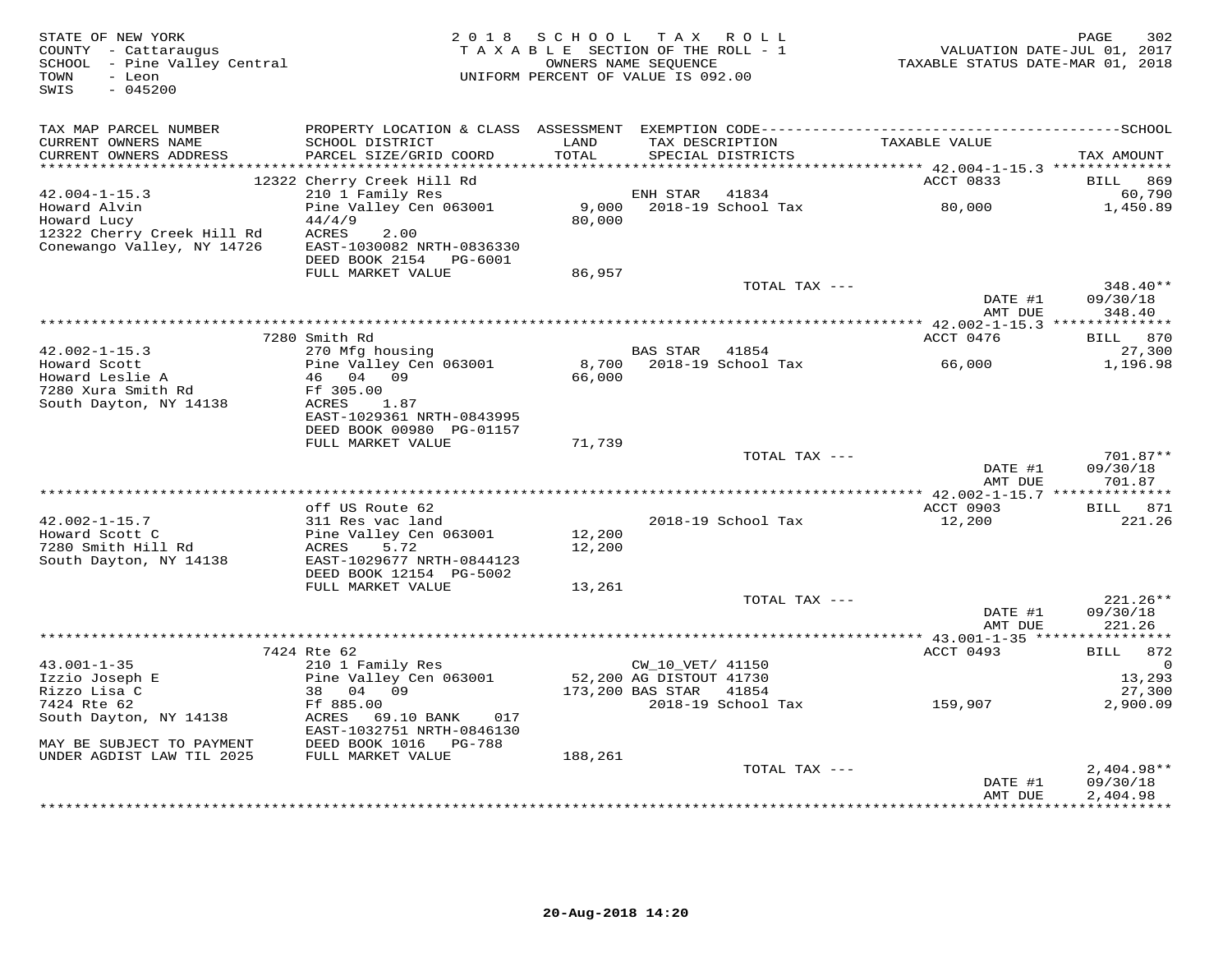STATE OF NEW YORK
COUNTY - Cattaraugus
SCHOOL - Pine Valley Central
TOWN - Leon
SWIS - 045200

2 0 1 8 S C H O O L T A X R O L L
T A X A B L E SECTION OF THE ROLL - 1
OWNERS NAME SEQUENCE
UNIFORM PERCENT OF VALUE IS 092.00

VALUATION DATE-JUL 01, 2017
TAXABLE STATUS DATE-MAR 01, 2018

| TAX MAP PARCEL NUMBER<br>CURRENT OWNERS NAME<br>CURRENT OWNERS ADDRESS | PROPERTY LOCATION & CLASS<br>SCHOOL DISTRICT<br>PARCEL SIZE/GRID COORD | ASSESSMENT<br>LAND<br>TOTAL | EXEMPTION CODE<br>TAX DESCRIPTION<br>SPECIAL DISTRICTS | TAXABLE VALUE | SCHOOL<br>TAX AMOUNT |
|---|---|---|---|---|---|
| | 12322 Cherry Creek Hill Rd | | | ACCT 0833 | BILL 869 |
| 42.004-1-15.3 | 210 1 Family Res | | ENH STAR 41834 | | 60,790 |
| Howard Alvin | Pine Valley Cen 063001 | 9,000 | 2018-19 School Tax | 80,000 | 1,450.89 |
| Howard Lucy | 44/4/9 | 80,000 | | | |
| 12322 Cherry Creek Hill Rd | ACRES 2.00 | | | | |
| Conewango Valley, NY 14726 | EAST-1030082 NRTH-0836330 | | | | |
| | DEED BOOK 2154 PG-6001 | | | | |
| | FULL MARKET VALUE | 86,957 | | | |
| | | | TOTAL TAX --- | | 348.40** |
| | | | | DATE #1 | 09/30/18 |
| | | | | AMT DUE | 348.40 |
| | 7280 Smith Rd | | | ACCT 0476 | BILL 870 |
| 42.002-1-15.3 | 270 Mfg housing | | BAS STAR 41854 | | 27,300 |
| Howard Scott | Pine Valley Cen 063001 | 8,700 | 2018-19 School Tax | 66,000 | 1,196.98 |
| Howard Leslie A | 46 04 09 | 66,000 | | | |
| 7280 Xura Smith Rd | Ff 305.00 | | | | |
| South Dayton, NY 14138 | ACRES 1.87 | | | | |
| | EAST-1029361 NRTH-0843995 | | | | |
| | DEED BOOK 00980 PG-01157 | | | | |
| | FULL MARKET VALUE | 71,739 | | | |
| | | | TOTAL TAX --- | | 701.87** |
| | | | | DATE #1 | 09/30/18 |
| | | | | AMT DUE | 701.87 |
| | off US Route 62 | | | ACCT 0903 | BILL 871 |
| 42.002-1-15.7 | 311 Res vac land | | 2018-19 School Tax | 12,200 | 221.26 |
| Howard Scott C | Pine Valley Cen 063001 | 12,200 | | | |
| 7280 Smith Hill Rd | ACRES 5.72 | 12,200 | | | |
| South Dayton, NY 14138 | EAST-1029677 NRTH-0844123 | | | | |
| | DEED BOOK 12154 PG-5002 | | | | |
| | FULL MARKET VALUE | 13,261 | | | |
| | | | TOTAL TAX --- | | 221.26** |
| | | | | DATE #1 | 09/30/18 |
| | | | | AMT DUE | 221.26 |
| | 7424 Rte 62 | | | ACCT 0493 | BILL 872 |
| 43.001-1-35 | 210 1 Family Res | | CW_10_VET/ 41150 | | 0 |
| Izzio Joseph E | Pine Valley Cen 063001 | 52,200 | AG DISTOUT 41730 | | 13,293 |
| Rizzo Lisa C | 38 04 09 | 173,200 | BAS STAR 41854 | | 27,300 |
| 7424 Rte 62 | Ff 885.00 | | 2018-19 School Tax | 159,907 | 2,900.09 |
| South Dayton, NY 14138 | ACRES 69.10 BANK 017 | | | | |
| | EAST-1032751 NRTH-0846130 | | | | |
| MAY BE SUBJECT TO PAYMENT | DEED BOOK 1016 PG-788 | | | | |
| UNDER AGDIST LAW TIL 2025 | FULL MARKET VALUE | 188,261 | | | |
| | | | TOTAL TAX --- | | 2,404.98** |
| | | | | DATE #1 | 09/30/18 |
| | | | | AMT DUE | 2,404.98 |

20-Aug-2018 14:20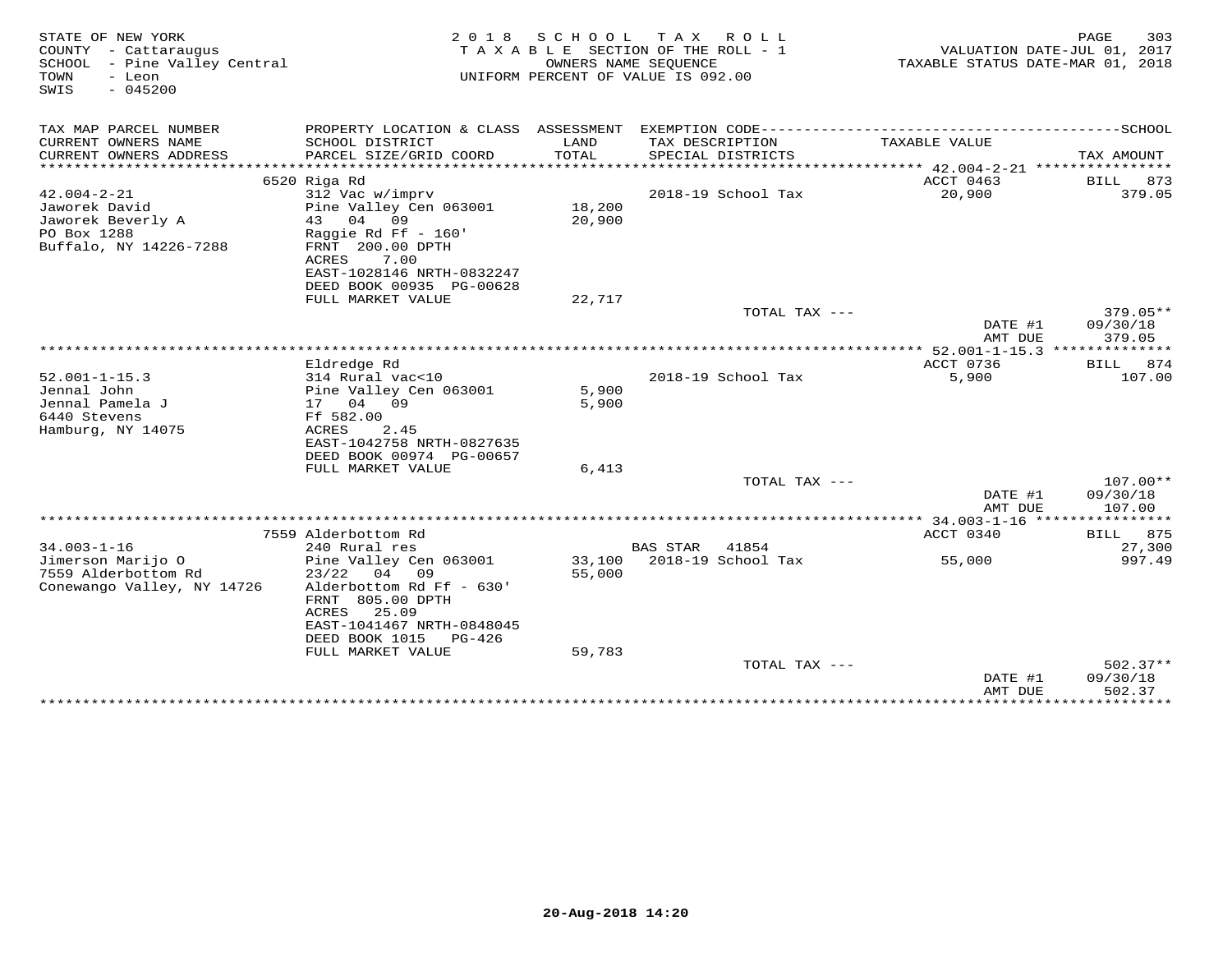STATE OF NEW YORK
COUNTY - Cattaraugus
SCHOOL - Pine Valley Central
TOWN - Leon
SWIS - 045200

2 0 1 8 S C H O O L T A X R O L L
T A X A B L E SECTION OF THE ROLL - 1
OWNERS NAME SEQUENCE
UNIFORM PERCENT OF VALUE IS 092.00

VALUATION DATE-JUL 01, 2017
TAXABLE STATUS DATE-MAR 01, 2018

| TAX MAP PARCEL NUMBER<br>CURRENT OWNERS NAME<br>CURRENT OWNERS ADDRESS | PROPERTY LOCATION & CLASS<br>SCHOOL DISTRICT<br>PARCEL SIZE/GRID COORD | ASSESSMENT<br>LAND<br>TOTAL | EXEMPTION CODE<br>TAX DESCRIPTION<br>SPECIAL DISTRICTS | TAXABLE VALUE | SCHOOL<br>TAX AMOUNT |
|---|---|---|---|---|---|
| | 6520 Riga Rd | | | ACCT 0463 | BILL 873 |
| 42.004-2-21 | 312 Vac w/imprv | | 2018-19 School Tax | 20,900 | 379.05 |
| Jaworek David | Pine Valley Cen 063001 | 18,200 | | | |
| Jaworek Beverly A | 43 04 09 | 20,900 | | | |
| PO Box 1288 | Raggie Rd Ff - 160' | | | | |
| Buffalo, NY 14226-7288 | FRNT 200.00 DPTH | | | | |
| | ACRES 7.00 | | | | |
| | EAST-1028146 NRTH-0832247 | | | | |
| | DEED BOOK 00935 PG-00628 | | | | |
| | FULL MARKET VALUE | 22,717 | | | |
| | | | TOTAL TAX --- | | 379.05** |
| | | | | DATE #1 | 09/30/18 |
| | | | | AMT DUE | 379.05 |
| | Eldredge Rd | | | ACCT 0736 | BILL 874 |
| 52.001-1-15.3 | 314 Rural vac<10 | | 2018-19 School Tax | 5,900 | 107.00 |
| Jennal John | Pine Valley Cen 063001 | 5,900 | | | |
| Jennal Pamela J | 17 04 09 | 5,900 | | | |
| 6440 Stevens | Ff 582.00 | | | | |
| Hamburg, NY 14075 | ACRES 2.45 | | | | |
| | EAST-1042758 NRTH-0827635 | | | | |
| | DEED BOOK 00974 PG-00657 | | | | |
| | FULL MARKET VALUE | 6,413 | | | |
| | | | TOTAL TAX --- | | 107.00** |
| | | | | DATE #1 | 09/30/18 |
| | | | | AMT DUE | 107.00 |
| | 7559 Alderbottom Rd | | | ACCT 0340 | BILL 875 |
| 34.003-1-16 | 240 Rural res | | BAS STAR 41854 | | 27,300 |
| Jimerson Marijo O | Pine Valley Cen 063001 | 33,100 | 2018-19 School Tax | 55,000 | 997.49 |
| 7559 Alderbottom Rd | 23/22 04 09 | 55,000 | | | |
| Conewango Valley, NY 14726 | Alderbottom Rd Ff - 630' | | | | |
| | FRNT 805.00 DPTH | | | | |
| | ACRES 25.09 | | | | |
| | EAST-1041467 NRTH-0848045 | | | | |
| | DEED BOOK 1015 PG-426 | | | | |
| | FULL MARKET VALUE | 59,783 | | | |
| | | | TOTAL TAX --- | | 502.37** |
| | | | | DATE #1 | 09/30/18 |
| | | | | AMT DUE | 502.37 |

20-Aug-2018 14:20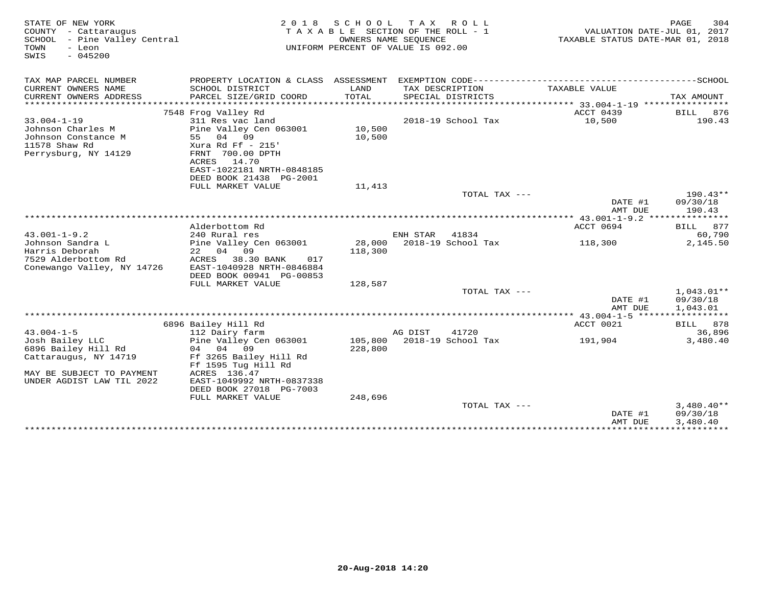STATE OF NEW YORK
COUNTY - Cattaraugus
SCHOOL - Pine Valley Central
TOWN - Leon
SWIS - 045200

2018 SCHOOL TAX ROLL
TAXABLE SECTION OF THE ROLL - 1
OWNERS NAME SEQUENCE
UNIFORM PERCENT OF VALUE IS 092.00

VALUATION DATE-JUL 01, 2017
TAXABLE STATUS DATE-MAR 01, 2018

| TAX MAP PARCEL NUMBER / CURRENT OWNERS NAME / CURRENT OWNERS ADDRESS | PROPERTY LOCATION & CLASS / SCHOOL DISTRICT / PARCEL SIZE/GRID COORD | ASSESSMENT LAND / TOTAL | EXEMPTION CODE / TAX DESCRIPTION / SPECIAL DISTRICTS | TAXABLE VALUE | TAX AMOUNT |
|---|---|---|---|---|---|
| 33.004-1-19 | 7548 Frog Valley Rd | | | ACCT 0439 | BILL 876 |
| Johnson Charles M | 311 Res vac land | | | | |
| Johnson Constance M | Pine Valley Cen 063001 | 10,500 | 2018-19 School Tax | 10,500 | 190.43 |
| 11578 Shaw Rd | 55 04 09 | 10,500 | | | |
| Perrysburg, NY 14129 | Xura Rd Ff - 215' | | | | |
| | FRNT 700.00 DPTH | | | | |
| | ACRES 14.70 | | | | |
| | EAST-1022181 NRTH-0848185 | | | | |
| | DEED BOOK 21438 PG-2001 | | | | |
| | FULL MARKET VALUE | 11,413 | | | |
| | | | TOTAL TAX --- | | 190.43** |
| | | | | DATE #1 | 09/30/18 |
| | | | | AMT DUE | 190.43 |
| 43.001-1-9.2 | Alderbottom Rd | | | ACCT 0694 | BILL 877 |
| Johnson Sandra L | 240 Rural res | | ENH STAR 41834 | | 60,790 |
| Harris Deborah | Pine Valley Cen 063001 | 28,000 | 2018-19 School Tax | 118,300 | 2,145.50 |
| 7529 Alderbottom Rd | 22 04 09 | 118,300 | | | |
| Conewango Valley, NY 14726 | ACRES 38.30 BANK 017 | | | | |
| | EAST-1040928 NRTH-0846884 | | | | |
| | DEED BOOK 00941 PG-00853 | | | | |
| | FULL MARKET VALUE | 128,587 | | | |
| | | | TOTAL TAX --- | | 1,043.01** |
| | | | | DATE #1 | 09/30/18 |
| | | | | AMT DUE | 1,043.01 |
| 43.004-1-5 | 6896 Bailey Hill Rd | | | ACCT 0021 | BILL 878 |
| Josh Bailey LLC | 112 Dairy farm | | AG DIST 41720 | | 36,896 |
| 6896 Bailey Hill Rd | Pine Valley Cen 063001 | 105,800 | 2018-19 School Tax | 191,904 | 3,480.40 |
| Cattaraugus, NY 14719 | 04 04 09 | 228,800 | | | |
| | Ff 3265 Bailey Hill Rd | | | | |
| MAY BE SUBJECT TO PAYMENT | Ff 1595 Tug Hill Rd | | | | |
| UNDER AGDIST LAW TIL 2022 | ACRES 136.47 | | | | |
| | EAST-1049992 NRTH-0837338 | | | | |
| | DEED BOOK 27018 PG-7003 | | | | |
| | FULL MARKET VALUE | 248,696 | | | |
| | | | TOTAL TAX --- | | 3,480.40** |
| | | | | DATE #1 | 09/30/18 |
| | | | | AMT DUE | 3,480.40 |

20-Aug-2018 14:20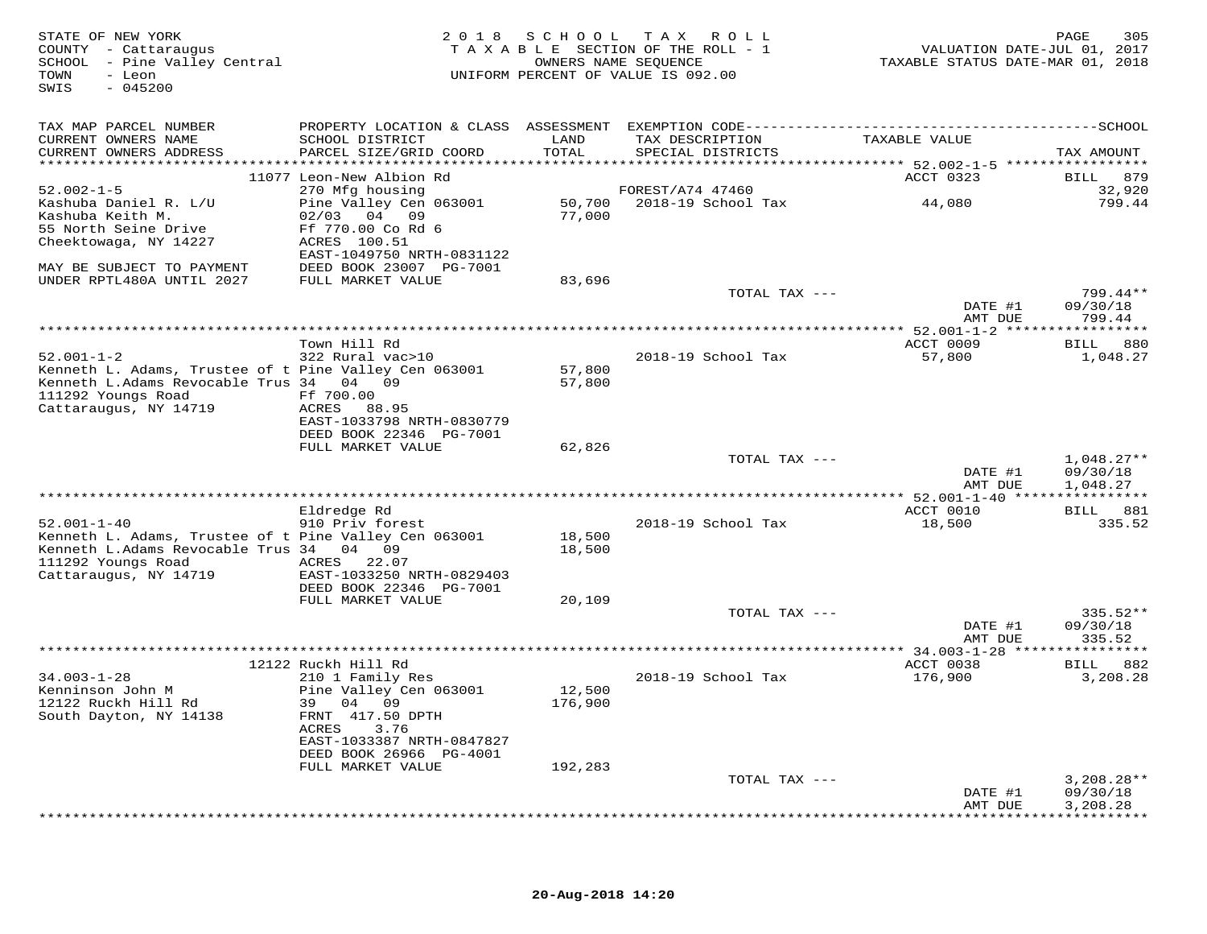STATE OF NEW YORK
COUNTY - Cattaraugus
SCHOOL - Pine Valley Central
TOWN - Leon
SWIS - 045200

2018 SCHOOL TAX ROLL
TAXABLE SECTION OF THE ROLL - 1
OWNERS NAME SEQUENCE
UNIFORM PERCENT OF VALUE IS 092.00

VALUATION DATE-JUL 01, 2017
TAXABLE STATUS DATE-MAR 01, 2018

| TAX MAP PARCEL NUMBER / CURRENT OWNERS NAME / CURRENT OWNERS ADDRESS | PROPERTY LOCATION & CLASS / SCHOOL DISTRICT / PARCEL SIZE/GRID COORD | ASSESSMENT LAND / TOTAL | EXEMPTION CODE / TAX DESCRIPTION / SPECIAL DISTRICTS | TAXABLE VALUE | SCHOOL TAX AMOUNT |
|---|---|---|---|---|---|
| **52.002-1-5** | 11077 Leon-New Albion Rd | | | ACCT 0323 | BILL 879 |
| Kashuba Daniel R. L/U | 270 Mfg housing | | FOREST/A74 47460 | | 32,920 |
| Kashuba Keith M. | Pine Valley Cen 063001 | 50,700 | 2018-19 School Tax | 44,080 | 799.44 |
| 55 North Seine Drive | 02/03 04 09 | 77,000 | | | |
| Cheektowaga, NY 14227 | Ff 770.00 Co Rd 6 | | | | |
| | ACRES 100.51 | | | | |
| | EAST-1049750 NRTH-0831122 | | | | |
| MAY BE SUBJECT TO PAYMENT | DEED BOOK 23007 PG-7001 | | | | |
| UNDER RPTL480A UNTIL 2027 | FULL MARKET VALUE | 83,696 | | | |
| | | | TOTAL TAX --- | | 799.44** |
| | | | | DATE #1 | 09/30/18 |
| | | | | AMT DUE | 799.44 |
| **52.001-1-2** | Town Hill Rd | | | ACCT 0009 | BILL 880 |
| Kenneth L. Adams, Trustee of t | 322 Rural vac>10 | | 2018-19 School Tax | 57,800 | 1,048.27 |
| Kenneth L.Adams Revocable Trus | Pine Valley Cen 063001 | 57,800 | | | |
| 111292 Youngs Road | 34 04 09 | 57,800 | | | |
| Cattaraugus, NY 14719 | Ff 700.00 | | | | |
| | ACRES 88.95 | | | | |
| | EAST-1033798 NRTH-0830779 | | | | |
| | DEED BOOK 22346 PG-7001 | | | | |
| | FULL MARKET VALUE | 62,826 | | | |
| | | | TOTAL TAX --- | | 1,048.27** |
| | | | | DATE #1 | 09/30/18 |
| | | | | AMT DUE | 1,048.27 |
| **52.001-1-40** | Eldredge Rd | | | ACCT 0010 | BILL 881 |
| Kenneth L. Adams, Trustee of t | 910 Priv forest | | 2018-19 School Tax | 18,500 | 335.52 |
| Kenneth L.Adams Revocable Trus | Pine Valley Cen 063001 | 18,500 | | | |
| 111292 Youngs Road | 34 04 09 | 18,500 | | | |
| Cattaraugus, NY 14719 | ACRES 22.07 | | | | |
| | EAST-1033250 NRTH-0829403 | | | | |
| | DEED BOOK 22346 PG-7001 | | | | |
| | FULL MARKET VALUE | 20,109 | | | |
| | | | TOTAL TAX --- | | 335.52** |
| | | | | DATE #1 | 09/30/18 |
| | | | | AMT DUE | 335.52 |
| **34.003-1-28** | 12122 Ruckh Hill Rd | | | ACCT 0038 | BILL 882 |
| Kenninson John M | 210 1 Family Res | | 2018-19 School Tax | 176,900 | 3,208.28 |
| 12122 Ruckh Hill Rd | Pine Valley Cen 063001 | 12,500 | | | |
| South Dayton, NY 14138 | 39 04 09 | 176,900 | | | |
| | FRNT 417.50 DPTH | | | | |
| | ACRES 3.76 | | | | |
| | EAST-1033387 NRTH-0847827 | | | | |
| | DEED BOOK 26966 PG-4001 | | | | |
| | FULL MARKET VALUE | 192,283 | | | |
| | | | TOTAL TAX --- | | 3,208.28** |
| | | | | DATE #1 | 09/30/18 |
| | | | | AMT DUE | 3,208.28 |

20-Aug-2018 14:20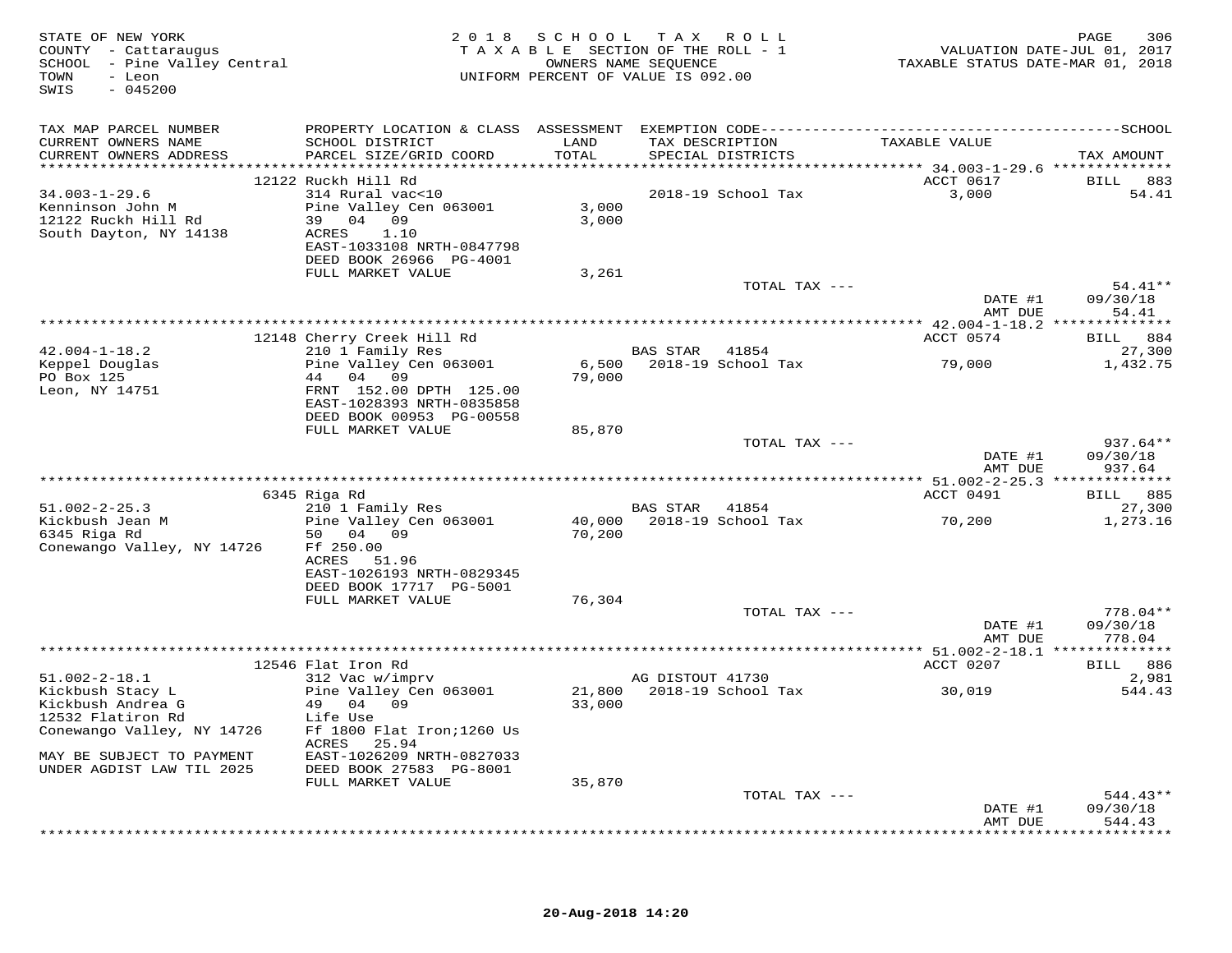STATE OF NEW YORK
COUNTY - Cattaraugus
SCHOOL - Pine Valley Central
TOWN - Leon
SWIS - 045200

2018 SCHOOL TAX ROLL
TAXABLE SECTION OF THE ROLL - 1
OWNERS NAME SEQUENCE
UNIFORM PERCENT OF VALUE IS 092.00

VALUATION DATE-JUL 01, 2017
TAXABLE STATUS DATE-MAR 01, 2018

| TAX MAP PARCEL NUMBER / CURRENT OWNERS NAME / CURRENT OWNERS ADDRESS | PROPERTY LOCATION & CLASS / SCHOOL DISTRICT / PARCEL SIZE/GRID COORD | ASSESSMENT LAND / TOTAL | EXEMPTION CODE / TAX DESCRIPTION / SPECIAL DISTRICTS | TAXABLE VALUE | TAX AMOUNT |
|---|---|---|---|---|---|
| 34.003-1-29.6 | 12122 Ruckh Hill Rd | | | ACCT 0617 | BILL 883 |
| Kenninson John M | 314 Rural vac<10 | | 2018-19 School Tax | 3,000 | 54.41 |
| 12122 Ruckh Hill Rd | Pine Valley Cen 063001 | 3,000 | | | |
| South Dayton, NY 14138 | 39 04 09 | 3,000 | | | |
| | ACRES 1.10 | | | | |
| | EAST-1033108 NRTH-0847798 | | | | |
| | DEED BOOK 26966 PG-4001 | | | | |
| | FULL MARKET VALUE | 3,261 | | | |
| | | | TOTAL TAX --- | | 54.41** |
| | | | | DATE #1 | 09/30/18 |
| | | | | AMT DUE | 54.41 |
| 42.004-1-18.2 | 12148 Cherry Creek Hill Rd | | | ACCT 0574 | BILL 884 |
| Keppel Douglas | 210 1 Family Res | | BAS STAR 41854 | | 27,300 |
| PO Box 125 | Pine Valley Cen 063001 | 6,500 | 2018-19 School Tax | 79,000 | 1,432.75 |
| Leon, NY 14751 | 44 04 09 | 79,000 | | | |
| | FRNT 152.00 DPTH 125.00 | | | | |
| | EAST-1028393 NRTH-0835858 | | | | |
| | DEED BOOK 00953 PG-00558 | | | | |
| | FULL MARKET VALUE | 85,870 | | | |
| | | | TOTAL TAX --- | | 937.64** |
| | | | | DATE #1 | 09/30/18 |
| | | | | AMT DUE | 937.64 |
| 51.002-2-25.3 | 6345 Riga Rd | | | ACCT 0491 | BILL 885 |
| Kickbush Jean M | 210 1 Family Res | | BAS STAR 41854 | | 27,300 |
| 6345 Riga Rd | Pine Valley Cen 063001 | 40,000 | 2018-19 School Tax | 70,200 | 1,273.16 |
| Conewango Valley, NY 14726 | 50 04 09 | 70,200 | | | |
| | Ff 250.00 | | | | |
| | ACRES 51.96 | | | | |
| | EAST-1026193 NRTH-0829345 | | | | |
| | DEED BOOK 17717 PG-5001 | | | | |
| | FULL MARKET VALUE | 76,304 | | | |
| | | | TOTAL TAX --- | | 778.04** |
| | | | | DATE #1 | 09/30/18 |
| | | | | AMT DUE | 778.04 |
| 51.002-2-18.1 | 12546 Flat Iron Rd | | | ACCT 0207 | BILL 886 |
| Kickbush Stacy L | 312 Vac w/imprv | | AG DISTOUT 41730 | | 2,981 |
| Kickbush Andrea G | Pine Valley Cen 063001 | 21,800 | 2018-19 School Tax | 30,019 | 544.43 |
| 12532 Flatiron Rd | 49 04 09 | 33,000 | | | |
| Conewango Valley, NY 14726 | Life Use | | | | |
| | Ff 1800 Flat Iron;1260 Us | | | | |
| MAY BE SUBJECT TO PAYMENT | ACRES 25.94 | | | | |
| UNDER AGDIST LAW TIL 2025 | EAST-1026209 NRTH-0827033 | | | | |
| | DEED BOOK 27583 PG-8001 | | | | |
| | FULL MARKET VALUE | 35,870 | | | |
| | | | TOTAL TAX --- | | 544.43** |
| | | | | DATE #1 | 09/30/18 |
| | | | | AMT DUE | 544.43 |

20-Aug-2018 14:20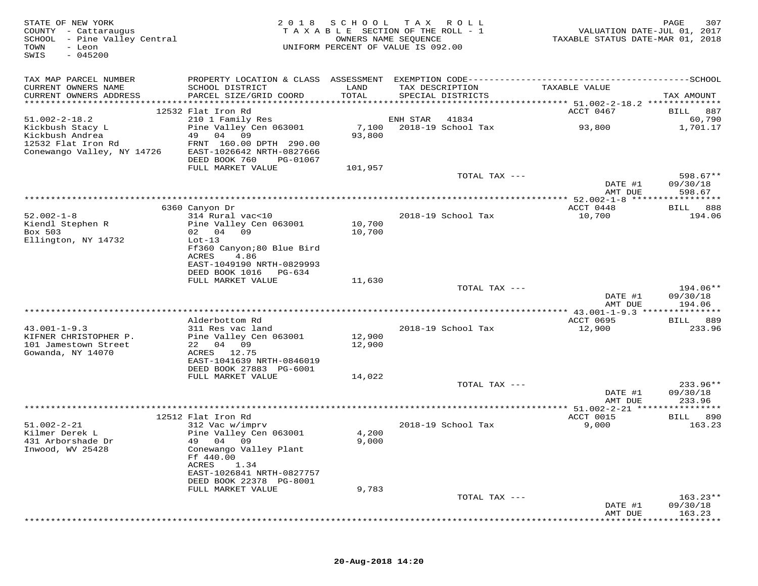STATE OF NEW YORK
COUNTY - Cattaraugus
SCHOOL - Pine Valley Central
TOWN - Leon
SWIS - 045200

2018 SCHOOL TAX ROLL
TAXABLE SECTION OF THE ROLL - 1
OWNERS NAME SEQUENCE
UNIFORM PERCENT OF VALUE IS 092.00

VALUATION DATE-JUL 01, 2017
TAXABLE STATUS DATE-MAR 01, 2018

| TAX MAP PARCEL NUMBER / CURRENT OWNERS NAME / CURRENT OWNERS ADDRESS | PROPERTY LOCATION & CLASS / SCHOOL DISTRICT / PARCEL SIZE/GRID COORD | ASSESSMENT LAND / TOTAL | EXEMPTION CODE / TAX DESCRIPTION / SPECIAL DISTRICTS | TAXABLE VALUE | TAX AMOUNT |
|---|---|---|---|---|---|
| 51.002-2-18.2 | 12532 Flat Iron Rd | | | ACCT 0467 | BILL 887 |
| Kickbush Stacy L | 210 1 Family Res | | ENH STAR 41834 | | 60,790 |
| Kickbush Andrea | Pine Valley Cen 063001 | 7,100 | 2018-19 School Tax | 93,800 | 1,701.17 |
| 12532 Flat Iron Rd | 49 04 09 | 93,800 | | | |
| Conewango Valley, NY 14726 | FRNT 160.00 DPTH 290.00 | | | | |
| | EAST-1026642 NRTH-0827666 | | | | |
| | DEED BOOK 760 PG-01067 | | | | |
| | FULL MARKET VALUE | 101,957 | | | |
| | | | TOTAL TAX --- | | 598.67** |
| | | | | DATE #1 | 09/30/18 |
| | | | | AMT DUE | 598.67 |
| 52.002-1-8 | 6360 Canyon Dr | | | ACCT 0448 | BILL 888 |
| Kiendl Stephen R | 314 Rural vac<10 | | 2018-19 School Tax | 10,700 | 194.06 |
| Box 503 | Pine Valley Cen 063001 | 10,700 | | | |
| Ellington, NY 14732 | 02 04 09 | 10,700 | | | |
| | Lot-13 | | | | |
| | Ff360 Canyon;80 Blue Bird | | | | |
| | ACRES 4.86 | | | | |
| | EAST-1049190 NRTH-0829993 | | | | |
| | DEED BOOK 1016 PG-634 | | | | |
| | FULL MARKET VALUE | 11,630 | | | |
| | | | TOTAL TAX --- | | 194.06** |
| | | | | DATE #1 | 09/30/18 |
| | | | | AMT DUE | 194.06 |
| 43.001-1-9.3 | Alderbottom Rd | | | ACCT 0695 | BILL 889 |
| KIFNER CHRISTOPHER P. | 311 Res vac land | | 2018-19 School Tax | 12,900 | 233.96 |
| 101 Jamestown Street | Pine Valley Cen 063001 | 12,900 | | | |
| Gowanda, NY 14070 | 22 04 09 | 12,900 | | | |
| | ACRES 12.75 | | | | |
| | EAST-1041639 NRTH-0846019 | | | | |
| | DEED BOOK 27883 PG-6001 | | | | |
| | FULL MARKET VALUE | 14,022 | | | |
| | | | TOTAL TAX --- | | 233.96** |
| | | | | DATE #1 | 09/30/18 |
| | | | | AMT DUE | 233.96 |
| 51.002-2-21 | 12512 Flat Iron Rd | | | ACCT 0015 | BILL 890 |
| Kilmer Derek L | 312 Vac w/imprv | | 2018-19 School Tax | 9,000 | 163.23 |
| 431 Arborshade Dr | Pine Valley Cen 063001 | 4,200 | | | |
| Inwood, WV 25428 | 49 04 09 | 9,000 | | | |
| | Conewango Valley Plant | | | | |
| | Ff 440.00 | | | | |
| | ACRES 1.34 | | | | |
| | EAST-1026841 NRTH-0827757 | | | | |
| | DEED BOOK 22378 PG-8001 | | | | |
| | FULL MARKET VALUE | 9,783 | | | |
| | | | TOTAL TAX --- | | 163.23** |
| | | | | DATE #1 | 09/30/18 |
| | | | | AMT DUE | 163.23 |

20-Aug-2018 14:20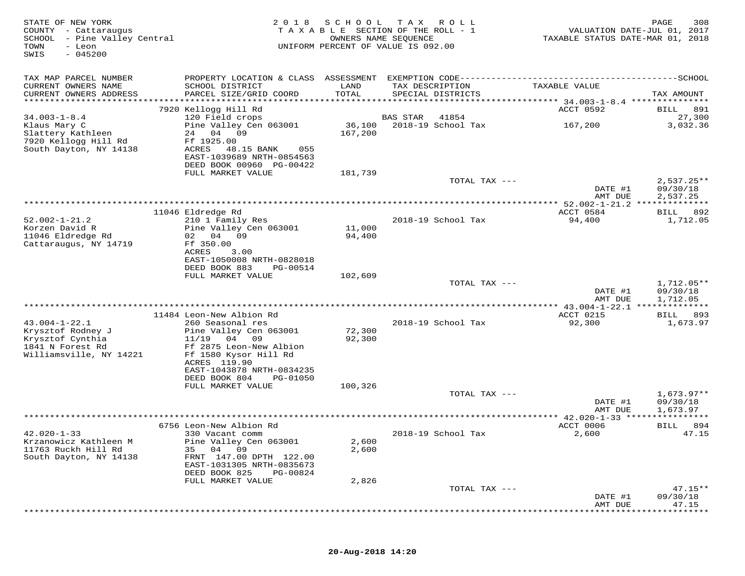STATE OF NEW YORK
COUNTY - Cattaraugus
SCHOOL - Pine Valley Central
TOWN - Leon
SWIS - 045200

2018 SCHOOL TAX ROLL
TAXABLE SECTION OF THE ROLL - 1
OWNERS NAME SEQUENCE
UNIFORM PERCENT OF VALUE IS 092.00

VALUATION DATE-JUL 01, 2017
TAXABLE STATUS DATE-MAR 01, 2018

| TAX MAP PARCEL NUMBER / CURRENT OWNERS NAME / CURRENT OWNERS ADDRESS | PROPERTY LOCATION & CLASS / SCHOOL DISTRICT / PARCEL SIZE/GRID COORD | ASSESSMENT LAND / TOTAL | EXEMPTION CODE / TAX DESCRIPTION / SPECIAL DISTRICTS | TAXABLE VALUE | SCHOOL TAX AMOUNT |
|---|---|---|---|---|---|
| 34.003-1-8.4 | 7920 Kellogg Hill Rd | | | ACCT 0592 | BILL 891 |
| Klaus Mary C | 120 Field crops | | BAS STAR 41854 | | 27,300 |
| Slattery Kathleen | Pine Valley Cen 063001 | 36,100 | 2018-19 School Tax | 167,200 | 3,032.36 |
| 7920 Kellogg Hill Rd | 24 04 09 | 167,200 | | | |
| South Dayton, NY 14138 | Ff 1925.00 | | | | |
| | ACRES 48.15 BANK 055 | | | | |
| | EAST-1039689 NRTH-0854563 | | | | |
| | DEED BOOK 00960 PG-00422 | | | | |
| | FULL MARKET VALUE | 181,739 | | | |
| | | | TOTAL TAX --- | | 2,537.25** |
| | | | | DATE #1 | 09/30/18 |
| | | | | AMT DUE | 2,537.25 |
| 52.002-1-21.2 | 11046 Eldredge Rd | | | ACCT 0584 | BILL 892 |
| Korzen David R | 210 1 Family Res | | 2018-19 School Tax | 94,400 | 1,712.05 |
| 11046 Eldredge Rd | Pine Valley Cen 063001 | 11,000 | | | |
| Cattaraugus, NY 14719 | 02 04 09 | 94,400 | | | |
| | Ff 350.00 | | | | |
| | ACRES 3.00 | | | | |
| | EAST-1050008 NRTH-0828018 | | | | |
| | DEED BOOK 883 PG-00514 | | | | |
| | FULL MARKET VALUE | 102,609 | | | |
| | | | TOTAL TAX --- | | 1,712.05** |
| | | | | DATE #1 | 09/30/18 |
| | | | | AMT DUE | 1,712.05 |
| 43.004-1-22.1 | 11484 Leon-New Albion Rd | | | ACCT 0215 | BILL 893 |
| Krysztof Rodney J | 260 Seasonal res | | 2018-19 School Tax | 92,300 | 1,673.97 |
| Krysztof Cynthia | Pine Valley Cen 063001 | 72,300 | | | |
| 1841 N Forest Rd | 11/19 04 09 | 92,300 | | | |
| Williamsville, NY 14221 | Ff 2875 Leon-New Albion | | | | |
| | Ff 1580 Kysor Hill Rd | | | | |
| | ACRES 119.90 | | | | |
| | EAST-1043878 NRTH-0834235 | | | | |
| | DEED BOOK 804 PG-01050 | | | | |
| | FULL MARKET VALUE | 100,326 | | | |
| | | | TOTAL TAX --- | | 1,673.97** |
| | | | | DATE #1 | 09/30/18 |
| | | | | AMT DUE | 1,673.97 |
| 42.020-1-33 | 6756 Leon-New Albion Rd | | | ACCT 0006 | BILL 894 |
| Krzanowicz Kathleen M | 330 Vacant comm | | 2018-19 School Tax | 2,600 | 47.15 |
| 11763 Ruckh Hill Rd | Pine Valley Cen 063001 | 2,600 | | | |
| South Dayton, NY 14138 | 35 04 09 | 2,600 | | | |
| | FRNT 147.00 DPTH 122.00 | | | | |
| | EAST-1031305 NRTH-0835673 | | | | |
| | DEED BOOK 825 PG-00824 | | | | |
| | FULL MARKET VALUE | 2,826 | | | |
| | | | TOTAL TAX --- | | 47.15** |
| | | | | DATE #1 | 09/30/18 |
| | | | | AMT DUE | 47.15 |

20-Aug-2018 14:20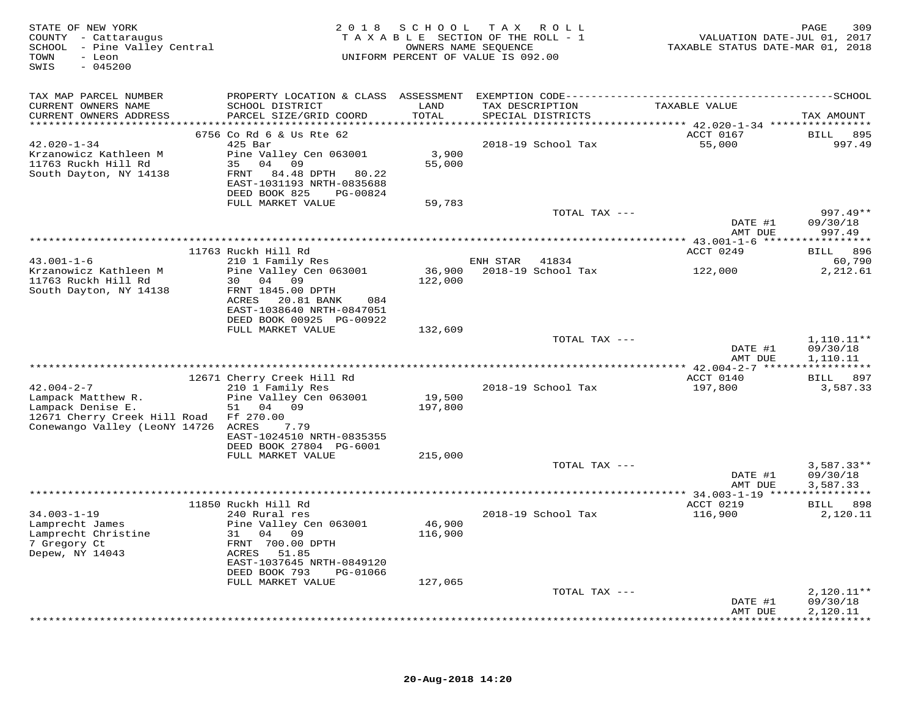STATE OF NEW YORK
COUNTY - Cattaraugus
SCHOOL - Pine Valley Central
TOWN - Leon
SWIS - 045200

2018 SCHOOL TAX ROLL
TAXABLE SECTION OF THE ROLL - 1
OWNERS NAME SEQUENCE
UNIFORM PERCENT OF VALUE IS 092.00

VALUATION DATE-JUL 01, 2017
TAXABLE STATUS DATE-MAR 01, 2018

| TAX MAP PARCEL NUMBER<br>CURRENT OWNERS NAME<br>CURRENT OWNERS ADDRESS | PROPERTY LOCATION & CLASS<br>SCHOOL DISTRICT<br>PARCEL SIZE/GRID COORD | ASSESSMENT<br>LAND<br>TOTAL | EXEMPTION CODE<br>TAX DESCRIPTION<br>SPECIAL DISTRICTS | TAXABLE VALUE | SCHOOL<br>TAX AMOUNT |
|---|---|---|---|---|---|
| 42.020-1-34 | 6756 Co Rd 6 & Us Rte 62 | | | ACCT 0167 | BILL 895 |
| 42.020-1-34 | 425 Bar | | 2018-19 School Tax | 55,000 | 997.49 |
| Krzanowicz Kathleen M | Pine Valley Cen 063001 | 3,900 | | | |
| 11763 Ruckh Hill Rd | 35 04 09 | 55,000 | | | |
| South Dayton, NY 14138 | FRNT 84.48 DPTH 80.22 | | | | |
| | EAST-1031193 NRTH-0835688 | | | | |
| | DEED BOOK 825 PG-00824 | | | | |
| | FULL MARKET VALUE | 59,783 | | | |
| | | | TOTAL TAX --- | | 997.49** |
| | | | | DATE #1 | 09/30/18 |
| | | | | AMT DUE | 997.49 |
| 43.001-1-6 | 11763 Ruckh Hill Rd | | | ACCT 0249 | BILL 896 |
| 43.001-1-6 | 210 1 Family Res | | ENH STAR 41834 | | 60,790 |
| Krzanowicz Kathleen M | Pine Valley Cen 063001 | 36,900 | 2018-19 School Tax | 122,000 | 2,212.61 |
| 11763 Ruckh Hill Rd | 30 04 09 | 122,000 | | | |
| South Dayton, NY 14138 | FRNT 1845.00 DPTH | | | | |
| | ACRES 20.81 BANK 084 | | | | |
| | EAST-1038640 NRTH-0847051 | | | | |
| | DEED BOOK 00925 PG-00922 | | | | |
| | FULL MARKET VALUE | 132,609 | | | |
| | | | TOTAL TAX --- | | 1,110.11** |
| | | | | DATE #1 | 09/30/18 |
| | | | | AMT DUE | 1,110.11 |
| 42.004-2-7 | 12671 Cherry Creek Hill Rd | | | ACCT 0140 | BILL 897 |
| 42.004-2-7 | 210 1 Family Res | | 2018-19 School Tax | 197,800 | 3,587.33 |
| Lampack Matthew R. | Pine Valley Cen 063001 | 19,500 | | | |
| Lampack Denise E. | 51 04 09 | 197,800 | | | |
| 12671 Cherry Creek Hill Road | Ff 270.00 | | | | |
| Conewango Valley (LeoNY 14726 | ACRES 7.79 | | | | |
| | EAST-1024510 NRTH-0835355 | | | | |
| | DEED BOOK 27804 PG-6001 | | | | |
| | FULL MARKET VALUE | 215,000 | | | |
| | | | TOTAL TAX --- | | 3,587.33** |
| | | | | DATE #1 | 09/30/18 |
| | | | | AMT DUE | 3,587.33 |
| 34.003-1-19 | 11850 Ruckh Hill Rd | | | ACCT 0219 | BILL 898 |
| 34.003-1-19 | 240 Rural res | | 2018-19 School Tax | 116,900 | 2,120.11 |
| Lamprecht James | Pine Valley Cen 063001 | 46,900 | | | |
| Lamprecht Christine | 31 04 09 | 116,900 | | | |
| 7 Gregory Ct | FRNT 700.00 DPTH | | | | |
| Depew, NY 14043 | ACRES 51.85 | | | | |
| | EAST-1037645 NRTH-0849120 | | | | |
| | DEED BOOK 793 PG-01066 | | | | |
| | FULL MARKET VALUE | 127,065 | | | |
| | | | TOTAL TAX --- | | 2,120.11** |
| | | | | DATE #1 | 09/30/18 |
| | | | | AMT DUE | 2,120.11 |

20-Aug-2018 14:20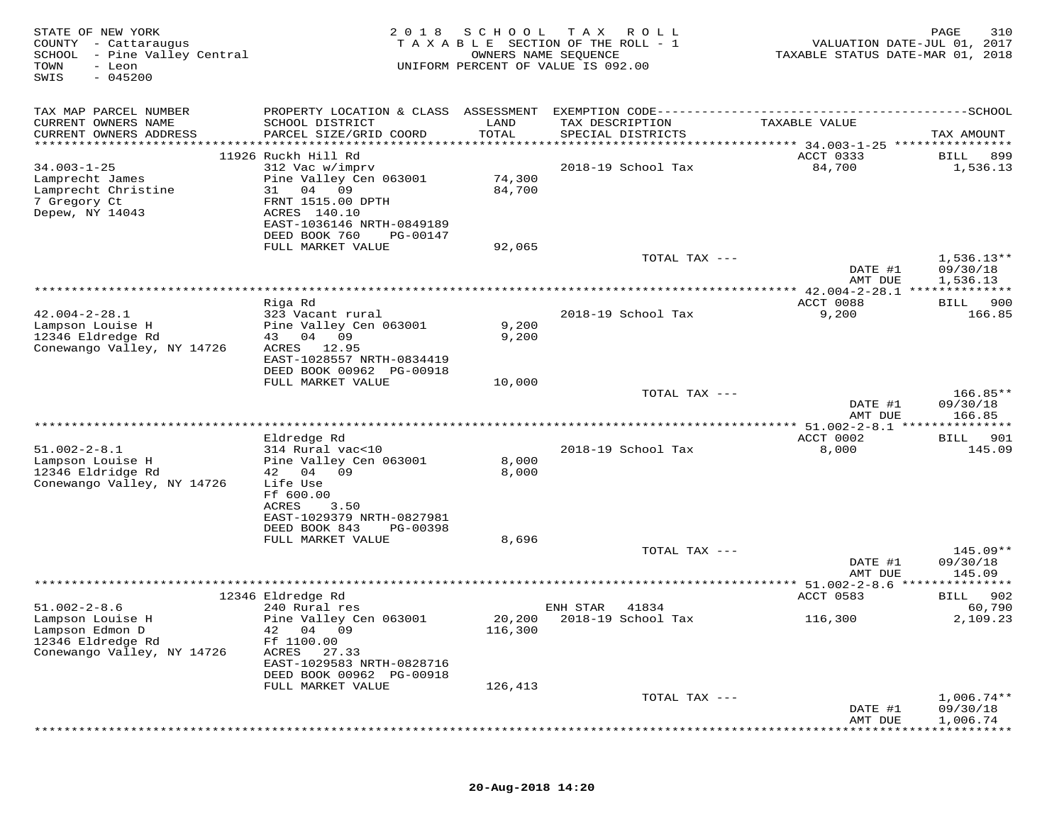STATE OF NEW YORK
COUNTY - Cattaraugus
SCHOOL - Pine Valley Central
TOWN - Leon
SWIS - 045200

2018 SCHOOL TAX ROLL
TAXABLE SECTION OF THE ROLL - 1
OWNERS NAME SEQUENCE
UNIFORM PERCENT OF VALUE IS 092.00

VALUATION DATE-JUL 01, 2017
TAXABLE STATUS DATE-MAR 01, 2018

| TAX MAP PARCEL NUMBER / CURRENT OWNERS NAME / CURRENT OWNERS ADDRESS | PROPERTY LOCATION & CLASS / SCHOOL DISTRICT / PARCEL SIZE/GRID COORD | ASSESSMENT LAND / TOTAL | EXEMPTION CODE / TAX DESCRIPTION / SPECIAL DISTRICTS | TAXABLE VALUE | TAX AMOUNT |
|---|---|---|---|---|---|
| **34.003-1-25** | 11926 Ruckh Hill Rd | | | ACCT 0333 | BILL 899 |
| 34.003-1-25 | 312 Vac w/imprv | | 2018-19 School Tax | 84,700 | 1,536.13 |
| Lamprecht James | Pine Valley Cen 063001 | 74,300 | | | |
| Lamprecht Christine | 31 04 09 | 84,700 | | | |
| 7 Gregory Ct | FRNT 1515.00 DPTH | | | | |
| Depew, NY 14043 | ACRES 140.10 | | | | |
| | EAST-1036146 NRTH-0849189 | | | | |
| | DEED BOOK 760 PG-00147 | | | | |
| | FULL MARKET VALUE | 92,065 | | | |
| | | | TOTAL TAX --- | | 1,536.13** |
| | | | | DATE #1 | 09/30/18 |
| | | | | AMT DUE | 1,536.13 |
| **42.004-2-28.1** | Riga Rd | | | ACCT 0088 | BILL 900 |
| 42.004-2-28.1 | 323 Vacant rural | | 2018-19 School Tax | 9,200 | 166.85 |
| Lampson Louise H | Pine Valley Cen 063001 | 9,200 | | | |
| 12346 Eldredge Rd | 43 04 09 | 9,200 | | | |
| Conewango Valley, NY 14726 | ACRES 12.95 | | | | |
| | EAST-1028557 NRTH-0834419 | | | | |
| | DEED BOOK 00962 PG-00918 | | | | |
| | FULL MARKET VALUE | 10,000 | | | |
| | | | TOTAL TAX --- | | 166.85** |
| | | | | DATE #1 | 09/30/18 |
| | | | | AMT DUE | 166.85 |
| **51.002-2-8.1** | Eldredge Rd | | | ACCT 0002 | BILL 901 |
| 51.002-2-8.1 | 314 Rural vac<10 | | 2018-19 School Tax | 8,000 | 145.09 |
| Lampson Louise H | Pine Valley Cen 063001 | 8,000 | | | |
| 12346 Eldridge Rd | 42 04 09 | 8,000 | | | |
| Conewango Valley, NY 14726 | Life Use | | | | |
| | Ff 600.00 | | | | |
| | ACRES 3.50 | | | | |
| | EAST-1029379 NRTH-0827981 | | | | |
| | DEED BOOK 843 PG-00398 | | | | |
| | FULL MARKET VALUE | 8,696 | | | |
| | | | TOTAL TAX --- | | 145.09** |
| | | | | DATE #1 | 09/30/18 |
| | | | | AMT DUE | 145.09 |
| **51.002-2-8.6** | 12346 Eldredge Rd | | | ACCT 0583 | BILL 902 |
| 51.002-2-8.6 | 240 Rural res | | ENH STAR 41834 | | 60,790 |
| Lampson Louise H | Pine Valley Cen 063001 | 20,200 | 2018-19 School Tax | 116,300 | 2,109.23 |
| Lampson Edmon D | 42 04 09 | 116,300 | | | |
| 12346 Eldredge Rd | Ff 1100.00 | | | | |
| Conewango Valley, NY 14726 | ACRES 27.33 | | | | |
| | EAST-1029583 NRTH-0828716 | | | | |
| | DEED BOOK 00962 PG-00918 | | | | |
| | FULL MARKET VALUE | 126,413 | | | |
| | | | TOTAL TAX --- | | 1,006.74** |
| | | | | DATE #1 | 09/30/18 |
| | | | | AMT DUE | 1,006.74 |

20-Aug-2018 14:20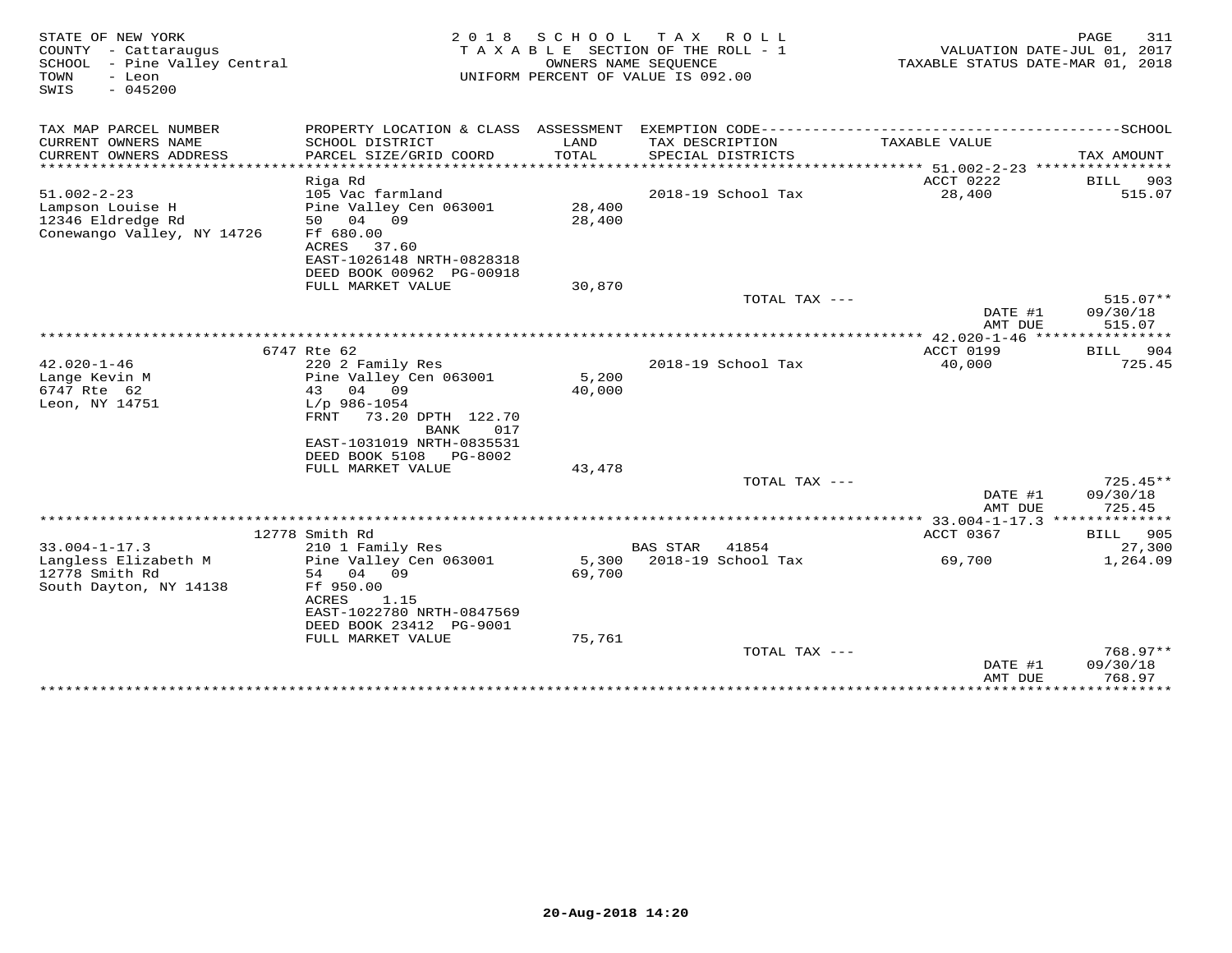STATE OF NEW YORK
COUNTY - Cattaraugus
SCHOOL - Pine Valley Central
TOWN - Leon
SWIS - 045200

2018 SCHOOL TAX ROLL
TAXABLE SECTION OF THE ROLL - 1
OWNERS NAME SEQUENCE
UNIFORM PERCENT OF VALUE IS 092.00

VALUATION DATE-JUL 01, 2017
TAXABLE STATUS DATE-MAR 01, 2018

| TAX MAP PARCEL NUMBER / CURRENT OWNERS NAME / CURRENT OWNERS ADDRESS | PROPERTY LOCATION & CLASS / SCHOOL DISTRICT / PARCEL SIZE/GRID COORD | ASSESSMENT LAND / TOTAL | EXEMPTION CODE / TAX DESCRIPTION / SPECIAL DISTRICTS | TAXABLE VALUE | SCHOOL TAX AMOUNT |
|---|---|---|---|---|---|
| 51.002-2-23 | Riga Rd | | | ACCT 0222 | BILL 903 |
| | 105 Vac farmland | | 2018-19 School Tax | 28,400 | 515.07 |
| Lampson Louise H | Pine Valley Cen 063001 | 28,400 | | | |
| 12346 Eldredge Rd | 50 04 09 | 28,400 | | | |
| Conewango Valley, NY 14726 | Ff 680.00 | | | | |
| | ACRES 37.60 | | | | |
| | EAST-1026148 NRTH-0828318 | | | | |
| | DEED BOOK 00962 PG-00918 | | | | |
| | FULL MARKET VALUE | 30,870 | | | |
| | | | TOTAL TAX --- | | 515.07** |
| | | | | DATE #1 | 09/30/18 |
| | | | | AMT DUE | 515.07 |
| 42.020-1-46 | 6747 Rte 62 | | | ACCT 0199 | BILL 904 |
| | 220 2 Family Res | | 2018-19 School Tax | 40,000 | 725.45 |
| Lange Kevin M | Pine Valley Cen 063001 | 5,200 | | | |
| 6747 Rte 62 | 43 04 09 | 40,000 | | | |
| Leon, NY 14751 | L/p 986-1054 | | | | |
| | FRNT 73.20 DPTH 122.70 | | | | |
| | BANK 017 | | | | |
| | EAST-1031019 NRTH-0835531 | | | | |
| | DEED BOOK 5108 PG-8002 | | | | |
| | FULL MARKET VALUE | 43,478 | | | |
| | | | TOTAL TAX --- | | 725.45** |
| | | | | DATE #1 | 09/30/18 |
| | | | | AMT DUE | 725.45 |
| 33.004-1-17.3 | 12778 Smith Rd | | | ACCT 0367 | BILL 905 |
| | 210 1 Family Res | | BAS STAR 41854 | | 27,300 |
| Langless Elizabeth M | Pine Valley Cen 063001 | 5,300 | 2018-19 School Tax | 69,700 | 1,264.09 |
| 12778 Smith Rd | 54 04 09 | 69,700 | | | |
| South Dayton, NY 14138 | Ff 950.00 | | | | |
| | ACRES 1.15 | | | | |
| | EAST-1022780 NRTH-0847569 | | | | |
| | DEED BOOK 23412 PG-9001 | | | | |
| | FULL MARKET VALUE | 75,761 | | | |
| | | | TOTAL TAX --- | | 768.97** |
| | | | | DATE #1 | 09/30/18 |
| | | | | AMT DUE | 768.97 |

20-Aug-2018 14:20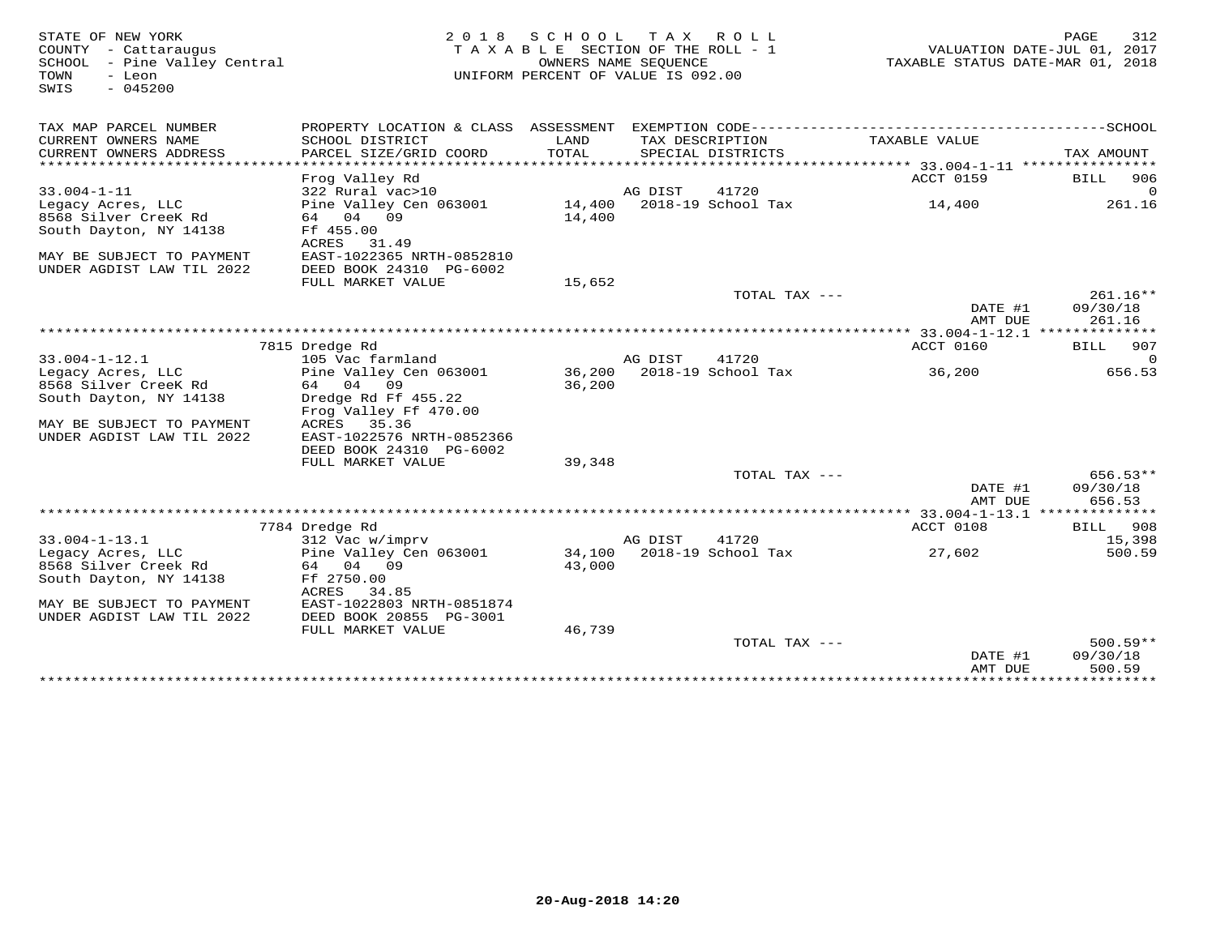STATE OF NEW YORK
COUNTY - Cattaraugus
SCHOOL - Pine Valley Central
TOWN - Leon
SWIS - 045200

2018 SCHOOL TAX ROLL
TAXABLE SECTION OF THE ROLL - 1
OWNERS NAME SEQUENCE
UNIFORM PERCENT OF VALUE IS 092.00

VALUATION DATE-JUL 01, 2017
TAXABLE STATUS DATE-MAR 01, 2018

| TAX MAP PARCEL NUMBER / CURRENT OWNERS NAME / CURRENT OWNERS ADDRESS | PROPERTY LOCATION & CLASS / SCHOOL DISTRICT / PARCEL SIZE/GRID COORD | ASSESSMENT LAND / TOTAL | EXEMPTION CODE / TAX DESCRIPTION / SPECIAL DISTRICTS | TAXABLE VALUE | TAX AMOUNT |
|---|---|---|---|---|---|
| **33.004-1-11** | Frog Valley Rd | | | ACCT 0159 | BILL 906 |
| 33.004-1-11 | 322 Rural vac>10 | | AG DIST 41720 | | 0 |
| Legacy Acres, LLC | Pine Valley Cen 063001 | 14,400 | 2018-19 School Tax | 14,400 | 261.16 |
| 8568 Silver CreeK Rd | 64 04 09 | 14,400 | | | |
| South Dayton, NY 14138 | Ff 455.00 | | | | |
| | ACRES 31.49 | | | | |
| MAY BE SUBJECT TO PAYMENT | EAST-1022365 NRTH-0852810 | | | | |
| UNDER AGDIST LAW TIL 2022 | DEED BOOK 24310 PG-6002 | | | | |
| | FULL MARKET VALUE | 15,652 | | | |
| | | | TOTAL TAX --- | | 261.16** |
| | | | | DATE #1 | 09/30/18 |
| | | | | AMT DUE | 261.16 |
| **33.004-1-12.1** | 7815 Dredge Rd | | | ACCT 0160 | BILL 907 |
| 33.004-1-12.1 | 105 Vac farmland | | AG DIST 41720 | | 0 |
| Legacy Acres, LLC | Pine Valley Cen 063001 | 36,200 | 2018-19 School Tax | 36,200 | 656.53 |
| 8568 Silver CreeK Rd | 64 04 09 | 36,200 | | | |
| South Dayton, NY 14138 | Dredge Rd Ff 455.22 | | | | |
| | Frog Valley Ff 470.00 | | | | |
| MAY BE SUBJECT TO PAYMENT | ACRES 35.36 | | | | |
| UNDER AGDIST LAW TIL 2022 | EAST-1022576 NRTH-0852366 | | | | |
| | DEED BOOK 24310 PG-6002 | | | | |
| | FULL MARKET VALUE | 39,348 | | | |
| | | | TOTAL TAX --- | | 656.53** |
| | | | | DATE #1 | 09/30/18 |
| | | | | AMT DUE | 656.53 |
| **33.004-1-13.1** | 7784 Dredge Rd | | | ACCT 0108 | BILL 908 |
| 33.004-1-13.1 | 312 Vac w/imprv | | AG DIST 41720 | | 15,398 |
| Legacy Acres, LLC | Pine Valley Cen 063001 | 34,100 | 2018-19 School Tax | 27,602 | 500.59 |
| 8568 Silver Creek Rd | 64 04 09 | 43,000 | | | |
| South Dayton, NY 14138 | Ff 2750.00 | | | | |
| | ACRES 34.85 | | | | |
| MAY BE SUBJECT TO PAYMENT | EAST-1022803 NRTH-0851874 | | | | |
| UNDER AGDIST LAW TIL 2022 | DEED BOOK 20855 PG-3001 | | | | |
| | FULL MARKET VALUE | 46,739 | | | |
| | | | TOTAL TAX --- | | 500.59** |
| | | | | DATE #1 | 09/30/18 |
| | | | | AMT DUE | 500.59 |

20-Aug-2018 14:20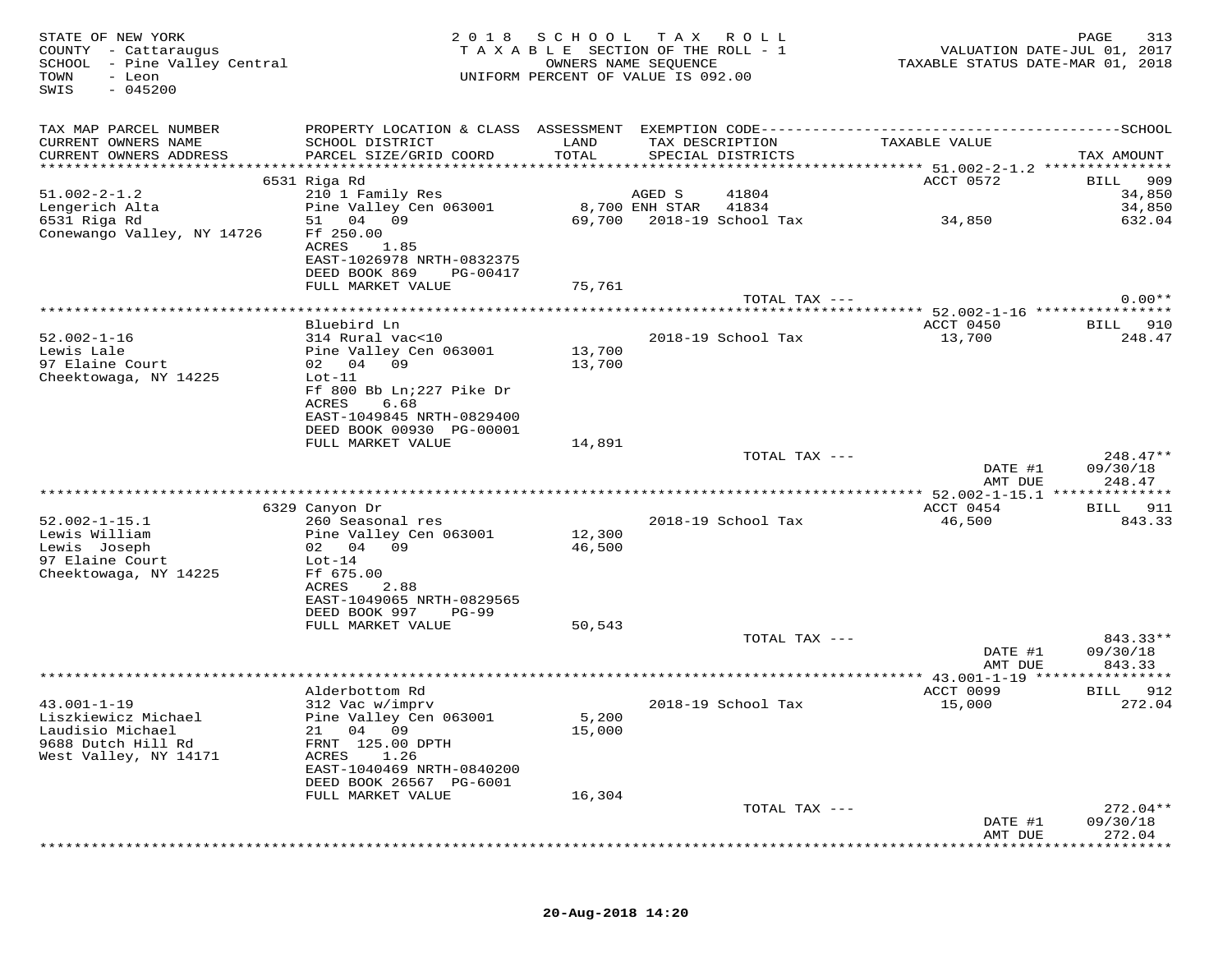STATE OF NEW YORK
COUNTY - Cattaraugus
SCHOOL - Pine Valley Central
TOWN - Leon
SWIS - 045200

2018 SCHOOL TAX ROLL
TAXABLE SECTION OF THE ROLL - 1
OWNERS NAME SEQUENCE
UNIFORM PERCENT OF VALUE IS 092.00

VALUATION DATE-JUL 01, 2017
TAXABLE STATUS DATE-MAR 01, 2018

| TAX MAP PARCEL NUMBER / CURRENT OWNERS NAME / CURRENT OWNERS ADDRESS | PROPERTY LOCATION & CLASS / SCHOOL DISTRICT / PARCEL SIZE/GRID COORD | ASSESSMENT LAND / TOTAL | EXEMPTION CODE / TAX DESCRIPTION / SPECIAL DISTRICTS | TAXABLE VALUE | SCHOOL TAX AMOUNT |
|---|---|---|---|---|---|
| | 6531 Riga Rd | | | ACCT 0572 | BILL 909 |
| 51.002-2-1.2 | 210 1 Family Res | | AGED S 41804 | | 34,850 |
| Lengerich Alta | Pine Valley Cen 063001 | 8,700 | ENH STAR 41834 | | 34,850 |
| 6531 Riga Rd | 51 04 09 | 69,700 | 2018-19 School Tax | 34,850 | 632.04 |
| Conewango Valley, NY 14726 | Ff 250.00 | | | | |
| | ACRES 1.85 | | | | |
| | EAST-1026978 NRTH-0832375 | | | | |
| | DEED BOOK 869 PG-00417 | | | | |
| | FULL MARKET VALUE | 75,761 | | | |
| | | | TOTAL TAX --- | | 0.00** |
| | Bluebird Ln | | | ACCT 0450 | BILL 910 |
| 52.002-1-16 | 314 Rural vac<10 | | 2018-19 School Tax | 13,700 | 248.47 |
| Lewis Lale | Pine Valley Cen 063001 | 13,700 | | | |
| 97 Elaine Court | 02 04 09 | 13,700 | | | |
| Cheektowaga, NY 14225 | Lot-11 | | | | |
| | Ff 800 Bb Ln;227 Pike Dr | | | | |
| | ACRES 6.68 | | | | |
| | EAST-1049845 NRTH-0829400 | | | | |
| | DEED BOOK 00930 PG-00001 | | | | |
| | FULL MARKET VALUE | 14,891 | | | |
| | | | TOTAL TAX --- | | 248.47** |
| | | | | DATE #1 | 09/30/18 |
| | | | | AMT DUE | 248.47 |
| | 6329 Canyon Dr | | | ACCT 0454 | BILL 911 |
| 52.002-1-15.1 | 260 Seasonal res | | 2018-19 School Tax | 46,500 | 843.33 |
| Lewis William | Pine Valley Cen 063001 | 12,300 | | | |
| Lewis Joseph | 02 04 09 | 46,500 | | | |
| 97 Elaine Court | Lot-14 | | | | |
| Cheektowaga, NY 14225 | Ff 675.00 | | | | |
| | ACRES 2.88 | | | | |
| | EAST-1049065 NRTH-0829565 | | | | |
| | DEED BOOK 997 PG-99 | | | | |
| | FULL MARKET VALUE | 50,543 | | | |
| | | | TOTAL TAX --- | | 843.33** |
| | | | | DATE #1 | 09/30/18 |
| | | | | AMT DUE | 843.33 |
| | Alderbottom Rd | | | ACCT 0099 | BILL 912 |
| 43.001-1-19 | 312 Vac w/imprv | | 2018-19 School Tax | 15,000 | 272.04 |
| Liszkiewicz Michael | Pine Valley Cen 063001 | 5,200 | | | |
| Laudisio Michael | 21 04 09 | 15,000 | | | |
| 9688 Dutch Hill Rd | FRNT 125.00 DPTH | | | | |
| West Valley, NY 14171 | ACRES 1.26 | | | | |
| | EAST-1040469 NRTH-0840200 | | | | |
| | DEED BOOK 26567 PG-6001 | | | | |
| | FULL MARKET VALUE | 16,304 | | | |
| | | | TOTAL TAX --- | | 272.04** |
| | | | | DATE #1 | 09/30/18 |
| | | | | AMT DUE | 272.04 |

20-Aug-2018 14:20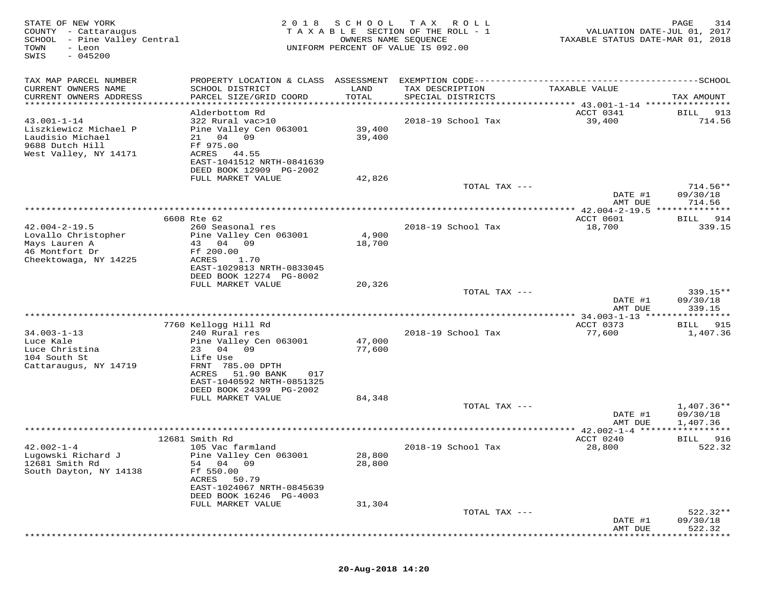STATE OF NEW YORK
COUNTY - Cattaraugus
SCHOOL - Pine Valley Central
TOWN - Leon
SWIS - 045200

2018 SCHOOL TAX ROLL
TAXABLE SECTION OF THE ROLL - 1
OWNERS NAME SEQUENCE
UNIFORM PERCENT OF VALUE IS 092.00

VALUATION DATE-JUL 01, 2017
TAXABLE STATUS DATE-MAR 01, 2018

| TAX MAP PARCEL NUMBER / CURRENT OWNERS NAME / CURRENT OWNERS ADDRESS | PROPERTY LOCATION & CLASS / SCHOOL DISTRICT / PARCEL SIZE/GRID COORD | ASSESSMENT LAND / TOTAL | EXEMPTION CODE / TAX DESCRIPTION / SPECIAL DISTRICTS | TAXABLE VALUE | SCHOOL TAX AMOUNT |
|---|---|---|---|---|---|
| 43.001-1-14 | Alderbottom Rd | | | ACCT 0341 | BILL 913 |
| | 322 Rural vac>10 | | 2018-19 School Tax | 39,400 | 714.56 |
| Liszkiewicz Michael P | Pine Valley Cen 063001 | 39,400 | | | |
| Laudisio Michael | 21 04 09 | 39,400 | | | |
| 9688 Dutch Hill | Ff 975.00 | | | | |
| West Valley, NY 14171 | ACRES 44.55 | | | | |
| | EAST-1041512 NRTH-0841639 | | | | |
| | DEED BOOK 12909 PG-2002 | | | | |
| | FULL MARKET VALUE | 42,826 | | | |
| | | | TOTAL TAX --- | | 714.56** |
| | | | | DATE #1 | 09/30/18 |
| | | | | AMT DUE | 714.56 |
| 42.004-2-19.5 | 6608 Rte 62 | | | ACCT 0601 | BILL 914 |
| | 260 Seasonal res | | 2018-19 School Tax | 18,700 | 339.15 |
| Lovallo Christopher | Pine Valley Cen 063001 | 4,900 | | | |
| Mays Lauren A | 43 04 09 | 18,700 | | | |
| 46 Montfort Dr | Ff 200.00 | | | | |
| Cheektowaga, NY 14225 | ACRES 1.70 | | | | |
| | EAST-1029813 NRTH-0833045 | | | | |
| | DEED BOOK 12274 PG-8002 | | | | |
| | FULL MARKET VALUE | 20,326 | | | |
| | | | TOTAL TAX --- | | 339.15** |
| | | | | DATE #1 | 09/30/18 |
| | | | | AMT DUE | 339.15 |
| 34.003-1-13 | 7760 Kellogg Hill Rd | | | ACCT 0373 | BILL 915 |
| | 240 Rural res | | 2018-19 School Tax | 77,600 | 1,407.36 |
| Luce Kale | Pine Valley Cen 063001 | 47,000 | | | |
| Luce Christina | 23 04 09 | 77,600 | | | |
| 104 South St | Life Use | | | | |
| Cattaraugus, NY 14719 | FRNT 785.00 DPTH | | | | |
| | ACRES 51.90 BANK 017 | | | | |
| | EAST-1040592 NRTH-0851325 | | | | |
| | DEED BOOK 24399 PG-2002 | | | | |
| | FULL MARKET VALUE | 84,348 | | | |
| | | | TOTAL TAX --- | | 1,407.36** |
| | | | | DATE #1 | 09/30/18 |
| | | | | AMT DUE | 1,407.36 |
| 42.002-1-4 | 12681 Smith Rd | | | ACCT 0240 | BILL 916 |
| | 105 Vac farmland | | 2018-19 School Tax | 28,800 | 522.32 |
| Lugowski Richard J | Pine Valley Cen 063001 | 28,800 | | | |
| 12681 Smith Rd | 54 04 09 | 28,800 | | | |
| South Dayton, NY 14138 | Ff 550.00 | | | | |
| | ACRES 50.79 | | | | |
| | EAST-1024067 NRTH-0845639 | | | | |
| | DEED BOOK 16246 PG-4003 | | | | |
| | FULL MARKET VALUE | 31,304 | | | |
| | | | TOTAL TAX --- | | 522.32** |
| | | | | DATE #1 | 09/30/18 |
| | | | | AMT DUE | 522.32 |

20-Aug-2018 14:20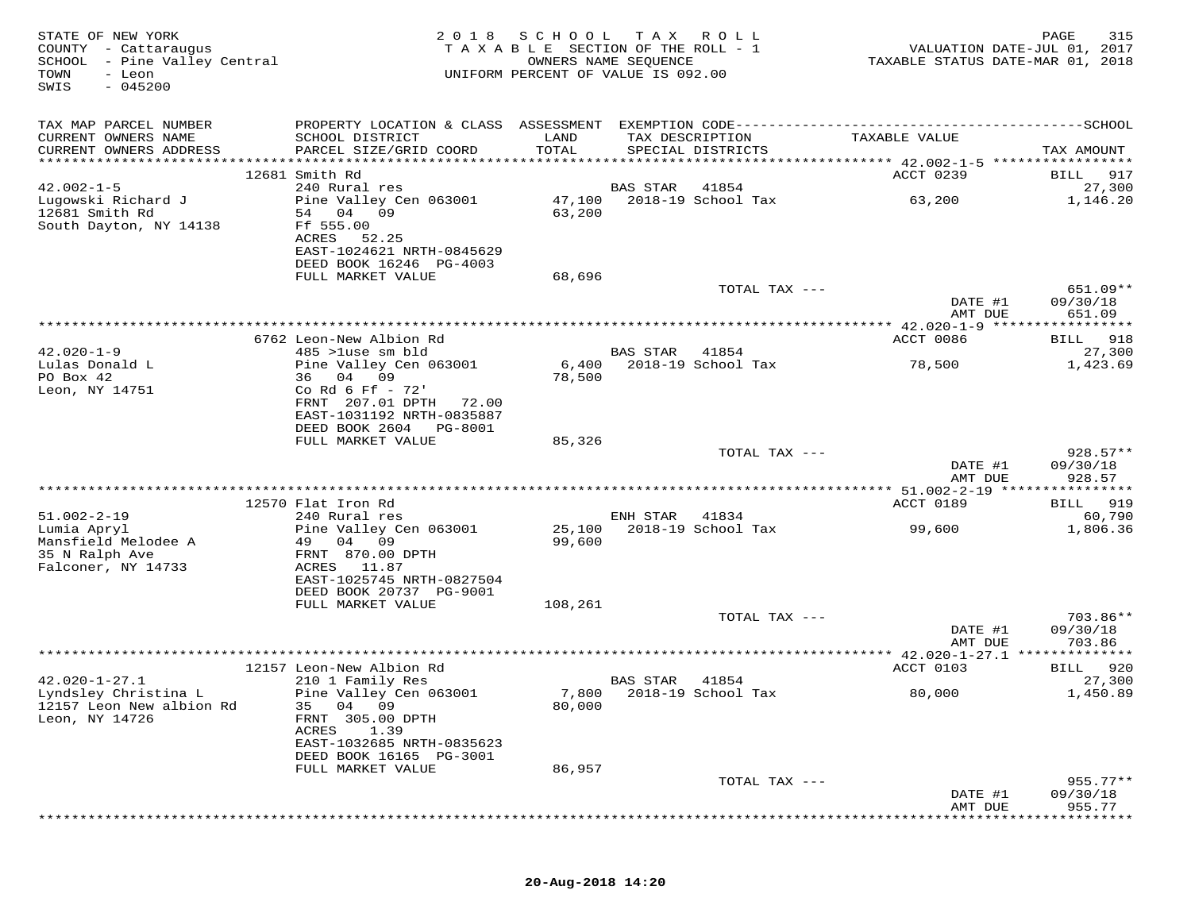STATE OF NEW YORK
COUNTY - Cattaraugus
SCHOOL - Pine Valley Central
TOWN - Leon
SWIS - 045200

2018 SCHOOL TAX ROLL
TAXABLE SECTION OF THE ROLL - 1
OWNERS NAME SEQUENCE
UNIFORM PERCENT OF VALUE IS 092.00

VALUATION DATE-JUL 01, 2017
TAXABLE STATUS DATE-MAR 01, 2018

| TAX MAP PARCEL NUMBER / CURRENT OWNERS NAME / CURRENT OWNERS ADDRESS | PROPERTY LOCATION & CLASS / SCHOOL DISTRICT / PARCEL SIZE/GRID COORD | ASSESSMENT LAND / TOTAL | EXEMPTION CODE / TAX DESCRIPTION / SPECIAL DISTRICTS | TAXABLE VALUE | SCHOOL TAX AMOUNT |
|---|---|---|---|---|---|
| | 12681 Smith Rd | | | ACCT 0239 | BILL 917 |
| 42.002-1-5 | 240 Rural res | | BAS STAR 41854 | | 27,300 |
| Lugowski Richard J | Pine Valley Cen 063001 | 47,100 | 2018-19 School Tax | 63,200 | 1,146.20 |
| 12681 Smith Rd | 54 04 09 | 63,200 | | | |
| South Dayton, NY 14138 | Ff 555.00 | | | | |
| | ACRES 52.25 | | | | |
| | EAST-1024621 NRTH-0845629 | | | | |
| | DEED BOOK 16246 PG-4003 | | | | |
| | FULL MARKET VALUE | 68,696 | | | |
| | | | TOTAL TAX --- | | 651.09** |
| | | | | DATE #1 | 09/30/18 |
| | | | | AMT DUE | 651.09 |
| | 6762 Leon-New Albion Rd | | | ACCT 0086 | BILL 918 |
| 42.020-1-9 | 485 >1use sm bld | | BAS STAR 41854 | | 27,300 |
| Lulas Donald L | Pine Valley Cen 063001 | 6,400 | 2018-19 School Tax | 78,500 | 1,423.69 |
| PO Box 42 | 36 04 09 | 78,500 | | | |
| Leon, NY 14751 | Co Rd 6 Ff - 72' | | | | |
| | FRNT 207.01 DPTH 72.00 | | | | |
| | EAST-1031192 NRTH-0835887 | | | | |
| | DEED BOOK 2604 PG-8001 | | | | |
| | FULL MARKET VALUE | 85,326 | | | |
| | | | TOTAL TAX --- | | 928.57** |
| | | | | DATE #1 | 09/30/18 |
| | | | | AMT DUE | 928.57 |
| | 12570 Flat Iron Rd | | | ACCT 0189 | BILL 919 |
| 51.002-2-19 | 240 Rural res | | ENH STAR 41834 | | 60,790 |
| Lumia Apryl | Pine Valley Cen 063001 | 25,100 | 2018-19 School Tax | 99,600 | 1,806.36 |
| Mansfield Melodee A | 49 04 09 | 99,600 | | | |
| 35 N Ralph Ave | FRNT 870.00 DPTH | | | | |
| Falconer, NY 14733 | ACRES 11.87 | | | | |
| | EAST-1025745 NRTH-0827504 | | | | |
| | DEED BOOK 20737 PG-9001 | | | | |
| | FULL MARKET VALUE | 108,261 | | | |
| | | | TOTAL TAX --- | | 703.86** |
| | | | | DATE #1 | 09/30/18 |
| | | | | AMT DUE | 703.86 |
| | 12157 Leon-New Albion Rd | | | ACCT 0103 | BILL 920 |
| 42.020-1-27.1 | 210 1 Family Res | | BAS STAR 41854 | | 27,300 |
| Lyndsley Christina L | Pine Valley Cen 063001 | 7,800 | 2018-19 School Tax | 80,000 | 1,450.89 |
| 12157 Leon New albion Rd | 35 04 09 | 80,000 | | | |
| Leon, NY 14726 | FRNT 305.00 DPTH | | | | |
| | ACRES 1.39 | | | | |
| | EAST-1032685 NRTH-0835623 | | | | |
| | DEED BOOK 16165 PG-3001 | | | | |
| | FULL MARKET VALUE | 86,957 | | | |
| | | | TOTAL TAX --- | | 955.77** |
| | | | | DATE #1 | 09/30/18 |
| | | | | AMT DUE | 955.77 |

20-Aug-2018 14:20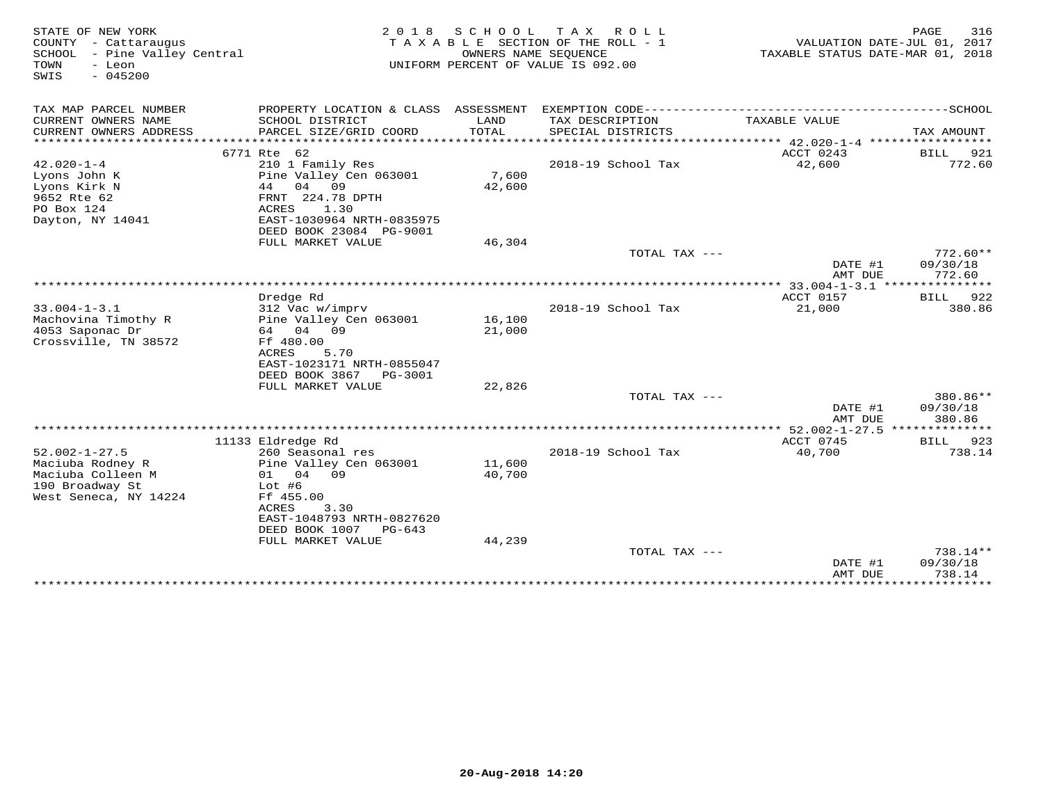STATE OF NEW YORK
COUNTY - Cattaraugus
SCHOOL - Pine Valley Central
TOWN - Leon
SWIS - 045200

2018 SCHOOL TAX ROLL
TAXABLE SECTION OF THE ROLL - 1
OWNERS NAME SEQUENCE
UNIFORM PERCENT OF VALUE IS 092.00

VALUATION DATE-JUL 01, 2017
TAXABLE STATUS DATE-MAR 01, 2018

| TAX MAP PARCEL NUMBER / CURRENT OWNERS NAME / CURRENT OWNERS ADDRESS | PROPERTY LOCATION & CLASS / SCHOOL DISTRICT / PARCEL SIZE/GRID COORD | ASSESSMENT LAND / TOTAL | EXEMPTION CODE / TAX DESCRIPTION / SPECIAL DISTRICTS | TAXABLE VALUE | TAX AMOUNT |
|---|---|---|---|---|---|
| 42.020-1-4 | 6771 Rte 62 | | | ACCT 0243 | BILL 921 |
| Lyons John K | 210 1 Family Res | | 2018-19 School Tax | 42,600 | 772.60 |
| Lyons Kirk N | Pine Valley Cen 063001 | 7,600 | | | |
| 9652 Rte 62 | 44 04 09 | 42,600 | | | |
| PO Box 124 | FRNT 224.78 DPTH | | | | |
| Dayton, NY 14041 | ACRES 1.30 | | | | |
| | EAST-1030964 NRTH-0835975 | | | | |
| | DEED BOOK 23084 PG-9001 | | | | |
| | FULL MARKET VALUE | 46,304 | | | |
| | | | TOTAL TAX --- | | 772.60** |
| | | | | DATE #1 | 09/30/18 |
| | | | | AMT DUE | 772.60 |
| 33.004-1-3.1 | Dredge Rd | | | ACCT 0157 | BILL 922 |
| Machovina Timothy R | 312 Vac w/imprv | | 2018-19 School Tax | 21,000 | 380.86 |
| 4053 Saponac Dr | Pine Valley Cen 063001 | 16,100 | | | |
| Crossville, TN 38572 | 64 04 09 | 21,000 | | | |
| | Ff 480.00 | | | | |
| | ACRES 5.70 | | | | |
| | EAST-1023171 NRTH-0855047 | | | | |
| | DEED BOOK 3867 PG-3001 | | | | |
| | FULL MARKET VALUE | 22,826 | | | |
| | | | TOTAL TAX --- | | 380.86** |
| | | | | DATE #1 | 09/30/18 |
| | | | | AMT DUE | 380.86 |
| 52.002-1-27.5 | 11133 Eldredge Rd | | | ACCT 0745 | BILL 923 |
| Maciuba Rodney R | 260 Seasonal res | | 2018-19 School Tax | 40,700 | 738.14 |
| Maciuba Colleen M | Pine Valley Cen 063001 | 11,600 | | | |
| 190 Broadway St | 01 04 09 | 40,700 | | | |
| West Seneca, NY 14224 | Lot #6 | | | | |
| | Ff 455.00 | | | | |
| | ACRES 3.30 | | | | |
| | EAST-1048793 NRTH-0827620 | | | | |
| | DEED BOOK 1007 PG-643 | | | | |
| | FULL MARKET VALUE | 44,239 | | | |
| | | | TOTAL TAX --- | | 738.14** |
| | | | | DATE #1 | 09/30/18 |
| | | | | AMT DUE | 738.14 |

20-Aug-2018 14:20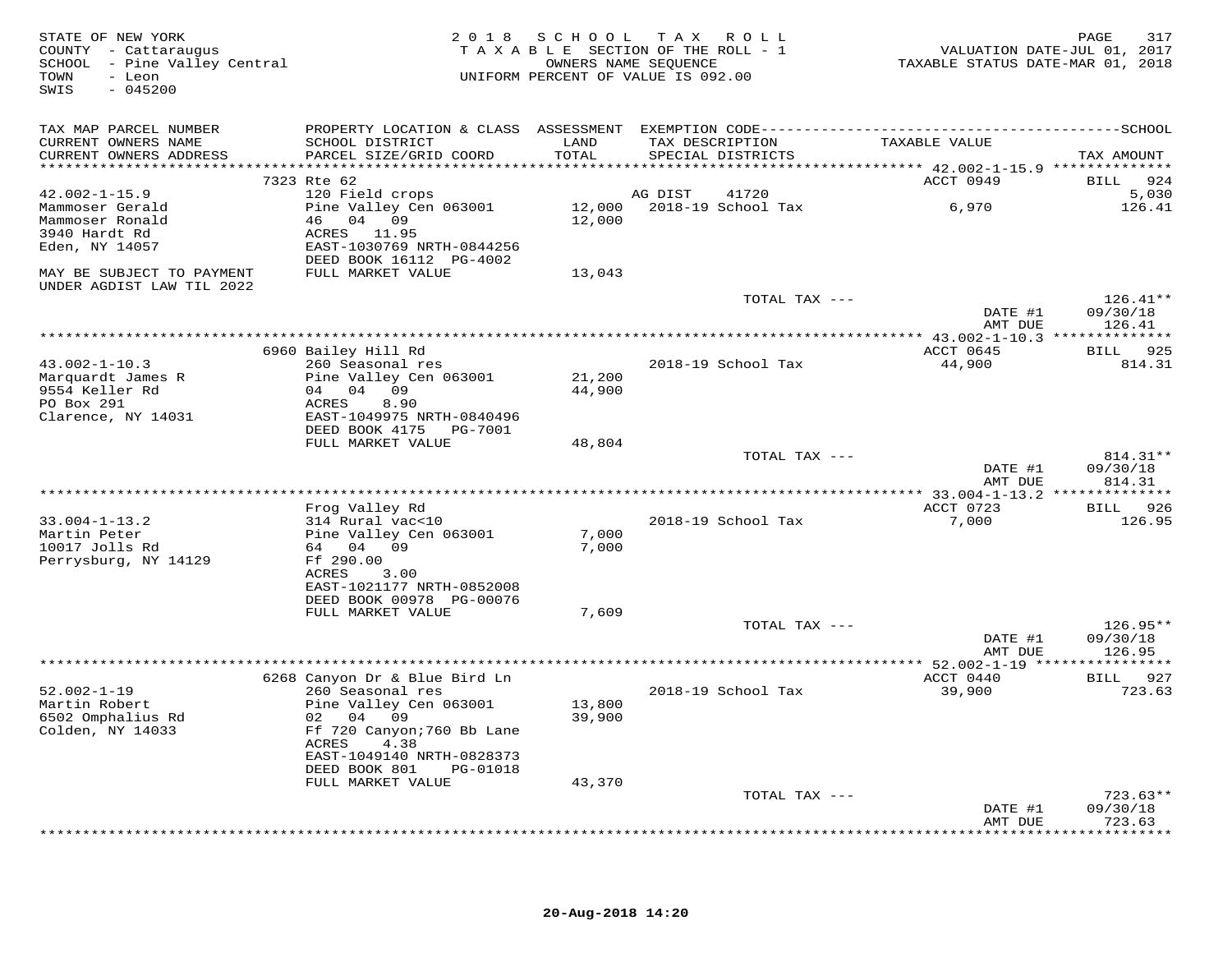STATE OF NEW YORK
COUNTY - Cattaraugus
SCHOOL - Pine Valley Central
TOWN - Leon
SWIS - 045200

2018 SCHOOL TAX ROLL
TAXABLE SECTION OF THE ROLL - 1
OWNERS NAME SEQUENCE
UNIFORM PERCENT OF VALUE IS 092.00

VALUATION DATE-JUL 01, 2017
TAXABLE STATUS DATE-MAR 01, 2018

| TAX MAP PARCEL NUMBER / CURRENT OWNERS NAME / CURRENT OWNERS ADDRESS | PROPERTY LOCATION & CLASS / SCHOOL DISTRICT / PARCEL SIZE/GRID COORD | ASSESSMENT LAND / TOTAL | EXEMPTION CODE / TAX DESCRIPTION / SPECIAL DISTRICTS | TAXABLE VALUE | TAX AMOUNT |
|---|---|---|---|---|---|
| 42.002-1-15.9 | 7323 Rte 62 | | | ACCT 0949 | BILL 924 |
| 42.002-1-15.9 | 120 Field crops | | AG DIST 41720 | | 5,030 |
| Mammoser Gerald | Pine Valley Cen 063001 | 12,000 | 2018-19 School Tax | 6,970 | 126.41 |
| Mammoser Ronald | 46 04 09 | 12,000 | | | |
| 3940 Hardt Rd | ACRES 11.95 | | | | |
| Eden, NY 14057 | EAST-1030769 NRTH-0844256 | | | | |
| | DEED BOOK 16112 PG-4002 | | | | |
| MAY BE SUBJECT TO PAYMENT UNDER AGDIST LAW TIL 2022 | FULL MARKET VALUE | 13,043 | | | |
| | | | TOTAL TAX --- | | 126.41** |
| | | | | DATE #1 | 09/30/18 |
| | | | | AMT DUE | 126.41 |
| 43.002-1-10.3 | 6960 Bailey Hill Rd | | | ACCT 0645 | BILL 925 |
| 43.002-1-10.3 | 260 Seasonal res | | 2018-19 School Tax | 44,900 | 814.31 |
| Marquardt James R | Pine Valley Cen 063001 | 21,200 | | | |
| 9554 Keller Rd | 04 04 09 | 44,900 | | | |
| PO Box 291 | ACRES 8.90 | | | | |
| Clarence, NY 14031 | EAST-1049975 NRTH-0840496 | | | | |
| | DEED BOOK 4175 PG-7001 | | | | |
| | FULL MARKET VALUE | 48,804 | | | |
| | | | TOTAL TAX --- | | 814.31** |
| | | | | DATE #1 | 09/30/18 |
| | | | | AMT DUE | 814.31 |
| 33.004-1-13.2 | Frog Valley Rd | | | ACCT 0723 | BILL 926 |
| 33.004-1-13.2 | 314 Rural vac<10 | | 2018-19 School Tax | 7,000 | 126.95 |
| Martin Peter | Pine Valley Cen 063001 | 7,000 | | | |
| 10017 Jolls Rd | 64 04 09 | 7,000 | | | |
| Perrysburg, NY 14129 | Ff 290.00 | | | | |
| | ACRES 3.00 | | | | |
| | EAST-1021177 NRTH-0852008 | | | | |
| | DEED BOOK 00978 PG-00076 | | | | |
| | FULL MARKET VALUE | 7,609 | | | |
| | | | TOTAL TAX --- | | 126.95** |
| | | | | DATE #1 | 09/30/18 |
| | | | | AMT DUE | 126.95 |
| 52.002-1-19 | 6268 Canyon Dr & Blue Bird Ln | | | ACCT 0440 | BILL 927 |
| 52.002-1-19 | 260 Seasonal res | | 2018-19 School Tax | 39,900 | 723.63 |
| Martin Robert | Pine Valley Cen 063001 | 13,800 | | | |
| 6502 Omphalius Rd | 02 04 09 | 39,900 | | | |
| Colden, NY 14033 | Ff 720 Canyon;760 Bb Lane | | | | |
| | ACRES 4.38 | | | | |
| | EAST-1049140 NRTH-0828373 | | | | |
| | DEED BOOK 801 PG-01018 | | | | |
| | FULL MARKET VALUE | 43,370 | | | |
| | | | TOTAL TAX --- | | 723.63** |
| | | | | DATE #1 | 09/30/18 |
| | | | | AMT DUE | 723.63 |

20-Aug-2018 14:20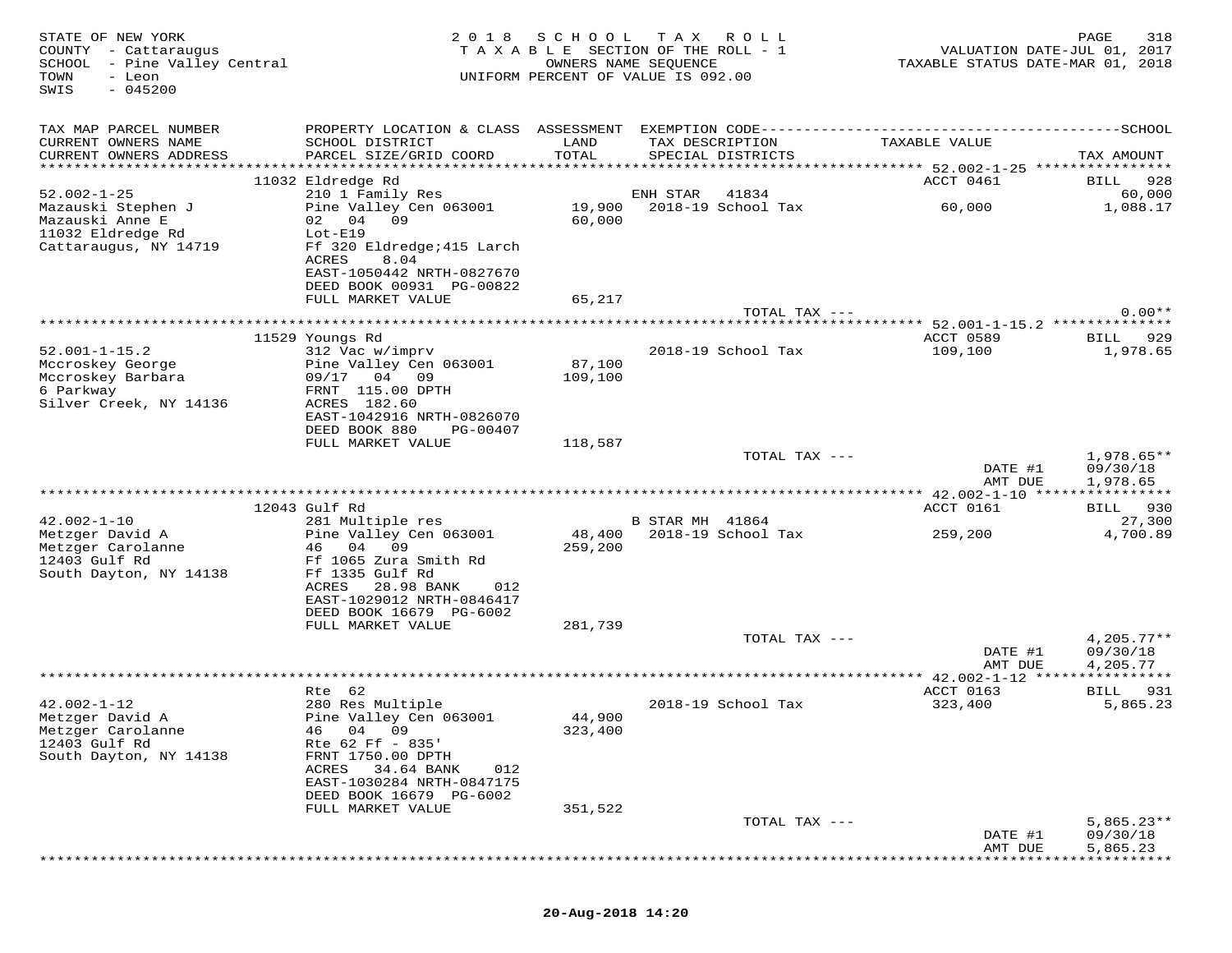STATE OF NEW YORK
COUNTY - Cattaraugus
SCHOOL - Pine Valley Central
TOWN - Leon
SWIS - 045200

2018 SCHOOL TAX ROLL
TAXABLE SECTION OF THE ROLL - 1
OWNERS NAME SEQUENCE
UNIFORM PERCENT OF VALUE IS 092.00

VALUATION DATE-JUL 01, 2017
TAXABLE STATUS DATE-MAR 01, 2018

| TAX MAP PARCEL NUMBER / CURRENT OWNERS NAME / CURRENT OWNERS ADDRESS | PROPERTY LOCATION & CLASS / SCHOOL DISTRICT / PARCEL SIZE/GRID COORD | ASSESSMENT LAND / TOTAL | EXEMPTION CODE / TAX DESCRIPTION / SPECIAL DISTRICTS | TAXABLE VALUE | SCHOOL TAX AMOUNT |
|---|---|---|---|---|---|
| **52.002-1-25** | 11032 Eldredge Rd | | | ACCT 0461 | BILL 928 |
| 52.002-1-25 | 210 1 Family Res | | ENH STAR 41834 | | 60,000 |
| Mazauski Stephen J | Pine Valley Cen 063001 | 19,900 | 2018-19 School Tax | 60,000 | 1,088.17 |
| Mazauski Anne E | 02 04 09 | 60,000 | | | |
| 11032 Eldredge Rd | Lot-E19 | | | | |
| Cattaraugus, NY 14719 | Ff 320 Eldredge;415 Larch | | | | |
| | ACRES 8.04 | | | | |
| | EAST-1050442 NRTH-0827670 | | | | |
| | DEED BOOK 00931 PG-00822 | | | | |
| | FULL MARKET VALUE | 65,217 | | | |
| | | | TOTAL TAX --- | | 0.00** |
| **52.001-1-15.2** | 11529 Youngs Rd | | | ACCT 0589 | BILL 929 |
| 52.001-1-15.2 | 312 Vac w/imprv | | 2018-19 School Tax | 109,100 | 1,978.65 |
| Mccroskey George | Pine Valley Cen 063001 | 87,100 | | | |
| Mccroskey Barbara | 09/17 04 09 | 109,100 | | | |
| 6 Parkway | FRNT 115.00 DPTH | | | | |
| Silver Creek, NY 14136 | ACRES 182.60 | | | | |
| | EAST-1042916 NRTH-0826070 | | | | |
| | DEED BOOK 880 PG-00407 | | | | |
| | FULL MARKET VALUE | 118,587 | | | |
| | | | TOTAL TAX --- | | 1,978.65** |
| | | | | DATE #1 | 09/30/18 |
| | | | | AMT DUE | 1,978.65 |
| **42.002-1-10** | 12043 Gulf Rd | | | ACCT 0161 | BILL 930 |
| 42.002-1-10 | 281 Multiple res | | B STAR MH 41864 | | 27,300 |
| Metzger David A | Pine Valley Cen 063001 | 48,400 | 2018-19 School Tax | 259,200 | 4,700.89 |
| Metzger Carolanne | 46 04 09 | 259,200 | | | |
| 12403 Gulf Rd | Ff 1065 Zura Smith Rd | | | | |
| South Dayton, NY 14138 | Ff 1335 Gulf Rd | | | | |
| | ACRES 28.98 BANK 012 | | | | |
| | EAST-1029012 NRTH-0846417 | | | | |
| | DEED BOOK 16679 PG-6002 | | | | |
| | FULL MARKET VALUE | 281,739 | | | |
| | | | TOTAL TAX --- | | 4,205.77** |
| | | | | DATE #1 | 09/30/18 |
| | | | | AMT DUE | 4,205.77 |
| **42.002-1-12** | Rte 62 | | | ACCT 0163 | BILL 931 |
| 42.002-1-12 | 280 Res Multiple | | 2018-19 School Tax | 323,400 | 5,865.23 |
| Metzger David A | Pine Valley Cen 063001 | 44,900 | | | |
| Metzger Carolanne | 46 04 09 | 323,400 | | | |
| 12403 Gulf Rd | Rte 62 Ff - 835' | | | | |
| South Dayton, NY 14138 | FRNT 1750.00 DPTH | | | | |
| | ACRES 34.64 BANK 012 | | | | |
| | EAST-1030284 NRTH-0847175 | | | | |
| | DEED BOOK 16679 PG-6002 | | | | |
| | FULL MARKET VALUE | 351,522 | | | |
| | | | TOTAL TAX --- | | 5,865.23** |
| | | | | DATE #1 | 09/30/18 |
| | | | | AMT DUE | 5,865.23 |

20-Aug-2018 14:20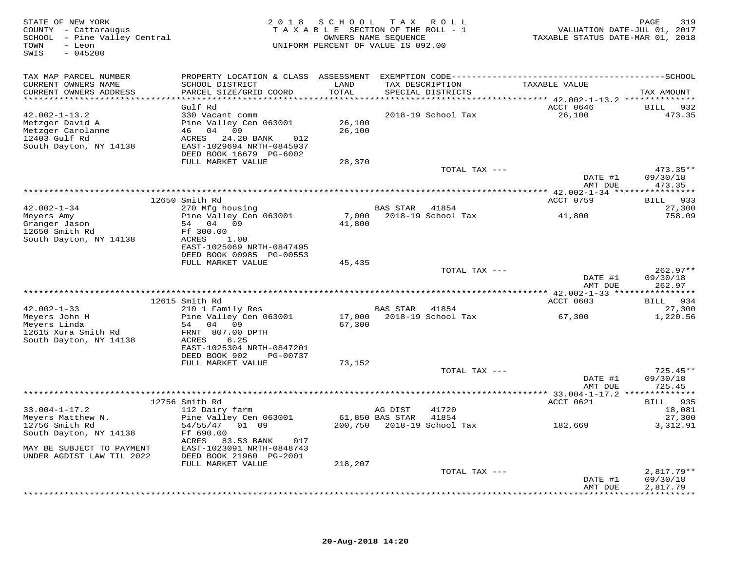STATE OF NEW YORK
COUNTY - Cattaraugus
SCHOOL - Pine Valley Central
TOWN - Leon
SWIS - 045200

2018 SCHOOL TAX ROLL
TAXABLE SECTION OF THE ROLL - 1
OWNERS NAME SEQUENCE
UNIFORM PERCENT OF VALUE IS 092.00

VALUATION DATE-JUL 01, 2017
TAXABLE STATUS DATE-MAR 01, 2018

| TAX MAP PARCEL NUMBER / CURRENT OWNERS NAME / CURRENT OWNERS ADDRESS | PROPERTY LOCATION & CLASS / SCHOOL DISTRICT / PARCEL SIZE/GRID COORD | ASSESSMENT LAND / TOTAL | EXEMPTION CODE / TAX DESCRIPTION / SPECIAL DISTRICTS | TAXABLE VALUE | TAX AMOUNT |
|---|---|---|---|---|---|
| 42.002-1-13.2 | Gulf Rd | | | ACCT 0646 | BILL 932 |
| Metzger David A | 330 Vacant comm | | 2018-19 School Tax | 26,100 | 473.35 |
| Metzger Carolanne | Pine Valley Cen 063001 | 26,100 | | | |
| 12403 Gulf Rd | 46 04 09 | 26,100 | | | |
| South Dayton, NY 14138 | ACRES 24.20 BANK 012 | | | | |
| | EAST-1029694 NRTH-0845937 | | | | |
| | DEED BOOK 16679 PG-6002 | | | | |
| | FULL MARKET VALUE | 28,370 | | | |
| | | | TOTAL TAX --- | | 473.35** |
| | | | | DATE #1 | 09/30/18 |
| | | | | AMT DUE | 473.35 |
| 42.002-1-34 | 12650 Smith Rd | | | ACCT 0759 | BILL 933 |
| Meyers Amy | 270 Mfg housing | | BAS STAR 41854 | | 27,300 |
| Granger Jason | Pine Valley Cen 063001 | 7,000 | 2018-19 School Tax | 41,800 | 758.09 |
| 12650 Smith Rd | 54 04 09 | 41,800 | | | |
| South Dayton, NY 14138 | Ff 300.00 | | | | |
| | ACRES 1.00 | | | | |
| | EAST-1025069 NRTH-0847495 | | | | |
| | DEED BOOK 00985 PG-00553 | | | | |
| | FULL MARKET VALUE | 45,435 | | | |
| | | | TOTAL TAX --- | | 262.97** |
| | | | | DATE #1 | 09/30/18 |
| | | | | AMT DUE | 262.97 |
| 42.002-1-33 | 12615 Smith Rd | | | ACCT 0603 | BILL 934 |
| Meyers John H | 210 1 Family Res | | BAS STAR 41854 | | 27,300 |
| Meyers Linda | Pine Valley Cen 063001 | 17,000 | 2018-19 School Tax | 67,300 | 1,220.56 |
| 12615 Xura Smith Rd | 54 04 09 | 67,300 | | | |
| South Dayton, NY 14138 | FRNT 807.00 DPTH | | | | |
| | ACRES 6.25 | | | | |
| | EAST-1025304 NRTH-0847201 | | | | |
| | DEED BOOK 902 PG-00737 | | | | |
| | FULL MARKET VALUE | 73,152 | | | |
| | | | TOTAL TAX --- | | 725.45** |
| | | | | DATE #1 | 09/30/18 |
| | | | | AMT DUE | 725.45 |
| 33.004-1-17.2 | 12756 Smith Rd | | | ACCT 0621 | BILL 935 |
| Meyers Matthew N. | 112 Dairy farm | | AG DIST 41720 | | 18,081 |
| 12756 Smith Rd | Pine Valley Cen 063001 | 61,850 | BAS STAR 41854 | | 27,300 |
| South Dayton, NY 14138 | 54/55/47 01 09 | 200,750 | 2018-19 School Tax | 182,669 | 3,312.91 |
| | Ff 690.00 | | | | |
| | ACRES 83.53 BANK 017 | | | | |
| MAY BE SUBJECT TO PAYMENT | EAST-1023091 NRTH-0848743 | | | | |
| UNDER AGDIST LAW TIL 2022 | DEED BOOK 21960 PG-2001 | | | | |
| | FULL MARKET VALUE | 218,207 | | | |
| | | | TOTAL TAX --- | | 2,817.79** |
| | | | | DATE #1 | 09/30/18 |
| | | | | AMT DUE | 2,817.79 |

20-Aug-2018 14:20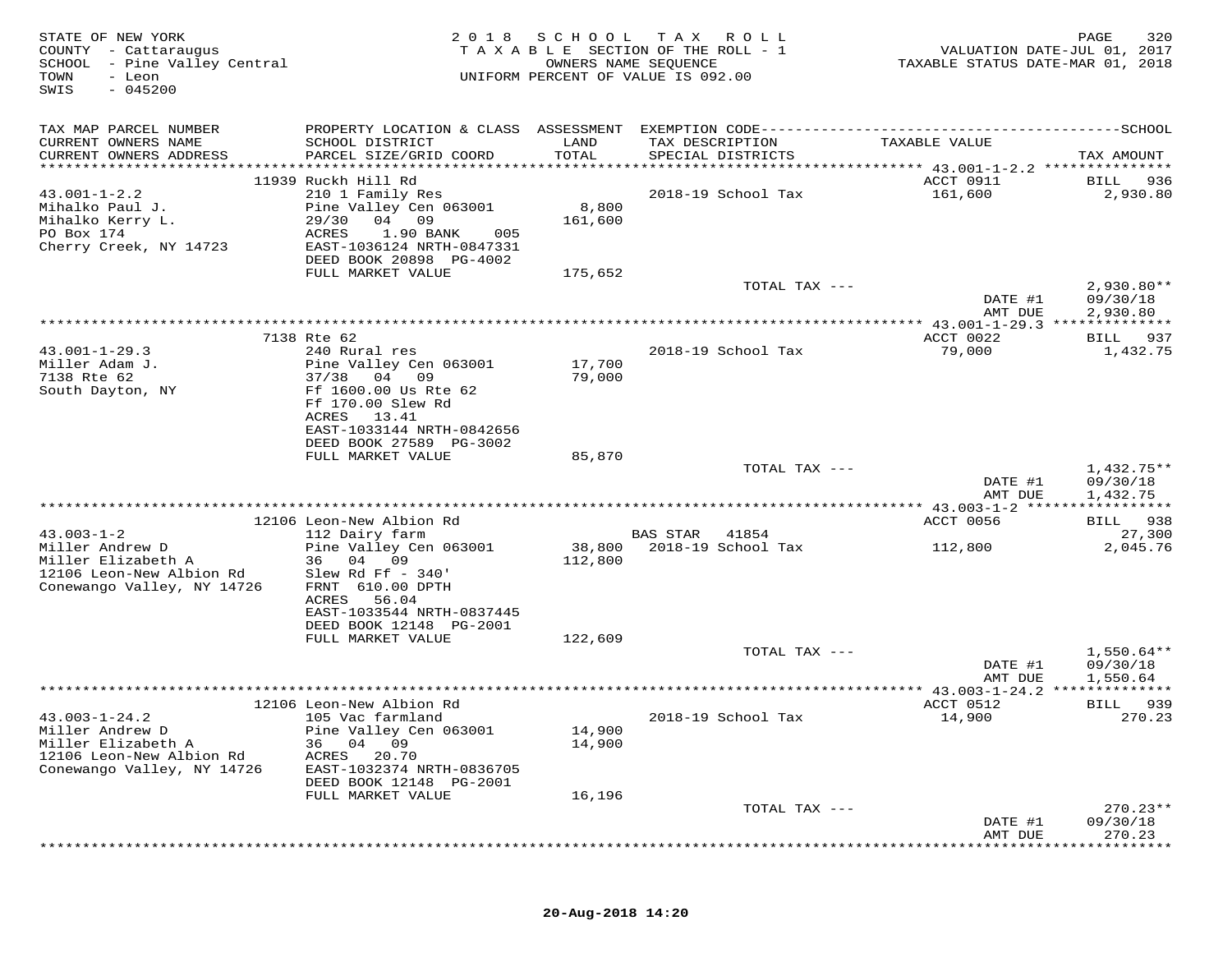STATE OF NEW YORK
COUNTY - Cattaraugus
SCHOOL - Pine Valley Central
TOWN - Leon
SWIS - 045200

2018 SCHOOL TAX ROLL
TAXABLE SECTION OF THE ROLL - 1
OWNERS NAME SEQUENCE
UNIFORM PERCENT OF VALUE IS 092.00

VALUATION DATE-JUL 01, 2017
TAXABLE STATUS DATE-MAR 01, 2018

| TAX MAP PARCEL NUMBER / CURRENT OWNERS NAME / CURRENT OWNERS ADDRESS | PROPERTY LOCATION & CLASS / SCHOOL DISTRICT / PARCEL SIZE/GRID COORD | ASSESSMENT LAND / TOTAL | EXEMPTION CODE / TAX DESCRIPTION / SPECIAL DISTRICTS | TAXABLE VALUE | TAX AMOUNT |
|---|---|---|---|---|---|
| **43.001-1-2.2** | 11939 Ruckh Hill Rd | | | ACCT 0911 | BILL 936 |
| Mihalko Paul J. | 210 1 Family Res | | 2018-19 School Tax | 161,600 | 2,930.80 |
| Mihalko Kerry L. | Pine Valley Cen 063001 | 8,800 | | | |
| PO Box 174 | 29/30 04 09 | 161,600 | | | |
| Cherry Creek, NY 14723 | ACRES 1.90 BANK 005 | | | | |
| | EAST-1036124 NRTH-0847331 | | | | |
| | DEED BOOK 20898 PG-4002 | | | | |
| | FULL MARKET VALUE | 175,652 | | | |
| | | | TOTAL TAX --- | | 2,930.80** |
| | | | | DATE #1 | 09/30/18 |
| | | | | AMT DUE | 2,930.80 |
| **43.001-1-29.3** | 7138 Rte 62 | | | ACCT 0022 | BILL 937 |
| Miller Adam J. | 240 Rural res | | 2018-19 School Tax | 79,000 | 1,432.75 |
| 7138 Rte 62 | Pine Valley Cen 063001 | 17,700 | | | |
| South Dayton, NY | 37/38 04 09 | 79,000 | | | |
| | Ff 1600.00 Us Rte 62 | | | | |
| | Ff 170.00 Slew Rd | | | | |
| | ACRES 13.41 | | | | |
| | EAST-1033144 NRTH-0842656 | | | | |
| | DEED BOOK 27589 PG-3002 | | | | |
| | FULL MARKET VALUE | 85,870 | | | |
| | | | TOTAL TAX --- | | 1,432.75** |
| | | | | DATE #1 | 09/30/18 |
| | | | | AMT DUE | 1,432.75 |
| **43.003-1-2** | 12106 Leon-New Albion Rd | | | ACCT 0056 | BILL 938 |
| Miller Andrew D | 112 Dairy farm | | BAS STAR 41854 | | 27,300 |
| Miller Elizabeth A | Pine Valley Cen 063001 | 38,800 | 2018-19 School Tax | 112,800 | 2,045.76 |
| 12106 Leon-New Albion Rd | 36 04 09 | 112,800 | | | |
| Conewango Valley, NY 14726 | Slew Rd Ff - 340' | | | | |
| | FRNT 610.00 DPTH | | | | |
| | ACRES 56.04 | | | | |
| | EAST-1033544 NRTH-0837445 | | | | |
| | DEED BOOK 12148 PG-2001 | | | | |
| | FULL MARKET VALUE | 122,609 | | | |
| | | | TOTAL TAX --- | | 1,550.64** |
| | | | | DATE #1 | 09/30/18 |
| | | | | AMT DUE | 1,550.64 |
| **43.003-1-24.2** | 12106 Leon-New Albion Rd | | | ACCT 0512 | BILL 939 |
| Miller Andrew D | 105 Vac farmland | | 2018-19 School Tax | 14,900 | 270.23 |
| Miller Elizabeth A | Pine Valley Cen 063001 | 14,900 | | | |
| 12106 Leon-New Albion Rd | 36 04 09 | 14,900 | | | |
| Conewango Valley, NY 14726 | ACRES 20.70 | | | | |
| | EAST-1032374 NRTH-0836705 | | | | |
| | DEED BOOK 12148 PG-2001 | | | | |
| | FULL MARKET VALUE | 16,196 | | | |
| | | | TOTAL TAX --- | | 270.23** |
| | | | | DATE #1 | 09/30/18 |
| | | | | AMT DUE | 270.23 |

20-Aug-2018 14:20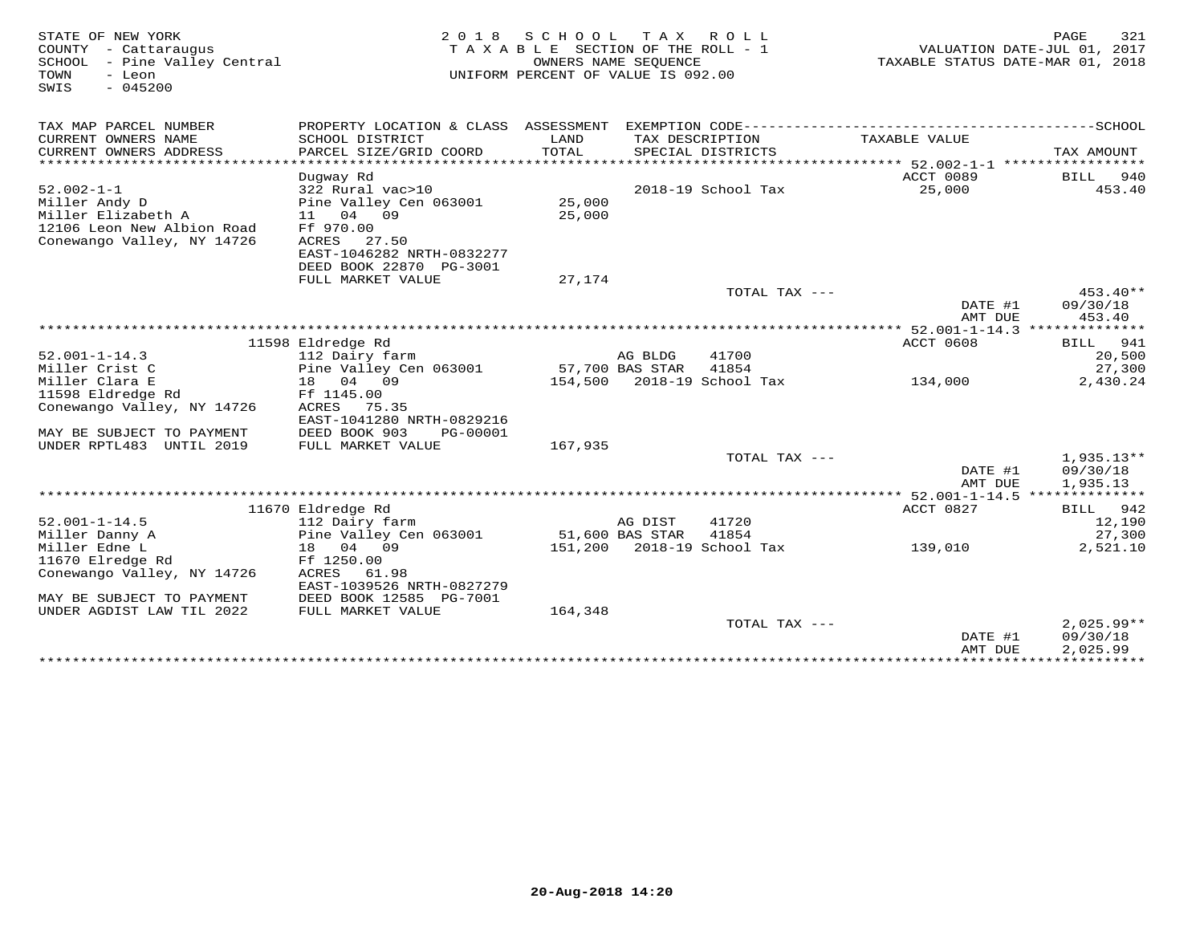STATE OF NEW YORK
COUNTY - Cattaraugus
SCHOOL - Pine Valley Central
TOWN - Leon
SWIS - 045200

2018 SCHOOL TAX ROLL
TAXABLE SECTION OF THE ROLL - 1
OWNERS NAME SEQUENCE
UNIFORM PERCENT OF VALUE IS 092.00

VALUATION DATE-JUL 01, 2017
TAXABLE STATUS DATE-MAR 01, 2018

| TAX MAP PARCEL NUMBER / CURRENT OWNERS NAME / CURRENT OWNERS ADDRESS | PROPERTY LOCATION & CLASS / SCHOOL DISTRICT / PARCEL SIZE/GRID COORD | ASSESSMENT LAND / TOTAL | EXEMPTION CODE / TAX DESCRIPTION / SPECIAL DISTRICTS | TAXABLE VALUE | TAX AMOUNT |
|---|---|---|---|---|---|
| | Dugway Rd | | | ACCT 0089 | BILL 940 |
| 52.002-1-1 | 322 Rural vac>10 | | 2018-19 School Tax | 25,000 | 453.40 |
| Miller Andy D | Pine Valley Cen 063001 | 25,000 | | | |
| Miller Elizabeth A | 11 04 09 | 25,000 | | | |
| 12106 Leon New Albion Road | Ff 970.00 | | | | |
| Conewango Valley, NY 14726 | ACRES 27.50 | | | | |
| | EAST-1046282 NRTH-0832277 | | | | |
| | DEED BOOK 22870 PG-3001 | | | | |
| | FULL MARKET VALUE | 27,174 | | | |
| | | | TOTAL TAX --- | | 453.40** |
| | | | | DATE #1 | 09/30/18 |
| | | | | AMT DUE | 453.40 |
| | 11598 Eldredge Rd | | | ACCT 0608 | BILL 941 |
| 52.001-1-14.3 | 112 Dairy farm | | AG BLDG 41700 | | 20,500 |
| Miller Crist C | Pine Valley Cen 063001 | 57,700 | BAS STAR 41854 | | 27,300 |
| Miller Clara E | 18 04 09 | 154,500 | 2018-19 School Tax | 134,000 | 2,430.24 |
| 11598 Eldredge Rd | Ff 1145.00 | | | | |
| Conewango Valley, NY 14726 | ACRES 75.35 | | | | |
| | EAST-1041280 NRTH-0829216 | | | | |
| MAY BE SUBJECT TO PAYMENT | DEED BOOK 903 PG-00001 | | | | |
| UNDER RPTL483 UNTIL 2019 | FULL MARKET VALUE | 167,935 | | | |
| | | | TOTAL TAX --- | | 1,935.13** |
| | | | | DATE #1 | 09/30/18 |
| | | | | AMT DUE | 1,935.13 |
| | 11670 Eldredge Rd | | | ACCT 0827 | BILL 942 |
| 52.001-1-14.5 | 112 Dairy farm | | AG DIST 41720 | | 12,190 |
| Miller Danny A | Pine Valley Cen 063001 | 51,600 | BAS STAR 41854 | | 27,300 |
| Miller Edne L | 18 04 09 | 151,200 | 2018-19 School Tax | 139,010 | 2,521.10 |
| 11670 Elredge Rd | Ff 1250.00 | | | | |
| Conewango Valley, NY 14726 | ACRES 61.98 | | | | |
| | EAST-1039526 NRTH-0827279 | | | | |
| MAY BE SUBJECT TO PAYMENT | DEED BOOK 12585 PG-7001 | | | | |
| UNDER AGDIST LAW TIL 2022 | FULL MARKET VALUE | 164,348 | | | |
| | | | TOTAL TAX --- | | 2,025.99** |
| | | | | DATE #1 | 09/30/18 |
| | | | | AMT DUE | 2,025.99 |

20-Aug-2018 14:20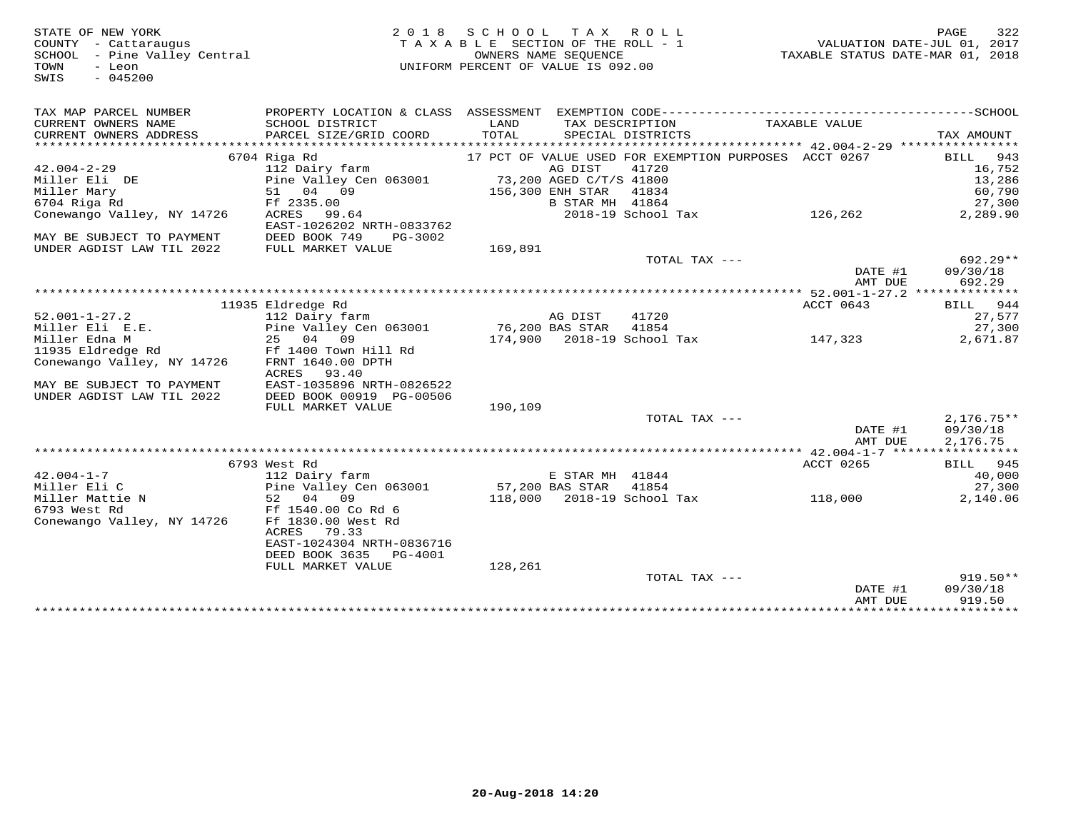STATE OF NEW YORK
COUNTY - Cattaraugus
SCHOOL - Pine Valley Central
TOWN - Leon
SWIS - 045200

2018 SCHOOL TAX ROLL
TAXABLE SECTION OF THE ROLL - 1
OWNERS NAME SEQUENCE
UNIFORM PERCENT OF VALUE IS 092.00

VALUATION DATE-JUL 01, 2017
TAXABLE STATUS DATE-MAR 01, 2018

| TAX MAP PARCEL NUMBER / CURRENT OWNERS NAME / CURRENT OWNERS ADDRESS | PROPERTY LOCATION & CLASS / SCHOOL DISTRICT / PARCEL SIZE/GRID COORD | ASSESSMENT LAND / TOTAL | EXEMPTION CODE / TAX DESCRIPTION / SPECIAL DISTRICTS | TAXABLE VALUE | SCHOOL TAX AMOUNT |
|---|---|---|---|---|---|
| **42.004-2-29** | 6704 Riga Rd | | 17 PCT OF VALUE USED FOR EXEMPTION PURPOSES | ACCT 0267 | BILL 943 |
| 42.004-2-29 | 112 Dairy farm | | AG DIST 41720 | | 16,752 |
| Miller Eli DE | Pine Valley Cen 063001 | 73,200 | AGED C/T/S 41800 | | 13,286 |
| Miller Mary | 51 04 09 | 156,300 | ENH STAR 41834 | | 60,790 |
| 6704 Riga Rd | Ff 2335.00 | | B STAR MH 41864 | | 27,300 |
| Conewango Valley, NY 14726 | ACRES 99.64 | | 2018-19 School Tax | 126,262 | 2,289.90 |
| | EAST-1026202 NRTH-0833762 | | | | |
| MAY BE SUBJECT TO PAYMENT | DEED BOOK 749 PG-3002 | | | | |
| UNDER AGDIST LAW TIL 2022 | FULL MARKET VALUE | 169,891 | | | |
| | | | TOTAL TAX --- | | 692.29** |
| | | | | DATE #1 | 09/30/18 |
| | | | | AMT DUE | 692.29 |
| **52.001-1-27.2** | 11935 Eldredge Rd | | | ACCT 0643 | BILL 944 |
| 52.001-1-27.2 | 112 Dairy farm | | AG DIST 41720 | | 27,577 |
| Miller Eli E.E. | Pine Valley Cen 063001 | 76,200 | BAS STAR 41854 | | 27,300 |
| Miller Edna M | 25 04 09 | 174,900 | 2018-19 School Tax | 147,323 | 2,671.87 |
| 11935 Eldredge Rd | Ff 1400 Town Hill Rd | | | | |
| Conewango Valley, NY 14726 | FRNT 1640.00 DPTH | | | | |
| | ACRES 93.40 | | | | |
| MAY BE SUBJECT TO PAYMENT | EAST-1035896 NRTH-0826522 | | | | |
| UNDER AGDIST LAW TIL 2022 | DEED BOOK 00919 PG-00506 | | | | |
| | FULL MARKET VALUE | 190,109 | | | |
| | | | TOTAL TAX --- | | 2,176.75** |
| | | | | DATE #1 | 09/30/18 |
| | | | | AMT DUE | 2,176.75 |
| **42.004-1-7** | 6793 West Rd | | | ACCT 0265 | BILL 945 |
| 42.004-1-7 | 112 Dairy farm | | E STAR MH 41844 | | 40,000 |
| Miller Eli C | Pine Valley Cen 063001 | 57,200 | BAS STAR 41854 | | 27,300 |
| Miller Mattie N | 52 04 09 | 118,000 | 2018-19 School Tax | 118,000 | 2,140.06 |
| 6793 West Rd | Ff 1540.00 Co Rd 6 | | | | |
| Conewango Valley, NY 14726 | Ff 1830.00 West Rd | | | | |
| | ACRES 79.33 | | | | |
| | EAST-1024304 NRTH-0836716 | | | | |
| | DEED BOOK 3635 PG-4001 | | | | |
| | FULL MARKET VALUE | 128,261 | | | |
| | | | TOTAL TAX --- | | 919.50** |
| | | | | DATE #1 | 09/30/18 |
| | | | | AMT DUE | 919.50 |

20-Aug-2018 14:20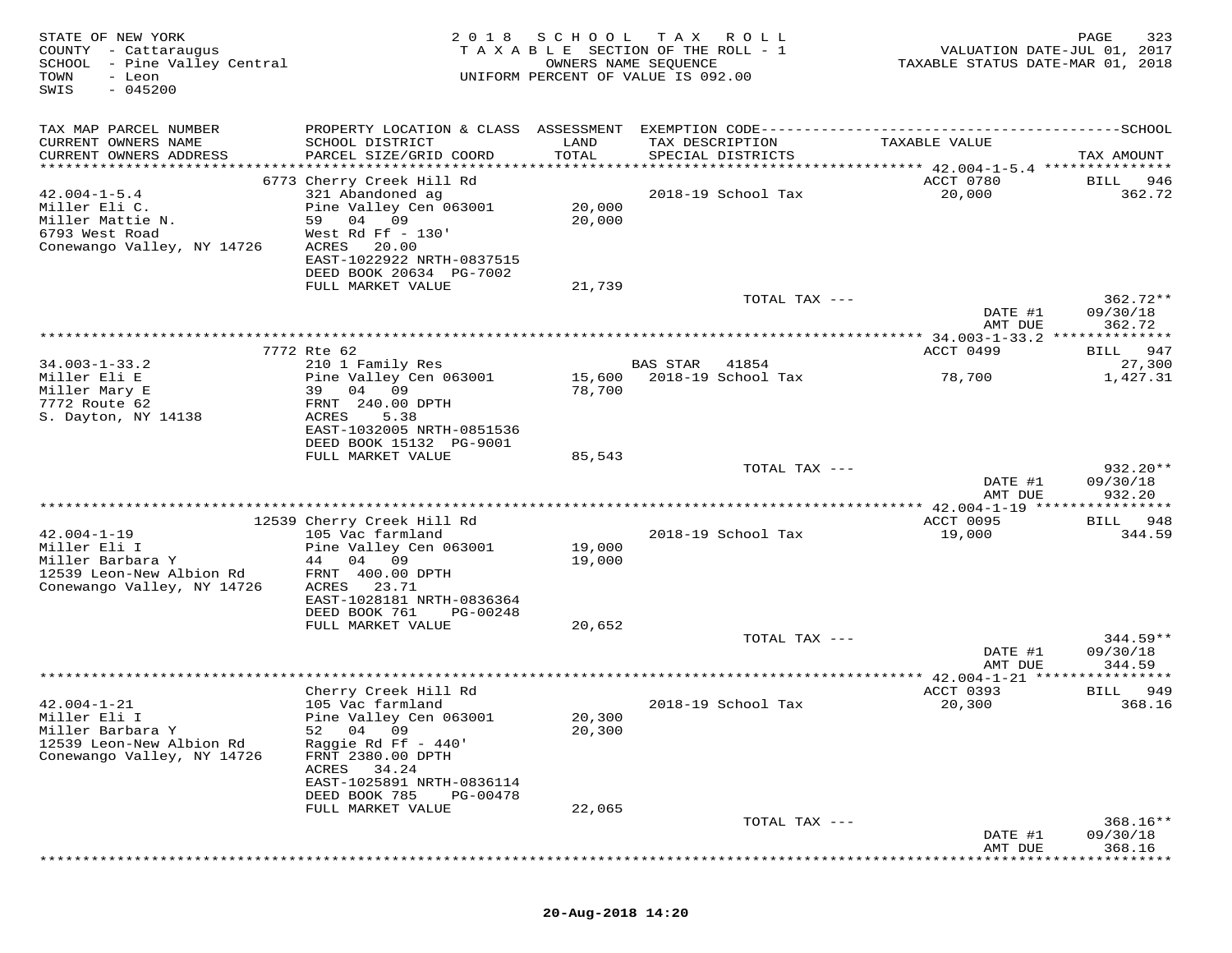STATE OF NEW YORK
COUNTY - Cattaraugus
SCHOOL - Pine Valley Central
TOWN - Leon
SWIS - 045200

2 0 1 8 S C H O O L T A X R O L L
T A X A B L E SECTION OF THE ROLL - 1
OWNERS NAME SEQUENCE
UNIFORM PERCENT OF VALUE IS 092.00

VALUATION DATE-JUL 01, 2017
TAXABLE STATUS DATE-MAR 01, 2018

| TAX MAP PARCEL NUMBER / CURRENT OWNERS NAME / CURRENT OWNERS ADDRESS | PROPERTY LOCATION & CLASS / SCHOOL DISTRICT / PARCEL SIZE/GRID COORD | ASSESSMENT LAND / TOTAL | EXEMPTION CODE / TAX DESCRIPTION / SPECIAL DISTRICTS | TAXABLE VALUE | SCHOOL TAX AMOUNT |
|---|---|---|---|---|---|
| 42.004-1-5.4 | 6773 Cherry Creek Hill Rd | | | ACCT 0780 | BILL 946 |
| 42.004-1-5.4 | 321 Abandoned ag | | 2018-19 School Tax | 20,000 | 362.72 |
| Miller Eli C. | Pine Valley Cen 063001 | 20,000 | | | |
| Miller Mattie N. | 59 04 09 | 20,000 | | | |
| 6793 West Road | West Rd Ff - 130' | | | | |
| Conewango Valley, NY 14726 | ACRES 20.00 | | | | |
| | EAST-1022922 NRTH-0837515 | | | | |
| | DEED BOOK 20634 PG-7002 | | | | |
| | FULL MARKET VALUE | 21,739 | | | |
| | | | TOTAL TAX --- | | 362.72** |
| | | | | DATE #1 | 09/30/18 |
| | | | | AMT DUE | 362.72 |
| 34.003-1-33.2 | 7772 Rte 62 | | | ACCT 0499 | BILL 947 |
| 34.003-1-33.2 | 210 1 Family Res | | BAS STAR 41854 | | 27,300 |
| Miller Eli E | Pine Valley Cen 063001 | 15,600 | 2018-19 School Tax | 78,700 | 1,427.31 |
| Miller Mary E | 39 04 09 | 78,700 | | | |
| 7772 Route 62 | FRNT 240.00 DPTH | | | | |
| S. Dayton, NY 14138 | ACRES 5.38 | | | | |
| | EAST-1032005 NRTH-0851536 | | | | |
| | DEED BOOK 15132 PG-9001 | | | | |
| | FULL MARKET VALUE | 85,543 | | | |
| | | | TOTAL TAX --- | | 932.20** |
| | | | | DATE #1 | 09/30/18 |
| | | | | AMT DUE | 932.20 |
| 42.004-1-19 | 12539 Cherry Creek Hill Rd | | | ACCT 0095 | BILL 948 |
| 42.004-1-19 | 105 Vac farmland | | 2018-19 School Tax | 19,000 | 344.59 |
| Miller Eli I | Pine Valley Cen 063001 | 19,000 | | | |
| Miller Barbara Y | 44 04 09 | 19,000 | | | |
| 12539 Leon-New Albion Rd | FRNT 400.00 DPTH | | | | |
| Conewango Valley, NY 14726 | ACRES 23.71 | | | | |
| | EAST-1028181 NRTH-0836364 | | | | |
| | DEED BOOK 761 PG-00248 | | | | |
| | FULL MARKET VALUE | 20,652 | | | |
| | | | TOTAL TAX --- | | 344.59** |
| | | | | DATE #1 | 09/30/18 |
| | | | | AMT DUE | 344.59 |
| 42.004-1-21 | Cherry Creek Hill Rd | | | ACCT 0393 | BILL 949 |
| 42.004-1-21 | 105 Vac farmland | | 2018-19 School Tax | 20,300 | 368.16 |
| Miller Eli I | Pine Valley Cen 063001 | 20,300 | | | |
| Miller Barbara Y | 52 04 09 | 20,300 | | | |
| 12539 Leon-New Albion Rd | Raggie Rd Ff - 440' | | | | |
| Conewango Valley, NY 14726 | FRNT 2380.00 DPTH | | | | |
| | ACRES 34.24 | | | | |
| | EAST-1025891 NRTH-0836114 | | | | |
| | DEED BOOK 785 PG-00478 | | | | |
| | FULL MARKET VALUE | 22,065 | | | |
| | | | TOTAL TAX --- | | 368.16** |
| | | | | DATE #1 | 09/30/18 |
| | | | | AMT DUE | 368.16 |

20-Aug-2018 14:20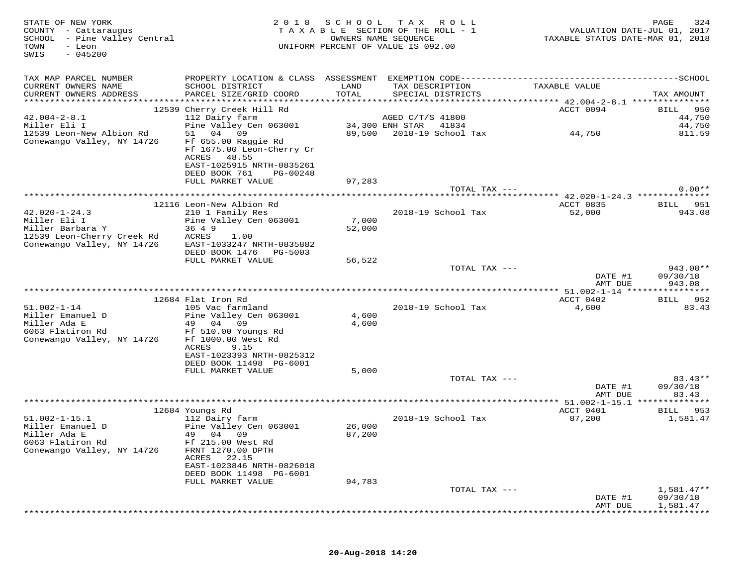STATE OF NEW YORK
COUNTY - Cattaraugus
SCHOOL - Pine Valley Central
TOWN - Leon
SWIS - 045200

2018 SCHOOL TAX ROLL
TAXABLE SECTION OF THE ROLL - 1
OWNERS NAME SEQUENCE
UNIFORM PERCENT OF VALUE IS 092.00

VALUATION DATE-JUL 01, 2017
TAXABLE STATUS DATE-MAR 01, 2018

| TAX MAP PARCEL NUMBER / CURRENT OWNERS NAME / CURRENT OWNERS ADDRESS | PROPERTY LOCATION & CLASS / SCHOOL DISTRICT / PARCEL SIZE/GRID COORD | ASSESSMENT LAND / TOTAL | EXEMPTION CODE / TAX DESCRIPTION / SPECIAL DISTRICTS | TAXABLE VALUE | SCHOOL TAX AMOUNT |
|---|---|---|---|---|---|
| **42.004-2-8.1** | 12539 Cherry Creek Hill Rd | | | ACCT 0094 | BILL 950 |
| Miller Eli I | 112 Dairy farm | | AGED C/T/S 41800 | | 44,750 |
| 12539 Leon-New Albion Rd | Pine Valley Cen 063001 | 34,300 | ENH STAR 41834 | | 44,750 |
| Conewango Valley, NY 14726 | 51 04 09 | 89,500 | 2018-19 School Tax | 44,750 | 811.59 |
| | Ff 655.00 Raggie Rd | | | | |
| | Ff 1675.00 Leon-Cherry Cr | | | | |
| | ACRES 48.55 | | | | |
| | EAST-1025915 NRTH-0835261 | | | | |
| | DEED BOOK 761 PG-00248 | | | | |
| | FULL MARKET VALUE | 97,283 | | | |
| | | | TOTAL TAX --- | | 0.00** |
| **42.020-1-24.3** | 12116 Leon-New Albion Rd | | | ACCT 0835 | BILL 951 |
| Miller Eli I | 210 1 Family Res | | 2018-19 School Tax | 52,000 | 943.08 |
| Miller Barbara Y | Pine Valley Cen 063001 | 7,000 | | | |
| 12539 Leon-Cherry Creek Rd | 36 4 9 | 52,000 | | | |
| Conewango Valley, NY 14726 | ACRES 1.00 | | | | |
| | EAST-1033247 NRTH-0835882 | | | | |
| | DEED BOOK 1476 PG-5003 | | | | |
| | FULL MARKET VALUE | 56,522 | | | |
| | | | TOTAL TAX --- | | 943.08** |
| | | | | DATE #1 | 09/30/18 |
| | | | | AMT DUE | 943.08 |
| **51.002-1-14** | 12684 Flat Iron Rd | | | ACCT 0402 | BILL 952 |
| Miller Emanuel D | 105 Vac farmland | | 2018-19 School Tax | 4,600 | 83.43 |
| Miller Ada E | Pine Valley Cen 063001 | 4,600 | | | |
| 6063 Flatiron Rd | 49 04 09 | 4,600 | | | |
| Conewango Valley, NY 14726 | Ff 510.00 Youngs Rd | | | | |
| | Ff 1000.00 West Rd | | | | |
| | ACRES 9.15 | | | | |
| | EAST-1023393 NRTH-0825312 | | | | |
| | DEED BOOK 11498 PG-6001 | | | | |
| | FULL MARKET VALUE | 5,000 | | | |
| | | | TOTAL TAX --- | | 83.43** |
| | | | | DATE #1 | 09/30/18 |
| | | | | AMT DUE | 83.43 |
| **51.002-1-15.1** | 12684 Youngs Rd | | | ACCT 0401 | BILL 953 |
| Miller Emanuel D | 112 Dairy farm | | 2018-19 School Tax | 87,200 | 1,581.47 |
| Miller Ada E | Pine Valley Cen 063001 | 26,000 | | | |
| 6063 Flatiron Rd | 49 04 09 | 87,200 | | | |
| Conewango Valley, NY 14726 | Ff 215.00 West Rd | | | | |
| | FRNT 1270.00 DPTH | | | | |
| | ACRES 22.15 | | | | |
| | EAST-1023846 NRTH-0826018 | | | | |
| | DEED BOOK 11498 PG-6001 | | | | |
| | FULL MARKET VALUE | 94,783 | | | |
| | | | TOTAL TAX --- | | 1,581.47** |
| | | | | DATE #1 | 09/30/18 |
| | | | | AMT DUE | 1,581.47 |

20-Aug-2018 14:20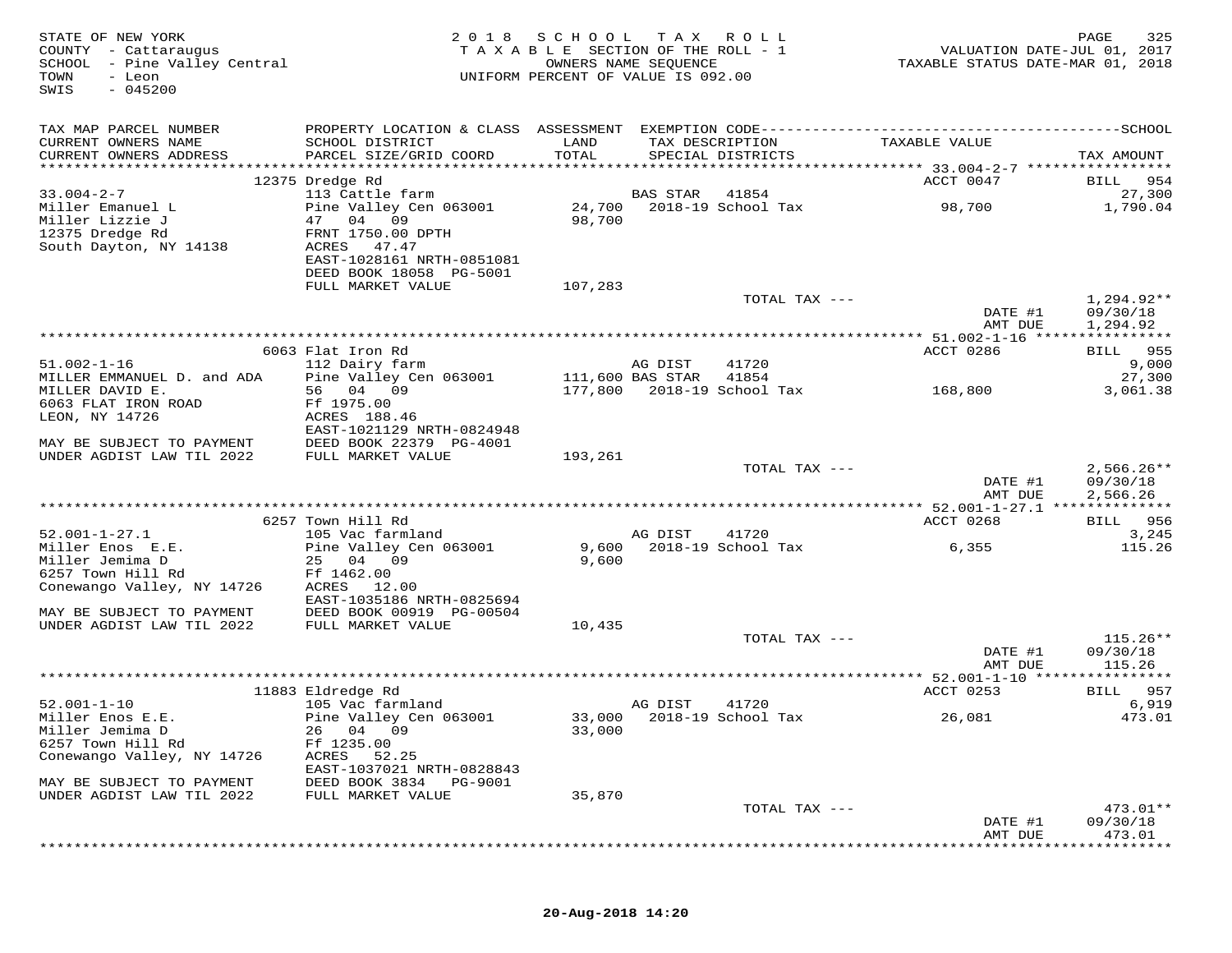STATE OF NEW YORK
COUNTY - Cattaraugus
SCHOOL - Pine Valley Central
TOWN - Leon
SWIS - 045200

2018 SCHOOL TAX ROLL
TAXABLE SECTION OF THE ROLL - 1
OWNERS NAME SEQUENCE
UNIFORM PERCENT OF VALUE IS 092.00

VALUATION DATE-JUL 01, 2017
TAXABLE STATUS DATE-MAR 01, 2018

| TAX MAP PARCEL NUMBER / CURRENT OWNERS NAME / CURRENT OWNERS ADDRESS | PROPERTY LOCATION & CLASS / SCHOOL DISTRICT / PARCEL SIZE/GRID COORD | ASSESSMENT LAND / TOTAL | EXEMPTION CODE / TAX DESCRIPTION / SPECIAL DISTRICTS | TAXABLE VALUE | TAX AMOUNT |
|---|---|---|---|---|---|
| **33.004-2-7** | 12375 Dredge Rd | | | ACCT 0047 | BILL 954 |
| 33.004-2-7 | 113 Cattle farm | | BAS STAR 41854 | | 27,300 |
| Miller Emanuel L | Pine Valley Cen 063001 | 24,700 | 2018-19 School Tax | 98,700 | 1,790.04 |
| Miller Lizzie J | 47 04 09 | 98,700 | | | |
| 12375 Dredge Rd | FRNT 1750.00 DPTH | | | | |
| South Dayton, NY 14138 | ACRES 47.47 | | | | |
| | EAST-1028161 NRTH-0851081 | | | | |
| | DEED BOOK 18058 PG-5001 | | | | |
| | FULL MARKET VALUE | 107,283 | | | |
| | | | TOTAL TAX --- | | 1,294.92** |
| | | | | DATE #1 | 09/30/18 |
| | | | | AMT DUE | 1,294.92 |
| **51.002-1-16** | 6063 Flat Iron Rd | | | ACCT 0286 | BILL 955 |
| 51.002-1-16 | 112 Dairy farm | | AG DIST 41720 | | 9,000 |
| MILLER EMMANUEL D. and ADA | Pine Valley Cen 063001 | 111,600 | BAS STAR 41854 | | 27,300 |
| MILLER DAVID E. | 56 04 09 | 177,800 | 2018-19 School Tax | 168,800 | 3,061.38 |
| 6063 FLAT IRON ROAD | Ff 1975.00 | | | | |
| LEON, NY 14726 | ACRES 188.46 | | | | |
| | EAST-1021129 NRTH-0824948 | | | | |
| MAY BE SUBJECT TO PAYMENT | DEED BOOK 22379 PG-4001 | | | | |
| UNDER AGDIST LAW TIL 2022 | FULL MARKET VALUE | 193,261 | | | |
| | | | TOTAL TAX --- | | 2,566.26** |
| | | | | DATE #1 | 09/30/18 |
| | | | | AMT DUE | 2,566.26 |
| **52.001-1-27.1** | 6257 Town Hill Rd | | | ACCT 0268 | BILL 956 |
| 52.001-1-27.1 | 105 Vac farmland | | AG DIST 41720 | | 3,245 |
| Miller Enos E.E. | Pine Valley Cen 063001 | 9,600 | 2018-19 School Tax | 6,355 | 115.26 |
| Miller Jemima D | 25 04 09 | 9,600 | | | |
| 6257 Town Hill Rd | Ff 1462.00 | | | | |
| Conewango Valley, NY 14726 | ACRES 12.00 | | | | |
| | EAST-1035186 NRTH-0825694 | | | | |
| MAY BE SUBJECT TO PAYMENT | DEED BOOK 00919 PG-00504 | | | | |
| UNDER AGDIST LAW TIL 2022 | FULL MARKET VALUE | 10,435 | | | |
| | | | TOTAL TAX --- | | 115.26** |
| | | | | DATE #1 | 09/30/18 |
| | | | | AMT DUE | 115.26 |
| **52.001-1-10** | 11883 Eldredge Rd | | | ACCT 0253 | BILL 957 |
| 52.001-1-10 | 105 Vac farmland | | AG DIST 41720 | | 6,919 |
| Miller Enos E.E. | Pine Valley Cen 063001 | 33,000 | 2018-19 School Tax | 26,081 | 473.01 |
| Miller Jemima D | 26 04 09 | 33,000 | | | |
| 6257 Town Hill Rd | Ff 1235.00 | | | | |
| Conewango Valley, NY 14726 | ACRES 52.25 | | | | |
| | EAST-1037021 NRTH-0828843 | | | | |
| MAY BE SUBJECT TO PAYMENT | DEED BOOK 3834 PG-9001 | | | | |
| UNDER AGDIST LAW TIL 2022 | FULL MARKET VALUE | 35,870 | | | |
| | | | TOTAL TAX --- | | 473.01** |
| | | | | DATE #1 | 09/30/18 |
| | | | | AMT DUE | 473.01 |

20-Aug-2018 14:20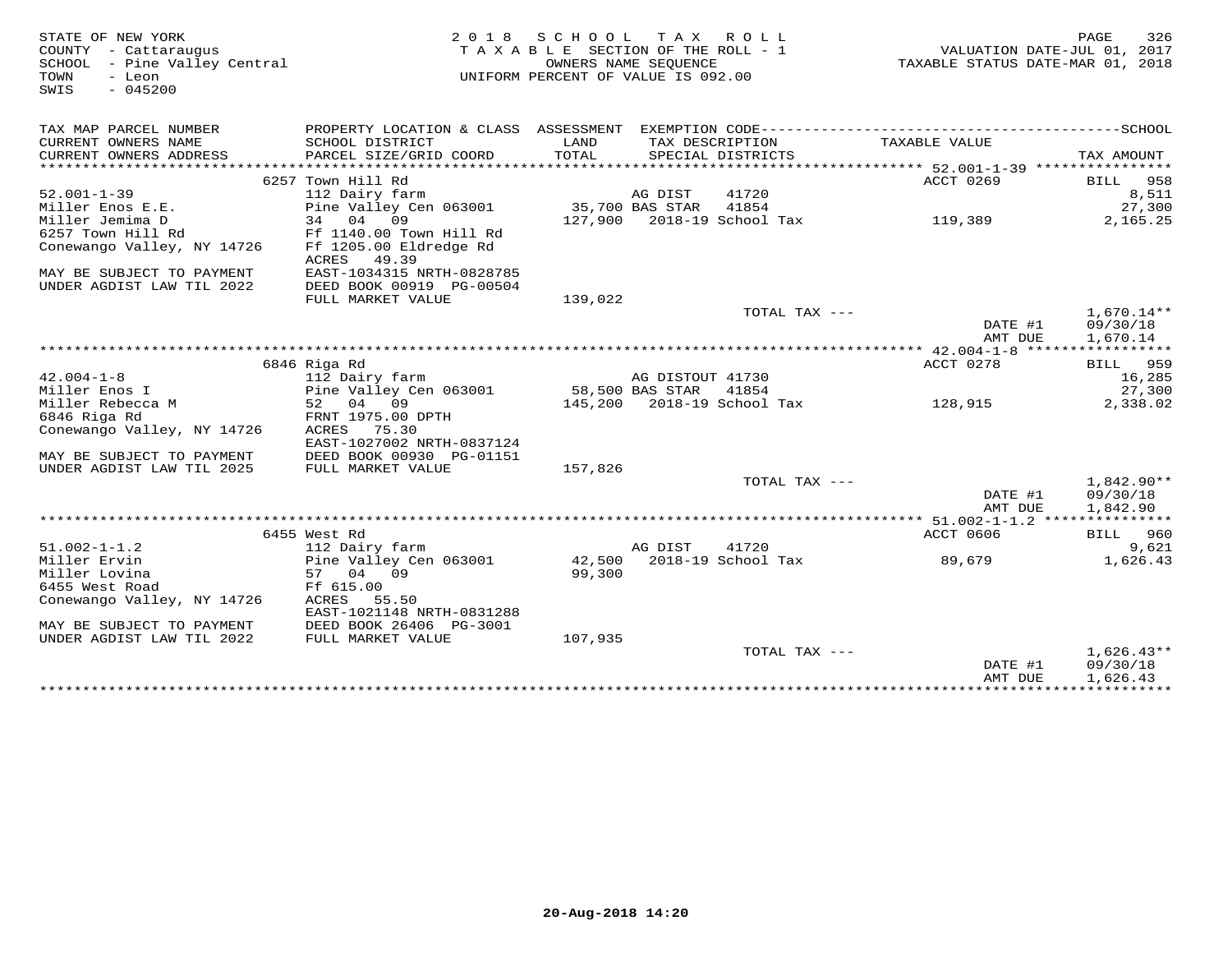STATE OF NEW YORK
COUNTY - Cattaraugus
SCHOOL - Pine Valley Central
TOWN - Leon
SWIS - 045200

2018 SCHOOL TAX ROLL
TAXABLE SECTION OF THE ROLL - 1
OWNERS NAME SEQUENCE
UNIFORM PERCENT OF VALUE IS 092.00

VALUATION DATE-JUL 01, 2017
TAXABLE STATUS DATE-MAR 01, 2018

| TAX MAP PARCEL NUMBER / CURRENT OWNERS NAME / CURRENT OWNERS ADDRESS | PROPERTY LOCATION & CLASS / SCHOOL DISTRICT / PARCEL SIZE/GRID COORD | ASSESSMENT LAND / TOTAL | EXEMPTION CODE / TAX DESCRIPTION / SPECIAL DISTRICTS | TAXABLE VALUE | SCHOOL TAX AMOUNT |
|---|---|---|---|---|---|
| | 6257 Town Hill Rd | | | ACCT 0269 | BILL 958 |
| 52.001-1-39 | 112 Dairy farm | | AG DIST 41720 | | 8,511 |
| Miller Enos E.E. | Pine Valley Cen 063001 | 35,700 | BAS STAR 41854 | | 27,300 |
| Miller Jemima D | 34 04 09 | 127,900 | 2018-19 School Tax | 119,389 | 2,165.25 |
| 6257 Town Hill Rd | Ff 1140.00 Town Hill Rd | | | | |
| Conewango Valley, NY 14726 | Ff 1205.00 Eldredge Rd | | | | |
| | ACRES 49.39 | | | | |
| MAY BE SUBJECT TO PAYMENT | EAST-1034315 NRTH-0828785 | | | | |
| UNDER AGDIST LAW TIL 2022 | DEED BOOK 00919 PG-00504 | | | | |
| | FULL MARKET VALUE | 139,022 | | | |
| | | | TOTAL TAX --- | | 1,670.14** |
| | | | | DATE #1 | 09/30/18 |
| | | | | AMT DUE | 1,670.14 |
| | 6846 Riga Rd | | | ACCT 0278 | BILL 959 |
| 42.004-1-8 | 112 Dairy farm | | AG DISTOUT 41730 | | 16,285 |
| Miller Enos I | Pine Valley Cen 063001 | 58,500 | BAS STAR 41854 | | 27,300 |
| Miller Rebecca M | 52 04 09 | 145,200 | 2018-19 School Tax | 128,915 | 2,338.02 |
| 6846 Riga Rd | FRNT 1975.00 DPTH | | | | |
| Conewango Valley, NY 14726 | ACRES 75.30 | | | | |
| | EAST-1027002 NRTH-0837124 | | | | |
| MAY BE SUBJECT TO PAYMENT | DEED BOOK 00930 PG-01151 | | | | |
| UNDER AGDIST LAW TIL 2025 | FULL MARKET VALUE | 157,826 | | | |
| | | | TOTAL TAX --- | | 1,842.90** |
| | | | | DATE #1 | 09/30/18 |
| | | | | AMT DUE | 1,842.90 |
| | 6455 West Rd | | | ACCT 0606 | BILL 960 |
| 51.002-1-1.2 | 112 Dairy farm | | AG DIST 41720 | | 9,621 |
| Miller Ervin | Pine Valley Cen 063001 | 42,500 | 2018-19 School Tax | 89,679 | 1,626.43 |
| Miller Lovina | 57 04 09 | 99,300 | | | |
| 6455 West Road | Ff 615.00 | | | | |
| Conewango Valley, NY 14726 | ACRES 55.50 | | | | |
| | EAST-1021148 NRTH-0831288 | | | | |
| MAY BE SUBJECT TO PAYMENT | DEED BOOK 26406 PG-3001 | | | | |
| UNDER AGDIST LAW TIL 2022 | FULL MARKET VALUE | 107,935 | | | |
| | | | TOTAL TAX --- | | 1,626.43** |
| | | | | DATE #1 | 09/30/18 |
| | | | | AMT DUE | 1,626.43 |

20-Aug-2018 14:20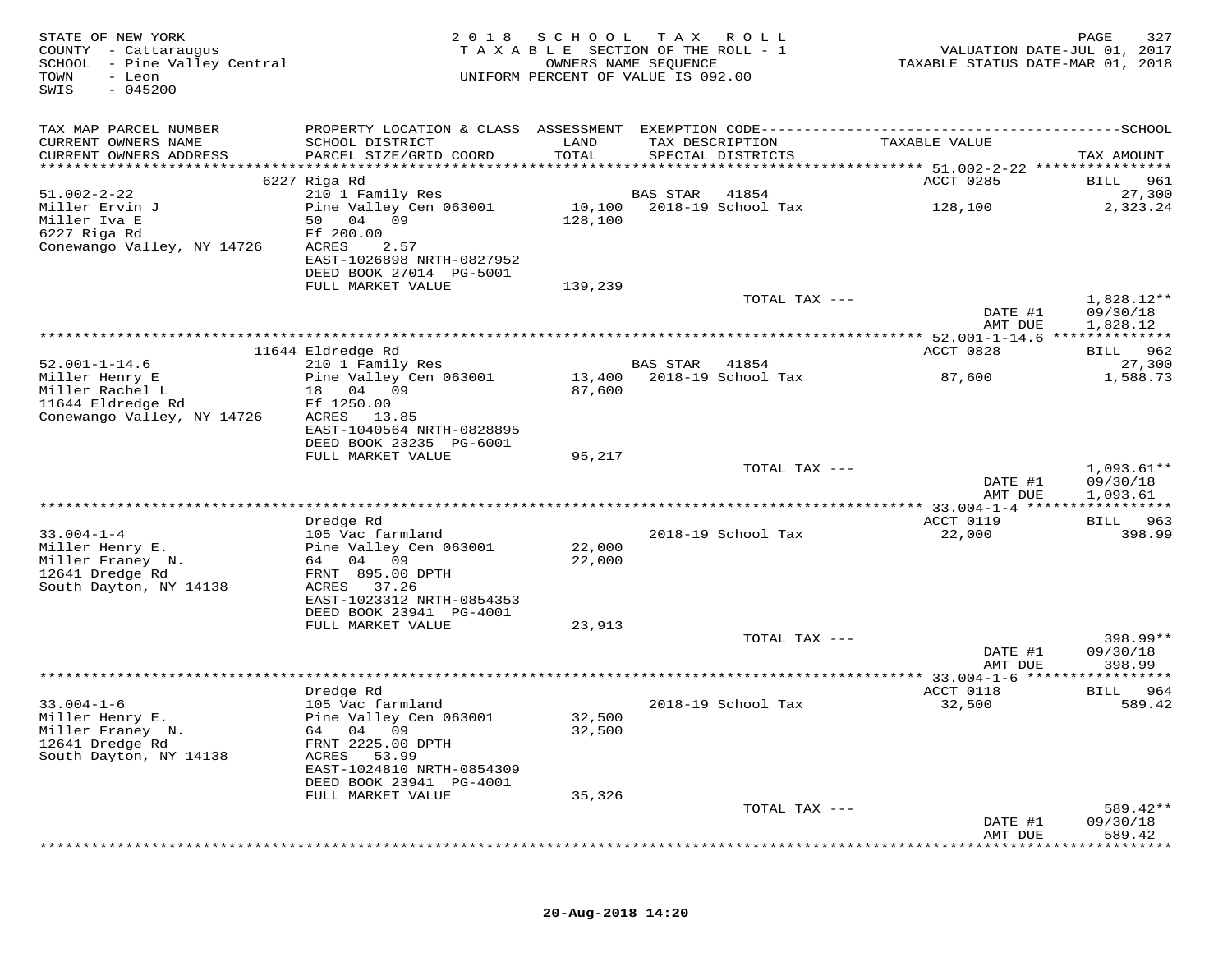STATE OF NEW YORK
COUNTY - Cattaraugus
SCHOOL - Pine Valley Central
TOWN - Leon
SWIS - 045200

2 0 1 8 S C H O O L T A X R O L L
T A X A B L E SECTION OF THE ROLL - 1
OWNERS NAME SEQUENCE
UNIFORM PERCENT OF VALUE IS 092.00

VALUATION DATE-JUL 01, 2017
TAXABLE STATUS DATE-MAR 01, 2018

| TAX MAP PARCEL NUMBER / CURRENT OWNERS NAME / CURRENT OWNERS ADDRESS | PROPERTY LOCATION & CLASS / SCHOOL DISTRICT / PARCEL SIZE/GRID COORD | ASSESSMENT LAND / TOTAL | EXEMPTION CODE / TAX DESCRIPTION / SPECIAL DISTRICTS | TAXABLE VALUE | SCHOOL TAX AMOUNT |
|---|---|---|---|---|---|
| **51.002-2-22** | 6227 Riga Rd | | | ACCT 0285 | BILL 961 |
| 51.002-2-22 | 210 1 Family Res | | BAS STAR 41854 | | 27,300 |
| Miller Ervin J | Pine Valley Cen 063001 | 10,100 | 2018-19 School Tax | 128,100 | 2,323.24 |
| Miller Iva E | 50 04 09 | 128,100 | | | |
| 6227 Riga Rd | Ff 200.00 | | | | |
| Conewango Valley, NY 14726 | ACRES 2.57 | | | | |
| | EAST-1026898 NRTH-0827952 | | | | |
| | DEED BOOK 27014 PG-5001 | | | | |
| | FULL MARKET VALUE | 139,239 | | | |
| | | | TOTAL TAX --- | | 1,828.12** |
| | | | | DATE #1 | 09/30/18 |
| | | | | AMT DUE | 1,828.12 |
| **52.001-1-14.6** | 11644 Eldredge Rd | | | ACCT 0828 | BILL 962 |
| 52.001-1-14.6 | 210 1 Family Res | | BAS STAR 41854 | | 27,300 |
| Miller Henry E | Pine Valley Cen 063001 | 13,400 | 2018-19 School Tax | 87,600 | 1,588.73 |
| Miller Rachel L | 18 04 09 | 87,600 | | | |
| 11644 Eldredge Rd | Ff 1250.00 | | | | |
| Conewango Valley, NY 14726 | ACRES 13.85 | | | | |
| | EAST-1040564 NRTH-0828895 | | | | |
| | DEED BOOK 23235 PG-6001 | | | | |
| | FULL MARKET VALUE | 95,217 | | | |
| | | | TOTAL TAX --- | | 1,093.61** |
| | | | | DATE #1 | 09/30/18 |
| | | | | AMT DUE | 1,093.61 |
| **33.004-1-4** | Dredge Rd | | | ACCT 0119 | BILL 963 |
| 33.004-1-4 | 105 Vac farmland | | 2018-19 School Tax | 22,000 | 398.99 |
| Miller Henry E. | Pine Valley Cen 063001 | 22,000 | | | |
| Miller Franey N. | 64 04 09 | 22,000 | | | |
| 12641 Dredge Rd | FRNT 895.00 DPTH | | | | |
| South Dayton, NY 14138 | ACRES 37.26 | | | | |
| | EAST-1023312 NRTH-0854353 | | | | |
| | DEED BOOK 23941 PG-4001 | | | | |
| | FULL MARKET VALUE | 23,913 | | | |
| | | | TOTAL TAX --- | | 398.99** |
| | | | | DATE #1 | 09/30/18 |
| | | | | AMT DUE | 398.99 |
| **33.004-1-6** | Dredge Rd | | | ACCT 0118 | BILL 964 |
| 33.004-1-6 | 105 Vac farmland | | 2018-19 School Tax | 32,500 | 589.42 |
| Miller Henry E. | Pine Valley Cen 063001 | 32,500 | | | |
| Miller Franey N. | 64 04 09 | 32,500 | | | |
| 12641 Dredge Rd | FRNT 2225.00 DPTH | | | | |
| South Dayton, NY 14138 | ACRES 53.99 | | | | |
| | EAST-1024810 NRTH-0854309 | | | | |
| | DEED BOOK 23941 PG-4001 | | | | |
| | FULL MARKET VALUE | 35,326 | | | |
| | | | TOTAL TAX --- | | 589.42** |
| | | | | DATE #1 | 09/30/18 |
| | | | | AMT DUE | 589.42 |

20-Aug-2018 14:20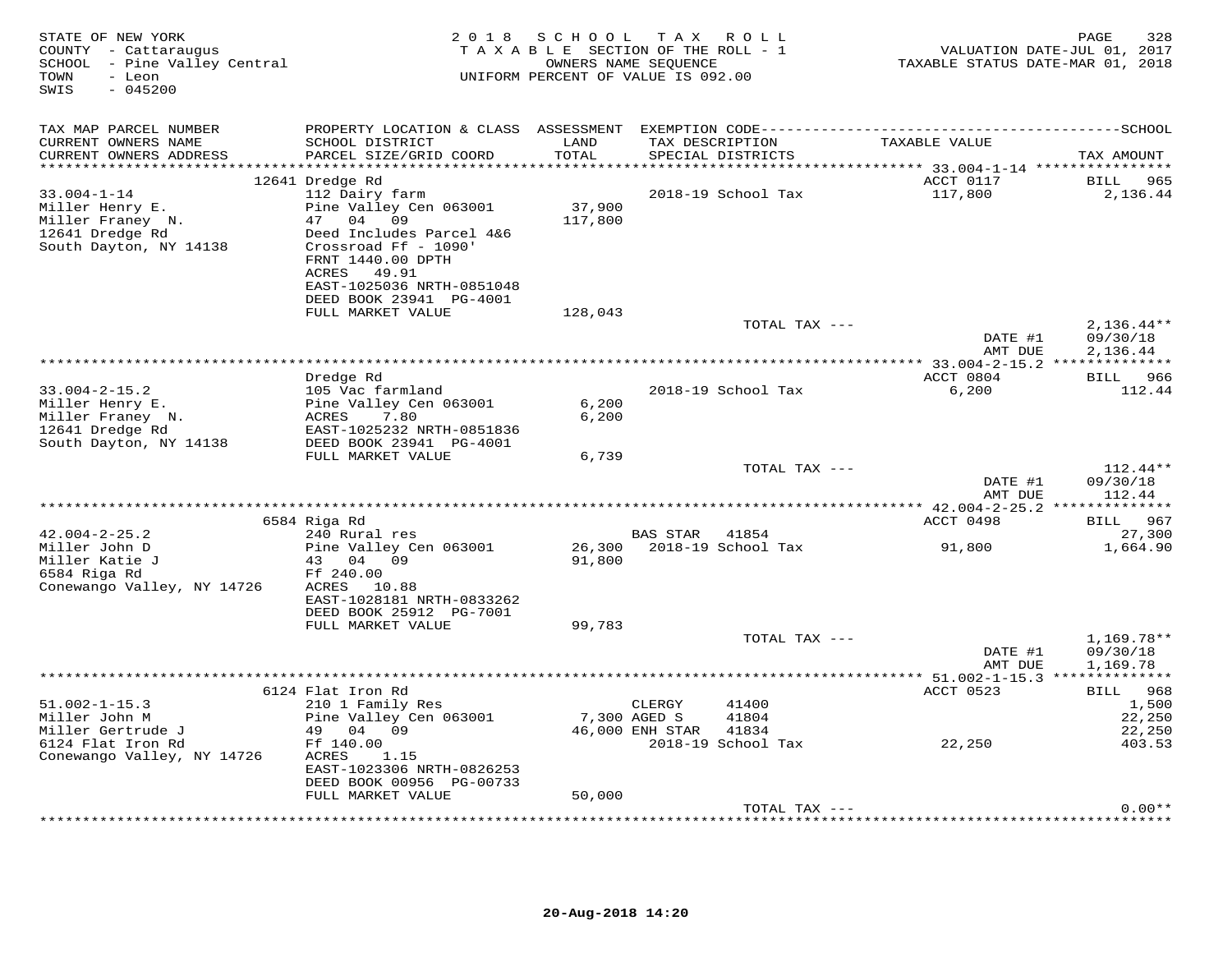STATE OF NEW YORK
COUNTY - Cattaraugus
SCHOOL - Pine Valley Central
TOWN - Leon
SWIS - 045200

2018 SCHOOL TAX ROLL
TAXABLE SECTION OF THE ROLL - 1
OWNERS NAME SEQUENCE
UNIFORM PERCENT OF VALUE IS 092.00

VALUATION DATE-JUL 01, 2017
TAXABLE STATUS DATE-MAR 01, 2018

| TAX MAP PARCEL NUMBER / CURRENT OWNERS NAME / CURRENT OWNERS ADDRESS | PROPERTY LOCATION & CLASS / SCHOOL DISTRICT / PARCEL SIZE/GRID COORD | ASSESSMENT LAND / TOTAL | EXEMPTION CODE / TAX DESCRIPTION / SPECIAL DISTRICTS | TAXABLE VALUE | TAX AMOUNT |
|---|---|---|---|---|---|
| | 12641 Dredge Rd | | | ACCT 0117 | BILL 965 |
| 33.004-1-14 | 112 Dairy farm | | 2018-19 School Tax | 117,800 | 2,136.44 |
| Miller Henry E. | Pine Valley Cen 063001 | 37,900 | | | |
| Miller Franey N. | 47 04 09 | 117,800 | | | |
| 12641 Dredge Rd | Deed Includes Parcel 4&6 | | | | |
| South Dayton, NY 14138 | Crossroad Ff - 1090' | | | | |
| | FRNT 1440.00 DPTH | | | | |
| | ACRES 49.91 | | | | |
| | EAST-1025036 NRTH-0851048 | | | | |
| | DEED BOOK 23941 PG-4001 | | | | |
| | FULL MARKET VALUE | 128,043 | | | |
| | | | TOTAL TAX --- | | 2,136.44** |
| | | | | DATE #1 | 09/30/18 |
| | | | | AMT DUE | 2,136.44 |
| | Dredge Rd | | | ACCT 0804 | BILL 966 |
| 33.004-2-15.2 | 105 Vac farmland | | 2018-19 School Tax | 6,200 | 112.44 |
| Miller Henry E. | Pine Valley Cen 063001 | 6,200 | | | |
| Miller Franey N. | ACRES 7.80 | 6,200 | | | |
| 12641 Dredge Rd | EAST-1025232 NRTH-0851836 | | | | |
| South Dayton, NY 14138 | DEED BOOK 23941 PG-4001 | | | | |
| | FULL MARKET VALUE | 6,739 | | | |
| | | | TOTAL TAX --- | | 112.44** |
| | | | | DATE #1 | 09/30/18 |
| | | | | AMT DUE | 112.44 |
| | 6584 Riga Rd | | | ACCT 0498 | BILL 967 |
| 42.004-2-25.2 | 240 Rural res | | BAS STAR 41854 | | 27,300 |
| Miller John D | Pine Valley Cen 063001 | 26,300 | 2018-19 School Tax | 91,800 | 1,664.90 |
| Miller Katie J | 43 04 09 | 91,800 | | | |
| 6584 Riga Rd | Ff 240.00 | | | | |
| Conewango Valley, NY 14726 | ACRES 10.88 | | | | |
| | EAST-1028181 NRTH-0833262 | | | | |
| | DEED BOOK 25912 PG-7001 | | | | |
| | FULL MARKET VALUE | 99,783 | | | |
| | | | TOTAL TAX --- | | 1,169.78** |
| | | | | DATE #1 | 09/30/18 |
| | | | | AMT DUE | 1,169.78 |
| | 6124 Flat Iron Rd | | | ACCT 0523 | BILL 968 |
| 51.002-1-15.3 | 210 1 Family Res | | CLERGY 41400 | | 1,500 |
| Miller John M | Pine Valley Cen 063001 | 7,300 | AGED S 41804 | | 22,250 |
| Miller Gertrude J | 49 04 09 | 46,000 | ENH STAR 41834 | | 22,250 |
| 6124 Flat Iron Rd | Ff 140.00 | | 2018-19 School Tax | 22,250 | 403.53 |
| Conewango Valley, NY 14726 | ACRES 1.15 | | | | |
| | EAST-1023306 NRTH-0826253 | | | | |
| | DEED BOOK 00956 PG-00733 | | | | |
| | FULL MARKET VALUE | 50,000 | | | |
| | | | TOTAL TAX --- | | 0.00** |

20-Aug-2018 14:20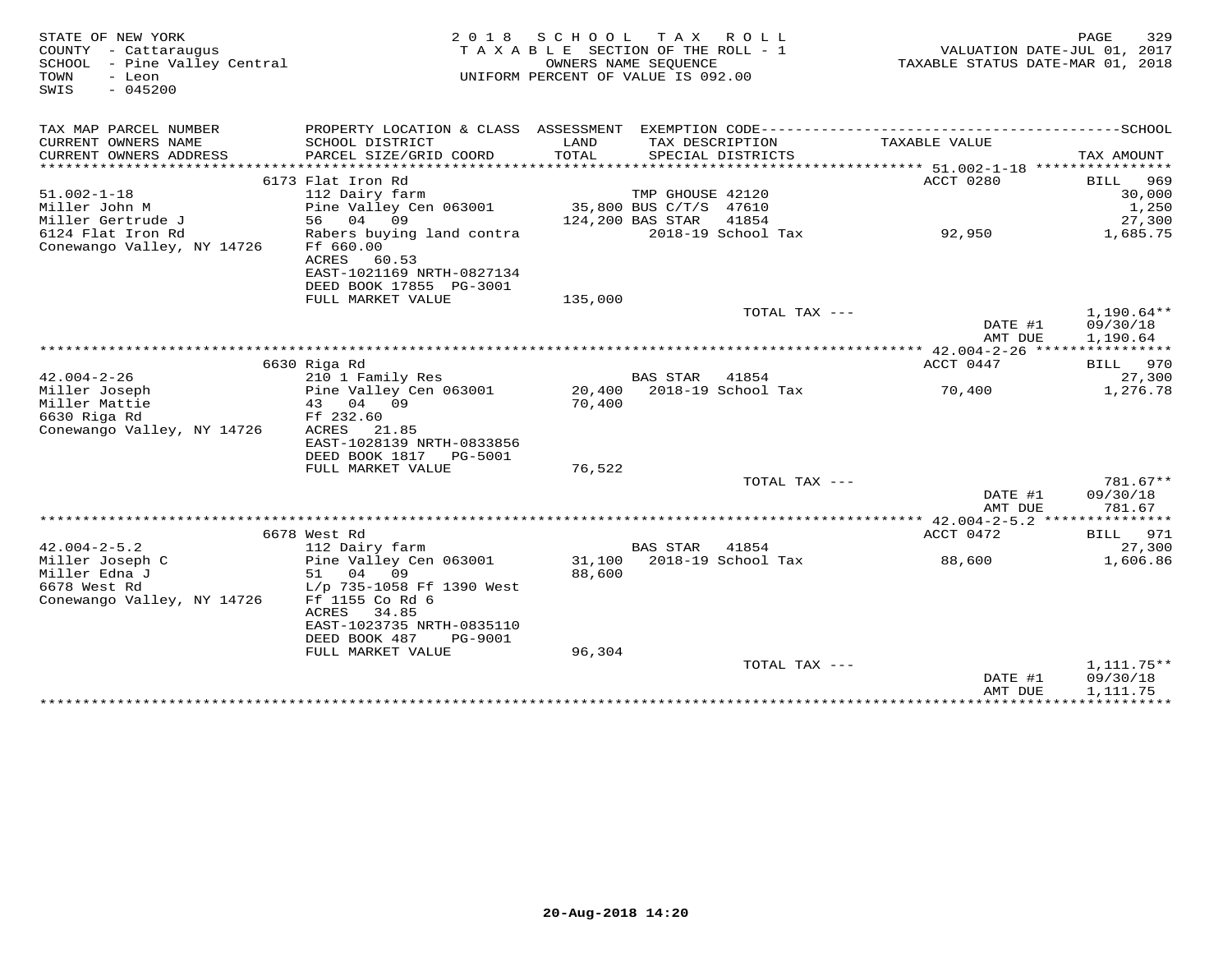STATE OF NEW YORK
COUNTY - Cattaraugus
SCHOOL - Pine Valley Central
TOWN - Leon
SWIS - 045200

2018 SCHOOL TAX ROLL
TAXABLE SECTION OF THE ROLL - 1
OWNERS NAME SEQUENCE
UNIFORM PERCENT OF VALUE IS 092.00

VALUATION DATE-JUL 01, 2017
TAXABLE STATUS DATE-MAR 01, 2018

| TAX MAP PARCEL NUMBER / CURRENT OWNERS NAME / CURRENT OWNERS ADDRESS | PROPERTY LOCATION & CLASS / SCHOOL DISTRICT / PARCEL SIZE/GRID COORD | ASSESSMENT LAND / TOTAL | EXEMPTION CODE / TAX DESCRIPTION / SPECIAL DISTRICTS | TAXABLE VALUE | TAX AMOUNT |
|---|---|---|---|---|---|
| **51.002-1-18** | 6173 Flat Iron Rd | | | ACCT 0280 | BILL 969 |
| 51.002-1-18 | 112 Dairy farm | | TMP GHOUSE 42120 | | 30,000 |
| Miller John M | Pine Valley Cen 063001 | 35,800 | BUS C/T/S 47610 | | 1,250 |
| Miller Gertrude J | 56 04 09 | 124,200 | BAS STAR 41854 | | 27,300 |
| 6124 Flat Iron Rd | Rabers buying land contra | | 2018-19 School Tax | 92,950 | 1,685.75 |
| Conewango Valley, NY 14726 | Ff 660.00 | | | | |
| | ACRES 60.53 | | | | |
| | EAST-1021169 NRTH-0827134 | | | | |
| | DEED BOOK 17855 PG-3001 | | | | |
| | FULL MARKET VALUE | 135,000 | | | |
| | | | TOTAL TAX --- | | 1,190.64** |
| | | | | DATE #1 | 09/30/18 |
| | | | | AMT DUE | 1,190.64 |
| **42.004-2-26** | 6630 Riga Rd | | | ACCT 0447 | BILL 970 |
| 42.004-2-26 | 210 1 Family Res | | BAS STAR 41854 | | 27,300 |
| Miller Joseph | Pine Valley Cen 063001 | 20,400 | 2018-19 School Tax | 70,400 | 1,276.78 |
| Miller Mattie | 43 04 09 | 70,400 | | | |
| 6630 Riga Rd | Ff 232.60 | | | | |
| Conewango Valley, NY 14726 | ACRES 21.85 | | | | |
| | EAST-1028139 NRTH-0833856 | | | | |
| | DEED BOOK 1817 PG-5001 | | | | |
| | FULL MARKET VALUE | 76,522 | | | |
| | | | TOTAL TAX --- | | 781.67** |
| | | | | DATE #1 | 09/30/18 |
| | | | | AMT DUE | 781.67 |
| **42.004-2-5.2** | 6678 West Rd | | | ACCT 0472 | BILL 971 |
| 42.004-2-5.2 | 112 Dairy farm | | BAS STAR 41854 | | 27,300 |
| Miller Joseph C | Pine Valley Cen 063001 | 31,100 | 2018-19 School Tax | 88,600 | 1,606.86 |
| Miller Edna J | 51 04 09 | 88,600 | | | |
| 6678 West Rd | L/p 735-1058 Ff 1390 West | | | | |
| Conewango Valley, NY 14726 | Ff 1155 Co Rd 6 | | | | |
| | ACRES 34.85 | | | | |
| | EAST-1023735 NRTH-0835110 | | | | |
| | DEED BOOK 487 PG-9001 | | | | |
| | FULL MARKET VALUE | 96,304 | | | |
| | | | TOTAL TAX --- | | 1,111.75** |
| | | | | DATE #1 | 09/30/18 |
| | | | | AMT DUE | 1,111.75 |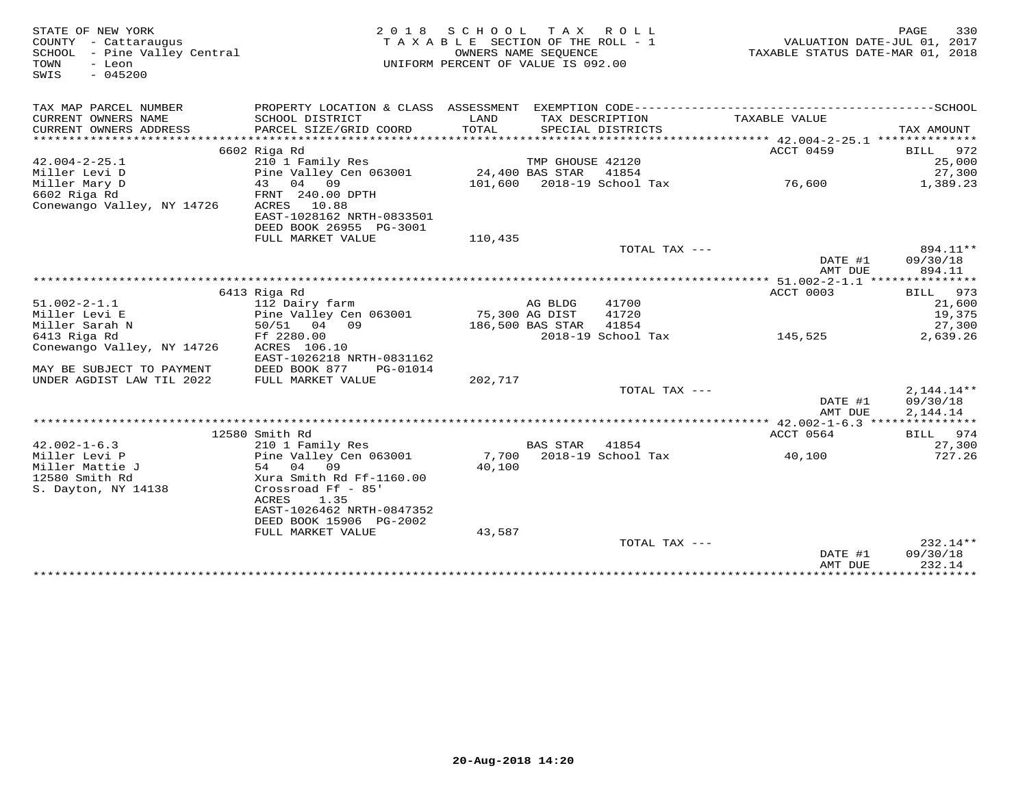STATE OF NEW YORK
COUNTY - Cattaraugus
SCHOOL - Pine Valley Central
TOWN - Leon
SWIS - 045200

2018 SCHOOL TAX ROLL
TAXABLE SECTION OF THE ROLL - 1
OWNERS NAME SEQUENCE
UNIFORM PERCENT OF VALUE IS 092.00

VALUATION DATE-JUL 01, 2017
TAXABLE STATUS DATE-MAR 01, 2018

| TAX MAP PARCEL NUMBER / CURRENT OWNERS NAME / CURRENT OWNERS ADDRESS | PROPERTY LOCATION & CLASS / SCHOOL DISTRICT / PARCEL SIZE/GRID COORD | ASSESSMENT LAND / TOTAL | EXEMPTION CODE / TAX DESCRIPTION / SPECIAL DISTRICTS | TAXABLE VALUE | TAX AMOUNT |
|---|---|---|---|---|---|
| | 6602 Riga Rd | | | ACCT 0459 | BILL 972 |
| 42.004-2-25.1 | 210 1 Family Res | | TMP GHOUSE 42120 | | 25,000 |
| Miller Levi D | Pine Valley Cen 063001 | 24,400 | BAS STAR 41854 | | 27,300 |
| Miller Mary D | 43 04 09 | 101,600 | 2018-19 School Tax | 76,600 | 1,389.23 |
| 6602 Riga Rd | FRNT 240.00 DPTH | | | | |
| Conewango Valley, NY 14726 | ACRES 10.88 | | | | |
| | EAST-1028162 NRTH-0833501 | | | | |
| | DEED BOOK 26955 PG-3001 | | | | |
| | FULL MARKET VALUE | 110,435 | | | |
| | | | TOTAL TAX --- | | 894.11** |
| | | | | DATE #1 | 09/30/18 |
| | | | | AMT DUE | 894.11 |
| | 6413 Riga Rd | | | ACCT 0003 | BILL 973 |
| 51.002-2-1.1 | 112 Dairy farm | | AG BLDG 41700 | | 21,600 |
| Miller Levi E | Pine Valley Cen 063001 | 75,300 | AG DIST 41720 | | 19,375 |
| Miller Sarah N | 50/51 04 09 | 186,500 | BAS STAR 41854 | | 27,300 |
| 6413 Riga Rd | Ff 2280.00 | | 2018-19 School Tax | 145,525 | 2,639.26 |
| Conewango Valley, NY 14726 | ACRES 106.10 | | | | |
| | EAST-1026218 NRTH-0831162 | | | | |
| MAY BE SUBJECT TO PAYMENT | DEED BOOK 877 PG-01014 | | | | |
| UNDER AGDIST LAW TIL 2022 | FULL MARKET VALUE | 202,717 | | | |
| | | | TOTAL TAX --- | | 2,144.14** |
| | | | | DATE #1 | 09/30/18 |
| | | | | AMT DUE | 2,144.14 |
| | 12580 Smith Rd | | | ACCT 0564 | BILL 974 |
| 42.002-1-6.3 | 210 1 Family Res | | BAS STAR 41854 | | 27,300 |
| Miller Levi P | Pine Valley Cen 063001 | 7,700 | 2018-19 School Tax | 40,100 | 727.26 |
| Miller Mattie J | 54 04 09 | 40,100 | | | |
| 12580 Smith Rd | Xura Smith Rd Ff-1160.00 | | | | |
| S. Dayton, NY 14138 | Crossroad Ff - 85' | | | | |
| | ACRES 1.35 | | | | |
| | EAST-1026462 NRTH-0847352 | | | | |
| | DEED BOOK 15906 PG-2002 | | | | |
| | FULL MARKET VALUE | 43,587 | | | |
| | | | TOTAL TAX --- | | 232.14** |
| | | | | DATE #1 | 09/30/18 |
| | | | | AMT DUE | 232.14 |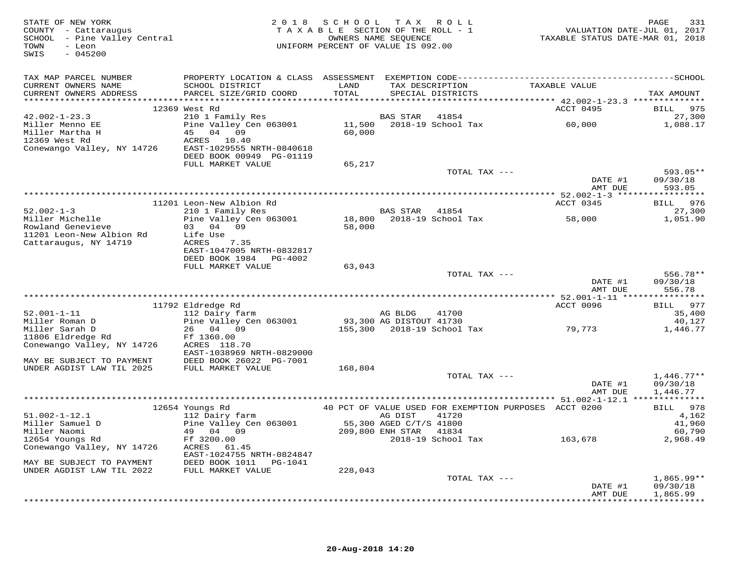STATE OF NEW YORK
COUNTY - Cattaraugus
SCHOOL - Pine Valley Central
TOWN - Leon
SWIS - 045200

2018 SCHOOL TAX ROLL
TAXABLE SECTION OF THE ROLL - 1
OWNERS NAME SEQUENCE
UNIFORM PERCENT OF VALUE IS 092.00

VALUATION DATE-JUL 01, 2017
TAXABLE STATUS DATE-MAR 01, 2018

| TAX MAP PARCEL NUMBER / CURRENT OWNERS NAME / CURRENT OWNERS ADDRESS | PROPERTY LOCATION & CLASS / SCHOOL DISTRICT / PARCEL SIZE/GRID COORD | ASSESSMENT LAND / TOTAL | EXEMPTION CODE / TAX DESCRIPTION / SPECIAL DISTRICTS | TAXABLE VALUE | TAX AMOUNT |
|---|---|---|---|---|---|
| | 12369 West Rd | | | ACCT 0495 | BILL 975 |
| 42.002-1-23.3 | 210 1 Family Res | | BAS STAR 41854 | | 27,300 |
| Miller Menno EE | Pine Valley Cen 063001 | 11,500 | 2018-19 School Tax | 60,000 | 1,088.17 |
| Miller Martha H | 45 04 09 | 60,000 | | | |
| 12369 West Rd | ACRES 10.40 | | | | |
| Conewango Valley, NY 14726 | EAST-1029555 NRTH-0840618 | | | | |
| | DEED BOOK 00949 PG-01119 | | | | |
| | FULL MARKET VALUE | 65,217 | | | |
| | | | TOTAL TAX --- | | 593.05** |
| | | | | DATE #1 | 09/30/18 |
| | | | | AMT DUE | 593.05 |
| | 11201 Leon-New Albion Rd | | | ACCT 0345 | BILL 976 |
| 52.002-1-3 | 210 1 Family Res | | BAS STAR 41854 | | 27,300 |
| Miller Michelle | Pine Valley Cen 063001 | 18,800 | 2018-19 School Tax | 58,000 | 1,051.90 |
| Rowland Genevieve | 03 04 09 | 58,000 | | | |
| 11201 Leon-New Albion Rd | Life Use | | | | |
| Cattaraugus, NY 14719 | ACRES 7.35 | | | | |
| | EAST-1047005 NRTH-0832817 | | | | |
| | DEED BOOK 1984 PG-4002 | | | | |
| | FULL MARKET VALUE | 63,043 | | | |
| | | | TOTAL TAX --- | | 556.78** |
| | | | | DATE #1 | 09/30/18 |
| | | | | AMT DUE | 556.78 |
| | 11792 Eldredge Rd | | | ACCT 0096 | BILL 977 |
| 52.001-1-11 | 112 Dairy farm | | AG BLDG 41700 | | 35,400 |
| Miller Roman D | Pine Valley Cen 063001 | 93,300 | AG DISTOUT 41730 | | 40,127 |
| Miller Sarah D | 26 04 09 | 155,300 | 2018-19 School Tax | 79,773 | 1,446.77 |
| 11806 Eldredge Rd | Ff 1360.00 | | | | |
| Conewango Valley, NY 14726 | ACRES 118.70 | | | | |
| | EAST-1038969 NRTH-0829000 | | | | |
| MAY BE SUBJECT TO PAYMENT | DEED BOOK 26022 PG-7001 | | | | |
| UNDER AGDIST LAW TIL 2025 | FULL MARKET VALUE | 168,804 | | | |
| | | | TOTAL TAX --- | | 1,446.77** |
| | | | | DATE #1 | 09/30/18 |
| | | | | AMT DUE | 1,446.77 |
| | 12654 Youngs Rd | | 40 PCT OF VALUE USED FOR EXEMPTION PURPOSES | ACCT 0200 | BILL 978 |
| 51.002-1-12.1 | 112 Dairy farm | | AG DIST 41720 | | 4,162 |
| Miller Samuel D | Pine Valley Cen 063001 | 55,300 | AGED C/T/S 41800 | | 41,960 |
| Miller Naomi | 49 04 09 | 209,800 | ENH STAR 41834 | | 60,790 |
| 12654 Youngs Rd | Ff 3200.00 | | 2018-19 School Tax | 163,678 | 2,968.49 |
| Conewango Valley, NY 14726 | ACRES 61.45 | | | | |
| | EAST-1024755 NRTH-0824847 | | | | |
| MAY BE SUBJECT TO PAYMENT | DEED BOOK 1011 PG-1041 | | | | |
| UNDER AGDIST LAW TIL 2022 | FULL MARKET VALUE | 228,043 | | | |
| | | | TOTAL TAX --- | | 1,865.99** |
| | | | | DATE #1 | 09/30/18 |
| | | | | AMT DUE | 1,865.99 |

20-Aug-2018 14:20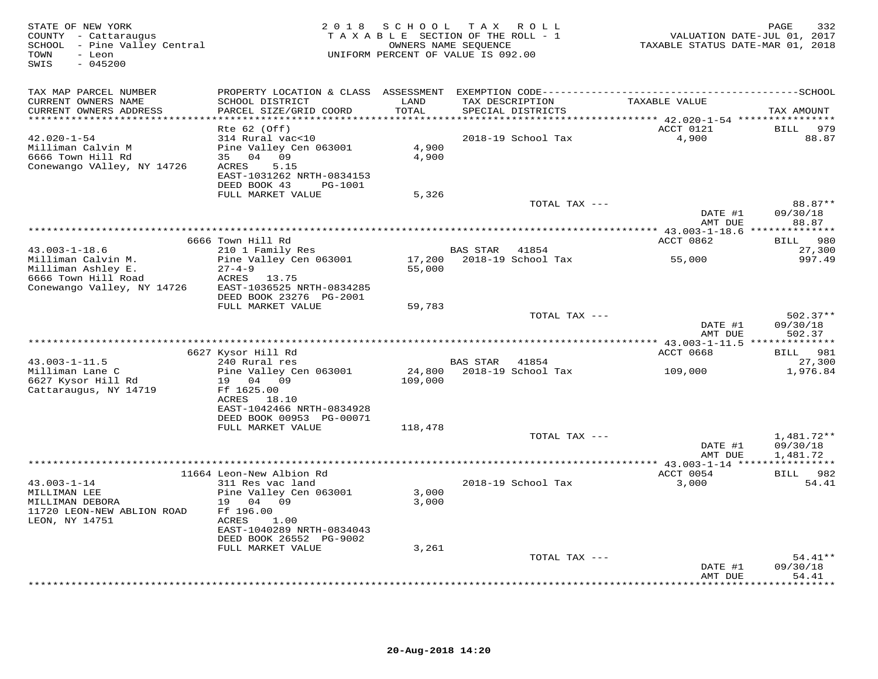STATE OF NEW YORK
COUNTY - Cattaraugus
SCHOOL - Pine Valley Central
TOWN - Leon
SWIS - 045200

2018 SCHOOL TAX ROLL
TAXABLE SECTION OF THE ROLL - 1
OWNERS NAME SEQUENCE
UNIFORM PERCENT OF VALUE IS 092.00

VALUATION DATE-JUL 01, 2017
TAXABLE STATUS DATE-MAR 01, 2018

| TAX MAP PARCEL NUMBER / CURRENT OWNERS NAME / CURRENT OWNERS ADDRESS | PROPERTY LOCATION & CLASS / SCHOOL DISTRICT / PARCEL SIZE/GRID COORD | ASSESSMENT LAND / TOTAL | EXEMPTION CODE / TAX DESCRIPTION / SPECIAL DISTRICTS | TAXABLE VALUE | TAX AMOUNT |
|---|---|---|---|---|---|
| 42.020-1-54 | Rte 62 (Off) | | | ACCT 0121 | BILL 979 |
| Milliman Calvin M | 314 Rural vac<10 | | 2018-19 School Tax | 4,900 | 88.87 |
| 6666 Town Hill Rd | Pine Valley Cen 063001 | 4,900 | | | |
| Conewango VAlley, NY 14726 | 35 04 09 | 4,900 | | | |
| | ACRES 5.15 | | | | |
| | EAST-1031262 NRTH-0834153 | | | | |
| | DEED BOOK 43 PG-1001 | | | | |
| | FULL MARKET VALUE | 5,326 | | | |
| | | | TOTAL TAX --- | | 88.87** |
| | | | | DATE #1 | 09/30/18 |
| | | | | AMT DUE | 88.87 |
| 43.003-1-18.6 | 6666 Town Hill Rd | | | ACCT 0862 | BILL 980 |
| Milliman Calvin M. | 210 1 Family Res | | BAS STAR 41854 | | 27,300 |
| Milliman Ashley E. | Pine Valley Cen 063001 | 17,200 | 2018-19 School Tax | 55,000 | 997.49 |
| 6666 Town Hill Road | 27-4-9 | 55,000 | | | |
| Conewango Valley, NY 14726 | ACRES 13.75 | | | | |
| | EAST-1036525 NRTH-0834285 | | | | |
| | DEED BOOK 23276 PG-2001 | | | | |
| | FULL MARKET VALUE | 59,783 | | | |
| | | | TOTAL TAX --- | | 502.37** |
| | | | | DATE #1 | 09/30/18 |
| | | | | AMT DUE | 502.37 |
| 43.003-1-11.5 | 6627 Kysor Hill Rd | | | ACCT 0668 | BILL 981 |
| Milliman Lane C | 240 Rural res | | BAS STAR 41854 | | 27,300 |
| 6627 Kysor Hill Rd | Pine Valley Cen 063001 | 24,800 | 2018-19 School Tax | 109,000 | 1,976.84 |
| Cattaraugus, NY 14719 | 19 04 09 | 109,000 | | | |
| | Ff 1625.00 | | | | |
| | ACRES 18.10 | | | | |
| | EAST-1042466 NRTH-0834928 | | | | |
| | DEED BOOK 00953 PG-00071 | | | | |
| | FULL MARKET VALUE | 118,478 | | | |
| | | | TOTAL TAX --- | | 1,481.72** |
| | | | | DATE #1 | 09/30/18 |
| | | | | AMT DUE | 1,481.72 |
| 43.003-1-14 | 11664 Leon-New Albion Rd | | | ACCT 0054 | BILL 982 |
| MILLIMAN LEE | 311 Res vac land | | 2018-19 School Tax | 3,000 | 54.41 |
| MILLIMAN DEBORA | Pine Valley Cen 063001 | 3,000 | | | |
| 11720 LEON-NEW ABLION ROAD | 19 04 09 | 3,000 | | | |
| LEON, NY 14751 | Ff 196.00 | | | | |
| | ACRES 1.00 | | | | |
| | EAST-1040289 NRTH-0834043 | | | | |
| | DEED BOOK 26552 PG-9002 | | | | |
| | FULL MARKET VALUE | 3,261 | | | |
| | | | TOTAL TAX --- | | 54.41** |
| | | | | DATE #1 | 09/30/18 |
| | | | | AMT DUE | 54.41 |

20-Aug-2018 14:20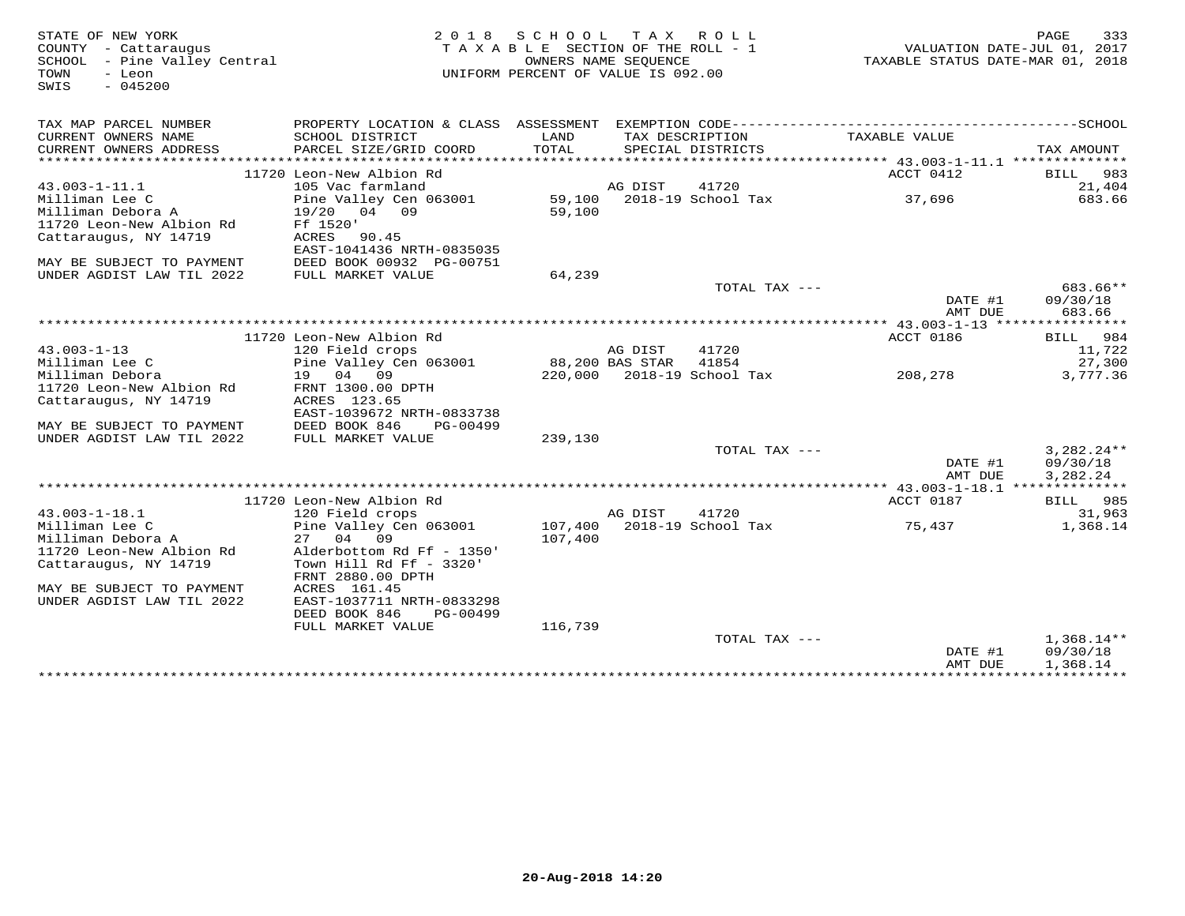STATE OF NEW YORK
COUNTY - Cattaraugus
SCHOOL - Pine Valley Central
TOWN - Leon
SWIS - 045200

2018 SCHOOL TAX ROLL
TAXABLE SECTION OF THE ROLL - 1
OWNERS NAME SEQUENCE
UNIFORM PERCENT OF VALUE IS 092.00

VALUATION DATE-JUL 01, 2017
TAXABLE STATUS DATE-MAR 01, 2018

| TAX MAP PARCEL NUMBER / CURRENT OWNERS NAME / CURRENT OWNERS ADDRESS | PROPERTY LOCATION & CLASS / SCHOOL DISTRICT / PARCEL SIZE/GRID COORD | ASSESSMENT LAND / TOTAL | EXEMPTION CODE / TAX DESCRIPTION / SPECIAL DISTRICTS | TAXABLE VALUE | SCHOOL TAX AMOUNT |
|---|---|---|---|---|---|
| | 11720 Leon-New Albion Rd | | | ACCT 0412 | BILL 983 |
| 43.003-1-11.1 | 105 Vac farmland | | AG DIST 41720 | | 21,404 |
| Milliman Lee C | Pine Valley Cen 063001 | 59,100 | 2018-19 School Tax | 37,696 | 683.66 |
| Milliman Debora A | 19/20 04 09 | 59,100 | | | |
| 11720 Leon-New Albion Rd | Ff 1520' | | | | |
| Cattaraugus, NY 14719 | ACRES 90.45 | | | | |
| | EAST-1041436 NRTH-0835035 | | | | |
| MAY BE SUBJECT TO PAYMENT | DEED BOOK 00932 PG-00751 | | | | |
| UNDER AGDIST LAW TIL 2022 | FULL MARKET VALUE | 64,239 | | | |
| | | | TOTAL TAX --- | | 683.66** |
| | | | | DATE #1 | 09/30/18 |
| | | | | AMT DUE | 683.66 |
| | 11720 Leon-New Albion Rd | | | ACCT 0186 | BILL 984 |
| 43.003-1-13 | 120 Field crops | | AG DIST 41720 | | 11,722 |
| Milliman Lee C | Pine Valley Cen 063001 | 88,200 | BAS STAR 41854 | | 27,300 |
| Milliman Debora | 19 04 09 | 220,000 | 2018-19 School Tax | 208,278 | 3,777.36 |
| 11720 Leon-New Albion Rd | FRNT 1300.00 DPTH | | | | |
| Cattaraugus, NY 14719 | ACRES 123.65 | | | | |
| | EAST-1039672 NRTH-0833738 | | | | |
| MAY BE SUBJECT TO PAYMENT | DEED BOOK 846 PG-00499 | | | | |
| UNDER AGDIST LAW TIL 2022 | FULL MARKET VALUE | 239,130 | | | |
| | | | TOTAL TAX --- | | 3,282.24** |
| | | | | DATE #1 | 09/30/18 |
| | | | | AMT DUE | 3,282.24 |
| | 11720 Leon-New Albion Rd | | | ACCT 0187 | BILL 985 |
| 43.003-1-18.1 | 120 Field crops | | AG DIST 41720 | | 31,963 |
| Milliman Lee C | Pine Valley Cen 063001 | 107,400 | 2018-19 School Tax | 75,437 | 1,368.14 |
| Milliman Debora A | 27 04 09 | 107,400 | | | |
| 11720 Leon-New Albion Rd | Alderbottom Rd Ff - 1350' | | | | |
| Cattaraugus, NY 14719 | Town Hill Rd Ff - 3320' | | | | |
| | FRNT 2880.00 DPTH | | | | |
| MAY BE SUBJECT TO PAYMENT | ACRES 161.45 | | | | |
| UNDER AGDIST LAW TIL 2022 | EAST-1037711 NRTH-0833298 | | | | |
| | DEED BOOK 846 PG-00499 | | | | |
| | FULL MARKET VALUE | 116,739 | | | |
| | | | TOTAL TAX --- | | 1,368.14** |
| | | | | DATE #1 | 09/30/18 |
| | | | | AMT DUE | 1,368.14 |

20-Aug-2018 14:20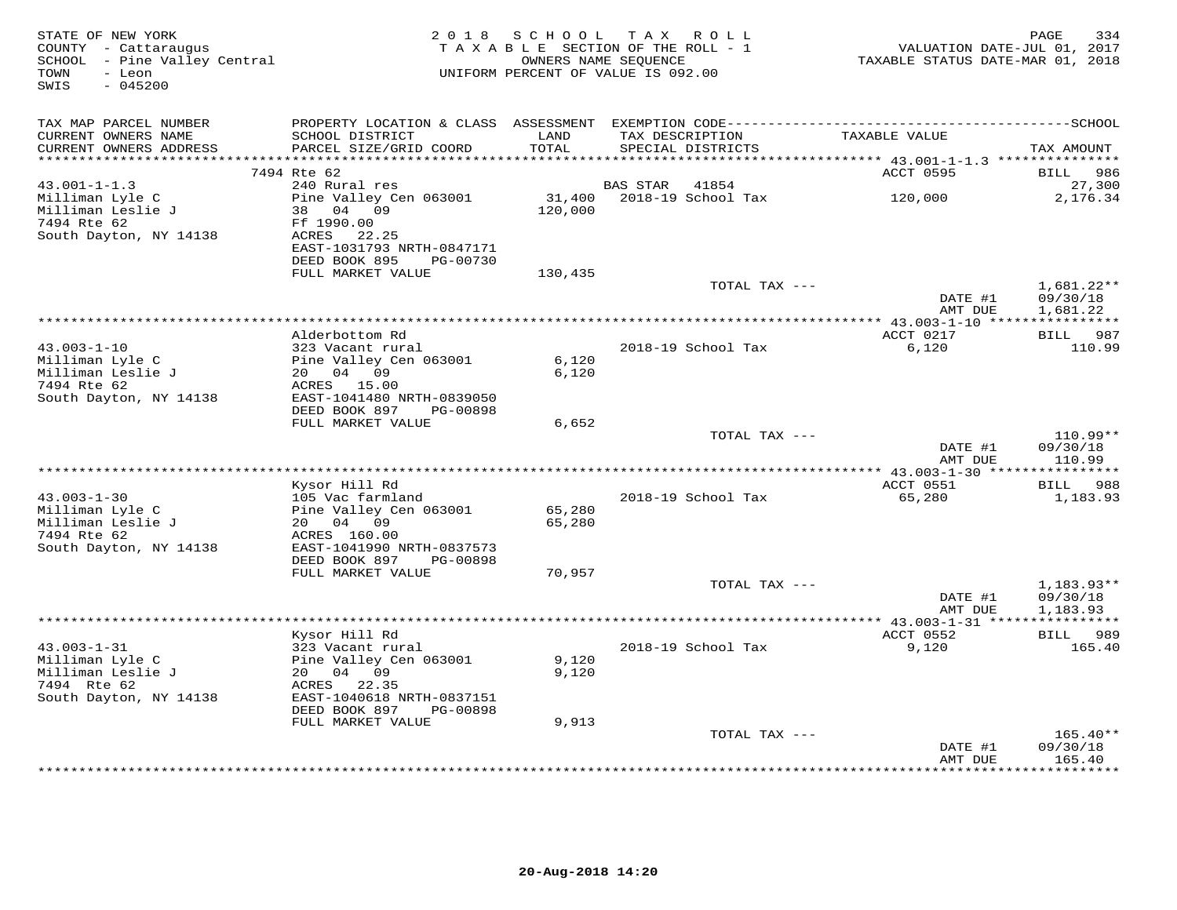STATE OF NEW YORK
COUNTY - Cattaraugus
SCHOOL - Pine Valley Central
TOWN - Leon
SWIS - 045200

2018 SCHOOL TAX ROLL
TAXABLE SECTION OF THE ROLL - 1
OWNERS NAME SEQUENCE
UNIFORM PERCENT OF VALUE IS 092.00

VALUATION DATE-JUL 01, 2017
TAXABLE STATUS DATE-MAR 01, 2018

| TAX MAP PARCEL NUMBER / CURRENT OWNERS NAME / CURRENT OWNERS ADDRESS | PROPERTY LOCATION & CLASS / SCHOOL DISTRICT / PARCEL SIZE/GRID COORD | ASSESSMENT LAND / TOTAL | EXEMPTION CODE / TAX DESCRIPTION / SPECIAL DISTRICTS | TAXABLE VALUE | TAX AMOUNT |
|---|---|---|---|---|---|
| 43.001-1-1.3 | 7494 Rte 62 | | | ACCT 0595 | BILL 986 |
| Milliman Lyle C | 240 Rural res | | BAS STAR 41854 | | 27,300 |
| Milliman Leslie J | Pine Valley Cen 063001 | 31,400 | 2018-19 School Tax | 120,000 | 2,176.34 |
| 7494 Rte 62 | 38 04 09 | 120,000 | | | |
| South Dayton, NY 14138 | Ff 1990.00 | | | | |
| | ACRES 22.25 | | | | |
| | EAST-1031793 NRTH-0847171 | | | | |
| | DEED BOOK 895 PG-00730 | | | | |
| | FULL MARKET VALUE | 130,435 | | | |
| | | | TOTAL TAX --- | | 1,681.22** |
| | | | | DATE #1 | 09/30/18 |
| | | | | AMT DUE | 1,681.22 |
| 43.003-1-10 | Alderbottom Rd | | | ACCT 0217 | BILL 987 |
| Milliman Lyle C | 323 Vacant rural | | 2018-19 School Tax | 6,120 | 110.99 |
| Milliman Leslie J | Pine Valley Cen 063001 | 6,120 | | | |
| 7494 Rte 62 | 20 04 09 | 6,120 | | | |
| South Dayton, NY 14138 | ACRES 15.00 | | | | |
| | EAST-1041480 NRTH-0839050 | | | | |
| | DEED BOOK 897 PG-00898 | | | | |
| | FULL MARKET VALUE | 6,652 | | | |
| | | | TOTAL TAX --- | | 110.99** |
| | | | | DATE #1 | 09/30/18 |
| | | | | AMT DUE | 110.99 |
| 43.003-1-30 | Kysor Hill Rd | | | ACCT 0551 | BILL 988 |
| Milliman Lyle C | 105 Vac farmland | | 2018-19 School Tax | 65,280 | 1,183.93 |
| Milliman Leslie J | Pine Valley Cen 063001 | 65,280 | | | |
| 7494 Rte 62 | 20 04 09 | 65,280 | | | |
| South Dayton, NY 14138 | ACRES 160.00 | | | | |
| | EAST-1041990 NRTH-0837573 | | | | |
| | DEED BOOK 897 PG-00898 | | | | |
| | FULL MARKET VALUE | 70,957 | | | |
| | | | TOTAL TAX --- | | 1,183.93** |
| | | | | DATE #1 | 09/30/18 |
| | | | | AMT DUE | 1,183.93 |
| 43.003-1-31 | Kysor Hill Rd | | | ACCT 0552 | BILL 989 |
| Milliman Lyle C | 323 Vacant rural | | 2018-19 School Tax | 9,120 | 165.40 |
| Milliman Leslie J | Pine Valley Cen 063001 | 9,120 | | | |
| 7494 Rte 62 | 20 04 09 | 9,120 | | | |
| South Dayton, NY 14138 | ACRES 22.35 | | | | |
| | EAST-1040618 NRTH-0837151 | | | | |
| | DEED BOOK 897 PG-00898 | | | | |
| | FULL MARKET VALUE | 9,913 | | | |
| | | | TOTAL TAX --- | | 165.40** |
| | | | | DATE #1 | 09/30/18 |
| | | | | AMT DUE | 165.40 |

20-Aug-2018 14:20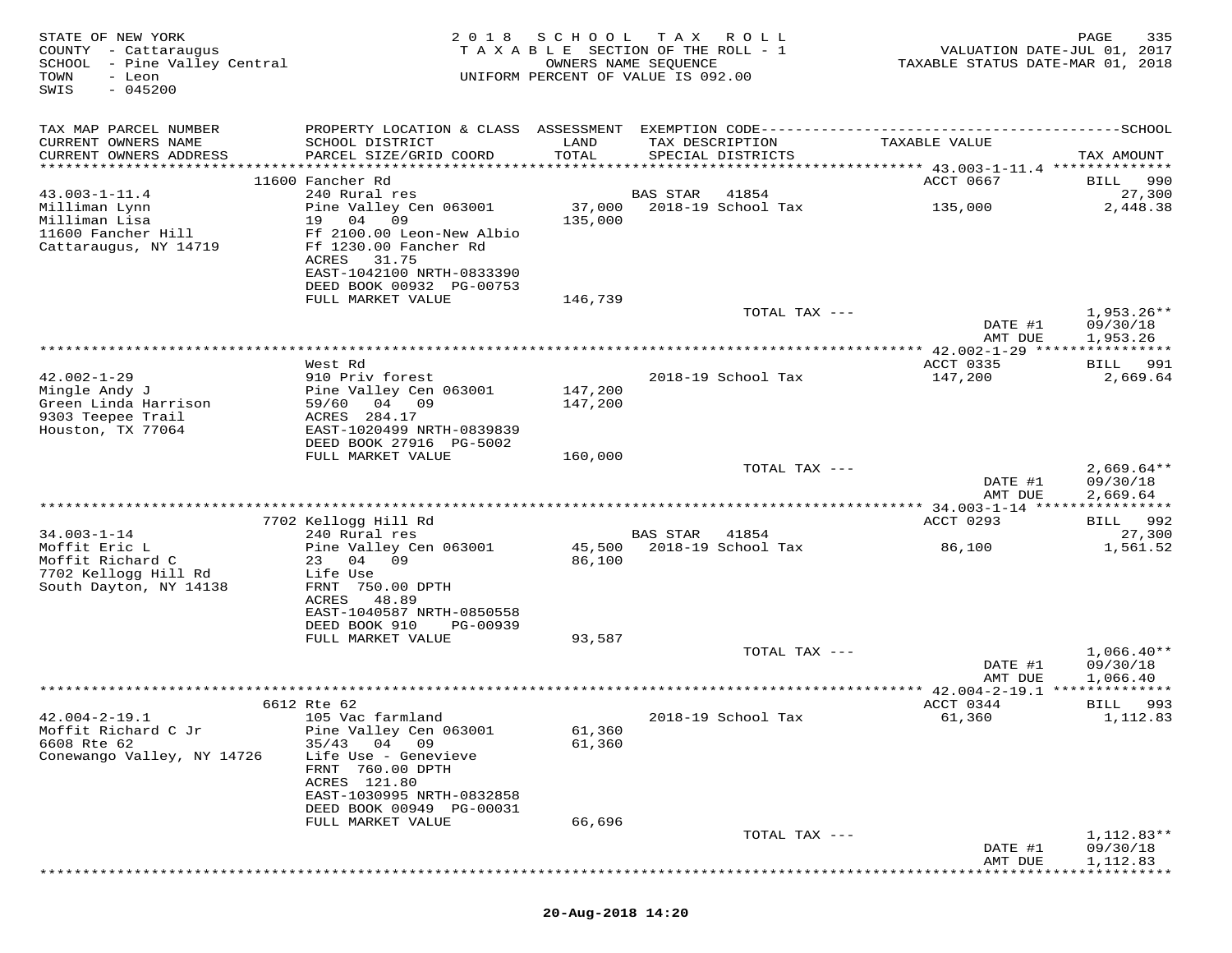STATE OF NEW YORK
COUNTY - Cattaraugus
SCHOOL - Pine Valley Central
TOWN - Leon
SWIS - 045200

2018 SCHOOL TAX ROLL
TAXABLE SECTION OF THE ROLL - 1
OWNERS NAME SEQUENCE
UNIFORM PERCENT OF VALUE IS 092.00

VALUATION DATE-JUL 01, 2017
TAXABLE STATUS DATE-MAR 01, 2018

| TAX MAP PARCEL NUMBER / CURRENT OWNERS NAME / CURRENT OWNERS ADDRESS | PROPERTY LOCATION & CLASS / SCHOOL DISTRICT / PARCEL SIZE/GRID COORD | ASSESSMENT LAND / TOTAL | EXEMPTION CODE / TAX DESCRIPTION / SPECIAL DISTRICTS | TAXABLE VALUE | TAX AMOUNT |
|---|---|---|---|---|---|
| | 11600 Fancher Rd | | | ACCT 0667 | BILL 990 |
| 43.003-1-11.4 | 240 Rural res | | BAS STAR 41854 | | 27,300 |
| Milliman Lynn | Pine Valley Cen 063001 | 37,000 | 2018-19 School Tax | 135,000 | 2,448.38 |
| Milliman Lisa | 19 04 09 | 135,000 | | | |
| 11600 Fancher Hill | Ff 2100.00 Leon-New Albio | | | | |
| Cattaraugus, NY 14719 | Ff 1230.00 Fancher Rd | | | | |
| | ACRES 31.75 | | | | |
| | EAST-1042100 NRTH-0833390 | | | | |
| | DEED BOOK 00932 PG-00753 | | | | |
| | FULL MARKET VALUE | 146,739 | | | |
| | | | TOTAL TAX --- | | 1,953.26** |
| | | | | DATE #1 | 09/30/18 |
| | | | | AMT DUE | 1,953.26 |
| | West Rd | | | ACCT 0335 | BILL 991 |
| 42.002-1-29 | 910 Priv forest | | 2018-19 School Tax | 147,200 | 2,669.64 |
| Mingle Andy J | Pine Valley Cen 063001 | 147,200 | | | |
| Green Linda Harrison | 59/60 04 09 | 147,200 | | | |
| 9303 Teepee Trail | ACRES 284.17 | | | | |
| Houston, TX 77064 | EAST-1020499 NRTH-0839839 | | | | |
| | DEED BOOK 27916 PG-5002 | | | | |
| | FULL MARKET VALUE | 160,000 | | | |
| | | | TOTAL TAX --- | | 2,669.64** |
| | | | | DATE #1 | 09/30/18 |
| | | | | AMT DUE | 2,669.64 |
| | 7702 Kellogg Hill Rd | | | ACCT 0293 | BILL 992 |
| 34.003-1-14 | 240 Rural res | | BAS STAR 41854 | | 27,300 |
| Moffit Eric L | Pine Valley Cen 063001 | 45,500 | 2018-19 School Tax | 86,100 | 1,561.52 |
| Moffit Richard C | 23 04 09 | 86,100 | | | |
| 7702 Kellogg Hill Rd | Life Use | | | | |
| South Dayton, NY 14138 | FRNT 750.00 DPTH | | | | |
| | ACRES 48.89 | | | | |
| | EAST-1040587 NRTH-0850558 | | | | |
| | DEED BOOK 910 PG-00939 | | | | |
| | FULL MARKET VALUE | 93,587 | | | |
| | | | TOTAL TAX --- | | 1,066.40** |
| | | | | DATE #1 | 09/30/18 |
| | | | | AMT DUE | 1,066.40 |
| | 6612 Rte 62 | | | ACCT 0344 | BILL 993 |
| 42.004-2-19.1 | 105 Vac farmland | | 2018-19 School Tax | 61,360 | 1,112.83 |
| Moffit Richard C Jr | Pine Valley Cen 063001 | 61,360 | | | |
| 6608 Rte 62 | 35/43 04 09 | 61,360 | | | |
| Conewango Valley, NY 14726 | Life Use - Genevieve | | | | |
| | FRNT 760.00 DPTH | | | | |
| | ACRES 121.80 | | | | |
| | EAST-1030995 NRTH-0832858 | | | | |
| | DEED BOOK 00949 PG-00031 | | | | |
| | FULL MARKET VALUE | 66,696 | | | |
| | | | TOTAL TAX --- | | 1,112.83** |
| | | | | DATE #1 | 09/30/18 |
| | | | | AMT DUE | 1,112.83 |

20-Aug-2018 14:20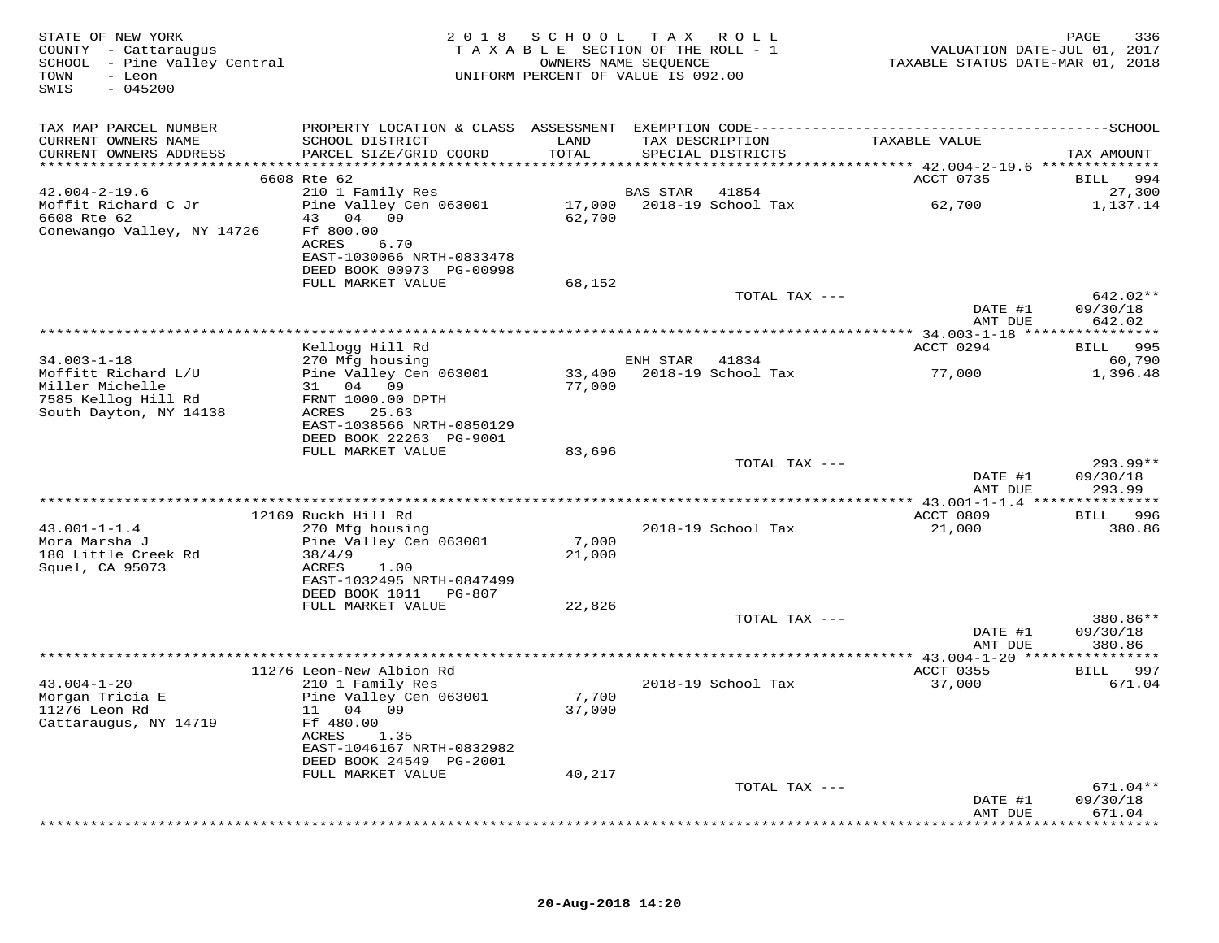STATE OF NEW YORK
COUNTY - Cattaraugus
SCHOOL - Pine Valley Central
TOWN - Leon
SWIS - 045200

2018 SCHOOL TAX ROLL
TAXABLE SECTION OF THE ROLL - 1
OWNERS NAME SEQUENCE
UNIFORM PERCENT OF VALUE IS 092.00

VALUATION DATE-JUL 01, 2017
TAXABLE STATUS DATE-MAR 01, 2018

| TAX MAP PARCEL NUMBER / CURRENT OWNERS NAME / CURRENT OWNERS ADDRESS | PROPERTY LOCATION & CLASS / SCHOOL DISTRICT / PARCEL SIZE/GRID COORD | ASSESSMENT LAND / TOTAL | EXEMPTION CODE / TAX DESCRIPTION / SPECIAL DISTRICTS | TAXABLE VALUE | TAX AMOUNT |
|---|---|---|---|---|---|
| | 6608 Rte 62 | | | ACCT 0735 | BILL 994 |
| 42.004-2-19.6 | 210 1 Family Res | | BAS STAR 41854 | | 27,300 |
| Moffit Richard C Jr | Pine Valley Cen 063001 | 17,000 | 2018-19 School Tax | 62,700 | 1,137.14 |
| 6608 Rte 62 | 43 04 09 | 62,700 | | | |
| Conewango Valley, NY 14726 | Ff 800.00 | | | | |
| | ACRES 6.70 | | | | |
| | EAST-1030066 NRTH-0833478 | | | | |
| | DEED BOOK 00973 PG-00998 | | | | |
| | FULL MARKET VALUE | 68,152 | | | |
| | | | TOTAL TAX --- | | 642.02** |
| | | | | DATE #1 | 09/30/18 |
| | | | | AMT DUE | 642.02 |
| | Kellogg Hill Rd | | | ACCT 0294 | BILL 995 |
| 34.003-1-18 | 270 Mfg housing | | ENH STAR 41834 | | 60,790 |
| Moffitt Richard L/U | Pine Valley Cen 063001 | 33,400 | 2018-19 School Tax | 77,000 | 1,396.48 |
| Miller Michelle | 31 04 09 | 77,000 | | | |
| 7585 Kellog Hill Rd | FRNT 1000.00 DPTH | | | | |
| South Dayton, NY 14138 | ACRES 25.63 | | | | |
| | EAST-1038566 NRTH-0850129 | | | | |
| | DEED BOOK 22263 PG-9001 | | | | |
| | FULL MARKET VALUE | 83,696 | | | |
| | | | TOTAL TAX --- | | 293.99** |
| | | | | DATE #1 | 09/30/18 |
| | | | | AMT DUE | 293.99 |
| | 12169 Ruckh Hill Rd | | | ACCT 0809 | BILL 996 |
| 43.001-1-1.4 | 270 Mfg housing | | 2018-19 School Tax | 21,000 | 380.86 |
| Mora Marsha J | Pine Valley Cen 063001 | 7,000 | | | |
| 180 Little Creek Rd | 38/4/9 | 21,000 | | | |
| Squel, CA 95073 | ACRES 1.00 | | | | |
| | EAST-1032495 NRTH-0847499 | | | | |
| | DEED BOOK 1011 PG-807 | | | | |
| | FULL MARKET VALUE | 22,826 | | | |
| | | | TOTAL TAX --- | | 380.86** |
| | | | | DATE #1 | 09/30/18 |
| | | | | AMT DUE | 380.86 |
| | 11276 Leon-New Albion Rd | | | ACCT 0355 | BILL 997 |
| 43.004-1-20 | 210 1 Family Res | | 2018-19 School Tax | 37,000 | 671.04 |
| Morgan Tricia E | Pine Valley Cen 063001 | 7,700 | | | |
| 11276 Leon Rd | 11 04 09 | 37,000 | | | |
| Cattaraugus, NY 14719 | Ff 480.00 | | | | |
| | ACRES 1.35 | | | | |
| | EAST-1046167 NRTH-0832982 | | | | |
| | DEED BOOK 24549 PG-2001 | | | | |
| | FULL MARKET VALUE | 40,217 | | | |
| | | | TOTAL TAX --- | | 671.04** |
| | | | | DATE #1 | 09/30/18 |
| | | | | AMT DUE | 671.04 |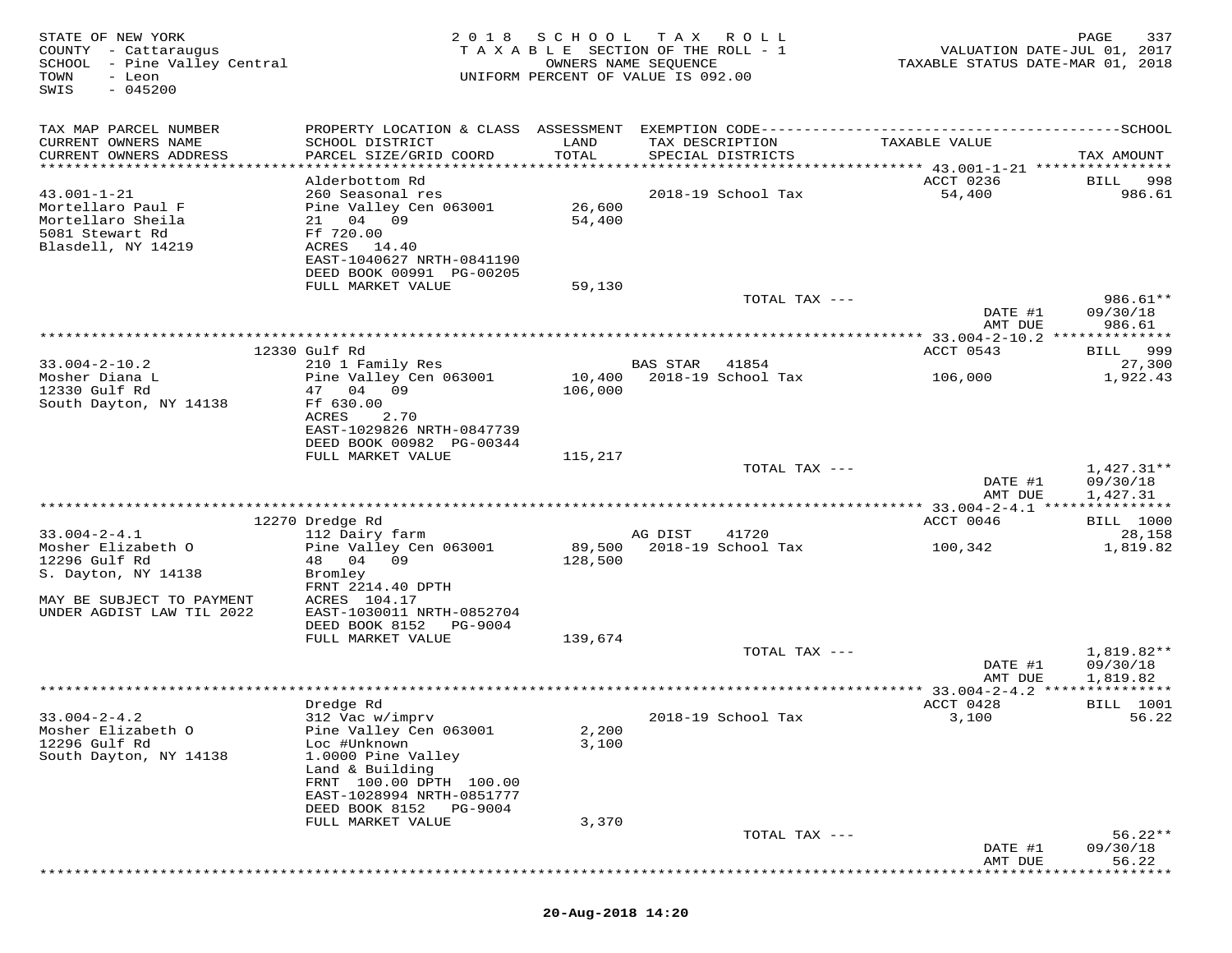STATE OF NEW YORK
COUNTY - Cattaraugus
SCHOOL - Pine Valley Central
TOWN - Leon
SWIS - 045200

2018 SCHOOL TAX ROLL
TAXABLE SECTION OF THE ROLL - 1
OWNERS NAME SEQUENCE
UNIFORM PERCENT OF VALUE IS 092.00

VALUATION DATE-JUL 01, 2017
TAXABLE STATUS DATE-MAR 01, 2018

| TAX MAP PARCEL NUMBER / CURRENT OWNERS NAME / CURRENT OWNERS ADDRESS | PROPERTY LOCATION & CLASS / SCHOOL DISTRICT / PARCEL SIZE/GRID COORD | ASSESSMENT LAND / TOTAL | EXEMPTION CODE / TAX DESCRIPTION / SPECIAL DISTRICTS | TAXABLE VALUE | SCHOOL TAX AMOUNT |
|---|---|---|---|---|---|
| **43.001-1-21** | Alderbottom Rd | | | ACCT 0236 | BILL 998 |
| 43.001-1-21 | 260 Seasonal res | | 2018-19 School Tax | 54,400 | 986.61 |
| Mortellaro Paul F | Pine Valley Cen 063001 | 26,600 | | | |
| Mortellaro Sheila | 21 04 09 | 54,400 | | | |
| 5081 Stewart Rd | Ff 720.00 | | | | |
| Blasdell, NY 14219 | ACRES 14.40 | | | | |
| | EAST-1040627 NRTH-0841190 | | | | |
| | DEED BOOK 00991 PG-00205 | | | | |
| | FULL MARKET VALUE | 59,130 | | | |
| | | | TOTAL TAX --- | | 986.61** |
| | | | | DATE #1 | 09/30/18 |
| | | | | AMT DUE | 986.61 |
| **33.004-2-10.2** | 12330 Gulf Rd | | | ACCT 0543 | BILL 999 |
| 33.004-2-10.2 | 210 1 Family Res | | BAS STAR 41854 | | 27,300 |
| Mosher Diana L | Pine Valley Cen 063001 | 10,400 | 2018-19 School Tax | 106,000 | 1,922.43 |
| 12330 Gulf Rd | 47 04 09 | 106,000 | | | |
| South Dayton, NY 14138 | Ff 630.00 | | | | |
| | ACRES 2.70 | | | | |
| | EAST-1029826 NRTH-0847739 | | | | |
| | DEED BOOK 00982 PG-00344 | | | | |
| | FULL MARKET VALUE | 115,217 | | | |
| | | | TOTAL TAX --- | | 1,427.31** |
| | | | | DATE #1 | 09/30/18 |
| | | | | AMT DUE | 1,427.31 |
| **33.004-2-4.1** | 12270 Dredge Rd | | | ACCT 0046 | BILL 1000 |
| 33.004-2-4.1 | 112 Dairy farm | | AG DIST 41720 | | 28,158 |
| Mosher Elizabeth O | Pine Valley Cen 063001 | 89,500 | 2018-19 School Tax | 100,342 | 1,819.82 |
| 12296 Gulf Rd | 48 04 09 | 128,500 | | | |
| S. Dayton, NY 14138 | Bromley | | | | |
| | FRNT 2214.40 DPTH | | | | |
| MAY BE SUBJECT TO PAYMENT | ACRES 104.17 | | | | |
| UNDER AGDIST LAW TIL 2022 | EAST-1030011 NRTH-0852704 | | | | |
| | DEED BOOK 8152 PG-9004 | | | | |
| | FULL MARKET VALUE | 139,674 | | | |
| | | | TOTAL TAX --- | | 1,819.82** |
| | | | | DATE #1 | 09/30/18 |
| | | | | AMT DUE | 1,819.82 |
| **33.004-2-4.2** | Dredge Rd | | | ACCT 0428 | BILL 1001 |
| 33.004-2-4.2 | 312 Vac w/imprv | | 2018-19 School Tax | 3,100 | 56.22 |
| Mosher Elizabeth O | Pine Valley Cen 063001 | 2,200 | | | |
| 12296 Gulf Rd | Loc #Unknown | 3,100 | | | |
| South Dayton, NY 14138 | 1.0000 Pine Valley | | | | |
| | Land & Building | | | | |
| | FRNT 100.00 DPTH 100.00 | | | | |
| | EAST-1028994 NRTH-0851777 | | | | |
| | DEED BOOK 8152 PG-9004 | | | | |
| | FULL MARKET VALUE | 3,370 | | | |
| | | | TOTAL TAX --- | | 56.22** |
| | | | | DATE #1 | 09/30/18 |
| | | | | AMT DUE | 56.22 |

20-Aug-2018 14:20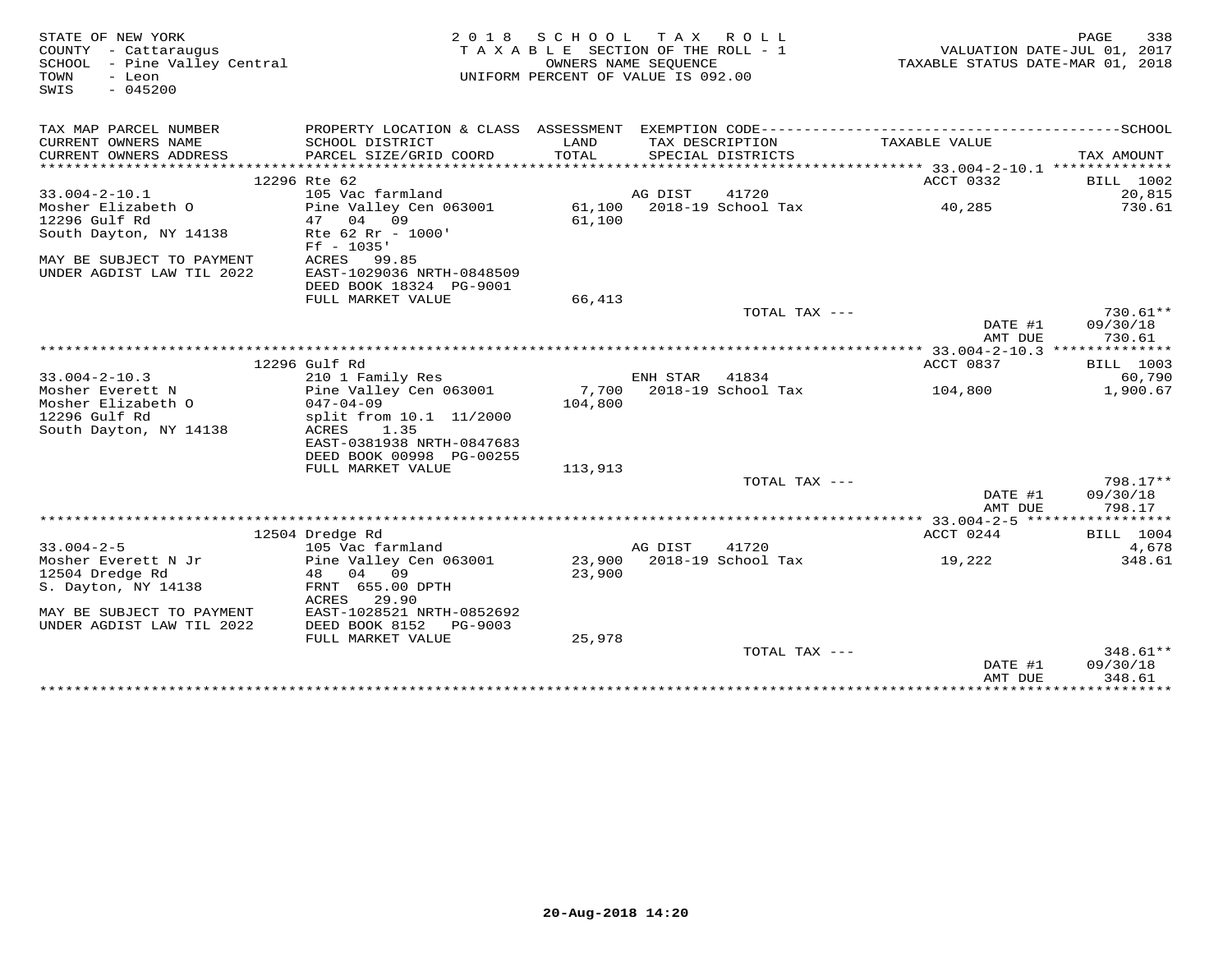STATE OF NEW YORK
COUNTY - Cattaraugus
SCHOOL - Pine Valley Central
TOWN - Leon
SWIS - 045200

2018 SCHOOL TAX ROLL
TAXABLE SECTION OF THE ROLL - 1
OWNERS NAME SEQUENCE
UNIFORM PERCENT OF VALUE IS 092.00

VALUATION DATE-JUL 01, 2017
TAXABLE STATUS DATE-MAR 01, 2018

| TAX MAP PARCEL NUMBER / CURRENT OWNERS NAME / CURRENT OWNERS ADDRESS | PROPERTY LOCATION & CLASS / SCHOOL DISTRICT / PARCEL SIZE/GRID COORD | ASSESSMENT LAND / TOTAL | EXEMPTION CODE / TAX DESCRIPTION / SPECIAL DISTRICTS | TAXABLE VALUE | TAX AMOUNT |
|---|---|---|---|---|---|
| | 12296 Rte 62 | | | ACCT 0332 | BILL 1002 |
| 33.004-2-10.1 | 105 Vac farmland | | AG DIST 41720 | | 20,815 |
| Mosher Elizabeth O | Pine Valley Cen 063001 | 61,100 | 2018-19 School Tax | 40,285 | 730.61 |
| 12296 Gulf Rd | 47 04 09 | 61,100 | | | |
| South Dayton, NY 14138 | Rte 62 Rr - 1000' | | | | |
| | Ff - 1035' | | | | |
| MAY BE SUBJECT TO PAYMENT | ACRES 99.85 | | | | |
| UNDER AGDIST LAW TIL 2022 | EAST-1029036 NRTH-0848509 | | | | |
| | DEED BOOK 18324 PG-9001 | | | | |
| | FULL MARKET VALUE | 66,413 | | | |
| | | | TOTAL TAX --- | | 730.61** |
| | | | | DATE #1 | 09/30/18 |
| | | | | AMT DUE | 730.61 |
| | 12296 Gulf Rd | | | ACCT 0837 | BILL 1003 |
| 33.004-2-10.3 | 210 1 Family Res | | ENH STAR 41834 | | 60,790 |
| Mosher Everett N | Pine Valley Cen 063001 | 7,700 | 2018-19 School Tax | 104,800 | 1,900.67 |
| Mosher Elizabeth O | 047-04-09 | 104,800 | | | |
| 12296 Gulf Rd | split from 10.1 11/2000 | | | | |
| South Dayton, NY 14138 | ACRES 1.35 | | | | |
| | EAST-0381938 NRTH-0847683 | | | | |
| | DEED BOOK 00998 PG-00255 | | | | |
| | FULL MARKET VALUE | 113,913 | | | |
| | | | TOTAL TAX --- | | 798.17** |
| | | | | DATE #1 | 09/30/18 |
| | | | | AMT DUE | 798.17 |
| | 12504 Dredge Rd | | | ACCT 0244 | BILL 1004 |
| 33.004-2-5 | 105 Vac farmland | | AG DIST 41720 | | 4,678 |
| Mosher Everett N Jr | Pine Valley Cen 063001 | 23,900 | 2018-19 School Tax | 19,222 | 348.61 |
| 12504 Dredge Rd | 48 04 09 | 23,900 | | | |
| S. Dayton, NY 14138 | FRNT 655.00 DPTH | | | | |
| | ACRES 29.90 | | | | |
| MAY BE SUBJECT TO PAYMENT | EAST-1028521 NRTH-0852692 | | | | |
| UNDER AGDIST LAW TIL 2022 | DEED BOOK 8152 PG-9003 | | | | |
| | FULL MARKET VALUE | 25,978 | | | |
| | | | TOTAL TAX --- | | 348.61** |
| | | | | DATE #1 | 09/30/18 |
| | | | | AMT DUE | 348.61 |

20-Aug-2018 14:20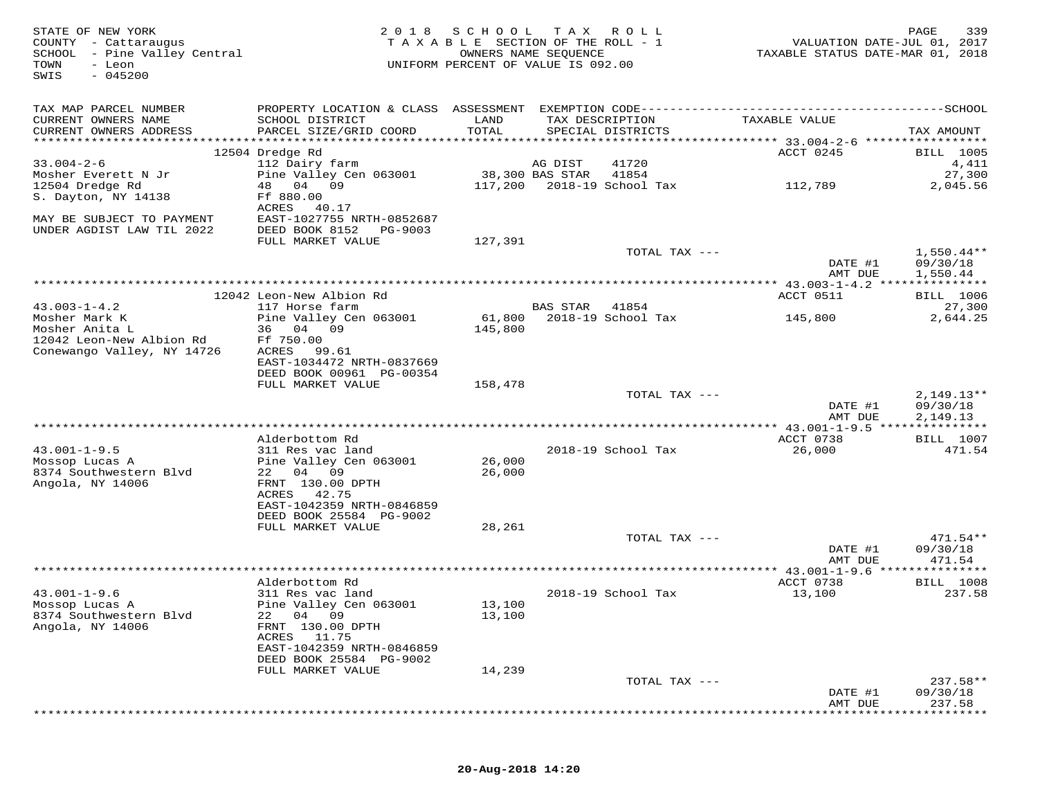STATE OF NEW YORK
COUNTY - Cattaraugus
SCHOOL - Pine Valley Central
TOWN - Leon
SWIS - 045200

2018 SCHOOL TAX ROLL
TAXABLE SECTION OF THE ROLL - 1
OWNERS NAME SEQUENCE
UNIFORM PERCENT OF VALUE IS 092.00

VALUATION DATE-JUL 01, 2017
TAXABLE STATUS DATE-MAR 01, 2018

| TAX MAP PARCEL NUMBER / CURRENT OWNERS NAME / CURRENT OWNERS ADDRESS | PROPERTY LOCATION & CLASS / SCHOOL DISTRICT / PARCEL SIZE/GRID COORD | ASSESSMENT LAND / TOTAL | EXEMPTION CODE / TAX DESCRIPTION / SPECIAL DISTRICTS | TAXABLE VALUE | TAX AMOUNT |
|---|---|---|---|---|---|
| | 12504 Dredge Rd | | | ACCT 0245 | BILL 1005 |
| 33.004-2-6 | 112 Dairy farm | | AG DIST 41720 | | 4,411 |
| Mosher Everett N Jr | Pine Valley Cen 063001 | 38,300 | BAS STAR 41854 | | 27,300 |
| 12504 Dredge Rd | 48 04 09 | 117,200 | 2018-19 School Tax | 112,789 | 2,045.56 |
| S. Dayton, NY 14138 | Ff 880.00 | | | | |
| | ACRES 40.17 | | | | |
| MAY BE SUBJECT TO PAYMENT | EAST-1027755 NRTH-0852687 | | | | |
| UNDER AGDIST LAW TIL 2022 | DEED BOOK 8152 PG-9003 | | | | |
| | FULL MARKET VALUE | 127,391 | | | |
| | | | TOTAL TAX --- | | 1,550.44** |
| | | | | DATE #1 | 09/30/18 |
| | | | | AMT DUE | 1,550.44 |
| | 12042 Leon-New Albion Rd | | | ACCT 0511 | BILL 1006 |
| 43.003-1-4.2 | 117 Horse farm | | BAS STAR 41854 | | 27,300 |
| Mosher Mark K | Pine Valley Cen 063001 | 61,800 | 2018-19 School Tax | 145,800 | 2,644.25 |
| Mosher Anita L | 36 04 09 | 145,800 | | | |
| 12042 Leon-New Albion Rd | Ff 750.00 | | | | |
| Conewango Valley, NY 14726 | ACRES 99.61 | | | | |
| | EAST-1034472 NRTH-0837669 | | | | |
| | DEED BOOK 00961 PG-00354 | | | | |
| | FULL MARKET VALUE | 158,478 | | | |
| | | | TOTAL TAX --- | | 2,149.13** |
| | | | | DATE #1 | 09/30/18 |
| | | | | AMT DUE | 2,149.13 |
| | Alderbottom Rd | | | ACCT 0738 | BILL 1007 |
| 43.001-1-9.5 | 311 Res vac land | | 2018-19 School Tax | 26,000 | 471.54 |
| Mossop Lucas A | Pine Valley Cen 063001 | 26,000 | | | |
| 8374 Southwestern Blvd | 22 04 09 | 26,000 | | | |
| Angola, NY 14006 | FRNT 130.00 DPTH | | | | |
| | ACRES 42.75 | | | | |
| | EAST-1042359 NRTH-0846859 | | | | |
| | DEED BOOK 25584 PG-9002 | | | | |
| | FULL MARKET VALUE | 28,261 | | | |
| | | | TOTAL TAX --- | | 471.54** |
| | | | | DATE #1 | 09/30/18 |
| | | | | AMT DUE | 471.54 |
| | Alderbottom Rd | | | ACCT 0738 | BILL 1008 |
| 43.001-1-9.6 | 311 Res vac land | | 2018-19 School Tax | 13,100 | 237.58 |
| Mossop Lucas A | Pine Valley Cen 063001 | 13,100 | | | |
| 8374 Southwestern Blvd | 22 04 09 | 13,100 | | | |
| Angola, NY 14006 | FRNT 130.00 DPTH | | | | |
| | ACRES 11.75 | | | | |
| | EAST-1042359 NRTH-0846859 | | | | |
| | DEED BOOK 25584 PG-9002 | | | | |
| | FULL MARKET VALUE | 14,239 | | | |
| | | | TOTAL TAX --- | | 237.58** |
| | | | | DATE #1 | 09/30/18 |
| | | | | AMT DUE | 237.58 |

20-Aug-2018 14:20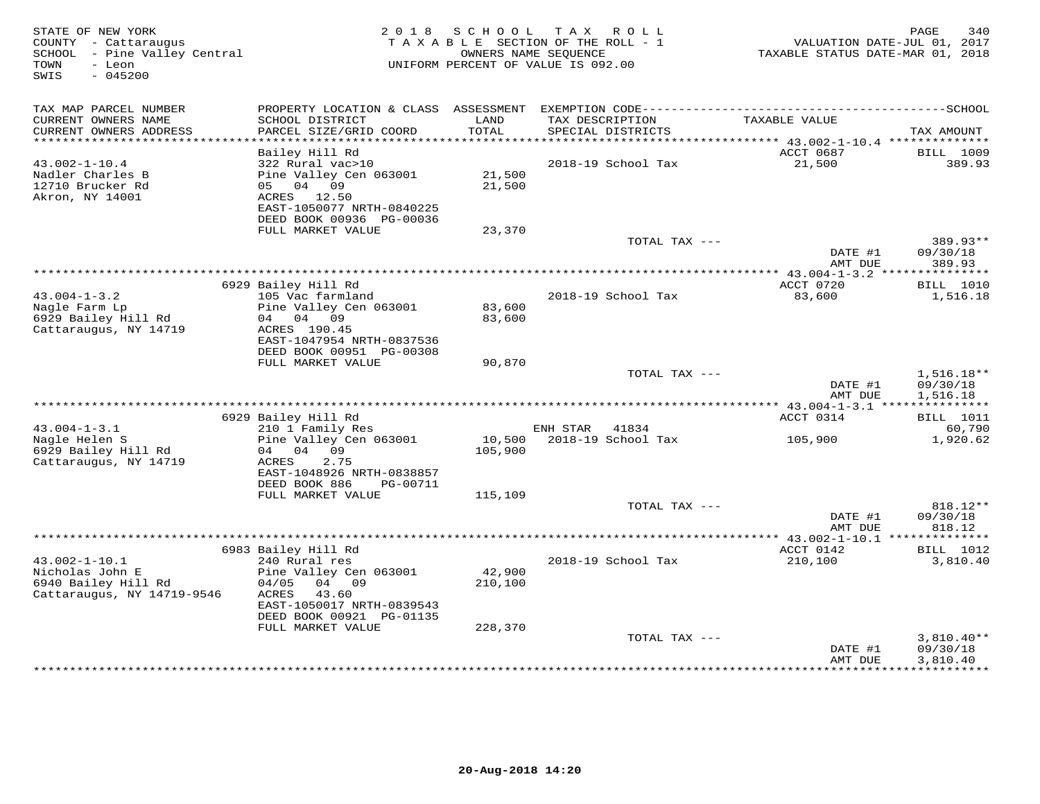STATE OF NEW YORK
COUNTY - Cattaraugus
SCHOOL - Pine Valley Central
TOWN - Leon
SWIS - 045200

2018 SCHOOL TAX ROLL
TAXABLE SECTION OF THE ROLL - 1
OWNERS NAME SEQUENCE
UNIFORM PERCENT OF VALUE IS 092.00

VALUATION DATE-JUL 01, 2017
TAXABLE STATUS DATE-MAR 01, 2018

| TAX MAP PARCEL NUMBER / CURRENT OWNERS NAME / CURRENT OWNERS ADDRESS | PROPERTY LOCATION & CLASS / SCHOOL DISTRICT / PARCEL SIZE/GRID COORD | ASSESSMENT LAND / TOTAL | EXEMPTION CODE / TAX DESCRIPTION / SPECIAL DISTRICTS | TAXABLE VALUE | TAX AMOUNT |
|---|---|---|---|---|---|
| 43.002-1-10.4 | Bailey Hill Rd | | | ACCT 0687 | BILL 1009 |
| Nadler Charles B | 322 Rural vac>10 | | 2018-19 School Tax | 21,500 | 389.93 |
| 12710 Brucker Rd | Pine Valley Cen 063001 | 21,500 | | | |
| Akron, NY 14001 | 05 04 09 | 21,500 | | | |
| | ACRES 12.50 | | | | |
| | EAST-1050077 NRTH-0840225 | | | | |
| | DEED BOOK 00936 PG-00036 | | | | |
| | FULL MARKET VALUE | 23,370 | | | |
| | | | TOTAL TAX --- | | 389.93** |
| | | | | DATE #1 | 09/30/18 |
| | | | | AMT DUE | 389.93 |
| 43.004-1-3.2 | 6929 Bailey Hill Rd | | | ACCT 0720 | BILL 1010 |
| Nagle Farm Lp | 105 Vac farmland | | 2018-19 School Tax | 83,600 | 1,516.18 |
| 6929 Bailey Hill Rd | Pine Valley Cen 063001 | 83,600 | | | |
| Cattaraugus, NY 14719 | 04 04 09 | 83,600 | | | |
| | ACRES 190.45 | | | | |
| | EAST-1047954 NRTH-0837536 | | | | |
| | DEED BOOK 00951 PG-00308 | | | | |
| | FULL MARKET VALUE | 90,870 | | | |
| | | | TOTAL TAX --- | | 1,516.18** |
| | | | | DATE #1 | 09/30/18 |
| | | | | AMT DUE | 1,516.18 |
| 43.004-1-3.1 | 6929 Bailey Hill Rd | | | ACCT 0314 | BILL 1011 |
| Nagle Helen S | 210 1 Family Res | | ENH STAR 41834 | | 60,790 |
| 6929 Bailey Hill Rd | Pine Valley Cen 063001 | 10,500 | 2018-19 School Tax | 105,900 | 1,920.62 |
| Cattaraugus, NY 14719 | 04 04 09 | 105,900 | | | |
| | ACRES 2.75 | | | | |
| | EAST-1048926 NRTH-0838857 | | | | |
| | DEED BOOK 886 PG-00711 | | | | |
| | FULL MARKET VALUE | 115,109 | | | |
| | | | TOTAL TAX --- | | 818.12** |
| | | | | DATE #1 | 09/30/18 |
| | | | | AMT DUE | 818.12 |
| 43.002-1-10.1 | 6983 Bailey Hill Rd | | | ACCT 0142 | BILL 1012 |
| Nicholas John E | 240 Rural res | | 2018-19 School Tax | 210,100 | 3,810.40 |
| 6940 Bailey Hill Rd | Pine Valley Cen 063001 | 42,900 | | | |
| Cattaraugus, NY 14719-9546 | 04/05 04 09 | 210,100 | | | |
| | ACRES 43.60 | | | | |
| | EAST-1050017 NRTH-0839543 | | | | |
| | DEED BOOK 00921 PG-01135 | | | | |
| | FULL MARKET VALUE | 228,370 | | | |
| | | | TOTAL TAX --- | | 3,810.40** |
| | | | | DATE #1 | 09/30/18 |
| | | | | AMT DUE | 3,810.40 |

20-Aug-2018 14:20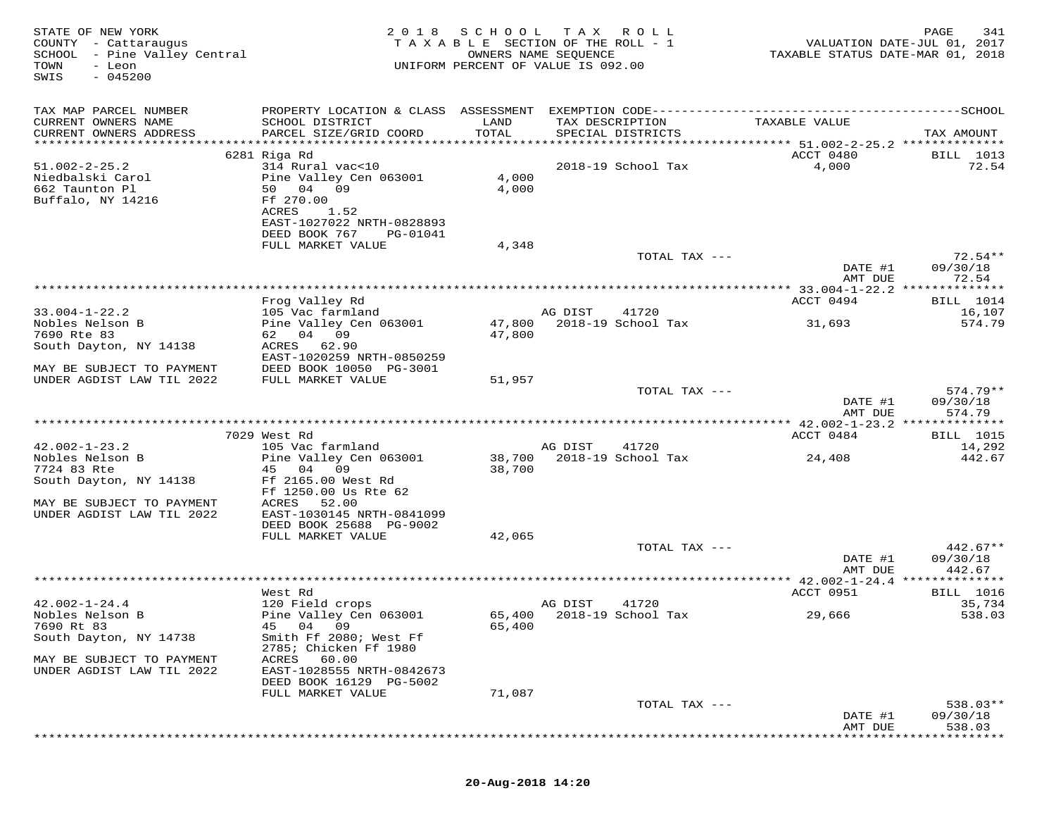STATE OF NEW YORK
COUNTY - Cattaraugus
SCHOOL - Pine Valley Central
TOWN - Leon
SWIS - 045200

2018 SCHOOL TAX ROLL
TAXABLE SECTION OF THE ROLL - 1
OWNERS NAME SEQUENCE
UNIFORM PERCENT OF VALUE IS 092.00

VALUATION DATE-JUL 01, 2017
TAXABLE STATUS DATE-MAR 01, 2018

| TAX MAP PARCEL NUMBER / CURRENT OWNERS NAME / CURRENT OWNERS ADDRESS | PROPERTY LOCATION & CLASS / SCHOOL DISTRICT / PARCEL SIZE/GRID COORD | ASSESSMENT LAND / TOTAL | EXEMPTION CODE / TAX DESCRIPTION / SPECIAL DISTRICTS | TAXABLE VALUE | TAX AMOUNT |
|---|---|---|---|---|---|
| | 6281 Riga Rd | | | ACCT 0480 | BILL 1013 |
| 51.002-2-25.2 | 314 Rural vac<10 | | 2018-19 School Tax | 4,000 | 72.54 |
| Niedbalski Carol | Pine Valley Cen 063001 | 4,000 | | | |
| 662 Taunton Pl | 50 04 09 | 4,000 | | | |
| Buffalo, NY 14216 | Ff 270.00 | | | | |
| | ACRES 1.52 | | | | |
| | EAST-1027022 NRTH-0828893 | | | | |
| | DEED BOOK 767 PG-01041 | | | | |
| | FULL MARKET VALUE | 4,348 | | | |
| | | | TOTAL TAX --- | | 72.54** |
| | | | | DATE #1 | 09/30/18 |
| | | | | AMT DUE | 72.54 |
| | Frog Valley Rd | | | ACCT 0494 | BILL 1014 |
| 33.004-1-22.2 | 105 Vac farmland | | AG DIST 41720 | | 16,107 |
| Nobles Nelson B | Pine Valley Cen 063001 | 47,800 | 2018-19 School Tax | 31,693 | 574.79 |
| 7690 Rte 83 | 62 04 09 | 47,800 | | | |
| South Dayton, NY 14138 | ACRES 62.90 | | | | |
| | EAST-1020259 NRTH-0850259 | | | | |
| MAY BE SUBJECT TO PAYMENT | DEED BOOK 10050 PG-3001 | | | | |
| UNDER AGDIST LAW TIL 2022 | FULL MARKET VALUE | 51,957 | | | |
| | | | TOTAL TAX --- | | 574.79** |
| | | | | DATE #1 | 09/30/18 |
| | | | | AMT DUE | 574.79 |
| | 7029 West Rd | | | ACCT 0484 | BILL 1015 |
| 42.002-1-23.2 | 105 Vac farmland | | AG DIST 41720 | | 14,292 |
| Nobles Nelson B | Pine Valley Cen 063001 | 38,700 | 2018-19 School Tax | 24,408 | 442.67 |
| 7724 83 Rte | 45 04 09 | 38,700 | | | |
| South Dayton, NY 14138 | Ff 2165.00 West Rd | | | | |
| | Ff 1250.00 Us Rte 62 | | | | |
| MAY BE SUBJECT TO PAYMENT | ACRES 52.00 | | | | |
| UNDER AGDIST LAW TIL 2022 | EAST-1030145 NRTH-0841099 | | | | |
| | DEED BOOK 25688 PG-9002 | | | | |
| | FULL MARKET VALUE | 42,065 | | | |
| | | | TOTAL TAX --- | | 442.67** |
| | | | | DATE #1 | 09/30/18 |
| | | | | AMT DUE | 442.67 |
| | West Rd | | | ACCT 0951 | BILL 1016 |
| 42.002-1-24.4 | 120 Field crops | | AG DIST 41720 | | 35,734 |
| Nobles Nelson B | Pine Valley Cen 063001 | 65,400 | 2018-19 School Tax | 29,666 | 538.03 |
| 7690 Rt 83 | 45 04 09 | 65,400 | | | |
| South Dayton, NY 14738 | Smith Ff 2080; West Ff | | | | |
| | 2785; Chicken Ff 1980 | | | | |
| MAY BE SUBJECT TO PAYMENT | ACRES 60.00 | | | | |
| UNDER AGDIST LAW TIL 2022 | EAST-1028555 NRTH-0842673 | | | | |
| | DEED BOOK 16129 PG-5002 | | | | |
| | FULL MARKET VALUE | 71,087 | | | |
| | | | TOTAL TAX --- | | 538.03** |
| | | | | DATE #1 | 09/30/18 |
| | | | | AMT DUE | 538.03 |

20-Aug-2018 14:20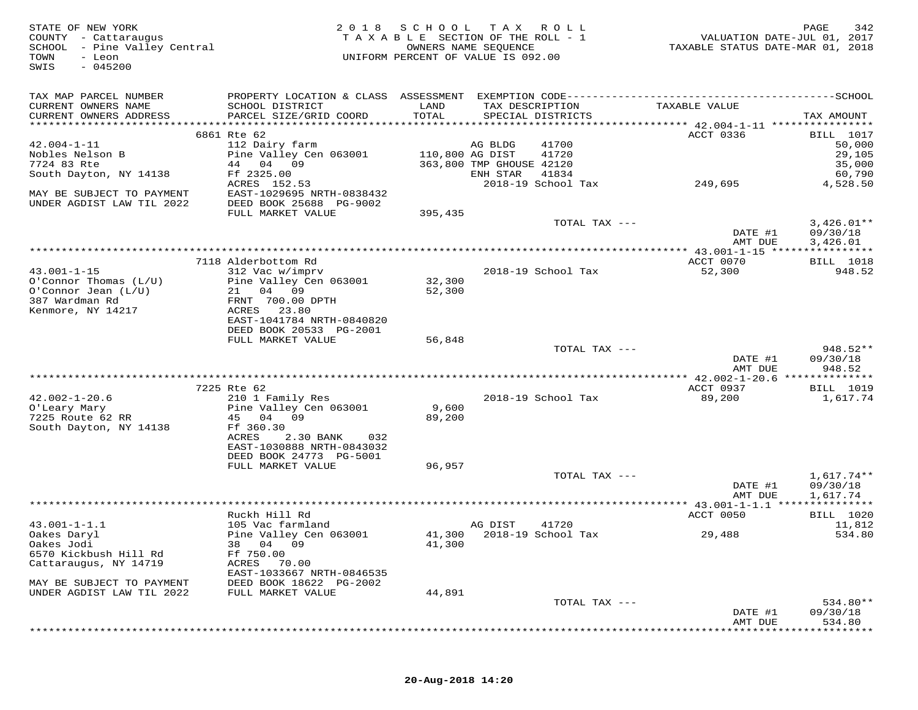STATE OF NEW YORK
COUNTY - Cattaraugus
SCHOOL - Pine Valley Central
TOWN - Leon
SWIS - 045200

2018 SCHOOL TAX ROLL
TAXABLE SECTION OF THE ROLL - 1
OWNERS NAME SEQUENCE
UNIFORM PERCENT OF VALUE IS 092.00

VALUATION DATE-JUL 01, 2017
TAXABLE STATUS DATE-MAR 01, 2018

| TAX MAP PARCEL NUMBER / CURRENT OWNERS NAME / CURRENT OWNERS ADDRESS | PROPERTY LOCATION & CLASS / SCHOOL DISTRICT / PARCEL SIZE/GRID COORD | ASSESSMENT LAND / TOTAL | EXEMPTION CODE / TAX DESCRIPTION / SPECIAL DISTRICTS | TAXABLE VALUE | TAX AMOUNT |
|---|---|---|---|---|---|
| | 6861 Rte 62 | | | ACCT 0336 | BILL 1017 |
| 42.004-1-11 | 112 Dairy farm | | AG BLDG 41700 | | 50,000 |
| Nobles Nelson B | Pine Valley Cen 063001 | 110,800 | AG DIST 41720 | | 29,105 |
| 7724 83 Rte | 44 04 09 | 363,800 | TMP GHOUSE 42120 | | 35,000 |
| South Dayton, NY 14138 | Ff 2325.00 | | ENH STAR 41834 | | 60,790 |
| | ACRES 152.53 | | 2018-19 School Tax | 249,695 | 4,528.50 |
| MAY BE SUBJECT TO PAYMENT | EAST-1029695 NRTH-0838432 | | | | |
| UNDER AGDIST LAW TIL 2022 | DEED BOOK 25688 PG-9002 | | | | |
| | FULL MARKET VALUE | 395,435 | | | |
| | | | TOTAL TAX --- | | 3,426.01** |
| | | | | DATE #1 | 09/30/18 |
| | | | | AMT DUE | 3,426.01 |
| | 7118 Alderbottom Rd | | | ACCT 0070 | BILL 1018 |
| 43.001-1-15 | 312 Vac w/imprv | | 2018-19 School Tax | 52,300 | 948.52 |
| O'Connor Thomas (L/U) | Pine Valley Cen 063001 | 32,300 | | | |
| O'Connor Jean (L/U) | 21 04 09 | 52,300 | | | |
| 387 Wardman Rd | FRNT 700.00 DPTH | | | | |
| Kenmore, NY 14217 | ACRES 23.80 | | | | |
| | EAST-1041784 NRTH-0840820 | | | | |
| | DEED BOOK 20533 PG-2001 | | | | |
| | FULL MARKET VALUE | 56,848 | | | |
| | | | TOTAL TAX --- | | 948.52** |
| | | | | DATE #1 | 09/30/18 |
| | | | | AMT DUE | 948.52 |
| | 7225 Rte 62 | | | ACCT 0937 | BILL 1019 |
| 42.002-1-20.6 | 210 1 Family Res | | 2018-19 School Tax | 89,200 | 1,617.74 |
| O'Leary Mary | Pine Valley Cen 063001 | 9,600 | | | |
| 7225 Route 62 RR | 45 04 09 | 89,200 | | | |
| South Dayton, NY 14138 | Ff 360.30 | | | | |
| | ACRES 2.30 BANK 032 | | | | |
| | EAST-1030888 NRTH-0843032 | | | | |
| | DEED BOOK 24773 PG-5001 | | | | |
| | FULL MARKET VALUE | 96,957 | | | |
| | | | TOTAL TAX --- | | 1,617.74** |
| | | | | DATE #1 | 09/30/18 |
| | | | | AMT DUE | 1,617.74 |
| | Ruckh Hill Rd | | | ACCT 0050 | BILL 1020 |
| 43.001-1-1.1 | 105 Vac farmland | | AG DIST 41720 | | 11,812 |
| Oakes Daryl | Pine Valley Cen 063001 | 41,300 | 2018-19 School Tax | 29,488 | 534.80 |
| Oakes Jodi | 38 04 09 | 41,300 | | | |
| 6570 Kickbush Hill Rd | Ff 750.00 | | | | |
| Cattaraugus, NY 14719 | ACRES 70.00 | | | | |
| | EAST-1033667 NRTH-0846535 | | | | |
| MAY BE SUBJECT TO PAYMENT | DEED BOOK 18622 PG-2002 | | | | |
| UNDER AGDIST LAW TIL 2022 | FULL MARKET VALUE | 44,891 | | | |
| | | | TOTAL TAX --- | | 534.80** |
| | | | | DATE #1 | 09/30/18 |
| | | | | AMT DUE | 534.80 |

20-Aug-2018 14:20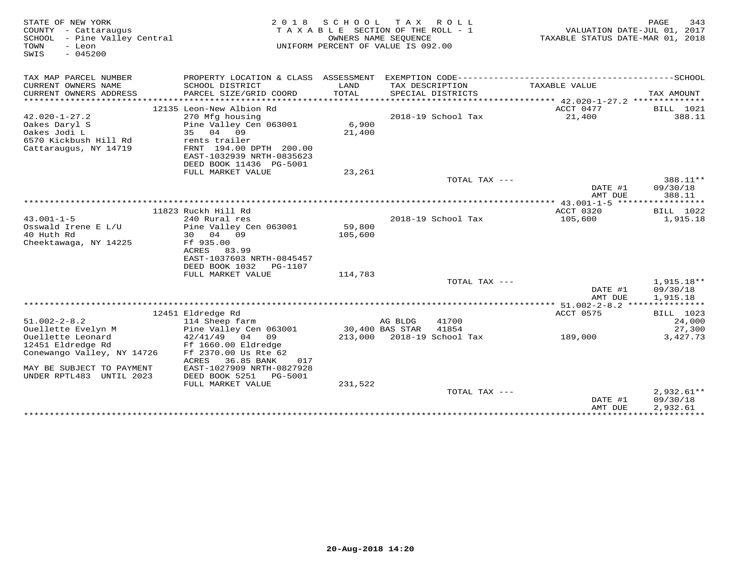STATE OF NEW YORK
COUNTY - Cattaraugus
SCHOOL - Pine Valley Central
TOWN - Leon
SWIS - 045200

2 0 1 8 S C H O O L T A X R O L L
T A X A B L E SECTION OF THE ROLL - 1
OWNERS NAME SEQUENCE
UNIFORM PERCENT OF VALUE IS 092.00

VALUATION DATE-JUL 01, 2017
TAXABLE STATUS DATE-MAR 01, 2018

| TAX MAP PARCEL NUMBER / CURRENT OWNERS NAME / CURRENT OWNERS ADDRESS | PROPERTY LOCATION & CLASS / SCHOOL DISTRICT / PARCEL SIZE/GRID COORD | ASSESSMENT LAND / TOTAL | EXEMPTION CODE / TAX DESCRIPTION / SPECIAL DISTRICTS | TAXABLE VALUE | SCHOOL TAX AMOUNT |
|---|---|---|---|---|---|
| **42.020-1-27.2** | 12135 Leon-New Albion Rd | | | ACCT 0477 | BILL 1021 |
| 42.020-1-27.2 | 270 Mfg housing | | 2018-19 School Tax | 21,400 | 388.11 |
| Oakes Daryl S | Pine Valley Cen 063001 | 6,900 | | | |
| Oakes Jodi L | 35 04 09 | 21,400 | | | |
| 6570 Kickbush Hill Rd | rents trailer | | | | |
| Cattaraugus, NY 14719 | FRNT 194.00 DPTH 200.00 | | | | |
| | EAST-1032939 NRTH-0835623 | | | | |
| | DEED BOOK 11436 PG-5001 | | | | |
| | FULL MARKET VALUE | 23,261 | | | |
| | | | TOTAL TAX --- | | 388.11** |
| | | | | DATE #1 | 09/30/18 |
| | | | | AMT DUE | 388.11 |
| **43.001-1-5** | 11823 Ruckh Hill Rd | | | ACCT 0320 | BILL 1022 |
| 43.001-1-5 | 240 Rural res | | 2018-19 School Tax | 105,600 | 1,915.18 |
| Osswald Irene E L/U | Pine Valley Cen 063001 | 59,800 | | | |
| 40 Huth Rd | 30 04 09 | 105,600 | | | |
| Cheektawaga, NY 14225 | Ff 935.00 | | | | |
| | ACRES 83.99 | | | | |
| | EAST-1037603 NRTH-0845457 | | | | |
| | DEED BOOK 1032 PG-1107 | | | | |
| | FULL MARKET VALUE | 114,783 | | | |
| | | | TOTAL TAX --- | | 1,915.18** |
| | | | | DATE #1 | 09/30/18 |
| | | | | AMT DUE | 1,915.18 |
| **51.002-2-8.2** | 12451 Eldredge Rd | | | ACCT 0575 | BILL 1023 |
| 51.002-2-8.2 | 114 Sheep farm | | AG BLDG 41700 | | 24,000 |
| Ouellette Evelyn M | Pine Valley Cen 063001 | 30,400 | BAS STAR 41854 | | 27,300 |
| Ouellette Leonard | 42/41/49 04 09 | 213,000 | 2018-19 School Tax | 189,000 | 3,427.73 |
| 12451 Eldredge Rd | Ff 1660.00 Eldredge | | | | |
| Conewango Valley, NY 14726 | Ff 2370.00 Us Rte 62 | | | | |
| | ACRES 36.85 BANK 017 | | | | |
| MAY BE SUBJECT TO PAYMENT | EAST-1027909 NRTH-0827928 | | | | |
| UNDER RPTL483 UNTIL 2023 | DEED BOOK 5251 PG-5001 | | | | |
| | FULL MARKET VALUE | 231,522 | | | |
| | | | TOTAL TAX --- | | 2,932.61** |
| | | | | DATE #1 | 09/30/18 |
| | | | | AMT DUE | 2,932.61 |

20-Aug-2018 14:20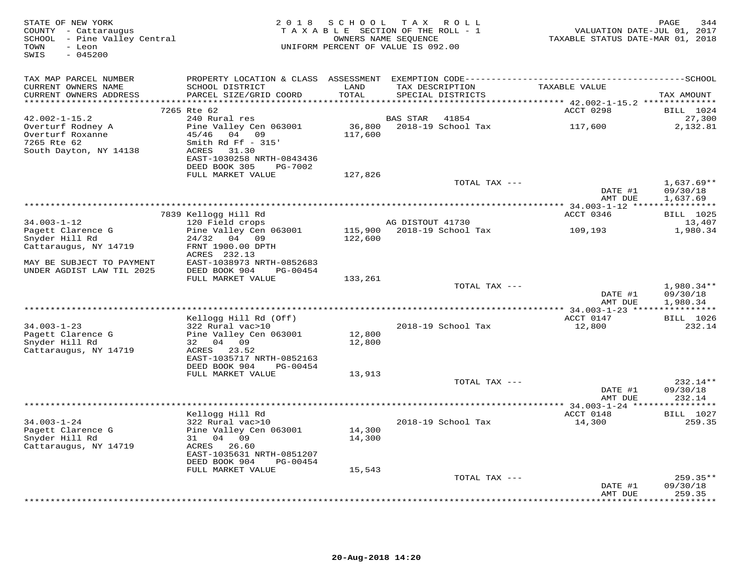STATE OF NEW YORK
COUNTY - Cattaraugus
SCHOOL - Pine Valley Central
TOWN - Leon
SWIS - 045200

2018 SCHOOL TAX ROLL
TAXABLE SECTION OF THE ROLL - 1
OWNERS NAME SEQUENCE
UNIFORM PERCENT OF VALUE IS 092.00

VALUATION DATE-JUL 01, 2017
TAXABLE STATUS DATE-MAR 01, 2018

| TAX MAP PARCEL NUMBER / CURRENT OWNERS NAME / CURRENT OWNERS ADDRESS | PROPERTY LOCATION & CLASS / SCHOOL DISTRICT / PARCEL SIZE/GRID COORD | ASSESSMENT LAND / TOTAL | EXEMPTION CODE / TAX DESCRIPTION / SPECIAL DISTRICTS | TAXABLE VALUE | TAX AMOUNT |
|---|---|---|---|---|---|
| | 7265 Rte 62 | | | ACCT 0298 | BILL 1024 |
| 42.002-1-15.2 | 240 Rural res | | BAS STAR 41854 | | 27,300 |
| Overturf Rodney A | Pine Valley Cen 063001 | 36,800 | 2018-19 School Tax | 117,600 | 2,132.81 |
| Overturf Roxanne | 45/46 04 09 | 117,600 | | | |
| 7265 Rte 62 | Smith Rd Ff - 315' | | | | |
| South Dayton, NY 14138 | ACRES 31.30 | | | | |
| | EAST-1030258 NRTH-0843436 | | | | |
| | DEED BOOK 305 PG-7002 | | | | |
| | FULL MARKET VALUE | 127,826 | | | |
| | | | TOTAL TAX --- | | 1,637.69** |
| | | | | DATE #1 | 09/30/18 |
| | | | | AMT DUE | 1,637.69 |
| | 7839 Kellogg Hill Rd | | | ACCT 0346 | BILL 1025 |
| 34.003-1-12 | 120 Field crops | | AG DISTOUT 41730 | | 13,407 |
| Pagett Clarence G | Pine Valley Cen 063001 | 115,900 | 2018-19 School Tax | 109,193 | 1,980.34 |
| Snyder Hill Rd | 24/32 04 09 | 122,600 | | | |
| Cattaraugus, NY 14719 | FRNT 1900.00 DPTH | | | | |
| | ACRES 232.13 | | | | |
| MAY BE SUBJECT TO PAYMENT | EAST-1038973 NRTH-0852683 | | | | |
| UNDER AGDIST LAW TIL 2025 | DEED BOOK 904 PG-00454 | | | | |
| | FULL MARKET VALUE | 133,261 | | | |
| | | | TOTAL TAX --- | | 1,980.34** |
| | | | | DATE #1 | 09/30/18 |
| | | | | AMT DUE | 1,980.34 |
| | Kellogg Hill Rd (Off) | | | ACCT 0147 | BILL 1026 |
| 34.003-1-23 | 322 Rural vac>10 | | 2018-19 School Tax | 12,800 | 232.14 |
| Pagett Clarence G | Pine Valley Cen 063001 | 12,800 | | | |
| Snyder Hill Rd | 32 04 09 | 12,800 | | | |
| Cattaraugus, NY 14719 | ACRES 23.52 | | | | |
| | EAST-1035717 NRTH-0852163 | | | | |
| | DEED BOOK 904 PG-00454 | | | | |
| | FULL MARKET VALUE | 13,913 | | | |
| | | | TOTAL TAX --- | | 232.14** |
| | | | | DATE #1 | 09/30/18 |
| | | | | AMT DUE | 232.14 |
| | Kellogg Hill Rd | | | ACCT 0148 | BILL 1027 |
| 34.003-1-24 | 322 Rural vac>10 | | 2018-19 School Tax | 14,300 | 259.35 |
| Pagett Clarence G | Pine Valley Cen 063001 | 14,300 | | | |
| Snyder Hill Rd | 31 04 09 | 14,300 | | | |
| Cattaraugus, NY 14719 | ACRES 26.60 | | | | |
| | EAST-1035631 NRTH-0851207 | | | | |
| | DEED BOOK 904 PG-00454 | | | | |
| | FULL MARKET VALUE | 15,543 | | | |
| | | | TOTAL TAX --- | | 259.35** |
| | | | | DATE #1 | 09/30/18 |
| | | | | AMT DUE | 259.35 |

20-Aug-2018 14:20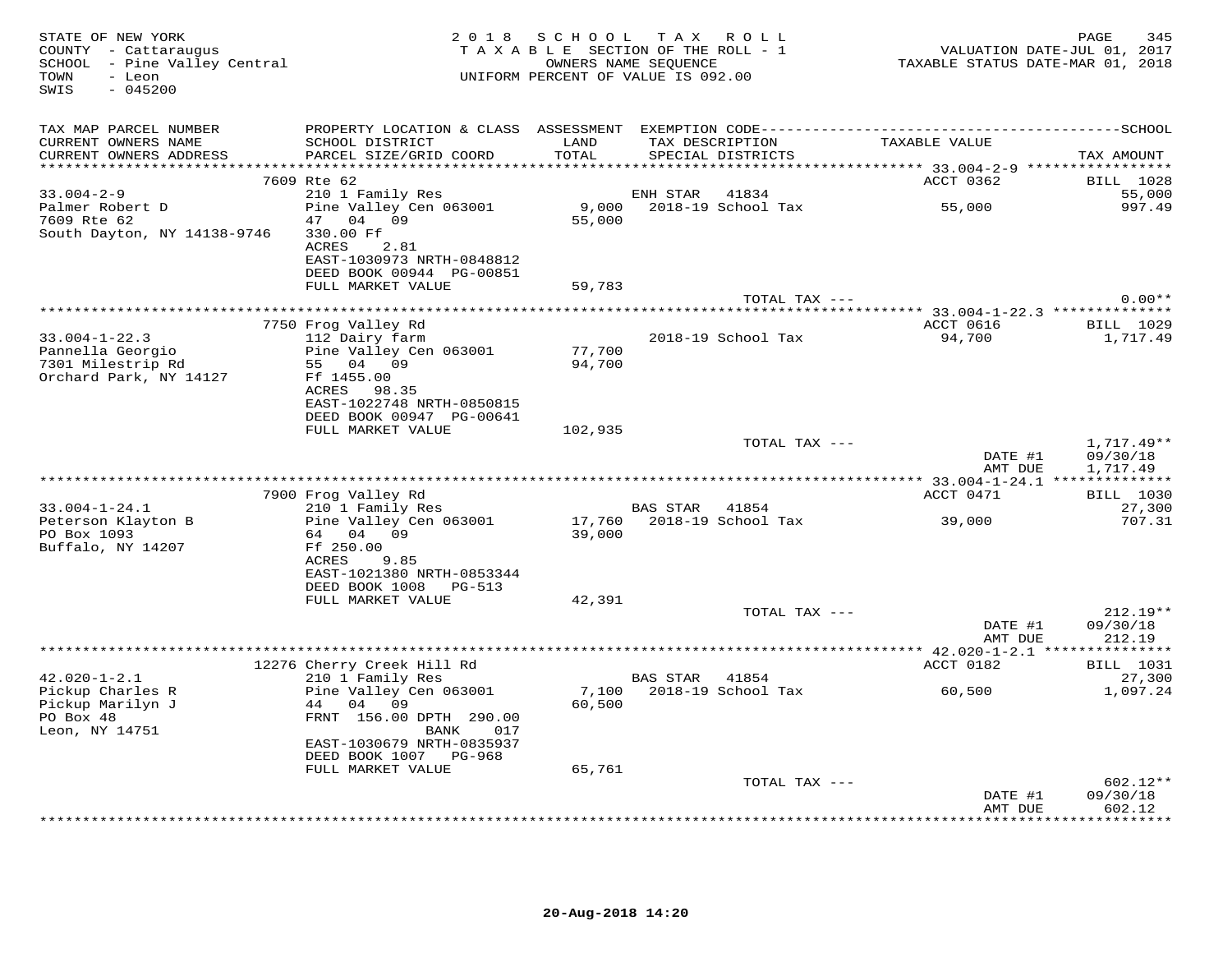STATE OF NEW YORK
COUNTY - Cattaraugus
SCHOOL - Pine Valley Central
TOWN - Leon
SWIS - 045200

2018 SCHOOL TAX ROLL
TAXABLE SECTION OF THE ROLL - 1
OWNERS NAME SEQUENCE
UNIFORM PERCENT OF VALUE IS 092.00

VALUATION DATE-JUL 01, 2017
TAXABLE STATUS DATE-MAR 01, 2018

| TAX MAP PARCEL NUMBER / CURRENT OWNERS NAME / CURRENT OWNERS ADDRESS | PROPERTY LOCATION & CLASS / SCHOOL DISTRICT / PARCEL SIZE/GRID COORD | ASSESSMENT LAND / TOTAL | EXEMPTION CODE / TAX DESCRIPTION / SPECIAL DISTRICTS | TAXABLE VALUE | TAX AMOUNT |
|---|---|---|---|---|---|
| | 7609 Rte 62 | | | ACCT 0362 | BILL 1028 |
| 33.004-2-9 | 210 1 Family Res | | ENH STAR 41834 | | 55,000 |
| Palmer Robert D | Pine Valley Cen 063001 | 9,000 | 2018-19 School Tax | 55,000 | 997.49 |
| 7609 Rte 62 | 47 04 09 | 55,000 | | | |
| South Dayton, NY 14138-9746 | 330.00 Ff | | | | |
| | ACRES 2.81 | | | | |
| | EAST-1030973 NRTH-0848812 | | | | |
| | DEED BOOK 00944 PG-00851 | | | | |
| | FULL MARKET VALUE | 59,783 | | | |
| | | | TOTAL TAX --- | | 0.00** |
| | 7750 Frog Valley Rd | | | ACCT 0616 | BILL 1029 |
| 33.004-1-22.3 | 112 Dairy farm | | 2018-19 School Tax | 94,700 | 1,717.49 |
| Pannella Georgio | Pine Valley Cen 063001 | 77,700 | | | |
| 7301 Milestrip Rd | 55 04 09 | 94,700 | | | |
| Orchard Park, NY 14127 | Ff 1455.00 | | | | |
| | ACRES 98.35 | | | | |
| | EAST-1022748 NRTH-0850815 | | | | |
| | DEED BOOK 00947 PG-00641 | | | | |
| | FULL MARKET VALUE | 102,935 | | | |
| | | | TOTAL TAX --- | | 1,717.49** |
| | | | | DATE #1 | 09/30/18 |
| | | | | AMT DUE | 1,717.49 |
| | 7900 Frog Valley Rd | | | ACCT 0471 | BILL 1030 |
| 33.004-1-24.1 | 210 1 Family Res | | BAS STAR 41854 | | 27,300 |
| Peterson Klayton B | Pine Valley Cen 063001 | 17,760 | 2018-19 School Tax | 39,000 | 707.31 |
| PO Box 1093 | 64 04 09 | 39,000 | | | |
| Buffalo, NY 14207 | Ff 250.00 | | | | |
| | ACRES 9.85 | | | | |
| | EAST-1021380 NRTH-0853344 | | | | |
| | DEED BOOK 1008 PG-513 | | | | |
| | FULL MARKET VALUE | 42,391 | | | |
| | | | TOTAL TAX --- | | 212.19** |
| | | | | DATE #1 | 09/30/18 |
| | | | | AMT DUE | 212.19 |
| | 12276 Cherry Creek Hill Rd | | | ACCT 0182 | BILL 1031 |
| 42.020-1-2.1 | 210 1 Family Res | | BAS STAR 41854 | | 27,300 |
| Pickup Charles R | Pine Valley Cen 063001 | 7,100 | 2018-19 School Tax | 60,500 | 1,097.24 |
| Pickup Marilyn J | 44 04 09 | 60,500 | | | |
| PO Box 48 | FRNT 156.00 DPTH 290.00 | | | | |
| Leon, NY 14751 | BANK 017 | | | | |
| | EAST-1030679 NRTH-0835937 | | | | |
| | DEED BOOK 1007 PG-968 | | | | |
| | FULL MARKET VALUE | 65,761 | | | |
| | | | TOTAL TAX --- | | 602.12** |
| | | | | DATE #1 | 09/30/18 |
| | | | | AMT DUE | 602.12 |

20-Aug-2018 14:20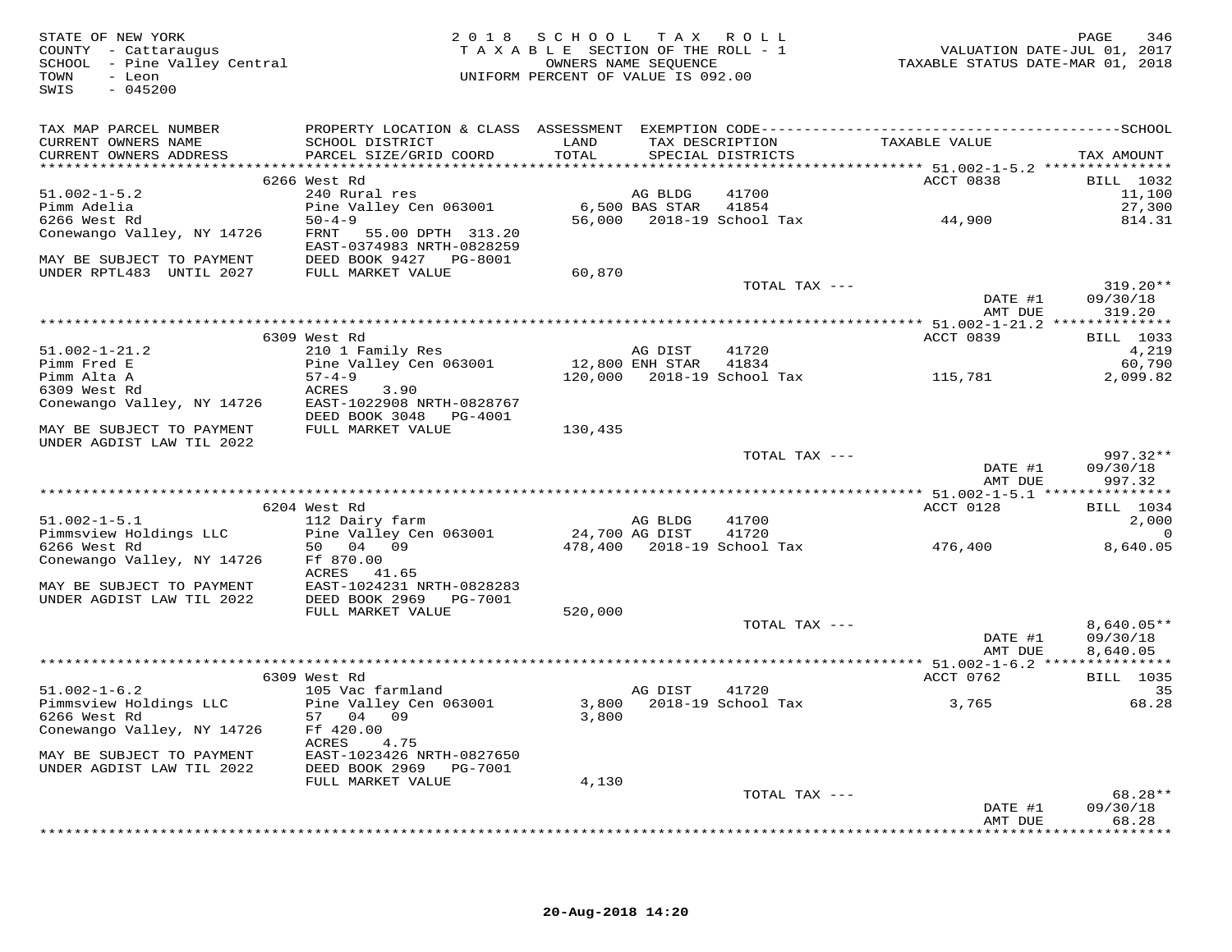STATE OF NEW YORK
COUNTY - Cattaraugus
SCHOOL - Pine Valley Central
TOWN - Leon
SWIS - 045200

2018 SCHOOL TAX ROLL
TAXABLE SECTION OF THE ROLL - 1
OWNERS NAME SEQUENCE
UNIFORM PERCENT OF VALUE IS 092.00

VALUATION DATE-JUL 01, 2017
TAXABLE STATUS DATE-MAR 01, 2018

| TAX MAP PARCEL NUMBER / CURRENT OWNERS NAME / CURRENT OWNERS ADDRESS | PROPERTY LOCATION & CLASS / SCHOOL DISTRICT / PARCEL SIZE/GRID COORD | ASSESSMENT LAND / TOTAL | EXEMPTION CODE / TAX DESCRIPTION / SPECIAL DISTRICTS | | TAXABLE VALUE | SCHOOL TAX AMOUNT |
|---|---|---|---|---|---|---|
| **51.002-1-5.2** | 6266 West Rd | | | | ACCT 0838 | BILL 1032 |
| 51.002-1-5.2 | 240 Rural res | | AG BLDG | 41700 | | 11,100 |
| Pimm Adelia | Pine Valley Cen 063001 | 6,500 | BAS STAR | 41854 | | 27,300 |
| 6266 West Rd | 50-4-9 | 56,000 | 2018-19 School Tax | | 44,900 | 814.31 |
| Conewango Valley, NY 14726 | FRNT 55.00 DPTH 313.20 | | | | | |
| | EAST-0374983 NRTH-0828259 | | | | | |
| MAY BE SUBJECT TO PAYMENT | DEED BOOK 9427 PG-8001 | | | | | |
| UNDER RPTL483 UNTIL 2027 | FULL MARKET VALUE | 60,870 | | | | |
| | | | TOTAL TAX --- | | | 319.20** |
| | | | | | DATE #1 | 09/30/18 |
| | | | | | AMT DUE | 319.20 |
| **51.002-1-21.2** | 6309 West Rd | | | | ACCT 0839 | BILL 1033 |
| 51.002-1-21.2 | 210 1 Family Res | | AG DIST | 41720 | | 4,219 |
| Pimm Fred E | Pine Valley Cen 063001 | 12,800 | ENH STAR | 41834 | | 60,790 |
| Pimm Alta A | 57-4-9 | 120,000 | 2018-19 School Tax | | 115,781 | 2,099.82 |
| 6309 West Rd | ACRES 3.90 | | | | | |
| Conewango Valley, NY 14726 | EAST-1022908 NRTH-0828767 | | | | | |
| | DEED BOOK 3048 PG-4001 | | | | | |
| MAY BE SUBJECT TO PAYMENT | FULL MARKET VALUE | 130,435 | | | | |
| UNDER AGDIST LAW TIL 2022 | | | | | | |
| | | | TOTAL TAX --- | | | 997.32** |
| | | | | | DATE #1 | 09/30/18 |
| | | | | | AMT DUE | 997.32 |
| **51.002-1-5.1** | 6204 West Rd | | | | ACCT 0128 | BILL 1034 |
| 51.002-1-5.1 | 112 Dairy farm | | AG BLDG | 41700 | | 2,000 |
| Pimmsview Holdings LLC | Pine Valley Cen 063001 | 24,700 | AG DIST | 41720 | | 0 |
| 6266 West Rd | 50 04 09 | 478,400 | 2018-19 School Tax | | 476,400 | 8,640.05 |
| Conewango Valley, NY 14726 | Ff 870.00 | | | | | |
| | ACRES 41.65 | | | | | |
| MAY BE SUBJECT TO PAYMENT | EAST-1024231 NRTH-0828283 | | | | | |
| UNDER AGDIST LAW TIL 2022 | DEED BOOK 2969 PG-7001 | | | | | |
| | FULL MARKET VALUE | 520,000 | | | | |
| | | | TOTAL TAX --- | | | 8,640.05** |
| | | | | | DATE #1 | 09/30/18 |
| | | | | | AMT DUE | 8,640.05 |
| **51.002-1-6.2** | 6309 West Rd | | | | ACCT 0762 | BILL 1035 |
| 51.002-1-6.2 | 105 Vac farmland | | AG DIST | 41720 | | 35 |
| Pimmsview Holdings LLC | Pine Valley Cen 063001 | 3,800 | 2018-19 School Tax | | 3,765 | 68.28 |
| 6266 West Rd | 57 04 09 | 3,800 | | | | |
| Conewango Valley, NY 14726 | Ff 420.00 | | | | | |
| | ACRES 4.75 | | | | | |
| MAY BE SUBJECT TO PAYMENT | EAST-1023426 NRTH-0827650 | | | | | |
| UNDER AGDIST LAW TIL 2022 | DEED BOOK 2969 PG-7001 | | | | | |
| | FULL MARKET VALUE | 4,130 | | | | |
| | | | TOTAL TAX --- | | | 68.28** |
| | | | | | DATE #1 | 09/30/18 |
| | | | | | AMT DUE | 68.28 |

20-Aug-2018 14:20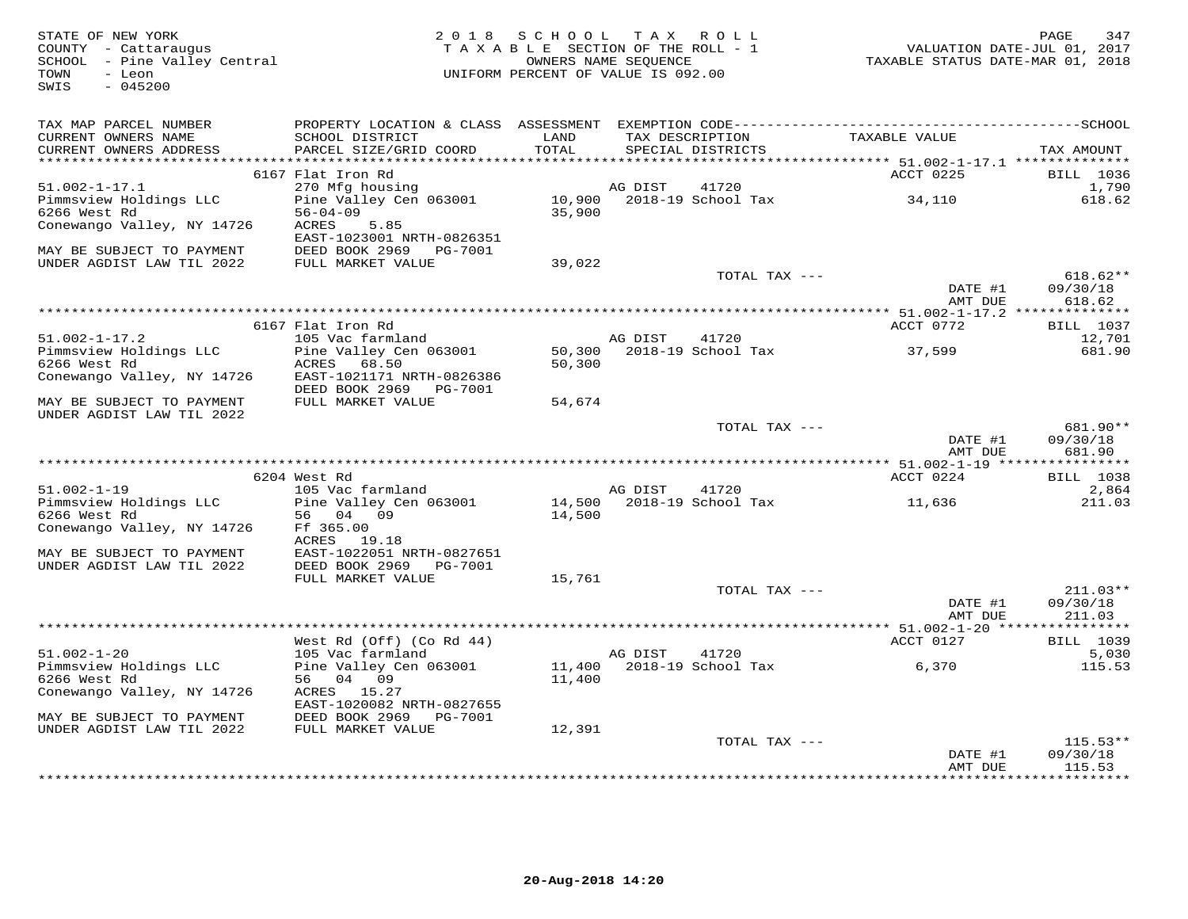STATE OF NEW YORK
COUNTY - Cattaraugus
SCHOOL - Pine Valley Central
TOWN - Leon
SWIS - 045200

2018 SCHOOL TAX ROLL
TAXABLE SECTION OF THE ROLL - 1
OWNERS NAME SEQUENCE
UNIFORM PERCENT OF VALUE IS 092.00

VALUATION DATE-JUL 01, 2017
TAXABLE STATUS DATE-MAR 01, 2018

| TAX MAP PARCEL NUMBER<br>CURRENT OWNERS NAME<br>CURRENT OWNERS ADDRESS | PROPERTY LOCATION & CLASS<br>SCHOOL DISTRICT<br>PARCEL SIZE/GRID COORD | ASSESSMENT<br>LAND<br>TOTAL | EXEMPTION CODE<br>TAX DESCRIPTION<br>SPECIAL DISTRICTS | TAXABLE VALUE | TAX AMOUNT |
|---|---|---|---|---|---|
| | 6167 Flat Iron Rd | | | ACCT 0225 | BILL 1036 |
| 51.002-1-17.1 | 270 Mfg housing | | AG DIST 41720 | | 1,790 |
| Pimmsview Holdings LLC | Pine Valley Cen 063001 | 10,900 | 2018-19 School Tax | 34,110 | 618.62 |
| 6266 West Rd | 56-04-09 | 35,900 | | | |
| Conewango Valley, NY 14726 | ACRES 5.85 | | | | |
| | EAST-1023001 NRTH-0826351 | | | | |
| MAY BE SUBJECT TO PAYMENT | DEED BOOK 2969 PG-7001 | | | | |
| UNDER AGDIST LAW TIL 2022 | FULL MARKET VALUE | 39,022 | | | |
| | | | TOTAL TAX --- | | 618.62** |
| | | | | DATE #1 | 09/30/18 |
| | | | | AMT DUE | 618.62 |
| | 6167 Flat Iron Rd | | | ACCT 0772 | BILL 1037 |
| 51.002-1-17.2 | 105 Vac farmland | | AG DIST 41720 | | 12,701 |
| Pimmsview Holdings LLC | Pine Valley Cen 063001 | 50,300 | 2018-19 School Tax | 37,599 | 681.90 |
| 6266 West Rd | ACRES 68.50 | 50,300 | | | |
| Conewango Valley, NY 14726 | EAST-1021171 NRTH-0826386 | | | | |
| | DEED BOOK 2969 PG-7001 | | | | |
| MAY BE SUBJECT TO PAYMENT | FULL MARKET VALUE | 54,674 | | | |
| UNDER AGDIST LAW TIL 2022 | | | | | |
| | | | TOTAL TAX --- | | 681.90** |
| | | | | DATE #1 | 09/30/18 |
| | | | | AMT DUE | 681.90 |
| | 6204 West Rd | | | ACCT 0224 | BILL 1038 |
| 51.002-1-19 | 105 Vac farmland | | AG DIST 41720 | | 2,864 |
| Pimmsview Holdings LLC | Pine Valley Cen 063001 | 14,500 | 2018-19 School Tax | 11,636 | 211.03 |
| 6266 West Rd | 56 04 09 | 14,500 | | | |
| Conewango Valley, NY 14726 | Ff 365.00 | | | | |
| | ACRES 19.18 | | | | |
| MAY BE SUBJECT TO PAYMENT | EAST-1022051 NRTH-0827651 | | | | |
| UNDER AGDIST LAW TIL 2022 | DEED BOOK 2969 PG-7001 | | | | |
| | FULL MARKET VALUE | 15,761 | | | |
| | | | TOTAL TAX --- | | 211.03** |
| | | | | DATE #1 | 09/30/18 |
| | | | | AMT DUE | 211.03 |
| | West Rd (Off) (Co Rd 44) | | | ACCT 0127 | BILL 1039 |
| 51.002-1-20 | 105 Vac farmland | | AG DIST 41720 | | 5,030 |
| Pimmsview Holdings LLC | Pine Valley Cen 063001 | 11,400 | 2018-19 School Tax | 6,370 | 115.53 |
| 6266 West Rd | 56 04 09 | 11,400 | | | |
| Conewango Valley, NY 14726 | ACRES 15.27 | | | | |
| | EAST-1020082 NRTH-0827655 | | | | |
| MAY BE SUBJECT TO PAYMENT | DEED BOOK 2969 PG-7001 | | | | |
| UNDER AGDIST LAW TIL 2022 | FULL MARKET VALUE | 12,391 | | | |
| | | | TOTAL TAX --- | | 115.53** |
| | | | | DATE #1 | 09/30/18 |
| | | | | AMT DUE | 115.53 |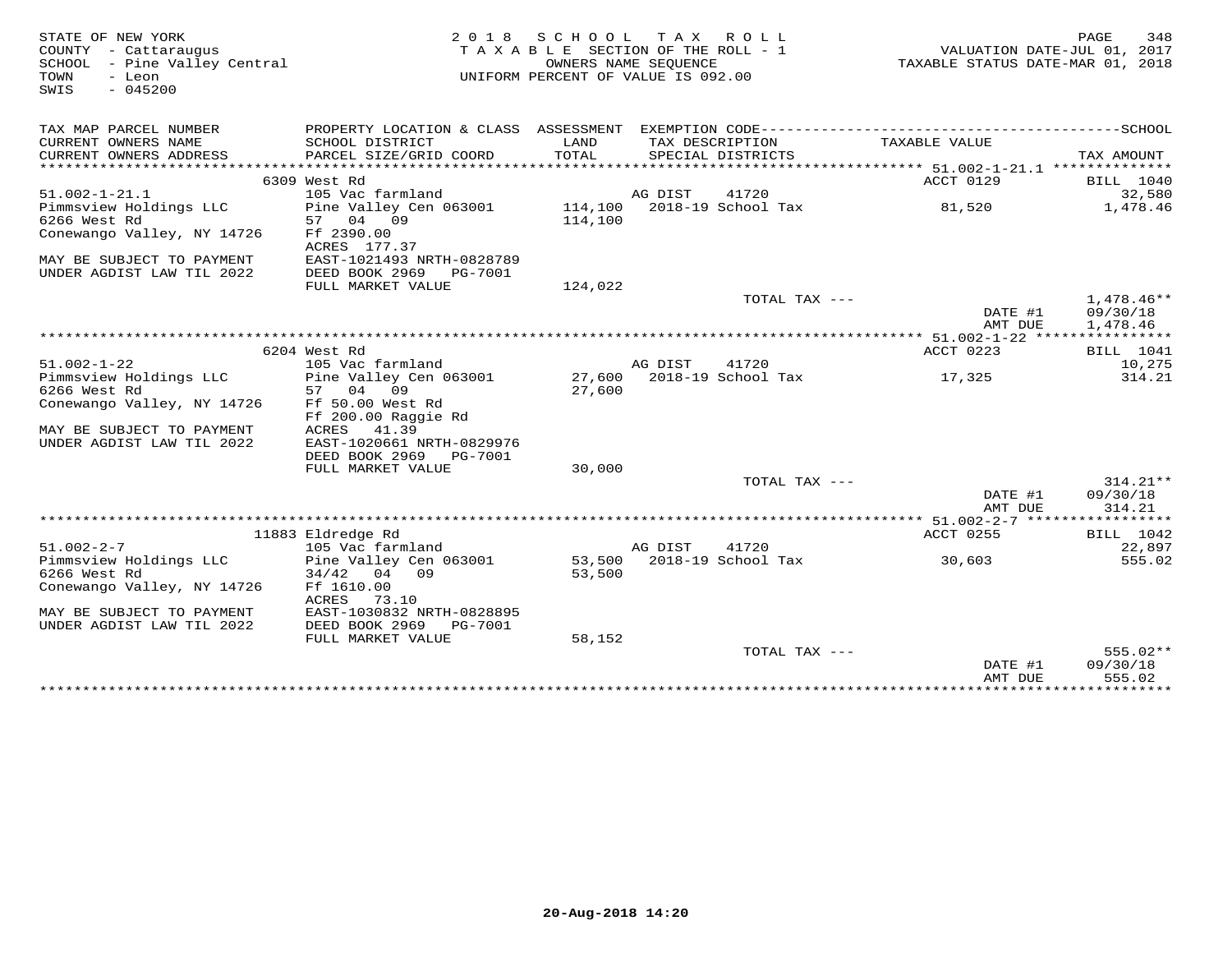STATE OF NEW YORK
COUNTY - Cattaraugus
SCHOOL - Pine Valley Central
TOWN - Leon
SWIS - 045200

2018 SCHOOL TAX ROLL
TAXABLE SECTION OF THE ROLL - 1
OWNERS NAME SEQUENCE
UNIFORM PERCENT OF VALUE IS 092.00

VALUATION DATE-JUL 01, 2017
TAXABLE STATUS DATE-MAR 01, 2018

| TAX MAP PARCEL NUMBER / CURRENT OWNERS NAME / CURRENT OWNERS ADDRESS | PROPERTY LOCATION & CLASS / SCHOOL DISTRICT / PARCEL SIZE/GRID COORD | ASSESSMENT LAND / TOTAL | EXEMPTION CODE / TAX DESCRIPTION / SPECIAL DISTRICTS | TAXABLE VALUE | SCHOOL TAX AMOUNT |
|---|---|---|---|---|---|
| | 6309 West Rd | | | ACCT 0129 | BILL 1040 |
| 51.002-1-21.1 | 105 Vac farmland | | AG DIST 41720 | | 32,580 |
| Pimmsview Holdings LLC | Pine Valley Cen 063001 | 114,100 | 2018-19 School Tax | 81,520 | 1,478.46 |
| 6266 West Rd | 57 04 09 | 114,100 | | | |
| Conewango Valley, NY 14726 | Ff 2390.00 | | | | |
| | ACRES 177.37 | | | | |
| MAY BE SUBJECT TO PAYMENT | EAST-1021493 NRTH-0828789 | | | | |
| UNDER AGDIST LAW TIL 2022 | DEED BOOK 2969 PG-7001 | | | | |
| | FULL MARKET VALUE | 124,022 | | | |
| | | | TOTAL TAX --- | | 1,478.46** |
| | | | | DATE #1 | 09/30/18 |
| | | | | AMT DUE | 1,478.46 |
| | 6204 West Rd | | | ACCT 0223 | BILL 1041 |
| 51.002-1-22 | 105 Vac farmland | | AG DIST 41720 | | 10,275 |
| Pimmsview Holdings LLC | Pine Valley Cen 063001 | 27,600 | 2018-19 School Tax | 17,325 | 314.21 |
| 6266 West Rd | 57 04 09 | 27,600 | | | |
| Conewango Valley, NY 14726 | Ff 50.00 West Rd | | | | |
| | Ff 200.00 Raggie Rd | | | | |
| MAY BE SUBJECT TO PAYMENT | ACRES 41.39 | | | | |
| UNDER AGDIST LAW TIL 2022 | EAST-1020661 NRTH-0829976 | | | | |
| | DEED BOOK 2969 PG-7001 | | | | |
| | FULL MARKET VALUE | 30,000 | | | |
| | | | TOTAL TAX --- | | 314.21** |
| | | | | DATE #1 | 09/30/18 |
| | | | | AMT DUE | 314.21 |
| | 11883 Eldredge Rd | | | ACCT 0255 | BILL 1042 |
| 51.002-2-7 | 105 Vac farmland | | AG DIST 41720 | | 22,897 |
| Pimmsview Holdings LLC | Pine Valley Cen 063001 | 53,500 | 2018-19 School Tax | 30,603 | 555.02 |
| 6266 West Rd | 34/42 04 09 | 53,500 | | | |
| Conewango Valley, NY 14726 | Ff 1610.00 | | | | |
| | ACRES 73.10 | | | | |
| MAY BE SUBJECT TO PAYMENT | EAST-1030832 NRTH-0828895 | | | | |
| UNDER AGDIST LAW TIL 2022 | DEED BOOK 2969 PG-7001 | | | | |
| | FULL MARKET VALUE | 58,152 | | | |
| | | | TOTAL TAX --- | | 555.02** |
| | | | | DATE #1 | 09/30/18 |
| | | | | AMT DUE | 555.02 |

20-Aug-2018 14:20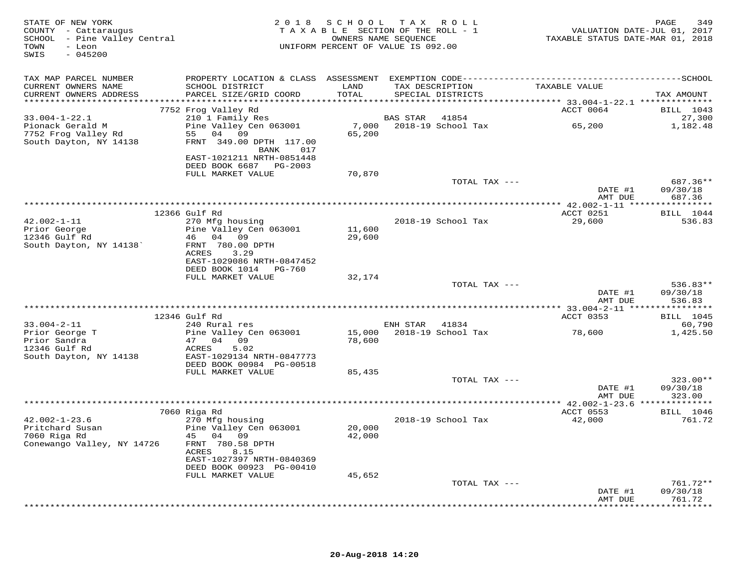STATE OF NEW YORK — 2018 SCHOOL TAX ROLL
COUNTY - Cattaraugus — TAXABLE SECTION OF THE ROLL - 1 — VALUATION DATE-JUL 01, 2017
SCHOOL - Pine Valley Central — OWNERS NAME SEQUENCE — TAXABLE STATUS DATE-MAR 01, 2018
TOWN - Leon — UNIFORM PERCENT OF VALUE IS 092.00
SWIS - 045200

| TAX MAP PARCEL NUMBER / CURRENT OWNERS NAME / CURRENT OWNERS ADDRESS | PROPERTY LOCATION & CLASS / SCHOOL DISTRICT / PARCEL SIZE/GRID COORD | ASSESSMENT LAND / TOTAL | EXEMPTION CODE / TAX DESCRIPTION / SPECIAL DISTRICTS | TAXABLE VALUE | TAX AMOUNT |
|---|---|---|---|---|---|
| | 7752 Frog Valley Rd | | | ACCT 0064 | BILL 1043 |
| 33.004-1-22.1 | 210 1 Family Res | | BAS STAR 41854 | | 27,300 |
| Pionack Gerald M | Pine Valley Cen 063001 | 7,000 | 2018-19 School Tax | 65,200 | 1,182.48 |
| 7752 Frog Valley Rd | 55 04 09 | 65,200 | | | |
| South Dayton, NY 14138 | FRNT 349.00 DPTH 117.00 | | | | |
| | BANK 017 | | | | |
| | EAST-1021211 NRTH-0851448 | | | | |
| | DEED BOOK 6687 PG-2003 | | | | |
| | FULL MARKET VALUE | 70,870 | | | |
| | | | TOTAL TAX --- | | 687.36** |
| | | | | DATE #1 | 09/30/18 |
| | | | | AMT DUE | 687.36 |
| | 12366 Gulf Rd | | | ACCT 0251 | BILL 1044 |
| 42.002-1-11 | 270 Mfg housing | | 2018-19 School Tax | 29,600 | 536.83 |
| Prior George | Pine Valley Cen 063001 | 11,600 | | | |
| 12346 Gulf Rd | 46 04 09 | 29,600 | | | |
| South Dayton, NY 14138` | FRNT 780.00 DPTH | | | | |
| | ACRES 3.29 | | | | |
| | EAST-1029086 NRTH-0847452 | | | | |
| | DEED BOOK 1014 PG-760 | | | | |
| | FULL MARKET VALUE | 32,174 | | | |
| | | | TOTAL TAX --- | | 536.83** |
| | | | | DATE #1 | 09/30/18 |
| | | | | AMT DUE | 536.83 |
| | 12346 Gulf Rd | | | ACCT 0353 | BILL 1045 |
| 33.004-2-11 | 240 Rural res | | ENH STAR 41834 | | 60,790 |
| Prior George T | Pine Valley Cen 063001 | 15,000 | 2018-19 School Tax | 78,600 | 1,425.50 |
| Prior Sandra | 47 04 09 | 78,600 | | | |
| 12346 Gulf Rd | ACRES 5.02 | | | | |
| South Dayton, NY 14138 | EAST-1029134 NRTH-0847773 | | | | |
| | DEED BOOK 00984 PG-00518 | | | | |
| | FULL MARKET VALUE | 85,435 | | | |
| | | | TOTAL TAX --- | | 323.00** |
| | | | | DATE #1 | 09/30/18 |
| | | | | AMT DUE | 323.00 |
| | 7060 Riga Rd | | | ACCT 0553 | BILL 1046 |
| 42.002-1-23.6 | 270 Mfg housing | | 2018-19 School Tax | 42,000 | 761.72 |
| Pritchard Susan | Pine Valley Cen 063001 | 20,000 | | | |
| 7060 Riga Rd | 45 04 09 | 42,000 | | | |
| Conewango Valley, NY 14726 | FRNT 780.58 DPTH | | | | |
| | ACRES 8.15 | | | | |
| | EAST-1027397 NRTH-0840369 | | | | |
| | DEED BOOK 00923 PG-00410 | | | | |
| | FULL MARKET VALUE | 45,652 | | | |
| | | | TOTAL TAX --- | | 761.72** |
| | | | | DATE #1 | 09/30/18 |
| | | | | AMT DUE | 761.72 |

20-Aug-2018 14:20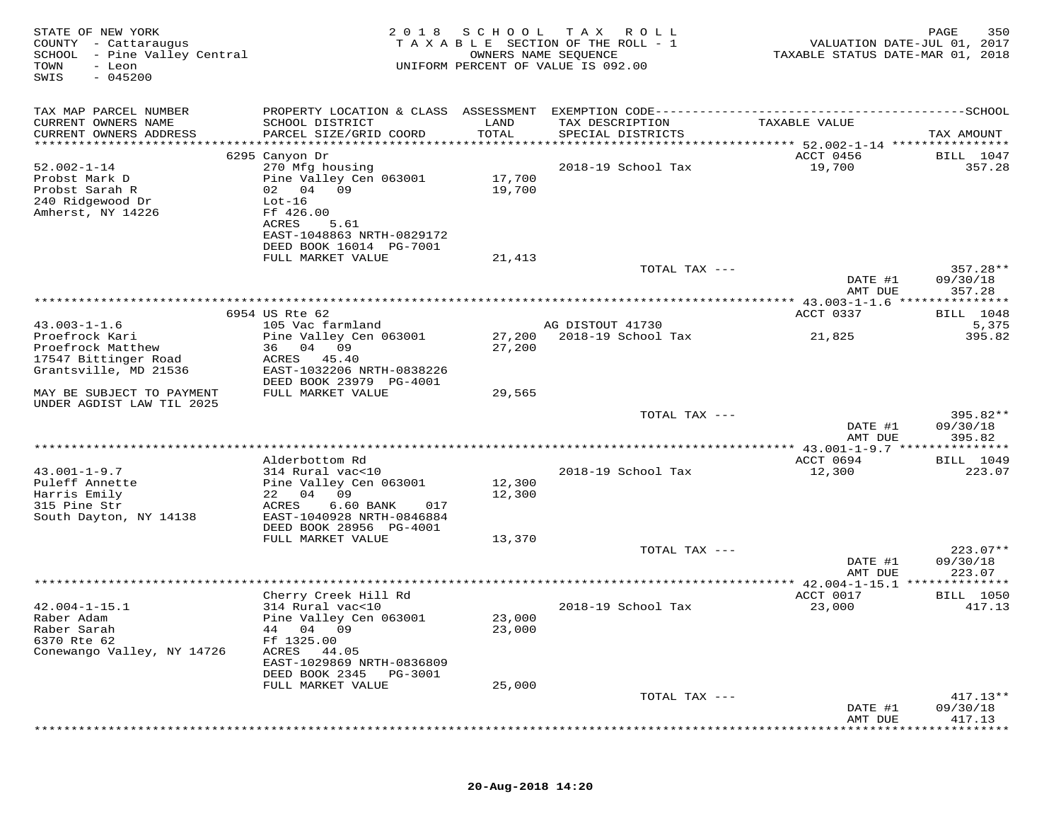STATE OF NEW YORK
COUNTY - Cattaraugus
SCHOOL - Pine Valley Central
TOWN - Leon
SWIS - 045200

2 0 1 8 S C H O O L T A X R O L L
T A X A B L E SECTION OF THE ROLL - 1
OWNERS NAME SEQUENCE
UNIFORM PERCENT OF VALUE IS 092.00

VALUATION DATE-JUL 01, 2017
TAXABLE STATUS DATE-MAR 01, 2018

| TAX MAP PARCEL NUMBER / CURRENT OWNERS NAME / CURRENT OWNERS ADDRESS | PROPERTY LOCATION & CLASS / SCHOOL DISTRICT / PARCEL SIZE/GRID COORD | ASSESSMENT LAND / TOTAL | EXEMPTION CODE / TAX DESCRIPTION / SPECIAL DISTRICTS | TAXABLE VALUE | TAX AMOUNT |
|---|---|---|---|---|---|
| | 6295 Canyon Dr | | | ACCT 0456 | BILL 1047 |
| 52.002-1-14 | 270 Mfg housing | | 2018-19 School Tax | 19,700 | 357.28 |
| Probst Mark D | Pine Valley Cen 063001 | 17,700 | | | |
| Probst Sarah R | 02 04 09 | 19,700 | | | |
| 240 Ridgewood Dr | Lot-16 | | | | |
| Amherst, NY 14226 | Ff 426.00 | | | | |
| | ACRES 5.61 | | | | |
| | EAST-1048863 NRTH-0829172 | | | | |
| | DEED BOOK 16014 PG-7001 | | | | |
| | FULL MARKET VALUE | 21,413 | | | |
| | | | TOTAL TAX --- | | 357.28** |
| | | | | DATE #1 | 09/30/18 |
| | | | | AMT DUE | 357.28 |
| | 6954 US Rte 62 | | | ACCT 0337 | BILL 1048 |
| 43.003-1-1.6 | 105 Vac farmland | | AG DISTOUT 41730 | | 5,375 |
| Proefrock Kari | Pine Valley Cen 063001 | 27,200 | 2018-19 School Tax | 21,825 | 395.82 |
| Proefrock Matthew | 36 04 09 | 27,200 | | | |
| 17547 Bittinger Road | ACRES 45.40 | | | | |
| Grantsville, MD 21536 | EAST-1032206 NRTH-0838226 | | | | |
| | DEED BOOK 23979 PG-4001 | | | | |
| MAY BE SUBJECT TO PAYMENT | FULL MARKET VALUE | 29,565 | | | |
| UNDER AGDIST LAW TIL 2025 | | | | | |
| | | | TOTAL TAX --- | | 395.82** |
| | | | | DATE #1 | 09/30/18 |
| | | | | AMT DUE | 395.82 |
| | Alderbottom Rd | | | ACCT 0694 | BILL 1049 |
| 43.001-1-9.7 | 314 Rural vac<10 | | 2018-19 School Tax | 12,300 | 223.07 |
| Puleff Annette | Pine Valley Cen 063001 | 12,300 | | | |
| Harris Emily | 22 04 09 | 12,300 | | | |
| 315 Pine Str | ACRES 6.60 BANK 017 | | | | |
| South Dayton, NY 14138 | EAST-1040928 NRTH-0846884 | | | | |
| | DEED BOOK 28956 PG-4001 | | | | |
| | FULL MARKET VALUE | 13,370 | | | |
| | | | TOTAL TAX --- | | 223.07** |
| | | | | DATE #1 | 09/30/18 |
| | | | | AMT DUE | 223.07 |
| | Cherry Creek Hill Rd | | | ACCT 0017 | BILL 1050 |
| 42.004-1-15.1 | 314 Rural vac<10 | | 2018-19 School Tax | 23,000 | 417.13 |
| Raber Adam | Pine Valley Cen 063001 | 23,000 | | | |
| Raber Sarah | 44 04 09 | 23,000 | | | |
| 6370 Rte 62 | Ff 1325.00 | | | | |
| Conewango Valley, NY 14726 | ACRES 44.05 | | | | |
| | EAST-1029869 NRTH-0836809 | | | | |
| | DEED BOOK 2345 PG-3001 | | | | |
| | FULL MARKET VALUE | 25,000 | | | |
| | | | TOTAL TAX --- | | 417.13** |
| | | | | DATE #1 | 09/30/18 |
| | | | | AMT DUE | 417.13 |

20-Aug-2018 14:20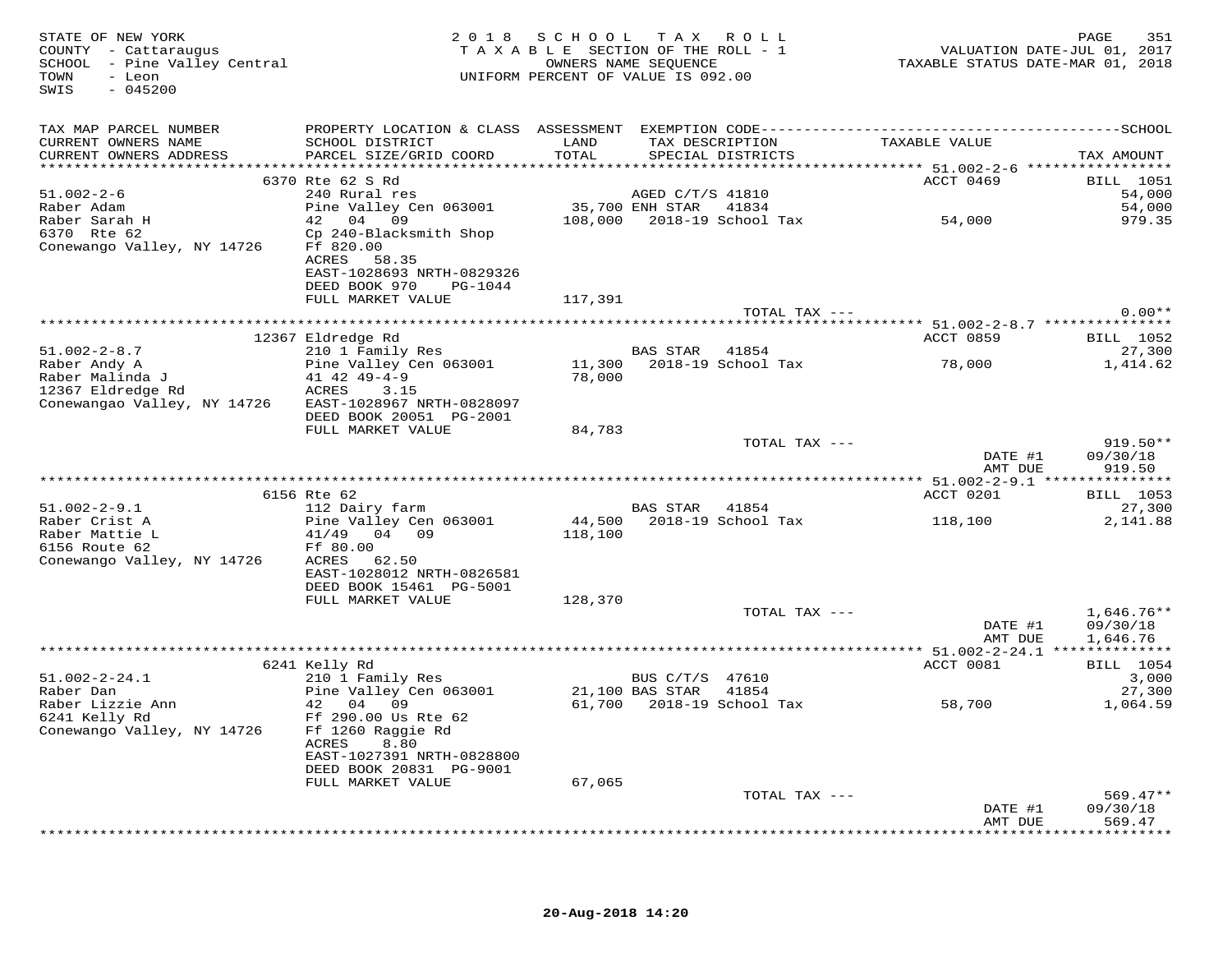STATE OF NEW YORK
COUNTY - Cattaraugus
SCHOOL - Pine Valley Central
TOWN - Leon
SWIS - 045200

2018 SCHOOL TAX ROLL
TAXABLE SECTION OF THE ROLL - 1
OWNERS NAME SEQUENCE
UNIFORM PERCENT OF VALUE IS 092.00

VALUATION DATE-JUL 01, 2017
TAXABLE STATUS DATE-MAR 01, 2018

| TAX MAP PARCEL NUMBER / CURRENT OWNERS NAME / CURRENT OWNERS ADDRESS | PROPERTY LOCATION & CLASS / SCHOOL DISTRICT / PARCEL SIZE/GRID COORD | ASSESSMENT LAND / TOTAL | EXEMPTION CODE / TAX DESCRIPTION / SPECIAL DISTRICTS | TAXABLE VALUE | SCHOOL / TAX AMOUNT |
|---|---|---|---|---|---|
| **51.002-2-6** | 6370 Rte 62 S Rd | | | ACCT 0469 | BILL 1051 |
| Raber Adam | 240 Rural res | | AGED C/T/S 41810 | | 54,000 |
| Raber Sarah H | Pine Valley Cen 063001 | 35,700 | ENH STAR 41834 | | 54,000 |
| 6370 Rte 62 | 42 04 09 | 108,000 | 2018-19 School Tax | 54,000 | 979.35 |
| Conewango Valley, NY 14726 | Cp 240-Blacksmith Shop | | | | |
| | Ff 820.00 | | | | |
| | ACRES 58.35 | | | | |
| | EAST-1028693 NRTH-0829326 | | | | |
| | DEED BOOK 970 PG-1044 | | | | |
| | FULL MARKET VALUE | 117,391 | | | |
| | | | TOTAL TAX --- | | 0.00** |
| **51.002-2-8.7** | 12367 Eldredge Rd | | | ACCT 0859 | BILL 1052 |
| Raber Andy A | 210 1 Family Res | | BAS STAR 41854 | | 27,300 |
| Raber Malinda J | Pine Valley Cen 063001 | 11,300 | 2018-19 School Tax | 78,000 | 1,414.62 |
| 12367 Eldredge Rd | 41 42 49-4-9 | 78,000 | | | |
| Conewangao Valley, NY 14726 | ACRES 3.15 | | | | |
| | EAST-1028967 NRTH-0828097 | | | | |
| | DEED BOOK 20051 PG-2001 | | | | |
| | FULL MARKET VALUE | 84,783 | | | |
| | | | TOTAL TAX --- | | 919.50** |
| | | | | DATE #1 | 09/30/18 |
| | | | | AMT DUE | 919.50 |
| **51.002-2-9.1** | 6156 Rte 62 | | | ACCT 0201 | BILL 1053 |
| Raber Crist A | 112 Dairy farm | | BAS STAR 41854 | | 27,300 |
| Raber Mattie L | Pine Valley Cen 063001 | 44,500 | 2018-19 School Tax | 118,100 | 2,141.88 |
| 6156 Route 62 | 41/49 04 09 | 118,100 | | | |
| Conewango Valley, NY 14726 | Ff 80.00 | | | | |
| | ACRES 62.50 | | | | |
| | EAST-1028012 NRTH-0826581 | | | | |
| | DEED BOOK 15461 PG-5001 | | | | |
| | FULL MARKET VALUE | 128,370 | | | |
| | | | TOTAL TAX --- | | 1,646.76** |
| | | | | DATE #1 | 09/30/18 |
| | | | | AMT DUE | 1,646.76 |
| **51.002-2-24.1** | 6241 Kelly Rd | | | ACCT 0081 | BILL 1054 |
| Raber Dan | 210 1 Family Res | | BUS C/T/S 47610 | | 3,000 |
| Raber Lizzie Ann | Pine Valley Cen 063001 | 21,100 | BAS STAR 41854 | | 27,300 |
| 6241 Kelly Rd | 42 04 09 | 61,700 | 2018-19 School Tax | 58,700 | 1,064.59 |
| Conewango Valley, NY 14726 | Ff 290.00 Us Rte 62 | | | | |
| | Ff 1260 Raggie Rd | | | | |
| | ACRES 8.80 | | | | |
| | EAST-1027391 NRTH-0828800 | | | | |
| | DEED BOOK 20831 PG-9001 | | | | |
| | FULL MARKET VALUE | 67,065 | | | |
| | | | TOTAL TAX --- | | 569.47** |
| | | | | DATE #1 | 09/30/18 |
| | | | | AMT DUE | 569.47 |

20-Aug-2018 14:20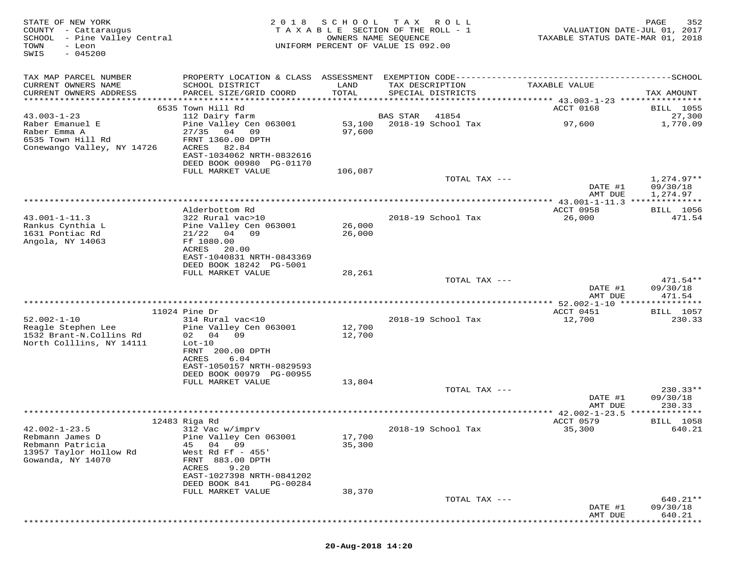STATE OF NEW YORK
COUNTY - Cattaraugus
SCHOOL - Pine Valley Central
TOWN - Leon
SWIS - 045200

2018 SCHOOL TAX ROLL
TAXABLE SECTION OF THE ROLL - 1
OWNERS NAME SEQUENCE
UNIFORM PERCENT OF VALUE IS 092.00

VALUATION DATE-JUL 01, 2017
TAXABLE STATUS DATE-MAR 01, 2018

| TAX MAP PARCEL NUMBER / CURRENT OWNERS NAME / CURRENT OWNERS ADDRESS | PROPERTY LOCATION & CLASS / SCHOOL DISTRICT / PARCEL SIZE/GRID COORD | ASSESSMENT LAND / TOTAL | EXEMPTION CODE / TAX DESCRIPTION / SPECIAL DISTRICTS | TAXABLE VALUE | TAX AMOUNT |
|---|---|---|---|---|---|
| | 6535 Town Hill Rd | | | ACCT 0168 | BILL 1055 |
| 43.003-1-23 | 112 Dairy farm | | BAS STAR 41854 | | 27,300 |
| Raber Emanuel E | Pine Valley Cen 063001 | 53,100 | 2018-19 School Tax | 97,600 | 1,770.09 |
| Raber Emma A | 27/35 04 09 | 97,600 | | | |
| 6535 Town Hill Rd | FRNT 1360.00 DPTH | | | | |
| Conewango Valley, NY 14726 | ACRES 82.84 | | | | |
| | EAST-1034062 NRTH-0832616 | | | | |
| | DEED BOOK 00980 PG-01170 | | | | |
| | FULL MARKET VALUE | 106,087 | | | |
| | | | TOTAL TAX --- | | 1,274.97** |
| | | | | DATE #1 | 09/30/18 |
| | | | | AMT DUE | 1,274.97 |
| | Alderbottom Rd | | | ACCT 0958 | BILL 1056 |
| 43.001-1-11.3 | 322 Rural vac>10 | | 2018-19 School Tax | 26,000 | 471.54 |
| Rankus Cynthia L | Pine Valley Cen 063001 | 26,000 | | | |
| 1631 Pontiac Rd | 21/22 04 09 | 26,000 | | | |
| Angola, NY 14063 | Ff 1080.00 | | | | |
| | ACRES 20.00 | | | | |
| | EAST-1040831 NRTH-0843369 | | | | |
| | DEED BOOK 18242 PG-5001 | | | | |
| | FULL MARKET VALUE | 28,261 | | | |
| | | | TOTAL TAX --- | | 471.54** |
| | | | | DATE #1 | 09/30/18 |
| | | | | AMT DUE | 471.54 |
| | 11024 Pine Dr | | | ACCT 0451 | BILL 1057 |
| 52.002-1-10 | 314 Rural vac<10 | | 2018-19 School Tax | 12,700 | 230.33 |
| Reagle Stephen Lee | Pine Valley Cen 063001 | 12,700 | | | |
| 1532 Brant-N.Collins Rd | 02 04 09 | 12,700 | | | |
| North Colllins, NY 14111 | Lot-10 | | | | |
| | FRNT 200.00 DPTH | | | | |
| | ACRES 6.04 | | | | |
| | EAST-1050157 NRTH-0829593 | | | | |
| | DEED BOOK 00979 PG-00955 | | | | |
| | FULL MARKET VALUE | 13,804 | | | |
| | | | TOTAL TAX --- | | 230.33** |
| | | | | DATE #1 | 09/30/18 |
| | | | | AMT DUE | 230.33 |
| | 12483 Riga Rd | | | ACCT 0579 | BILL 1058 |
| 42.002-1-23.5 | 312 Vac w/imprv | | 2018-19 School Tax | 35,300 | 640.21 |
| Rebmann James D | Pine Valley Cen 063001 | 17,700 | | | |
| Rebmann Patricia | 45 04 09 | 35,300 | | | |
| 13957 Taylor Hollow Rd | West Rd Ff - 455' | | | | |
| Gowanda, NY 14070 | FRNT 883.00 DPTH | | | | |
| | ACRES 9.20 | | | | |
| | EAST-1027398 NRTH-0841202 | | | | |
| | DEED BOOK 841 PG-00284 | | | | |
| | FULL MARKET VALUE | 38,370 | | | |
| | | | TOTAL TAX --- | | 640.21** |
| | | | | DATE #1 | 09/30/18 |
| | | | | AMT DUE | 640.21 |

20-Aug-2018 14:20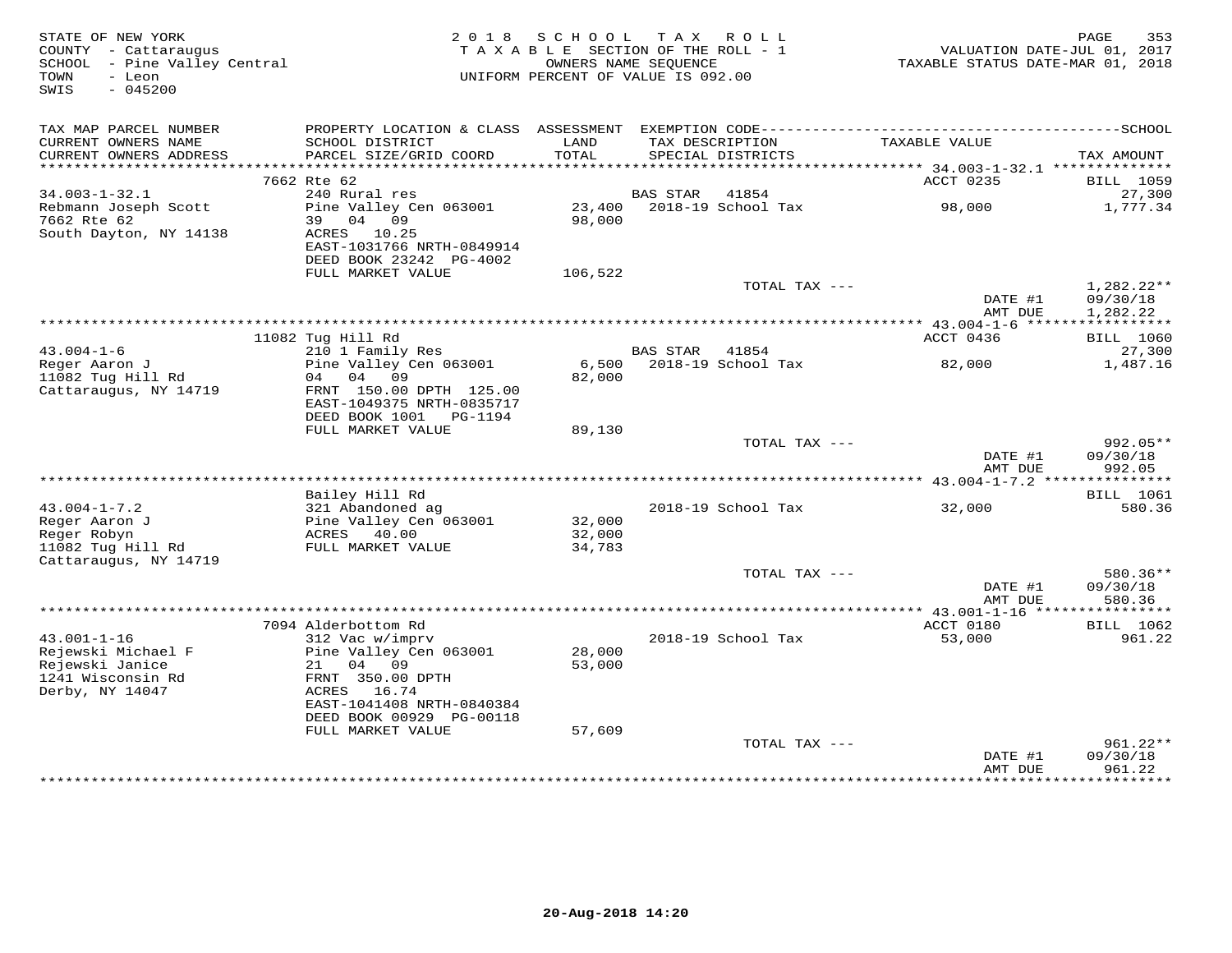STATE OF NEW YORK
COUNTY - Cattaraugus
SCHOOL - Pine Valley Central
TOWN - Leon
SWIS - 045200

2018 SCHOOL TAX ROLL
TAXABLE SECTION OF THE ROLL - 1
OWNERS NAME SEQUENCE
UNIFORM PERCENT OF VALUE IS 092.00

VALUATION DATE-JUL 01, 2017
TAXABLE STATUS DATE-MAR 01, 2018

| TAX MAP PARCEL NUMBER / CURRENT OWNERS NAME / CURRENT OWNERS ADDRESS | PROPERTY LOCATION & CLASS / SCHOOL DISTRICT / PARCEL SIZE/GRID COORD | ASSESSMENT LAND / TOTAL | EXEMPTION CODE / TAX DESCRIPTION / SPECIAL DISTRICTS | TAXABLE VALUE | TAX AMOUNT |
|---|---|---|---|---|---|
| | 7662 Rte 62 | | | ACCT 0235 | BILL 1059 |
| 34.003-1-32.1 | 240 Rural res | | BAS STAR 41854 | | 27,300 |
| Rebmann Joseph Scott | Pine Valley Cen 063001 | 23,400 | 2018-19 School Tax | 98,000 | 1,777.34 |
| 7662 Rte 62 | 39 04 09 | 98,000 | | | |
| South Dayton, NY 14138 | ACRES 10.25 | | | | |
| | EAST-1031766 NRTH-0849914 | | | | |
| | DEED BOOK 23242 PG-4002 | | | | |
| | FULL MARKET VALUE | 106,522 | | | |
| | | | TOTAL TAX --- | | 1,282.22** |
| | | | | DATE #1 | 09/30/18 |
| | | | | AMT DUE | 1,282.22 |
| | 11082 Tug Hill Rd | | | ACCT 0436 | BILL 1060 |
| 43.004-1-6 | 210 1 Family Res | | BAS STAR 41854 | | 27,300 |
| Reger Aaron J | Pine Valley Cen 063001 | 6,500 | 2018-19 School Tax | 82,000 | 1,487.16 |
| 11082 Tug Hill Rd | 04 04 09 | 82,000 | | | |
| Cattaraugus, NY 14719 | FRNT 150.00 DPTH 125.00 | | | | |
| | EAST-1049375 NRTH-0835717 | | | | |
| | DEED BOOK 1001 PG-1194 | | | | |
| | FULL MARKET VALUE | 89,130 | | | |
| | | | TOTAL TAX --- | | 992.05** |
| | | | | DATE #1 | 09/30/18 |
| | | | | AMT DUE | 992.05 |
| | Bailey Hill Rd | | | | BILL 1061 |
| 43.004-1-7.2 | 321 Abandoned ag | | 2018-19 School Tax | 32,000 | 580.36 |
| Reger Aaron J | Pine Valley Cen 063001 | 32,000 | | | |
| Reger Robyn | ACRES 40.00 | 32,000 | | | |
| 11082 Tug Hill Rd | FULL MARKET VALUE | 34,783 | | | |
| Cattaraugus, NY 14719 | | | | | |
| | | | TOTAL TAX --- | | 580.36** |
| | | | | DATE #1 | 09/30/18 |
| | | | | AMT DUE | 580.36 |
| | 7094 Alderbottom Rd | | | ACCT 0180 | BILL 1062 |
| 43.001-1-16 | 312 Vac w/imprv | | 2018-19 School Tax | 53,000 | 961.22 |
| Rejewski Michael F | Pine Valley Cen 063001 | 28,000 | | | |
| Rejewski Janice | 21 04 09 | 53,000 | | | |
| 1241 Wisconsin Rd | FRNT 350.00 DPTH | | | | |
| Derby, NY 14047 | ACRES 16.74 | | | | |
| | EAST-1041408 NRTH-0840384 | | | | |
| | DEED BOOK 00929 PG-00118 | | | | |
| | FULL MARKET VALUE | 57,609 | | | |
| | | | TOTAL TAX --- | | 961.22** |
| | | | | DATE #1 | 09/30/18 |
| | | | | AMT DUE | 961.22 |

20-Aug-2018 14:20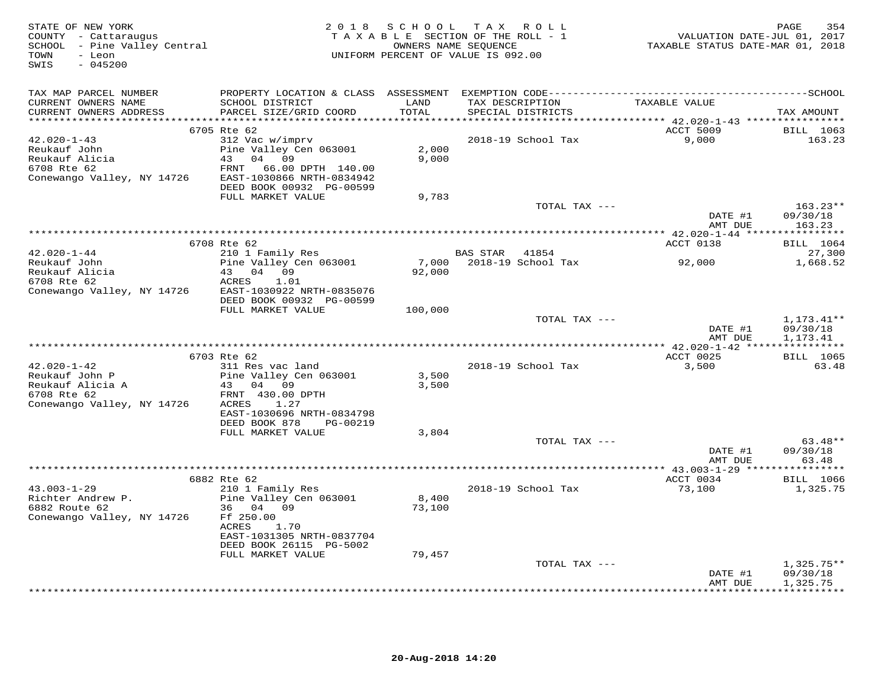STATE OF NEW YORK
COUNTY - Cattaraugus
SCHOOL - Pine Valley Central
TOWN - Leon
SWIS - 045200

2018 SCHOOL TAX ROLL
TAXABLE SECTION OF THE ROLL - 1
OWNERS NAME SEQUENCE
UNIFORM PERCENT OF VALUE IS 092.00

VALUATION DATE-JUL 01, 2017
TAXABLE STATUS DATE-MAR 01, 2018

| TAX MAP PARCEL NUMBER / CURRENT OWNERS NAME / CURRENT OWNERS ADDRESS | PROPERTY LOCATION & CLASS / SCHOOL DISTRICT / PARCEL SIZE/GRID COORD | ASSESSMENT LAND / TOTAL | EXEMPTION CODE / TAX DESCRIPTION / SPECIAL DISTRICTS | TAXABLE VALUE | TAX AMOUNT |
|---|---|---|---|---|---|
| | 6705 Rte 62 | | | ACCT 5009 | BILL 1063 |
| 42.020-1-43 | 312 Vac w/imprv | | 2018-19 School Tax | 9,000 | 163.23 |
| Reukauf John | Pine Valley Cen 063001 | 2,000 | | | |
| Reukauf Alicia | 43 04 09 | 9,000 | | | |
| 6708 Rte 62 | FRNT 66.00 DPTH 140.00 | | | | |
| Conewango Valley, NY 14726 | EAST-1030866 NRTH-0834942 | | | | |
| | DEED BOOK 00932 PG-00599 | | | | |
| | FULL MARKET VALUE | 9,783 | | | |
| | | | TOTAL TAX --- | | 163.23** |
| | | | | DATE #1 | 09/30/18 |
| | | | | AMT DUE | 163.23 |
| | 6708 Rte 62 | | | ACCT 0138 | BILL 1064 |
| 42.020-1-44 | 210 1 Family Res | | BAS STAR 41854 | | 27,300 |
| Reukauf John | Pine Valley Cen 063001 | 7,000 | 2018-19 School Tax | 92,000 | 1,668.52 |
| Reukauf Alicia | 43 04 09 | 92,000 | | | |
| 6708 Rte 62 | ACRES 1.01 | | | | |
| Conewango Valley, NY 14726 | EAST-1030922 NRTH-0835076 | | | | |
| | DEED BOOK 00932 PG-00599 | | | | |
| | FULL MARKET VALUE | 100,000 | | | |
| | | | TOTAL TAX --- | | 1,173.41** |
| | | | | DATE #1 | 09/30/18 |
| | | | | AMT DUE | 1,173.41 |
| | 6703 Rte 62 | | | ACCT 0025 | BILL 1065 |
| 42.020-1-42 | 311 Res vac land | | 2018-19 School Tax | 3,500 | 63.48 |
| Reukauf John P | Pine Valley Cen 063001 | 3,500 | | | |
| Reukauf Alicia A | 43 04 09 | 3,500 | | | |
| 6708 Rte 62 | FRNT 430.00 DPTH | | | | |
| Conewango Valley, NY 14726 | ACRES 1.27 | | | | |
| | EAST-1030696 NRTH-0834798 | | | | |
| | DEED BOOK 878 PG-00219 | | | | |
| | FULL MARKET VALUE | 3,804 | | | |
| | | | TOTAL TAX --- | | 63.48** |
| | | | | DATE #1 | 09/30/18 |
| | | | | AMT DUE | 63.48 |
| | 6882 Rte 62 | | | ACCT 0034 | BILL 1066 |
| 43.003-1-29 | 210 1 Family Res | | 2018-19 School Tax | 73,100 | 1,325.75 |
| Richter Andrew P. | Pine Valley Cen 063001 | 8,400 | | | |
| 6882 Route 62 | 36 04 09 | 73,100 | | | |
| Conewango Valley, NY 14726 | Ff 250.00 | | | | |
| | ACRES 1.70 | | | | |
| | EAST-1031305 NRTH-0837704 | | | | |
| | DEED BOOK 26115 PG-5002 | | | | |
| | FULL MARKET VALUE | 79,457 | | | |
| | | | TOTAL TAX --- | | 1,325.75** |
| | | | | DATE #1 | 09/30/18 |
| | | | | AMT DUE | 1,325.75 |

20-Aug-2018 14:20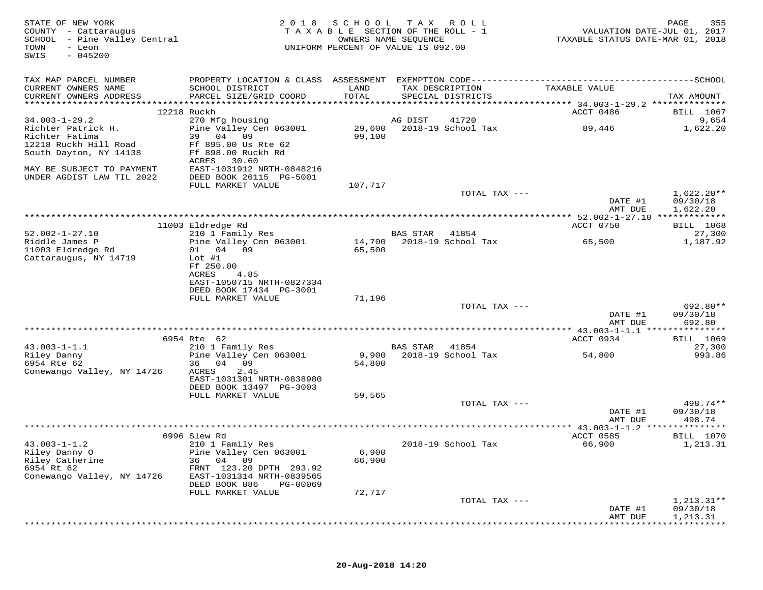STATE OF NEW YORK
COUNTY - Cattaraugus
SCHOOL - Pine Valley Central
TOWN - Leon
SWIS - 045200

2018 SCHOOL TAX ROLL
TAXABLE SECTION OF THE ROLL - 1
OWNERS NAME SEQUENCE
UNIFORM PERCENT OF VALUE IS 092.00

VALUATION DATE-JUL 01, 2017
TAXABLE STATUS DATE-MAR 01, 2018

| TAX MAP PARCEL NUMBER / CURRENT OWNERS NAME / CURRENT OWNERS ADDRESS | PROPERTY LOCATION & CLASS / SCHOOL DISTRICT / PARCEL SIZE/GRID COORD | ASSESSMENT LAND / TOTAL | EXEMPTION CODE / TAX DESCRIPTION / SPECIAL DISTRICTS | TAXABLE VALUE | TAX AMOUNT |
|---|---|---|---|---|---|
| 34.003-1-29.2 | 12218 Ruckh | | | ACCT 0486 | BILL 1067 |
| Richter Patrick H. | 270 Mfg housing | | AG DIST 41720 | | 9,654 |
| Richter Fatima | Pine Valley Cen 063001 | 29,600 | 2018-19 School Tax | 89,446 | 1,622.20 |
| 12218 Ruckh Hill Road | 39 04 09 | 99,100 | | | |
| South Dayton, NY 14138 | Ff 895.00 Us Rte 62 | | | | |
| | Ff 898.00 Ruckh Rd | | | | |
| | ACRES 30.60 | | | | |
| MAY BE SUBJECT TO PAYMENT | EAST-1031912 NRTH-0848216 | | | | |
| UNDER AGDIST LAW TIL 2022 | DEED BOOK 26115 PG-5001 | | | | |
| | FULL MARKET VALUE | 107,717 | | | |
| | | | TOTAL TAX --- | | 1,622.20** |
| | | | | DATE #1 | 09/30/18 |
| | | | | AMT DUE | 1,622.20 |
| 52.002-1-27.10 | 11003 Eldredge Rd | | | ACCT 0750 | BILL 1068 |
| Riddle James P | 210 1 Family Res | | BAS STAR 41854 | | 27,300 |
| 11003 Eldredge Rd | Pine Valley Cen 063001 | 14,700 | 2018-19 School Tax | 65,500 | 1,187.92 |
| Cattaraugus, NY 14719 | 01 04 09 | 65,500 | | | |
| | Lot #1 | | | | |
| | Ff 250.00 | | | | |
| | ACRES 4.85 | | | | |
| | EAST-1050715 NRTH-0827334 | | | | |
| | DEED BOOK 17434 PG-3001 | | | | |
| | FULL MARKET VALUE | 71,196 | | | |
| | | | TOTAL TAX --- | | 692.80** |
| | | | | DATE #1 | 09/30/18 |
| | | | | AMT DUE | 692.80 |
| 43.003-1-1.1 | 6954 Rte 62 | | | ACCT 0934 | BILL 1069 |
| Riley Danny | 210 1 Family Res | | BAS STAR 41854 | | 27,300 |
| 6954 Rte 62 | Pine Valley Cen 063001 | 9,900 | 2018-19 School Tax | 54,800 | 993.86 |
| Conewango Valley, NY 14726 | 36 04 09 | 54,800 | | | |
| | ACRES 2.45 | | | | |
| | EAST-1031301 NRTH-0838980 | | | | |
| | DEED BOOK 13497 PG-3003 | | | | |
| | FULL MARKET VALUE | 59,565 | | | |
| | | | TOTAL TAX --- | | 498.74** |
| | | | | DATE #1 | 09/30/18 |
| | | | | AMT DUE | 498.74 |
| 43.003-1-1.2 | 6996 Slew Rd | | | ACCT 0585 | BILL 1070 |
| Riley Danny O | 210 1 Family Res | | 2018-19 School Tax | 66,900 | 1,213.31 |
| Riley Catherine | Pine Valley Cen 063001 | 6,900 | | | |
| 6954 Rt 62 | 36 04 09 | 66,900 | | | |
| Conewango Valley, NY 14726 | FRNT 123.20 DPTH 293.92 | | | | |
| | EAST-1031314 NRTH-0839565 | | | | |
| | DEED BOOK 886 PG-00069 | | | | |
| | FULL MARKET VALUE | 72,717 | | | |
| | | | TOTAL TAX --- | | 1,213.31** |
| | | | | DATE #1 | 09/30/18 |
| | | | | AMT DUE | 1,213.31 |

20-Aug-2018 14:20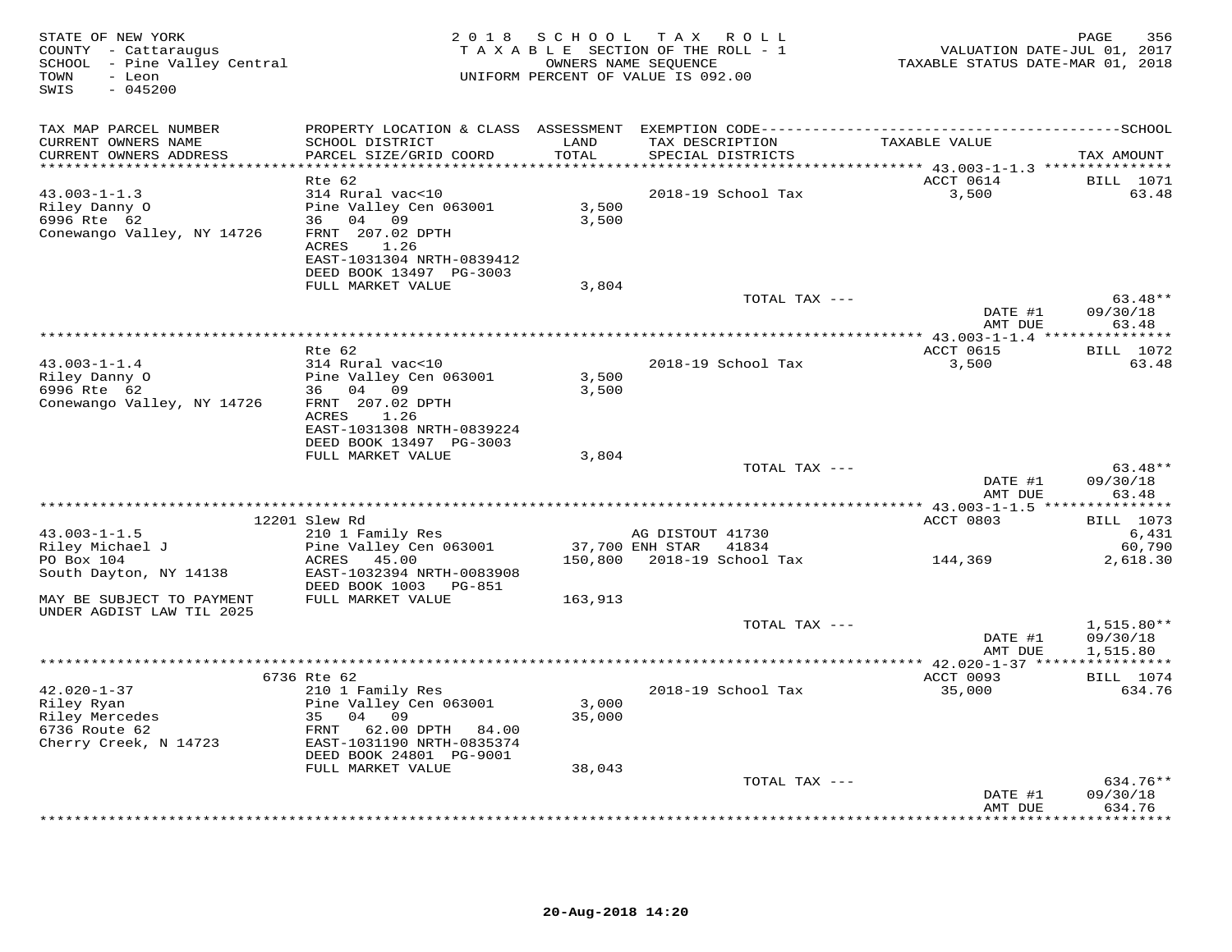STATE OF NEW YORK
COUNTY - Cattaraugus
SCHOOL - Pine Valley Central
TOWN - Leon
SWIS - 045200

2018 SCHOOL TAX ROLL
TAXABLE SECTION OF THE ROLL - 1
OWNERS NAME SEQUENCE
UNIFORM PERCENT OF VALUE IS 092.00

VALUATION DATE-JUL 01, 2017
TAXABLE STATUS DATE-MAR 01, 2018

| TAX MAP PARCEL NUMBER / CURRENT OWNERS NAME / CURRENT OWNERS ADDRESS | PROPERTY LOCATION & CLASS / SCHOOL DISTRICT / PARCEL SIZE/GRID COORD | ASSESSMENT LAND / TOTAL | EXEMPTION CODE / TAX DESCRIPTION / SPECIAL DISTRICTS | TAXABLE VALUE | TAX AMOUNT |
|---|---|---|---|---|---|
| | Rte 62 | | | ACCT 0614 | BILL 1071 |
| 43.003-1-1.3 | 314 Rural vac<10 | | 2018-19 School Tax | 3,500 | 63.48 |
| Riley Danny O | Pine Valley Cen 063001 | 3,500 | | | |
| 6996 Rte 62 | 36 04 09 | 3,500 | | | |
| Conewango Valley, NY 14726 | FRNT 207.02 DPTH | | | | |
| | ACRES 1.26 | | | | |
| | EAST-1031304 NRTH-0839412 | | | | |
| | DEED BOOK 13497 PG-3003 | | | | |
| | FULL MARKET VALUE | 3,804 | | | |
| | | | TOTAL TAX --- | | 63.48** |
| | | | | DATE #1 | 09/30/18 |
| | | | | AMT DUE | 63.48 |
| | Rte 62 | | | ACCT 0615 | BILL 1072 |
| 43.003-1-1.4 | 314 Rural vac<10 | | 2018-19 School Tax | 3,500 | 63.48 |
| Riley Danny O | Pine Valley Cen 063001 | 3,500 | | | |
| 6996 Rte 62 | 36 04 09 | 3,500 | | | |
| Conewango Valley, NY 14726 | FRNT 207.02 DPTH | | | | |
| | ACRES 1.26 | | | | |
| | EAST-1031308 NRTH-0839224 | | | | |
| | DEED BOOK 13497 PG-3003 | | | | |
| | FULL MARKET VALUE | 3,804 | | | |
| | | | TOTAL TAX --- | | 63.48** |
| | | | | DATE #1 | 09/30/18 |
| | | | | AMT DUE | 63.48 |
| | 12201 Slew Rd | | | ACCT 0803 | BILL 1073 |
| 43.003-1-1.5 | 210 1 Family Res | | AG DISTOUT 41730 | | 6,431 |
| Riley Michael J | Pine Valley Cen 063001 | 37,700 | ENH STAR 41834 | | 60,790 |
| PO Box 104 | ACRES 45.00 | 150,800 | 2018-19 School Tax | 144,369 | 2,618.30 |
| South Dayton, NY 14138 | EAST-1032394 NRTH-0083908 | | | | |
| | DEED BOOK 1003 PG-851 | | | | |
| MAY BE SUBJECT TO PAYMENT | FULL MARKET VALUE | 163,913 | | | |
| UNDER AGDIST LAW TIL 2025 | | | | | |
| | | | TOTAL TAX --- | | 1,515.80** |
| | | | | DATE #1 | 09/30/18 |
| | | | | AMT DUE | 1,515.80 |
| | 6736 Rte 62 | | | ACCT 0093 | BILL 1074 |
| 42.020-1-37 | 210 1 Family Res | | 2018-19 School Tax | 35,000 | 634.76 |
| Riley Ryan | Pine Valley Cen 063001 | 3,000 | | | |
| Riley Mercedes | 35 04 09 | 35,000 | | | |
| 6736 Route 62 | FRNT 62.00 DPTH 84.00 | | | | |
| Cherry Creek, N 14723 | EAST-1031190 NRTH-0835374 | | | | |
| | DEED BOOK 24801 PG-9001 | | | | |
| | FULL MARKET VALUE | 38,043 | | | |
| | | | TOTAL TAX --- | | 634.76** |
| | | | | DATE #1 | 09/30/18 |
| | | | | AMT DUE | 634.76 |

20-Aug-2018 14:20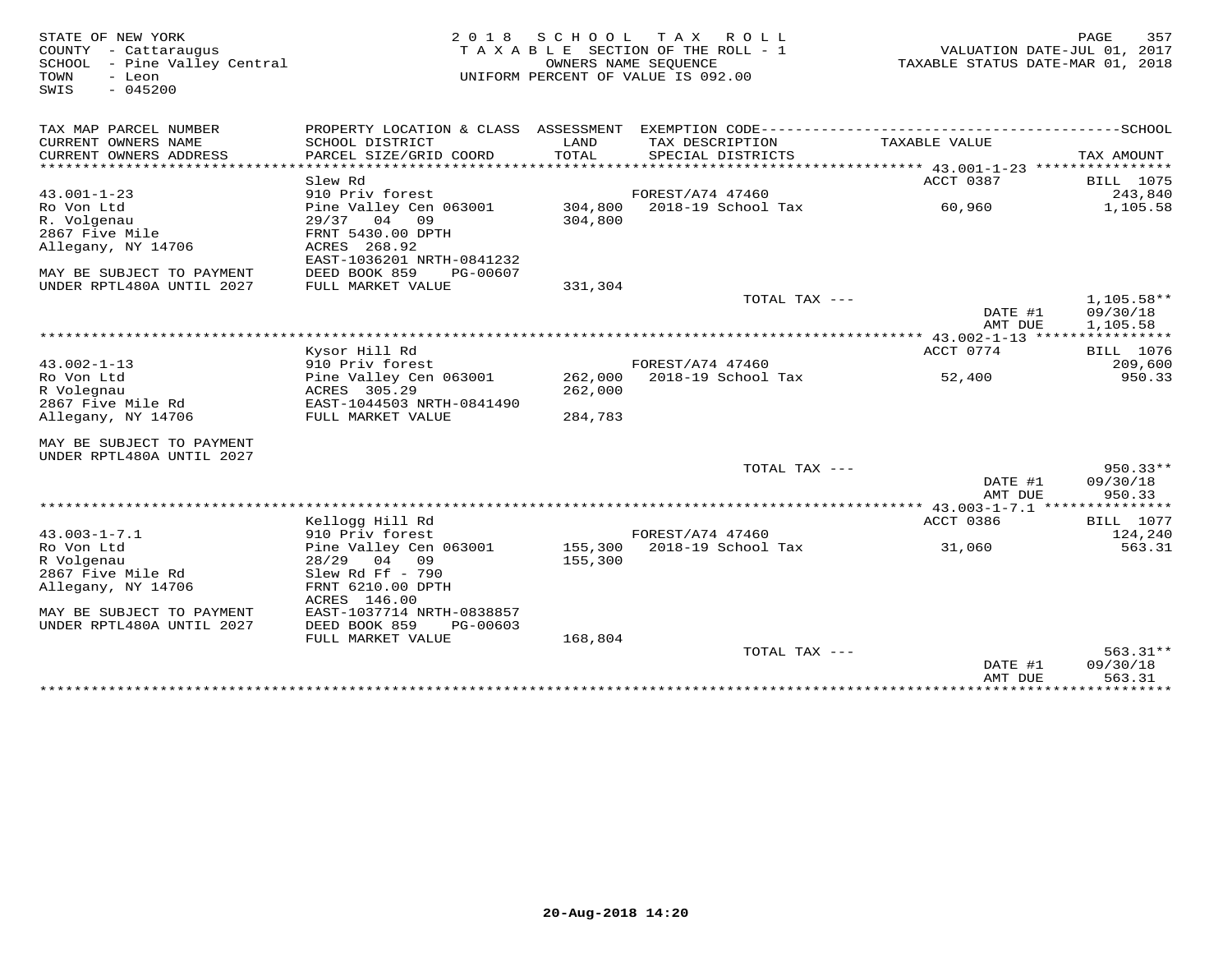STATE OF NEW YORK
COUNTY - Cattaraugus
SCHOOL - Pine Valley Central
TOWN - Leon
SWIS - 045200

2018 SCHOOL TAX ROLL
TAXABLE SECTION OF THE ROLL - 1
OWNERS NAME SEQUENCE
UNIFORM PERCENT OF VALUE IS 092.00

VALUATION DATE-JUL 01, 2017
TAXABLE STATUS DATE-MAR 01, 2018

| TAX MAP PARCEL NUMBER / CURRENT OWNERS NAME / CURRENT OWNERS ADDRESS | PROPERTY LOCATION & CLASS / SCHOOL DISTRICT / PARCEL SIZE/GRID COORD | ASSESSMENT LAND / TOTAL | EXEMPTION CODE / TAX DESCRIPTION / SPECIAL DISTRICTS | TAXABLE VALUE | TAX AMOUNT |
|---|---|---|---|---|---|
| 43.001-1-23 | Slew Rd | | | ACCT 0387 | BILL 1075 |
| | 910 Priv forest | | FOREST/A74 47460 | | 243,840 |
| Ro Von Ltd | Pine Valley Cen 063001 | 304,800 | 2018-19 School Tax | 60,960 | 1,105.58 |
| R. Volgenau | 29/37 04 09 | 304,800 | | | |
| 2867 Five Mile | FRNT 5430.00 DPTH | | | | |
| Allegany, NY 14706 | ACRES 268.92 | | | | |
| | EAST-1036201 NRTH-0841232 | | | | |
| MAY BE SUBJECT TO PAYMENT | DEED BOOK 859 PG-00607 | | | | |
| UNDER RPTL480A UNTIL 2027 | FULL MARKET VALUE | 331,304 | | | |
| | | | TOTAL TAX --- | | 1,105.58** |
| | | | | DATE #1 | 09/30/18 |
| | | | | AMT DUE | 1,105.58 |
| 43.002-1-13 | Kysor Hill Rd | | | ACCT 0774 | BILL 1076 |
| | 910 Priv forest | | FOREST/A74 47460 | | 209,600 |
| Ro Von Ltd | Pine Valley Cen 063001 | 262,000 | 2018-19 School Tax | 52,400 | 950.33 |
| R Volegnau | ACRES 305.29 | 262,000 | | | |
| 2867 Five Mile Rd | EAST-1044503 NRTH-0841490 | | | | |
| Allegany, NY 14706 | FULL MARKET VALUE | 284,783 | | | |
| MAY BE SUBJECT TO PAYMENT | | | | | |
| UNDER RPTL480A UNTIL 2027 | | | | | |
| | | | TOTAL TAX --- | | 950.33** |
| | | | | DATE #1 | 09/30/18 |
| | | | | AMT DUE | 950.33 |
| 43.003-1-7.1 | Kellogg Hill Rd | | | ACCT 0386 | BILL 1077 |
| | 910 Priv forest | | FOREST/A74 47460 | | 124,240 |
| Ro Von Ltd | Pine Valley Cen 063001 | 155,300 | 2018-19 School Tax | 31,060 | 563.31 |
| R Volgenau | 28/29 04 09 | 155,300 | | | |
| 2867 Five Mile Rd | Slew Rd Ff - 790 | | | | |
| Allegany, NY 14706 | FRNT 6210.00 DPTH | | | | |
| | ACRES 146.00 | | | | |
| MAY BE SUBJECT TO PAYMENT | EAST-1037714 NRTH-0838857 | | | | |
| UNDER RPTL480A UNTIL 2027 | DEED BOOK 859 PG-00603 | | | | |
| | FULL MARKET VALUE | 168,804 | | | |
| | | | TOTAL TAX --- | | 563.31** |
| | | | | DATE #1 | 09/30/18 |
| | | | | AMT DUE | 563.31 |

20-Aug-2018 14:20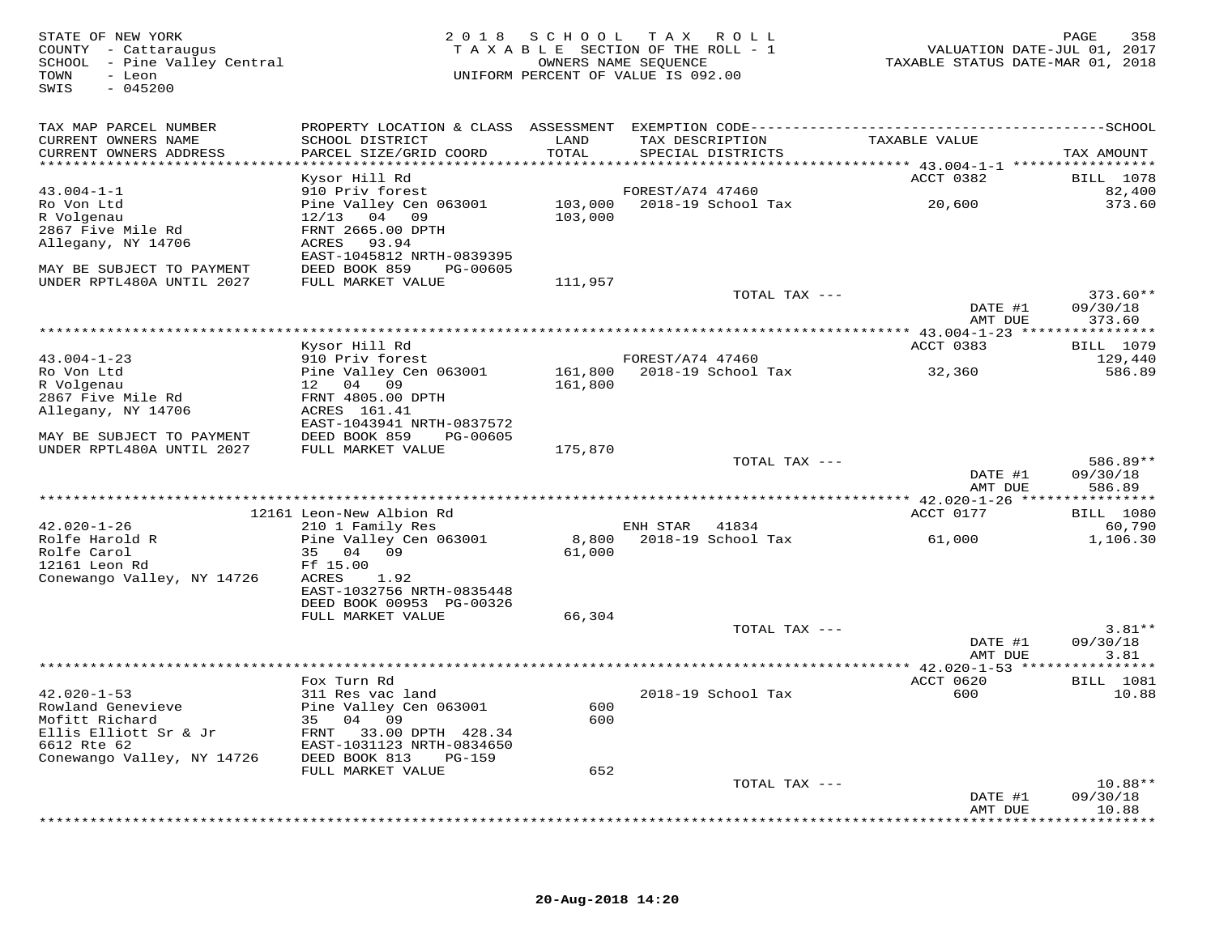STATE OF NEW YORK
COUNTY - Cattaraugus
SCHOOL - Pine Valley Central
TOWN - Leon
SWIS - 045200

2018 SCHOOL TAX ROLL
TAXABLE SECTION OF THE ROLL - 1
OWNERS NAME SEQUENCE
UNIFORM PERCENT OF VALUE IS 092.00

VALUATION DATE-JUL 01, 2017
TAXABLE STATUS DATE-MAR 01, 2018

| TAX MAP PARCEL NUMBER / CURRENT OWNERS NAME / CURRENT OWNERS ADDRESS | PROPERTY LOCATION & CLASS / SCHOOL DISTRICT / PARCEL SIZE/GRID COORD | ASSESSMENT LAND / TOTAL | EXEMPTION CODE / TAX DESCRIPTION / SPECIAL DISTRICTS | TAXABLE VALUE | TAX AMOUNT |
|---|---|---|---|---|---|
| | Kysor Hill Rd | | | ACCT 0382 | BILL 1078 |
| 43.004-1-1 | 910 Priv forest | | FOREST/A74 47460 | | 82,400 |
| Ro Von Ltd | Pine Valley Cen 063001 | 103,000 | 2018-19 School Tax | 20,600 | 373.60 |
| R Volgenau | 12/13 04 09 | 103,000 | | | |
| 2867 Five Mile Rd | FRNT 2665.00 DPTH | | | | |
| Allegany, NY 14706 | ACRES 93.94 | | | | |
| | EAST-1045812 NRTH-0839395 | | | | |
| MAY BE SUBJECT TO PAYMENT | DEED BOOK 859 PG-00605 | | | | |
| UNDER RPTL480A UNTIL 2027 | FULL MARKET VALUE | 111,957 | | | |
| | | | TOTAL TAX --- | | 373.60** |
| | | | | DATE #1 | 09/30/18 |
| | | | | AMT DUE | 373.60 |
| | Kysor Hill Rd | | | ACCT 0383 | BILL 1079 |
| 43.004-1-23 | 910 Priv forest | | FOREST/A74 47460 | | 129,440 |
| Ro Von Ltd | Pine Valley Cen 063001 | 161,800 | 2018-19 School Tax | 32,360 | 586.89 |
| R Volgenau | 12 04 09 | 161,800 | | | |
| 2867 Five Mile Rd | FRNT 4805.00 DPTH | | | | |
| Allegany, NY 14706 | ACRES 161.41 | | | | |
| | EAST-1043941 NRTH-0837572 | | | | |
| MAY BE SUBJECT TO PAYMENT | DEED BOOK 859 PG-00605 | | | | |
| UNDER RPTL480A UNTIL 2027 | FULL MARKET VALUE | 175,870 | | | |
| | | | TOTAL TAX --- | | 586.89** |
| | | | | DATE #1 | 09/30/18 |
| | | | | AMT DUE | 586.89 |
| | 12161 Leon-New Albion Rd | | | ACCT 0177 | BILL 1080 |
| 42.020-1-26 | 210 1 Family Res | | ENH STAR 41834 | | 60,790 |
| Rolfe Harold R | Pine Valley Cen 063001 | 8,800 | 2018-19 School Tax | 61,000 | 1,106.30 |
| Rolfe Carol | 35 04 09 | 61,000 | | | |
| 12161 Leon Rd | Ff 15.00 | | | | |
| Conewango Valley, NY 14726 | ACRES 1.92 | | | | |
| | EAST-1032756 NRTH-0835448 | | | | |
| | DEED BOOK 00953 PG-00326 | | | | |
| | FULL MARKET VALUE | 66,304 | | | |
| | | | TOTAL TAX --- | | 3.81** |
| | | | | DATE #1 | 09/30/18 |
| | | | | AMT DUE | 3.81 |
| | Fox Turn Rd | | | ACCT 0620 | BILL 1081 |
| 42.020-1-53 | 311 Res vac land | | 2018-19 School Tax | 600 | 10.88 |
| Rowland Genevieve | Pine Valley Cen 063001 | 600 | | | |
| Mofitt Richard | 35 04 09 | 600 | | | |
| Ellis Elliott Sr & Jr | FRNT 33.00 DPTH 428.34 | | | | |
| 6612 Rte 62 | EAST-1031123 NRTH-0834650 | | | | |
| Conewango Valley, NY 14726 | DEED BOOK 813 PG-159 | | | | |
| | FULL MARKET VALUE | 652 | | | |
| | | | TOTAL TAX --- | | 10.88** |
| | | | | DATE #1 | 09/30/18 |
| | | | | AMT DUE | 10.88 |

20-Aug-2018 14:20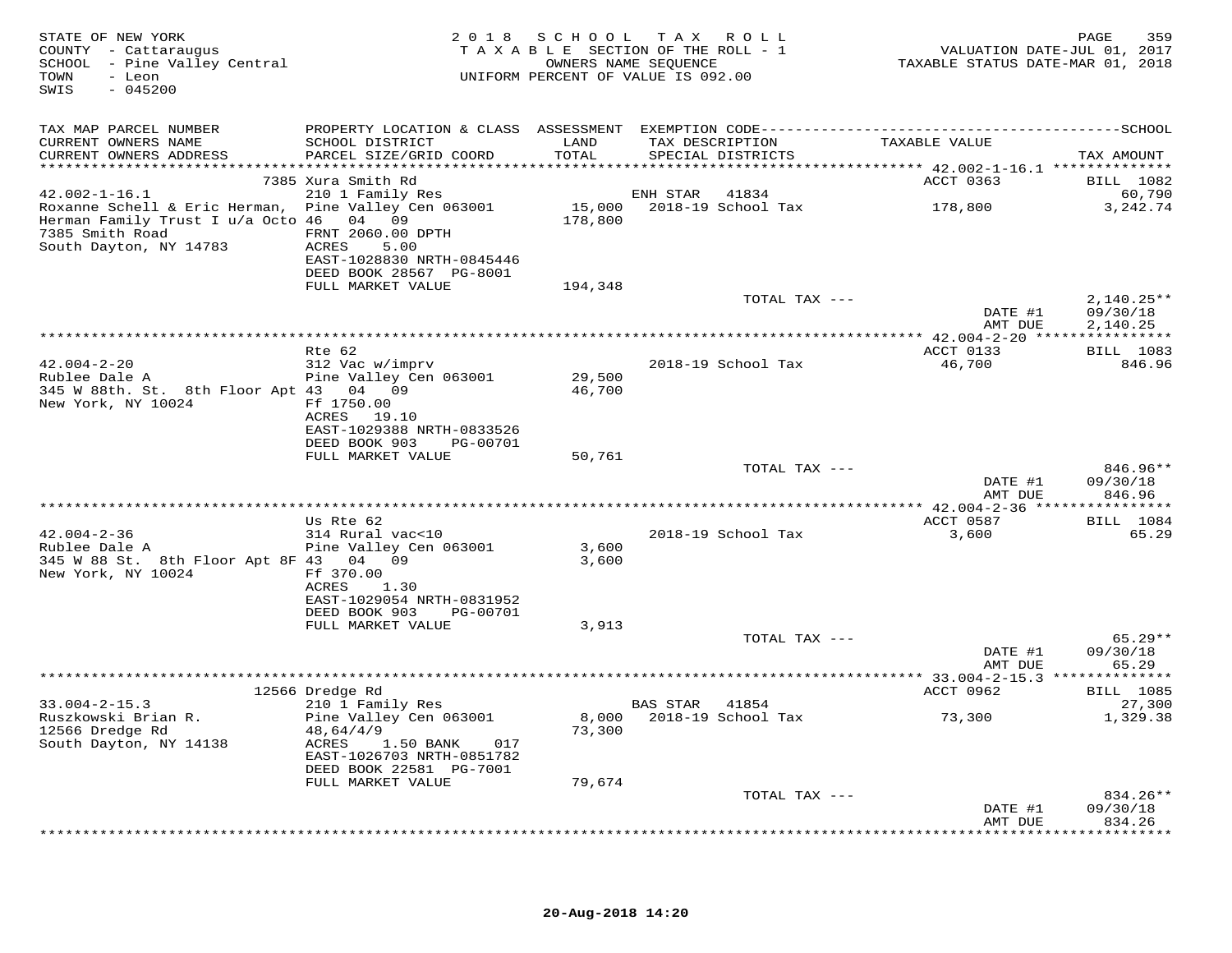STATE OF NEW YORK
COUNTY - Cattaraugus
SCHOOL - Pine Valley Central
TOWN - Leon
SWIS - 045200

2018 SCHOOL TAX ROLL
TAXABLE SECTION OF THE ROLL - 1
OWNERS NAME SEQUENCE
UNIFORM PERCENT OF VALUE IS 092.00

VALUATION DATE-JUL 01, 2017
TAXABLE STATUS DATE-MAR 01, 2018

| TAX MAP PARCEL NUMBER / CURRENT OWNERS NAME / CURRENT OWNERS ADDRESS | PROPERTY LOCATION & CLASS / SCHOOL DISTRICT / PARCEL SIZE/GRID COORD | ASSESSMENT LAND / TOTAL | EXEMPTION CODE / TAX DESCRIPTION / SPECIAL DISTRICTS | TAXABLE VALUE | TAX AMOUNT |
|---|---|---|---|---|---|
| | 7385 Xura Smith Rd | | | ACCT 0363 | BILL 1082 |
| 42.002-1-16.1 | 210 1 Family Res | | ENH STAR 41834 | | 60,790 |
| Roxanne Schell & Eric Herman, | Pine Valley Cen 063001 | 15,000 | 2018-19 School Tax | 178,800 | 3,242.74 |
| Herman Family Trust I u/a Octo | 46 04 09 | 178,800 | | | |
| 7385 Smith Road | FRNT 2060.00 DPTH | | | | |
| South Dayton, NY 14783 | ACRES 5.00 | | | | |
| | EAST-1028830 NRTH-0845446 | | | | |
| | DEED BOOK 28567 PG-8001 | | | | |
| | FULL MARKET VALUE | 194,348 | | | |
| | | | TOTAL TAX --- | | 2,140.25** |
| | | | | DATE #1 | 09/30/18 |
| | | | | AMT DUE | 2,140.25 |
| | Rte 62 | | | ACCT 0133 | BILL 1083 |
| 42.004-2-20 | 312 Vac w/imprv | | 2018-19 School Tax | 46,700 | 846.96 |
| Rublee Dale A | Pine Valley Cen 063001 | 29,500 | | | |
| 345 W 88th. St. 8th Floor Apt | 43 04 09 | 46,700 | | | |
| New York, NY 10024 | Ff 1750.00 | | | | |
| | ACRES 19.10 | | | | |
| | EAST-1029388 NRTH-0833526 | | | | |
| | DEED BOOK 903 PG-00701 | | | | |
| | FULL MARKET VALUE | 50,761 | | | |
| | | | TOTAL TAX --- | | 846.96** |
| | | | | DATE #1 | 09/30/18 |
| | | | | AMT DUE | 846.96 |
| | Us Rte 62 | | | ACCT 0587 | BILL 1084 |
| 42.004-2-36 | 314 Rural vac<10 | | 2018-19 School Tax | 3,600 | 65.29 |
| Rublee Dale A | Pine Valley Cen 063001 | 3,600 | | | |
| 345 W 88 St. 8th Floor Apt 8F | 43 04 09 | 3,600 | | | |
| New York, NY 10024 | Ff 370.00 | | | | |
| | ACRES 1.30 | | | | |
| | EAST-1029054 NRTH-0831952 | | | | |
| | DEED BOOK 903 PG-00701 | | | | |
| | FULL MARKET VALUE | 3,913 | | | |
| | | | TOTAL TAX --- | | 65.29** |
| | | | | DATE #1 | 09/30/18 |
| | | | | AMT DUE | 65.29 |
| | 12566 Dredge Rd | | | ACCT 0962 | BILL 1085 |
| 33.004-2-15.3 | 210 1 Family Res | | BAS STAR 41854 | | 27,300 |
| Ruszkowski Brian R. | Pine Valley Cen 063001 | 8,000 | 2018-19 School Tax | 73,300 | 1,329.38 |
| 12566 Dredge Rd | 48,64/4/9 | 73,300 | | | |
| South Dayton, NY 14138 | ACRES 1.50 BANK 017 | | | | |
| | EAST-1026703 NRTH-0851782 | | | | |
| | DEED BOOK 22581 PG-7001 | | | | |
| | FULL MARKET VALUE | 79,674 | | | |
| | | | TOTAL TAX --- | | 834.26** |
| | | | | DATE #1 | 09/30/18 |
| | | | | AMT DUE | 834.26 |

20-Aug-2018 14:20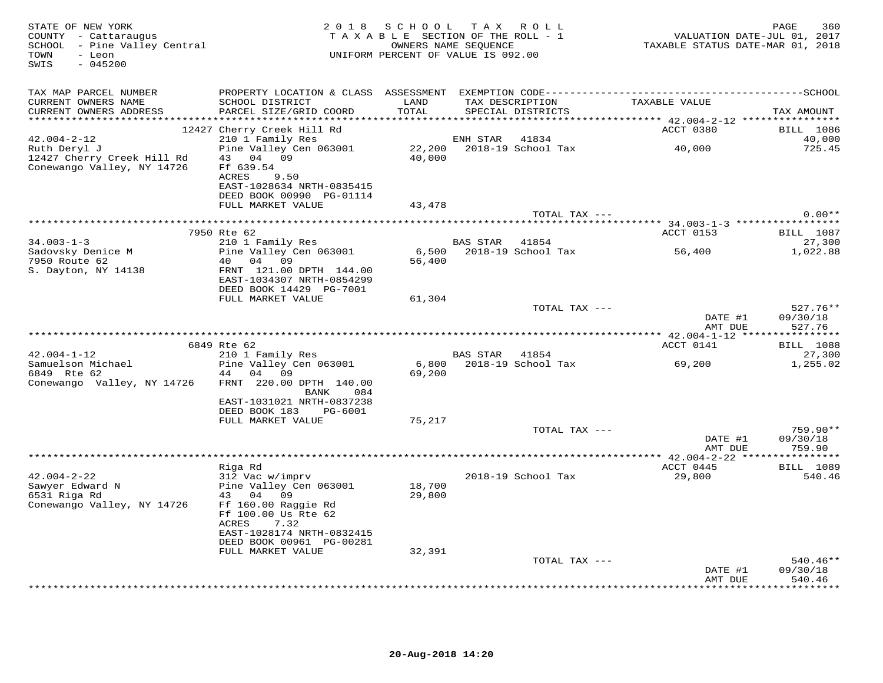STATE OF NEW YORK
COUNTY - Cattaraugus
SCHOOL - Pine Valley Central
TOWN - Leon
SWIS - 045200

2018 SCHOOL TAX ROLL
TAXABLE SECTION OF THE ROLL - 1
OWNERS NAME SEQUENCE
UNIFORM PERCENT OF VALUE IS 092.00

VALUATION DATE-JUL 01, 2017
TAXABLE STATUS DATE-MAR 01, 2018

| TAX MAP PARCEL NUMBER / CURRENT OWNERS NAME / CURRENT OWNERS ADDRESS | PROPERTY LOCATION & CLASS / SCHOOL DISTRICT / PARCEL SIZE/GRID COORD | ASSESSMENT LAND / TOTAL | EXEMPTION CODE / TAX DESCRIPTION / SPECIAL DISTRICTS | TAXABLE VALUE | TAX AMOUNT |
|---|---|---|---|---|---|
| **42.004-2-12** | 12427 Cherry Creek Hill Rd | | | ACCT 0380 | BILL 1086 |
| 42.004-2-12 | 210 1 Family Res | | ENH STAR 41834 | | 40,000 |
| Ruth Deryl J | Pine Valley Cen 063001 | 22,200 | 2018-19 School Tax | 40,000 | 725.45 |
| 12427 Cherry Creek Hill Rd | 43 04 09 | 40,000 | | | |
| Conewango Valley, NY 14726 | Ff 639.54 | | | | |
| | ACRES 9.50 | | | | |
| | EAST-1028634 NRTH-0835415 | | | | |
| | DEED BOOK 00990 PG-01114 | | | | |
| | FULL MARKET VALUE | 43,478 | | | |
| | | | TOTAL TAX --- | | 0.00** |
| **34.003-1-3** | 7950 Rte 62 | | | ACCT 0153 | BILL 1087 |
| 34.003-1-3 | 210 1 Family Res | | BAS STAR 41854 | | 27,300 |
| Sadovsky Denice M | Pine Valley Cen 063001 | 6,500 | 2018-19 School Tax | 56,400 | 1,022.88 |
| 7950 Route 62 | 40 04 09 | 56,400 | | | |
| S. Dayton, NY 14138 | FRNT 121.00 DPTH 144.00 | | | | |
| | EAST-1034307 NRTH-0854299 | | | | |
| | DEED BOOK 14429 PG-7001 | | | | |
| | FULL MARKET VALUE | 61,304 | | | |
| | | | TOTAL TAX --- | | 527.76** |
| | | | | DATE #1 | 09/30/18 |
| | | | | AMT DUE | 527.76 |
| **42.004-1-12** | 6849 Rte 62 | | | ACCT 0141 | BILL 1088 |
| 42.004-1-12 | 210 1 Family Res | | BAS STAR 41854 | | 27,300 |
| Samuelson Michael | Pine Valley Cen 063001 | 6,800 | 2018-19 School Tax | 69,200 | 1,255.02 |
| 6849 Rte 62 | 44 04 09 | 69,200 | | | |
| Conewango Valley, NY 14726 | FRNT 220.00 DPTH 140.00 | | | | |
| | BANK 084 | | | | |
| | EAST-1031021 NRTH-0837238 | | | | |
| | DEED BOOK 183 PG-6001 | | | | |
| | FULL MARKET VALUE | 75,217 | | | |
| | | | TOTAL TAX --- | | 759.90** |
| | | | | DATE #1 | 09/30/18 |
| | | | | AMT DUE | 759.90 |
| **42.004-2-22** | Riga Rd | | | ACCT 0445 | BILL 1089 |
| 42.004-2-22 | 312 Vac w/imprv | | 2018-19 School Tax | 29,800 | 540.46 |
| Sawyer Edward N | Pine Valley Cen 063001 | 18,700 | | | |
| 6531 Riga Rd | 43 04 09 | 29,800 | | | |
| Conewango Valley, NY 14726 | Ff 160.00 Raggie Rd | | | | |
| | Ff 100.00 Us Rte 62 | | | | |
| | ACRES 7.32 | | | | |
| | EAST-1028174 NRTH-0832415 | | | | |
| | DEED BOOK 00961 PG-00281 | | | | |
| | FULL MARKET VALUE | 32,391 | | | |
| | | | TOTAL TAX --- | | 540.46** |
| | | | | DATE #1 | 09/30/18 |
| | | | | AMT DUE | 540.46 |

20-Aug-2018 14:20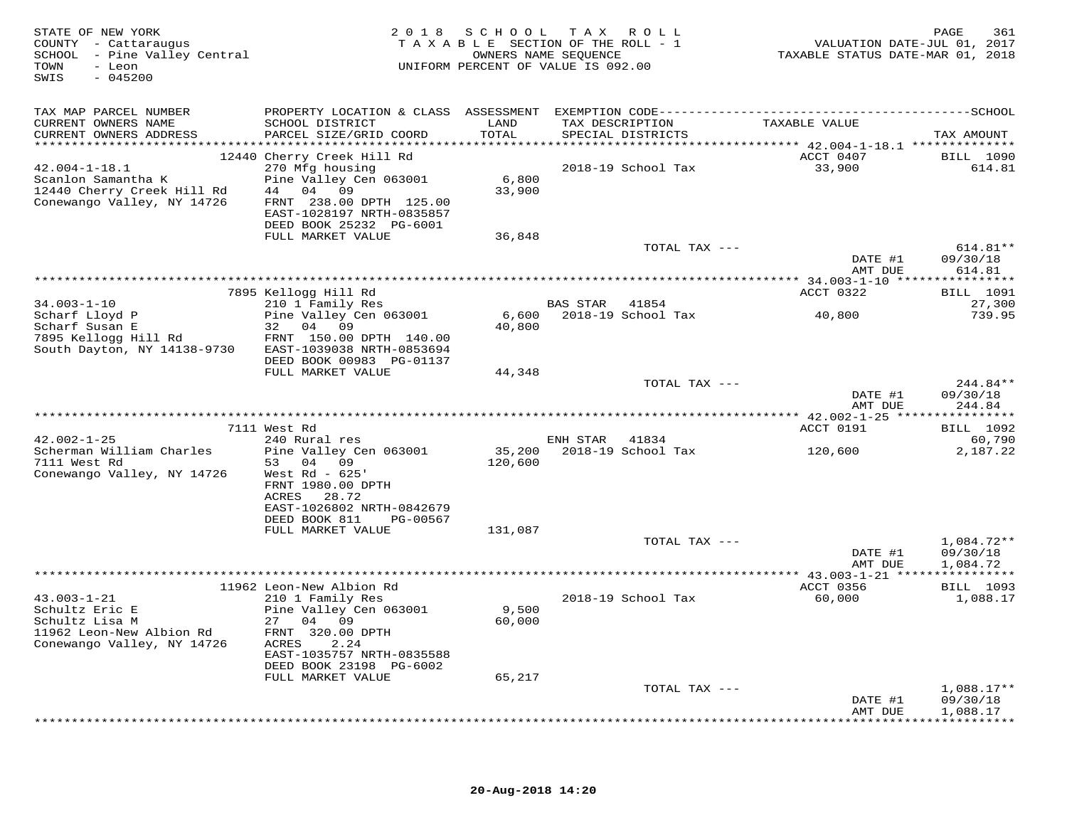STATE OF NEW YORK
COUNTY - Cattaraugus
SCHOOL - Pine Valley Central
TOWN - Leon
SWIS - 045200

2018 SCHOOL TAX ROLL
TAXABLE SECTION OF THE ROLL - 1
OWNERS NAME SEQUENCE
UNIFORM PERCENT OF VALUE IS 092.00

VALUATION DATE-JUL 01, 2017
TAXABLE STATUS DATE-MAR 01, 2018

| TAX MAP PARCEL NUMBER / CURRENT OWNERS NAME / CURRENT OWNERS ADDRESS | PROPERTY LOCATION & CLASS / SCHOOL DISTRICT / PARCEL SIZE/GRID COORD | ASSESSMENT LAND / TOTAL | EXEMPTION CODE / TAX DESCRIPTION / SPECIAL DISTRICTS | TAXABLE VALUE | TAX AMOUNT |
|---|---|---|---|---|---|
| 42.004-1-18.1 | 12440 Cherry Creek Hill Rd | | | ACCT 0407 | BILL 1090 |
| 42.004-1-18.1 | 270 Mfg housing | | 2018-19 School Tax | 33,900 | 614.81 |
| Scanlon Samantha K | Pine Valley Cen 063001 | 6,800 | | | |
| 12440 Cherry Creek Hill Rd | 44 04 09 | 33,900 | | | |
| Conewango Valley, NY 14726 | FRNT 238.00 DPTH 125.00 | | | | |
| | EAST-1028197 NRTH-0835857 | | | | |
| | DEED BOOK 25232 PG-6001 | | | | |
| | FULL MARKET VALUE | 36,848 | | | |
| | | | TOTAL TAX --- | | 614.81** |
| | | | | DATE #1 | 09/30/18 |
| | | | | AMT DUE | 614.81 |
| 34.003-1-10 | 7895 Kellogg Hill Rd | | | ACCT 0322 | BILL 1091 |
| 34.003-1-10 | 210 1 Family Res | | BAS STAR 41854 | | 27,300 |
| Scharf Lloyd P | Pine Valley Cen 063001 | 6,600 | 2018-19 School Tax | 40,800 | 739.95 |
| Scharf Susan E | 32 04 09 | 40,800 | | | |
| 7895 Kellogg Hill Rd | FRNT 150.00 DPTH 140.00 | | | | |
| South Dayton, NY 14138-9730 | EAST-1039038 NRTH-0853694 | | | | |
| | DEED BOOK 00983 PG-01137 | | | | |
| | FULL MARKET VALUE | 44,348 | | | |
| | | | TOTAL TAX --- | | 244.84** |
| | | | | DATE #1 | 09/30/18 |
| | | | | AMT DUE | 244.84 |
| 42.002-1-25 | 7111 West Rd | | | ACCT 0191 | BILL 1092 |
| 42.002-1-25 | 240 Rural res | | ENH STAR 41834 | | 60,790 |
| Scherman William Charles | Pine Valley Cen 063001 | 35,200 | 2018-19 School Tax | 120,600 | 2,187.22 |
| 7111 West Rd | 53 04 09 | 120,600 | | | |
| Conewango Valley, NY 14726 | West Rd - 625' | | | | |
| | FRNT 1980.00 DPTH | | | | |
| | ACRES 28.72 | | | | |
| | EAST-1026802 NRTH-0842679 | | | | |
| | DEED BOOK 811 PG-00567 | | | | |
| | FULL MARKET VALUE | 131,087 | | | |
| | | | TOTAL TAX --- | | 1,084.72** |
| | | | | DATE #1 | 09/30/18 |
| | | | | AMT DUE | 1,084.72 |
| 43.003-1-21 | 11962 Leon-New Albion Rd | | | ACCT 0356 | BILL 1093 |
| 43.003-1-21 | 210 1 Family Res | | 2018-19 School Tax | 60,000 | 1,088.17 |
| Schultz Eric E | Pine Valley Cen 063001 | 9,500 | | | |
| Schultz Lisa M | 27 04 09 | 60,000 | | | |
| 11962 Leon-New Albion Rd | FRNT 320.00 DPTH | | | | |
| Conewango Valley, NY 14726 | ACRES 2.24 | | | | |
| | EAST-1035757 NRTH-0835588 | | | | |
| | DEED BOOK 23198 PG-6002 | | | | |
| | FULL MARKET VALUE | 65,217 | | | |
| | | | TOTAL TAX --- | | 1,088.17** |
| | | | | DATE #1 | 09/30/18 |
| | | | | AMT DUE | 1,088.17 |

20-Aug-2018 14:20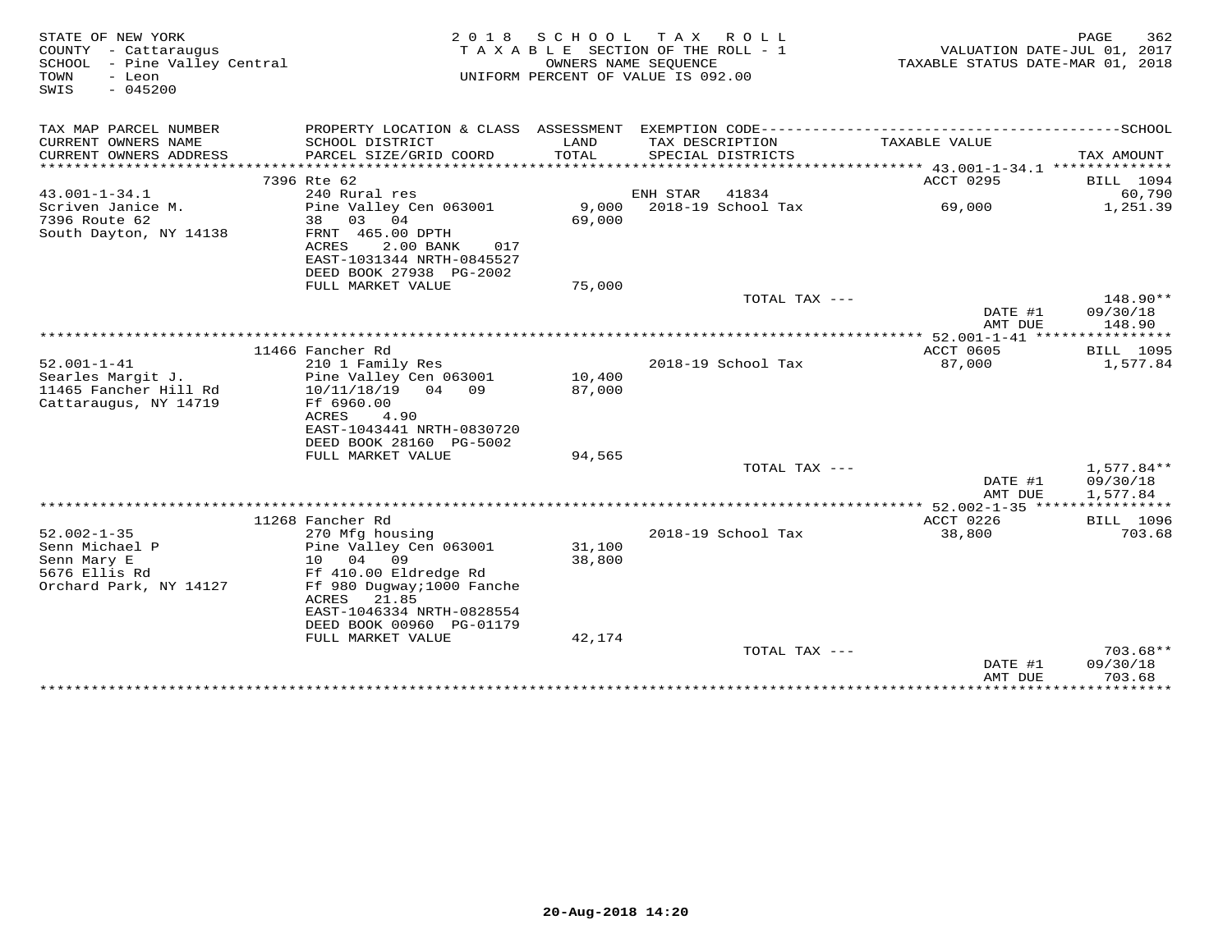STATE OF NEW YORK
COUNTY - Cattaraugus
SCHOOL - Pine Valley Central
TOWN - Leon
SWIS - 045200

2018 SCHOOL TAX ROLL
TAXABLE SECTION OF THE ROLL - 1
OWNERS NAME SEQUENCE
UNIFORM PERCENT OF VALUE IS 092.00

VALUATION DATE-JUL 01, 2017
TAXABLE STATUS DATE-MAR 01, 2018

| TAX MAP PARCEL NUMBER / CURRENT OWNERS NAME / CURRENT OWNERS ADDRESS | PROPERTY LOCATION & CLASS / SCHOOL DISTRICT / PARCEL SIZE/GRID COORD | ASSESSMENT LAND / TOTAL | EXEMPTION CODE / TAX DESCRIPTION / SPECIAL DISTRICTS | TAXABLE VALUE | TAX AMOUNT |
|---|---|---|---|---|---|
| | 7396 Rte 62 | | | ACCT 0295 | BILL 1094 |
| 43.001-1-34.1 | 240 Rural res | | ENH STAR 41834 | | 60,790 |
| Scriven Janice M. | Pine Valley Cen 063001 | 9,000 | 2018-19 School Tax | 69,000 | 1,251.39 |
| 7396 Route 62 | 38 03 04 | 69,000 | | | |
| South Dayton, NY 14138 | FRNT 465.00 DPTH | | | | |
| | ACRES 2.00 BANK 017 | | | | |
| | EAST-1031344 NRTH-0845527 | | | | |
| | DEED BOOK 27938 PG-2002 | | | | |
| | FULL MARKET VALUE | 75,000 | | | |
| | | | TOTAL TAX --- | | 148.90** |
| | | | | DATE #1 | 09/30/18 |
| | | | | AMT DUE | 148.90 |
| | 11466 Fancher Rd | | | ACCT 0605 | BILL 1095 |
| 52.001-1-41 | 210 1 Family Res | | 2018-19 School Tax | 87,000 | 1,577.84 |
| Searles Margit J. | Pine Valley Cen 063001 | 10,400 | | | |
| 11465 Fancher Hill Rd | 10/11/18/19 04 09 | 87,000 | | | |
| Cattaraugus, NY 14719 | Ff 6960.00 | | | | |
| | ACRES 4.90 | | | | |
| | EAST-1043441 NRTH-0830720 | | | | |
| | DEED BOOK 28160 PG-5002 | | | | |
| | FULL MARKET VALUE | 94,565 | | | |
| | | | TOTAL TAX --- | | 1,577.84** |
| | | | | DATE #1 | 09/30/18 |
| | | | | AMT DUE | 1,577.84 |
| | 11268 Fancher Rd | | | ACCT 0226 | BILL 1096 |
| 52.002-1-35 | 270 Mfg housing | | 2018-19 School Tax | 38,800 | 703.68 |
| Senn Michael P | Pine Valley Cen 063001 | 31,100 | | | |
| Senn Mary E | 10 04 09 | 38,800 | | | |
| 5676 Ellis Rd | Ff 410.00 Eldredge Rd | | | | |
| Orchard Park, NY 14127 | Ff 980 Dugway;1000 Fanche | | | | |
| | ACRES 21.85 | | | | |
| | EAST-1046334 NRTH-0828554 | | | | |
| | DEED BOOK 00960 PG-01179 | | | | |
| | FULL MARKET VALUE | 42,174 | | | |
| | | | TOTAL TAX --- | | 703.68** |
| | | | | DATE #1 | 09/30/18 |
| | | | | AMT DUE | 703.68 |

20-Aug-2018 14:20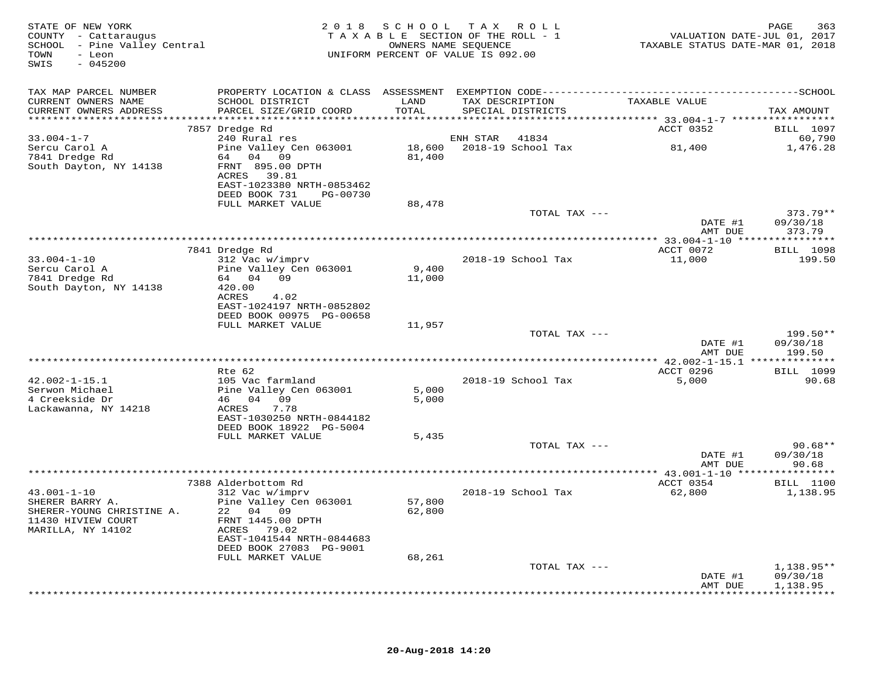STATE OF NEW YORK
COUNTY - Cattaraugus
SCHOOL - Pine Valley Central
TOWN - Leon
SWIS - 045200

2018 SCHOOL TAX ROLL
TAXABLE SECTION OF THE ROLL - 1
OWNERS NAME SEQUENCE
UNIFORM PERCENT OF VALUE IS 092.00

VALUATION DATE-JUL 01, 2017
TAXABLE STATUS DATE-MAR 01, 2018

| TAX MAP PARCEL NUMBER / CURRENT OWNERS NAME / CURRENT OWNERS ADDRESS | PROPERTY LOCATION & CLASS / SCHOOL DISTRICT / PARCEL SIZE/GRID COORD | ASSESSMENT LAND / TOTAL | EXEMPTION CODE / TAX DESCRIPTION / SPECIAL DISTRICTS | TAXABLE VALUE | TAX AMOUNT |
|---|---|---|---|---|---|
| | 7857 Dredge Rd | | | ACCT 0352 | BILL 1097 |
| 33.004-1-7 | 240 Rural res | | ENH STAR 41834 | | 60,790 |
| Sercu Carol A | Pine Valley Cen 063001 | 18,600 | 2018-19 School Tax | 81,400 | 1,476.28 |
| 7841 Dredge Rd | 64 04 09 | 81,400 | | | |
| South Dayton, NY 14138 | FRNT 895.00 DPTH | | | | |
| | ACRES 39.81 | | | | |
| | EAST-1023380 NRTH-0853462 | | | | |
| | DEED BOOK 731 PG-00730 | | | | |
| | FULL MARKET VALUE | 88,478 | | | |
| | | | TOTAL TAX --- | | 373.79** |
| | | | | DATE #1 | 09/30/18 |
| | | | | AMT DUE | 373.79 |
| | 7841 Dredge Rd | | | ACCT 0072 | BILL 1098 |
| 33.004-1-10 | 312 Vac w/imprv | | 2018-19 School Tax | 11,000 | 199.50 |
| Sercu Carol A | Pine Valley Cen 063001 | 9,400 | | | |
| 7841 Dredge Rd | 64 04 09 | 11,000 | | | |
| South Dayton, NY 14138 | 420.00 | | | | |
| | ACRES 4.02 | | | | |
| | EAST-1024197 NRTH-0852802 | | | | |
| | DEED BOOK 00975 PG-00658 | | | | |
| | FULL MARKET VALUE | 11,957 | | | |
| | | | TOTAL TAX --- | | 199.50** |
| | | | | DATE #1 | 09/30/18 |
| | | | | AMT DUE | 199.50 |
| | Rte 62 | | | ACCT 0296 | BILL 1099 |
| 42.002-1-15.1 | 105 Vac farmland | | 2018-19 School Tax | 5,000 | 90.68 |
| Serwon Michael | Pine Valley Cen 063001 | 5,000 | | | |
| 4 Creekside Dr | 46 04 09 | 5,000 | | | |
| Lackawanna, NY 14218 | ACRES 7.78 | | | | |
| | EAST-1030250 NRTH-0844182 | | | | |
| | DEED BOOK 18922 PG-5004 | | | | |
| | FULL MARKET VALUE | 5,435 | | | |
| | | | TOTAL TAX --- | | 90.68** |
| | | | | DATE #1 | 09/30/18 |
| | | | | AMT DUE | 90.68 |
| | 7388 Alderbottom Rd | | | ACCT 0354 | BILL 1100 |
| 43.001-1-10 | 312 Vac w/imprv | | 2018-19 School Tax | 62,800 | 1,138.95 |
| SHERER BARRY A. | Pine Valley Cen 063001 | 57,800 | | | |
| SHERER-YOUNG CHRISTINE A. | 22 04 09 | 62,800 | | | |
| 11430 HIVIEW COURT | FRNT 1445.00 DPTH | | | | |
| MARILLA, NY 14102 | ACRES 79.02 | | | | |
| | EAST-1041544 NRTH-0844683 | | | | |
| | DEED BOOK 27083 PG-9001 | | | | |
| | FULL MARKET VALUE | 68,261 | | | |
| | | | TOTAL TAX --- | | 1,138.95** |
| | | | | DATE #1 | 09/30/18 |
| | | | | AMT DUE | 1,138.95 |

20-Aug-2018 14:20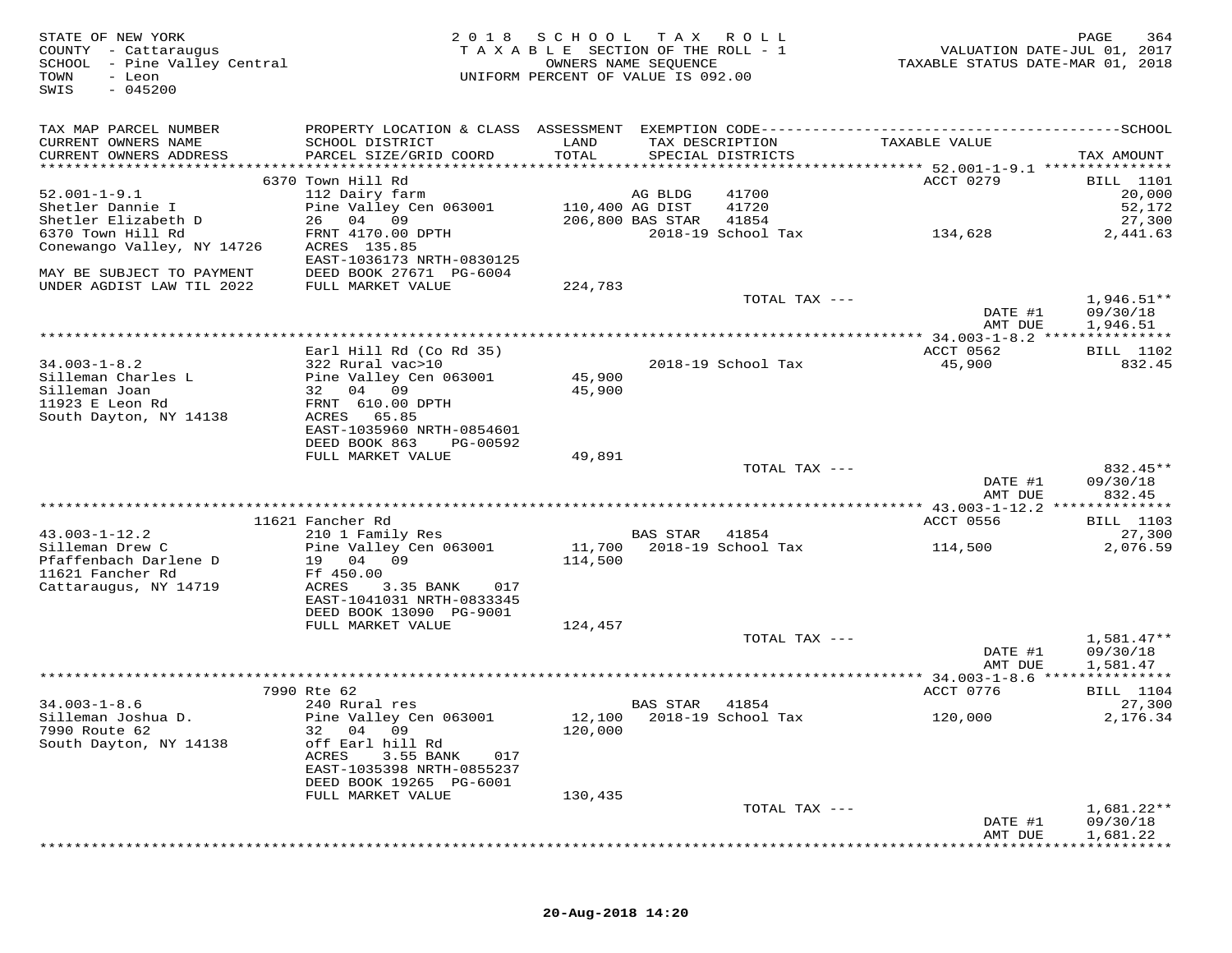STATE OF NEW YORK — 2018 SCHOOL TAX ROLL
COUNTY - Cattaraugus — TAXABLE SECTION OF THE ROLL - 1 — VALUATION DATE-JUL 01, 2017
SCHOOL - Pine Valley Central — OWNERS NAME SEQUENCE — TAXABLE STATUS DATE-MAR 01, 2018
TOWN - Leon — UNIFORM PERCENT OF VALUE IS 092.00
SWIS - 045200

| TAX MAP PARCEL NUMBER / CURRENT OWNERS NAME / CURRENT OWNERS ADDRESS | PROPERTY LOCATION & CLASS / SCHOOL DISTRICT / PARCEL SIZE/GRID COORD | ASSESSMENT LAND / TOTAL | EXEMPTION CODE / TAX DESCRIPTION / SPECIAL DISTRICTS | TAXABLE VALUE | TAX AMOUNT (SCHOOL) |
|---|---|---|---|---|---|
| 52.001-1-9.1 | 6370 Town Hill Rd | | | ACCT 0279 | BILL 1101 |
| Shetler Dannie I | 112 Dairy farm | | AG BLDG 41700 | | 20,000 |
| Shetler Elizabeth D | Pine Valley Cen 063001 | 110,400 | AG DIST 41720 | | 52,172 |
| 6370 Town Hill Rd | 26 04 09 | 206,800 | BAS STAR 41854 | | 27,300 |
| Conewango Valley, NY 14726 | FRNT 4170.00 DPTH | | 2018-19 School Tax | 134,628 | 2,441.63 |
| | ACRES 135.85 | | | | |
| | EAST-1036173 NRTH-0830125 | | | | |
| MAY BE SUBJECT TO PAYMENT | DEED BOOK 27671 PG-6004 | | | | |
| UNDER AGDIST LAW TIL 2022 | FULL MARKET VALUE | 224,783 | | | |
| | | | TOTAL TAX --- | | 1,946.51** |
| | | | | DATE #1 | 09/30/18 |
| | | | | AMT DUE | 1,946.51 |
| 34.003-1-8.2 | Earl Hill Rd (Co Rd 35) | | | ACCT 0562 | BILL 1102 |
| Silleman Charles L | 322 Rural vac>10 | | 2018-19 School Tax | 45,900 | 832.45 |
| Silleman Joan | Pine Valley Cen 063001 | 45,900 | | | |
| 11923 E Leon Rd | 32 04 09 | 45,900 | | | |
| South Dayton, NY 14138 | FRNT 610.00 DPTH | | | | |
| | ACRES 65.85 | | | | |
| | EAST-1035960 NRTH-0854601 | | | | |
| | DEED BOOK 863 PG-00592 | | | | |
| | FULL MARKET VALUE | 49,891 | | | |
| | | | TOTAL TAX --- | | 832.45** |
| | | | | DATE #1 | 09/30/18 |
| | | | | AMT DUE | 832.45 |
| 43.003-1-12.2 | 11621 Fancher Rd | | | ACCT 0556 | BILL 1103 |
| Silleman Drew C | 210 1 Family Res | | BAS STAR 41854 | | 27,300 |
| Pfaffenbach Darlene D | Pine Valley Cen 063001 | 11,700 | 2018-19 School Tax | 114,500 | 2,076.59 |
| 11621 Fancher Rd | 19 04 09 | 114,500 | | | |
| Cattaraugus, NY 14719 | Ff 450.00 | | | | |
| | ACRES 3.35 BANK 017 | | | | |
| | EAST-1041031 NRTH-0833345 | | | | |
| | DEED BOOK 13090 PG-9001 | | | | |
| | FULL MARKET VALUE | 124,457 | | | |
| | | | TOTAL TAX --- | | 1,581.47** |
| | | | | DATE #1 | 09/30/18 |
| | | | | AMT DUE | 1,581.47 |
| 34.003-1-8.6 | 7990 Rte 62 | | | ACCT 0776 | BILL 1104 |
| Silleman Joshua D. | 240 Rural res | | BAS STAR 41854 | | 27,300 |
| 7990 Route 62 | Pine Valley Cen 063001 | 12,100 | 2018-19 School Tax | 120,000 | 2,176.34 |
| South Dayton, NY 14138 | 32 04 09 | 120,000 | | | |
| | off Earl hill Rd | | | | |
| | ACRES 3.55 BANK 017 | | | | |
| | EAST-1035398 NRTH-0855237 | | | | |
| | DEED BOOK 19265 PG-6001 | | | | |
| | FULL MARKET VALUE | 130,435 | | | |
| | | | TOTAL TAX --- | | 1,681.22** |
| | | | | DATE #1 | 09/30/18 |
| | | | | AMT DUE | 1,681.22 |

20-Aug-2018 14:20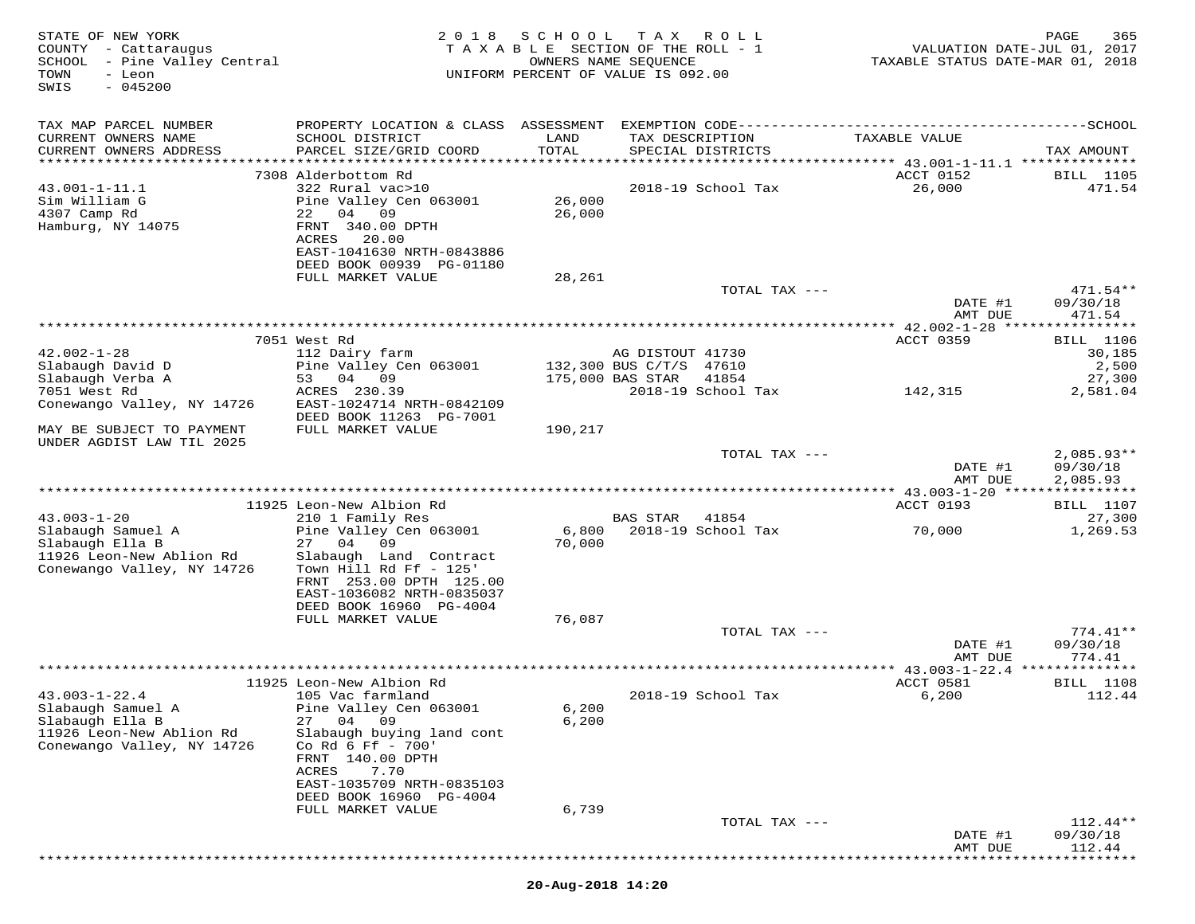STATE OF NEW YORK
COUNTY - Cattaraugus
SCHOOL - Pine Valley Central
TOWN - Leon
SWIS - 045200

2018 SCHOOL TAX ROLL
TAXABLE SECTION OF THE ROLL - 1
OWNERS NAME SEQUENCE
UNIFORM PERCENT OF VALUE IS 092.00

VALUATION DATE-JUL 01, 2017
TAXABLE STATUS DATE-MAR 01, 2018

| TAX MAP PARCEL NUMBER / CURRENT OWNERS NAME / CURRENT OWNERS ADDRESS | PROPERTY LOCATION & CLASS / SCHOOL DISTRICT / PARCEL SIZE/GRID COORD | ASSESSMENT LAND / TOTAL | EXEMPTION CODE / TAX DESCRIPTION / SPECIAL DISTRICTS | TAXABLE VALUE | TAX AMOUNT |
|---|---|---|---|---|---|
| | 7308 Alderbottom Rd | | | ACCT 0152 | BILL 1105 |
| 43.001-1-11.1 | 322 Rural vac>10 | | 2018-19 School Tax | 26,000 | 471.54 |
| Sim William G | Pine Valley Cen 063001 | 26,000 | | | |
| 4307 Camp Rd | 22 04 09 | 26,000 | | | |
| Hamburg, NY 14075 | FRNT 340.00 DPTH | | | | |
| | ACRES 20.00 | | | | |
| | EAST-1041630 NRTH-0843886 | | | | |
| | DEED BOOK 00939 PG-01180 | | | | |
| | FULL MARKET VALUE | 28,261 | | | |
| | | | TOTAL TAX --- | | 471.54** |
| | | | | DATE #1 | 09/30/18 |
| | | | | AMT DUE | 471.54 |
| | 7051 West Rd | | | ACCT 0359 | BILL 1106 |
| 42.002-1-28 | 112 Dairy farm | | AG DISTOUT 41730 | | 30,185 |
| Slabaugh David D | Pine Valley Cen 063001 | 132,300 | BUS C/T/S 47610 | | 2,500 |
| Slabaugh Verba A | 53 04 09 | 175,000 | BAS STAR 41854 | | 27,300 |
| 7051 West Rd | ACRES 230.39 | | 2018-19 School Tax | 142,315 | 2,581.04 |
| Conewango Valley, NY 14726 | EAST-1024714 NRTH-0842109 | | | | |
| | DEED BOOK 11263 PG-7001 | | | | |
| MAY BE SUBJECT TO PAYMENT | FULL MARKET VALUE | 190,217 | | | |
| UNDER AGDIST LAW TIL 2025 | | | | | |
| | | | TOTAL TAX --- | | 2,085.93** |
| | | | | DATE #1 | 09/30/18 |
| | | | | AMT DUE | 2,085.93 |
| | 11925 Leon-New Albion Rd | | | ACCT 0193 | BILL 1107 |
| 43.003-1-20 | 210 1 Family Res | | BAS STAR 41854 | | 27,300 |
| Slabaugh Samuel A | Pine Valley Cen 063001 | 6,800 | 2018-19 School Tax | 70,000 | 1,269.53 |
| Slabaugh Ella B | 27 04 09 | 70,000 | | | |
| 11926 Leon-New Ablion Rd | Slabaugh Land Contract | | | | |
| Conewango Valley, NY 14726 | Town Hill Rd Ff - 125' | | | | |
| | FRNT 253.00 DPTH 125.00 | | | | |
| | EAST-1036082 NRTH-0835037 | | | | |
| | DEED BOOK 16960 PG-4004 | | | | |
| | FULL MARKET VALUE | 76,087 | | | |
| | | | TOTAL TAX --- | | 774.41** |
| | | | | DATE #1 | 09/30/18 |
| | | | | AMT DUE | 774.41 |
| | 11925 Leon-New Albion Rd | | | ACCT 0581 | BILL 1108 |
| 43.003-1-22.4 | 105 Vac farmland | | 2018-19 School Tax | 6,200 | 112.44 |
| Slabaugh Samuel A | Pine Valley Cen 063001 | 6,200 | | | |
| Slabaugh Ella B | 27 04 09 | 6,200 | | | |
| 11926 Leon-New Ablion Rd | Slabaugh buying land cont | | | | |
| Conewango Valley, NY 14726 | Co Rd 6 Ff - 700' | | | | |
| | FRNT 140.00 DPTH | | | | |
| | ACRES 7.70 | | | | |
| | EAST-1035709 NRTH-0835103 | | | | |
| | DEED BOOK 16960 PG-4004 | | | | |
| | FULL MARKET VALUE | 6,739 | | | |
| | | | TOTAL TAX --- | | 112.44** |
| | | | | DATE #1 | 09/30/18 |
| | | | | AMT DUE | 112.44 |

20-Aug-2018 14:20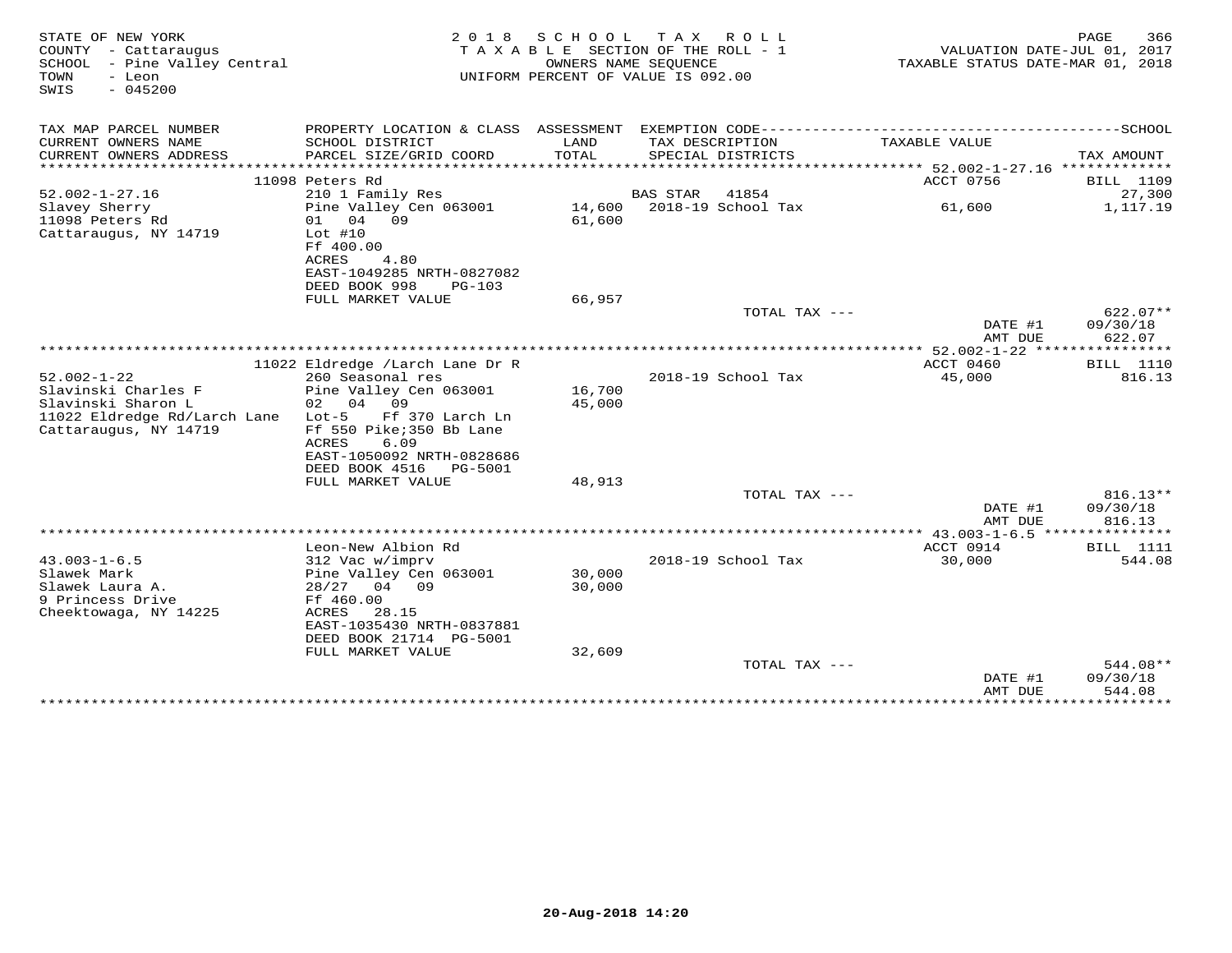STATE OF NEW YORK
COUNTY - Cattaraugus
SCHOOL - Pine Valley Central
TOWN - Leon
SWIS - 045200

2 0 1 8 S C H O O L T A X R O L L
T A X A B L E SECTION OF THE ROLL - 1
OWNERS NAME SEQUENCE
UNIFORM PERCENT OF VALUE IS 092.00

VALUATION DATE-JUL 01, 2017
TAXABLE STATUS DATE-MAR 01, 2018

| TAX MAP PARCEL NUMBER / CURRENT OWNERS NAME / CURRENT OWNERS ADDRESS | PROPERTY LOCATION & CLASS / SCHOOL DISTRICT / PARCEL SIZE/GRID COORD | ASSESSMENT LAND / TOTAL | EXEMPTION CODE / TAX DESCRIPTION / SPECIAL DISTRICTS | TAXABLE VALUE | TAX AMOUNT |
|---|---|---|---|---|---|
| | 11098 Peters Rd | | | ACCT 0756 | BILL 1109 |
| 52.002-1-27.16 | 210 1 Family Res | | BAS STAR 41854 | | 27,300 |
| Slavey Sherry | Pine Valley Cen 063001 | 14,600 | 2018-19 School Tax | 61,600 | 1,117.19 |
| 11098 Peters Rd | 01 04 09 | 61,600 | | | |
| Cattaraugus, NY 14719 | Lot #10 | | | | |
| | Ff 400.00 | | | | |
| | ACRES 4.80 | | | | |
| | EAST-1049285 NRTH-0827082 | | | | |
| | DEED BOOK 998 PG-103 | | | | |
| | FULL MARKET VALUE | 66,957 | | | |
| | | | TOTAL TAX --- | | 622.07** |
| | | | | DATE #1 | 09/30/18 |
| | | | | AMT DUE | 622.07 |
| | 11022 Eldredge /Larch Lane Dr R | | | ACCT 0460 | BILL 1110 |
| 52.002-1-22 | 260 Seasonal res | | 2018-19 School Tax | 45,000 | 816.13 |
| Slavinski Charles F | Pine Valley Cen 063001 | 16,700 | | | |
| Slavinski Sharon L | 02 04 09 | 45,000 | | | |
| 11022 Eldredge Rd/Larch Lane | Lot-5 Ff 370 Larch Ln | | | | |
| Cattaraugus, NY 14719 | Ff 550 Pike;350 Bb Lane | | | | |
| | ACRES 6.09 | | | | |
| | EAST-1050092 NRTH-0828686 | | | | |
| | DEED BOOK 4516 PG-5001 | | | | |
| | FULL MARKET VALUE | 48,913 | | | |
| | | | TOTAL TAX --- | | 816.13** |
| | | | | DATE #1 | 09/30/18 |
| | | | | AMT DUE | 816.13 |
| | Leon-New Albion Rd | | | ACCT 0914 | BILL 1111 |
| 43.003-1-6.5 | 312 Vac w/imprv | | 2018-19 School Tax | 30,000 | 544.08 |
| Slawek Mark | Pine Valley Cen 063001 | 30,000 | | | |
| Slawek Laura A. | 28/27 04 09 | 30,000 | | | |
| 9 Princess Drive | Ff 460.00 | | | | |
| Cheektowaga, NY 14225 | ACRES 28.15 | | | | |
| | EAST-1035430 NRTH-0837881 | | | | |
| | DEED BOOK 21714 PG-5001 | | | | |
| | FULL MARKET VALUE | 32,609 | | | |
| | | | TOTAL TAX --- | | 544.08** |
| | | | | DATE #1 | 09/30/18 |
| | | | | AMT DUE | 544.08 |

20-Aug-2018 14:20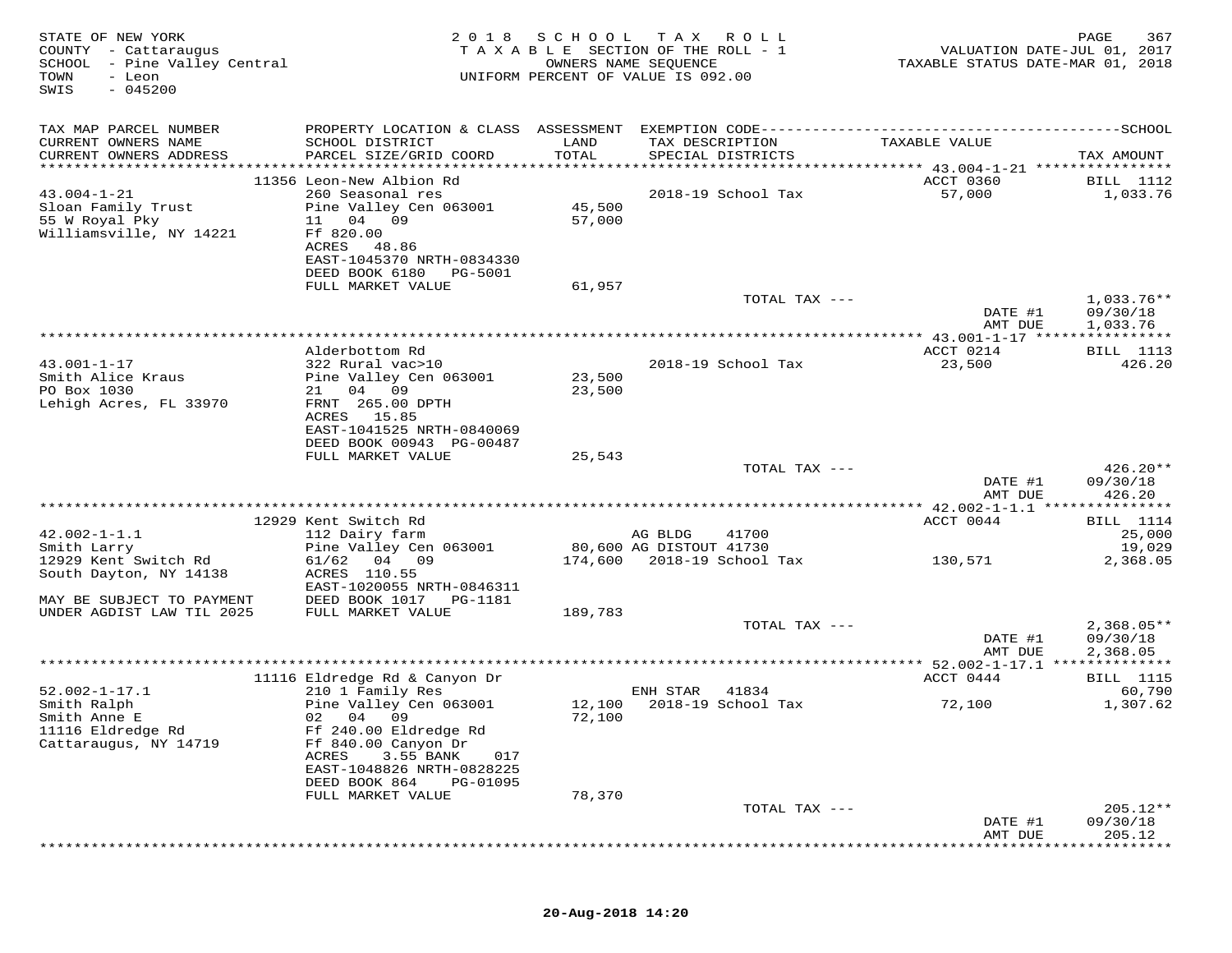STATE OF NEW YORK
COUNTY - Cattaraugus
SCHOOL - Pine Valley Central
TOWN - Leon
SWIS - 045200

2018 SCHOOL TAX ROLL
TAXABLE SECTION OF THE ROLL - 1
OWNERS NAME SEQUENCE
UNIFORM PERCENT OF VALUE IS 092.00

VALUATION DATE-JUL 01, 2017
TAXABLE STATUS DATE-MAR 01, 2018

| TAX MAP PARCEL NUMBER / CURRENT OWNERS NAME / CURRENT OWNERS ADDRESS | PROPERTY LOCATION & CLASS / SCHOOL DISTRICT / PARCEL SIZE/GRID COORD | ASSESSMENT LAND / TOTAL | EXEMPTION CODE / TAX DESCRIPTION / SPECIAL DISTRICTS | TAXABLE VALUE | SCHOOL TAX AMOUNT |
|---|---|---|---|---|---|
| **43.004-1-21** | 11356 Leon-New Albion Rd | | | ACCT 0360 | BILL 1112 |
| 43.004-1-21 | 260 Seasonal res | | 2018-19 School Tax | 57,000 | 1,033.76 |
| Sloan Family Trust | Pine Valley Cen 063001 | 45,500 | | | |
| 55 W Royal Pky | 11 04 09 | 57,000 | | | |
| Williamsville, NY 14221 | Ff 820.00 | | | | |
| | ACRES 48.86 | | | | |
| | EAST-1045370 NRTH-0834330 | | | | |
| | DEED BOOK 6180 PG-5001 | | | | |
| | FULL MARKET VALUE | 61,957 | | | |
| | | | TOTAL TAX --- | | 1,033.76** |
| | | | | DATE #1 | 09/30/18 |
| | | | | AMT DUE | 1,033.76 |
| **43.001-1-17** | Alderbottom Rd | | | ACCT 0214 | BILL 1113 |
| 43.001-1-17 | 322 Rural vac>10 | | 2018-19 School Tax | 23,500 | 426.20 |
| Smith Alice Kraus | Pine Valley Cen 063001 | 23,500 | | | |
| PO Box 1030 | 21 04 09 | 23,500 | | | |
| Lehigh Acres, FL 33970 | FRNT 265.00 DPTH | | | | |
| | ACRES 15.85 | | | | |
| | EAST-1041525 NRTH-0840069 | | | | |
| | DEED BOOK 00943 PG-00487 | | | | |
| | FULL MARKET VALUE | 25,543 | | | |
| | | | TOTAL TAX --- | | 426.20** |
| | | | | DATE #1 | 09/30/18 |
| | | | | AMT DUE | 426.20 |
| **42.002-1-1.1** | 12929 Kent Switch Rd | | | ACCT 0044 | BILL 1114 |
| 42.002-1-1.1 | 112 Dairy farm | | AG BLDG 41700 | | 25,000 |
| Smith Larry | Pine Valley Cen 063001 | 80,600 | AG DISTOUT 41730 | | 19,029 |
| 12929 Kent Switch Rd | 61/62 04 09 | 174,600 | 2018-19 School Tax | 130,571 | 2,368.05 |
| South Dayton, NY 14138 | ACRES 110.55 | | | | |
| | EAST-1020055 NRTH-0846311 | | | | |
| MAY BE SUBJECT TO PAYMENT | DEED BOOK 1017 PG-1181 | | | | |
| UNDER AGDIST LAW TIL 2025 | FULL MARKET VALUE | 189,783 | | | |
| | | | TOTAL TAX --- | | 2,368.05** |
| | | | | DATE #1 | 09/30/18 |
| | | | | AMT DUE | 2,368.05 |
| **52.002-1-17.1** | 11116 Eldredge Rd & Canyon Dr | | | ACCT 0444 | BILL 1115 |
| 52.002-1-17.1 | 210 1 Family Res | | ENH STAR 41834 | | 60,790 |
| Smith Ralph | Pine Valley Cen 063001 | 12,100 | 2018-19 School Tax | 72,100 | 1,307.62 |
| Smith Anne E | 02 04 09 | 72,100 | | | |
| 11116 Eldredge Rd | Ff 240.00 Eldredge Rd | | | | |
| Cattaraugus, NY 14719 | Ff 840.00 Canyon Dr | | | | |
| | ACRES 3.55 BANK 017 | | | | |
| | EAST-1048826 NRTH-0828225 | | | | |
| | DEED BOOK 864 PG-01095 | | | | |
| | FULL MARKET VALUE | 78,370 | | | |
| | | | TOTAL TAX --- | | 205.12** |
| | | | | DATE #1 | 09/30/18 |
| | | | | AMT DUE | 205.12 |

20-Aug-2018 14:20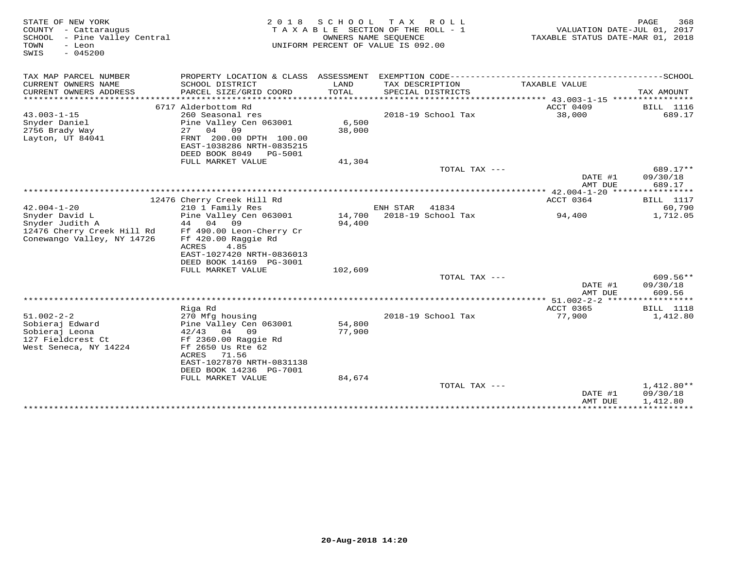STATE OF NEW YORK
COUNTY - Cattaraugus
SCHOOL - Pine Valley Central
TOWN - Leon
SWIS - 045200

2018 SCHOOL TAX ROLL
TAXABLE SECTION OF THE ROLL - 1
OWNERS NAME SEQUENCE
UNIFORM PERCENT OF VALUE IS 092.00

VALUATION DATE-JUL 01, 2017
TAXABLE STATUS DATE-MAR 01, 2018

| TAX MAP PARCEL NUMBER / CURRENT OWNERS NAME / CURRENT OWNERS ADDRESS | PROPERTY LOCATION & CLASS / SCHOOL DISTRICT / PARCEL SIZE/GRID COORD | ASSESSMENT LAND / TOTAL | EXEMPTION CODE / TAX DESCRIPTION / SPECIAL DISTRICTS | TAXABLE VALUE | TAX AMOUNT |
|---|---|---|---|---|---|
| 43.003-1-15 | 6717 Alderbottom Rd | | | ACCT 0409 | BILL 1116 |
| Snyder Daniel | 260 Seasonal res | | 2018-19 School Tax | 38,000 | 689.17 |
| 2756 Brady Way | Pine Valley Cen 063001 | 6,500 | | | |
| Layton, UT 84041 | 27 04 09 | 38,000 | | | |
| | FRNT 200.00 DPTH 100.00 | | | | |
| | EAST-1038286 NRTH-0835215 | | | | |
| | DEED BOOK 8049 PG-5001 | | | | |
| | FULL MARKET VALUE | 41,304 | | | |
| | | | TOTAL TAX --- | | 689.17** |
| | | | | DATE #1 | 09/30/18 |
| | | | | AMT DUE | 689.17 |
| 42.004-1-20 | 12476 Cherry Creek Hill Rd | | | ACCT 0364 | BILL 1117 |
| Snyder David L | 210 1 Family Res | | ENH STAR 41834 | | 60,790 |
| Snyder Judith A | Pine Valley Cen 063001 | 14,700 | 2018-19 School Tax | 94,400 | 1,712.05 |
| 12476 Cherry Creek Hill Rd | 44 04 09 | 94,400 | | | |
| Conewango Valley, NY 14726 | Ff 490.00 Leon-Cherry Cr | | | | |
| | Ff 420.00 Raggie Rd | | | | |
| | ACRES 4.85 | | | | |
| | EAST-1027420 NRTH-0836013 | | | | |
| | DEED BOOK 14169 PG-3001 | | | | |
| | FULL MARKET VALUE | 102,609 | | | |
| | | | TOTAL TAX --- | | 609.56** |
| | | | | DATE #1 | 09/30/18 |
| | | | | AMT DUE | 609.56 |
| 51.002-2-2 | Riga Rd | | | ACCT 0365 | BILL 1118 |
| Sobieraj Edward | 270 Mfg housing | | 2018-19 School Tax | 77,900 | 1,412.80 |
| Sobieraj Leona | Pine Valley Cen 063001 | 54,800 | | | |
| 127 Fieldcrest Ct | 42/43 04 09 | 77,900 | | | |
| West Seneca, NY 14224 | Ff 2360.00 Raggie Rd | | | | |
| | Ff 2650 Us Rte 62 | | | | |
| | ACRES 71.56 | | | | |
| | EAST-1027870 NRTH-0831138 | | | | |
| | DEED BOOK 14236 PG-7001 | | | | |
| | FULL MARKET VALUE | 84,674 | | | |
| | | | TOTAL TAX --- | | 1,412.80** |
| | | | | DATE #1 | 09/30/18 |
| | | | | AMT DUE | 1,412.80 |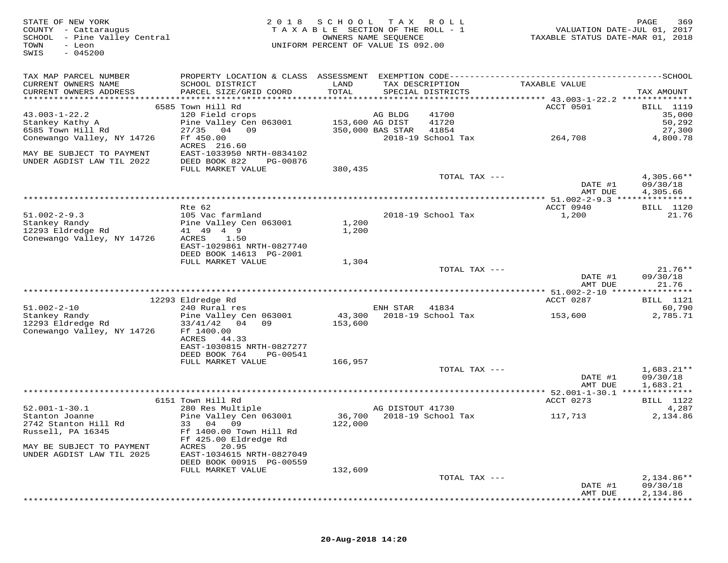STATE OF NEW YORK
COUNTY - Cattaraugus
SCHOOL - Pine Valley Central
TOWN - Leon
SWIS - 045200

2018 SCHOOL TAX ROLL
TAXABLE SECTION OF THE ROLL - 1
OWNERS NAME SEQUENCE
UNIFORM PERCENT OF VALUE IS 092.00

VALUATION DATE-JUL 01, 2017
TAXABLE STATUS DATE-MAR 01, 2018

| TAX MAP PARCEL NUMBER / CURRENT OWNERS NAME / CURRENT OWNERS ADDRESS | PROPERTY LOCATION & CLASS / SCHOOL DISTRICT / PARCEL SIZE/GRID COORD | ASSESSMENT LAND / TOTAL | EXEMPTION CODE / TAX DESCRIPTION / SPECIAL DISTRICTS | TAXABLE VALUE | TAX AMOUNT |
|---|---|---|---|---|---|
| **43.003-1-22.2** | 6585 Town Hill Rd | | | ACCT 0501 | BILL 1119 |
| Stankey Kathy A | 120 Field crops | 153,600 | AG BLDG 41700 | | 35,000 |
| 6585 Town Hill Rd | Pine Valley Cen 063001 | 350,000 | AG DIST 41720 | | 50,292 |
| Conewango Valley, NY 14726 | 27/35 04 09 | | BAS STAR 41854 | | 27,300 |
| | Ff 450.00 | | 2018-19 School Tax | 264,708 | 4,800.78 |
| MAY BE SUBJECT TO PAYMENT | ACRES 216.60 | | | | |
| UNDER AGDIST LAW TIL 2022 | EAST-1033950 NRTH-0834102 | | | | |
| | DEED BOOK 822 PG-00876 | | | | |
| | FULL MARKET VALUE | 380,435 | | | |
| | | | TOTAL TAX --- | | 4,305.66** |
| | | | | DATE #1 | 09/30/18 |
| | | | | AMT DUE | 4,305.66 |
| **51.002-2-9.3** | Rte 62 | | | ACCT 0940 | BILL 1120 |
| Stankey Randy | 105 Vac farmland | 1,200 | 2018-19 School Tax | 1,200 | 21.76 |
| 12293 Eldredge Rd | Pine Valley Cen 063001 | 1,200 | | | |
| Conewango Valley, NY 14726 | 41 49 4 9 | | | | |
| | ACRES 1.50 | | | | |
| | EAST-1029861 NRTH-0827740 | | | | |
| | DEED BOOK 14613 PG-2001 | | | | |
| | FULL MARKET VALUE | 1,304 | | | |
| | | | TOTAL TAX --- | | 21.76** |
| | | | | DATE #1 | 09/30/18 |
| | | | | AMT DUE | 21.76 |
| **51.002-2-10** | 12293 Eldredge Rd | | | ACCT 0287 | BILL 1121 |
| Stankey Randy | 240 Rural res | 43,300 | ENH STAR 41834 | | 60,790 |
| 12293 Eldredge Rd | Pine Valley Cen 063001 | 153,600 | 2018-19 School Tax | 153,600 | 2,785.71 |
| Conewango Valley, NY 14726 | 33/41/42 04 09 | | | | |
| | Ff 1400.00 | | | | |
| | ACRES 44.33 | | | | |
| | EAST-1030815 NRTH-0827277 | | | | |
| | DEED BOOK 764 PG-00541 | | | | |
| | FULL MARKET VALUE | 166,957 | | | |
| | | | TOTAL TAX --- | | 1,683.21** |
| | | | | DATE #1 | 09/30/18 |
| | | | | AMT DUE | 1,683.21 |
| **52.001-1-30.1** | 6151 Town Hill Rd | | | ACCT 0273 | BILL 1122 |
| Stanton Joanne | 280 Res Multiple | 36,700 | AG DISTOUT 41730 | | 4,287 |
| 2742 Stanton Hill Rd | Pine Valley Cen 063001 | 122,000 | 2018-19 School Tax | 117,713 | 2,134.86 |
| Russell, PA 16345 | 33 04 09 | | | | |
| | Ff 1400.00 Town Hill Rd | | | | |
| | Ff 425.00 Eldredge Rd | | | | |
| MAY BE SUBJECT TO PAYMENT | ACRES 20.95 | | | | |
| UNDER AGDIST LAW TIL 2025 | EAST-1034615 NRTH-0827049 | | | | |
| | DEED BOOK 00915 PG-00559 | | | | |
| | FULL MARKET VALUE | 132,609 | | | |
| | | | TOTAL TAX --- | | 2,134.86** |
| | | | | DATE #1 | 09/30/18 |
| | | | | AMT DUE | 2,134.86 |

20-Aug-2018 14:20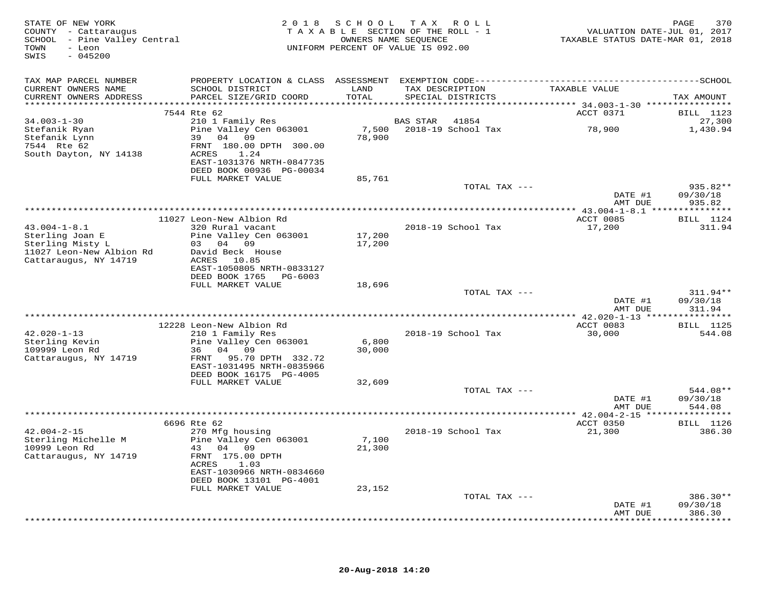STATE OF NEW YORK
COUNTY - Cattaraugus
SCHOOL - Pine Valley Central
TOWN - Leon
SWIS - 045200

2018 SCHOOL TAX ROLL
TAXABLE SECTION OF THE ROLL - 1
OWNERS NAME SEQUENCE
UNIFORM PERCENT OF VALUE IS 092.00

VALUATION DATE-JUL 01, 2017
TAXABLE STATUS DATE-MAR 01, 2018

| TAX MAP PARCEL NUMBER / CURRENT OWNERS NAME / CURRENT OWNERS ADDRESS | PROPERTY LOCATION & CLASS / SCHOOL DISTRICT / PARCEL SIZE/GRID COORD | ASSESSMENT LAND / TOTAL | EXEMPTION CODE / TAX DESCRIPTION / SPECIAL DISTRICTS | TAXABLE VALUE | SCHOOL TAX AMOUNT |
|---|---|---|---|---|---|
| 34.003-1-30 | 7544 Rte 62 | | | ACCT 0371 | BILL 1123 |
| | 210 1 Family Res | | BAS STAR 41854 | | 27,300 |
| Stefanik Ryan | Pine Valley Cen 063001 | 7,500 | 2018-19 School Tax | 78,900 | 1,430.94 |
| Stefanik Lynn | 39 04 09 | 78,900 | | | |
| 7544 Rte 62 | FRNT 180.00 DPTH 300.00 | | | | |
| South Dayton, NY 14138 | ACRES 1.24 | | | | |
| | EAST-1031376 NRTH-0847735 | | | | |
| | DEED BOOK 00936 PG-00034 | | | | |
| | FULL MARKET VALUE | 85,761 | | | |
| | | | TOTAL TAX --- | | 935.82** |
| | | | | DATE #1 | 09/30/18 |
| | | | | AMT DUE | 935.82 |
| 43.004-1-8.1 | 11027 Leon-New Albion Rd | | | ACCT 0085 | BILL 1124 |
| | 320 Rural vacant | | 2018-19 School Tax | 17,200 | 311.94 |
| Sterling Joan E | Pine Valley Cen 063001 | 17,200 | | | |
| Sterling Misty L | 03 04 09 | 17,200 | | | |
| 11027 Leon-New Albion Rd | David Beck House | | | | |
| Cattaraugus, NY 14719 | ACRES 10.85 | | | | |
| | EAST-1050805 NRTH-0833127 | | | | |
| | DEED BOOK 1765 PG-6003 | | | | |
| | FULL MARKET VALUE | 18,696 | | | |
| | | | TOTAL TAX --- | | 311.94** |
| | | | | DATE #1 | 09/30/18 |
| | | | | AMT DUE | 311.94 |
| 42.020-1-13 | 12228 Leon-New Albion Rd | | | ACCT 0083 | BILL 1125 |
| | 210 1 Family Res | | 2018-19 School Tax | 30,000 | 544.08 |
| Sterling Kevin | Pine Valley Cen 063001 | 6,800 | | | |
| 109999 Leon Rd | 36 04 09 | 30,000 | | | |
| Cattaraugus, NY 14719 | FRNT 95.70 DPTH 332.72 | | | | |
| | EAST-1031495 NRTH-0835966 | | | | |
| | DEED BOOK 16175 PG-4005 | | | | |
| | FULL MARKET VALUE | 32,609 | | | |
| | | | TOTAL TAX --- | | 544.08** |
| | | | | DATE #1 | 09/30/18 |
| | | | | AMT DUE | 544.08 |
| 42.004-2-15 | 6696 Rte 62 | | | ACCT 0350 | BILL 1126 |
| | 270 Mfg housing | | 2018-19 School Tax | 21,300 | 386.30 |
| Sterling Michelle M | Pine Valley Cen 063001 | 7,100 | | | |
| 10999 Leon Rd | 43 04 09 | 21,300 | | | |
| Cattaraugus, NY 14719 | FRNT 175.00 DPTH | | | | |
| | ACRES 1.03 | | | | |
| | EAST-1030966 NRTH-0834660 | | | | |
| | DEED BOOK 13101 PG-4001 | | | | |
| | FULL MARKET VALUE | 23,152 | | | |
| | | | TOTAL TAX --- | | 386.30** |
| | | | | DATE #1 | 09/30/18 |
| | | | | AMT DUE | 386.30 |

20-Aug-2018 14:20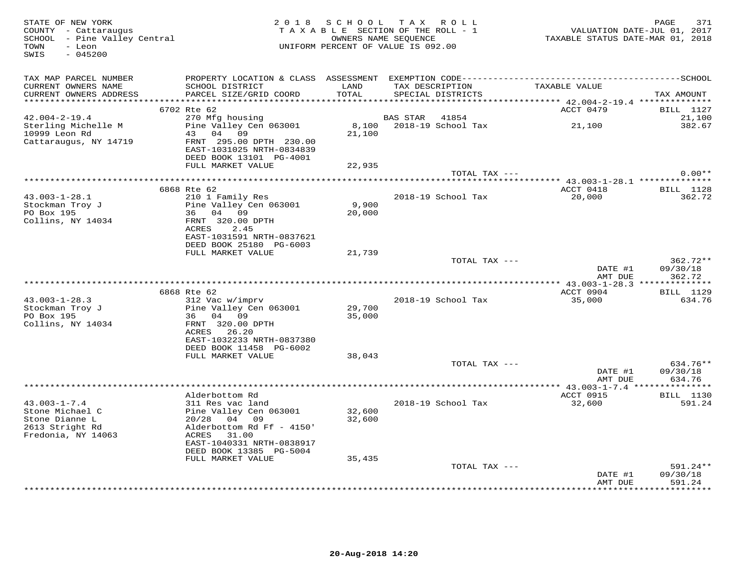STATE OF NEW YORK
COUNTY - Cattaraugus
SCHOOL - Pine Valley Central
TOWN - Leon
SWIS - 045200

2018 SCHOOL TAX ROLL
TAXABLE SECTION OF THE ROLL - 1
OWNERS NAME SEQUENCE
UNIFORM PERCENT OF VALUE IS 092.00

VALUATION DATE-JUL 01, 2017
TAXABLE STATUS DATE-MAR 01, 2018

| TAX MAP PARCEL NUMBER / CURRENT OWNERS NAME / CURRENT OWNERS ADDRESS | PROPERTY LOCATION & CLASS / SCHOOL DISTRICT / PARCEL SIZE/GRID COORD | ASSESSMENT LAND / TOTAL | EXEMPTION CODE / TAX DESCRIPTION / SPECIAL DISTRICTS | TAXABLE VALUE | TAX AMOUNT |
|---|---|---|---|---|---|
| **42.004-2-19.4** | 6702 Rte 62 | | | ACCT 0479 | BILL 1127 |
| 42.004-2-19.4 | 270 Mfg housing | | BAS STAR 41854 | | 21,100 |
| Sterling Michelle M | Pine Valley Cen 063001 | 8,100 | 2018-19 School Tax | 21,100 | 382.67 |
| 10999 Leon Rd | 43 04 09 | 21,100 | | | |
| Cattaraugus, NY 14719 | FRNT 295.00 DPTH 230.00 | | | | |
| | EAST-1031025 NRTH-0834839 | | | | |
| | DEED BOOK 13101 PG-4001 | | | | |
| | FULL MARKET VALUE | 22,935 | | | |
| | | | TOTAL TAX --- | | 0.00** |
| **43.003-1-28.1** | 6868 Rte 62 | | | ACCT 0418 | BILL 1128 |
| 43.003-1-28.1 | 210 1 Family Res | | 2018-19 School Tax | 20,000 | 362.72 |
| Stockman Troy J | Pine Valley Cen 063001 | 9,900 | | | |
| PO Box 195 | 36 04 09 | 20,000 | | | |
| Collins, NY 14034 | FRNT 320.00 DPTH | | | | |
| | ACRES 2.45 | | | | |
| | EAST-1031591 NRTH-0837621 | | | | |
| | DEED BOOK 25180 PG-6003 | | | | |
| | FULL MARKET VALUE | 21,739 | | | |
| | | | TOTAL TAX --- | | 362.72** |
| | | | | DATE #1 | 09/30/18 |
| | | | | AMT DUE | 362.72 |
| **43.003-1-28.3** | 6868 Rte 62 | | | ACCT 0904 | BILL 1129 |
| 43.003-1-28.3 | 312 Vac w/imprv | | 2018-19 School Tax | 35,000 | 634.76 |
| Stockman Troy J | Pine Valley Cen 063001 | 29,700 | | | |
| PO Box 195 | 36 04 09 | 35,000 | | | |
| Collins, NY 14034 | FRNT 320.00 DPTH | | | | |
| | ACRES 26.20 | | | | |
| | EAST-1032233 NRTH-0837380 | | | | |
| | DEED BOOK 11458 PG-6002 | | | | |
| | FULL MARKET VALUE | 38,043 | | | |
| | | | TOTAL TAX --- | | 634.76** |
| | | | | DATE #1 | 09/30/18 |
| | | | | AMT DUE | 634.76 |
| **43.003-1-7.4** | Alderbottom Rd | | | ACCT 0915 | BILL 1130 |
| 43.003-1-7.4 | 311 Res vac land | | 2018-19 School Tax | 32,600 | 591.24 |
| Stone Michael C | Pine Valley Cen 063001 | 32,600 | | | |
| Stone Dianne L | 20/28 04 09 | 32,600 | | | |
| 2613 Stright Rd | Alderbottom Rd Ff - 4150' | | | | |
| Fredonia, NY 14063 | ACRES 31.00 | | | | |
| | EAST-1040331 NRTH-0838917 | | | | |
| | DEED BOOK 13385 PG-5004 | | | | |
| | FULL MARKET VALUE | 35,435 | | | |
| | | | TOTAL TAX --- | | 591.24** |
| | | | | DATE #1 | 09/30/18 |
| | | | | AMT DUE | 591.24 |

20-Aug-2018 14:20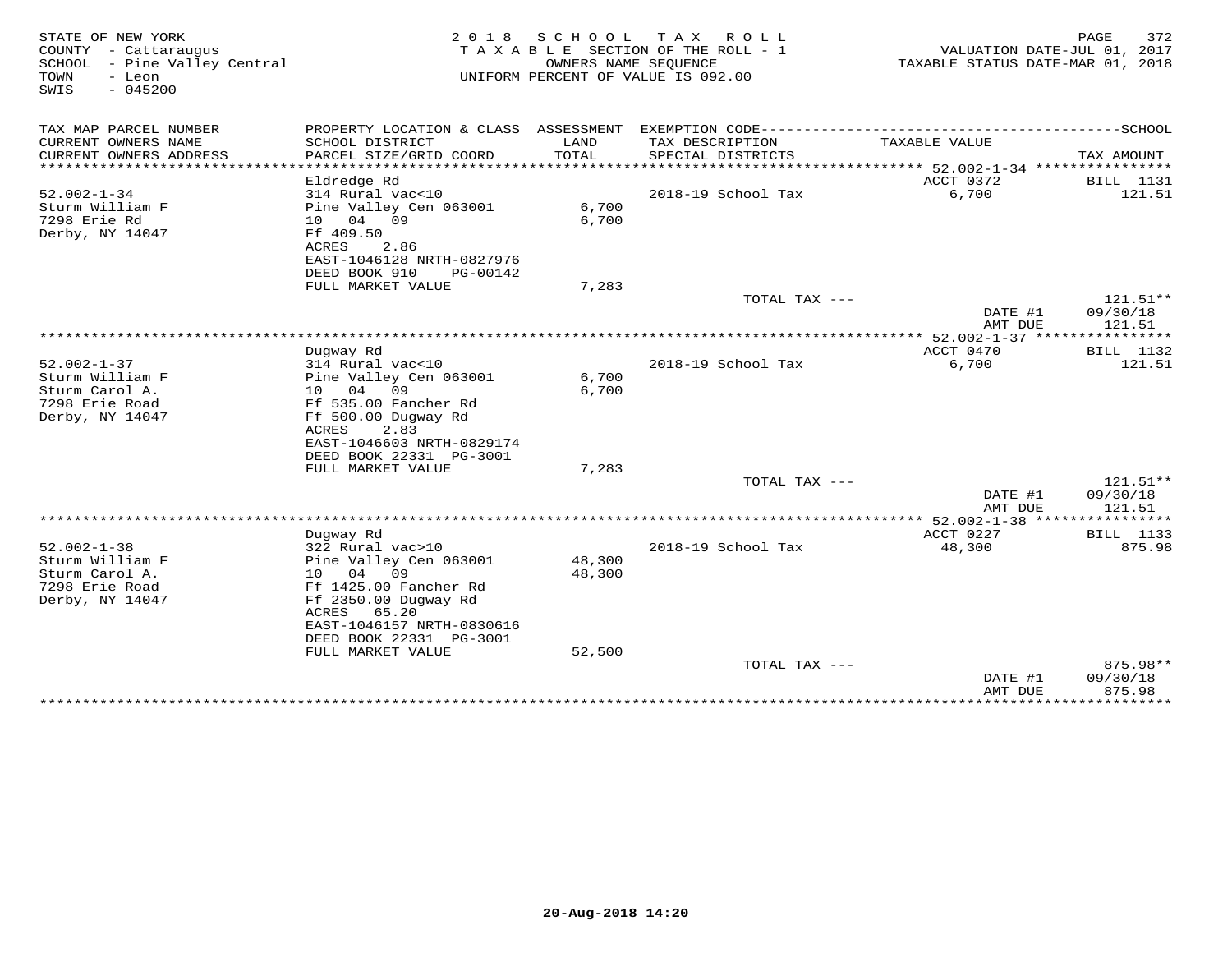STATE OF NEW YORK
COUNTY - Cattaraugus
SCHOOL - Pine Valley Central
TOWN - Leon
SWIS - 045200

2018 SCHOOL TAX ROLL
TAXABLE SECTION OF THE ROLL - 1
OWNERS NAME SEQUENCE
UNIFORM PERCENT OF VALUE IS 092.00

VALUATION DATE-JUL 01, 2017
TAXABLE STATUS DATE-MAR 01, 2018

| TAX MAP PARCEL NUMBER / CURRENT OWNERS NAME / CURRENT OWNERS ADDRESS | PROPERTY LOCATION & CLASS / SCHOOL DISTRICT / PARCEL SIZE/GRID COORD | ASSESSMENT LAND / TOTAL | EXEMPTION CODE / TAX DESCRIPTION / SPECIAL DISTRICTS | TAXABLE VALUE | TAX AMOUNT |
|---|---|---|---|---|---|
| **52.002-1-34** | Eldredge Rd | | | ACCT 0372 | BILL 1131 |
| 52.002-1-34 | 314 Rural vac<10 | | 2018-19 School Tax | 6,700 | 121.51 |
| Sturm William F | Pine Valley Cen 063001 | 6,700 | | | |
| 7298 Erie Rd | 10 04 09 | 6,700 | | | |
| Derby, NY 14047 | Ff 409.50 | | | | |
| | ACRES 2.86 | | | | |
| | EAST-1046128 NRTH-0827976 | | | | |
| | DEED BOOK 910 PG-00142 | | | | |
| | FULL MARKET VALUE | 7,283 | | | |
| | | | TOTAL TAX --- | | 121.51** |
| | | | | DATE #1 | 09/30/18 |
| | | | | AMT DUE | 121.51 |
| **52.002-1-37** | Dugway Rd | | | ACCT 0470 | BILL 1132 |
| 52.002-1-37 | 314 Rural vac<10 | | 2018-19 School Tax | 6,700 | 121.51 |
| Sturm William F | Pine Valley Cen 063001 | 6,700 | | | |
| Sturm Carol A. | 10 04 09 | 6,700 | | | |
| 7298 Erie Road | Ff 535.00 Fancher Rd | | | | |
| Derby, NY 14047 | Ff 500.00 Dugway Rd | | | | |
| | ACRES 2.83 | | | | |
| | EAST-1046603 NRTH-0829174 | | | | |
| | DEED BOOK 22331 PG-3001 | | | | |
| | FULL MARKET VALUE | 7,283 | | | |
| | | | TOTAL TAX --- | | 121.51** |
| | | | | DATE #1 | 09/30/18 |
| | | | | AMT DUE | 121.51 |
| **52.002-1-38** | Dugway Rd | | | ACCT 0227 | BILL 1133 |
| 52.002-1-38 | 322 Rural vac>10 | | 2018-19 School Tax | 48,300 | 875.98 |
| Sturm William F | Pine Valley Cen 063001 | 48,300 | | | |
| Sturm Carol A. | 10 04 09 | 48,300 | | | |
| 7298 Erie Road | Ff 1425.00 Fancher Rd | | | | |
| Derby, NY 14047 | Ff 2350.00 Dugway Rd | | | | |
| | ACRES 65.20 | | | | |
| | EAST-1046157 NRTH-0830616 | | | | |
| | DEED BOOK 22331 PG-3001 | | | | |
| | FULL MARKET VALUE | 52,500 | | | |
| | | | TOTAL TAX --- | | 875.98** |
| | | | | DATE #1 | 09/30/18 |
| | | | | AMT DUE | 875.98 |

20-Aug-2018 14:20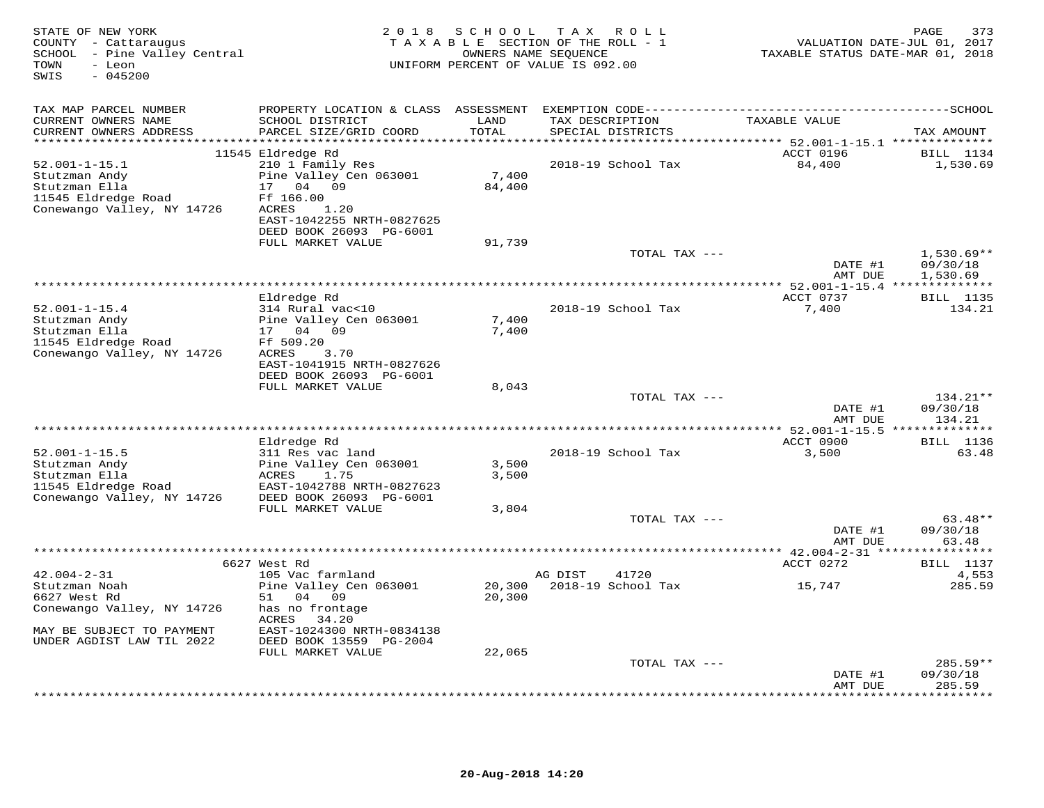STATE OF NEW YORK
COUNTY - Cattaraugus
SCHOOL - Pine Valley Central
TOWN - Leon
SWIS - 045200

2018 SCHOOL TAX ROLL
TAXABLE SECTION OF THE ROLL - 1
OWNERS NAME SEQUENCE
UNIFORM PERCENT OF VALUE IS 092.00

VALUATION DATE-JUL 01, 2017
TAXABLE STATUS DATE-MAR 01, 2018

| TAX MAP PARCEL NUMBER / CURRENT OWNERS NAME / CURRENT OWNERS ADDRESS | PROPERTY LOCATION & CLASS / SCHOOL DISTRICT / PARCEL SIZE/GRID COORD | ASSESSMENT LAND / TOTAL | EXEMPTION CODE / TAX DESCRIPTION / SPECIAL DISTRICTS | TAXABLE VALUE | TAX AMOUNT |
|---|---|---|---|---|---|
| | 11545 Eldredge Rd | | | ACCT 0196 | BILL 1134 |
| 52.001-1-15.1 | 210 1 Family Res | | 2018-19 School Tax | 84,400 | 1,530.69 |
| Stutzman Andy | Pine Valley Cen 063001 | 7,400 | | | |
| Stutzman Ella | 17 04 09 | 84,400 | | | |
| 11545 Eldredge Road | Ff 166.00 | | | | |
| Conewango Valley, NY 14726 | ACRES 1.20 | | | | |
| | EAST-1042255 NRTH-0827625 | | | | |
| | DEED BOOK 26093 PG-6001 | | | | |
| | FULL MARKET VALUE | 91,739 | | | |
| | | | TOTAL TAX --- | | 1,530.69** |
| | | | | DATE #1 | 09/30/18 |
| | | | | AMT DUE | 1,530.69 |
| | Eldredge Rd | | | ACCT 0737 | BILL 1135 |
| 52.001-1-15.4 | 314 Rural vac<10 | | 2018-19 School Tax | 7,400 | 134.21 |
| Stutzman Andy | Pine Valley Cen 063001 | 7,400 | | | |
| Stutzman Ella | 17 04 09 | 7,400 | | | |
| 11545 Eldredge Road | Ff 509.20 | | | | |
| Conewango Valley, NY 14726 | ACRES 3.70 | | | | |
| | EAST-1041915 NRTH-0827626 | | | | |
| | DEED BOOK 26093 PG-6001 | | | | |
| | FULL MARKET VALUE | 8,043 | | | |
| | | | TOTAL TAX --- | | 134.21** |
| | | | | DATE #1 | 09/30/18 |
| | | | | AMT DUE | 134.21 |
| | Eldredge Rd | | | ACCT 0900 | BILL 1136 |
| 52.001-1-15.5 | 311 Res vac land | | 2018-19 School Tax | 3,500 | 63.48 |
| Stutzman Andy | Pine Valley Cen 063001 | 3,500 | | | |
| Stutzman Ella | ACRES 1.75 | 3,500 | | | |
| 11545 Eldredge Road | EAST-1042788 NRTH-0827623 | | | | |
| Conewango Valley, NY 14726 | DEED BOOK 26093 PG-6001 | | | | |
| | FULL MARKET VALUE | 3,804 | | | |
| | | | TOTAL TAX --- | | 63.48** |
| | | | | DATE #1 | 09/30/18 |
| | | | | AMT DUE | 63.48 |
| | 6627 West Rd | | | ACCT 0272 | BILL 1137 |
| 42.004-2-31 | 105 Vac farmland | | AG DIST 41720 | | 4,553 |
| Stutzman Noah | Pine Valley Cen 063001 | 20,300 | 2018-19 School Tax | 15,747 | 285.59 |
| 6627 West Rd | 51 04 09 | 20,300 | | | |
| Conewango Valley, NY 14726 | has no frontage | | | | |
| | ACRES 34.20 | | | | |
| MAY BE SUBJECT TO PAYMENT | EAST-1024300 NRTH-0834138 | | | | |
| UNDER AGDIST LAW TIL 2022 | DEED BOOK 13559 PG-2004 | | | | |
| | FULL MARKET VALUE | 22,065 | | | |
| | | | TOTAL TAX --- | | 285.59** |
| | | | | DATE #1 | 09/30/18 |
| | | | | AMT DUE | 285.59 |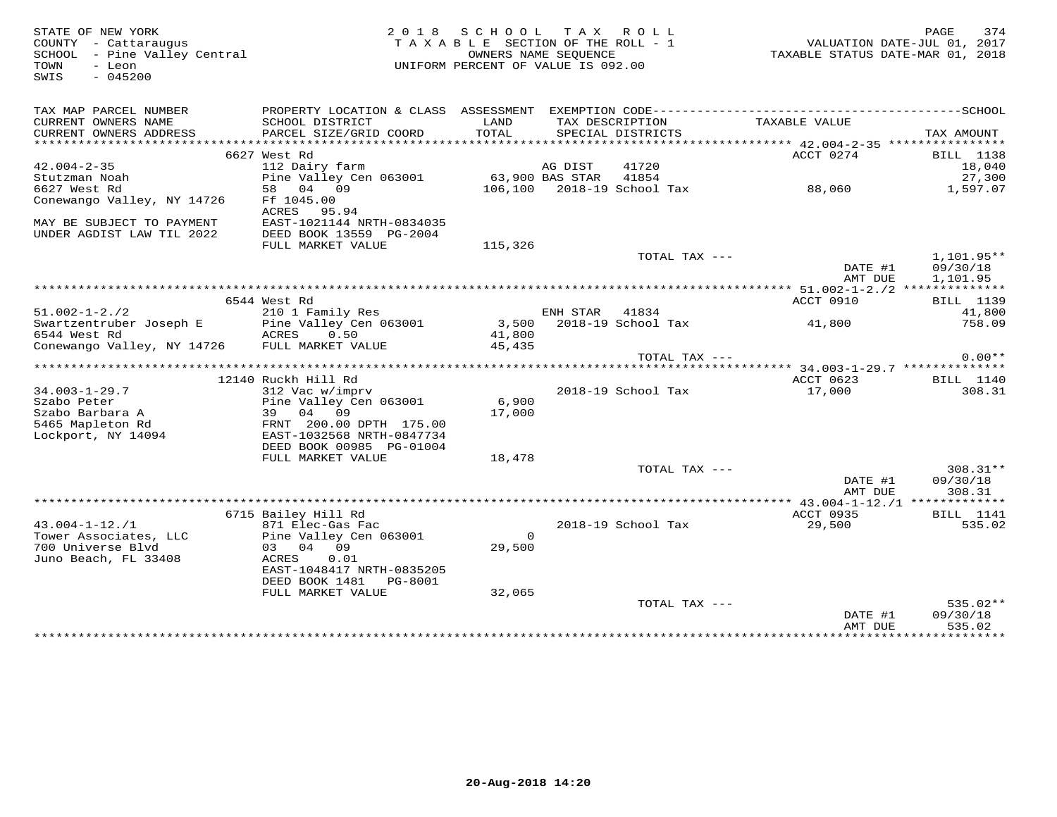STATE OF NEW YORK
COUNTY - Cattaraugus
SCHOOL - Pine Valley Central
TOWN - Leon
SWIS - 045200

2018 SCHOOL TAX ROLL
TAXABLE SECTION OF THE ROLL - 1
OWNERS NAME SEQUENCE
UNIFORM PERCENT OF VALUE IS 092.00

PAGE 374
VALUATION DATE-JUL 01, 2017
TAXABLE STATUS DATE-MAR 01, 2018

| TAX MAP PARCEL NUMBER / CURRENT OWNERS NAME / CURRENT OWNERS ADDRESS | PROPERTY LOCATION & CLASS / SCHOOL DISTRICT / PARCEL SIZE/GRID COORD | ASSESSMENT LAND / TOTAL | EXEMPTION CODE / TAX DESCRIPTION / SPECIAL DISTRICTS | TAXABLE VALUE | TAX AMOUNT |
|---|---|---|---|---|---|
| **42.004-2-35** | 6627 West Rd | | | ACCT 0274 | BILL 1138 |
| 42.004-2-35 | 112 Dairy farm | | AG DIST 41720 | | 18,040 |
| Stutzman Noah | Pine Valley Cen 063001 | 63,900 | BAS STAR 41854 | | 27,300 |
| 6627 West Rd | 58 04 09 | 106,100 | 2018-19 School Tax | 88,060 | 1,597.07 |
| Conewango Valley, NY 14726 | Ff 1045.00 | | | | |
| | ACRES 95.94 | | | | |
| MAY BE SUBJECT TO PAYMENT | EAST-1021144 NRTH-0834035 | | | | |
| UNDER AGDIST LAW TIL 2022 | DEED BOOK 13559 PG-2004 | | | | |
| | FULL MARKET VALUE | 115,326 | | | |
| | | | TOTAL TAX --- | | 1,101.95** |
| | | | | DATE #1 | 09/30/18 |
| | | | | AMT DUE | 1,101.95 |
| **51.002-1-2./2** | 6544 West Rd | | | ACCT 0910 | BILL 1139 |
| 51.002-1-2./2 | 210 1 Family Res | | ENH STAR 41834 | | 41,800 |
| Swartzentruber Joseph E | Pine Valley Cen 063001 | 3,500 | 2018-19 School Tax | 41,800 | 758.09 |
| 6544 West Rd | ACRES 0.50 | 41,800 | | | |
| Conewango Valley, NY 14726 | FULL MARKET VALUE | 45,435 | | | |
| | | | TOTAL TAX --- | | 0.00** |
| **34.003-1-29.7** | 12140 Ruckh Hill Rd | | | ACCT 0623 | BILL 1140 |
| 34.003-1-29.7 | 312 Vac w/imprv | | 2018-19 School Tax | 17,000 | 308.31 |
| Szabo Peter | Pine Valley Cen 063001 | 6,900 | | | |
| Szabo Barbara A | 39 04 09 | 17,000 | | | |
| 5465 Mapleton Rd | FRNT 200.00 DPTH 175.00 | | | | |
| Lockport, NY 14094 | EAST-1032568 NRTH-0847734 | | | | |
| | DEED BOOK 00985 PG-01004 | | | | |
| | FULL MARKET VALUE | 18,478 | | | |
| | | | TOTAL TAX --- | | 308.31** |
| | | | | DATE #1 | 09/30/18 |
| | | | | AMT DUE | 308.31 |
| **43.004-1-12./1** | 6715 Bailey Hill Rd | | | ACCT 0935 | BILL 1141 |
| 43.004-1-12./1 | 871 Elec-Gas Fac | | 2018-19 School Tax | 29,500 | 535.02 |
| Tower Associates, LLC | Pine Valley Cen 063001 | 0 | | | |
| 700 Universe Blvd | 03 04 09 | 29,500 | | | |
| Juno Beach, FL 33408 | ACRES 0.01 | | | | |
| | EAST-1048417 NRTH-0835205 | | | | |
| | DEED BOOK 1481 PG-8001 | | | | |
| | FULL MARKET VALUE | 32,065 | | | |
| | | | TOTAL TAX --- | | 535.02** |
| | | | | DATE #1 | 09/30/18 |
| | | | | AMT DUE | 535.02 |

20-Aug-2018 14:20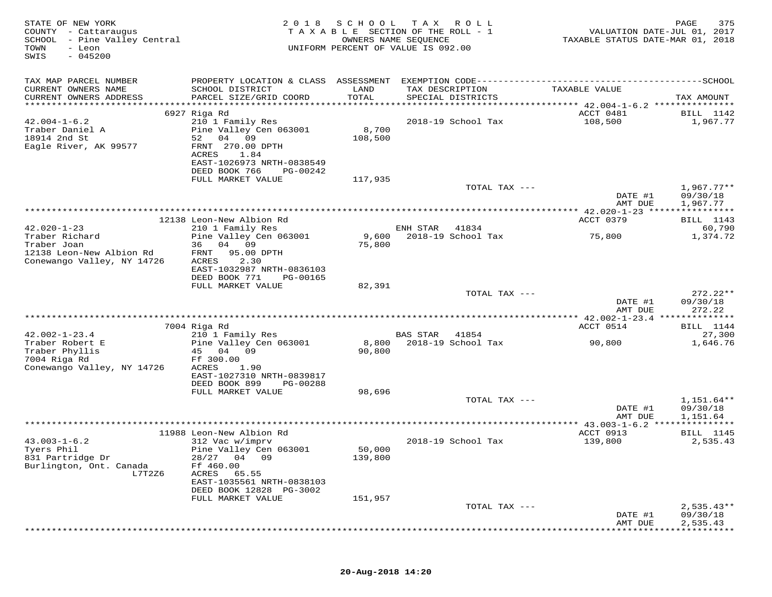STATE OF NEW YORK
COUNTY - Cattaraugus
SCHOOL - Pine Valley Central
TOWN - Leon
SWIS - 045200

2 0 1 8 S C H O O L T A X R O L L
T A X A B L E SECTION OF THE ROLL - 1
OWNERS NAME SEQUENCE
UNIFORM PERCENT OF VALUE IS 092.00

VALUATION DATE-JUL 01, 2017
TAXABLE STATUS DATE-MAR 01, 2018

| TAX MAP PARCEL NUMBER / CURRENT OWNERS NAME / CURRENT OWNERS ADDRESS | PROPERTY LOCATION & CLASS / SCHOOL DISTRICT / PARCEL SIZE/GRID COORD | ASSESSMENT LAND / TOTAL | EXEMPTION CODE / TAX DESCRIPTION / SPECIAL DISTRICTS | TAXABLE VALUE | TAX AMOUNT |
|---|---|---|---|---|---|
| 42.004-1-6.2 | 6927 Riga Rd | | | ACCT 0481 | BILL 1142 |
| 42.004-1-6.2 | 210 1 Family Res | | 2018-19 School Tax | 108,500 | 1,967.77 |
| Traber Daniel A | Pine Valley Cen 063001 | 8,700 | | | |
| 18914 2nd St | 52 04 09 | 108,500 | | | |
| Eagle River, AK 99577 | FRNT 270.00 DPTH | | | | |
| | ACRES 1.84 | | | | |
| | EAST-1026973 NRTH-0838549 | | | | |
| | DEED BOOK 766 PG-00242 | | | | |
| | FULL MARKET VALUE | 117,935 | | | |
| | | | TOTAL TAX --- | | 1,967.77** |
| | | | | DATE #1 | 09/30/18 |
| | | | | AMT DUE | 1,967.77 |
| 42.020-1-23 | 12138 Leon-New Albion Rd | | | ACCT 0379 | BILL 1143 |
| 42.020-1-23 | 210 1 Family Res | | ENH STAR 41834 | | 60,790 |
| Traber Richard | Pine Valley Cen 063001 | 9,600 | 2018-19 School Tax | 75,800 | 1,374.72 |
| Traber Joan | 36 04 09 | 75,800 | | | |
| 12138 Leon-New Albion Rd | FRNT 95.00 DPTH | | | | |
| Conewango Valley, NY 14726 | ACRES 2.30 | | | | |
| | EAST-1032987 NRTH-0836103 | | | | |
| | DEED BOOK 771 PG-00165 | | | | |
| | FULL MARKET VALUE | 82,391 | | | |
| | | | TOTAL TAX --- | | 272.22** |
| | | | | DATE #1 | 09/30/18 |
| | | | | AMT DUE | 272.22 |
| 42.002-1-23.4 | 7004 Riga Rd | | | ACCT 0514 | BILL 1144 |
| 42.002-1-23.4 | 210 1 Family Res | | BAS STAR 41854 | | 27,300 |
| Traber Robert E | Pine Valley Cen 063001 | 8,800 | 2018-19 School Tax | 90,800 | 1,646.76 |
| Traber Phyllis | 45 04 09 | 90,800 | | | |
| 7004 Riga Rd | Ff 300.00 | | | | |
| Conewango Valley, NY 14726 | ACRES 1.90 | | | | |
| | EAST-1027310 NRTH-0839817 | | | | |
| | DEED BOOK 899 PG-00288 | | | | |
| | FULL MARKET VALUE | 98,696 | | | |
| | | | TOTAL TAX --- | | 1,151.64** |
| | | | | DATE #1 | 09/30/18 |
| | | | | AMT DUE | 1,151.64 |
| 43.003-1-6.2 | 11988 Leon-New Albion Rd | | | ACCT 0913 | BILL 1145 |
| 43.003-1-6.2 | 312 Vac w/imprv | | 2018-19 School Tax | 139,800 | 2,535.43 |
| Tyers Phil | Pine Valley Cen 063001 | 50,000 | | | |
| 831 Partridge Dr | 28/27 04 09 | 139,800 | | | |
| Burlington, Ont. Canada L7T2Z6 | Ff 460.00 | | | | |
| | ACRES 65.55 | | | | |
| | EAST-1035561 NRTH-0838103 | | | | |
| | DEED BOOK 12828 PG-3002 | | | | |
| | FULL MARKET VALUE | 151,957 | | | |
| | | | TOTAL TAX --- | | 2,535.43** |
| | | | | DATE #1 | 09/30/18 |
| | | | | AMT DUE | 2,535.43 |

20-Aug-2018 14:20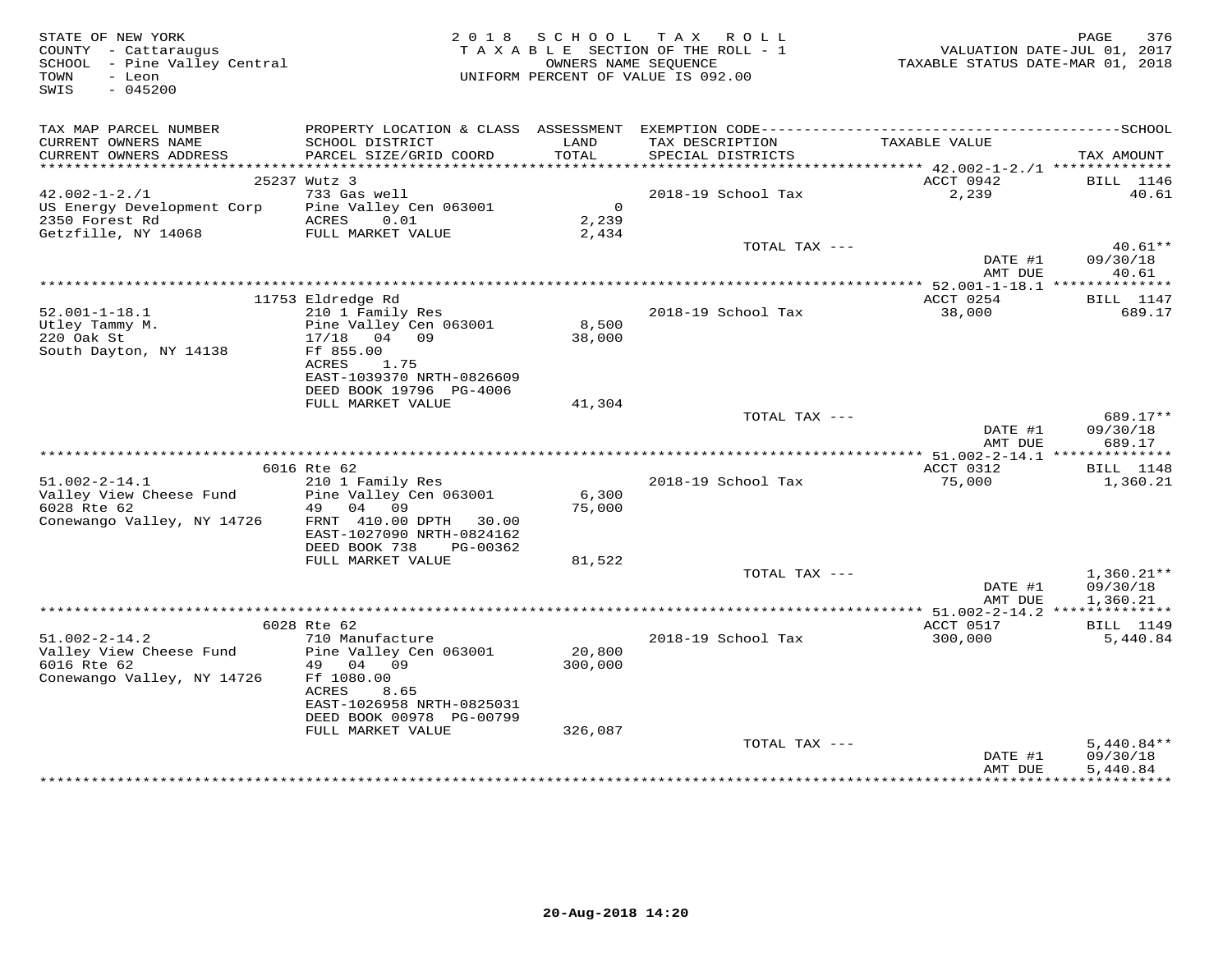STATE OF NEW YORK
COUNTY - Cattaraugus
SCHOOL - Pine Valley Central
TOWN - Leon
SWIS - 045200

2018 SCHOOL TAX ROLL
TAXABLE SECTION OF THE ROLL - 1
OWNERS NAME SEQUENCE
UNIFORM PERCENT OF VALUE IS 092.00

VALUATION DATE-JUL 01, 2017
TAXABLE STATUS DATE-MAR 01, 2018

| TAX MAP PARCEL NUMBER / CURRENT OWNERS NAME / CURRENT OWNERS ADDRESS | PROPERTY LOCATION & CLASS / SCHOOL DISTRICT / PARCEL SIZE/GRID COORD | ASSESSMENT LAND / TOTAL | EXEMPTION CODE / TAX DESCRIPTION / SPECIAL DISTRICTS | TAXABLE VALUE | TAX AMOUNT |
|---|---|---|---|---|---|
| 42.002-1-2./1 | 25237 Wutz 3 | | | ACCT 0942 | BILL 1146 |
| | 733 Gas well | | 2018-19 School Tax | 2,239 | 40.61 |
| US Energy Development Corp | Pine Valley Cen 063001 | 0 | | | |
| 2350 Forest Rd | ACRES 0.01 | 2,239 | | | |
| Getzfille, NY 14068 | FULL MARKET VALUE | 2,434 | | | |
| | | | TOTAL TAX --- | | 40.61** |
| | | | | DATE #1 | 09/30/18 |
| | | | | AMT DUE | 40.61 |
| 52.001-1-18.1 | 11753 Eldredge Rd | | | ACCT 0254 | BILL 1147 |
| | 210 1 Family Res | | 2018-19 School Tax | 38,000 | 689.17 |
| Utley Tammy M. | Pine Valley Cen 063001 | 8,500 | | | |
| 220 Oak St | 17/18 04 09 | 38,000 | | | |
| South Dayton, NY 14138 | Ff 855.00 | | | | |
| | ACRES 1.75 | | | | |
| | EAST-1039370 NRTH-0826609 | | | | |
| | DEED BOOK 19796 PG-4006 | | | | |
| | FULL MARKET VALUE | 41,304 | | | |
| | | | TOTAL TAX --- | | 689.17** |
| | | | | DATE #1 | 09/30/18 |
| | | | | AMT DUE | 689.17 |
| 51.002-2-14.1 | 6016 Rte 62 | | | ACCT 0312 | BILL 1148 |
| | 210 1 Family Res | | 2018-19 School Tax | 75,000 | 1,360.21 |
| Valley View Cheese Fund | Pine Valley Cen 063001 | 6,300 | | | |
| 6028 Rte 62 | 49 04 09 | 75,000 | | | |
| Conewango Valley, NY 14726 | FRNT 410.00 DPTH 30.00 | | | | |
| | EAST-1027090 NRTH-0824162 | | | | |
| | DEED BOOK 738 PG-00362 | | | | |
| | FULL MARKET VALUE | 81,522 | | | |
| | | | TOTAL TAX --- | | 1,360.21** |
| | | | | DATE #1 | 09/30/18 |
| | | | | AMT DUE | 1,360.21 |
| 51.002-2-14.2 | 6028 Rte 62 | | | ACCT 0517 | BILL 1149 |
| | 710 Manufacture | | 2018-19 School Tax | 300,000 | 5,440.84 |
| Valley View Cheese Fund | Pine Valley Cen 063001 | 20,800 | | | |
| 6016 Rte 62 | 49 04 09 | 300,000 | | | |
| Conewango Valley, NY 14726 | Ff 1080.00 | | | | |
| | ACRES 8.65 | | | | |
| | EAST-1026958 NRTH-0825031 | | | | |
| | DEED BOOK 00978 PG-00799 | | | | |
| | FULL MARKET VALUE | 326,087 | | | |
| | | | TOTAL TAX --- | | 5,440.84** |
| | | | | DATE #1 | 09/30/18 |
| | | | | AMT DUE | 5,440.84 |

20-Aug-2018 14:20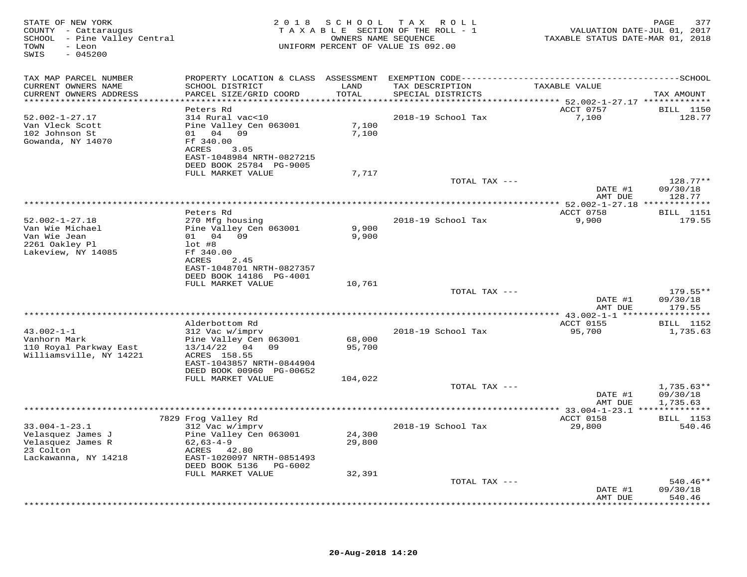STATE OF NEW YORK
COUNTY - Cattaraugus
SCHOOL - Pine Valley Central
TOWN - Leon
SWIS - 045200

2018 SCHOOL TAX ROLL
TAXABLE SECTION OF THE ROLL - 1
OWNERS NAME SEQUENCE
UNIFORM PERCENT OF VALUE IS 092.00

VALUATION DATE-JUL 01, 2017
TAXABLE STATUS DATE-MAR 01, 2018

| TAX MAP PARCEL NUMBER<br>CURRENT OWNERS NAME<br>CURRENT OWNERS ADDRESS | PROPERTY LOCATION & CLASS<br>SCHOOL DISTRICT<br>PARCEL SIZE/GRID COORD | ASSESSMENT<br>LAND<br>TOTAL | EXEMPTION CODE<br>TAX DESCRIPTION<br>SPECIAL DISTRICTS | TAXABLE VALUE | SCHOOL<br>TAX AMOUNT |
|---|---|---|---|---|---|
| 52.002-1-27.17 | Peters Rd | | | ACCT 0757 | BILL 1150 |
| Van Vleck Scott | 314 Rural vac<10 | | 2018-19 School Tax | 7,100 | 128.77 |
| 102 Johnson St | Pine Valley Cen 063001 | 7,100 | | | |
| Gowanda, NY 14070 | 01 04 09 | 7,100 | | | |
| | Ff 340.00 | | | | |
| | ACRES 3.05 | | | | |
| | EAST-1048984 NRTH-0827215 | | | | |
| | DEED BOOK 25784 PG-9005 | | | | |
| | FULL MARKET VALUE | 7,717 | | | |
| | | | TOTAL TAX --- | | 128.77** |
| | | | | DATE #1 | 09/30/18 |
| | | | | AMT DUE | 128.77 |
| 52.002-1-27.18 | Peters Rd | | | ACCT 0758 | BILL 1151 |
| Van Wie Michael | 270 Mfg housing | | 2018-19 School Tax | 9,900 | 179.55 |
| Van Wie Jean | Pine Valley Cen 063001 | 9,900 | | | |
| 2261 Oakley Pl | 01 04 09 | 9,900 | | | |
| Lakeview, NY 14085 | lot #8 | | | | |
| | Ff 340.00 | | | | |
| | ACRES 2.45 | | | | |
| | EAST-1048701 NRTH-0827357 | | | | |
| | DEED BOOK 14186 PG-4001 | | | | |
| | FULL MARKET VALUE | 10,761 | | | |
| | | | TOTAL TAX --- | | 179.55** |
| | | | | DATE #1 | 09/30/18 |
| | | | | AMT DUE | 179.55 |
| 43.002-1-1 | Alderbottom Rd | | | ACCT 0155 | BILL 1152 |
| Vanhorn Mark | 312 Vac w/imprv | | 2018-19 School Tax | 95,700 | 1,735.63 |
| 110 Royal Parkway East | Pine Valley Cen 063001 | 68,000 | | | |
| Williamsville, NY 14221 | 13/14/22 04 09 | 95,700 | | | |
| | ACRES 158.55 | | | | |
| | EAST-1043857 NRTH-0844904 | | | | |
| | DEED BOOK 00960 PG-00652 | | | | |
| | FULL MARKET VALUE | 104,022 | | | |
| | | | TOTAL TAX --- | | 1,735.63** |
| | | | | DATE #1 | 09/30/18 |
| | | | | AMT DUE | 1,735.63 |
| 33.004-1-23.1 | 7829 Frog Valley Rd | | | ACCT 0158 | BILL 1153 |
| Velasquez James J | 312 Vac w/imprv | | 2018-19 School Tax | 29,800 | 540.46 |
| Velasquez James R | Pine Valley Cen 063001 | 24,300 | | | |
| 23 Colton | 62,63-4-9 | 29,800 | | | |
| Lackawanna, NY 14218 | ACRES 42.80 | | | | |
| | EAST-1020097 NRTH-0851493 | | | | |
| | DEED BOOK 5136 PG-6002 | | | | |
| | FULL MARKET VALUE | 32,391 | | | |
| | | | TOTAL TAX --- | | 540.46** |
| | | | | DATE #1 | 09/30/18 |
| | | | | AMT DUE | 540.46 |

20-Aug-2018 14:20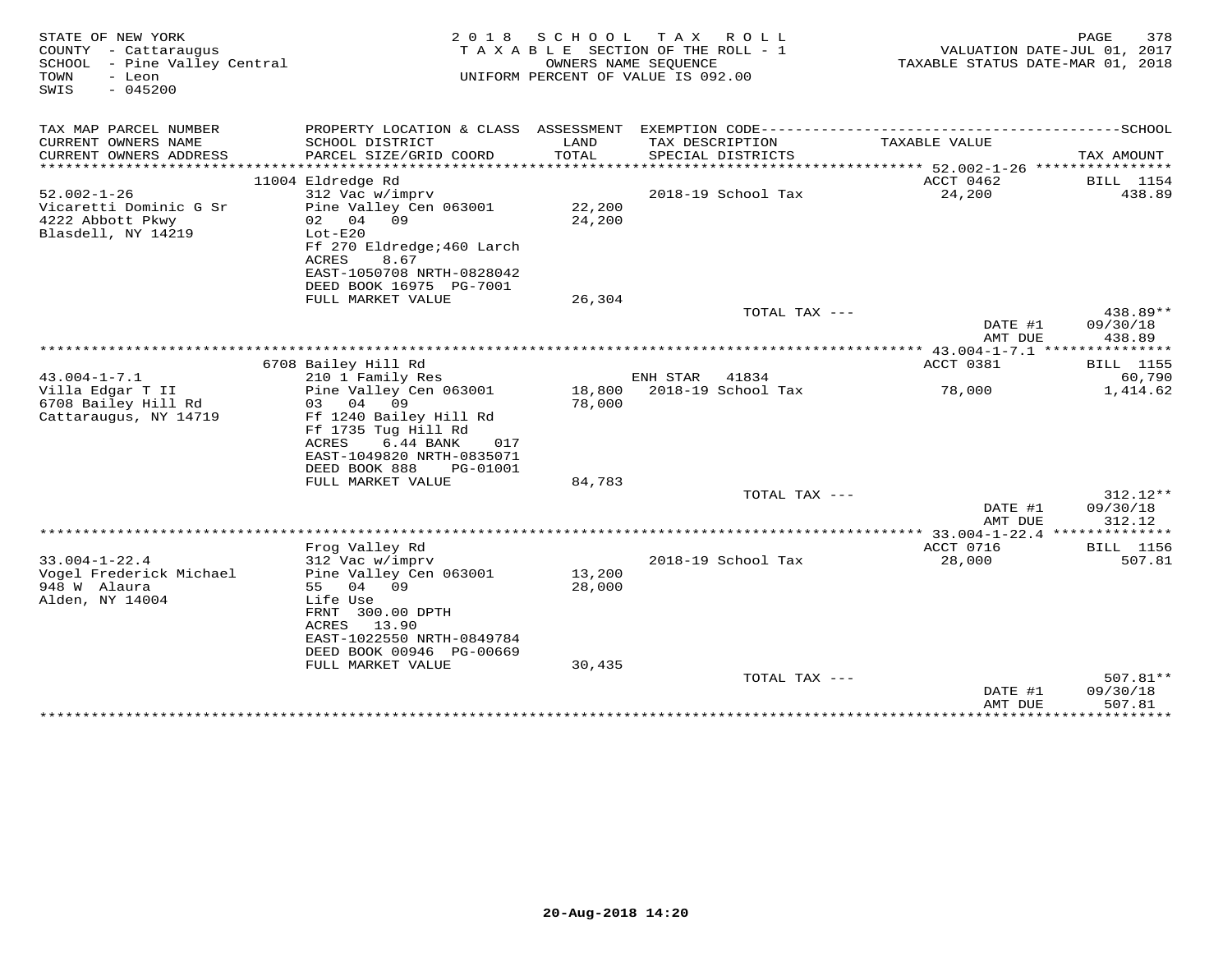STATE OF NEW YORK
COUNTY - Cattaraugus
SCHOOL - Pine Valley Central
TOWN - Leon
SWIS - 045200

2018 SCHOOL TAX ROLL
TAXABLE SECTION OF THE ROLL - 1
OWNERS NAME SEQUENCE
UNIFORM PERCENT OF VALUE IS 092.00

VALUATION DATE-JUL 01, 2017
TAXABLE STATUS DATE-MAR 01, 2018

| TAX MAP PARCEL NUMBER / CURRENT OWNERS NAME / CURRENT OWNERS ADDRESS | PROPERTY LOCATION & CLASS / SCHOOL DISTRICT / PARCEL SIZE/GRID COORD | ASSESSMENT LAND / TOTAL | EXEMPTION CODE / TAX DESCRIPTION / SPECIAL DISTRICTS | TAXABLE VALUE | TAX AMOUNT |
|---|---|---|---|---|---|
| 52.002-1-26 | 11004 Eldredge Rd | | | ACCT 0462 | BILL 1154 |
| 52.002-1-26 | 312 Vac w/imprv | | 2018-19 School Tax | 24,200 | 438.89 |
| Vicaretti Dominic G Sr | Pine Valley Cen 063001 | 22,200 | | | |
| 4222 Abbott Pkwy | 02 04 09 | 24,200 | | | |
| Blasdell, NY 14219 | Lot-E20 | | | | |
| | Ff 270 Eldredge;460 Larch | | | | |
| | ACRES 8.67 | | | | |
| | EAST-1050708 NRTH-0828042 | | | | |
| | DEED BOOK 16975 PG-7001 | | | | |
| | FULL MARKET VALUE | 26,304 | | | |
| | | | TOTAL TAX --- | | 438.89** |
| | | | | DATE #1 | 09/30/18 |
| | | | | AMT DUE | 438.89 |
| 43.004-1-7.1 | 6708 Bailey Hill Rd | | | ACCT 0381 | BILL 1155 |
| 43.004-1-7.1 | 210 1 Family Res | | ENH STAR 41834 | | 60,790 |
| Villa Edgar T II | Pine Valley Cen 063001 | 18,800 | 2018-19 School Tax | 78,000 | 1,414.62 |
| 6708 Bailey Hill Rd | 03 04 09 | 78,000 | | | |
| Cattaraugus, NY 14719 | Ff 1240 Bailey Hill Rd | | | | |
| | Ff 1735 Tug Hill Rd | | | | |
| | ACRES 6.44 BANK 017 | | | | |
| | EAST-1049820 NRTH-0835071 | | | | |
| | DEED BOOK 888 PG-01001 | | | | |
| | FULL MARKET VALUE | 84,783 | | | |
| | | | TOTAL TAX --- | | 312.12** |
| | | | | DATE #1 | 09/30/18 |
| | | | | AMT DUE | 312.12 |
| 33.004-1-22.4 | Frog Valley Rd | | | ACCT 0716 | BILL 1156 |
| 33.004-1-22.4 | 312 Vac w/imprv | | 2018-19 School Tax | 28,000 | 507.81 |
| Vogel Frederick Michael | Pine Valley Cen 063001 | 13,200 | | | |
| 948 W Alaura | 55 04 09 | 28,000 | | | |
| Alden, NY 14004 | Life Use | | | | |
| | FRNT 300.00 DPTH | | | | |
| | ACRES 13.90 | | | | |
| | EAST-1022550 NRTH-0849784 | | | | |
| | DEED BOOK 00946 PG-00669 | | | | |
| | FULL MARKET VALUE | 30,435 | | | |
| | | | TOTAL TAX --- | | 507.81** |
| | | | | DATE #1 | 09/30/18 |
| | | | | AMT DUE | 507.81 |

20-Aug-2018 14:20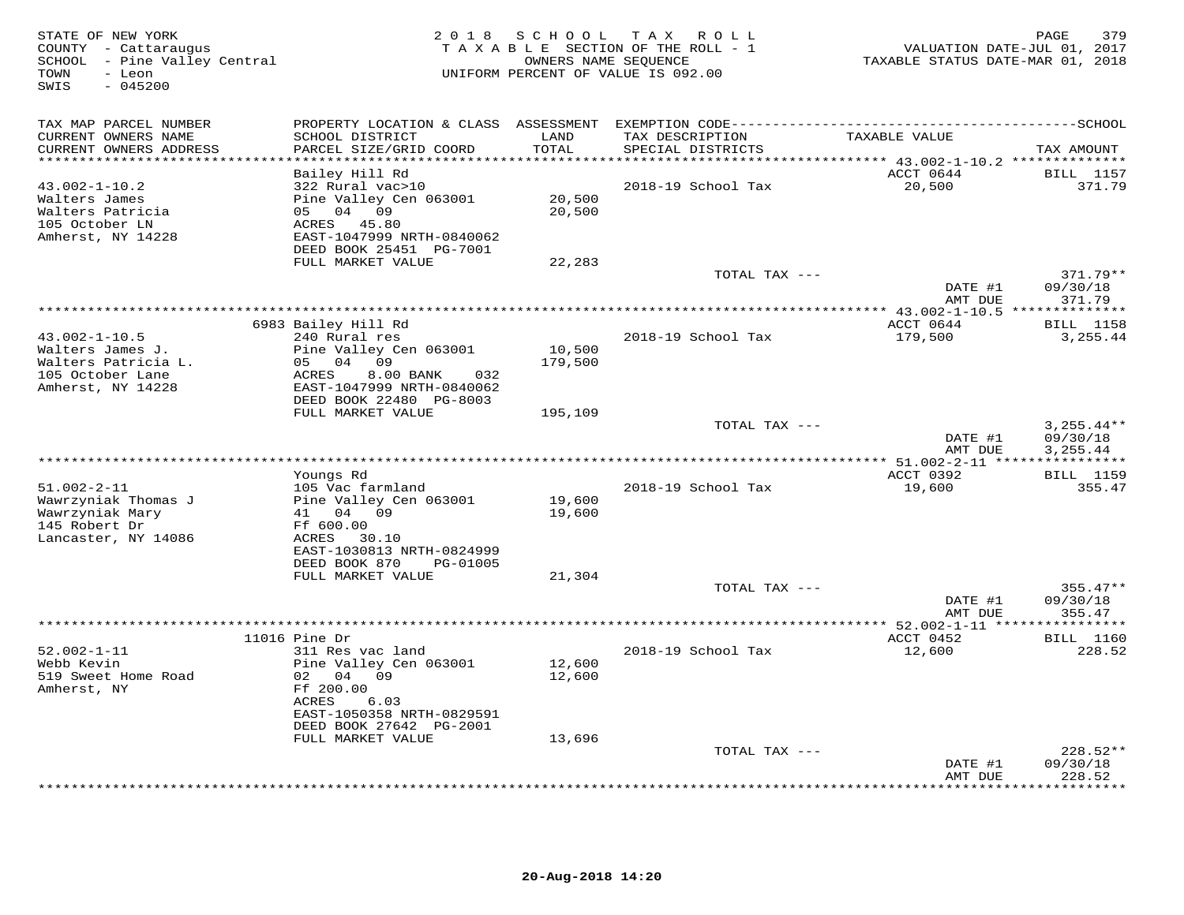STATE OF NEW YORK
COUNTY - Cattaraugus
SCHOOL - Pine Valley Central
TOWN - Leon
SWIS - 045200

2 0 1 8 S C H O O L T A X R O L L
T A X A B L E SECTION OF THE ROLL - 1
OWNERS NAME SEQUENCE
UNIFORM PERCENT OF VALUE IS 092.00

VALUATION DATE-JUL 01, 2017
TAXABLE STATUS DATE-MAR 01, 2018

| TAX MAP PARCEL NUMBER / CURRENT OWNERS NAME / CURRENT OWNERS ADDRESS | PROPERTY LOCATION & CLASS / SCHOOL DISTRICT / PARCEL SIZE/GRID COORD | ASSESSMENT LAND / TOTAL | EXEMPTION CODE / TAX DESCRIPTION / SPECIAL DISTRICTS | TAXABLE VALUE | SCHOOL TAX AMOUNT |
|---|---|---|---|---|---|
| 43.002-1-10.2 | Bailey Hill Rd | | | ACCT 0644 | BILL 1157 |
| Walters James | 322 Rural vac>10 | | 2018-19 School Tax | 20,500 | 371.79 |
| Walters Patricia | Pine Valley Cen 063001 | 20,500 | | | |
| 105 October LN | 05 04 09 | 20,500 | | | |
| Amherst, NY 14228 | ACRES 45.80 | | | | |
| | EAST-1047999 NRTH-0840062 | | | | |
| | DEED BOOK 25451 PG-7001 | | | | |
| | FULL MARKET VALUE | 22,283 | | | |
| | | | TOTAL TAX --- | | 371.79** |
| | | | | DATE #1 | 09/30/18 |
| | | | | AMT DUE | 371.79 |
| 43.002-1-10.5 | 6983 Bailey Hill Rd | | | ACCT 0644 | BILL 1158 |
| Walters James J. | 240 Rural res | | 2018-19 School Tax | 179,500 | 3,255.44 |
| Walters Patricia L. | Pine Valley Cen 063001 | 10,500 | | | |
| 105 October Lane | 05 04 09 | 179,500 | | | |
| Amherst, NY 14228 | ACRES 8.00 BANK 032 | | | | |
| | EAST-1047999 NRTH-0840062 | | | | |
| | DEED BOOK 22480 PG-8003 | | | | |
| | FULL MARKET VALUE | 195,109 | | | |
| | | | TOTAL TAX --- | | 3,255.44** |
| | | | | DATE #1 | 09/30/18 |
| | | | | AMT DUE | 3,255.44 |
| 51.002-2-11 | Youngs Rd | | | ACCT 0392 | BILL 1159 |
| Wawrzyniak Thomas J | 105 Vac farmland | | 2018-19 School Tax | 19,600 | 355.47 |
| Wawrzyniak Mary | Pine Valley Cen 063001 | 19,600 | | | |
| 145 Robert Dr | 41 04 09 | 19,600 | | | |
| Lancaster, NY 14086 | Ff 600.00 | | | | |
| | ACRES 30.10 | | | | |
| | EAST-1030813 NRTH-0824999 | | | | |
| | DEED BOOK 870 PG-01005 | | | | |
| | FULL MARKET VALUE | 21,304 | | | |
| | | | TOTAL TAX --- | | 355.47** |
| | | | | DATE #1 | 09/30/18 |
| | | | | AMT DUE | 355.47 |
| 52.002-1-11 | 11016 Pine Dr | | | ACCT 0452 | BILL 1160 |
| Webb Kevin | 311 Res vac land | | 2018-19 School Tax | 12,600 | 228.52 |
| 519 Sweet Home Road | Pine Valley Cen 063001 | 12,600 | | | |
| Amherst, NY | 02 04 09 | 12,600 | | | |
| | Ff 200.00 | | | | |
| | ACRES 6.03 | | | | |
| | EAST-1050358 NRTH-0829591 | | | | |
| | DEED BOOK 27642 PG-2001 | | | | |
| | FULL MARKET VALUE | 13,696 | | | |
| | | | TOTAL TAX --- | | 228.52** |
| | | | | DATE #1 | 09/30/18 |
| | | | | AMT DUE | 228.52 |

20-Aug-2018 14:20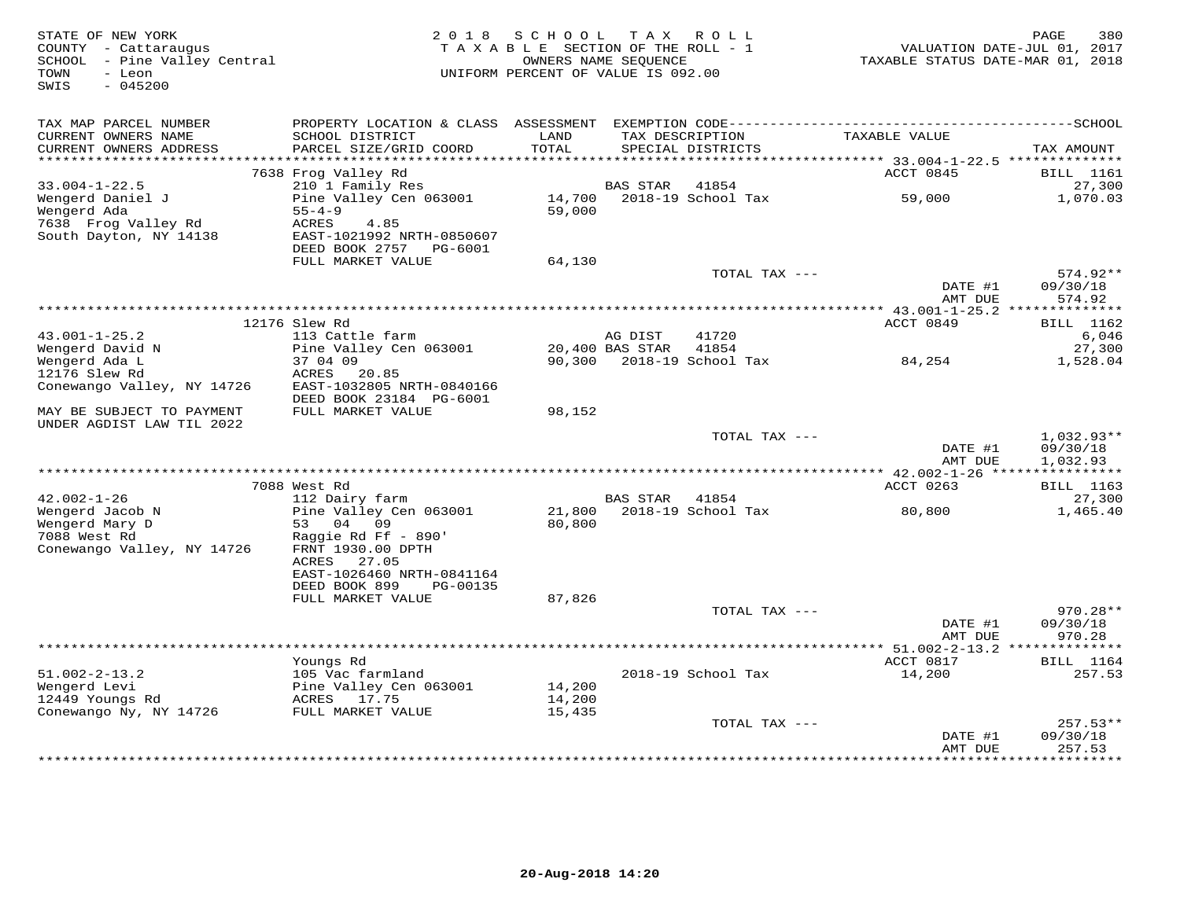STATE OF NEW YORK
COUNTY - Cattaraugus
SCHOOL - Pine Valley Central
TOWN - Leon
SWIS - 045200

2018 SCHOOL TAX ROLL
TAXABLE SECTION OF THE ROLL - 1
OWNERS NAME SEQUENCE
UNIFORM PERCENT OF VALUE IS 092.00

VALUATION DATE-JUL 01, 2017
TAXABLE STATUS DATE-MAR 01, 2018

| TAX MAP PARCEL NUMBER / CURRENT OWNERS NAME / CURRENT OWNERS ADDRESS | PROPERTY LOCATION & CLASS / SCHOOL DISTRICT / PARCEL SIZE/GRID COORD | ASSESSMENT LAND / TOTAL | EXEMPTION CODE / TAX DESCRIPTION / SPECIAL DISTRICTS | TAXABLE VALUE | TAX AMOUNT |
|---|---|---|---|---|---|
| 33.004-1-22.5 | 7638 Frog Valley Rd | | | ACCT 0845 | BILL 1161 |
| Wengerd Daniel J | 210 1 Family Res | | BAS STAR 41854 | | 27,300 |
| Wengerd Ada | Pine Valley Cen 063001 | 14,700 | 2018-19 School Tax | 59,000 | 1,070.03 |
| 7638 Frog Valley Rd | 55-4-9 | 59,000 | | | |
| South Dayton, NY 14138 | ACRES 4.85 | | | | |
| | EAST-1021992 NRTH-0850607 | | | | |
| | DEED BOOK 2757 PG-6001 | | | | |
| | FULL MARKET VALUE | 64,130 | | | |
| | | | TOTAL TAX --- | | 574.92** |
| | | | | DATE #1 | 09/30/18 |
| | | | | AMT DUE | 574.92 |
| 43.001-1-25.2 | 12176 Slew Rd | | | ACCT 0849 | BILL 1162 |
| Wengerd David N | 113 Cattle farm | | AG DIST 41720 | | 6,046 |
| Wengerd Ada L | Pine Valley Cen 063001 | 20,400 | BAS STAR 41854 | | 27,300 |
| 12176 Slew Rd | 37 04 09 | 90,300 | 2018-19 School Tax | 84,254 | 1,528.04 |
| Conewango Valley, NY 14726 | ACRES 20.85 | | | | |
| | EAST-1032805 NRTH-0840166 | | | | |
| | DEED BOOK 23184 PG-6001 | | | | |
| MAY BE SUBJECT TO PAYMENT UNDER AGDIST LAW TIL 2022 | FULL MARKET VALUE | 98,152 | | | |
| | | | TOTAL TAX --- | | 1,032.93** |
| | | | | DATE #1 | 09/30/18 |
| | | | | AMT DUE | 1,032.93 |
| 42.002-1-26 | 7088 West Rd | | | ACCT 0263 | BILL 1163 |
| Wengerd Jacob N | 112 Dairy farm | | BAS STAR 41854 | | 27,300 |
| Wengerd Mary D | Pine Valley Cen 063001 | 21,800 | 2018-19 School Tax | 80,800 | 1,465.40 |
| 7088 West Rd | 53 04 09 | 80,800 | | | |
| Conewango Valley, NY 14726 | Raggie Rd Ff - 890' | | | | |
| | FRNT 1930.00 DPTH | | | | |
| | ACRES 27.05 | | | | |
| | EAST-1026460 NRTH-0841164 | | | | |
| | DEED BOOK 899 PG-00135 | | | | |
| | FULL MARKET VALUE | 87,826 | | | |
| | | | TOTAL TAX --- | | 970.28** |
| | | | | DATE #1 | 09/30/18 |
| | | | | AMT DUE | 970.28 |
| 51.002-2-13.2 | Youngs Rd | | | ACCT 0817 | BILL 1164 |
| Wengerd Levi | 105 Vac farmland | | 2018-19 School Tax | 14,200 | 257.53 |
| 12449 Youngs Rd | Pine Valley Cen 063001 | 14,200 | | | |
| Conewango Ny, NY 14726 | ACRES 17.75 | 14,200 | | | |
| | FULL MARKET VALUE | 15,435 | | | |
| | | | TOTAL TAX --- | | 257.53** |
| | | | | DATE #1 | 09/30/18 |
| | | | | AMT DUE | 257.53 |

20-Aug-2018 14:20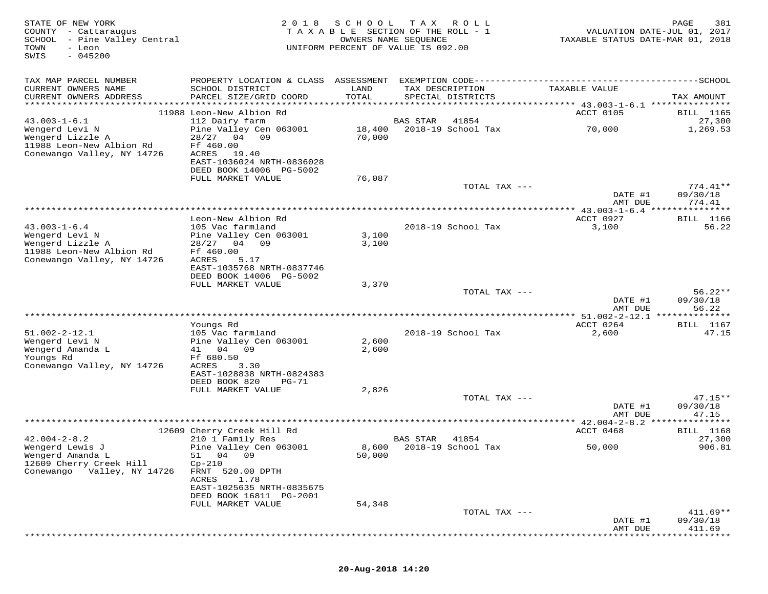STATE OF NEW YORK
COUNTY - Cattaraugus
SCHOOL - Pine Valley Central
TOWN - Leon
SWIS - 045200

2018 SCHOOL TAX ROLL
TAXABLE SECTION OF THE ROLL - 1
OWNERS NAME SEQUENCE
UNIFORM PERCENT OF VALUE IS 092.00

VALUATION DATE-JUL 01, 2017
TAXABLE STATUS DATE-MAR 01, 2018

| TAX MAP PARCEL NUMBER / CURRENT OWNERS NAME / CURRENT OWNERS ADDRESS | PROPERTY LOCATION & CLASS / SCHOOL DISTRICT / PARCEL SIZE/GRID COORD | ASSESSMENT LAND / TOTAL | EXEMPTION CODE / TAX DESCRIPTION / SPECIAL DISTRICTS | TAXABLE VALUE | TAX AMOUNT |
|---|---|---|---|---|---|
| **43.003-1-6.1** | 11988 Leon-New Albion Rd | | | ACCT 0105 | BILL 1165 |
| 43.003-1-6.1 | 112 Dairy farm | | BAS STAR 41854 | | 27,300 |
| Wengerd Levi N | Pine Valley Cen 063001 | 18,400 | 2018-19 School Tax | 70,000 | 1,269.53 |
| Wengerd Lizzle A | 28/27 04 09 | 70,000 | | | |
| 11988 Leon-New Albion Rd | Ff 460.00 | | | | |
| Conewango Valley, NY 14726 | ACRES 19.40 | | | | |
| | EAST-1036024 NRTH-0836028 | | | | |
| | DEED BOOK 14006 PG-5002 | | | | |
| | FULL MARKET VALUE | 76,087 | | | |
| | | | TOTAL TAX --- | | 774.41** |
| | | | | DATE #1 | 09/30/18 |
| | | | | AMT DUE | 774.41 |
| **43.003-1-6.4** | Leon-New Albion Rd | | | ACCT 0927 | BILL 1166 |
| 43.003-1-6.4 | 105 Vac farmland | | 2018-19 School Tax | 3,100 | 56.22 |
| Wengerd Levi N | Pine Valley Cen 063001 | 3,100 | | | |
| Wengerd Lizzle A | 28/27 04 09 | 3,100 | | | |
| 11988 Leon-New Albion Rd | Ff 460.00 | | | | |
| Conewango Valley, NY 14726 | ACRES 5.17 | | | | |
| | EAST-1035768 NRTH-0837746 | | | | |
| | DEED BOOK 14006 PG-5002 | | | | |
| | FULL MARKET VALUE | 3,370 | | | |
| | | | TOTAL TAX --- | | 56.22** |
| | | | | DATE #1 | 09/30/18 |
| | | | | AMT DUE | 56.22 |
| **51.002-2-12.1** | Youngs Rd | | | ACCT 0264 | BILL 1167 |
| 51.002-2-12.1 | 105 Vac farmland | | 2018-19 School Tax | 2,600 | 47.15 |
| Wengerd Levi N | Pine Valley Cen 063001 | 2,600 | | | |
| Wengerd Amanda L | 41 04 09 | 2,600 | | | |
| Youngs Rd | Ff 680.50 | | | | |
| Conewango Valley, NY 14726 | ACRES 3.30 | | | | |
| | EAST-1028838 NRTH-0824383 | | | | |
| | DEED BOOK 820 PG-71 | | | | |
| | FULL MARKET VALUE | 2,826 | | | |
| | | | TOTAL TAX --- | | 47.15** |
| | | | | DATE #1 | 09/30/18 |
| | | | | AMT DUE | 47.15 |
| **42.004-2-8.2** | 12609 Cherry Creek Hill Rd | | | ACCT 0468 | BILL 1168 |
| 42.004-2-8.2 | 210 1 Family Res | | BAS STAR 41854 | | 27,300 |
| Wengerd Lewis J | Pine Valley Cen 063001 | 8,600 | 2018-19 School Tax | 50,000 | 906.81 |
| Wengerd Amanda L | 51 04 09 | 50,000 | | | |
| 12609 Cherry Creek Hill | Cp-210 | | | | |
| Conewango Valley, NY 14726 | FRNT 520.00 DPTH | | | | |
| | ACRES 1.78 | | | | |
| | EAST-1025635 NRTH-0835675 | | | | |
| | DEED BOOK 16811 PG-2001 | | | | |
| | FULL MARKET VALUE | 54,348 | | | |
| | | | TOTAL TAX --- | | 411.69** |
| | | | | DATE #1 | 09/30/18 |
| | | | | AMT DUE | 411.69 |

20-Aug-2018 14:20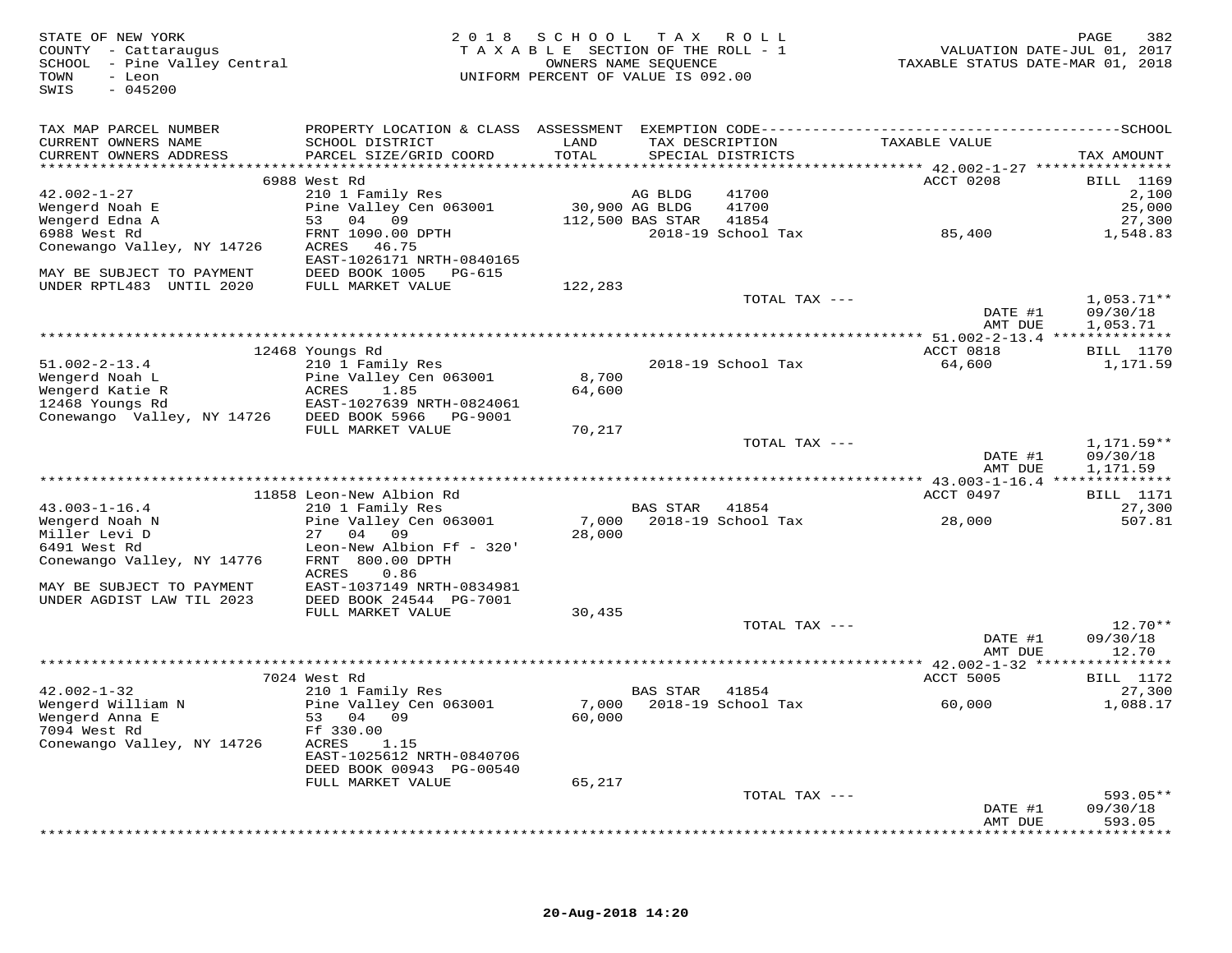STATE OF NEW YORK
COUNTY - Cattaraugus
SCHOOL - Pine Valley Central
TOWN - Leon
SWIS - 045200

2018 SCHOOL TAX ROLL
TAXABLE SECTION OF THE ROLL - 1
OWNERS NAME SEQUENCE
UNIFORM PERCENT OF VALUE IS 092.00

VALUATION DATE-JUL 01, 2017
TAXABLE STATUS DATE-MAR 01, 2018

| TAX MAP PARCEL NUMBER / CURRENT OWNERS NAME / CURRENT OWNERS ADDRESS | PROPERTY LOCATION & CLASS / SCHOOL DISTRICT / PARCEL SIZE/GRID COORD | ASSESSMENT LAND / TOTAL | EXEMPTION CODE / TAX DESCRIPTION / SPECIAL DISTRICTS | TAXABLE VALUE | TAX AMOUNT |
|---|---|---|---|---|---|
| | 6988 West Rd | | | ACCT 0208 | BILL 1169 |
| 42.002-1-27 | 210 1 Family Res | | AG BLDG 41700 | | 2,100 |
| Wengerd Noah E | Pine Valley Cen 063001 | 30,900 | AG BLDG 41700 | | 25,000 |
| Wengerd Edna A | 53 04 09 | 112,500 | BAS STAR 41854 | | 27,300 |
| 6988 West Rd | FRNT 1090.00 DPTH | | 2018-19 School Tax | 85,400 | 1,548.83 |
| Conewango Valley, NY 14726 | ACRES 46.75 | | | | |
| | EAST-1026171 NRTH-0840165 | | | | |
| MAY BE SUBJECT TO PAYMENT | DEED BOOK 1005 PG-615 | | | | |
| UNDER RPTL483 UNTIL 2020 | FULL MARKET VALUE | 122,283 | | | |
| | | | TOTAL TAX --- | | 1,053.71** |
| | | | | DATE #1 | 09/30/18 |
| | | | | AMT DUE | 1,053.71 |
| | 12468 Youngs Rd | | | ACCT 0818 | BILL 1170 |
| 51.002-2-13.4 | 210 1 Family Res | | 2018-19 School Tax | 64,600 | 1,171.59 |
| Wengerd Noah L | Pine Valley Cen 063001 | 8,700 | | | |
| Wengerd Katie R | ACRES 1.85 | 64,600 | | | |
| 12468 Youngs Rd | EAST-1027639 NRTH-0824061 | | | | |
| Conewango Valley, NY 14726 | DEED BOOK 5966 PG-9001 | | | | |
| | FULL MARKET VALUE | 70,217 | | | |
| | | | TOTAL TAX --- | | 1,171.59** |
| | | | | DATE #1 | 09/30/18 |
| | | | | AMT DUE | 1,171.59 |
| | 11858 Leon-New Albion Rd | | | ACCT 0497 | BILL 1171 |
| 43.003-1-16.4 | 210 1 Family Res | | BAS STAR 41854 | | 27,300 |
| Wengerd Noah N | Pine Valley Cen 063001 | 7,000 | 2018-19 School Tax | 28,000 | 507.81 |
| Miller Levi D | 27 04 09 | 28,000 | | | |
| 6491 West Rd | Leon-New Albion Ff - 320' | | | | |
| Conewango Valley, NY 14776 | FRNT 800.00 DPTH | | | | |
| | ACRES 0.86 | | | | |
| MAY BE SUBJECT TO PAYMENT | EAST-1037149 NRTH-0834981 | | | | |
| UNDER AGDIST LAW TIL 2023 | DEED BOOK 24544 PG-7001 | | | | |
| | FULL MARKET VALUE | 30,435 | | | |
| | | | TOTAL TAX --- | | 12.70** |
| | | | | DATE #1 | 09/30/18 |
| | | | | AMT DUE | 12.70 |
| | 7024 West Rd | | | ACCT 5005 | BILL 1172 |
| 42.002-1-32 | 210 1 Family Res | | BAS STAR 41854 | | 27,300 |
| Wengerd William N | Pine Valley Cen 063001 | 7,000 | 2018-19 School Tax | 60,000 | 1,088.17 |
| Wengerd Anna E | 53 04 09 | 60,000 | | | |
| 7094 West Rd | Ff 330.00 | | | | |
| Conewango Valley, NY 14726 | ACRES 1.15 | | | | |
| | EAST-1025612 NRTH-0840706 | | | | |
| | DEED BOOK 00943 PG-00540 | | | | |
| | FULL MARKET VALUE | 65,217 | | | |
| | | | TOTAL TAX --- | | 593.05** |
| | | | | DATE #1 | 09/30/18 |
| | | | | AMT DUE | 593.05 |

20-Aug-2018 14:20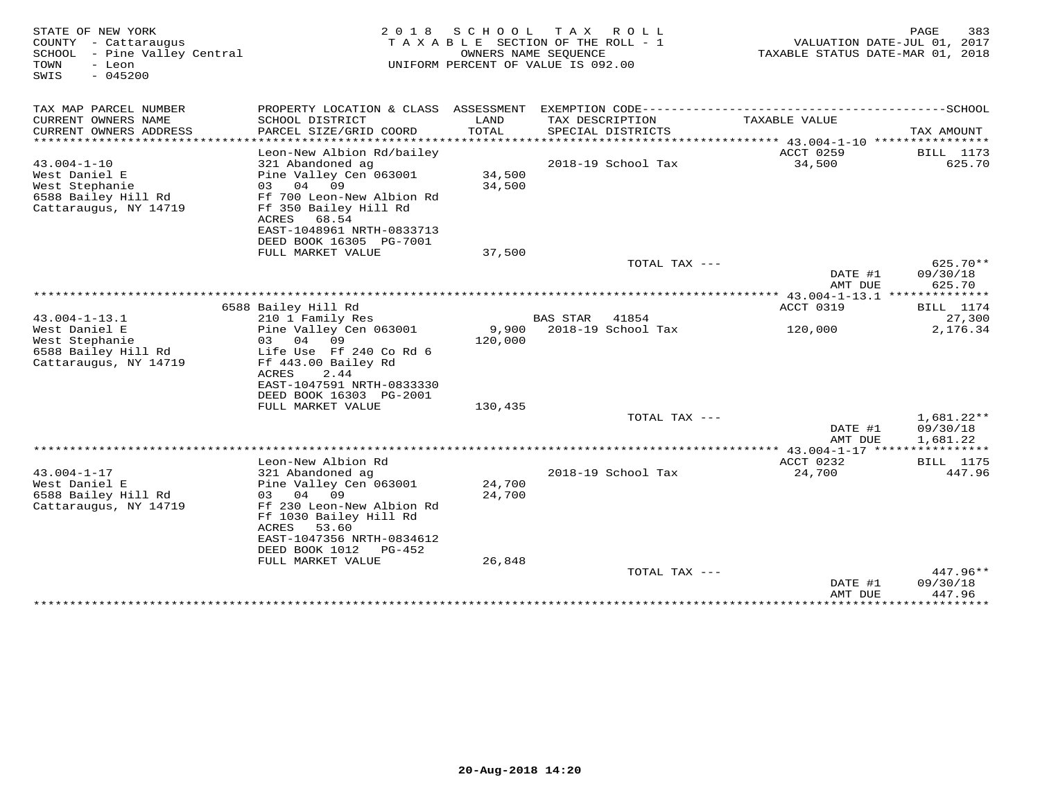STATE OF NEW YORK
COUNTY - Cattaraugus
SCHOOL - Pine Valley Central
TOWN - Leon
SWIS - 045200

2018 SCHOOL TAX ROLL
TAXABLE SECTION OF THE ROLL - 1
OWNERS NAME SEQUENCE
UNIFORM PERCENT OF VALUE IS 092.00

VALUATION DATE-JUL 01, 2017
TAXABLE STATUS DATE-MAR 01, 2018

| TAX MAP PARCEL NUMBER / CURRENT OWNERS NAME / CURRENT OWNERS ADDRESS | PROPERTY LOCATION & CLASS / SCHOOL DISTRICT / PARCEL SIZE/GRID COORD | ASSESSMENT LAND / TOTAL | EXEMPTION CODE / TAX DESCRIPTION / SPECIAL DISTRICTS | TAXABLE VALUE | TAX AMOUNT |
|---|---|---|---|---|---|
| | Leon-New Albion Rd/bailey | | | ACCT 0259 | BILL 1173 |
| 43.004-1-10 | 321 Abandoned ag | | 2018-19 School Tax | 34,500 | 625.70 |
| West Daniel E | Pine Valley Cen 063001 | 34,500 | | | |
| West Stephanie | 03 04 09 | 34,500 | | | |
| 6588 Bailey Hill Rd | Ff 700 Leon-New Albion Rd | | | | |
| Cattaraugus, NY 14719 | Ff 350 Bailey Hill Rd | | | | |
| | ACRES 68.54 | | | | |
| | EAST-1048961 NRTH-0833713 | | | | |
| | DEED BOOK 16305 PG-7001 | | | | |
| | FULL MARKET VALUE | 37,500 | | | |
| | | | TOTAL TAX --- | | 625.70** |
| | | | | DATE #1 | 09/30/18 |
| | | | | AMT DUE | 625.70 |
| | 6588 Bailey Hill Rd | | | ACCT 0319 | BILL 1174 |
| 43.004-1-13.1 | 210 1 Family Res | | BAS STAR 41854 | | 27,300 |
| West Daniel E | Pine Valley Cen 063001 | 9,900 | 2018-19 School Tax | 120,000 | 2,176.34 |
| West Stephanie | 03 04 09 | 120,000 | | | |
| 6588 Bailey Hill Rd | Life Use Ff 240 Co Rd 6 | | | | |
| Cattaraugus, NY 14719 | Ff 443.00 Bailey Rd | | | | |
| | ACRES 2.44 | | | | |
| | EAST-1047591 NRTH-0833330 | | | | |
| | DEED BOOK 16303 PG-2001 | | | | |
| | FULL MARKET VALUE | 130,435 | | | |
| | | | TOTAL TAX --- | | 1,681.22** |
| | | | | DATE #1 | 09/30/18 |
| | | | | AMT DUE | 1,681.22 |
| | Leon-New Albion Rd | | | ACCT 0232 | BILL 1175 |
| 43.004-1-17 | 321 Abandoned ag | | 2018-19 School Tax | 24,700 | 447.96 |
| West Daniel E | Pine Valley Cen 063001 | 24,700 | | | |
| 6588 Bailey Hill Rd | 03 04 09 | 24,700 | | | |
| Cattaraugus, NY 14719 | Ff 230 Leon-New Albion Rd | | | | |
| | Ff 1030 Bailey Hill Rd | | | | |
| | ACRES 53.60 | | | | |
| | EAST-1047356 NRTH-0834612 | | | | |
| | DEED BOOK 1012 PG-452 | | | | |
| | FULL MARKET VALUE | 26,848 | | | |
| | | | TOTAL TAX --- | | 447.96** |
| | | | | DATE #1 | 09/30/18 |
| | | | | AMT DUE | 447.96 |

20-Aug-2018 14:20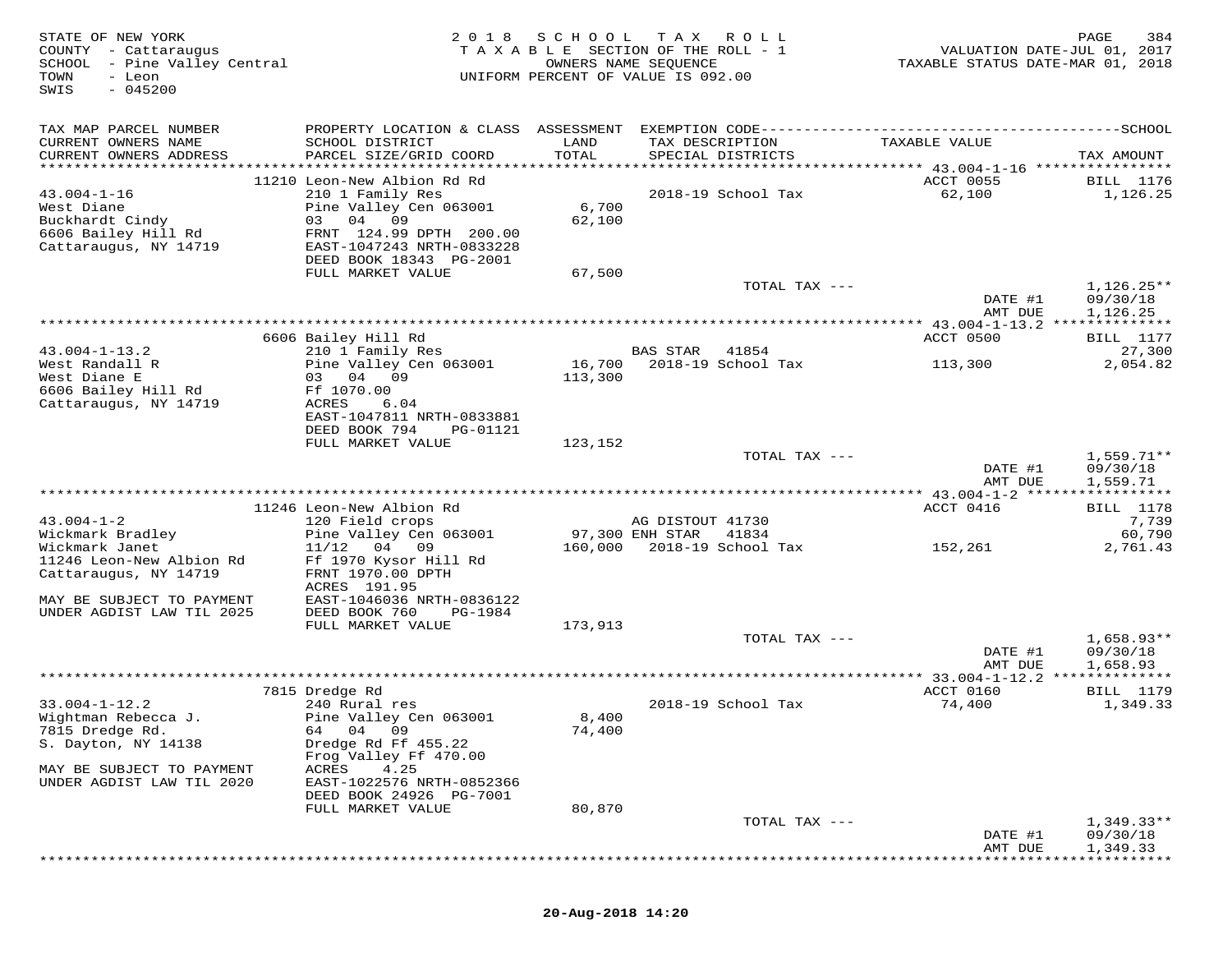STATE OF NEW YORK
COUNTY - Cattaraugus
SCHOOL - Pine Valley Central
TOWN - Leon
SWIS - 045200

2018 SCHOOL TAX ROLL
TAXABLE SECTION OF THE ROLL - 1
OWNERS NAME SEQUENCE
UNIFORM PERCENT OF VALUE IS 092.00

VALUATION DATE-JUL 01, 2017
TAXABLE STATUS DATE-MAR 01, 2018

| TAX MAP PARCEL NUMBER / CURRENT OWNERS NAME / CURRENT OWNERS ADDRESS | PROPERTY LOCATION & CLASS / SCHOOL DISTRICT / PARCEL SIZE/GRID COORD | ASSESSMENT LAND / TOTAL | EXEMPTION CODE / TAX DESCRIPTION / SPECIAL DISTRICTS | TAXABLE VALUE | TAX AMOUNT |
|---|---|---|---|---|---|
| | 11210 Leon-New Albion Rd Rd | | | ACCT 0055 | BILL 1176 |
| 43.004-1-16 | 210 1 Family Res | | 2018-19 School Tax | 62,100 | 1,126.25 |
| West Diane | Pine Valley Cen 063001 | 6,700 | | | |
| Buckhardt Cindy | 03 04 09 | 62,100 | | | |
| 6606 Bailey Hill Rd | FRNT 124.99 DPTH 200.00 | | | | |
| Cattaraugus, NY 14719 | EAST-1047243 NRTH-0833228 | | | | |
| | DEED BOOK 18343 PG-2001 | | | | |
| | FULL MARKET VALUE | 67,500 | | | |
| | | | TOTAL TAX --- | | 1,126.25** |
| | | | | DATE #1 | 09/30/18 |
| | | | | AMT DUE | 1,126.25 |
| | 6606 Bailey Hill Rd | | | ACCT 0500 | BILL 1177 |
| 43.004-1-13.2 | 210 1 Family Res | | BAS STAR 41854 | | 27,300 |
| West Randall R | Pine Valley Cen 063001 | 16,700 | 2018-19 School Tax | 113,300 | 2,054.82 |
| West Diane E | 03 04 09 | 113,300 | | | |
| 6606 Bailey Hill Rd | Ff 1070.00 | | | | |
| Cattaraugus, NY 14719 | ACRES 6.04 | | | | |
| | EAST-1047811 NRTH-0833881 | | | | |
| | DEED BOOK 794 PG-01121 | | | | |
| | FULL MARKET VALUE | 123,152 | | | |
| | | | TOTAL TAX --- | | 1,559.71** |
| | | | | DATE #1 | 09/30/18 |
| | | | | AMT DUE | 1,559.71 |
| | 11246 Leon-New Albion Rd | | | ACCT 0416 | BILL 1178 |
| 43.004-1-2 | 120 Field crops | | AG DISTOUT 41730 | | 7,739 |
| Wickmark Bradley | Pine Valley Cen 063001 | 97,300 | ENH STAR 41834 | | 60,790 |
| Wickmark Janet | 11/12 04 09 | 160,000 | 2018-19 School Tax | 152,261 | 2,761.43 |
| 11246 Leon-New Albion Rd | Ff 1970 Kysor Hill Rd | | | | |
| Cattaraugus, NY 14719 | FRNT 1970.00 DPTH | | | | |
| | ACRES 191.95 | | | | |
| MAY BE SUBJECT TO PAYMENT | EAST-1046036 NRTH-0836122 | | | | |
| UNDER AGDIST LAW TIL 2025 | DEED BOOK 760 PG-1984 | | | | |
| | FULL MARKET VALUE | 173,913 | | | |
| | | | TOTAL TAX --- | | 1,658.93** |
| | | | | DATE #1 | 09/30/18 |
| | | | | AMT DUE | 1,658.93 |
| | 7815 Dredge Rd | | | ACCT 0160 | BILL 1179 |
| 33.004-1-12.2 | 240 Rural res | | 2018-19 School Tax | 74,400 | 1,349.33 |
| Wightman Rebecca J. | Pine Valley Cen 063001 | 8,400 | | | |
| 7815 Dredge Rd. | 64 04 09 | 74,400 | | | |
| S. Dayton, NY 14138 | Dredge Rd Ff 455.22 | | | | |
| | Frog Valley Ff 470.00 | | | | |
| MAY BE SUBJECT TO PAYMENT | ACRES 4.25 | | | | |
| UNDER AGDIST LAW TIL 2020 | EAST-1022576 NRTH-0852366 | | | | |
| | DEED BOOK 24926 PG-7001 | | | | |
| | FULL MARKET VALUE | 80,870 | | | |
| | | | TOTAL TAX --- | | 1,349.33** |
| | | | | DATE #1 | 09/30/18 |
| | | | | AMT DUE | 1,349.33 |

20-Aug-2018 14:20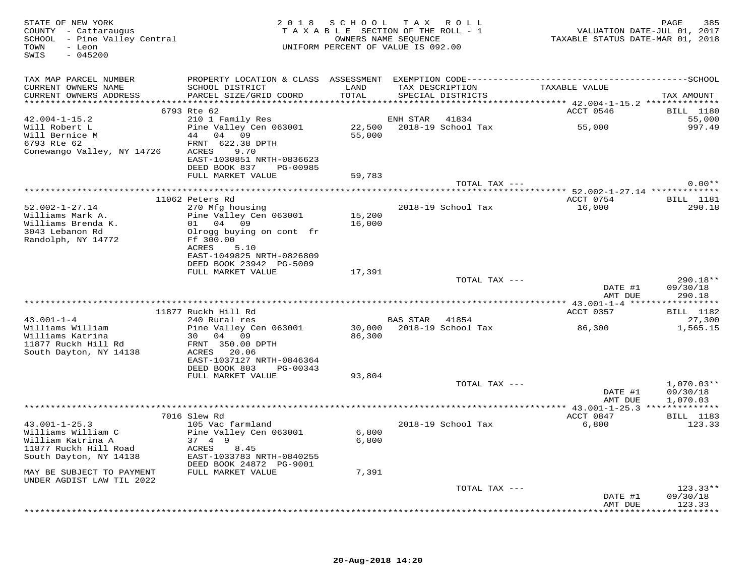STATE OF NEW YORK
COUNTY - Cattaraugus
SCHOOL - Pine Valley Central
TOWN - Leon
SWIS - 045200

2018 SCHOOL TAX ROLL
TAXABLE SECTION OF THE ROLL - 1
OWNERS NAME SEQUENCE
UNIFORM PERCENT OF VALUE IS 092.00

VALUATION DATE-JUL 01, 2017
TAXABLE STATUS DATE-MAR 01, 2018

| TAX MAP PARCEL NUMBER / CURRENT OWNERS NAME / CURRENT OWNERS ADDRESS | PROPERTY LOCATION & CLASS / SCHOOL DISTRICT / PARCEL SIZE/GRID COORD | ASSESSMENT LAND / TOTAL | EXEMPTION CODE / TAX DESCRIPTION / SPECIAL DISTRICTS | TAXABLE VALUE | TAX AMOUNT |
|---|---|---|---|---|---|
| **42.004-1-15.2** | 6793 Rte 62 | | | ACCT 0546 | BILL 1180 |
| 42.004-1-15.2 | 210 1 Family Res | | ENH STAR 41834 | | 55,000 |
| Will Robert L | Pine Valley Cen 063001 | 22,500 | 2018-19 School Tax | 55,000 | 997.49 |
| Will Bernice M | 44 04 09 | 55,000 | | | |
| 6793 Rte 62 | FRNT 622.38 DPTH | | | | |
| Conewango Valley, NY 14726 | ACRES 9.70 | | | | |
| | EAST-1030851 NRTH-0836623 | | | | |
| | DEED BOOK 837 PG-00985 | | | | |
| | FULL MARKET VALUE | 59,783 | | | |
| | | | TOTAL TAX --- | | 0.00** |
| **52.002-1-27.14** | 11062 Peters Rd | | | ACCT 0754 | BILL 1181 |
| 52.002-1-27.14 | 270 Mfg housing | | 2018-19 School Tax | 16,000 | 290.18 |
| Williams Mark A. | Pine Valley Cen 063001 | 15,200 | | | |
| Williams Brenda K. | 01 04 09 | 16,000 | | | |
| 3043 Lebanon Rd | Olrogg buying on cont fr | | | | |
| Randolph, NY 14772 | Ff 300.00 | | | | |
| | ACRES 5.10 | | | | |
| | EAST-1049825 NRTH-0826809 | | | | |
| | DEED BOOK 23942 PG-5009 | | | | |
| | FULL MARKET VALUE | 17,391 | | | |
| | | | TOTAL TAX --- | | 290.18** |
| | | | | DATE #1 | 09/30/18 |
| | | | | AMT DUE | 290.18 |
| **43.001-1-4** | 11877 Ruckh Hill Rd | | | ACCT 0357 | BILL 1182 |
| 43.001-1-4 | 240 Rural res | | BAS STAR 41854 | | 27,300 |
| Williams William | Pine Valley Cen 063001 | 30,000 | 2018-19 School Tax | 86,300 | 1,565.15 |
| Williams Katrina | 30 04 09 | 86,300 | | | |
| 11877 Ruckh Hill Rd | FRNT 350.00 DPTH | | | | |
| South Dayton, NY 14138 | ACRES 20.06 | | | | |
| | EAST-1037127 NRTH-0846364 | | | | |
| | DEED BOOK 803 PG-00343 | | | | |
| | FULL MARKET VALUE | 93,804 | | | |
| | | | TOTAL TAX --- | | 1,070.03** |
| | | | | DATE #1 | 09/30/18 |
| | | | | AMT DUE | 1,070.03 |
| **43.001-1-25.3** | 7016 Slew Rd | | | ACCT 0847 | BILL 1183 |
| 43.001-1-25.3 | 105 Vac farmland | | 2018-19 School Tax | 6,800 | 123.33 |
| Williams William C | Pine Valley Cen 063001 | 6,800 | | | |
| William Katrina A | 37 4 9 | 6,800 | | | |
| 11877 Ruckh Hill Road | ACRES 8.45 | | | | |
| South Dayton, NY 14138 | EAST-1033783 NRTH-0840255 | | | | |
| | DEED BOOK 24872 PG-9001 | | | | |
| MAY BE SUBJECT TO PAYMENT | FULL MARKET VALUE | 7,391 | | | |
| UNDER AGDIST LAW TIL 2022 | | | | | |
| | | | TOTAL TAX --- | | 123.33** |
| | | | | DATE #1 | 09/30/18 |
| | | | | AMT DUE | 123.33 |

20-Aug-2018 14:20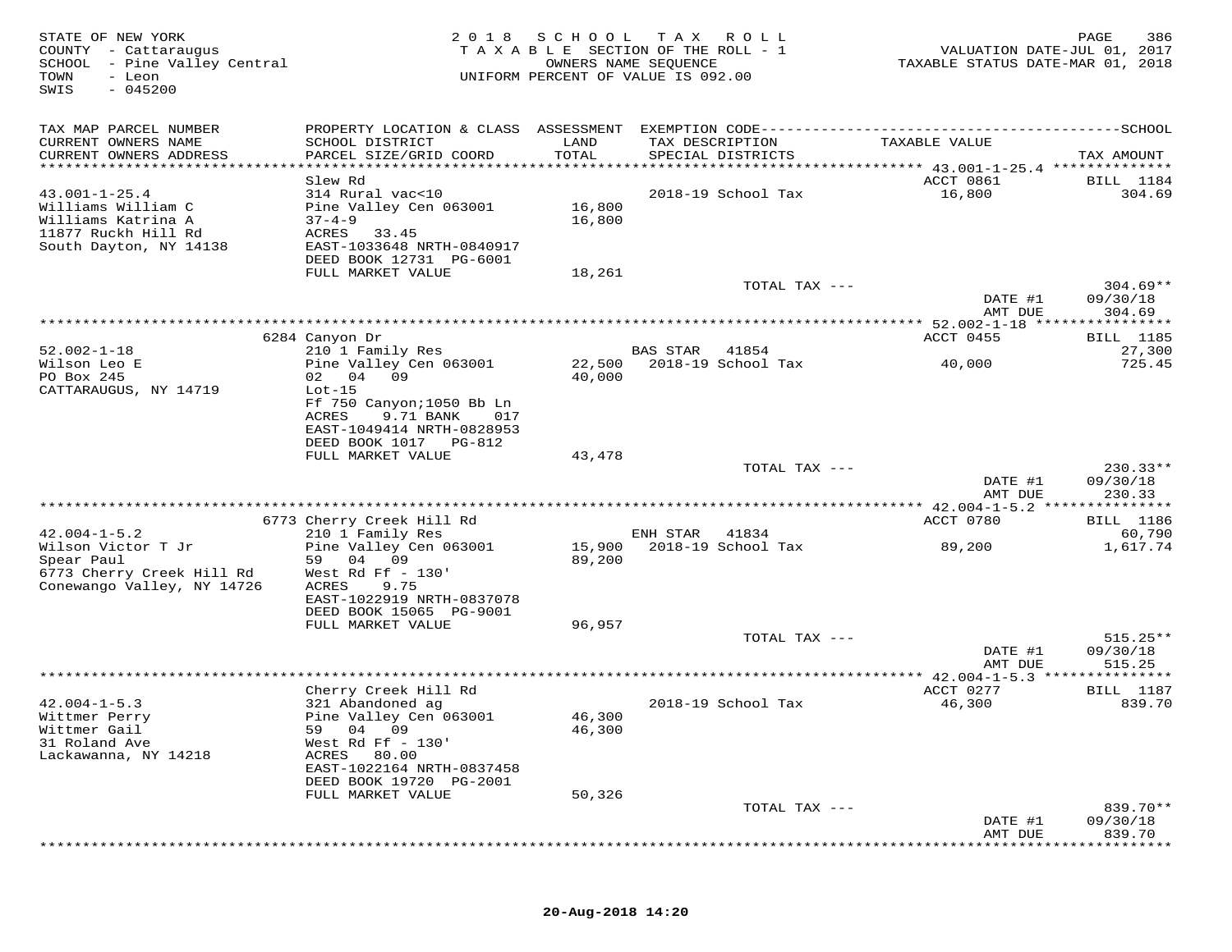STATE OF NEW YORK
COUNTY - Cattaraugus
SCHOOL - Pine Valley Central
TOWN - Leon
SWIS - 045200

2018 SCHOOL TAX ROLL
TAXABLE SECTION OF THE ROLL - 1
OWNERS NAME SEQUENCE
UNIFORM PERCENT OF VALUE IS 092.00

VALUATION DATE-JUL 01, 2017
TAXABLE STATUS DATE-MAR 01, 2018

| TAX MAP PARCEL NUMBER / CURRENT OWNERS NAME / CURRENT OWNERS ADDRESS | PROPERTY LOCATION & CLASS / SCHOOL DISTRICT / PARCEL SIZE/GRID COORD | ASSESSMENT LAND / TOTAL | EXEMPTION CODE / TAX DESCRIPTION / SPECIAL DISTRICTS | TAXABLE VALUE | TAX AMOUNT |
|---|---|---|---|---|---|
| **43.001-1-25.4** | Slew Rd | | | ACCT 0861 | BILL 1184 |
| 43.001-1-25.4 | 314 Rural vac<10 | | 2018-19 School Tax | 16,800 | 304.69 |
| Williams William C | Pine Valley Cen 063001 | 16,800 | | | |
| Williams Katrina A | 37-4-9 | 16,800 | | | |
| 11877 Ruckh Hill Rd | ACRES 33.45 | | | | |
| South Dayton, NY 14138 | EAST-1033648 NRTH-0840917 | | | | |
| | DEED BOOK 12731 PG-6001 | | | | |
| | FULL MARKET VALUE | 18,261 | | | |
| | | | TOTAL TAX --- | | 304.69** |
| | | | | DATE #1 | 09/30/18 |
| | | | | AMT DUE | 304.69 |
| **52.002-1-18** | 6284 Canyon Dr | | | ACCT 0455 | BILL 1185 |
| 52.002-1-18 | 210 1 Family Res | | BAS STAR 41854 | | 27,300 |
| Wilson Leo E | Pine Valley Cen 063001 | 22,500 | 2018-19 School Tax | 40,000 | 725.45 |
| PO Box 245 | 02 04 09 | 40,000 | | | |
| CATTARAUGUS, NY 14719 | Lot-15 | | | | |
| | Ff 750 Canyon;1050 Bb Ln | | | | |
| | ACRES 9.71 BANK 017 | | | | |
| | EAST-1049414 NRTH-0828953 | | | | |
| | DEED BOOK 1017 PG-812 | | | | |
| | FULL MARKET VALUE | 43,478 | | | |
| | | | TOTAL TAX --- | | 230.33** |
| | | | | DATE #1 | 09/30/18 |
| | | | | AMT DUE | 230.33 |
| **42.004-1-5.2** | 6773 Cherry Creek Hill Rd | | | ACCT 0780 | BILL 1186 |
| 42.004-1-5.2 | 210 1 Family Res | | ENH STAR 41834 | | 60,790 |
| Wilson Victor T Jr | Pine Valley Cen 063001 | 15,900 | 2018-19 School Tax | 89,200 | 1,617.74 |
| Spear Paul | 59 04 09 | 89,200 | | | |
| 6773 Cherry Creek Hill Rd | West Rd Ff - 130' | | | | |
| Conewango Valley, NY 14726 | ACRES 9.75 | | | | |
| | EAST-1022919 NRTH-0837078 | | | | |
| | DEED BOOK 15065 PG-9001 | | | | |
| | FULL MARKET VALUE | 96,957 | | | |
| | | | TOTAL TAX --- | | 515.25** |
| | | | | DATE #1 | 09/30/18 |
| | | | | AMT DUE | 515.25 |
| **42.004-1-5.3** | Cherry Creek Hill Rd | | | ACCT 0277 | BILL 1187 |
| 42.004-1-5.3 | 321 Abandoned ag | | 2018-19 School Tax | 46,300 | 839.70 |
| Wittmer Perry | Pine Valley Cen 063001 | 46,300 | | | |
| Wittmer Gail | 59 04 09 | 46,300 | | | |
| 31 Roland Ave | West Rd Ff - 130' | | | | |
| Lackawanna, NY 14218 | ACRES 80.00 | | | | |
| | EAST-1022164 NRTH-0837458 | | | | |
| | DEED BOOK 19720 PG-2001 | | | | |
| | FULL MARKET VALUE | 50,326 | | | |
| | | | TOTAL TAX --- | | 839.70** |
| | | | | DATE #1 | 09/30/18 |
| | | | | AMT DUE | 839.70 |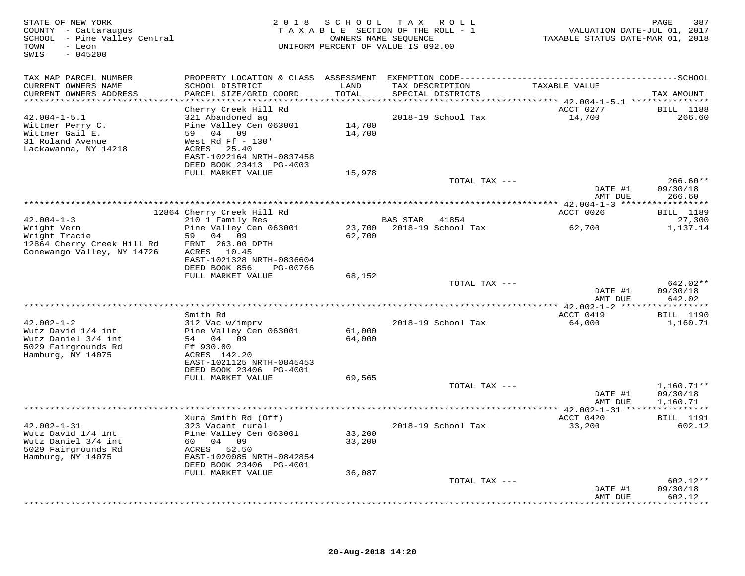STATE OF NEW YORK
COUNTY - Cattaraugus
SCHOOL - Pine Valley Central
TOWN - Leon
SWIS - 045200

2018 SCHOOL TAX ROLL
TAXABLE SECTION OF THE ROLL - 1
OWNERS NAME SEQUENCE
UNIFORM PERCENT OF VALUE IS 092.00

VALUATION DATE-JUL 01, 2017
TAXABLE STATUS DATE-MAR 01, 2018

| TAX MAP PARCEL NUMBER / CURRENT OWNERS NAME / CURRENT OWNERS ADDRESS | PROPERTY LOCATION & CLASS / SCHOOL DISTRICT / PARCEL SIZE/GRID COORD | ASSESSMENT LAND / TOTAL | EXEMPTION CODE / TAX DESCRIPTION / SPECIAL DISTRICTS | TAXABLE VALUE | TAX AMOUNT |
|---|---|---|---|---|---|
| 42.004-1-5.1 | Cherry Creek Hill Rd | | | ACCT 0277 | BILL 1188 |
| Wittmer Perry C. | 321 Abandoned ag | | 2018-19 School Tax | 14,700 | 266.60 |
| Wittmer Gail E. | Pine Valley Cen 063001 | 14,700 | | | |
| 31 Roland Avenue | 59 04 09 | 14,700 | | | |
| Lackawanna, NY 14218 | West Rd Ff - 130' | | | | |
| | ACRES 25.40 | | | | |
| | EAST-1022164 NRTH-0837458 | | | | |
| | DEED BOOK 23413 PG-4003 | | | | |
| | FULL MARKET VALUE | 15,978 | | | |
| | | | TOTAL TAX --- | | 266.60** |
| | | | | DATE #1 | 09/30/18 |
| | | | | AMT DUE | 266.60 |
| 42.004-1-3 | 12864 Cherry Creek Hill Rd | | | ACCT 0026 | BILL 1189 |
| Wright Vern | 210 1 Family Res | | BAS STAR 41854 | | 27,300 |
| Wright Tracie | Pine Valley Cen 063001 | 23,700 | 2018-19 School Tax | 62,700 | 1,137.14 |
| 12864 Cherry Creek Hill Rd | 59 04 09 | 62,700 | | | |
| Conewango Valley, NY 14726 | FRNT 263.00 DPTH | | | | |
| | ACRES 10.45 | | | | |
| | EAST-1021328 NRTH-0836604 | | | | |
| | DEED BOOK 856 PG-00766 | | | | |
| | FULL MARKET VALUE | 68,152 | | | |
| | | | TOTAL TAX --- | | 642.02** |
| | | | | DATE #1 | 09/30/18 |
| | | | | AMT DUE | 642.02 |
| 42.002-1-2 | Smith Rd | | | ACCT 0419 | BILL 1190 |
| Wutz David 1/4 int | 312 Vac w/imprv | | 2018-19 School Tax | 64,000 | 1,160.71 |
| Wutz Daniel 3/4 int | Pine Valley Cen 063001 | 61,000 | | | |
| 5029 Fairgrounds Rd | 54 04 09 | 64,000 | | | |
| Hamburg, NY 14075 | Ff 930.00 | | | | |
| | ACRES 142.20 | | | | |
| | EAST-1021125 NRTH-0845453 | | | | |
| | DEED BOOK 23406 PG-4001 | | | | |
| | FULL MARKET VALUE | 69,565 | | | |
| | | | TOTAL TAX --- | | 1,160.71** |
| | | | | DATE #1 | 09/30/18 |
| | | | | AMT DUE | 1,160.71 |
| 42.002-1-31 | Xura Smith Rd (Off) | | | ACCT 0420 | BILL 1191 |
| Wutz David 1/4 int | 323 Vacant rural | | 2018-19 School Tax | 33,200 | 602.12 |
| Wutz Daniel 3/4 int | Pine Valley Cen 063001 | 33,200 | | | |
| 5029 Fairgrounds Rd | 60 04 09 | 33,200 | | | |
| Hamburg, NY 14075 | ACRES 52.50 | | | | |
| | EAST-1020085 NRTH-0842854 | | | | |
| | DEED BOOK 23406 PG-4001 | | | | |
| | FULL MARKET VALUE | 36,087 | | | |
| | | | TOTAL TAX --- | | 602.12** |
| | | | | DATE #1 | 09/30/18 |
| | | | | AMT DUE | 602.12 |

20-Aug-2018 14:20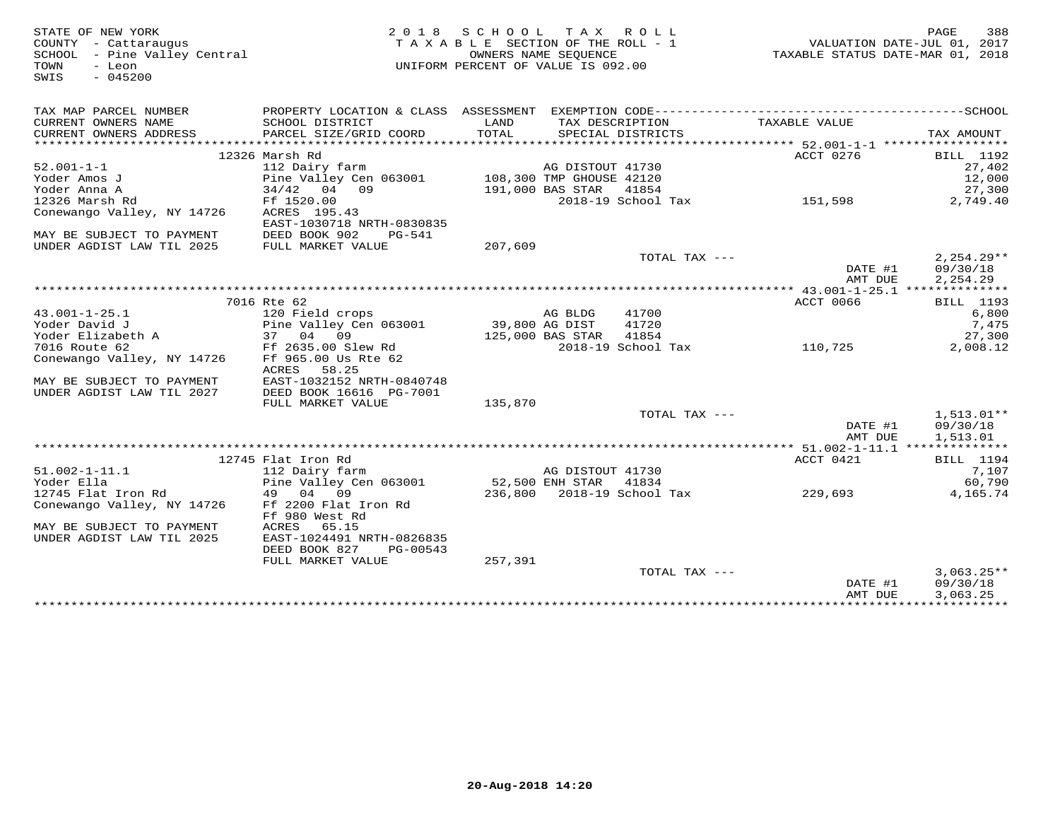STATE OF NEW YORK
COUNTY - Cattaraugus
SCHOOL - Pine Valley Central
TOWN - Leon
SWIS - 045200

2018 SCHOOL TAX ROLL
TAXABLE SECTION OF THE ROLL - 1
OWNERS NAME SEQUENCE
UNIFORM PERCENT OF VALUE IS 092.00

VALUATION DATE-JUL 01, 2017
TAXABLE STATUS DATE-MAR 01, 2018

| TAX MAP PARCEL NUMBER / CURRENT OWNERS NAME / CURRENT OWNERS ADDRESS | PROPERTY LOCATION & CLASS / SCHOOL DISTRICT / PARCEL SIZE/GRID COORD | ASSESSMENT LAND / TOTAL | EXEMPTION CODE / TAX DESCRIPTION / SPECIAL DISTRICTS | TAXABLE VALUE | TAX AMOUNT |
|---|---|---|---|---|---|
| | 12326 Marsh Rd | | | ACCT 0276 | BILL 1192 |
| 52.001-1-1 | 112 Dairy farm | | AG DISTOUT 41730 | | 27,402 |
| Yoder Amos J | Pine Valley Cen 063001 | 108,300 | TMP GHOUSE 42120 | | 12,000 |
| Yoder Anna A | 34/42 04 09 | 191,000 | BAS STAR 41854 | | 27,300 |
| 12326 Marsh Rd | Ff 1520.00 | | 2018-19 School Tax | 151,598 | 2,749.40 |
| Conewango Valley, NY 14726 | ACRES 195.43 | | | | |
| | EAST-1030718 NRTH-0830835 | | | | |
| MAY BE SUBJECT TO PAYMENT | DEED BOOK 902 PG-541 | | | | |
| UNDER AGDIST LAW TIL 2025 | FULL MARKET VALUE | 207,609 | | | |
| | | | TOTAL TAX --- | | 2,254.29** |
| | | | | DATE #1 | 09/30/18 |
| | | | | AMT DUE | 2,254.29 |
| | 7016 Rte 62 | | | ACCT 0066 | BILL 1193 |
| 43.001-1-25.1 | 120 Field crops | | AG BLDG 41700 | | 6,800 |
| Yoder David J | Pine Valley Cen 063001 | 39,800 | AG DIST 41720 | | 7,475 |
| Yoder Elizabeth A | 37 04 09 | 125,000 | BAS STAR 41854 | | 27,300 |
| 7016 Route 62 | Ff 2635.00 Slew Rd | | 2018-19 School Tax | 110,725 | 2,008.12 |
| Conewango Valley, NY 14726 | Ff 965.00 Us Rte 62 | | | | |
| | ACRES 58.25 | | | | |
| MAY BE SUBJECT TO PAYMENT | EAST-1032152 NRTH-0840748 | | | | |
| UNDER AGDIST LAW TIL 2027 | DEED BOOK 16616 PG-7001 | | | | |
| | FULL MARKET VALUE | 135,870 | | | |
| | | | TOTAL TAX --- | | 1,513.01** |
| | | | | DATE #1 | 09/30/18 |
| | | | | AMT DUE | 1,513.01 |
| | 12745 Flat Iron Rd | | | ACCT 0421 | BILL 1194 |
| 51.002-1-11.1 | 112 Dairy farm | | AG DISTOUT 41730 | | 7,107 |
| Yoder Ella | Pine Valley Cen 063001 | 52,500 | ENH STAR 41834 | | 60,790 |
| 12745 Flat Iron Rd | 49 04 09 | 236,800 | 2018-19 School Tax | 229,693 | 4,165.74 |
| Conewango Valley, NY 14726 | Ff 2200 Flat Iron Rd | | | | |
| | Ff 980 West Rd | | | | |
| MAY BE SUBJECT TO PAYMENT | ACRES 65.15 | | | | |
| UNDER AGDIST LAW TIL 2025 | EAST-1024491 NRTH-0826835 | | | | |
| | DEED BOOK 827 PG-00543 | | | | |
| | FULL MARKET VALUE | 257,391 | | | |
| | | | TOTAL TAX --- | | 3,063.25** |
| | | | | DATE #1 | 09/30/18 |
| | | | | AMT DUE | 3,063.25 |

20-Aug-2018 14:20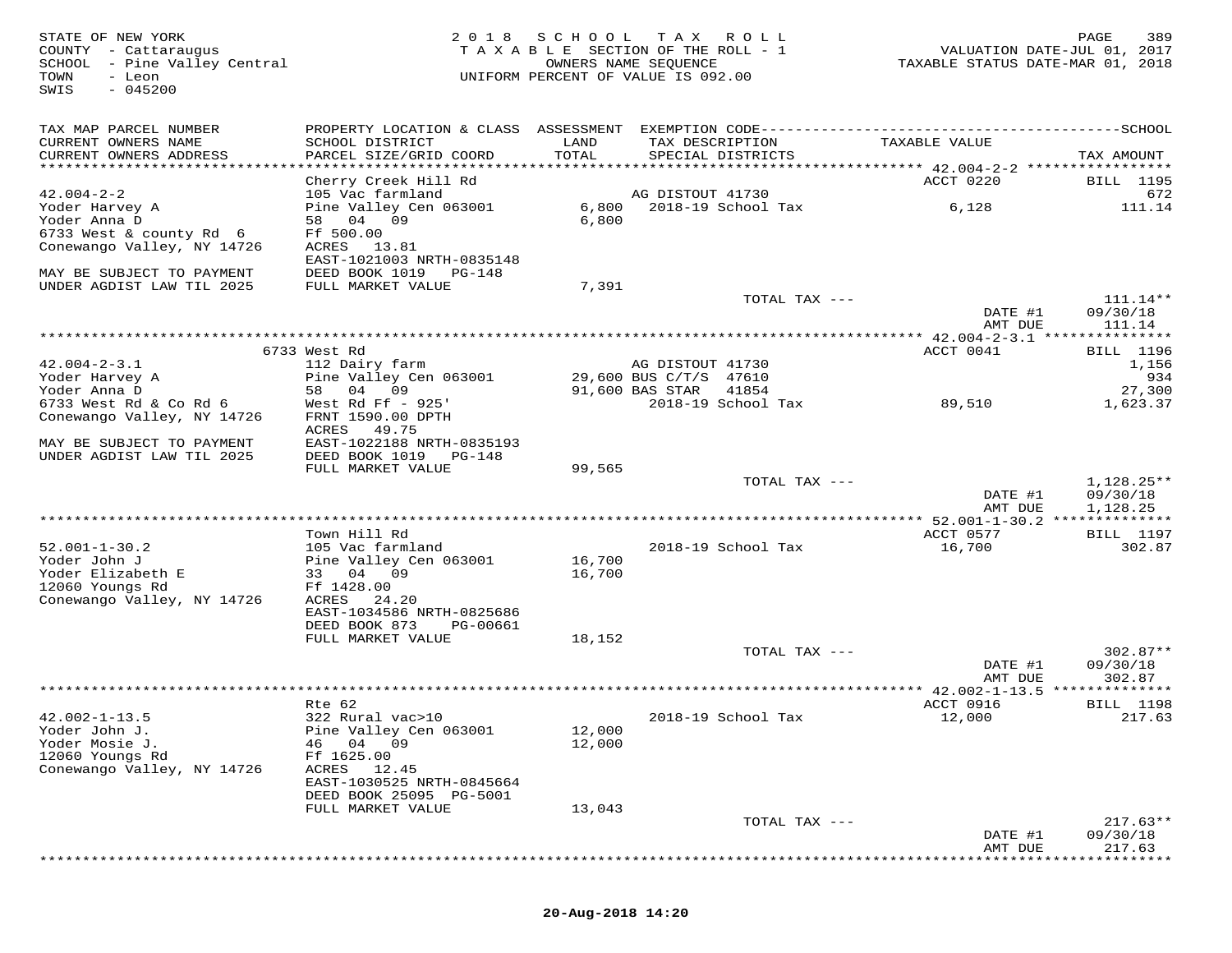STATE OF NEW YORK
COUNTY - Cattaraugus
SCHOOL - Pine Valley Central
TOWN - Leon
SWIS - 045200

2018 SCHOOL TAX ROLL
TAXABLE SECTION OF THE ROLL - 1
OWNERS NAME SEQUENCE
UNIFORM PERCENT OF VALUE IS 092.00

VALUATION DATE-JUL 01, 2017
TAXABLE STATUS DATE-MAR 01, 2018

| TAX MAP PARCEL NUMBER / CURRENT OWNERS NAME / CURRENT OWNERS ADDRESS | PROPERTY LOCATION & CLASS / SCHOOL DISTRICT / PARCEL SIZE/GRID COORD | ASSESSMENT LAND | ASSESSMENT TOTAL | EXEMPTION CODE / TAX DESCRIPTION / SPECIAL DISTRICTS | TAXABLE VALUE | TAX AMOUNT (SCHOOL) |
|---|---|---|---|---|---|---|
| 42.004-2-2 | Cherry Creek Hill Rd | | | | ACCT 0220 | BILL 1195 |
| Yoder Harvey A | 105 Vac farmland | | | AG DISTOUT 41730 | | 672 |
| Yoder Anna D | Pine Valley Cen 063001 | 6,800 | | 2018-19 School Tax | 6,128 | 111.14 |
| 6733 West & county Rd 6 | 58 04 09 | | 6,800 | | | |
| Conewango Valley, NY 14726 | Ff 500.00 | | | | | |
| | ACRES 13.81 | | | | | |
| | EAST-1021003 NRTH-0835148 | | | | | |
| MAY BE SUBJECT TO PAYMENT | DEED BOOK 1019 PG-148 | | | | | |
| UNDER AGDIST LAW TIL 2025 | FULL MARKET VALUE | | 7,391 | | | |
| | | | | TOTAL TAX --- | | 111.14** |
| | | | | | DATE #1 | 09/30/18 |
| | | | | | AMT DUE | 111.14 |
| 42.004-2-3.1 | 6733 West Rd | | | | ACCT 0041 | BILL 1196 |
| Yoder Harvey A | 112 Dairy farm | | | AG DISTOUT 41730 | | 1,156 |
| Yoder Anna D | Pine Valley Cen 063001 | 29,600 | | BUS C/T/S 47610 | | 934 |
| 6733 West Rd & Co Rd 6 | 58 04 09 | | 91,600 | BAS STAR 41854 | | 27,300 |
| Conewango Valley, NY 14726 | West Rd Ff - 925' | | | 2018-19 School Tax | 89,510 | 1,623.37 |
| | FRNT 1590.00 DPTH | | | | | |
| | ACRES 49.75 | | | | | |
| MAY BE SUBJECT TO PAYMENT | EAST-1022188 NRTH-0835193 | | | | | |
| UNDER AGDIST LAW TIL 2025 | DEED BOOK 1019 PG-148 | | | | | |
| | FULL MARKET VALUE | | 99,565 | | | |
| | | | | TOTAL TAX --- | | 1,128.25** |
| | | | | | DATE #1 | 09/30/18 |
| | | | | | AMT DUE | 1,128.25 |
| 52.001-1-30.2 | Town Hill Rd | | | | ACCT 0577 | BILL 1197 |
| Yoder John J | 105 Vac farmland | | | 2018-19 School Tax | 16,700 | 302.87 |
| Yoder Elizabeth E | Pine Valley Cen 063001 | 16,700 | | | | |
| 12060 Youngs Rd | 33 04 09 | | 16,700 | | | |
| Conewango Valley, NY 14726 | Ff 1428.00 | | | | | |
| | ACRES 24.20 | | | | | |
| | EAST-1034586 NRTH-0825686 | | | | | |
| | DEED BOOK 873 PG-00661 | | | | | |
| | FULL MARKET VALUE | | 18,152 | | | |
| | | | | TOTAL TAX --- | | 302.87** |
| | | | | | DATE #1 | 09/30/18 |
| | | | | | AMT DUE | 302.87 |
| 42.002-1-13.5 | Rte 62 | | | | ACCT 0916 | BILL 1198 |
| Yoder John J. | 322 Rural vac>10 | | | 2018-19 School Tax | 12,000 | 217.63 |
| Yoder Mosie J. | Pine Valley Cen 063001 | 12,000 | | | | |
| 12060 Youngs Rd | 46 04 09 | | 12,000 | | | |
| Conewango Valley, NY 14726 | Ff 1625.00 | | | | | |
| | ACRES 12.45 | | | | | |
| | EAST-1030525 NRTH-0845664 | | | | | |
| | DEED BOOK 25095 PG-5001 | | | | | |
| | FULL MARKET VALUE | | 13,043 | | | |
| | | | | TOTAL TAX --- | | 217.63** |
| | | | | | DATE #1 | 09/30/18 |
| | | | | | AMT DUE | 217.63 |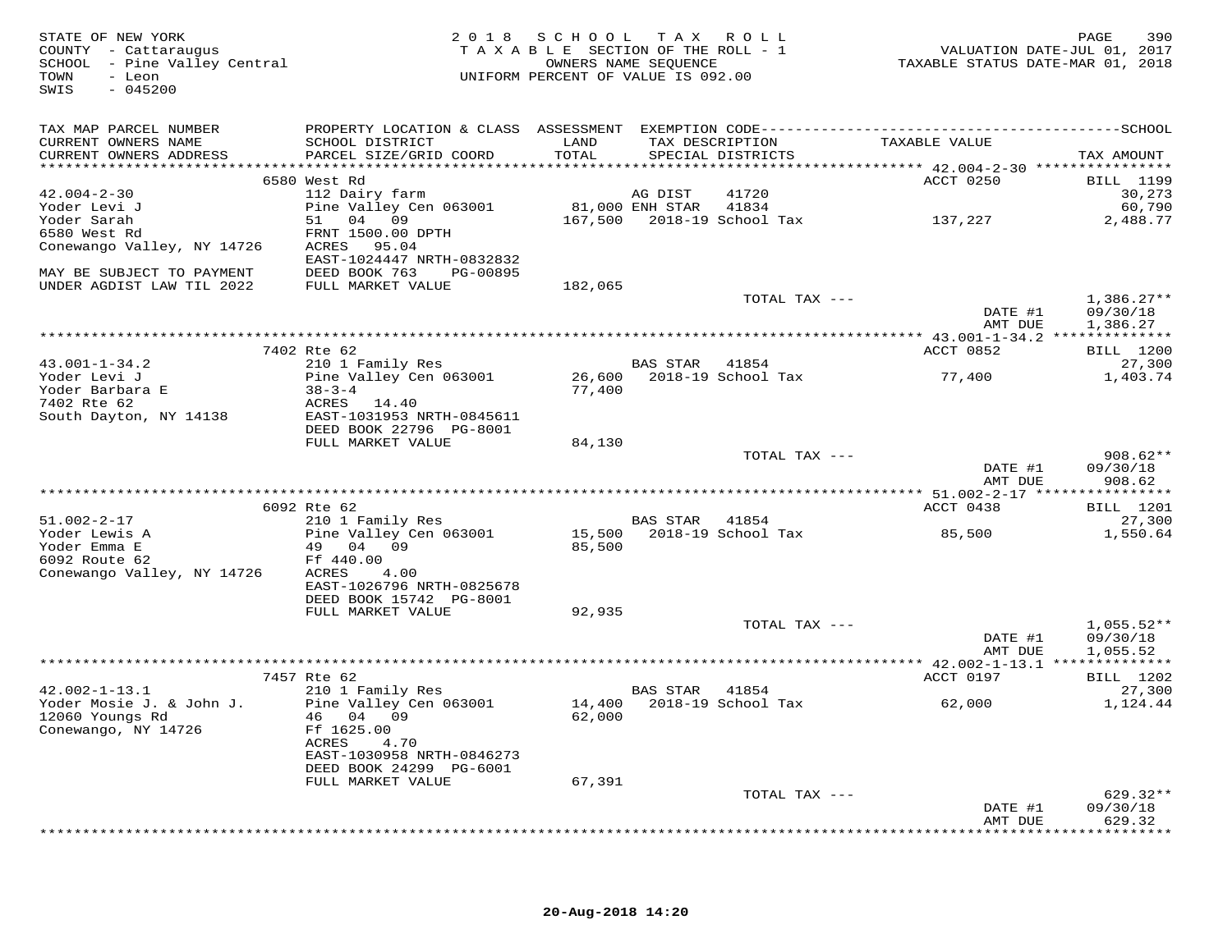STATE OF NEW YORK
COUNTY - Cattaraugus
SCHOOL - Pine Valley Central
TOWN - Leon
SWIS - 045200

2018 SCHOOL TAX ROLL
TAXABLE SECTION OF THE ROLL - 1
OWNERS NAME SEQUENCE
UNIFORM PERCENT OF VALUE IS 092.00

VALUATION DATE-JUL 01, 2017
TAXABLE STATUS DATE-MAR 01, 2018

| TAX MAP PARCEL NUMBER / CURRENT OWNERS NAME / CURRENT OWNERS ADDRESS | PROPERTY LOCATION & CLASS / SCHOOL DISTRICT / PARCEL SIZE/GRID COORD | ASSESSMENT LAND / TOTAL | EXEMPTION CODE / TAX DESCRIPTION / SPECIAL DISTRICTS | TAXABLE VALUE | TAX AMOUNT |
|---|---|---|---|---|---|
| **42.004-2-30** | 6580 West Rd | | | ACCT 0250 | BILL 1199 |
| Yoder Levi J | 112 Dairy farm | | AG DIST 41720 | | 30,273 |
| Yoder Sarah | Pine Valley Cen 063001 | 81,000 | ENH STAR 41834 | | 60,790 |
| 6580 West Rd | 51 04 09 | 167,500 | 2018-19 School Tax | 137,227 | 2,488.77 |
| Conewango Valley, NY 14726 | FRNT 1500.00 DPTH | | | | |
| | ACRES 95.04 | | | | |
| MAY BE SUBJECT TO PAYMENT | EAST-1024447 NRTH-0832832 | | | | |
| UNDER AGDIST LAW TIL 2022 | DEED BOOK 763 PG-00895 | | | | |
| | FULL MARKET VALUE | 182,065 | | | |
| | | | TOTAL TAX --- | | 1,386.27** |
| | | | | DATE #1 | 09/30/18 |
| | | | | AMT DUE | 1,386.27 |
| **43.001-1-34.2** | 7402 Rte 62 | | | ACCT 0852 | BILL 1200 |
| Yoder Levi J | 210 1 Family Res | | BAS STAR 41854 | | 27,300 |
| Yoder Barbara E | Pine Valley Cen 063001 | 26,600 | 2018-19 School Tax | 77,400 | 1,403.74 |
| 7402 Rte 62 | 38-3-4 | 77,400 | | | |
| South Dayton, NY 14138 | ACRES 14.40 | | | | |
| | EAST-1031953 NRTH-0845611 | | | | |
| | DEED BOOK 22796 PG-8001 | | | | |
| | FULL MARKET VALUE | 84,130 | | | |
| | | | TOTAL TAX --- | | 908.62** |
| | | | | DATE #1 | 09/30/18 |
| | | | | AMT DUE | 908.62 |
| **51.002-2-17** | 6092 Rte 62 | | | ACCT 0438 | BILL 1201 |
| Yoder Lewis A | 210 1 Family Res | | BAS STAR 41854 | | 27,300 |
| Yoder Emma E | Pine Valley Cen 063001 | 15,500 | 2018-19 School Tax | 85,500 | 1,550.64 |
| 6092 Route 62 | 49 04 09 | 85,500 | | | |
| Conewango Valley, NY 14726 | Ff 440.00 | | | | |
| | ACRES 4.00 | | | | |
| | EAST-1026796 NRTH-0825678 | | | | |
| | DEED BOOK 15742 PG-8001 | | | | |
| | FULL MARKET VALUE | 92,935 | | | |
| | | | TOTAL TAX --- | | 1,055.52** |
| | | | | DATE #1 | 09/30/18 |
| | | | | AMT DUE | 1,055.52 |
| **42.002-1-13.1** | 7457 Rte 62 | | | ACCT 0197 | BILL 1202 |
| Yoder Mosie J. & John J. | 210 1 Family Res | | BAS STAR 41854 | | 27,300 |
| 12060 Youngs Rd | Pine Valley Cen 063001 | 14,400 | 2018-19 School Tax | 62,000 | 1,124.44 |
| Conewango, NY 14726 | 46 04 09 | 62,000 | | | |
| | Ff 1625.00 | | | | |
| | ACRES 4.70 | | | | |
| | EAST-1030958 NRTH-0846273 | | | | |
| | DEED BOOK 24299 PG-6001 | | | | |
| | FULL MARKET VALUE | 67,391 | | | |
| | | | TOTAL TAX --- | | 629.32** |
| | | | | DATE #1 | 09/30/18 |
| | | | | AMT DUE | 629.32 |

20-Aug-2018 14:20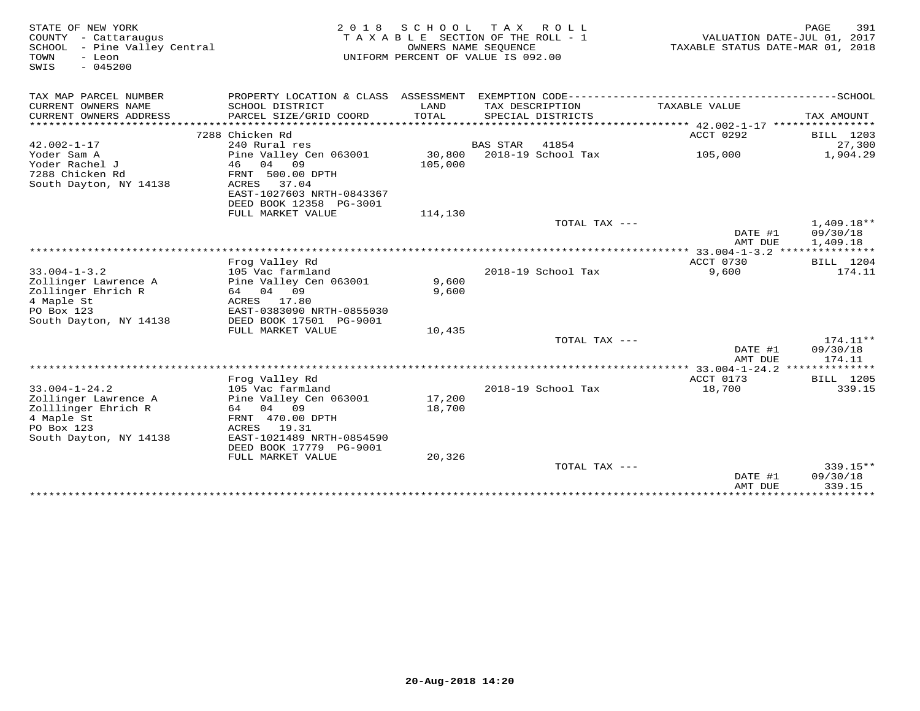STATE OF NEW YORK
COUNTY - Cattaraugus
SCHOOL - Pine Valley Central
TOWN - Leon
SWIS - 045200

2018 SCHOOL TAX ROLL
TAXABLE SECTION OF THE ROLL - 1
OWNERS NAME SEQUENCE
UNIFORM PERCENT OF VALUE IS 092.00

VALUATION DATE-JUL 01, 2017
TAXABLE STATUS DATE-MAR 01, 2018

| TAX MAP PARCEL NUMBER / CURRENT OWNERS NAME / CURRENT OWNERS ADDRESS | PROPERTY LOCATION & CLASS / SCHOOL DISTRICT / PARCEL SIZE/GRID COORD | ASSESSMENT LAND / TOTAL | EXEMPTION CODE / TAX DESCRIPTION / SPECIAL DISTRICTS | TAXABLE VALUE | TAX AMOUNT |
|---|---|---|---|---|---|
| **42.002-1-17** | 7288 Chicken Rd | | | ACCT 0292 | BILL 1203 |
| | 240 Rural res | | BAS STAR 41854 | | 27,300 |
| Yoder Sam A | Pine Valley Cen 063001 | 30,800 | 2018-19 School Tax | 105,000 | 1,904.29 |
| Yoder Rachel J | 46 04 09 | 105,000 | | | |
| 7288 Chicken Rd | FRNT 500.00 DPTH | | | | |
| South Dayton, NY 14138 | ACRES 37.04 | | | | |
| | EAST-1027603 NRTH-0843367 | | | | |
| | DEED BOOK 12358 PG-3001 | | | | |
| | FULL MARKET VALUE | 114,130 | | | |
| | | | TOTAL TAX --- | | 1,409.18** |
| | | | | DATE #1 | 09/30/18 |
| | | | | AMT DUE | 1,409.18 |
| **33.004-1-3.2** | Frog Valley Rd | | | ACCT 0730 | BILL 1204 |
| | 105 Vac farmland | | 2018-19 School Tax | 9,600 | 174.11 |
| Zollinger Lawrence A | Pine Valley Cen 063001 | 9,600 | | | |
| Zollinger Ehrich R | 64 04 09 | 9,600 | | | |
| 4 Maple St | ACRES 17.80 | | | | |
| PO Box 123 | EAST-0383090 NRTH-0855030 | | | | |
| South Dayton, NY 14138 | DEED BOOK 17501 PG-9001 | | | | |
| | FULL MARKET VALUE | 10,435 | | | |
| | | | TOTAL TAX --- | | 174.11** |
| | | | | DATE #1 | 09/30/18 |
| | | | | AMT DUE | 174.11 |
| **33.004-1-24.2** | Frog Valley Rd | | | ACCT 0173 | BILL 1205 |
| | 105 Vac farmland | | 2018-19 School Tax | 18,700 | 339.15 |
| Zollinger Lawrence A | Pine Valley Cen 063001 | 17,200 | | | |
| Zolllinger Ehrich R | 64 04 09 | 18,700 | | | |
| 4 Maple St | FRNT 470.00 DPTH | | | | |
| PO Box 123 | ACRES 19.31 | | | | |
| South Dayton, NY 14138 | EAST-1021489 NRTH-0854590 | | | | |
| | DEED BOOK 17779 PG-9001 | | | | |
| | FULL MARKET VALUE | 20,326 | | | |
| | | | TOTAL TAX --- | | 339.15** |
| | | | | DATE #1 | 09/30/18 |
| | | | | AMT DUE | 339.15 |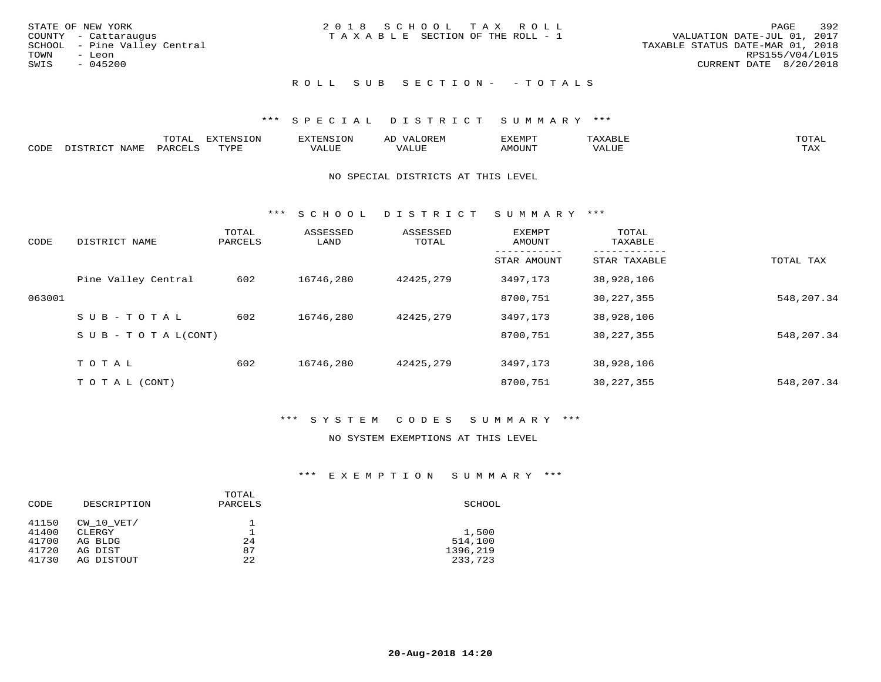STATE OF NEW YORK
COUNTY - Cattaraugus
SCHOOL - Pine Valley Central
TOWN - Leon
SWIS - 045200

2018 SCHOOL TAX ROLL
TAXABLE SECTION OF THE ROLL - 1

VALUATION DATE-JUL 01, 2017
TAXABLE STATUS DATE-MAR 01, 2018
RPS155/V04/L015
CURRENT DATE 8/20/2018

ROLL SUB SECTION- - TOTALS

*** SPECIAL DISTRICT SUMMARY ***

| CODE | DISTRICT NAME | TOTAL PARCELS | EXTENSION TYPE | EXTENSION VALUE | AD VALOREM VALUE | EXEMPT AMOUNT | TAXABLE VALUE | TOTAL TAX |
|---|---|---|---|---|---|---|---|---|

NO SPECIAL DISTRICTS AT THIS LEVEL

*** SCHOOL DISTRICT SUMMARY ***

| CODE | DISTRICT NAME | TOTAL PARCELS | ASSESSED LAND | ASSESSED TOTAL | EXEMPT AMOUNT / STAR AMOUNT | TOTAL TAXABLE / STAR TAXABLE | TOTAL TAX |
|---|---|---|---|---|---|---|---|
| | Pine Valley Central | 602 | 16746,280 | 42425,279 | 3497,173 | 38,928,106 | |
| 063001 | | | | | 8700,751 | 30,227,355 | 548,207.34 |
| | SUB-TOTAL | 602 | 16746,280 | 42425,279 | 3497,173 | 38,928,106 | |
| | SUB-TOTAL(CONT) | | | | 8700,751 | 30,227,355 | 548,207.34 |
| | TOTAL | 602 | 16746,280 | 42425,279 | 3497,173 | 38,928,106 | |
| | TOTAL (CONT) | | | | 8700,751 | 30,227,355 | 548,207.34 |

*** SYSTEM CODES SUMMARY ***

NO SYSTEM EXEMPTIONS AT THIS LEVEL

*** EXEMPTION SUMMARY ***

| CODE | DESCRIPTION | TOTAL PARCELS | SCHOOL |
|---|---|---|---|
| 41150 | CW_10_VET/ | 1 | |
| 41400 | CLERGY | 1 | 1,500 |
| 41700 | AG BLDG | 24 | 514,100 |
| 41720 | AG DIST | 87 | 1396,219 |
| 41730 | AG DISTOUT | 22 | 233,723 |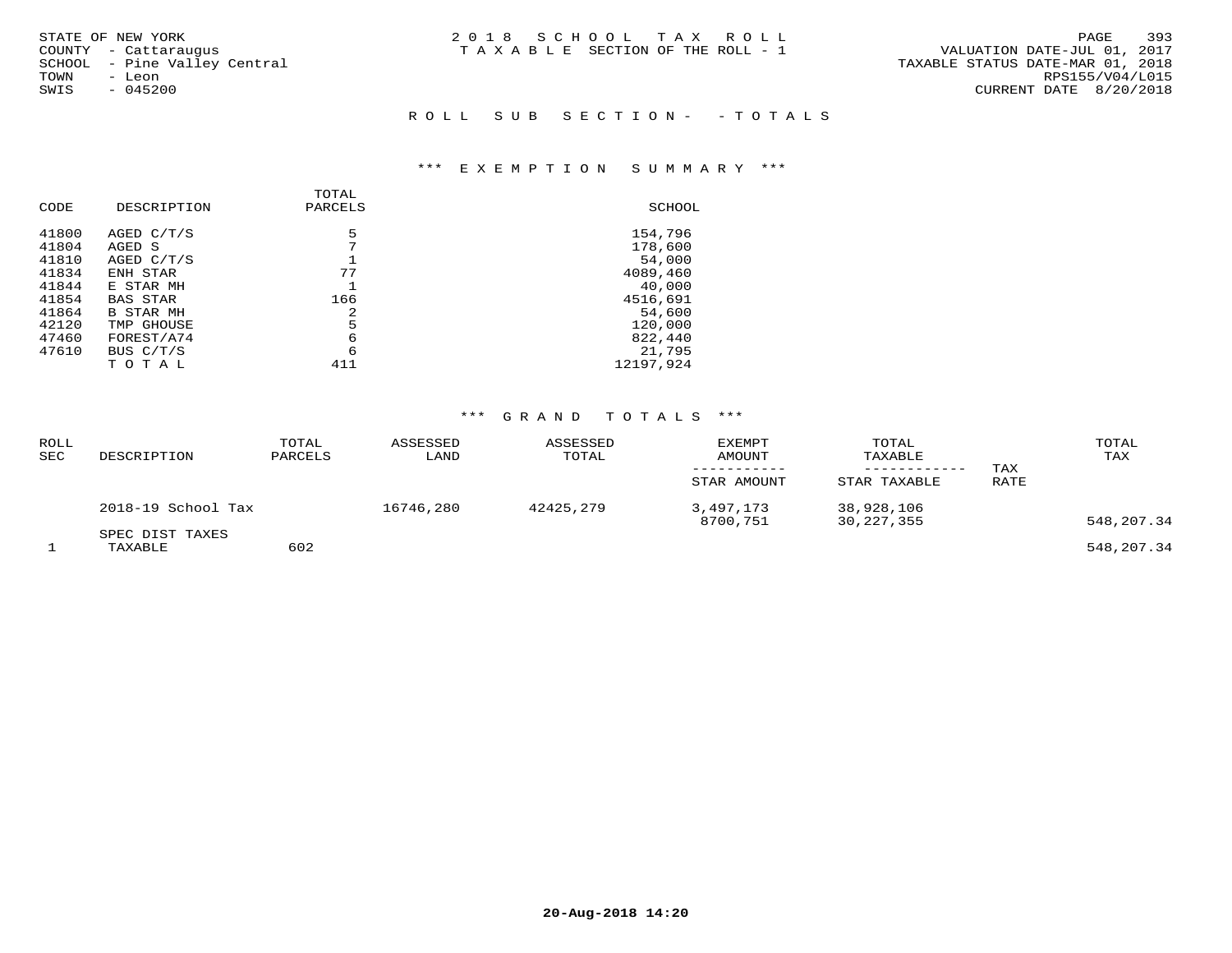STATE OF NEW YORK
COUNTY - Cattaraugus
SCHOOL - Pine Valley Central
TOWN - Leon
SWIS - 045200

# 2018 SCHOOL TAX ROLL

TAXABLE SECTION OF THE ROLL - 1

VALUATION DATE-JUL 01, 2017
TAXABLE STATUS DATE-MAR 01, 2018
RPS155/V04/L015
CURRENT DATE 8/20/2018

## ROLL SUB SECTION- - TOTALS

### *** EXEMPTION SUMMARY ***

| CODE | DESCRIPTION | TOTAL PARCELS | SCHOOL |
|---|---|---|---|
| 41800 | AGED C/T/S | 5 | 154,796 |
| 41804 | AGED S | 7 | 178,600 |
| 41810 | AGED C/T/S | 1 | 54,000 |
| 41834 | ENH STAR | 77 | 4089,460 |
| 41844 | E STAR MH | 1 | 40,000 |
| 41854 | BAS STAR | 166 | 4516,691 |
| 41864 | B STAR MH | 2 | 54,600 |
| 42120 | TMP GHOUSE | 5 | 120,000 |
| 47460 | FOREST/A74 | 6 | 822,440 |
| 47610 | BUS C/T/S | 6 | 21,795 |
| | T O T A L | 411 | 12197,924 |

### *** GRAND TOTALS ***

| ROLL SEC | DESCRIPTION | TOTAL PARCELS | ASSESSED LAND | ASSESSED TOTAL | EXEMPT AMOUNT / STAR AMOUNT | TOTAL TAXABLE / STAR TAXABLE | TAX RATE | TOTAL TAX |
|---|---|---|---|---|---|---|---|---|
| | 2018-19 School Tax | | 16746,280 | 42425,279 | 3,497,173 | 38,928,106 | | |
| | | | | | 8700,751 | 30,227,355 | | 548,207.34 |
| | SPEC DIST TAXES | | | | | | | |
| 1 | TAXABLE | 602 | | | | | | 548,207.34 |

20-Aug-2018 14:20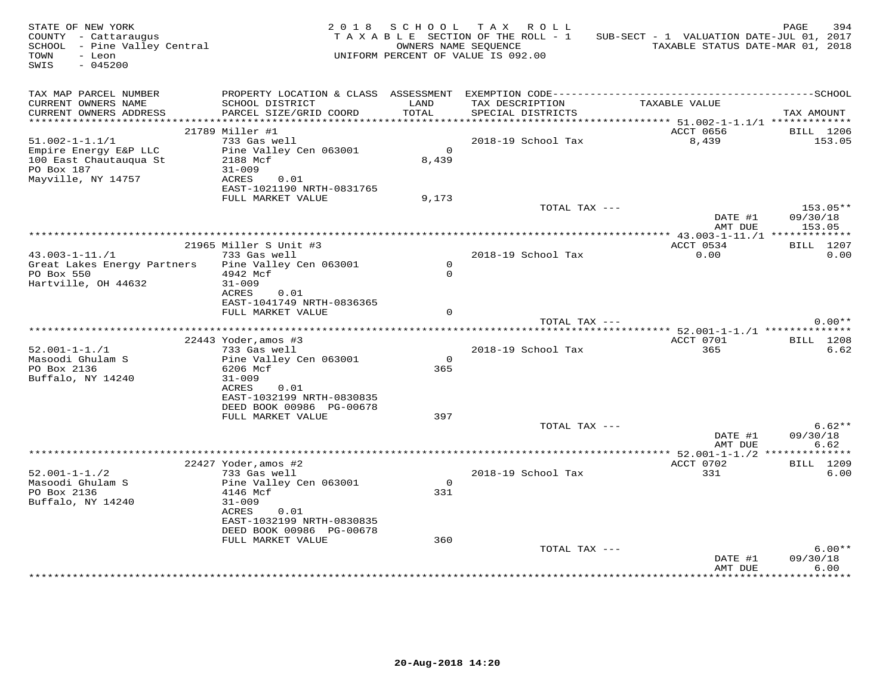STATE OF NEW YORK
COUNTY - Cattaraugus
SCHOOL - Pine Valley Central
TOWN - Leon
SWIS - 045200

2 0 1 8 S C H O O L T A X R O L L
T A X A B L E SECTION OF THE ROLL - 1
OWNERS NAME SEQUENCE
UNIFORM PERCENT OF VALUE IS 092.00

SUB-SECT - 1 VALUATION DATE-JUL 01, 2017
TAXABLE STATUS DATE-MAR 01, 2018

| TAX MAP PARCEL NUMBER / CURRENT OWNERS NAME / CURRENT OWNERS ADDRESS | PROPERTY LOCATION & CLASS / SCHOOL DISTRICT / PARCEL SIZE/GRID COORD | ASSESSMENT LAND / TOTAL | EXEMPTION CODE / TAX DESCRIPTION / SPECIAL DISTRICTS | TAXABLE VALUE | SCHOOL TAX AMOUNT |
|---|---|---|---|---|---|
| **51.002-1-1.1/1** | 21789 Miller #1 | | | ACCT 0656 | BILL 1206 |
| 51.002-1-1.1/1 | 733 Gas well | | 2018-19 School Tax | 8,439 | 153.05 |
| Empire Energy E&P LLC | Pine Valley Cen 063001 | 0 | | | |
| 100 East Chautauqua St | 2188 Mcf | 8,439 | | | |
| PO Box 187 | 31-009 | | | | |
| Mayville, NY 14757 | ACRES 0.01 | | | | |
| | EAST-1021190 NRTH-0831765 | | | | |
| | FULL MARKET VALUE | 9,173 | | | |
| | | | TOTAL TAX --- | | 153.05** |
| | | | | DATE #1 | 09/30/18 |
| | | | | AMT DUE | 153.05 |
| **43.003-1-11./1** | 21965 Miller S Unit #3 | | | ACCT 0534 | BILL 1207 |
| 43.003-1-11./1 | 733 Gas well | | 2018-19 School Tax | 0.00 | 0.00 |
| Great Lakes Energy Partners | Pine Valley Cen 063001 | 0 | | | |
| PO Box 550 | 4942 Mcf | 0 | | | |
| Hartville, OH 44632 | 31-009 | | | | |
| | ACRES 0.01 | | | | |
| | EAST-1041749 NRTH-0836365 | | | | |
| | FULL MARKET VALUE | 0 | | | |
| | | | TOTAL TAX --- | | 0.00** |
| **52.001-1-1./1** | 22443 Yoder,amos #3 | | | ACCT 0701 | BILL 1208 |
| 52.001-1-1./1 | 733 Gas well | | 2018-19 School Tax | 365 | 6.62 |
| Masoodi Ghulam S | Pine Valley Cen 063001 | 0 | | | |
| PO Box 2136 | 6206 Mcf | 365 | | | |
| Buffalo, NY 14240 | 31-009 | | | | |
| | ACRES 0.01 | | | | |
| | EAST-1032199 NRTH-0830835 | | | | |
| | DEED BOOK 00986 PG-00678 | | | | |
| | FULL MARKET VALUE | 397 | | | |
| | | | TOTAL TAX --- | | 6.62** |
| | | | | DATE #1 | 09/30/18 |
| | | | | AMT DUE | 6.62 |
| **52.001-1-1./2** | 22427 Yoder,amos #2 | | | ACCT 0702 | BILL 1209 |
| 52.001-1-1./2 | 733 Gas well | | 2018-19 School Tax | 331 | 6.00 |
| Masoodi Ghulam S | Pine Valley Cen 063001 | 0 | | | |
| PO Box 2136 | 4146 Mcf | 331 | | | |
| Buffalo, NY 14240 | 31-009 | | | | |
| | ACRES 0.01 | | | | |
| | EAST-1032199 NRTH-0830835 | | | | |
| | DEED BOOK 00986 PG-00678 | | | | |
| | FULL MARKET VALUE | 360 | | | |
| | | | TOTAL TAX --- | | 6.00** |
| | | | | DATE #1 | 09/30/18 |
| | | | | AMT DUE | 6.00 |

20-Aug-2018 14:20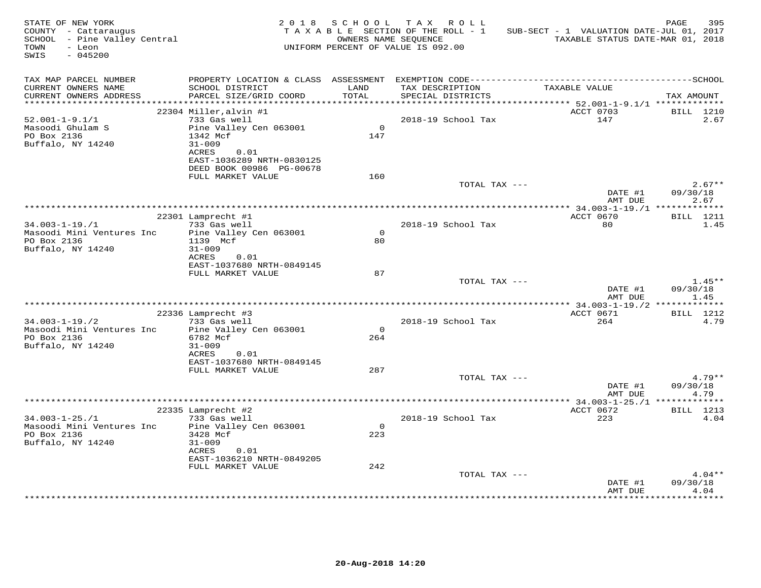STATE OF NEW YORK
COUNTY - Cattaraugus
SCHOOL - Pine Valley Central
TOWN - Leon
SWIS - 045200

2 0 1 8 S C H O O L T A X R O L L
T A X A B L E SECTION OF THE ROLL - 1
OWNERS NAME SEQUENCE
UNIFORM PERCENT OF VALUE IS 092.00

SUB-SECT - 1 VALUATION DATE-JUL 01, 2017
TAXABLE STATUS DATE-MAR 01, 2018

| TAX MAP PARCEL NUMBER<br>CURRENT OWNERS NAME<br>CURRENT OWNERS ADDRESS | PROPERTY LOCATION & CLASS<br>SCHOOL DISTRICT<br>PARCEL SIZE/GRID COORD | ASSESSMENT<br>LAND<br>TOTAL | EXEMPTION CODE<br>TAX DESCRIPTION<br>SPECIAL DISTRICTS | TAXABLE VALUE | SCHOOL<br>TAX AMOUNT |
|---|---|---|---|---|---|
| | 22304 Miller,alvin #1 | | | ACCT 0703 | BILL 1210 |
| 52.001-1-9.1/1 | 733 Gas well | | 2018-19 School Tax | 147 | 2.67 |
| Masoodi Ghulam S | Pine Valley Cen 063001 | 0 | | | |
| PO Box 2136 | 1342 Mcf | 147 | | | |
| Buffalo, NY 14240 | 31-009 | | | | |
| | ACRES 0.01 | | | | |
| | EAST-1036289 NRTH-0830125 | | | | |
| | DEED BOOK 00986 PG-00678 | | | | |
| | FULL MARKET VALUE | 160 | | | |
| | | | TOTAL TAX --- | | 2.67** |
| | | | | DATE #1 | 09/30/18 |
| | | | | AMT DUE | 2.67 |
| | 22301 Lamprecht #1 | | | ACCT 0670 | BILL 1211 |
| 34.003-1-19./1 | 733 Gas well | | 2018-19 School Tax | 80 | 1.45 |
| Masoodi Mini Ventures Inc | Pine Valley Cen 063001 | 0 | | | |
| PO Box 2136 | 1139 Mcf | 80 | | | |
| Buffalo, NY 14240 | 31-009 | | | | |
| | ACRES 0.01 | | | | |
| | EAST-1037680 NRTH-0849145 | | | | |
| | FULL MARKET VALUE | 87 | | | |
| | | | TOTAL TAX --- | | 1.45** |
| | | | | DATE #1 | 09/30/18 |
| | | | | AMT DUE | 1.45 |
| | 22336 Lamprecht #3 | | | ACCT 0671 | BILL 1212 |
| 34.003-1-19./2 | 733 Gas well | | 2018-19 School Tax | 264 | 4.79 |
| Masoodi Mini Ventures Inc | Pine Valley Cen 063001 | 0 | | | |
| PO Box 2136 | 6782 Mcf | 264 | | | |
| Buffalo, NY 14240 | 31-009 | | | | |
| | ACRES 0.01 | | | | |
| | EAST-1037680 NRTH-0849145 | | | | |
| | FULL MARKET VALUE | 287 | | | |
| | | | TOTAL TAX --- | | 4.79** |
| | | | | DATE #1 | 09/30/18 |
| | | | | AMT DUE | 4.79 |
| | 22335 Lamprecht #2 | | | ACCT 0672 | BILL 1213 |
| 34.003-1-25./1 | 733 Gas well | | 2018-19 School Tax | 223 | 4.04 |
| Masoodi Mini Ventures Inc | Pine Valley Cen 063001 | 0 | | | |
| PO Box 2136 | 3428 Mcf | 223 | | | |
| Buffalo, NY 14240 | 31-009 | | | | |
| | ACRES 0.01 | | | | |
| | EAST-1036210 NRTH-0849205 | | | | |
| | FULL MARKET VALUE | 242 | | | |
| | | | TOTAL TAX --- | | 4.04** |
| | | | | DATE #1 | 09/30/18 |
| | | | | AMT DUE | 4.04 |

20-Aug-2018 14:20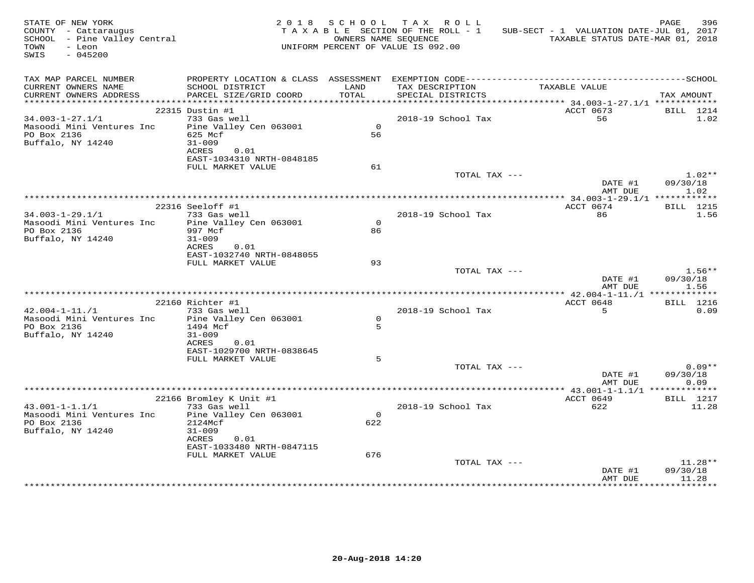STATE OF NEW YORK
COUNTY - Cattaraugus
SCHOOL - Pine Valley Central
TOWN - Leon
SWIS - 045200

2018 SCHOOL TAX ROLL
TAXABLE SECTION OF THE ROLL - 1
OWNERS NAME SEQUENCE
UNIFORM PERCENT OF VALUE IS 092.00

SUB-SECT - 1 VALUATION DATE-JUL 01, 2017
TAXABLE STATUS DATE-MAR 01, 2018

| TAX MAP PARCEL NUMBER / CURRENT OWNERS NAME / CURRENT OWNERS ADDRESS | PROPERTY LOCATION & CLASS / SCHOOL DISTRICT / PARCEL SIZE/GRID COORD | ASSESSMENT LAND / TOTAL | EXEMPTION CODE / TAX DESCRIPTION / SPECIAL DISTRICTS | TAXABLE VALUE | TAX AMOUNT |
|---|---|---|---|---|---|
| 34.003-1-27.1/1 | 22315 Dustin #1 | | | ACCT 0673 | BILL 1214 |
| Masoodi Mini Ventures Inc | 733 Gas well | | 2018-19 School Tax | 56 | 1.02 |
| PO Box 2136 | Pine Valley Cen 063001 | 0 | | | |
| Buffalo, NY 14240 | 625 Mcf | 56 | | | |
| | 31-009 | | | | |
| | ACRES 0.01 | | | | |
| | EAST-1034310 NRTH-0848185 | | | | |
| | FULL MARKET VALUE | 61 | | | |
| | | | TOTAL TAX --- | | 1.02** |
| | | | | DATE #1 | 09/30/18 |
| | | | | AMT DUE | 1.02 |
| 34.003-1-29.1/1 | 22316 Seeloff #1 | | | ACCT 0674 | BILL 1215 |
| Masoodi Mini Ventures Inc | 733 Gas well | | 2018-19 School Tax | 86 | 1.56 |
| PO Box 2136 | Pine Valley Cen 063001 | 0 | | | |
| Buffalo, NY 14240 | 997 Mcf | 86 | | | |
| | 31-009 | | | | |
| | ACRES 0.01 | | | | |
| | EAST-1032740 NRTH-0848055 | | | | |
| | FULL MARKET VALUE | 93 | | | |
| | | | TOTAL TAX --- | | 1.56** |
| | | | | DATE #1 | 09/30/18 |
| | | | | AMT DUE | 1.56 |
| 42.004-1-11./1 | 22160 Richter #1 | | | ACCT 0648 | BILL 1216 |
| Masoodi Mini Ventures Inc | 733 Gas well | | 2018-19 School Tax | 5 | 0.09 |
| PO Box 2136 | Pine Valley Cen 063001 | 0 | | | |
| Buffalo, NY 14240 | 1494 Mcf | 5 | | | |
| | 31-009 | | | | |
| | ACRES 0.01 | | | | |
| | EAST-1029700 NRTH-0838645 | | | | |
| | FULL MARKET VALUE | 5 | | | |
| | | | TOTAL TAX --- | | 0.09** |
| | | | | DATE #1 | 09/30/18 |
| | | | | AMT DUE | 0.09 |
| 43.001-1-1.1/1 | 22166 Bromley K Unit #1 | | | ACCT 0649 | BILL 1217 |
| Masoodi Mini Ventures Inc | 733 Gas well | | 2018-19 School Tax | 622 | 11.28 |
| PO Box 2136 | Pine Valley Cen 063001 | 0 | | | |
| Buffalo, NY 14240 | 2124Mcf | 622 | | | |
| | 31-009 | | | | |
| | ACRES 0.01 | | | | |
| | EAST-1033480 NRTH-0847115 | | | | |
| | FULL MARKET VALUE | 676 | | | |
| | | | TOTAL TAX --- | | 11.28** |
| | | | | DATE #1 | 09/30/18 |
| | | | | AMT DUE | 11.28 |

20-Aug-2018 14:20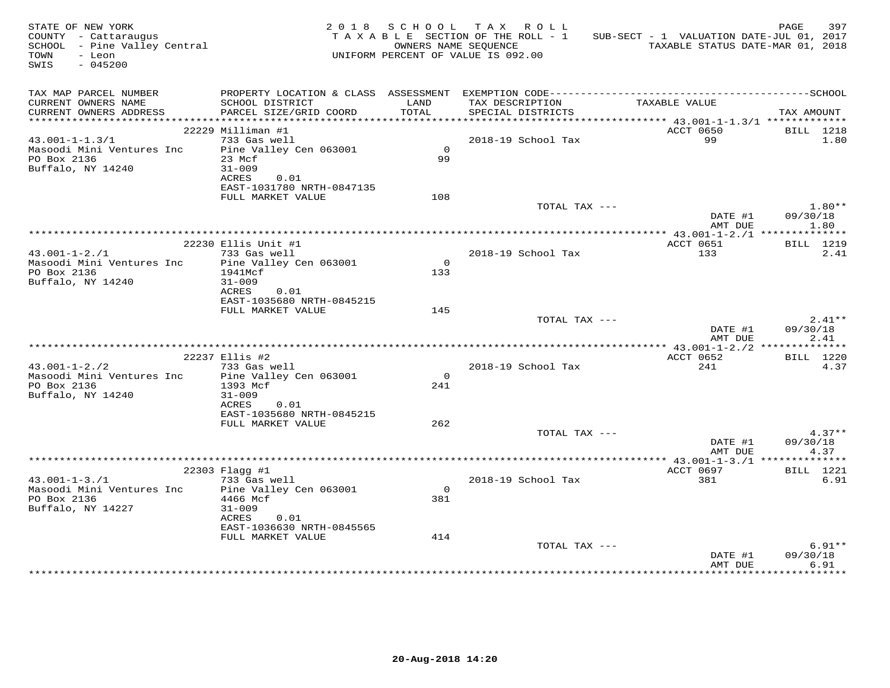STATE OF NEW YORK — 2018 SCHOOL TAX ROLL
COUNTY - Cattaraugus — TAXABLE SECTION OF THE ROLL - 1 — SUB-SECT - 1 VALUATION DATE-JUL 01, 2017
SCHOOL - Pine Valley Central — OWNERS NAME SEQUENCE — TAXABLE STATUS DATE-MAR 01, 2018
TOWN - Leon — UNIFORM PERCENT OF VALUE IS 092.00
SWIS - 045200

| TAX MAP PARCEL NUMBER / CURRENT OWNERS NAME / CURRENT OWNERS ADDRESS | PROPERTY LOCATION & CLASS / SCHOOL DISTRICT / PARCEL SIZE/GRID COORD | ASSESSMENT LAND / TOTAL | EXEMPTION CODE / TAX DESCRIPTION / SPECIAL DISTRICTS | TAXABLE VALUE | SCHOOL TAX AMOUNT |
|---|---|---|---|---|---|
| 43.001-1-1.3/1 | 22229 Milliman #1 | | | ACCT 0650 | BILL 1218 |
| Masoodi Mini Ventures Inc | 733 Gas well | | 2018-19 School Tax | 99 | 1.80 |
| PO Box 2136 | Pine Valley Cen 063001 | 0 | | | |
| Buffalo, NY 14240 | 23 Mcf | 99 | | | |
| | 31-009 | | | | |
| | ACRES 0.01 | | | | |
| | EAST-1031780 NRTH-0847135 | | | | |
| | FULL MARKET VALUE | 108 | | | |
| | | | TOTAL TAX --- | | 1.80** |
| | | | | DATE #1 | 09/30/18 |
| | | | | AMT DUE | 1.80 |
| 43.001-1-2./1 | 22230 Ellis Unit #1 | | | ACCT 0651 | BILL 1219 |
| Masoodi Mini Ventures Inc | 733 Gas well | | 2018-19 School Tax | 133 | 2.41 |
| PO Box 2136 | Pine Valley Cen 063001 | 0 | | | |
| Buffalo, NY 14240 | 1941Mcf | 133 | | | |
| | 31-009 | | | | |
| | ACRES 0.01 | | | | |
| | EAST-1035680 NRTH-0845215 | | | | |
| | FULL MARKET VALUE | 145 | | | |
| | | | TOTAL TAX --- | | 2.41** |
| | | | | DATE #1 | 09/30/18 |
| | | | | AMT DUE | 2.41 |
| 43.001-1-2./2 | 22237 Ellis #2 | | | ACCT 0652 | BILL 1220 |
| Masoodi Mini Ventures Inc | 733 Gas well | | 2018-19 School Tax | 241 | 4.37 |
| PO Box 2136 | Pine Valley Cen 063001 | 0 | | | |
| Buffalo, NY 14240 | 1393 Mcf | 241 | | | |
| | 31-009 | | | | |
| | ACRES 0.01 | | | | |
| | EAST-1035680 NRTH-0845215 | | | | |
| | FULL MARKET VALUE | 262 | | | |
| | | | TOTAL TAX --- | | 4.37** |
| | | | | DATE #1 | 09/30/18 |
| | | | | AMT DUE | 4.37 |
| 43.001-1-3./1 | 22303 Flagg #1 | | | ACCT 0697 | BILL 1221 |
| Masoodi Mini Ventures Inc | 733 Gas well | | 2018-19 School Tax | 381 | 6.91 |
| PO Box 2136 | Pine Valley Cen 063001 | 0 | | | |
| Buffalo, NY 14227 | 4466 Mcf | 381 | | | |
| | 31-009 | | | | |
| | ACRES 0.01 | | | | |
| | EAST-1036630 NRTH-0845565 | | | | |
| | FULL MARKET VALUE | 414 | | | |
| | | | TOTAL TAX --- | | 6.91** |
| | | | | DATE #1 | 09/30/18 |
| | | | | AMT DUE | 6.91 |

20-Aug-2018 14:20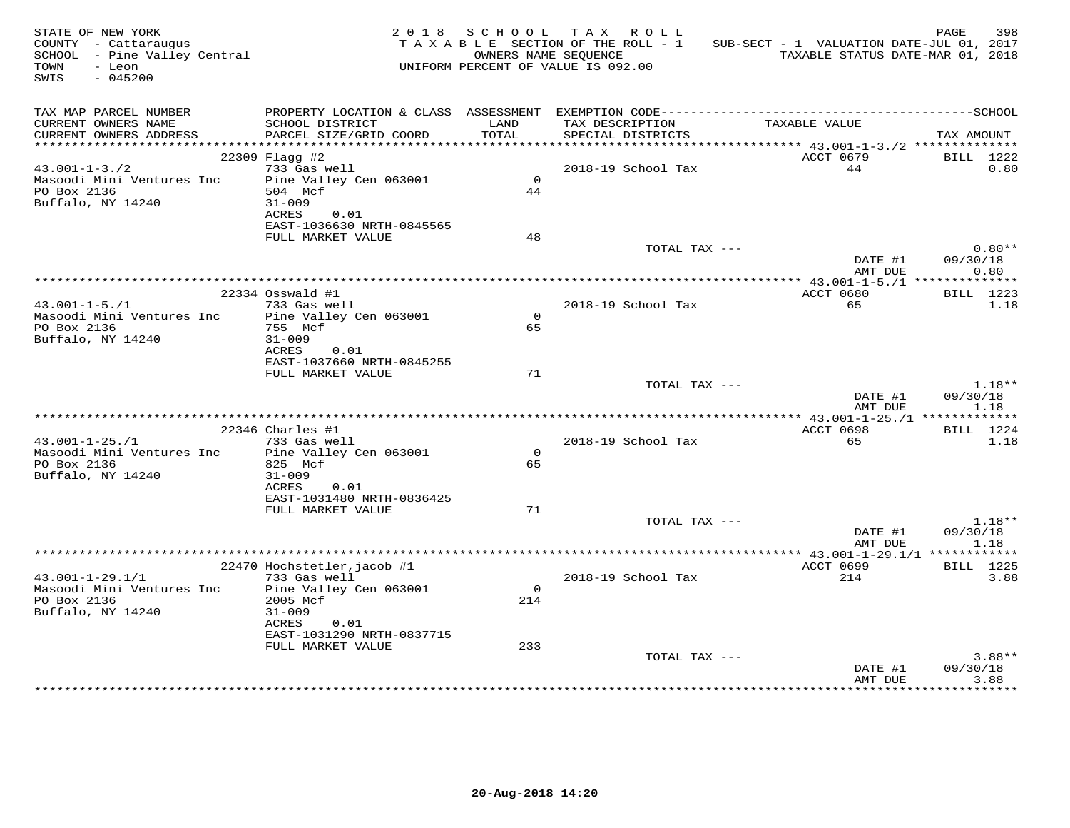STATE OF NEW YORK
COUNTY - Cattaraugus
SCHOOL - Pine Valley Central
TOWN - Leon
SWIS - 045200

2018 SCHOOL TAX ROLL
TAXABLE SECTION OF THE ROLL - 1
OWNERS NAME SEQUENCE
UNIFORM PERCENT OF VALUE IS 092.00

SUB-SECT - 1 VALUATION DATE-JUL 01, 2017
TAXABLE STATUS DATE-MAR 01, 2018

| TAX MAP PARCEL NUMBER / CURRENT OWNERS NAME / CURRENT OWNERS ADDRESS | PROPERTY LOCATION & CLASS / SCHOOL DISTRICT / PARCEL SIZE/GRID COORD | ASSESSMENT LAND / TOTAL | EXEMPTION CODE / TAX DESCRIPTION / SPECIAL DISTRICTS | TAXABLE VALUE | SCHOOL TAX AMOUNT |
|---|---|---|---|---|---|
| 43.001-1-3./2 | 22309 Flagg #2 | | | ACCT 0679 | BILL 1222 |
| 43.001-1-3./2 | 733 Gas well | | 2018-19 School Tax | 44 | 0.80 |
| Masoodi Mini Ventures Inc | Pine Valley Cen 063001 | 0 | | | |
| PO Box 2136 | 504 Mcf | 44 | | | |
| Buffalo, NY 14240 | 31-009 | | | | |
| | ACRES 0.01 | | | | |
| | EAST-1036630 NRTH-0845565 | | | | |
| | FULL MARKET VALUE | 48 | | | |
| | | | TOTAL TAX --- | | 0.80** |
| | | | | DATE #1 | 09/30/18 |
| | | | | AMT DUE | 0.80 |
| 43.001-1-5./1 | 22334 Osswald #1 | | | ACCT 0680 | BILL 1223 |
| 43.001-1-5./1 | 733 Gas well | | 2018-19 School Tax | 65 | 1.18 |
| Masoodi Mini Ventures Inc | Pine Valley Cen 063001 | 0 | | | |
| PO Box 2136 | 755 Mcf | 65 | | | |
| Buffalo, NY 14240 | 31-009 | | | | |
| | ACRES 0.01 | | | | |
| | EAST-1037660 NRTH-0845255 | | | | |
| | FULL MARKET VALUE | 71 | | | |
| | | | TOTAL TAX --- | | 1.18** |
| | | | | DATE #1 | 09/30/18 |
| | | | | AMT DUE | 1.18 |
| 43.001-1-25./1 | 22346 Charles #1 | | | ACCT 0698 | BILL 1224 |
| 43.001-1-25./1 | 733 Gas well | | 2018-19 School Tax | 65 | 1.18 |
| Masoodi Mini Ventures Inc | Pine Valley Cen 063001 | 0 | | | |
| PO Box 2136 | 825 Mcf | 65 | | | |
| Buffalo, NY 14240 | 31-009 | | | | |
| | ACRES 0.01 | | | | |
| | EAST-1031480 NRTH-0836425 | | | | |
| | FULL MARKET VALUE | 71 | | | |
| | | | TOTAL TAX --- | | 1.18** |
| | | | | DATE #1 | 09/30/18 |
| | | | | AMT DUE | 1.18 |
| 43.001-1-29.1/1 | 22470 Hochstetler,jacob #1 | | | ACCT 0699 | BILL 1225 |
| 43.001-1-29.1/1 | 733 Gas well | | 2018-19 School Tax | 214 | 3.88 |
| Masoodi Mini Ventures Inc | Pine Valley Cen 063001 | 0 | | | |
| PO Box 2136 | 2005 Mcf | 214 | | | |
| Buffalo, NY 14240 | 31-009 | | | | |
| | ACRES 0.01 | | | | |
| | EAST-1031290 NRTH-0837715 | | | | |
| | FULL MARKET VALUE | 233 | | | |
| | | | TOTAL TAX --- | | 3.88** |
| | | | | DATE #1 | 09/30/18 |
| | | | | AMT DUE | 3.88 |

20-Aug-2018 14:20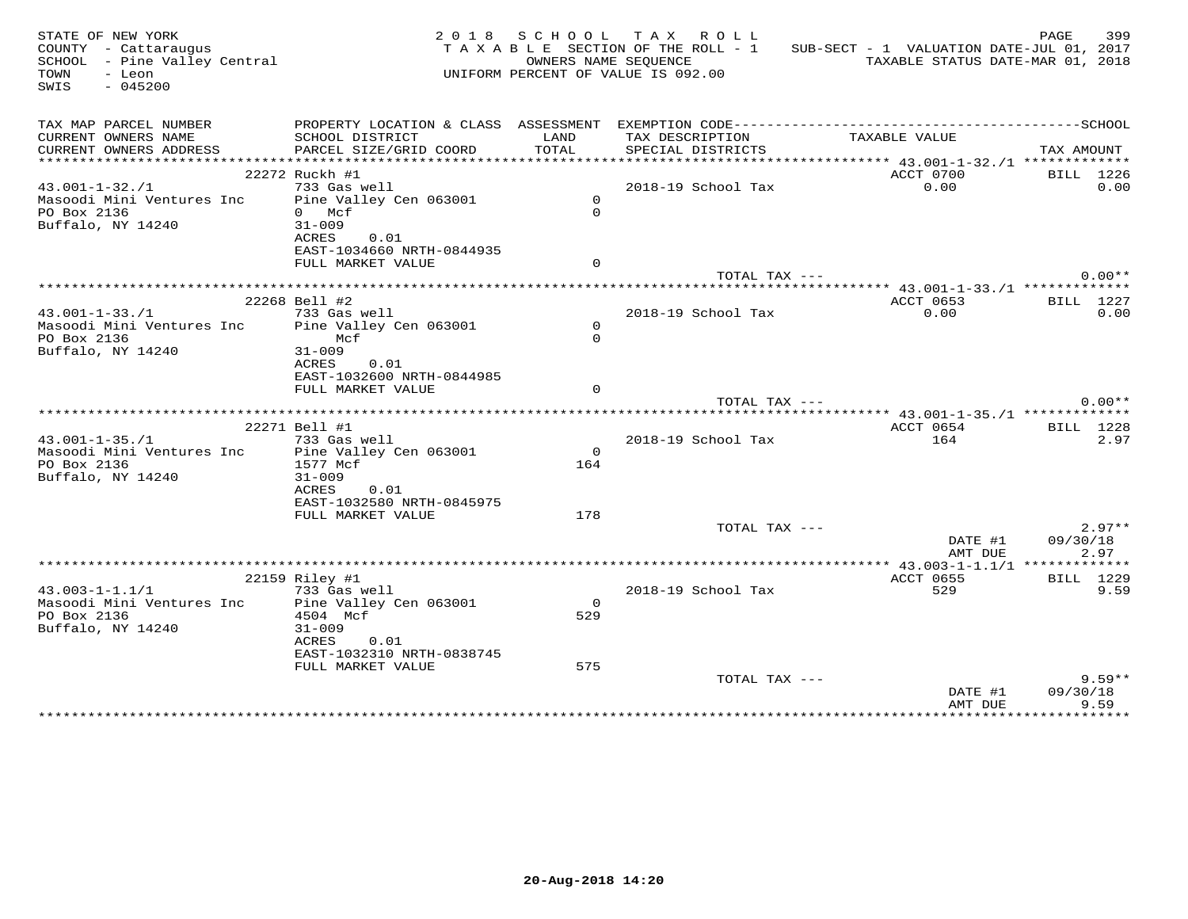STATE OF NEW YORK
COUNTY - Cattaraugus
SCHOOL - Pine Valley Central
TOWN - Leon
SWIS - 045200

2 0 1 8 S C H O O L T A X R O L L
T A X A B L E SECTION OF THE ROLL - 1
OWNERS NAME SEQUENCE
UNIFORM PERCENT OF VALUE IS 092.00

SUB-SECT - 1 VALUATION DATE-JUL 01, 2017
TAXABLE STATUS DATE-MAR 01, 2018

| TAX MAP PARCEL NUMBER<br>CURRENT OWNERS NAME<br>CURRENT OWNERS ADDRESS | PROPERTY LOCATION & CLASS<br>SCHOOL DISTRICT<br>PARCEL SIZE/GRID COORD | ASSESSMENT<br>LAND<br>TOTAL | EXEMPTION CODE<br>TAX DESCRIPTION<br>SPECIAL DISTRICTS | SCHOOL<br>TAXABLE VALUE | TAX AMOUNT |
|---|---|---|---|---|---|
| 43.001-1-32./1 | 22272 Ruckh #1 | | | ACCT 0700 | BILL 1226 |
| 43.001-1-32./1 | 733 Gas well | | 2018-19 School Tax | 0.00 | 0.00 |
| Masoodi Mini Ventures Inc | Pine Valley Cen 063001 | 0 | | | |
| PO Box 2136 | 0 Mcf | 0 | | | |
| Buffalo, NY 14240 | 31-009 | | | | |
| | ACRES 0.01 | | | | |
| | EAST-1034660 NRTH-0844935 | | | | |
| | FULL MARKET VALUE | 0 | | | |
| | | | TOTAL TAX --- | | 0.00** |
| 43.001-1-33./1 | 22268 Bell #2 | | | ACCT 0653 | BILL 1227 |
| 43.001-1-33./1 | 733 Gas well | | 2018-19 School Tax | 0.00 | 0.00 |
| Masoodi Mini Ventures Inc | Pine Valley Cen 063001 | 0 | | | |
| PO Box 2136 | Mcf | 0 | | | |
| Buffalo, NY 14240 | 31-009 | | | | |
| | ACRES 0.01 | | | | |
| | EAST-1032600 NRTH-0844985 | | | | |
| | FULL MARKET VALUE | 0 | | | |
| | | | TOTAL TAX --- | | 0.00** |
| 43.001-1-35./1 | 22271 Bell #1 | | | ACCT 0654 | BILL 1228 |
| 43.001-1-35./1 | 733 Gas well | | 2018-19 School Tax | 164 | 2.97 |
| Masoodi Mini Ventures Inc | Pine Valley Cen 063001 | 0 | | | |
| PO Box 2136 | 1577 Mcf | 164 | | | |
| Buffalo, NY 14240 | 31-009 | | | | |
| | ACRES 0.01 | | | | |
| | EAST-1032580 NRTH-0845975 | | | | |
| | FULL MARKET VALUE | 178 | | | |
| | | | TOTAL TAX --- | | 2.97** |
| | | | | DATE #1 | 09/30/18 |
| | | | | AMT DUE | 2.97 |
| 43.003-1-1.1/1 | 22159 Riley #1 | | | ACCT 0655 | BILL 1229 |
| 43.003-1-1.1/1 | 733 Gas well | | 2018-19 School Tax | 529 | 9.59 |
| Masoodi Mini Ventures Inc | Pine Valley Cen 063001 | 0 | | | |
| PO Box 2136 | 4504 Mcf | 529 | | | |
| Buffalo, NY 14240 | 31-009 | | | | |
| | ACRES 0.01 | | | | |
| | EAST-1032310 NRTH-0838745 | | | | |
| | FULL MARKET VALUE | 575 | | | |
| | | | TOTAL TAX --- | | 9.59** |
| | | | | DATE #1 | 09/30/18 |
| | | | | AMT DUE | 9.59 |

20-Aug-2018 14:20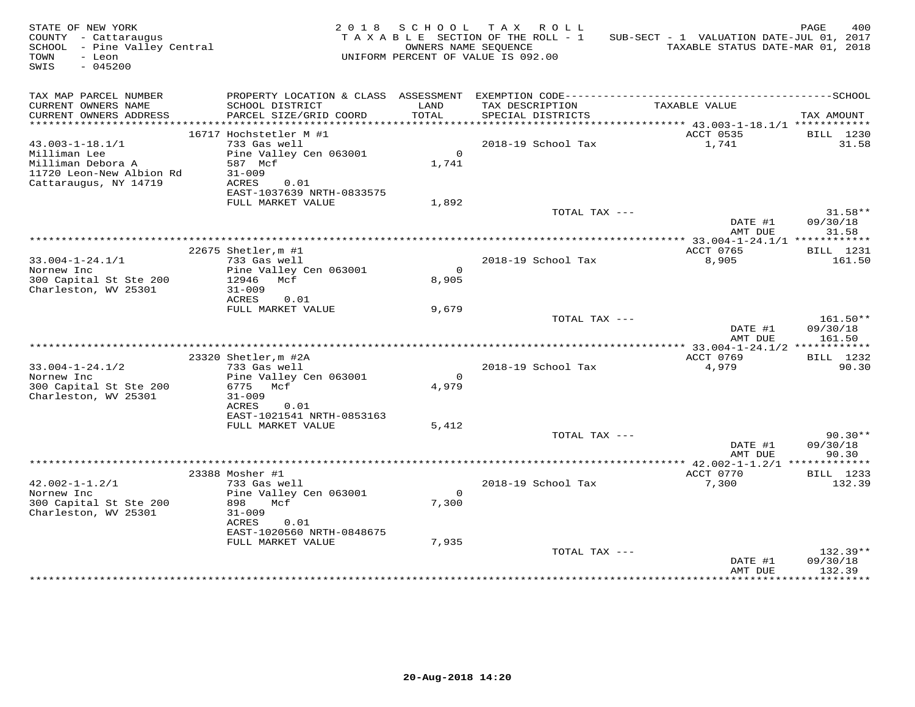STATE OF NEW YORK
COUNTY - Cattaraugus
SCHOOL - Pine Valley Central
TOWN - Leon
SWIS - 045200

2 0 1 8 S C H O O L T A X R O L L
T A X A B L E SECTION OF THE ROLL - 1
OWNERS NAME SEQUENCE
UNIFORM PERCENT OF VALUE IS 092.00

SUB-SECT - 1 VALUATION DATE-JUL 01, 2017
TAXABLE STATUS DATE-MAR 01, 2018

| TAX MAP PARCEL NUMBER<br>CURRENT OWNERS NAME<br>CURRENT OWNERS ADDRESS | PROPERTY LOCATION & CLASS<br>SCHOOL DISTRICT<br>PARCEL SIZE/GRID COORD | ASSESSMENT<br>LAND<br>TOTAL | EXEMPTION CODE<br>TAX DESCRIPTION<br>SPECIAL DISTRICTS | SCHOOL<br>TAXABLE VALUE | TAX AMOUNT |
|---|---|---|---|---|---|
| 43.003-1-18.1/1 | 16717 Hochstetler M #1 | | | ACCT 0535 | BILL 1230 |
| 43.003-1-18.1/1 | 733 Gas well | | 2018-19 School Tax | 1,741 | 31.58 |
| Milliman Lee | Pine Valley Cen 063001 | 0 | | | |
| Milliman Debora A | 587 Mcf | 1,741 | | | |
| 11720 Leon-New Albion Rd | 31-009 | | | | |
| Cattaraugus, NY 14719 | ACRES 0.01 | | | | |
| | EAST-1037639 NRTH-0833575 | | | | |
| | FULL MARKET VALUE | 1,892 | | | |
| | | | TOTAL TAX --- | | 31.58** |
| | | | | DATE #1 | 09/30/18 |
| | | | | AMT DUE | 31.58 |
| 33.004-1-24.1/1 | 22675 Shetler,m #1 | | | ACCT 0765 | BILL 1231 |
| 33.004-1-24.1/1 | 733 Gas well | | 2018-19 School Tax | 8,905 | 161.50 |
| Nornew Inc | Pine Valley Cen 063001 | 0 | | | |
| 300 Capital St Ste 200 | 12946 Mcf | 8,905 | | | |
| Charleston, WV 25301 | 31-009 | | | | |
| | ACRES 0.01 | | | | |
| | FULL MARKET VALUE | 9,679 | | | |
| | | | TOTAL TAX --- | | 161.50** |
| | | | | DATE #1 | 09/30/18 |
| | | | | AMT DUE | 161.50 |
| 33.004-1-24.1/2 | 23320 Shetler,m #2A | | | ACCT 0769 | BILL 1232 |
| 33.004-1-24.1/2 | 733 Gas well | | 2018-19 School Tax | 4,979 | 90.30 |
| Nornew Inc | Pine Valley Cen 063001 | 0 | | | |
| 300 Capital St Ste 200 | 6775 Mcf | 4,979 | | | |
| Charleston, WV 25301 | 31-009 | | | | |
| | ACRES 0.01 | | | | |
| | EAST-1021541 NRTH-0853163 | | | | |
| | FULL MARKET VALUE | 5,412 | | | |
| | | | TOTAL TAX --- | | 90.30** |
| | | | | DATE #1 | 09/30/18 |
| | | | | AMT DUE | 90.30 |
| 42.002-1-1.2/1 | 23388 Mosher #1 | | | ACCT 0770 | BILL 1233 |
| 42.002-1-1.2/1 | 733 Gas well | | 2018-19 School Tax | 7,300 | 132.39 |
| Nornew Inc | Pine Valley Cen 063001 | 0 | | | |
| 300 Capital St Ste 200 | 898 Mcf | 7,300 | | | |
| Charleston, WV 25301 | 31-009 | | | | |
| | ACRES 0.01 | | | | |
| | EAST-1020560 NRTH-0848675 | | | | |
| | FULL MARKET VALUE | 7,935 | | | |
| | | | TOTAL TAX --- | | 132.39** |
| | | | | DATE #1 | 09/30/18 |
| | | | | AMT DUE | 132.39 |

20-Aug-2018 14:20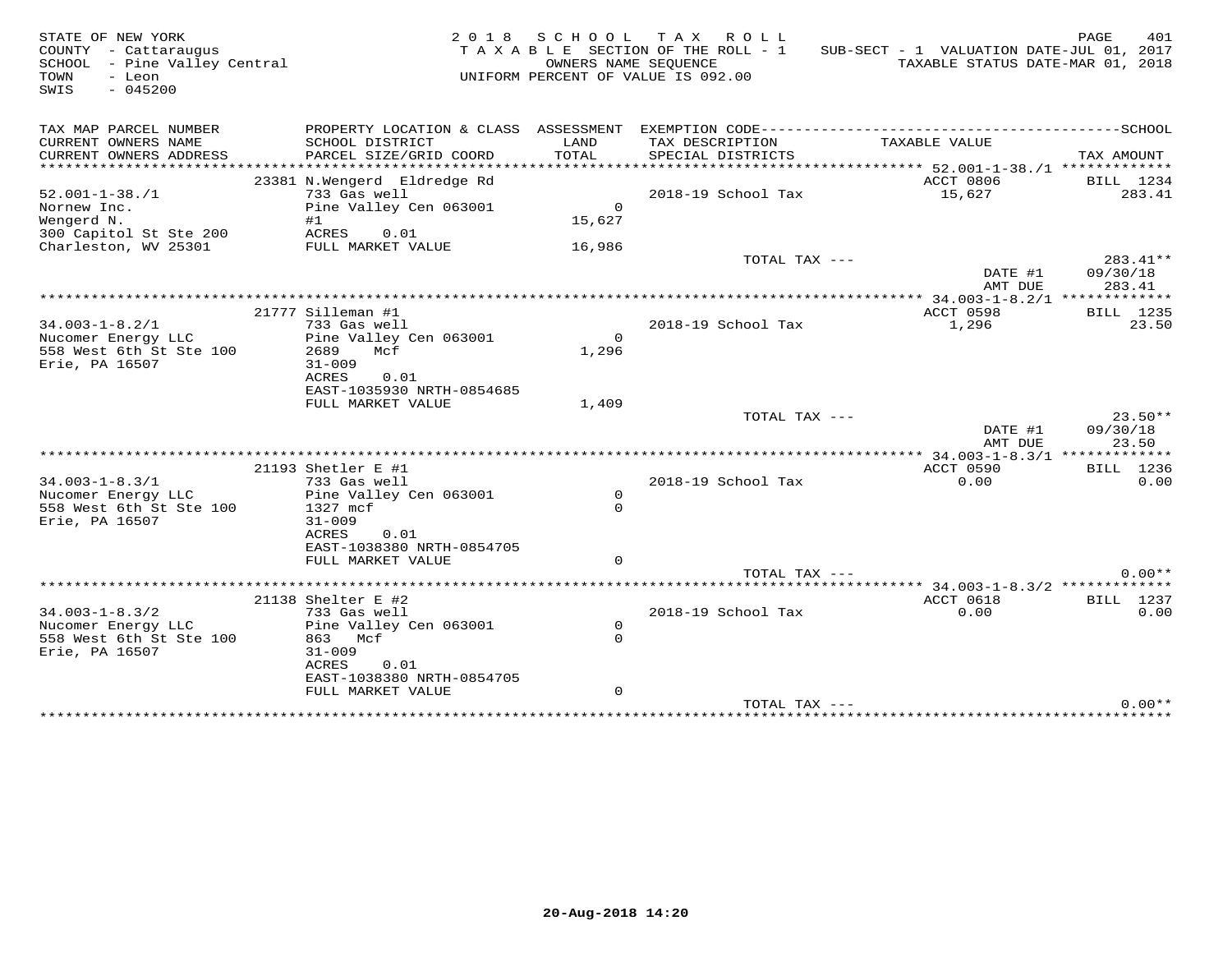STATE OF NEW YORK
COUNTY - Cattaraugus
SCHOOL - Pine Valley Central
TOWN - Leon
SWIS - 045200

2018 SCHOOL TAX ROLL
TAXABLE SECTION OF THE ROLL - 1
OWNERS NAME SEQUENCE
UNIFORM PERCENT OF VALUE IS 092.00

SUB-SECT - 1 VALUATION DATE-JUL 01, 2017
TAXABLE STATUS DATE-MAR 01, 2018

| TAX MAP PARCEL NUMBER / CURRENT OWNERS NAME / CURRENT OWNERS ADDRESS | PROPERTY LOCATION & CLASS / SCHOOL DISTRICT / PARCEL SIZE/GRID COORD | ASSESSMENT LAND / TOTAL | EXEMPTION CODE / TAX DESCRIPTION / SPECIAL DISTRICTS | TAXABLE VALUE | SCHOOL TAX AMOUNT |
|---|---|---|---|---|---|
| **52.001-1-38./1** | 23381 N.Wengerd Eldredge Rd | | | ACCT 0806 | BILL 1234 |
| 52.001-1-38./1 | 733 Gas well | | 2018-19 School Tax | 15,627 | 283.41 |
| Nornew Inc. | Pine Valley Cen 063001 | 0 | | | |
| Wengerd N. | #1 | 15,627 | | | |
| 300 Capitol St Ste 200 | ACRES 0.01 | | | | |
| Charleston, WV 25301 | FULL MARKET VALUE | 16,986 | | | |
| | | | TOTAL TAX --- | | 283.41** |
| | | | | DATE #1 | 09/30/18 |
| | | | | AMT DUE | 283.41 |
| **34.003-1-8.2/1** | 21777 Silleman #1 | | | ACCT 0598 | BILL 1235 |
| 34.003-1-8.2/1 | 733 Gas well | | 2018-19 School Tax | 1,296 | 23.50 |
| Nucomer Energy LLC | Pine Valley Cen 063001 | 0 | | | |
| 558 West 6th St Ste 100 | 2689 Mcf | 1,296 | | | |
| Erie, PA 16507 | 31-009 | | | | |
| | ACRES 0.01 | | | | |
| | EAST-1035930 NRTH-0854685 | | | | |
| | FULL MARKET VALUE | 1,409 | | | |
| | | | TOTAL TAX --- | | 23.50** |
| | | | | DATE #1 | 09/30/18 |
| | | | | AMT DUE | 23.50 |
| **34.003-1-8.3/1** | 21193 Shetler E #1 | | | ACCT 0590 | BILL 1236 |
| 34.003-1-8.3/1 | 733 Gas well | | 2018-19 School Tax | 0.00 | 0.00 |
| Nucomer Energy LLC | Pine Valley Cen 063001 | 0 | | | |
| 558 West 6th St Ste 100 | 1327 mcf | 0 | | | |
| Erie, PA 16507 | 31-009 | | | | |
| | ACRES 0.01 | | | | |
| | EAST-1038380 NRTH-0854705 | | | | |
| | FULL MARKET VALUE | 0 | | | |
| | | | TOTAL TAX --- | | 0.00** |
| **34.003-1-8.3/2** | 21138 Shelter E #2 | | | ACCT 0618 | BILL 1237 |
| 34.003-1-8.3/2 | 733 Gas well | | 2018-19 School Tax | 0.00 | 0.00 |
| Nucomer Energy LLC | Pine Valley Cen 063001 | 0 | | | |
| 558 West 6th St Ste 100 | 863 Mcf | 0 | | | |
| Erie, PA 16507 | 31-009 | | | | |
| | ACRES 0.01 | | | | |
| | EAST-1038380 NRTH-0854705 | | | | |
| | FULL MARKET VALUE | 0 | | | |
| | | | TOTAL TAX --- | | 0.00** |

20-Aug-2018 14:20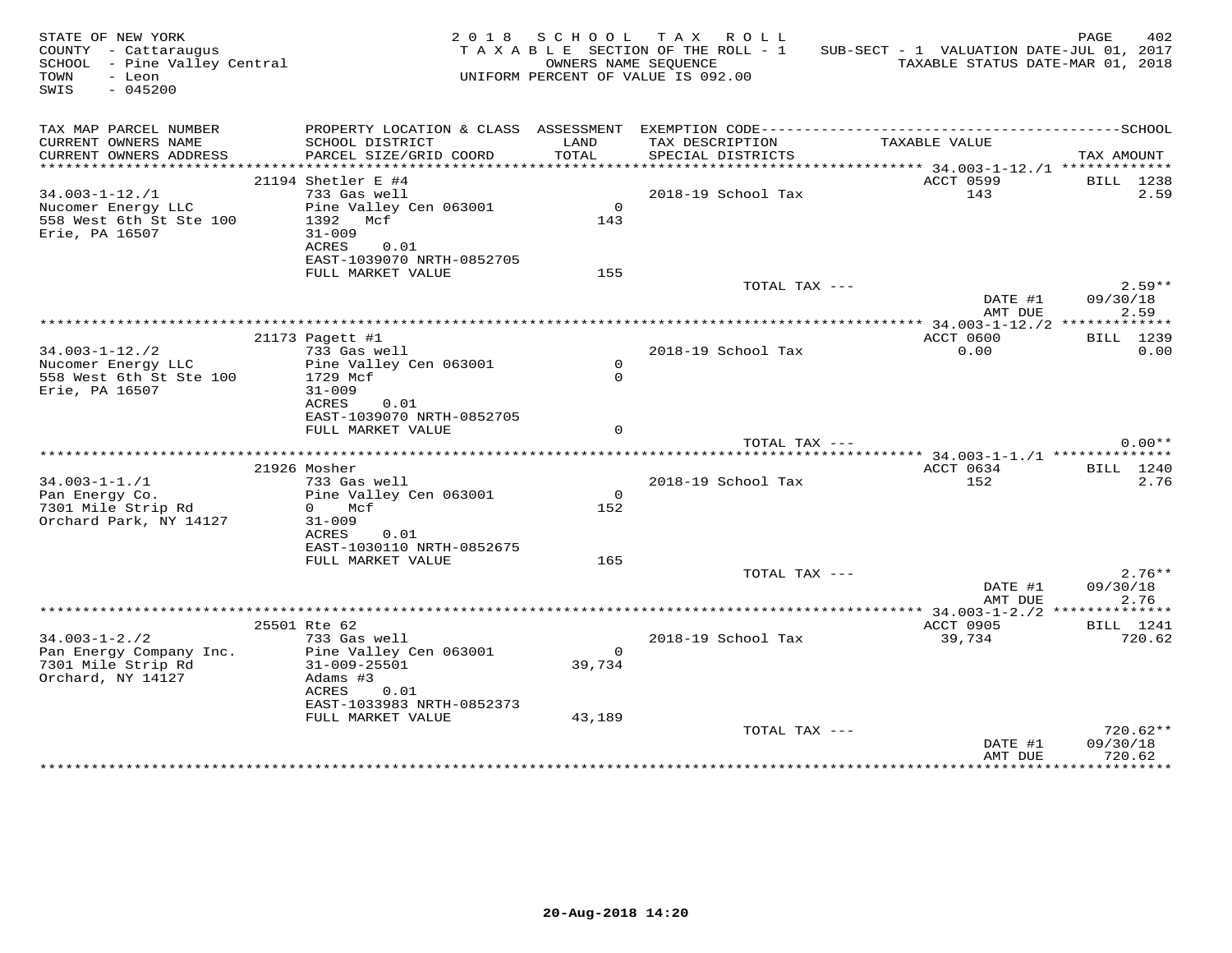STATE OF NEW YORK
COUNTY - Cattaraugus
SCHOOL - Pine Valley Central
TOWN - Leon
SWIS - 045200

2018 SCHOOL TAX ROLL
TAXABLE SECTION OF THE ROLL - 1
OWNERS NAME SEQUENCE
UNIFORM PERCENT OF VALUE IS 092.00

SUB-SECT - 1 VALUATION DATE-JUL 01, 2017
TAXABLE STATUS DATE-MAR 01, 2018

| TAX MAP PARCEL NUMBER / CURRENT OWNERS NAME / CURRENT OWNERS ADDRESS | PROPERTY LOCATION & CLASS / SCHOOL DISTRICT / PARCEL SIZE/GRID COORD | ASSESSMENT LAND / TOTAL | EXEMPTION CODE / TAX DESCRIPTION / SPECIAL DISTRICTS | TAXABLE VALUE | TAX AMOUNT |
|---|---|---|---|---|---|
| | 21194 Shetler E #4 | | | ACCT 0599 | BILL 1238 |
| 34.003-1-12./1 | 733 Gas well | | 2018-19 School Tax | 143 | 2.59 |
| Nucomer Energy LLC | Pine Valley Cen 063001 | 0 | | | |
| 558 West 6th St Ste 100 | 1392 Mcf | 143 | | | |
| Erie, PA 16507 | 31-009 | | | | |
| | ACRES 0.01 | | | | |
| | EAST-1039070 NRTH-0852705 | | | | |
| | FULL MARKET VALUE | 155 | | | |
| | | | TOTAL TAX --- | | 2.59** |
| | | | | DATE #1 | 09/30/18 |
| | | | | AMT DUE | 2.59 |
| | 21173 Pagett #1 | | | ACCT 0600 | BILL 1239 |
| 34.003-1-12./2 | 733 Gas well | | 2018-19 School Tax | 0.00 | 0.00 |
| Nucomer Energy LLC | Pine Valley Cen 063001 | 0 | | | |
| 558 West 6th St Ste 100 | 1729 Mcf | 0 | | | |
| Erie, PA 16507 | 31-009 | | | | |
| | ACRES 0.01 | | | | |
| | EAST-1039070 NRTH-0852705 | | | | |
| | FULL MARKET VALUE | 0 | | | |
| | | | TOTAL TAX --- | | 0.00** |
| | 21926 Mosher | | | ACCT 0634 | BILL 1240 |
| 34.003-1-1./1 | 733 Gas well | | 2018-19 School Tax | 152 | 2.76 |
| Pan Energy Co. | Pine Valley Cen 063001 | 0 | | | |
| 7301 Mile Strip Rd | 0 Mcf | 152 | | | |
| Orchard Park, NY 14127 | 31-009 | | | | |
| | ACRES 0.01 | | | | |
| | EAST-1030110 NRTH-0852675 | | | | |
| | FULL MARKET VALUE | 165 | | | |
| | | | TOTAL TAX --- | | 2.76** |
| | | | | DATE #1 | 09/30/18 |
| | | | | AMT DUE | 2.76 |
| | 25501 Rte 62 | | | ACCT 0905 | BILL 1241 |
| 34.003-1-2./2 | 733 Gas well | | 2018-19 School Tax | 39,734 | 720.62 |
| Pan Energy Company Inc. | Pine Valley Cen 063001 | 0 | | | |
| 7301 Mile Strip Rd | 31-009-25501 | 39,734 | | | |
| Orchard, NY 14127 | Adams #3 | | | | |
| | ACRES 0.01 | | | | |
| | EAST-1033983 NRTH-0852373 | | | | |
| | FULL MARKET VALUE | 43,189 | | | |
| | | | TOTAL TAX --- | | 720.62** |
| | | | | DATE #1 | 09/30/18 |
| | | | | AMT DUE | 720.62 |

20-Aug-2018 14:20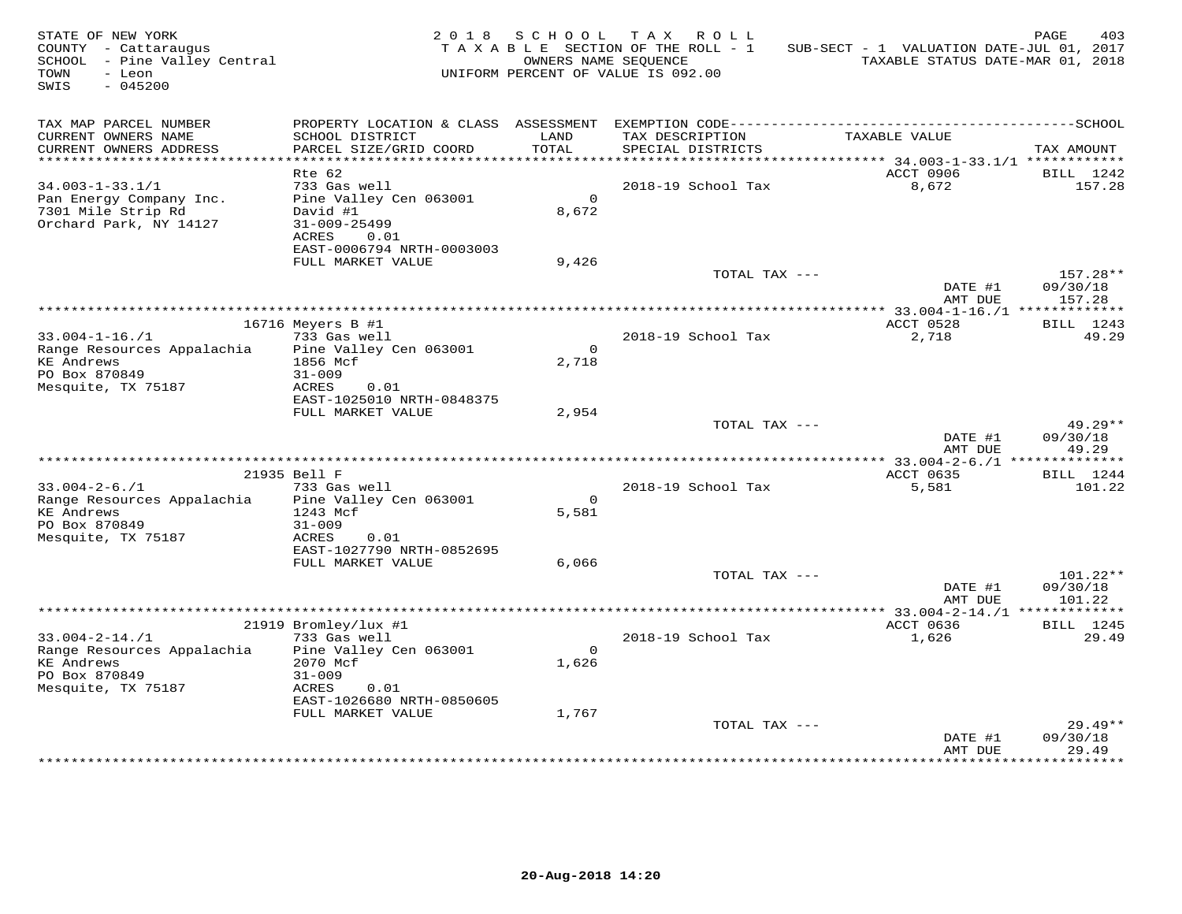STATE OF NEW YORK
COUNTY - Cattaraugus
SCHOOL - Pine Valley Central
TOWN - Leon
SWIS - 045200

2018 SCHOOL TAX ROLL
TAXABLE SECTION OF THE ROLL - 1
OWNERS NAME SEQUENCE
UNIFORM PERCENT OF VALUE IS 092.00

SUB-SECT - 1 VALUATION DATE-JUL 01, 2017
TAXABLE STATUS DATE-MAR 01, 2018

| TAX MAP PARCEL NUMBER / CURRENT OWNERS NAME / CURRENT OWNERS ADDRESS | PROPERTY LOCATION & CLASS / SCHOOL DISTRICT / PARCEL SIZE/GRID COORD | ASSESSMENT LAND / TOTAL | EXEMPTION CODE / TAX DESCRIPTION / SPECIAL DISTRICTS | TAXABLE VALUE | TAX AMOUNT |
|---|---|---|---|---|---|
| 34.003-1-33.1/1 | Rte 62 | | | ACCT 0906 | BILL 1242 |
| Pan Energy Company Inc. | 733 Gas well | | 2018-19 School Tax | 8,672 | 157.28 |
| 7301 Mile Strip Rd | Pine Valley Cen 063001 | 0 | | | |
| Orchard Park, NY 14127 | David #1 | 8,672 | | | |
| | 31-009-25499 | | | | |
| | ACRES 0.01 | | | | |
| | EAST-0006794 NRTH-0003003 | | | | |
| | FULL MARKET VALUE | 9,426 | | | |
| | | | TOTAL TAX --- | | 157.28** |
| | | | | DATE #1 | 09/30/18 |
| | | | | AMT DUE | 157.28 |
| 33.004-1-16./1 | 16716 Meyers B #1 | | | ACCT 0528 | BILL 1243 |
| Range Resources Appalachia | 733 Gas well | | 2018-19 School Tax | 2,718 | 49.29 |
| KE Andrews | Pine Valley Cen 063001 | 0 | | | |
| PO Box 870849 | 1856 Mcf | 2,718 | | | |
| Mesquite, TX 75187 | 31-009 | | | | |
| | ACRES 0.01 | | | | |
| | EAST-1025010 NRTH-0848375 | | | | |
| | FULL MARKET VALUE | 2,954 | | | |
| | | | TOTAL TAX --- | | 49.29** |
| | | | | DATE #1 | 09/30/18 |
| | | | | AMT DUE | 49.29 |
| 33.004-2-6./1 | 21935 Bell F | | | ACCT 0635 | BILL 1244 |
| Range Resources Appalachia | 733 Gas well | | 2018-19 School Tax | 5,581 | 101.22 |
| KE Andrews | Pine Valley Cen 063001 | 0 | | | |
| PO Box 870849 | 1243 Mcf | 5,581 | | | |
| Mesquite, TX 75187 | 31-009 | | | | |
| | ACRES 0.01 | | | | |
| | EAST-1027790 NRTH-0852695 | | | | |
| | FULL MARKET VALUE | 6,066 | | | |
| | | | TOTAL TAX --- | | 101.22** |
| | | | | DATE #1 | 09/30/18 |
| | | | | AMT DUE | 101.22 |
| 33.004-2-14./1 | 21919 Bromley/lux #1 | | | ACCT 0636 | BILL 1245 |
| Range Resources Appalachia | 733 Gas well | | 2018-19 School Tax | 1,626 | 29.49 |
| KE Andrews | Pine Valley Cen 063001 | 0 | | | |
| PO Box 870849 | 2070 Mcf | 1,626 | | | |
| Mesquite, TX 75187 | 31-009 | | | | |
| | ACRES 0.01 | | | | |
| | EAST-1026680 NRTH-0850605 | | | | |
| | FULL MARKET VALUE | 1,767 | | | |
| | | | TOTAL TAX --- | | 29.49** |
| | | | | DATE #1 | 09/30/18 |
| | | | | AMT DUE | 29.49 |

20-Aug-2018 14:20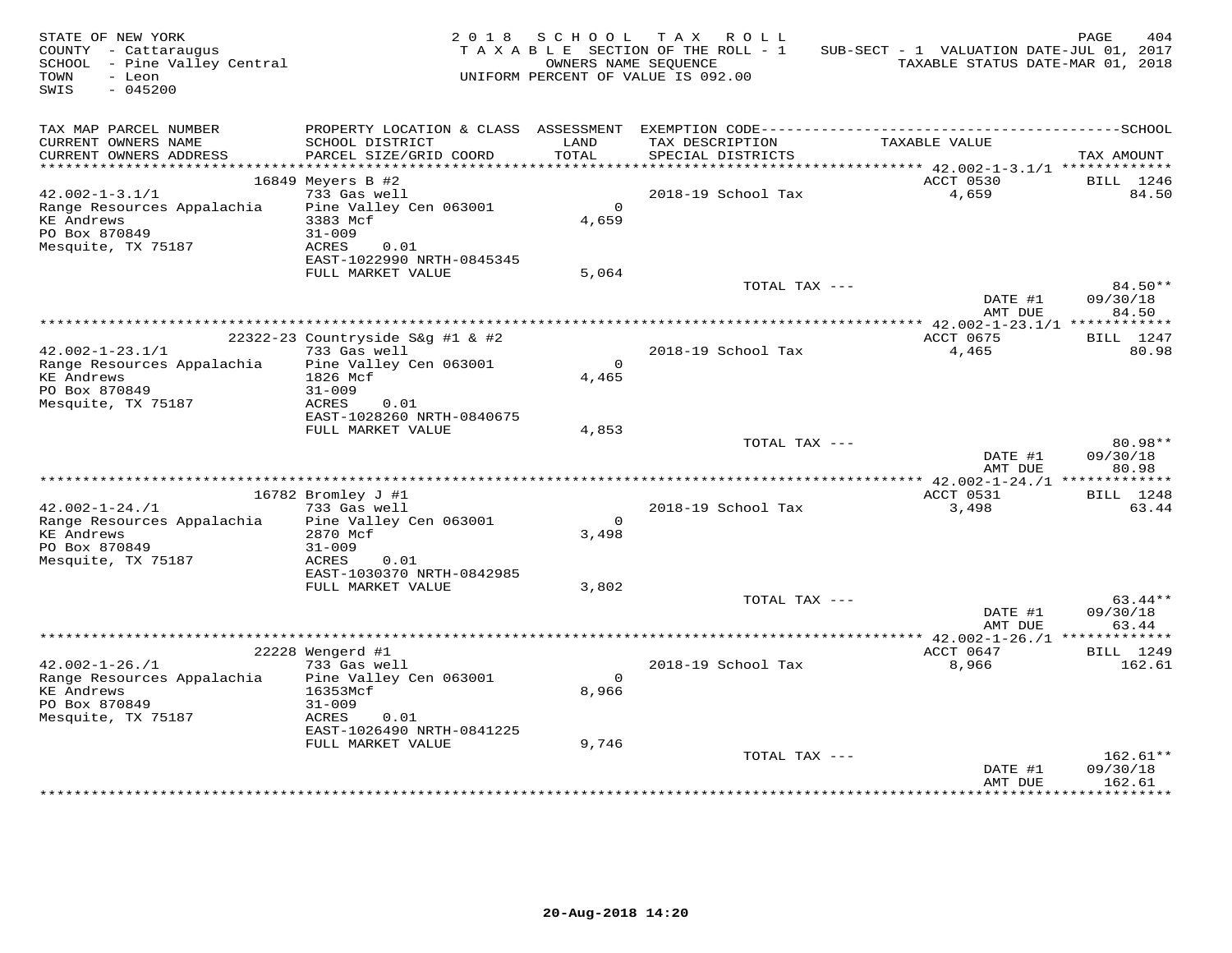STATE OF NEW YORK
COUNTY - Cattaraugus
SCHOOL - Pine Valley Central
TOWN - Leon
SWIS - 045200

2018 SCHOOL TAX ROLL
TAXABLE SECTION OF THE ROLL - 1
OWNERS NAME SEQUENCE
UNIFORM PERCENT OF VALUE IS 092.00

SUB-SECT - 1 VALUATION DATE-JUL 01, 2017
TAXABLE STATUS DATE-MAR 01, 2018

| TAX MAP PARCEL NUMBER / CURRENT OWNERS NAME / CURRENT OWNERS ADDRESS | PROPERTY LOCATION & CLASS / SCHOOL DISTRICT / PARCEL SIZE/GRID COORD | ASSESSMENT LAND / TOTAL | EXEMPTION CODE / TAX DESCRIPTION / SPECIAL DISTRICTS | TAXABLE VALUE | TAX AMOUNT |
|---|---|---|---|---|---|
| 42.002-1-3.1/1 | 16849 Meyers B #2 | | | ACCT 0530 | BILL 1246 |
| Range Resources Appalachia | 733 Gas well | | 2018-19 School Tax | 4,659 | 84.50 |
| KE Andrews | Pine Valley Cen 063001 | 0 | | | |
| PO Box 870849 | 3383 Mcf | 4,659 | | | |
| Mesquite, TX 75187 | 31-009 | | | | |
| | ACRES 0.01 | | | | |
| | EAST-1022990 NRTH-0845345 | | | | |
| | FULL MARKET VALUE | 5,064 | | | |
| | | | TOTAL TAX --- | | 84.50** |
| | | | | DATE #1 | 09/30/18 |
| | | | | AMT DUE | 84.50 |
| 42.002-1-23.1/1 | 22322-23 Countryside S&g #1 & #2 | | | ACCT 0675 | BILL 1247 |
| Range Resources Appalachia | 733 Gas well | | 2018-19 School Tax | 4,465 | 80.98 |
| KE Andrews | Pine Valley Cen 063001 | 0 | | | |
| PO Box 870849 | 1826 Mcf | 4,465 | | | |
| Mesquite, TX 75187 | 31-009 | | | | |
| | ACRES 0.01 | | | | |
| | EAST-1028260 NRTH-0840675 | | | | |
| | FULL MARKET VALUE | 4,853 | | | |
| | | | TOTAL TAX --- | | 80.98** |
| | | | | DATE #1 | 09/30/18 |
| | | | | AMT DUE | 80.98 |
| 42.002-1-24./1 | 16782 Bromley J #1 | | | ACCT 0531 | BILL 1248 |
| Range Resources Appalachia | 733 Gas well | | 2018-19 School Tax | 3,498 | 63.44 |
| KE Andrews | Pine Valley Cen 063001 | 0 | | | |
| PO Box 870849 | 2870 Mcf | 3,498 | | | |
| Mesquite, TX 75187 | 31-009 | | | | |
| | ACRES 0.01 | | | | |
| | EAST-1030370 NRTH-0842985 | | | | |
| | FULL MARKET VALUE | 3,802 | | | |
| | | | TOTAL TAX --- | | 63.44** |
| | | | | DATE #1 | 09/30/18 |
| | | | | AMT DUE | 63.44 |
| 42.002-1-26./1 | 22228 Wengerd #1 | | | ACCT 0647 | BILL 1249 |
| Range Resources Appalachia | 733 Gas well | | 2018-19 School Tax | 8,966 | 162.61 |
| KE Andrews | Pine Valley Cen 063001 | 0 | | | |
| PO Box 870849 | 16353Mcf | 8,966 | | | |
| Mesquite, TX 75187 | 31-009 | | | | |
| | ACRES 0.01 | | | | |
| | EAST-1026490 NRTH-0841225 | | | | |
| | FULL MARKET VALUE | 9,746 | | | |
| | | | TOTAL TAX --- | | 162.61** |
| | | | | DATE #1 | 09/30/18 |
| | | | | AMT DUE | 162.61 |

20-Aug-2018 14:20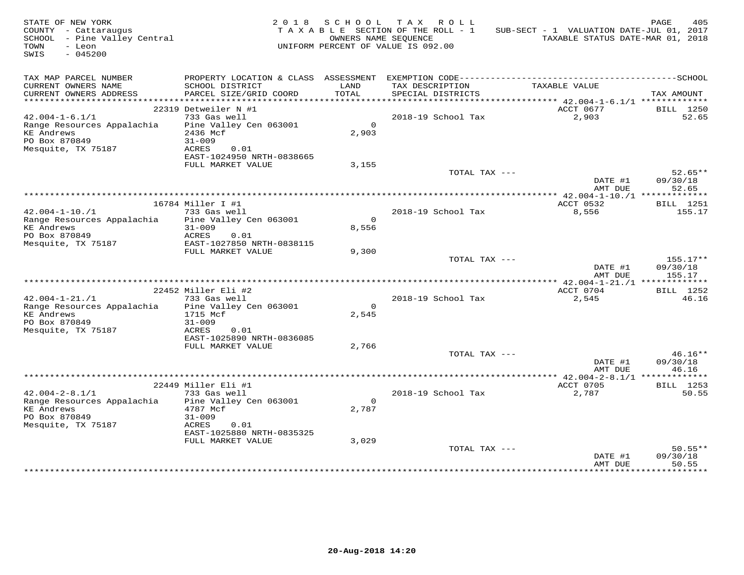STATE OF NEW YORK
COUNTY - Cattaraugus
SCHOOL - Pine Valley Central
TOWN - Leon
SWIS - 045200

2018 SCHOOL TAX ROLL
TAXABLE SECTION OF THE ROLL - 1
OWNERS NAME SEQUENCE
UNIFORM PERCENT OF VALUE IS 092.00

SUB-SECT - 1 VALUATION DATE-JUL 01, 2017
TAXABLE STATUS DATE-MAR 01, 2018

| TAX MAP PARCEL NUMBER / CURRENT OWNERS NAME / CURRENT OWNERS ADDRESS | PROPERTY LOCATION & CLASS / SCHOOL DISTRICT / PARCEL SIZE/GRID COORD | ASSESSMENT LAND / TOTAL | EXEMPTION CODE / TAX DESCRIPTION / SPECIAL DISTRICTS | TAXABLE VALUE | TAX AMOUNT |
|---|---|---|---|---|---|
| | 22319 Detweiler N #1 | | | ACCT 0677 | BILL 1250 |
| 42.004-1-6.1/1 | 733 Gas well | | 2018-19 School Tax | 2,903 | 52.65 |
| Range Resources Appalachia | Pine Valley Cen 063001 | 0 | | | |
| KE Andrews | 2436 Mcf | 2,903 | | | |
| PO Box 870849 | 31-009 | | | | |
| Mesquite, TX 75187 | ACRES 0.01 | | | | |
| | EAST-1024950 NRTH-0838665 | | | | |
| | FULL MARKET VALUE | 3,155 | | | |
| | | | TOTAL TAX --- | | 52.65** |
| | | | | DATE #1 | 09/30/18 |
| | | | | AMT DUE | 52.65 |
| | 16784 Miller I #1 | | | ACCT 0532 | BILL 1251 |
| 42.004-1-10./1 | 733 Gas well | | 2018-19 School Tax | 8,556 | 155.17 |
| Range Resources Appalachia | Pine Valley Cen 063001 | 0 | | | |
| KE Andrews | 31-009 | 8,556 | | | |
| PO Box 870849 | ACRES 0.01 | | | | |
| Mesquite, TX 75187 | EAST-1027850 NRTH-0838115 | | | | |
| | FULL MARKET VALUE | 9,300 | | | |
| | | | TOTAL TAX --- | | 155.17** |
| | | | | DATE #1 | 09/30/18 |
| | | | | AMT DUE | 155.17 |
| | 22452 Miller Eli #2 | | | ACCT 0704 | BILL 1252 |
| 42.004-1-21./1 | 733 Gas well | | 2018-19 School Tax | 2,545 | 46.16 |
| Range Resources Appalachia | Pine Valley Cen 063001 | 0 | | | |
| KE Andrews | 1715 Mcf | 2,545 | | | |
| PO Box 870849 | 31-009 | | | | |
| Mesquite, TX 75187 | ACRES 0.01 | | | | |
| | EAST-1025890 NRTH-0836085 | | | | |
| | FULL MARKET VALUE | 2,766 | | | |
| | | | TOTAL TAX --- | | 46.16** |
| | | | | DATE #1 | 09/30/18 |
| | | | | AMT DUE | 46.16 |
| | 22449 Miller Eli #1 | | | ACCT 0705 | BILL 1253 |
| 42.004-2-8.1/1 | 733 Gas well | | 2018-19 School Tax | 2,787 | 50.55 |
| Range Resources Appalachia | Pine Valley Cen 063001 | 0 | | | |
| KE Andrews | 4787 Mcf | 2,787 | | | |
| PO Box 870849 | 31-009 | | | | |
| Mesquite, TX 75187 | ACRES 0.01 | | | | |
| | EAST-1025880 NRTH-0835325 | | | | |
| | FULL MARKET VALUE | 3,029 | | | |
| | | | TOTAL TAX --- | | 50.55** |
| | | | | DATE #1 | 09/30/18 |
| | | | | AMT DUE | 50.55 |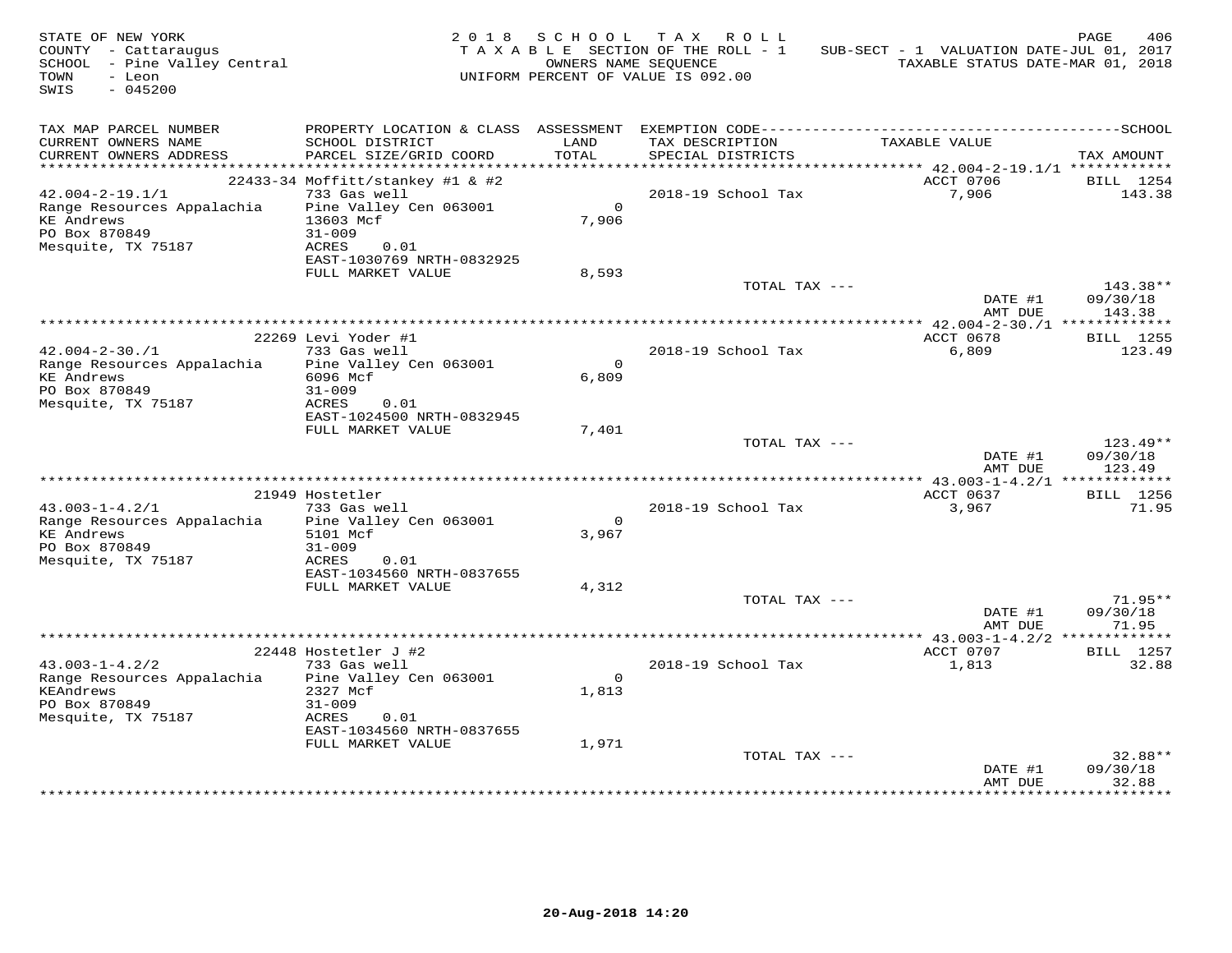STATE OF NEW YORK
COUNTY - Cattaraugus
SCHOOL - Pine Valley Central
TOWN - Leon
SWIS - 045200

2018 SCHOOL TAX ROLL
TAXABLE SECTION OF THE ROLL - 1
OWNERS NAME SEQUENCE
UNIFORM PERCENT OF VALUE IS 092.00

SUB-SECT - 1 VALUATION DATE-JUL 01, 2017
TAXABLE STATUS DATE-MAR 01, 2018

| TAX MAP PARCEL NUMBER / CURRENT OWNERS NAME / CURRENT OWNERS ADDRESS | PROPERTY LOCATION & CLASS / SCHOOL DISTRICT / PARCEL SIZE/GRID COORD | ASSESSMENT LAND / TOTAL | EXEMPTION CODE / TAX DESCRIPTION / SPECIAL DISTRICTS | TAXABLE VALUE | TAX AMOUNT |
|---|---|---|---|---|---|
| 42.004-2-19.1/1 | 22433-34 Moffitt/stankey #1 & #2 | | | ACCT 0706 | BILL 1254 |
| Range Resources Appalachia | 733 Gas well | | 2018-19 School Tax | 7,906 | 143.38 |
| KE Andrews | Pine Valley Cen 063001 | 0 | | | |
| PO Box 870849 | 13603 Mcf | 7,906 | | | |
| Mesquite, TX 75187 | 31-009 | | | | |
| | ACRES 0.01 | | | | |
| | EAST-1030769 NRTH-0832925 | | | | |
| | FULL MARKET VALUE | 8,593 | | | |
| | | | TOTAL TAX --- | | 143.38** |
| | | | | DATE #1 | 09/30/18 |
| | | | | AMT DUE | 143.38 |
| 42.004-2-30./1 | 22269 Levi Yoder #1 | | | ACCT 0678 | BILL 1255 |
| Range Resources Appalachia | 733 Gas well | | 2018-19 School Tax | 6,809 | 123.49 |
| KE Andrews | Pine Valley Cen 063001 | 0 | | | |
| PO Box 870849 | 6096 Mcf | 6,809 | | | |
| Mesquite, TX 75187 | 31-009 | | | | |
| | ACRES 0.01 | | | | |
| | EAST-1024500 NRTH-0832945 | | | | |
| | FULL MARKET VALUE | 7,401 | | | |
| | | | TOTAL TAX --- | | 123.49** |
| | | | | DATE #1 | 09/30/18 |
| | | | | AMT DUE | 123.49 |
| 43.003-1-4.2/1 | 21949 Hostetler | | | ACCT 0637 | BILL 1256 |
| Range Resources Appalachia | 733 Gas well | | 2018-19 School Tax | 3,967 | 71.95 |
| KE Andrews | Pine Valley Cen 063001 | 0 | | | |
| PO Box 870849 | 5101 Mcf | 3,967 | | | |
| Mesquite, TX 75187 | 31-009 | | | | |
| | ACRES 0.01 | | | | |
| | EAST-1034560 NRTH-0837655 | | | | |
| | FULL MARKET VALUE | 4,312 | | | |
| | | | TOTAL TAX --- | | 71.95** |
| | | | | DATE #1 | 09/30/18 |
| | | | | AMT DUE | 71.95 |
| 43.003-1-4.2/2 | 22448 Hostetler J #2 | | | ACCT 0707 | BILL 1257 |
| Range Resources Appalachia | 733 Gas well | | 2018-19 School Tax | 1,813 | 32.88 |
| KEAndrews | Pine Valley Cen 063001 | 0 | | | |
| PO Box 870849 | 2327 Mcf | 1,813 | | | |
| Mesquite, TX 75187 | 31-009 | | | | |
| | ACRES 0.01 | | | | |
| | EAST-1034560 NRTH-0837655 | | | | |
| | FULL MARKET VALUE | 1,971 | | | |
| | | | TOTAL TAX --- | | 32.88** |
| | | | | DATE #1 | 09/30/18 |
| | | | | AMT DUE | 32.88 |

20-Aug-2018 14:20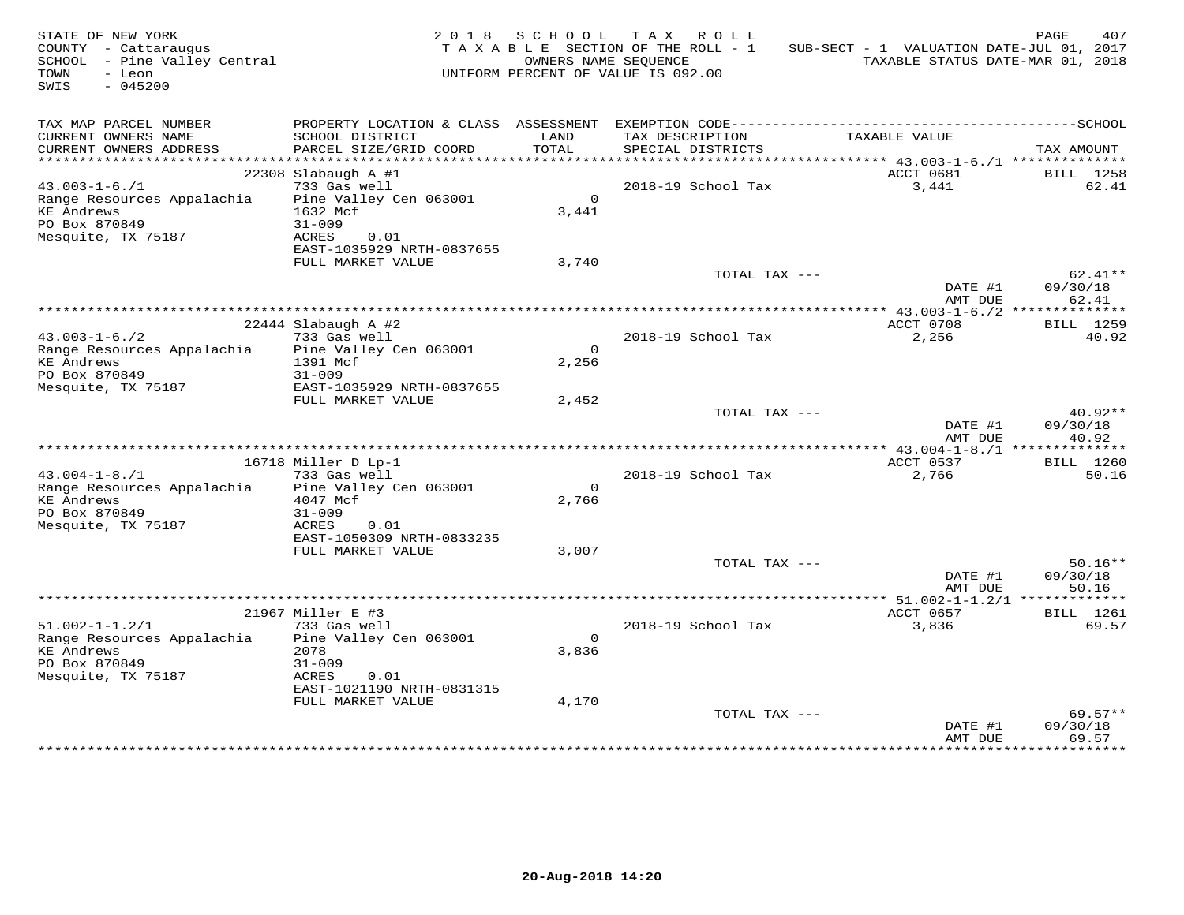STATE OF NEW YORK
COUNTY - Cattaraugus
SCHOOL - Pine Valley Central
TOWN - Leon
SWIS - 045200

2 0 1 8 S C H O O L T A X R O L L
T A X A B L E SECTION OF THE ROLL - 1
OWNERS NAME SEQUENCE
UNIFORM PERCENT OF VALUE IS 092.00

SUB-SECT - 1 VALUATION DATE-JUL 01, 2017
TAXABLE STATUS DATE-MAR 01, 2018

| TAX MAP PARCEL NUMBER / CURRENT OWNERS NAME / CURRENT OWNERS ADDRESS | PROPERTY LOCATION & CLASS / SCHOOL DISTRICT / PARCEL SIZE/GRID COORD | ASSESSMENT LAND / TOTAL | EXEMPTION CODE / TAX DESCRIPTION / SPECIAL DISTRICTS | TAXABLE VALUE | TAX AMOUNT |
|---|---|---|---|---|---|
| 43.003-1-6./1 | 22308 Slabaugh A #1 | | | ACCT 0681 | BILL 1258 |
| Range Resources Appalachia | 733 Gas well | | 2018-19 School Tax | 3,441 | 62.41 |
| KE Andrews | Pine Valley Cen 063001 | 0 | | | |
| PO Box 870849 | 1632 Mcf | 3,441 | | | |
| Mesquite, TX 75187 | 31-009 | | | | |
| | ACRES 0.01 | | | | |
| | EAST-1035929 NRTH-0837655 | | | | |
| | FULL MARKET VALUE | 3,740 | | | |
| | | | TOTAL TAX --- | | 62.41** |
| | | | | DATE #1 | 09/30/18 |
| | | | | AMT DUE | 62.41 |
| 43.003-1-6./2 | 22444 Slabaugh A #2 | | | ACCT 0708 | BILL 1259 |
| Range Resources Appalachia | 733 Gas well | | 2018-19 School Tax | 2,256 | 40.92 |
| KE Andrews | Pine Valley Cen 063001 | 0 | | | |
| PO Box 870849 | 1391 Mcf | 2,256 | | | |
| Mesquite, TX 75187 | 31-009 | | | | |
| | EAST-1035929 NRTH-0837655 | | | | |
| | FULL MARKET VALUE | 2,452 | | | |
| | | | TOTAL TAX --- | | 40.92** |
| | | | | DATE #1 | 09/30/18 |
| | | | | AMT DUE | 40.92 |
| 43.004-1-8./1 | 16718 Miller D Lp-1 | | | ACCT 0537 | BILL 1260 |
| Range Resources Appalachia | 733 Gas well | | 2018-19 School Tax | 2,766 | 50.16 |
| KE Andrews | Pine Valley Cen 063001 | 0 | | | |
| PO Box 870849 | 4047 Mcf | 2,766 | | | |
| Mesquite, TX 75187 | 31-009 | | | | |
| | ACRES 0.01 | | | | |
| | EAST-1050309 NRTH-0833235 | | | | |
| | FULL MARKET VALUE | 3,007 | | | |
| | | | TOTAL TAX --- | | 50.16** |
| | | | | DATE #1 | 09/30/18 |
| | | | | AMT DUE | 50.16 |
| 51.002-1-1.2/1 | 21967 Miller E #3 | | | ACCT 0657 | BILL 1261 |
| Range Resources Appalachia | 733 Gas well | | 2018-19 School Tax | 3,836 | 69.57 |
| KE Andrews | Pine Valley Cen 063001 | 0 | | | |
| PO Box 870849 | 2078 | 3,836 | | | |
| Mesquite, TX 75187 | 31-009 | | | | |
| | ACRES 0.01 | | | | |
| | EAST-1021190 NRTH-0831315 | | | | |
| | FULL MARKET VALUE | 4,170 | | | |
| | | | TOTAL TAX --- | | 69.57** |
| | | | | DATE #1 | 09/30/18 |
| | | | | AMT DUE | 69.57 |

20-Aug-2018 14:20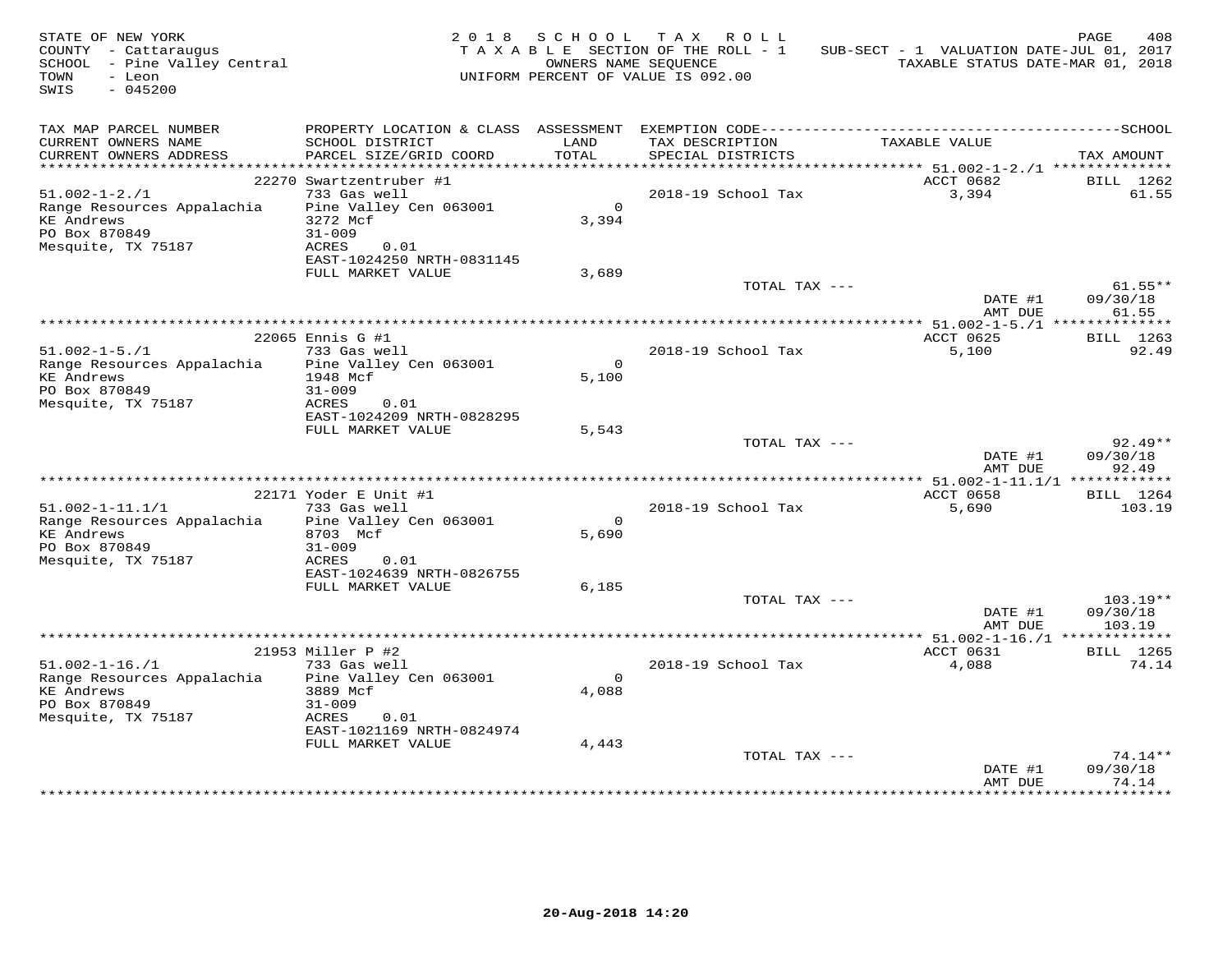STATE OF NEW YORK
COUNTY - Cattaraugus
SCHOOL - Pine Valley Central
TOWN - Leon
SWIS - 045200

2 0 1 8 S C H O O L T A X R O L L
T A X A B L E SECTION OF THE ROLL - 1
OWNERS NAME SEQUENCE
UNIFORM PERCENT OF VALUE IS 092.00

SUB-SECT - 1 VALUATION DATE-JUL 01, 2017
TAXABLE STATUS DATE-MAR 01, 2018

| TAX MAP PARCEL NUMBER / CURRENT OWNERS NAME / CURRENT OWNERS ADDRESS | PROPERTY LOCATION & CLASS / SCHOOL DISTRICT / PARCEL SIZE/GRID COORD | ASSESSMENT LAND / TOTAL | EXEMPTION CODE / TAX DESCRIPTION / SPECIAL DISTRICTS | TAXABLE VALUE | SCHOOL TAX AMOUNT |
|---|---|---|---|---|---|
| | 22270 Swartzentruber #1 | | | ACCT 0682 | BILL 1262 |
| 51.002-1-2./1 | 733 Gas well | | 2018-19 School Tax | 3,394 | 61.55 |
| Range Resources Appalachia | Pine Valley Cen 063001 | 0 | | | |
| KE Andrews | 3272 Mcf | 3,394 | | | |
| PO Box 870849 | 31-009 | | | | |
| Mesquite, TX 75187 | ACRES 0.01 | | | | |
| | EAST-1024250 NRTH-0831145 | | | | |
| | FULL MARKET VALUE | 3,689 | | | |
| | | | TOTAL TAX --- | | 61.55** |
| | | | | DATE #1 | 09/30/18 |
| | | | | AMT DUE | 61.55 |
| | 22065 Ennis G #1 | | | ACCT 0625 | BILL 1263 |
| 51.002-1-5./1 | 733 Gas well | | 2018-19 School Tax | 5,100 | 92.49 |
| Range Resources Appalachia | Pine Valley Cen 063001 | 0 | | | |
| KE Andrews | 1948 Mcf | 5,100 | | | |
| PO Box 870849 | 31-009 | | | | |
| Mesquite, TX 75187 | ACRES 0.01 | | | | |
| | EAST-1024209 NRTH-0828295 | | | | |
| | FULL MARKET VALUE | 5,543 | | | |
| | | | TOTAL TAX --- | | 92.49** |
| | | | | DATE #1 | 09/30/18 |
| | | | | AMT DUE | 92.49 |
| | 22171 Yoder E Unit #1 | | | ACCT 0658 | BILL 1264 |
| 51.002-1-11.1/1 | 733 Gas well | | 2018-19 School Tax | 5,690 | 103.19 |
| Range Resources Appalachia | Pine Valley Cen 063001 | 0 | | | |
| KE Andrews | 8703 Mcf | 5,690 | | | |
| PO Box 870849 | 31-009 | | | | |
| Mesquite, TX 75187 | ACRES 0.01 | | | | |
| | EAST-1024639 NRTH-0826755 | | | | |
| | FULL MARKET VALUE | 6,185 | | | |
| | | | TOTAL TAX --- | | 103.19** |
| | | | | DATE #1 | 09/30/18 |
| | | | | AMT DUE | 103.19 |
| | 21953 Miller P #2 | | | ACCT 0631 | BILL 1265 |
| 51.002-1-16./1 | 733 Gas well | | 2018-19 School Tax | 4,088 | 74.14 |
| Range Resources Appalachia | Pine Valley Cen 063001 | 0 | | | |
| KE Andrews | 3889 Mcf | 4,088 | | | |
| PO Box 870849 | 31-009 | | | | |
| Mesquite, TX 75187 | ACRES 0.01 | | | | |
| | EAST-1021169 NRTH-0824974 | | | | |
| | FULL MARKET VALUE | 4,443 | | | |
| | | | TOTAL TAX --- | | 74.14** |
| | | | | DATE #1 | 09/30/18 |
| | | | | AMT DUE | 74.14 |

20-Aug-2018 14:20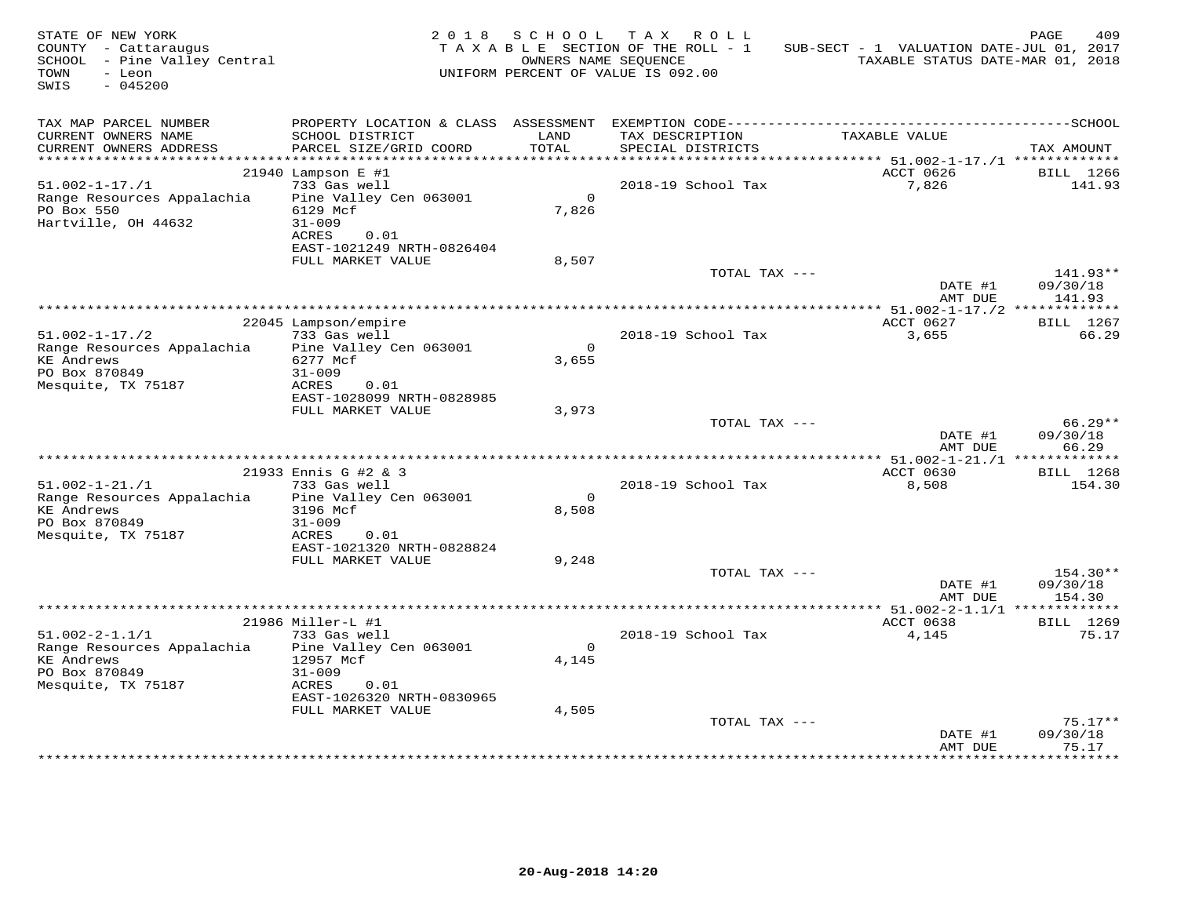STATE OF NEW YORK
COUNTY - Cattaraugus
SCHOOL - Pine Valley Central
TOWN - Leon
SWIS - 045200

2018 SCHOOL TAX ROLL
TAXABLE SECTION OF THE ROLL - 1
OWNERS NAME SEQUENCE
UNIFORM PERCENT OF VALUE IS 092.00

SUB-SECT - 1 VALUATION DATE-JUL 01, 2017
TAXABLE STATUS DATE-MAR 01, 2018

| TAX MAP PARCEL NUMBER / CURRENT OWNERS NAME / CURRENT OWNERS ADDRESS | PROPERTY LOCATION & CLASS / SCHOOL DISTRICT / PARCEL SIZE/GRID COORD | ASSESSMENT LAND / TOTAL | EXEMPTION CODE / TAX DESCRIPTION / SPECIAL DISTRICTS | TAXABLE VALUE | TAX AMOUNT |
|---|---|---|---|---|---|
| 51.002-1-17./1 | 21940 Lampson E #1 | | | ACCT 0626 | BILL 1266 |
| Range Resources Appalachia | 733 Gas well | | 2018-19 School Tax | 7,826 | 141.93 |
| PO Box 550 | Pine Valley Cen 063001 | 0 | | | |
| Hartville, OH 44632 | 6129 Mcf | 7,826 | | | |
| | 31-009 | | | | |
| | ACRES 0.01 | | | | |
| | EAST-1021249 NRTH-0826404 | | | | |
| | FULL MARKET VALUE | 8,507 | | | |
| | | | TOTAL TAX --- | | 141.93** |
| | | | | DATE #1 | 09/30/18 |
| | | | | AMT DUE | 141.93 |
| 51.002-1-17./2 | 22045 Lampson/empire | | | ACCT 0627 | BILL 1267 |
| Range Resources Appalachia | 733 Gas well | | 2018-19 School Tax | 3,655 | 66.29 |
| KE Andrews | Pine Valley Cen 063001 | 0 | | | |
| PO Box 870849 | 6277 Mcf | 3,655 | | | |
| Mesquite, TX 75187 | 31-009 | | | | |
| | ACRES 0.01 | | | | |
| | EAST-1028099 NRTH-0828985 | | | | |
| | FULL MARKET VALUE | 3,973 | | | |
| | | | TOTAL TAX --- | | 66.29** |
| | | | | DATE #1 | 09/30/18 |
| | | | | AMT DUE | 66.29 |
| 51.002-1-21./1 | 21933 Ennis G #2 & 3 | | | ACCT 0630 | BILL 1268 |
| Range Resources Appalachia | 733 Gas well | | 2018-19 School Tax | 8,508 | 154.30 |
| KE Andrews | Pine Valley Cen 063001 | 0 | | | |
| PO Box 870849 | 3196 Mcf | 8,508 | | | |
| Mesquite, TX 75187 | 31-009 | | | | |
| | ACRES 0.01 | | | | |
| | EAST-1021320 NRTH-0828824 | | | | |
| | FULL MARKET VALUE | 9,248 | | | |
| | | | TOTAL TAX --- | | 154.30** |
| | | | | DATE #1 | 09/30/18 |
| | | | | AMT DUE | 154.30 |
| 51.002-2-1.1/1 | 21986 Miller-L #1 | | | ACCT 0638 | BILL 1269 |
| Range Resources Appalachia | 733 Gas well | | 2018-19 School Tax | 4,145 | 75.17 |
| KE Andrews | Pine Valley Cen 063001 | 0 | | | |
| PO Box 870849 | 12957 Mcf | 4,145 | | | |
| Mesquite, TX 75187 | 31-009 | | | | |
| | ACRES 0.01 | | | | |
| | EAST-1026320 NRTH-0830965 | | | | |
| | FULL MARKET VALUE | 4,505 | | | |
| | | | TOTAL TAX --- | | 75.17** |
| | | | | DATE #1 | 09/30/18 |
| | | | | AMT DUE | 75.17 |

20-Aug-2018 14:20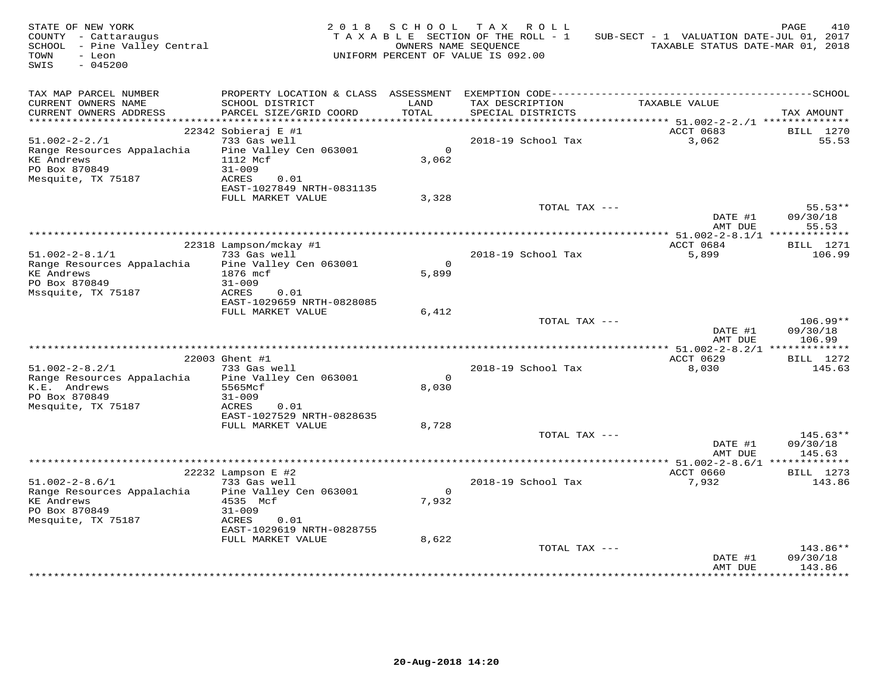STATE OF NEW YORK
COUNTY - Cattaraugus
SCHOOL - Pine Valley Central
TOWN - Leon
SWIS - 045200

2018 SCHOOL TAX ROLL
TAXABLE SECTION OF THE ROLL - 1
OWNERS NAME SEQUENCE
UNIFORM PERCENT OF VALUE IS 092.00

SUB-SECT - 1 VALUATION DATE-JUL 01, 2017
TAXABLE STATUS DATE-MAR 01, 2018

| TAX MAP PARCEL NUMBER / CURRENT OWNERS NAME / CURRENT OWNERS ADDRESS | PROPERTY LOCATION & CLASS / SCHOOL DISTRICT / PARCEL SIZE/GRID COORD | ASSESSMENT LAND / TOTAL | EXEMPTION CODE / TAX DESCRIPTION / SPECIAL DISTRICTS | TAXABLE VALUE | TAX AMOUNT |
|---|---|---|---|---|---|
| | 22342 Sobieraj E #1 | | | ACCT 0683 | BILL 1270 |
| 51.002-2-2./1 | 733 Gas well | | 2018-19 School Tax | 3,062 | 55.53 |
| Range Resources Appalachia | Pine Valley Cen 063001 | 0 | | | |
| KE Andrews | 1112 Mcf | 3,062 | | | |
| PO Box 870849 | 31-009 | | | | |
| Mesquite, TX 75187 | ACRES 0.01 | | | | |
| | EAST-1027849 NRTH-0831135 | | | | |
| | FULL MARKET VALUE | 3,328 | | | |
| | | | TOTAL TAX --- | | 55.53** |
| | | | | DATE #1 | 09/30/18 |
| | | | | AMT DUE | 55.53 |
| | 22318 Lampson/mckay #1 | | | ACCT 0684 | BILL 1271 |
| 51.002-2-8.1/1 | 733 Gas well | | 2018-19 School Tax | 5,899 | 106.99 |
| Range Resources Appalachia | Pine Valley Cen 063001 | 0 | | | |
| KE Andrews | 1876 mcf | 5,899 | | | |
| PO Box 870849 | 31-009 | | | | |
| Mssquite, TX 75187 | ACRES 0.01 | | | | |
| | EAST-1029659 NRTH-0828085 | | | | |
| | FULL MARKET VALUE | 6,412 | | | |
| | | | TOTAL TAX --- | | 106.99** |
| | | | | DATE #1 | 09/30/18 |
| | | | | AMT DUE | 106.99 |
| | 22003 Ghent #1 | | | ACCT 0629 | BILL 1272 |
| 51.002-2-8.2/1 | 733 Gas well | | 2018-19 School Tax | 8,030 | 145.63 |
| Range Resources Appalachia | Pine Valley Cen 063001 | 0 | | | |
| K.E. Andrews | 5565Mcf | 8,030 | | | |
| PO Box 870849 | 31-009 | | | | |
| Mesquite, TX 75187 | ACRES 0.01 | | | | |
| | EAST-1027529 NRTH-0828635 | | | | |
| | FULL MARKET VALUE | 8,728 | | | |
| | | | TOTAL TAX --- | | 145.63** |
| | | | | DATE #1 | 09/30/18 |
| | | | | AMT DUE | 145.63 |
| | 22232 Lampson E #2 | | | ACCT 0660 | BILL 1273 |
| 51.002-2-8.6/1 | 733 Gas well | | 2018-19 School Tax | 7,932 | 143.86 |
| Range Resources Appalachia | Pine Valley Cen 063001 | 0 | | | |
| KE Andrews | 4535 Mcf | 7,932 | | | |
| PO Box 870849 | 31-009 | | | | |
| Mesquite, TX 75187 | ACRES 0.01 | | | | |
| | EAST-1029619 NRTH-0828755 | | | | |
| | FULL MARKET VALUE | 8,622 | | | |
| | | | TOTAL TAX --- | | 143.86** |
| | | | | DATE #1 | 09/30/18 |
| | | | | AMT DUE | 143.86 |

20-Aug-2018 14:20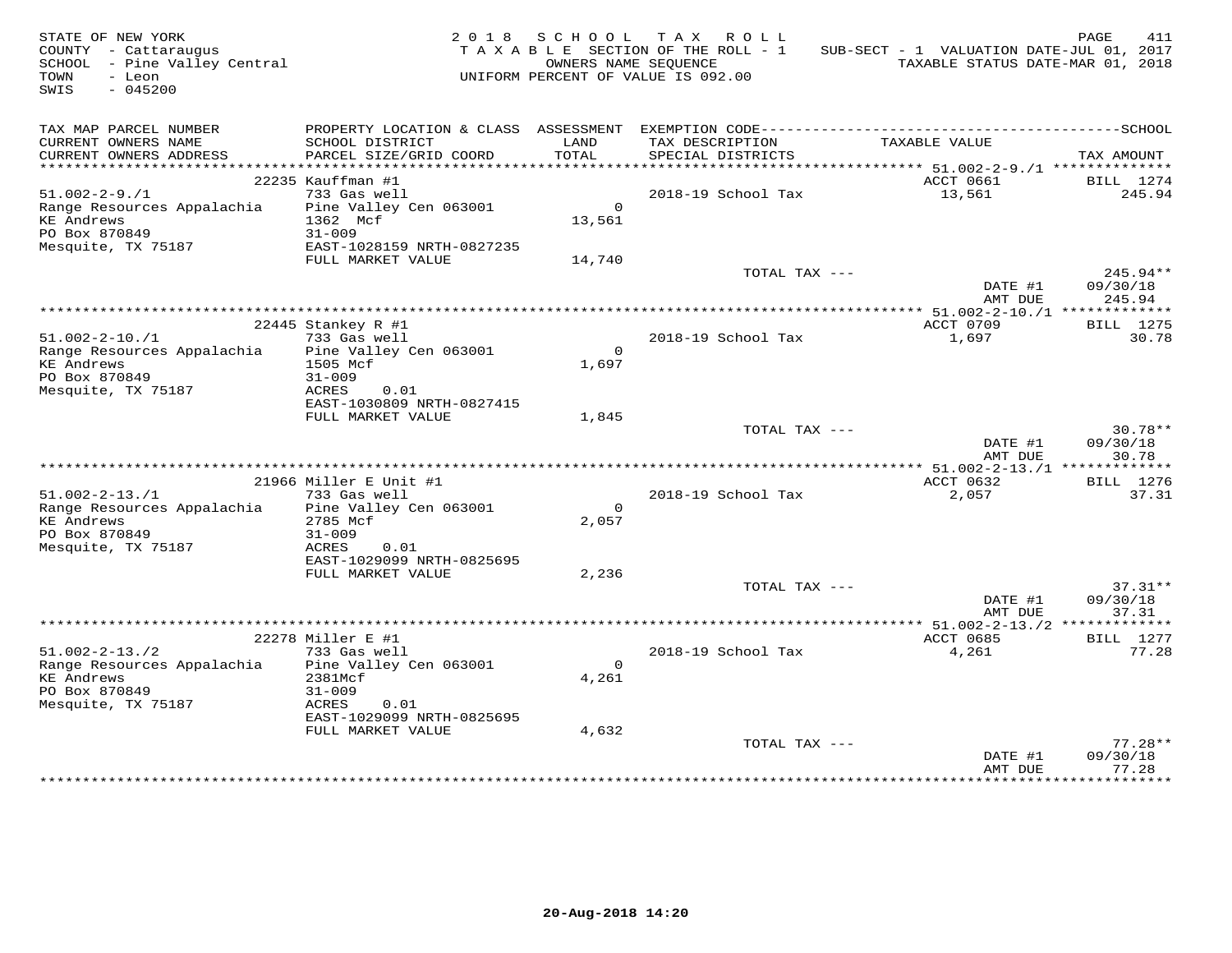STATE OF NEW YORK
COUNTY - Cattaraugus
SCHOOL - Pine Valley Central
TOWN - Leon
SWIS - 045200

2018 SCHOOL TAX ROLL
TAXABLE SECTION OF THE ROLL - 1
OWNERS NAME SEQUENCE
UNIFORM PERCENT OF VALUE IS 092.00

SUB-SECT - 1 VALUATION DATE-JUL 01, 2017
TAXABLE STATUS DATE-MAR 01, 2018

| TAX MAP PARCEL NUMBER / CURRENT OWNERS NAME / CURRENT OWNERS ADDRESS | PROPERTY LOCATION & CLASS / SCHOOL DISTRICT / PARCEL SIZE/GRID COORD | ASSESSMENT LAND / TOTAL | EXEMPTION CODE / TAX DESCRIPTION / SPECIAL DISTRICTS | TAXABLE VALUE | TAX AMOUNT |
|---|---|---|---|---|---|
| 51.002-2-9./1 | 22235 Kauffman #1 | | | ACCT 0661 | BILL 1274 |
| Range Resources Appalachia | 733 Gas well | | 2018-19 School Tax | 13,561 | 245.94 |
| KE Andrews | Pine Valley Cen 063001 | 0 | | | |
| PO Box 870849 | 1362 Mcf | 13,561 | | | |
| Mesquite, TX 75187 | 31-009 | | | | |
| | EAST-1028159 NRTH-0827235 | | | | |
| | FULL MARKET VALUE | 14,740 | | | |
| | | | TOTAL TAX --- | | 245.94** |
| | | | | DATE #1 | 09/30/18 |
| | | | | AMT DUE | 245.94 |
| 51.002-2-10./1 | 22445 Stankey R #1 | | | ACCT 0709 | BILL 1275 |
| Range Resources Appalachia | 733 Gas well | | 2018-19 School Tax | 1,697 | 30.78 |
| KE Andrews | Pine Valley Cen 063001 | 0 | | | |
| PO Box 870849 | 1505 Mcf | 1,697 | | | |
| Mesquite, TX 75187 | 31-009 | | | | |
| | ACRES 0.01 | | | | |
| | EAST-1030809 NRTH-0827415 | | | | |
| | FULL MARKET VALUE | 1,845 | | | |
| | | | TOTAL TAX --- | | 30.78** |
| | | | | DATE #1 | 09/30/18 |
| | | | | AMT DUE | 30.78 |
| 51.002-2-13./1 | 21966 Miller E Unit #1 | | | ACCT 0632 | BILL 1276 |
| Range Resources Appalachia | 733 Gas well | | 2018-19 School Tax | 2,057 | 37.31 |
| KE Andrews | Pine Valley Cen 063001 | 0 | | | |
| PO Box 870849 | 2785 Mcf | 2,057 | | | |
| Mesquite, TX 75187 | 31-009 | | | | |
| | ACRES 0.01 | | | | |
| | EAST-1029099 NRTH-0825695 | | | | |
| | FULL MARKET VALUE | 2,236 | | | |
| | | | TOTAL TAX --- | | 37.31** |
| | | | | DATE #1 | 09/30/18 |
| | | | | AMT DUE | 37.31 |
| 51.002-2-13./2 | 22278 Miller E #1 | | | ACCT 0685 | BILL 1277 |
| Range Resources Appalachia | 733 Gas well | | 2018-19 School Tax | 4,261 | 77.28 |
| KE Andrews | Pine Valley Cen 063001 | 0 | | | |
| PO Box 870849 | 2381Mcf | 4,261 | | | |
| Mesquite, TX 75187 | 31-009 | | | | |
| | ACRES 0.01 | | | | |
| | EAST-1029099 NRTH-0825695 | | | | |
| | FULL MARKET VALUE | 4,632 | | | |
| | | | TOTAL TAX --- | | 77.28** |
| | | | | DATE #1 | 09/30/18 |
| | | | | AMT DUE | 77.28 |

20-Aug-2018 14:20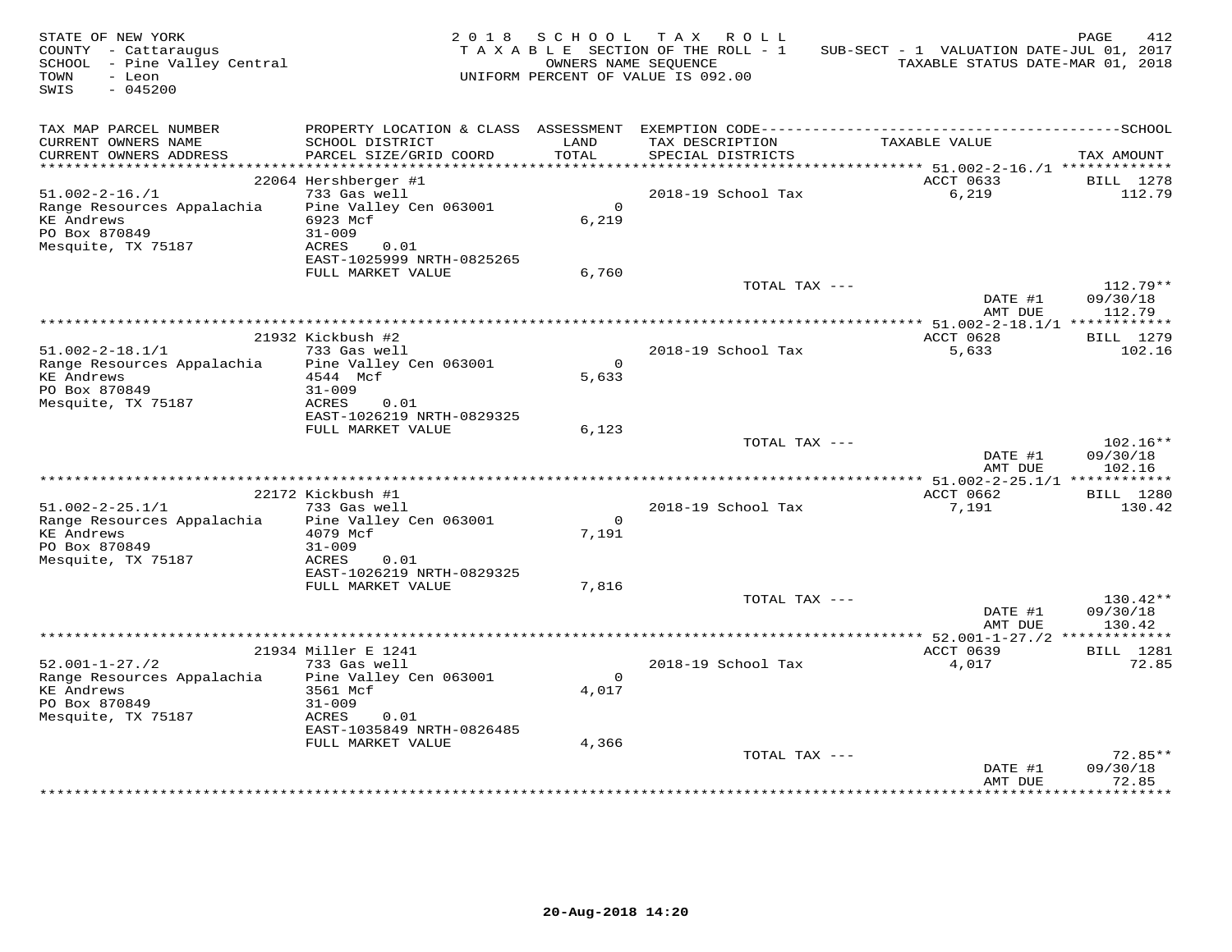STATE OF NEW YORK
COUNTY - Cattaraugus
SCHOOL - Pine Valley Central
TOWN - Leon
SWIS - 045200

2018 SCHOOL TAX ROLL
TAXABLE SECTION OF THE ROLL - 1
OWNERS NAME SEQUENCE
UNIFORM PERCENT OF VALUE IS 092.00

SUB-SECT - 1 VALUATION DATE-JUL 01, 2017
TAXABLE STATUS DATE-MAR 01, 2018

| TAX MAP PARCEL NUMBER / CURRENT OWNERS NAME / CURRENT OWNERS ADDRESS | PROPERTY LOCATION & CLASS / SCHOOL DISTRICT / PARCEL SIZE/GRID COORD | ASSESSMENT LAND / TOTAL | EXEMPTION CODE / TAX DESCRIPTION / SPECIAL DISTRICTS | TAXABLE VALUE | TAX AMOUNT |
|---|---|---|---|---|---|
| | 22064 Hershberger #1 | | | ACCT 0633 | BILL 1278 |
| 51.002-2-16./1 | 733 Gas well | | 2018-19 School Tax | 6,219 | 112.79 |
| Range Resources Appalachia | Pine Valley Cen 063001 | 0 | | | |
| KE Andrews | 6923 Mcf | 6,219 | | | |
| PO Box 870849 | 31-009 | | | | |
| Mesquite, TX 75187 | ACRES 0.01 | | | | |
| | EAST-1025999 NRTH-0825265 | | | | |
| | FULL MARKET VALUE | 6,760 | | | |
| | | | TOTAL TAX --- | | 112.79** |
| | | | | DATE #1 | 09/30/18 |
| | | | | AMT DUE | 112.79 |
| | 21932 Kickbush #2 | | | ACCT 0628 | BILL 1279 |
| 51.002-2-18.1/1 | 733 Gas well | | 2018-19 School Tax | 5,633 | 102.16 |
| Range Resources Appalachia | Pine Valley Cen 063001 | 0 | | | |
| KE Andrews | 4544 Mcf | 5,633 | | | |
| PO Box 870849 | 31-009 | | | | |
| Mesquite, TX 75187 | ACRES 0.01 | | | | |
| | EAST-1026219 NRTH-0829325 | | | | |
| | FULL MARKET VALUE | 6,123 | | | |
| | | | TOTAL TAX --- | | 102.16** |
| | | | | DATE #1 | 09/30/18 |
| | | | | AMT DUE | 102.16 |
| | 22172 Kickbush #1 | | | ACCT 0662 | BILL 1280 |
| 51.002-2-25.1/1 | 733 Gas well | | 2018-19 School Tax | 7,191 | 130.42 |
| Range Resources Appalachia | Pine Valley Cen 063001 | 0 | | | |
| KE Andrews | 4079 Mcf | 7,191 | | | |
| PO Box 870849 | 31-009 | | | | |
| Mesquite, TX 75187 | ACRES 0.01 | | | | |
| | EAST-1026219 NRTH-0829325 | | | | |
| | FULL MARKET VALUE | 7,816 | | | |
| | | | TOTAL TAX --- | | 130.42** |
| | | | | DATE #1 | 09/30/18 |
| | | | | AMT DUE | 130.42 |
| | 21934 Miller E 1241 | | | ACCT 0639 | BILL 1281 |
| 52.001-1-27./2 | 733 Gas well | | 2018-19 School Tax | 4,017 | 72.85 |
| Range Resources Appalachia | Pine Valley Cen 063001 | 0 | | | |
| KE Andrews | 3561 Mcf | 4,017 | | | |
| PO Box 870849 | 31-009 | | | | |
| Mesquite, TX 75187 | ACRES 0.01 | | | | |
| | EAST-1035849 NRTH-0826485 | | | | |
| | FULL MARKET VALUE | 4,366 | | | |
| | | | TOTAL TAX --- | | 72.85** |
| | | | | DATE #1 | 09/30/18 |
| | | | | AMT DUE | 72.85 |

20-Aug-2018 14:20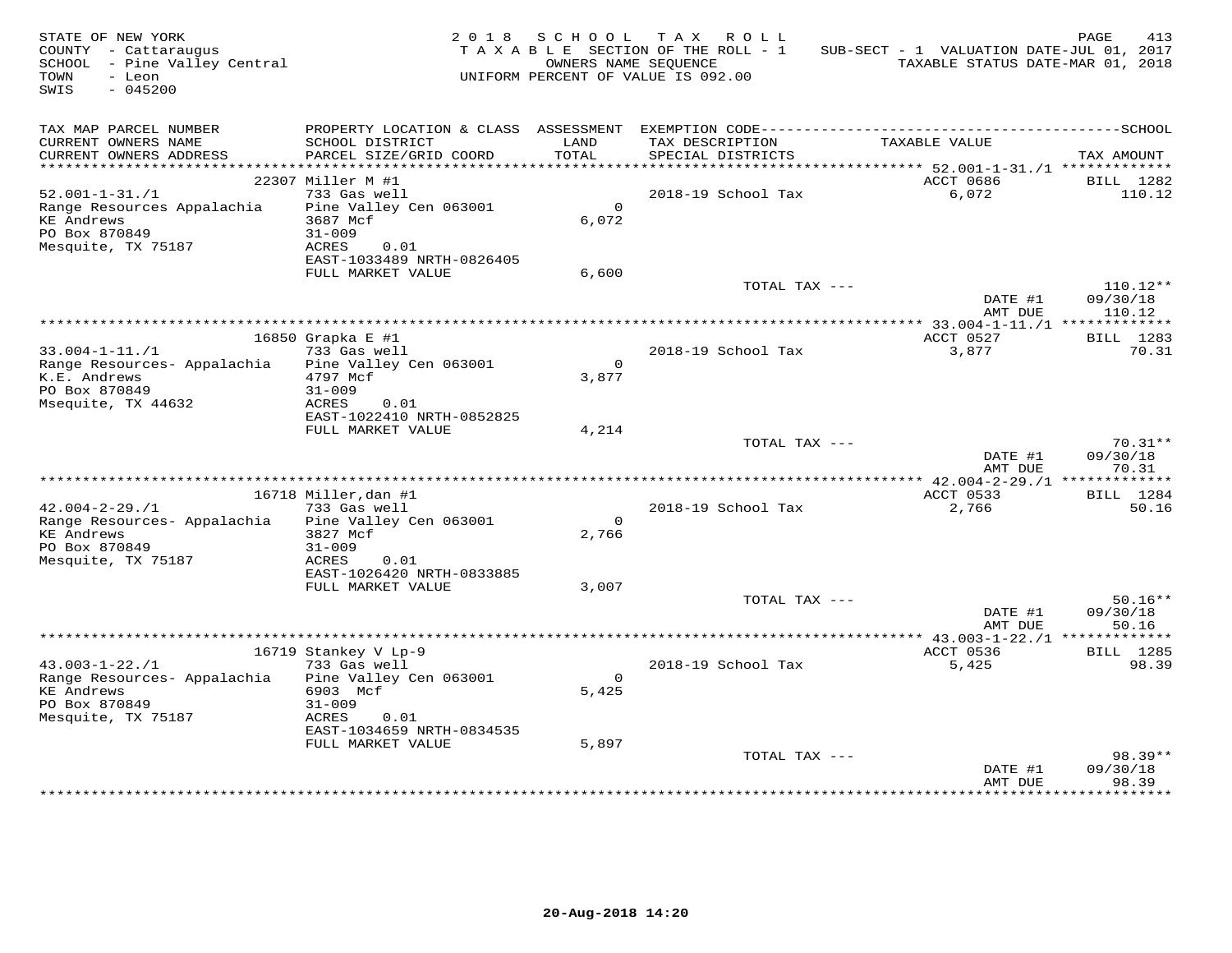STATE OF NEW YORK
COUNTY - Cattaraugus
SCHOOL - Pine Valley Central
TOWN - Leon
SWIS - 045200

2018 SCHOOL TAX ROLL
TAXABLE SECTION OF THE ROLL - 1
OWNERS NAME SEQUENCE
UNIFORM PERCENT OF VALUE IS 092.00

SUB-SECT - 1 VALUATION DATE-JUL 01, 2017
TAXABLE STATUS DATE-MAR 01, 2018

| TAX MAP PARCEL NUMBER / CURRENT OWNERS NAME / CURRENT OWNERS ADDRESS | PROPERTY LOCATION & CLASS / SCHOOL DISTRICT / PARCEL SIZE/GRID COORD | ASSESSMENT LAND / TOTAL | EXEMPTION CODE / TAX DESCRIPTION / SPECIAL DISTRICTS | TAXABLE VALUE | TAX AMOUNT |
|---|---|---|---|---|---|
| 52.001-1-31./1 | 22307 Miller M #1 | | | ACCT 0686 | BILL 1282 |
| | 733 Gas well | | 2018-19 School Tax | 6,072 | 110.12 |
| Range Resources Appalachia | Pine Valley Cen 063001 | 0 | | | |
| KE Andrews | 3687 Mcf | 6,072 | | | |
| PO Box 870849 | 31-009 | | | | |
| Mesquite, TX 75187 | ACRES 0.01 | | | | |
| | EAST-1033489 NRTH-0826405 | | | | |
| | FULL MARKET VALUE | 6,600 | | | |
| | | | TOTAL TAX --- | | 110.12** |
| | | | | DATE #1 | 09/30/18 |
| | | | | AMT DUE | 110.12 |
| 33.004-1-11./1 | 16850 Grapka E #1 | | | ACCT 0527 | BILL 1283 |
| | 733 Gas well | | 2018-19 School Tax | 3,877 | 70.31 |
| Range Resources- Appalachia | Pine Valley Cen 063001 | 0 | | | |
| K.E. Andrews | 4797 Mcf | 3,877 | | | |
| PO Box 870849 | 31-009 | | | | |
| Msequite, TX 44632 | ACRES 0.01 | | | | |
| | EAST-1022410 NRTH-0852825 | | | | |
| | FULL MARKET VALUE | 4,214 | | | |
| | | | TOTAL TAX --- | | 70.31** |
| | | | | DATE #1 | 09/30/18 |
| | | | | AMT DUE | 70.31 |
| 42.004-2-29./1 | 16718 Miller,dan #1 | | | ACCT 0533 | BILL 1284 |
| | 733 Gas well | | 2018-19 School Tax | 2,766 | 50.16 |
| Range Resources- Appalachia | Pine Valley Cen 063001 | 0 | | | |
| KE Andrews | 3827 Mcf | 2,766 | | | |
| PO Box 870849 | 31-009 | | | | |
| Mesquite, TX 75187 | ACRES 0.01 | | | | |
| | EAST-1026420 NRTH-0833885 | | | | |
| | FULL MARKET VALUE | 3,007 | | | |
| | | | TOTAL TAX --- | | 50.16** |
| | | | | DATE #1 | 09/30/18 |
| | | | | AMT DUE | 50.16 |
| 43.003-1-22./1 | 16719 Stankey V Lp-9 | | | ACCT 0536 | BILL 1285 |
| | 733 Gas well | | 2018-19 School Tax | 5,425 | 98.39 |
| Range Resources- Appalachia | Pine Valley Cen 063001 | 0 | | | |
| KE Andrews | 6903 Mcf | 5,425 | | | |
| PO Box 870849 | 31-009 | | | | |
| Mesquite, TX 75187 | ACRES 0.01 | | | | |
| | EAST-1034659 NRTH-0834535 | | | | |
| | FULL MARKET VALUE | 5,897 | | | |
| | | | TOTAL TAX --- | | 98.39** |
| | | | | DATE #1 | 09/30/18 |
| | | | | AMT DUE | 98.39 |

20-Aug-2018 14:20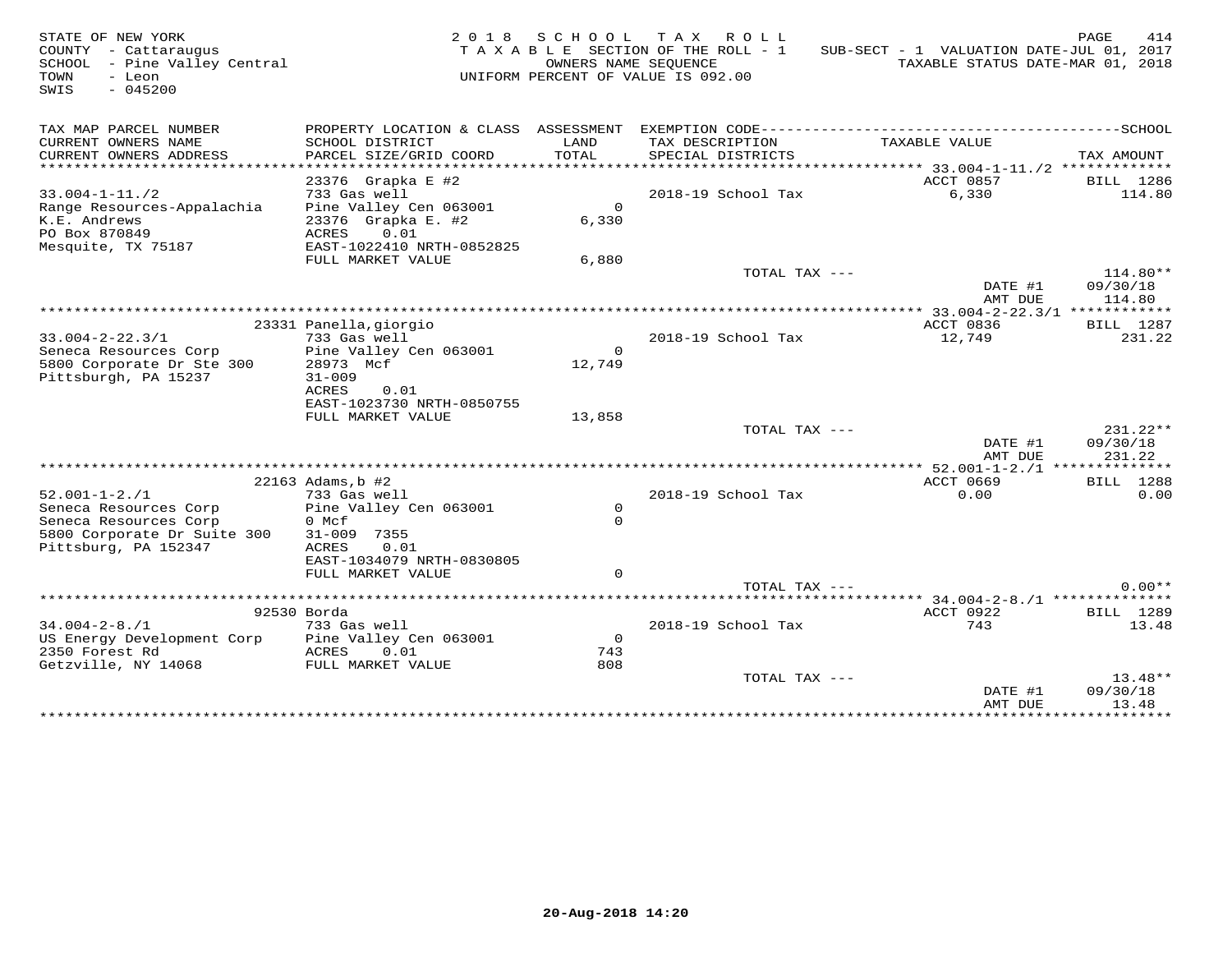STATE OF NEW YORK
COUNTY - Cattaraugus
SCHOOL - Pine Valley Central
TOWN - Leon
SWIS - 045200

2018 SCHOOL TAX ROLL
TAXABLE SECTION OF THE ROLL - 1
OWNERS NAME SEQUENCE
UNIFORM PERCENT OF VALUE IS 092.00

SUB-SECT - 1 VALUATION DATE-JUL 01, 2017
TAXABLE STATUS DATE-MAR 01, 2018

| TAX MAP PARCEL NUMBER / CURRENT OWNERS NAME / CURRENT OWNERS ADDRESS | PROPERTY LOCATION & CLASS / SCHOOL DISTRICT / PARCEL SIZE/GRID COORD | ASSESSMENT LAND / TOTAL | EXEMPTION CODE / TAX DESCRIPTION / SPECIAL DISTRICTS | TAXABLE VALUE | TAX AMOUNT |
|---|---|---|---|---|---|
| **33.004-1-11./2** | 23376 Grapka E #2 | | | ACCT 0857 | BILL 1286 |
| 33.004-1-11./2 | 733 Gas well | | 2018-19 School Tax | 6,330 | 114.80 |
| Range Resources-Appalachia | Pine Valley Cen 063001 | 0 | | | |
| K.E. Andrews | 23376 Grapka E. #2 | 6,330 | | | |
| PO Box 870849 | ACRES 0.01 | | | | |
| Mesquite, TX 75187 | EAST-1022410 NRTH-0852825 | | | | |
| | FULL MARKET VALUE | 6,880 | | | |
| | | | TOTAL TAX --- | | 114.80** |
| | | | | DATE #1 | 09/30/18 |
| | | | | AMT DUE | 114.80 |
| **33.004-2-22.3/1** | 23331 Panella,giorgio | | | ACCT 0836 | BILL 1287 |
| 33.004-2-22.3/1 | 733 Gas well | | 2018-19 School Tax | 12,749 | 231.22 |
| Seneca Resources Corp | Pine Valley Cen 063001 | 0 | | | |
| 5800 Corporate Dr Ste 300 | 28973 Mcf | 12,749 | | | |
| Pittsburgh, PA 15237 | 31-009 | | | | |
| | ACRES 0.01 | | | | |
| | EAST-1023730 NRTH-0850755 | | | | |
| | FULL MARKET VALUE | 13,858 | | | |
| | | | TOTAL TAX --- | | 231.22** |
| | | | | DATE #1 | 09/30/18 |
| | | | | AMT DUE | 231.22 |
| **52.001-1-2./1** | 22163 Adams,b #2 | | | ACCT 0669 | BILL 1288 |
| 52.001-1-2./1 | 733 Gas well | | 2018-19 School Tax | 0.00 | 0.00 |
| Seneca Resources Corp | Pine Valley Cen 063001 | 0 | | | |
| Seneca Resources Corp | 0 Mcf | 0 | | | |
| 5800 Corporate Dr Suite 300 | 31-009 7355 | | | | |
| Pittsburg, PA 152347 | ACRES 0.01 | | | | |
| | EAST-1034079 NRTH-0830805 | | | | |
| | FULL MARKET VALUE | 0 | | | |
| | | | TOTAL TAX --- | | 0.00** |
| **34.004-2-8./1** | 92530 Borda | | | ACCT 0922 | BILL 1289 |
| 34.004-2-8./1 | 733 Gas well | | 2018-19 School Tax | 743 | 13.48 |
| US Energy Development Corp | Pine Valley Cen 063001 | 0 | | | |
| 2350 Forest Rd | ACRES 0.01 | 743 | | | |
| Getzville, NY 14068 | FULL MARKET VALUE | 808 | | | |
| | | | TOTAL TAX --- | | 13.48** |
| | | | | DATE #1 | 09/30/18 |
| | | | | AMT DUE | 13.48 |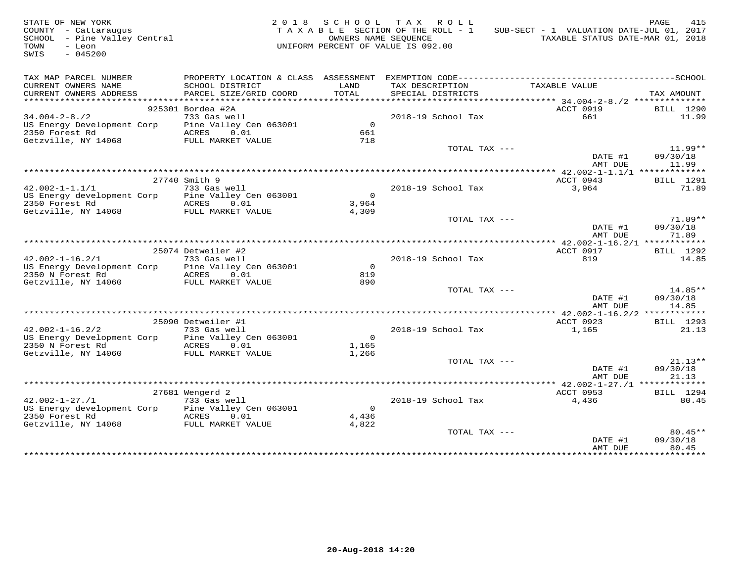STATE OF NEW YORK
COUNTY - Cattaraugus
SCHOOL - Pine Valley Central
TOWN - Leon
SWIS - 045200

2018 SCHOOL TAX ROLL
TAXABLE SECTION OF THE ROLL - 1
OWNERS NAME SEQUENCE
UNIFORM PERCENT OF VALUE IS 092.00

SUB-SECT - 1 VALUATION DATE-JUL 01, 2017
TAXABLE STATUS DATE-MAR 01, 2018

| TAX MAP PARCEL NUMBER / CURRENT OWNERS NAME / CURRENT OWNERS ADDRESS | PROPERTY LOCATION & CLASS / SCHOOL DISTRICT / PARCEL SIZE/GRID COORD | ASSESSMENT LAND / TOTAL | EXEMPTION CODE / TAX DESCRIPTION / SPECIAL DISTRICTS | TAXABLE VALUE | TAX AMOUNT |
|---|---|---|---|---|---|
| 34.004-2-8./2 | 925301 Bordea #2A | | | ACCT 0919 | BILL 1290 |
| 34.004-2-8./2 | 733 Gas well | | 2018-19 School Tax | 661 | 11.99 |
| US Energy Development Corp | Pine Valley Cen 063001 | 0 | | | |
| 2350 Forest Rd | ACRES 0.01 | 661 | | | |
| Getzville, NY 14068 | FULL MARKET VALUE | 718 | | | |
| | | | TOTAL TAX --- | | 11.99** |
| | | | | DATE #1 | 09/30/18 |
| | | | | AMT DUE | 11.99 |
| 42.002-1-1.1/1 | 27740 Smith 9 | | | ACCT 0943 | BILL 1291 |
| 42.002-1-1.1/1 | 733 Gas well | | 2018-19 School Tax | 3,964 | 71.89 |
| US Energy development Corp | Pine Valley Cen 063001 | 0 | | | |
| 2350 Forest Rd | ACRES 0.01 | 3,964 | | | |
| Getzville, NY 14068 | FULL MARKET VALUE | 4,309 | | | |
| | | | TOTAL TAX --- | | 71.89** |
| | | | | DATE #1 | 09/30/18 |
| | | | | AMT DUE | 71.89 |
| 42.002-1-16.2/1 | 25074 Detweiler #2 | | | ACCT 0917 | BILL 1292 |
| 42.002-1-16.2/1 | 733 Gas well | | 2018-19 School Tax | 819 | 14.85 |
| US Energy Development Corp | Pine Valley Cen 063001 | 0 | | | |
| 2350 N Forest Rd | ACRES 0.01 | 819 | | | |
| Getzville, NY 14060 | FULL MARKET VALUE | 890 | | | |
| | | | TOTAL TAX --- | | 14.85** |
| | | | | DATE #1 | 09/30/18 |
| | | | | AMT DUE | 14.85 |
| 42.002-1-16.2/2 | 25090 Detweiler #1 | | | ACCT 0923 | BILL 1293 |
| 42.002-1-16.2/2 | 733 Gas well | | 2018-19 School Tax | 1,165 | 21.13 |
| US Energy Development Corp | Pine Valley Cen 063001 | 0 | | | |
| 2350 N Forest Rd | ACRES 0.01 | 1,165 | | | |
| Getzville, NY 14060 | FULL MARKET VALUE | 1,266 | | | |
| | | | TOTAL TAX --- | | 21.13** |
| | | | | DATE #1 | 09/30/18 |
| | | | | AMT DUE | 21.13 |
| 42.002-1-27./1 | 27681 Wengerd 2 | | | ACCT 0953 | BILL 1294 |
| 42.002-1-27./1 | 733 Gas well | | 2018-19 School Tax | 4,436 | 80.45 |
| US Energy development Corp | Pine Valley Cen 063001 | 0 | | | |
| 2350 Forest Rd | ACRES 0.01 | 4,436 | | | |
| Getzville, NY 14068 | FULL MARKET VALUE | 4,822 | | | |
| | | | TOTAL TAX --- | | 80.45** |
| | | | | DATE #1 | 09/30/18 |
| | | | | AMT DUE | 80.45 |

20-Aug-2018 14:20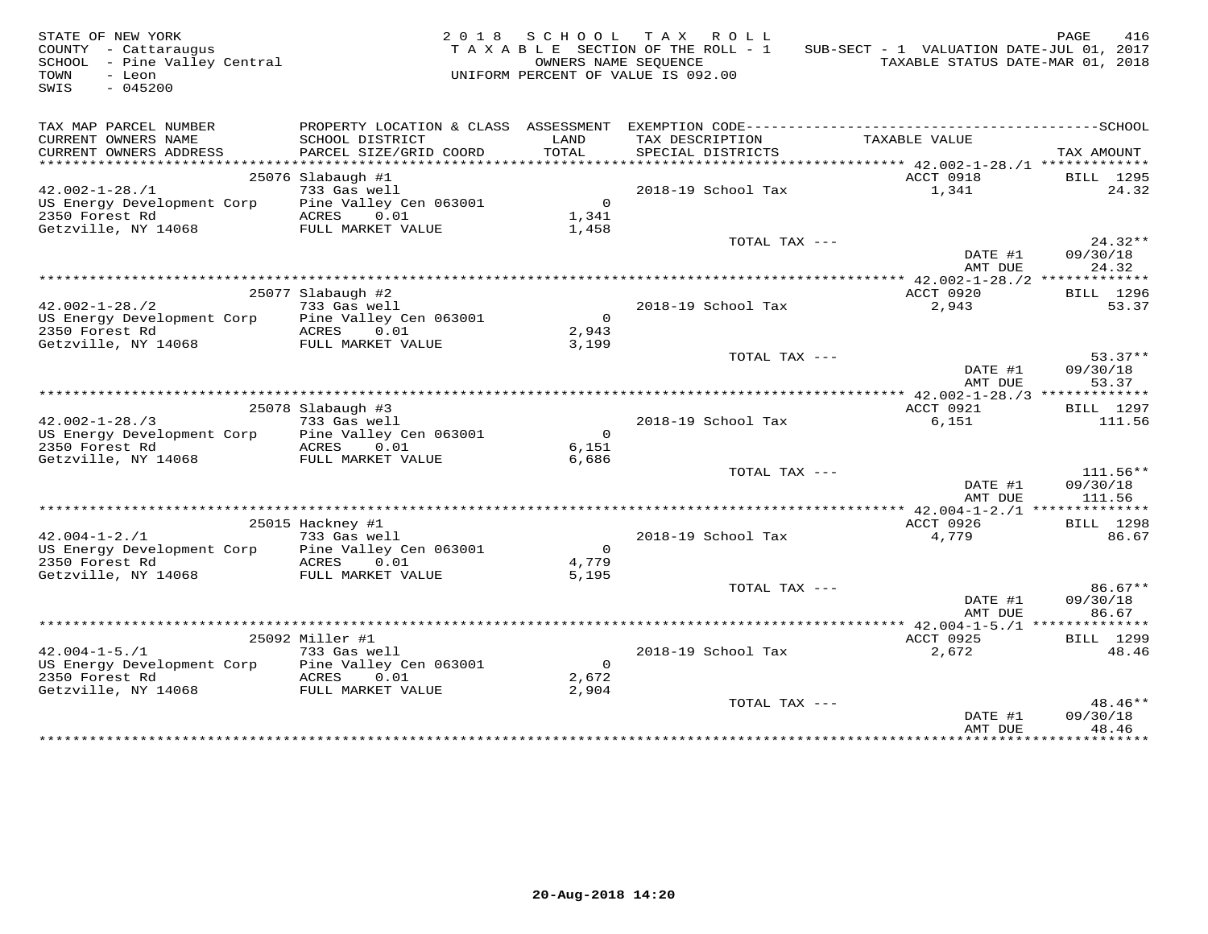STATE OF NEW YORK — 2018 SCHOOL TAX ROLL
COUNTY - Cattaraugus — TAXABLE SECTION OF THE ROLL - 1 — SUB-SECT - 1 VALUATION DATE-JUL 01, 2017
SCHOOL - Pine Valley Central — OWNERS NAME SEQUENCE — TAXABLE STATUS DATE-MAR 01, 2018
TOWN - Leon — UNIFORM PERCENT OF VALUE IS 092.00
SWIS - 045200

| TAX MAP PARCEL NUMBER / CURRENT OWNERS NAME / CURRENT OWNERS ADDRESS | PROPERTY LOCATION & CLASS / SCHOOL DISTRICT / PARCEL SIZE/GRID COORD | ASSESSMENT LAND / TOTAL | EXEMPTION CODE / TAX DESCRIPTION / SPECIAL DISTRICTS | TAXABLE VALUE | SCHOOL TAX AMOUNT |
|---|---|---|---|---|---|
| 42.002-1-28./1 | 25076 Slabaugh #1 | | | ACCT 0918 | BILL 1295 |
| US Energy Development Corp | 733 Gas well | | 2018-19 School Tax | 1,341 | 24.32 |
| 2350 Forest Rd | Pine Valley Cen 063001 | 0 | | | |
| Getzville, NY 14068 | ACRES 0.01 | 1,341 | | | |
| | FULL MARKET VALUE | 1,458 | | | |
| | | | TOTAL TAX --- | | 24.32** |
| | | | | DATE #1 | 09/30/18 |
| | | | | AMT DUE | 24.32 |
| 42.002-1-28./2 | 25077 Slabaugh #2 | | | ACCT 0920 | BILL 1296 |
| US Energy Development Corp | 733 Gas well | | 2018-19 School Tax | 2,943 | 53.37 |
| 2350 Forest Rd | Pine Valley Cen 063001 | 0 | | | |
| Getzville, NY 14068 | ACRES 0.01 | 2,943 | | | |
| | FULL MARKET VALUE | 3,199 | | | |
| | | | TOTAL TAX --- | | 53.37** |
| | | | | DATE #1 | 09/30/18 |
| | | | | AMT DUE | 53.37 |
| 42.002-1-28./3 | 25078 Slabaugh #3 | | | ACCT 0921 | BILL 1297 |
| US Energy Development Corp | 733 Gas well | | 2018-19 School Tax | 6,151 | 111.56 |
| 2350 Forest Rd | Pine Valley Cen 063001 | 0 | | | |
| Getzville, NY 14068 | ACRES 0.01 | 6,151 | | | |
| | FULL MARKET VALUE | 6,686 | | | |
| | | | TOTAL TAX --- | | 111.56** |
| | | | | DATE #1 | 09/30/18 |
| | | | | AMT DUE | 111.56 |
| 42.004-1-2./1 | 25015 Hackney #1 | | | ACCT 0926 | BILL 1298 |
| US Energy Development Corp | 733 Gas well | | 2018-19 School Tax | 4,779 | 86.67 |
| 2350 Forest Rd | Pine Valley Cen 063001 | 0 | | | |
| Getzville, NY 14068 | ACRES 0.01 | 4,779 | | | |
| | FULL MARKET VALUE | 5,195 | | | |
| | | | TOTAL TAX --- | | 86.67** |
| | | | | DATE #1 | 09/30/18 |
| | | | | AMT DUE | 86.67 |
| 42.004-1-5./1 | 25092 Miller #1 | | | ACCT 0925 | BILL 1299 |
| US Energy Development Corp | 733 Gas well | | 2018-19 School Tax | 2,672 | 48.46 |
| 2350 Forest Rd | Pine Valley Cen 063001 | 0 | | | |
| Getzville, NY 14068 | ACRES 0.01 | 2,672 | | | |
| | FULL MARKET VALUE | 2,904 | | | |
| | | | TOTAL TAX --- | | 48.46** |
| | | | | DATE #1 | 09/30/18 |
| | | | | AMT DUE | 48.46 |

20-Aug-2018 14:20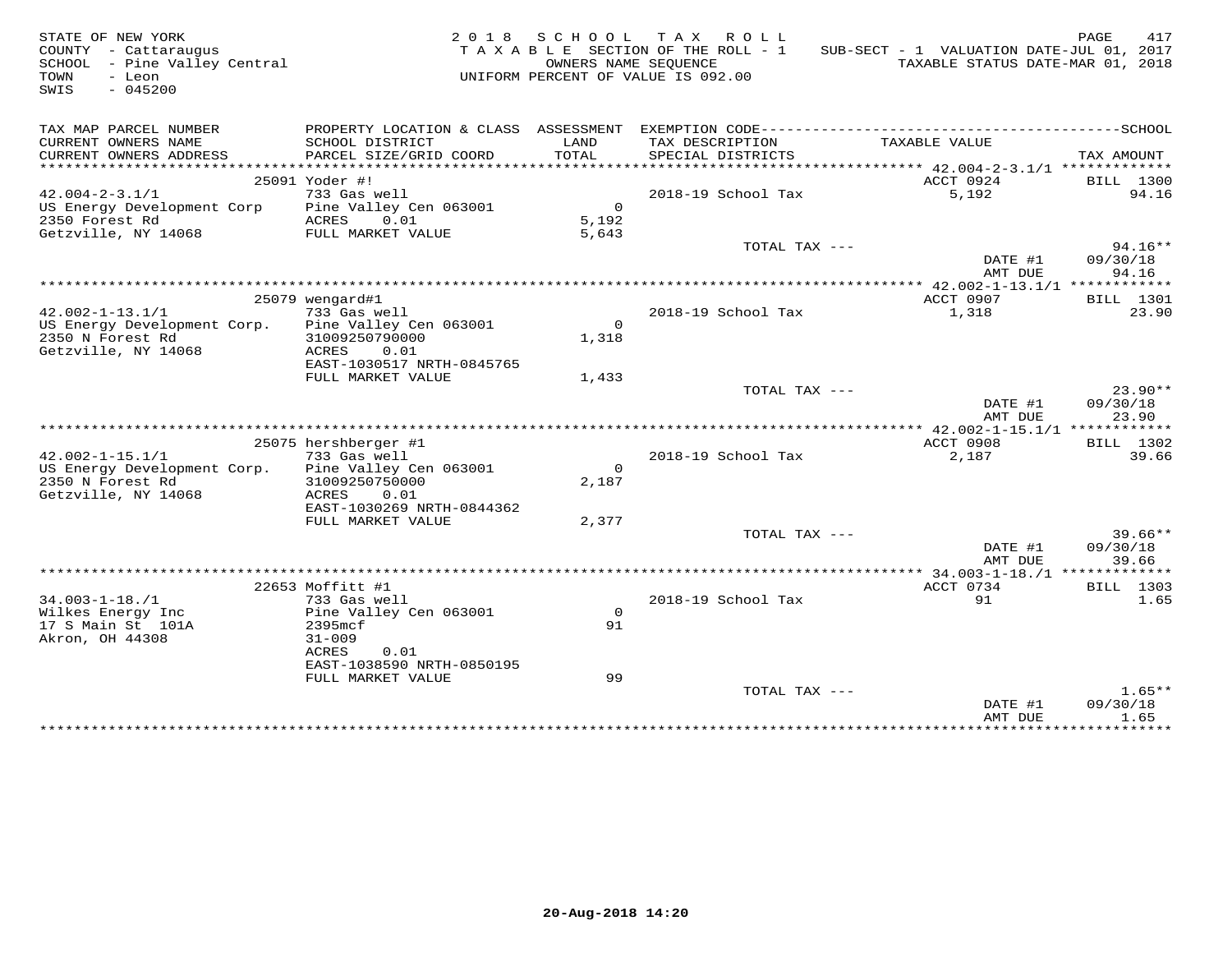STATE OF NEW YORK
COUNTY - Cattaraugus
SCHOOL - Pine Valley Central
TOWN - Leon
SWIS - 045200

2 0 1 8 S C H O O L T A X R O L L
T A X A B L E SECTION OF THE ROLL - 1
OWNERS NAME SEQUENCE
UNIFORM PERCENT OF VALUE IS 092.00

SUB-SECT - 1 VALUATION DATE-JUL 01, 2017
TAXABLE STATUS DATE-MAR 01, 2018

| TAX MAP PARCEL NUMBER / CURRENT OWNERS NAME / CURRENT OWNERS ADDRESS | PROPERTY LOCATION & CLASS / SCHOOL DISTRICT / PARCEL SIZE/GRID COORD | ASSESSMENT LAND / TOTAL | EXEMPTION CODE / TAX DESCRIPTION / SPECIAL DISTRICTS | TAXABLE VALUE | SCHOOL TAX AMOUNT |
|---|---|---|---|---|---|
| 42.004-2-3.1/1 | 25091 Yoder #! | | | ACCT 0924 | BILL 1300 |
| 42.004-2-3.1/1 | 733 Gas well | | 2018-19 School Tax | 5,192 | 94.16 |
| US Energy Development Corp | Pine Valley Cen 063001 | 0 | | | |
| 2350 Forest Rd | ACRES 0.01 | 5,192 | | | |
| Getzville, NY 14068 | FULL MARKET VALUE | 5,643 | | | |
| | | | TOTAL TAX --- | | 94.16** |
| | | | | DATE #1 | 09/30/18 |
| | | | | AMT DUE | 94.16 |
| 42.002-1-13.1/1 | 25079 wengard#1 | | | ACCT 0907 | BILL 1301 |
| 42.002-1-13.1/1 | 733 Gas well | | 2018-19 School Tax | 1,318 | 23.90 |
| US Energy Development Corp. | Pine Valley Cen 063001 | 0 | | | |
| 2350 N Forest Rd | 31009250790000 | 1,318 | | | |
| Getzville, NY 14068 | ACRES 0.01 | | | | |
| | EAST-1030517 NRTH-0845765 | | | | |
| | FULL MARKET VALUE | 1,433 | | | |
| | | | TOTAL TAX --- | | 23.90** |
| | | | | DATE #1 | 09/30/18 |
| | | | | AMT DUE | 23.90 |
| 42.002-1-15.1/1 | 25075 hershberger #1 | | | ACCT 0908 | BILL 1302 |
| 42.002-1-15.1/1 | 733 Gas well | | 2018-19 School Tax | 2,187 | 39.66 |
| US Energy Development Corp. | Pine Valley Cen 063001 | 0 | | | |
| 2350 N Forest Rd | 31009250750000 | 2,187 | | | |
| Getzville, NY 14068 | ACRES 0.01 | | | | |
| | EAST-1030269 NRTH-0844362 | | | | |
| | FULL MARKET VALUE | 2,377 | | | |
| | | | TOTAL TAX --- | | 39.66** |
| | | | | DATE #1 | 09/30/18 |
| | | | | AMT DUE | 39.66 |
| 34.003-1-18./1 | 22653 Moffitt #1 | | | ACCT 0734 | BILL 1303 |
| 34.003-1-18./1 | 733 Gas well | | 2018-19 School Tax | 91 | 1.65 |
| Wilkes Energy Inc | Pine Valley Cen 063001 | 0 | | | |
| 17 S Main St 101A | 2395mcf | 91 | | | |
| Akron, OH 44308 | 31-009 | | | | |
| | ACRES 0.01 | | | | |
| | EAST-1038590 NRTH-0850195 | | | | |
| | FULL MARKET VALUE | 99 | | | |
| | | | TOTAL TAX --- | | 1.65** |
| | | | | DATE #1 | 09/30/18 |
| | | | | AMT DUE | 1.65 |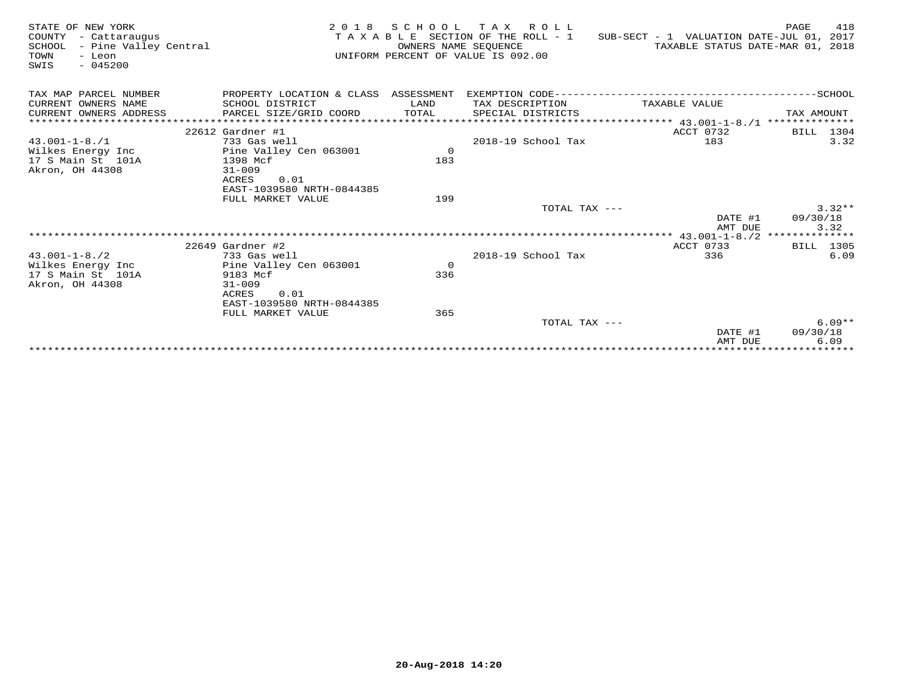STATE OF NEW YORK
COUNTY - Cattaraugus
SCHOOL - Pine Valley Central
TOWN - Leon
SWIS - 045200

2 0 1 8 S C H O O L T A X R O L L
T A X A B L E SECTION OF THE ROLL - 1
OWNERS NAME SEQUENCE
UNIFORM PERCENT OF VALUE IS 092.00

SUB-SECT - 1 VALUATION DATE-JUL 01, 2017
TAXABLE STATUS DATE-MAR 01, 2018

| TAX MAP PARCEL NUMBER / CURRENT OWNERS NAME / CURRENT OWNERS ADDRESS | PROPERTY LOCATION & CLASS / SCHOOL DISTRICT / PARCEL SIZE/GRID COORD | ASSESSMENT LAND / TOTAL | EXEMPTION CODE / TAX DESCRIPTION / SPECIAL DISTRICTS | TAXABLE VALUE | TAX AMOUNT |
|---|---|---|---|---|---|
| **43.001-1-8./1** | 22612 Gardner #1 | | | ACCT 0732 | BILL 1304 |
| 43.001-1-8./1 | 733 Gas well | | 2018-19 School Tax | 183 | 3.32 |
| Wilkes Energy Inc | Pine Valley Cen 063001 | 0 | | | |
| 17 S Main St 101A | 1398 Mcf | 183 | | | |
| Akron, OH 44308 | 31-009 | | | | |
| | ACRES 0.01 | | | | |
| | EAST-1039580 NRTH-0844385 | | | | |
| | FULL MARKET VALUE | 199 | | | |
| | | | TOTAL TAX --- | | 3.32** |
| | | | | DATE #1 | 09/30/18 |
| | | | | AMT DUE | 3.32 |
| **43.001-1-8./2** | 22649 Gardner #2 | | | ACCT 0733 | BILL 1305 |
| 43.001-1-8./2 | 733 Gas well | | 2018-19 School Tax | 336 | 6.09 |
| Wilkes Energy Inc | Pine Valley Cen 063001 | 0 | | | |
| 17 S Main St 101A | 9183 Mcf | 336 | | | |
| Akron, OH 44308 | 31-009 | | | | |
| | ACRES 0.01 | | | | |
| | EAST-1039580 NRTH-0844385 | | | | |
| | FULL MARKET VALUE | 365 | | | |
| | | | TOTAL TAX --- | | 6.09** |
| | | | | DATE #1 | 09/30/18 |
| | | | | AMT DUE | 6.09 |

20-Aug-2018 14:20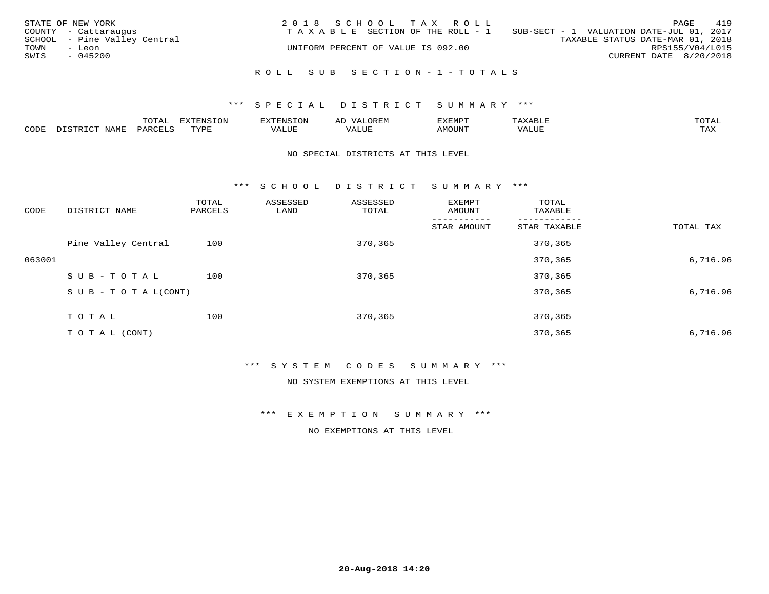STATE OF NEW YORK
COUNTY - Cattaraugus
SCHOOL - Pine Valley Central
TOWN - Leon
SWIS - 045200

2 0 1 8 S C H O O L T A X R O L L
T A X A B L E SECTION OF THE ROLL - 1
UNIFORM PERCENT OF VALUE IS 092.00

SUB-SECT - 1 VALUATION DATE-JUL 01, 2017
TAXABLE STATUS DATE-MAR 01, 2018
RPS155/V04/L015
CURRENT DATE 8/20/2018

## R O L L S U B S E C T I O N - 1 - T O T A L S

### *** S P E C I A L D I S T R I C T S U M M A R Y ***

| CODE | DISTRICT NAME | TOTAL PARCELS | EXTENSION TYPE | EXTENSION VALUE | AD VALOREM VALUE | EXEMPT AMOUNT | TAXABLE VALUE | TOTAL TAX |
|---|---|---|---|---|---|---|---|---|

NO SPECIAL DISTRICTS AT THIS LEVEL

### *** S C H O O L D I S T R I C T S U M M A R Y ***

| CODE | DISTRICT NAME | TOTAL PARCELS | ASSESSED LAND | ASSESSED TOTAL | EXEMPT AMOUNT / STAR AMOUNT | TOTAL TAXABLE / STAR TAXABLE | TOTAL TAX |
|---|---|---|---|---|---|---|---|
| | Pine Valley Central | 100 | | 370,365 | | 370,365 | |
| 063001 | | | | | | 370,365 | 6,716.96 |
| | S U B - T O T A L | 100 | | 370,365 | | 370,365 | |
| | S U B - T O T A L(CONT) | | | | | 370,365 | 6,716.96 |
| | T O T A L | 100 | | 370,365 | | 370,365 | |
| | T O T A L (CONT) | | | | | 370,365 | 6,716.96 |

### *** S Y S T E M C O D E S S U M M A R Y ***

NO SYSTEM EXEMPTIONS AT THIS LEVEL

### *** E X E M P T I O N S U M M A R Y ***

NO EXEMPTIONS AT THIS LEVEL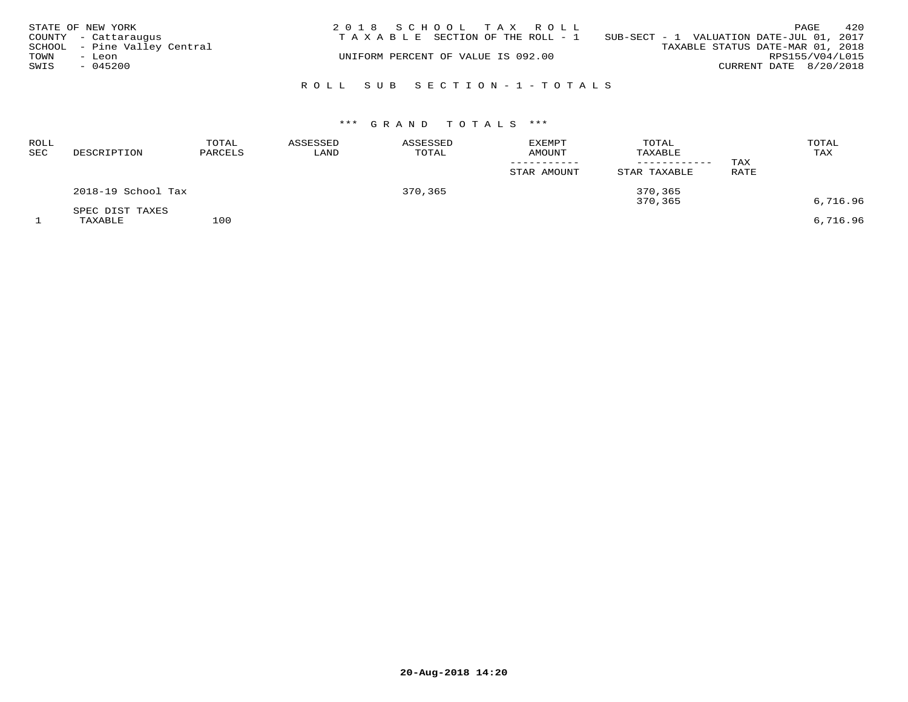STATE OF NEW YORK
COUNTY - Cattaraugus
SCHOOL - Pine Valley Central
TOWN - Leon
SWIS - 045200

2018 SCHOOL TAX ROLL
TAXABLE SECTION OF THE ROLL - 1
UNIFORM PERCENT OF VALUE IS 092.00

SUB-SECT - 1 VALUATION DATE-JUL 01, 2017
TAXABLE STATUS DATE-MAR 01, 2018
RPS155/V04/L015
CURRENT DATE 8/20/2018

## ROLL SUB SECTION-1-TOTALS

### *** GRAND TOTALS ***

| ROLL SEC | DESCRIPTION | TOTAL PARCELS | ASSESSED LAND | ASSESSED TOTAL | EXEMPT AMOUNT<br>-----------<br>STAR AMOUNT | TOTAL TAXABLE<br>------------<br>STAR TAXABLE | TAX RATE | TOTAL TAX |
|---|---|---|---|---|---|---|---|---|
| | 2018-19 School Tax | | | 370,365 | | 370,365<br>370,365 | | 6,716.96 |
| | SPEC DIST TAXES | | | | | | | |
| 1 | TAXABLE | 100 | | | | | | 6,716.96 |

20-Aug-2018 14:20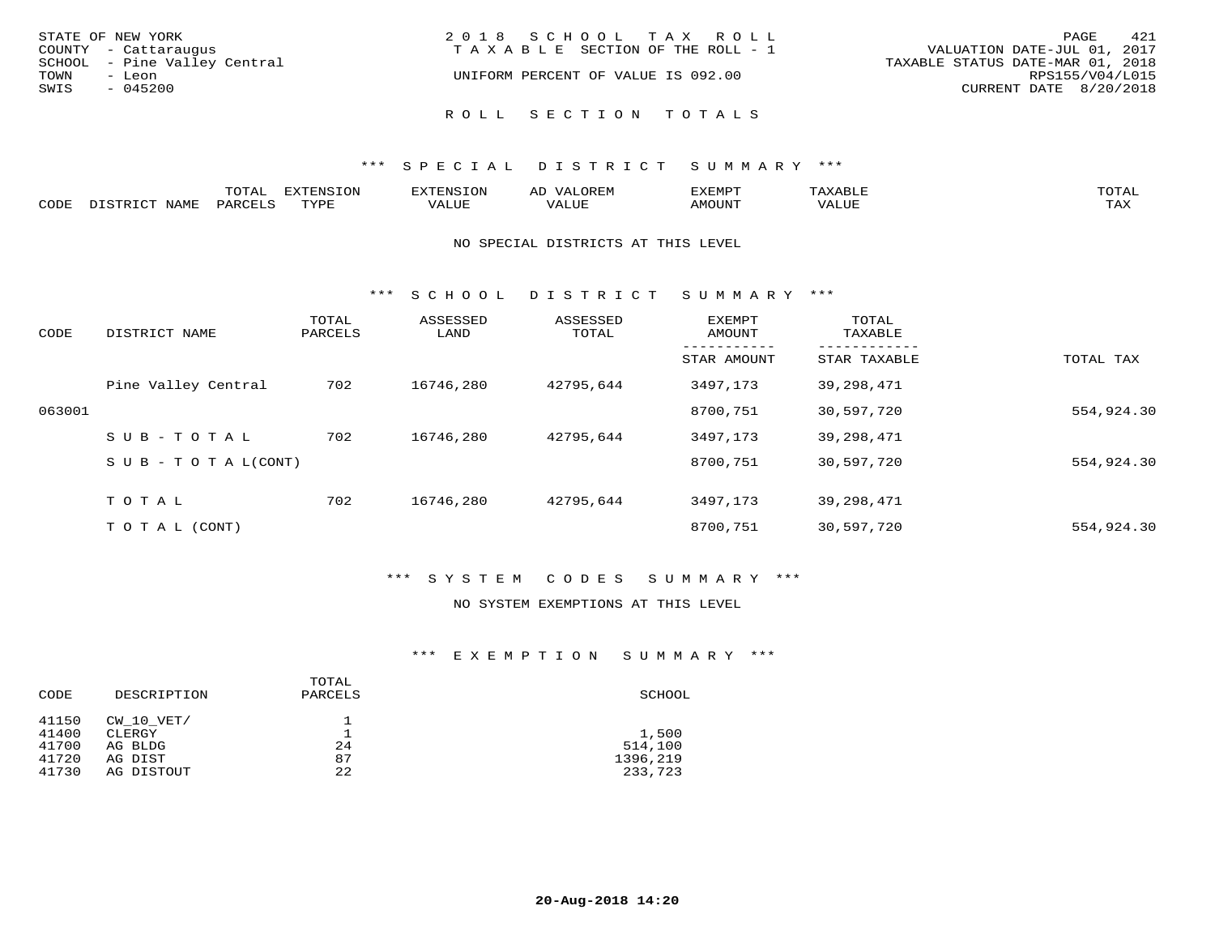STATE OF NEW YORK
COUNTY - Cattaraugus
SCHOOL - Pine Valley Central
TOWN - Leon
SWIS - 045200

2018 SCHOOL TAX ROLL
TAXABLE SECTION OF THE ROLL - 1
UNIFORM PERCENT OF VALUE IS 092.00

VALUATION DATE-JUL 01, 2017
TAXABLE STATUS DATE-MAR 01, 2018
RPS155/V04/L015
CURRENT DATE 8/20/2018

## ROLL SECTION TOTALS

### *** SPECIAL DISTRICT SUMMARY ***

| CODE | DISTRICT NAME | TOTAL PARCELS | EXTENSION TYPE | EXTENSION VALUE | AD VALOREM VALUE | EXEMPT AMOUNT | TAXABLE VALUE | TOTAL TAX |
|---|---|---|---|---|---|---|---|---|

NO SPECIAL DISTRICTS AT THIS LEVEL

### *** SCHOOL DISTRICT SUMMARY ***

| CODE | DISTRICT NAME | TOTAL PARCELS | ASSESSED LAND | ASSESSED TOTAL | EXEMPT AMOUNT / STAR AMOUNT | TOTAL TAXABLE / STAR TAXABLE | TOTAL TAX |
|---|---|---|---|---|---|---|---|
| | Pine Valley Central | 702 | 16746,280 | 42795,644 | 3497,173 | 39,298,471 | |
| 063001 | | | | | 8700,751 | 30,597,720 | 554,924.30 |
| | SUB-TOTAL | 702 | 16746,280 | 42795,644 | 3497,173 | 39,298,471 | |
| | SUB-TOTAL(CONT) | | | | 8700,751 | 30,597,720 | 554,924.30 |
| | TOTAL | 702 | 16746,280 | 42795,644 | 3497,173 | 39,298,471 | |
| | TOTAL (CONT) | | | | 8700,751 | 30,597,720 | 554,924.30 |

### *** SYSTEM CODES SUMMARY ***

NO SYSTEM EXEMPTIONS AT THIS LEVEL

### *** EXEMPTION SUMMARY ***

| CODE | DESCRIPTION | TOTAL PARCELS | SCHOOL |
|---|---|---|---|
| 41150 | CW_10_VET/ | 1 | |
| 41400 | CLERGY | 1 | 1,500 |
| 41700 | AG BLDG | 24 | 514,100 |
| 41720 | AG DIST | 87 | 1396,219 |
| 41730 | AG DISTOUT | 22 | 233,723 |

20-Aug-2018 14:20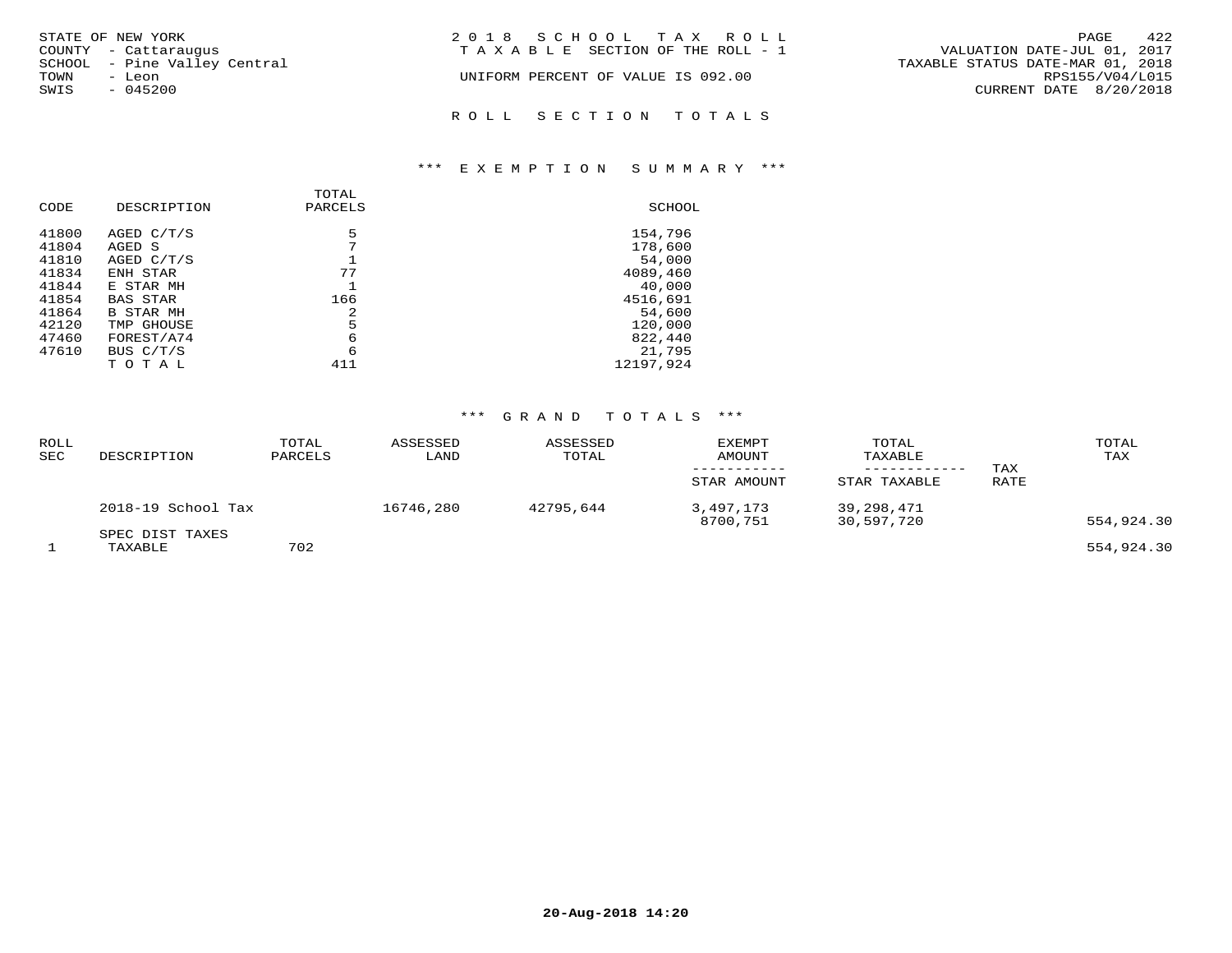STATE OF NEW YORK
COUNTY - Cattaraugus
SCHOOL - Pine Valley Central
TOWN - Leon
SWIS - 045200

2 0 1 8 S C H O O L T A X R O L L
T A X A B L E SECTION OF THE ROLL - 1

UNIFORM PERCENT OF VALUE IS 092.00

VALUATION DATE-JUL 01, 2017
TAXABLE STATUS DATE-MAR 01, 2018
RPS155/V04/L015
CURRENT DATE 8/20/2018

## R O L L S E C T I O N T O T A L S

### *** E X E M P T I O N S U M M A R Y ***

| CODE | DESCRIPTION | TOTAL PARCELS | SCHOOL |
|---|---|---|---|
| 41800 | AGED C/T/S | 5 | 154,796 |
| 41804 | AGED S | 7 | 178,600 |
| 41810 | AGED C/T/S | 1 | 54,000 |
| 41834 | ENH STAR | 77 | 4089,460 |
| 41844 | E STAR MH | 1 | 40,000 |
| 41854 | BAS STAR | 166 | 4516,691 |
| 41864 | B STAR MH | 2 | 54,600 |
| 42120 | TMP GHOUSE | 5 | 120,000 |
| 47460 | FOREST/A74 | 6 | 822,440 |
| 47610 | BUS C/T/S | 6 | 21,795 |
| | T O T A L | 411 | 12197,924 |

### *** G R A N D T O T A L S ***

| ROLL SEC | DESCRIPTION | TOTAL PARCELS | ASSESSED LAND | ASSESSED TOTAL | EXEMPT AMOUNT<br>-----------<br>STAR AMOUNT | TOTAL TAXABLE<br>------------<br>STAR TAXABLE | TAX RATE | TOTAL TAX |
|---|---|---|---|---|---|---|---|---|
| | 2018-19 School Tax | | 16746,280 | 42795,644 | 3,497,173<br>8700,751 | 39,298,471<br>30,597,720 | | 554,924.30 |
| | SPEC DIST TAXES | | | | | | | |
| 1 | TAXABLE | 702 | | | | | | 554,924.30 |

**20-Aug-2018 14:20**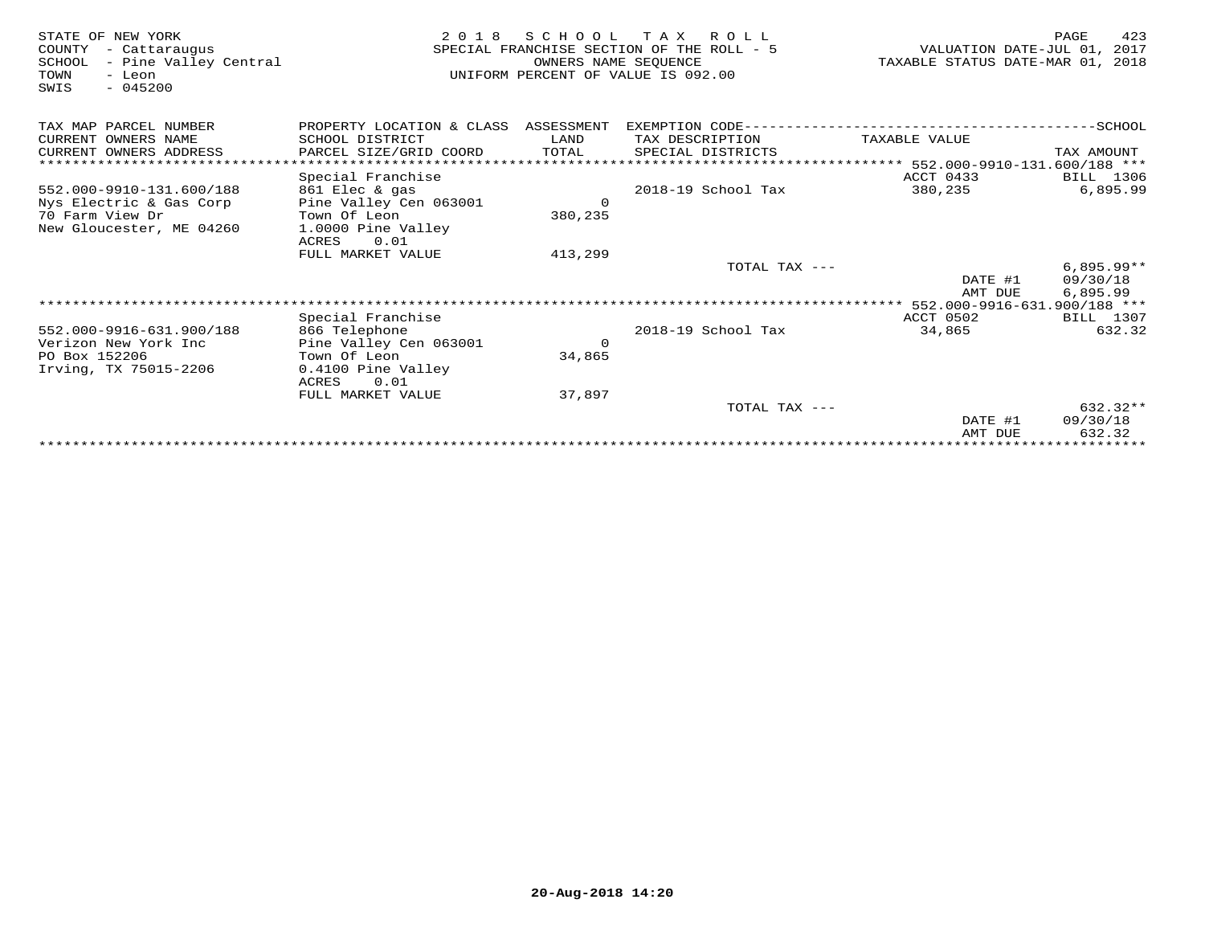STATE OF NEW YORK
COUNTY - Cattaraugus
SCHOOL - Pine Valley Central
TOWN - Leon
SWIS - 045200

2 0 1 8 S C H O O L T A X R O L L
SPECIAL FRANCHISE SECTION OF THE ROLL - 5
OWNERS NAME SEQUENCE
UNIFORM PERCENT OF VALUE IS 092.00

VALUATION DATE-JUL 01, 2017
TAXABLE STATUS DATE-MAR 01, 2018

| TAX MAP PARCEL NUMBER / CURRENT OWNERS NAME / CURRENT OWNERS ADDRESS | PROPERTY LOCATION & CLASS / SCHOOL DISTRICT / PARCEL SIZE/GRID COORD | ASSESSMENT LAND / TOTAL | EXEMPTION CODE / TAX DESCRIPTION / SPECIAL DISTRICTS | TAXABLE VALUE | SCHOOL TAX AMOUNT |
|---|---|---|---|---|---|
| | Special Franchise | | | ACCT 0433 | BILL 1306 |
| 552.000-9910-131.600/188 | 861 Elec & gas | | 2018-19 School Tax | 380,235 | 6,895.99 |
| Nys Electric & Gas Corp | Pine Valley Cen 063001 | 0 | | | |
| 70 Farm View Dr | Town Of Leon | 380,235 | | | |
| New Gloucester, ME 04260 | 1.0000 Pine Valley | | | | |
| | ACRES 0.01 | | | | |
| | FULL MARKET VALUE | 413,299 | | | |
| | | | TOTAL TAX --- | | 6,895.99** |
| | | | | DATE #1 | 09/30/18 |
| | | | | AMT DUE | 6,895.99 |
| | Special Franchise | | | ACCT 0502 | BILL 1307 |
| 552.000-9916-631.900/188 | 866 Telephone | | 2018-19 School Tax | 34,865 | 632.32 |
| Verizon New York Inc | Pine Valley Cen 063001 | 0 | | | |
| PO Box 152206 | Town Of Leon | 34,865 | | | |
| Irving, TX 75015-2206 | 0.4100 Pine Valley | | | | |
| | ACRES 0.01 | | | | |
| | FULL MARKET VALUE | 37,897 | | | |
| | | | TOTAL TAX --- | | 632.32** |
| | | | | DATE #1 | 09/30/18 |
| | | | | AMT DUE | 632.32 |

20-Aug-2018 14:20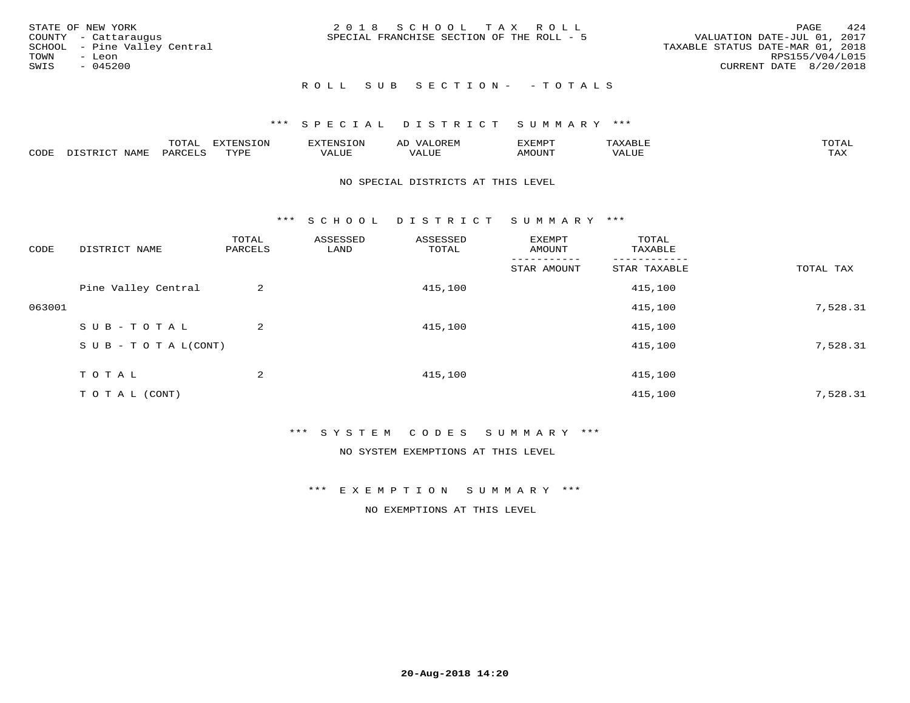STATE OF NEW YORK
COUNTY - Cattaraugus
SCHOOL - Pine Valley Central
TOWN - Leon
SWIS - 045200

2018 SCHOOL TAX ROLL
SPECIAL FRANCHISE SECTION OF THE ROLL - 5

VALUATION DATE-JUL 01, 2017
TAXABLE STATUS DATE-MAR 01, 2018
RPS155/V04/L015
CURRENT DATE 8/20/2018

ROLL SUB SECTION- - TOTALS

*** SPECIAL DISTRICT SUMMARY ***

| CODE | DISTRICT NAME | TOTAL PARCELS | EXTENSION TYPE | EXTENSION VALUE | AD VALOREM VALUE | EXEMPT AMOUNT | TAXABLE VALUE | TOTAL TAX |
|---|---|---|---|---|---|---|---|---|

NO SPECIAL DISTRICTS AT THIS LEVEL

*** SCHOOL DISTRICT SUMMARY ***

| CODE | DISTRICT NAME | TOTAL PARCELS | ASSESSED LAND | ASSESSED TOTAL | EXEMPT AMOUNT / STAR AMOUNT | TOTAL TAXABLE / STAR TAXABLE | TOTAL TAX |
|---|---|---|---|---|---|---|---|
| | Pine Valley Central | 2 | | 415,100 | | 415,100 | |
| 063001 | | | | | | 415,100 | 7,528.31 |
| | SUB-TOTAL | 2 | | 415,100 | | 415,100 | |
| | SUB-TOTAL(CONT) | | | | | 415,100 | 7,528.31 |
| | TOTAL | 2 | | 415,100 | | 415,100 | |
| | TOTAL (CONT) | | | | | 415,100 | 7,528.31 |

*** SYSTEM CODES SUMMARY ***

NO SYSTEM EXEMPTIONS AT THIS LEVEL

*** EXEMPTION SUMMARY ***

NO EXEMPTIONS AT THIS LEVEL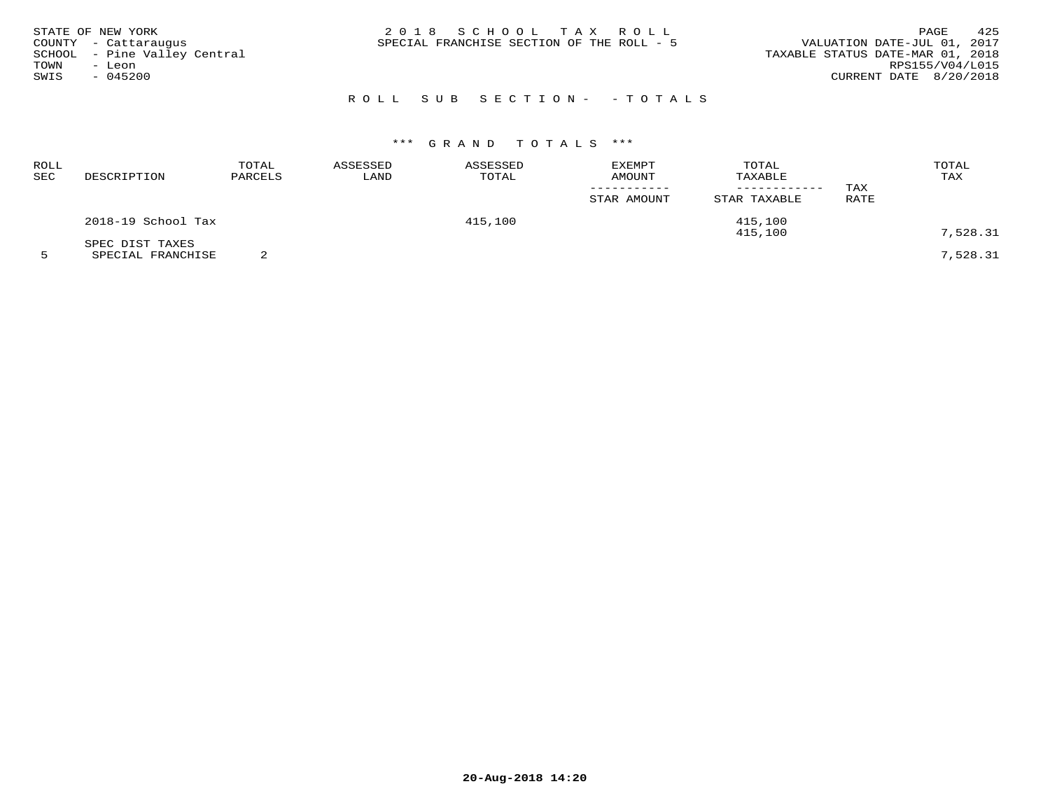STATE OF NEW YORK
COUNTY - Cattaraugus
SCHOOL - Pine Valley Central
TOWN - Leon
SWIS - 045200

2 0 1 8 S C H O O L T A X R O L L
SPECIAL FRANCHISE SECTION OF THE ROLL - 5

VALUATION DATE-JUL 01, 2017
TAXABLE STATUS DATE-MAR 01, 2018
RPS155/V04/L015
CURRENT DATE 8/20/2018

R O L L S U B S E C T I O N - - T O T A L S

\*\*\* G R A N D T O T A L S \*\*\*

| ROLL SEC | DESCRIPTION | TOTAL PARCELS | ASSESSED LAND | ASSESSED TOTAL | EXEMPT AMOUNT / STAR AMOUNT | TOTAL TAXABLE / STAR TAXABLE | TAX RATE | TOTAL TAX |
|---|---|---|---|---|---|---|---|---|
| | 2018-19 School Tax | | | 415,100 | | 415,100 | | |
| | | | | | | 415,100 | | 7,528.31 |
| | SPEC DIST TAXES | | | | | | | |
| 5 | SPECIAL FRANCHISE | 2 | | | | | | 7,528.31 |

20-Aug-2018 14:20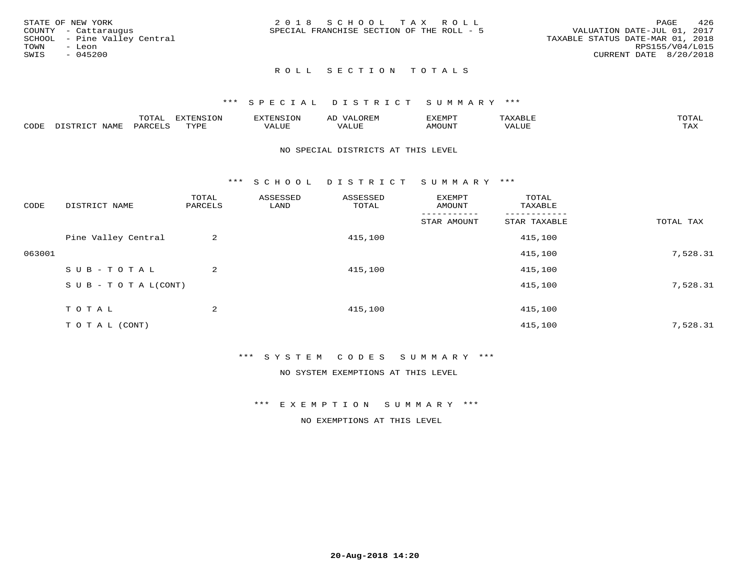STATE OF NEW YORK
COUNTY - Cattaraugus
SCHOOL - Pine Valley Central
TOWN - Leon
SWIS - 045200

2018 SCHOOL TAX ROLL
SPECIAL FRANCHISE SECTION OF THE ROLL - 5

VALUATION DATE-JUL 01, 2017
TAXABLE STATUS DATE-MAR 01, 2018
RPS155/V04/L015
CURRENT DATE 8/20/2018

## ROLL SECTION TOTALS

### *** SPECIAL DISTRICT SUMMARY ***

| CODE | DISTRICT NAME | TOTAL PARCELS | EXTENSION TYPE | EXTENSION VALUE | AD VALOREM VALUE | EXEMPT AMOUNT | TAXABLE VALUE | TOTAL TAX |
|---|---|---|---|---|---|---|---|---|

NO SPECIAL DISTRICTS AT THIS LEVEL

### *** SCHOOL DISTRICT SUMMARY ***

| CODE | DISTRICT NAME | TOTAL PARCELS | ASSESSED LAND | ASSESSED TOTAL | EXEMPT AMOUNT / STAR AMOUNT | TOTAL TAXABLE / STAR TAXABLE | TOTAL TAX |
|---|---|---|---|---|---|---|---|
| | Pine Valley Central | 2 | | 415,100 | | 415,100 | |
| 063001 | | | | | | 415,100 | 7,528.31 |
| | SUB-TOTAL | 2 | | 415,100 | | 415,100 | |
| | SUB-TOTAL(CONT) | | | | | 415,100 | 7,528.31 |
| | TOTAL | 2 | | 415,100 | | 415,100 | |
| | TOTAL (CONT) | | | | | 415,100 | 7,528.31 |

### *** SYSTEM CODES SUMMARY ***

NO SYSTEM EXEMPTIONS AT THIS LEVEL

### *** EXEMPTION SUMMARY ***

NO EXEMPTIONS AT THIS LEVEL

20-Aug-2018 14:20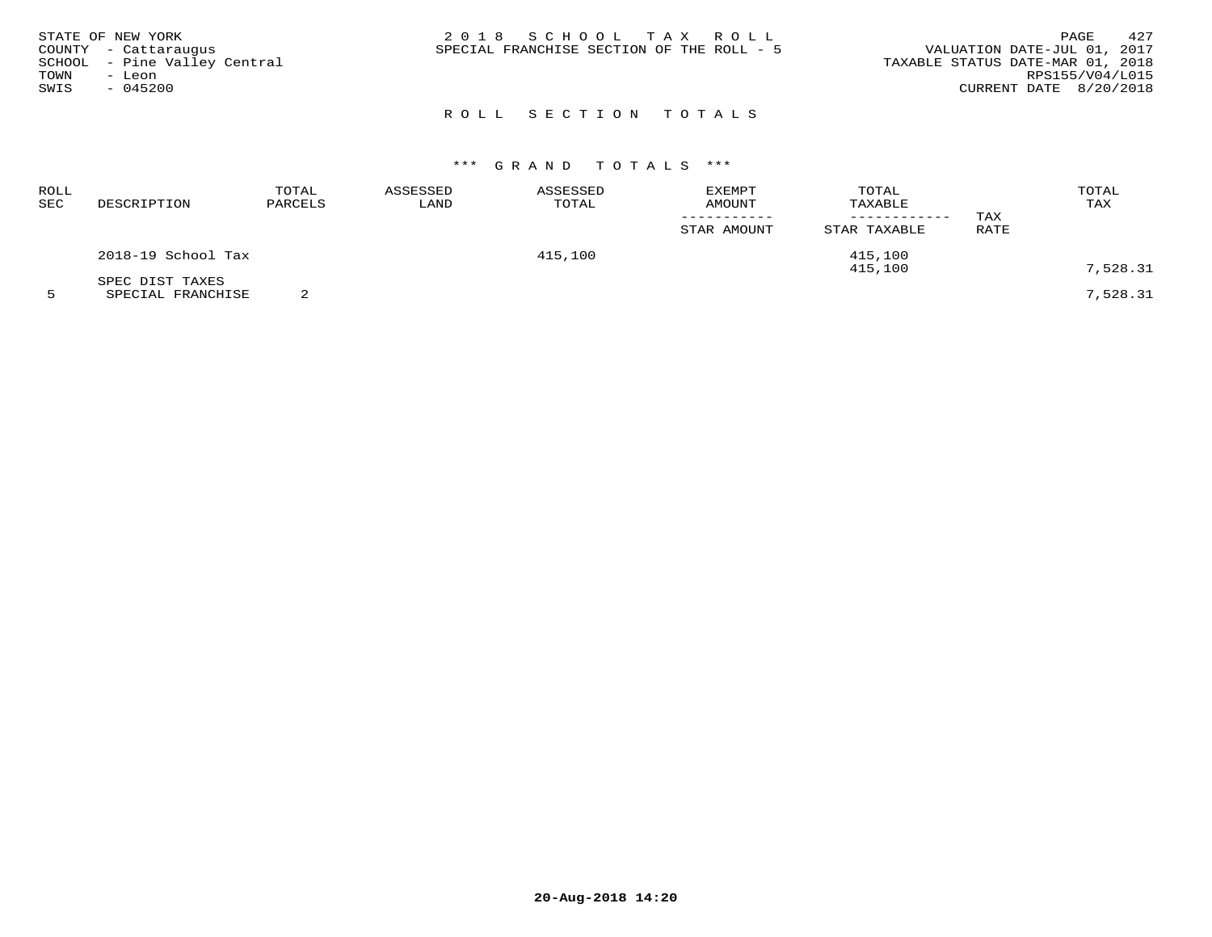STATE OF NEW YORK
COUNTY - Cattaraugus
SCHOOL - Pine Valley Central
TOWN - Leon
SWIS - 045200

2018 SCHOOL TAX ROLL
SPECIAL FRANCHISE SECTION OF THE ROLL - 5

VALUATION DATE-JUL 01, 2017
TAXABLE STATUS DATE-MAR 01, 2018
RPS155/V04/L015
CURRENT DATE 8/20/2018

## ROLL SECTION TOTALS

### *** GRAND TOTALS ***

| ROLL SEC | DESCRIPTION | TOTAL PARCELS | ASSESSED LAND | ASSESSED TOTAL | EXEMPT AMOUNT<br>-----------<br>STAR AMOUNT | TOTAL TAXABLE<br>------------<br>STAR TAXABLE | TAX RATE | TOTAL TAX |
|---|---|---|---|---|---|---|---|---|
| | 2018-19 School Tax | | | 415,100 | | 415,100<br>415,100 | | 7,528.31 |
| | SPEC DIST TAXES | | | | | | | |
| 5 | SPECIAL FRANCHISE | 2 | | | | | | 7,528.31 |

20-Aug-2018 14:20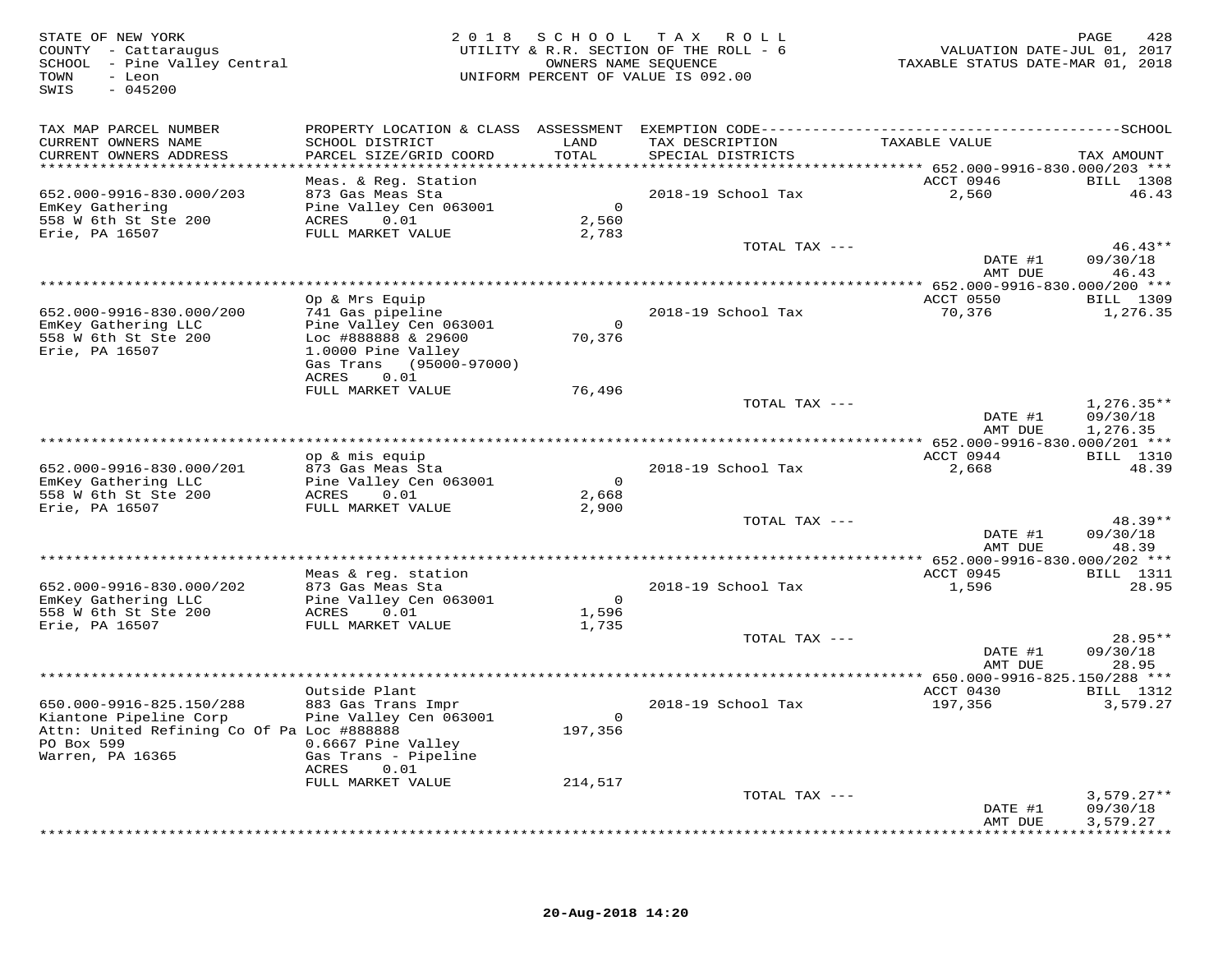STATE OF NEW YORK
COUNTY - Cattaraugus
SCHOOL - Pine Valley Central
TOWN - Leon
SWIS - 045200

2018 SCHOOL TAX ROLL
UTILITY & R.R. SECTION OF THE ROLL - 6
OWNERS NAME SEQUENCE
UNIFORM PERCENT OF VALUE IS 092.00

VALUATION DATE-JUL 01, 2017
TAXABLE STATUS DATE-MAR 01, 2018

| TAX MAP PARCEL NUMBER / CURRENT OWNERS NAME / CURRENT OWNERS ADDRESS | PROPERTY LOCATION & CLASS / SCHOOL DISTRICT / PARCEL SIZE/GRID COORD | ASSESSMENT LAND / TOTAL | EXEMPTION CODE / TAX DESCRIPTION / SPECIAL DISTRICTS | TAXABLE VALUE | TAX AMOUNT |
|---|---|---|---|---|---|
| *** 652.000-9916-830.000/203 *** | | | | | |
| | Meas. & Reg. Station | | | ACCT 0946 | BILL 1308 |
| 652.000-9916-830.000/203 | 873 Gas Meas Sta | | 2018-19 School Tax | 2,560 | 46.43 |
| EmKey Gathering | Pine Valley Cen 063001 | 0 | | | |
| 558 W 6th St Ste 200 | ACRES 0.01 | 2,560 | | | |
| Erie, PA 16507 | FULL MARKET VALUE | 2,783 | | | |
| | | | TOTAL TAX --- | | 46.43** |
| | | | | DATE #1 | 09/30/18 |
| | | | | AMT DUE | 46.43 |
| *** 652.000-9916-830.000/200 *** | | | | | |
| | Op & Mrs Equip | | | ACCT 0550 | BILL 1309 |
| 652.000-9916-830.000/200 | 741 Gas pipeline | | 2018-19 School Tax | 70,376 | 1,276.35 |
| EmKey Gathering LLC | Pine Valley Cen 063001 | 0 | | | |
| 558 W 6th St Ste 200 | Loc #888888 & 29600 | 70,376 | | | |
| Erie, PA 16507 | 1.0000 Pine Valley | | | | |
| | Gas Trans (95000-97000) | | | | |
| | ACRES 0.01 | | | | |
| | FULL MARKET VALUE | 76,496 | | | |
| | | | TOTAL TAX --- | | 1,276.35** |
| | | | | DATE #1 | 09/30/18 |
| | | | | AMT DUE | 1,276.35 |
| *** 652.000-9916-830.000/201 *** | | | | | |
| | op & mis equip | | | ACCT 0944 | BILL 1310 |
| 652.000-9916-830.000/201 | 873 Gas Meas Sta | | 2018-19 School Tax | 2,668 | 48.39 |
| EmKey Gathering LLC | Pine Valley Cen 063001 | 0 | | | |
| 558 W 6th St Ste 200 | ACRES 0.01 | 2,668 | | | |
| Erie, PA 16507 | FULL MARKET VALUE | 2,900 | | | |
| | | | TOTAL TAX --- | | 48.39** |
| | | | | DATE #1 | 09/30/18 |
| | | | | AMT DUE | 48.39 |
| *** 652.000-9916-830.000/202 *** | | | | | |
| | Meas & reg. station | | | ACCT 0945 | BILL 1311 |
| 652.000-9916-830.000/202 | 873 Gas Meas Sta | | 2018-19 School Tax | 1,596 | 28.95 |
| EmKey Gathering LLC | Pine Valley Cen 063001 | 0 | | | |
| 558 W 6th St Ste 200 | ACRES 0.01 | 1,596 | | | |
| Erie, PA 16507 | FULL MARKET VALUE | 1,735 | | | |
| | | | TOTAL TAX --- | | 28.95** |
| | | | | DATE #1 | 09/30/18 |
| | | | | AMT DUE | 28.95 |
| *** 650.000-9916-825.150/288 *** | | | | | |
| | Outside Plant | | | ACCT 0430 | BILL 1312 |
| 650.000-9916-825.150/288 | 883 Gas Trans Impr | | 2018-19 School Tax | 197,356 | 3,579.27 |
| Kiantone Pipeline Corp | Pine Valley Cen 063001 | 0 | | | |
| Attn: United Refining Co Of Pa | Loc #888888 | 197,356 | | | |
| PO Box 599 | 0.6667 Pine Valley | | | | |
| Warren, PA 16365 | Gas Trans - Pipeline | | | | |
| | ACRES 0.01 | | | | |
| | FULL MARKET VALUE | 214,517 | | | |
| | | | TOTAL TAX --- | | 3,579.27** |
| | | | | DATE #1 | 09/30/18 |
| | | | | AMT DUE | 3,579.27 |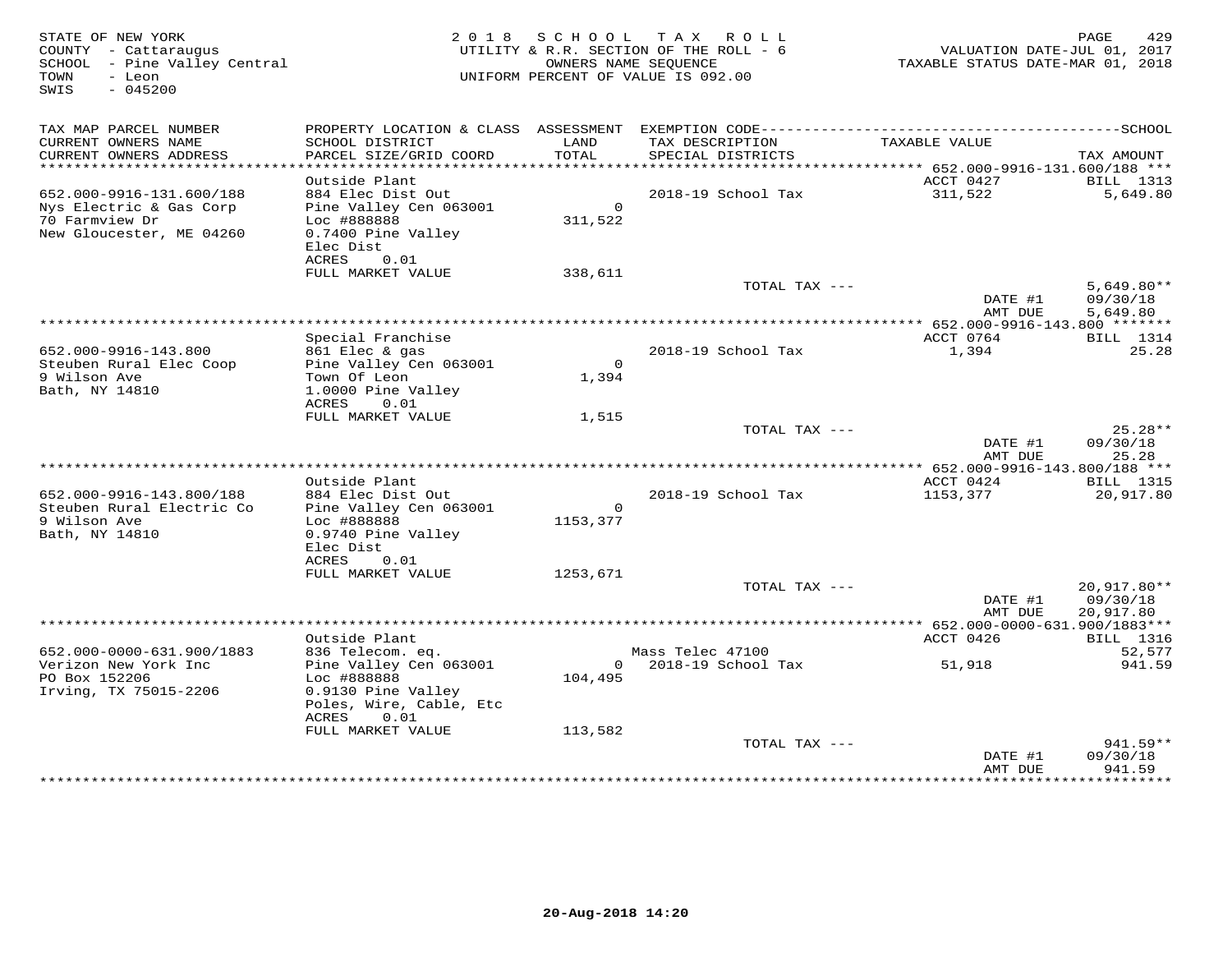STATE OF NEW YORK
COUNTY - Cattaraugus
SCHOOL - Pine Valley Central
TOWN - Leon
SWIS - 045200

2 0 1 8 S C H O O L T A X R O L L
UTILITY & R.R. SECTION OF THE ROLL - 6
OWNERS NAME SEQUENCE
UNIFORM PERCENT OF VALUE IS 092.00

PAGE 429
VALUATION DATE-JUL 01, 2017
TAXABLE STATUS DATE-MAR 01, 2018

| TAX MAP PARCEL NUMBER / CURRENT OWNERS NAME / CURRENT OWNERS ADDRESS | PROPERTY LOCATION & CLASS / SCHOOL DISTRICT / PARCEL SIZE/GRID COORD | ASSESSMENT LAND / TOTAL | EXEMPTION CODE / TAX DESCRIPTION / SPECIAL DISTRICTS | TAXABLE VALUE | SCHOOL TAX AMOUNT |
|---|---|---|---|---|---|
| **652.000-9916-131.600/188** | Outside Plant | | | ACCT 0427 | BILL 1313 |
| 652.000-9916-131.600/188 | 884 Elec Dist Out | | 2018-19 School Tax | 311,522 | 5,649.80 |
| Nys Electric & Gas Corp | Pine Valley Cen 063001 | 0 | | | |
| 70 Farmview Dr | Loc #888888 | 311,522 | | | |
| New Gloucester, ME 04260 | 0.7400 Pine Valley | | | | |
| | Elec Dist | | | | |
| | ACRES 0.01 | | | | |
| | FULL MARKET VALUE | 338,611 | | | |
| | | | TOTAL TAX --- | | 5,649.80** |
| | | | | DATE #1 | 09/30/18 |
| | | | | AMT DUE | 5,649.80 |
| **652.000-9916-143.800** | Special Franchise | | | ACCT 0764 | BILL 1314 |
| 652.000-9916-143.800 | 861 Elec & gas | | 2018-19 School Tax | 1,394 | 25.28 |
| Steuben Rural Elec Coop | Pine Valley Cen 063001 | 0 | | | |
| 9 Wilson Ave | Town Of Leon | 1,394 | | | |
| Bath, NY 14810 | 1.0000 Pine Valley | | | | |
| | ACRES 0.01 | | | | |
| | FULL MARKET VALUE | 1,515 | | | |
| | | | TOTAL TAX --- | | 25.28** |
| | | | | DATE #1 | 09/30/18 |
| | | | | AMT DUE | 25.28 |
| **652.000-9916-143.800/188** | Outside Plant | | | ACCT 0424 | BILL 1315 |
| 652.000-9916-143.800/188 | 884 Elec Dist Out | | 2018-19 School Tax | 1153,377 | 20,917.80 |
| Steuben Rural Electric Co | Pine Valley Cen 063001 | 0 | | | |
| 9 Wilson Ave | Loc #888888 | 1153,377 | | | |
| Bath, NY 14810 | 0.9740 Pine Valley | | | | |
| | Elec Dist | | | | |
| | ACRES 0.01 | | | | |
| | FULL MARKET VALUE | 1253,671 | | | |
| | | | TOTAL TAX --- | | 20,917.80** |
| | | | | DATE #1 | 09/30/18 |
| | | | | AMT DUE | 20,917.80 |
| **652.000-0000-631.900/1883** | Outside Plant | | | ACCT 0426 | BILL 1316 |
| 652.000-0000-631.900/1883 | 836 Telecom. eq. | | Mass Telec 47100 | | 52,577 |
| Verizon New York Inc | Pine Valley Cen 063001 | 0 | 2018-19 School Tax | 51,918 | 941.59 |
| PO Box 152206 | Loc #888888 | 104,495 | | | |
| Irving, TX 75015-2206 | 0.9130 Pine Valley | | | | |
| | Poles, Wire, Cable, Etc | | | | |
| | ACRES 0.01 | | | | |
| | FULL MARKET VALUE | 113,582 | | | |
| | | | TOTAL TAX --- | | 941.59** |
| | | | | DATE #1 | 09/30/18 |
| | | | | AMT DUE | 941.59 |

20-Aug-2018 14:20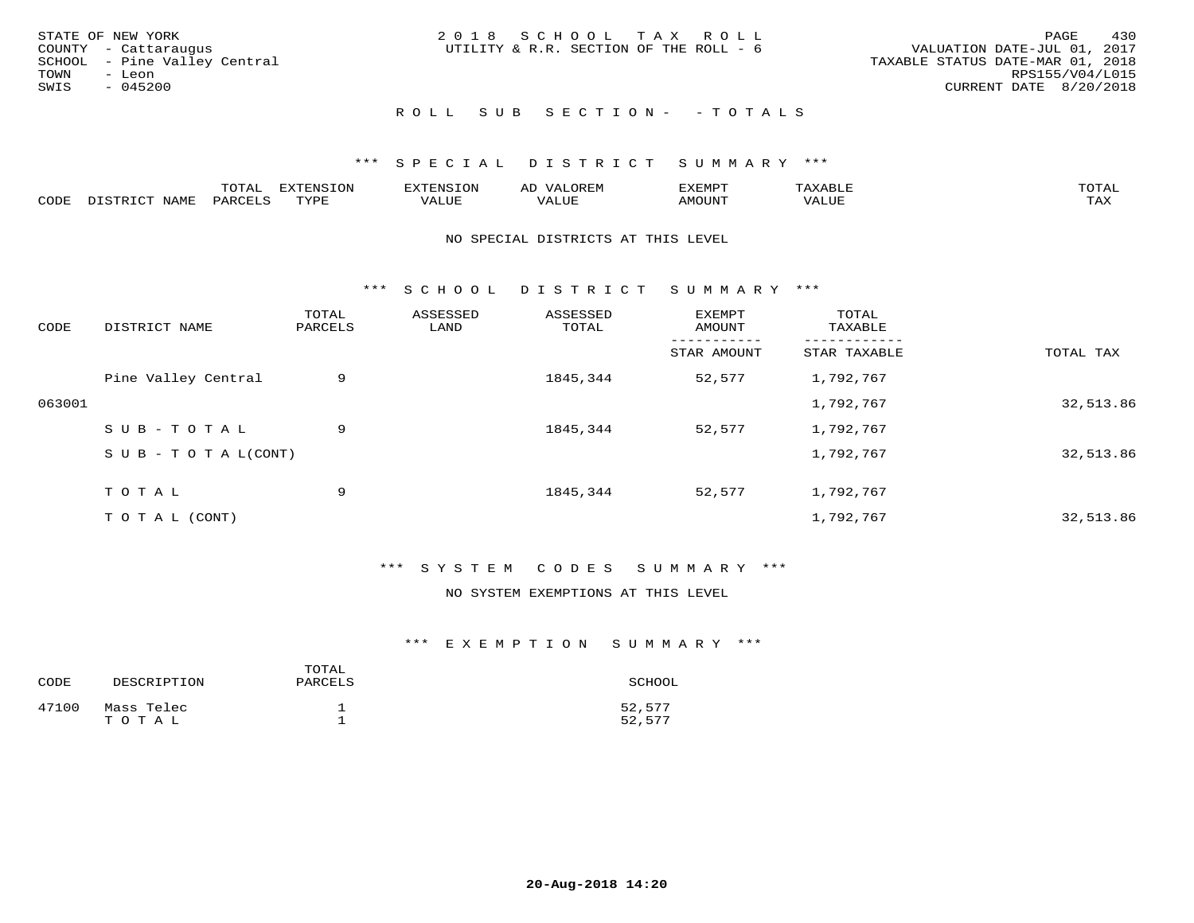STATE OF NEW YORK
COUNTY - Cattaraugus
SCHOOL - Pine Valley Central
TOWN - Leon
SWIS - 045200

2018 SCHOOL TAX ROLL
UTILITY & R.R. SECTION OF THE ROLL - 6

VALUATION DATE-JUL 01, 2017
TAXABLE STATUS DATE-MAR 01, 2018
RPS155/V04/L015
CURRENT DATE 8/20/2018

## ROLL SUB SECTION- - TOTALS

### *** SPECIAL DISTRICT SUMMARY ***

| CODE | DISTRICT NAME | TOTAL PARCELS | EXTENSION TYPE | EXTENSION VALUE | AD VALOREM VALUE | EXEMPT AMOUNT | TAXABLE VALUE | TOTAL TAX |
|---|---|---|---|---|---|---|---|---|

NO SPECIAL DISTRICTS AT THIS LEVEL

### *** SCHOOL DISTRICT SUMMARY ***

| CODE | DISTRICT NAME | TOTAL PARCELS | ASSESSED LAND | ASSESSED TOTAL | EXEMPT AMOUNT / STAR AMOUNT | TOTAL TAXABLE / STAR TAXABLE | TOTAL TAX |
|---|---|---|---|---|---|---|---|
| | Pine Valley Central | 9 | | 1845,344 | 52,577 | 1,792,767 | |
| 063001 | | | | | | 1,792,767 | 32,513.86 |
| | SUB-TOTAL | 9 | | 1845,344 | 52,577 | 1,792,767 | |
| | SUB-TOTAL(CONT) | | | | | 1,792,767 | 32,513.86 |
| | TOTAL | 9 | | 1845,344 | 52,577 | 1,792,767 | |
| | TOTAL (CONT) | | | | | 1,792,767 | 32,513.86 |

### *** SYSTEM CODES SUMMARY ***

NO SYSTEM EXEMPTIONS AT THIS LEVEL

### *** EXEMPTION SUMMARY ***

| CODE | DESCRIPTION | TOTAL PARCELS | SCHOOL |
|---|---|---|---|
| 47100 | Mass Telec | 1 | 52,577 |
| | TOTAL | 1 | 52,577 |

20-Aug-2018 14:20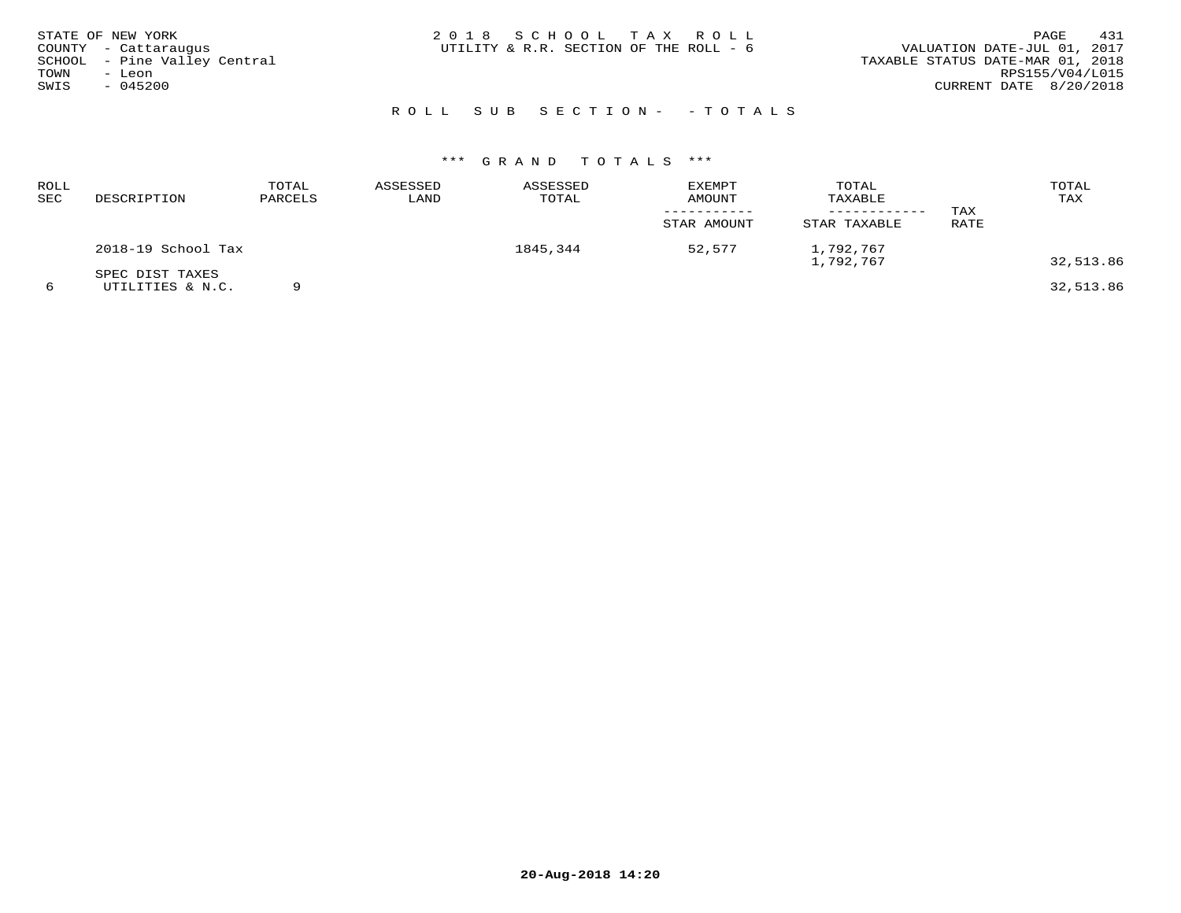STATE OF NEW YORK
COUNTY - Cattaraugus
SCHOOL - Pine Valley Central
TOWN - Leon
SWIS - 045200

2018 SCHOOL TAX ROLL
UTILITY & R.R. SECTION OF THE ROLL - 6

VALUATION DATE-JUL 01, 2017
TAXABLE STATUS DATE-MAR 01, 2018
RPS155/V04/L015
CURRENT DATE 8/20/2018

ROLL SUB SECTION- - TOTALS

*** GRAND TOTALS ***

| ROLL SEC | DESCRIPTION | TOTAL PARCELS | ASSESSED LAND | ASSESSED TOTAL | EXEMPT AMOUNT / STAR AMOUNT | TOTAL TAXABLE / STAR TAXABLE | TAX RATE | TOTAL TAX |
|---|---|---|---|---|---|---|---|---|
| | 2018-19 School Tax | | | 1845,344 | 52,577 | 1,792,767 | | |
| | | | | | | 1,792,767 | | 32,513.86 |
| | SPEC DIST TAXES | | | | | | | |
| 6 | UTILITIES & N.C. | 9 | | | | | | 32,513.86 |

20-Aug-2018 14:20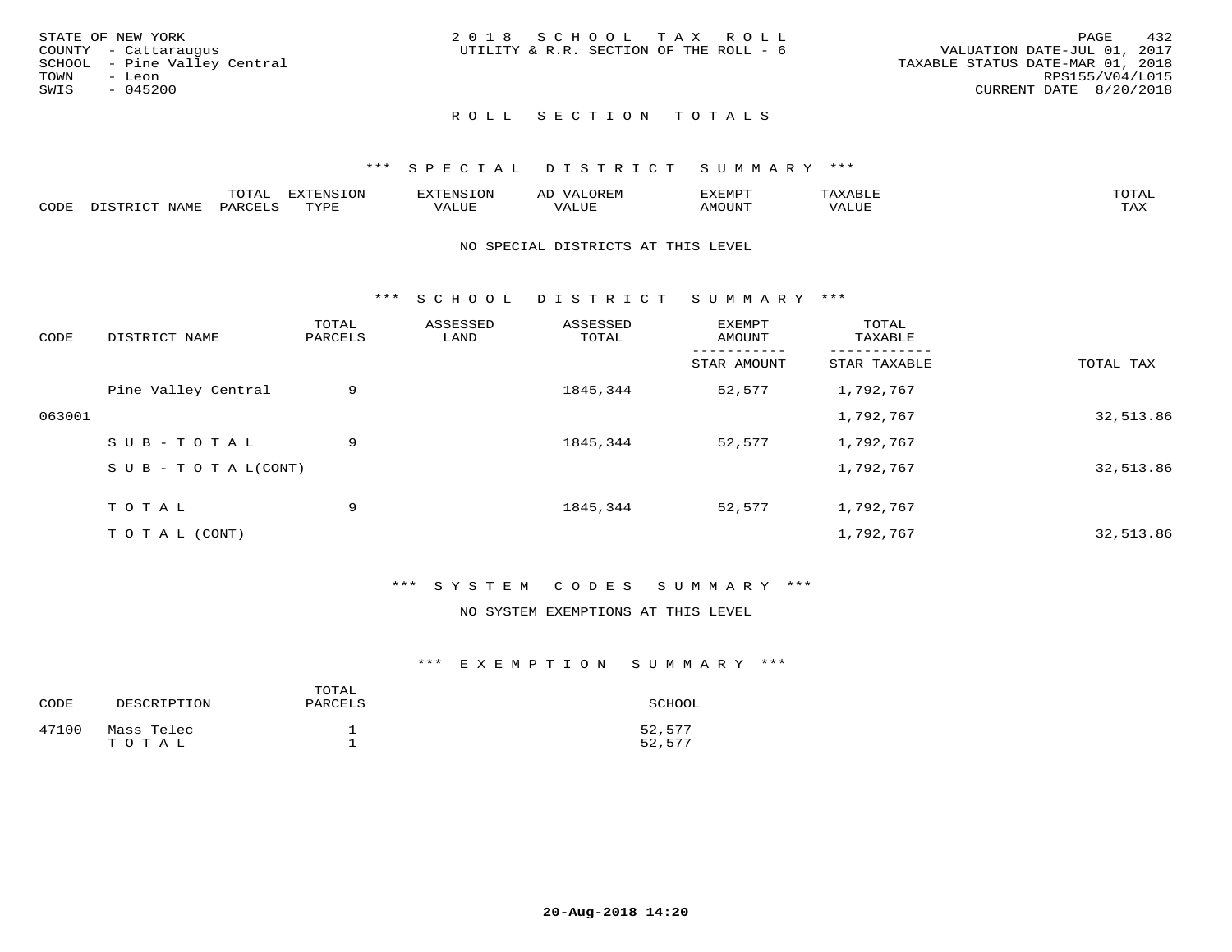STATE OF NEW YORK
COUNTY - Cattaraugus
SCHOOL - Pine Valley Central
TOWN - Leon
SWIS - 045200

2018 SCHOOL TAX ROLL
UTILITY & R.R. SECTION OF THE ROLL - 6

VALUATION DATE-JUL 01, 2017
TAXABLE STATUS DATE-MAR 01, 2018
RPS155/V04/L015
CURRENT DATE 8/20/2018

## ROLL SECTION TOTALS

### *** SPECIAL DISTRICT SUMMARY ***

| CODE | DISTRICT NAME | TOTAL PARCELS | EXTENSION TYPE | EXTENSION VALUE | AD VALOREM VALUE | EXEMPT AMOUNT | TAXABLE VALUE | TOTAL TAX |
|---|---|---|---|---|---|---|---|---|

NO SPECIAL DISTRICTS AT THIS LEVEL

### *** SCHOOL DISTRICT SUMMARY ***

| CODE | DISTRICT NAME | TOTAL PARCELS | ASSESSED LAND | ASSESSED TOTAL | EXEMPT AMOUNT / STAR AMOUNT | TOTAL TAXABLE / STAR TAXABLE | TOTAL TAX |
|---|---|---|---|---|---|---|---|
| | Pine Valley Central | 9 | | 1845,344 | 52,577 | 1,792,767 | |
| 063001 | | | | | | 1,792,767 | 32,513.86 |
| | SUB-TOTAL | 9 | | 1845,344 | 52,577 | 1,792,767 | |
| | SUB-TOTAL(CONT) | | | | | 1,792,767 | 32,513.86 |
| | TOTAL | 9 | | 1845,344 | 52,577 | 1,792,767 | |
| | TOTAL (CONT) | | | | | 1,792,767 | 32,513.86 |

### *** SYSTEM CODES SUMMARY ***

NO SYSTEM EXEMPTIONS AT THIS LEVEL

### *** EXEMPTION SUMMARY ***

| CODE | DESCRIPTION | TOTAL PARCELS | SCHOOL |
|---|---|---|---|
| 47100 | Mass Telec | 1 | 52,577 |
| | TOTAL | 1 | 52,577 |

20-Aug-2018 14:20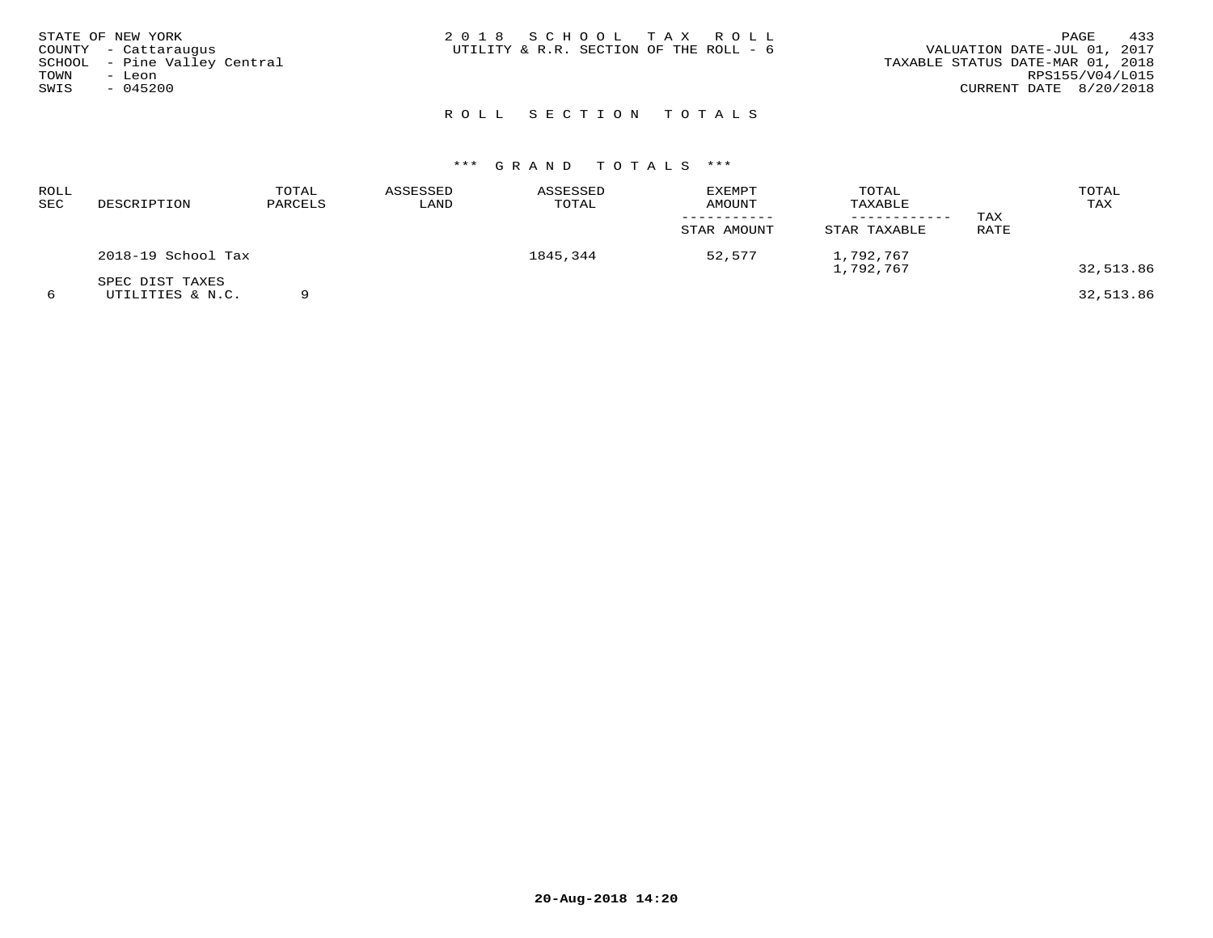STATE OF NEW YORK
COUNTY - Cattaraugus
SCHOOL - Pine Valley Central
TOWN - Leon
SWIS - 045200

2018 SCHOOL TAX ROLL
UTILITY & R.R. SECTION OF THE ROLL - 6

VALUATION DATE-JUL 01, 2017
TAXABLE STATUS DATE-MAR 01, 2018
RPS155/V04/L015
CURRENT DATE 8/20/2018

## ROLL SECTION TOTALS

### *** GRAND TOTALS ***

| ROLL SEC | DESCRIPTION | TOTAL PARCELS | ASSESSED LAND | ASSESSED TOTAL | EXEMPT AMOUNT / STAR AMOUNT | TOTAL TAXABLE / STAR TAXABLE | TAX RATE | TOTAL TAX |
|---|---|---|---|---|---|---|---|---|
| | 2018-19 School Tax | | | 1845,344 | 52,577 | 1,792,767 | | |
| | | | | | | 1,792,767 | | 32,513.86 |
| | SPEC DIST TAXES | | | | | | | |
| 6 | UTILITIES & N.C. | 9 | | | | | | 32,513.86 |

20-Aug-2018 14:20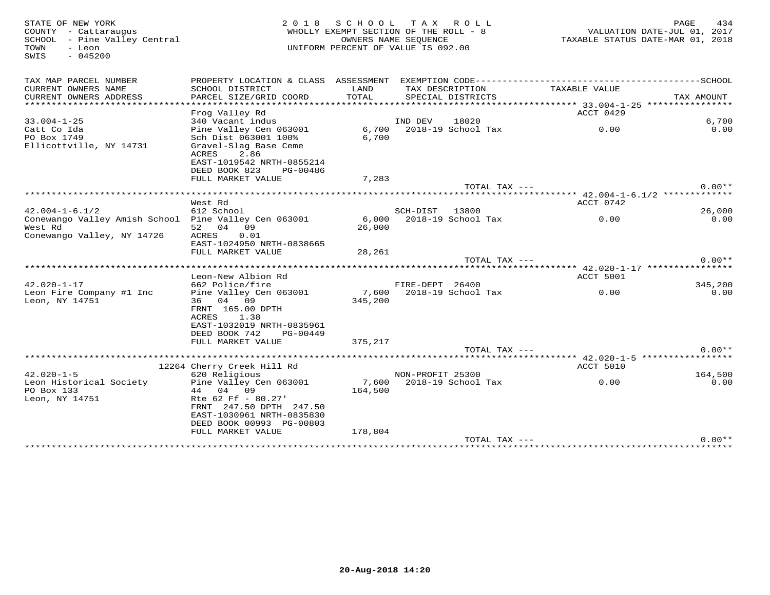STATE OF NEW YORK
COUNTY - Cattaraugus
SCHOOL - Pine Valley Central
TOWN - Leon
SWIS - 045200

2 0 1 8 S C H O O L T A X R O L L
WHOLLY EXEMPT SECTION OF THE ROLL - 8
OWNERS NAME SEQUENCE
UNIFORM PERCENT OF VALUE IS 092.00

VALUATION DATE-JUL 01, 2017
TAXABLE STATUS DATE-MAR 01, 2018

| TAX MAP PARCEL NUMBER / CURRENT OWNERS NAME / CURRENT OWNERS ADDRESS | PROPERTY LOCATION & CLASS / SCHOOL DISTRICT / PARCEL SIZE/GRID COORD | ASSESSMENT LAND / TOTAL | EXEMPTION CODE / TAX DESCRIPTION / SPECIAL DISTRICTS | TAXABLE VALUE | SCHOOL TAX AMOUNT |
|---|---|---|---|---|---|
| 33.004-1-25 | Frog Valley Rd | | | ACCT 0429 | |
| 33.004-1-25 | 340 Vacant indus | | IND DEV 18020 | | 6,700 |
| Catt Co Ida | Pine Valley Cen 063001 | 6,700 | 2018-19 School Tax | 0.00 | 0.00 |
| PO Box 1749 | Sch Dist 063001 100% | 6,700 | | | |
| Ellicottville, NY 14731 | Gravel-Slag Base Ceme | | | | |
| | ACRES 2.86 | | | | |
| | EAST-1019542 NRTH-0855214 | | | | |
| | DEED BOOK 823 PG-00486 | | | | |
| | FULL MARKET VALUE | 7,283 | | | |
| | | | TOTAL TAX --- | | 0.00** |
| 42.004-1-6.1/2 | West Rd | | | ACCT 0742 | |
| 42.004-1-6.1/2 | 612 School | | SCH-DIST 13800 | | 26,000 |
| Conewango Valley Amish School | Pine Valley Cen 063001 | 6,000 | 2018-19 School Tax | 0.00 | 0.00 |
| West Rd | 52 04 09 | 26,000 | | | |
| Conewango Valley, NY 14726 | ACRES 0.01 | | | | |
| | EAST-1024950 NRTH-0838665 | | | | |
| | FULL MARKET VALUE | 28,261 | | | |
| | | | TOTAL TAX --- | | 0.00** |
| 42.020-1-17 | Leon-New Albion Rd | | | ACCT 5001 | |
| 42.020-1-17 | 662 Police/fire | | FIRE-DEPT 26400 | | 345,200 |
| Leon Fire Company #1 Inc | Pine Valley Cen 063001 | 7,600 | 2018-19 School Tax | 0.00 | 0.00 |
| Leon, NY 14751 | 36 04 09 | 345,200 | | | |
| | FRNT 165.00 DPTH | | | | |
| | ACRES 1.38 | | | | |
| | EAST-1032019 NRTH-0835961 | | | | |
| | DEED BOOK 742 PG-00449 | | | | |
| | FULL MARKET VALUE | 375,217 | | | |
| | | | TOTAL TAX --- | | 0.00** |
| 42.020-1-5 | 12264 Cherry Creek Hill Rd | | | ACCT 5010 | |
| 42.020-1-5 | 620 Religious | | NON-PROFIT 25300 | | 164,500 |
| Leon Historical Society | Pine Valley Cen 063001 | 7,600 | 2018-19 School Tax | 0.00 | 0.00 |
| PO Box 133 | 44 04 09 | 164,500 | | | |
| Leon, NY 14751 | Rte 62 Ff - 80.27' | | | | |
| | FRNT 247.50 DPTH 247.50 | | | | |
| | EAST-1030961 NRTH-0835830 | | | | |
| | DEED BOOK 00993 PG-00803 | | | | |
| | FULL MARKET VALUE | 178,804 | | | |
| | | | TOTAL TAX --- | | 0.00** |

20-Aug-2018 14:20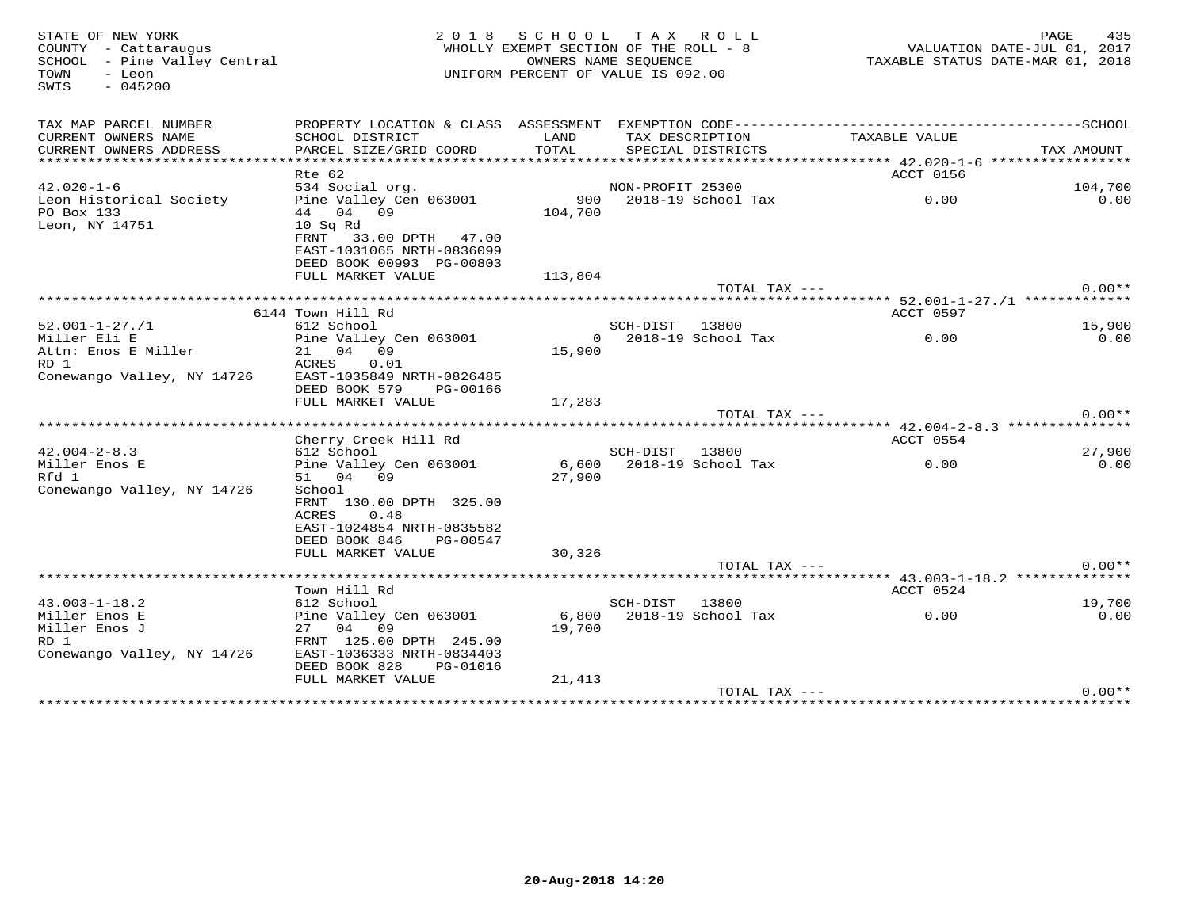STATE OF NEW YORK
COUNTY - Cattaraugus
SCHOOL - Pine Valley Central
TOWN - Leon
SWIS - 045200

2018 SCHOOL TAX ROLL
WHOLLY EXEMPT SECTION OF THE ROLL - 8
OWNERS NAME SEQUENCE
UNIFORM PERCENT OF VALUE IS 092.00

VALUATION DATE-JUL 01, 2017
TAXABLE STATUS DATE-MAR 01, 2018

| TAX MAP PARCEL NUMBER / CURRENT OWNERS NAME / CURRENT OWNERS ADDRESS | PROPERTY LOCATION & CLASS / SCHOOL DISTRICT / PARCEL SIZE/GRID COORD | ASSESSMENT LAND / TOTAL | EXEMPTION CODE / TAX DESCRIPTION / SPECIAL DISTRICTS | TAXABLE VALUE | TAX AMOUNT |
|---|---|---|---|---|---|
| 42.020-1-6 | Rte 62 | | | ACCT 0156 | |
| Leon Historical Society | 534 Social org. | | NON-PROFIT 25300 | | 104,700 |
| PO Box 133 | Pine Valley Cen 063001 | 900 | 2018-19 School Tax | 0.00 | 0.00 |
| Leon, NY 14751 | 44 04 09 | 104,700 | | | |
| | 10 Sq Rd | | | | |
| | FRNT 33.00 DPTH 47.00 | | | | |
| | EAST-1031065 NRTH-0836099 | | | | |
| | DEED BOOK 00993 PG-00803 | | | | |
| | FULL MARKET VALUE | 113,804 | | | |
| | | | TOTAL TAX --- | | 0.00** |
| 52.001-1-27./1 | 6144 Town Hill Rd | | | ACCT 0597 | |
| Miller Eli E | 612 School | | SCH-DIST 13800 | | 15,900 |
| Attn: Enos E Miller | Pine Valley Cen 063001 | 0 | 2018-19 School Tax | 0.00 | 0.00 |
| RD 1 | 21 04 09 | 15,900 | | | |
| Conewango Valley, NY 14726 | ACRES 0.01 | | | | |
| | EAST-1035849 NRTH-0826485 | | | | |
| | DEED BOOK 579 PG-00166 | | | | |
| | FULL MARKET VALUE | 17,283 | | | |
| | | | TOTAL TAX --- | | 0.00** |
| 42.004-2-8.3 | Cherry Creek Hill Rd | | | ACCT 0554 | |
| Miller Enos E | 612 School | | SCH-DIST 13800 | | 27,900 |
| Rfd 1 | Pine Valley Cen 063001 | 6,600 | 2018-19 School Tax | 0.00 | 0.00 |
| Conewango Valley, NY 14726 | 51 04 09 | 27,900 | | | |
| | School | | | | |
| | FRNT 130.00 DPTH 325.00 | | | | |
| | ACRES 0.48 | | | | |
| | EAST-1024854 NRTH-0835582 | | | | |
| | DEED BOOK 846 PG-00547 | | | | |
| | FULL MARKET VALUE | 30,326 | | | |
| | | | TOTAL TAX --- | | 0.00** |
| 43.003-1-18.2 | Town Hill Rd | | | ACCT 0524 | |
| Miller Enos E | 612 School | | SCH-DIST 13800 | | 19,700 |
| Miller Enos J | Pine Valley Cen 063001 | 6,800 | 2018-19 School Tax | 0.00 | 0.00 |
| RD 1 | 27 04 09 | 19,700 | | | |
| Conewango Valley, NY 14726 | FRNT 125.00 DPTH 245.00 | | | | |
| | EAST-1036333 NRTH-0834403 | | | | |
| | DEED BOOK 828 PG-01016 | | | | |
| | FULL MARKET VALUE | 21,413 | | | |
| | | | TOTAL TAX --- | | 0.00** |

20-Aug-2018 14:20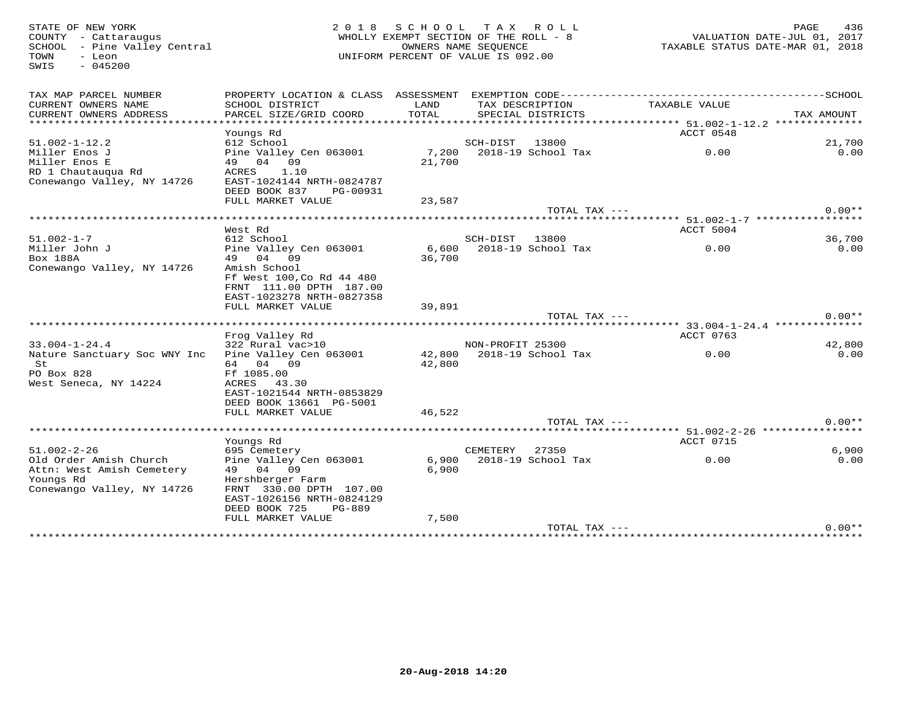STATE OF NEW YORK
COUNTY - Cattaraugus
SCHOOL - Pine Valley Central
TOWN - Leon
SWIS - 045200

2018 SCHOOL TAX ROLL
WHOLLY EXEMPT SECTION OF THE ROLL - 8
OWNERS NAME SEQUENCE
UNIFORM PERCENT OF VALUE IS 092.00

VALUATION DATE-JUL 01, 2017
TAXABLE STATUS DATE-MAR 01, 2018

| TAX MAP PARCEL NUMBER / CURRENT OWNERS NAME / CURRENT OWNERS ADDRESS | PROPERTY LOCATION & CLASS / SCHOOL DISTRICT / PARCEL SIZE/GRID COORD | ASSESSMENT LAND / TOTAL | EXEMPTION CODE / TAX DESCRIPTION / SPECIAL DISTRICTS | TAXABLE VALUE | SCHOOL / TAX AMOUNT |
|---|---|---|---|---|---|
| 51.002-1-12.2 | Youngs Rd | | | ACCT 0548 | |
| 51.002-1-12.2 | 612 School | | SCH-DIST 13800 | | 21,700 |
| Miller Enos J | Pine Valley Cen 063001 | 7,200 | 2018-19 School Tax | 0.00 | 0.00 |
| Miller Enos E | 49 04 09 | 21,700 | | | |
| RD 1 Chautauqua Rd | ACRES 1.10 | | | | |
| Conewango Valley, NY 14726 | EAST-1024144 NRTH-0824787 | | | | |
| | DEED BOOK 837 PG-00931 | | | | |
| | FULL MARKET VALUE | 23,587 | | | |
| | | | TOTAL TAX --- | | 0.00** |
| 51.002-1-7 | West Rd | | | ACCT 5004 | |
| 51.002-1-7 | 612 School | | SCH-DIST 13800 | | 36,700 |
| Miller John J | Pine Valley Cen 063001 | 6,600 | 2018-19 School Tax | 0.00 | 0.00 |
| Box 188A | 49 04 09 | 36,700 | | | |
| Conewango Valley, NY 14726 | Amish School | | | | |
| | Ff West 100,Co Rd 44 480 | | | | |
| | FRNT 111.00 DPTH 187.00 | | | | |
| | EAST-1023278 NRTH-0827358 | | | | |
| | FULL MARKET VALUE | 39,891 | | | |
| | | | TOTAL TAX --- | | 0.00** |
| 33.004-1-24.4 | Frog Valley Rd | | | ACCT 0763 | |
| 33.004-1-24.4 | 322 Rural vac>10 | | NON-PROFIT 25300 | | 42,800 |
| Nature Sanctuary Soc WNY Inc | Pine Valley Cen 063001 | 42,800 | 2018-19 School Tax | 0.00 | 0.00 |
| St | 64 04 09 | 42,800 | | | |
| PO Box 828 | Ff 1085.00 | | | | |
| West Seneca, NY 14224 | ACRES 43.30 | | | | |
| | EAST-1021544 NRTH-0853829 | | | | |
| | DEED BOOK 13661 PG-5001 | | | | |
| | FULL MARKET VALUE | 46,522 | | | |
| | | | TOTAL TAX --- | | 0.00** |
| 51.002-2-26 | Youngs Rd | | | ACCT 0715 | |
| 51.002-2-26 | 695 Cemetery | | CEMETERY 27350 | | 6,900 |
| Old Order Amish Church | Pine Valley Cen 063001 | 6,900 | 2018-19 School Tax | 0.00 | 0.00 |
| Attn: West Amish Cemetery | 49 04 09 | 6,900 | | | |
| Youngs Rd | Hershberger Farm | | | | |
| Conewango Valley, NY 14726 | FRNT 330.00 DPTH 107.00 | | | | |
| | EAST-1026156 NRTH-0824129 | | | | |
| | DEED BOOK 725 PG-889 | | | | |
| | FULL MARKET VALUE | 7,500 | | | |
| | | | TOTAL TAX --- | | 0.00** |

20-Aug-2018 14:20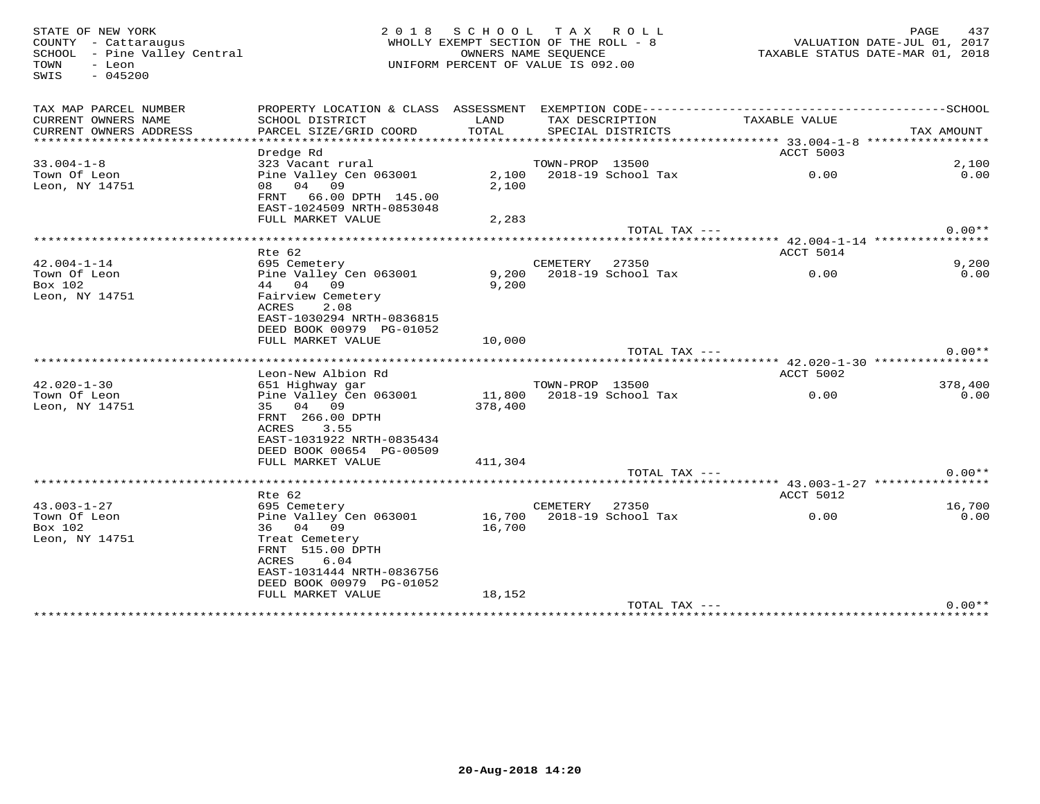STATE OF NEW YORK
COUNTY - Cattaraugus
SCHOOL - Pine Valley Central
TOWN - Leon
SWIS - 045200

2018 SCHOOL TAX ROLL
WHOLLY EXEMPT SECTION OF THE ROLL - 8
OWNERS NAME SEQUENCE
UNIFORM PERCENT OF VALUE IS 092.00

VALUATION DATE-JUL 01, 2017
TAXABLE STATUS DATE-MAR 01, 2018

| TAX MAP PARCEL NUMBER / CURRENT OWNERS NAME / CURRENT OWNERS ADDRESS | PROPERTY LOCATION & CLASS / SCHOOL DISTRICT / PARCEL SIZE/GRID COORD | ASSESSMENT LAND / TOTAL | EXEMPTION CODE / TAX DESCRIPTION / SPECIAL DISTRICTS | TAXABLE VALUE | TAX AMOUNT |
|---|---|---|---|---|---|
| 33.004-1-8 | Dredge Rd | | | ACCT 5003 | |
| | 323 Vacant rural | | TOWN-PROP 13500 | | 2,100 |
| Town Of Leon | Pine Valley Cen 063001 | 2,100 | 2018-19 School Tax | 0.00 | 0.00 |
| Leon, NY 14751 | 08 04 09 | 2,100 | | | |
| | FRNT 66.00 DPTH 145.00 | | | | |
| | EAST-1024509 NRTH-0853048 | | | | |
| | FULL MARKET VALUE | 2,283 | | | |
| | | | TOTAL TAX --- | | 0.00** |
| 42.004-1-14 | Rte 62 | | | ACCT 5014 | |
| | 695 Cemetery | | CEMETERY 27350 | | 9,200 |
| Town Of Leon | Pine Valley Cen 063001 | 9,200 | 2018-19 School Tax | 0.00 | 0.00 |
| Box 102 | 44 04 09 | 9,200 | | | |
| Leon, NY 14751 | Fairview Cemetery | | | | |
| | ACRES 2.08 | | | | |
| | EAST-1030294 NRTH-0836815 | | | | |
| | DEED BOOK 00979 PG-01052 | | | | |
| | FULL MARKET VALUE | 10,000 | | | |
| | | | TOTAL TAX --- | | 0.00** |
| 42.020-1-30 | Leon-New Albion Rd | | | ACCT 5002 | |
| | 651 Highway gar | | TOWN-PROP 13500 | | 378,400 |
| Town Of Leon | Pine Valley Cen 063001 | 11,800 | 2018-19 School Tax | 0.00 | 0.00 |
| Leon, NY 14751 | 35 04 09 | 378,400 | | | |
| | FRNT 266.00 DPTH | | | | |
| | ACRES 3.55 | | | | |
| | EAST-1031922 NRTH-0835434 | | | | |
| | DEED BOOK 00654 PG-00509 | | | | |
| | FULL MARKET VALUE | 411,304 | | | |
| | | | TOTAL TAX --- | | 0.00** |
| 43.003-1-27 | Rte 62 | | | ACCT 5012 | |
| | 695 Cemetery | | CEMETERY 27350 | | 16,700 |
| Town Of Leon | Pine Valley Cen 063001 | 16,700 | 2018-19 School Tax | 0.00 | 0.00 |
| Box 102 | 36 04 09 | 16,700 | | | |
| Leon, NY 14751 | Treat Cemetery | | | | |
| | FRNT 515.00 DPTH | | | | |
| | ACRES 6.04 | | | | |
| | EAST-1031444 NRTH-0836756 | | | | |
| | DEED BOOK 00979 PG-01052 | | | | |
| | FULL MARKET VALUE | 18,152 | | | |
| | | | TOTAL TAX --- | | 0.00** |

20-Aug-2018 14:20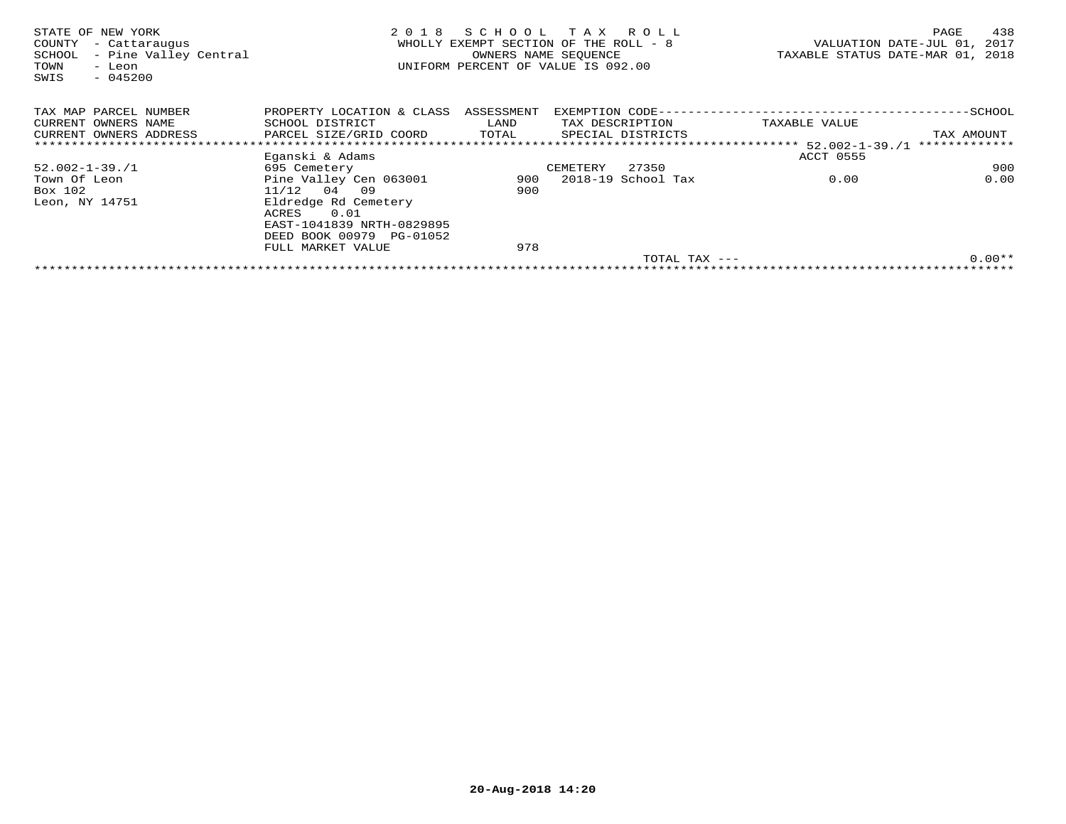STATE OF NEW YORK
COUNTY - Cattaraugus
SCHOOL - Pine Valley Central
TOWN - Leon
SWIS - 045200

2018 SCHOOL TAX ROLL
WHOLLY EXEMPT SECTION OF THE ROLL - 8
OWNERS NAME SEQUENCE
UNIFORM PERCENT OF VALUE IS 092.00

VALUATION DATE-JUL 01, 2017
TAXABLE STATUS DATE-MAR 01, 2018

| TAX MAP PARCEL NUMBER<br>CURRENT OWNERS NAME<br>CURRENT OWNERS ADDRESS | PROPERTY LOCATION & CLASS<br>SCHOOL DISTRICT<br>PARCEL SIZE/GRID COORD | ASSESSMENT<br>LAND<br>TOTAL | EXEMPTION CODE<br>TAX DESCRIPTION<br>SPECIAL DISTRICTS | TAXABLE VALUE | SCHOOL<br>TAX AMOUNT |
|---|---|---|---|---|---|
| | Eganski & Adams | | | ACCT 0555 | |
| 52.002-1-39./1 | 695 Cemetery | | CEMETERY 27350 | | 900 |
| Town Of Leon | Pine Valley Cen 063001 | 900 | 2018-19 School Tax | 0.00 | 0.00 |
| Box 102 | 11/12 04 09 | 900 | | | |
| Leon, NY 14751 | Eldredge Rd Cemetery | | | | |
| | ACRES 0.01 | | | | |
| | EAST-1041839 NRTH-0829895 | | | | |
| | DEED BOOK 00979 PG-01052 | | | | |
| | FULL MARKET VALUE | 978 | | | |
| | | | TOTAL TAX --- | | 0.00** |

20-Aug-2018 14:20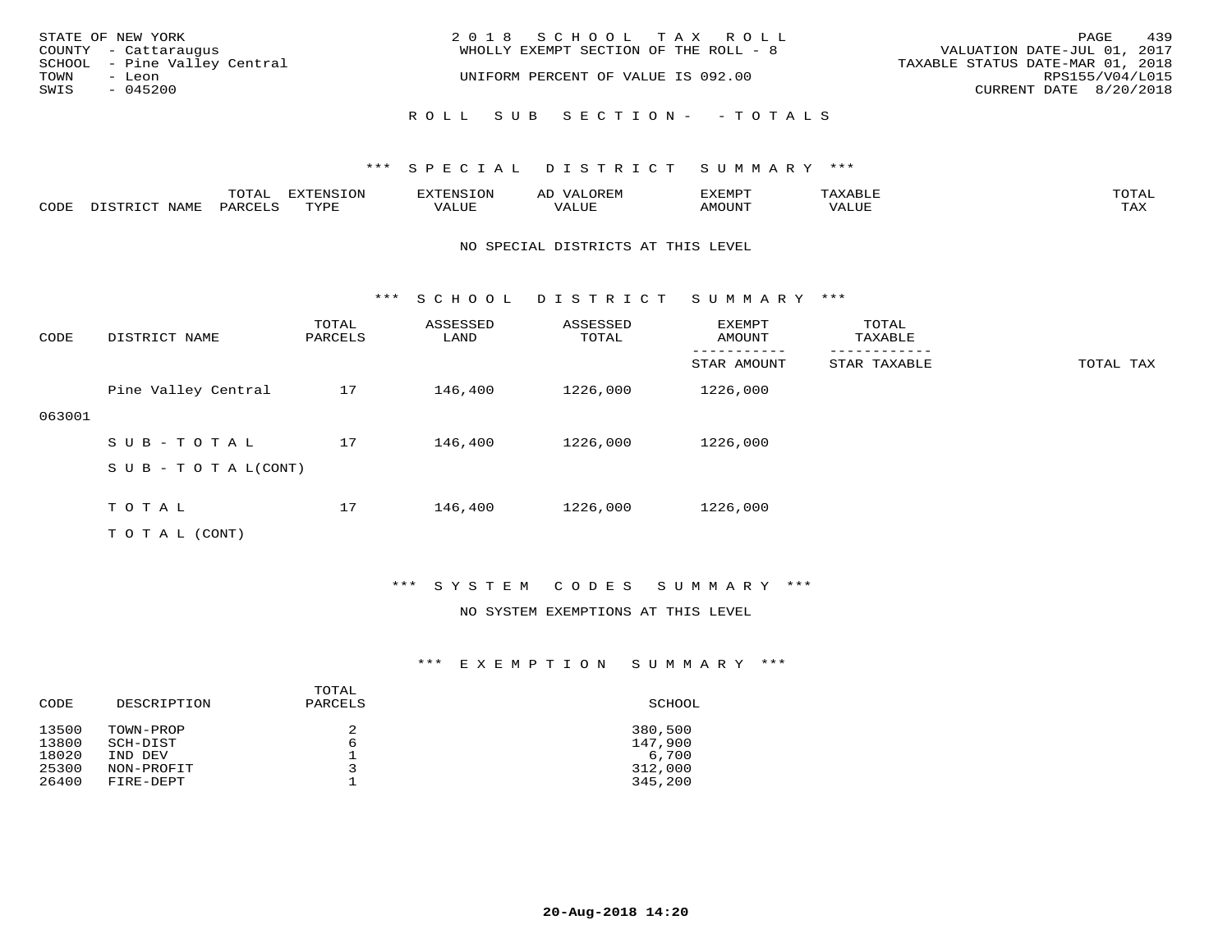STATE OF NEW YORK
COUNTY - Cattaraugus
SCHOOL - Pine Valley Central
TOWN - Leon
SWIS - 045200

2018 SCHOOL TAX ROLL
WHOLLY EXEMPT SECTION OF THE ROLL - 8
UNIFORM PERCENT OF VALUE IS 092.00

VALUATION DATE-JUL 01, 2017
TAXABLE STATUS DATE-MAR 01, 2018
RPS155/V04/L015
CURRENT DATE 8/20/2018

## ROLL SUB SECTION- - TOTALS

### *** SPECIAL DISTRICT SUMMARY ***

| CODE | DISTRICT NAME | TOTAL PARCELS | EXTENSION TYPE | EXTENSION VALUE | AD VALOREM VALUE | EXEMPT AMOUNT | TAXABLE VALUE | TOTAL TAX |
|---|---|---|---|---|---|---|---|---|

NO SPECIAL DISTRICTS AT THIS LEVEL

### *** SCHOOL DISTRICT SUMMARY ***

| CODE | DISTRICT NAME | TOTAL PARCELS | ASSESSED LAND | ASSESSED TOTAL | EXEMPT AMOUNT / STAR AMOUNT | TOTAL TAXABLE / STAR TAXABLE | TOTAL TAX |
|---|---|---|---|---|---|---|---|
| 063001 | Pine Valley Central | 17 | 146,400 | 1226,000 | 1226,000 | | |
| | SUB-TOTAL | 17 | 146,400 | 1226,000 | 1226,000 | | |
| | SUB-TOTAL(CONT) | | | | | | |
| | TOTAL | 17 | 146,400 | 1226,000 | 1226,000 | | |
| | TOTAL (CONT) | | | | | | |

### *** SYSTEM CODES SUMMARY ***

NO SYSTEM EXEMPTIONS AT THIS LEVEL

### *** EXEMPTION SUMMARY ***

| CODE | DESCRIPTION | TOTAL PARCELS | SCHOOL |
|---|---|---|---|
| 13500 | TOWN-PROP | 2 | 380,500 |
| 13800 | SCH-DIST | 6 | 147,900 |
| 18020 | IND DEV | 1 | 6,700 |
| 25300 | NON-PROFIT | 3 | 312,000 |
| 26400 | FIRE-DEPT | 1 | 345,200 |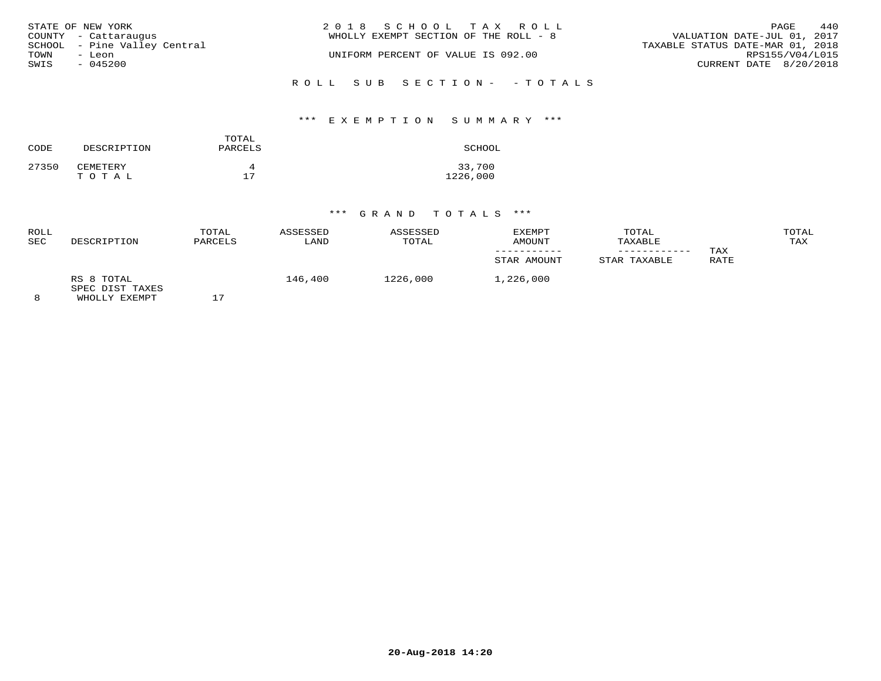STATE OF NEW YORK
COUNTY - Cattaraugus
SCHOOL - Pine Valley Central
TOWN - Leon
SWIS - 045200

2018 SCHOOL TAX ROLL
WHOLLY EXEMPT SECTION OF THE ROLL - 8

UNIFORM PERCENT OF VALUE IS 092.00

VALUATION DATE-JUL 01, 2017
TAXABLE STATUS DATE-MAR 01, 2018
RPS155/V04/L015
CURRENT DATE 8/20/2018

## ROLL SUB SECTION- - TOTALS

### *** EXEMPTION SUMMARY ***

| CODE | DESCRIPTION | TOTAL PARCELS | SCHOOL |
|---|---|---|---|
| 27350 | CEMETERY | 4 | 33,700 |
| | TOTAL | 17 | 1226,000 |

### *** GRAND TOTALS ***

| ROLL SEC | DESCRIPTION | TOTAL PARCELS | ASSESSED LAND | ASSESSED TOTAL | EXEMPT AMOUNT / STAR AMOUNT | TOTAL TAXABLE / STAR TAXABLE | TAX RATE | TOTAL TAX |
|---|---|---|---|---|---|---|---|---|
| 8 | RS 8 TOTAL SPEC DIST TAXES WHOLLY EXEMPT | 17 | 146,400 | 1226,000 | 1,226,000 | | | |

20-Aug-2018 14:20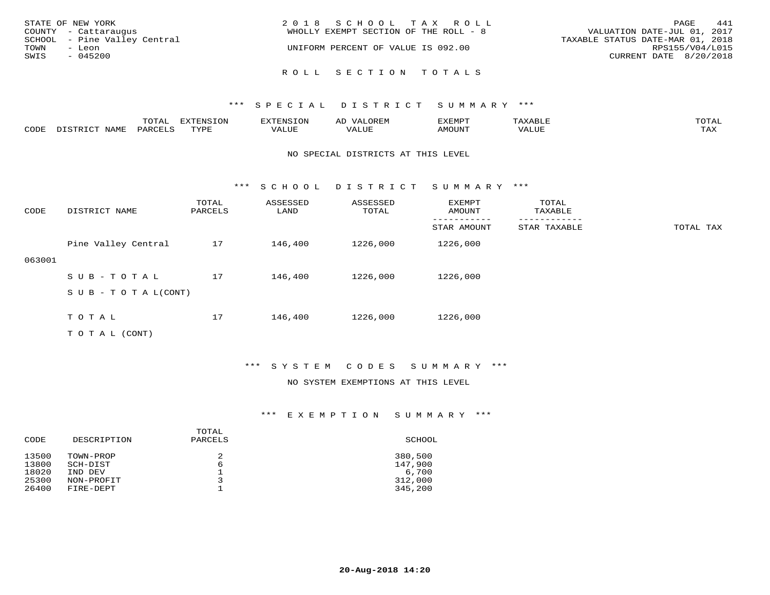STATE OF NEW YORK
COUNTY - Cattaraugus
SCHOOL - Pine Valley Central
TOWN - Leon
SWIS - 045200

2018 SCHOOL TAX ROLL
WHOLLY EXEMPT SECTION OF THE ROLL - 8

UNIFORM PERCENT OF VALUE IS 092.00

VALUATION DATE-JUL 01, 2017
TAXABLE STATUS DATE-MAR 01, 2018
RPS155/V04/L015
CURRENT DATE 8/20/2018

## ROLL SECTION TOTALS

### *** SPECIAL DISTRICT SUMMARY ***

| CODE | DISTRICT NAME | TOTAL PARCELS | EXTENSION TYPE | EXTENSION VALUE | AD VALOREM VALUE | EXEMPT AMOUNT | TAXABLE VALUE | TOTAL TAX |
|---|---|---|---|---|---|---|---|---|

NO SPECIAL DISTRICTS AT THIS LEVEL

### *** SCHOOL DISTRICT SUMMARY ***

| CODE | DISTRICT NAME | TOTAL PARCELS | ASSESSED LAND | ASSESSED TOTAL | EXEMPT AMOUNT / STAR AMOUNT | TOTAL TAXABLE / STAR TAXABLE | TOTAL TAX |
|---|---|---|---|---|---|---|---|
| 063001 | Pine Valley Central | 17 | 146,400 | 1226,000 | 1226,000 | | |
| | SUB-TOTAL | 17 | 146,400 | 1226,000 | 1226,000 | | |
| | SUB-TOTAL(CONT) | | | | | | |
| | TOTAL | 17 | 146,400 | 1226,000 | 1226,000 | | |
| | TOTAL (CONT) | | | | | | |

### *** SYSTEM CODES SUMMARY ***

NO SYSTEM EXEMPTIONS AT THIS LEVEL

### *** EXEMPTION SUMMARY ***

| CODE | DESCRIPTION | TOTAL PARCELS | SCHOOL |
|---|---|---|---|
| 13500 | TOWN-PROP | 2 | 380,500 |
| 13800 | SCH-DIST | 6 | 147,900 |
| 18020 | IND DEV | 1 | 6,700 |
| 25300 | NON-PROFIT | 3 | 312,000 |
| 26400 | FIRE-DEPT | 1 | 345,200 |

20-Aug-2018 14:20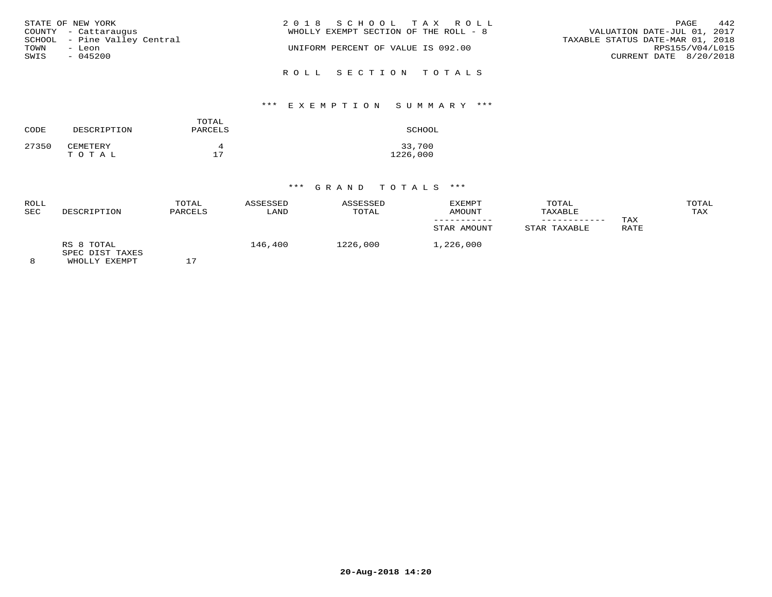STATE OF NEW YORK
COUNTY - Cattaraugus
SCHOOL - Pine Valley Central
TOWN - Leon
SWIS - 045200

2018 SCHOOL TAX ROLL
WHOLLY EXEMPT SECTION OF THE ROLL - 8

UNIFORM PERCENT OF VALUE IS 092.00

VALUATION DATE-JUL 01, 2017
TAXABLE STATUS DATE-MAR 01, 2018
RPS155/V04/L015
CURRENT DATE 8/20/2018

## ROLL SECTION TOTALS

### *** EXEMPTION SUMMARY ***

| CODE | DESCRIPTION | TOTAL PARCELS | SCHOOL |
|---|---|---|---|
| 27350 | CEMETERY | 4 | 33,700 |
| | TOTAL | 17 | 1226,000 |

### *** GRAND TOTALS ***

| ROLL SEC | DESCRIPTION | TOTAL PARCELS | ASSESSED LAND | ASSESSED TOTAL | EXEMPT AMOUNT / STAR AMOUNT | TOTAL TAXABLE / STAR TAXABLE | TAX RATE | TOTAL TAX |
|---|---|---|---|---|---|---|---|---|
| | RS 8 TOTAL | | 146,400 | 1226,000 | 1,226,000 | | | |
| | SPEC DIST TAXES | | | | | | | |
| 8 | WHOLLY EXEMPT | 17 | | | | | | |

20-Aug-2018 14:20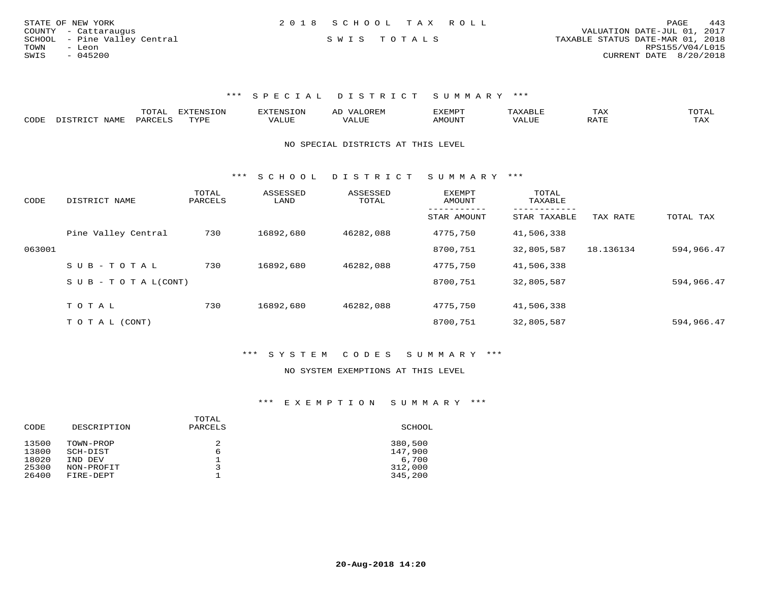STATE OF NEW YORK
COUNTY - Cattaraugus
SCHOOL - Pine Valley Central
TOWN - Leon
SWIS - 045200

2 0 1 8 S C H O O L T A X R O L L

S W I S T O T A L S

VALUATION DATE-JUL 01, 2017
TAXABLE STATUS DATE-MAR 01, 2018
RPS155/V04/L015
CURRENT DATE 8/20/2018

### *** S P E C I A L D I S T R I C T S U M M A R Y ***

| CODE | DISTRICT NAME | TOTAL PARCELS | EXTENSION TYPE | EXTENSION VALUE | AD VALOREM VALUE | EXEMPT AMOUNT | TAXABLE VALUE | TAX RATE | TOTAL TAX |
|---|---|---|---|---|---|---|---|---|---|

NO SPECIAL DISTRICTS AT THIS LEVEL

### *** S C H O O L D I S T R I C T S U M M A R Y ***

| CODE | DISTRICT NAME | TOTAL PARCELS | ASSESSED LAND | ASSESSED TOTAL | EXEMPT AMOUNT / STAR AMOUNT | TOTAL TAXABLE / STAR TAXABLE | TAX RATE | TOTAL TAX |
|---|---|---|---|---|---|---|---|---|
| | Pine Valley Central | 730 | 16892,680 | 46282,088 | 4775,750 | 41,506,338 | | |
| 063001 | | | | | 8700,751 | 32,805,587 | 18.136134 | 594,966.47 |
| | S U B - T O T A L | 730 | 16892,680 | 46282,088 | 4775,750 | 41,506,338 | | |
| | S U B - T O T A L(CONT) | | | | 8700,751 | 32,805,587 | | 594,966.47 |
| | T O T A L | 730 | 16892,680 | 46282,088 | 4775,750 | 41,506,338 | | |
| | T O T A L (CONT) | | | | 8700,751 | 32,805,587 | | 594,966.47 |

### *** S Y S T E M C O D E S S U M M A R Y ***

NO SYSTEM EXEMPTIONS AT THIS LEVEL

### *** E X E M P T I O N S U M M A R Y ***

| CODE | DESCRIPTION | TOTAL PARCELS | SCHOOL |
|---|---|---|---|
| 13500 | TOWN-PROP | 2 | 380,500 |
| 13800 | SCH-DIST | 6 | 147,900 |
| 18020 | IND DEV | 1 | 6,700 |
| 25300 | NON-PROFIT | 3 | 312,000 |
| 26400 | FIRE-DEPT | 1 | 345,200 |

20-Aug-2018 14:20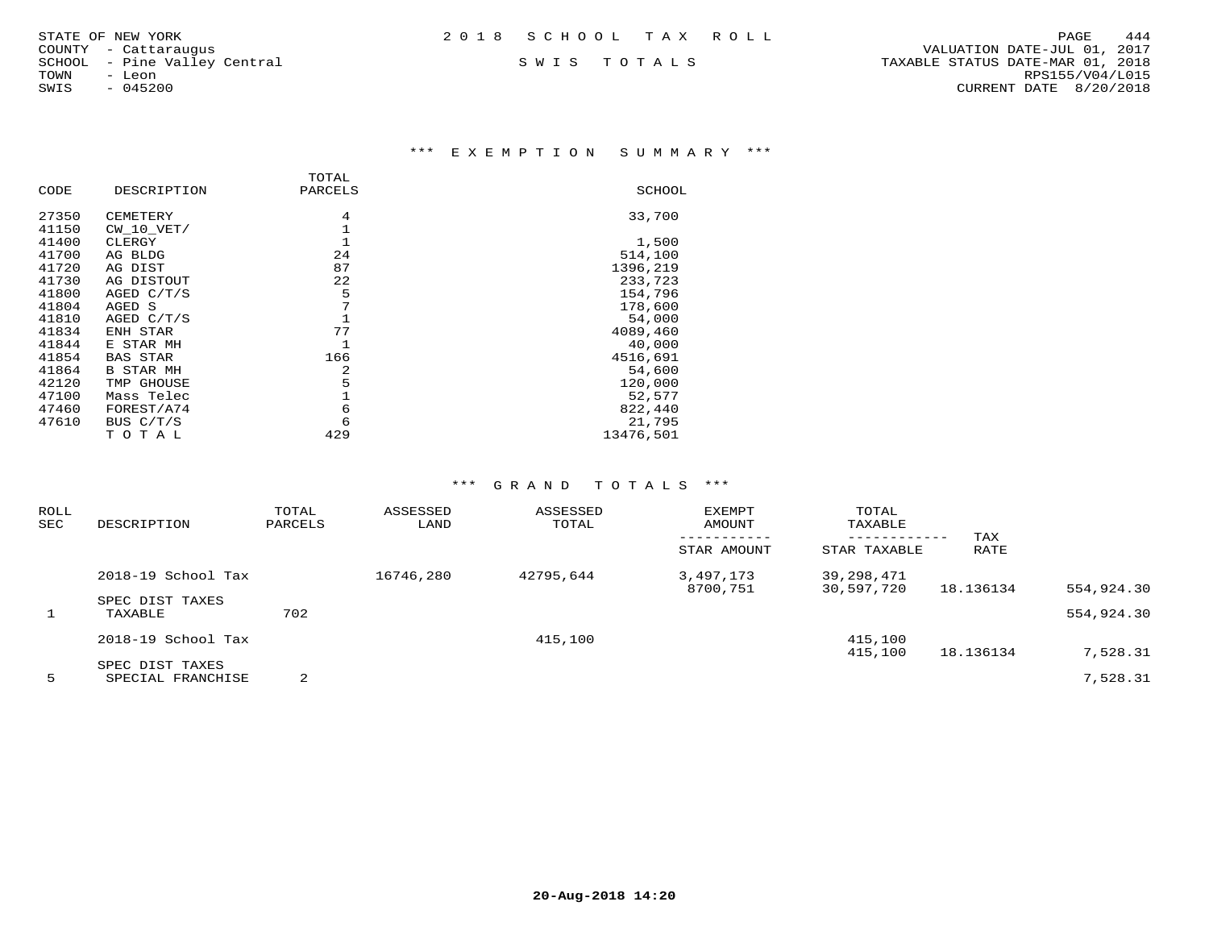STATE OF NEW YORK
COUNTY - Cattaraugus
SCHOOL - Pine Valley Central
TOWN - Leon
SWIS - 045200

2 0 1 8 S C H O O L T A X R O L L

S W I S T O T A L S

VALUATION DATE-JUL 01, 2017
TAXABLE STATUS DATE-MAR 01, 2018
RPS155/V04/L015
CURRENT DATE 8/20/2018

### *** E X E M P T I O N S U M M A R Y ***

| CODE | DESCRIPTION | TOTAL PARCELS | SCHOOL |
|---|---|---|---|
| 27350 | CEMETERY | 4 | 33,700 |
| 41150 | CW_10_VET/ | 1 | |
| 41400 | CLERGY | 1 | 1,500 |
| 41700 | AG BLDG | 24 | 514,100 |
| 41720 | AG DIST | 87 | 1396,219 |
| 41730 | AG DISTOUT | 22 | 233,723 |
| 41800 | AGED C/T/S | 5 | 154,796 |
| 41804 | AGED S | 7 | 178,600 |
| 41810 | AGED C/T/S | 1 | 54,000 |
| 41834 | ENH STAR | 77 | 4089,460 |
| 41844 | E STAR MH | 1 | 40,000 |
| 41854 | BAS STAR | 166 | 4516,691 |
| 41864 | B STAR MH | 2 | 54,600 |
| 42120 | TMP GHOUSE | 5 | 120,000 |
| 47100 | Mass Telec | 1 | 52,577 |
| 47460 | FOREST/A74 | 6 | 822,440 |
| 47610 | BUS C/T/S | 6 | 21,795 |
| | T O T A L | 429 | 13476,501 |

### *** G R A N D T O T A L S ***

| ROLL SEC | DESCRIPTION | TOTAL PARCELS | ASSESSED LAND | ASSESSED TOTAL | EXEMPT AMOUNT / STAR AMOUNT | TOTAL TAXABLE / STAR TAXABLE | TAX RATE | |
|---|---|---|---|---|---|---|---|---|
| | 2018-19 School Tax | | 16746,280 | 42795,644 | 3,497,173 | 39,298,471 | | |
| | | | | | 8700,751 | 30,597,720 | 18.136134 | 554,924.30 |
| | SPEC DIST TAXES | | | | | | | |
| 1 | TAXABLE | 702 | | | | | | 554,924.30 |
| | 2018-19 School Tax | | | 415,100 | | 415,100 | | |
| | | | | | | 415,100 | 18.136134 | 7,528.31 |
| | SPEC DIST TAXES | | | | | | | |
| 5 | SPECIAL FRANCHISE | 2 | | | | | | 7,528.31 |

20-Aug-2018 14:20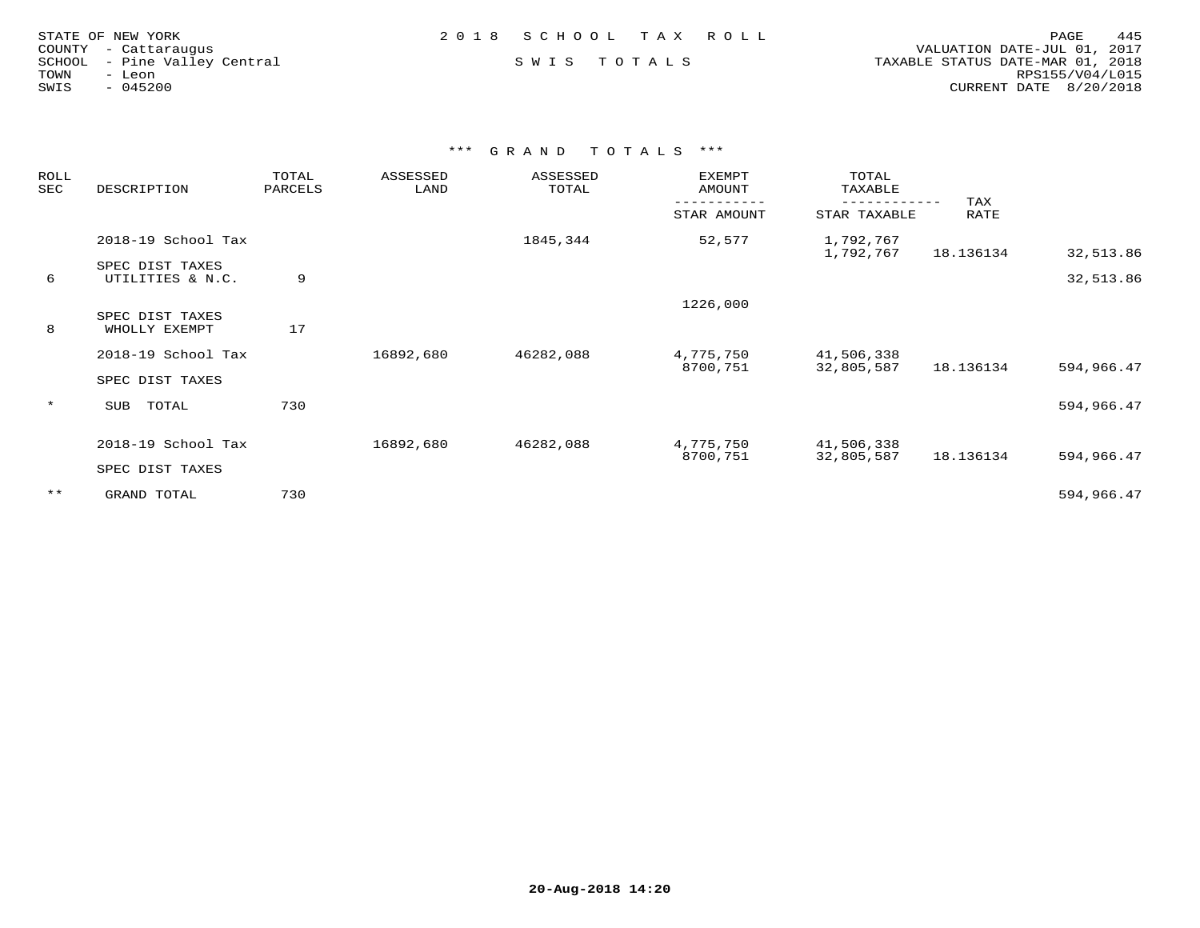STATE OF NEW YORK
COUNTY - Cattaraugus
SCHOOL - Pine Valley Central
TOWN - Leon
SWIS - 045200

2018 SCHOOL TAX ROLL

SWIS TOTALS

VALUATION DATE-JUL 01, 2017
TAXABLE STATUS DATE-MAR 01, 2018
RPS155/V04/L015
CURRENT DATE 8/20/2018

### *** GRAND TOTALS ***

| ROLL SEC | DESCRIPTION | TOTAL PARCELS | ASSESSED LAND | ASSESSED TOTAL | EXEMPT AMOUNT / STAR AMOUNT | TOTAL TAXABLE / STAR TAXABLE | TAX RATE | |
|---|---|---|---|---|---|---|---|---|
| | 2018-19 School Tax | | | 1845,344 | 52,577 | 1,792,767 | | |
| | | | | | | 1,792,767 | 18.136134 | 32,513.86 |
| | SPEC DIST TAXES | | | | | | | |
| 6 | UTILITIES & N.C. | 9 | | | | | | 32,513.86 |
| | | | | | 1226,000 | | | |
| | SPEC DIST TAXES | | | | | | | |
| 8 | WHOLLY EXEMPT | 17 | | | | | | |
| | 2018-19 School Tax | | 16892,680 | 46282,088 | 4,775,750 | 41,506,338 | | |
| | | | | | 8700,751 | 32,805,587 | 18.136134 | 594,966.47 |
| | SPEC DIST TAXES | | | | | | | |
| * | SUB TOTAL | 730 | | | | | | 594,966.47 |
| | 2018-19 School Tax | | 16892,680 | 46282,088 | 4,775,750 | 41,506,338 | | |
| | | | | | 8700,751 | 32,805,587 | 18.136134 | 594,966.47 |
| | SPEC DIST TAXES | | | | | | | |
| ** | GRAND TOTAL | 730 | | | | | | 594,966.47 |

20-Aug-2018 14:20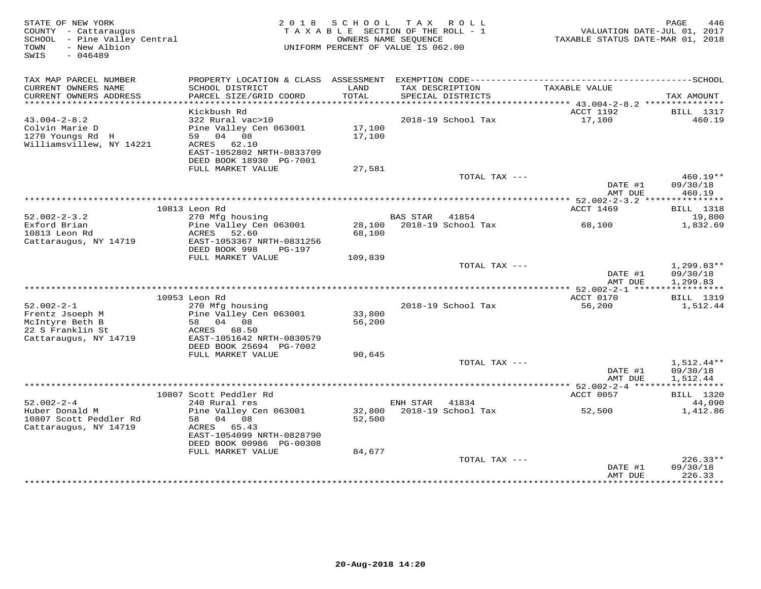STATE OF NEW YORK
COUNTY - Cattaraugus
SCHOOL - Pine Valley Central
TOWN - New Albion
SWIS - 046489

2018 SCHOOL TAX ROLL
TAXABLE SECTION OF THE ROLL - 1
OWNERS NAME SEQUENCE
UNIFORM PERCENT OF VALUE IS 062.00

VALUATION DATE-JUL 01, 2017
TAXABLE STATUS DATE-MAR 01, 2018

| TAX MAP PARCEL NUMBER / CURRENT OWNERS NAME / CURRENT OWNERS ADDRESS | PROPERTY LOCATION & CLASS / SCHOOL DISTRICT / PARCEL SIZE/GRID COORD | ASSESSMENT LAND / TOTAL | EXEMPTION CODE / TAX DESCRIPTION / SPECIAL DISTRICTS | TAXABLE VALUE | TAX AMOUNT |
|---|---|---|---|---|---|
| 43.004-2-8.2 | Kickbush Rd | | | ACCT 1192 | BILL 1317 |
| Colvin Marie D | 322 Rural vac>10 | | 2018-19 School Tax | 17,100 | 460.19 |
| 1270 Youngs Rd H | Pine Valley Cen 063001 | 17,100 | | | |
| Williamsvillew, NY 14221 | 59 04 08 | 17,100 | | | |
| | ACRES 62.10 | | | | |
| | EAST-1052802 NRTH-0833709 | | | | |
| | DEED BOOK 18930 PG-7001 | | | | |
| | FULL MARKET VALUE | 27,581 | | | |
| | | | TOTAL TAX --- | | 460.19** |
| | | | | DATE #1 | 09/30/18 |
| | | | | AMT DUE | 460.19 |
| 52.002-2-3.2 | 10813 Leon Rd | | | ACCT 1469 | BILL 1318 |
| Exford Brian | 270 Mfg housing | | BAS STAR 41854 | | 19,800 |
| 10813 Leon Rd | Pine Valley Cen 063001 | 28,100 | 2018-19 School Tax | 68,100 | 1,832.69 |
| Cattaraugus, NY 14719 | ACRES 52.60 | 68,100 | | | |
| | EAST-1053367 NRTH-0831256 | | | | |
| | DEED BOOK 998 PG-197 | | | | |
| | FULL MARKET VALUE | 109,839 | | | |
| | | | TOTAL TAX --- | | 1,299.83** |
| | | | | DATE #1 | 09/30/18 |
| | | | | AMT DUE | 1,299.83 |
| 52.002-2-1 | 10953 Leon Rd | | | ACCT 0170 | BILL 1319 |
| Frentz Jsoeph M | 270 Mfg housing | | 2018-19 School Tax | 56,200 | 1,512.44 |
| McIntyre Beth B | Pine Valley Cen 063001 | 33,800 | | | |
| 22 S Franklin St | 58 04 08 | 56,200 | | | |
| Cattaraugus, NY 14719 | ACRES 68.50 | | | | |
| | EAST-1051642 NRTH-0830579 | | | | |
| | DEED BOOK 25694 PG-7002 | | | | |
| | FULL MARKET VALUE | 90,645 | | | |
| | | | TOTAL TAX --- | | 1,512.44** |
| | | | | DATE #1 | 09/30/18 |
| | | | | AMT DUE | 1,512.44 |
| 52.002-2-4 | 10807 Scott Peddler Rd | | | ACCT 0057 | BILL 1320 |
| Huber Donald M | 240 Rural res | | ENH STAR 41834 | | 44,090 |
| 10807 Scott Peddler Rd | Pine Valley Cen 063001 | 32,800 | 2018-19 School Tax | 52,500 | 1,412.86 |
| Cattaraugus, NY 14719 | 58 04 08 | 52,500 | | | |
| | ACRES 65.43 | | | | |
| | EAST-1054099 NRTH-0828790 | | | | |
| | DEED BOOK 00986 PG-00308 | | | | |
| | FULL MARKET VALUE | 84,677 | | | |
| | | | TOTAL TAX --- | | 226.33** |
| | | | | DATE #1 | 09/30/18 |
| | | | | AMT DUE | 226.33 |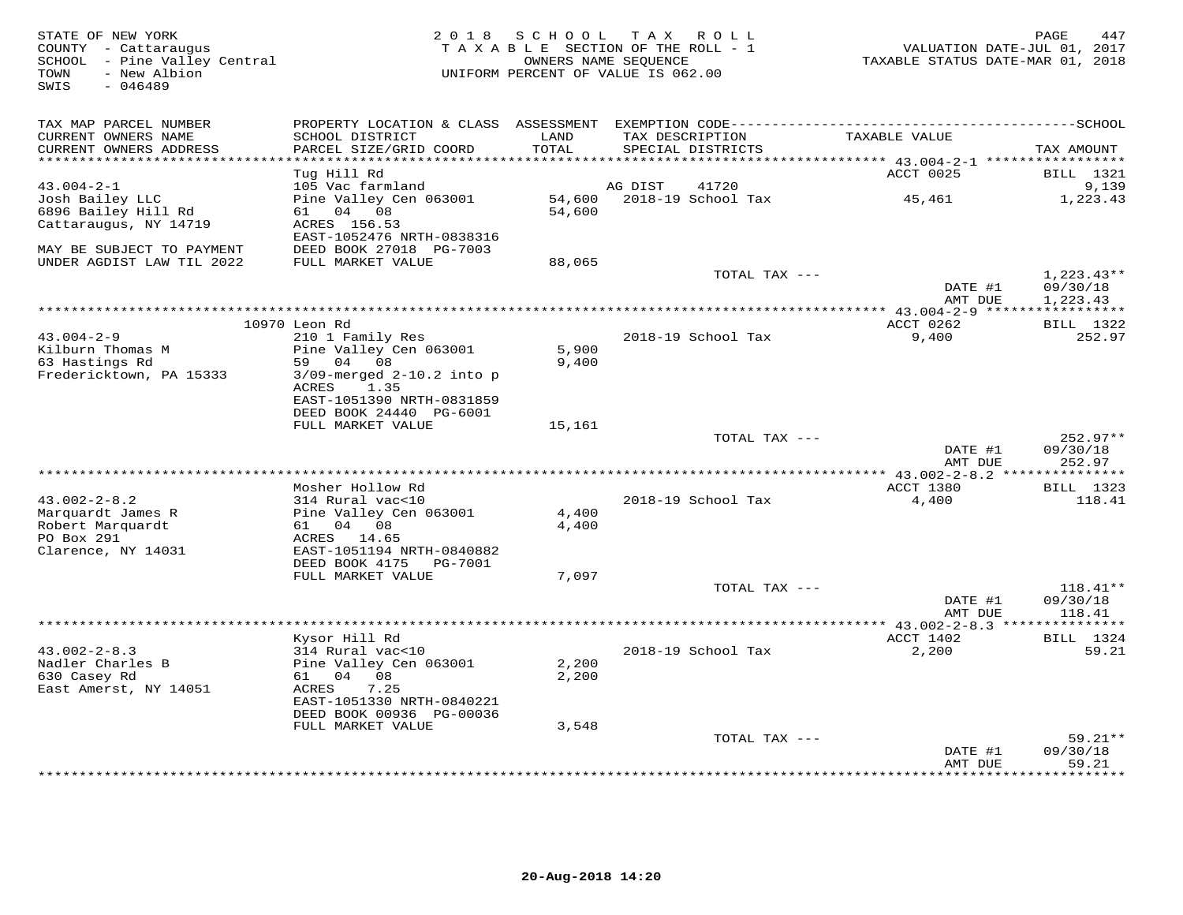STATE OF NEW YORK
COUNTY - Cattaraugus
SCHOOL - Pine Valley Central
TOWN - New Albion
SWIS - 046489

2018 SCHOOL TAX ROLL
TAXABLE SECTION OF THE ROLL - 1
OWNERS NAME SEQUENCE
UNIFORM PERCENT OF VALUE IS 062.00

VALUATION DATE-JUL 01, 2017
TAXABLE STATUS DATE-MAR 01, 2018

| TAX MAP PARCEL NUMBER / CURRENT OWNERS NAME / CURRENT OWNERS ADDRESS | PROPERTY LOCATION & CLASS / SCHOOL DISTRICT / PARCEL SIZE/GRID COORD | ASSESSMENT LAND / TOTAL | EXEMPTION CODE / TAX DESCRIPTION / SPECIAL DISTRICTS | TAXABLE VALUE | TAX AMOUNT |
|---|---|---|---|---|---|
| **43.004-2-1** | Tug Hill Rd | | | ACCT 0025 | BILL 1321 |
| 43.004-2-1 | 105 Vac farmland | | AG DIST 41720 | | 9,139 |
| Josh Bailey LLC | Pine Valley Cen 063001 | 54,600 | 2018-19 School Tax | 45,461 | 1,223.43 |
| 6896 Bailey Hill Rd | 61 04 08 | 54,600 | | | |
| Cattaraugus, NY 14719 | ACRES 156.53 | | | | |
| | EAST-1052476 NRTH-0838316 | | | | |
| MAY BE SUBJECT TO PAYMENT | DEED BOOK 27018 PG-7003 | | | | |
| UNDER AGDIST LAW TIL 2022 | FULL MARKET VALUE | 88,065 | | | |
| | | | TOTAL TAX --- | | 1,223.43** |
| | | | | DATE #1 | 09/30/18 |
| | | | | AMT DUE | 1,223.43 |
| **43.004-2-9** | 10970 Leon Rd | | | ACCT 0262 | BILL 1322 |
| 43.004-2-9 | 210 1 Family Res | | 2018-19 School Tax | 9,400 | 252.97 |
| Kilburn Thomas M | Pine Valley Cen 063001 | 5,900 | | | |
| 63 Hastings Rd | 59 04 08 | 9,400 | | | |
| Fredericktown, PA 15333 | 3/09-merged 2-10.2 into p | | | | |
| | ACRES 1.35 | | | | |
| | EAST-1051390 NRTH-0831859 | | | | |
| | DEED BOOK 24440 PG-6001 | | | | |
| | FULL MARKET VALUE | 15,161 | | | |
| | | | TOTAL TAX --- | | 252.97** |
| | | | | DATE #1 | 09/30/18 |
| | | | | AMT DUE | 252.97 |
| **43.002-2-8.2** | Mosher Hollow Rd | | | ACCT 1380 | BILL 1323 |
| 43.002-2-8.2 | 314 Rural vac<10 | | 2018-19 School Tax | 4,400 | 118.41 |
| Marquardt James R | Pine Valley Cen 063001 | 4,400 | | | |
| Robert Marquardt | 61 04 08 | 4,400 | | | |
| PO Box 291 | ACRES 14.65 | | | | |
| Clarence, NY 14031 | EAST-1051194 NRTH-0840882 | | | | |
| | DEED BOOK 4175 PG-7001 | | | | |
| | FULL MARKET VALUE | 7,097 | | | |
| | | | TOTAL TAX --- | | 118.41** |
| | | | | DATE #1 | 09/30/18 |
| | | | | AMT DUE | 118.41 |
| **43.002-2-8.3** | Kysor Hill Rd | | | ACCT 1402 | BILL 1324 |
| 43.002-2-8.3 | 314 Rural vac<10 | | 2018-19 School Tax | 2,200 | 59.21 |
| Nadler Charles B | Pine Valley Cen 063001 | 2,200 | | | |
| 630 Casey Rd | 61 04 08 | 2,200 | | | |
| East Amerst, NY 14051 | ACRES 7.25 | | | | |
| | EAST-1051330 NRTH-0840221 | | | | |
| | DEED BOOK 00936 PG-00036 | | | | |
| | FULL MARKET VALUE | 3,548 | | | |
| | | | TOTAL TAX --- | | 59.21** |
| | | | | DATE #1 | 09/30/18 |
| | | | | AMT DUE | 59.21 |

20-Aug-2018 14:20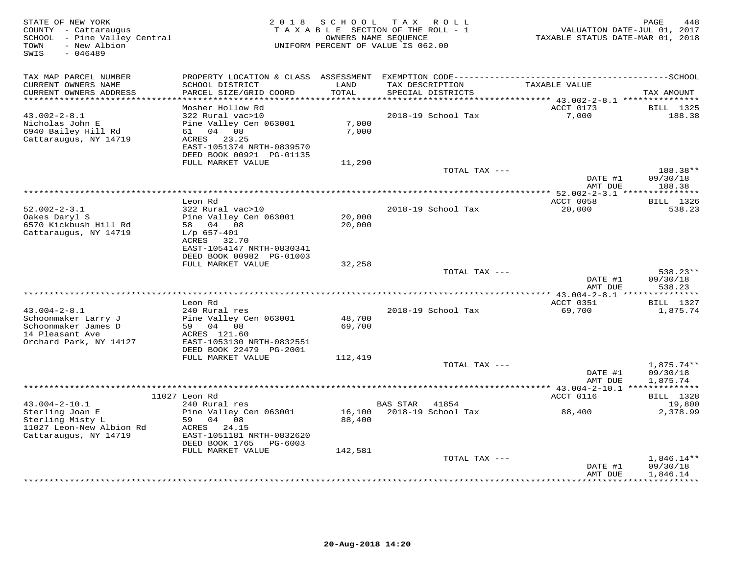STATE OF NEW YORK
COUNTY - Cattaraugus
SCHOOL - Pine Valley Central
TOWN - New Albion
SWIS - 046489

2018 SCHOOL TAX ROLL
TAXABLE SECTION OF THE ROLL - 1
OWNERS NAME SEQUENCE
UNIFORM PERCENT OF VALUE IS 062.00

VALUATION DATE-JUL 01, 2017
TAXABLE STATUS DATE-MAR 01, 2018

| TAX MAP PARCEL NUMBER<br>CURRENT OWNERS NAME<br>CURRENT OWNERS ADDRESS | PROPERTY LOCATION & CLASS<br>SCHOOL DISTRICT<br>PARCEL SIZE/GRID COORD | ASSESSMENT<br>LAND<br>TOTAL | EXEMPTION CODE<br>TAX DESCRIPTION<br>SPECIAL DISTRICTS | TAXABLE VALUE | SCHOOL<br>TAX AMOUNT |
|---|---|---|---|---|---|
| 43.002-2-8.1 | Mosher Hollow Rd | | | ACCT 0173 | BILL 1325 |
| 43.002-2-8.1 | 322 Rural vac>10 | | 2018-19 School Tax | 7,000 | 188.38 |
| Nicholas John E | Pine Valley Cen 063001 | 7,000 | | | |
| 6940 Bailey Hill Rd | 61 04 08 | 7,000 | | | |
| Cattaraugus, NY 14719 | ACRES 23.25 | | | | |
| | EAST-1051374 NRTH-0839570 | | | | |
| | DEED BOOK 00921 PG-01135 | | | | |
| | FULL MARKET VALUE | 11,290 | | | |
| | | | TOTAL TAX --- | | 188.38** |
| | | | | DATE #1 | 09/30/18 |
| | | | | AMT DUE | 188.38 |
| 52.002-2-3.1 | Leon Rd | | | ACCT 0058 | BILL 1326 |
| 52.002-2-3.1 | 322 Rural vac>10 | | 2018-19 School Tax | 20,000 | 538.23 |
| Oakes Daryl S | Pine Valley Cen 063001 | 20,000 | | | |
| 6570 Kickbush Hill Rd | 58 04 08 | 20,000 | | | |
| Cattaraugus, NY 14719 | L/p 657-401 | | | | |
| | ACRES 32.70 | | | | |
| | EAST-1054147 NRTH-0830341 | | | | |
| | DEED BOOK 00982 PG-01003 | | | | |
| | FULL MARKET VALUE | 32,258 | | | |
| | | | TOTAL TAX --- | | 538.23** |
| | | | | DATE #1 | 09/30/18 |
| | | | | AMT DUE | 538.23 |
| 43.004-2-8.1 | Leon Rd | | | ACCT 0351 | BILL 1327 |
| 43.004-2-8.1 | 240 Rural res | | 2018-19 School Tax | 69,700 | 1,875.74 |
| Schoonmaker Larry J | Pine Valley Cen 063001 | 48,700 | | | |
| Schoonmaker James D | 59 04 08 | 69,700 | | | |
| 14 Pleasant Ave | ACRES 121.60 | | | | |
| Orchard Park, NY 14127 | EAST-1053130 NRTH-0832551 | | | | |
| | DEED BOOK 22479 PG-2001 | | | | |
| | FULL MARKET VALUE | 112,419 | | | |
| | | | TOTAL TAX --- | | 1,875.74** |
| | | | | DATE #1 | 09/30/18 |
| | | | | AMT DUE | 1,875.74 |
| 43.004-2-10.1 | 11027 Leon Rd | | | ACCT 0116 | BILL 1328 |
| 43.004-2-10.1 | 240 Rural res | | BAS STAR 41854 | | 19,800 |
| Sterling Joan E | Pine Valley Cen 063001 | 16,100 | 2018-19 School Tax | 88,400 | 2,378.99 |
| Sterling Misty L | 59 04 08 | 88,400 | | | |
| 11027 Leon-New Albion Rd | ACRES 24.15 | | | | |
| Cattaraugus, NY 14719 | EAST-1051181 NRTH-0832620 | | | | |
| | DEED BOOK 1765 PG-6003 | | | | |
| | FULL MARKET VALUE | 142,581 | | | |
| | | | TOTAL TAX --- | | 1,846.14** |
| | | | | DATE #1 | 09/30/18 |
| | | | | AMT DUE | 1,846.14 |

20-Aug-2018 14:20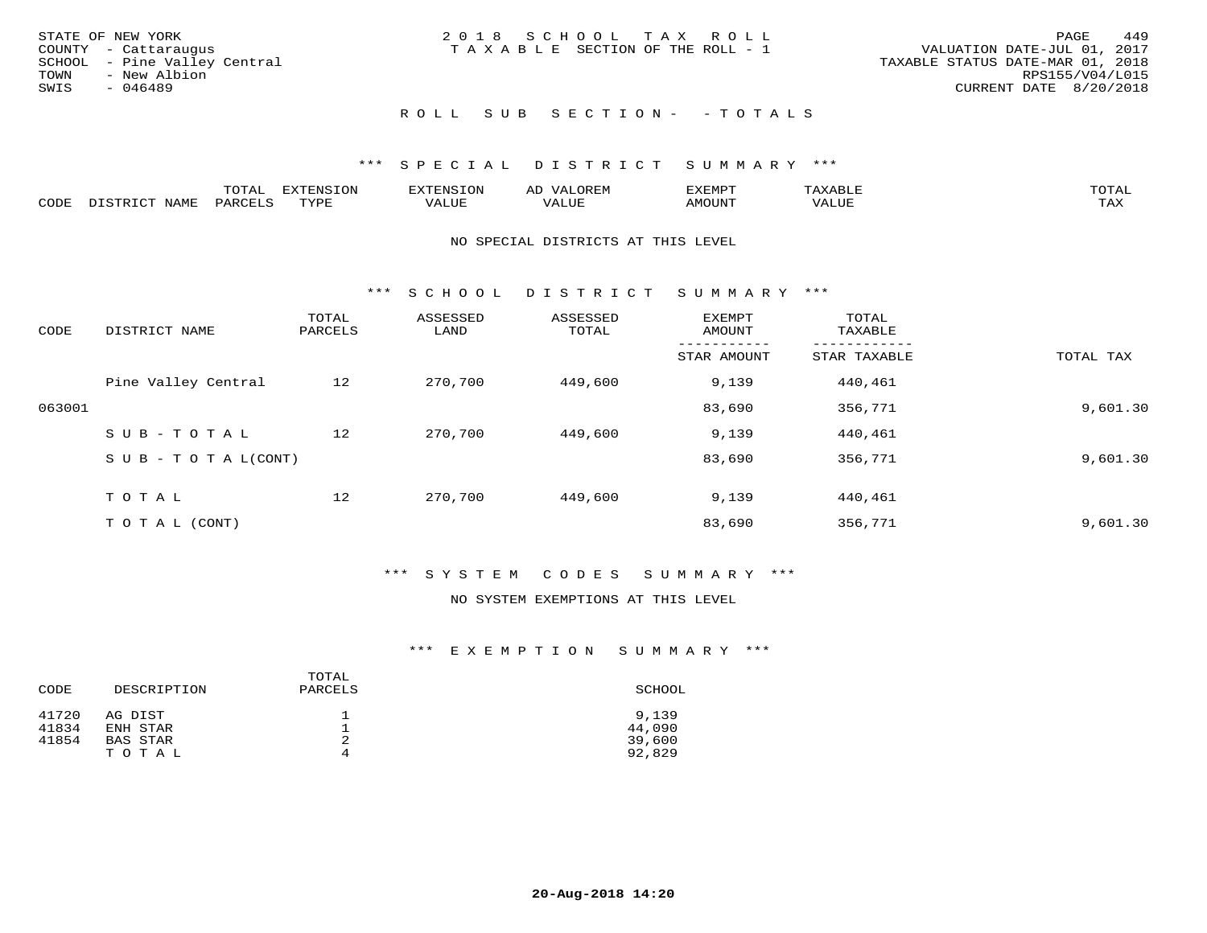STATE OF NEW YORK
COUNTY - Cattaraugus
SCHOOL - Pine Valley Central
TOWN - New Albion
SWIS - 046489

2018 SCHOOL TAX ROLL
TAXABLE SECTION OF THE ROLL - 1

VALUATION DATE-JUL 01, 2017
TAXABLE STATUS DATE-MAR 01, 2018
RPS155/V04/L015
CURRENT DATE 8/20/2018

## ROLL SUB SECTION- - TOTALS

### *** SPECIAL DISTRICT SUMMARY ***

| CODE | DISTRICT NAME | TOTAL PARCELS | EXTENSION TYPE | EXTENSION VALUE | AD VALOREM VALUE | EXEMPT AMOUNT | TAXABLE VALUE | TOTAL TAX |
|---|---|---|---|---|---|---|---|---|

NO SPECIAL DISTRICTS AT THIS LEVEL

### *** SCHOOL DISTRICT SUMMARY ***

| CODE | DISTRICT NAME | TOTAL PARCELS | ASSESSED LAND | ASSESSED TOTAL | EXEMPT AMOUNT / STAR AMOUNT | TOTAL TAXABLE / STAR TAXABLE | TOTAL TAX |
|---|---|---|---|---|---|---|---|
| | Pine Valley Central | 12 | 270,700 | 449,600 | 9,139 | 440,461 | |
| 063001 | | | | | 83,690 | 356,771 | 9,601.30 |
| | SUB-TOTAL | 12 | 270,700 | 449,600 | 9,139 | 440,461 | |
| | SUB-TOTAL(CONT) | | | | 83,690 | 356,771 | 9,601.30 |
| | TOTAL | 12 | 270,700 | 449,600 | 9,139 | 440,461 | |
| | TOTAL (CONT) | | | | 83,690 | 356,771 | 9,601.30 |

### *** SYSTEM CODES SUMMARY ***

NO SYSTEM EXEMPTIONS AT THIS LEVEL

### *** EXEMPTION SUMMARY ***

| CODE | DESCRIPTION | TOTAL PARCELS | SCHOOL |
|---|---|---|---|
| 41720 | AG DIST | 1 | 9,139 |
| 41834 | ENH STAR | 1 | 44,090 |
| 41854 | BAS STAR | 2 | 39,600 |
| | TOTAL | 4 | 92,829 |

20-Aug-2018 14:20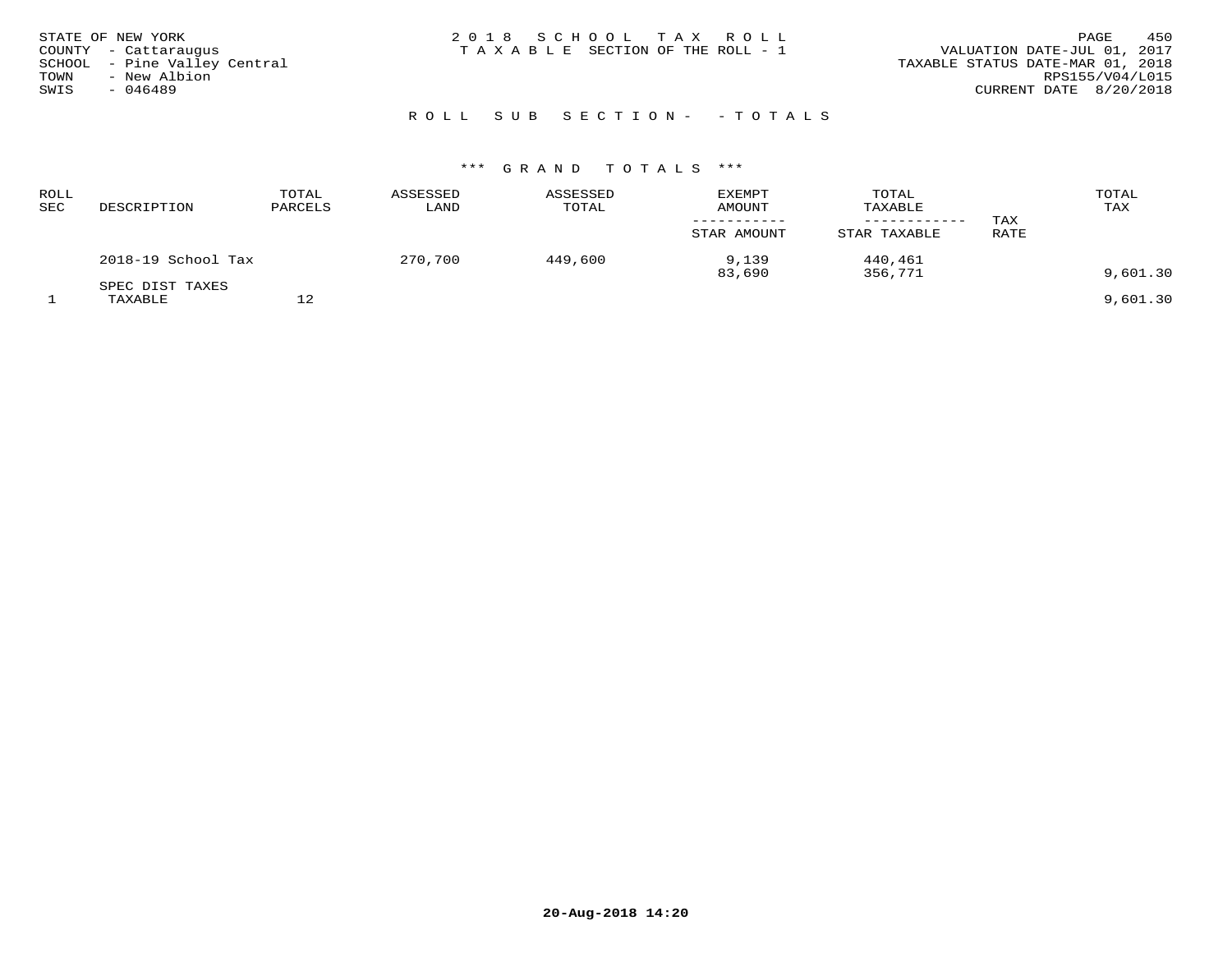STATE OF NEW YORK
COUNTY - Cattaraugus
SCHOOL - Pine Valley Central
TOWN - New Albion
SWIS - 046489

2018 SCHOOL TAX ROLL
TAXABLE SECTION OF THE ROLL - 1

VALUATION DATE-JUL 01, 2017
TAXABLE STATUS DATE-MAR 01, 2018
RPS155/V04/L015
CURRENT DATE 8/20/2018

ROLL SUB SECTION- - TOTALS

*** GRAND TOTALS ***

| ROLL SEC | DESCRIPTION | TOTAL PARCELS | ASSESSED LAND | ASSESSED TOTAL | EXEMPT AMOUNT / STAR AMOUNT | TOTAL TAXABLE / STAR TAXABLE | TAX RATE | TOTAL TAX |
|---|---|---|---|---|---|---|---|---|
| | 2018-19 School Tax | | 270,700 | 449,600 | 9,139 | 440,461 | | |
| | | | | | 83,690 | 356,771 | | 9,601.30 |
| | SPEC DIST TAXES | | | | | | | |
| 1 | TAXABLE | 12 | | | | | | 9,601.30 |

20-Aug-2018 14:20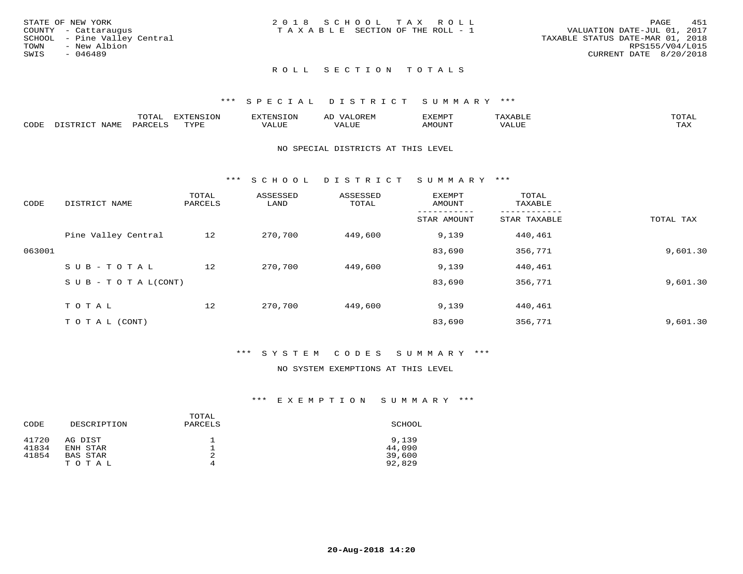STATE OF NEW YORK
COUNTY - Cattaraugus
SCHOOL - Pine Valley Central
TOWN - New Albion
SWIS - 046489

2018 SCHOOL TAX ROLL
TAXABLE SECTION OF THE ROLL - 1

VALUATION DATE-JUL 01, 2017
TAXABLE STATUS DATE-MAR 01, 2018
RPS155/V04/L015
CURRENT DATE 8/20/2018

## ROLL SECTION TOTALS

### *** SPECIAL DISTRICT SUMMARY ***

| CODE | DISTRICT NAME | TOTAL PARCELS | EXTENSION TYPE | EXTENSION VALUE | AD VALOREM VALUE | EXEMPT AMOUNT | TAXABLE VALUE | TOTAL TAX |
|---|---|---|---|---|---|---|---|---|

NO SPECIAL DISTRICTS AT THIS LEVEL

### *** SCHOOL DISTRICT SUMMARY ***

| CODE | DISTRICT NAME | TOTAL PARCELS | ASSESSED LAND | ASSESSED TOTAL | EXEMPT AMOUNT / STAR AMOUNT | TOTAL TAXABLE / STAR TAXABLE | TOTAL TAX |
|---|---|---|---|---|---|---|---|
| | Pine Valley Central | 12 | 270,700 | 449,600 | 9,139 | 440,461 | |
| 063001 | | | | | 83,690 | 356,771 | 9,601.30 |
| | SUB-TOTAL | 12 | 270,700 | 449,600 | 9,139 | 440,461 | |
| | SUB-TOTAL(CONT) | | | | 83,690 | 356,771 | 9,601.30 |
| | TOTAL | 12 | 270,700 | 449,600 | 9,139 | 440,461 | |
| | TOTAL (CONT) | | | | 83,690 | 356,771 | 9,601.30 |

### *** SYSTEM CODES SUMMARY ***

NO SYSTEM EXEMPTIONS AT THIS LEVEL

### *** EXEMPTION SUMMARY ***

| CODE | DESCRIPTION | TOTAL PARCELS | SCHOOL |
|---|---|---|---|
| 41720 | AG DIST | 1 | 9,139 |
| 41834 | ENH STAR | 1 | 44,090 |
| 41854 | BAS STAR | 2 | 39,600 |
| | TOTAL | 4 | 92,829 |

20-Aug-2018 14:20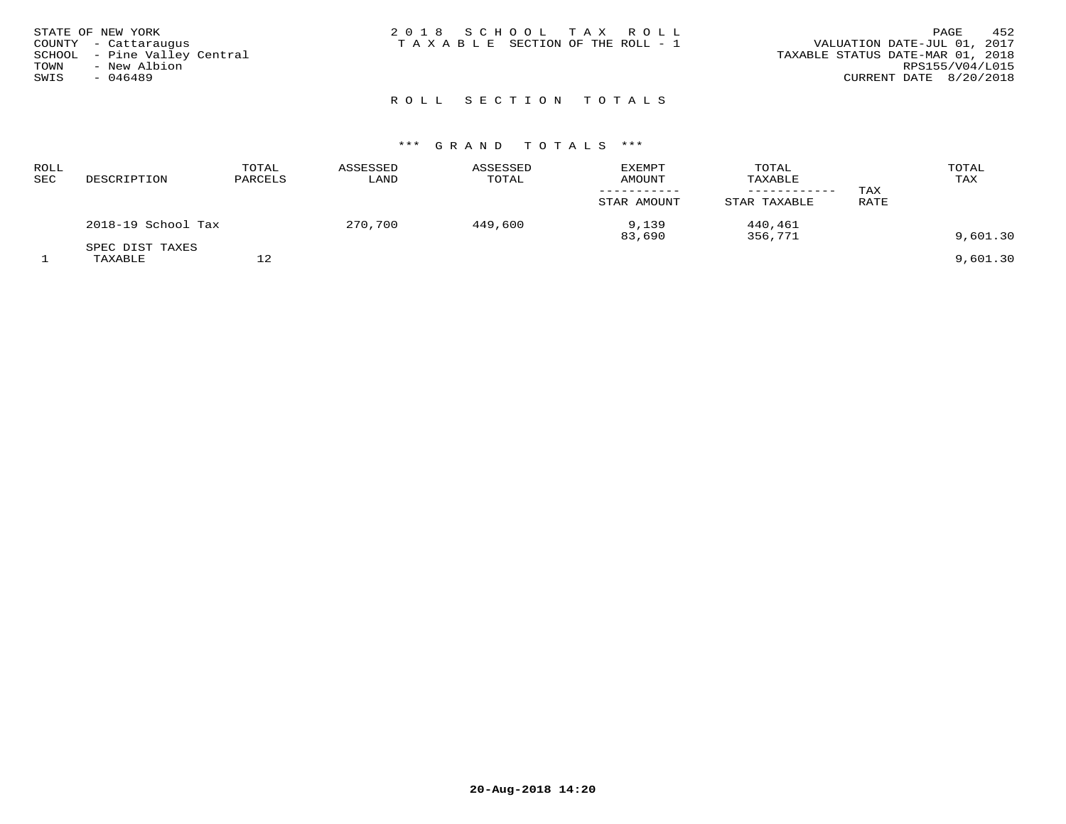STATE OF NEW YORK
COUNTY - Cattaraugus
SCHOOL - Pine Valley Central
TOWN - New Albion
SWIS - 046489

2018 SCHOOL TAX ROLL
TAXABLE SECTION OF THE ROLL - 1

PAGE 452
VALUATION DATE-JUL 01, 2017
TAXABLE STATUS DATE-MAR 01, 2018
RPS155/V04/L015
CURRENT DATE 8/20/2018

## ROLL SECTION TOTALS

### *** GRAND TOTALS ***

| ROLL SEC | DESCRIPTION | TOTAL PARCELS | ASSESSED LAND | ASSESSED TOTAL | EXEMPT AMOUNT / STAR AMOUNT | TOTAL TAXABLE / STAR TAXABLE | TAX RATE | TOTAL TAX |
|---|---|---|---|---|---|---|---|---|
| | 2018-19 School Tax | | 270,700 | 449,600 | 9,139 | 440,461 | | |
| | | | | | 83,690 | 356,771 | | 9,601.30 |
| | SPEC DIST TAXES | | | | | | | |
| 1 | TAXABLE | 12 | | | | | | 9,601.30 |

20-Aug-2018 14:20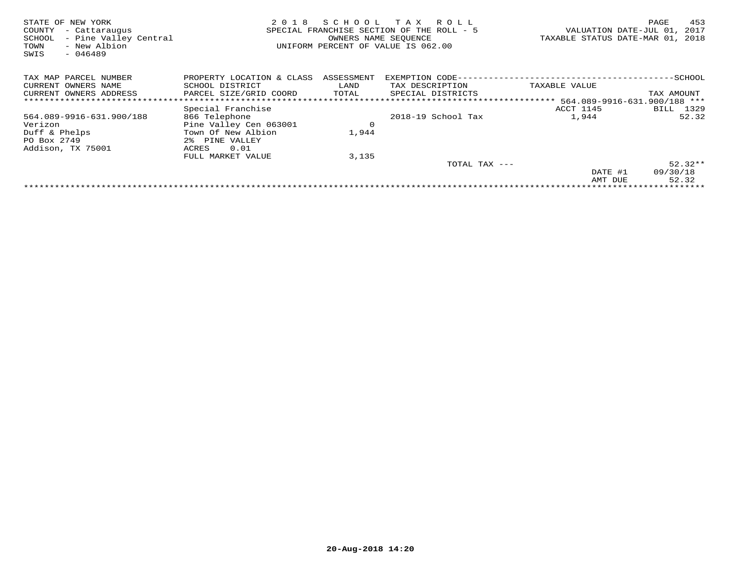STATE OF NEW YORK
COUNTY - Cattaraugus
SCHOOL - Pine Valley Central
TOWN - New Albion
SWIS - 046489

2 0 1 8 S C H O O L T A X R O L L
SPECIAL FRANCHISE SECTION OF THE ROLL - 5
OWNERS NAME SEQUENCE
UNIFORM PERCENT OF VALUE IS 062.00

VALUATION DATE-JUL 01, 2017
TAXABLE STATUS DATE-MAR 01, 2018

| TAX MAP PARCEL NUMBER / CURRENT OWNERS NAME / CURRENT OWNERS ADDRESS | PROPERTY LOCATION & CLASS / SCHOOL DISTRICT / PARCEL SIZE/GRID COORD | ASSESSMENT LAND / TOTAL | EXEMPTION CODE / TAX DESCRIPTION / SPECIAL DISTRICTS | TAXABLE VALUE | SCHOOL TAX AMOUNT |
|---|---|---|---|---|---|
| | | | | 564.089-9916-631.900/188 | |
| | Special Franchise | | | ACCT 1145 | BILL 1329 |
| 564.089-9916-631.900/188 | 866 Telephone | | 2018-19 School Tax | 1,944 | 52.32 |
| Verizon | Pine Valley Cen 063001 | 0 | | | |
| Duff & Phelps | Town Of New Albion | 1,944 | | | |
| PO Box 2749 | 2% PINE VALLEY | | | | |
| Addison, TX 75001 | ACRES 0.01 | | | | |
| | FULL MARKET VALUE | 3,135 | | | |
| | | | TOTAL TAX --- | | 52.32** |
| | | | | DATE #1 | 09/30/18 |
| | | | | AMT DUE | 52.32 |

20-Aug-2018 14:20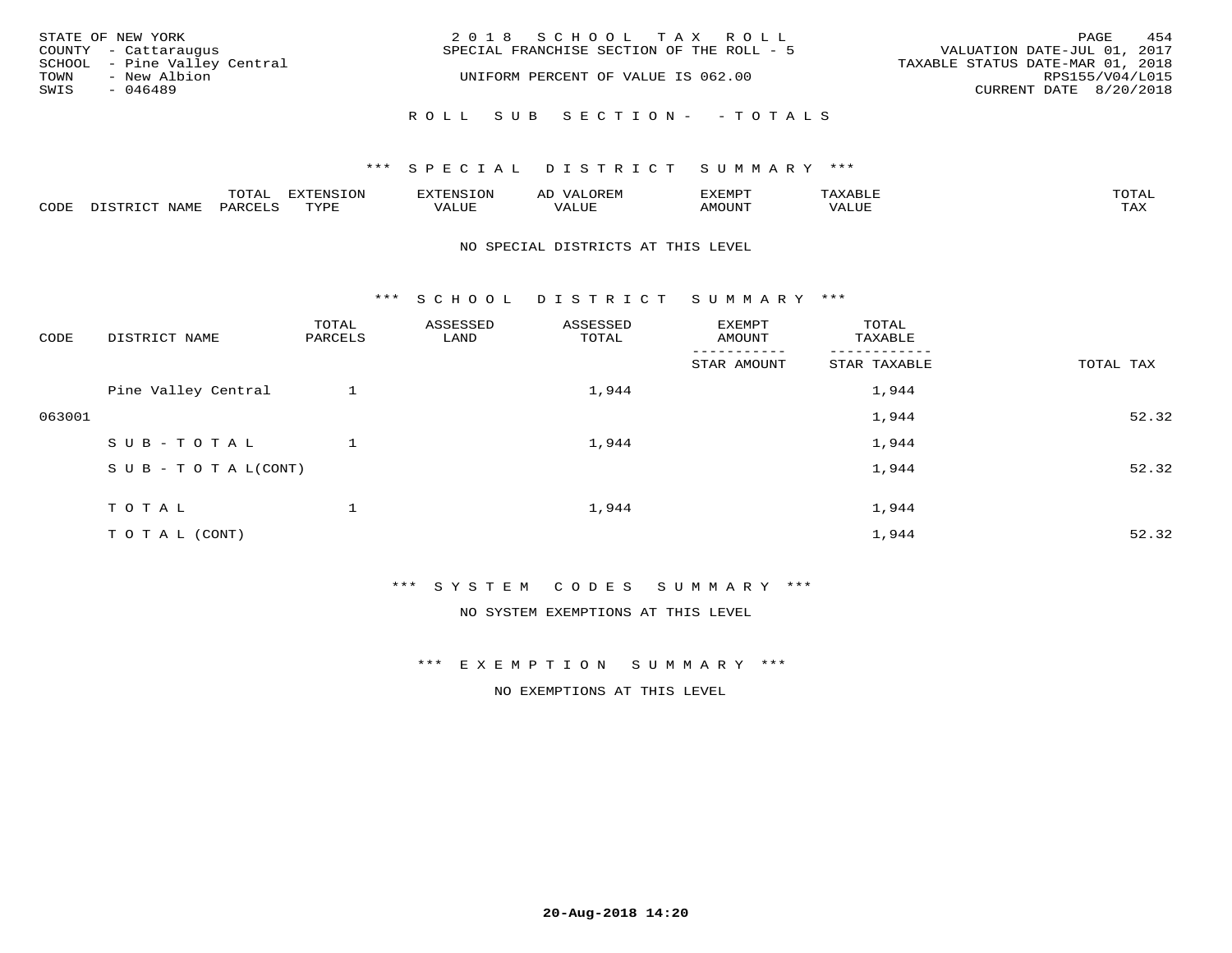STATE OF NEW YORK
COUNTY - Cattaraugus
SCHOOL - Pine Valley Central
TOWN - New Albion
SWIS - 046489

2 0 1 8 S C H O O L T A X R O L L
SPECIAL FRANCHISE SECTION OF THE ROLL - 5
UNIFORM PERCENT OF VALUE IS 062.00

PAGE 454
VALUATION DATE-JUL 01, 2017
TAXABLE STATUS DATE-MAR 01, 2018
RPS155/V04/L015
CURRENT DATE 8/20/2018

R O L L S U B S E C T I O N - - T O T A L S

*** S P E C I A L D I S T R I C T S U M M A R Y ***

| CODE | DISTRICT NAME | TOTAL PARCELS | EXTENSION TYPE | EXTENSION VALUE | AD VALOREM VALUE | EXEMPT AMOUNT | TAXABLE VALUE | TOTAL TAX |
|---|---|---|---|---|---|---|---|---|

NO SPECIAL DISTRICTS AT THIS LEVEL

*** S C H O O L D I S T R I C T S U M M A R Y ***

| CODE | DISTRICT NAME | TOTAL PARCELS | ASSESSED LAND | ASSESSED TOTAL | EXEMPT AMOUNT / STAR AMOUNT | TOTAL TAXABLE / STAR TAXABLE | TOTAL TAX |
|---|---|---|---|---|---|---|---|
| | Pine Valley Central | 1 | | 1,944 | | 1,944 | |
| 063001 | | | | | | 1,944 | 52.32 |
| | S U B - T O T A L | 1 | | 1,944 | | 1,944 | |
| | S U B - T O T A L(CONT) | | | | | 1,944 | 52.32 |
| | T O T A L | 1 | | 1,944 | | 1,944 | |
| | T O T A L (CONT) | | | | | 1,944 | 52.32 |

*** S Y S T E M C O D E S S U M M A R Y ***

NO SYSTEM EXEMPTIONS AT THIS LEVEL

*** E X E M P T I O N S U M M A R Y ***

NO EXEMPTIONS AT THIS LEVEL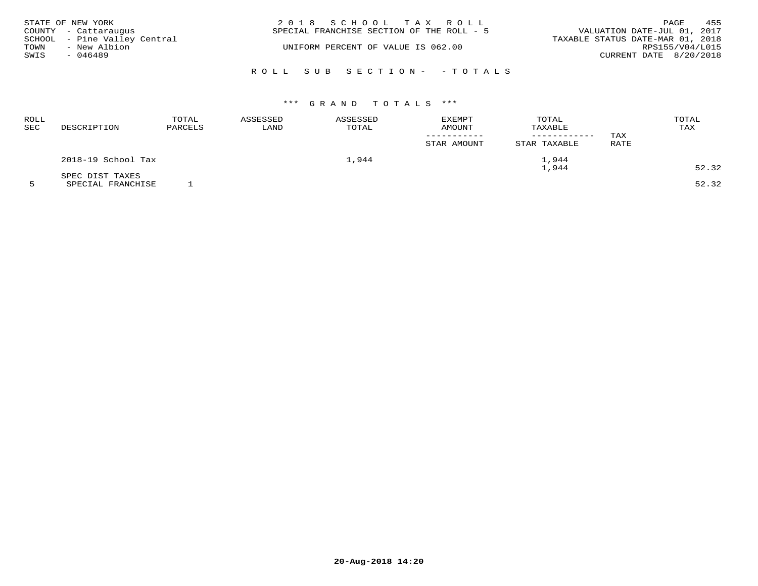STATE OF NEW YORK
COUNTY - Cattaraugus
SCHOOL - Pine Valley Central
TOWN - New Albion
SWIS - 046489

2 0 1 8 S C H O O L T A X R O L L
SPECIAL FRANCHISE SECTION OF THE ROLL - 5

UNIFORM PERCENT OF VALUE IS 062.00

VALUATION DATE-JUL 01, 2017
TAXABLE STATUS DATE-MAR 01, 2018
RPS155/V04/L015
CURRENT DATE 8/20/2018

R O L L S U B S E C T I O N - - T O T A L S

*** G R A N D T O T A L S ***

| ROLL SEC | DESCRIPTION | TOTAL PARCELS | ASSESSED LAND | ASSESSED TOTAL | EXEMPT AMOUNT ----------- STAR AMOUNT | TOTAL TAXABLE ------------ STAR TAXABLE | TAX RATE | TOTAL TAX |
|---|---|---|---|---|---|---|---|---|
| | 2018-19 School Tax | | | 1,944 | | 1,944 | | |
| | | | | | | 1,944 | | 52.32 |
| | SPEC DIST TAXES | | | | | | | |
| 5 | SPECIAL FRANCHISE | 1 | | | | | | 52.32 |

20-Aug-2018 14:20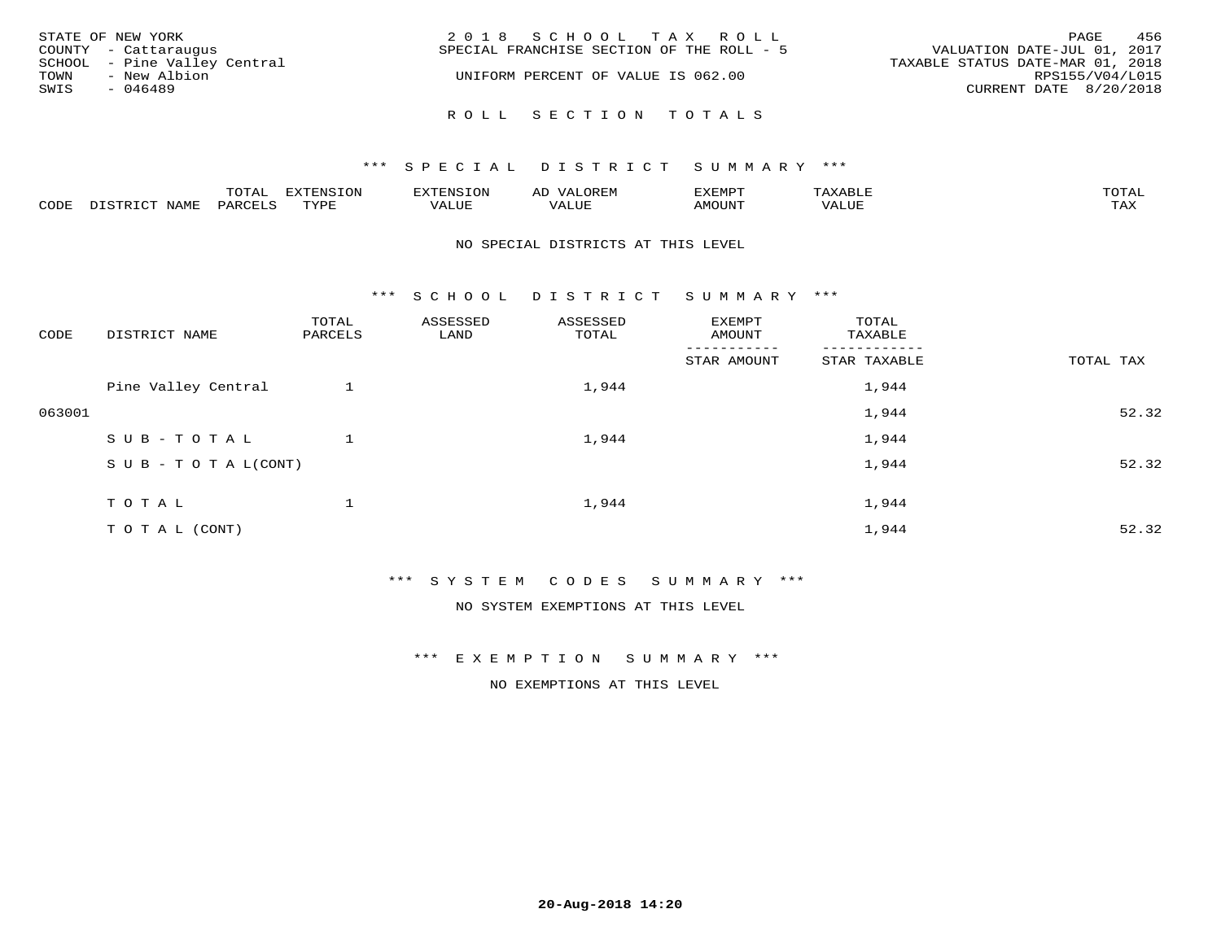STATE OF NEW YORK
COUNTY - Cattaraugus
SCHOOL - Pine Valley Central
TOWN - New Albion
SWIS - 046489

2 0 1 8 S C H O O L T A X R O L L
SPECIAL FRANCHISE SECTION OF THE ROLL - 5
UNIFORM PERCENT OF VALUE IS 062.00

VALUATION DATE-JUL 01, 2017
TAXABLE STATUS DATE-MAR 01, 2018
RPS155/V04/L015
CURRENT DATE 8/20/2018

R O L L S E C T I O N T O T A L S

*** S P E C I A L D I S T R I C T S U M M A R Y ***

| CODE | DISTRICT NAME | TOTAL PARCELS | EXTENSION TYPE | EXTENSION VALUE | AD VALOREM VALUE | EXEMPT AMOUNT | TAXABLE VALUE | TOTAL TAX |
|---|---|---|---|---|---|---|---|---|

NO SPECIAL DISTRICTS AT THIS LEVEL

*** S C H O O L D I S T R I C T S U M M A R Y ***

| CODE | DISTRICT NAME | TOTAL PARCELS | ASSESSED LAND | ASSESSED TOTAL | EXEMPT AMOUNT / STAR AMOUNT | TOTAL TAXABLE / STAR TAXABLE | TOTAL TAX |
|---|---|---|---|---|---|---|---|
| | Pine Valley Central | 1 | | 1,944 | | 1,944 | |
| 063001 | | | | | | 1,944 | 52.32 |
| | S U B - T O T A L | 1 | | 1,944 | | 1,944 | |
| | S U B - T O T A L(CONT) | | | | | 1,944 | 52.32 |
| | T O T A L | 1 | | 1,944 | | 1,944 | |
| | T O T A L (CONT) | | | | | 1,944 | 52.32 |

*** S Y S T E M C O D E S S U M M A R Y ***

NO SYSTEM EXEMPTIONS AT THIS LEVEL

*** E X E M P T I O N S U M M A R Y ***

NO EXEMPTIONS AT THIS LEVEL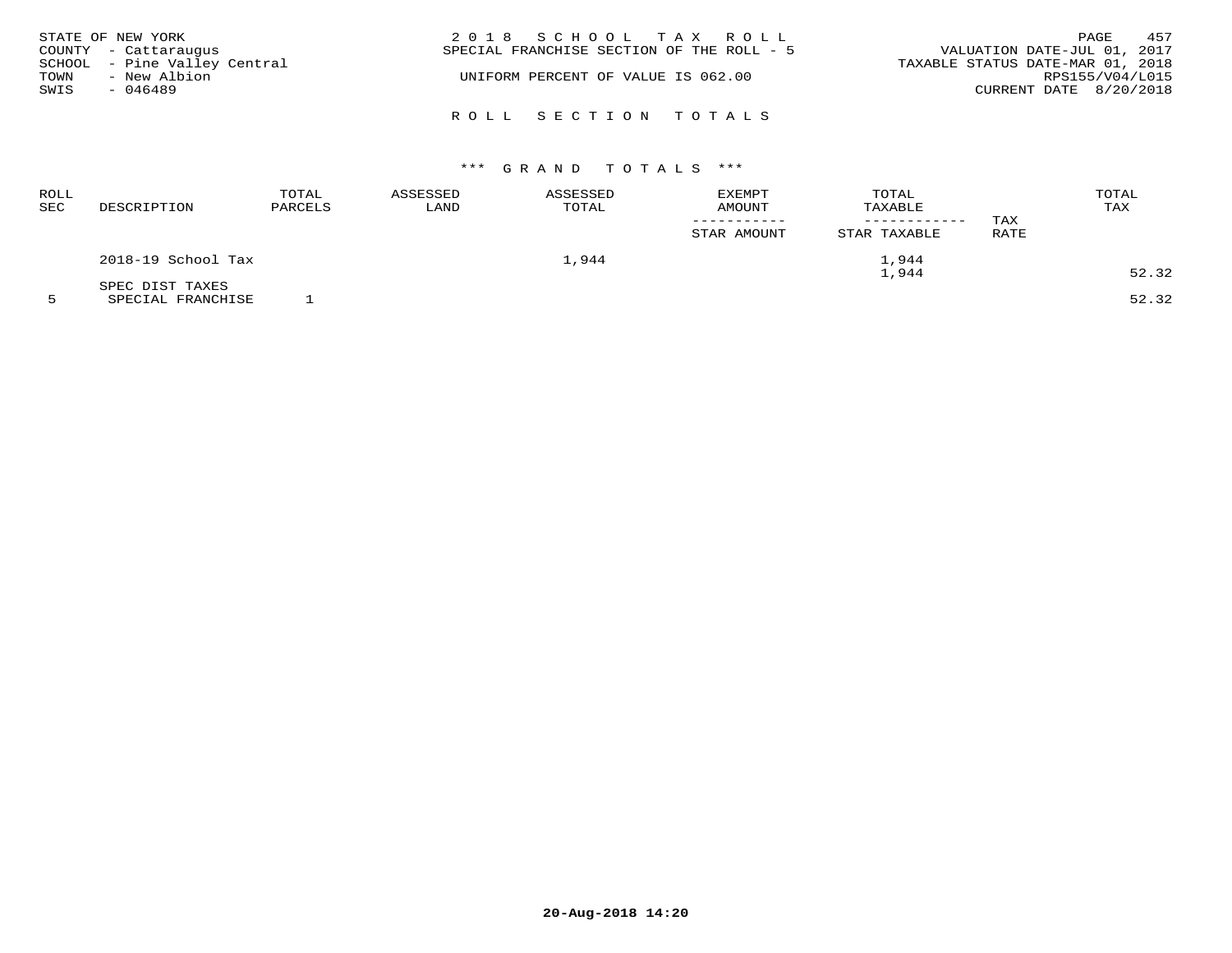STATE OF NEW YORK
COUNTY - Cattaraugus
SCHOOL - Pine Valley Central
TOWN - New Albion
SWIS - 046489

2018 SCHOOL TAX ROLL
SPECIAL FRANCHISE SECTION OF THE ROLL - 5

UNIFORM PERCENT OF VALUE IS 062.00

VALUATION DATE-JUL 01, 2017
TAXABLE STATUS DATE-MAR 01, 2018
RPS155/V04/L015
CURRENT DATE 8/20/2018

## ROLL SECTION TOTALS

### *** GRAND TOTALS ***

| ROLL SEC | DESCRIPTION | TOTAL PARCELS | ASSESSED LAND | ASSESSED TOTAL | EXEMPT AMOUNT / STAR AMOUNT | TOTAL TAXABLE / STAR TAXABLE | TAX RATE | TOTAL TAX |
|---|---|---|---|---|---|---|---|---|
| | 2018-19 School Tax | | | 1,944 | | 1,944 | | |
| | | | | | | 1,944 | | 52.32 |
| | SPEC DIST TAXES | | | | | | | |
| 5 | SPECIAL FRANCHISE | 1 | | | | | | 52.32 |

20-Aug-2018 14:20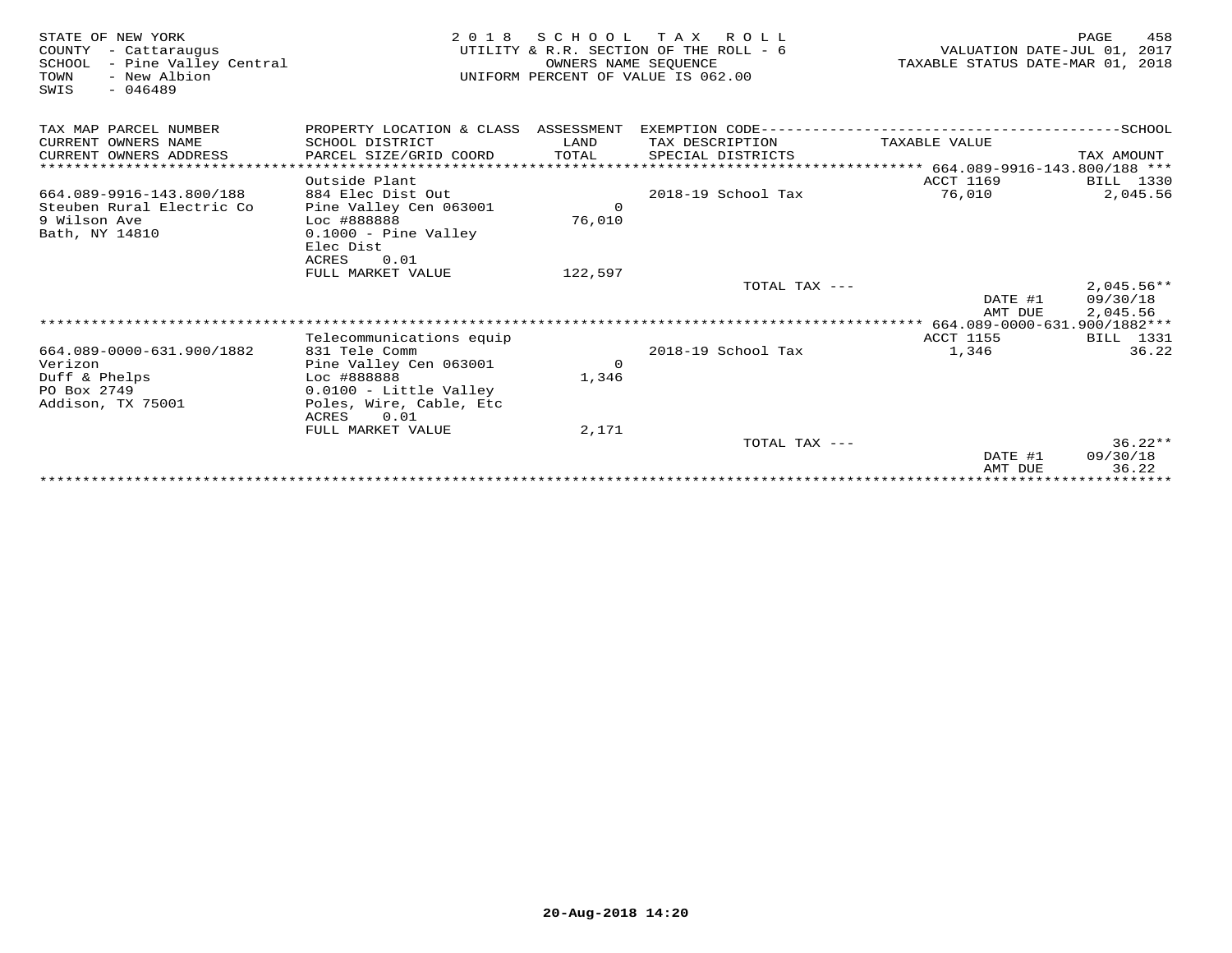STATE OF NEW YORK
COUNTY - Cattaraugus
SCHOOL - Pine Valley Central
TOWN - New Albion
SWIS - 046489

2018 SCHOOL TAX ROLL
UTILITY & R.R. SECTION OF THE ROLL - 6
OWNERS NAME SEQUENCE
UNIFORM PERCENT OF VALUE IS 062.00

VALUATION DATE-JUL 01, 2017
TAXABLE STATUS DATE-MAR 01, 2018

| TAX MAP PARCEL NUMBER / CURRENT OWNERS NAME / CURRENT OWNERS ADDRESS | PROPERTY LOCATION & CLASS / SCHOOL DISTRICT / PARCEL SIZE/GRID COORD | ASSESSMENT LAND / TOTAL | EXEMPTION CODE / TAX DESCRIPTION / SPECIAL DISTRICTS | TAXABLE VALUE | TAX AMOUNT |
|---|---|---|---|---|---|
| 664.089-9916-143.800/188 | | | | | |
| | Outside Plant | | | ACCT 1169 | BILL 1330 |
| 664.089-9916-143.800/188 | 884 Elec Dist Out | | 2018-19 School Tax | 76,010 | 2,045.56 |
| Steuben Rural Electric Co | Pine Valley Cen 063001 | 0 | | | |
| 9 Wilson Ave | Loc #888888 | 76,010 | | | |
| Bath, NY 14810 | 0.1000 - Pine Valley Elec Dist | | | | |
| | ACRES 0.01 | | | | |
| | FULL MARKET VALUE | 122,597 | | | |
| | | | TOTAL TAX --- | | 2,045.56** |
| | | | | DATE #1 | 09/30/18 |
| | | | | AMT DUE | 2,045.56 |
| 664.089-0000-631.900/1882 | | | | | |
| | Telecommunications equip | | | ACCT 1155 | BILL 1331 |
| 664.089-0000-631.900/1882 | 831 Tele Comm | | 2018-19 School Tax | 1,346 | 36.22 |
| Verizon | Pine Valley Cen 063001 | 0 | | | |
| Duff & Phelps | Loc #888888 | 1,346 | | | |
| PO Box 2749 | 0.0100 - Little Valley | | | | |
| Addison, TX 75001 | Poles, Wire, Cable, Etc | | | | |
| | ACRES 0.01 | | | | |
| | FULL MARKET VALUE | 2,171 | | | |
| | | | TOTAL TAX --- | | 36.22** |
| | | | | DATE #1 | 09/30/18 |
| | | | | AMT DUE | 36.22 |

20-Aug-2018 14:20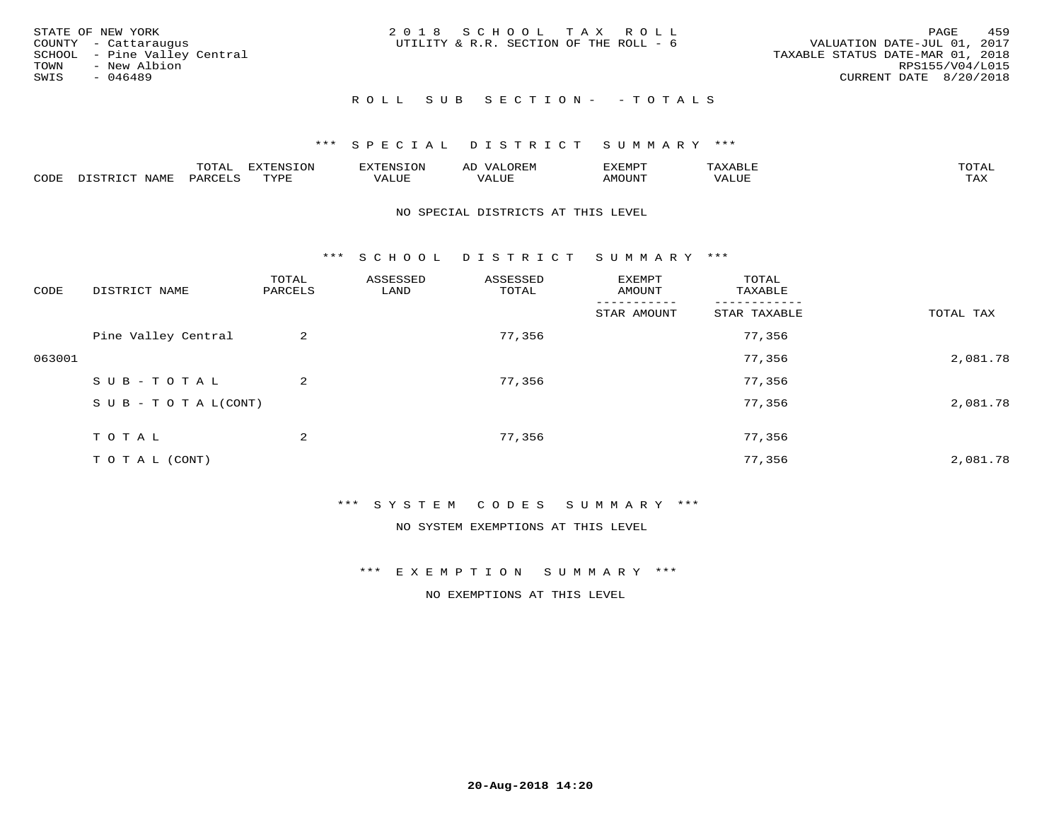STATE OF NEW YORK
COUNTY - Cattaraugus
SCHOOL - Pine Valley Central
TOWN - New Albion
SWIS - 046489

2 0 1 8 S C H O O L T A X R O L L
UTILITY & R.R. SECTION OF THE ROLL - 6

VALUATION DATE-JUL 01, 2017
TAXABLE STATUS DATE-MAR 01, 2018
RPS155/V04/L015
CURRENT DATE 8/20/2018

R O L L S U B S E C T I O N - - T O T A L S

*** S P E C I A L D I S T R I C T S U M M A R Y ***

| CODE | DISTRICT NAME | TOTAL PARCELS | EXTENSION TYPE | EXTENSION VALUE | AD VALOREM VALUE | EXEMPT AMOUNT | TAXABLE VALUE | TOTAL TAX |
|---|---|---|---|---|---|---|---|---|

NO SPECIAL DISTRICTS AT THIS LEVEL

*** S C H O O L D I S T R I C T S U M M A R Y ***

| CODE | DISTRICT NAME | TOTAL PARCELS | ASSESSED LAND | ASSESSED TOTAL | EXEMPT AMOUNT / STAR AMOUNT | TOTAL TAXABLE / STAR TAXABLE | TOTAL TAX |
|---|---|---|---|---|---|---|---|
| | Pine Valley Central | 2 | | 77,356 | | 77,356 | |
| 063001 | | | | | | 77,356 | 2,081.78 |
| | S U B - T O T A L | 2 | | 77,356 | | 77,356 | |
| | S U B - T O T A L(CONT) | | | | | 77,356 | 2,081.78 |
| | T O T A L | 2 | | 77,356 | | 77,356 | |
| | T O T A L (CONT) | | | | | 77,356 | 2,081.78 |

*** S Y S T E M C O D E S S U M M A R Y ***

NO SYSTEM EXEMPTIONS AT THIS LEVEL

*** E X E M P T I O N S U M M A R Y ***

NO EXEMPTIONS AT THIS LEVEL

20-Aug-2018 14:20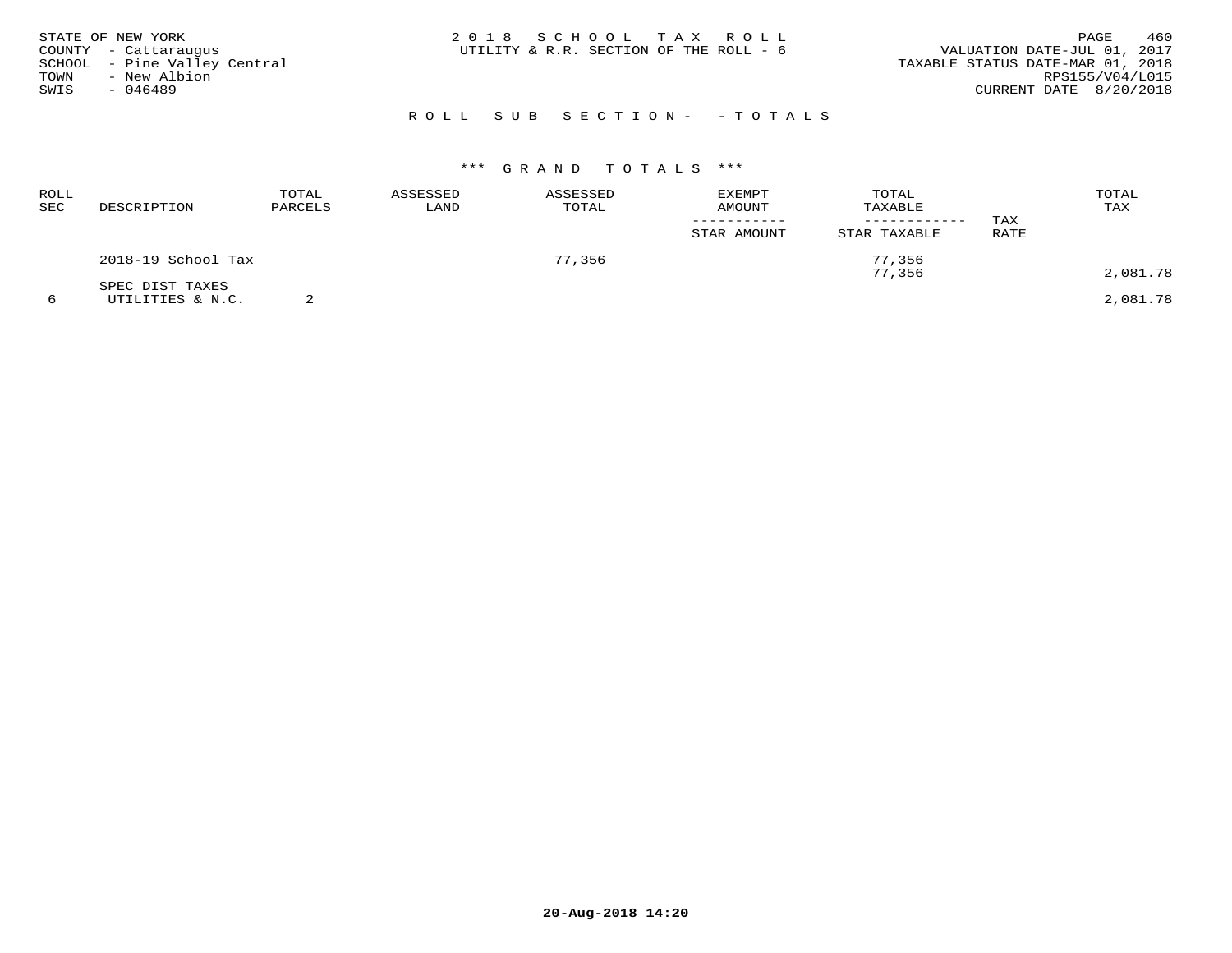STATE OF NEW YORK
COUNTY - Cattaraugus
SCHOOL - Pine Valley Central
TOWN - New Albion
SWIS - 046489

2018 SCHOOL TAX ROLL
UTILITY & R.R. SECTION OF THE ROLL - 6

VALUATION DATE-JUL 01, 2017
TAXABLE STATUS DATE-MAR 01, 2018
RPS155/V04/L015
CURRENT DATE 8/20/2018

## ROLL SUB SECTION- - TOTALS

### *** GRAND TOTALS ***

| ROLL SEC | DESCRIPTION | TOTAL PARCELS | ASSESSED LAND | ASSESSED TOTAL | EXEMPT AMOUNT / STAR AMOUNT | TOTAL TAXABLE / STAR TAXABLE | TAX RATE | TOTAL TAX |
|---|---|---|---|---|---|---|---|---|
| | 2018-19 School Tax | | | 77,356 | | 77,356 | | |
| | | | | | | 77,356 | | 2,081.78 |
| | SPEC DIST TAXES | | | | | | | |
| 6 | UTILITIES & N.C. | 2 | | | | | | 2,081.78 |

20-Aug-2018 14:20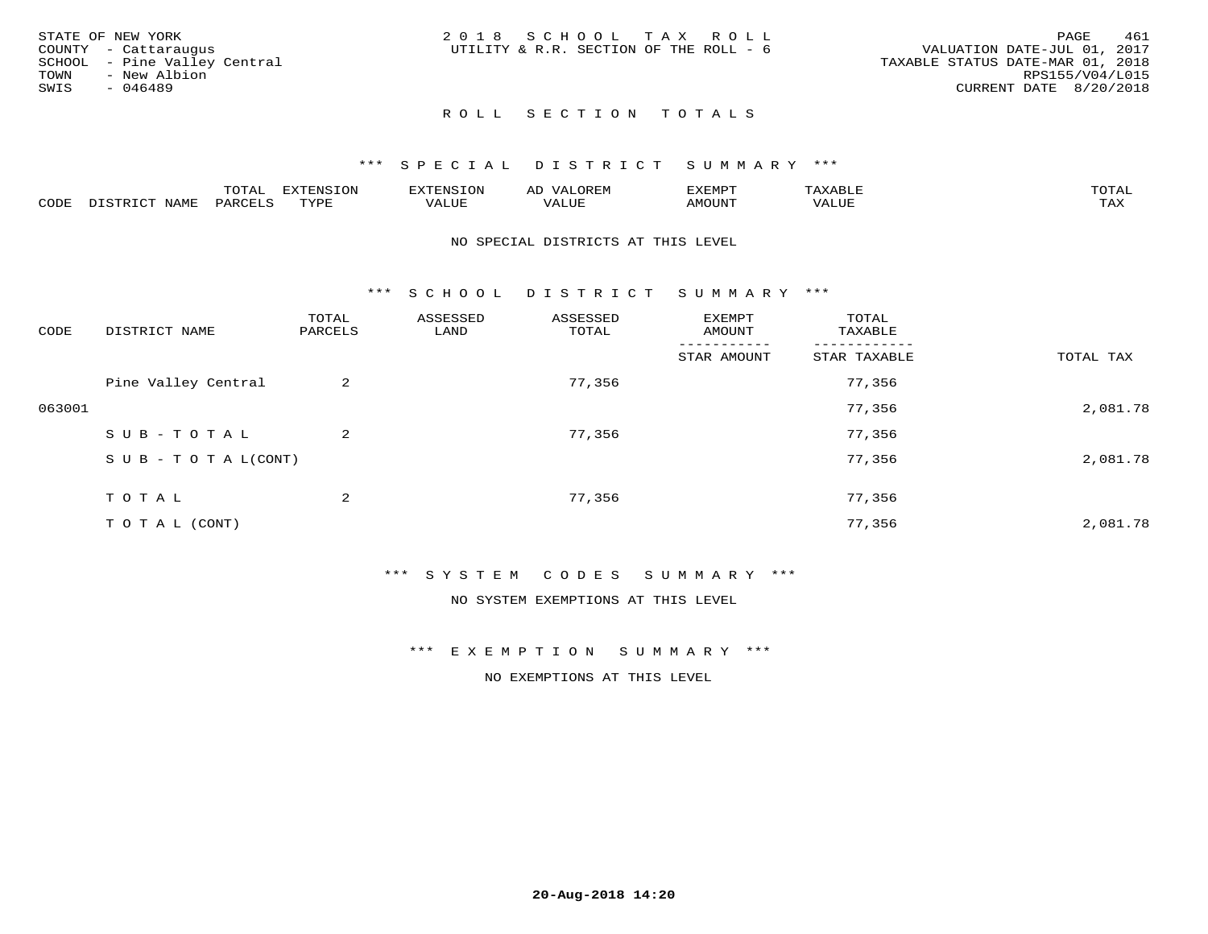STATE OF NEW YORK
COUNTY - Cattaraugus
SCHOOL - Pine Valley Central
TOWN - New Albion
SWIS - 046489

2 0 1 8 S C H O O L T A X R O L L
UTILITY & R.R. SECTION OF THE ROLL - 6

VALUATION DATE-JUL 01, 2017
TAXABLE STATUS DATE-MAR 01, 2018
RPS155/V04/L015
CURRENT DATE 8/20/2018

## R O L L S E C T I O N T O T A L S

### *** S P E C I A L D I S T R I C T S U M M A R Y ***

| CODE | DISTRICT NAME | TOTAL PARCELS | EXTENSION TYPE | EXTENSION VALUE | AD VALOREM VALUE | EXEMPT AMOUNT | TAXABLE VALUE | TOTAL TAX |
|---|---|---|---|---|---|---|---|---|

NO SPECIAL DISTRICTS AT THIS LEVEL

### *** S C H O O L D I S T R I C T S U M M A R Y ***

| CODE | DISTRICT NAME | TOTAL PARCELS | ASSESSED LAND | ASSESSED TOTAL | EXEMPT AMOUNT / STAR AMOUNT | TOTAL TAXABLE / STAR TAXABLE | TOTAL TAX |
|---|---|---|---|---|---|---|---|
| | Pine Valley Central | 2 | | 77,356 | | 77,356 | |
| 063001 | | | | | | 77,356 | 2,081.78 |
| | S U B - T O T A L | 2 | | 77,356 | | 77,356 | |
| | S U B - T O T A L(CONT) | | | | | 77,356 | 2,081.78 |
| | T O T A L | 2 | | 77,356 | | 77,356 | |
| | T O T A L (CONT) | | | | | 77,356 | 2,081.78 |

### *** S Y S T E M C O D E S S U M M A R Y ***

NO SYSTEM EXEMPTIONS AT THIS LEVEL

### *** E X E M P T I O N S U M M A R Y ***

NO EXEMPTIONS AT THIS LEVEL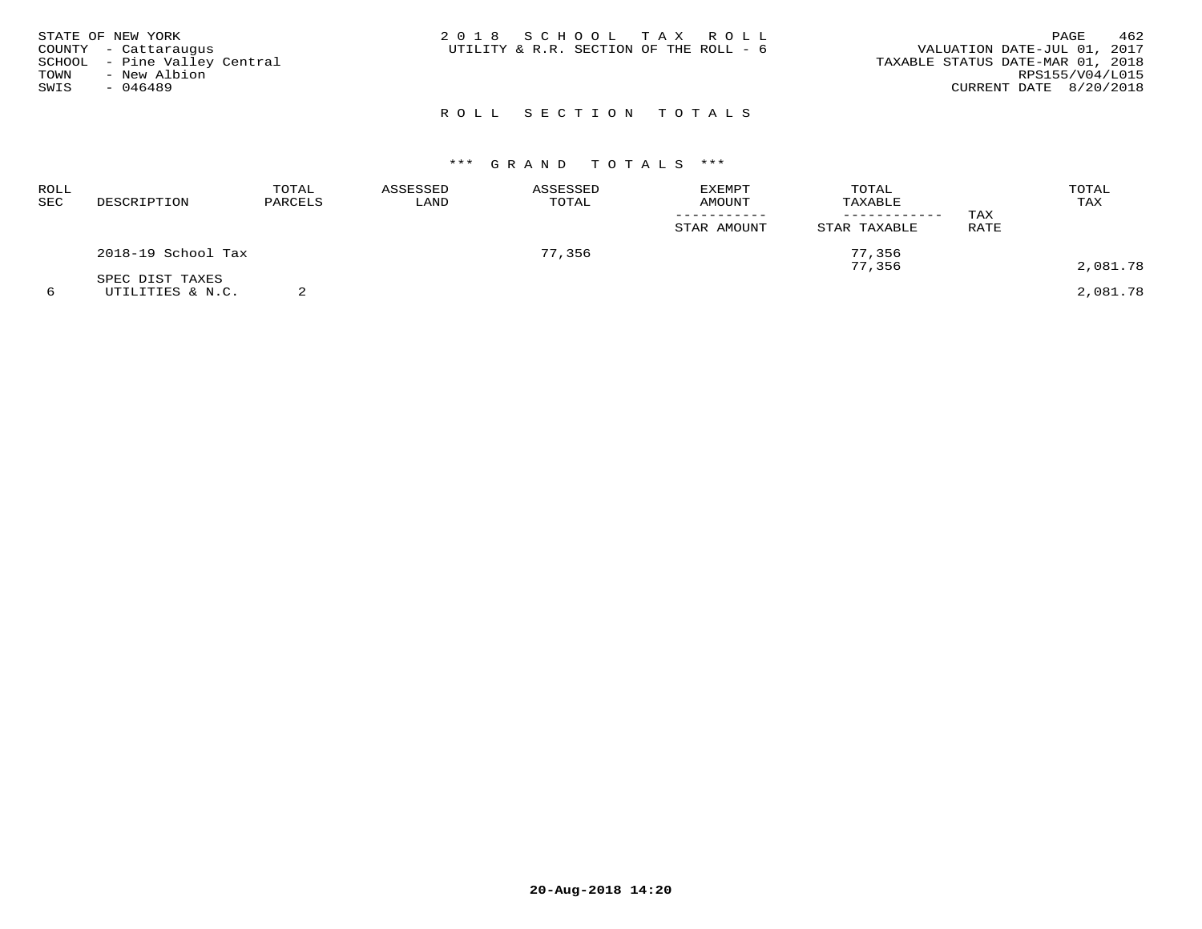STATE OF NEW YORK
COUNTY - Cattaraugus
SCHOOL - Pine Valley Central
TOWN - New Albion
SWIS - 046489

2018 SCHOOL TAX ROLL
UTILITY & R.R. SECTION OF THE ROLL - 6

VALUATION DATE-JUL 01, 2017
TAXABLE STATUS DATE-MAR 01, 2018
RPS155/V04/L015
CURRENT DATE 8/20/2018

## ROLL SECTION TOTALS

### *** GRAND TOTALS ***

| ROLL SEC | DESCRIPTION | TOTAL PARCELS | ASSESSED LAND | ASSESSED TOTAL | EXEMPT AMOUNT / STAR AMOUNT | TOTAL TAXABLE / STAR TAXABLE | TAX RATE | TOTAL TAX |
|---|---|---|---|---|---|---|---|---|
| | 2018-19 School Tax | | | 77,356 | | 77,356 | | |
| | | | | | | 77,356 | | 2,081.78 |
| | SPEC DIST TAXES | | | | | | | |
| 6 | UTILITIES & N.C. | 2 | | | | | | 2,081.78 |

20-Aug-2018 14:20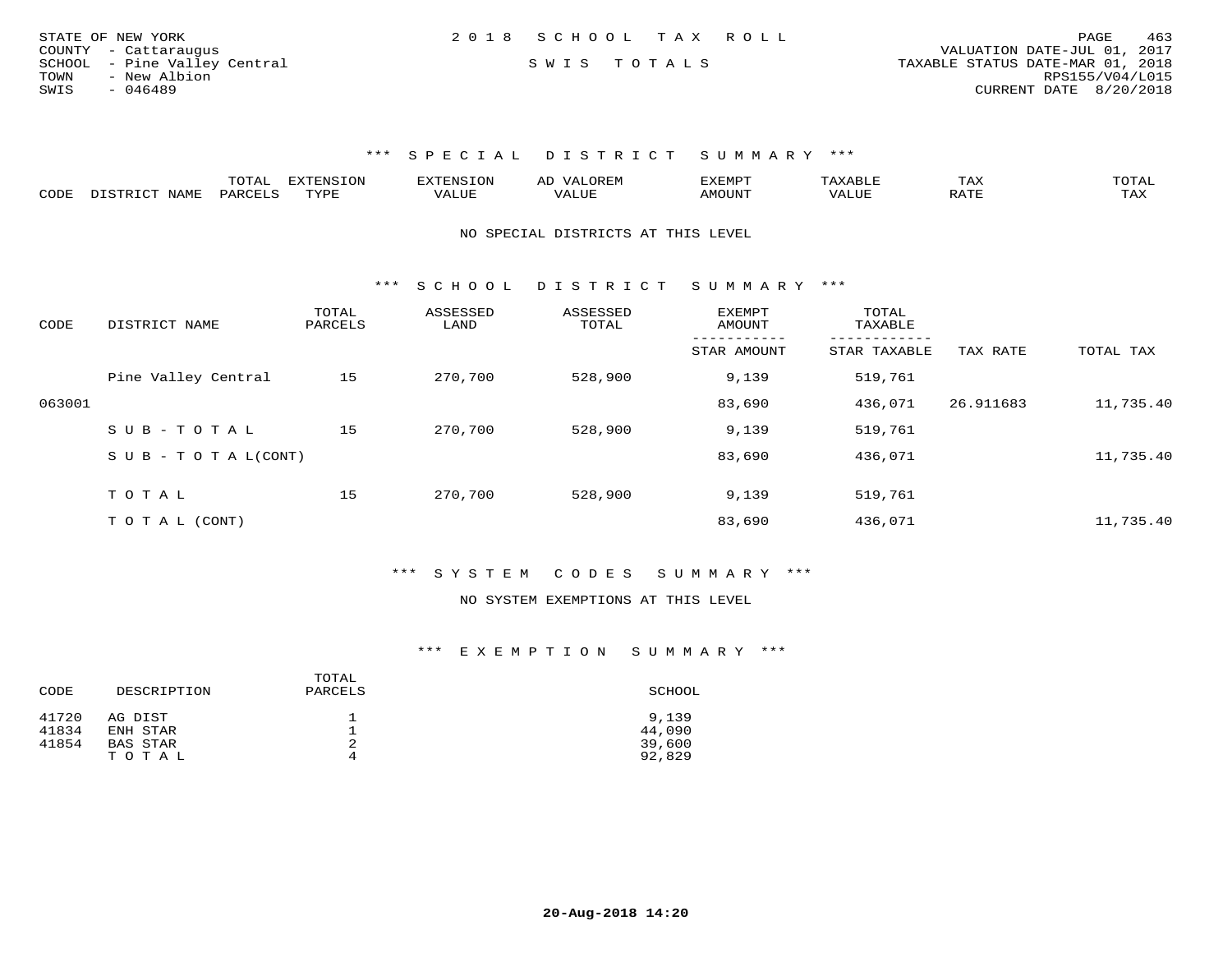STATE OF NEW YORK
COUNTY - Cattaraugus
SCHOOL - Pine Valley Central
TOWN - New Albion
SWIS - 046489

2018 SCHOOL TAX ROLL

SWIS TOTALS

VALUATION DATE-JUL 01, 2017
TAXABLE STATUS DATE-MAR 01, 2018
RPS155/V04/L015
CURRENT DATE 8/20/2018

### *** SPECIAL DISTRICT SUMMARY ***

| CODE | DISTRICT NAME | TOTAL PARCELS | EXTENSION TYPE | EXTENSION VALUE | AD VALOREM VALUE | EXEMPT AMOUNT | TAXABLE VALUE | TAX RATE | TOTAL TAX |
|---|---|---|---|---|---|---|---|---|---|

NO SPECIAL DISTRICTS AT THIS LEVEL

### *** SCHOOL DISTRICT SUMMARY ***

| CODE | DISTRICT NAME | TOTAL PARCELS | ASSESSED LAND | ASSESSED TOTAL | EXEMPT AMOUNT / STAR AMOUNT | TOTAL TAXABLE / STAR TAXABLE | TAX RATE | TOTAL TAX |
|---|---|---|---|---|---|---|---|---|
| | Pine Valley Central | 15 | 270,700 | 528,900 | 9,139 | 519,761 | | |
| 063001 | | | | | 83,690 | 436,071 | 26.911683 | 11,735.40 |
| | SUB-TOTAL | 15 | 270,700 | 528,900 | 9,139 | 519,761 | | |
| | SUB-TOTAL(CONT) | | | | 83,690 | 436,071 | | 11,735.40 |
| | TOTAL | 15 | 270,700 | 528,900 | 9,139 | 519,761 | | |
| | TOTAL (CONT) | | | | 83,690 | 436,071 | | 11,735.40 |

### *** SYSTEM CODES SUMMARY ***

NO SYSTEM EXEMPTIONS AT THIS LEVEL

### *** EXEMPTION SUMMARY ***

| CODE | DESCRIPTION | TOTAL PARCELS | SCHOOL |
|---|---|---|---|
| 41720 | AG DIST | 1 | 9,139 |
| 41834 | ENH STAR | 1 | 44,090 |
| 41854 | BAS STAR | 2 | 39,600 |
| | TOTAL | 4 | 92,829 |

20-Aug-2018 14:20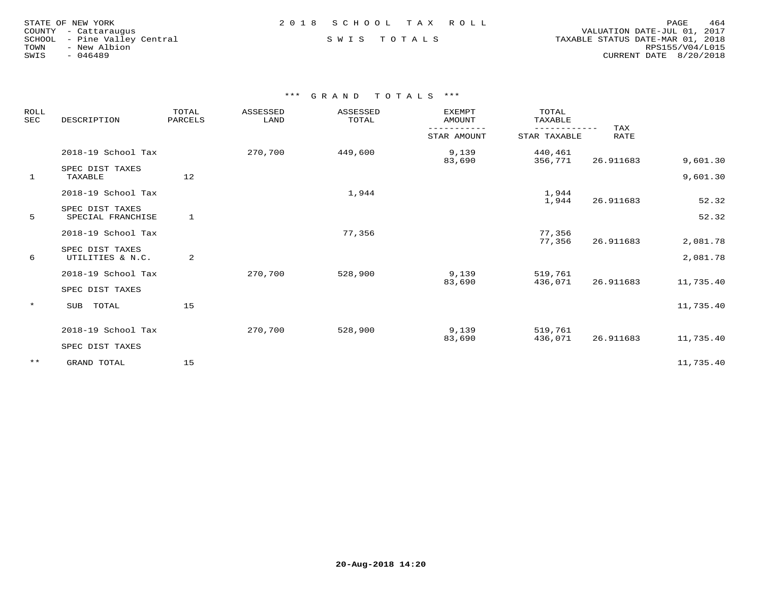STATE OF NEW YORK
COUNTY - Cattaraugus
SCHOOL - Pine Valley Central
TOWN - New Albion
SWIS - 046489

2018 SCHOOL TAX ROLL

SWIS TOTALS

VALUATION DATE-JUL 01, 2017
TAXABLE STATUS DATE-MAR 01, 2018
RPS155/V04/L015
CURRENT DATE 8/20/2018

### *** GRAND TOTALS ***

| ROLL SEC | DESCRIPTION | TOTAL PARCELS | ASSESSED LAND | ASSESSED TOTAL | EXEMPT AMOUNT / STAR AMOUNT | TOTAL TAXABLE / STAR TAXABLE | TAX RATE | |
|---|---|---|---|---|---|---|---|---|
| | 2018-19 School Tax | | 270,700 | 449,600 | 9,139 | 440,461 | | |
| | | | | | 83,690 | 356,771 | 26.911683 | 9,601.30 |
| | SPEC DIST TAXES | | | | | | | |
| 1 | TAXABLE | 12 | | | | | | 9,601.30 |
| | 2018-19 School Tax | | | 1,944 | | 1,944 | | |
| | | | | | | 1,944 | 26.911683 | 52.32 |
| | SPEC DIST TAXES | | | | | | | |
| 5 | SPECIAL FRANCHISE | 1 | | | | | | 52.32 |
| | 2018-19 School Tax | | | 77,356 | | 77,356 | | |
| | | | | | | 77,356 | 26.911683 | 2,081.78 |
| | SPEC DIST TAXES | | | | | | | |
| 6 | UTILITIES & N.C. | 2 | | | | | | 2,081.78 |
| | 2018-19 School Tax | | 270,700 | 528,900 | 9,139 | 519,761 | | |
| | | | | | 83,690 | 436,071 | 26.911683 | 11,735.40 |
| | SPEC DIST TAXES | | | | | | | |
| * | SUB TOTAL | 15 | | | | | | 11,735.40 |
| | 2018-19 School Tax | | 270,700 | 528,900 | 9,139 | 519,761 | | |
| | | | | | 83,690 | 436,071 | 26.911683 | 11,735.40 |
| | SPEC DIST TAXES | | | | | | | |
| ** | GRAND TOTAL | 15 | | | | | | 11,735.40 |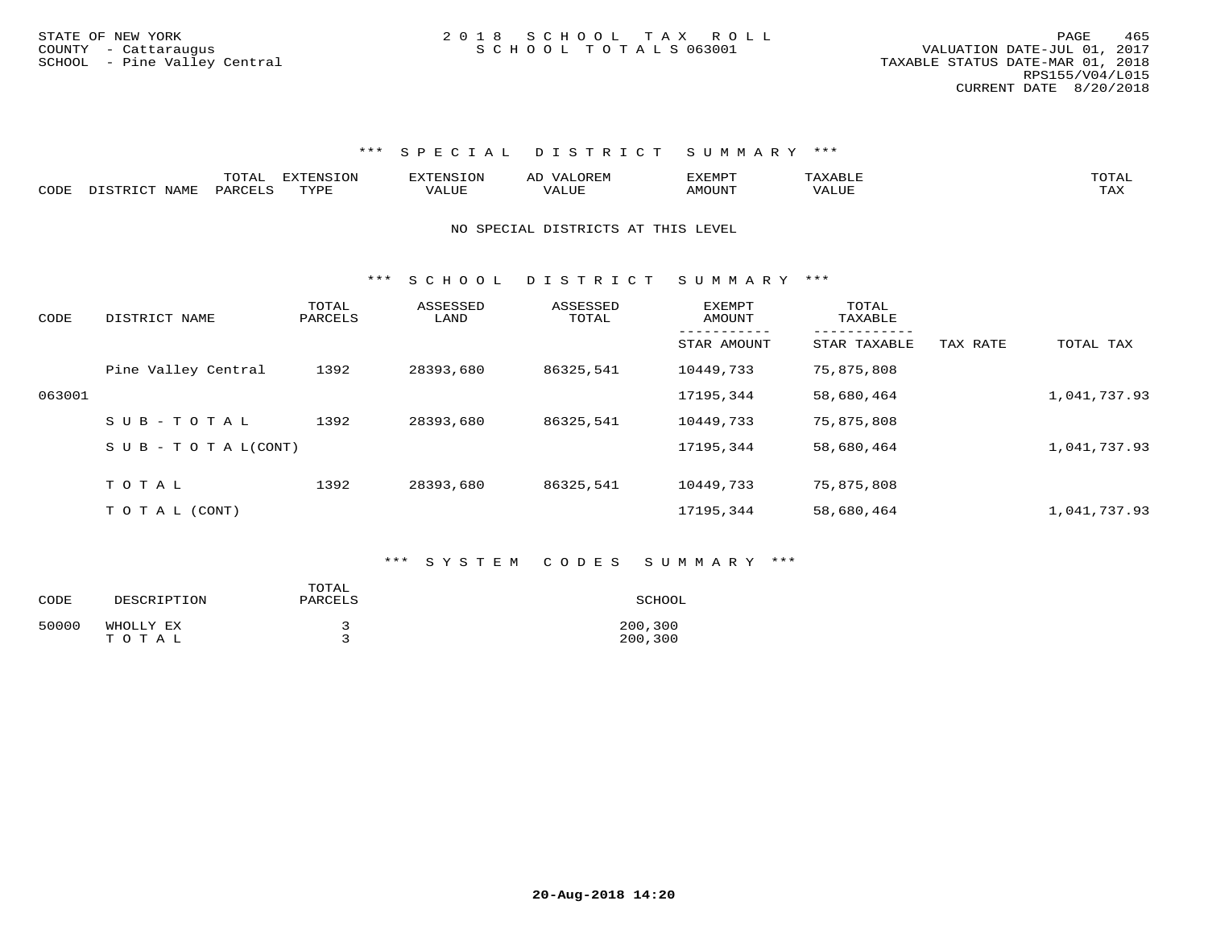STATE OF NEW YORK
COUNTY - Cattaraugus
SCHOOL - Pine Valley Central

2018 SCHOOL TAX ROLL
SCHOOL TOTALS 063001

VALUATION DATE-JUL 01, 2017
TAXABLE STATUS DATE-MAR 01, 2018
RPS155/V04/L015
CURRENT DATE 8/20/2018

### *** SPECIAL DISTRICT SUMMARY ***

| CODE | DISTRICT NAME | TOTAL PARCELS | EXTENSION TYPE | EXTENSION VALUE | AD VALOREM VALUE | EXEMPT AMOUNT | TAXABLE VALUE | TOTAL TAX |
|---|---|---|---|---|---|---|---|---|

NO SPECIAL DISTRICTS AT THIS LEVEL

### *** SCHOOL DISTRICT SUMMARY ***

| CODE | DISTRICT NAME | TOTAL PARCELS | ASSESSED LAND | ASSESSED TOTAL | EXEMPT AMOUNT / STAR AMOUNT | TOTAL TAXABLE / STAR TAXABLE | TAX RATE | TOTAL TAX |
|---|---|---|---|---|---|---|---|---|
| | Pine Valley Central | 1392 | 28393,680 | 86325,541 | 10449,733 | 75,875,808 | | |
| 063001 | | | | | 17195,344 | 58,680,464 | | 1,041,737.93 |
| | SUB-TOTAL | 1392 | 28393,680 | 86325,541 | 10449,733 | 75,875,808 | | |
| | SUB-TOTAL(CONT) | | | | 17195,344 | 58,680,464 | | 1,041,737.93 |
| | TOTAL | 1392 | 28393,680 | 86325,541 | 10449,733 | 75,875,808 | | |
| | TOTAL (CONT) | | | | 17195,344 | 58,680,464 | | 1,041,737.93 |

### *** SYSTEM CODES SUMMARY ***

| CODE | DESCRIPTION | TOTAL PARCELS | SCHOOL |
|---|---|---|---|
| 50000 | WHOLLY EX | 3 | 200,300 |
| | TOTAL | 3 | 200,300 |

20-Aug-2018 14:20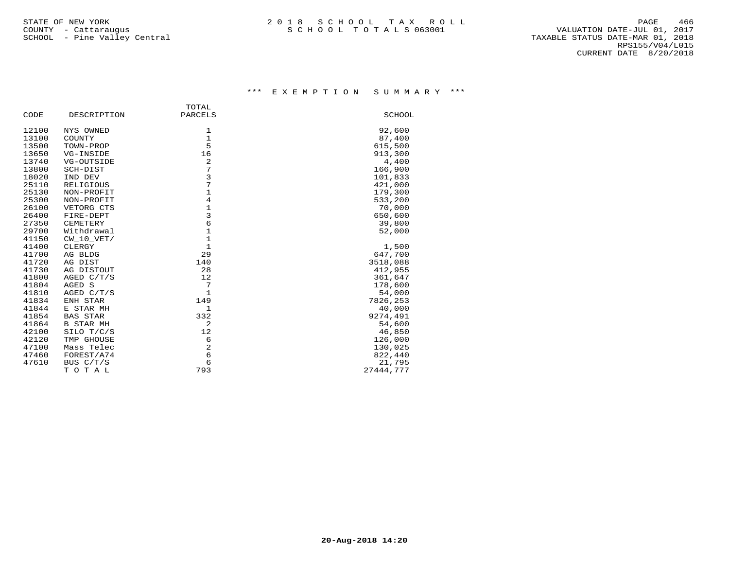STATE OF NEW YORK
COUNTY - Cattaraugus
SCHOOL - Pine Valley Central

2 0 1 8 S C H O O L T A X R O L L
S C H O O L T O T A L S 063001

VALUATION DATE-JUL 01, 2017
TAXABLE STATUS DATE-MAR 01, 2018
RPS155/V04/L015
CURRENT DATE 8/20/2018

## *** E X E M P T I O N S U M M A R Y ***

| CODE | DESCRIPTION | TOTAL PARCELS | SCHOOL |
|---|---|---|---|
| 12100 | NYS OWNED | 1 | 92,600 |
| 13100 | COUNTY | 1 | 87,400 |
| 13500 | TOWN-PROP | 5 | 615,500 |
| 13650 | VG-INSIDE | 16 | 913,300 |
| 13740 | VG-OUTSIDE | 2 | 4,400 |
| 13800 | SCH-DIST | 7 | 166,900 |
| 18020 | IND DEV | 3 | 101,833 |
| 25110 | RELIGIOUS | 7 | 421,000 |
| 25130 | NON-PROFIT | 1 | 179,300 |
| 25300 | NON-PROFIT | 4 | 533,200 |
| 26100 | VETORG CTS | 1 | 70,000 |
| 26400 | FIRE-DEPT | 3 | 650,600 |
| 27350 | CEMETERY | 6 | 39,800 |
| 29700 | Withdrawal | 1 | 52,000 |
| 41150 | CW_10_VET/ | 1 | |
| 41400 | CLERGY | 1 | 1,500 |
| 41700 | AG BLDG | 29 | 647,700 |
| 41720 | AG DIST | 140 | 3518,088 |
| 41730 | AG DISTOUT | 28 | 412,955 |
| 41800 | AGED C/T/S | 12 | 361,647 |
| 41804 | AGED S | 7 | 178,600 |
| 41810 | AGED C/T/S | 1 | 54,000 |
| 41834 | ENH STAR | 149 | 7826,253 |
| 41844 | E STAR MH | 1 | 40,000 |
| 41854 | BAS STAR | 332 | 9274,491 |
| 41864 | B STAR MH | 2 | 54,600 |
| 42100 | SILO T/C/S | 12 | 46,850 |
| 42120 | TMP GHOUSE | 6 | 126,000 |
| 47100 | Mass Telec | 2 | 130,025 |
| 47460 | FOREST/A74 | 6 | 822,440 |
| 47610 | BUS C/T/S | 6 | 21,795 |
| | T O T A L | 793 | 27444,777 |

20-Aug-2018 14:20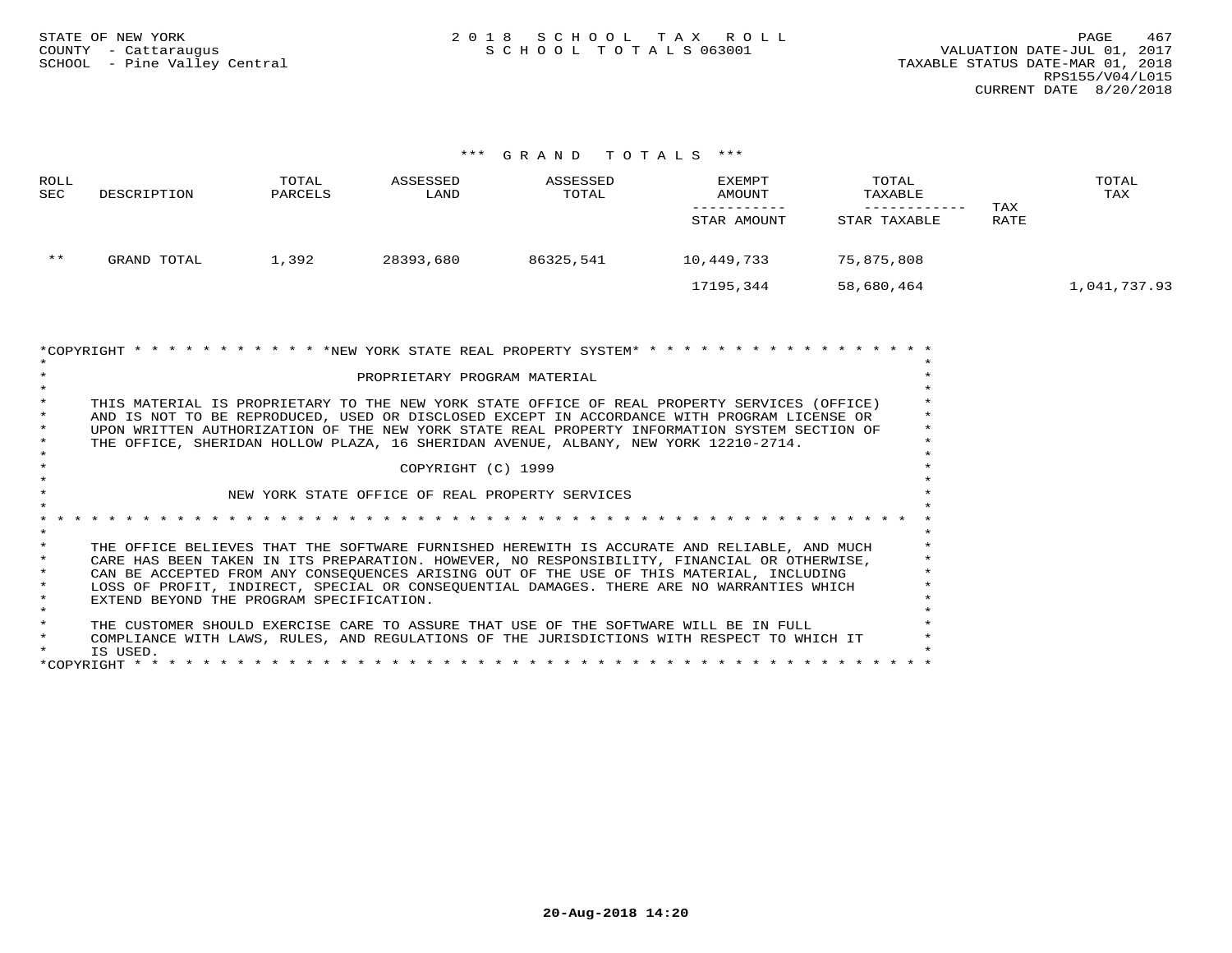STATE OF NEW YORK
COUNTY - Cattaraugus
SCHOOL - Pine Valley Central

2 0 1 8 S C H O O L T A X R O L L
S C H O O L T O T A L S 063001

VALUATION DATE-JUL 01, 2017
TAXABLE STATUS DATE-MAR 01, 2018
RPS155/V04/L015
CURRENT DATE 8/20/2018

*** G R A N D T O T A L S ***

| ROLL SEC | DESCRIPTION | TOTAL PARCELS | ASSESSED LAND | ASSESSED TOTAL | EXEMPT AMOUNT / STAR AMOUNT | TOTAL TAXABLE / STAR TAXABLE | TAX RATE | TOTAL TAX |
|---|---|---|---|---|---|---|---|---|
| ** | GRAND TOTAL | 1,392 | 28393,680 | 86325,541 | 10,449,733 | 75,875,808 | | |
| | | | | | 17195,344 | 58,680,464 | | 1,041,737.93 |

*COPYRIGHT * * * * * * * * * * * *NEW YORK STATE REAL PROPERTY SYSTEM* * * * * * * * * * * * * * * * * * *

PROPRIETARY PROGRAM MATERIAL

THIS MATERIAL IS PROPRIETARY TO THE NEW YORK STATE OFFICE OF REAL PROPERTY SERVICES (OFFICE) AND IS NOT TO BE REPRODUCED, USED OR DISCLOSED EXCEPT IN ACCORDANCE WITH PROGRAM LICENSE OR UPON WRITTEN AUTHORIZATION OF THE NEW YORK STATE REAL PROPERTY INFORMATION SYSTEM SECTION OF THE OFFICE, SHERIDAN HOLLOW PLAZA, 16 SHERIDAN AVENUE, ALBANY, NEW YORK 12210-2714.

COPYRIGHT (C) 1999

NEW YORK STATE OFFICE OF REAL PROPERTY SERVICES

THE OFFICE BELIEVES THAT THE SOFTWARE FURNISHED HEREWITH IS ACCURATE AND RELIABLE, AND MUCH CARE HAS BEEN TAKEN IN ITS PREPARATION. HOWEVER, NO RESPONSIBILITY, FINANCIAL OR OTHERWISE, CAN BE ACCEPTED FROM ANY CONSEQUENCES ARISING OUT OF THE USE OF THIS MATERIAL, INCLUDING LOSS OF PROFIT, INDIRECT, SPECIAL OR CONSEQUENTIAL DAMAGES. THERE ARE NO WARRANTIES WHICH EXTEND BEYOND THE PROGRAM SPECIFICATION.

THE CUSTOMER SHOULD EXERCISE CARE TO ASSURE THAT USE OF THE SOFTWARE WILL BE IN FULL COMPLIANCE WITH LAWS, RULES, AND REGULATIONS OF THE JURISDICTIONS WITH RESPECT TO WHICH IT IS USED.

*COPYRIGHT * * * * * * * * * * * * * * * * * * * * * * * * * * * * * * * * * * * * * * * * * * * * * * *

20-Aug-2018 14:20